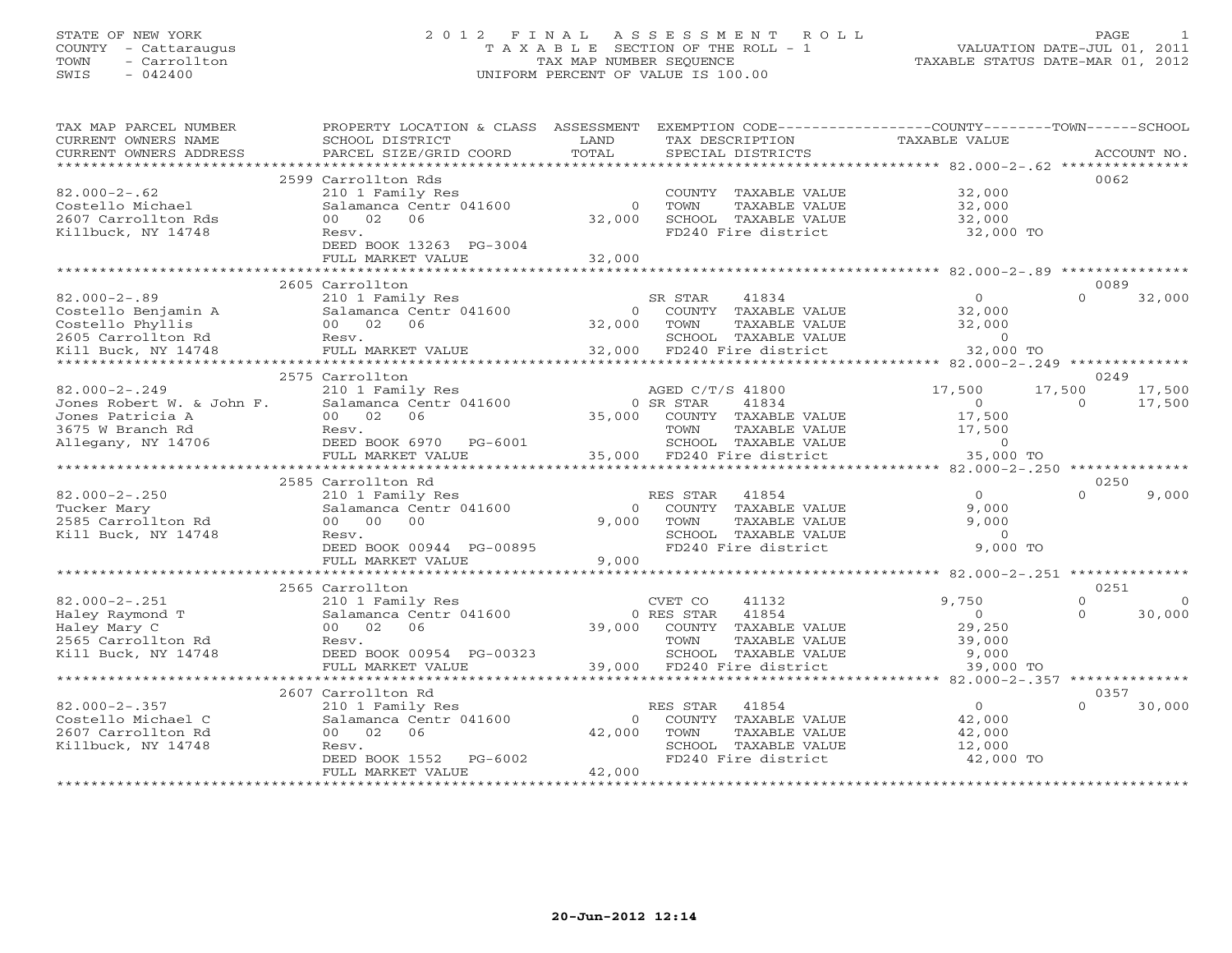STATE OF NEW YORK
COUNTY - Cattaraugus
TOWN - Carrollton
SWIS - 042400

# 2012 FINAL ASSESSMENT ROLL

TAXABLE SECTION OF THE ROLL - 1
TAX MAP NUMBER SEQUENCE
UNIFORM PERCENT OF VALUE IS 100.00

VALUATION DATE-JUL 01, 2011
TAXABLE STATUS DATE-MAR 01, 2012

| TAX MAP PARCEL NUMBER / CURRENT OWNERS NAME / CURRENT OWNERS ADDRESS | PROPERTY LOCATION & CLASS / SCHOOL DISTRICT / PARCEL SIZE/GRID COORD | ASSESSMENT LAND | TOTAL | EXEMPTION CODE / TAX DESCRIPTION / SPECIAL DISTRICTS | COUNTY | TOWN | SCHOOL | ACCOUNT NO. |
|---|---|---|---|---|---|---|---|---|
| 82.000-2-.62 | 2599 Carrollton Rds | | | | | | | 0062 |
| | 210 1 Family Res | | | COUNTY TAXABLE VALUE | 32,000 | | | |
| Costello Michael | Salamanca Centr 041600 | 0 | | TOWN TAXABLE VALUE | | 32,000 | | |
| 2607 Carrollton Rds | 00 02 06 | | 32,000 | SCHOOL TAXABLE VALUE | | | 32,000 | |
| Killbuck, NY 14748 | Resv. | | | FD240 Fire district | 32,000 TO | | | |
| | DEED BOOK 13263 PG-3004 | | | | | | | |
| | FULL MARKET VALUE | | 32,000 | | | | | |
| 82.000-2-.89 | 2605 Carrollton | | | | | | | 0089 |
| | 210 1 Family Res | | | SR STAR 41834 | 0 | 0 | 32,000 | |
| Costello Benjamin A | Salamanca Centr 041600 | 0 | | COUNTY TAXABLE VALUE | 32,000 | | | |
| Costello Phyllis | 00 02 06 | | 32,000 | TOWN TAXABLE VALUE | | 32,000 | | |
| 2605 Carrollton Rd | Resv. | | | SCHOOL TAXABLE VALUE | | | 0 | |
| Kill Buck, NY 14748 | FULL MARKET VALUE | | 32,000 | FD240 Fire district | 32,000 TO | | | |
| 82.000-2-.249 | 2575 Carrollton | | | | | | | 0249 |
| | 210 1 Family Res | | | AGED C/T/S 41800 | 17,500 | 17,500 | 17,500 | |
| Jones Robert W. & John F. | Salamanca Centr 041600 | 0 | | SR STAR 41834 | 0 | 0 | 17,500 | |
| Jones Patricia A | 00 02 06 | | 35,000 | COUNTY TAXABLE VALUE | 17,500 | | | |
| 3675 W Branch Rd | Resv. | | | TOWN TAXABLE VALUE | | 17,500 | | |
| Allegany, NY 14706 | DEED BOOK 6970 PG-6001 | | | SCHOOL TAXABLE VALUE | | | 0 | |
| | FULL MARKET VALUE | | 35,000 | FD240 Fire district | 35,000 TO | | | |
| 82.000-2-.250 | 2585 Carrollton Rd | | | | | | | 0250 |
| | 210 1 Family Res | | | RES STAR 41854 | 0 | 0 | 9,000 | |
| Tucker Mary | Salamanca Centr 041600 | 0 | | COUNTY TAXABLE VALUE | 9,000 | | | |
| 2585 Carrollton Rd | 00 00 00 | | 9,000 | TOWN TAXABLE VALUE | | 9,000 | | |
| Kill Buck, NY 14748 | Resv. | | | SCHOOL TAXABLE VALUE | | | 0 | |
| | DEED BOOK 00944 PG-00895 | | | FD240 Fire district | 9,000 TO | | | |
| | FULL MARKET VALUE | | 9,000 | | | | | |
| 82.000-2-.251 | 2565 Carrollton | | | | | | | 0251 |
| | 210 1 Family Res | | | CVET CO 41132 | 9,750 | 0 | 0 | |
| Haley Raymond T | Salamanca Centr 041600 | 0 | | RES STAR 41854 | 0 | 0 | 30,000 | |
| Haley Mary C | 00 02 06 | | 39,000 | COUNTY TAXABLE VALUE | 29,250 | | | |
| 2565 Carrollton Rd | Resv. | | | TOWN TAXABLE VALUE | | 39,000 | | |
| Kill Buck, NY 14748 | DEED BOOK 00954 PG-00323 | | | SCHOOL TAXABLE VALUE | | | 9,000 | |
| | FULL MARKET VALUE | | 39,000 | FD240 Fire district | 39,000 TO | | | |
| 82.000-2-.357 | 2607 Carrollton Rd | | | | | | | 0357 |
| | 210 1 Family Res | | | RES STAR 41854 | 0 | 0 | 30,000 | |
| Costello Michael C | Salamanca Centr 041600 | 0 | | COUNTY TAXABLE VALUE | 42,000 | | | |
| 2607 Carrollton Rd | 00 02 06 | | 42,000 | TOWN TAXABLE VALUE | | 42,000 | | |
| Killbuck, NY 14748 | Resv. | | | SCHOOL TAXABLE VALUE | | | 12,000 | |
| | DEED BOOK 1552 PG-6002 | | | FD240 Fire district | 42,000 TO | | | |
| | FULL MARKET VALUE | | 42,000 | | | | | |

20-Jun-2012 12:14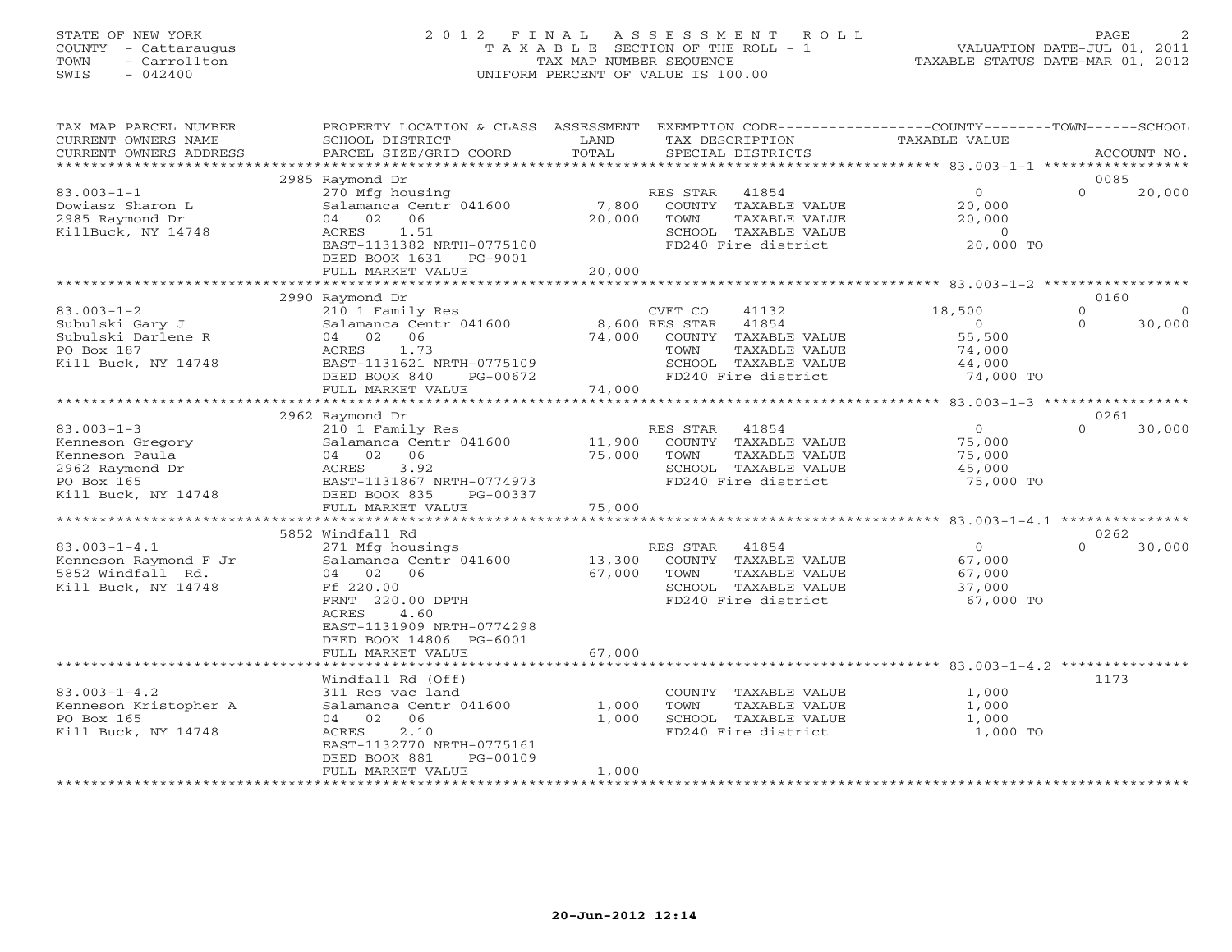STATE OF NEW YORK
COUNTY - Cattaraugus
TOWN - Carrollton
SWIS - 042400

# 2012 FINAL ASSESSMENT ROLL
TAXABLE SECTION OF THE ROLL - 1
TAX MAP NUMBER SEQUENCE
UNIFORM PERCENT OF VALUE IS 100.00

VALUATION DATE-JUL 01, 2011
TAXABLE STATUS DATE-MAR 01, 2012

| TAX MAP PARCEL NUMBER / CURRENT OWNERS NAME / CURRENT OWNERS ADDRESS | PROPERTY LOCATION & CLASS / SCHOOL DISTRICT / PARCEL SIZE/GRID COORD | ASSESSMENT LAND / TOTAL | EXEMPTION CODE / TAX DESCRIPTION / SPECIAL DISTRICTS | COUNTY TAXABLE VALUE | TOWN | SCHOOL / ACCOUNT NO. |
|---|---|---|---|---|---|---|
| **83.003-1-1** | 2985 Raymond Dr | | | | | 0085 |
| 83.003-1-1 | 270 Mfg housing | | RES STAR 41854 | 0 | 0 | 20,000 |
| Dowiasz Sharon L | Salamanca Centr 041600 | 7,800 | COUNTY TAXABLE VALUE | 20,000 | | |
| 2985 Raymond Dr | 04 02 06 | 20,000 | TOWN TAXABLE VALUE | 20,000 | | |
| KillBuck, NY 14748 | ACRES 1.51 | | SCHOOL TAXABLE VALUE | 0 | | |
| | EAST-1131382 NRTH-0775100 | | FD240 Fire district | 20,000 TO | | |
| | DEED BOOK 1631 PG-9001 | | | | | |
| | FULL MARKET VALUE | 20,000 | | | | |
| **83.003-1-2** | 2990 Raymond Dr | | | | | 0160 |
| 83.003-1-2 | 210 1 Family Res | | CVET CO 41132 | 18,500 | 0 | 0 |
| Subulski Gary J | Salamanca Centr 041600 | 8,600 | RES STAR 41854 | 0 | 0 | 30,000 |
| Subulski Darlene R | 04 02 06 | 74,000 | COUNTY TAXABLE VALUE | 55,500 | | |
| PO Box 187 | ACRES 1.73 | | TOWN TAXABLE VALUE | 74,000 | | |
| Kill Buck, NY 14748 | EAST-1131621 NRTH-0775109 | | SCHOOL TAXABLE VALUE | 44,000 | | |
| | DEED BOOK 840 PG-00672 | | FD240 Fire district | 74,000 TO | | |
| | FULL MARKET VALUE | 74,000 | | | | |
| **83.003-1-3** | 2962 Raymond Dr | | | | | 0261 |
| 83.003-1-3 | 210 1 Family Res | | RES STAR 41854 | 0 | 0 | 30,000 |
| Kenneson Gregory | Salamanca Centr 041600 | 11,900 | COUNTY TAXABLE VALUE | 75,000 | | |
| Kenneson Paula | 04 02 06 | 75,000 | TOWN TAXABLE VALUE | 75,000 | | |
| 2962 Raymond Dr | ACRES 3.92 | | SCHOOL TAXABLE VALUE | 45,000 | | |
| PO Box 165 | EAST-1131867 NRTH-0774973 | | FD240 Fire district | 75,000 TO | | |
| Kill Buck, NY 14748 | DEED BOOK 835 PG-00337 | | | | | |
| | FULL MARKET VALUE | 75,000 | | | | |
| **83.003-1-4.1** | 5852 Windfall Rd | | | | | 0262 |
| 83.003-1-4.1 | 271 Mfg housings | | RES STAR 41854 | 0 | 0 | 30,000 |
| Kenneson Raymond F Jr | Salamanca Centr 041600 | 13,300 | COUNTY TAXABLE VALUE | 67,000 | | |
| 5852 Windfall Rd. | 04 02 06 | 67,000 | TOWN TAXABLE VALUE | 67,000 | | |
| Kill Buck, NY 14748 | Ff 220.00 | | SCHOOL TAXABLE VALUE | 37,000 | | |
| | FRNT 220.00 DPTH | | FD240 Fire district | 67,000 TO | | |
| | ACRES 4.60 | | | | | |
| | EAST-1131909 NRTH-0774298 | | | | | |
| | DEED BOOK 14806 PG-6001 | | | | | |
| | FULL MARKET VALUE | 67,000 | | | | |
| **83.003-1-4.2** | Windfall Rd (Off) | | | | | 1173 |
| 83.003-1-4.2 | 311 Res vac land | | COUNTY TAXABLE VALUE | 1,000 | | |
| Kenneson Kristopher A | Salamanca Centr 041600 | 1,000 | TOWN TAXABLE VALUE | 1,000 | | |
| PO Box 165 | 04 02 06 | 1,000 | SCHOOL TAXABLE VALUE | 1,000 | | |
| Kill Buck, NY 14748 | ACRES 2.10 | | FD240 Fire district | 1,000 TO | | |
| | EAST-1132770 NRTH-0775161 | | | | | |
| | DEED BOOK 881 PG-00109 | | | | | |
| | FULL MARKET VALUE | 1,000 | | | | |

20-Jun-2012 12:14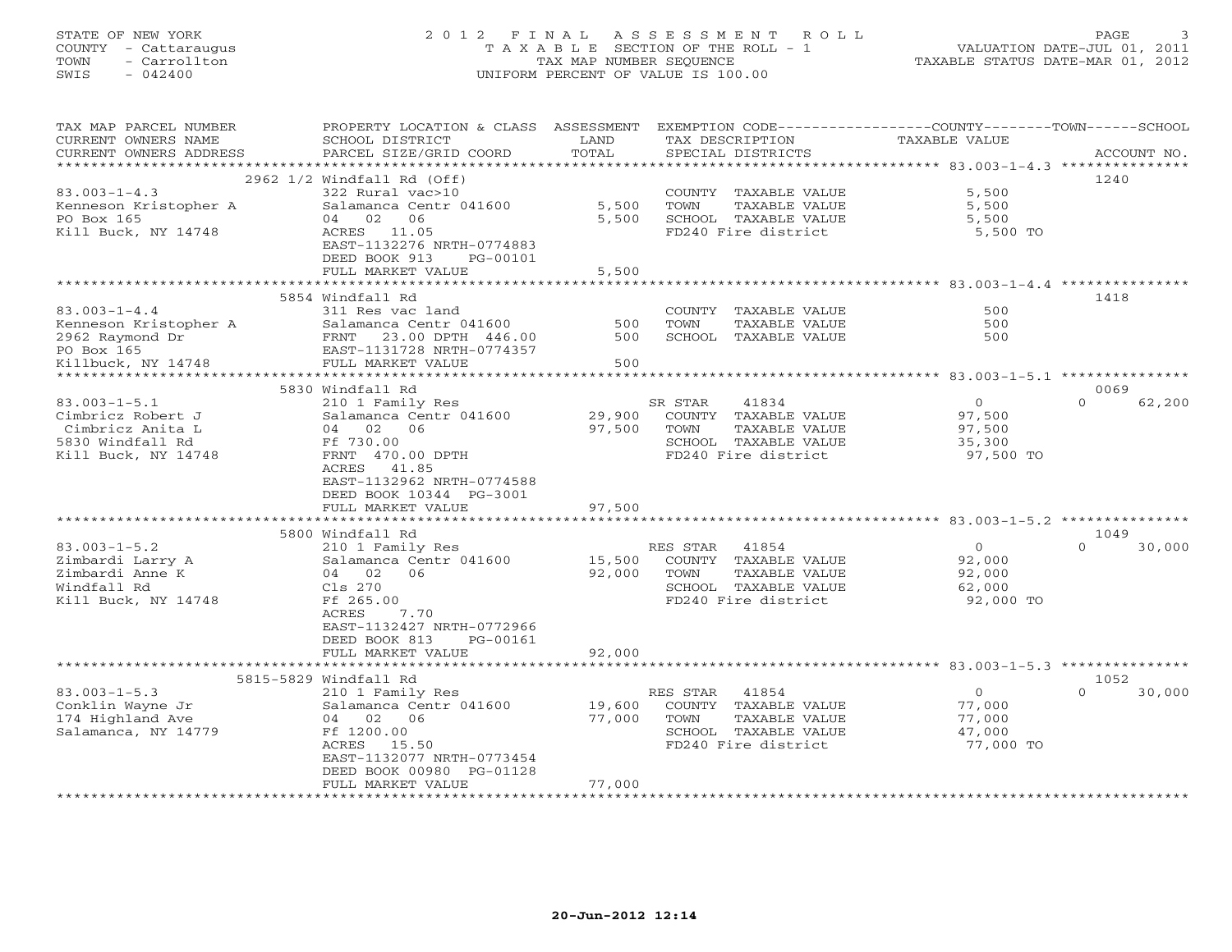STATE OF NEW YORK
COUNTY - Cattaraugus
TOWN - Carrollton
SWIS - 042400

# 2012 FINAL ASSESSMENT ROLL

TAXABLE SECTION OF THE ROLL - 1
TAX MAP NUMBER SEQUENCE
UNIFORM PERCENT OF VALUE IS 100.00

VALUATION DATE-JUL 01, 2011
TAXABLE STATUS DATE-MAR 01, 2012

| TAX MAP PARCEL NUMBER / CURRENT OWNERS NAME / CURRENT OWNERS ADDRESS | PROPERTY LOCATION & CLASS / SCHOOL DISTRICT / PARCEL SIZE/GRID COORD | ASSESSMENT LAND | TOTAL | EXEMPTION CODE / TAX DESCRIPTION / SPECIAL DISTRICTS | COUNTY / TOWN TAXABLE VALUE | SCHOOL | ACCOUNT NO. |
|---|---|---|---|---|---|---|---|
| **83.003-1-4.3** | 2962 1/2 Windfall Rd (Off) | | | | | | 1240 |
| Kenneson Kristopher A | 322 Rural vac>10 | | | COUNTY TAXABLE VALUE | 5,500 | | |
| PO Box 165 | Salamanca Centr 041600 | 5,500 | | TOWN TAXABLE VALUE | 5,500 | | |
| Kill Buck, NY 14748 | 04 02 06 | | 5,500 | SCHOOL TAXABLE VALUE | 5,500 | | |
| | ACRES 11.05 | | | FD240 Fire district | 5,500 TO | | |
| | EAST-1132276 NRTH-0774883 | | | | | | |
| | DEED BOOK 913 PG-00101 | | | | | | |
| | FULL MARKET VALUE | | 5,500 | | | | |
| **83.003-1-4.4** | 5854 Windfall Rd | | | | | | 1418 |
| Kenneson Kristopher A | 311 Res vac land | | | COUNTY TAXABLE VALUE | 500 | | |
| 2962 Raymond Dr | Salamanca Centr 041600 | 500 | | TOWN TAXABLE VALUE | 500 | | |
| PO Box 165 | FRNT 23.00 DPTH 446.00 | | 500 | SCHOOL TAXABLE VALUE | 500 | | |
| Killbuck, NY 14748 | EAST-1131728 NRTH-0774357 | | | | | | |
| | FULL MARKET VALUE | | 500 | | | | |
| **83.003-1-5.1** | 5830 Windfall Rd | | | | | | 0069 |
| Cimbricz Robert J | 210 1 Family Res | | | SR STAR 41834 | 0 | 0 | 62,200 |
| Cimbricz Anita L | Salamanca Centr 041600 | 29,900 | | COUNTY TAXABLE VALUE | 97,500 | | |
| 5830 Windfall Rd | 04 02 06 | | 97,500 | TOWN TAXABLE VALUE | 97,500 | | |
| Kill Buck, NY 14748 | Ff 730.00 | | | SCHOOL TAXABLE VALUE | 35,300 | | |
| | FRNT 470.00 DPTH | | | FD240 Fire district | 97,500 TO | | |
| | ACRES 41.85 | | | | | | |
| | EAST-1132962 NRTH-0774588 | | | | | | |
| | DEED BOOK 10344 PG-3001 | | | | | | |
| | FULL MARKET VALUE | | 97,500 | | | | |
| **83.003-1-5.2** | 5800 Windfall Rd | | | | | | 1049 |
| Zimbardi Larry A | 210 1 Family Res | | | RES STAR 41854 | 0 | 0 | 30,000 |
| Zimbardi Anne K | Salamanca Centr 041600 | 15,500 | | COUNTY TAXABLE VALUE | 92,000 | | |
| Windfall Rd | 04 02 06 | | 92,000 | TOWN TAXABLE VALUE | 92,000 | | |
| Kill Buck, NY 14748 | Cls 270 | | | SCHOOL TAXABLE VALUE | 62,000 | | |
| | Ff 265.00 | | | FD240 Fire district | 92,000 TO | | |
| | ACRES 7.70 | | | | | | |
| | EAST-1132427 NRTH-0772966 | | | | | | |
| | DEED BOOK 813 PG-00161 | | | | | | |
| | FULL MARKET VALUE | | 92,000 | | | | |
| **83.003-1-5.3** | 5815-5829 Windfall Rd | | | | | | 1052 |
| Conklin Wayne Jr | 210 1 Family Res | | | RES STAR 41854 | 0 | 0 | 30,000 |
| 174 Highland Ave | Salamanca Centr 041600 | 19,600 | | COUNTY TAXABLE VALUE | 77,000 | | |
| Salamanca, NY 14779 | 04 02 06 | | 77,000 | TOWN TAXABLE VALUE | 77,000 | | |
| | Ff 1200.00 | | | SCHOOL TAXABLE VALUE | 47,000 | | |
| | ACRES 15.50 | | | FD240 Fire district | 77,000 TO | | |
| | EAST-1132077 NRTH-0773454 | | | | | | |
| | DEED BOOK 00980 PG-01128 | | | | | | |
| | FULL MARKET VALUE | | 77,000 | | | | |

20-Jun-2012 12:14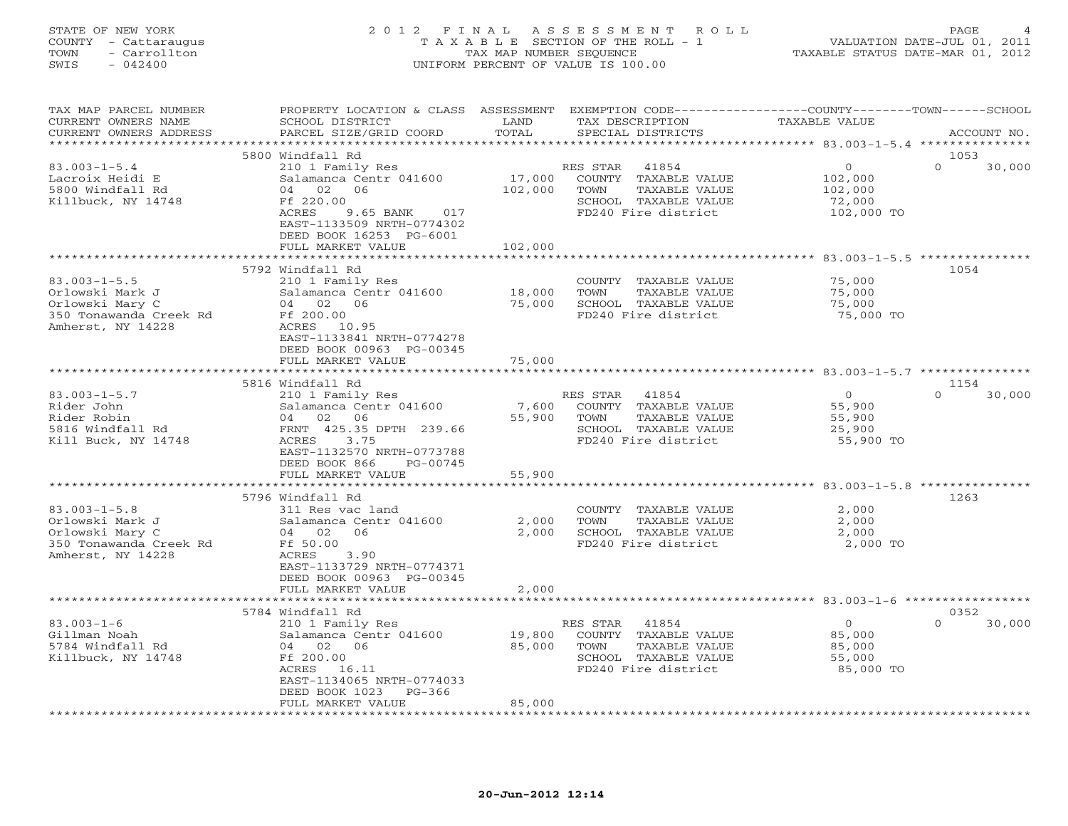STATE OF NEW YORK
COUNTY - Cattaraugus
TOWN - Carrollton
SWIS - 042400

2012 FINAL ASSESSMENT ROLL
TAXABLE SECTION OF THE ROLL - 1
TAX MAP NUMBER SEQUENCE
UNIFORM PERCENT OF VALUE IS 100.00

VALUATION DATE-JUL 01, 2011
TAXABLE STATUS DATE-MAR 01, 2012

| TAX MAP PARCEL NUMBER / CURRENT OWNERS NAME / CURRENT OWNERS ADDRESS | PROPERTY LOCATION & CLASS / SCHOOL DISTRICT / PARCEL SIZE/GRID COORD | ASSESSMENT LAND | TOTAL | EXEMPTION CODE / TAX DESCRIPTION / SPECIAL DISTRICTS | COUNTY / TOWN TAXABLE VALUE | SCHOOL | ACCOUNT NO. |
|---|---|---|---|---|---|---|---|
| 83.003-1-5.4 | 5800 Windfall Rd | | | | | | 1053 |
| | 210 1 Family Res | | | RES STAR 41854 | 0 | 30,000 | |
| Lacroix Heidi E | Salamanca Centr 041600 | 17,000 | | COUNTY TAXABLE VALUE | 102,000 | | |
| 5800 Windfall Rd | 04 02 06 | | 102,000 | TOWN TAXABLE VALUE | 102,000 | | |
| Killbuck, NY 14748 | Ff 220.00 | | | SCHOOL TAXABLE VALUE | 72,000 | | |
| | ACRES 9.65 BANK 017 | | | FD240 Fire district | 102,000 TO | | |
| | EAST-1133509 NRTH-0774302 | | | | | | |
| | DEED BOOK 16253 PG-6001 | | | | | | |
| | FULL MARKET VALUE | | 102,000 | | | | |
| 83.003-1-5.5 | 5792 Windfall Rd | | | | | | 1054 |
| | 210 1 Family Res | | | COUNTY TAXABLE VALUE | 75,000 | | |
| Orlowski Mark J | Salamanca Centr 041600 | 18,000 | | TOWN TAXABLE VALUE | 75,000 | | |
| Orlowski Mary C | 04 02 06 | | 75,000 | SCHOOL TAXABLE VALUE | 75,000 | | |
| 350 Tonawanda Creek Rd | Ff 200.00 | | | FD240 Fire district | 75,000 TO | | |
| Amherst, NY 14228 | ACRES 10.95 | | | | | | |
| | EAST-1133841 NRTH-0774278 | | | | | | |
| | DEED BOOK 00963 PG-00345 | | | | | | |
| | FULL MARKET VALUE | | 75,000 | | | | |
| 83.003-1-5.7 | 5816 Windfall Rd | | | | | | 1154 |
| | 210 1 Family Res | | | RES STAR 41854 | 0 | 30,000 | |
| Rider John | Salamanca Centr 041600 | 7,600 | | COUNTY TAXABLE VALUE | 55,900 | | |
| Rider Robin | 04 02 06 | | 55,900 | TOWN TAXABLE VALUE | 55,900 | | |
| 5816 Windfall Rd | FRNT 425.35 DPTH 239.66 | | | SCHOOL TAXABLE VALUE | 25,900 | | |
| Kill Buck, NY 14748 | ACRES 3.75 | | | FD240 Fire district | 55,900 TO | | |
| | EAST-1132570 NRTH-0773788 | | | | | | |
| | DEED BOOK 866 PG-00745 | | | | | | |
| | FULL MARKET VALUE | | 55,900 | | | | |
| 83.003-1-5.8 | 5796 Windfall Rd | | | | | | 1263 |
| | 311 Res vac land | | | COUNTY TAXABLE VALUE | 2,000 | | |
| Orlowski Mark J | Salamanca Centr 041600 | 2,000 | | TOWN TAXABLE VALUE | 2,000 | | |
| Orlowski Mary C | 04 02 06 | | 2,000 | SCHOOL TAXABLE VALUE | 2,000 | | |
| 350 Tonawanda Creek Rd | Ff 50.00 | | | FD240 Fire district | 2,000 TO | | |
| Amherst, NY 14228 | ACRES 3.90 | | | | | | |
| | EAST-1133729 NRTH-0774371 | | | | | | |
| | DEED BOOK 00963 PG-00345 | | | | | | |
| | FULL MARKET VALUE | | 2,000 | | | | |
| 83.003-1-6 | 5784 Windfall Rd | | | | | | 0352 |
| | 210 1 Family Res | | | RES STAR 41854 | 0 | 30,000 | |
| Gillman Noah | Salamanca Centr 041600 | 19,800 | | COUNTY TAXABLE VALUE | 85,000 | | |
| 5784 Windfall Rd | 04 02 06 | | 85,000 | TOWN TAXABLE VALUE | 85,000 | | |
| Killbuck, NY 14748 | Ff 200.00 | | | SCHOOL TAXABLE VALUE | 55,000 | | |
| | ACRES 16.11 | | | FD240 Fire district | 85,000 TO | | |
| | EAST-1134065 NRTH-0774033 | | | | | | |
| | DEED BOOK 1023 PG-366 | | | | | | |
| | FULL MARKET VALUE | | 85,000 | | | | |

20-Jun-2012 12:14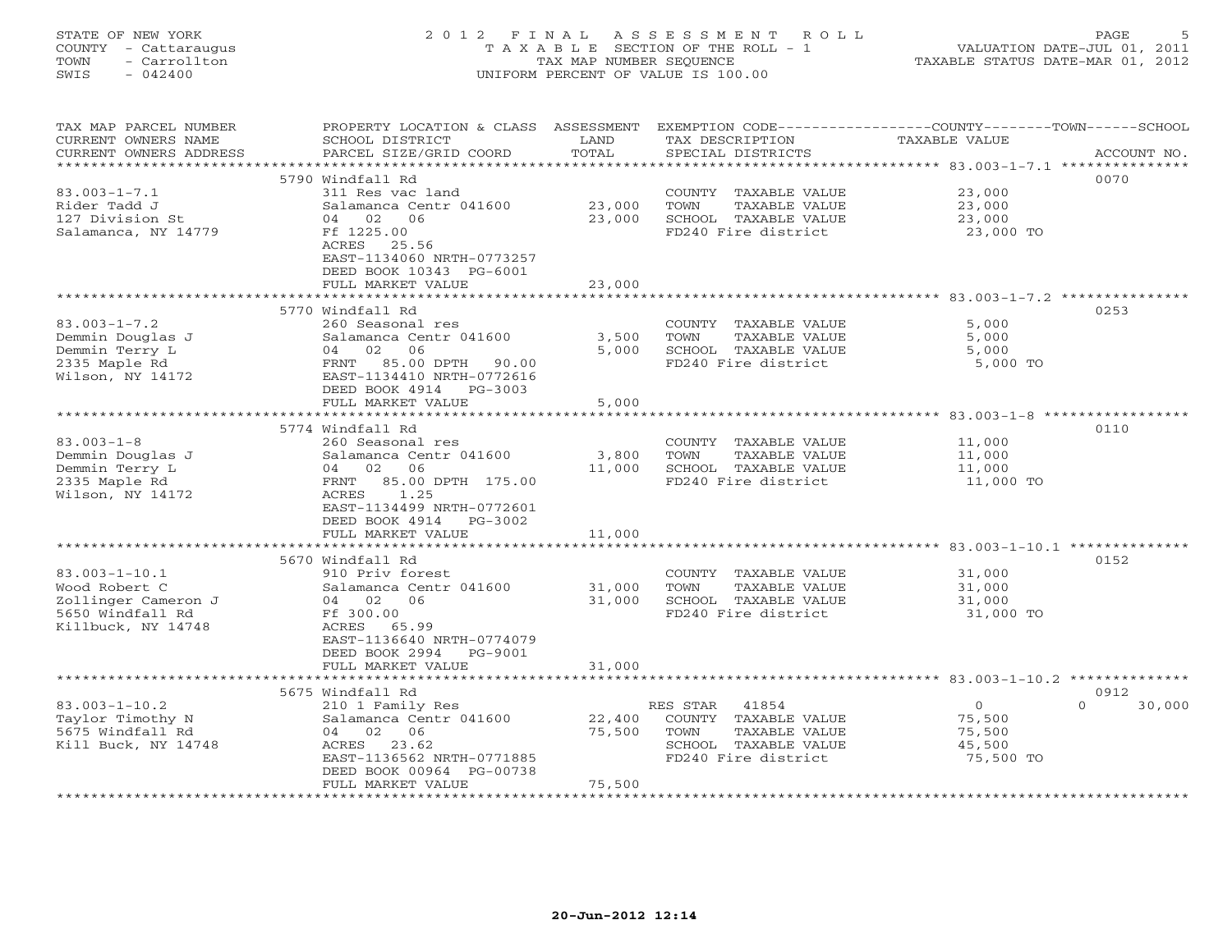STATE OF NEW YORK
COUNTY - Cattaraugus
TOWN - Carrollton
SWIS - 042400

# 2012 FINAL ASSESSMENT ROLL

TAXABLE SECTION OF THE ROLL - 1
TAX MAP NUMBER SEQUENCE
UNIFORM PERCENT OF VALUE IS 100.00

VALUATION DATE-JUL 01, 2011
TAXABLE STATUS DATE-MAR 01, 2012

| TAX MAP PARCEL NUMBER / CURRENT OWNERS NAME / CURRENT OWNERS ADDRESS | PROPERTY LOCATION & CLASS / SCHOOL DISTRICT / PARCEL SIZE/GRID COORD | ASSESSMENT LAND | TOTAL | EXEMPTION CODE / TAX DESCRIPTION / SPECIAL DISTRICTS | COUNTY TAXABLE VALUE | TOWN | SCHOOL | ACCOUNT NO. |
|---|---|---|---|---|---|---|---|---|
| | 5790 Windfall Rd | | | | | | | 0070 |
| 83.003-1-7.1 | 311 Res vac land | | | COUNTY TAXABLE VALUE | 23,000 | | | |
| Rider Tadd J | Salamanca Centr 041600 | 23,000 | | TOWN TAXABLE VALUE | 23,000 | | | |
| 127 Division St | 04 02 06 | | 23,000 | SCHOOL TAXABLE VALUE | 23,000 | | | |
| Salamanca, NY 14779 | Ff 1225.00 | | | FD240 Fire district | 23,000 TO | | | |
| | ACRES 25.56 | | | | | | | |
| | EAST-1134060 NRTH-0773257 | | | | | | | |
| | DEED BOOK 10343 PG-6001 | | | | | | | |
| | FULL MARKET VALUE | | 23,000 | | | | | |
| | 5770 Windfall Rd | | | | | | | 0253 |
| 83.003-1-7.2 | 260 Seasonal res | | | COUNTY TAXABLE VALUE | 5,000 | | | |
| Demmin Douglas J | Salamanca Centr 041600 | 3,500 | | TOWN TAXABLE VALUE | 5,000 | | | |
| Demmin Terry L | 04 02 06 | | 5,000 | SCHOOL TAXABLE VALUE | 5,000 | | | |
| 2335 Maple Rd | FRNT 85.00 DPTH 90.00 | | | FD240 Fire district | 5,000 TO | | | |
| Wilson, NY 14172 | EAST-1134410 NRTH-0772616 | | | | | | | |
| | DEED BOOK 4914 PG-3003 | | | | | | | |
| | FULL MARKET VALUE | | 5,000 | | | | | |
| | 5774 Windfall Rd | | | | | | | 0110 |
| 83.003-1-8 | 260 Seasonal res | | | COUNTY TAXABLE VALUE | 11,000 | | | |
| Demmin Douglas J | Salamanca Centr 041600 | 3,800 | | TOWN TAXABLE VALUE | 11,000 | | | |
| Demmin Terry L | 04 02 06 | | 11,000 | SCHOOL TAXABLE VALUE | 11,000 | | | |
| 2335 Maple Rd | FRNT 85.00 DPTH 175.00 | | | FD240 Fire district | 11,000 TO | | | |
| Wilson, NY 14172 | ACRES 1.25 | | | | | | | |
| | EAST-1134499 NRTH-0772601 | | | | | | | |
| | DEED BOOK 4914 PG-3002 | | | | | | | |
| | FULL MARKET VALUE | | 11,000 | | | | | |
| | 5670 Windfall Rd | | | | | | | 0152 |
| 83.003-1-10.1 | 910 Priv forest | | | COUNTY TAXABLE VALUE | 31,000 | | | |
| Wood Robert C | Salamanca Centr 041600 | 31,000 | | TOWN TAXABLE VALUE | 31,000 | | | |
| Zollinger Cameron J | 04 02 06 | | 31,000 | SCHOOL TAXABLE VALUE | 31,000 | | | |
| 5650 Windfall Rd | Ff 300.00 | | | FD240 Fire district | 31,000 TO | | | |
| Killbuck, NY 14748 | ACRES 65.99 | | | | | | | |
| | EAST-1136640 NRTH-0774079 | | | | | | | |
| | DEED BOOK 2994 PG-9001 | | | | | | | |
| | FULL MARKET VALUE | | 31,000 | | | | | |
| | 5675 Windfall Rd | | | | | | | 0912 |
| 83.003-1-10.2 | 210 1 Family Res | | | RES STAR 41854 | 0 | 0 | 30,000 | |
| Taylor Timothy N | Salamanca Centr 041600 | 22,400 | | COUNTY TAXABLE VALUE | 75,500 | | | |
| 5675 Windfall Rd | 04 02 06 | | 75,500 | TOWN TAXABLE VALUE | 75,500 | | | |
| Kill Buck, NY 14748 | ACRES 23.62 | | | SCHOOL TAXABLE VALUE | 45,500 | | | |
| | EAST-1136562 NRTH-0771885 | | | FD240 Fire district | 75,500 TO | | | |
| | DEED BOOK 00964 PG-00738 | | | | | | | |
| | FULL MARKET VALUE | | 75,500 | | | | | |

20-Jun-2012 12:14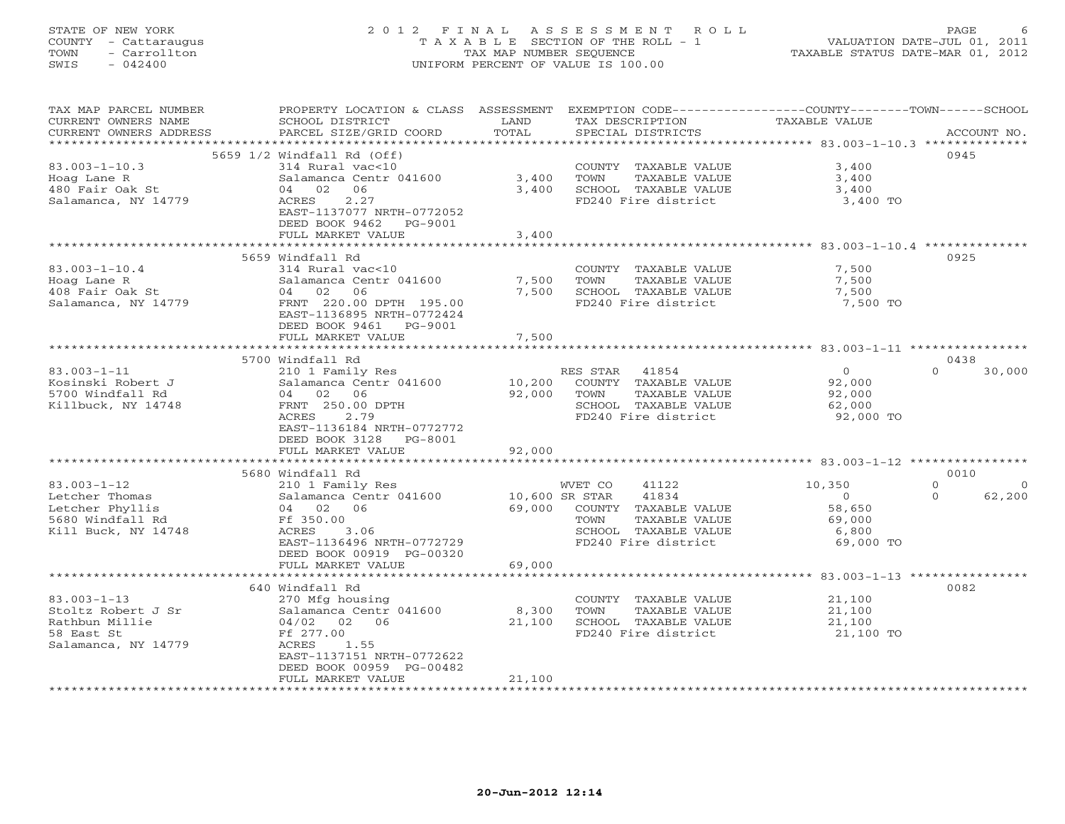STATE OF NEW YORK
COUNTY - Cattaraugus
TOWN - Carrollton
SWIS - 042400

# 2012 FINAL ASSESSMENT ROLL

TAXABLE SECTION OF THE ROLL - 1
TAX MAP NUMBER SEQUENCE
UNIFORM PERCENT OF VALUE IS 100.00

VALUATION DATE-JUL 01, 2011
TAXABLE STATUS DATE-MAR 01, 2012

| TAX MAP PARCEL NUMBER / CURRENT OWNERS NAME / CURRENT OWNERS ADDRESS | PROPERTY LOCATION & CLASS / SCHOOL DISTRICT / PARCEL SIZE/GRID COORD | ASSESSMENT LAND | TOTAL | EXEMPTION CODE / TAX DESCRIPTION / SPECIAL DISTRICTS | COUNTY / TOWN / SCHOOL TAXABLE VALUE | ACCOUNT NO. |
|---|---|---|---|---|---|---|
| **83.003-1-10.3** | 5659 1/2 Windfall Rd (Off) | | | | | 0945 |
| Hoag Lane R | 314 Rural vac<10 | | | COUNTY TAXABLE VALUE | 3,400 | |
| 480 Fair Oak St | Salamanca Centr 041600 | 3,400 | | TOWN TAXABLE VALUE | 3,400 | |
| Salamanca, NY 14779 | 04 02 06 | | 3,400 | SCHOOL TAXABLE VALUE | 3,400 | |
| | ACRES 2.27 | | | FD240 Fire district | 3,400 TO | |
| | EAST-1137077 NRTH-0772052 | | | | | |
| | DEED BOOK 9462 PG-9001 | | | | | |
| | FULL MARKET VALUE | | 3,400 | | | |
| **83.003-1-10.4** | 5659 Windfall Rd | | | | | 0925 |
| Hoag Lane R | 314 Rural vac<10 | | | COUNTY TAXABLE VALUE | 7,500 | |
| 408 Fair Oak St | Salamanca Centr 041600 | 7,500 | | TOWN TAXABLE VALUE | 7,500 | |
| Salamanca, NY 14779 | 04 02 06 | | 7,500 | SCHOOL TAXABLE VALUE | 7,500 | |
| | FRNT 220.00 DPTH 195.00 | | | FD240 Fire district | 7,500 TO | |
| | EAST-1136895 NRTH-0772424 | | | | | |
| | DEED BOOK 9461 PG-9001 | | | | | |
| | FULL MARKET VALUE | | 7,500 | | | |
| **83.003-1-11** | 5700 Windfall Rd | | | | | 0438 |
| Kosinski Robert J | 210 1 Family Res | | | RES STAR 41854 | 0 / 0 / 30,000 | |
| 5700 Windfall Rd | Salamanca Centr 041600 | 10,200 | | COUNTY TAXABLE VALUE | 92,000 | |
| Killbuck, NY 14748 | 04 02 06 | | 92,000 | TOWN TAXABLE VALUE | 92,000 | |
| | FRNT 250.00 DPTH | | | SCHOOL TAXABLE VALUE | 62,000 | |
| | ACRES 2.79 | | | FD240 Fire district | 92,000 TO | |
| | EAST-1136184 NRTH-0772772 | | | | | |
| | DEED BOOK 3128 PG-8001 | | | | | |
| | FULL MARKET VALUE | | 92,000 | | | |
| **83.003-1-12** | 5680 Windfall Rd | | | | | 0010 |
| Letcher Thomas | 210 1 Family Res | | | WVET CO 41122 | 10,350 / 0 / 0 | |
| Letcher Phyllis | Salamanca Centr 041600 | 10,600 | | SR STAR 41834 | 0 / 0 / 62,200 | |
| 5680 Windfall Rd | 04 02 06 | | 69,000 | COUNTY TAXABLE VALUE | 58,650 | |
| Kill Buck, NY 14748 | Ff 350.00 | | | TOWN TAXABLE VALUE | 69,000 | |
| | ACRES 3.06 | | | SCHOOL TAXABLE VALUE | 6,800 | |
| | EAST-1136496 NRTH-0772729 | | | FD240 Fire district | 69,000 TO | |
| | DEED BOOK 00919 PG-00320 | | | | | |
| | FULL MARKET VALUE | | 69,000 | | | |
| **83.003-1-13** | 640 Windfall Rd | | | | | 0082 |
| Stoltz Robert J Sr | 270 Mfg housing | | | COUNTY TAXABLE VALUE | 21,100 | |
| Rathbun Millie | Salamanca Centr 041600 | 8,300 | | TOWN TAXABLE VALUE | 21,100 | |
| 58 East St | 04/02 02 06 | | 21,100 | SCHOOL TAXABLE VALUE | 21,100 | |
| Salamanca, NY 14779 | Ff 277.00 | | | FD240 Fire district | 21,100 TO | |
| | ACRES 1.55 | | | | | |
| | EAST-1137151 NRTH-0772622 | | | | | |
| | DEED BOOK 00959 PG-00482 | | | | | |
| | FULL MARKET VALUE | | 21,100 | | | |

20-Jun-2012 12:14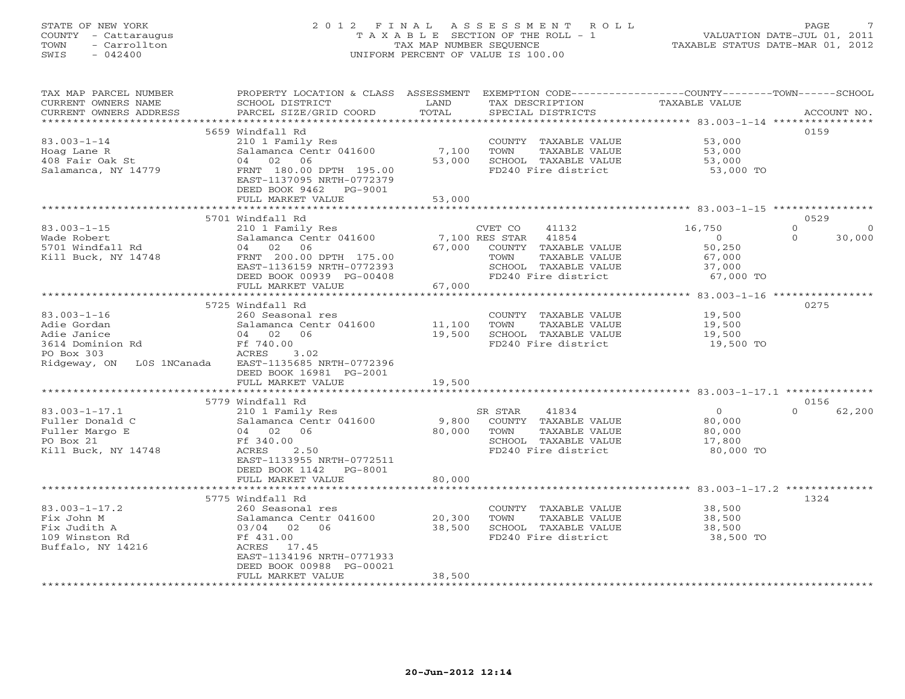STATE OF NEW YORK
COUNTY - Cattaraugus
TOWN - Carrollton
SWIS - 042400

# 2012 FINAL ASSESSMENT ROLL

TAXABLE SECTION OF THE ROLL - 1
TAX MAP NUMBER SEQUENCE
UNIFORM PERCENT OF VALUE IS 100.00

VALUATION DATE-JUL 01, 2011
TAXABLE STATUS DATE-MAR 01, 2012

| TAX MAP PARCEL NUMBER / CURRENT OWNERS NAME / CURRENT OWNERS ADDRESS | PROPERTY LOCATION & CLASS / SCHOOL DISTRICT / PARCEL SIZE/GRID COORD | ASSESSMENT LAND / TOTAL | EXEMPTION CODE / TAX DESCRIPTION / SPECIAL DISTRICTS | COUNTY / TOWN / SCHOOL TAXABLE VALUE | ACCOUNT NO. |
|---|---|---|---|---|---|
| **83.003-1-14** | 5659 Windfall Rd | | | | 0159 |
| Hoag Lane R | 210 1 Family Res | | COUNTY TAXABLE VALUE | 53,000 | |
| 408 Fair Oak St | Salamanca Centr 041600 | 7,100 | TOWN TAXABLE VALUE | 53,000 | |
| Salamanca, NY 14779 | 04 02 06 | 53,000 | SCHOOL TAXABLE VALUE | 53,000 | |
| | FRNT 180.00 DPTH 195.00 | | FD240 Fire district | 53,000 TO | |
| | EAST-1137095 NRTH-0772379 | | | | |
| | DEED BOOK 9462 PG-9001 | | | | |
| | FULL MARKET VALUE | 53,000 | | | |
| **83.003-1-15** | 5701 Windfall Rd | | | | 0529 |
| Wade Robert | 210 1 Family Res | | CVET CO 41132 | 16,750 / 0 / 0 | |
| 5701 Windfall Rd | Salamanca Centr 041600 | 7,100 | RES STAR 41854 | 0 / 0 / 30,000 | |
| Kill Buck, NY 14748 | 04 02 06 | 67,000 | COUNTY TAXABLE VALUE | 50,250 | |
| | FRNT 200.00 DPTH 175.00 | | TOWN TAXABLE VALUE | 67,000 | |
| | EAST-1136159 NRTH-0772393 | | SCHOOL TAXABLE VALUE | 37,000 | |
| | DEED BOOK 00939 PG-00408 | | FD240 Fire district | 67,000 TO | |
| | FULL MARKET VALUE | 67,000 | | | |
| **83.003-1-16** | 5725 Windfall Rd | | | | 0275 |
| Adie Gordan | 260 Seasonal res | | COUNTY TAXABLE VALUE | 19,500 | |
| Adie Janice | Salamanca Centr 041600 | 11,100 | TOWN TAXABLE VALUE | 19,500 | |
| 3614 Dominion Rd | 04 02 06 | 19,500 | SCHOOL TAXABLE VALUE | 19,500 | |
| PO Box 303 | Ff 740.00 | | FD240 Fire district | 19,500 TO | |
| Ridgeway, ON L0S 1NCanada | ACRES 3.02 | | | | |
| | EAST-1135685 NRTH-0772396 | | | | |
| | DEED BOOK 16981 PG-2001 | | | | |
| | FULL MARKET VALUE | 19,500 | | | |
| **83.003-1-17.1** | 5779 Windfall Rd | | | | 0156 |
| Fuller Donald C | 210 1 Family Res | | SR STAR 41834 | 0 / 0 / 62,200 | |
| Fuller Margo E | Salamanca Centr 041600 | 9,800 | COUNTY TAXABLE VALUE | 80,000 | |
| PO Box 21 | 04 02 06 | 80,000 | TOWN TAXABLE VALUE | 80,000 | |
| Kill Buck, NY 14748 | Ff 340.00 | | SCHOOL TAXABLE VALUE | 17,800 | |
| | ACRES 2.50 | | FD240 Fire district | 80,000 TO | |
| | EAST-1133955 NRTH-0772511 | | | | |
| | DEED BOOK 1142 PG-8001 | | | | |
| | FULL MARKET VALUE | 80,000 | | | |
| **83.003-1-17.2** | 5775 Windfall Rd | | | | 1324 |
| Fix John M | 260 Seasonal res | | COUNTY TAXABLE VALUE | 38,500 | |
| Fix Judith A | Salamanca Centr 041600 | 20,300 | TOWN TAXABLE VALUE | 38,500 | |
| 109 Winston Rd | 03/04 02 06 | 38,500 | SCHOOL TAXABLE VALUE | 38,500 | |
| Buffalo, NY 14216 | Ff 431.00 | | FD240 Fire district | 38,500 TO | |
| | ACRES 17.45 | | | | |
| | EAST-1134196 NRTH-0771933 | | | | |
| | DEED BOOK 00988 PG-00021 | | | | |
| | FULL MARKET VALUE | 38,500 | | | |

20-Jun-2012 12:14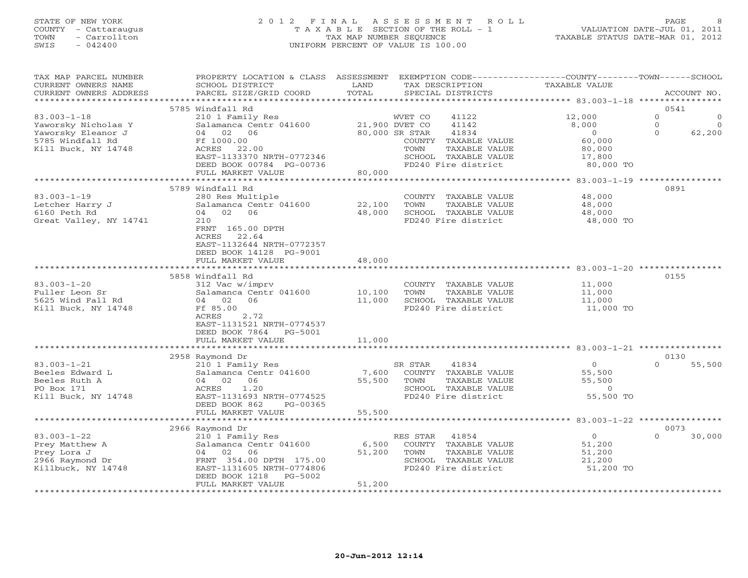STATE OF NEW YORK
COUNTY - Cattaraugus
TOWN - Carrollton
SWIS - 042400

# 2012 FINAL ASSESSMENT ROLL
TAXABLE SECTION OF THE ROLL - 1
TAX MAP NUMBER SEQUENCE
UNIFORM PERCENT OF VALUE IS 100.00

VALUATION DATE-JUL 01, 2011
TAXABLE STATUS DATE-MAR 01, 2012

| TAX MAP PARCEL NUMBER / CURRENT OWNERS NAME / CURRENT OWNERS ADDRESS | PROPERTY LOCATION & CLASS / SCHOOL DISTRICT / PARCEL SIZE/GRID COORD | ASSESSMENT LAND | ASSESSMENT TOTAL | EXEMPTION CODE / TAX DESCRIPTION / SPECIAL DISTRICTS | COUNTY TAXABLE VALUE | TOWN | SCHOOL | ACCOUNT NO. |
|---|---|---|---|---|---|---|---|---|
| **83.003-1-18** | 5785 Windfall Rd | | | | | | | 0541 |
| Yaworsky Nicholas Y | 210 1 Family Res | | | WVET CO 41122 | 12,000 | 0 | 0 | |
| Yaworsky Eleanor J | Salamanca Centr 041600 | 21,900 | | DVET CO 41142 | 8,000 | 0 | 0 | |
| 5785 Windfall Rd | 04 02 06 | | 80,000 | SR STAR 41834 | 0 | 0 | 62,200 | |
| Kill Buck, NY 14748 | Ff 1000.00 | | | COUNTY TAXABLE VALUE | 60,000 | | | |
| | ACRES 22.00 | | | TOWN TAXABLE VALUE | 80,000 | | | |
| | EAST-1133370 NRTH-0772346 | | | SCHOOL TAXABLE VALUE | 17,800 | | | |
| | DEED BOOK 00784 PG-00736 | | | FD240 Fire district | 80,000 TO | | | |
| | FULL MARKET VALUE | | 80,000 | | | | | |
| **83.003-1-19** | 5789 Windfall Rd | | | | | | | 0891 |
| Letcher Harry J | 280 Res Multiple | | | COUNTY TAXABLE VALUE | 48,000 | | | |
| 6160 Peth Rd | Salamanca Centr 041600 | 22,100 | | TOWN TAXABLE VALUE | 48,000 | | | |
| Great Valley, NY 14741 | 04 02 06 | | 48,000 | SCHOOL TAXABLE VALUE | 48,000 | | | |
| | 210 | | | FD240 Fire district | 48,000 TO | | | |
| | FRNT 165.00 DPTH | | | | | | | |
| | ACRES 22.64 | | | | | | | |
| | EAST-1132644 NRTH-0772357 | | | | | | | |
| | DEED BOOK 14128 PG-9001 | | | | | | | |
| | FULL MARKET VALUE | | 48,000 | | | | | |
| **83.003-1-20** | 5858 Windfall Rd | | | | | | | 0155 |
| Fuller Leon Sr | 312 Vac w/imprv | | | COUNTY TAXABLE VALUE | 11,000 | | | |
| 5625 Wind Fall Rd | Salamanca Centr 041600 | 10,100 | | TOWN TAXABLE VALUE | 11,000 | | | |
| Kill Buck, NY 14748 | 04 02 06 | | 11,000 | SCHOOL TAXABLE VALUE | 11,000 | | | |
| | Ff 85.00 | | | FD240 Fire district | 11,000 TO | | | |
| | ACRES 2.72 | | | | | | | |
| | EAST-1131521 NRTH-0774537 | | | | | | | |
| | DEED BOOK 7864 PG-5001 | | | | | | | |
| | FULL MARKET VALUE | | 11,000 | | | | | |
| **83.003-1-21** | 2958 Raymond Dr | | | | | | | 0130 |
| Beeles Edward L | 210 1 Family Res | | | SR STAR 41834 | 0 | 0 | 55,500 | |
| Beeles Ruth A | Salamanca Centr 041600 | 7,600 | | COUNTY TAXABLE VALUE | 55,500 | | | |
| PO Box 171 | 04 02 06 | | 55,500 | TOWN TAXABLE VALUE | 55,500 | | | |
| Kill Buck, NY 14748 | ACRES 1.20 | | | SCHOOL TAXABLE VALUE | 0 | | | |
| | EAST-1131693 NRTH-0774525 | | | FD240 Fire district | 55,500 TO | | | |
| | DEED BOOK 862 PG-00365 | | | | | | | |
| | FULL MARKET VALUE | | 55,500 | | | | | |
| **83.003-1-22** | 2966 Raymond Dr | | | | | | | 0073 |
| Prey Matthew A | 210 1 Family Res | | | RES STAR 41854 | 0 | 0 | 30,000 | |
| Prey Lora J | Salamanca Centr 041600 | 6,500 | | COUNTY TAXABLE VALUE | 51,200 | | | |
| 2966 Raymond Dr | 04 02 06 | | 51,200 | TOWN TAXABLE VALUE | 51,200 | | | |
| Killbuck, NY 14748 | FRNT 354.00 DPTH 175.00 | | | SCHOOL TAXABLE VALUE | 21,200 | | | |
| | EAST-1131605 NRTH-0774806 | | | FD240 Fire district | 51,200 TO | | | |
| | DEED BOOK 1218 PG-5002 | | | | | | | |
| | FULL MARKET VALUE | | 51,200 | | | | | |

20-Jun-2012 12:14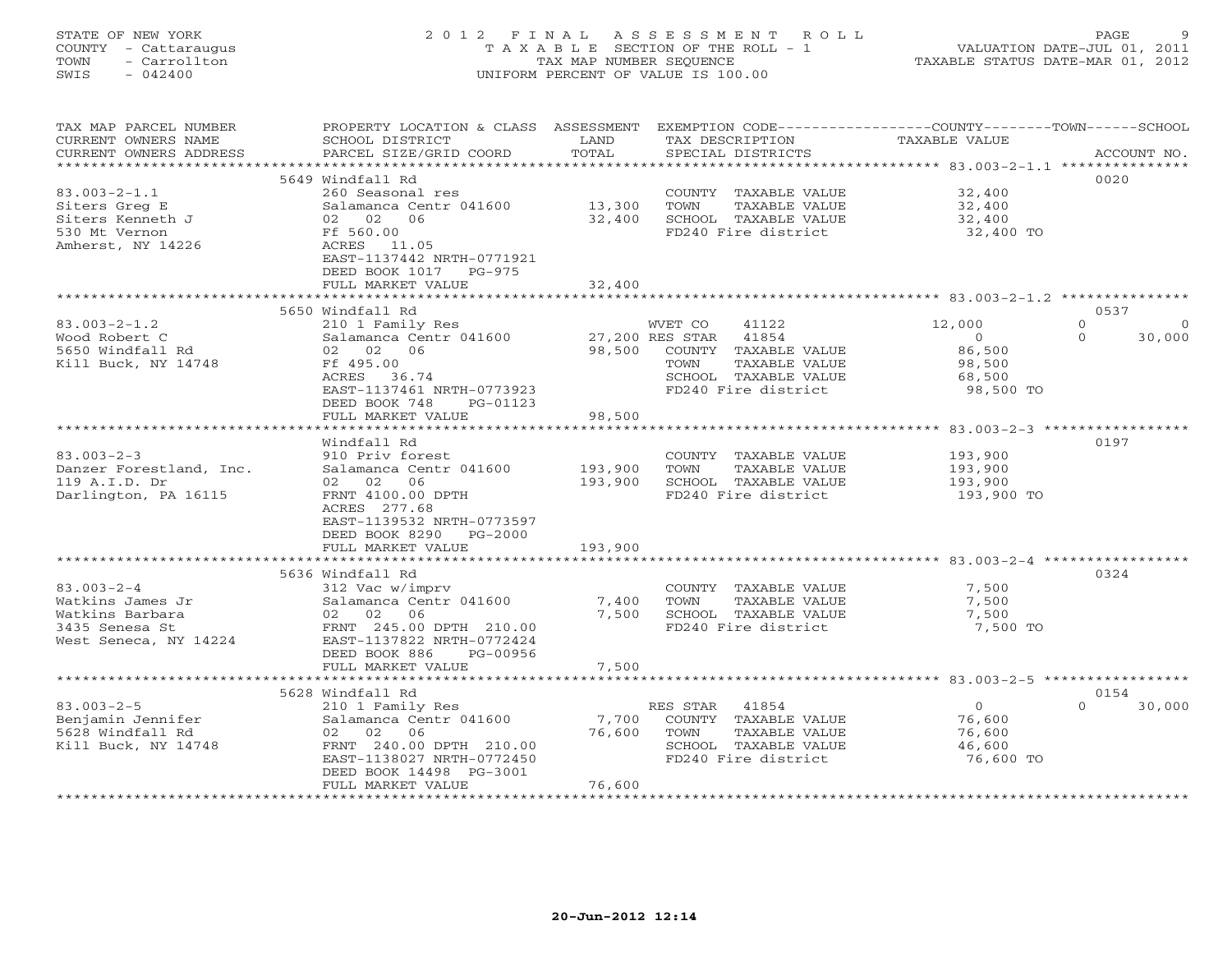STATE OF NEW YORK
COUNTY - Cattaraugus
TOWN - Carrollton
SWIS - 042400

# 2012 FINAL ASSESSMENT ROLL

TAXABLE SECTION OF THE ROLL - 1
TAX MAP NUMBER SEQUENCE
UNIFORM PERCENT OF VALUE IS 100.00

VALUATION DATE-JUL 01, 2011
TAXABLE STATUS DATE-MAR 01, 2012

| TAX MAP PARCEL NUMBER / CURRENT OWNERS NAME / CURRENT OWNERS ADDRESS | PROPERTY LOCATION & CLASS / SCHOOL DISTRICT / PARCEL SIZE/GRID COORD | ASSESSMENT LAND / TOTAL | EXEMPTION CODE / TAX DESCRIPTION / SPECIAL DISTRICTS | COUNTY | TOWN | SCHOOL | ACCOUNT NO. |
|---|---|---|---|---|---|---|---|
| 83.003-2-1.1 | 5649 Windfall Rd | | | | | | 0020 |
| Siters Greg E | 260 Seasonal res | | COUNTY TAXABLE VALUE | 32,400 | | | |
| Siters Kenneth J | Salamanca Centr 041600 | 13,300 | TOWN TAXABLE VALUE | | 32,400 | | |
| 530 Mt Vernon | 02 02 06 | 32,400 | SCHOOL TAXABLE VALUE | | | 32,400 | |
| Amherst, NY 14226 | Ff 560.00 | | FD240 Fire district | 32,400 TO | | | |
| | ACRES 11.05 | | | | | | |
| | EAST-1137442 NRTH-0771921 | | | | | | |
| | DEED BOOK 1017 PG-975 | | | | | | |
| | FULL MARKET VALUE | 32,400 | | | | | |
| 83.003-2-1.2 | 5650 Windfall Rd | | | | | | 0537 |
| Wood Robert C | 210 1 Family Res | | WVET CO 41122 | 12,000 | 0 | 0 | |
| 5650 Windfall Rd | Salamanca Centr 041600 | 27,200 | RES STAR 41854 | 0 | 0 | 30,000 | |
| Kill Buck, NY 14748 | 02 02 06 | 98,500 | COUNTY TAXABLE VALUE | 86,500 | | | |
| | Ff 495.00 | | TOWN TAXABLE VALUE | | 98,500 | | |
| | ACRES 36.74 | | SCHOOL TAXABLE VALUE | | | 68,500 | |
| | EAST-1137461 NRTH-0773923 | | FD240 Fire district | 98,500 TO | | | |
| | DEED BOOK 748 PG-01123 | | | | | | |
| | FULL MARKET VALUE | 98,500 | | | | | |
| 83.003-2-3 | Windfall Rd | | | | | | 0197 |
| Danzer Forestland, Inc. | 910 Priv forest | | COUNTY TAXABLE VALUE | 193,900 | | | |
| 119 A.I.D. Dr | Salamanca Centr 041600 | 193,900 | TOWN TAXABLE VALUE | | 193,900 | | |
| Darlington, PA 16115 | 02 02 06 | 193,900 | SCHOOL TAXABLE VALUE | | | 193,900 | |
| | FRNT 4100.00 DPTH | | FD240 Fire district | 193,900 TO | | | |
| | ACRES 277.68 | | | | | | |
| | EAST-1139532 NRTH-0773597 | | | | | | |
| | DEED BOOK 8290 PG-2000 | | | | | | |
| | FULL MARKET VALUE | 193,900 | | | | | |
| 83.003-2-4 | 5636 Windfall Rd | | | | | | 0324 |
| Watkins James Jr | 312 Vac w/imprv | | COUNTY TAXABLE VALUE | 7,500 | | | |
| Watkins Barbara | Salamanca Centr 041600 | 7,400 | TOWN TAXABLE VALUE | | 7,500 | | |
| 3435 Senesa St | 02 02 06 | 7,500 | SCHOOL TAXABLE VALUE | | | 7,500 | |
| West Seneca, NY 14224 | FRNT 245.00 DPTH 210.00 | | FD240 Fire district | 7,500 TO | | | |
| | EAST-1137822 NRTH-0772424 | | | | | | |
| | DEED BOOK 886 PG-00956 | | | | | | |
| | FULL MARKET VALUE | 7,500 | | | | | |
| 83.003-2-5 | 5628 Windfall Rd | | | | | | 0154 |
| Benjamin Jennifer | 210 1 Family Res | | RES STAR 41854 | 0 | 0 | 30,000 | |
| 5628 Windfall Rd | Salamanca Centr 041600 | 7,700 | COUNTY TAXABLE VALUE | 76,600 | | | |
| Kill Buck, NY 14748 | 02 02 06 | 76,600 | TOWN TAXABLE VALUE | | 76,600 | | |
| | FRNT 240.00 DPTH 210.00 | | SCHOOL TAXABLE VALUE | | | 46,600 | |
| | EAST-1138027 NRTH-0772450 | | FD240 Fire district | 76,600 TO | | | |
| | DEED BOOK 14498 PG-3001 | | | | | | |
| | FULL MARKET VALUE | 76,600 | | | | | |

20-Jun-2012 12:14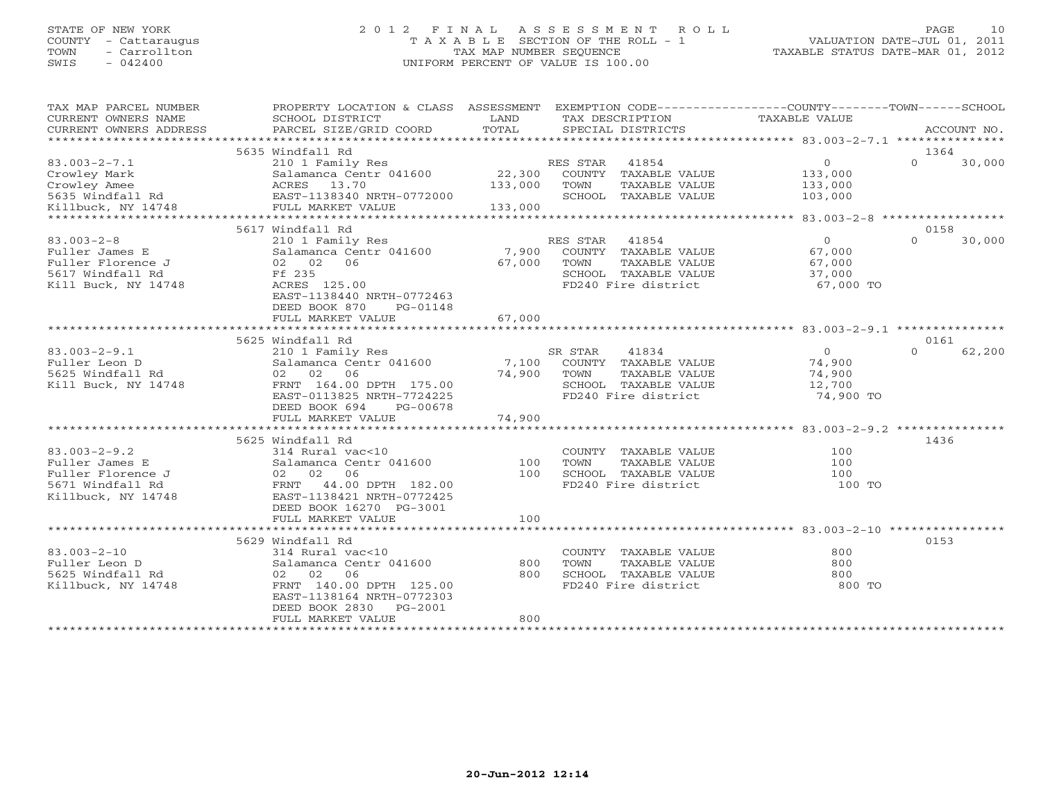STATE OF NEW YORK | COUNTY - Cattaraugus | TOWN - Carrollton | SWIS - 042400

# 2012 FINAL ASSESSMENT ROLL

TAXABLE SECTION OF THE ROLL - 1
TAX MAP NUMBER SEQUENCE
UNIFORM PERCENT OF VALUE IS 100.00

VALUATION DATE-JUL 01, 2011
TAXABLE STATUS DATE-MAR 01, 2012

| TAX MAP PARCEL NUMBER / CURRENT OWNERS NAME / CURRENT OWNERS ADDRESS | PROPERTY LOCATION & CLASS / SCHOOL DISTRICT / PARCEL SIZE/GRID COORD | ASSESSMENT LAND | TOTAL | EXEMPTION CODE / TAX DESCRIPTION / SPECIAL DISTRICTS | COUNTY TAXABLE VALUE | TOWN | SCHOOL | ACCOUNT NO. |
|---|---|---|---|---|---|---|---|---|
| 83.003-2-7.1 | 5635 Windfall Rd | | | | | | | 1364 |
| Crowley Mark | 210 1 Family Res | | | RES STAR 41854 | 0 | | 0 30,000 | |
| Crowley Amee | Salamanca Centr 041600 | 22,300 | | COUNTY TAXABLE VALUE | 133,000 | | | |
| 5635 Windfall Rd | ACRES 13.70 | | 133,000 | TOWN TAXABLE VALUE | 133,000 | | | |
| Killbuck, NY 14748 | EAST-1138340 NRTH-0772000 | | | SCHOOL TAXABLE VALUE | 103,000 | | | |
| | FULL MARKET VALUE | | 133,000 | | | | | |
| 83.003-2-8 | 5617 Windfall Rd | | | | | | | 0158 |
| Fuller James E | 210 1 Family Res | | | RES STAR 41854 | 0 | | 0 30,000 | |
| Fuller Florence J | Salamanca Centr 041600 | 7,900 | | COUNTY TAXABLE VALUE | 67,000 | | | |
| 5617 Windfall Rd | 02 02 06 | | 67,000 | TOWN TAXABLE VALUE | 67,000 | | | |
| Kill Buck, NY 14748 | Ff 235 | | | SCHOOL TAXABLE VALUE | 37,000 | | | |
| | ACRES 125.00 | | | FD240 Fire district | 67,000 TO | | | |
| | EAST-1138440 NRTH-0772463 | | | | | | | |
| | DEED BOOK 870 PG-01148 | | | | | | | |
| | FULL MARKET VALUE | | 67,000 | | | | | |
| 83.003-2-9.1 | 5625 Windfall Rd | | | | | | | 0161 |
| Fuller Leon D | 210 1 Family Res | | | SR STAR 41834 | 0 | | 0 62,200 | |
| 5625 Windfall Rd | Salamanca Centr 041600 | 7,100 | | COUNTY TAXABLE VALUE | 74,900 | | | |
| Kill Buck, NY 14748 | 02 02 06 | | 74,900 | TOWN TAXABLE VALUE | 74,900 | | | |
| | FRNT 164.00 DPTH 175.00 | | | SCHOOL TAXABLE VALUE | 12,700 | | | |
| | EAST-0113825 NRTH-7724225 | | | FD240 Fire district | 74,900 TO | | | |
| | DEED BOOK 694 PG-00678 | | | | | | | |
| | FULL MARKET VALUE | | 74,900 | | | | | |
| 83.003-2-9.2 | 5625 Windfall Rd | | | | | | | 1436 |
| Fuller James E | 314 Rural vac<10 | | | COUNTY TAXABLE VALUE | 100 | | | |
| Fuller Florence J | Salamanca Centr 041600 | 100 | | TOWN TAXABLE VALUE | 100 | | | |
| 5671 Windfall Rd | 02 02 06 | | 100 | SCHOOL TAXABLE VALUE | 100 | | | |
| Killbuck, NY 14748 | FRNT 44.00 DPTH 182.00 | | | FD240 Fire district | 100 TO | | | |
| | EAST-1138421 NRTH-0772425 | | | | | | | |
| | DEED BOOK 16270 PG-3001 | | | | | | | |
| | FULL MARKET VALUE | | 100 | | | | | |
| 83.003-2-10 | 5629 Windfall Rd | | | | | | | 0153 |
| Fuller Leon D | 314 Rural vac<10 | | | COUNTY TAXABLE VALUE | 800 | | | |
| 5625 Windfall Rd | Salamanca Centr 041600 | 800 | | TOWN TAXABLE VALUE | 800 | | | |
| Killbuck, NY 14748 | 02 02 06 | | 800 | SCHOOL TAXABLE VALUE | 800 | | | |
| | FRNT 140.00 DPTH 125.00 | | | FD240 Fire district | 800 TO | | | |
| | EAST-1138164 NRTH-0772303 | | | | | | | |
| | DEED BOOK 2830 PG-2001 | | | | | | | |
| | FULL MARKET VALUE | | 800 | | | | | |

20-Jun-2012 12:14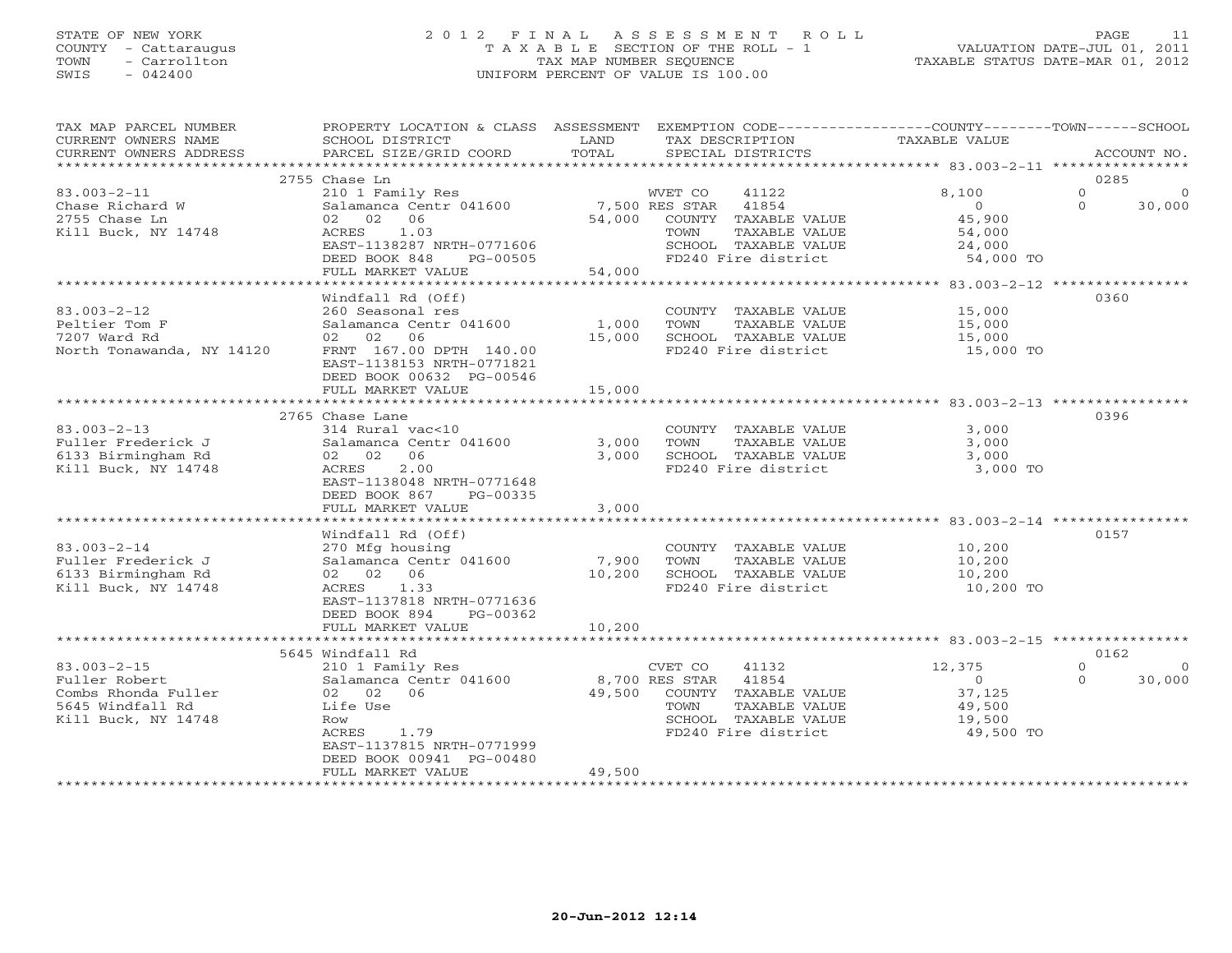STATE OF NEW YORK
COUNTY - Cattaraugus
TOWN - Carrollton
SWIS - 042400

# 2012 FINAL ASSESSMENT ROLL
TAXABLE SECTION OF THE ROLL - 1
TAX MAP NUMBER SEQUENCE
UNIFORM PERCENT OF VALUE IS 100.00

VALUATION DATE-JUL 01, 2011
TAXABLE STATUS DATE-MAR 01, 2012

| TAX MAP PARCEL NUMBER / CURRENT OWNERS NAME / CURRENT OWNERS ADDRESS | PROPERTY LOCATION & CLASS / SCHOOL DISTRICT / PARCEL SIZE/GRID COORD | ASSESSMENT LAND / TOTAL | EXEMPTION CODE / TAX DESCRIPTION / SPECIAL DISTRICTS | COUNTY TAXABLE VALUE | TOWN | SCHOOL | ACCOUNT NO. |
|---|---|---|---|---|---|---|---|
| 83.003-2-11 | 2755 Chase Ln | | | | | | 0285 |
| Chase Richard W | 210 1 Family Res | | WVET CO 41122 | 8,100 | 0 | 0 | |
| 2755 Chase Ln | Salamanca Centr 041600 | 7,500 | RES STAR 41854 | 0 | 0 | 30,000 | |
| Kill Buck, NY 14748 | 02 02 06 | 54,000 | COUNTY TAXABLE VALUE | 45,900 | | | |
| | ACRES 1.03 | | TOWN TAXABLE VALUE | 54,000 | | | |
| | EAST-1138287 NRTH-0771606 | | SCHOOL TAXABLE VALUE | 24,000 | | | |
| | DEED BOOK 848 PG-00505 | | FD240 Fire district | 54,000 TO | | | |
| | FULL MARKET VALUE | 54,000 | | | | | |
| 83.003-2-12 | Windfall Rd (Off) | | | | | | 0360 |
| Peltier Tom F | 260 Seasonal res | | COUNTY TAXABLE VALUE | 15,000 | | | |
| 7207 Ward Rd | Salamanca Centr 041600 | 1,000 | TOWN TAXABLE VALUE | 15,000 | | | |
| North Tonawanda, NY 14120 | 02 02 06 | 15,000 | SCHOOL TAXABLE VALUE | 15,000 | | | |
| | FRNT 167.00 DPTH 140.00 | | FD240 Fire district | 15,000 TO | | | |
| | EAST-1138153 NRTH-0771821 | | | | | | |
| | DEED BOOK 00632 PG-00546 | | | | | | |
| | FULL MARKET VALUE | 15,000 | | | | | |
| 83.003-2-13 | 2765 Chase Lane | | | | | | 0396 |
| Fuller Frederick J | 314 Rural vac<10 | | COUNTY TAXABLE VALUE | 3,000 | | | |
| 6133 Birmingham Rd | Salamanca Centr 041600 | 3,000 | TOWN TAXABLE VALUE | 3,000 | | | |
| Kill Buck, NY 14748 | 02 02 06 | 3,000 | SCHOOL TAXABLE VALUE | 3,000 | | | |
| | ACRES 2.00 | | FD240 Fire district | 3,000 TO | | | |
| | EAST-1138048 NRTH-0771648 | | | | | | |
| | DEED BOOK 867 PG-00335 | | | | | | |
| | FULL MARKET VALUE | 3,000 | | | | | |
| 83.003-2-14 | Windfall Rd (Off) | | | | | | 0157 |
| Fuller Frederick J | 270 Mfg housing | | COUNTY TAXABLE VALUE | 10,200 | | | |
| 6133 Birmingham Rd | Salamanca Centr 041600 | 7,900 | TOWN TAXABLE VALUE | 10,200 | | | |
| Kill Buck, NY 14748 | 02 02 06 | 10,200 | SCHOOL TAXABLE VALUE | 10,200 | | | |
| | ACRES 1.33 | | FD240 Fire district | 10,200 TO | | | |
| | EAST-1137818 NRTH-0771636 | | | | | | |
| | DEED BOOK 894 PG-00362 | | | | | | |
| | FULL MARKET VALUE | 10,200 | | | | | |
| 83.003-2-15 | 5645 Windfall Rd | | | | | | 0162 |
| Fuller Robert | 210 1 Family Res | | CVET CO 41132 | 12,375 | 0 | 0 | |
| Combs Rhonda Fuller | Salamanca Centr 041600 | 8,700 | RES STAR 41854 | 0 | 0 | 30,000 | |
| 5645 Windfall Rd | 02 02 06 | 49,500 | COUNTY TAXABLE VALUE | 37,125 | | | |
| Kill Buck, NY 14748 | Life Use | | TOWN TAXABLE VALUE | 49,500 | | | |
| | Row | | SCHOOL TAXABLE VALUE | 19,500 | | | |
| | ACRES 1.79 | | FD240 Fire district | 49,500 TO | | | |
| | EAST-1137815 NRTH-0771999 | | | | | | |
| | DEED BOOK 00941 PG-00480 | | | | | | |
| | FULL MARKET VALUE | 49,500 | | | | | |

20-Jun-2012 12:14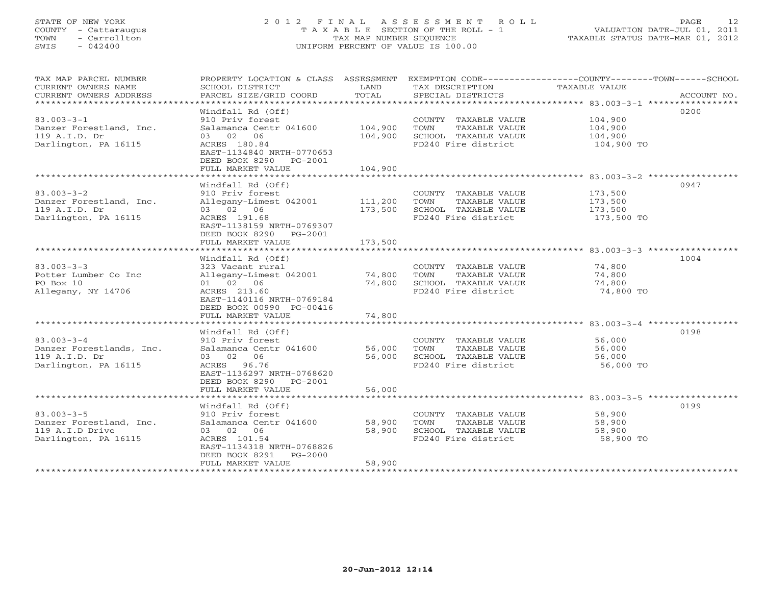STATE OF NEW YORK
COUNTY - Cattaraugus
TOWN - Carrollton
SWIS - 042400

# 2012 FINAL ASSESSMENT ROLL

TAXABLE SECTION OF THE ROLL - 1
TAX MAP NUMBER SEQUENCE
UNIFORM PERCENT OF VALUE IS 100.00

VALUATION DATE-JUL 01, 2011
TAXABLE STATUS DATE-MAR 01, 2012

| TAX MAP PARCEL NUMBER / CURRENT OWNERS NAME / CURRENT OWNERS ADDRESS | PROPERTY LOCATION & CLASS / SCHOOL DISTRICT / PARCEL SIZE/GRID COORD | ASSESSMENT LAND | TOTAL | EXEMPTION CODE / TAX DESCRIPTION / SPECIAL DISTRICTS | TAXABLE VALUE (COUNTY / TOWN / SCHOOL) | ACCOUNT NO. |
|---|---|---|---|---|---|---|
| 83.003-3-1 | Windfall Rd (Off) | | | | | 0200 |
| Danzer Forestland, Inc. | 910 Priv forest | | | COUNTY TAXABLE VALUE | 104,900 | |
| 119 A.I.D. Dr | Salamanca Centr 041600 | 104,900 | | TOWN TAXABLE VALUE | 104,900 | |
| Darlington, PA 16115 | 03 02 06 | | 104,900 | SCHOOL TAXABLE VALUE | 104,900 | |
| | ACRES 180.84 | | | FD240 Fire district | 104,900 TO | |
| | EAST-1134840 NRTH-0770653 | | | | | |
| | DEED BOOK 8290 PG-2001 | | | | | |
| | FULL MARKET VALUE | | 104,900 | | | |
| 83.003-3-2 | Windfall Rd (Off) | | | | | 0947 |
| Danzer Forestland, Inc. | 910 Priv forest | | | COUNTY TAXABLE VALUE | 173,500 | |
| 119 A.I.D. Dr | Allegany-Limest 042001 | 111,200 | | TOWN TAXABLE VALUE | 173,500 | |
| Darlington, PA 16115 | 03 02 06 | | 173,500 | SCHOOL TAXABLE VALUE | 173,500 | |
| | ACRES 191.68 | | | FD240 Fire district | 173,500 TO | |
| | EAST-1138159 NRTH-0769307 | | | | | |
| | DEED BOOK 8290 PG-2001 | | | | | |
| | FULL MARKET VALUE | | 173,500 | | | |
| 83.003-3-3 | Windfall Rd (Off) | | | | | 1004 |
| Potter Lumber Co Inc | 323 Vacant rural | | | COUNTY TAXABLE VALUE | 74,800 | |
| PO Box 10 | Allegany-Limest 042001 | 74,800 | | TOWN TAXABLE VALUE | 74,800 | |
| Allegany, NY 14706 | 01 02 06 | | 74,800 | SCHOOL TAXABLE VALUE | 74,800 | |
| | ACRES 213.60 | | | FD240 Fire district | 74,800 TO | |
| | EAST-1140116 NRTH-0769184 | | | | | |
| | DEED BOOK 00990 PG-00416 | | | | | |
| | FULL MARKET VALUE | | 74,800 | | | |
| 83.003-3-4 | Windfall Rd (Off) | | | | | 0198 |
| Danzer Forestlands, Inc. | 910 Priv forest | | | COUNTY TAXABLE VALUE | 56,000 | |
| 119 A.I.D. Dr | Salamanca Centr 041600 | 56,000 | | TOWN TAXABLE VALUE | 56,000 | |
| Darlington, PA 16115 | 03 02 06 | | 56,000 | SCHOOL TAXABLE VALUE | 56,000 | |
| | ACRES 96.76 | | | FD240 Fire district | 56,000 TO | |
| | EAST-1136297 NRTH-0768620 | | | | | |
| | DEED BOOK 8290 PG-2001 | | | | | |
| | FULL MARKET VALUE | | 56,000 | | | |
| 83.003-3-5 | Windfall Rd (Off) | | | | | 0199 |
| Danzer Forestland, Inc. | 910 Priv forest | | | COUNTY TAXABLE VALUE | 58,900 | |
| 119 A.I.D Drive | Salamanca Centr 041600 | 58,900 | | TOWN TAXABLE VALUE | 58,900 | |
| Darlington, PA 16115 | 03 02 06 | | 58,900 | SCHOOL TAXABLE VALUE | 58,900 | |
| | ACRES 101.54 | | | FD240 Fire district | 58,900 TO | |
| | EAST-1134318 NRTH-0768826 | | | | | |
| | DEED BOOK 8291 PG-2000 | | | | | |
| | FULL MARKET VALUE | | 58,900 | | | |

20-Jun-2012 12:14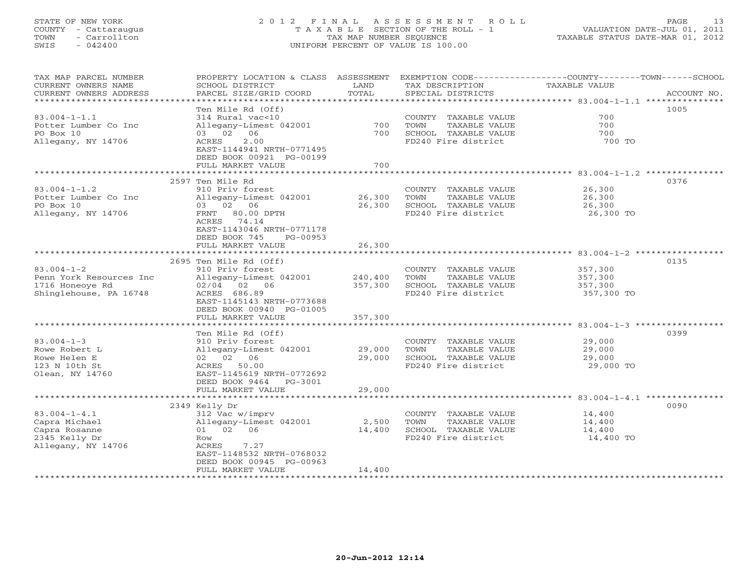STATE OF NEW YORK
COUNTY - Cattaraugus
TOWN - Carrollton
SWIS - 042400

# 2012 FINAL ASSESSMENT ROLL

TAXABLE SECTION OF THE ROLL - 1
TAX MAP NUMBER SEQUENCE
UNIFORM PERCENT OF VALUE IS 100.00

VALUATION DATE-JUL 01, 2011
TAXABLE STATUS DATE-MAR 01, 2012

| TAX MAP PARCEL NUMBER / CURRENT OWNERS NAME / CURRENT OWNERS ADDRESS | PROPERTY LOCATION & CLASS / SCHOOL DISTRICT / PARCEL SIZE/GRID COORD | ASSESSMENT LAND | TOTAL | EXEMPTION CODE / TAX DESCRIPTION / SPECIAL DISTRICTS | TAXABLE VALUE (COUNTY / TOWN / SCHOOL) | ACCOUNT NO. |
|---|---|---|---|---|---|---|
| 83.004-1-1.1 | Ten Mile Rd (Off) | | | | | 1005 |
| Potter Lumber Co Inc | 314 Rural vac<10 | | | COUNTY TAXABLE VALUE | 700 | |
| PO Box 10 | Allegany-Limest 042001 | 700 | | TOWN TAXABLE VALUE | 700 | |
| Allegany, NY 14706 | 03 02 06 | | 700 | SCHOOL TAXABLE VALUE | 700 | |
| | ACRES 2.00 | | | FD240 Fire district | 700 TO | |
| | EAST-1144941 NRTH-0771495 | | | | | |
| | DEED BOOK 00921 PG-00199 | | | | | |
| | FULL MARKET VALUE | | 700 | | | |
| 83.004-1-1.2 | 2597 Ten Mile Rd | | | | | 0376 |
| Potter Lumber Co Inc | 910 Priv forest | | | COUNTY TAXABLE VALUE | 26,300 | |
| PO Box 10 | Allegany-Limest 042001 | 26,300 | | TOWN TAXABLE VALUE | 26,300 | |
| Allegany, NY 14706 | 03 02 06 | | 26,300 | SCHOOL TAXABLE VALUE | 26,300 | |
| | FRNT 80.00 DPTH | | | FD240 Fire district | 26,300 TO | |
| | ACRES 74.14 | | | | | |
| | EAST-1143046 NRTH-0771178 | | | | | |
| | DEED BOOK 745 PG-00953 | | | | | |
| | FULL MARKET VALUE | | 26,300 | | | |
| 83.004-1-2 | 2695 Ten Mile Rd (Off) | | | | | 0135 |
| Penn York Resources Inc | 910 Priv forest | | | COUNTY TAXABLE VALUE | 357,300 | |
| 1716 Honeoye Rd | Allegany-Limest 042001 | 240,400 | | TOWN TAXABLE VALUE | 357,300 | |
| Shinglehouse, PA 16748 | 02/04 02 06 | | 357,300 | SCHOOL TAXABLE VALUE | 357,300 | |
| | ACRES 686.89 | | | FD240 Fire district | 357,300 TO | |
| | EAST-1145143 NRTH-0773688 | | | | | |
| | DEED BOOK 00940 PG-01005 | | | | | |
| | FULL MARKET VALUE | | 357,300 | | | |
| 83.004-1-3 | Ten Mile Rd (Off) | | | | | 0399 |
| Rowe Robert L | 910 Priv forest | | | COUNTY TAXABLE VALUE | 29,000 | |
| Rowe Helen E | Allegany-Limest 042001 | 29,000 | | TOWN TAXABLE VALUE | 29,000 | |
| 123 N 10th St | 02 02 06 | | 29,000 | SCHOOL TAXABLE VALUE | 29,000 | |
| Olean, NY 14760 | ACRES 50.00 | | | FD240 Fire district | 29,000 TO | |
| | EAST-1145619 NRTH-0772692 | | | | | |
| | DEED BOOK 9464 PG-3001 | | | | | |
| | FULL MARKET VALUE | | 29,000 | | | |
| 83.004-1-4.1 | 2349 Kelly Dr | | | | | 0090 |
| Capra Michael | 312 Vac w/imprv | | | COUNTY TAXABLE VALUE | 14,400 | |
| Capra Rosanne | Allegany-Limest 042001 | 2,500 | | TOWN TAXABLE VALUE | 14,400 | |
| 2345 Kelly Dr | 01 02 06 | | 14,400 | SCHOOL TAXABLE VALUE | 14,400 | |
| Allegany, NY 14706 | Row | | | FD240 Fire district | 14,400 TO | |
| | ACRES 7.27 | | | | | |
| | EAST-1148532 NRTH-0768032 | | | | | |
| | DEED BOOK 00945 PG-00963 | | | | | |
| | FULL MARKET VALUE | | 14,400 | | | |

20-Jun-2012 12:14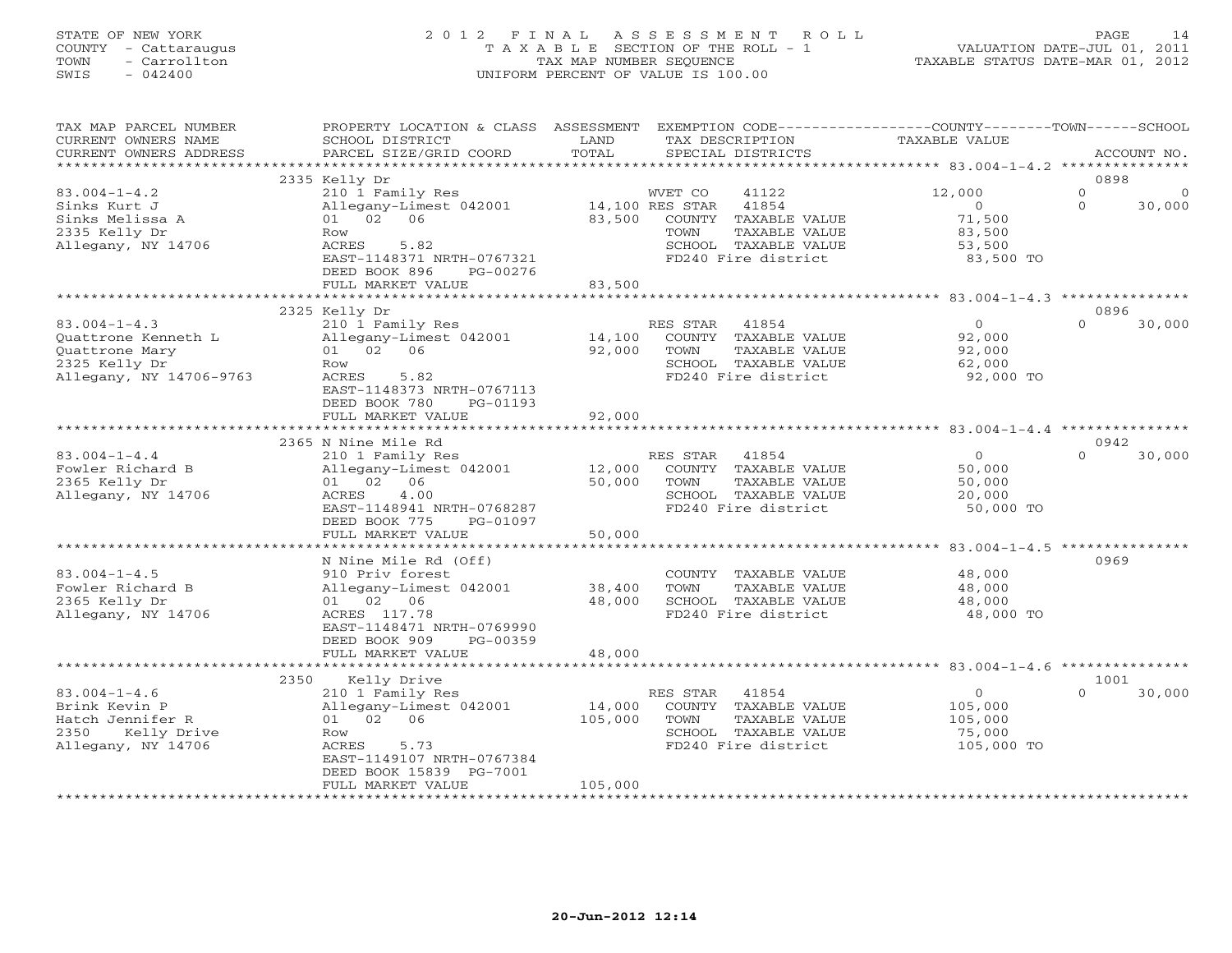STATE OF NEW YORK
COUNTY - Cattaraugus
TOWN - Carrollton
SWIS - 042400

# 2012 FINAL ASSESSMENT ROLL

TAXABLE SECTION OF THE ROLL - 1
TAX MAP NUMBER SEQUENCE
UNIFORM PERCENT OF VALUE IS 100.00

VALUATION DATE-JUL 01, 2011
TAXABLE STATUS DATE-MAR 01, 2012

| TAX MAP PARCEL NUMBER / CURRENT OWNERS NAME / CURRENT OWNERS ADDRESS | PROPERTY LOCATION & CLASS / SCHOOL DISTRICT / PARCEL SIZE/GRID COORD | ASSESSMENT LAND | TOTAL | EXEMPTION CODE / TAX DESCRIPTION / SPECIAL DISTRICTS | COUNTY TAXABLE VALUE | TOWN | SCHOOL | ACCOUNT NO. |
|---|---|---|---|---|---|---|---|---|
| 83.004-1-4.2 | 2335 Kelly Dr | | | | | | | 0898 |
| Sinks Kurt J | 210 1 Family Res | | | WVET CO 41122 | 12,000 | 0 | 0 | |
| Sinks Melissa A | Allegany-Limest 042001 | 14,100 | | RES STAR 41854 | 0 | 0 | 30,000 | |
| 2335 Kelly Dr | 01 02 06 | | 83,500 | COUNTY TAXABLE VALUE | 71,500 | | | |
| Allegany, NY 14706 | Row | | | TOWN TAXABLE VALUE | 83,500 | | | |
| | ACRES 5.82 | | | SCHOOL TAXABLE VALUE | 53,500 | | | |
| | EAST-1148371 NRTH-0767321 | | | FD240 Fire district | 83,500 TO | | | |
| | DEED BOOK 896 PG-00276 | | | | | | | |
| | FULL MARKET VALUE | | 83,500 | | | | | |
| 83.004-1-4.3 | 2325 Kelly Dr | | | | | | | 0896 |
| Quattrone Kenneth L | 210 1 Family Res | | | RES STAR 41854 | 0 | 0 | 30,000 | |
| Quattrone Mary | Allegany-Limest 042001 | 14,100 | | COUNTY TAXABLE VALUE | 92,000 | | | |
| 2325 Kelly Dr | 01 02 06 | | 92,000 | TOWN TAXABLE VALUE | 92,000 | | | |
| Allegany, NY 14706-9763 | Row | | | SCHOOL TAXABLE VALUE | 62,000 | | | |
| | ACRES 5.82 | | | FD240 Fire district | 92,000 TO | | | |
| | EAST-1148373 NRTH-0767113 | | | | | | | |
| | DEED BOOK 780 PG-01193 | | | | | | | |
| | FULL MARKET VALUE | | 92,000 | | | | | |
| 83.004-1-4.4 | 2365 N Nine Mile Rd | | | | | | | 0942 |
| Fowler Richard B | 210 1 Family Res | | | RES STAR 41854 | 0 | 0 | 30,000 | |
| 2365 Kelly Dr | Allegany-Limest 042001 | 12,000 | | COUNTY TAXABLE VALUE | 50,000 | | | |
| Allegany, NY 14706 | 01 02 06 | | 50,000 | TOWN TAXABLE VALUE | 50,000 | | | |
| | ACRES 4.00 | | | SCHOOL TAXABLE VALUE | 20,000 | | | |
| | EAST-1148941 NRTH-0768287 | | | FD240 Fire district | 50,000 TO | | | |
| | DEED BOOK 775 PG-01097 | | | | | | | |
| | FULL MARKET VALUE | | 50,000 | | | | | |
| 83.004-1-4.5 | N Nine Mile Rd (Off) | | | | | | | 0969 |
| Fowler Richard B | 910 Priv forest | | | COUNTY TAXABLE VALUE | 48,000 | | | |
| 2365 Kelly Dr | Allegany-Limest 042001 | 38,400 | | TOWN TAXABLE VALUE | 48,000 | | | |
| Allegany, NY 14706 | 01 02 06 | | 48,000 | SCHOOL TAXABLE VALUE | 48,000 | | | |
| | ACRES 117.78 | | | FD240 Fire district | 48,000 TO | | | |
| | EAST-1148471 NRTH-0769990 | | | | | | | |
| | DEED BOOK 909 PG-00359 | | | | | | | |
| | FULL MARKET VALUE | | 48,000 | | | | | |
| 83.004-1-4.6 | 2350 Kelly Drive | | | | | | | 1001 |
| Brink Kevin P | 210 1 Family Res | | | RES STAR 41854 | 0 | 0 | 30,000 | |
| Hatch Jennifer R | Allegany-Limest 042001 | 14,000 | | COUNTY TAXABLE VALUE | 105,000 | | | |
| 2350 Kelly Drive | 01 02 06 | | 105,000 | TOWN TAXABLE VALUE | 105,000 | | | |
| Allegany, NY 14706 | Row | | | SCHOOL TAXABLE VALUE | 75,000 | | | |
| | ACRES 5.73 | | | FD240 Fire district | 105,000 TO | | | |
| | EAST-1149107 NRTH-0767384 | | | | | | | |
| | DEED BOOK 15839 PG-7001 | | | | | | | |
| | FULL MARKET VALUE | | 105,000 | | | | | |

20-Jun-2012 12:14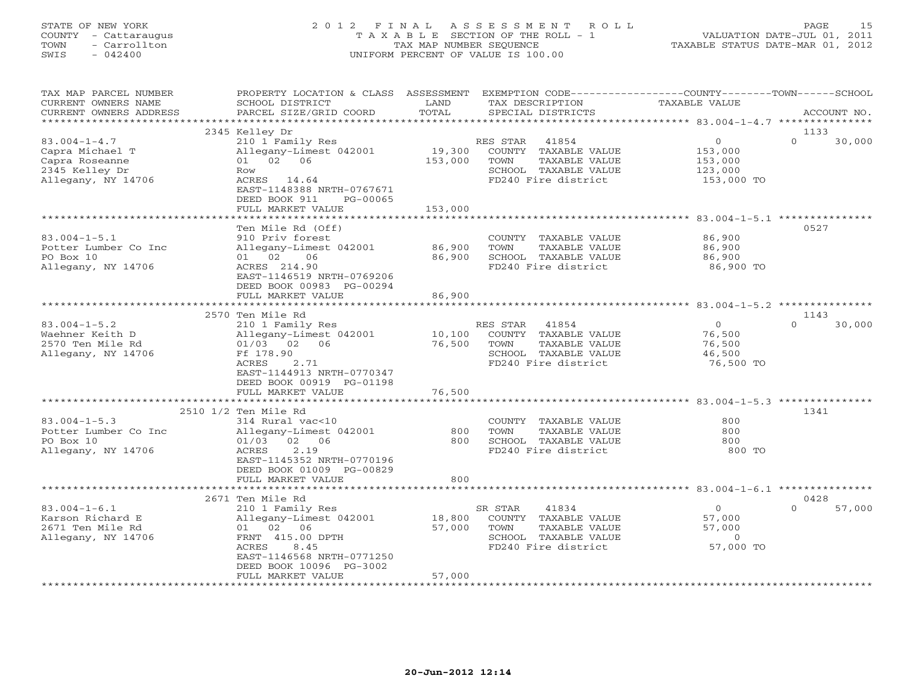STATE OF NEW YORK
COUNTY - Cattaraugus
TOWN - Carrollton
SWIS - 042400

# 2012 FINAL ASSESSMENT ROLL

TAXABLE SECTION OF THE ROLL - 1
TAX MAP NUMBER SEQUENCE
UNIFORM PERCENT OF VALUE IS 100.00

VALUATION DATE-JUL 01, 2011
TAXABLE STATUS DATE-MAR 01, 2012

| TAX MAP PARCEL NUMBER / CURRENT OWNERS NAME / CURRENT OWNERS ADDRESS | PROPERTY LOCATION & CLASS / SCHOOL DISTRICT / PARCEL SIZE/GRID COORD | ASSESSMENT LAND / TOTAL | EXEMPTION CODE / TAX DESCRIPTION / SPECIAL DISTRICTS | COUNTY TAXABLE VALUE | TOWN | SCHOOL | ACCOUNT NO. |
|---|---|---|---|---|---|---|---|
| 83.004-1-4.7 | 2345 Kelley Dr | | | | | | 1133 |
| | 210 1 Family Res | | RES STAR 41854 | 0 | 0 | 30,000 | |
| Capra Michael T | Allegany-Limest 042001 | 19,300 | COUNTY TAXABLE VALUE | 153,000 | | | |
| Capra Roseanne | 01 02 06 | 153,000 | TOWN TAXABLE VALUE | 153,000 | | | |
| 2345 Kelley Dr | Row | | SCHOOL TAXABLE VALUE | 123,000 | | | |
| Allegany, NY 14706 | ACRES 14.64 | | FD240 Fire district | 153,000 TO | | | |
| | EAST-1148388 NRTH-0767671 | | | | | | |
| | DEED BOOK 911 PG-00065 | | | | | | |
| | FULL MARKET VALUE | 153,000 | | | | | |
| 83.004-1-5.1 | Ten Mile Rd (Off) | | | | | | 0527 |
| | 910 Priv forest | | COUNTY TAXABLE VALUE | 86,900 | | | |
| Potter Lumber Co Inc | Allegany-Limest 042001 | 86,900 | TOWN TAXABLE VALUE | 86,900 | | | |
| PO Box 10 | 01 02 06 | 86,900 | SCHOOL TAXABLE VALUE | 86,900 | | | |
| Allegany, NY 14706 | ACRES 214.90 | | FD240 Fire district | 86,900 TO | | | |
| | EAST-1146519 NRTH-0769206 | | | | | | |
| | DEED BOOK 00983 PG-00294 | | | | | | |
| | FULL MARKET VALUE | 86,900 | | | | | |
| 83.004-1-5.2 | 2570 Ten Mile Rd | | | | | | 1143 |
| | 210 1 Family Res | | RES STAR 41854 | 0 | 0 | 30,000 | |
| Waehner Keith D | Allegany-Limest 042001 | 10,100 | COUNTY TAXABLE VALUE | 76,500 | | | |
| 2570 Ten Mile Rd | 01/03 02 06 | 76,500 | TOWN TAXABLE VALUE | 76,500 | | | |
| Allegany, NY 14706 | Ff 178.90 | | SCHOOL TAXABLE VALUE | 46,500 | | | |
| | ACRES 2.71 | | FD240 Fire district | 76,500 TO | | | |
| | EAST-1144913 NRTH-0770347 | | | | | | |
| | DEED BOOK 00919 PG-01198 | | | | | | |
| | FULL MARKET VALUE | 76,500 | | | | | |
| 83.004-1-5.3 | 2510 1/2 Ten Mile Rd | | | | | | 1341 |
| | 314 Rural vac<10 | | COUNTY TAXABLE VALUE | 800 | | | |
| Potter Lumber Co Inc | Allegany-Limest 042001 | 800 | TOWN TAXABLE VALUE | 800 | | | |
| PO Box 10 | 01/03 02 06 | 800 | SCHOOL TAXABLE VALUE | 800 | | | |
| Allegany, NY 14706 | ACRES 2.19 | | FD240 Fire district | 800 TO | | | |
| | EAST-1145352 NRTH-0770196 | | | | | | |
| | DEED BOOK 01009 PG-00829 | | | | | | |
| | FULL MARKET VALUE | 800 | | | | | |
| 83.004-1-6.1 | 2671 Ten Mile Rd | | | | | | 0428 |
| | 210 1 Family Res | | SR STAR 41834 | 0 | 0 | 57,000 | |
| Karson Richard E | Allegany-Limest 042001 | 18,800 | COUNTY TAXABLE VALUE | 57,000 | | | |
| 2671 Ten Mile Rd | 01 02 06 | 57,000 | TOWN TAXABLE VALUE | 57,000 | | | |
| Allegany, NY 14706 | FRNT 415.00 DPTH | | SCHOOL TAXABLE VALUE | 0 | | | |
| | ACRES 8.45 | | FD240 Fire district | 57,000 TO | | | |
| | EAST-1146568 NRTH-0771250 | | | | | | |
| | DEED BOOK 10096 PG-3002 | | | | | | |
| | FULL MARKET VALUE | 57,000 | | | | | |

20-Jun-2012 12:14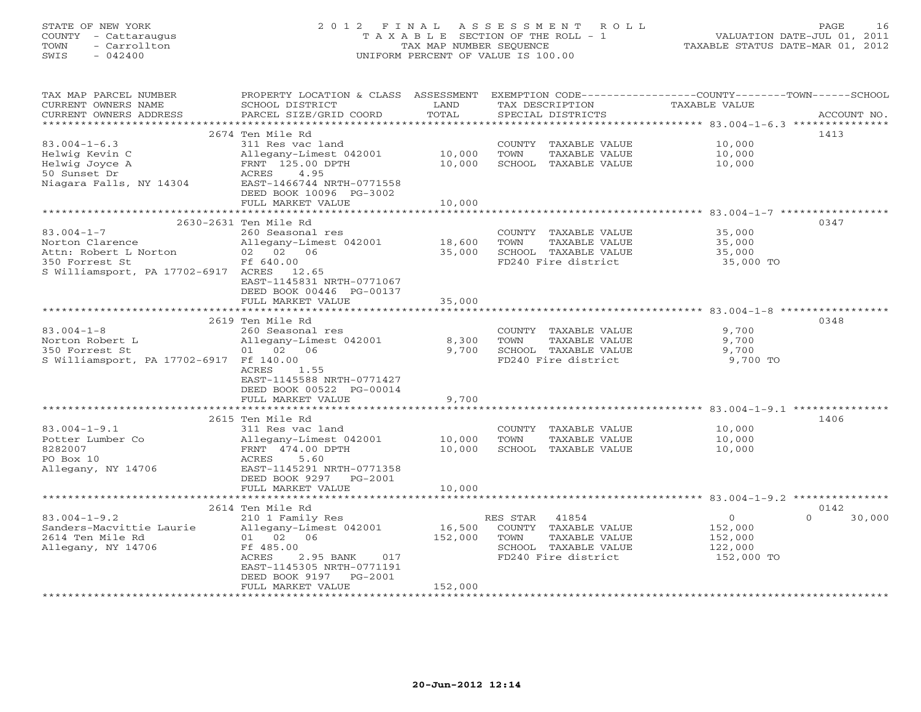STATE OF NEW YORK
COUNTY - Cattaraugus
TOWN - Carrollton
SWIS - 042400

# 2012 FINAL ASSESSMENT ROLL
TAXABLE SECTION OF THE ROLL - 1
TAX MAP NUMBER SEQUENCE
UNIFORM PERCENT OF VALUE IS 100.00

VALUATION DATE-JUL 01, 2011
TAXABLE STATUS DATE-MAR 01, 2012

| TAX MAP PARCEL NUMBER / CURRENT OWNERS NAME / CURRENT OWNERS ADDRESS | PROPERTY LOCATION & CLASS / SCHOOL DISTRICT / PARCEL SIZE/GRID COORD | ASSESSMENT LAND / TOTAL | EXEMPTION CODE / TAX DESCRIPTION / SPECIAL DISTRICTS | COUNTY / TOWN / SCHOOL TAXABLE VALUE | ACCOUNT NO. |
|---|---|---|---|---|---|
| **83.004-1-6.3** | 2674 Ten Mile Rd | | | | 1413 |
| 83.004-1-6.3 | 311 Res vac land | | COUNTY TAXABLE VALUE | 10,000 | |
| Helwig Kevin C | Allegany-Limest 042001 | 10,000 | TOWN TAXABLE VALUE | 10,000 | |
| Helwig Joyce A | FRNT 125.00 DPTH | 10,000 | SCHOOL TAXABLE VALUE | 10,000 | |
| 50 Sunset Dr | ACRES 4.95 | | | | |
| Niagara Falls, NY 14304 | EAST-1466744 NRTH-0771558 | | | | |
| | DEED BOOK 10096 PG-3002 | | | | |
| | FULL MARKET VALUE | 10,000 | | | |
| **83.004-1-7** | 2630-2631 Ten Mile Rd | | | | 0347 |
| 83.004-1-7 | 260 Seasonal res | | COUNTY TAXABLE VALUE | 35,000 | |
| Norton Clarence | Allegany-Limest 042001 | 18,600 | TOWN TAXABLE VALUE | 35,000 | |
| Attn: Robert L Norton | 02 02 06 | 35,000 | SCHOOL TAXABLE VALUE | 35,000 | |
| 350 Forrest St | Ff 640.00 | | FD240 Fire district | 35,000 TO | |
| S Williamsport, PA 17702-6917 | ACRES 12.65 | | | | |
| | EAST-1145831 NRTH-0771067 | | | | |
| | DEED BOOK 00446 PG-00137 | | | | |
| | FULL MARKET VALUE | 35,000 | | | |
| **83.004-1-8** | 2619 Ten Mile Rd | | | | 0348 |
| 83.004-1-8 | 260 Seasonal res | | COUNTY TAXABLE VALUE | 9,700 | |
| Norton Robert L | Allegany-Limest 042001 | 8,300 | TOWN TAXABLE VALUE | 9,700 | |
| 350 Forrest St | 01 02 06 | 9,700 | SCHOOL TAXABLE VALUE | 9,700 | |
| S Williamsport, PA 17702-6917 | Ff 140.00 | | FD240 Fire district | 9,700 TO | |
| | ACRES 1.55 | | | | |
| | EAST-1145588 NRTH-0771427 | | | | |
| | DEED BOOK 00522 PG-00014 | | | | |
| | FULL MARKET VALUE | 9,700 | | | |
| **83.004-1-9.1** | 2615 Ten Mile Rd | | | | 1406 |
| 83.004-1-9.1 | 311 Res vac land | | COUNTY TAXABLE VALUE | 10,000 | |
| Potter Lumber Co | Allegany-Limest 042001 | 10,000 | TOWN TAXABLE VALUE | 10,000 | |
| 8282007 | FRNT 474.00 DPTH | 10,000 | SCHOOL TAXABLE VALUE | 10,000 | |
| PO Box 10 | ACRES 5.60 | | | | |
| Allegany, NY 14706 | EAST-1145291 NRTH-0771358 | | | | |
| | DEED BOOK 9297 PG-2001 | | | | |
| | FULL MARKET VALUE | 10,000 | | | |
| **83.004-1-9.2** | 2614 Ten Mile Rd | | | | 0142 |
| 83.004-1-9.2 | 210 1 Family Res | | RES STAR 41854 | 0 / 0 / 30,000 | |
| Sanders-Macvittie Laurie | Allegany-Limest 042001 | 16,500 | COUNTY TAXABLE VALUE | 152,000 | |
| 2614 Ten Mile Rd | 01 02 06 | 152,000 | TOWN TAXABLE VALUE | 152,000 | |
| Allegany, NY 14706 | Ff 485.00 | | SCHOOL TAXABLE VALUE | 122,000 | |
| | ACRES 2.95 BANK 017 | | FD240 Fire district | 152,000 TO | |
| | EAST-1145305 NRTH-0771191 | | | | |
| | DEED BOOK 9197 PG-2001 | | | | |
| | FULL MARKET VALUE | 152,000 | | | |

20-Jun-2012 12:14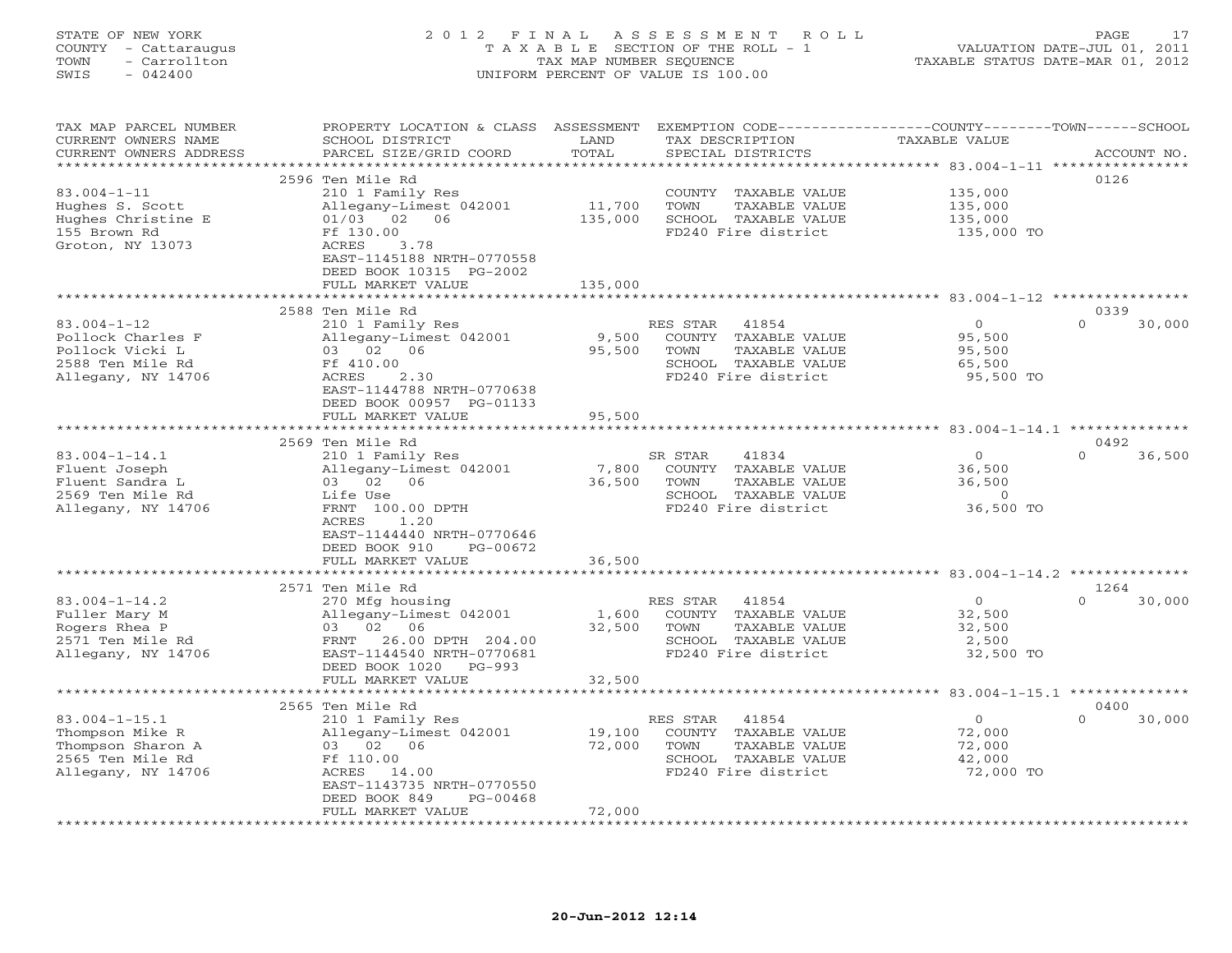STATE OF NEW YORK
COUNTY - Cattaraugus
TOWN - Carrollton
SWIS - 042400

2012 FINAL ASSESSMENT ROLL
TAXABLE SECTION OF THE ROLL - 1
TAX MAP NUMBER SEQUENCE
UNIFORM PERCENT OF VALUE IS 100.00

VALUATION DATE-JUL 01, 2011
TAXABLE STATUS DATE-MAR 01, 2012

| TAX MAP PARCEL NUMBER / CURRENT OWNERS NAME / CURRENT OWNERS ADDRESS | PROPERTY LOCATION & CLASS / SCHOOL DISTRICT / PARCEL SIZE/GRID COORD | ASSESSMENT LAND / TOTAL | EXEMPTION CODE / TAX DESCRIPTION / SPECIAL DISTRICTS | COUNTY / TOWN / SCHOOL TAXABLE VALUE | ACCOUNT NO. |
|---|---|---|---|---|---|
| 2596 Ten Mile Rd | | | | | 0126 |
| 83.004-1-11 | 210 1 Family Res | | COUNTY TAXABLE VALUE | 135,000 | |
| Hughes S. Scott | Allegany-Limest 042001 | 11,700 | TOWN TAXABLE VALUE | 135,000 | |
| Hughes Christine E | 01/03 02 06 | 135,000 | SCHOOL TAXABLE VALUE | 135,000 | |
| 155 Brown Rd | Ff 130.00 | | FD240 Fire district | 135,000 TO | |
| Groton, NY 13073 | ACRES 3.78 | | | | |
| | EAST-1145188 NRTH-0770558 | | | | |
| | DEED BOOK 10315 PG-2002 | | | | |
| | FULL MARKET VALUE | 135,000 | | | |
| 2588 Ten Mile Rd | | | | | 0339 |
| 83.004-1-12 | 210 1 Family Res | | RES STAR 41854 | 0 | 0 30,000 |
| Pollock Charles F | Allegany-Limest 042001 | 9,500 | COUNTY TAXABLE VALUE | 95,500 | |
| Pollock Vicki L | 03 02 06 | 95,500 | TOWN TAXABLE VALUE | 95,500 | |
| 2588 Ten Mile Rd | Ff 410.00 | | SCHOOL TAXABLE VALUE | 65,500 | |
| Allegany, NY 14706 | ACRES 2.30 | | FD240 Fire district | 95,500 TO | |
| | EAST-1144788 NRTH-0770638 | | | | |
| | DEED BOOK 00957 PG-01133 | | | | |
| | FULL MARKET VALUE | 95,500 | | | |
| 2569 Ten Mile Rd | | | | | 0492 |
| 83.004-1-14.1 | 210 1 Family Res | | SR STAR 41834 | 0 | 0 36,500 |
| Fluent Joseph | Allegany-Limest 042001 | 7,800 | COUNTY TAXABLE VALUE | 36,500 | |
| Fluent Sandra L | 03 02 06 | 36,500 | TOWN TAXABLE VALUE | 36,500 | |
| 2569 Ten Mile Rd | Life Use | | SCHOOL TAXABLE VALUE | 0 | |
| Allegany, NY 14706 | FRNT 100.00 DPTH | | FD240 Fire district | 36,500 TO | |
| | ACRES 1.20 | | | | |
| | EAST-1144440 NRTH-0770646 | | | | |
| | DEED BOOK 910 PG-00672 | | | | |
| | FULL MARKET VALUE | 36,500 | | | |
| 2571 Ten Mile Rd | | | | | 1264 |
| 83.004-1-14.2 | 270 Mfg housing | | RES STAR 41854 | 0 | 0 30,000 |
| Fuller Mary M | Allegany-Limest 042001 | 1,600 | COUNTY TAXABLE VALUE | 32,500 | |
| Rogers Rhea P | 03 02 06 | 32,500 | TOWN TAXABLE VALUE | 32,500 | |
| 2571 Ten Mile Rd | FRNT 26.00 DPTH 204.00 | | SCHOOL TAXABLE VALUE | 2,500 | |
| Allegany, NY 14706 | EAST-1144540 NRTH-0770681 | | FD240 Fire district | 32,500 TO | |
| | DEED BOOK 1020 PG-993 | | | | |
| | FULL MARKET VALUE | 32,500 | | | |
| 2565 Ten Mile Rd | | | | | 0400 |
| 83.004-1-15.1 | 210 1 Family Res | | RES STAR 41854 | 0 | 0 30,000 |
| Thompson Mike R | Allegany-Limest 042001 | 19,100 | COUNTY TAXABLE VALUE | 72,000 | |
| Thompson Sharon A | 03 02 06 | 72,000 | TOWN TAXABLE VALUE | 72,000 | |
| 2565 Ten Mile Rd | Ff 110.00 | | SCHOOL TAXABLE VALUE | 42,000 | |
| Allegany, NY 14706 | ACRES 14.00 | | FD240 Fire district | 72,000 TO | |
| | EAST-1143735 NRTH-0770550 | | | | |
| | DEED BOOK 849 PG-00468 | | | | |
| | FULL MARKET VALUE | 72,000 | | | |

20-Jun-2012 12:14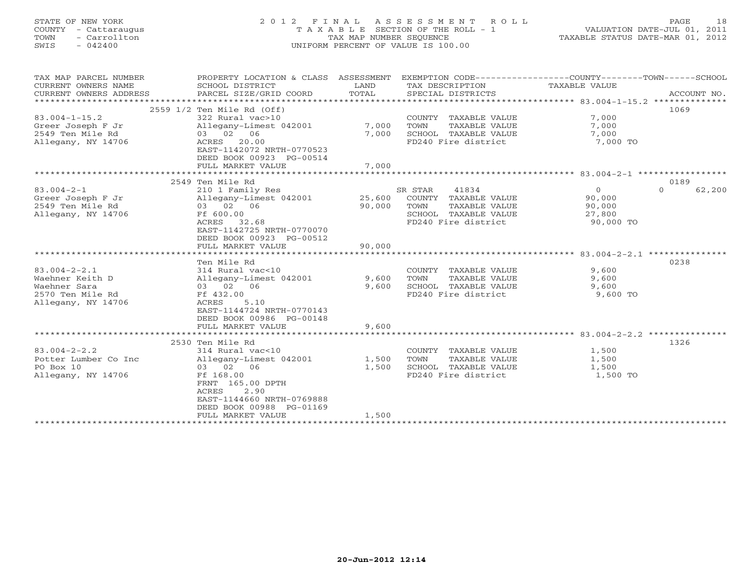STATE OF NEW YORK
COUNTY - Cattaraugus
TOWN - Carrollton
SWIS - 042400

2 0 1 2 F I N A L A S S E S S M E N T R O L L
T A X A B L E SECTION OF THE ROLL - 1
TAX MAP NUMBER SEQUENCE
UNIFORM PERCENT OF VALUE IS 100.00

VALUATION DATE-JUL 01, 2011
TAXABLE STATUS DATE-MAR 01, 2012

| TAX MAP PARCEL NUMBER / CURRENT OWNERS NAME / CURRENT OWNERS ADDRESS | PROPERTY LOCATION & CLASS / SCHOOL DISTRICT / PARCEL SIZE/GRID COORD | ASSESSMENT LAND / TOTAL | EXEMPTION CODE / TAX DESCRIPTION / SPECIAL DISTRICTS | COUNTY / TOWN / SCHOOL TAXABLE VALUE | ACCOUNT NO. |
|---|---|---|---|---|---|
| 2559 1/2 Ten Mile Rd (Off) | | | | | 1069 |
| 83.004-1-15.2 | 322 Rural vac>10 | | COUNTY TAXABLE VALUE | 7,000 | |
| Greer Joseph F Jr | Allegany-Limest 042001 | 7,000 | TOWN TAXABLE VALUE | 7,000 | |
| 2549 Ten Mile Rd | 03 02 06 | 7,000 | SCHOOL TAXABLE VALUE | 7,000 | |
| Allegany, NY 14706 | ACRES 20.00 | | FD240 Fire district | 7,000 TO | |
| | EAST-1142072 NRTH-0770523 | | | | |
| | DEED BOOK 00923 PG-00514 | | | | |
| | FULL MARKET VALUE | 7,000 | | | |
| 2549 Ten Mile Rd | | | | | 0189 |
| 83.004-2-1 | 210 1 Family Res | | SR STAR 41834 | 0 0 62,200 | |
| Greer Joseph F Jr | Allegany-Limest 042001 | 25,600 | COUNTY TAXABLE VALUE | 90,000 | |
| 2549 Ten Mile Rd | 03 02 06 | 90,000 | TOWN TAXABLE VALUE | 90,000 | |
| Allegany, NY 14706 | Ff 600.00 | | SCHOOL TAXABLE VALUE | 27,800 | |
| | ACRES 32.68 | | FD240 Fire district | 90,000 TO | |
| | EAST-1142725 NRTH-0770070 | | | | |
| | DEED BOOK 00923 PG-00512 | | | | |
| | FULL MARKET VALUE | 90,000 | | | |
| Ten Mile Rd | | | | | 0238 |
| 83.004-2-2.1 | 314 Rural vac<10 | | COUNTY TAXABLE VALUE | 9,600 | |
| Waehner Keith D | Allegany-Limest 042001 | 9,600 | TOWN TAXABLE VALUE | 9,600 | |
| Waehner Sara | 03 02 06 | 9,600 | SCHOOL TAXABLE VALUE | 9,600 | |
| 2570 Ten Mile Rd | Ff 432.00 | | FD240 Fire district | 9,600 TO | |
| Allegany, NY 14706 | ACRES 5.10 | | | | |
| | EAST-1144724 NRTH-0770143 | | | | |
| | DEED BOOK 00986 PG-00148 | | | | |
| | FULL MARKET VALUE | 9,600 | | | |
| 2530 Ten Mile Rd | | | | | 1326 |
| 83.004-2-2.2 | 314 Rural vac<10 | | COUNTY TAXABLE VALUE | 1,500 | |
| Potter Lumber Co Inc | Allegany-Limest 042001 | 1,500 | TOWN TAXABLE VALUE | 1,500 | |
| PO Box 10 | 03 02 06 | 1,500 | SCHOOL TAXABLE VALUE | 1,500 | |
| Allegany, NY 14706 | Ff 168.00 | | FD240 Fire district | 1,500 TO | |
| | FRNT 165.00 DPTH | | | | |
| | ACRES 2.90 | | | | |
| | EAST-1144660 NRTH-0769888 | | | | |
| | DEED BOOK 00988 PG-01169 | | | | |
| | FULL MARKET VALUE | 1,500 | | | |

20-Jun-2012 12:14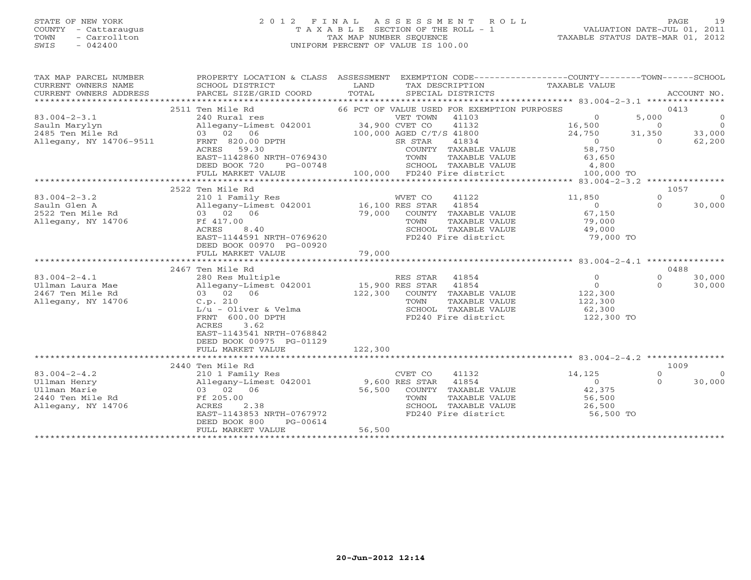STATE OF NEW YORK
COUNTY - Cattaraugus
TOWN - Carrollton
SWIS - 042400

# 2012 FINAL ASSESSMENT ROLL

TAXABLE SECTION OF THE ROLL - 1
TAX MAP NUMBER SEQUENCE
UNIFORM PERCENT OF VALUE IS 100.00

VALUATION DATE-JUL 01, 2011
TAXABLE STATUS DATE-MAR 01, 2012

| TAX MAP PARCEL NUMBER / CURRENT OWNERS NAME / CURRENT OWNERS ADDRESS | PROPERTY LOCATION & CLASS / SCHOOL DISTRICT / PARCEL SIZE/GRID COORD | ASSESSMENT LAND / TOTAL | EXEMPTION CODE / TAX DESCRIPTION / SPECIAL DISTRICTS | COUNTY TAXABLE VALUE | TOWN | SCHOOL / ACCOUNT NO. |
|---|---|---|---|---|---|---|
| 83.004-2-3.1 | 2511 Ten Mile Rd | | 66 PCT OF VALUE USED FOR EXEMPTION PURPOSES | | | 0413 |
| Sauln Marylyn | 240 Rural res | | VET TOWN 41103 | 0 | 5,000 | 0 |
| 2485 Ten Mile Rd | Allegany-Limest 042001 | 34,900 | CVET CO 41132 | 16,500 | 0 | 0 |
| Allegany, NY 14706-9511 | 03 02 06 | 100,000 | AGED C/T/S 41800 | 24,750 | 31,350 | 33,000 |
| | FRNT 820.00 DPTH | | SR STAR 41834 | 0 | 0 | 62,200 |
| | ACRES 59.30 | | COUNTY TAXABLE VALUE | 58,750 | | |
| | EAST-1142860 NRTH-0769430 | | TOWN TAXABLE VALUE | 63,650 | | |
| | DEED BOOK 720 PG-00748 | | SCHOOL TAXABLE VALUE | 4,800 | | |
| | FULL MARKET VALUE | 100,000 | FD240 Fire district | 100,000 TO | | |
| 83.004-2-3.2 | 2522 Ten Mile Rd | | | | | 1057 |
| Sauln Glen A | 210 1 Family Res | | WVET CO 41122 | 11,850 | 0 | 0 |
| 2522 Ten Mile Rd | Allegany-Limest 042001 | 16,100 | RES STAR 41854 | 0 | 0 | 30,000 |
| Allegany, NY 14706 | 03 02 06 | 79,000 | COUNTY TAXABLE VALUE | 67,150 | | |
| | Ff 417.00 | | TOWN TAXABLE VALUE | 79,000 | | |
| | ACRES 8.40 | | SCHOOL TAXABLE VALUE | 49,000 | | |
| | EAST-1144591 NRTH-0769620 | | FD240 Fire district | 79,000 TO | | |
| | DEED BOOK 00970 PG-00920 | | | | | |
| | FULL MARKET VALUE | 79,000 | | | | |
| 83.004-2-4.1 | 2467 Ten Mile Rd | | | | | 0488 |
| Ullman Laura Mae | 280 Res Multiple | | RES STAR 41854 | 0 | 0 | 30,000 |
| 2467 Ten Mile Rd | Allegany-Limest 042001 | 15,900 | RES STAR 41854 | 0 | 0 | 30,000 |
| Allegany, NY 14706 | 03 02 06 | 122,300 | COUNTY TAXABLE VALUE | 122,300 | | |
| | C.p. 210 | | TOWN TAXABLE VALUE | 122,300 | | |
| | L/u - Oliver & Velma | | SCHOOL TAXABLE VALUE | 62,300 | | |
| | FRNT 600.00 DPTH | | FD240 Fire district | 122,300 TO | | |
| | ACRES 3.62 | | | | | |
| | EAST-1143541 NRTH-0768842 | | | | | |
| | DEED BOOK 00975 PG-01129 | | | | | |
| | FULL MARKET VALUE | 122,300 | | | | |
| 83.004-2-4.2 | 2440 Ten Mile Rd | | | | | 1009 |
| Ullman Henry | 210 1 Family Res | | CVET CO 41132 | 14,125 | 0 | 0 |
| Ullman Marie | Allegany-Limest 042001 | 9,600 | RES STAR 41854 | 0 | 0 | 30,000 |
| 2440 Ten Mile Rd | 03 02 06 | 56,500 | COUNTY TAXABLE VALUE | 42,375 | | |
| Allegany, NY 14706 | Ff 205.00 | | TOWN TAXABLE VALUE | 56,500 | | |
| | ACRES 2.38 | | SCHOOL TAXABLE VALUE | 26,500 | | |
| | EAST-1143853 NRTH-0767972 | | FD240 Fire district | 56,500 TO | | |
| | DEED BOOK 800 PG-00614 | | | | | |
| | FULL MARKET VALUE | 56,500 | | | | |

20-Jun-2012 12:14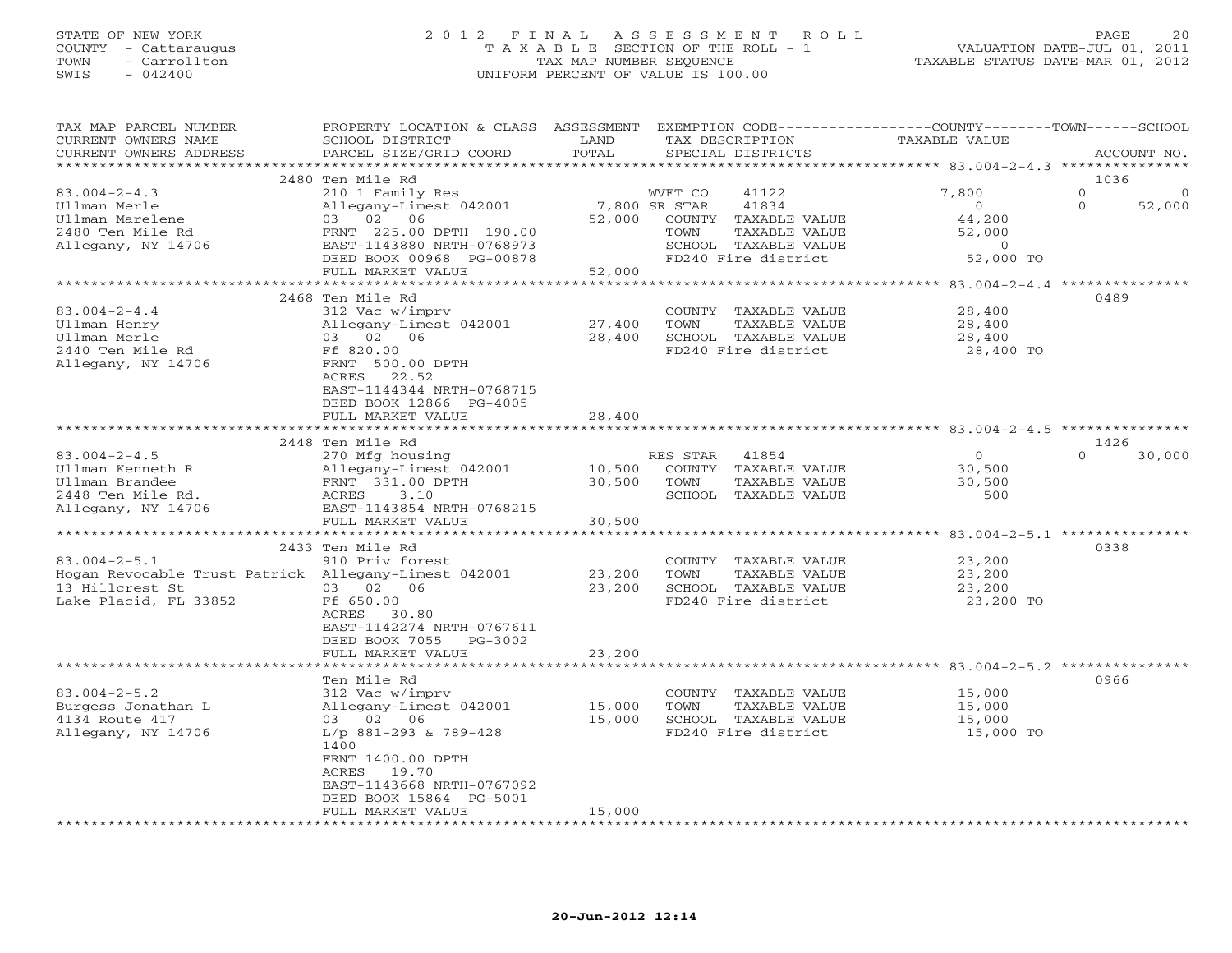STATE OF NEW YORK
COUNTY - Cattaraugus
TOWN - Carrollton
SWIS - 042400

# 2012 FINAL ASSESSMENT ROLL

TAXABLE SECTION OF THE ROLL - 1
TAX MAP NUMBER SEQUENCE
UNIFORM PERCENT OF VALUE IS 100.00

VALUATION DATE-JUL 01, 2011
TAXABLE STATUS DATE-MAR 01, 2012

| TAX MAP PARCEL NUMBER / CURRENT OWNERS NAME / CURRENT OWNERS ADDRESS | PROPERTY LOCATION & CLASS / SCHOOL DISTRICT / PARCEL SIZE/GRID COORD | ASSESSMENT LAND | TOTAL | EXEMPTION CODE / TAX DESCRIPTION / SPECIAL DISTRICTS | COUNTY | TOWN | SCHOOL | ACCOUNT NO. |
|---|---|---|---|---|---|---|---|---|
| 83.004-2-4.3 | 2480 Ten Mile Rd | | | | | | | 1036 |
| Ullman Merle | 210 1 Family Res | | | WVET CO 41122 | 7,800 | 0 | 0 | |
| Ullman Marelene | Allegany-Limest 042001 | 7,800 | | SR STAR 41834 | 0 | 0 | 52,000 | |
| 2480 Ten Mile Rd | 03 02 06 | | 52,000 | COUNTY TAXABLE VALUE | 44,200 | | | |
| Allegany, NY 14706 | FRNT 225.00 DPTH 190.00 | | | TOWN TAXABLE VALUE | | 52,000 | | |
| | EAST-1143880 NRTH-0768973 | | | SCHOOL TAXABLE VALUE | | | 0 | |
| | DEED BOOK 00968 PG-00878 | | | FD240 Fire district | 52,000 TO | | | |
| | FULL MARKET VALUE | | 52,000 | | | | | |
| 83.004-2-4.4 | 2468 Ten Mile Rd | | | | | | | 0489 |
| Ullman Henry | 312 Vac w/imprv | | | COUNTY TAXABLE VALUE | 28,400 | | | |
| Ullman Merle | Allegany-Limest 042001 | 27,400 | | TOWN TAXABLE VALUE | | 28,400 | | |
| 2440 Ten Mile Rd | 03 02 06 | | 28,400 | SCHOOL TAXABLE VALUE | | | 28,400 | |
| Allegany, NY 14706 | Ff 820.00 | | | FD240 Fire district | 28,400 TO | | | |
| | FRNT 500.00 DPTH | | | | | | | |
| | ACRES 22.52 | | | | | | | |
| | EAST-1144344 NRTH-0768715 | | | | | | | |
| | DEED BOOK 12866 PG-4005 | | | | | | | |
| | FULL MARKET VALUE | | 28,400 | | | | | |
| 83.004-2-4.5 | 2448 Ten Mile Rd | | | | | | | 1426 |
| Ullman Kenneth R | 270 Mfg housing | | | RES STAR 41854 | 0 | 0 | 30,000 | |
| Ullman Brandee | Allegany-Limest 042001 | 10,500 | | COUNTY TAXABLE VALUE | 30,500 | | | |
| 2448 Ten Mile Rd. | FRNT 331.00 DPTH | | 30,500 | TOWN TAXABLE VALUE | | 30,500 | | |
| Allegany, NY 14706 | ACRES 3.10 | | | SCHOOL TAXABLE VALUE | | | 500 | |
| | EAST-1143854 NRTH-0768215 | | | | | | | |
| | FULL MARKET VALUE | | 30,500 | | | | | |
| 83.004-2-5.1 | 2433 Ten Mile Rd | | | | | | | 0338 |
| Hogan Revocable Trust Patrick | 910 Priv forest | | | COUNTY TAXABLE VALUE | 23,200 | | | |
| 13 Hillcrest St | Allegany-Limest 042001 | 23,200 | | TOWN TAXABLE VALUE | | 23,200 | | |
| Lake Placid, FL 33852 | 03 02 06 | | 23,200 | SCHOOL TAXABLE VALUE | | | 23,200 | |
| | Ff 650.00 | | | FD240 Fire district | 23,200 TO | | | |
| | ACRES 30.80 | | | | | | | |
| | EAST-1142274 NRTH-0767611 | | | | | | | |
| | DEED BOOK 7055 PG-3002 | | | | | | | |
| | FULL MARKET VALUE | | 23,200 | | | | | |
| 83.004-2-5.2 | Ten Mile Rd | | | | | | | 0966 |
| Burgess Jonathan L | 312 Vac w/imprv | | | COUNTY TAXABLE VALUE | 15,000 | | | |
| 4134 Route 417 | Allegany-Limest 042001 | 15,000 | | TOWN TAXABLE VALUE | | 15,000 | | |
| Allegany, NY 14706 | 03 02 06 | | 15,000 | SCHOOL TAXABLE VALUE | | | 15,000 | |
| | L/p 881-293 & 789-428 | | | FD240 Fire district | 15,000 TO | | | |
| | 1400 | | | | | | | |
| | FRNT 1400.00 DPTH | | | | | | | |
| | ACRES 19.70 | | | | | | | |
| | EAST-1143668 NRTH-0767092 | | | | | | | |
| | DEED BOOK 15864 PG-5001 | | | | | | | |
| | FULL MARKET VALUE | | 15,000 | | | | | |

20-Jun-2012 12:14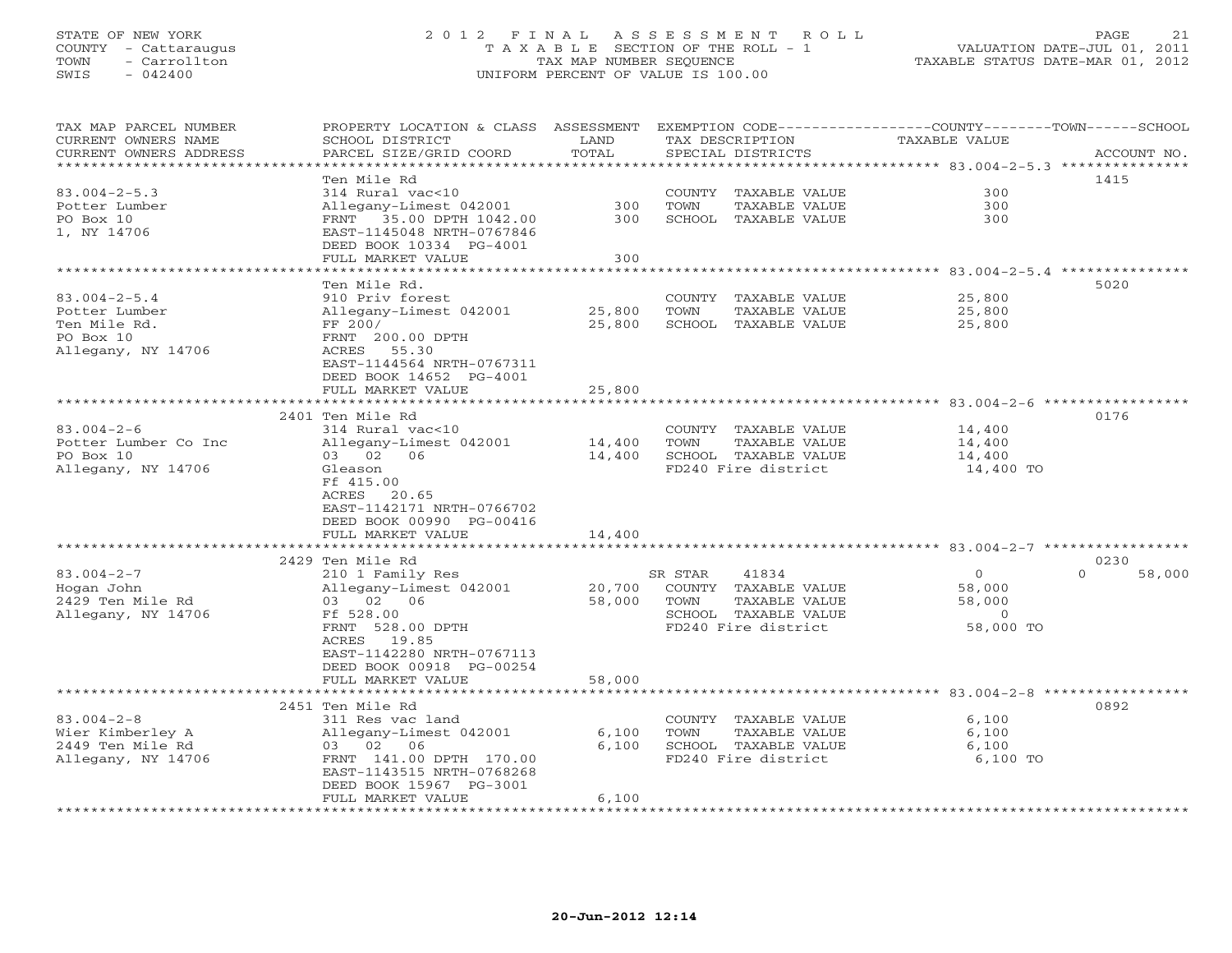STATE OF NEW YORK
COUNTY - Cattaraugus
TOWN - Carrollton
SWIS - 042400

# 2012 FINAL ASSESSMENT ROLL
TAXABLE SECTION OF THE ROLL - 1
TAX MAP NUMBER SEQUENCE
UNIFORM PERCENT OF VALUE IS 100.00

VALUATION DATE-JUL 01, 2011
TAXABLE STATUS DATE-MAR 01, 2012

| TAX MAP PARCEL NUMBER / CURRENT OWNERS NAME / CURRENT OWNERS ADDRESS | PROPERTY LOCATION & CLASS / SCHOOL DISTRICT / PARCEL SIZE/GRID COORD | ASSESSMENT LAND / TOTAL | EXEMPTION CODE / TAX DESCRIPTION / SPECIAL DISTRICTS | COUNTY TAXABLE VALUE | TOWN | SCHOOL | ACCOUNT NO. |
|---|---|---|---|---|---|---|---|
| 83.004-2-5.3 | Ten Mile Rd | | | | | | 1415 |
| 83.004-2-5.3 | 314 Rural vac<10 | | COUNTY TAXABLE VALUE | 300 | | | |
| Potter Lumber | Allegany-Limest 042001 | 300 | TOWN TAXABLE VALUE | 300 | | | |
| PO Box 10 | FRNT 35.00 DPTH 1042.00 | 300 | SCHOOL TAXABLE VALUE | 300 | | | |
| 1, NY 14706 | EAST-1145048 NRTH-0767846 | | | | | | |
| | DEED BOOK 10334 PG-4001 | | | | | | |
| | FULL MARKET VALUE | 300 | | | | | |
| 83.004-2-5.4 | Ten Mile Rd. | | | | | | 5020 |
| 83.004-2-5.4 | 910 Priv forest | | COUNTY TAXABLE VALUE | 25,800 | | | |
| Potter Lumber | Allegany-Limest 042001 | 25,800 | TOWN TAXABLE VALUE | 25,800 | | | |
| Ten Mile Rd. | FF 200/ | 25,800 | SCHOOL TAXABLE VALUE | 25,800 | | | |
| PO Box 10 | FRNT 200.00 DPTH | | | | | | |
| Allegany, NY 14706 | ACRES 55.30 | | | | | | |
| | EAST-1144564 NRTH-0767311 | | | | | | |
| | DEED BOOK 14652 PG-4001 | | | | | | |
| | FULL MARKET VALUE | 25,800 | | | | | |
| 83.004-2-6 | 2401 Ten Mile Rd | | | | | | 0176 |
| 83.004-2-6 | 314 Rural vac<10 | | COUNTY TAXABLE VALUE | 14,400 | | | |
| Potter Lumber Co Inc | Allegany-Limest 042001 | 14,400 | TOWN TAXABLE VALUE | 14,400 | | | |
| PO Box 10 | 03 02 06 | 14,400 | SCHOOL TAXABLE VALUE | 14,400 | | | |
| Allegany, NY 14706 | Gleason | | FD240 Fire district | 14,400 TO | | | |
| | Ff 415.00 | | | | | | |
| | ACRES 20.65 | | | | | | |
| | EAST-1142171 NRTH-0766702 | | | | | | |
| | DEED BOOK 00990 PG-00416 | | | | | | |
| | FULL MARKET VALUE | 14,400 | | | | | |
| 83.004-2-7 | 2429 Ten Mile Rd | | | | | | 0230 |
| 83.004-2-7 | 210 1 Family Res | | SR STAR 41834 | 0 | 0 | 58,000 | |
| Hogan John | Allegany-Limest 042001 | 20,700 | COUNTY TAXABLE VALUE | 58,000 | | | |
| 2429 Ten Mile Rd | 03 02 06 | 58,000 | TOWN TAXABLE VALUE | 58,000 | | | |
| Allegany, NY 14706 | Ff 528.00 | | SCHOOL TAXABLE VALUE | 0 | | | |
| | FRNT 528.00 DPTH | | FD240 Fire district | 58,000 TO | | | |
| | ACRES 19.85 | | | | | | |
| | EAST-1142280 NRTH-0767113 | | | | | | |
| | DEED BOOK 00918 PG-00254 | | | | | | |
| | FULL MARKET VALUE | 58,000 | | | | | |
| 83.004-2-8 | 2451 Ten Mile Rd | | | | | | 0892 |
| 83.004-2-8 | 311 Res vac land | | COUNTY TAXABLE VALUE | 6,100 | | | |
| Wier Kimberley A | Allegany-Limest 042001 | 6,100 | TOWN TAXABLE VALUE | 6,100 | | | |
| 2449 Ten Mile Rd | 03 02 06 | 6,100 | SCHOOL TAXABLE VALUE | 6,100 | | | |
| Allegany, NY 14706 | FRNT 141.00 DPTH 170.00 | | FD240 Fire district | 6,100 TO | | | |
| | EAST-1143515 NRTH-0768268 | | | | | | |
| | DEED BOOK 15967 PG-3001 | | | | | | |
| | FULL MARKET VALUE | 6,100 | | | | | |

20-Jun-2012 12:14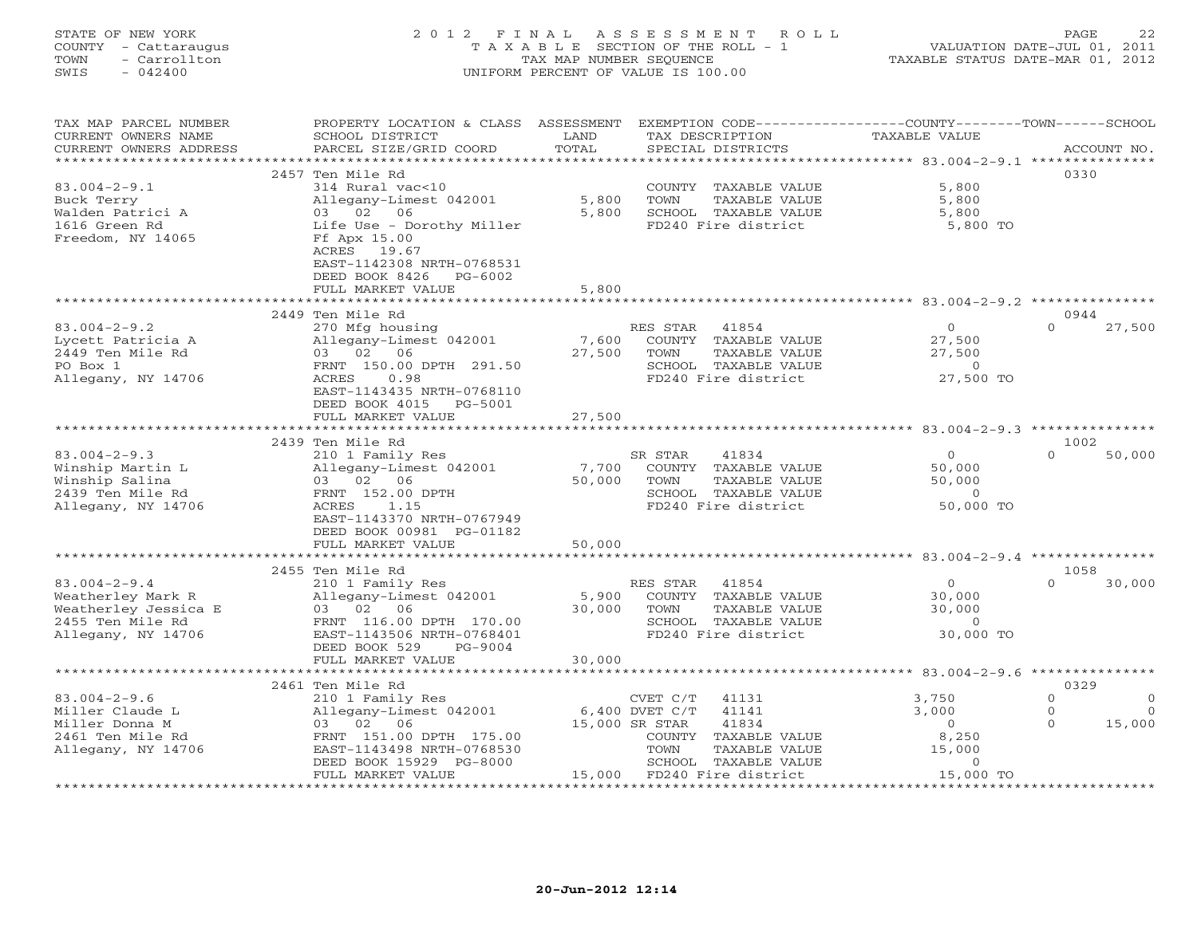STATE OF NEW YORK
COUNTY - Cattaraugus
TOWN - Carrollton
SWIS - 042400

# 2012 FINAL ASSESSMENT ROLL

TAXABLE SECTION OF THE ROLL - 1
TAX MAP NUMBER SEQUENCE
UNIFORM PERCENT OF VALUE IS 100.00

VALUATION DATE-JUL 01, 2011
TAXABLE STATUS DATE-MAR 01, 2012

| TAX MAP PARCEL NUMBER / CURRENT OWNERS NAME / CURRENT OWNERS ADDRESS | PROPERTY LOCATION & CLASS / SCHOOL DISTRICT / PARCEL SIZE/GRID COORD | ASSESSMENT LAND | TOTAL | EXEMPTION CODE / TAX DESCRIPTION / SPECIAL DISTRICTS | COUNTY TAXABLE VALUE | TOWN | SCHOOL | ACCOUNT NO. |
|---|---|---|---|---|---|---|---|---|
| 83.004-2-9.1 | 2457 Ten Mile Rd | | | | | | | 0330 |
| 83.004-2-9.1 | 314 Rural vac<10 | | | COUNTY TAXABLE VALUE | 5,800 | | | |
| Buck Terry | Allegany-Limest 042001 | 5,800 | | TOWN TAXABLE VALUE | 5,800 | | | |
| Walden Patrici A | 03 02 06 | | 5,800 | SCHOOL TAXABLE VALUE | 5,800 | | | |
| 1616 Green Rd | Life Use - Dorothy Miller | | | FD240 Fire district | 5,800 TO | | | |
| Freedom, NY 14065 | Ff Apx 15.00 | | | | | | | |
| | ACRES 19.67 | | | | | | | |
| | EAST-1142308 NRTH-0768531 | | | | | | | |
| | DEED BOOK 8426 PG-6002 | | | | | | | |
| | FULL MARKET VALUE | | 5,800 | | | | | |
| 83.004-2-9.2 | 2449 Ten Mile Rd | | | | | | | 0944 |
| 83.004-2-9.2 | 270 Mfg housing | | | RES STAR 41854 | 0 | | 0 | 27,500 |
| Lycett Patricia A | Allegany-Limest 042001 | 7,600 | | COUNTY TAXABLE VALUE | 27,500 | | | |
| 2449 Ten Mile Rd | 03 02 06 | | 27,500 | TOWN TAXABLE VALUE | 27,500 | | | |
| PO Box 1 | FRNT 150.00 DPTH 291.50 | | | SCHOOL TAXABLE VALUE | 0 | | | |
| Allegany, NY 14706 | ACRES 0.98 | | | FD240 Fire district | 27,500 TO | | | |
| | EAST-1143435 NRTH-0768110 | | | | | | | |
| | DEED BOOK 4015 PG-5001 | | | | | | | |
| | FULL MARKET VALUE | | 27,500 | | | | | |
| 83.004-2-9.3 | 2439 Ten Mile Rd | | | | | | | 1002 |
| 83.004-2-9.3 | 210 1 Family Res | | | SR STAR 41834 | 0 | | 0 | 50,000 |
| Winship Martin L | Allegany-Limest 042001 | 7,700 | | COUNTY TAXABLE VALUE | 50,000 | | | |
| Winship Salina | 03 02 06 | | 50,000 | TOWN TAXABLE VALUE | 50,000 | | | |
| 2439 Ten Mile Rd | FRNT 152.00 DPTH | | | SCHOOL TAXABLE VALUE | 0 | | | |
| Allegany, NY 14706 | ACRES 1.15 | | | FD240 Fire district | 50,000 TO | | | |
| | EAST-1143370 NRTH-0767949 | | | | | | | |
| | DEED BOOK 00981 PG-01182 | | | | | | | |
| | FULL MARKET VALUE | | 50,000 | | | | | |
| 83.004-2-9.4 | 2455 Ten Mile Rd | | | | | | | 1058 |
| 83.004-2-9.4 | 210 1 Family Res | | | RES STAR 41854 | 0 | | 0 | 30,000 |
| Weatherley Mark R | Allegany-Limest 042001 | 5,900 | | COUNTY TAXABLE VALUE | 30,000 | | | |
| Weatherley Jessica E | 03 02 06 | | 30,000 | TOWN TAXABLE VALUE | 30,000 | | | |
| 2455 Ten Mile Rd | FRNT 116.00 DPTH 170.00 | | | SCHOOL TAXABLE VALUE | 0 | | | |
| Allegany, NY 14706 | EAST-1143506 NRTH-0768401 | | | FD240 Fire district | 30,000 TO | | | |
| | DEED BOOK 529 PG-9004 | | | | | | | |
| | FULL MARKET VALUE | | 30,000 | | | | | |
| 83.004-2-9.6 | 2461 Ten Mile Rd | | | | | | | 0329 |
| 83.004-2-9.6 | 210 1 Family Res | | | CVET C/T 41131 | 3,750 | | 0 | 0 |
| Miller Claude L | Allegany-Limest 042001 | 6,400 | | DVET C/T 41141 | 3,000 | | 0 | 0 |
| Miller Donna M | 03 02 06 | | 15,000 | SR STAR 41834 | 0 | | 0 | 15,000 |
| 2461 Ten Mile Rd | FRNT 151.00 DPTH 175.00 | | | COUNTY TAXABLE VALUE | 8,250 | | | |
| Allegany, NY 14706 | EAST-1143498 NRTH-0768530 | | | TOWN TAXABLE VALUE | 15,000 | | | |
| | DEED BOOK 15929 PG-8000 | | | SCHOOL TAXABLE VALUE | 0 | | | |
| | FULL MARKET VALUE | | 15,000 | FD240 Fire district | 15,000 TO | | | |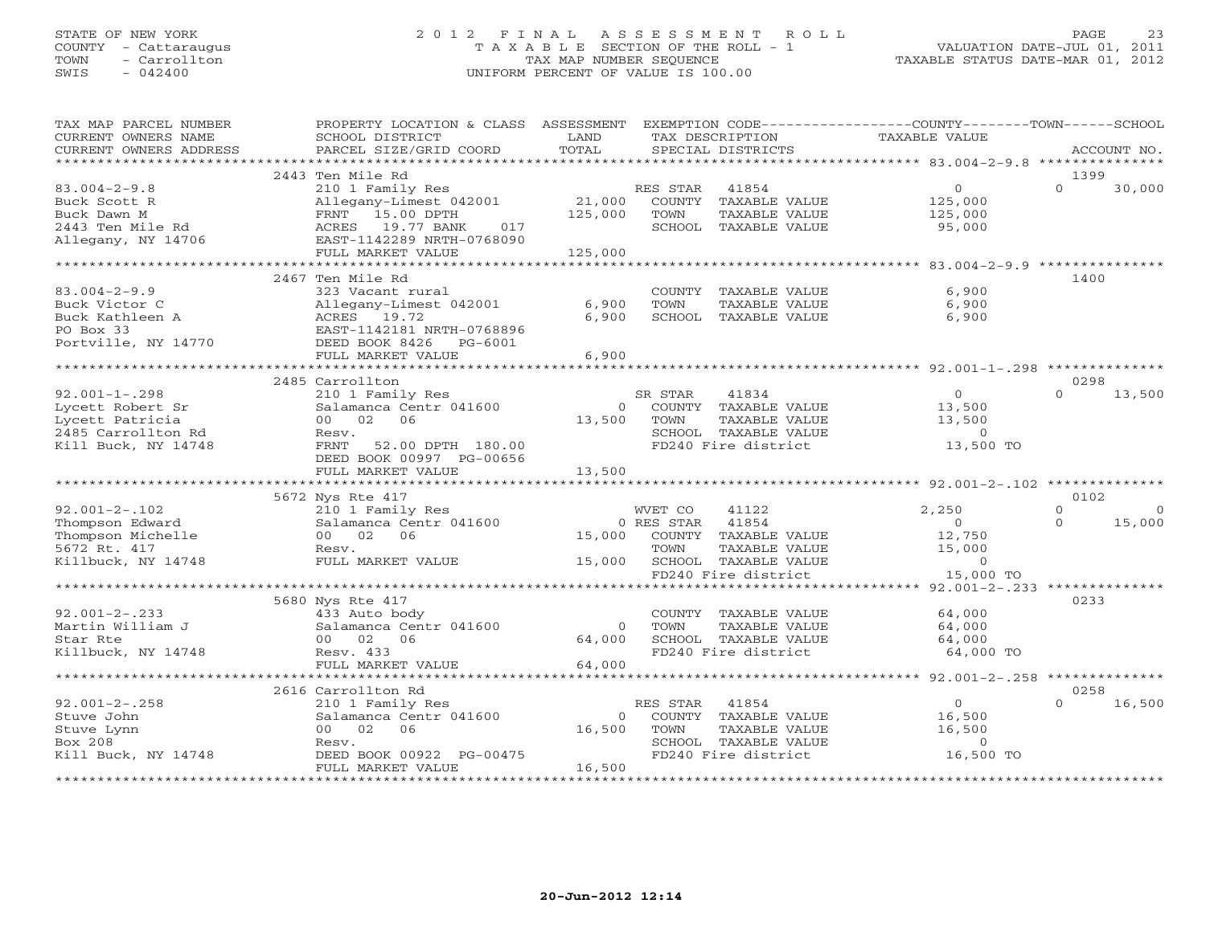STATE OF NEW YORK
COUNTY - Cattaraugus
TOWN - Carrollton
SWIS - 042400

# 2012 FINAL ASSESSMENT ROLL

TAXABLE SECTION OF THE ROLL - 1
TAX MAP NUMBER SEQUENCE
UNIFORM PERCENT OF VALUE IS 100.00

VALUATION DATE-JUL 01, 2011
TAXABLE STATUS DATE-MAR 01, 2012

| TAX MAP PARCEL NUMBER / CURRENT OWNERS NAME / CURRENT OWNERS ADDRESS | PROPERTY LOCATION & CLASS / SCHOOL DISTRICT / PARCEL SIZE/GRID COORD | LAND | ASSESSMENT TOTAL | EXEMPTION CODE / TAX DESCRIPTION / SPECIAL DISTRICTS | COUNTY TAXABLE VALUE | TOWN | SCHOOL | ACCOUNT NO. |
|---|---|---|---|---|---|---|---|---|
| 83.004-2-9.8 | 2443 Ten Mile Rd | | | | | | | 1399 |
| Buck Scott R | 210 1 Family Res | | | RES STAR 41854 | 0 | 0 | 30,000 | |
| Buck Dawn M | Allegany-Limest 042001 | 21,000 | | COUNTY TAXABLE VALUE | 125,000 | | | |
| 2443 Ten Mile Rd | FRNT 15.00 DPTH | | 125,000 | TOWN TAXABLE VALUE | 125,000 | | | |
| Allegany, NY 14706 | ACRES 19.77 BANK 017 | | | SCHOOL TAXABLE VALUE | 95,000 | | | |
| | EAST-1142289 NRTH-0768090 | | | | | | | |
| | FULL MARKET VALUE | | 125,000 | | | | | |
| 83.004-2-9.9 | 2467 Ten Mile Rd | | | | | | | 1400 |
| Buck Victor C | 323 Vacant rural | | | COUNTY TAXABLE VALUE | 6,900 | | | |
| Buck Kathleen A | Allegany-Limest 042001 | 6,900 | | TOWN TAXABLE VALUE | 6,900 | | | |
| PO Box 33 | ACRES 19.72 | | 6,900 | SCHOOL TAXABLE VALUE | 6,900 | | | |
| Portville, NY 14770 | EAST-1142181 NRTH-0768896 | | | | | | | |
| | DEED BOOK 8426 PG-6001 | | | | | | | |
| | FULL MARKET VALUE | | 6,900 | | | | | |
| 92.001-1-.298 | 2485 Carrollton | | | | | | | 0298 |
| Lycett Robert Sr | 210 1 Family Res | | | SR STAR 41834 | 0 | 0 | 13,500 | |
| Lycett Patricia | Salamanca Centr 041600 | 0 | | COUNTY TAXABLE VALUE | 13,500 | | | |
| 2485 Carrollton Rd | 00 02 06 | | 13,500 | TOWN TAXABLE VALUE | 13,500 | | | |
| Kill Buck, NY 14748 | Resv. | | | SCHOOL TAXABLE VALUE | 0 | | | |
| | FRNT 52.00 DPTH 180.00 | | | FD240 Fire district | 13,500 TO | | | |
| | DEED BOOK 00997 PG-00656 | | | | | | | |
| | FULL MARKET VALUE | | 13,500 | | | | | |
| 92.001-2-.102 | 5672 Nys Rte 417 | | | | | | | 0102 |
| Thompson Edward | 210 1 Family Res | | | WVET CO 41122 | 2,250 | 0 | 0 | |
| Thompson Michelle | Salamanca Centr 041600 | 0 | | RES STAR 41854 | 0 | 0 | 15,000 | |
| 5672 Rt. 417 | 00 02 06 | | 15,000 | COUNTY TAXABLE VALUE | 12,750 | | | |
| Killbuck, NY 14748 | Resv. | | | TOWN TAXABLE VALUE | 15,000 | | | |
| | FULL MARKET VALUE | | 15,000 | SCHOOL TAXABLE VALUE | 0 | | | |
| | | | | FD240 Fire district | 15,000 TO | | | |
| 92.001-2-.233 | 5680 Nys Rte 417 | | | | | | | 0233 |
| Martin William J | 433 Auto body | | | COUNTY TAXABLE VALUE | 64,000 | | | |
| Star Rte | Salamanca Centr 041600 | 0 | | TOWN TAXABLE VALUE | 64,000 | | | |
| Killbuck, NY 14748 | 00 02 06 | | 64,000 | SCHOOL TAXABLE VALUE | 64,000 | | | |
| | Resv. 433 | | | FD240 Fire district | 64,000 TO | | | |
| | FULL MARKET VALUE | | 64,000 | | | | | |
| 92.001-2-.258 | 2616 Carrollton Rd | | | | | | | 0258 |
| Stuve John | 210 1 Family Res | | | RES STAR 41854 | 0 | 0 | 16,500 | |
| Stuve Lynn | Salamanca Centr 041600 | 0 | | COUNTY TAXABLE VALUE | 16,500 | | | |
| Box 208 | 00 02 06 | | 16,500 | TOWN TAXABLE VALUE | 16,500 | | | |
| Kill Buck, NY 14748 | Resv. | | | SCHOOL TAXABLE VALUE | 0 | | | |
| | DEED BOOK 00922 PG-00475 | | | FD240 Fire district | 16,500 TO | | | |
| | FULL MARKET VALUE | | 16,500 | | | | | |

20-Jun-2012 12:14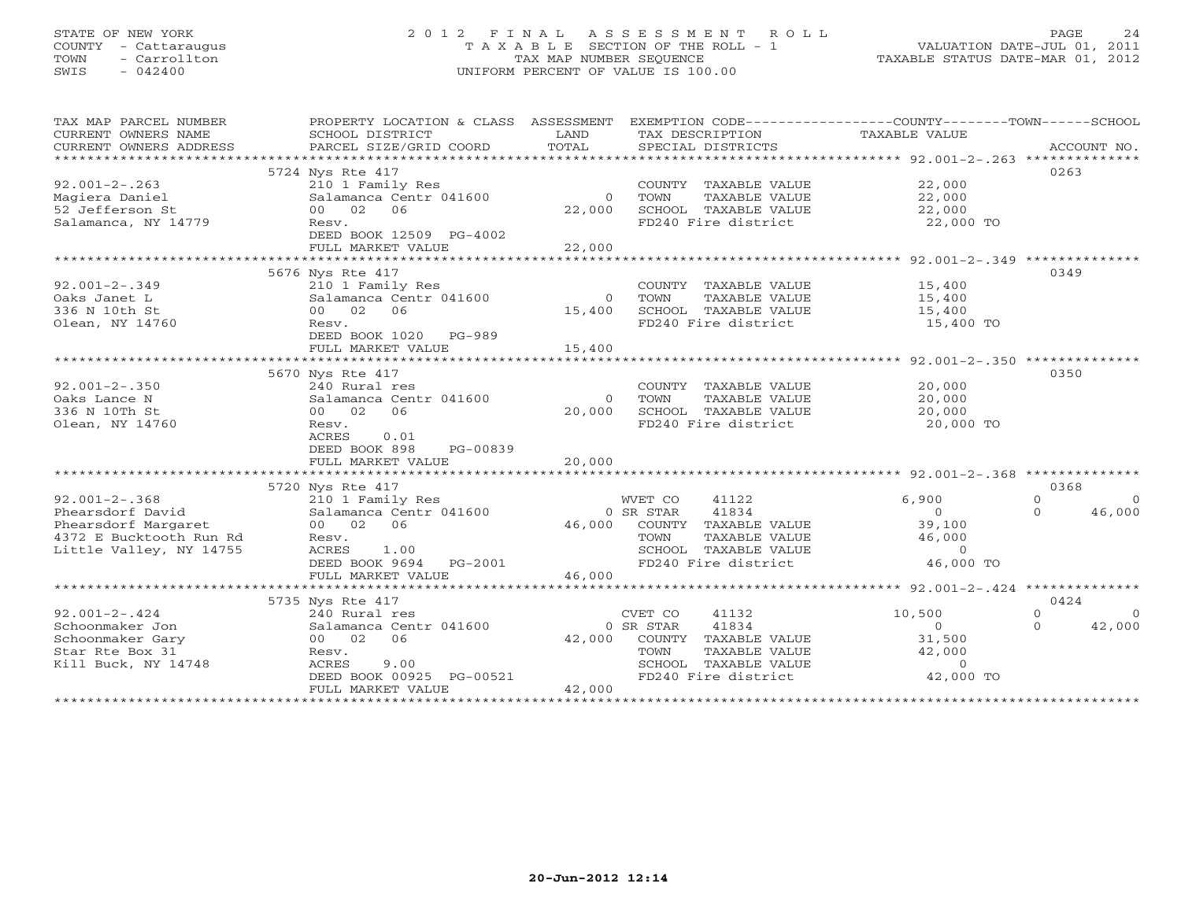STATE OF NEW YORK
COUNTY - Cattaraugus
TOWN - Carrollton
SWIS - 042400

# 2012 FINAL ASSESSMENT ROLL
TAXABLE SECTION OF THE ROLL - 1
TAX MAP NUMBER SEQUENCE
UNIFORM PERCENT OF VALUE IS 100.00

VALUATION DATE-JUL 01, 2011
TAXABLE STATUS DATE-MAR 01, 2012

| TAX MAP PARCEL NUMBER / CURRENT OWNERS NAME / CURRENT OWNERS ADDRESS | PROPERTY LOCATION & CLASS / SCHOOL DISTRICT / PARCEL SIZE/GRID COORD | ASSESSMENT LAND | TOTAL | EXEMPTION CODE / TAX DESCRIPTION / SPECIAL DISTRICTS | COUNTY TAXABLE VALUE | TOWN | SCHOOL | ACCOUNT NO. |
|---|---|---|---|---|---|---|---|---|
| 92.001-2-.263 | 5724 Nys Rte 417 | | | | | | | 0263 |
| Magiera Daniel | 210 1 Family Res | | | COUNTY TAXABLE VALUE | 22,000 | | | |
| 52 Jefferson St | Salamanca Centr 041600 | 0 | | TOWN TAXABLE VALUE | 22,000 | | | |
| Salamanca, NY 14779 | 00 02 06 | | 22,000 | SCHOOL TAXABLE VALUE | 22,000 | | | |
| | Resv. | | | FD240 Fire district | 22,000 TO | | | |
| | DEED BOOK 12509 PG-4002 | | | | | | | |
| | FULL MARKET VALUE | | 22,000 | | | | | |
| 92.001-2-.349 | 5676 Nys Rte 417 | | | | | | | 0349 |
| Oaks Janet L | 210 1 Family Res | | | COUNTY TAXABLE VALUE | 15,400 | | | |
| 336 N 10th St | Salamanca Centr 041600 | 0 | | TOWN TAXABLE VALUE | 15,400 | | | |
| Olean, NY 14760 | 00 02 06 | | 15,400 | SCHOOL TAXABLE VALUE | 15,400 | | | |
| | Resv. | | | FD240 Fire district | 15,400 TO | | | |
| | DEED BOOK 1020 PG-989 | | | | | | | |
| | FULL MARKET VALUE | | 15,400 | | | | | |
| 92.001-2-.350 | 5670 Nys Rte 417 | | | | | | | 0350 |
| Oaks Lance N | 240 Rural res | | | COUNTY TAXABLE VALUE | 20,000 | | | |
| 336 N 10Th St | Salamanca Centr 041600 | 0 | | TOWN TAXABLE VALUE | 20,000 | | | |
| Olean, NY 14760 | 00 02 06 | | 20,000 | SCHOOL TAXABLE VALUE | 20,000 | | | |
| | Resv. | | | FD240 Fire district | 20,000 TO | | | |
| | ACRES 0.01 | | | | | | | |
| | DEED BOOK 898 PG-00839 | | | | | | | |
| | FULL MARKET VALUE | | 20,000 | | | | | |
| 92.001-2-.368 | 5720 Nys Rte 417 | | | | | | | 0368 |
| Phearsdorf David | 210 1 Family Res | | | WVET CO 41122 | 6,900 | 0 | 0 | |
| Phearsdorf Margaret | Salamanca Centr 041600 | 0 | | SR STAR 41834 | 0 | 0 | 46,000 | |
| 4372 E Bucktooth Run Rd | 00 02 06 | | 46,000 | COUNTY TAXABLE VALUE | 39,100 | | | |
| Little Valley, NY 14755 | Resv. | | | TOWN TAXABLE VALUE | 46,000 | | | |
| | ACRES 1.00 | | | SCHOOL TAXABLE VALUE | 0 | | | |
| | DEED BOOK 9694 PG-2001 | | | FD240 Fire district | 46,000 TO | | | |
| | FULL MARKET VALUE | | 46,000 | | | | | |
| 92.001-2-.424 | 5735 Nys Rte 417 | | | | | | | 0424 |
| Schoonmaker Jon | 240 Rural res | | | CVET CO 41132 | 10,500 | 0 | 0 | |
| Schoonmaker Gary | Salamanca Centr 041600 | 0 | | SR STAR 41834 | 0 | 0 | 42,000 | |
| Star Rte Box 31 | 00 02 06 | | 42,000 | COUNTY TAXABLE VALUE | 31,500 | | | |
| Kill Buck, NY 14748 | Resv. | | | TOWN TAXABLE VALUE | 42,000 | | | |
| | ACRES 9.00 | | | SCHOOL TAXABLE VALUE | 0 | | | |
| | DEED BOOK 00925 PG-00521 | | | FD240 Fire district | 42,000 TO | | | |
| | FULL MARKET VALUE | | 42,000 | | | | | |

20-Jun-2012 12:14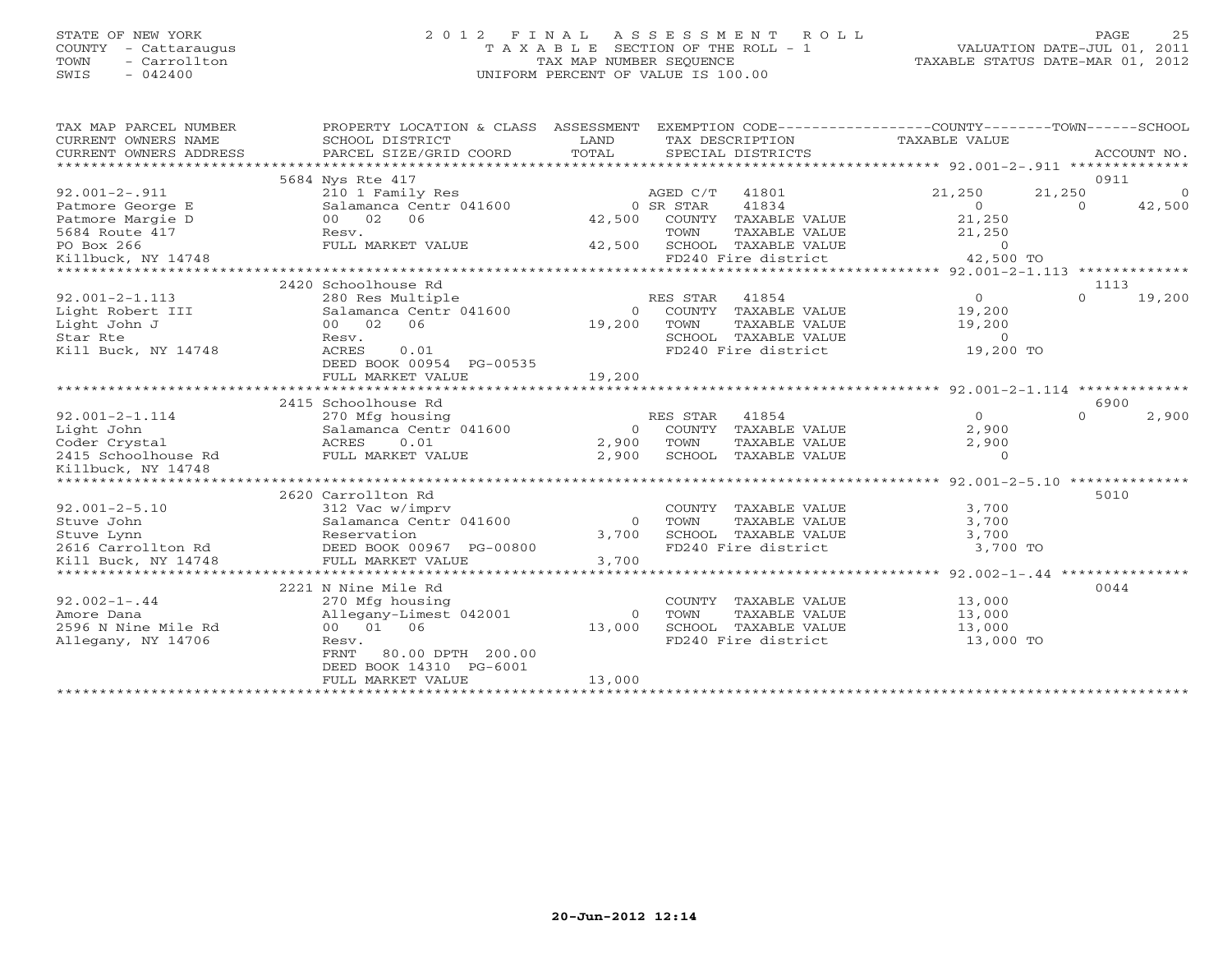STATE OF NEW YORK
COUNTY - Cattaraugus
TOWN - Carrollton
SWIS - 042400

# 2012 FINAL ASSESSMENT ROLL

TAXABLE SECTION OF THE ROLL - 1
TAX MAP NUMBER SEQUENCE
UNIFORM PERCENT OF VALUE IS 100.00

VALUATION DATE-JUL 01, 2011
TAXABLE STATUS DATE-MAR 01, 2012

| TAX MAP PARCEL NUMBER / CURRENT OWNERS NAME / CURRENT OWNERS ADDRESS | PROPERTY LOCATION & CLASS / SCHOOL DISTRICT / PARCEL SIZE/GRID COORD | ASSESSMENT LAND / TOTAL | EXEMPTION CODE / TAX DESCRIPTION / SPECIAL DISTRICTS | COUNTY TAXABLE VALUE | TOWN | SCHOOL | ACCOUNT NO. |
|---|---|---|---|---|---|---|---|
| | 5684 Nys Rte 417 | | | | | | 0911 |
| 92.001-2-.911 | 210 1 Family Res | | AGED C/T 41801 | 21,250 | 21,250 | 0 | |
| Patmore George E | Salamanca Centr 041600 | 0 | SR STAR 41834 | 0 | 0 | 42,500 | |
| Patmore Margie D | 00 02 06 | 42,500 | COUNTY TAXABLE VALUE | 21,250 | | | |
| 5684 Route 417 | Resv. | | TOWN TAXABLE VALUE | 21,250 | | | |
| PO Box 266 | FULL MARKET VALUE | 42,500 | SCHOOL TAXABLE VALUE | 0 | | | |
| Killbuck, NY 14748 | | | FD240 Fire district | 42,500 TO | | | |
| | 2420 Schoolhouse Rd | | | | | | 1113 |
| 92.001-2-1.113 | 280 Res Multiple | | RES STAR 41854 | 0 | 0 | 19,200 | |
| Light Robert III | Salamanca Centr 041600 | 0 | COUNTY TAXABLE VALUE | 19,200 | | | |
| Light John J | 00 02 06 | 19,200 | TOWN TAXABLE VALUE | 19,200 | | | |
| Star Rte | Resv. | | SCHOOL TAXABLE VALUE | 0 | | | |
| Kill Buck, NY 14748 | ACRES 0.01 | | FD240 Fire district | 19,200 TO | | | |
| | DEED BOOK 00954 PG-00535 | | | | | | |
| | FULL MARKET VALUE | 19,200 | | | | | |
| | 2415 Schoolhouse Rd | | | | | | 6900 |
| 92.001-2-1.114 | 270 Mfg housing | | RES STAR 41854 | 0 | 0 | 2,900 | |
| Light John | Salamanca Centr 041600 | 0 | COUNTY TAXABLE VALUE | 2,900 | | | |
| Coder Crystal | ACRES 0.01 | 2,900 | TOWN TAXABLE VALUE | 2,900 | | | |
| 2415 Schoolhouse Rd | FULL MARKET VALUE | 2,900 | SCHOOL TAXABLE VALUE | 0 | | | |
| Killbuck, NY 14748 | | | | | | | |
| | 2620 Carrollton Rd | | | | | | 5010 |
| 92.001-2-5.10 | 312 Vac w/imprv | | COUNTY TAXABLE VALUE | 3,700 | | | |
| Stuve John | Salamanca Centr 041600 | 0 | TOWN TAXABLE VALUE | 3,700 | | | |
| Stuve Lynn | Reservation | 3,700 | SCHOOL TAXABLE VALUE | 3,700 | | | |
| 2616 Carrollton Rd | DEED BOOK 00967 PG-00800 | | FD240 Fire district | 3,700 TO | | | |
| Kill Buck, NY 14748 | FULL MARKET VALUE | 3,700 | | | | | |
| | 2221 N Nine Mile Rd | | | | | | 0044 |
| 92.002-1-.44 | 270 Mfg housing | | COUNTY TAXABLE VALUE | 13,000 | | | |
| Amore Dana | Allegany-Limest 042001 | 0 | TOWN TAXABLE VALUE | 13,000 | | | |
| 2596 N Nine Mile Rd | 00 01 06 | 13,000 | SCHOOL TAXABLE VALUE | 13,000 | | | |
| Allegany, NY 14706 | Resv. | | FD240 Fire district | 13,000 TO | | | |
| | FRNT 80.00 DPTH 200.00 | | | | | | |
| | DEED BOOK 14310 PG-6001 | | | | | | |
| | FULL MARKET VALUE | 13,000 | | | | | |

20-Jun-2012 12:14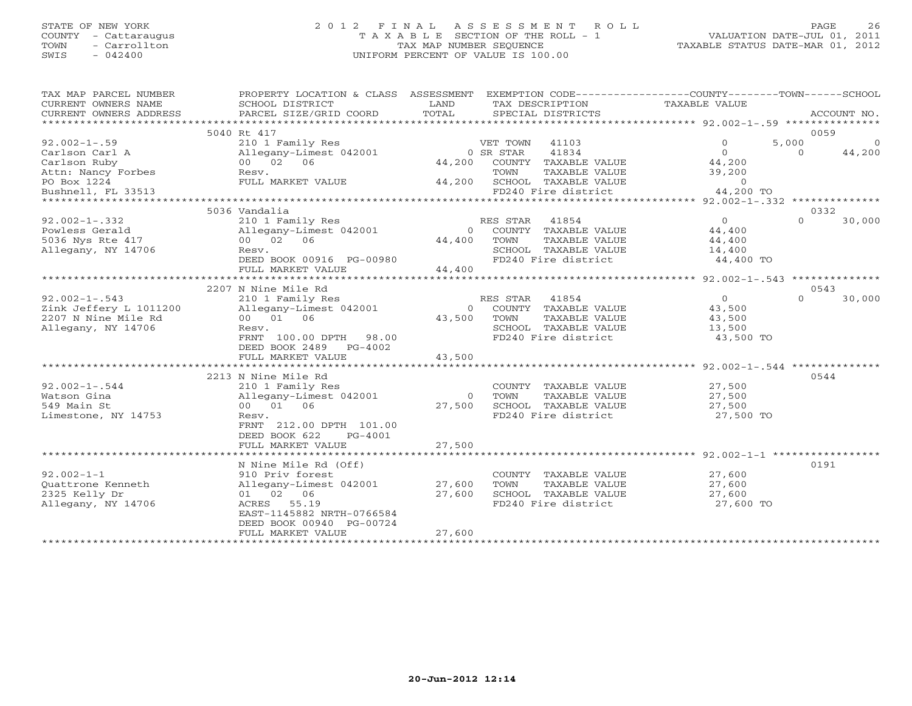STATE OF NEW YORK
COUNTY - Cattaraugus
TOWN - Carrollton
SWIS - 042400

# 2012 FINAL ASSESSMENT ROLL
TAXABLE SECTION OF THE ROLL - 1
TAX MAP NUMBER SEQUENCE
UNIFORM PERCENT OF VALUE IS 100.00

VALUATION DATE-JUL 01, 2011
TAXABLE STATUS DATE-MAR 01, 2012

| TAX MAP PARCEL NUMBER / CURRENT OWNERS NAME / CURRENT OWNERS ADDRESS | PROPERTY LOCATION & CLASS / SCHOOL DISTRICT / PARCEL SIZE/GRID COORD | LAND | ASSESSMENT TOTAL | EXEMPTION CODE / TAX DESCRIPTION / SPECIAL DISTRICTS | COUNTY TAXABLE VALUE | TOWN | SCHOOL | ACCOUNT NO. |
|---|---|---|---|---|---|---|---|---|
| 92.002-1-.59 | 5040 Rt 417 | | | | | | | 0059 |
| | 210 1 Family Res | | | VET TOWN 41103 | 0 | 5,000 | 0 | |
| Carlson Carl A | Allegany-Limest 042001 | 0 | | SR STAR 41834 | 0 | 0 | 44,200 | |
| Carlson Ruby | 00 02 06 | | 44,200 | COUNTY TAXABLE VALUE | 44,200 | | | |
| Attn: Nancy Forbes | Resv. | | | TOWN TAXABLE VALUE | | 39,200 | | |
| PO Box 1224 | FULL MARKET VALUE | | 44,200 | SCHOOL TAXABLE VALUE | | | 0 | |
| Bushnell, FL 33513 | | | | FD240 Fire district | 44,200 TO | | | |
| 92.002-1-.332 | 5036 Vandalia | | | | | | | 0332 |
| | 210 1 Family Res | | | RES STAR 41854 | 0 | 0 | 30,000 | |
| Powless Gerald | Allegany-Limest 042001 | 0 | | COUNTY TAXABLE VALUE | 44,400 | | | |
| 5036 Nys Rte 417 | 00 02 06 | | 44,400 | TOWN TAXABLE VALUE | | 44,400 | | |
| Allegany, NY 14706 | Resv. | | | SCHOOL TAXABLE VALUE | | | 14,400 | |
| | DEED BOOK 00916 PG-00980 | | | FD240 Fire district | 44,400 TO | | | |
| | FULL MARKET VALUE | | 44,400 | | | | | |
| 92.002-1-.543 | 2207 N Nine Mile Rd | | | | | | | 0543 |
| | 210 1 Family Res | | | RES STAR 41854 | 0 | 0 | 30,000 | |
| Zink Jeffery L 1011200 | Allegany-Limest 042001 | 0 | | COUNTY TAXABLE VALUE | 43,500 | | | |
| 2207 N Nine Mile Rd | 00 01 06 | | 43,500 | TOWN TAXABLE VALUE | | 43,500 | | |
| Allegany, NY 14706 | Resv. | | | SCHOOL TAXABLE VALUE | | | 13,500 | |
| | FRNT 100.00 DPTH 98.00 | | | FD240 Fire district | 43,500 TO | | | |
| | DEED BOOK 2489 PG-4002 | | | | | | | |
| | FULL MARKET VALUE | | 43,500 | | | | | |
| 92.002-1-.544 | 2213 N Nine Mile Rd | | | | | | | 0544 |
| | 210 1 Family Res | | | COUNTY TAXABLE VALUE | 27,500 | | | |
| Watson Gina | Allegany-Limest 042001 | 0 | | TOWN TAXABLE VALUE | | 27,500 | | |
| 549 Main St | 00 01 06 | | 27,500 | SCHOOL TAXABLE VALUE | | | 27,500 | |
| Limestone, NY 14753 | Resv. | | | FD240 Fire district | 27,500 TO | | | |
| | FRNT 212.00 DPTH 101.00 | | | | | | | |
| | DEED BOOK 622 PG-4001 | | | | | | | |
| | FULL MARKET VALUE | | 27,500 | | | | | |
| 92.002-1-1 | N Nine Mile Rd (Off) | | | | | | | 0191 |
| | 910 Priv forest | | | COUNTY TAXABLE VALUE | 27,600 | | | |
| Quattrone Kenneth | Allegany-Limest 042001 | 27,600 | | TOWN TAXABLE VALUE | | 27,600 | | |
| 2325 Kelly Dr | 01 02 06 | | 27,600 | SCHOOL TAXABLE VALUE | | | 27,600 | |
| Allegany, NY 14706 | ACRES 55.19 | | | FD240 Fire district | 27,600 TO | | | |
| | EAST-1145882 NRTH-0766584 | | | | | | | |
| | DEED BOOK 00940 PG-00724 | | | | | | | |
| | FULL MARKET VALUE | | 27,600 | | | | | |

20-Jun-2012 12:14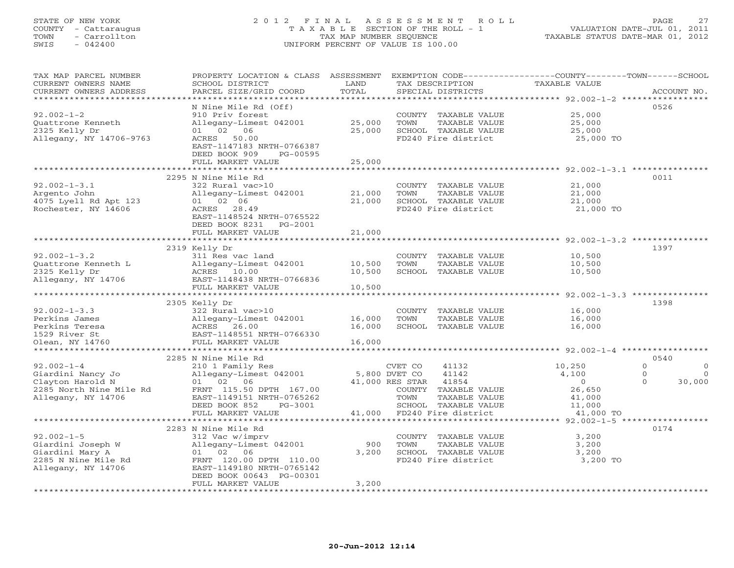STATE OF NEW YORK
COUNTY - Cattaraugus
TOWN - Carrollton
SWIS - 042400

# 2012 FINAL ASSESSMENT ROLL
TAXABLE SECTION OF THE ROLL - 1
TAX MAP NUMBER SEQUENCE
UNIFORM PERCENT OF VALUE IS 100.00

VALUATION DATE-JUL 01, 2011
TAXABLE STATUS DATE-MAR 01, 2012

| TAX MAP PARCEL NUMBER / CURRENT OWNERS NAME / CURRENT OWNERS ADDRESS | PROPERTY LOCATION & CLASS / SCHOOL DISTRICT / PARCEL SIZE/GRID COORD | ASSESSMENT LAND | TOTAL | EXEMPTION CODE / TAX DESCRIPTION / SPECIAL DISTRICTS | COUNTY TAXABLE VALUE | TOWN | SCHOOL | ACCOUNT NO. |
|---|---|---|---|---|---|---|---|---|
| **92.002-1-2** | N Nine Mile Rd (Off) | | | | | | | 0526 |
| Quattrone Kenneth | 910 Priv forest | | | COUNTY TAXABLE VALUE | 25,000 | | | |
| 2325 Kelly Dr | Allegany-Limest 042001 | 25,000 | | TOWN TAXABLE VALUE | 25,000 | | | |
| Allegany, NY 14706-9763 | 01 02 06 | | 25,000 | SCHOOL TAXABLE VALUE | 25,000 | | | |
| | ACRES 50.00 | | | FD240 Fire district | 25,000 TO | | | |
| | EAST-1147183 NRTH-0766387 | | | | | | | |
| | DEED BOOK 909 PG-00595 | | | | | | | |
| | FULL MARKET VALUE | | 25,000 | | | | | |
| **92.002-1-3.1** | 2295 N Nine Mile Rd | | | | | | | 0011 |
| Argento John | 322 Rural vac>10 | | | COUNTY TAXABLE VALUE | 21,000 | | | |
| 4075 Lyell Rd Apt 123 | Allegany-Limest 042001 | 21,000 | | TOWN TAXABLE VALUE | 21,000 | | | |
| Rochester, NY 14606 | 01 02 06 | | 21,000 | SCHOOL TAXABLE VALUE | 21,000 | | | |
| | ACRES 28.49 | | | FD240 Fire district | 21,000 TO | | | |
| | EAST-1148524 NRTH-0765522 | | | | | | | |
| | DEED BOOK 8231 PG-2001 | | | | | | | |
| | FULL MARKET VALUE | | 21,000 | | | | | |
| **92.002-1-3.2** | 2319 Kelly Dr | | | | | | | 1397 |
| Quattrone Kenneth L | 311 Res vac land | | | COUNTY TAXABLE VALUE | 10,500 | | | |
| 2325 Kelly Dr | Allegany-Limest 042001 | 10,500 | | TOWN TAXABLE VALUE | 10,500 | | | |
| Allegany, NY 14706 | ACRES 10.00 | | 10,500 | SCHOOL TAXABLE VALUE | 10,500 | | | |
| | EAST-1148438 NRTH-0766836 | | | | | | | |
| | FULL MARKET VALUE | | 10,500 | | | | | |
| **92.002-1-3.3** | 2305 Kelly Dr | | | | | | | 1398 |
| Perkins James | 322 Rural vac>10 | | | COUNTY TAXABLE VALUE | 16,000 | | | |
| Perkins Teresa | Allegany-Limest 042001 | 16,000 | | TOWN TAXABLE VALUE | 16,000 | | | |
| 1529 River St | ACRES 26.00 | | 16,000 | SCHOOL TAXABLE VALUE | 16,000 | | | |
| Olean, NY 14760 | EAST-1148551 NRTH-0766330 | | | | | | | |
| | FULL MARKET VALUE | | 16,000 | | | | | |
| **92.002-1-4** | 2285 N Nine Mile Rd | | | | | | | 0540 |
| Giardini Nancy Jo | 210 1 Family Res | | | CVET CO 41132 | 10,250 | 0 | 0 | |
| Clayton Harold N | Allegany-Limest 042001 | 5,800 | | DVET CO 41142 | 4,100 | 0 | 0 | |
| 2285 North Nine Mile Rd | 01 02 06 | | 41,000 | RES STAR 41854 | 0 | 0 | 30,000 | |
| Allegany, NY 14706 | FRNT 115.50 DPTH 167.00 | | | COUNTY TAXABLE VALUE | 26,650 | | | |
| | EAST-1149151 NRTH-0765262 | | | TOWN TAXABLE VALUE | 41,000 | | | |
| | DEED BOOK 852 PG-3001 | | | SCHOOL TAXABLE VALUE | 11,000 | | | |
| | FULL MARKET VALUE | | 41,000 | FD240 Fire district | 41,000 TO | | | |
| **92.002-1-5** | 2283 N Nine Mile Rd | | | | | | | 0174 |
| Giardini Joseph W | 312 Vac w/imprv | | | COUNTY TAXABLE VALUE | 3,200 | | | |
| Giardini Mary A | Allegany-Limest 042001 | 900 | | TOWN TAXABLE VALUE | 3,200 | | | |
| 2285 N Nine Mile Rd | 01 02 06 | | 3,200 | SCHOOL TAXABLE VALUE | 3,200 | | | |
| Allegany, NY 14706 | FRNT 120.00 DPTH 110.00 | | | FD240 Fire district | 3,200 TO | | | |
| | EAST-1149180 NRTH-0765142 | | | | | | | |
| | DEED BOOK 00643 PG-00301 | | | | | | | |
| | FULL MARKET VALUE | | 3,200 | | | | | |

20-Jun-2012 12:14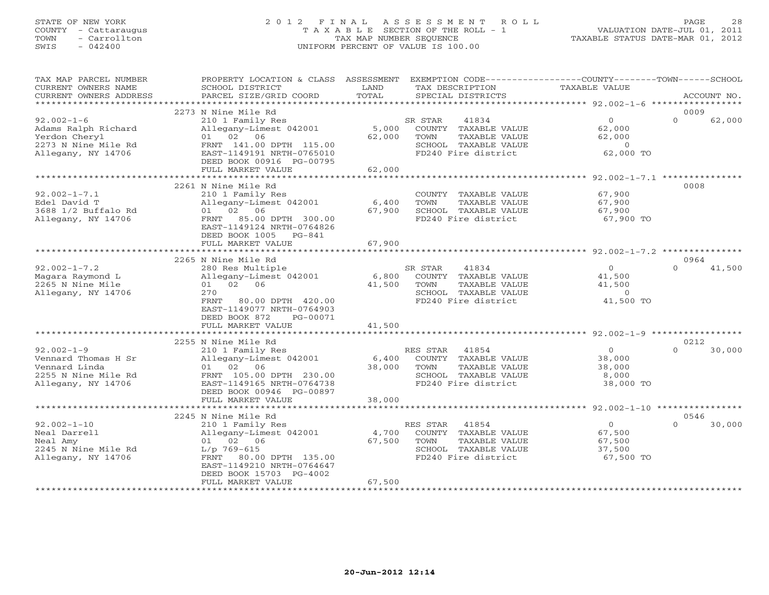STATE OF NEW YORK
COUNTY - Cattaraugus
TOWN - Carrollton
SWIS - 042400

# 2012 FINAL ASSESSMENT ROLL

TAXABLE SECTION OF THE ROLL - 1
TAX MAP NUMBER SEQUENCE
UNIFORM PERCENT OF VALUE IS 100.00

VALUATION DATE-JUL 01, 2011
TAXABLE STATUS DATE-MAR 01, 2012

| TAX MAP PARCEL NUMBER / CURRENT OWNERS NAME / CURRENT OWNERS ADDRESS | PROPERTY LOCATION & CLASS / SCHOOL DISTRICT / PARCEL SIZE/GRID COORD | ASSESSMENT LAND | TOTAL | EXEMPTION CODE / TAX DESCRIPTION / SPECIAL DISTRICTS | COUNTY TAXABLE VALUE | TOWN | SCHOOL | ACCOUNT NO. |
|---|---|---|---|---|---|---|---|---|
| 92.002-1-6 | 2273 N Nine Mile Rd | | | | | | | 0009 |
| | 210 1 Family Res | | | SR STAR 41834 | 0 | 0 | 62,000 | |
| Adams Ralph Richard | Allegany-Limest 042001 | 5,000 | | COUNTY TAXABLE VALUE | 62,000 | | | |
| Yerdon Cheryl | 01 02 06 | | 62,000 | TOWN TAXABLE VALUE | 62,000 | | | |
| 2273 N Nine Mile Rd | FRNT 141.00 DPTH 115.00 | | | SCHOOL TAXABLE VALUE | 0 | | | |
| Allegany, NY 14706 | EAST-1149191 NRTH-0765010 | | | FD240 Fire district | 62,000 TO | | | |
| | DEED BOOK 00916 PG-00795 | | | | | | | |
| | FULL MARKET VALUE | | 62,000 | | | | | |
| 92.002-1-7.1 | 2261 N Nine Mile Rd | | | | | | | 0008 |
| | 210 1 Family Res | | | COUNTY TAXABLE VALUE | 67,900 | | | |
| Edel David T | Allegany-Limest 042001 | 6,400 | | TOWN TAXABLE VALUE | 67,900 | | | |
| 3688 1/2 Buffalo Rd | 01 02 06 | | 67,900 | SCHOOL TAXABLE VALUE | 67,900 | | | |
| Allegany, NY 14706 | FRNT 85.00 DPTH 300.00 | | | FD240 Fire district | 67,900 TO | | | |
| | EAST-1149124 NRTH-0764826 | | | | | | | |
| | DEED BOOK 1005 PG-841 | | | | | | | |
| | FULL MARKET VALUE | | 67,900 | | | | | |
| 92.002-1-7.2 | 2265 N Nine Mile Rd | | | | | | | 0964 |
| | 280 Res Multiple | | | SR STAR 41834 | 0 | 0 | 41,500 | |
| Magara Raymond L | Allegany-Limest 042001 | 6,800 | | COUNTY TAXABLE VALUE | 41,500 | | | |
| 2265 N Nine Mile | 01 02 06 | | 41,500 | TOWN TAXABLE VALUE | 41,500 | | | |
| Allegany, NY 14706 | 270 | | | SCHOOL TAXABLE VALUE | 0 | | | |
| | FRNT 80.00 DPTH 420.00 | | | FD240 Fire district | 41,500 TO | | | |
| | EAST-1149077 NRTH-0764903 | | | | | | | |
| | DEED BOOK 872 PG-00071 | | | | | | | |
| | FULL MARKET VALUE | | 41,500 | | | | | |
| 92.002-1-9 | 2255 N Nine Mile Rd | | | | | | | 0212 |
| | 210 1 Family Res | | | RES STAR 41854 | 0 | 0 | 30,000 | |
| Vennard Thomas H Sr | Allegany-Limest 042001 | 6,400 | | COUNTY TAXABLE VALUE | 38,000 | | | |
| Vennard Linda | 01 02 06 | | 38,000 | TOWN TAXABLE VALUE | 38,000 | | | |
| 2255 N Nine Mile Rd | FRNT 105.00 DPTH 230.00 | | | SCHOOL TAXABLE VALUE | 8,000 | | | |
| Allegany, NY 14706 | EAST-1149165 NRTH-0764738 | | | FD240 Fire district | 38,000 TO | | | |
| | DEED BOOK 00946 PG-00897 | | | | | | | |
| | FULL MARKET VALUE | | 38,000 | | | | | |
| 92.002-1-10 | 2245 N Nine Mile Rd | | | | | | | 0546 |
| | 210 1 Family Res | | | RES STAR 41854 | 0 | 0 | 30,000 | |
| Neal Darrell | Allegany-Limest 042001 | 4,700 | | COUNTY TAXABLE VALUE | 67,500 | | | |
| Neal Amy | 01 02 06 | | 67,500 | TOWN TAXABLE VALUE | 67,500 | | | |
| 2245 N Nine Mile Rd | L/p 769-615 | | | SCHOOL TAXABLE VALUE | 37,500 | | | |
| Allegany, NY 14706 | FRNT 80.00 DPTH 135.00 | | | FD240 Fire district | 67,500 TO | | | |
| | EAST-1149210 NRTH-0764647 | | | | | | | |
| | DEED BOOK 15703 PG-4002 | | | | | | | |
| | FULL MARKET VALUE | | 67,500 | | | | | |

20-Jun-2012 12:14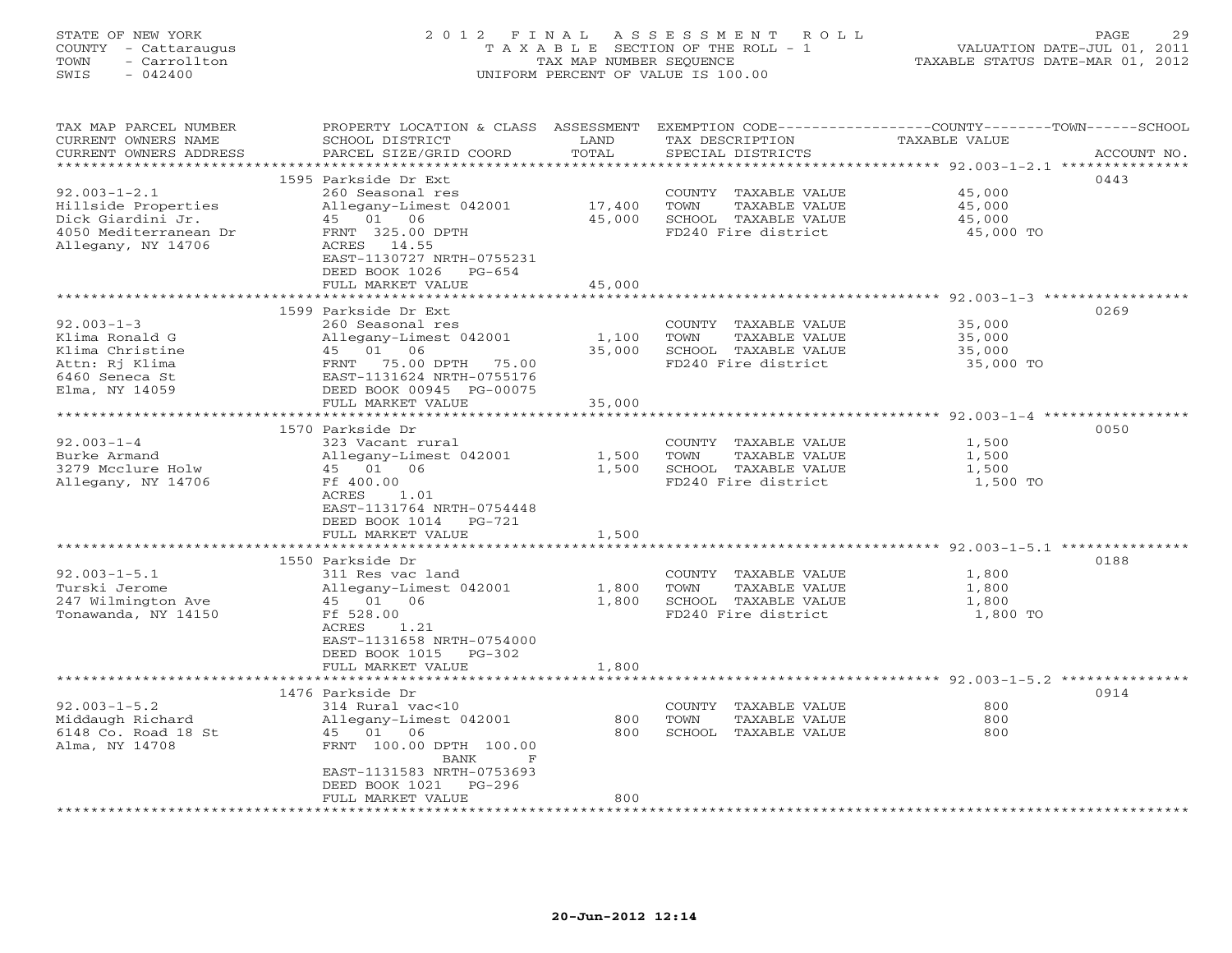STATE OF NEW YORK
COUNTY - Cattaraugus
TOWN - Carrollton
SWIS - 042400

2012 FINAL ASSESSMENT ROLL
TAXABLE SECTION OF THE ROLL - 1
TAX MAP NUMBER SEQUENCE
UNIFORM PERCENT OF VALUE IS 100.00

VALUATION DATE-JUL 01, 2011
TAXABLE STATUS DATE-MAR 01, 2012

| TAX MAP PARCEL NUMBER / CURRENT OWNERS NAME / CURRENT OWNERS ADDRESS | PROPERTY LOCATION & CLASS / SCHOOL DISTRICT / PARCEL SIZE/GRID COORD | ASSESSMENT LAND / TOTAL | EXEMPTION CODE / TAX DESCRIPTION / SPECIAL DISTRICTS | TAXABLE VALUE (COUNTY / TOWN / SCHOOL) | ACCOUNT NO. |
|---|---|---|---|---|---|
| 92.003-1-2.1 | 1595 Parkside Dr Ext | | | | 0443 |
| Hillside Properties | 260 Seasonal res | | COUNTY TAXABLE VALUE | 45,000 | |
| Dick Giardini Jr. | Allegany-Limest 042001 | 17,400 | TOWN TAXABLE VALUE | 45,000 | |
| 4050 Mediterranean Dr | 45 01 06 | 45,000 | SCHOOL TAXABLE VALUE | 45,000 | |
| Allegany, NY 14706 | FRNT 325.00 DPTH | | FD240 Fire district | 45,000 TO | |
| | ACRES 14.55 | | | | |
| | EAST-1130727 NRTH-0755231 | | | | |
| | DEED BOOK 1026 PG-654 | | | | |
| | FULL MARKET VALUE | 45,000 | | | |
| 92.003-1-3 | 1599 Parkside Dr Ext | | | | 0269 |
| Klima Ronald G | 260 Seasonal res | | COUNTY TAXABLE VALUE | 35,000 | |
| Klima Christine | Allegany-Limest 042001 | 1,100 | TOWN TAXABLE VALUE | 35,000 | |
| Attn: Rj Klima | 45 01 06 | 35,000 | SCHOOL TAXABLE VALUE | 35,000 | |
| 6460 Seneca St | FRNT 75.00 DPTH 75.00 | | FD240 Fire district | 35,000 TO | |
| Elma, NY 14059 | EAST-1131624 NRTH-0755176 | | | | |
| | DEED BOOK 00945 PG-00075 | | | | |
| | FULL MARKET VALUE | 35,000 | | | |
| 92.003-1-4 | 1570 Parkside Dr | | | | 0050 |
| Burke Armand | 323 Vacant rural | | COUNTY TAXABLE VALUE | 1,500 | |
| 3279 Mcclure Holw | Allegany-Limest 042001 | 1,500 | TOWN TAXABLE VALUE | 1,500 | |
| Allegany, NY 14706 | 45 01 06 | 1,500 | SCHOOL TAXABLE VALUE | 1,500 | |
| | Ff 400.00 | | FD240 Fire district | 1,500 TO | |
| | ACRES 1.01 | | | | |
| | EAST-1131764 NRTH-0754448 | | | | |
| | DEED BOOK 1014 PG-721 | | | | |
| | FULL MARKET VALUE | 1,500 | | | |
| 92.003-1-5.1 | 1550 Parkside Dr | | | | 0188 |
| Turski Jerome | 311 Res vac land | | COUNTY TAXABLE VALUE | 1,800 | |
| 247 Wilmington Ave | Allegany-Limest 042001 | 1,800 | TOWN TAXABLE VALUE | 1,800 | |
| Tonawanda, NY 14150 | 45 01 06 | 1,800 | SCHOOL TAXABLE VALUE | 1,800 | |
| | Ff 528.00 | | FD240 Fire district | 1,800 TO | |
| | ACRES 1.21 | | | | |
| | EAST-1131658 NRTH-0754000 | | | | |
| | DEED BOOK 1015 PG-302 | | | | |
| | FULL MARKET VALUE | 1,800 | | | |
| 92.003-1-5.2 | 1476 Parkside Dr | | | | 0914 |
| Middaugh Richard | 314 Rural vac<10 | | COUNTY TAXABLE VALUE | 800 | |
| 6148 Co. Road 18 St | Allegany-Limest 042001 | 800 | TOWN TAXABLE VALUE | 800 | |
| Alma, NY 14708 | 45 01 06 | 800 | SCHOOL TAXABLE VALUE | 800 | |
| | FRNT 100.00 DPTH 100.00 | | | | |
| | BANK F | | | | |
| | EAST-1131583 NRTH-0753693 | | | | |
| | DEED BOOK 1021 PG-296 | | | | |
| | FULL MARKET VALUE | 800 | | | |

20-Jun-2012 12:14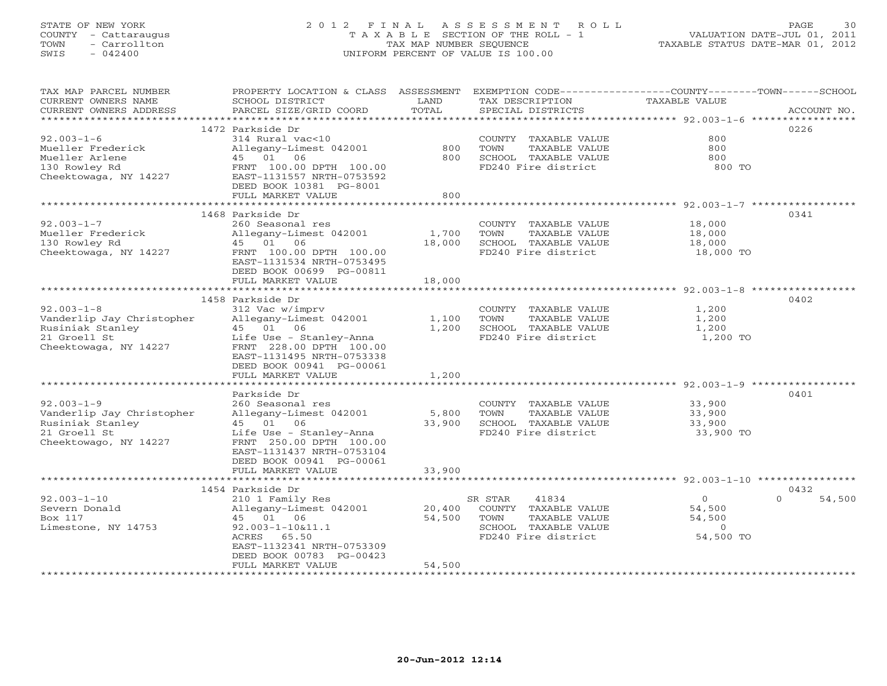STATE OF NEW YORK
COUNTY - Cattaraugus
TOWN - Carrollton
SWIS - 042400

2012 FINAL ASSESSMENT ROLL
TAXABLE SECTION OF THE ROLL - 1
TAX MAP NUMBER SEQUENCE
UNIFORM PERCENT OF VALUE IS 100.00

VALUATION DATE-JUL 01, 2011
TAXABLE STATUS DATE-MAR 01, 2012

| TAX MAP PARCEL NUMBER / CURRENT OWNERS NAME / CURRENT OWNERS ADDRESS | PROPERTY LOCATION & CLASS / SCHOOL DISTRICT / PARCEL SIZE/GRID COORD | ASSESSMENT LAND | TOTAL | EXEMPTION CODE / TAX DESCRIPTION / SPECIAL DISTRICTS | COUNTY TAXABLE VALUE | TOWN | SCHOOL | ACCOUNT NO. |
|---|---|---|---|---|---|---|---|---|
| | 1472 Parkside Dr | | | | | | | 0226 |
| 92.003-1-6 | 314 Rural vac<10 | | | COUNTY TAXABLE VALUE | 800 | | | |
| Mueller Frederick | Allegany-Limest 042001 | 800 | | TOWN TAXABLE VALUE | 800 | | | |
| Mueller Arlene | 45 01 06 | | 800 | SCHOOL TAXABLE VALUE | 800 | | | |
| 130 Rowley Rd | FRNT 100.00 DPTH 100.00 | | | FD240 Fire district | 800 TO | | | |
| Cheektowaga, NY 14227 | EAST-1131557 NRTH-0753592 | | | | | | | |
| | DEED BOOK 10381 PG-8001 | | | | | | | |
| | FULL MARKET VALUE | | 800 | | | | | |
| | 1468 Parkside Dr | | | | | | | 0341 |
| 92.003-1-7 | 260 Seasonal res | | | COUNTY TAXABLE VALUE | 18,000 | | | |
| Mueller Frederick | Allegany-Limest 042001 | 1,700 | | TOWN TAXABLE VALUE | 18,000 | | | |
| 130 Rowley Rd | 45 01 06 | | 18,000 | SCHOOL TAXABLE VALUE | 18,000 | | | |
| Cheektowaga, NY 14227 | FRNT 100.00 DPTH 100.00 | | | FD240 Fire district | 18,000 TO | | | |
| | EAST-1131534 NRTH-0753495 | | | | | | | |
| | DEED BOOK 00699 PG-00811 | | | | | | | |
| | FULL MARKET VALUE | | 18,000 | | | | | |
| | 1458 Parkside Dr | | | | | | | 0402 |
| 92.003-1-8 | 312 Vac w/imprv | | | COUNTY TAXABLE VALUE | 1,200 | | | |
| Vanderlip Jay Christopher | Allegany-Limest 042001 | 1,100 | | TOWN TAXABLE VALUE | 1,200 | | | |
| Rusiniak Stanley | 45 01 06 | | 1,200 | SCHOOL TAXABLE VALUE | 1,200 | | | |
| 21 Groell St | Life Use - Stanley-Anna | | | FD240 Fire district | 1,200 TO | | | |
| Cheektowaga, NY 14227 | FRNT 228.00 DPTH 100.00 | | | | | | | |
| | EAST-1131495 NRTH-0753338 | | | | | | | |
| | DEED BOOK 00941 PG-00061 | | | | | | | |
| | FULL MARKET VALUE | | 1,200 | | | | | |
| | Parkside Dr | | | | | | | 0401 |
| 92.003-1-9 | 260 Seasonal res | | | COUNTY TAXABLE VALUE | 33,900 | | | |
| Vanderlip Jay Christopher | Allegany-Limest 042001 | 5,800 | | TOWN TAXABLE VALUE | 33,900 | | | |
| Rusiniak Stanley | 45 01 06 | | 33,900 | SCHOOL TAXABLE VALUE | 33,900 | | | |
| 21 Groell St | Life Use - Stanley-Anna | | | FD240 Fire district | 33,900 TO | | | |
| Cheektowago, NY 14227 | FRNT 250.00 DPTH 100.00 | | | | | | | |
| | EAST-1131437 NRTH-0753104 | | | | | | | |
| | DEED BOOK 00941 PG-00061 | | | | | | | |
| | FULL MARKET VALUE | | 33,900 | | | | | |
| | 1454 Parkside Dr | | | | | | | 0432 |
| 92.003-1-10 | 210 1 Family Res | | | SR STAR 41834 | 0 | 0 | 54,500 | |
| Severn Donald | Allegany-Limest 042001 | 20,400 | | COUNTY TAXABLE VALUE | 54,500 | | | |
| Box 117 | 45 01 06 | | 54,500 | TOWN TAXABLE VALUE | 54,500 | | | |
| Limestone, NY 14753 | 92.003-1-10&11.1 | | | SCHOOL TAXABLE VALUE | 0 | | | |
| | ACRES 65.50 | | | FD240 Fire district | 54,500 TO | | | |
| | EAST-1132341 NRTH-0753309 | | | | | | | |
| | DEED BOOK 00783 PG-00423 | | | | | | | |
| | FULL MARKET VALUE | | 54,500 | | | | | |

20-Jun-2012 12:14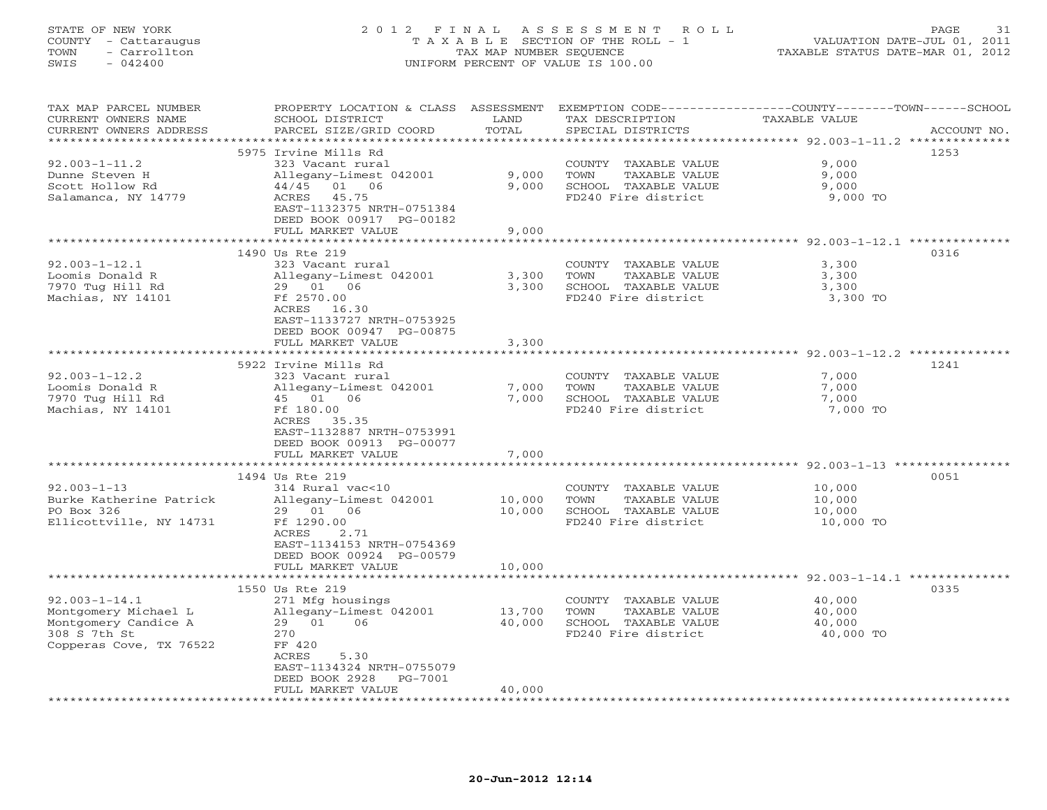STATE OF NEW YORK
COUNTY - Cattaraugus
TOWN - Carrollton
SWIS - 042400

2012 FINAL ASSESSMENT ROLL
TAXABLE SECTION OF THE ROLL - 1
TAX MAP NUMBER SEQUENCE
UNIFORM PERCENT OF VALUE IS 100.00

VALUATION DATE-JUL 01, 2011
TAXABLE STATUS DATE-MAR 01, 2012

| TAX MAP PARCEL NUMBER / CURRENT OWNERS NAME / CURRENT OWNERS ADDRESS | PROPERTY LOCATION & CLASS / SCHOOL DISTRICT / PARCEL SIZE/GRID COORD | LAND | ASSESSMENT TOTAL | EXEMPTION CODE / TAX DESCRIPTION / SPECIAL DISTRICTS | COUNTY / TOWN / SCHOOL TAXABLE VALUE | ACCOUNT NO. |
|---|---|---|---|---|---|---|
| **92.003-1-11.2** | 5975 Irvine Mills Rd | | | | | 1253 |
| 92.003-1-11.2 | 323 Vacant rural | | | COUNTY TAXABLE VALUE | 9,000 | |
| Dunne Steven H | Allegany-Limest 042001 | 9,000 | | TOWN TAXABLE VALUE | 9,000 | |
| Scott Hollow Rd | 44/45 01 06 | | 9,000 | SCHOOL TAXABLE VALUE | 9,000 | |
| Salamanca, NY 14779 | ACRES 45.75 | | | FD240 Fire district | 9,000 TO | |
| | EAST-1132375 NRTH-0751384 | | | | | |
| | DEED BOOK 00917 PG-00182 | | | | | |
| | FULL MARKET VALUE | | 9,000 | | | |
| **92.003-1-12.1** | 1490 Us Rte 219 | | | | | 0316 |
| 92.003-1-12.1 | 323 Vacant rural | | | COUNTY TAXABLE VALUE | 3,300 | |
| Loomis Donald R | Allegany-Limest 042001 | 3,300 | | TOWN TAXABLE VALUE | 3,300 | |
| 7970 Tug Hill Rd | 29 01 06 | | 3,300 | SCHOOL TAXABLE VALUE | 3,300 | |
| Machias, NY 14101 | Ff 2570.00 | | | FD240 Fire district | 3,300 TO | |
| | ACRES 16.30 | | | | | |
| | EAST-1133727 NRTH-0753925 | | | | | |
| | DEED BOOK 00947 PG-00875 | | | | | |
| | FULL MARKET VALUE | | 3,300 | | | |
| **92.003-1-12.2** | 5922 Irvine Mills Rd | | | | | 1241 |
| 92.003-1-12.2 | 323 Vacant rural | | | COUNTY TAXABLE VALUE | 7,000 | |
| Loomis Donald R | Allegany-Limest 042001 | 7,000 | | TOWN TAXABLE VALUE | 7,000 | |
| 7970 Tug Hill Rd | 45 01 06 | | 7,000 | SCHOOL TAXABLE VALUE | 7,000 | |
| Machias, NY 14101 | Ff 180.00 | | | FD240 Fire district | 7,000 TO | |
| | ACRES 35.35 | | | | | |
| | EAST-1132887 NRTH-0753991 | | | | | |
| | DEED BOOK 00913 PG-00077 | | | | | |
| | FULL MARKET VALUE | | 7,000 | | | |
| **92.003-1-13** | 1494 Us Rte 219 | | | | | 0051 |
| 92.003-1-13 | 314 Rural vac<10 | | | COUNTY TAXABLE VALUE | 10,000 | |
| Burke Katherine Patrick | Allegany-Limest 042001 | 10,000 | | TOWN TAXABLE VALUE | 10,000 | |
| PO Box 326 | 29 01 06 | | 10,000 | SCHOOL TAXABLE VALUE | 10,000 | |
| Ellicottville, NY 14731 | Ff 1290.00 | | | FD240 Fire district | 10,000 TO | |
| | ACRES 2.71 | | | | | |
| | EAST-1134153 NRTH-0754369 | | | | | |
| | DEED BOOK 00924 PG-00579 | | | | | |
| | FULL MARKET VALUE | | 10,000 | | | |
| **92.003-1-14.1** | 1550 Us Rte 219 | | | | | 0335 |
| 92.003-1-14.1 | 271 Mfg housings | | | COUNTY TAXABLE VALUE | 40,000 | |
| Montgomery Michael L | Allegany-Limest 042001 | 13,700 | | TOWN TAXABLE VALUE | 40,000 | |
| Montgomery Candice A | 29 01 06 | | 40,000 | SCHOOL TAXABLE VALUE | 40,000 | |
| 308 S 7th St | 270 | | | FD240 Fire district | 40,000 TO | |
| Copperas Cove, TX 76522 | FF 420 | | | | | |
| | ACRES 5.30 | | | | | |
| | EAST-1134324 NRTH-0755079 | | | | | |
| | DEED BOOK 2928 PG-7001 | | | | | |
| | FULL MARKET VALUE | | 40,000 | | | |

20-Jun-2012 12:14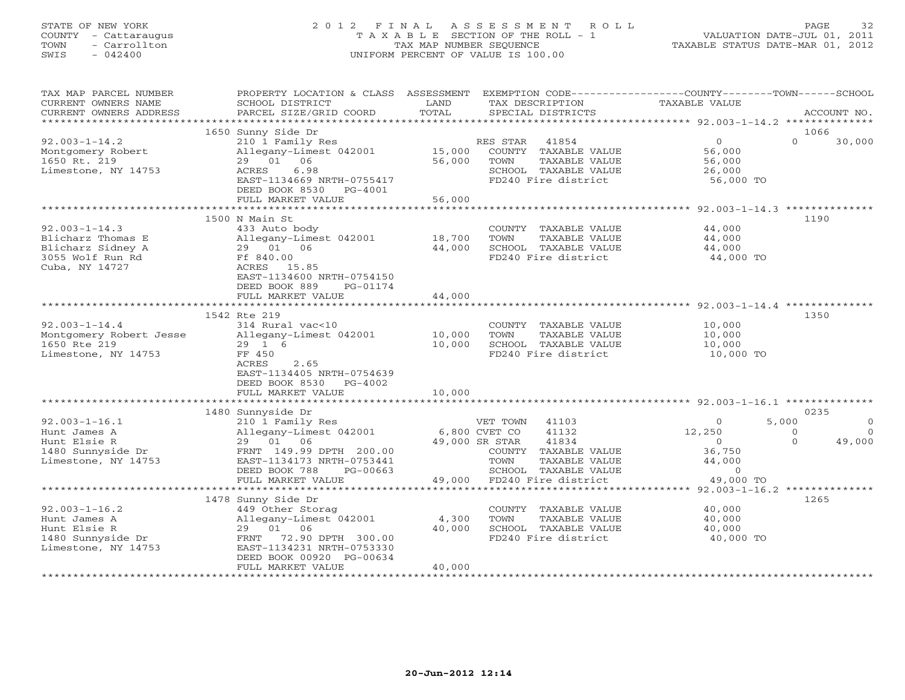STATE OF NEW YORK 2 0 1 2 F I N A L A S S E S S M E N T R O L L
COUNTY - Cattaraugus T A X A B L E SECTION OF THE ROLL - 1 VALUATION DATE-JUL 01, 2011
TOWN - Carrollton TAX MAP NUMBER SEQUENCE TAXABLE STATUS DATE-MAR 01, 2012
SWIS - 042400 UNIFORM PERCENT OF VALUE IS 100.00

| TAX MAP PARCEL NUMBER / CURRENT OWNERS NAME / CURRENT OWNERS ADDRESS | PROPERTY LOCATION & CLASS / SCHOOL DISTRICT / PARCEL SIZE/GRID COORD | ASSESSMENT LAND / TOTAL | EXEMPTION CODE / TAX DESCRIPTION / SPECIAL DISTRICTS | COUNTY TAXABLE VALUE | TOWN | SCHOOL | ACCOUNT NO. |
|---|---|---|---|---|---|---|---|
| | 1650 Sunny Side Dr | | | | | | 1066 |
| 92.003-1-14.2 | 210 1 Family Res | | RES STAR 41854 | 0 | 0 | 30,000 | |
| Montgomery Robert | Allegany-Limest 042001 | 15,000 | COUNTY TAXABLE VALUE | 56,000 | | | |
| 1650 Rt. 219 | 29 01 06 | 56,000 | TOWN TAXABLE VALUE | 56,000 | | | |
| Limestone, NY 14753 | ACRES 6.98 | | SCHOOL TAXABLE VALUE | 26,000 | | | |
| | EAST-1134669 NRTH-0755417 | | FD240 Fire district | 56,000 TO | | | |
| | DEED BOOK 8530 PG-4001 | | | | | | |
| | FULL MARKET VALUE | 56,000 | | | | | |
| | 1500 N Main St | | | | | | 1190 |
| 92.003-1-14.3 | 433 Auto body | | COUNTY TAXABLE VALUE | 44,000 | | | |
| Blicharz Thomas E | Allegany-Limest 042001 | 18,700 | TOWN TAXABLE VALUE | 44,000 | | | |
| Blicharz Sidney A | 29 01 06 | 44,000 | SCHOOL TAXABLE VALUE | 44,000 | | | |
| 3055 Wolf Run Rd | Ff 840.00 | | FD240 Fire district | 44,000 TO | | | |
| Cuba, NY 14727 | ACRES 15.85 | | | | | | |
| | EAST-1134600 NRTH-0754150 | | | | | | |
| | DEED BOOK 889 PG-01174 | | | | | | |
| | FULL MARKET VALUE | 44,000 | | | | | |
| | 1542 Rte 219 | | | | | | 1350 |
| 92.003-1-14.4 | 314 Rural vac<10 | | COUNTY TAXABLE VALUE | 10,000 | | | |
| Montgomery Robert Jesse | Allegany-Limest 042001 | 10,000 | TOWN TAXABLE VALUE | 10,000 | | | |
| 1650 Rte 219 | 29 1 6 | 10,000 | SCHOOL TAXABLE VALUE | 10,000 | | | |
| Limestone, NY 14753 | FF 450 | | FD240 Fire district | 10,000 TO | | | |
| | ACRES 2.65 | | | | | | |
| | EAST-1134405 NRTH-0754639 | | | | | | |
| | DEED BOOK 8530 PG-4002 | | | | | | |
| | FULL MARKET VALUE | 10,000 | | | | | |
| | 1480 Sunnyside Dr | | | | | | 0235 |
| 92.003-1-16.1 | 210 1 Family Res | | VET TOWN 41103 | 0 | 5,000 | 0 | |
| Hunt James A | Allegany-Limest 042001 | 6,800 | CVET CO 41132 | 12,250 | 0 | 0 | |
| Hunt Elsie R | 29 01 06 | 49,000 | SR STAR 41834 | 0 | 0 | 49,000 | |
| 1480 Sunnyside Dr | FRNT 149.99 DPTH 200.00 | | COUNTY TAXABLE VALUE | 36,750 | | | |
| Limestone, NY 14753 | EAST-1134173 NRTH-0753441 | | TOWN TAXABLE VALUE | 44,000 | | | |
| | DEED BOOK 788 PG-00663 | | SCHOOL TAXABLE VALUE | 0 | | | |
| | FULL MARKET VALUE | 49,000 | FD240 Fire district | 49,000 TO | | | |
| | 1478 Sunny Side Dr | | | | | | 1265 |
| 92.003-1-16.2 | 449 Other Storag | | COUNTY TAXABLE VALUE | 40,000 | | | |
| Hunt James A | Allegany-Limest 042001 | 4,300 | TOWN TAXABLE VALUE | 40,000 | | | |
| Hunt Elsie R | 29 01 06 | 40,000 | SCHOOL TAXABLE VALUE | 40,000 | | | |
| 1480 Sunnyside Dr | FRNT 72.90 DPTH 300.00 | | FD240 Fire district | 40,000 TO | | | |
| Limestone, NY 14753 | EAST-1134231 NRTH-0753330 | | | | | | |
| | DEED BOOK 00920 PG-00634 | | | | | | |
| | FULL MARKET VALUE | 40,000 | | | | | |

20-Jun-2012 12:14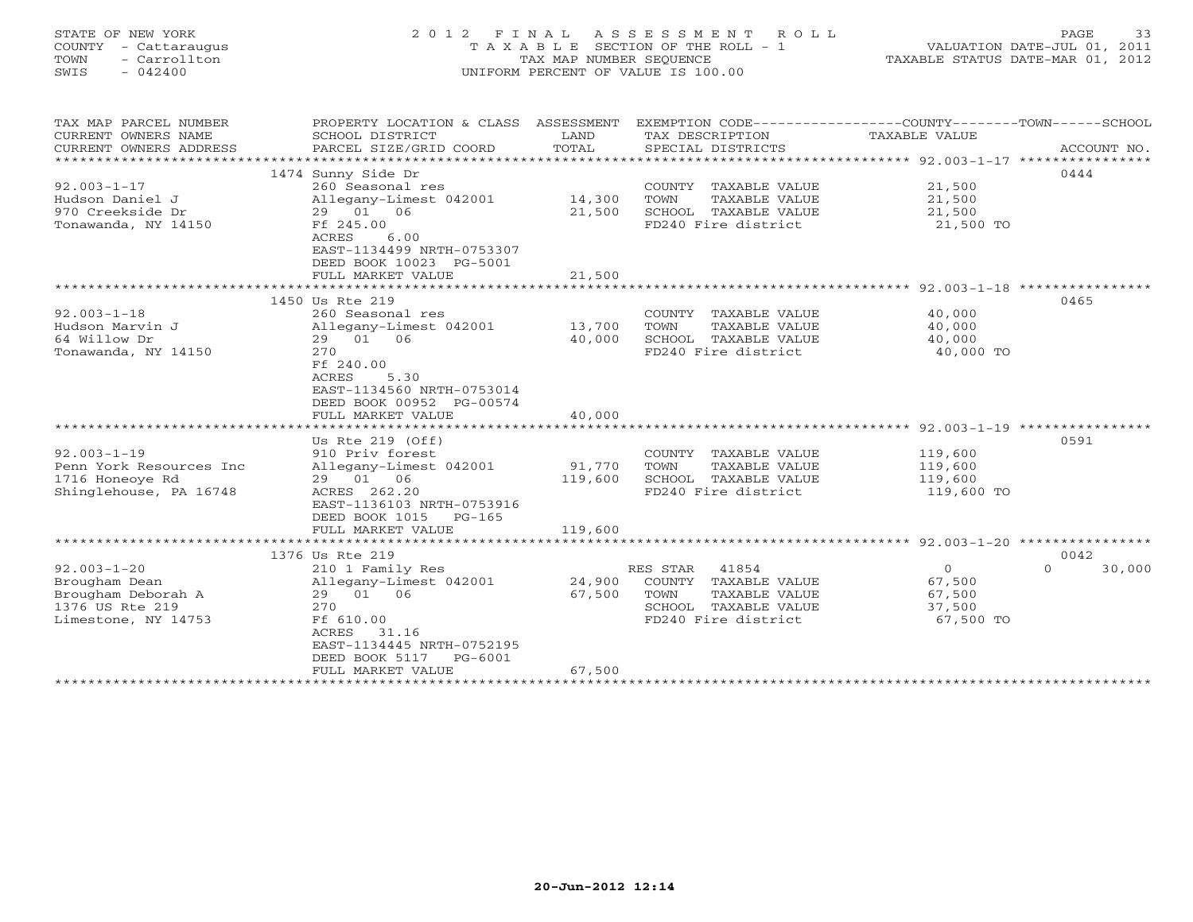STATE OF NEW YORK
COUNTY - Cattaraugus
TOWN - Carrollton
SWIS - 042400

2 0 1 2 F I N A L A S S E S S M E N T R O L L
T A X A B L E SECTION OF THE ROLL - 1
TAX MAP NUMBER SEQUENCE
UNIFORM PERCENT OF VALUE IS 100.00

VALUATION DATE-JUL 01, 2011
TAXABLE STATUS DATE-MAR 01, 2012

| TAX MAP PARCEL NUMBER / CURRENT OWNERS NAME / CURRENT OWNERS ADDRESS | PROPERTY LOCATION & CLASS / SCHOOL DISTRICT / PARCEL SIZE/GRID COORD | ASSESSMENT LAND | ASSESSMENT TOTAL | EXEMPTION CODE / TAX DESCRIPTION / SPECIAL DISTRICTS | COUNTY TAXABLE VALUE | TOWN | SCHOOL | ACCOUNT NO. |
|---|---|---|---|---|---|---|---|---|
| 92.003-1-17 | 1474 Sunny Side Dr | | | | | | | 0444 |
| | 260 Seasonal res | | | COUNTY TAXABLE VALUE | 21,500 | | | |
| Hudson Daniel J | Allegany-Limest 042001 | 14,300 | | TOWN TAXABLE VALUE | 21,500 | | | |
| 970 Creekside Dr | 29 01 06 | | 21,500 | SCHOOL TAXABLE VALUE | 21,500 | | | |
| Tonawanda, NY 14150 | Ff 245.00 | | | FD240 Fire district | 21,500 TO | | | |
| | ACRES 6.00 | | | | | | | |
| | EAST-1134499 NRTH-0753307 | | | | | | | |
| | DEED BOOK 10023 PG-5001 | | | | | | | |
| | FULL MARKET VALUE | | 21,500 | | | | | |
| 92.003-1-18 | 1450 Us Rte 219 | | | | | | | 0465 |
| | 260 Seasonal res | | | COUNTY TAXABLE VALUE | 40,000 | | | |
| Hudson Marvin J | Allegany-Limest 042001 | 13,700 | | TOWN TAXABLE VALUE | 40,000 | | | |
| 64 Willow Dr | 29 01 06 | | 40,000 | SCHOOL TAXABLE VALUE | 40,000 | | | |
| Tonawanda, NY 14150 | 270 | | | FD240 Fire district | 40,000 TO | | | |
| | Ff 240.00 | | | | | | | |
| | ACRES 5.30 | | | | | | | |
| | EAST-1134560 NRTH-0753014 | | | | | | | |
| | DEED BOOK 00952 PG-00574 | | | | | | | |
| | FULL MARKET VALUE | | 40,000 | | | | | |
| 92.003-1-19 | Us Rte 219 (Off) | | | | | | | 0591 |
| | 910 Priv forest | | | COUNTY TAXABLE VALUE | 119,600 | | | |
| Penn York Resources Inc | Allegany-Limest 042001 | 91,770 | | TOWN TAXABLE VALUE | 119,600 | | | |
| 1716 Honeoye Rd | 29 01 06 | | 119,600 | SCHOOL TAXABLE VALUE | 119,600 | | | |
| Shinglehouse, PA 16748 | ACRES 262.20 | | | FD240 Fire district | 119,600 TO | | | |
| | EAST-1136103 NRTH-0753916 | | | | | | | |
| | DEED BOOK 1015 PG-165 | | | | | | | |
| | FULL MARKET VALUE | | 119,600 | | | | | |
| 92.003-1-20 | 1376 Us Rte 219 | | | | | | | 0042 |
| | 210 1 Family Res | | | RES STAR 41854 | 0 | | 0 | 30,000 |
| Brougham Dean | Allegany-Limest 042001 | 24,900 | | COUNTY TAXABLE VALUE | 67,500 | | | |
| Brougham Deborah A | 29 01 06 | | 67,500 | TOWN TAXABLE VALUE | 67,500 | | | |
| 1376 US Rte 219 | 270 | | | SCHOOL TAXABLE VALUE | 37,500 | | | |
| Limestone, NY 14753 | Ff 610.00 | | | FD240 Fire district | 67,500 TO | | | |
| | ACRES 31.16 | | | | | | | |
| | EAST-1134445 NRTH-0752195 | | | | | | | |
| | DEED BOOK 5117 PG-6001 | | | | | | | |
| | FULL MARKET VALUE | | 67,500 | | | | | |

20-Jun-2012 12:14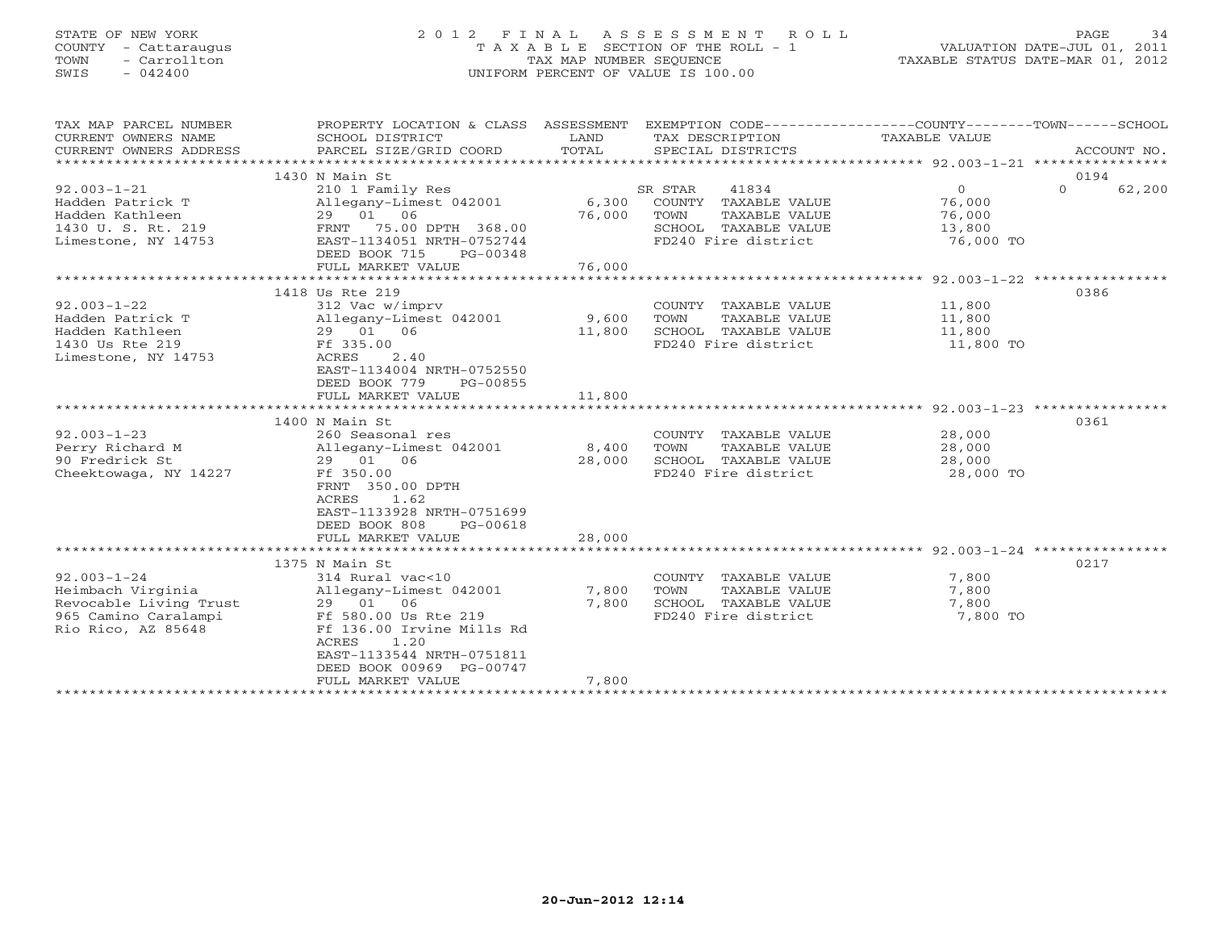STATE OF NEW YORK
COUNTY - Cattaraugus
TOWN - Carrollton
SWIS - 042400

# 2012 FINAL ASSESSMENT ROLL

TAXABLE SECTION OF THE ROLL - 1
TAX MAP NUMBER SEQUENCE
UNIFORM PERCENT OF VALUE IS 100.00

VALUATION DATE-JUL 01, 2011
TAXABLE STATUS DATE-MAR 01, 2012

| TAX MAP PARCEL NUMBER / CURRENT OWNERS NAME / CURRENT OWNERS ADDRESS | PROPERTY LOCATION & CLASS / SCHOOL DISTRICT / PARCEL SIZE/GRID COORD | ASSESSMENT LAND | TOTAL | EXEMPTION CODE / TAX DESCRIPTION / SPECIAL DISTRICTS | COUNTY TAXABLE VALUE | TOWN | SCHOOL / ACCOUNT NO. |
|---|---|---|---|---|---|---|---|
| | 1430 N Main St | | | | | | 0194 |
| 92.003-1-21 | 210 1 Family Res | | | SR STAR 41834 | 0 | 0 | 62,200 |
| Hadden Patrick T | Allegany-Limest 042001 | 6,300 | | COUNTY TAXABLE VALUE | 76,000 | | |
| Hadden Kathleen | 29 01 06 | | 76,000 | TOWN TAXABLE VALUE | 76,000 | | |
| 1430 U. S. Rt. 219 | FRNT 75.00 DPTH 368.00 | | | SCHOOL TAXABLE VALUE | 13,800 | | |
| Limestone, NY 14753 | EAST-1134051 NRTH-0752744 | | | FD240 Fire district | 76,000 TO | | |
| | DEED BOOK 715 PG-00348 | | | | | | |
| | FULL MARKET VALUE | | 76,000 | | | | |
| | 1418 Us Rte 219 | | | | | | 0386 |
| 92.003-1-22 | 312 Vac w/imprv | | | COUNTY TAXABLE VALUE | 11,800 | | |
| Hadden Patrick T | Allegany-Limest 042001 | 9,600 | | TOWN TAXABLE VALUE | 11,800 | | |
| Hadden Kathleen | 29 01 06 | | 11,800 | SCHOOL TAXABLE VALUE | 11,800 | | |
| 1430 Us Rte 219 | Ff 335.00 | | | FD240 Fire district | 11,800 TO | | |
| Limestone, NY 14753 | ACRES 2.40 | | | | | | |
| | EAST-1134004 NRTH-0752550 | | | | | | |
| | DEED BOOK 779 PG-00855 | | | | | | |
| | FULL MARKET VALUE | | 11,800 | | | | |
| | 1400 N Main St | | | | | | 0361 |
| 92.003-1-23 | 260 Seasonal res | | | COUNTY TAXABLE VALUE | 28,000 | | |
| Perry Richard M | Allegany-Limest 042001 | 8,400 | | TOWN TAXABLE VALUE | 28,000 | | |
| 90 Fredrick St | 29 01 06 | | 28,000 | SCHOOL TAXABLE VALUE | 28,000 | | |
| Cheektowaga, NY 14227 | Ff 350.00 | | | FD240 Fire district | 28,000 TO | | |
| | FRNT 350.00 DPTH | | | | | | |
| | ACRES 1.62 | | | | | | |
| | EAST-1133928 NRTH-0751699 | | | | | | |
| | DEED BOOK 808 PG-00618 | | | | | | |
| | FULL MARKET VALUE | | 28,000 | | | | |
| | 1375 N Main St | | | | | | 0217 |
| 92.003-1-24 | 314 Rural vac<10 | | | COUNTY TAXABLE VALUE | 7,800 | | |
| Heimbach Virginia | Allegany-Limest 042001 | 7,800 | | TOWN TAXABLE VALUE | 7,800 | | |
| Revocable Living Trust | 29 01 06 | | 7,800 | SCHOOL TAXABLE VALUE | 7,800 | | |
| 965 Camino Caralampi | Ff 580.00 Us Rte 219 | | | FD240 Fire district | 7,800 TO | | |
| Rio Rico, AZ 85648 | Ff 136.00 Irvine Mills Rd | | | | | | |
| | ACRES 1.20 | | | | | | |
| | EAST-1133544 NRTH-0751811 | | | | | | |
| | DEED BOOK 00969 PG-00747 | | | | | | |
| | FULL MARKET VALUE | | 7,800 | | | | |

20-Jun-2012 12:14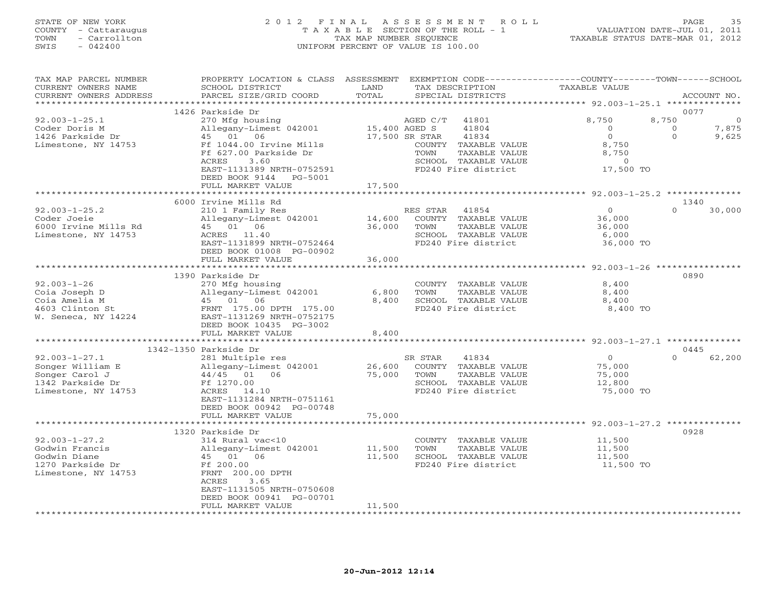STATE OF NEW YORK
COUNTY - Cattaraugus
TOWN - Carrollton
SWIS - 042400

# 2012 FINAL ASSESSMENT ROLL
TAXABLE SECTION OF THE ROLL - 1
TAX MAP NUMBER SEQUENCE
UNIFORM PERCENT OF VALUE IS 100.00

VALUATION DATE-JUL 01, 2011
TAXABLE STATUS DATE-MAR 01, 2012

| TAX MAP PARCEL NUMBER / CURRENT OWNERS NAME / CURRENT OWNERS ADDRESS | PROPERTY LOCATION & CLASS / SCHOOL DISTRICT / PARCEL SIZE/GRID COORD | ASSESSMENT LAND | TOTAL | EXEMPTION CODE / TAX DESCRIPTION / SPECIAL DISTRICTS | COUNTY TAXABLE VALUE | TOWN | SCHOOL | ACCOUNT NO. |
|---|---|---|---|---|---|---|---|---|
| | 1426 Parkside Dr | | | | | | | 0077 |
| 92.003-1-25.1 | 270 Mfg housing | | | AGED C/T 41801 | 8,750 | 8,750 | 0 | |
| Coder Doris M | Allegany-Limest 042001 | 15,400 | | AGED S 41804 | 0 | 0 | 7,875 | |
| 1426 Parkside Dr | 45 01 06 | | 17,500 | SR STAR 41834 | 0 | 0 | 9,625 | |
| Limestone, NY 14753 | Ff 1044.00 Irvine Mills | | | COUNTY TAXABLE VALUE | 8,750 | | | |
| | Ff 627.00 Parkside Dr | | | TOWN TAXABLE VALUE | 8,750 | | | |
| | ACRES 3.60 | | | SCHOOL TAXABLE VALUE | 0 | | | |
| | EAST-1131389 NRTH-0752591 | | | FD240 Fire district | 17,500 TO | | | |
| | DEED BOOK 9144 PG-5001 | | | | | | | |
| | FULL MARKET VALUE | | 17,500 | | | | | |
| | 6000 Irvine Mills Rd | | | | | | | 1340 |
| 92.003-1-25.2 | 210 1 Family Res | | | RES STAR 41854 | 0 | 0 | 30,000 | |
| Coder Joeie | Allegany-Limest 042001 | 14,600 | | COUNTY TAXABLE VALUE | 36,000 | | | |
| 6000 Irvine Mills Rd | 45 01 06 | | 36,000 | TOWN TAXABLE VALUE | 36,000 | | | |
| Limestone, NY 14753 | ACRES 11.40 | | | SCHOOL TAXABLE VALUE | 6,000 | | | |
| | EAST-1131899 NRTH-0752464 | | | FD240 Fire district | 36,000 TO | | | |
| | DEED BOOK 01008 PG-00902 | | | | | | | |
| | FULL MARKET VALUE | | 36,000 | | | | | |
| | 1390 Parkside Dr | | | | | | | 0890 |
| 92.003-1-26 | 270 Mfg housing | | | COUNTY TAXABLE VALUE | 8,400 | | | |
| Coia Joseph D | Allegany-Limest 042001 | 6,800 | | TOWN TAXABLE VALUE | 8,400 | | | |
| Coia Amelia M | 45 01 06 | | 8,400 | SCHOOL TAXABLE VALUE | 8,400 | | | |
| 4603 Clinton St | FRNT 175.00 DPTH 175.00 | | | FD240 Fire district | 8,400 TO | | | |
| W. Seneca, NY 14224 | EAST-1131269 NRTH-0752175 | | | | | | | |
| | DEED BOOK 10435 PG-3002 | | | | | | | |
| | FULL MARKET VALUE | | 8,400 | | | | | |
| | 1342-1350 Parkside Dr | | | | | | | 0445 |
| 92.003-1-27.1 | 281 Multiple res | | | SR STAR 41834 | 0 | 0 | 62,200 | |
| Songer William E | Allegany-Limest 042001 | 26,600 | | COUNTY TAXABLE VALUE | 75,000 | | | |
| Songer Carol J | 44/45 01 06 | | 75,000 | TOWN TAXABLE VALUE | 75,000 | | | |
| 1342 Parkside Dr | Ff 1270.00 | | | SCHOOL TAXABLE VALUE | 12,800 | | | |
| Limestone, NY 14753 | ACRES 14.10 | | | FD240 Fire district | 75,000 TO | | | |
| | EAST-1131284 NRTH-0751161 | | | | | | | |
| | DEED BOOK 00942 PG-00748 | | | | | | | |
| | FULL MARKET VALUE | | 75,000 | | | | | |
| | 1320 Parkside Dr | | | | | | | 0928 |
| 92.003-1-27.2 | 314 Rural vac<10 | | | COUNTY TAXABLE VALUE | 11,500 | | | |
| Godwin Francis | Allegany-Limest 042001 | 11,500 | | TOWN TAXABLE VALUE | 11,500 | | | |
| Godwin Diane | 45 01 06 | | 11,500 | SCHOOL TAXABLE VALUE | 11,500 | | | |
| 1270 Parkside Dr | Ff 200.00 | | | FD240 Fire district | 11,500 TO | | | |
| Limestone, NY 14753 | FRNT 200.00 DPTH | | | | | | | |
| | ACRES 3.65 | | | | | | | |
| | EAST-1131505 NRTH-0750608 | | | | | | | |
| | DEED BOOK 00941 PG-00701 | | | | | | | |
| | FULL MARKET VALUE | | 11,500 | | | | | |

20-Jun-2012 12:14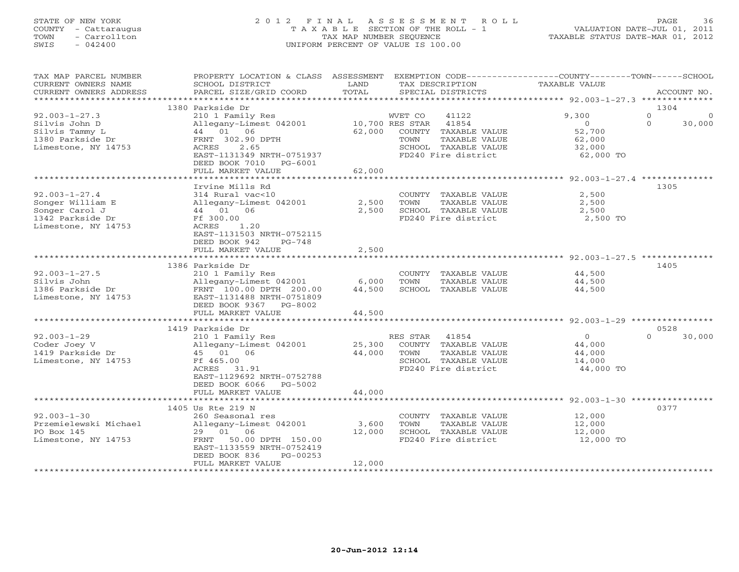STATE OF NEW YORK
COUNTY - Cattaraugus
TOWN - Carrollton
SWIS - 042400

2012 FINAL ASSESSMENT ROLL
TAXABLE SECTION OF THE ROLL - 1
TAX MAP NUMBER SEQUENCE
UNIFORM PERCENT OF VALUE IS 100.00

VALUATION DATE-JUL 01, 2011
TAXABLE STATUS DATE-MAR 01, 2012

| TAX MAP PARCEL NUMBER / CURRENT OWNERS NAME / CURRENT OWNERS ADDRESS | PROPERTY LOCATION & CLASS / SCHOOL DISTRICT / PARCEL SIZE/GRID COORD | ASSESSMENT LAND / TOTAL | EXEMPTION CODE / TAX DESCRIPTION / SPECIAL DISTRICTS | COUNTY TAXABLE VALUE | TOWN | SCHOOL | ACCOUNT NO. |
|---|---|---|---|---|---|---|---|
| 92.003-1-27.3 | 1380 Parkside Dr | | | | | | 1304 |
| Silvis John D | 210 1 Family Res | | WVET CO 41122 | 9,300 | 0 | 0 | |
| Silvis Tammy L | Allegany-Limest 042001 | 10,700 | RES STAR 41854 | 0 | 0 | 30,000 | |
| 1380 Parkside Dr | 44 01 06 | 62,000 | COUNTY TAXABLE VALUE | 52,700 | | | |
| Limestone, NY 14753 | FRNT 302.90 DPTH | | TOWN TAXABLE VALUE | 62,000 | | | |
| | ACRES 2.65 | | SCHOOL TAXABLE VALUE | 32,000 | | | |
| | EAST-1131349 NRTH-0751937 | | FD240 Fire district | 62,000 TO | | | |
| | DEED BOOK 7010 PG-6001 | | | | | | |
| | FULL MARKET VALUE | 62,000 | | | | | |
| 92.003-1-27.4 | Irvine Mills Rd | | | | | | 1305 |
| Songer William E | 314 Rural vac<10 | | COUNTY TAXABLE VALUE | 2,500 | | | |
| Songer Carol J | Allegany-Limest 042001 | 2,500 | TOWN TAXABLE VALUE | 2,500 | | | |
| 1342 Parkside Dr | 44 01 06 | 2,500 | SCHOOL TAXABLE VALUE | 2,500 | | | |
| Limestone, NY 14753 | Ff 300.00 | | FD240 Fire district | 2,500 TO | | | |
| | ACRES 1.20 | | | | | | |
| | EAST-1131503 NRTH-0752115 | | | | | | |
| | DEED BOOK 942 PG-748 | | | | | | |
| | FULL MARKET VALUE | 2,500 | | | | | |
| 92.003-1-27.5 | 1386 Parkside Dr | | | | | | 1405 |
| Silvis John | 210 1 Family Res | | COUNTY TAXABLE VALUE | 44,500 | | | |
| 1386 Parkside Dr | Allegany-Limest 042001 | 6,000 | TOWN TAXABLE VALUE | 44,500 | | | |
| Limestone, NY 14753 | FRNT 100.00 DPTH 200.00 | 44,500 | SCHOOL TAXABLE VALUE | 44,500 | | | |
| | EAST-1131488 NRTH-0751809 | | | | | | |
| | DEED BOOK 9367 PG-8002 | | | | | | |
| | FULL MARKET VALUE | 44,500 | | | | | |
| 92.003-1-29 | 1419 Parkside Dr | | | | | | 0528 |
| Coder Joey V | 210 1 Family Res | | RES STAR 41854 | 0 | 0 | 30,000 | |
| 1419 Parkside Dr | Allegany-Limest 042001 | 25,300 | COUNTY TAXABLE VALUE | 44,000 | | | |
| Limestone, NY 14753 | 45 01 06 | 44,000 | TOWN TAXABLE VALUE | 44,000 | | | |
| | Ff 465.00 | | SCHOOL TAXABLE VALUE | 14,000 | | | |
| | ACRES 31.91 | | FD240 Fire district | 44,000 TO | | | |
| | EAST-1129692 NRTH-0752788 | | | | | | |
| | DEED BOOK 6066 PG-5002 | | | | | | |
| | FULL MARKET VALUE | 44,000 | | | | | |
| 92.003-1-30 | 1405 Us Rte 219 N | | | | | | 0377 |
| Przemielewski Michael | 260 Seasonal res | | COUNTY TAXABLE VALUE | 12,000 | | | |
| PO Box 145 | Allegany-Limest 042001 | 3,600 | TOWN TAXABLE VALUE | 12,000 | | | |
| Limestone, NY 14753 | 29 01 06 | 12,000 | SCHOOL TAXABLE VALUE | 12,000 | | | |
| | FRNT 50.00 DPTH 150.00 | | FD240 Fire district | 12,000 TO | | | |
| | EAST-1133559 NRTH-0752419 | | | | | | |
| | DEED BOOK 836 PG-00253 | | | | | | |
| | FULL MARKET VALUE | 12,000 | | | | | |

20-Jun-2012 12:14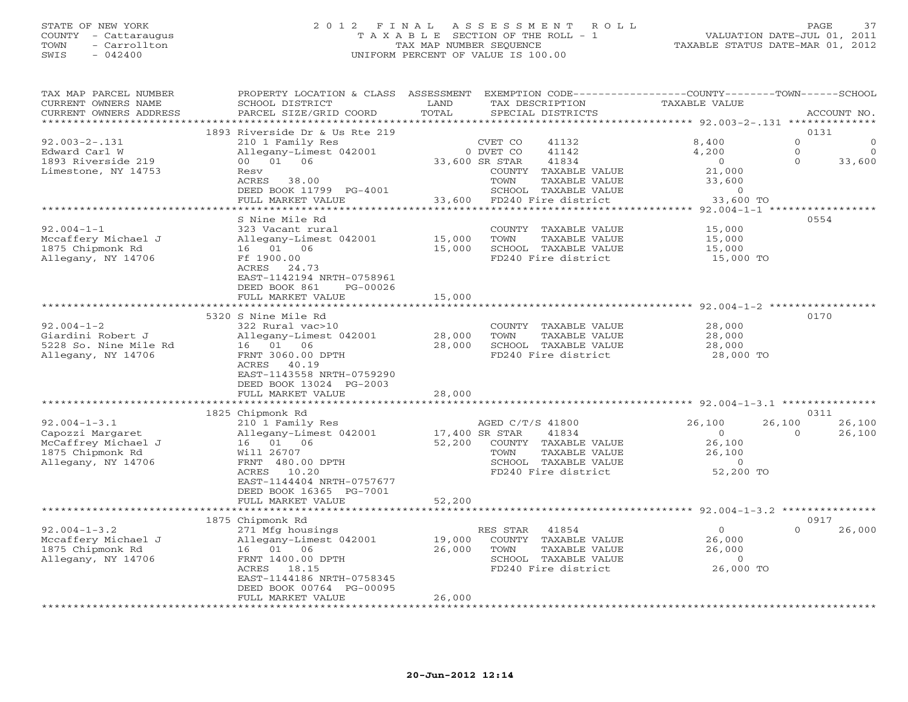STATE OF NEW YORK
COUNTY - Cattaraugus
TOWN - Carrollton
SWIS - 042400

2012 FINAL ASSESSMENT ROLL
TAXABLE SECTION OF THE ROLL - 1
TAX MAP NUMBER SEQUENCE
UNIFORM PERCENT OF VALUE IS 100.00

VALUATION DATE-JUL 01, 2011
TAXABLE STATUS DATE-MAR 01, 2012

| TAX MAP PARCEL NUMBER / CURRENT OWNERS NAME / CURRENT OWNERS ADDRESS | PROPERTY LOCATION & CLASS / SCHOOL DISTRICT / PARCEL SIZE/GRID COORD | ASSESSMENT LAND / TOTAL | EXEMPTION CODE / TAX DESCRIPTION / SPECIAL DISTRICTS | COUNTY TAXABLE VALUE | TOWN | SCHOOL | ACCOUNT NO. |
|---|---|---|---|---|---|---|---|
| 92.003-2-.131 | 1893 Riverside Dr & Us Rte 219 | | | | | | 0131 |
| Edward Carl W | 210 1 Family Res | | CVET CO 41132 | 8,400 | 0 | 0 | |
| 1893 Riverside 219 | Allegany-Limest 042001 | 0 | DVET CO 41142 | 4,200 | 0 | 0 | |
| Limestone, NY 14753 | 00 01 06 | 33,600 | SR STAR 41834 | 0 | 0 | 33,600 | |
| | Resv | | COUNTY TAXABLE VALUE | 21,000 | | | |
| | ACRES 38.00 | | TOWN TAXABLE VALUE | 33,600 | | | |
| | DEED BOOK 11799 PG-4001 | | SCHOOL TAXABLE VALUE | 0 | | | |
| | FULL MARKET VALUE | 33,600 | FD240 Fire district | 33,600 TO | | | |
| 92.004-1-1 | S Nine Mile Rd | | | | | | 0554 |
| Mccaffery Michael J | 323 Vacant rural | | COUNTY TAXABLE VALUE | 15,000 | | | |
| 1875 Chipmonk Rd | Allegany-Limest 042001 | 15,000 | TOWN TAXABLE VALUE | 15,000 | | | |
| Allegany, NY 14706 | 16 01 06 | 15,000 | SCHOOL TAXABLE VALUE | 15,000 | | | |
| | Ff 1900.00 | | FD240 Fire district | 15,000 TO | | | |
| | ACRES 24.73 | | | | | | |
| | EAST-1142194 NRTH-0758961 | | | | | | |
| | DEED BOOK 861 PG-00026 | | | | | | |
| | FULL MARKET VALUE | 15,000 | | | | | |
| 92.004-1-2 | 5320 S Nine Mile Rd | | | | | | 0170 |
| Giardini Robert J | 322 Rural vac>10 | | COUNTY TAXABLE VALUE | 28,000 | | | |
| 5228 So. Nine Mile Rd | Allegany-Limest 042001 | 28,000 | TOWN TAXABLE VALUE | 28,000 | | | |
| Allegany, NY 14706 | 16 01 06 | 28,000 | SCHOOL TAXABLE VALUE | 28,000 | | | |
| | FRNT 3060.00 DPTH | | FD240 Fire district | 28,000 TO | | | |
| | ACRES 40.19 | | | | | | |
| | EAST-1143558 NRTH-0759290 | | | | | | |
| | DEED BOOK 13024 PG-2003 | | | | | | |
| | FULL MARKET VALUE | 28,000 | | | | | |
| 92.004-1-3.1 | 1825 Chipmonk Rd | | | | | | 0311 |
| Capozzi Margaret | 210 1 Family Res | | AGED C/T/S 41800 | 26,100 | 26,100 | 26,100 | |
| McCaffrey Michael J | Allegany-Limest 042001 | 17,400 | SR STAR 41834 | 0 | 0 | 26,100 | |
| 1875 Chipmonk Rd | 16 01 06 | 52,200 | COUNTY TAXABLE VALUE | 26,100 | | | |
| Allegany, NY 14706 | Will 26707 | | TOWN TAXABLE VALUE | 26,100 | | | |
| | FRNT 480.00 DPTH | | SCHOOL TAXABLE VALUE | 0 | | | |
| | ACRES 10.20 | | FD240 Fire district | 52,200 TO | | | |
| | EAST-1144404 NRTH-0757677 | | | | | | |
| | DEED BOOK 16365 PG-7001 | | | | | | |
| | FULL MARKET VALUE | 52,200 | | | | | |
| 92.004-1-3.2 | 1875 Chipmonk Rd | | | | | | 0917 |
| Mccaffery Michael J | 271 Mfg housings | | RES STAR 41854 | 0 | 0 | 26,000 | |
| 1875 Chipmonk Rd | Allegany-Limest 042001 | 19,000 | COUNTY TAXABLE VALUE | 26,000 | | | |
| Allegany, NY 14706 | 16 01 06 | 26,000 | TOWN TAXABLE VALUE | 26,000 | | | |
| | FRNT 1400.00 DPTH | | SCHOOL TAXABLE VALUE | 0 | | | |
| | ACRES 18.15 | | FD240 Fire district | 26,000 TO | | | |
| | EAST-1144186 NRTH-0758345 | | | | | | |
| | DEED BOOK 00764 PG-00095 | | | | | | |
| | FULL MARKET VALUE | 26,000 | | | | | |

20-Jun-2012 12:14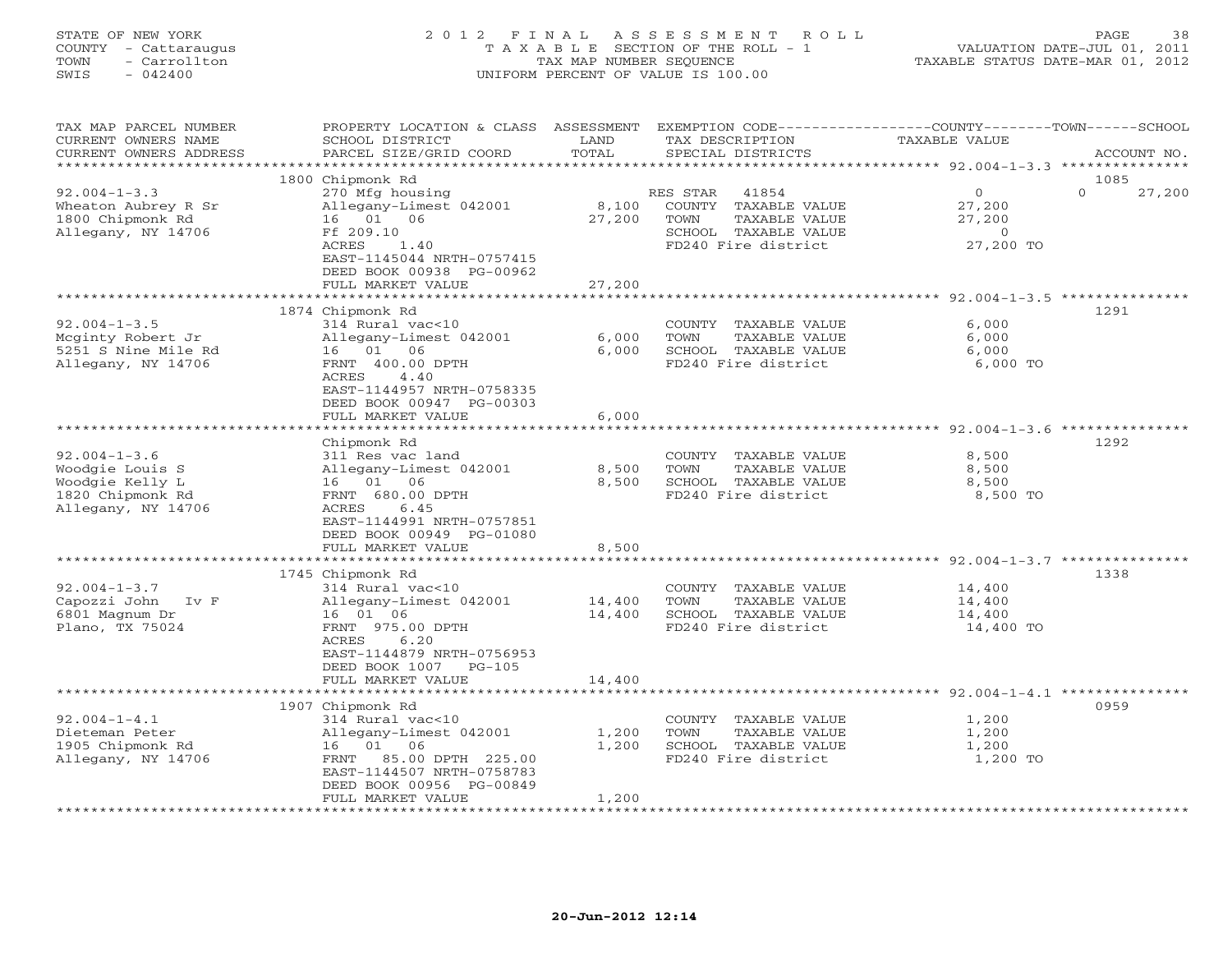STATE OF NEW YORK
COUNTY - Cattaraugus
TOWN - Carrollton
SWIS - 042400

2 0 1 2 F I N A L A S S E S S M E N T R O L L
T A X A B L E SECTION OF THE ROLL - 1
TAX MAP NUMBER SEQUENCE
UNIFORM PERCENT OF VALUE IS 100.00

VALUATION DATE-JUL 01, 2011
TAXABLE STATUS DATE-MAR 01, 2012

| TAX MAP PARCEL NUMBER / CURRENT OWNERS NAME / CURRENT OWNERS ADDRESS | PROPERTY LOCATION & CLASS / SCHOOL DISTRICT / PARCEL SIZE/GRID COORD | ASSESSMENT LAND / TOTAL | EXEMPTION CODE / TAX DESCRIPTION / SPECIAL DISTRICTS | COUNTY / TAXABLE VALUE | TOWN | SCHOOL / ACCOUNT NO. |
|---|---|---|---|---|---|---|
| 92.004-1-3.3 | 1800 Chipmonk Rd | | | | | 1085 |
| 92.004-1-3.3 | 270 Mfg housing | | RES STAR 41854 | 0 | 0 | 27,200 |
| Wheaton Aubrey R Sr | Allegany-Limest 042001 | 8,100 | COUNTY TAXABLE VALUE | 27,200 | | |
| 1800 Chipmonk Rd | 16 01 06 | 27,200 | TOWN TAXABLE VALUE | 27,200 | | |
| Allegany, NY 14706 | Ff 209.10 | | SCHOOL TAXABLE VALUE | 0 | | |
| | ACRES 1.40 | | FD240 Fire district | 27,200 TO | | |
| | EAST-1145044 NRTH-0757415 | | | | | |
| | DEED BOOK 00938 PG-00962 | | | | | |
| | FULL MARKET VALUE | 27,200 | | | | |
| 92.004-1-3.5 | 1874 Chipmonk Rd | | | | | 1291 |
| 92.004-1-3.5 | 314 Rural vac<10 | | COUNTY TAXABLE VALUE | 6,000 | | |
| Mcginty Robert Jr | Allegany-Limest 042001 | 6,000 | TOWN TAXABLE VALUE | 6,000 | | |
| 5251 S Nine Mile Rd | 16 01 06 | 6,000 | SCHOOL TAXABLE VALUE | 6,000 | | |
| Allegany, NY 14706 | FRNT 400.00 DPTH | | FD240 Fire district | 6,000 TO | | |
| | ACRES 4.40 | | | | | |
| | EAST-1144957 NRTH-0758335 | | | | | |
| | DEED BOOK 00947 PG-00303 | | | | | |
| | FULL MARKET VALUE | 6,000 | | | | |
| 92.004-1-3.6 | Chipmonk Rd | | | | | 1292 |
| 92.004-1-3.6 | 311 Res vac land | | COUNTY TAXABLE VALUE | 8,500 | | |
| Woodgie Louis S | Allegany-Limest 042001 | 8,500 | TOWN TAXABLE VALUE | 8,500 | | |
| Woodgie Kelly L | 16 01 06 | 8,500 | SCHOOL TAXABLE VALUE | 8,500 | | |
| 1820 Chipmonk Rd | FRNT 680.00 DPTH | | FD240 Fire district | 8,500 TO | | |
| Allegany, NY 14706 | ACRES 6.45 | | | | | |
| | EAST-1144991 NRTH-0757851 | | | | | |
| | DEED BOOK 00949 PG-01080 | | | | | |
| | FULL MARKET VALUE | 8,500 | | | | |
| 92.004-1-3.7 | 1745 Chipmonk Rd | | | | | 1338 |
| 92.004-1-3.7 | 314 Rural vac<10 | | COUNTY TAXABLE VALUE | 14,400 | | |
| Capozzi John Iv F | Allegany-Limest 042001 | 14,400 | TOWN TAXABLE VALUE | 14,400 | | |
| 6801 Magnum Dr | 16 01 06 | 14,400 | SCHOOL TAXABLE VALUE | 14,400 | | |
| Plano, TX 75024 | FRNT 975.00 DPTH | | FD240 Fire district | 14,400 TO | | |
| | ACRES 6.20 | | | | | |
| | EAST-1144879 NRTH-0756953 | | | | | |
| | DEED BOOK 1007 PG-105 | | | | | |
| | FULL MARKET VALUE | 14,400 | | | | |
| 92.004-1-4.1 | 1907 Chipmonk Rd | | | | | 0959 |
| 92.004-1-4.1 | 314 Rural vac<10 | | COUNTY TAXABLE VALUE | 1,200 | | |
| Dieteman Peter | Allegany-Limest 042001 | 1,200 | TOWN TAXABLE VALUE | 1,200 | | |
| 1905 Chipmonk Rd | 16 01 06 | 1,200 | SCHOOL TAXABLE VALUE | 1,200 | | |
| Allegany, NY 14706 | FRNT 85.00 DPTH 225.00 | | FD240 Fire district | 1,200 TO | | |
| | EAST-1144507 NRTH-0758783 | | | | | |
| | DEED BOOK 00956 PG-00849 | | | | | |
| | FULL MARKET VALUE | 1,200 | | | | |

20-Jun-2012 12:14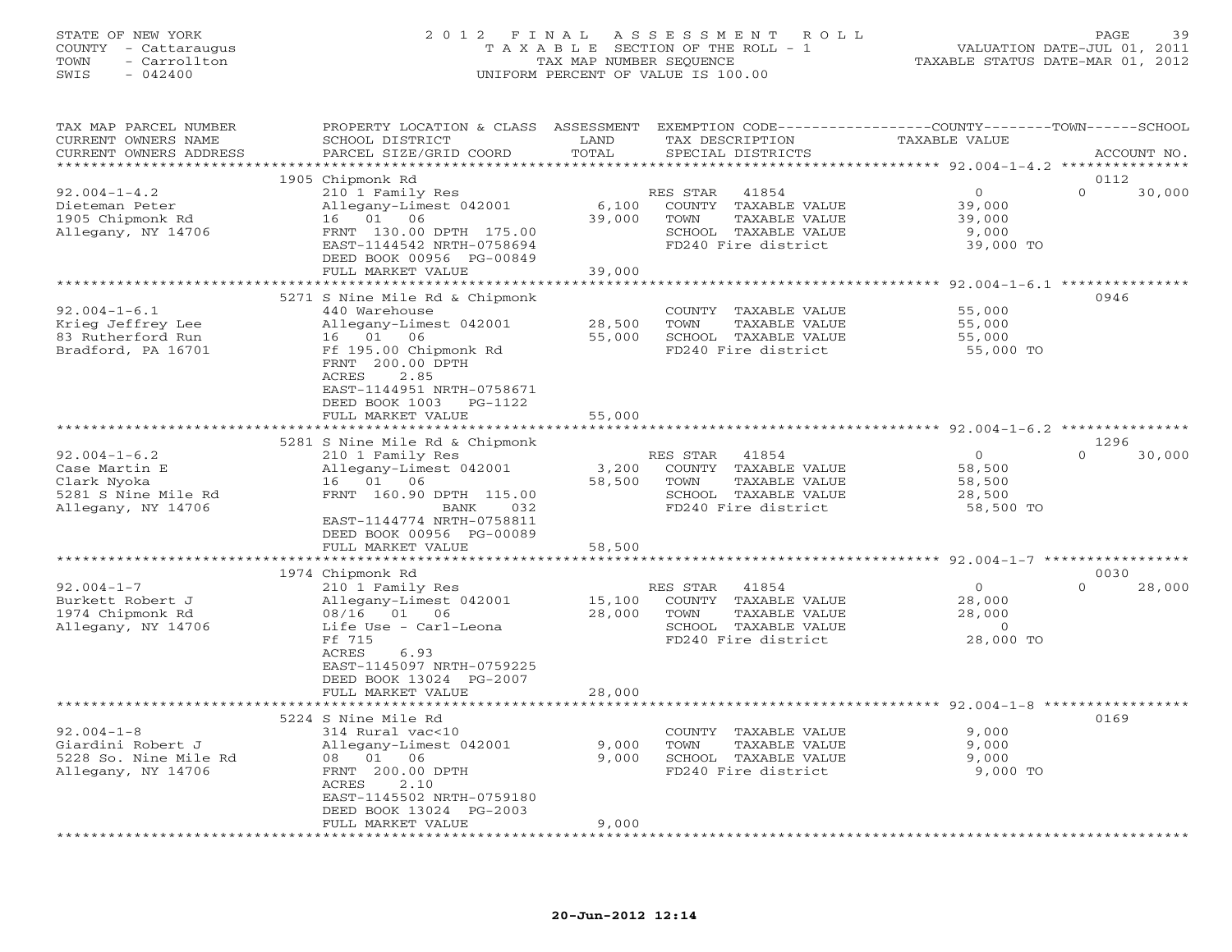STATE OF NEW YORK
COUNTY - Cattaraugus
TOWN - Carrollton
SWIS - 042400

2 0 1 2 F I N A L A S S E S S M E N T R O L L
T A X A B L E SECTION OF THE ROLL - 1
TAX MAP NUMBER SEQUENCE
UNIFORM PERCENT OF VALUE IS 100.00

VALUATION DATE-JUL 01, 2011
TAXABLE STATUS DATE-MAR 01, 2012

| TAX MAP PARCEL NUMBER / CURRENT OWNERS NAME / CURRENT OWNERS ADDRESS | PROPERTY LOCATION & CLASS / SCHOOL DISTRICT / PARCEL SIZE/GRID COORD | ASSESSMENT LAND | TOTAL | EXEMPTION CODE / TAX DESCRIPTION / SPECIAL DISTRICTS | COUNTY TAXABLE VALUE | TOWN | SCHOOL | ACCOUNT NO. |
|---|---|---|---|---|---|---|---|---|
| 92.004-1-4.2 | 1905 Chipmonk Rd | | | | | | | 0112 |
| Dieteman Peter | 210 1 Family Res | | | RES STAR 41854 | 0 | 0 | 30,000 | |
| 1905 Chipmonk Rd | Allegany-Limest 042001 | 6,100 | | COUNTY TAXABLE VALUE | 39,000 | | | |
| Allegany, NY 14706 | 16 01 06 | | 39,000 | TOWN TAXABLE VALUE | 39,000 | | | |
| | FRNT 130.00 DPTH 175.00 | | | SCHOOL TAXABLE VALUE | 9,000 | | | |
| | EAST-1144542 NRTH-0758694 | | | FD240 Fire district | 39,000 TO | | | |
| | DEED BOOK 00956 PG-00849 | | | | | | | |
| | FULL MARKET VALUE | | 39,000 | | | | | |
| 92.004-1-6.1 | 5271 S Nine Mile Rd & Chipmonk | | | | | | | 0946 |
| Krieg Jeffrey Lee | 440 Warehouse | | | COUNTY TAXABLE VALUE | 55,000 | | | |
| 83 Rutherford Run | Allegany-Limest 042001 | 28,500 | | TOWN TAXABLE VALUE | 55,000 | | | |
| Bradford, PA 16701 | 16 01 06 | | 55,000 | SCHOOL TAXABLE VALUE | 55,000 | | | |
| | Ff 195.00 Chipmonk Rd | | | FD240 Fire district | 55,000 TO | | | |
| | FRNT 200.00 DPTH | | | | | | | |
| | ACRES 2.85 | | | | | | | |
| | EAST-1144951 NRTH-0758671 | | | | | | | |
| | DEED BOOK 1003 PG-1122 | | | | | | | |
| | FULL MARKET VALUE | | 55,000 | | | | | |
| 92.004-1-6.2 | 5281 S Nine Mile Rd & Chipmonk | | | | | | | 1296 |
| Case Martin E | 210 1 Family Res | | | RES STAR 41854 | 0 | 0 | 30,000 | |
| Clark Nyoka | Allegany-Limest 042001 | 3,200 | | COUNTY TAXABLE VALUE | 58,500 | | | |
| 5281 S Nine Mile Rd | 16 01 06 | | 58,500 | TOWN TAXABLE VALUE | 58,500 | | | |
| Allegany, NY 14706 | FRNT 160.90 DPTH 115.00 | | | SCHOOL TAXABLE VALUE | 28,500 | | | |
| | BANK 032 | | | FD240 Fire district | 58,500 TO | | | |
| | EAST-1144774 NRTH-0758811 | | | | | | | |
| | DEED BOOK 00956 PG-00089 | | | | | | | |
| | FULL MARKET VALUE | | 58,500 | | | | | |
| 92.004-1-7 | 1974 Chipmonk Rd | | | | | | | 0030 |
| Burkett Robert J | 210 1 Family Res | | | RES STAR 41854 | 0 | 0 | 28,000 | |
| 1974 Chipmonk Rd | Allegany-Limest 042001 | 15,100 | | COUNTY TAXABLE VALUE | 28,000 | | | |
| Allegany, NY 14706 | 08/16 01 06 | | 28,000 | TOWN TAXABLE VALUE | 28,000 | | | |
| | Life Use - Carl-Leona | | | SCHOOL TAXABLE VALUE | 0 | | | |
| | Ff 715 | | | FD240 Fire district | 28,000 TO | | | |
| | ACRES 6.93 | | | | | | | |
| | EAST-1145097 NRTH-0759225 | | | | | | | |
| | DEED BOOK 13024 PG-2007 | | | | | | | |
| | FULL MARKET VALUE | | 28,000 | | | | | |
| 92.004-1-8 | 5224 S Nine Mile Rd | | | | | | | 0169 |
| Giardini Robert J | 314 Rural vac<10 | | | COUNTY TAXABLE VALUE | 9,000 | | | |
| 5228 So. Nine Mile Rd | Allegany-Limest 042001 | 9,000 | | TOWN TAXABLE VALUE | 9,000 | | | |
| Allegany, NY 14706 | 08 01 06 | | 9,000 | SCHOOL TAXABLE VALUE | 9,000 | | | |
| | FRNT 200.00 DPTH | | | FD240 Fire district | 9,000 TO | | | |
| | ACRES 2.10 | | | | | | | |
| | EAST-1145502 NRTH-0759180 | | | | | | | |
| | DEED BOOK 13024 PG-2003 | | | | | | | |
| | FULL MARKET VALUE | | 9,000 | | | | | |

20-Jun-2012 12:14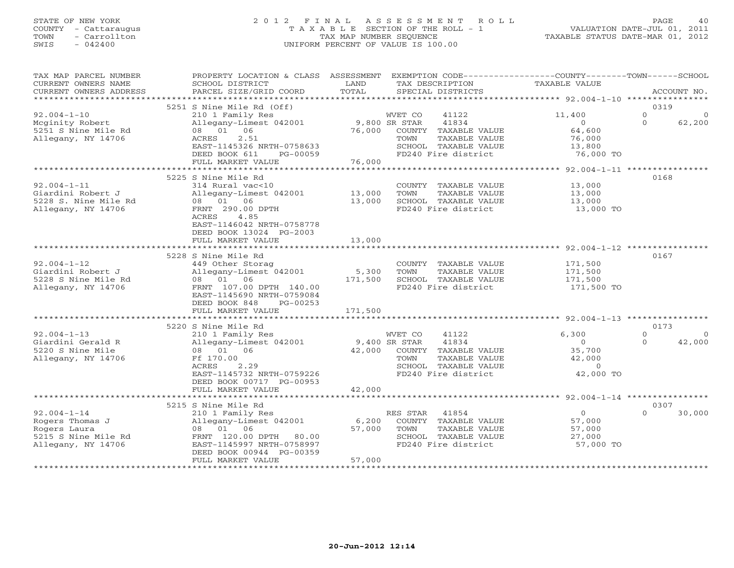STATE OF NEW YORK
COUNTY - Cattaraugus
TOWN - Carrollton
SWIS - 042400

# 2012 FINAL ASSESSMENT ROLL

TAXABLE SECTION OF THE ROLL - 1
TAX MAP NUMBER SEQUENCE
UNIFORM PERCENT OF VALUE IS 100.00

VALUATION DATE-JUL 01, 2011
TAXABLE STATUS DATE-MAR 01, 2012

| TAX MAP PARCEL NUMBER / CURRENT OWNERS NAME / CURRENT OWNERS ADDRESS | PROPERTY LOCATION & CLASS / SCHOOL DISTRICT / PARCEL SIZE/GRID COORD | ASSESSMENT LAND | TOTAL | EXEMPTION CODE / TAX DESCRIPTION / SPECIAL DISTRICTS | COUNTY TAXABLE VALUE | TOWN | SCHOOL | ACCOUNT NO. |
|---|---|---|---|---|---|---|---|---|
| | 5251 S Nine Mile Rd (Off) | | | | | | | 0319 |
| 92.004-1-10 | 210 1 Family Res | | | WVET CO 41122 | 11,400 | 0 | 0 | |
| Mcginity Robert | Allegany-Limest 042001 | 9,800 | | SR STAR 41834 | 0 | 0 | 62,200 | |
| 5251 S Nine Mile Rd | 08 01 06 | | 76,000 | COUNTY TAXABLE VALUE | 64,600 | | | |
| Allegany, NY 14706 | ACRES 2.51 | | | TOWN TAXABLE VALUE | 76,000 | | | |
| | EAST-1145326 NRTH-0758633 | | | SCHOOL TAXABLE VALUE | 13,800 | | | |
| | DEED BOOK 611 PG-00059 | | | FD240 Fire district | 76,000 TO | | | |
| | FULL MARKET VALUE | | 76,000 | | | | | |
| | 5225 S Nine Mile Rd | | | | | | | 0168 |
| 92.004-1-11 | 314 Rural vac<10 | | | COUNTY TAXABLE VALUE | 13,000 | | | |
| Giardini Robert J | Allegany-Limest 042001 | 13,000 | | TOWN TAXABLE VALUE | 13,000 | | | |
| 5228 S. Nine Mile Rd | 08 01 06 | | 13,000 | SCHOOL TAXABLE VALUE | 13,000 | | | |
| Allegany, NY 14706 | FRNT 290.00 DPTH | | | FD240 Fire district | 13,000 TO | | | |
| | ACRES 4.85 | | | | | | | |
| | EAST-1146042 NRTH-0758778 | | | | | | | |
| | DEED BOOK 13024 PG-2003 | | | | | | | |
| | FULL MARKET VALUE | | 13,000 | | | | | |
| | 5228 S Nine Mile Rd | | | | | | | 0167 |
| 92.004-1-12 | 449 Other Storag | | | COUNTY TAXABLE VALUE | 171,500 | | | |
| Giardini Robert J | Allegany-Limest 042001 | 5,300 | | TOWN TAXABLE VALUE | 171,500 | | | |
| 5228 S Nine Mile Rd | 08 01 06 | | 171,500 | SCHOOL TAXABLE VALUE | 171,500 | | | |
| Allegany, NY 14706 | FRNT 107.00 DPTH 140.00 | | | FD240 Fire district | 171,500 TO | | | |
| | EAST-1145690 NRTH-0759084 | | | | | | | |
| | DEED BOOK 848 PG-00253 | | | | | | | |
| | FULL MARKET VALUE | | 171,500 | | | | | |
| | 5220 S Nine Mile Rd | | | | | | | 0173 |
| 92.004-1-13 | 210 1 Family Res | | | WVET CO 41122 | 6,300 | 0 | 0 | |
| Giardini Gerald R | Allegany-Limest 042001 | 9,400 | | SR STAR 41834 | 0 | 0 | 42,000 | |
| 5220 S Nine Mile | 08 01 06 | | 42,000 | COUNTY TAXABLE VALUE | 35,700 | | | |
| Allegany, NY 14706 | Ff 170.00 | | | TOWN TAXABLE VALUE | 42,000 | | | |
| | ACRES 2.29 | | | SCHOOL TAXABLE VALUE | 0 | | | |
| | EAST-1145732 NRTH-0759226 | | | FD240 Fire district | 42,000 TO | | | |
| | DEED BOOK 00717 PG-00953 | | | | | | | |
| | FULL MARKET VALUE | | 42,000 | | | | | |
| | 5215 S Nine Mile Rd | | | | | | | 0307 |
| 92.004-1-14 | 210 1 Family Res | | | RES STAR 41854 | 0 | 0 | 30,000 | |
| Rogers Thomas J | Allegany-Limest 042001 | 6,200 | | COUNTY TAXABLE VALUE | 57,000 | | | |
| Rogers Laura | 08 01 06 | | 57,000 | TOWN TAXABLE VALUE | 57,000 | | | |
| 5215 S Nine Mile Rd | FRNT 120.00 DPTH 80.00 | | | SCHOOL TAXABLE VALUE | 27,000 | | | |
| Allegany, NY 14706 | EAST-1145997 NRTH-0758997 | | | FD240 Fire district | 57,000 TO | | | |
| | DEED BOOK 00944 PG-00359 | | | | | | | |
| | FULL MARKET VALUE | | 57,000 | | | | | |

20-Jun-2012 12:14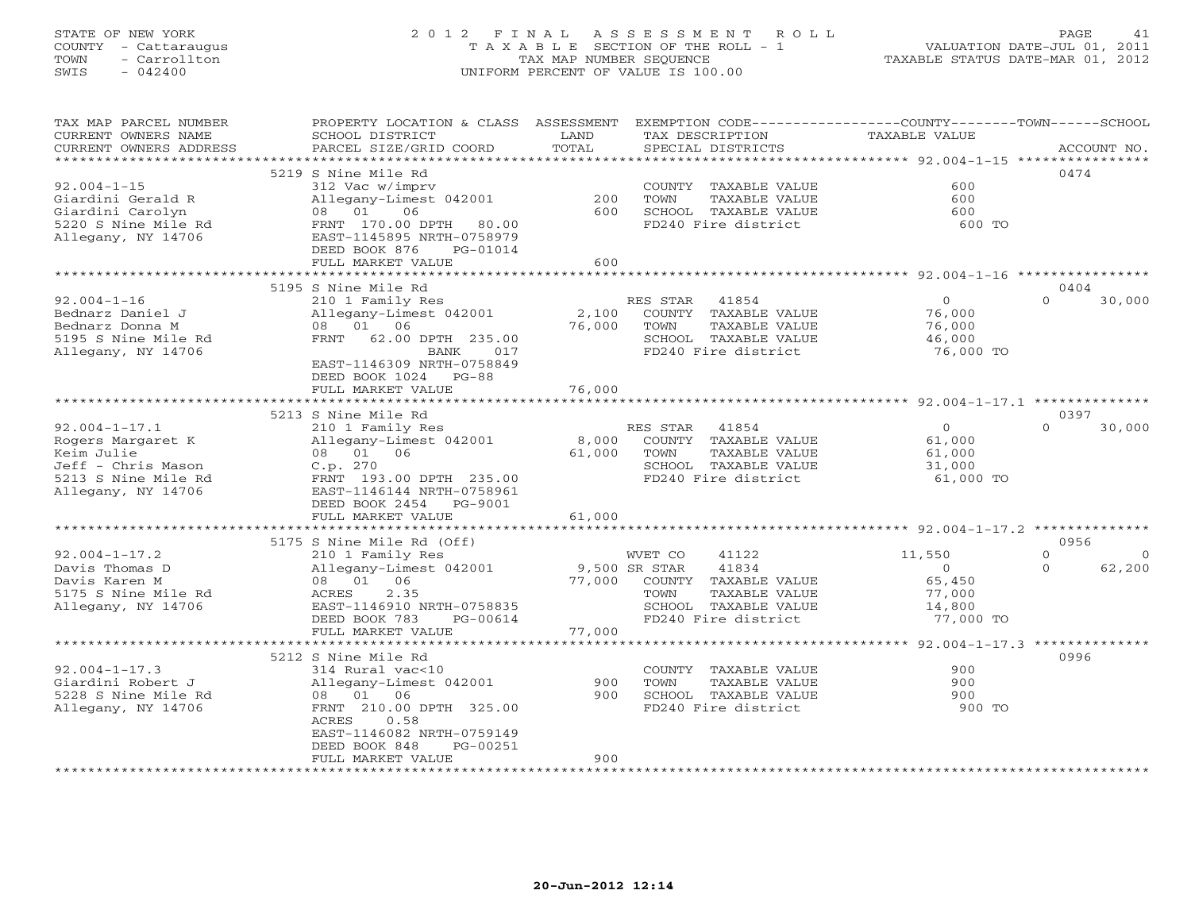STATE OF NEW YORK
COUNTY - Cattaraugus
TOWN - Carrollton
SWIS - 042400

2012 FINAL ASSESSMENT ROLL
TAXABLE SECTION OF THE ROLL - 1
TAX MAP NUMBER SEQUENCE
UNIFORM PERCENT OF VALUE IS 100.00

VALUATION DATE-JUL 01, 2011
TAXABLE STATUS DATE-MAR 01, 2012

| TAX MAP PARCEL NUMBER / CURRENT OWNERS NAME / CURRENT OWNERS ADDRESS | PROPERTY LOCATION & CLASS / SCHOOL DISTRICT / PARCEL SIZE/GRID COORD | ASSESSMENT LAND / TOTAL | EXEMPTION CODE / TAX DESCRIPTION / SPECIAL DISTRICTS | COUNTY TAXABLE VALUE | TOWN | SCHOOL / ACCOUNT NO. |
|---|---|---|---|---|---|---|
| **92.004-1-15** | 5219 S Nine Mile Rd | | | | | 0474 |
| Giardini Gerald R | 312 Vac w/imprv | | COUNTY TAXABLE VALUE | 600 | | |
| Giardini Carolyn | Allegany-Limest 042001 | 200 | TOWN TAXABLE VALUE | 600 | | |
| 5220 S Nine Mile Rd | 08 01 06 | 600 | SCHOOL TAXABLE VALUE | 600 | | |
| Allegany, NY 14706 | FRNT 170.00 DPTH 80.00 | | FD240 Fire district | 600 TO | | |
| | EAST-1145895 NRTH-0758979 | | | | | |
| | DEED BOOK 876 PG-01014 | | | | | |
| | FULL MARKET VALUE | 600 | | | | |
| **92.004-1-16** | 5195 S Nine Mile Rd | | | | | 0404 |
| Bednarz Daniel J | 210 1 Family Res | | RES STAR 41854 | 0 | 0 | 30,000 |
| Bednarz Donna M | Allegany-Limest 042001 | 2,100 | COUNTY TAXABLE VALUE | 76,000 | | |
| 5195 S Nine Mile Rd | 08 01 06 | 76,000 | TOWN TAXABLE VALUE | 76,000 | | |
| Allegany, NY 14706 | FRNT 62.00 DPTH 235.00 | | SCHOOL TAXABLE VALUE | 46,000 | | |
| | BANK 017 | | FD240 Fire district | 76,000 TO | | |
| | EAST-1146309 NRTH-0758849 | | | | | |
| | DEED BOOK 1024 PG-88 | | | | | |
| | FULL MARKET VALUE | 76,000 | | | | |
| **92.004-1-17.1** | 5213 S Nine Mile Rd | | | | | 0397 |
| Rogers Margaret K | 210 1 Family Res | | RES STAR 41854 | 0 | 0 | 30,000 |
| Keim Julie | Allegany-Limest 042001 | 8,000 | COUNTY TAXABLE VALUE | 61,000 | | |
| Jeff - Chris Mason | 08 01 06 | 61,000 | TOWN TAXABLE VALUE | 61,000 | | |
| 5213 S Nine Mile Rd | C.p. 270 | | SCHOOL TAXABLE VALUE | 31,000 | | |
| Allegany, NY 14706 | FRNT 193.00 DPTH 235.00 | | FD240 Fire district | 61,000 TO | | |
| | EAST-1146144 NRTH-0758961 | | | | | |
| | DEED BOOK 2454 PG-9001 | | | | | |
| | FULL MARKET VALUE | 61,000 | | | | |
| **92.004-1-17.2** | 5175 S Nine Mile Rd (Off) | | | | | 0956 |
| Davis Thomas D | 210 1 Family Res | | WVET CO 41122 | 11,550 | 0 | 0 |
| Davis Karen M | Allegany-Limest 042001 | 9,500 | SR STAR 41834 | 0 | 0 | 62,200 |
| 5175 S Nine Mile Rd | 08 01 06 | 77,000 | COUNTY TAXABLE VALUE | 65,450 | | |
| Allegany, NY 14706 | ACRES 2.35 | | TOWN TAXABLE VALUE | 77,000 | | |
| | EAST-1146910 NRTH-0758835 | | SCHOOL TAXABLE VALUE | 14,800 | | |
| | DEED BOOK 783 PG-00614 | | FD240 Fire district | 77,000 TO | | |
| | FULL MARKET VALUE | 77,000 | | | | |
| **92.004-1-17.3** | 5212 S Nine Mile Rd | | | | | 0996 |
| Giardini Robert J | 314 Rural vac<10 | | COUNTY TAXABLE VALUE | 900 | | |
| 5228 S Nine Mile Rd | Allegany-Limest 042001 | 900 | TOWN TAXABLE VALUE | 900 | | |
| Allegany, NY 14706 | 08 01 06 | 900 | SCHOOL TAXABLE VALUE | 900 | | |
| | FRNT 210.00 DPTH 325.00 | | FD240 Fire district | 900 TO | | |
| | ACRES 0.58 | | | | | |
| | EAST-1146082 NRTH-0759149 | | | | | |
| | DEED BOOK 848 PG-00251 | | | | | |
| | FULL MARKET VALUE | 900 | | | | |

20-Jun-2012 12:14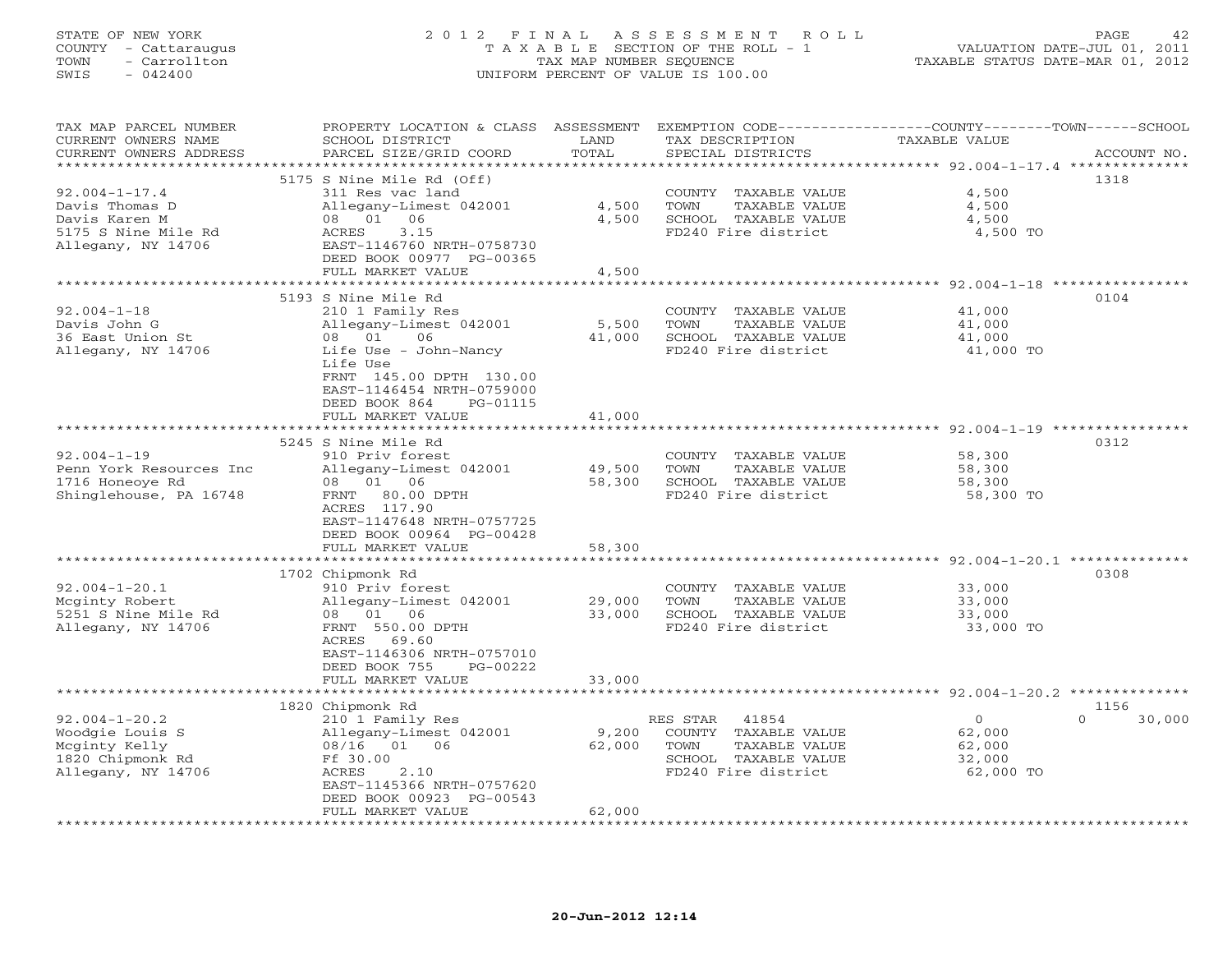STATE OF NEW YORK
COUNTY - Cattaraugus
TOWN - Carrollton
SWIS - 042400

# 2012 FINAL ASSESSMENT ROLL

TAXABLE SECTION OF THE ROLL - 1
TAX MAP NUMBER SEQUENCE
UNIFORM PERCENT OF VALUE IS 100.00

VALUATION DATE-JUL 01, 2011
TAXABLE STATUS DATE-MAR 01, 2012

| TAX MAP PARCEL NUMBER / CURRENT OWNERS NAME / CURRENT OWNERS ADDRESS | PROPERTY LOCATION & CLASS / SCHOOL DISTRICT / PARCEL SIZE/GRID COORD | ASSESSMENT LAND | TOTAL | EXEMPTION CODE / TAX DESCRIPTION / SPECIAL DISTRICTS | TAXABLE VALUE COUNTY/TOWN/SCHOOL | ACCOUNT NO. |
|---|---|---|---|---|---|---|
| 92.004-1-17.4 | 5175 S Nine Mile Rd (Off) | | | | | 1318 |
| Davis Thomas D | 311 Res vac land | | | COUNTY TAXABLE VALUE | 4,500 | |
| Davis Karen M | Allegany-Limest 042001 | 4,500 | | TOWN TAXABLE VALUE | 4,500 | |
| 5175 S Nine Mile Rd | 08 01 06 | | 4,500 | SCHOOL TAXABLE VALUE | 4,500 | |
| Allegany, NY 14706 | ACRES 3.15 | | | FD240 Fire district | 4,500 TO | |
| | EAST-1146760 NRTH-0758730 | | | | | |
| | DEED BOOK 00977 PG-00365 | | | | | |
| | FULL MARKET VALUE | | 4,500 | | | |
| 92.004-1-18 | 5193 S Nine Mile Rd | | | | | 0104 |
| Davis John G | 210 1 Family Res | | | COUNTY TAXABLE VALUE | 41,000 | |
| 36 East Union St | Allegany-Limest 042001 | 5,500 | | TOWN TAXABLE VALUE | 41,000 | |
| Allegany, NY 14706 | 08 01 06 | | 41,000 | SCHOOL TAXABLE VALUE | 41,000 | |
| | Life Use - John-Nancy | | | FD240 Fire district | 41,000 TO | |
| | Life Use | | | | | |
| | FRNT 145.00 DPTH 130.00 | | | | | |
| | EAST-1146454 NRTH-0759000 | | | | | |
| | DEED BOOK 864 PG-01115 | | | | | |
| | FULL MARKET VALUE | | 41,000 | | | |
| 92.004-1-19 | 5245 S Nine Mile Rd | | | | | 0312 |
| Penn York Resources Inc | 910 Priv forest | | | COUNTY TAXABLE VALUE | 58,300 | |
| 1716 Honeoye Rd | Allegany-Limest 042001 | 49,500 | | TOWN TAXABLE VALUE | 58,300 | |
| Shinglehouse, PA 16748 | 08 01 06 | | 58,300 | SCHOOL TAXABLE VALUE | 58,300 | |
| | FRNT 80.00 DPTH | | | FD240 Fire district | 58,300 TO | |
| | ACRES 117.90 | | | | | |
| | EAST-1147648 NRTH-0757725 | | | | | |
| | DEED BOOK 00964 PG-00428 | | | | | |
| | FULL MARKET VALUE | | 58,300 | | | |
| 92.004-1-20.1 | 1702 Chipmonk Rd | | | | | 0308 |
| Mcginty Robert | 910 Priv forest | | | COUNTY TAXABLE VALUE | 33,000 | |
| 5251 S Nine Mile Rd | Allegany-Limest 042001 | 29,000 | | TOWN TAXABLE VALUE | 33,000 | |
| Allegany, NY 14706 | 08 01 06 | | 33,000 | SCHOOL TAXABLE VALUE | 33,000 | |
| | FRNT 550.00 DPTH | | | FD240 Fire district | 33,000 TO | |
| | ACRES 69.60 | | | | | |
| | EAST-1146306 NRTH-0757010 | | | | | |
| | DEED BOOK 755 PG-00222 | | | | | |
| | FULL MARKET VALUE | | 33,000 | | | |
| 92.004-1-20.2 | 1820 Chipmonk Rd | | | | | 1156 |
| Woodgie Louis S | 210 1 Family Res | | | RES STAR 41854 | 0 / 0 / 30,000 | |
| Mcginty Kelly | Allegany-Limest 042001 | 9,200 | | COUNTY TAXABLE VALUE | 62,000 | |
| 1820 Chipmonk Rd | 08/16 01 06 | | 62,000 | TOWN TAXABLE VALUE | 62,000 | |
| Allegany, NY 14706 | Ff 30.00 | | | SCHOOL TAXABLE VALUE | 32,000 | |
| | ACRES 2.10 | | | FD240 Fire district | 62,000 TO | |
| | EAST-1145366 NRTH-0757620 | | | | | |
| | DEED BOOK 00923 PG-00543 | | | | | |
| | FULL MARKET VALUE | | 62,000 | | | |

20-Jun-2012 12:14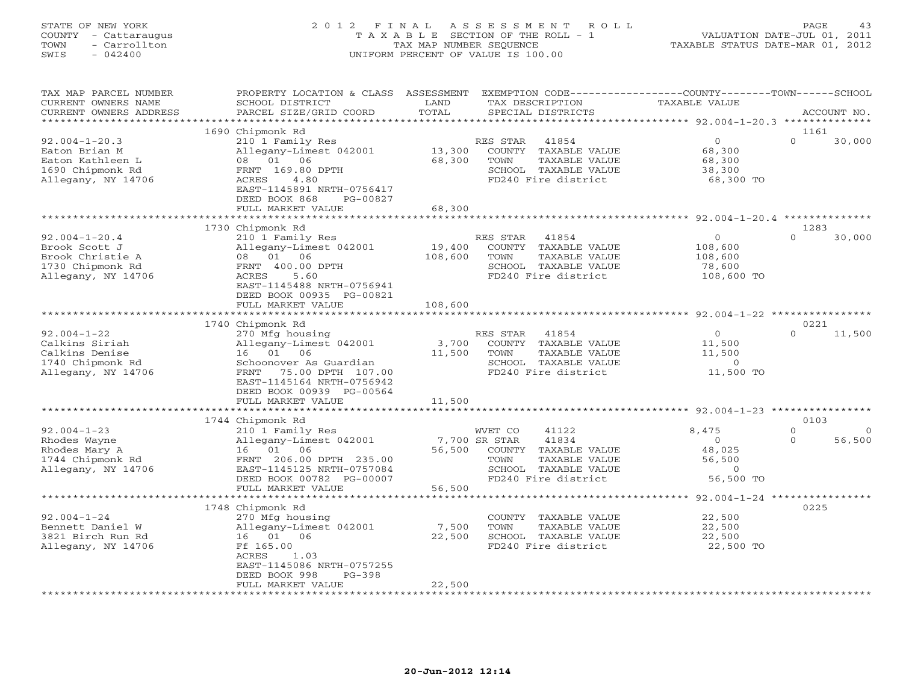STATE OF NEW YORK
COUNTY - Cattaraugus
TOWN - Carrollton
SWIS - 042400

2 0 1 2 F I N A L A S S E S S M E N T R O L L
T A X A B L E SECTION OF THE ROLL - 1
TAX MAP NUMBER SEQUENCE
UNIFORM PERCENT OF VALUE IS 100.00

VALUATION DATE-JUL 01, 2011
TAXABLE STATUS DATE-MAR 01, 2012

| TAX MAP PARCEL NUMBER / CURRENT OWNERS NAME / CURRENT OWNERS ADDRESS | PROPERTY LOCATION & CLASS / SCHOOL DISTRICT / PARCEL SIZE/GRID COORD | ASSESSMENT LAND / TOTAL | EXEMPTION CODE / TAX DESCRIPTION / SPECIAL DISTRICTS | COUNTY | TOWN | SCHOOL | ACCOUNT NO. |
|---|---|---|---|---|---|---|---|
| 92.004-1-20.3 | 1690 Chipmonk Rd | | | | | | 1161 |
| Eaton Brian M | 210 1 Family Res | | RES STAR 41854 | 0 | 0 | 30,000 | |
| Eaton Kathleen L | Allegany-Limest 042001 | 13,300 | COUNTY TAXABLE VALUE | 68,300 | | | |
| 1690 Chipmonk Rd | 08 01 06 | 68,300 | TOWN TAXABLE VALUE | | 68,300 | | |
| Allegany, NY 14706 | FRNT 169.80 DPTH | | SCHOOL TAXABLE VALUE | | | 38,300 | |
| | ACRES 4.80 | | FD240 Fire district | 68,300 TO | | | |
| | EAST-1145891 NRTH-0756417 | | | | | | |
| | DEED BOOK 868 PG-00827 | | | | | | |
| | FULL MARKET VALUE | 68,300 | | | | | |
| 92.004-1-20.4 | 1730 Chipmonk Rd | | | | | | 1283 |
| Brook Scott J | 210 1 Family Res | | RES STAR 41854 | 0 | 0 | 30,000 | |
| Brook Christie A | Allegany-Limest 042001 | 19,400 | COUNTY TAXABLE VALUE | 108,600 | | | |
| 1730 Chipmonk Rd | 08 01 06 | 108,600 | TOWN TAXABLE VALUE | | 108,600 | | |
| Allegany, NY 14706 | FRNT 400.00 DPTH | | SCHOOL TAXABLE VALUE | | | 78,600 | |
| | ACRES 5.60 | | FD240 Fire district | 108,600 TO | | | |
| | EAST-1145488 NRTH-0756941 | | | | | | |
| | DEED BOOK 00935 PG-00821 | | | | | | |
| | FULL MARKET VALUE | 108,600 | | | | | |
| 92.004-1-22 | 1740 Chipmonk Rd | | | | | | 0221 |
| Calkins Siriah | 270 Mfg housing | | RES STAR 41854 | 0 | 0 | 11,500 | |
| Calkins Denise | Allegany-Limest 042001 | 3,700 | COUNTY TAXABLE VALUE | 11,500 | | | |
| 1740 Chipmonk Rd | 16 01 06 | 11,500 | TOWN TAXABLE VALUE | | 11,500 | | |
| Allegany, NY 14706 | Schoonover As Guardian | | SCHOOL TAXABLE VALUE | | | 0 | |
| | FRNT 75.00 DPTH 107.00 | | FD240 Fire district | 11,500 TO | | | |
| | EAST-1145164 NRTH-0756942 | | | | | | |
| | DEED BOOK 00939 PG-00564 | | | | | | |
| | FULL MARKET VALUE | 11,500 | | | | | |
| 92.004-1-23 | 1744 Chipmonk Rd | | | | | | 0103 |
| Rhodes Wayne | 210 1 Family Res | | WVET CO 41122 | 8,475 | 0 | 0 | |
| Rhodes Mary A | Allegany-Limest 042001 | 7,700 | SR STAR 41834 | 0 | 0 | 56,500 | |
| 1744 Chipmonk Rd | 16 01 06 | 56,500 | COUNTY TAXABLE VALUE | 48,025 | | | |
| Allegany, NY 14706 | FRNT 206.00 DPTH 235.00 | | TOWN TAXABLE VALUE | | 56,500 | | |
| | EAST-1145125 NRTH-0757084 | | SCHOOL TAXABLE VALUE | | | 0 | |
| | DEED BOOK 00782 PG-00007 | | FD240 Fire district | 56,500 TO | | | |
| | FULL MARKET VALUE | 56,500 | | | | | |
| 92.004-1-24 | 1748 Chipmonk Rd | | | | | | 0225 |
| Bennett Daniel W | 270 Mfg housing | | COUNTY TAXABLE VALUE | 22,500 | | | |
| 3821 Birch Run Rd | Allegany-Limest 042001 | 7,500 | TOWN TAXABLE VALUE | | 22,500 | | |
| Allegany, NY 14706 | 16 01 06 | 22,500 | SCHOOL TAXABLE VALUE | | | 22,500 | |
| | Ff 165.00 | | FD240 Fire district | 22,500 TO | | | |
| | ACRES 1.03 | | | | | | |
| | EAST-1145086 NRTH-0757255 | | | | | | |
| | DEED BOOK 998 PG-398 | | | | | | |
| | FULL MARKET VALUE | 22,500 | | | | | |

20-Jun-2012 12:14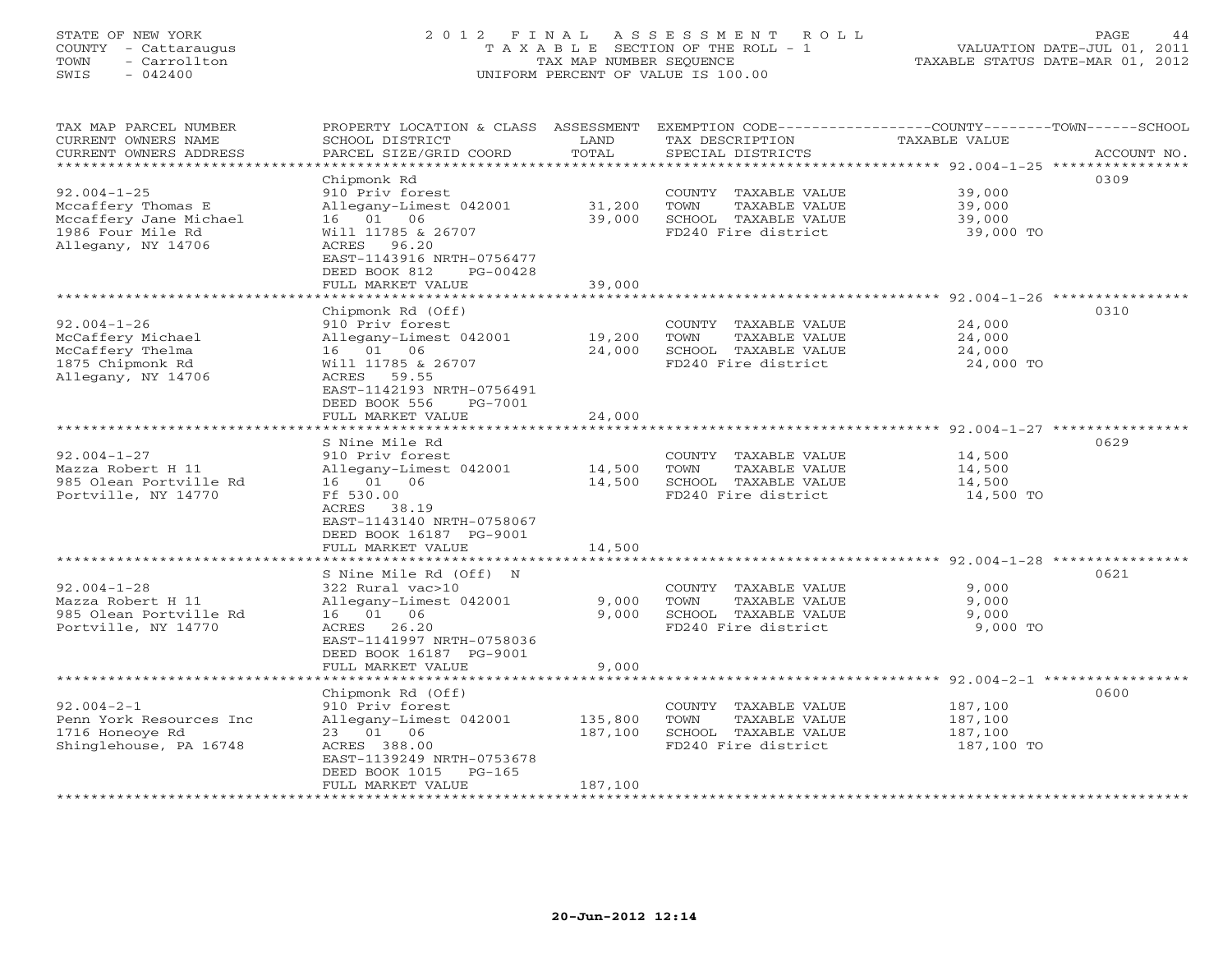STATE OF NEW YORK
COUNTY - Cattaraugus
TOWN - Carrollton
SWIS - 042400

# 2012 FINAL ASSESSMENT ROLL

TAXABLE SECTION OF THE ROLL - 1
TAX MAP NUMBER SEQUENCE
UNIFORM PERCENT OF VALUE IS 100.00

VALUATION DATE-JUL 01, 2011
TAXABLE STATUS DATE-MAR 01, 2012

| TAX MAP PARCEL NUMBER / CURRENT OWNERS NAME / CURRENT OWNERS ADDRESS | PROPERTY LOCATION & CLASS / SCHOOL DISTRICT / PARCEL SIZE/GRID COORD | ASSESSMENT LAND | TOTAL | EXEMPTION CODE / TAX DESCRIPTION / SPECIAL DISTRICTS | TAXABLE VALUE (COUNTY / TOWN / SCHOOL) | ACCOUNT NO. |
|---|---|---|---|---|---|---|
| 92.004-1-25 | Chipmonk Rd | | | | | 0309 |
| Mccaffery Thomas E | 910 Priv forest | | | COUNTY TAXABLE VALUE | 39,000 | |
| Mccaffery Jane Michael | Allegany-Limest 042001 | 31,200 | | TOWN TAXABLE VALUE | 39,000 | |
| 1986 Four Mile Rd | 16 01 06 | | 39,000 | SCHOOL TAXABLE VALUE | 39,000 | |
| Allegany, NY 14706 | Will 11785 & 26707 | | | FD240 Fire district | 39,000 TO | |
| | ACRES 96.20 | | | | | |
| | EAST-1143916 NRTH-0756477 | | | | | |
| | DEED BOOK 812 PG-00428 | | | | | |
| | FULL MARKET VALUE | | 39,000 | | | |
| 92.004-1-26 | Chipmonk Rd (Off) | | | | | 0310 |
| McCaffery Michael | 910 Priv forest | | | COUNTY TAXABLE VALUE | 24,000 | |
| McCaffery Thelma | Allegany-Limest 042001 | 19,200 | | TOWN TAXABLE VALUE | 24,000 | |
| 1875 Chipmonk Rd | 16 01 06 | | 24,000 | SCHOOL TAXABLE VALUE | 24,000 | |
| Allegany, NY 14706 | Will 11785 & 26707 | | | FD240 Fire district | 24,000 TO | |
| | ACRES 59.55 | | | | | |
| | EAST-1142193 NRTH-0756491 | | | | | |
| | DEED BOOK 556 PG-7001 | | | | | |
| | FULL MARKET VALUE | | 24,000 | | | |
| 92.004-1-27 | S Nine Mile Rd | | | | | 0629 |
| Mazza Robert H 11 | 910 Priv forest | | | COUNTY TAXABLE VALUE | 14,500 | |
| 985 Olean Portville Rd | Allegany-Limest 042001 | 14,500 | | TOWN TAXABLE VALUE | 14,500 | |
| Portville, NY 14770 | 16 01 06 | | 14,500 | SCHOOL TAXABLE VALUE | 14,500 | |
| | Ff 530.00 | | | FD240 Fire district | 14,500 TO | |
| | ACRES 38.19 | | | | | |
| | EAST-1143140 NRTH-0758067 | | | | | |
| | DEED BOOK 16187 PG-9001 | | | | | |
| | FULL MARKET VALUE | | 14,500 | | | |
| 92.004-1-28 | S Nine Mile Rd (Off) N | | | | | 0621 |
| Mazza Robert H 11 | 322 Rural vac>10 | | | COUNTY TAXABLE VALUE | 9,000 | |
| 985 Olean Portville Rd | Allegany-Limest 042001 | 9,000 | | TOWN TAXABLE VALUE | 9,000 | |
| Portville, NY 14770 | 16 01 06 | | 9,000 | SCHOOL TAXABLE VALUE | 9,000 | |
| | ACRES 26.20 | | | FD240 Fire district | 9,000 TO | |
| | EAST-1141997 NRTH-0758036 | | | | | |
| | DEED BOOK 16187 PG-9001 | | | | | |
| | FULL MARKET VALUE | | 9,000 | | | |
| 92.004-2-1 | Chipmonk Rd (Off) | | | | | 0600 |
| Penn York Resources Inc | 910 Priv forest | | | COUNTY TAXABLE VALUE | 187,100 | |
| 1716 Honeoye Rd | Allegany-Limest 042001 | 135,800 | | TOWN TAXABLE VALUE | 187,100 | |
| Shinglehouse, PA 16748 | 23 01 06 | | 187,100 | SCHOOL TAXABLE VALUE | 187,100 | |
| | ACRES 388.00 | | | FD240 Fire district | 187,100 TO | |
| | EAST-1139249 NRTH-0753678 | | | | | |
| | DEED BOOK 1015 PG-165 | | | | | |
| | FULL MARKET VALUE | | 187,100 | | | |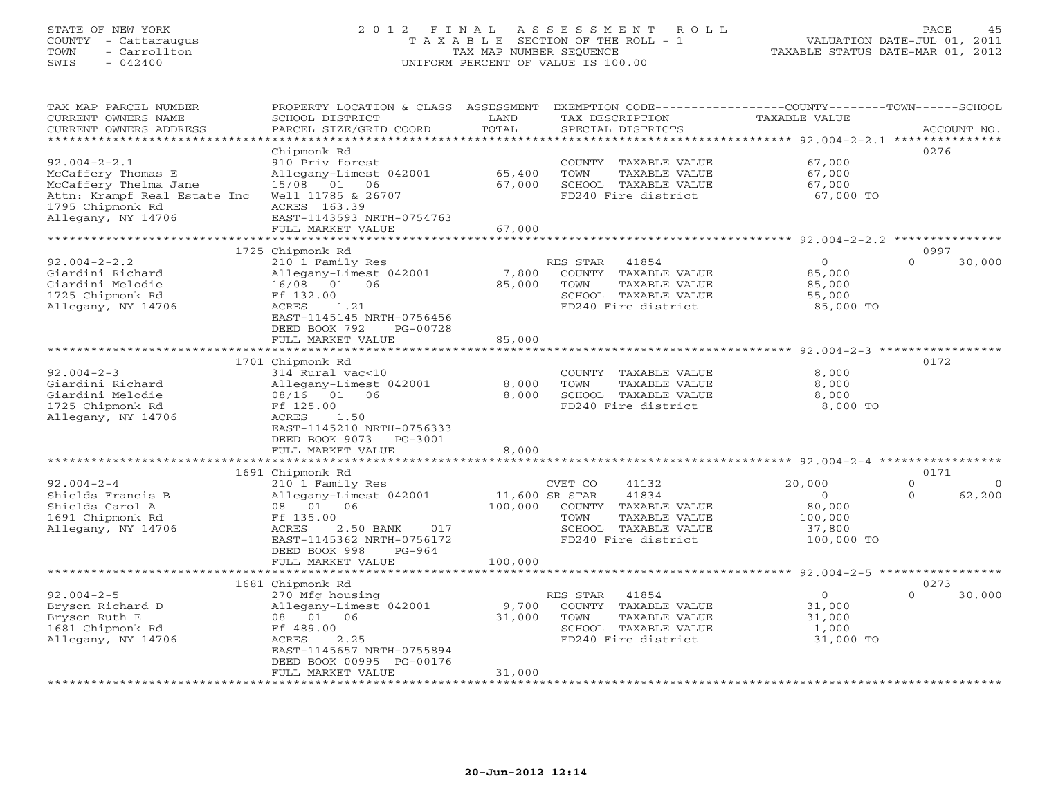STATE OF NEW YORK
COUNTY - Cattaraugus
TOWN - Carrollton
SWIS - 042400

# 2012 FINAL ASSESSMENT ROLL
TAXABLE SECTION OF THE ROLL - 1
TAX MAP NUMBER SEQUENCE
UNIFORM PERCENT OF VALUE IS 100.00

VALUATION DATE-JUL 01, 2011
TAXABLE STATUS DATE-MAR 01, 2012

| TAX MAP PARCEL NUMBER / CURRENT OWNERS NAME / CURRENT OWNERS ADDRESS | PROPERTY LOCATION & CLASS / SCHOOL DISTRICT / PARCEL SIZE/GRID COORD | ASSESSMENT LAND | ASSESSMENT TOTAL | EXEMPTION CODE / TAX DESCRIPTION / SPECIAL DISTRICTS | COUNTY TAXABLE VALUE | TOWN | SCHOOL | ACCOUNT NO. |
|---|---|---|---|---|---|---|---|---|
| 92.004-2-2.1 | Chipmonk Rd | | | | | | | 0276 |
| McCaffery Thomas E | 910 Priv forest | | | COUNTY TAXABLE VALUE | 67,000 | | | |
| McCaffery Thelma Jane | Allegany-Limest 042001 | 65,400 | | TOWN TAXABLE VALUE | 67,000 | | | |
| Attn: Krampf Real Estate Inc | 15/08 01 06 | | 67,000 | SCHOOL TAXABLE VALUE | 67,000 | | | |
| 1795 Chipmonk Rd | Well 11785 & 26707 | | | FD240 Fire district | 67,000 TO | | | |
| Allegany, NY 14706 | ACRES 163.39 | | | | | | | |
| | EAST-1143593 NRTH-0754763 | | | | | | | |
| | FULL MARKET VALUE | | 67,000 | | | | | |
| 92.004-2-2.2 | 1725 Chipmonk Rd | | | | | | | 0997 |
| Giardini Richard | 210 1 Family Res | | | RES STAR 41854 | 0 | 0 | 30,000 | |
| Giardini Melodie | Allegany-Limest 042001 | 7,800 | | COUNTY TAXABLE VALUE | 85,000 | | | |
| 1725 Chipmonk Rd | 16/08 01 06 | | 85,000 | TOWN TAXABLE VALUE | 85,000 | | | |
| Allegany, NY 14706 | Ff 132.00 | | | SCHOOL TAXABLE VALUE | 55,000 | | | |
| | ACRES 1.21 | | | FD240 Fire district | 85,000 TO | | | |
| | EAST-1145145 NRTH-0756456 | | | | | | | |
| | DEED BOOK 792 PG-00728 | | | | | | | |
| | FULL MARKET VALUE | | 85,000 | | | | | |
| 92.004-2-3 | 1701 Chipmonk Rd | | | | | | | 0172 |
| Giardini Richard | 314 Rural vac<10 | | | COUNTY TAXABLE VALUE | 8,000 | | | |
| Giardini Melodie | Allegany-Limest 042001 | 8,000 | | TOWN TAXABLE VALUE | 8,000 | | | |
| 1725 Chipmonk Rd | 08/16 01 06 | | 8,000 | SCHOOL TAXABLE VALUE | 8,000 | | | |
| Allegany, NY 14706 | Ff 125.00 | | | FD240 Fire district | 8,000 TO | | | |
| | ACRES 1.50 | | | | | | | |
| | EAST-1145210 NRTH-0756333 | | | | | | | |
| | DEED BOOK 9073 PG-3001 | | | | | | | |
| | FULL MARKET VALUE | | 8,000 | | | | | |
| 92.004-2-4 | 1691 Chipmonk Rd | | | | | | | 0171 |
| Shields Francis B | 210 1 Family Res | | | CVET CO 41132 | 20,000 | 0 | 0 | |
| Shields Carol A | Allegany-Limest 042001 | 11,600 | | SR STAR 41834 | 0 | 0 | 62,200 | |
| 1691 Chipmonk Rd | 08 01 06 | | 100,000 | COUNTY TAXABLE VALUE | 80,000 | | | |
| Allegany, NY 14706 | Ff 135.00 | | | TOWN TAXABLE VALUE | 100,000 | | | |
| | ACRES 2.50 BANK 017 | | | SCHOOL TAXABLE VALUE | 37,800 | | | |
| | EAST-1145362 NRTH-0756172 | | | FD240 Fire district | 100,000 TO | | | |
| | DEED BOOK 998 PG-964 | | | | | | | |
| | FULL MARKET VALUE | | 100,000 | | | | | |
| 92.004-2-5 | 1681 Chipmonk Rd | | | | | | | 0273 |
| Bryson Richard D | 270 Mfg housing | | | RES STAR 41854 | 0 | 0 | 30,000 | |
| Bryson Ruth E | Allegany-Limest 042001 | 9,700 | | COUNTY TAXABLE VALUE | 31,000 | | | |
| 1681 Chipmonk Rd | 08 01 06 | | 31,000 | TOWN TAXABLE VALUE | 31,000 | | | |
| Allegany, NY 14706 | Ff 489.00 | | | SCHOOL TAXABLE VALUE | 1,000 | | | |
| | ACRES 2.25 | | | FD240 Fire district | 31,000 TO | | | |
| | EAST-1145657 NRTH-0755894 | | | | | | | |
| | DEED BOOK 00995 PG-00176 | | | | | | | |
| | FULL MARKET VALUE | | 31,000 | | | | | |

20-Jun-2012 12:14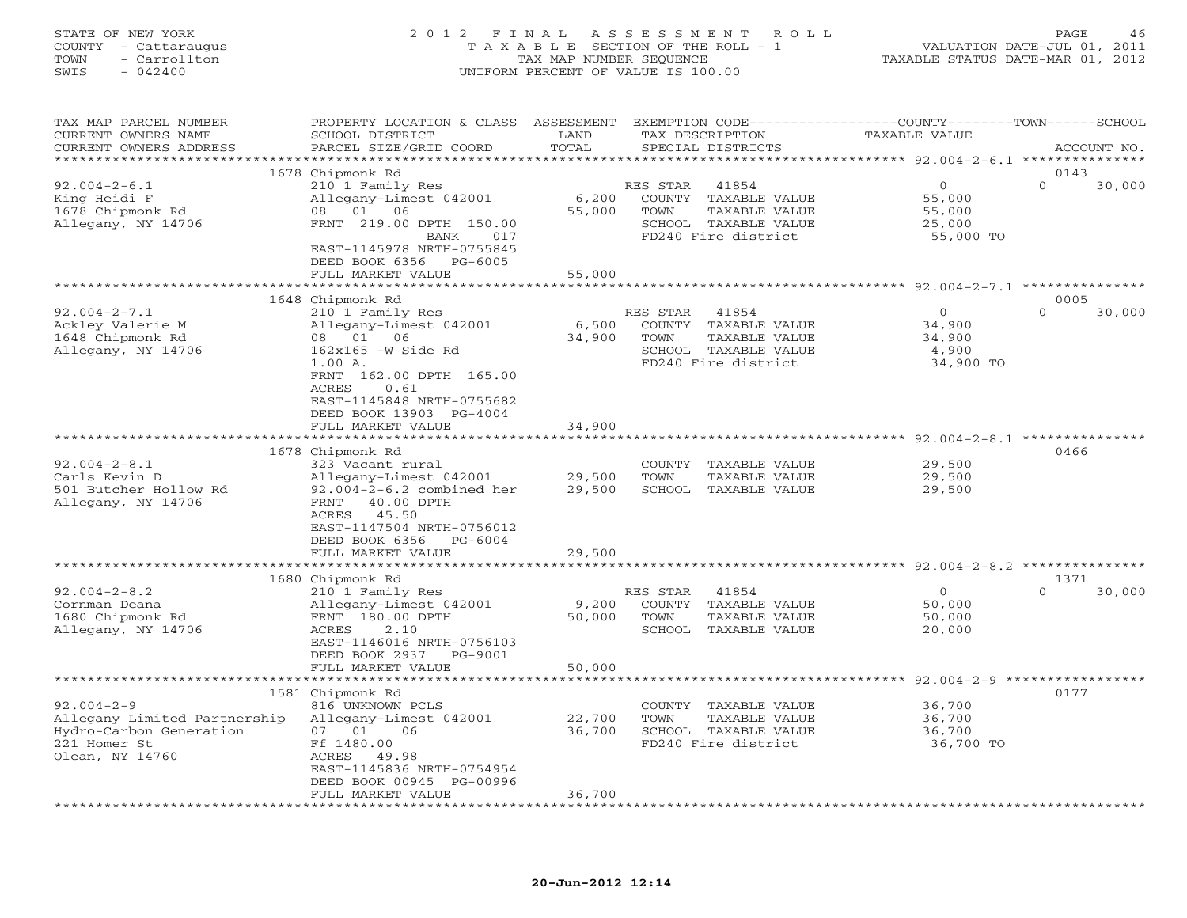STATE OF NEW YORK
COUNTY - Cattaraugus
TOWN - Carrollton
SWIS - 042400

# 2012 FINAL ASSESSMENT ROLL
TAXABLE SECTION OF THE ROLL - 1
TAX MAP NUMBER SEQUENCE
UNIFORM PERCENT OF VALUE IS 100.00

VALUATION DATE-JUL 01, 2011
TAXABLE STATUS DATE-MAR 01, 2012

| TAX MAP PARCEL NUMBER / CURRENT OWNERS NAME / CURRENT OWNERS ADDRESS | PROPERTY LOCATION & CLASS / SCHOOL DISTRICT / PARCEL SIZE/GRID COORD | ASSESSMENT LAND | TOTAL | EXEMPTION CODE / TAX DESCRIPTION / SPECIAL DISTRICTS | COUNTY TAXABLE VALUE | TOWN | SCHOOL / ACCOUNT NO. |
|---|---|---|---|---|---|---|---|
| **92.004-2-6.1** | 1678 Chipmonk Rd | | | | | | 0143 |
| King Heidi F | 210 1 Family Res | | | RES STAR 41854 | 0 | 0 | 30,000 |
| 1678 Chipmonk Rd | Allegany-Limest 042001 | 6,200 | | COUNTY TAXABLE VALUE | 55,000 | | |
| Allegany, NY 14706 | 08 01 06 | | 55,000 | TOWN TAXABLE VALUE | 55,000 | | |
| | FRNT 219.00 DPTH 150.00 | | | SCHOOL TAXABLE VALUE | 25,000 | | |
| | BANK 017 | | | FD240 Fire district | 55,000 TO | | |
| | EAST-1145978 NRTH-0755845 | | | | | | |
| | DEED BOOK 6356 PG-6005 | | | | | | |
| | FULL MARKET VALUE | | 55,000 | | | | |
| **92.004-2-7.1** | 1648 Chipmonk Rd | | | | | | 0005 |
| Ackley Valerie M | 210 1 Family Res | | | RES STAR 41854 | 0 | 0 | 30,000 |
| 1648 Chipmonk Rd | Allegany-Limest 042001 | 6,500 | | COUNTY TAXABLE VALUE | 34,900 | | |
| Allegany, NY 14706 | 08 01 06 | | 34,900 | TOWN TAXABLE VALUE | 34,900 | | |
| | 162x165 -W Side Rd | | | SCHOOL TAXABLE VALUE | 4,900 | | |
| | 1.00 A. | | | FD240 Fire district | 34,900 TO | | |
| | FRNT 162.00 DPTH 165.00 | | | | | | |
| | ACRES 0.61 | | | | | | |
| | EAST-1145848 NRTH-0755682 | | | | | | |
| | DEED BOOK 13903 PG-4004 | | | | | | |
| | FULL MARKET VALUE | | 34,900 | | | | |
| **92.004-2-8.1** | 1678 Chipmonk Rd | | | | | | 0466 |
| Carls Kevin D | 323 Vacant rural | | | COUNTY TAXABLE VALUE | 29,500 | | |
| 501 Butcher Hollow Rd | Allegany-Limest 042001 | 29,500 | | TOWN TAXABLE VALUE | 29,500 | | |
| Allegany, NY 14706 | 92.004-2-6.2 combined her | | 29,500 | SCHOOL TAXABLE VALUE | 29,500 | | |
| | FRNT 40.00 DPTH | | | | | | |
| | ACRES 45.50 | | | | | | |
| | EAST-1147504 NRTH-0756012 | | | | | | |
| | DEED BOOK 6356 PG-6004 | | | | | | |
| | FULL MARKET VALUE | | 29,500 | | | | |
| **92.004-2-8.2** | 1680 Chipmonk Rd | | | | | | 1371 |
| Cornman Deana | 210 1 Family Res | | | RES STAR 41854 | 0 | 0 | 30,000 |
| 1680 Chipmonk Rd | Allegany-Limest 042001 | 9,200 | | COUNTY TAXABLE VALUE | 50,000 | | |
| Allegany, NY 14706 | FRNT 180.00 DPTH | | 50,000 | TOWN TAXABLE VALUE | 50,000 | | |
| | ACRES 2.10 | | | SCHOOL TAXABLE VALUE | 20,000 | | |
| | EAST-1146016 NRTH-0756103 | | | | | | |
| | DEED BOOK 2937 PG-9001 | | | | | | |
| | FULL MARKET VALUE | | 50,000 | | | | |
| **92.004-2-9** | 1581 Chipmonk Rd | | | | | | 0177 |
| Allegany Limited Partnership | 816 UNKNOWN PCLS | | | COUNTY TAXABLE VALUE | 36,700 | | |
| Hydro-Carbon Generation | Allegany-Limest 042001 | 22,700 | | TOWN TAXABLE VALUE | 36,700 | | |
| 221 Homer St | 07 01 06 | | 36,700 | SCHOOL TAXABLE VALUE | 36,700 | | |
| Olean, NY 14760 | Ff 1480.00 | | | FD240 Fire district | 36,700 TO | | |
| | ACRES 49.98 | | | | | | |
| | EAST-1145836 NRTH-0754954 | | | | | | |
| | DEED BOOK 00945 PG-00996 | | | | | | |
| | FULL MARKET VALUE | | 36,700 | | | | |

20-Jun-2012 12:14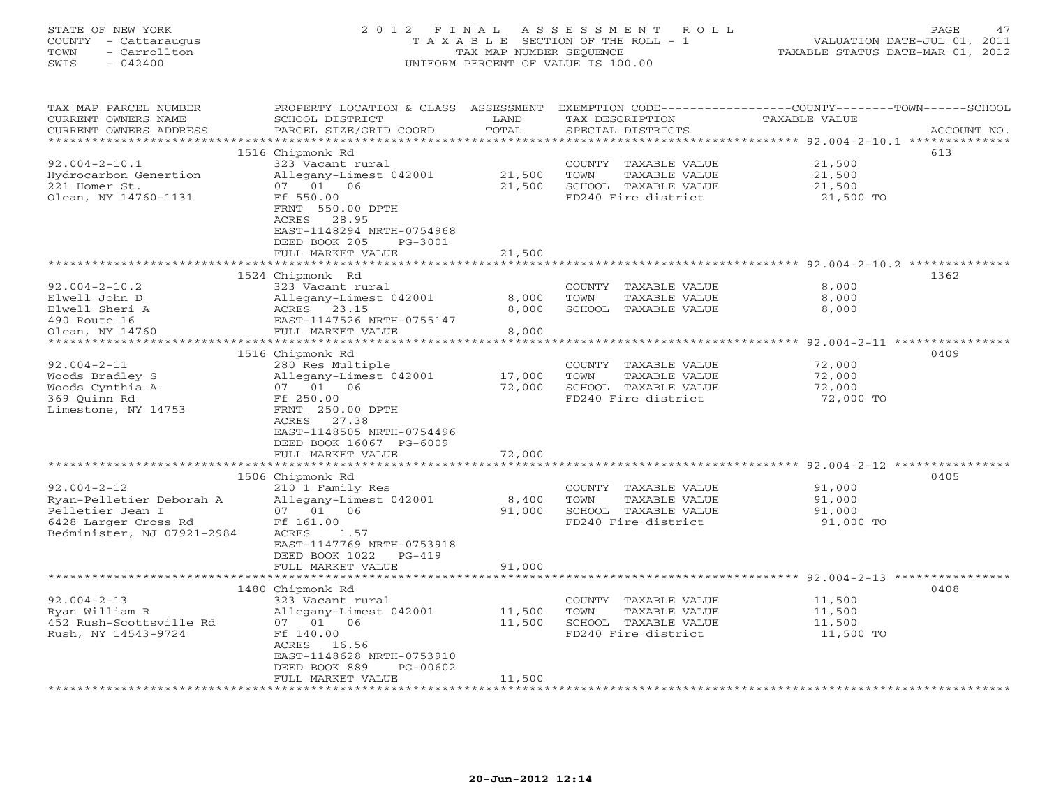STATE OF NEW YORK
COUNTY - Cattaraugus
TOWN - Carrollton
SWIS - 042400

# 2012 FINAL ASSESSMENT ROLL
TAXABLE SECTION OF THE ROLL - 1
TAX MAP NUMBER SEQUENCE
UNIFORM PERCENT OF VALUE IS 100.00

VALUATION DATE-JUL 01, 2011
TAXABLE STATUS DATE-MAR 01, 2012

| TAX MAP PARCEL NUMBER / CURRENT OWNERS NAME / CURRENT OWNERS ADDRESS | PROPERTY LOCATION & CLASS / SCHOOL DISTRICT / PARCEL SIZE/GRID COORD | ASSESSMENT LAND | TOTAL | EXEMPTION CODE / TAX DESCRIPTION / SPECIAL DISTRICTS | TAXABLE VALUE (COUNTY / TOWN / SCHOOL) | ACCOUNT NO. |
|---|---|---|---|---|---|---|
| 92.004-2-10.1 | 1516 Chipmonk Rd | | | | | 613 |
| 92.004-2-10.1 | 323 Vacant rural | | | COUNTY TAXABLE VALUE | 21,500 | |
| Hydrocarbon Genertion | Allegany-Limest 042001 | 21,500 | | TOWN TAXABLE VALUE | 21,500 | |
| 221 Homer St. | 07 01 06 | | 21,500 | SCHOOL TAXABLE VALUE | 21,500 | |
| Olean, NY 14760-1131 | Ff 550.00 | | | FD240 Fire district | 21,500 TO | |
| | FRNT 550.00 DPTH | | | | | |
| | ACRES 28.95 | | | | | |
| | EAST-1148294 NRTH-0754968 | | | | | |
| | DEED BOOK 205 PG-3001 | | | | | |
| | FULL MARKET VALUE | | 21,500 | | | |
| 92.004-2-10.2 | 1524 Chipmonk Rd | | | | | 1362 |
| 92.004-2-10.2 | 323 Vacant rural | | | COUNTY TAXABLE VALUE | 8,000 | |
| Elwell John D | Allegany-Limest 042001 | 8,000 | | TOWN TAXABLE VALUE | 8,000 | |
| Elwell Sheri A | ACRES 23.15 | | 8,000 | SCHOOL TAXABLE VALUE | 8,000 | |
| 490 Route 16 | EAST-1147526 NRTH-0755147 | | | | | |
| Olean, NY 14760 | FULL MARKET VALUE | | 8,000 | | | |
| 92.004-2-11 | 1516 Chipmonk Rd | | | | | 0409 |
| 92.004-2-11 | 280 Res Multiple | | | COUNTY TAXABLE VALUE | 72,000 | |
| Woods Bradley S | Allegany-Limest 042001 | 17,000 | | TOWN TAXABLE VALUE | 72,000 | |
| Woods Cynthia A | 07 01 06 | | 72,000 | SCHOOL TAXABLE VALUE | 72,000 | |
| 369 Quinn Rd | Ff 250.00 | | | FD240 Fire district | 72,000 TO | |
| Limestone, NY 14753 | FRNT 250.00 DPTH | | | | | |
| | ACRES 27.38 | | | | | |
| | EAST-1148505 NRTH-0754496 | | | | | |
| | DEED BOOK 16067 PG-6009 | | | | | |
| | FULL MARKET VALUE | | 72,000 | | | |
| 92.004-2-12 | 1506 Chipmonk Rd | | | | | 0405 |
| 92.004-2-12 | 210 1 Family Res | | | COUNTY TAXABLE VALUE | 91,000 | |
| Ryan-Pelletier Deborah A | Allegany-Limest 042001 | 8,400 | | TOWN TAXABLE VALUE | 91,000 | |
| Pelletier Jean I | 07 01 06 | | 91,000 | SCHOOL TAXABLE VALUE | 91,000 | |
| 6428 Larger Cross Rd | Ff 161.00 | | | FD240 Fire district | 91,000 TO | |
| Bedminister, NJ 07921-2984 | ACRES 1.57 | | | | | |
| | EAST-1147769 NRTH-0753918 | | | | | |
| | DEED BOOK 1022 PG-419 | | | | | |
| | FULL MARKET VALUE | | 91,000 | | | |
| 92.004-2-13 | 1480 Chipmonk Rd | | | | | 0408 |
| 92.004-2-13 | 323 Vacant rural | | | COUNTY TAXABLE VALUE | 11,500 | |
| Ryan William R | Allegany-Limest 042001 | 11,500 | | TOWN TAXABLE VALUE | 11,500 | |
| 452 Rush-Scottsville Rd | 07 01 06 | | 11,500 | SCHOOL TAXABLE VALUE | 11,500 | |
| Rush, NY 14543-9724 | Ff 140.00 | | | FD240 Fire district | 11,500 TO | |
| | ACRES 16.56 | | | | | |
| | EAST-1148628 NRTH-0753910 | | | | | |
| | DEED BOOK 889 PG-00602 | | | | | |
| | FULL MARKET VALUE | | 11,500 | | | |

20-Jun-2012 12:14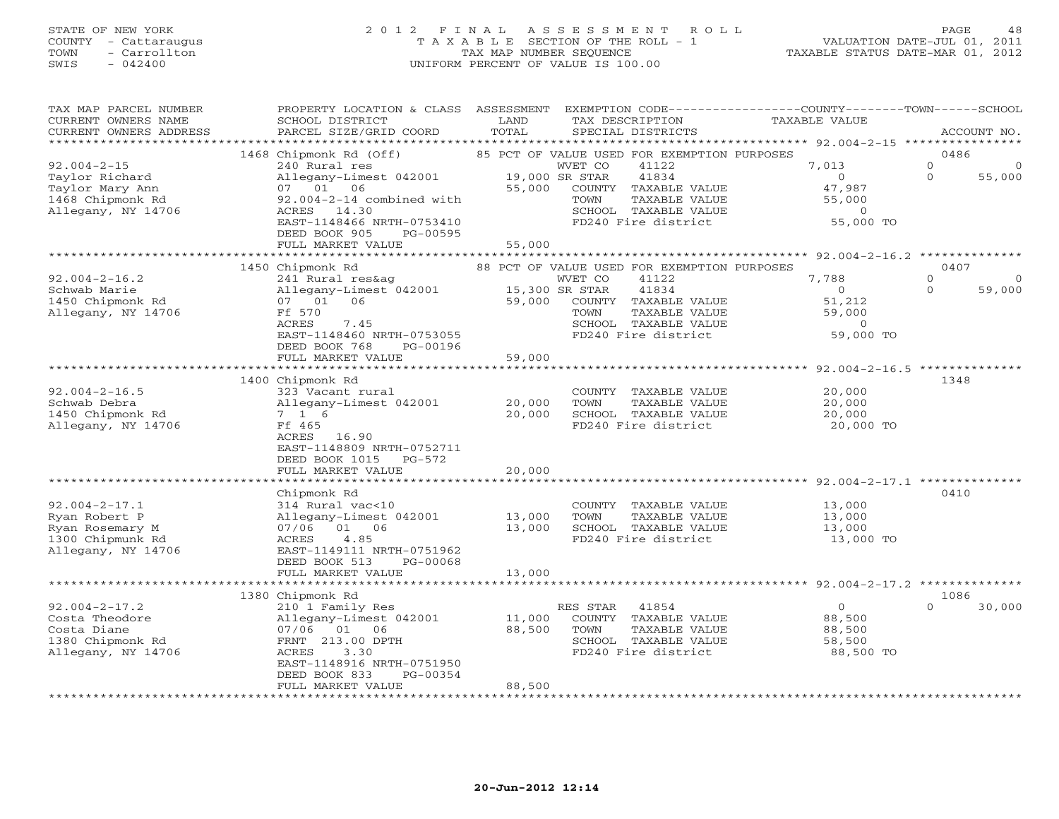STATE OF NEW YORK
COUNTY - Cattaraugus
TOWN - Carrollton
SWIS - 042400

2 0 1 2 F I N A L A S S E S S M E N T R O L L
T A X A B L E SECTION OF THE ROLL - 1
TAX MAP NUMBER SEQUENCE
UNIFORM PERCENT OF VALUE IS 100.00

VALUATION DATE-JUL 01, 2011
TAXABLE STATUS DATE-MAR 01, 2012

| TAX MAP PARCEL NUMBER / CURRENT OWNERS NAME / CURRENT OWNERS ADDRESS | PROPERTY LOCATION & CLASS / SCHOOL DISTRICT / PARCEL SIZE/GRID COORD | ASSESSMENT LAND / TOTAL | EXEMPTION CODE / TAX DESCRIPTION / SPECIAL DISTRICTS | COUNTY TAXABLE VALUE | TOWN | SCHOOL | ACCOUNT NO. |
|---|---|---|---|---|---|---|---|
| 92.004-2-15 | 1468 Chipmonk Rd (Off) | | 85 PCT OF VALUE USED FOR EXEMPTION PURPOSES | | | | 0486 |
| Taylor Richard | 240 Rural res | | WVET CO 41122 | 7,013 | 0 | 0 | |
| Taylor Mary Ann | Allegany-Limest 042001 | 19,000 | SR STAR 41834 | 0 | 0 | 55,000 | |
| 1468 Chipmonk Rd | 07 01 06 | 55,000 | COUNTY TAXABLE VALUE | 47,987 | | | |
| Allegany, NY 14706 | 92.004-2-14 combined with | | TOWN TAXABLE VALUE | 55,000 | | | |
| | ACRES 14.30 | | SCHOOL TAXABLE VALUE | 0 | | | |
| | EAST-1148466 NRTH-0753410 | | FD240 Fire district | 55,000 TO | | | |
| | DEED BOOK 905 PG-00595 | | | | | | |
| | FULL MARKET VALUE | 55,000 | | | | | |
| 92.004-2-16.2 | 1450 Chipmonk Rd | | 88 PCT OF VALUE USED FOR EXEMPTION PURPOSES | | | | 0407 |
| Schwab Marie | 241 Rural res&ag | | WVET CO 41122 | 7,788 | 0 | 0 | |
| 1450 Chipmonk Rd | Allegany-Limest 042001 | 15,300 | SR STAR 41834 | 0 | 0 | 59,000 | |
| Allegany, NY 14706 | 07 01 06 | 59,000 | COUNTY TAXABLE VALUE | 51,212 | | | |
| | Ff 570 | | TOWN TAXABLE VALUE | 59,000 | | | |
| | ACRES 7.45 | | SCHOOL TAXABLE VALUE | 0 | | | |
| | EAST-1148460 NRTH-0753055 | | FD240 Fire district | 59,000 TO | | | |
| | DEED BOOK 768 PG-00196 | | | | | | |
| | FULL MARKET VALUE | 59,000 | | | | | |
| 92.004-2-16.5 | 1400 Chipmonk Rd | | | | | | 1348 |
| Schwab Debra | 323 Vacant rural | | COUNTY TAXABLE VALUE | 20,000 | | | |
| 1450 Chipmonk Rd | Allegany-Limest 042001 | 20,000 | TOWN TAXABLE VALUE | 20,000 | | | |
| Allegany, NY 14706 | 7 1 6 | 20,000 | SCHOOL TAXABLE VALUE | 20,000 | | | |
| | Ff 465 | | FD240 Fire district | 20,000 TO | | | |
| | ACRES 16.90 | | | | | | |
| | EAST-1148809 NRTH-0752711 | | | | | | |
| | DEED BOOK 1015 PG-572 | | | | | | |
| | FULL MARKET VALUE | 20,000 | | | | | |
| 92.004-2-17.1 | Chipmonk Rd | | | | | | 0410 |
| Ryan Robert P | 314 Rural vac<10 | | COUNTY TAXABLE VALUE | 13,000 | | | |
| Ryan Rosemary M | Allegany-Limest 042001 | 13,000 | TOWN TAXABLE VALUE | 13,000 | | | |
| 1300 Chipmunk Rd | 07/06 01 06 | 13,000 | SCHOOL TAXABLE VALUE | 13,000 | | | |
| Allegany, NY 14706 | ACRES 4.85 | | FD240 Fire district | 13,000 TO | | | |
| | EAST-1149111 NRTH-0751962 | | | | | | |
| | DEED BOOK 513 PG-00068 | | | | | | |
| | FULL MARKET VALUE | 13,000 | | | | | |
| 92.004-2-17.2 | 1380 Chipmonk Rd | | | | | | 1086 |
| Costa Theodore | 210 1 Family Res | | RES STAR 41854 | 0 | 0 | 30,000 | |
| Costa Diane | Allegany-Limest 042001 | 11,000 | COUNTY TAXABLE VALUE | 88,500 | | | |
| 1380 Chipmonk Rd | 07/06 01 06 | 88,500 | TOWN TAXABLE VALUE | 88,500 | | | |
| Allegany, NY 14706 | FRNT 213.00 DPTH | | SCHOOL TAXABLE VALUE | 58,500 | | | |
| | ACRES 3.30 | | FD240 Fire district | 88,500 TO | | | |
| | EAST-1148916 NRTH-0751950 | | | | | | |
| | DEED BOOK 833 PG-00354 | | | | | | |
| | FULL MARKET VALUE | 88,500 | | | | | |

20-Jun-2012 12:14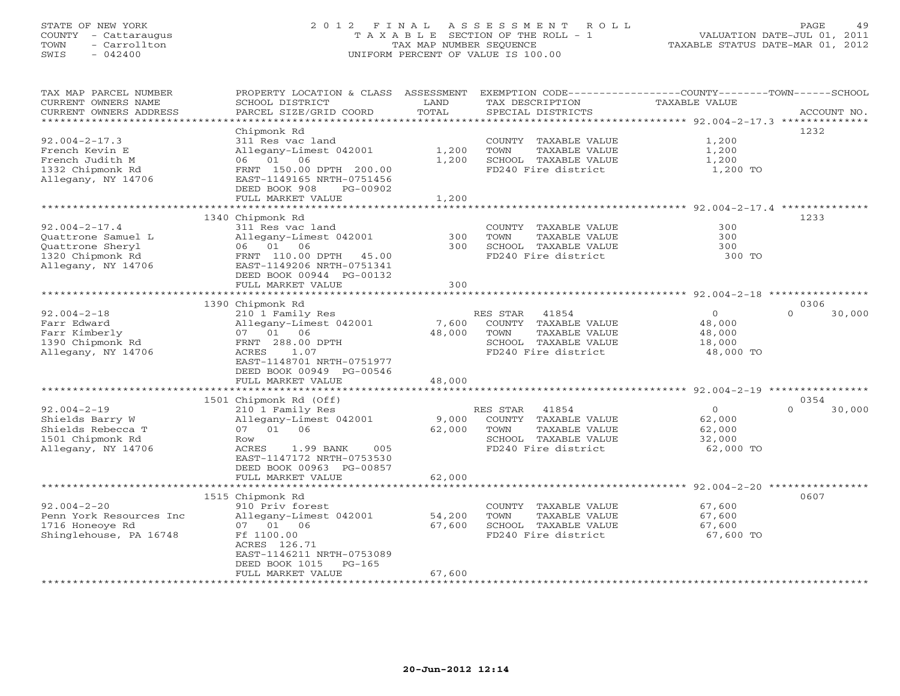STATE OF NEW YORK
COUNTY - Cattaraugus
TOWN - Carrollton
SWIS - 042400

# 2012 FINAL ASSESSMENT ROLL

TAXABLE SECTION OF THE ROLL - 1
TAX MAP NUMBER SEQUENCE
UNIFORM PERCENT OF VALUE IS 100.00

VALUATION DATE-JUL 01, 2011
TAXABLE STATUS DATE-MAR 01, 2012

| TAX MAP PARCEL NUMBER / CURRENT OWNERS NAME / CURRENT OWNERS ADDRESS | PROPERTY LOCATION & CLASS / SCHOOL DISTRICT / PARCEL SIZE/GRID COORD | ASSESSMENT LAND | TOTAL | EXEMPTION CODE / TAX DESCRIPTION / SPECIAL DISTRICTS | COUNTY TAXABLE VALUE | TOWN | SCHOOL | ACCOUNT NO. |
|---|---|---|---|---|---|---|---|---|
| 92.004-2-17.3 | Chipmonk Rd | | | | | | | 1232 |
| French Kevin E | 311 Res vac land | | | COUNTY TAXABLE VALUE | 1,200 | | | |
| French Judith M | Allegany-Limest 042001 | 1,200 | | TOWN TAXABLE VALUE | 1,200 | | | |
| 1332 Chipmonk Rd | 06 01 06 | | 1,200 | SCHOOL TAXABLE VALUE | 1,200 | | | |
| Allegany, NY 14706 | FRNT 150.00 DPTH 200.00 | | | FD240 Fire district | 1,200 TO | | | |
| | EAST-1149165 NRTH-0751456 | | | | | | | |
| | DEED BOOK 908 PG-00902 | | | | | | | |
| | FULL MARKET VALUE | | 1,200 | | | | | |
| 92.004-2-17.4 | 1340 Chipmonk Rd | | | | | | | 1233 |
| Quattrone Samuel L | 311 Res vac land | | | COUNTY TAXABLE VALUE | 300 | | | |
| Quattrone Sheryl | Allegany-Limest 042001 | 300 | | TOWN TAXABLE VALUE | 300 | | | |
| 1320 Chipmonk Rd | 06 01 06 | | 300 | SCHOOL TAXABLE VALUE | 300 | | | |
| Allegany, NY 14706 | FRNT 110.00 DPTH 45.00 | | | FD240 Fire district | 300 TO | | | |
| | EAST-1149206 NRTH-0751341 | | | | | | | |
| | DEED BOOK 00944 PG-00132 | | | | | | | |
| | FULL MARKET VALUE | | 300 | | | | | |
| 92.004-2-18 | 1390 Chipmonk Rd | | | | | | | 0306 |
| Farr Edward | 210 1 Family Res | | | RES STAR 41854 | 0 | 0 | 30,000 | |
| Farr Kimberly | Allegany-Limest 042001 | 7,600 | | COUNTY TAXABLE VALUE | 48,000 | | | |
| 1390 Chipmonk Rd | 07 01 06 | | 48,000 | TOWN TAXABLE VALUE | 48,000 | | | |
| Allegany, NY 14706 | FRNT 288.00 DPTH | | | SCHOOL TAXABLE VALUE | 18,000 | | | |
| | ACRES 1.07 | | | FD240 Fire district | 48,000 TO | | | |
| | EAST-1148701 NRTH-0751977 | | | | | | | |
| | DEED BOOK 00949 PG-00546 | | | | | | | |
| | FULL MARKET VALUE | | 48,000 | | | | | |
| 92.004-2-19 | 1501 Chipmonk Rd (Off) | | | | | | | 0354 |
| Shields Barry W | 210 1 Family Res | | | RES STAR 41854 | 0 | 0 | 30,000 | |
| Shields Rebecca T | Allegany-Limest 042001 | 9,000 | | COUNTY TAXABLE VALUE | 62,000 | | | |
| 1501 Chipmonk Rd | 07 01 06 | | 62,000 | TOWN TAXABLE VALUE | 62,000 | | | |
| Allegany, NY 14706 | Row | | | SCHOOL TAXABLE VALUE | 32,000 | | | |
| | ACRES 1.99 BANK 005 | | | FD240 Fire district | 62,000 TO | | | |
| | EAST-1147172 NRTH-0753530 | | | | | | | |
| | DEED BOOK 00963 PG-00857 | | | | | | | |
| | FULL MARKET VALUE | | 62,000 | | | | | |
| 92.004-2-20 | 1515 Chipmonk Rd | | | | | | | 0607 |
| Penn York Resources Inc | 910 Priv forest | | | COUNTY TAXABLE VALUE | 67,600 | | | |
| 1716 Honeoye Rd | Allegany-Limest 042001 | 54,200 | | TOWN TAXABLE VALUE | 67,600 | | | |
| Shinglehouse, PA 16748 | 07 01 06 | | 67,600 | SCHOOL TAXABLE VALUE | 67,600 | | | |
| | Ff 1100.00 | | | FD240 Fire district | 67,600 TO | | | |
| | ACRES 126.71 | | | | | | | |
| | EAST-1146211 NRTH-0753089 | | | | | | | |
| | DEED BOOK 1015 PG-165 | | | | | | | |
| | FULL MARKET VALUE | | 67,600 | | | | | |

20-Jun-2012 12:14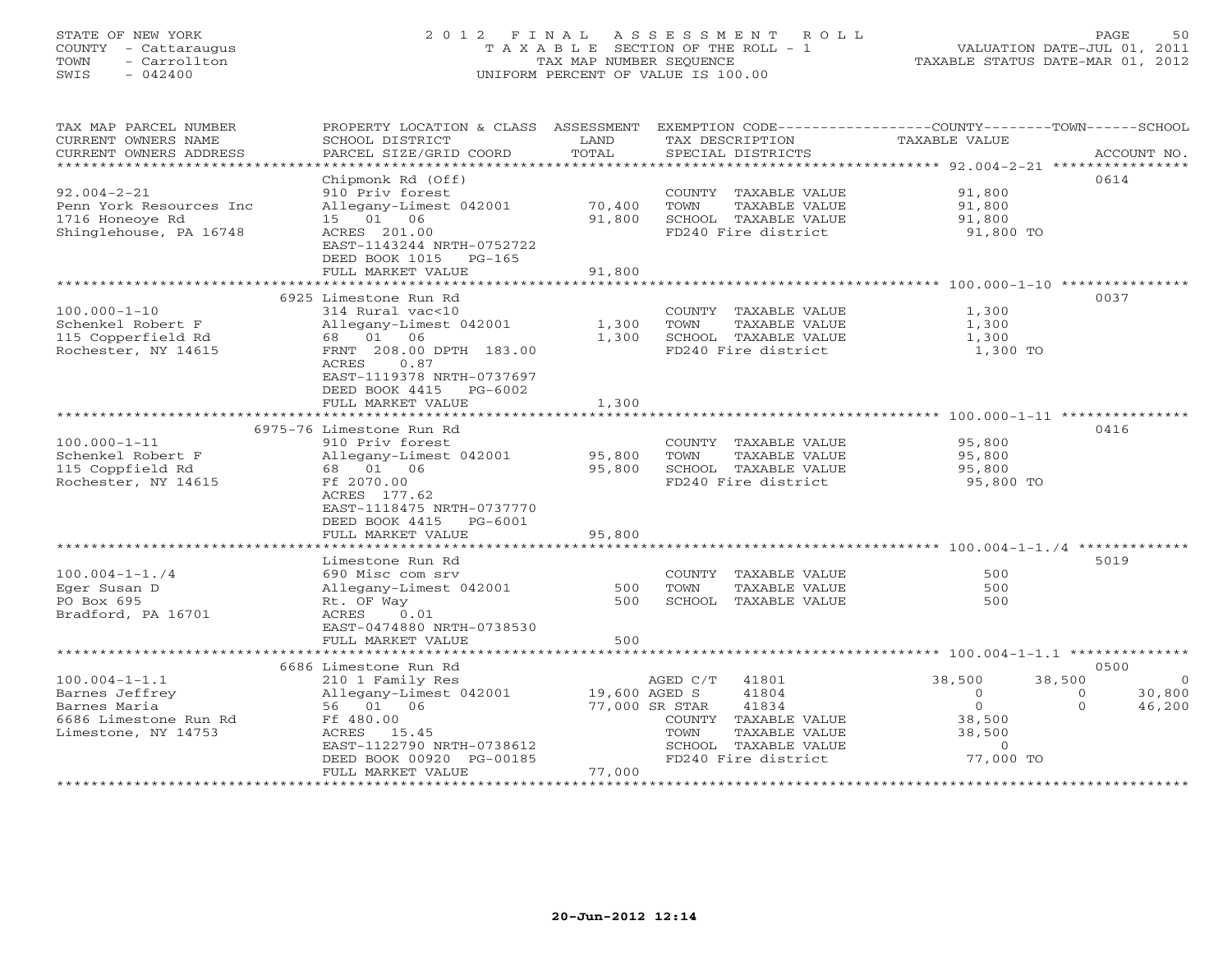STATE OF NEW YORK
COUNTY - Cattaraugus
TOWN - Carrollton
SWIS - 042400

# 2012 FINAL ASSESSMENT ROLL

TAXABLE SECTION OF THE ROLL - 1
TAX MAP NUMBER SEQUENCE
UNIFORM PERCENT OF VALUE IS 100.00

VALUATION DATE-JUL 01, 2011
TAXABLE STATUS DATE-MAR 01, 2012

| TAX MAP PARCEL NUMBER / CURRENT OWNERS NAME / CURRENT OWNERS ADDRESS | PROPERTY LOCATION & CLASS / SCHOOL DISTRICT / PARCEL SIZE/GRID COORD | ASSESSMENT LAND | ASSESSMENT TOTAL | EXEMPTION CODE / TAX DESCRIPTION / SPECIAL DISTRICTS | COUNTY TAXABLE VALUE | TOWN | SCHOOL | ACCOUNT NO. |
|---|---|---|---|---|---|---|---|---|
| 92.004-2-21 | Chipmonk Rd (Off) | | | | | | | 0614 |
| | 910 Priv forest | | | COUNTY TAXABLE VALUE | 91,800 | | | |
| Penn York Resources Inc | Allegany-Limest 042001 | 70,400 | | TOWN TAXABLE VALUE | 91,800 | | | |
| 1716 Honeoye Rd | 15 01 06 | | 91,800 | SCHOOL TAXABLE VALUE | 91,800 | | | |
| Shinglehouse, PA 16748 | ACRES 201.00 | | | FD240 Fire district | 91,800 TO | | | |
| | EAST-1143244 NRTH-0752722 | | | | | | | |
| | DEED BOOK 1015 PG-165 | | | | | | | |
| | FULL MARKET VALUE | | 91,800 | | | | | |
| 100.000-1-10 | 6925 Limestone Run Rd | | | | | | | 0037 |
| | 314 Rural vac<10 | | | COUNTY TAXABLE VALUE | 1,300 | | | |
| Schenkel Robert F | Allegany-Limest 042001 | 1,300 | | TOWN TAXABLE VALUE | 1,300 | | | |
| 115 Copperfield Rd | 68 01 06 | | 1,300 | SCHOOL TAXABLE VALUE | 1,300 | | | |
| Rochester, NY 14615 | FRNT 208.00 DPTH 183.00 | | | FD240 Fire district | 1,300 TO | | | |
| | ACRES 0.87 | | | | | | | |
| | EAST-1119378 NRTH-0737697 | | | | | | | |
| | DEED BOOK 4415 PG-6002 | | | | | | | |
| | FULL MARKET VALUE | | 1,300 | | | | | |
| 100.000-1-11 | 6975-76 Limestone Run Rd | | | | | | | 0416 |
| | 910 Priv forest | | | COUNTY TAXABLE VALUE | 95,800 | | | |
| Schenkel Robert F | Allegany-Limest 042001 | 95,800 | | TOWN TAXABLE VALUE | 95,800 | | | |
| 115 Coppfield Rd | 68 01 06 | | 95,800 | SCHOOL TAXABLE VALUE | 95,800 | | | |
| Rochester, NY 14615 | Ff 2070.00 | | | FD240 Fire district | 95,800 TO | | | |
| | ACRES 177.62 | | | | | | | |
| | EAST-1118475 NRTH-0737770 | | | | | | | |
| | DEED BOOK 4415 PG-6001 | | | | | | | |
| | FULL MARKET VALUE | | 95,800 | | | | | |
| 100.004-1-1./4 | Limestone Run Rd | | | | | | | 5019 |
| | 690 Misc com srv | | | COUNTY TAXABLE VALUE | 500 | | | |
| Eger Susan D | Allegany-Limest 042001 | 500 | | TOWN TAXABLE VALUE | 500 | | | |
| PO Box 695 | Rt. OF Way | | 500 | SCHOOL TAXABLE VALUE | 500 | | | |
| Bradford, PA 16701 | ACRES 0.01 | | | | | | | |
| | EAST-0474880 NRTH-0738530 | | | | | | | |
| | FULL MARKET VALUE | | 500 | | | | | |
| 100.004-1-1.1 | 6686 Limestone Run Rd | | | | | | | 0500 |
| | 210 1 Family Res | | | AGED C/T 41801 | 38,500 | 38,500 | 0 | |
| Barnes Jeffrey | Allegany-Limest 042001 | 19,600 | | AGED S 41804 | 0 | 0 | 30,800 | |
| Barnes Maria | 56 01 06 | | 77,000 | SR STAR 41834 | 0 | 0 | 46,200 | |
| 6686 Limestone Run Rd | Ff 480.00 | | | COUNTY TAXABLE VALUE | 38,500 | | | |
| Limestone, NY 14753 | ACRES 15.45 | | | TOWN TAXABLE VALUE | 38,500 | | | |
| | EAST-1122790 NRTH-0738612 | | | SCHOOL TAXABLE VALUE | 0 | | | |
| | DEED BOOK 00920 PG-00185 | | | FD240 Fire district | 77,000 TO | | | |
| | FULL MARKET VALUE | | 77,000 | | | | | |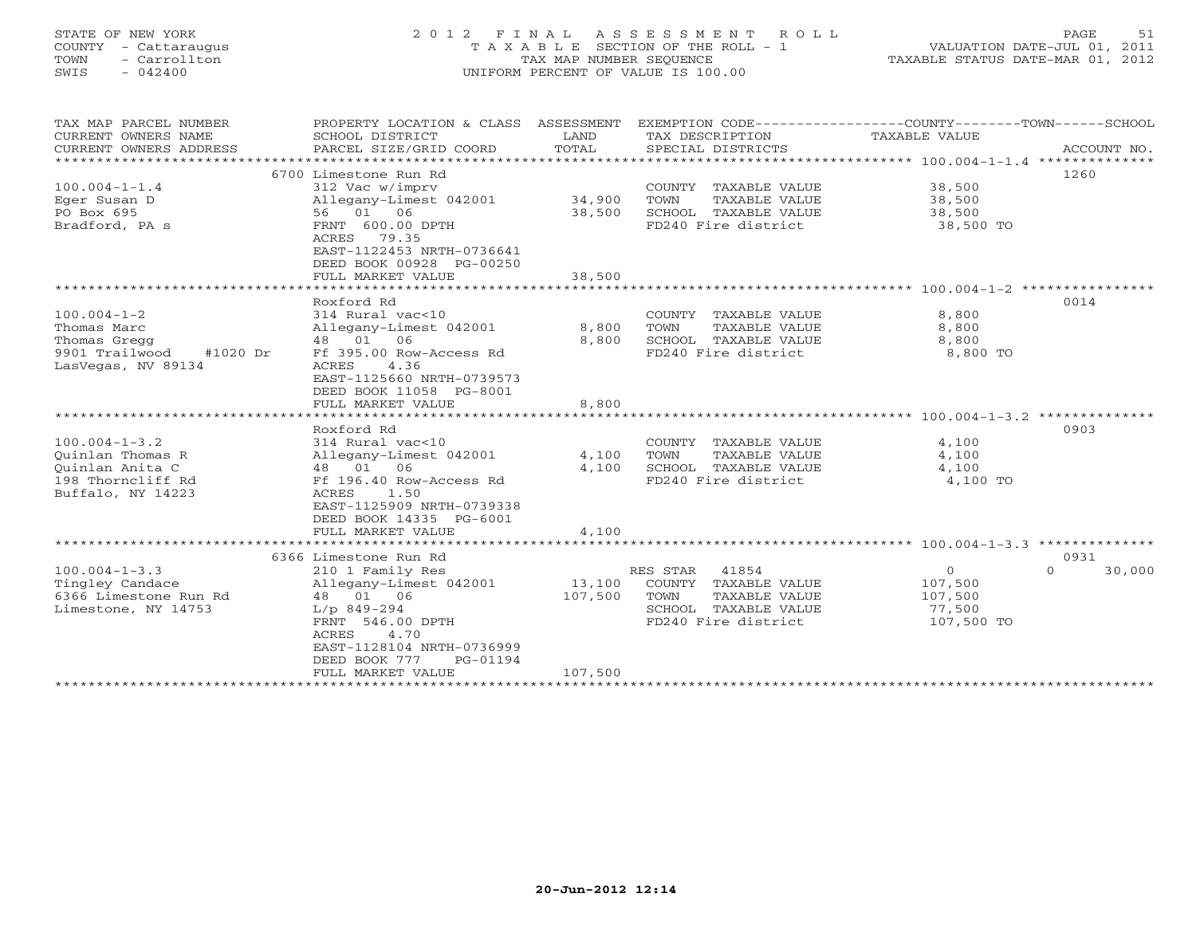STATE OF NEW YORK
COUNTY - Cattaraugus
TOWN - Carrollton
SWIS - 042400

# 2012 FINAL ASSESSMENT ROLL
TAXABLE SECTION OF THE ROLL - 1
TAX MAP NUMBER SEQUENCE
UNIFORM PERCENT OF VALUE IS 100.00

VALUATION DATE-JUL 01, 2011
TAXABLE STATUS DATE-MAR 01, 2012

| TAX MAP PARCEL NUMBER / CURRENT OWNERS NAME / CURRENT OWNERS ADDRESS | PROPERTY LOCATION & CLASS / SCHOOL DISTRICT / PARCEL SIZE/GRID COORD | ASSESSMENT LAND | TOTAL | EXEMPTION CODE / TAX DESCRIPTION / SPECIAL DISTRICTS | COUNTY / TOWN TAXABLE VALUE | SCHOOL | ACCOUNT NO. |
|---|---|---|---|---|---|---|---|
| | 6700 Limestone Run Rd | | | | | | 1260 |
| 100.004-1-1.4 | 312 Vac w/imprv | | | COUNTY TAXABLE VALUE | 38,500 | | |
| Eger Susan D | Allegany-Limest 042001 | 34,900 | | TOWN TAXABLE VALUE | 38,500 | | |
| PO Box 695 | 56 01 06 | | 38,500 | SCHOOL TAXABLE VALUE | 38,500 | | |
| Bradford, PA s | FRNT 600.00 DPTH | | | FD240 Fire district | 38,500 TO | | |
| | ACRES 79.35 | | | | | | |
| | EAST-1122453 NRTH-0736641 | | | | | | |
| | DEED BOOK 00928 PG-00250 | | | | | | |
| | FULL MARKET VALUE | | 38,500 | | | | |
| | Roxford Rd | | | | | | 0014 |
| 100.004-1-2 | 314 Rural vac<10 | | | COUNTY TAXABLE VALUE | 8,800 | | |
| Thomas Marc | Allegany-Limest 042001 | 8,800 | | TOWN TAXABLE VALUE | 8,800 | | |
| Thomas Gregg | 48 01 06 | | 8,800 | SCHOOL TAXABLE VALUE | 8,800 | | |
| 9901 Trailwood #1020 Dr | Ff 395.00 Row-Access Rd | | | FD240 Fire district | 8,800 TO | | |
| LasVegas, NV 89134 | ACRES 4.36 | | | | | | |
| | EAST-1125660 NRTH-0739573 | | | | | | |
| | DEED BOOK 11058 PG-8001 | | | | | | |
| | FULL MARKET VALUE | | 8,800 | | | | |
| | Roxford Rd | | | | | | 0903 |
| 100.004-1-3.2 | 314 Rural vac<10 | | | COUNTY TAXABLE VALUE | 4,100 | | |
| Quinlan Thomas R | Allegany-Limest 042001 | 4,100 | | TOWN TAXABLE VALUE | 4,100 | | |
| Quinlan Anita C | 48 01 06 | | 4,100 | SCHOOL TAXABLE VALUE | 4,100 | | |
| 198 Thorncliff Rd | Ff 196.40 Row-Access Rd | | | FD240 Fire district | 4,100 TO | | |
| Buffalo, NY 14223 | ACRES 1.50 | | | | | | |
| | EAST-1125909 NRTH-0739338 | | | | | | |
| | DEED BOOK 14335 PG-6001 | | | | | | |
| | FULL MARKET VALUE | | 4,100 | | | | |
| | 6366 Limestone Run Rd | | | | | | 0931 |
| 100.004-1-3.3 | 210 1 Family Res | | | RES STAR 41854 | 0 | 0 | 30,000 |
| Tingley Candace | Allegany-Limest 042001 | 13,100 | | COUNTY TAXABLE VALUE | 107,500 | | |
| 6366 Limestone Run Rd | 48 01 06 | | 107,500 | TOWN TAXABLE VALUE | 107,500 | | |
| Limestone, NY 14753 | L/p 849-294 | | | SCHOOL TAXABLE VALUE | 77,500 | | |
| | FRNT 546.00 DPTH | | | FD240 Fire district | 107,500 TO | | |
| | ACRES 4.70 | | | | | | |
| | EAST-1128104 NRTH-0736999 | | | | | | |
| | DEED BOOK 777 PG-01194 | | | | | | |
| | FULL MARKET VALUE | | 107,500 | | | | |

20-Jun-2012 12:14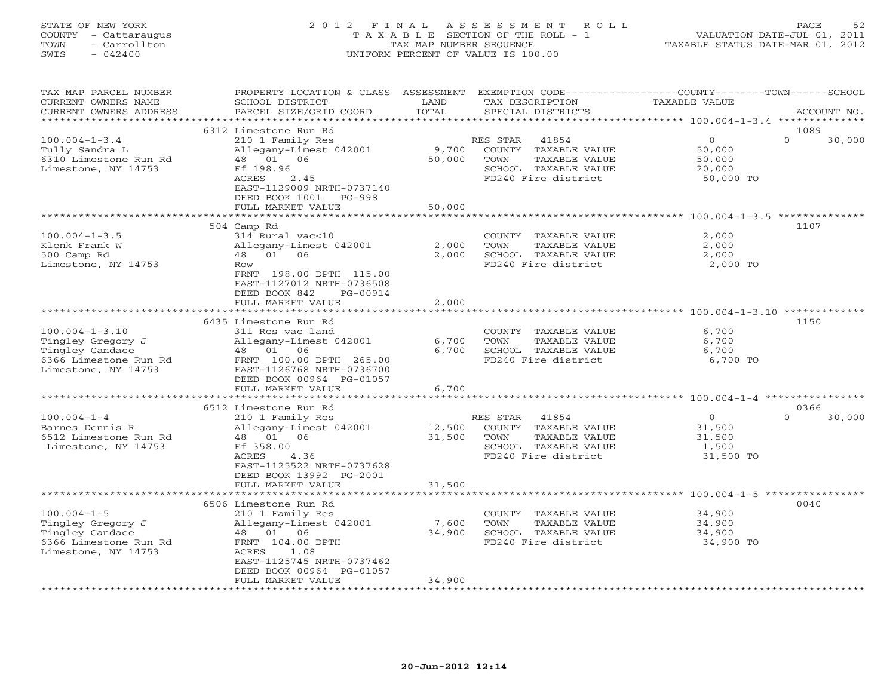STATE OF NEW YORK
COUNTY - Cattaraugus
TOWN - Carrollton
SWIS - 042400

# 2012 FINAL ASSESSMENT ROLL
TAXABLE SECTION OF THE ROLL - 1
TAX MAP NUMBER SEQUENCE
UNIFORM PERCENT OF VALUE IS 100.00

VALUATION DATE-JUL 01, 2011
TAXABLE STATUS DATE-MAR 01, 2012

| TAX MAP PARCEL NUMBER / CURRENT OWNERS NAME / CURRENT OWNERS ADDRESS | PROPERTY LOCATION & CLASS / SCHOOL DISTRICT / PARCEL SIZE/GRID COORD | ASSESSMENT LAND | TOTAL | EXEMPTION CODE / TAX DESCRIPTION / SPECIAL DISTRICTS | COUNTY TAXABLE VALUE | TOWN | SCHOOL | ACCOUNT NO. |
|---|---|---|---|---|---|---|---|---|
| | 6312 Limestone Run Rd | | | | | | | 1089 |
| 100.004-1-3.4 | 210 1 Family Res | | | RES STAR 41854 | 0 | 0 | 30,000 | |
| Tully Sandra L | Allegany-Limest 042001 | 9,700 | | COUNTY TAXABLE VALUE | 50,000 | | | |
| 6310 Limestone Run Rd | 48 01 06 | | 50,000 | TOWN TAXABLE VALUE | 50,000 | | | |
| Limestone, NY 14753 | Ff 198.96 | | | SCHOOL TAXABLE VALUE | 20,000 | | | |
| | ACRES 2.45 | | | FD240 Fire district | 50,000 TO | | | |
| | EAST-1129009 NRTH-0737140 | | | | | | | |
| | DEED BOOK 1001 PG-998 | | | | | | | |
| | FULL MARKET VALUE | | 50,000 | | | | | |
| | 504 Camp Rd | | | | | | | 1107 |
| 100.004-1-3.5 | 314 Rural vac<10 | | | COUNTY TAXABLE VALUE | 2,000 | | | |
| Klenk Frank W | Allegany-Limest 042001 | 2,000 | | TOWN TAXABLE VALUE | 2,000 | | | |
| 500 Camp Rd | 48 01 06 | | 2,000 | SCHOOL TAXABLE VALUE | 2,000 | | | |
| Limestone, NY 14753 | Row | | | FD240 Fire district | 2,000 TO | | | |
| | FRNT 198.00 DPTH 115.00 | | | | | | | |
| | EAST-1127012 NRTH-0736508 | | | | | | | |
| | DEED BOOK 842 PG-00914 | | | | | | | |
| | FULL MARKET VALUE | | 2,000 | | | | | |
| | 6435 Limestone Run Rd | | | | | | | 1150 |
| 100.004-1-3.10 | 311 Res vac land | | | COUNTY TAXABLE VALUE | 6,700 | | | |
| Tingley Gregory J | Allegany-Limest 042001 | 6,700 | | TOWN TAXABLE VALUE | 6,700 | | | |
| Tingley Candace | 48 01 06 | | 6,700 | SCHOOL TAXABLE VALUE | 6,700 | | | |
| 6366 Limestone Run Rd | FRNT 100.00 DPTH 265.00 | | | FD240 Fire district | 6,700 TO | | | |
| Limestone, NY 14753 | EAST-1126768 NRTH-0736700 | | | | | | | |
| | DEED BOOK 00964 PG-01057 | | | | | | | |
| | FULL MARKET VALUE | | 6,700 | | | | | |
| | 6512 Limestone Run Rd | | | | | | | 0366 |
| 100.004-1-4 | 210 1 Family Res | | | RES STAR 41854 | 0 | 0 | 30,000 | |
| Barnes Dennis R | Allegany-Limest 042001 | 12,500 | | COUNTY TAXABLE VALUE | 31,500 | | | |
| 6512 Limestone Run Rd | 48 01 06 | | 31,500 | TOWN TAXABLE VALUE | 31,500 | | | |
| Limestone, NY 14753 | Ff 358.00 | | | SCHOOL TAXABLE VALUE | 1,500 | | | |
| | ACRES 4.36 | | | FD240 Fire district | 31,500 TO | | | |
| | EAST-1125522 NRTH-0737628 | | | | | | | |
| | DEED BOOK 13992 PG-2001 | | | | | | | |
| | FULL MARKET VALUE | | 31,500 | | | | | |
| | 6506 Limestone Run Rd | | | | | | | 0040 |
| 100.004-1-5 | 210 1 Family Res | | | COUNTY TAXABLE VALUE | 34,900 | | | |
| Tingley Gregory J | Allegany-Limest 042001 | 7,600 | | TOWN TAXABLE VALUE | 34,900 | | | |
| Tingley Candace | 48 01 06 | | 34,900 | SCHOOL TAXABLE VALUE | 34,900 | | | |
| 6366 Limestone Run Rd | FRNT 104.00 DPTH | | | FD240 Fire district | 34,900 TO | | | |
| Limestone, NY 14753 | ACRES 1.08 | | | | | | | |
| | EAST-1125745 NRTH-0737462 | | | | | | | |
| | DEED BOOK 00964 PG-01057 | | | | | | | |
| | FULL MARKET VALUE | | 34,900 | | | | | |

20-Jun-2012 12:14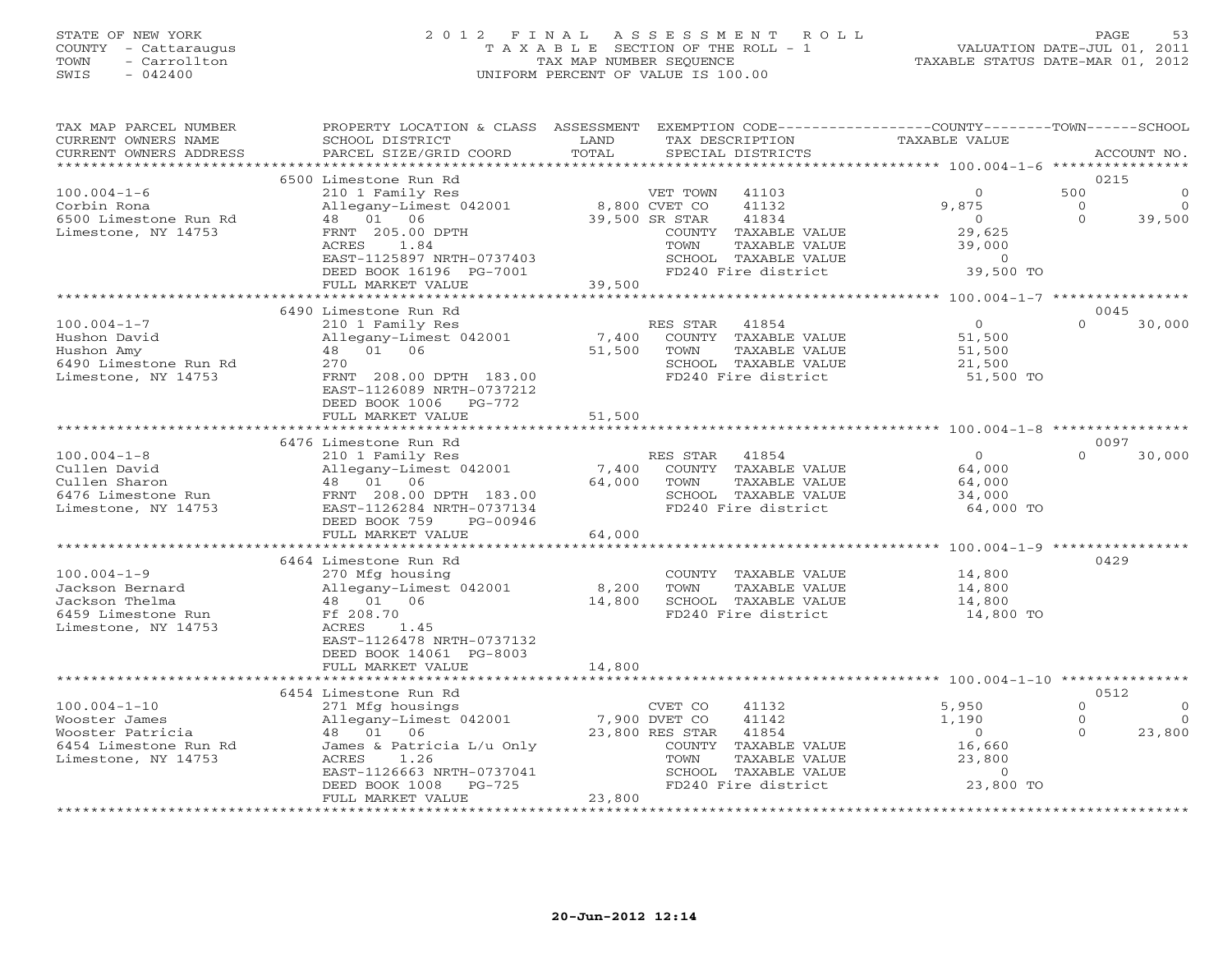STATE OF NEW YORK
COUNTY - Cattaraugus
TOWN - Carrollton
SWIS - 042400

# 2012 FINAL ASSESSMENT ROLL
TAXABLE SECTION OF THE ROLL - 1
TAX MAP NUMBER SEQUENCE
UNIFORM PERCENT OF VALUE IS 100.00

VALUATION DATE-JUL 01, 2011
TAXABLE STATUS DATE-MAR 01, 2012

| TAX MAP PARCEL NUMBER / CURRENT OWNERS NAME / CURRENT OWNERS ADDRESS | PROPERTY LOCATION & CLASS / SCHOOL DISTRICT / PARCEL SIZE/GRID COORD | ASSESSMENT LAND | TOTAL | EXEMPTION CODE / TAX DESCRIPTION / SPECIAL DISTRICTS | COUNTY TAXABLE VALUE | TOWN | SCHOOL | ACCOUNT NO. |
|---|---|---|---|---|---|---|---|---|
| 100.004-1-6 | 6500 Limestone Run Rd | | | | | | | 0215 |
| Corbin Rona | 210 1 Family Res | | | VET TOWN 41103 | 0 | 500 | 0 | |
| 6500 Limestone Run Rd | Allegany-Limest 042001 | 8,800 | | CVET CO 41132 | 9,875 | 0 | 0 | |
| Limestone, NY 14753 | 48 01 06 | | 39,500 | SR STAR 41834 | 0 | 0 | 39,500 | |
| | FRNT 205.00 DPTH | | | COUNTY TAXABLE VALUE | 29,625 | | | |
| | ACRES 1.84 | | | TOWN TAXABLE VALUE | 39,000 | | | |
| | EAST-1125897 NRTH-0737403 | | | SCHOOL TAXABLE VALUE | 0 | | | |
| | DEED BOOK 16196 PG-7001 | | | FD240 Fire district | 39,500 TO | | | |
| | FULL MARKET VALUE | | 39,500 | | | | | |
| 100.004-1-7 | 6490 Limestone Run Rd | | | | | | | 0045 |
| Hushon David | 210 1 Family Res | | | RES STAR 41854 | 0 | 0 | 30,000 | |
| Hushon Amy | Allegany-Limest 042001 | 7,400 | | COUNTY TAXABLE VALUE | 51,500 | | | |
| 6490 Limestone Run Rd | 48 01 06 | | 51,500 | TOWN TAXABLE VALUE | 51,500 | | | |
| Limestone, NY 14753 | 270 | | | SCHOOL TAXABLE VALUE | 21,500 | | | |
| | FRNT 208.00 DPTH 183.00 | | | FD240 Fire district | 51,500 TO | | | |
| | EAST-1126089 NRTH-0737212 | | | | | | | |
| | DEED BOOK 1006 PG-772 | | | | | | | |
| | FULL MARKET VALUE | | 51,500 | | | | | |
| 100.004-1-8 | 6476 Limestone Run Rd | | | | | | | 0097 |
| Cullen David | 210 1 Family Res | | | RES STAR 41854 | 0 | 0 | 30,000 | |
| Cullen Sharon | Allegany-Limest 042001 | 7,400 | | COUNTY TAXABLE VALUE | 64,000 | | | |
| 6476 Limestone Run | 48 01 06 | | 64,000 | TOWN TAXABLE VALUE | 64,000 | | | |
| Limestone, NY 14753 | FRNT 208.00 DPTH 183.00 | | | SCHOOL TAXABLE VALUE | 34,000 | | | |
| | EAST-1126284 NRTH-0737134 | | | FD240 Fire district | 64,000 TO | | | |
| | DEED BOOK 759 PG-00946 | | | | | | | |
| | FULL MARKET VALUE | | 64,000 | | | | | |
| 100.004-1-9 | 6464 Limestone Run Rd | | | | | | | 0429 |
| Jackson Bernard | 270 Mfg housing | | | COUNTY TAXABLE VALUE | 14,800 | | | |
| Jackson Thelma | Allegany-Limest 042001 | 8,200 | | TOWN TAXABLE VALUE | 14,800 | | | |
| 6459 Limestone Run | 48 01 06 | | 14,800 | SCHOOL TAXABLE VALUE | 14,800 | | | |
| Limestone, NY 14753 | Ff 208.70 | | | FD240 Fire district | 14,800 TO | | | |
| | ACRES 1.45 | | | | | | | |
| | EAST-1126478 NRTH-0737132 | | | | | | | |
| | DEED BOOK 14061 PG-8003 | | | | | | | |
| | FULL MARKET VALUE | | 14,800 | | | | | |
| 100.004-1-10 | 6454 Limestone Run Rd | | | | | | | 0512 |
| Wooster James | 271 Mfg housings | | | CVET CO 41132 | 5,950 | 0 | 0 | |
| Wooster Patricia | Allegany-Limest 042001 | 7,900 | | DVET CO 41142 | 1,190 | 0 | 0 | |
| 6454 Limestone Run Rd | 48 01 06 | | 23,800 | RES STAR 41854 | 0 | 0 | 23,800 | |
| Limestone, NY 14753 | James & Patricia L/u Only | | | COUNTY TAXABLE VALUE | 16,660 | | | |
| | ACRES 1.26 | | | TOWN TAXABLE VALUE | 23,800 | | | |
| | EAST-1126663 NRTH-0737041 | | | SCHOOL TAXABLE VALUE | 0 | | | |
| | DEED BOOK 1008 PG-725 | | | FD240 Fire district | 23,800 TO | | | |
| | FULL MARKET VALUE | | 23,800 | | | | | |

20-Jun-2012 12:14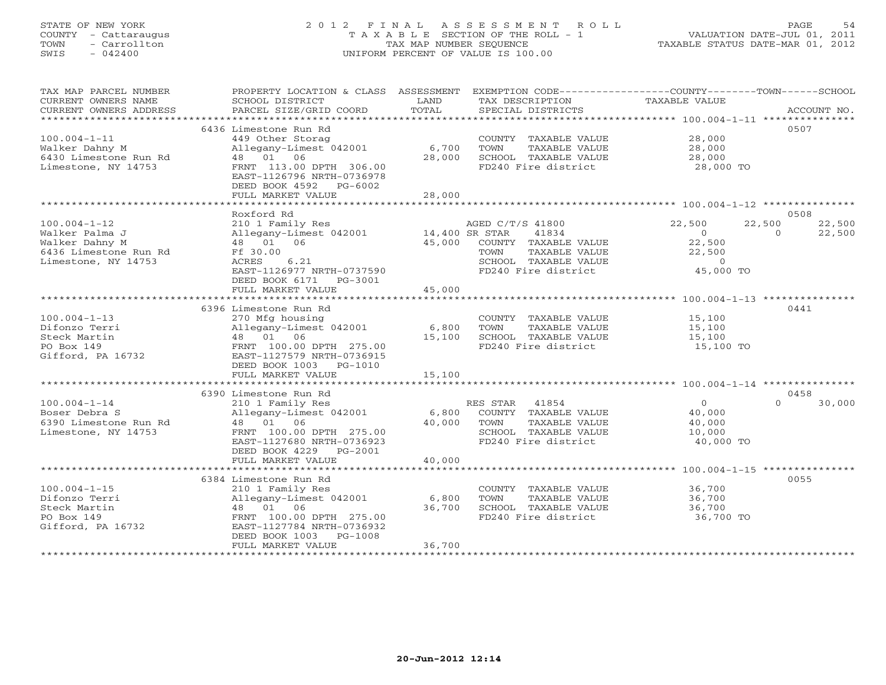STATE OF NEW YORK
COUNTY - Cattaraugus
TOWN - Carrollton
SWIS - 042400

# 2012 FINAL ASSESSMENT ROLL
TAXABLE SECTION OF THE ROLL - 1
TAX MAP NUMBER SEQUENCE
UNIFORM PERCENT OF VALUE IS 100.00

VALUATION DATE-JUL 01, 2011
TAXABLE STATUS DATE-MAR 01, 2012

| TAX MAP PARCEL NUMBER / CURRENT OWNERS NAME / CURRENT OWNERS ADDRESS | PROPERTY LOCATION & CLASS / SCHOOL DISTRICT / PARCEL SIZE/GRID COORD | ASSESSMENT LAND / TOTAL | EXEMPTION CODE / TAX DESCRIPTION / SPECIAL DISTRICTS | COUNTY | TOWN | SCHOOL | ACCOUNT NO. |
|---|---|---|---|---|---|---|---|
| **100.004-1-11** | 6436 Limestone Run Rd | | | | | | 0507 |
| Walker Dahny M | 449 Other Storag | | COUNTY TAXABLE VALUE | 28,000 | | | |
| 6430 Limestone Run Rd | Allegany-Limest 042001 | 6,700 | TOWN TAXABLE VALUE | | 28,000 | | |
| Limestone, NY 14753 | 48 01 06 | 28,000 | SCHOOL TAXABLE VALUE | | | 28,000 | |
| | FRNT 113.00 DPTH 306.00 | | FD240 Fire district | 28,000 TO | | | |
| | EAST-1126796 NRTH-0736978 | | | | | | |
| | DEED BOOK 4592 PG-6002 | | | | | | |
| | FULL MARKET VALUE | 28,000 | | | | | |
| **100.004-1-12** | Roxford Rd | | | | | | 0508 |
| Walker Palma J | 210 1 Family Res | | AGED C/T/S 41800 | 22,500 | 22,500 | 22,500 | |
| Walker Dahny M | Allegany-Limest 042001 | 14,400 | SR STAR 41834 | 0 | 0 | 22,500 | |
| 6436 Limestone Run Rd | 48 01 06 | 45,000 | COUNTY TAXABLE VALUE | 22,500 | | | |
| Limestone, NY 14753 | Ff 30.00 | | TOWN TAXABLE VALUE | | 22,500 | | |
| | ACRES 6.21 | | SCHOOL TAXABLE VALUE | | | 0 | |
| | EAST-1126977 NRTH-0737590 | | FD240 Fire district | 45,000 TO | | | |
| | DEED BOOK 6171 PG-3001 | | | | | | |
| | FULL MARKET VALUE | 45,000 | | | | | |
| **100.004-1-13** | 6396 Limestone Run Rd | | | | | | 0441 |
| Difonzo Terri | 270 Mfg housing | | COUNTY TAXABLE VALUE | 15,100 | | | |
| Steck Martin | Allegany-Limest 042001 | 6,800 | TOWN TAXABLE VALUE | | 15,100 | | |
| PO Box 149 | 48 01 06 | 15,100 | SCHOOL TAXABLE VALUE | | | 15,100 | |
| Gifford, PA 16732 | FRNT 100.00 DPTH 275.00 | | FD240 Fire district | 15,100 TO | | | |
| | EAST-1127579 NRTH-0736915 | | | | | | |
| | DEED BOOK 1003 PG-1010 | | | | | | |
| | FULL MARKET VALUE | 15,100 | | | | | |
| **100.004-1-14** | 6390 Limestone Run Rd | | | | | | 0458 |
| Boser Debra S | 210 1 Family Res | | RES STAR 41854 | 0 | 0 | 30,000 | |
| 6390 Limestone Run Rd | Allegany-Limest 042001 | 6,800 | COUNTY TAXABLE VALUE | 40,000 | | | |
| Limestone, NY 14753 | 48 01 06 | 40,000 | TOWN TAXABLE VALUE | | 40,000 | | |
| | FRNT 100.00 DPTH 275.00 | | SCHOOL TAXABLE VALUE | | | 10,000 | |
| | EAST-1127680 NRTH-0736923 | | FD240 Fire district | 40,000 TO | | | |
| | DEED BOOK 4229 PG-2001 | | | | | | |
| | FULL MARKET VALUE | 40,000 | | | | | |
| **100.004-1-15** | 6384 Limestone Run Rd | | | | | | 0055 |
| Difonzo Terri | 210 1 Family Res | | COUNTY TAXABLE VALUE | 36,700 | | | |
| Steck Martin | Allegany-Limest 042001 | 6,800 | TOWN TAXABLE VALUE | | 36,700 | | |
| PO Box 149 | 48 01 06 | 36,700 | SCHOOL TAXABLE VALUE | | | 36,700 | |
| Gifford, PA 16732 | FRNT 100.00 DPTH 275.00 | | FD240 Fire district | 36,700 TO | | | |
| | EAST-1127784 NRTH-0736932 | | | | | | |
| | DEED BOOK 1003 PG-1008 | | | | | | |
| | FULL MARKET VALUE | 36,700 | | | | | |

20-Jun-2012 12:14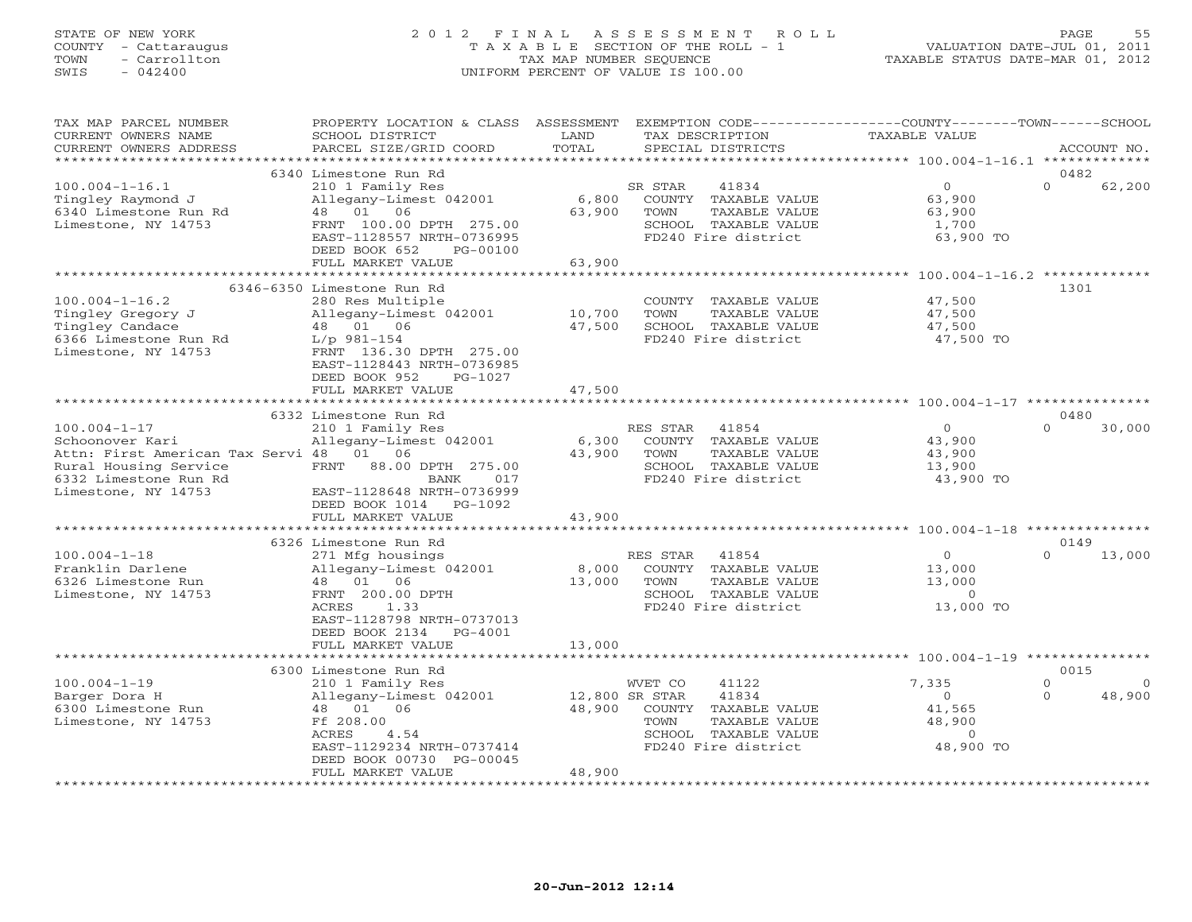STATE OF NEW YORK
COUNTY - Cattaraugus
TOWN - Carrollton
SWIS - 042400

# 2012 FINAL ASSESSMENT ROLL

TAXABLE SECTION OF THE ROLL - 1
TAX MAP NUMBER SEQUENCE
UNIFORM PERCENT OF VALUE IS 100.00

VALUATION DATE-JUL 01, 2011
TAXABLE STATUS DATE-MAR 01, 2012

| TAX MAP PARCEL NUMBER / CURRENT OWNERS NAME / CURRENT OWNERS ADDRESS | PROPERTY LOCATION & CLASS / SCHOOL DISTRICT / PARCEL SIZE/GRID COORD | ASSESSMENT LAND | TOTAL | EXEMPTION CODE / TAX DESCRIPTION / SPECIAL DISTRICTS | COUNTY / TOWN TAXABLE VALUE | SCHOOL | ACCOUNT NO. |
|---|---|---|---|---|---|---|---|
| 100.004-1-16.1 | 6340 Limestone Run Rd | | | | | | 0482 |
| Tingley Raymond J | 210 1 Family Res | | | SR STAR 41834 | 0 | 62,200 | |
| 6340 Limestone Run Rd | Allegany-Limest 042001 | 6,800 | | COUNTY TAXABLE VALUE | 63,900 | | |
| Limestone, NY 14753 | 48 01 06 | | 63,900 | TOWN TAXABLE VALUE | 63,900 | | |
| | FRNT 100.00 DPTH 275.00 | | | SCHOOL TAXABLE VALUE | 1,700 | | |
| | EAST-1128557 NRTH-0736995 | | | FD240 Fire district | 63,900 TO | | |
| | DEED BOOK 652 PG-00100 | | | | | | |
| | FULL MARKET VALUE | | 63,900 | | | | |
| 100.004-1-16.2 | 6346-6350 Limestone Run Rd | | | | | | 1301 |
| Tingley Gregory J | 280 Res Multiple | | | COUNTY TAXABLE VALUE | 47,500 | | |
| Tingley Candace | Allegany-Limest 042001 | 10,700 | | TOWN TAXABLE VALUE | 47,500 | | |
| 6366 Limestone Run Rd | 48 01 06 | | 47,500 | SCHOOL TAXABLE VALUE | 47,500 | | |
| Limestone, NY 14753 | L/p 981-154 | | | FD240 Fire district | 47,500 TO | | |
| | FRNT 136.30 DPTH 275.00 | | | | | | |
| | EAST-1128443 NRTH-0736985 | | | | | | |
| | DEED BOOK 952 PG-1027 | | | | | | |
| | FULL MARKET VALUE | | 47,500 | | | | |
| 100.004-1-17 | 6332 Limestone Run Rd | | | | | | 0480 |
| Schoonover Kari | 210 1 Family Res | | | RES STAR 41854 | 0 | 30,000 | |
| Attn: First American Tax Servi | Allegany-Limest 042001 | 6,300 | | COUNTY TAXABLE VALUE | 43,900 | | |
| Rural Housing Service | 48 01 06 | | 43,900 | TOWN TAXABLE VALUE | 43,900 | | |
| 6332 Limestone Run Rd | FRNT 88.00 DPTH 275.00 | | | SCHOOL TAXABLE VALUE | 13,900 | | |
| Limestone, NY 14753 | BANK 017 | | | FD240 Fire district | 43,900 TO | | |
| | EAST-1128648 NRTH-0736999 | | | | | | |
| | DEED BOOK 1014 PG-1092 | | | | | | |
| | FULL MARKET VALUE | | 43,900 | | | | |
| 100.004-1-18 | 6326 Limestone Run Rd | | | | | | 0149 |
| Franklin Darlene | 271 Mfg housings | | | RES STAR 41854 | 0 | 13,000 | |
| 6326 Limestone Run | Allegany-Limest 042001 | 8,000 | | COUNTY TAXABLE VALUE | 13,000 | | |
| Limestone, NY 14753 | 48 01 06 | | 13,000 | TOWN TAXABLE VALUE | 13,000 | | |
| | FRNT 200.00 DPTH | | | SCHOOL TAXABLE VALUE | 0 | | |
| | ACRES 1.33 | | | FD240 Fire district | 13,000 TO | | |
| | EAST-1128798 NRTH-0737013 | | | | | | |
| | DEED BOOK 2134 PG-4001 | | | | | | |
| | FULL MARKET VALUE | | 13,000 | | | | |
| 100.004-1-19 | 6300 Limestone Run Rd | | | | | | 0015 |
| Barger Dora H | 210 1 Family Res | | | WVET CO 41122 | 7,335 / 0 | 0 | |
| 6300 Limestone Run | Allegany-Limest 042001 | 12,800 | | SR STAR 41834 | 0 | 48,900 | |
| Limestone, NY 14753 | 48 01 06 | | 48,900 | COUNTY TAXABLE VALUE | 41,565 | | |
| | Ff 208.00 | | | TOWN TAXABLE VALUE | 48,900 | | |
| | ACRES 4.54 | | | SCHOOL TAXABLE VALUE | 0 | | |
| | EAST-1129234 NRTH-0737414 | | | FD240 Fire district | 48,900 TO | | |
| | DEED BOOK 00730 PG-00045 | | | | | | |
| | FULL MARKET VALUE | | 48,900 | | | | |

20-Jun-2012 12:14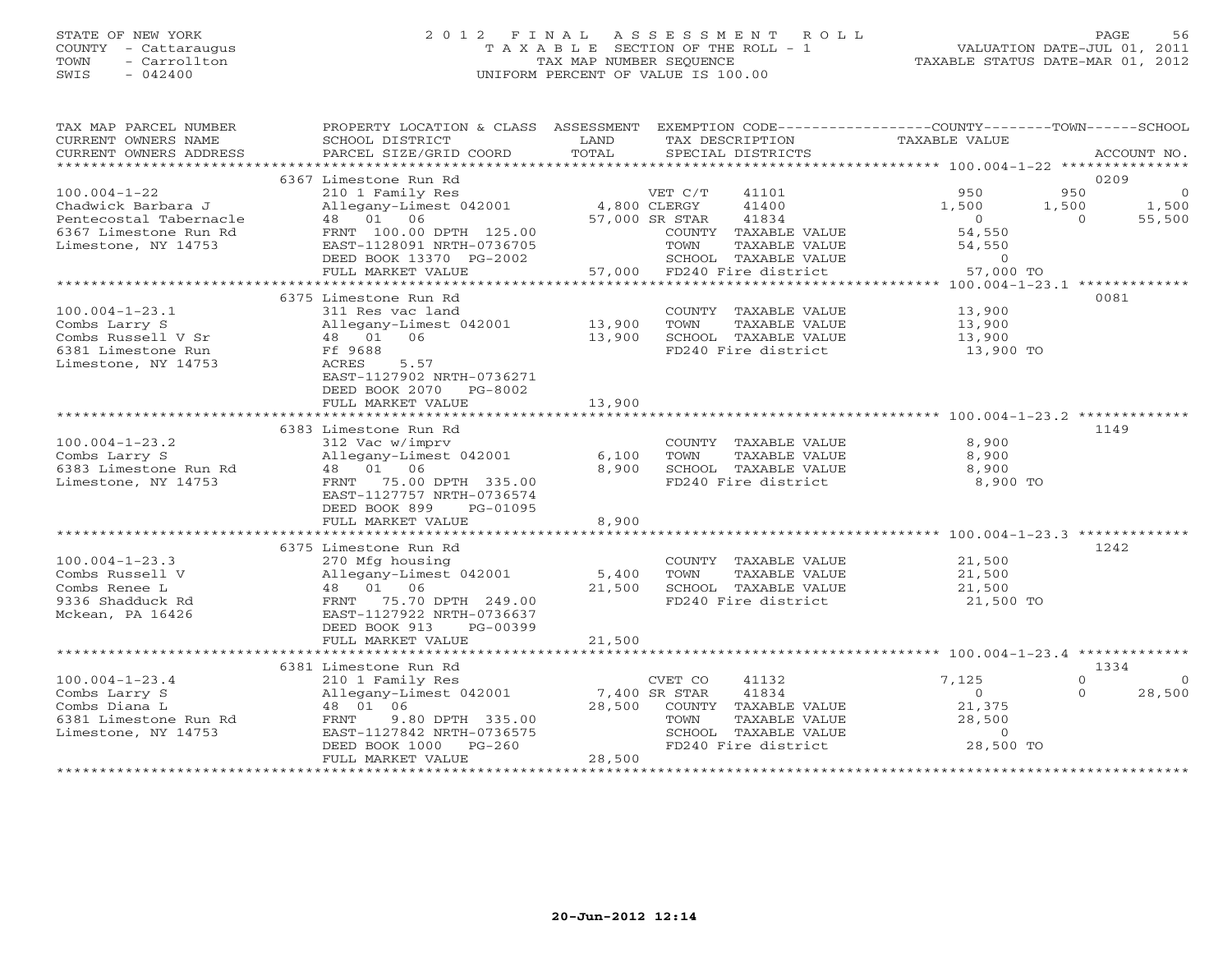STATE OF NEW YORK
COUNTY - Cattaraugus
TOWN - Carrollton
SWIS - 042400

# 2012 FINAL ASSESSMENT ROLL
TAXABLE SECTION OF THE ROLL - 1
TAX MAP NUMBER SEQUENCE
UNIFORM PERCENT OF VALUE IS 100.00

VALUATION DATE-JUL 01, 2011
TAXABLE STATUS DATE-MAR 01, 2012

| TAX MAP PARCEL NUMBER / CURRENT OWNERS NAME / CURRENT OWNERS ADDRESS | PROPERTY LOCATION & CLASS / SCHOOL DISTRICT / PARCEL SIZE/GRID COORD | ASSESSMENT LAND | TOTAL | EXEMPTION CODE / TAX DESCRIPTION / SPECIAL DISTRICTS | COUNTY TAXABLE VALUE | TOWN | SCHOOL | ACCOUNT NO. |
|---|---|---|---|---|---|---|---|---|
| | 6367 Limestone Run Rd | | | | | | | 0209 |
| 100.004-1-22 | 210 1 Family Res | | | VET C/T 41101 | 950 | 950 | 0 | |
| Chadwick Barbara J | Allegany-Limest 042001 | 4,800 | | CLERGY 41400 | 1,500 | 1,500 | 1,500 | |
| Pentecostal Tabernacle | 48 01 06 | | 57,000 | SR STAR 41834 | 0 | 0 | 55,500 | |
| 6367 Limestone Run Rd | FRNT 100.00 DPTH 125.00 | | | COUNTY TAXABLE VALUE | 54,550 | | | |
| Limestone, NY 14753 | EAST-1128091 NRTH-0736705 | | | TOWN TAXABLE VALUE | 54,550 | | | |
| | DEED BOOK 13370 PG-2002 | | | SCHOOL TAXABLE VALUE | 0 | | | |
| | FULL MARKET VALUE | | 57,000 | FD240 Fire district | 57,000 TO | | | |
| | 6375 Limestone Run Rd | | | | | | | 0081 |
| 100.004-1-23.1 | 311 Res vac land | | | COUNTY TAXABLE VALUE | 13,900 | | | |
| Combs Larry S | Allegany-Limest 042001 | 13,900 | | TOWN TAXABLE VALUE | 13,900 | | | |
| Combs Russell V Sr | 48 01 06 | | 13,900 | SCHOOL TAXABLE VALUE | 13,900 | | | |
| 6381 Limestone Run | Ff 9688 | | | FD240 Fire district | 13,900 TO | | | |
| Limestone, NY 14753 | ACRES 5.57 | | | | | | | |
| | EAST-1127902 NRTH-0736271 | | | | | | | |
| | DEED BOOK 2070 PG-8002 | | | | | | | |
| | FULL MARKET VALUE | | 13,900 | | | | | |
| | 6383 Limestone Run Rd | | | | | | | 1149 |
| 100.004-1-23.2 | 312 Vac w/imprv | | | COUNTY TAXABLE VALUE | 8,900 | | | |
| Combs Larry S | Allegany-Limest 042001 | 6,100 | | TOWN TAXABLE VALUE | 8,900 | | | |
| 6383 Limestone Run Rd | 48 01 06 | | 8,900 | SCHOOL TAXABLE VALUE | 8,900 | | | |
| Limestone, NY 14753 | FRNT 75.00 DPTH 335.00 | | | FD240 Fire district | 8,900 TO | | | |
| | EAST-1127757 NRTH-0736574 | | | | | | | |
| | DEED BOOK 899 PG-01095 | | | | | | | |
| | FULL MARKET VALUE | | 8,900 | | | | | |
| | 6375 Limestone Run Rd | | | | | | | 1242 |
| 100.004-1-23.3 | 270 Mfg housing | | | COUNTY TAXABLE VALUE | 21,500 | | | |
| Combs Russell V | Allegany-Limest 042001 | 5,400 | | TOWN TAXABLE VALUE | 21,500 | | | |
| Combs Renee L | 48 01 06 | | 21,500 | SCHOOL TAXABLE VALUE | 21,500 | | | |
| 9336 Shadduck Rd | FRNT 75.70 DPTH 249.00 | | | FD240 Fire district | 21,500 TO | | | |
| Mckean, PA 16426 | EAST-1127922 NRTH-0736637 | | | | | | | |
| | DEED BOOK 913 PG-00399 | | | | | | | |
| | FULL MARKET VALUE | | 21,500 | | | | | |
| | 6381 Limestone Run Rd | | | | | | | 1334 |
| 100.004-1-23.4 | 210 1 Family Res | | | CVET CO 41132 | 7,125 | 0 | 0 | |
| Combs Larry S | Allegany-Limest 042001 | 7,400 | | SR STAR 41834 | 0 | 0 | 28,500 | |
| Combs Diana L | 48 01 06 | | 28,500 | COUNTY TAXABLE VALUE | 21,375 | | | |
| 6381 Limestone Run Rd | FRNT 9.80 DPTH 335.00 | | | TOWN TAXABLE VALUE | 28,500 | | | |
| Limestone, NY 14753 | EAST-1127842 NRTH-0736575 | | | SCHOOL TAXABLE VALUE | 0 | | | |
| | DEED BOOK 1000 PG-260 | | | FD240 Fire district | 28,500 TO | | | |
| | FULL MARKET VALUE | | 28,500 | | | | | |

20-Jun-2012 12:14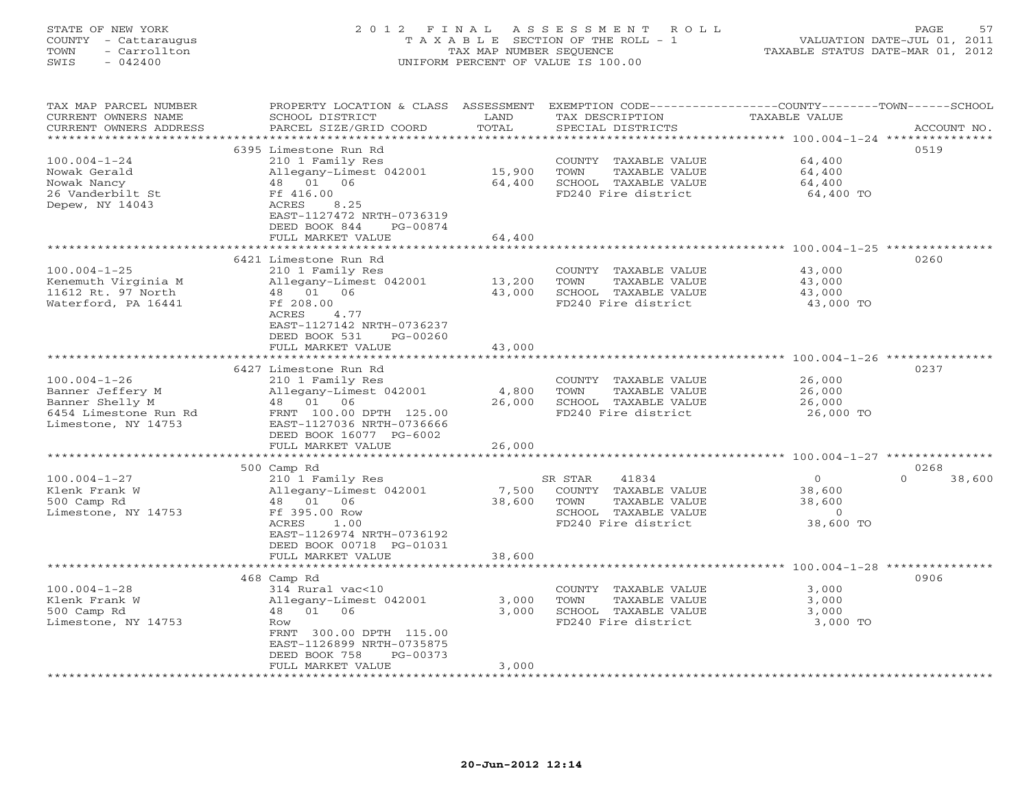STATE OF NEW YORK
COUNTY - Cattaraugus
TOWN - Carrollton
SWIS - 042400

# 2012 FINAL ASSESSMENT ROLL

TAXABLE SECTION OF THE ROLL - 1
TAX MAP NUMBER SEQUENCE
UNIFORM PERCENT OF VALUE IS 100.00

VALUATION DATE-JUL 01, 2011
TAXABLE STATUS DATE-MAR 01, 2012

| TAX MAP PARCEL NUMBER / CURRENT OWNERS NAME / CURRENT OWNERS ADDRESS | PROPERTY LOCATION & CLASS / SCHOOL DISTRICT / PARCEL SIZE/GRID COORD | ASSESSMENT LAND | TOTAL | EXEMPTION CODE / TAX DESCRIPTION / SPECIAL DISTRICTS | COUNTY / TOWN / SCHOOL TAXABLE VALUE | ACCOUNT NO. |
|---|---|---|---|---|---|---|
| 100.004-1-24 | 6395 Limestone Run Rd | | | | | 0519 |
| Nowak Gerald | 210 1 Family Res | | | COUNTY TAXABLE VALUE | 64,400 | |
| Nowak Nancy | Allegany-Limest 042001 | 15,900 | | TOWN TAXABLE VALUE | 64,400 | |
| 26 Vanderbilt St | 48 01 06 | | 64,400 | SCHOOL TAXABLE VALUE | 64,400 | |
| Depew, NY 14043 | Ff 416.00 | | | FD240 Fire district | 64,400 TO | |
| | ACRES 8.25 | | | | | |
| | EAST-1127472 NRTH-0736319 | | | | | |
| | DEED BOOK 844 PG-00874 | | | | | |
| | FULL MARKET VALUE | | 64,400 | | | |
| 100.004-1-25 | 6421 Limestone Run Rd | | | | | 0260 |
| Kenemuth Virginia M | 210 1 Family Res | | | COUNTY TAXABLE VALUE | 43,000 | |
| 11612 Rt. 97 North | Allegany-Limest 042001 | 13,200 | | TOWN TAXABLE VALUE | 43,000 | |
| Waterford, PA 16441 | 48 01 06 | | 43,000 | SCHOOL TAXABLE VALUE | 43,000 | |
| | Ff 208.00 | | | FD240 Fire district | 43,000 TO | |
| | ACRES 4.77 | | | | | |
| | EAST-1127142 NRTH-0736237 | | | | | |
| | DEED BOOK 531 PG-00260 | | | | | |
| | FULL MARKET VALUE | | 43,000 | | | |
| 100.004-1-26 | 6427 Limestone Run Rd | | | | | 0237 |
| Banner Jeffery M | 210 1 Family Res | | | COUNTY TAXABLE VALUE | 26,000 | |
| Banner Shelly M | Allegany-Limest 042001 | 4,800 | | TOWN TAXABLE VALUE | 26,000 | |
| 6454 Limestone Run Rd | 48 01 06 | | 26,000 | SCHOOL TAXABLE VALUE | 26,000 | |
| Limestone, NY 14753 | FRNT 100.00 DPTH 125.00 | | | FD240 Fire district | 26,000 TO | |
| | EAST-1127036 NRTH-0736666 | | | | | |
| | DEED BOOK 16077 PG-6002 | | | | | |
| | FULL MARKET VALUE | | 26,000 | | | |
| 100.004-1-27 | 500 Camp Rd | | | | | 0268 |
| Klenk Frank W | 210 1 Family Res | | | SR STAR 41834 | 0 / 0 / 38,600 | |
| 500 Camp Rd | Allegany-Limest 042001 | 7,500 | | COUNTY TAXABLE VALUE | 38,600 | |
| Limestone, NY 14753 | 48 01 06 | | 38,600 | TOWN TAXABLE VALUE | 38,600 | |
| | Ff 395.00 Row | | | SCHOOL TAXABLE VALUE | 0 | |
| | ACRES 1.00 | | | FD240 Fire district | 38,600 TO | |
| | EAST-1126974 NRTH-0736192 | | | | | |
| | DEED BOOK 00718 PG-01031 | | | | | |
| | FULL MARKET VALUE | | 38,600 | | | |
| 100.004-1-28 | 468 Camp Rd | | | | | 0906 |
| Klenk Frank W | 314 Rural vac<10 | | | COUNTY TAXABLE VALUE | 3,000 | |
| 500 Camp Rd | Allegany-Limest 042001 | 3,000 | | TOWN TAXABLE VALUE | 3,000 | |
| Limestone, NY 14753 | 48 01 06 | | 3,000 | SCHOOL TAXABLE VALUE | 3,000 | |
| | Row | | | FD240 Fire district | 3,000 TO | |
| | FRNT 300.00 DPTH 115.00 | | | | | |
| | EAST-1126899 NRTH-0735875 | | | | | |
| | DEED BOOK 758 PG-00373 | | | | | |
| | FULL MARKET VALUE | | 3,000 | | | |

20-Jun-2012 12:14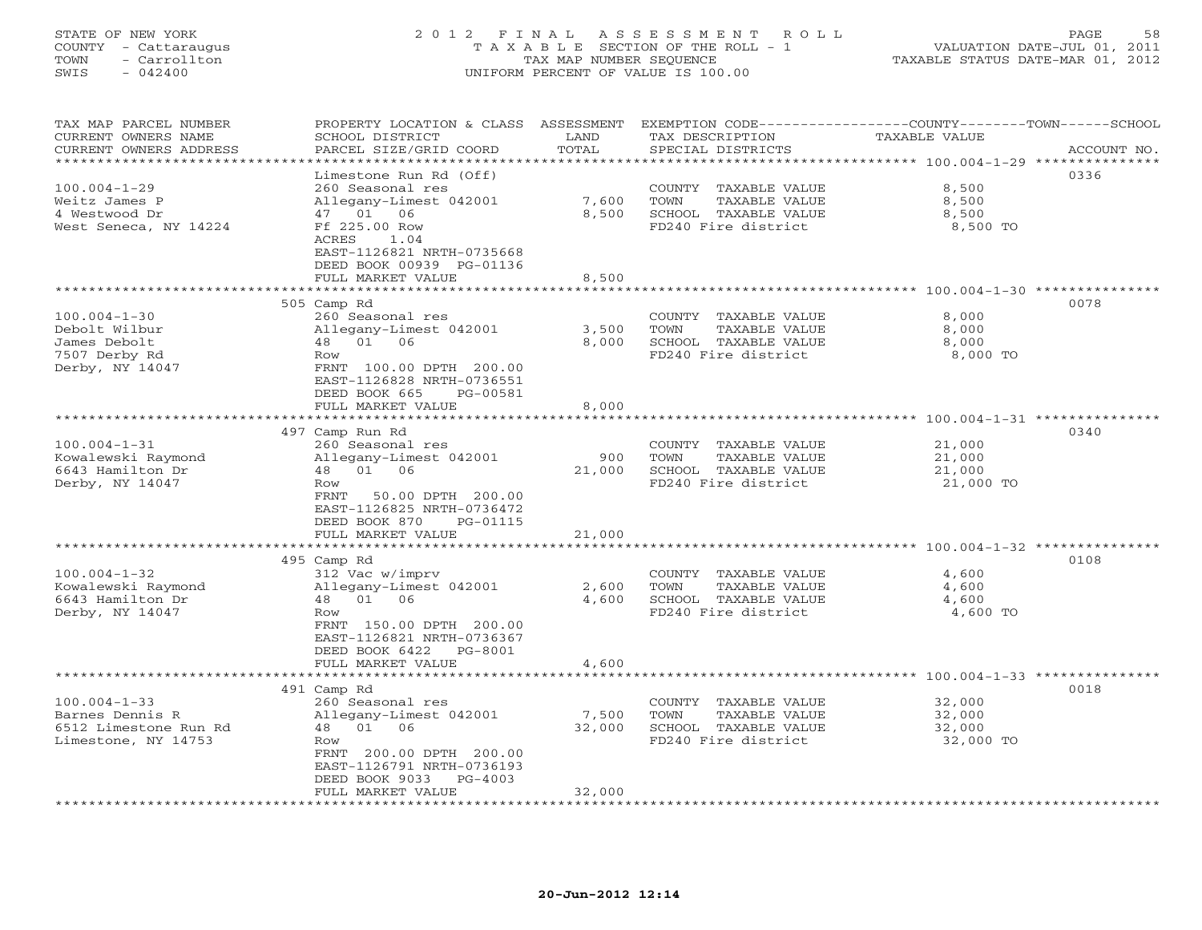STATE OF NEW YORK
COUNTY - Cattaraugus
TOWN - Carrollton
SWIS - 042400

2012 FINAL ASSESSMENT ROLL
TAXABLE SECTION OF THE ROLL - 1
TAX MAP NUMBER SEQUENCE
UNIFORM PERCENT OF VALUE IS 100.00

VALUATION DATE-JUL 01, 2011
TAXABLE STATUS DATE-MAR 01, 2012

| TAX MAP PARCEL NUMBER / CURRENT OWNERS NAME / CURRENT OWNERS ADDRESS | PROPERTY LOCATION & CLASS / SCHOOL DISTRICT / PARCEL SIZE/GRID COORD | ASSESSMENT LAND | TOTAL | EXEMPTION CODE / TAX DESCRIPTION / SPECIAL DISTRICTS | COUNTY--------TOWN------SCHOOL TAXABLE VALUE | ACCOUNT NO. |
|---|---|---|---|---|---|---|
| **100.004-1-29** | Limestone Run Rd (Off) | | | | | 0336 |
| 100.004-1-29 | 260 Seasonal res | | | COUNTY TAXABLE VALUE | 8,500 | |
| Weitz James P | Allegany-Limest 042001 | 7,600 | | TOWN TAXABLE VALUE | 8,500 | |
| 4 Westwood Dr | 47 01 06 | | 8,500 | SCHOOL TAXABLE VALUE | 8,500 | |
| West Seneca, NY 14224 | Ff 225.00 Row | | | FD240 Fire district | 8,500 TO | |
| | ACRES 1.04 | | | | | |
| | EAST-1126821 NRTH-0735668 | | | | | |
| | DEED BOOK 00939 PG-01136 | | | | | |
| | FULL MARKET VALUE | | 8,500 | | | |
| **100.004-1-30** | 505 Camp Rd | | | | | 0078 |
| 100.004-1-30 | 260 Seasonal res | | | COUNTY TAXABLE VALUE | 8,000 | |
| Debolt Wilbur | Allegany-Limest 042001 | 3,500 | | TOWN TAXABLE VALUE | 8,000 | |
| James Debolt | 48 01 06 | | 8,000 | SCHOOL TAXABLE VALUE | 8,000 | |
| 7507 Derby Rd | Row | | | FD240 Fire district | 8,000 TO | |
| Derby, NY 14047 | FRNT 100.00 DPTH 200.00 | | | | | |
| | EAST-1126828 NRTH-0736551 | | | | | |
| | DEED BOOK 665 PG-00581 | | | | | |
| | FULL MARKET VALUE | | 8,000 | | | |
| **100.004-1-31** | 497 Camp Run Rd | | | | | 0340 |
| 100.004-1-31 | 260 Seasonal res | | | COUNTY TAXABLE VALUE | 21,000 | |
| Kowalewski Raymond | Allegany-Limest 042001 | 900 | | TOWN TAXABLE VALUE | 21,000 | |
| 6643 Hamilton Dr | 48 01 06 | | 21,000 | SCHOOL TAXABLE VALUE | 21,000 | |
| Derby, NY 14047 | Row | | | FD240 Fire district | 21,000 TO | |
| | FRNT 50.00 DPTH 200.00 | | | | | |
| | EAST-1126825 NRTH-0736472 | | | | | |
| | DEED BOOK 870 PG-01115 | | | | | |
| | FULL MARKET VALUE | | 21,000 | | | |
| **100.004-1-32** | 495 Camp Rd | | | | | 0108 |
| 100.004-1-32 | 312 Vac w/imprv | | | COUNTY TAXABLE VALUE | 4,600 | |
| Kowalewski Raymond | Allegany-Limest 042001 | 2,600 | | TOWN TAXABLE VALUE | 4,600 | |
| 6643 Hamilton Dr | 48 01 06 | | 4,600 | SCHOOL TAXABLE VALUE | 4,600 | |
| Derby, NY 14047 | Row | | | FD240 Fire district | 4,600 TO | |
| | FRNT 150.00 DPTH 200.00 | | | | | |
| | EAST-1126821 NRTH-0736367 | | | | | |
| | DEED BOOK 6422 PG-8001 | | | | | |
| | FULL MARKET VALUE | | 4,600 | | | |
| **100.004-1-33** | 491 Camp Rd | | | | | 0018 |
| 100.004-1-33 | 260 Seasonal res | | | COUNTY TAXABLE VALUE | 32,000 | |
| Barnes Dennis R | Allegany-Limest 042001 | 7,500 | | TOWN TAXABLE VALUE | 32,000 | |
| 6512 Limestone Run Rd | 48 01 06 | | 32,000 | SCHOOL TAXABLE VALUE | 32,000 | |
| Limestone, NY 14753 | Row | | | FD240 Fire district | 32,000 TO | |
| | FRNT 200.00 DPTH 200.00 | | | | | |
| | EAST-1126791 NRTH-0736193 | | | | | |
| | DEED BOOK 9033 PG-4003 | | | | | |
| | FULL MARKET VALUE | | 32,000 | | | |

20-Jun-2012 12:14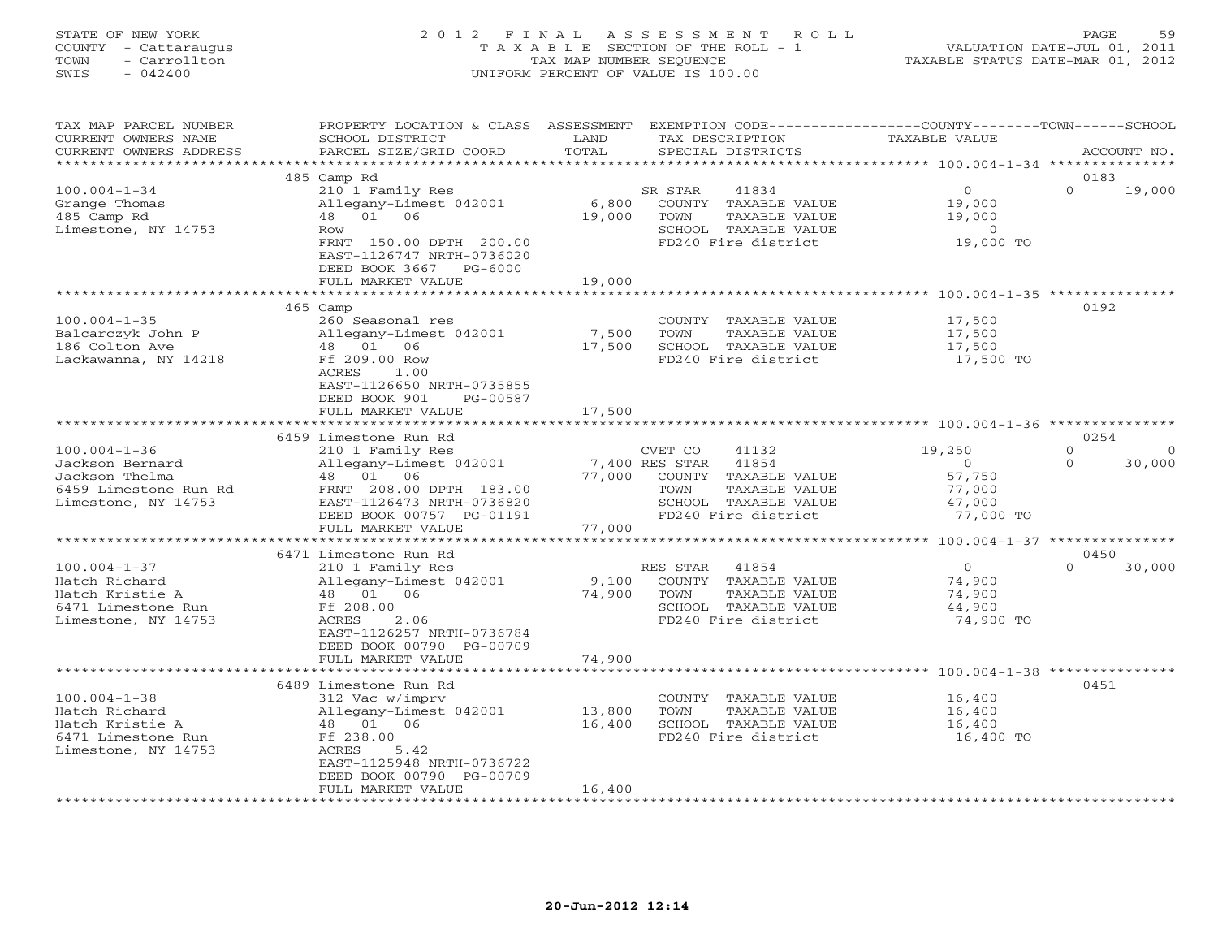STATE OF NEW YORK
COUNTY - Cattaraugus
TOWN - Carrollton
SWIS - 042400

# 2012 FINAL ASSESSMENT ROLL
TAXABLE SECTION OF THE ROLL - 1
TAX MAP NUMBER SEQUENCE
UNIFORM PERCENT OF VALUE IS 100.00

VALUATION DATE-JUL 01, 2011
TAXABLE STATUS DATE-MAR 01, 2012

| TAX MAP PARCEL NUMBER / CURRENT OWNERS NAME / CURRENT OWNERS ADDRESS | PROPERTY LOCATION & CLASS / SCHOOL DISTRICT / PARCEL SIZE/GRID COORD | LAND / ASSESSMENT TOTAL | EXEMPTION CODE / TAX DESCRIPTION / SPECIAL DISTRICTS | COUNTY TAXABLE VALUE | TOWN | SCHOOL / ACCOUNT NO. |
|---|---|---|---|---|---|---|
| 100.004-1-34 | 485 Camp Rd | | | | | 0183 |
| | 210 1 Family Res | | SR STAR 41834 | 0 | 0 | 19,000 |
| Grange Thomas | Allegany-Limest 042001 | 6,800 | COUNTY TAXABLE VALUE | 19,000 | | |
| 485 Camp Rd | 48 01 06 | 19,000 | TOWN TAXABLE VALUE | 19,000 | | |
| Limestone, NY 14753 | Row | | SCHOOL TAXABLE VALUE | 0 | | |
| | FRNT 150.00 DPTH 200.00 | | FD240 Fire district | 19,000 TO | | |
| | EAST-1126747 NRTH-0736020 | | | | | |
| | DEED BOOK 3667 PG-6000 | | | | | |
| | FULL MARKET VALUE | 19,000 | | | | |
| 100.004-1-35 | 465 Camp | | | | | 0192 |
| | 260 Seasonal res | | COUNTY TAXABLE VALUE | 17,500 | | |
| Balcarczyk John P | Allegany-Limest 042001 | 7,500 | TOWN TAXABLE VALUE | 17,500 | | |
| 186 Colton Ave | 48 01 06 | 17,500 | SCHOOL TAXABLE VALUE | 17,500 | | |
| Lackawanna, NY 14218 | Ff 209.00 Row | | FD240 Fire district | 17,500 TO | | |
| | ACRES 1.00 | | | | | |
| | EAST-1126650 NRTH-0735855 | | | | | |
| | DEED BOOK 901 PG-00587 | | | | | |
| | FULL MARKET VALUE | 17,500 | | | | |
| 100.004-1-36 | 6459 Limestone Run Rd | | | | | 0254 |
| | 210 1 Family Res | | CVET CO 41132 | 19,250 | 0 | 0 |
| Jackson Bernard | Allegany-Limest 042001 | 7,400 | RES STAR 41854 | 0 | 0 | 30,000 |
| Jackson Thelma | 48 01 06 | 77,000 | COUNTY TAXABLE VALUE | 57,750 | | |
| 6459 Limestone Run Rd | FRNT 208.00 DPTH 183.00 | | TOWN TAXABLE VALUE | 77,000 | | |
| Limestone, NY 14753 | EAST-1126473 NRTH-0736820 | | SCHOOL TAXABLE VALUE | 47,000 | | |
| | DEED BOOK 00757 PG-01191 | | FD240 Fire district | 77,000 TO | | |
| | FULL MARKET VALUE | 77,000 | | | | |
| 100.004-1-37 | 6471 Limestone Run Rd | | | | | 0450 |
| | 210 1 Family Res | | RES STAR 41854 | 0 | 0 | 30,000 |
| Hatch Richard | Allegany-Limest 042001 | 9,100 | COUNTY TAXABLE VALUE | 74,900 | | |
| Hatch Kristie A | 48 01 06 | 74,900 | TOWN TAXABLE VALUE | 74,900 | | |
| 6471 Limestone Run | Ff 208.00 | | SCHOOL TAXABLE VALUE | 44,900 | | |
| Limestone, NY 14753 | ACRES 2.06 | | FD240 Fire district | 74,900 TO | | |
| | EAST-1126257 NRTH-0736784 | | | | | |
| | DEED BOOK 00790 PG-00709 | | | | | |
| | FULL MARKET VALUE | 74,900 | | | | |
| 100.004-1-38 | 6489 Limestone Run Rd | | | | | 0451 |
| | 312 Vac w/imprv | | COUNTY TAXABLE VALUE | 16,400 | | |
| Hatch Richard | Allegany-Limest 042001 | 13,800 | TOWN TAXABLE VALUE | 16,400 | | |
| Hatch Kristie A | 48 01 06 | 16,400 | SCHOOL TAXABLE VALUE | 16,400 | | |
| 6471 Limestone Run | Ff 238.00 | | FD240 Fire district | 16,400 TO | | |
| Limestone, NY 14753 | ACRES 5.42 | | | | | |
| | EAST-1125948 NRTH-0736722 | | | | | |
| | DEED BOOK 00790 PG-00709 | | | | | |
| | FULL MARKET VALUE | 16,400 | | | | |

20-Jun-2012 12:14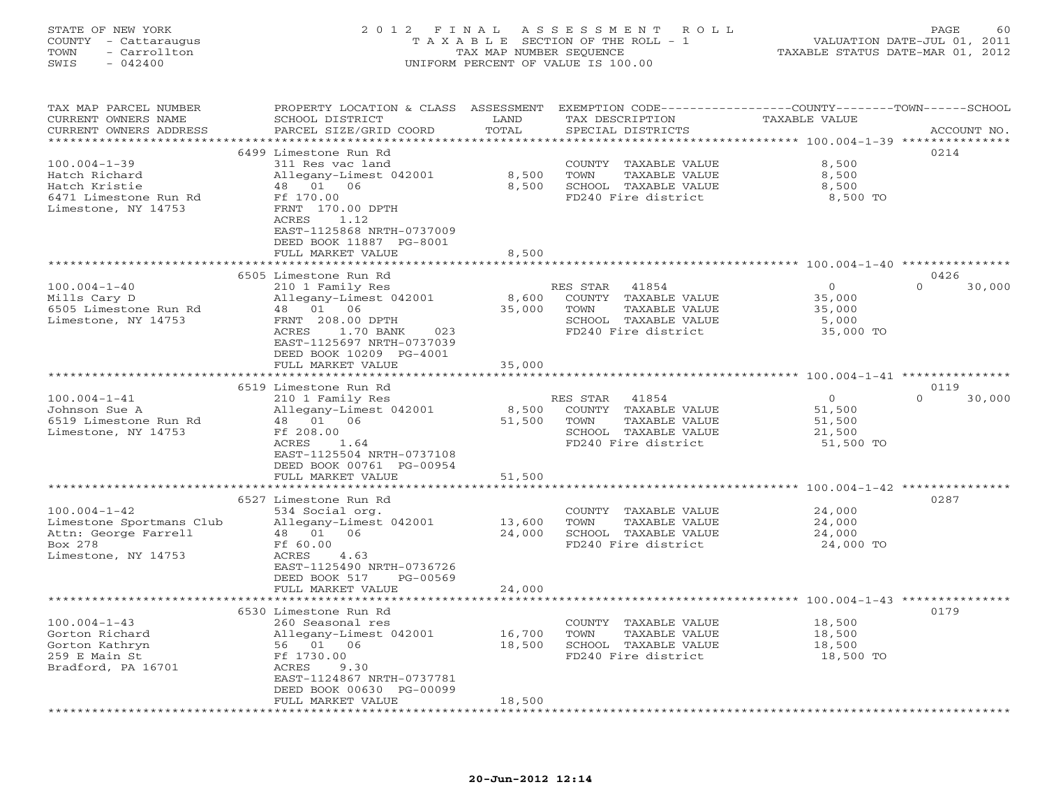STATE OF NEW YORK
COUNTY - Cattaraugus
TOWN - Carrollton
SWIS - 042400

# 2012 FINAL ASSESSMENT ROLL
TAXABLE SECTION OF THE ROLL - 1
TAX MAP NUMBER SEQUENCE
UNIFORM PERCENT OF VALUE IS 100.00

VALUATION DATE-JUL 01, 2011
TAXABLE STATUS DATE-MAR 01, 2012

| TAX MAP PARCEL NUMBER / CURRENT OWNERS NAME / CURRENT OWNERS ADDRESS | PROPERTY LOCATION & CLASS / SCHOOL DISTRICT / PARCEL SIZE/GRID COORD | ASSESSMENT LAND | TOTAL | EXEMPTION CODE / TAX DESCRIPTION / SPECIAL DISTRICTS | COUNTY TAXABLE VALUE | TOWN | SCHOOL | ACCOUNT NO. |
|---|---|---|---|---|---|---|---|---|
| 100.004-1-39 | 6499 Limestone Run Rd | | | | | | | 0214 |
| Hatch Richard | 311 Res vac land | | | COUNTY TAXABLE VALUE | 8,500 | | | |
| Hatch Kristie | Allegany-Limest 042001 | 8,500 | | TOWN TAXABLE VALUE | 8,500 | | | |
| 6471 Limestone Run Rd | 48 01 06 | | 8,500 | SCHOOL TAXABLE VALUE | 8,500 | | | |
| Limestone, NY 14753 | Ff 170.00 | | | FD240 Fire district | 8,500 TO | | | |
| | FRNT 170.00 DPTH | | | | | | | |
| | ACRES 1.12 | | | | | | | |
| | EAST-1125868 NRTH-0737009 | | | | | | | |
| | DEED BOOK 11887 PG-8001 | | | | | | | |
| | FULL MARKET VALUE | | 8,500 | | | | | |
| 100.004-1-40 | 6505 Limestone Run Rd | | | | | | | 0426 |
| Mills Cary D | 210 1 Family Res | | | RES STAR 41854 | 0 | 0 | 30,000 | |
| 6505 Limestone Run Rd | Allegany-Limest 042001 | 8,600 | | COUNTY TAXABLE VALUE | 35,000 | | | |
| Limestone, NY 14753 | 48 01 06 | | 35,000 | TOWN TAXABLE VALUE | 35,000 | | | |
| | FRNT 208.00 DPTH | | | SCHOOL TAXABLE VALUE | 5,000 | | | |
| | ACRES 1.70 BANK 023 | | | FD240 Fire district | 35,000 TO | | | |
| | EAST-1125697 NRTH-0737039 | | | | | | | |
| | DEED BOOK 10209 PG-4001 | | | | | | | |
| | FULL MARKET VALUE | | 35,000 | | | | | |
| 100.004-1-41 | 6519 Limestone Run Rd | | | | | | | 0119 |
| Johnson Sue A | 210 1 Family Res | | | RES STAR 41854 | 0 | 0 | 30,000 | |
| 6519 Limestone Run Rd | Allegany-Limest 042001 | 8,500 | | COUNTY TAXABLE VALUE | 51,500 | | | |
| Limestone, NY 14753 | 48 01 06 | | 51,500 | TOWN TAXABLE VALUE | 51,500 | | | |
| | Ff 208.00 | | | SCHOOL TAXABLE VALUE | 21,500 | | | |
| | ACRES 1.64 | | | FD240 Fire district | 51,500 TO | | | |
| | EAST-1125504 NRTH-0737108 | | | | | | | |
| | DEED BOOK 00761 PG-00954 | | | | | | | |
| | FULL MARKET VALUE | | 51,500 | | | | | |
| 100.004-1-42 | 6527 Limestone Run Rd | | | | | | | 0287 |
| Limestone Sportsmans Club | 534 Social org. | | | COUNTY TAXABLE VALUE | 24,000 | | | |
| Attn: George Farrell | Allegany-Limest 042001 | 13,600 | | TOWN TAXABLE VALUE | 24,000 | | | |
| Box 278 | 48 01 06 | | 24,000 | SCHOOL TAXABLE VALUE | 24,000 | | | |
| Limestone, NY 14753 | Ff 60.00 | | | FD240 Fire district | 24,000 TO | | | |
| | ACRES 4.63 | | | | | | | |
| | EAST-1125490 NRTH-0736726 | | | | | | | |
| | DEED BOOK 517 PG-00569 | | | | | | | |
| | FULL MARKET VALUE | | 24,000 | | | | | |
| 100.004-1-43 | 6530 Limestone Run Rd | | | | | | | 0179 |
| Gorton Richard | 260 Seasonal res | | | COUNTY TAXABLE VALUE | 18,500 | | | |
| Gorton Kathryn | Allegany-Limest 042001 | 16,700 | | TOWN TAXABLE VALUE | 18,500 | | | |
| 259 E Main St | 56 01 06 | | 18,500 | SCHOOL TAXABLE VALUE | 18,500 | | | |
| Bradford, PA 16701 | Ff 1730.00 | | | FD240 Fire district | 18,500 TO | | | |
| | ACRES 9.30 | | | | | | | |
| | EAST-1124867 NRTH-0737781 | | | | | | | |
| | DEED BOOK 00630 PG-00099 | | | | | | | |
| | FULL MARKET VALUE | | 18,500 | | | | | |

20-Jun-2012 12:14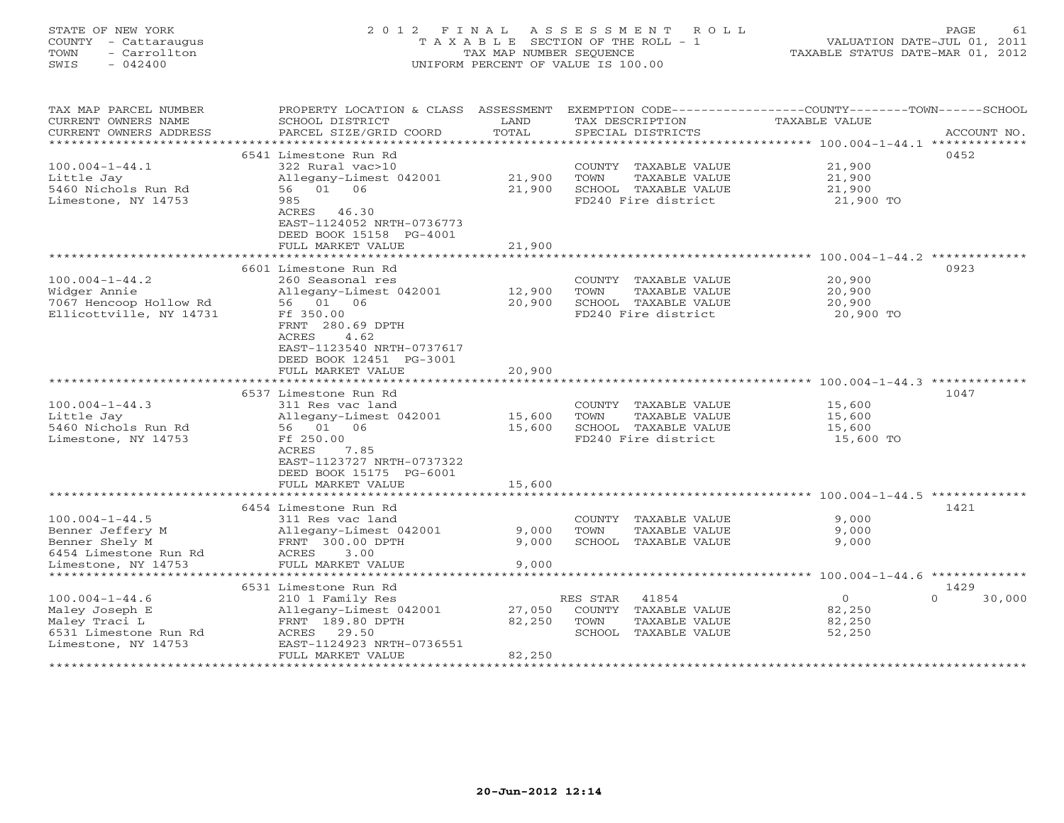STATE OF NEW YORK
COUNTY - Cattaraugus
TOWN - Carrollton
SWIS - 042400

# 2012 FINAL ASSESSMENT ROLL

TAXABLE SECTION OF THE ROLL - 1
TAX MAP NUMBER SEQUENCE
UNIFORM PERCENT OF VALUE IS 100.00

VALUATION DATE-JUL 01, 2011
TAXABLE STATUS DATE-MAR 01, 2012

| TAX MAP PARCEL NUMBER / CURRENT OWNERS NAME / CURRENT OWNERS ADDRESS | PROPERTY LOCATION & CLASS / SCHOOL DISTRICT / PARCEL SIZE/GRID COORD | ASSESSMENT LAND | TOTAL | EXEMPTION CODE / TAX DESCRIPTION / SPECIAL DISTRICTS | COUNTY / TOWN / SCHOOL TAXABLE VALUE | ACCOUNT NO. |
|---|---|---|---|---|---|---|
| 100.004-1-44.1 | 6541 Limestone Run Rd | | | | | 0452 |
| Little Jay | 322 Rural vac>10 | | | COUNTY TAXABLE VALUE | 21,900 | |
| 5460 Nichols Run Rd | Allegany-Limest 042001 | 21,900 | | TOWN TAXABLE VALUE | 21,900 | |
| Limestone, NY 14753 | 56 01 06 | | 21,900 | SCHOOL TAXABLE VALUE | 21,900 | |
| | 985 | | | FD240 Fire district | 21,900 TO | |
| | ACRES 46.30 | | | | | |
| | EAST-1124052 NRTH-0736773 | | | | | |
| | DEED BOOK 15158 PG-4001 | | | | | |
| | FULL MARKET VALUE | | 21,900 | | | |
| 100.004-1-44.2 | 6601 Limestone Run Rd | | | | | 0923 |
| Widger Annie | 260 Seasonal res | | | COUNTY TAXABLE VALUE | 20,900 | |
| 7067 Hencoop Hollow Rd | Allegany-Limest 042001 | 12,900 | | TOWN TAXABLE VALUE | 20,900 | |
| Ellicottville, NY 14731 | 56 01 06 | | 20,900 | SCHOOL TAXABLE VALUE | 20,900 | |
| | Ff 350.00 | | | FD240 Fire district | 20,900 TO | |
| | FRNT 280.69 DPTH | | | | | |
| | ACRES 4.62 | | | | | |
| | EAST-1123540 NRTH-0737617 | | | | | |
| | DEED BOOK 12451 PG-3001 | | | | | |
| | FULL MARKET VALUE | | 20,900 | | | |
| 100.004-1-44.3 | 6537 Limestone Run Rd | | | | | 1047 |
| Little Jay | 311 Res vac land | | | COUNTY TAXABLE VALUE | 15,600 | |
| 5460 Nichols Run Rd | Allegany-Limest 042001 | 15,600 | | TOWN TAXABLE VALUE | 15,600 | |
| Limestone, NY 14753 | 56 01 06 | | 15,600 | SCHOOL TAXABLE VALUE | 15,600 | |
| | Ff 250.00 | | | FD240 Fire district | 15,600 TO | |
| | ACRES 7.85 | | | | | |
| | EAST-1123727 NRTH-0737322 | | | | | |
| | DEED BOOK 15175 PG-6001 | | | | | |
| | FULL MARKET VALUE | | 15,600 | | | |
| 100.004-1-44.5 | 6454 Limestone Run Rd | | | | | 1421 |
| Benner Jeffery M | 311 Res vac land | | | COUNTY TAXABLE VALUE | 9,000 | |
| Benner Shely M | Allegany-Limest 042001 | 9,000 | | TOWN TAXABLE VALUE | 9,000 | |
| 6454 Limestone Run Rd | FRNT 300.00 DPTH | | 9,000 | SCHOOL TAXABLE VALUE | 9,000 | |
| Limestone, NY 14753 | ACRES 3.00 | | | | | |
| | FULL MARKET VALUE | | 9,000 | | | |
| 100.004-1-44.6 | 6531 Limestone Run Rd | | | | | 1429 |
| Maley Joseph E | 210 1 Family Res | | | RES STAR 41854 | 0 / 0 / 30,000 | |
| Maley Traci L | Allegany-Limest 042001 | 27,050 | | COUNTY TAXABLE VALUE | 82,250 | |
| 6531 Limestone Run Rd | FRNT 189.80 DPTH | | 82,250 | TOWN TAXABLE VALUE | 82,250 | |
| Limestone, NY 14753 | ACRES 29.50 | | | SCHOOL TAXABLE VALUE | 52,250 | |
| | EAST-1124923 NRTH-0736551 | | | | | |
| | FULL MARKET VALUE | | 82,250 | | | |

20-Jun-2012 12:14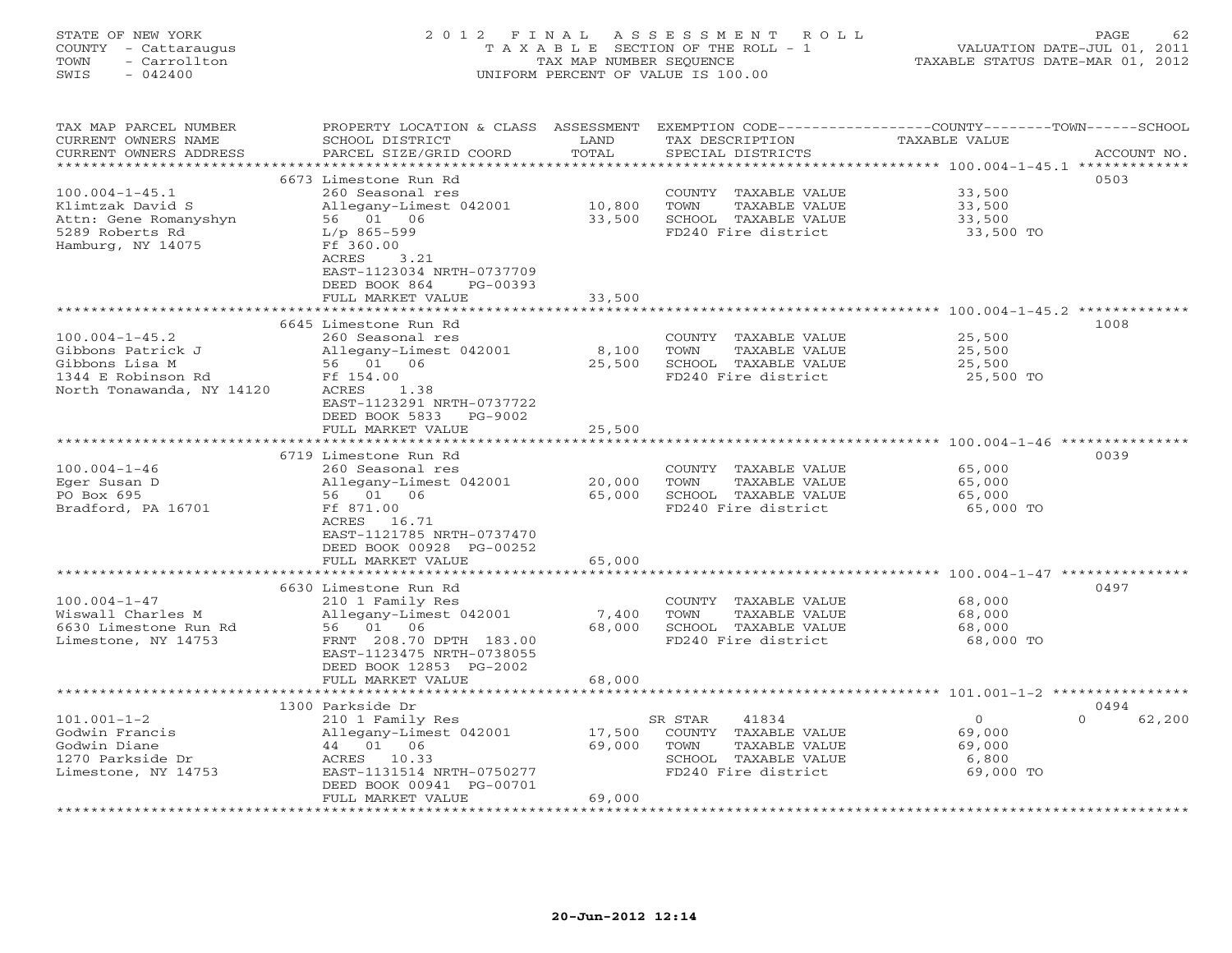STATE OF NEW YORK
COUNTY - Cattaraugus
TOWN - Carrollton
SWIS - 042400

# 2012 FINAL ASSESSMENT ROLL

TAXABLE SECTION OF THE ROLL - 1
TAX MAP NUMBER SEQUENCE
UNIFORM PERCENT OF VALUE IS 100.00

VALUATION DATE-JUL 01, 2011
TAXABLE STATUS DATE-MAR 01, 2012

| TAX MAP PARCEL NUMBER / CURRENT OWNERS NAME / CURRENT OWNERS ADDRESS | PROPERTY LOCATION & CLASS / SCHOOL DISTRICT / PARCEL SIZE/GRID COORD | ASSESSMENT LAND | ASSESSMENT TOTAL | EXEMPTION CODE / TAX DESCRIPTION / SPECIAL DISTRICTS | COUNTY TAXABLE VALUE | TOWN | SCHOOL | ACCOUNT NO. |
|---|---|---|---|---|---|---|---|---|
| 100.004-1-45.1 | 6673 Limestone Run Rd | | | | | | | 0503 |
| Klimtzak David S | 260 Seasonal res | | | COUNTY TAXABLE VALUE | 33,500 | | | |
| Attn: Gene Romanyshyn | Allegany-Limest 042001 | 10,800 | | TOWN TAXABLE VALUE | 33,500 | | | |
| 5289 Roberts Rd | 56 01 06 | | 33,500 | SCHOOL TAXABLE VALUE | 33,500 | | | |
| Hamburg, NY 14075 | L/p 865-599 | | | FD240 Fire district | 33,500 TO | | | |
| | Ff 360.00 | | | | | | | |
| | ACRES 3.21 | | | | | | | |
| | EAST-1123034 NRTH-0737709 | | | | | | | |
| | DEED BOOK 864 PG-00393 | | | | | | | |
| | FULL MARKET VALUE | | 33,500 | | | | | |
| 100.004-1-45.2 | 6645 Limestone Run Rd | | | | | | | 1008 |
| Gibbons Patrick J | 260 Seasonal res | | | COUNTY TAXABLE VALUE | 25,500 | | | |
| Gibbons Lisa M | Allegany-Limest 042001 | 8,100 | | TOWN TAXABLE VALUE | 25,500 | | | |
| 1344 E Robinson Rd | 56 01 06 | | 25,500 | SCHOOL TAXABLE VALUE | 25,500 | | | |
| North Tonawanda, NY 14120 | Ff 154.00 | | | FD240 Fire district | 25,500 TO | | | |
| | ACRES 1.38 | | | | | | | |
| | EAST-1123291 NRTH-0737722 | | | | | | | |
| | DEED BOOK 5833 PG-9002 | | | | | | | |
| | FULL MARKET VALUE | | 25,500 | | | | | |
| 100.004-1-46 | 6719 Limestone Run Rd | | | | | | | 0039 |
| Eger Susan D | 260 Seasonal res | | | COUNTY TAXABLE VALUE | 65,000 | | | |
| PO Box 695 | Allegany-Limest 042001 | 20,000 | | TOWN TAXABLE VALUE | 65,000 | | | |
| Bradford, PA 16701 | 56 01 06 | | 65,000 | SCHOOL TAXABLE VALUE | 65,000 | | | |
| | Ff 871.00 | | | FD240 Fire district | 65,000 TO | | | |
| | ACRES 16.71 | | | | | | | |
| | EAST-1121785 NRTH-0737470 | | | | | | | |
| | DEED BOOK 00928 PG-00252 | | | | | | | |
| | FULL MARKET VALUE | | 65,000 | | | | | |
| 100.004-1-47 | 6630 Limestone Run Rd | | | | | | | 0497 |
| Wiswall Charles M | 210 1 Family Res | | | COUNTY TAXABLE VALUE | 68,000 | | | |
| 6630 Limestone Run Rd | Allegany-Limest 042001 | 7,400 | | TOWN TAXABLE VALUE | 68,000 | | | |
| Limestone, NY 14753 | 56 01 06 | | 68,000 | SCHOOL TAXABLE VALUE | 68,000 | | | |
| | FRNT 208.70 DPTH 183.00 | | | FD240 Fire district | 68,000 TO | | | |
| | EAST-1123475 NRTH-0738055 | | | | | | | |
| | DEED BOOK 12853 PG-2002 | | | | | | | |
| | FULL MARKET VALUE | | 68,000 | | | | | |
| 101.001-1-2 | 1300 Parkside Dr | | | | | | | 0494 |
| Godwin Francis | 210 1 Family Res | | | SR STAR 41834 | 0 | | 0 | 62,200 |
| Godwin Diane | Allegany-Limest 042001 | 17,500 | | COUNTY TAXABLE VALUE | 69,000 | | | |
| 1270 Parkside Dr | 44 01 06 | | 69,000 | TOWN TAXABLE VALUE | 69,000 | | | |
| Limestone, NY 14753 | ACRES 10.33 | | | SCHOOL TAXABLE VALUE | 6,800 | | | |
| | EAST-1131514 NRTH-0750277 | | | FD240 Fire district | 69,000 TO | | | |
| | DEED BOOK 00941 PG-00701 | | | | | | | |
| | FULL MARKET VALUE | | 69,000 | | | | | |

20-Jun-2012 12:14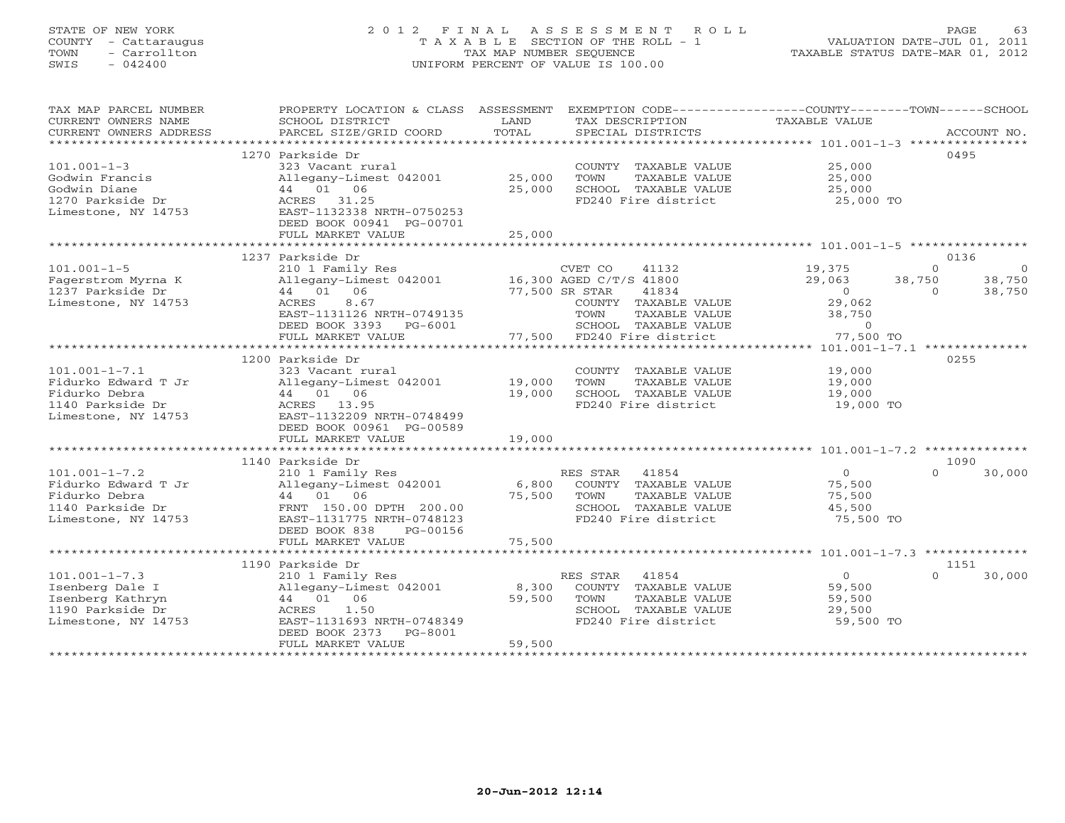STATE OF NEW YORK
COUNTY - Cattaraugus
TOWN - Carrollton
SWIS - 042400

# 2012 FINAL ASSESSMENT ROLL

TAXABLE SECTION OF THE ROLL - 1
TAX MAP NUMBER SEQUENCE
UNIFORM PERCENT OF VALUE IS 100.00

VALUATION DATE-JUL 01, 2011
TAXABLE STATUS DATE-MAR 01, 2012

| TAX MAP PARCEL NUMBER / CURRENT OWNERS NAME / CURRENT OWNERS ADDRESS | PROPERTY LOCATION & CLASS / SCHOOL DISTRICT / PARCEL SIZE/GRID COORD | ASSESSMENT LAND | TOTAL | EXEMPTION CODE / TAX DESCRIPTION / SPECIAL DISTRICTS | COUNTY TAXABLE VALUE | TOWN | SCHOOL | ACCOUNT NO. |
|---|---|---|---|---|---|---|---|---|
| **101.001-1-3** | 1270 Parkside Dr | | | | | | | 0495 |
| Godwin Francis | 323 Vacant rural | | | COUNTY TAXABLE VALUE | 25,000 | | | |
| Godwin Diane | Allegany-Limest 042001 | 25,000 | | TOWN TAXABLE VALUE | 25,000 | | | |
| 1270 Parkside Dr | 44 01 06 | | 25,000 | SCHOOL TAXABLE VALUE | 25,000 | | | |
| Limestone, NY 14753 | ACRES 31.25 | | | FD240 Fire district | 25,000 TO | | | |
| | EAST-1132338 NRTH-0750253 | | | | | | | |
| | DEED BOOK 00941 PG-00701 | | | | | | | |
| | FULL MARKET VALUE | | 25,000 | | | | | |
| **101.001-1-5** | 1237 Parkside Dr | | | | | | | 0136 |
| Fagerstrom Myrna K | 210 1 Family Res | | | CVET CO 41132 | 19,375 | 0 | 0 | |
| 1237 Parkside Dr | Allegany-Limest 042001 | 16,300 | | AGED C/T/S 41800 | 29,063 | 38,750 | 38,750 | |
| Limestone, NY 14753 | 44 01 06 | | 77,500 | SR STAR 41834 | 0 | 0 | 38,750 | |
| | ACRES 8.67 | | | COUNTY TAXABLE VALUE | 29,062 | | | |
| | EAST-1131126 NRTH-0749135 | | | TOWN TAXABLE VALUE | 38,750 | | | |
| | DEED BOOK 3393 PG-6001 | | | SCHOOL TAXABLE VALUE | 0 | | | |
| | FULL MARKET VALUE | | 77,500 | FD240 Fire district | 77,500 TO | | | |
| **101.001-1-7.1** | 1200 Parkside Dr | | | | | | | 0255 |
| Fidurko Edward T Jr | 323 Vacant rural | | | COUNTY TAXABLE VALUE | 19,000 | | | |
| Fidurko Debra | Allegany-Limest 042001 | 19,000 | | TOWN TAXABLE VALUE | 19,000 | | | |
| 1140 Parkside Dr | 44 01 06 | | 19,000 | SCHOOL TAXABLE VALUE | 19,000 | | | |
| Limestone, NY 14753 | ACRES 13.95 | | | FD240 Fire district | 19,000 TO | | | |
| | EAST-1132209 NRTH-0748499 | | | | | | | |
| | DEED BOOK 00961 PG-00589 | | | | | | | |
| | FULL MARKET VALUE | | 19,000 | | | | | |
| **101.001-1-7.2** | 1140 Parkside Dr | | | | | | | 1090 |
| Fidurko Edward T Jr | 210 1 Family Res | | | RES STAR 41854 | 0 | 0 | 30,000 | |
| Fidurko Debra | Allegany-Limest 042001 | 6,800 | | COUNTY TAXABLE VALUE | 75,500 | | | |
| 1140 Parkside Dr | 44 01 06 | | 75,500 | TOWN TAXABLE VALUE | 75,500 | | | |
| Limestone, NY 14753 | FRNT 150.00 DPTH 200.00 | | | SCHOOL TAXABLE VALUE | 45,500 | | | |
| | EAST-1131775 NRTH-0748123 | | | FD240 Fire district | 75,500 TO | | | |
| | DEED BOOK 838 PG-00156 | | | | | | | |
| | FULL MARKET VALUE | | 75,500 | | | | | |
| **101.001-1-7.3** | 1190 Parkside Dr | | | | | | | 1151 |
| Isenberg Dale I | 210 1 Family Res | | | RES STAR 41854 | 0 | 0 | 30,000 | |
| Isenberg Kathryn | Allegany-Limest 042001 | 8,300 | | COUNTY TAXABLE VALUE | 59,500 | | | |
| 1190 Parkside Dr | 44 01 06 | | 59,500 | TOWN TAXABLE VALUE | 59,500 | | | |
| Limestone, NY 14753 | ACRES 1.50 | | | SCHOOL TAXABLE VALUE | 29,500 | | | |
| | EAST-1131693 NRTH-0748349 | | | FD240 Fire district | 59,500 TO | | | |
| | DEED BOOK 2373 PG-8001 | | | | | | | |
| | FULL MARKET VALUE | | 59,500 | | | | | |

20-Jun-2012 12:14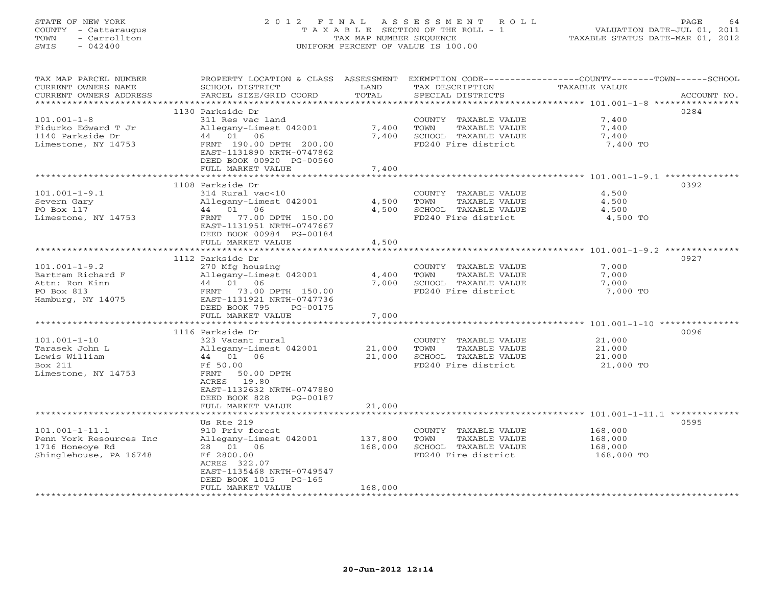STATE OF NEW YORK
COUNTY - Cattaraugus
TOWN - Carrollton
SWIS - 042400

# 2012 FINAL ASSESSMENT ROLL
TAXABLE SECTION OF THE ROLL - 1
TAX MAP NUMBER SEQUENCE
UNIFORM PERCENT OF VALUE IS 100.00

VALUATION DATE-JUL 01, 2011
TAXABLE STATUS DATE-MAR 01, 2012

| TAX MAP PARCEL NUMBER / CURRENT OWNERS NAME / CURRENT OWNERS ADDRESS | PROPERTY LOCATION & CLASS / SCHOOL DISTRICT / PARCEL SIZE/GRID COORD | ASSESSMENT LAND | TOTAL | EXEMPTION CODE / TAX DESCRIPTION / SPECIAL DISTRICTS | COUNTY--------TOWN------SCHOOL TAXABLE VALUE | ACCOUNT NO. |
|---|---|---|---|---|---|---|
| 101.001-1-8 | 1130 Parkside Dr | | | | | 0284 |
| Fidurko Edward T Jr | 311 Res vac land | | | COUNTY TAXABLE VALUE | 7,400 | |
| 1140 Parkside Dr | Allegany-Limest 042001 | 7,400 | | TOWN TAXABLE VALUE | 7,400 | |
| Limestone, NY 14753 | 44 01 06 | | 7,400 | SCHOOL TAXABLE VALUE | 7,400 | |
| | FRNT 190.00 DPTH 200.00 | | | FD240 Fire district | 7,400 TO | |
| | EAST-1131890 NRTH-0747862 | | | | | |
| | DEED BOOK 00920 PG-00560 | | | | | |
| | FULL MARKET VALUE | | 7,400 | | | |
| 101.001-1-9.1 | 1108 Parkside Dr | | | | | 0392 |
| Severn Gary | 314 Rural vac<10 | | | COUNTY TAXABLE VALUE | 4,500 | |
| PO Box 117 | Allegany-Limest 042001 | 4,500 | | TOWN TAXABLE VALUE | 4,500 | |
| Limestone, NY 14753 | 44 01 06 | | 4,500 | SCHOOL TAXABLE VALUE | 4,500 | |
| | FRNT 77.00 DPTH 150.00 | | | FD240 Fire district | 4,500 TO | |
| | EAST-1131951 NRTH-0747667 | | | | | |
| | DEED BOOK 00984 PG-00184 | | | | | |
| | FULL MARKET VALUE | | 4,500 | | | |
| 101.001-1-9.2 | 1112 Parkside Dr | | | | | 0927 |
| Bartram Richard F | 270 Mfg housing | | | COUNTY TAXABLE VALUE | 7,000 | |
| Attn: Ron Kinn | Allegany-Limest 042001 | 4,400 | | TOWN TAXABLE VALUE | 7,000 | |
| PO Box 813 | 44 01 06 | | 7,000 | SCHOOL TAXABLE VALUE | 7,000 | |
| Hamburg, NY 14075 | FRNT 73.00 DPTH 150.00 | | | FD240 Fire district | 7,000 TO | |
| | EAST-1131921 NRTH-0747736 | | | | | |
| | DEED BOOK 795 PG-00175 | | | | | |
| | FULL MARKET VALUE | | 7,000 | | | |
| 101.001-1-10 | 1116 Parkside Dr | | | | | 0096 |
| Tarasek John L | 323 Vacant rural | | | COUNTY TAXABLE VALUE | 21,000 | |
| Lewis William | Allegany-Limest 042001 | 21,000 | | TOWN TAXABLE VALUE | 21,000 | |
| Box 211 | 44 01 06 | | 21,000 | SCHOOL TAXABLE VALUE | 21,000 | |
| Limestone, NY 14753 | Ff 50.00 | | | FD240 Fire district | 21,000 TO | |
| | FRNT 50.00 DPTH | | | | | |
| | ACRES 19.80 | | | | | |
| | EAST-1132632 NRTH-0747880 | | | | | |
| | DEED BOOK 828 PG-00187 | | | | | |
| | FULL MARKET VALUE | | 21,000 | | | |
| 101.001-1-11.1 | Us Rte 219 | | | | | 0595 |
| Penn York Resources Inc | 910 Priv forest | | | COUNTY TAXABLE VALUE | 168,000 | |
| 1716 Honeoye Rd | Allegany-Limest 042001 | 137,800 | | TOWN TAXABLE VALUE | 168,000 | |
| Shinglehouse, PA 16748 | 28 01 06 | | 168,000 | SCHOOL TAXABLE VALUE | 168,000 | |
| | Ff 2800.00 | | | FD240 Fire district | 168,000 TO | |
| | ACRES 322.07 | | | | | |
| | EAST-1135468 NRTH-0749547 | | | | | |
| | DEED BOOK 1015 PG-165 | | | | | |
| | FULL MARKET VALUE | | 168,000 | | | |

20-Jun-2012 12:14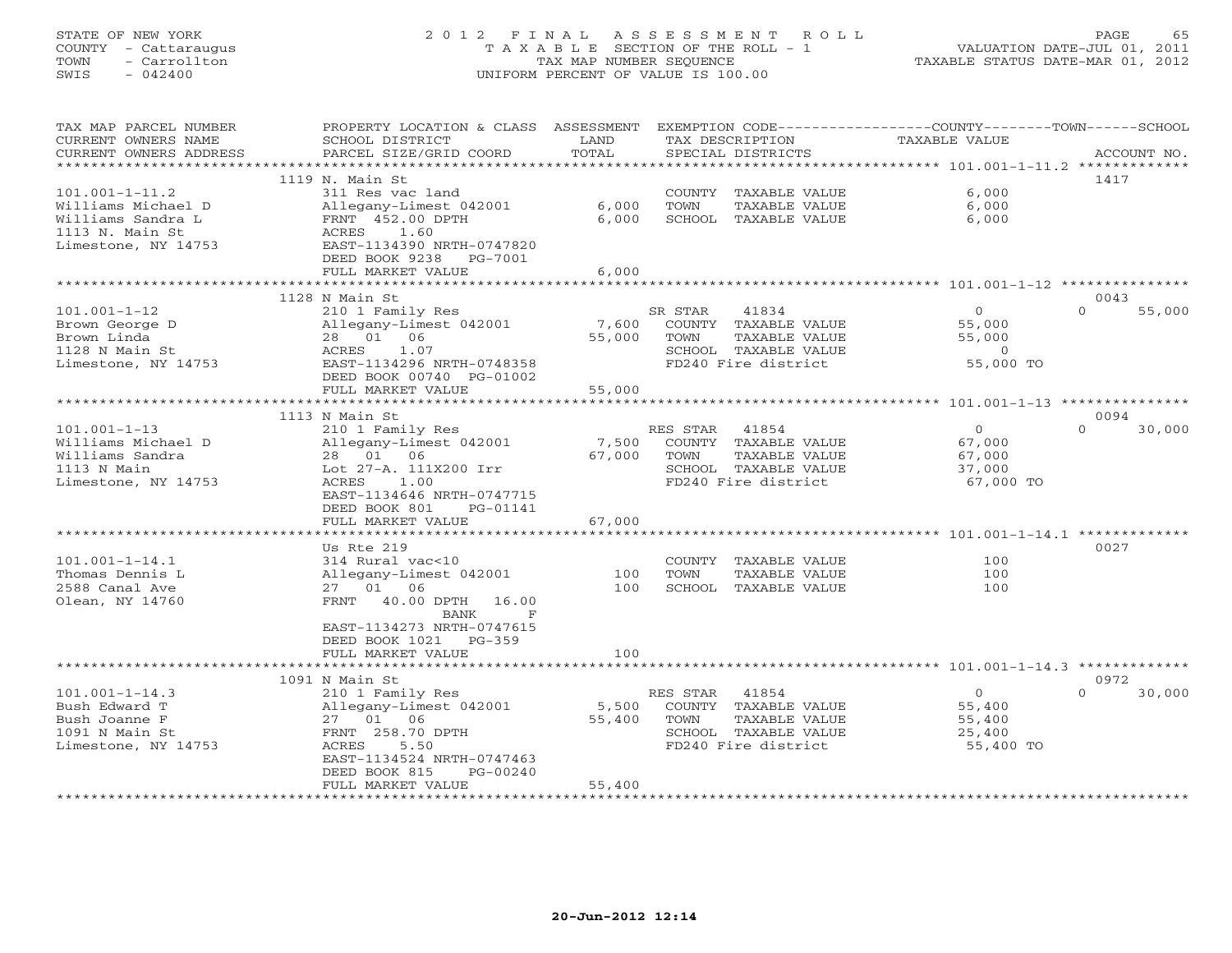STATE OF NEW YORK
COUNTY - Cattaraugus
TOWN - Carrollton
SWIS - 042400

# 2012 FINAL ASSESSMENT ROLL

TAXABLE SECTION OF THE ROLL - 1
TAX MAP NUMBER SEQUENCE
UNIFORM PERCENT OF VALUE IS 100.00

VALUATION DATE-JUL 01, 2011
TAXABLE STATUS DATE-MAR 01, 2012

| TAX MAP PARCEL NUMBER / CURRENT OWNERS NAME / CURRENT OWNERS ADDRESS | PROPERTY LOCATION & CLASS / SCHOOL DISTRICT / PARCEL SIZE/GRID COORD | ASSESSMENT LAND | TOTAL | EXEMPTION CODE / TAX DESCRIPTION / SPECIAL DISTRICTS | COUNTY TAXABLE VALUE | TOWN | SCHOOL | ACCOUNT NO. |
|---|---|---|---|---|---|---|---|---|
| 101.001-1-11.2 | 1119 N. Main St | | | | | | | 1417 |
| Williams Michael D | 311 Res vac land | | | COUNTY TAXABLE VALUE | 6,000 | | | |
| Williams Sandra L | Allegany-Limest 042001 | 6,000 | | TOWN TAXABLE VALUE | 6,000 | | | |
| 1113 N. Main St | FRNT 452.00 DPTH | | 6,000 | SCHOOL TAXABLE VALUE | 6,000 | | | |
| Limestone, NY 14753 | ACRES 1.60 | | | | | | | |
| | EAST-1134390 NRTH-0747820 | | | | | | | |
| | DEED BOOK 9238 PG-7001 | | | | | | | |
| | FULL MARKET VALUE | | 6,000 | | | | | |
| 101.001-1-12 | 1128 N Main St | | | | | | | 0043 |
| Brown George D | 210 1 Family Res | | | SR STAR 41834 | 0 | 0 | 55,000 | |
| Brown Linda | Allegany-Limest 042001 | 7,600 | | COUNTY TAXABLE VALUE | 55,000 | | | |
| 1128 N Main St | 28 01 06 | | 55,000 | TOWN TAXABLE VALUE | 55,000 | | | |
| Limestone, NY 14753 | ACRES 1.07 | | | SCHOOL TAXABLE VALUE | 0 | | | |
| | EAST-1134296 NRTH-0748358 | | | FD240 Fire district | 55,000 TO | | | |
| | DEED BOOK 00740 PG-01002 | | | | | | | |
| | FULL MARKET VALUE | | 55,000 | | | | | |
| 101.001-1-13 | 1113 N Main St | | | | | | | 0094 |
| Williams Michael D | 210 1 Family Res | | | RES STAR 41854 | 0 | 0 | 30,000 | |
| Williams Sandra | Allegany-Limest 042001 | 7,500 | | COUNTY TAXABLE VALUE | 67,000 | | | |
| 1113 N Main | 28 01 06 | | 67,000 | TOWN TAXABLE VALUE | 67,000 | | | |
| Limestone, NY 14753 | Lot 27-A. 111X200 Irr | | | SCHOOL TAXABLE VALUE | 37,000 | | | |
| | ACRES 1.00 | | | FD240 Fire district | 67,000 TO | | | |
| | EAST-1134646 NRTH-0747715 | | | | | | | |
| | DEED BOOK 801 PG-01141 | | | | | | | |
| | FULL MARKET VALUE | | 67,000 | | | | | |
| 101.001-1-14.1 | Us Rte 219 | | | | | | | 0027 |
| Thomas Dennis L | 314 Rural vac<10 | | | COUNTY TAXABLE VALUE | 100 | | | |
| 2588 Canal Ave | Allegany-Limest 042001 | 100 | | TOWN TAXABLE VALUE | 100 | | | |
| Olean, NY 14760 | 27 01 06 | | 100 | SCHOOL TAXABLE VALUE | 100 | | | |
| | FRNT 40.00 DPTH 16.00 | | | | | | | |
| | BANK F | | | | | | | |
| | EAST-1134273 NRTH-0747615 | | | | | | | |
| | DEED BOOK 1021 PG-359 | | | | | | | |
| | FULL MARKET VALUE | | 100 | | | | | |
| 101.001-1-14.3 | 1091 N Main St | | | | | | | 0972 |
| Bush Edward T | 210 1 Family Res | | | RES STAR 41854 | 0 | 0 | 30,000 | |
| Bush Joanne F | Allegany-Limest 042001 | 5,500 | | COUNTY TAXABLE VALUE | 55,400 | | | |
| 1091 N Main St | 27 01 06 | | 55,400 | TOWN TAXABLE VALUE | 55,400 | | | |
| Limestone, NY 14753 | FRNT 258.70 DPTH | | | SCHOOL TAXABLE VALUE | 25,400 | | | |
| | ACRES 5.50 | | | FD240 Fire district | 55,400 TO | | | |
| | EAST-1134524 NRTH-0747463 | | | | | | | |
| | DEED BOOK 815 PG-00240 | | | | | | | |
| | FULL MARKET VALUE | | 55,400 | | | | | |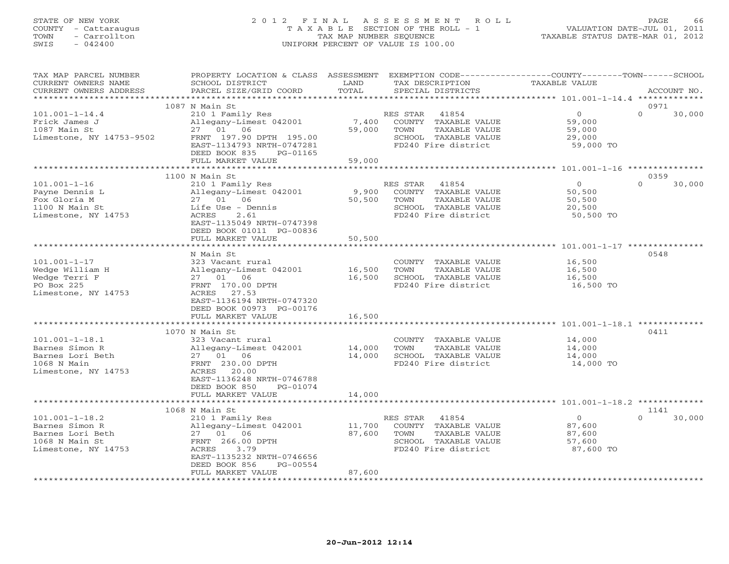STATE OF NEW YORK
COUNTY - Cattaraugus
TOWN - Carrollton
SWIS - 042400

# 2012 FINAL ASSESSMENT ROLL
TAXABLE SECTION OF THE ROLL - 1
TAX MAP NUMBER SEQUENCE
UNIFORM PERCENT OF VALUE IS 100.00

VALUATION DATE-JUL 01, 2011
TAXABLE STATUS DATE-MAR 01, 2012

| TAX MAP PARCEL NUMBER / CURRENT OWNERS NAME / CURRENT OWNERS ADDRESS | PROPERTY LOCATION & CLASS / SCHOOL DISTRICT / PARCEL SIZE/GRID COORD | ASSESSMENT LAND | TOTAL | EXEMPTION CODE / TAX DESCRIPTION / SPECIAL DISTRICTS | COUNTY TAXABLE VALUE | TOWN | SCHOOL | ACCOUNT NO. |
|---|---|---|---|---|---|---|---|---|
| 101.001-1-14.4 | 1087 N Main St | | | | | | | 0971 |
| 101.001-1-14.4 | 210 1 Family Res | | | RES STAR 41854 | 0 | 0 | 30,000 | |
| Frick James J | Allegany-Limest 042001 | 7,400 | | COUNTY TAXABLE VALUE | 59,000 | | | |
| 1087 Main St | 27 01 06 | | 59,000 | TOWN TAXABLE VALUE | 59,000 | | | |
| Limestone, NY 14753-9502 | FRNT 197.90 DPTH 195.00 | | | SCHOOL TAXABLE VALUE | 29,000 | | | |
| | EAST-1134793 NRTH-0747281 | | | FD240 Fire district | 59,000 TO | | | |
| | DEED BOOK 835 PG-01165 | | | | | | | |
| | FULL MARKET VALUE | | 59,000 | | | | | |
| 101.001-1-16 | 1100 N Main St | | | | | | | 0359 |
| 101.001-1-16 | 210 1 Family Res | | | RES STAR 41854 | 0 | 0 | 30,000 | |
| Payne Dennis L | Allegany-Limest 042001 | 9,900 | | COUNTY TAXABLE VALUE | 50,500 | | | |
| Fox Gloria M | 27 01 06 | | 50,500 | TOWN TAXABLE VALUE | 50,500 | | | |
| 1100 N Main St | Life Use - Dennis | | | SCHOOL TAXABLE VALUE | 20,500 | | | |
| Limestone, NY 14753 | ACRES 2.61 | | | FD240 Fire district | 50,500 TO | | | |
| | EAST-1135049 NRTH-0747398 | | | | | | | |
| | DEED BOOK 01011 PG-00836 | | | | | | | |
| | FULL MARKET VALUE | | 50,500 | | | | | |
| 101.001-1-17 | N Main St | | | | | | | 0548 |
| 101.001-1-17 | 323 Vacant rural | | | COUNTY TAXABLE VALUE | 16,500 | | | |
| Wedge William H | Allegany-Limest 042001 | 16,500 | | TOWN TAXABLE VALUE | 16,500 | | | |
| Wedge Terri F | 27 01 06 | | 16,500 | SCHOOL TAXABLE VALUE | 16,500 | | | |
| PO Box 225 | FRNT 170.00 DPTH | | | FD240 Fire district | 16,500 TO | | | |
| Limestone, NY 14753 | ACRES 27.53 | | | | | | | |
| | EAST-1136194 NRTH-0747320 | | | | | | | |
| | DEED BOOK 00973 PG-00176 | | | | | | | |
| | FULL MARKET VALUE | | 16,500 | | | | | |
| 101.001-1-18.1 | 1070 N Main St | | | | | | | 0411 |
| 101.001-1-18.1 | 323 Vacant rural | | | COUNTY TAXABLE VALUE | 14,000 | | | |
| Barnes Simon R | Allegany-Limest 042001 | 14,000 | | TOWN TAXABLE VALUE | 14,000 | | | |
| Barnes Lori Beth | 27 01 06 | | 14,000 | SCHOOL TAXABLE VALUE | 14,000 | | | |
| 1068 N Main | FRNT 230.00 DPTH | | | FD240 Fire district | 14,000 TO | | | |
| Limestone, NY 14753 | ACRES 20.00 | | | | | | | |
| | EAST-1136248 NRTH-0746788 | | | | | | | |
| | DEED BOOK 850 PG-01074 | | | | | | | |
| | FULL MARKET VALUE | | 14,000 | | | | | |
| 101.001-1-18.2 | 1068 N Main St | | | | | | | 1141 |
| 101.001-1-18.2 | 210 1 Family Res | | | RES STAR 41854 | 0 | 0 | 30,000 | |
| Barnes Simon R | Allegany-Limest 042001 | 11,700 | | COUNTY TAXABLE VALUE | 87,600 | | | |
| Barnes Lori Beth | 27 01 06 | | 87,600 | TOWN TAXABLE VALUE | 87,600 | | | |
| 1068 N Main St | FRNT 266.00 DPTH | | | SCHOOL TAXABLE VALUE | 57,600 | | | |
| Limestone, NY 14753 | ACRES 3.79 | | | FD240 Fire district | 87,600 TO | | | |
| | EAST-1135232 NRTH-0746656 | | | | | | | |
| | DEED BOOK 856 PG-00554 | | | | | | | |
| | FULL MARKET VALUE | | 87,600 | | | | | |

20-Jun-2012 12:14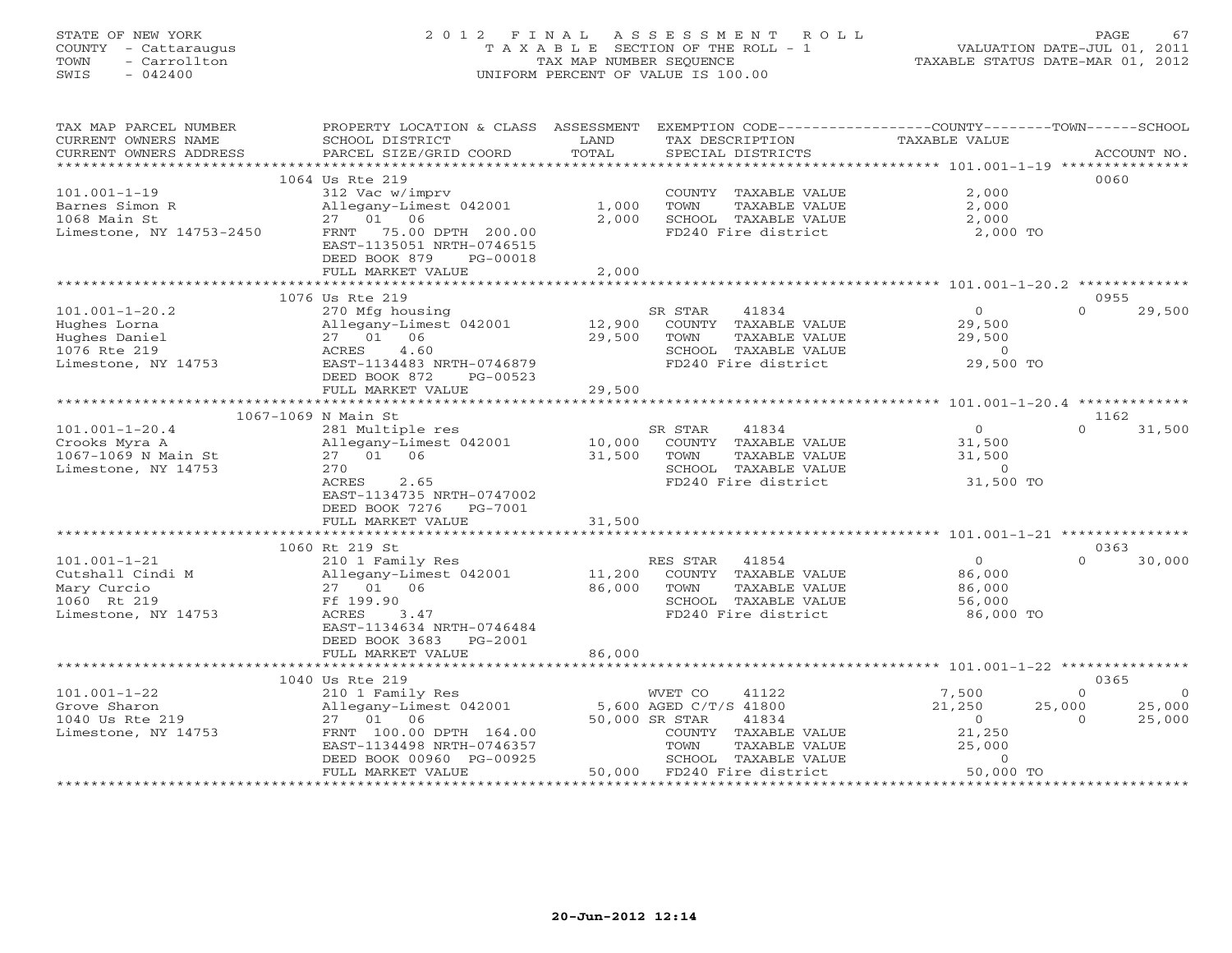STATE OF NEW YORK
COUNTY - Cattaraugus
TOWN - Carrollton
SWIS - 042400

# 2012 FINAL ASSESSMENT ROLL
TAXABLE SECTION OF THE ROLL - 1
TAX MAP NUMBER SEQUENCE
UNIFORM PERCENT OF VALUE IS 100.00

VALUATION DATE-JUL 01, 2011
TAXABLE STATUS DATE-MAR 01, 2012

| TAX MAP PARCEL NUMBER / CURRENT OWNERS NAME / CURRENT OWNERS ADDRESS | PROPERTY LOCATION & CLASS / SCHOOL DISTRICT / PARCEL SIZE/GRID COORD | ASSESSMENT LAND | TOTAL | EXEMPTION CODE / TAX DESCRIPTION / SPECIAL DISTRICTS | COUNTY TAXABLE VALUE | TOWN | SCHOOL | ACCOUNT NO. |
|---|---|---|---|---|---|---|---|---|
| | 1064 Us Rte 219 | | | | | | | 0060 |
| 101.001-1-19 | 312 Vac w/imprv | | | COUNTY TAXABLE VALUE | 2,000 | | | |
| Barnes Simon R | Allegany-Limest 042001 | 1,000 | | TOWN TAXABLE VALUE | 2,000 | | | |
| 1068 Main St | 27 01 06 | | 2,000 | SCHOOL TAXABLE VALUE | 2,000 | | | |
| Limestone, NY 14753-2450 | FRNT 75.00 DPTH 200.00 | | | FD240 Fire district | 2,000 TO | | | |
| | EAST-1135051 NRTH-0746515 | | | | | | | |
| | DEED BOOK 879 PG-00018 | | | | | | | |
| | FULL MARKET VALUE | | 2,000 | | | | | |
| | 1076 Us Rte 219 | | | | | | | 0955 |
| 101.001-1-20.2 | 270 Mfg housing | | | SR STAR 41834 | 0 | | 29,500 | |
| Hughes Lorna | Allegany-Limest 042001 | 12,900 | | COUNTY TAXABLE VALUE | 29,500 | | | |
| Hughes Daniel | 27 01 06 | | 29,500 | TOWN TAXABLE VALUE | 29,500 | | | |
| 1076 Rte 219 | ACRES 4.60 | | | SCHOOL TAXABLE VALUE | 0 | | | |
| Limestone, NY 14753 | EAST-1134483 NRTH-0746879 | | | FD240 Fire district | 29,500 TO | | | |
| | DEED BOOK 872 PG-00523 | | | | | | | |
| | FULL MARKET VALUE | | 29,500 | | | | | |
| | 1067-1069 N Main St | | | | | | | 1162 |
| 101.001-1-20.4 | 281 Multiple res | | | SR STAR 41834 | 0 | | 31,500 | |
| Crooks Myra A | Allegany-Limest 042001 | 10,000 | | COUNTY TAXABLE VALUE | 31,500 | | | |
| 1067-1069 N Main St | 27 01 06 | | 31,500 | TOWN TAXABLE VALUE | 31,500 | | | |
| Limestone, NY 14753 | 270 | | | SCHOOL TAXABLE VALUE | 0 | | | |
| | ACRES 2.65 | | | FD240 Fire district | 31,500 TO | | | |
| | EAST-1134735 NRTH-0747002 | | | | | | | |
| | DEED BOOK 7276 PG-7001 | | | | | | | |
| | FULL MARKET VALUE | | 31,500 | | | | | |
| | 1060 Rt 219 St | | | | | | | 0363 |
| 101.001-1-21 | 210 1 Family Res | | | RES STAR 41854 | 0 | | 30,000 | |
| Cutshall Cindi M | Allegany-Limest 042001 | 11,200 | | COUNTY TAXABLE VALUE | 86,000 | | | |
| Mary Curcio | 27 01 06 | | 86,000 | TOWN TAXABLE VALUE | 86,000 | | | |
| 1060 Rt 219 | Ff 199.90 | | | SCHOOL TAXABLE VALUE | 56,000 | | | |
| Limestone, NY 14753 | ACRES 3.47 | | | FD240 Fire district | 86,000 TO | | | |
| | EAST-1134634 NRTH-0746484 | | | | | | | |
| | DEED BOOK 3683 PG-2001 | | | | | | | |
| | FULL MARKET VALUE | | 86,000 | | | | | |
| | 1040 Us Rte 219 | | | | | | | 0365 |
| 101.001-1-22 | 210 1 Family Res | | | WVET CO 41122 | 7,500 | 0 | 0 | |
| Grove Sharon | Allegany-Limest 042001 | 5,600 | | AGED C/T/S 41800 | 21,250 | 25,000 | 25,000 | |
| 1040 Us Rte 219 | 27 01 06 | | 50,000 | SR STAR 41834 | 0 | 0 | 25,000 | |
| Limestone, NY 14753 | FRNT 100.00 DPTH 164.00 | | | COUNTY TAXABLE VALUE | 21,250 | | | |
| | EAST-1134498 NRTH-0746357 | | | TOWN TAXABLE VALUE | 25,000 | | | |
| | DEED BOOK 00960 PG-00925 | | | SCHOOL TAXABLE VALUE | 0 | | | |
| | FULL MARKET VALUE | | 50,000 | FD240 Fire district | 50,000 TO | | | |

20-Jun-2012 12:14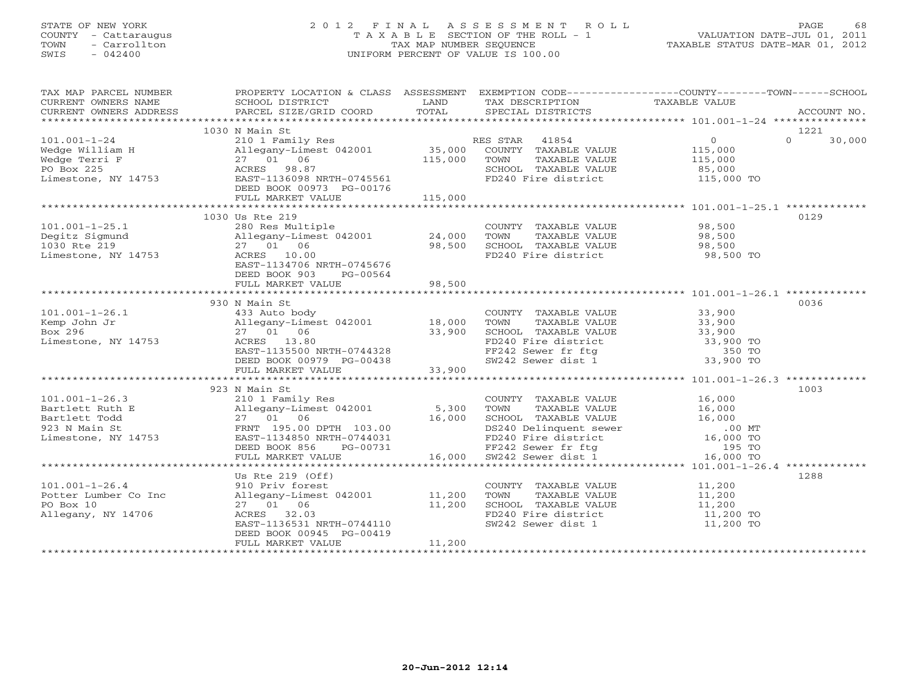STATE OF NEW YORK
COUNTY - Cattaraugus
TOWN - Carrollton
SWIS - 042400

# 2012 FINAL ASSESSMENT ROLL

TAXABLE SECTION OF THE ROLL - 1
TAX MAP NUMBER SEQUENCE
UNIFORM PERCENT OF VALUE IS 100.00

VALUATION DATE-JUL 01, 2011
TAXABLE STATUS DATE-MAR 01, 2012

| TAX MAP PARCEL NUMBER / CURRENT OWNERS NAME / CURRENT OWNERS ADDRESS | PROPERTY LOCATION & CLASS / SCHOOL DISTRICT / PARCEL SIZE/GRID COORD | ASSESSMENT LAND | TOTAL | EXEMPTION CODE / TAX DESCRIPTION / SPECIAL DISTRICTS | COUNTY / TOWN TAXABLE VALUE | SCHOOL | ACCOUNT NO. |
|---|---|---|---|---|---|---|---|
| 101.001-1-24 | 1030 N Main St | | | | | | 1221 |
| 101.001-1-24 | 210 1 Family Res | | | RES STAR 41854 | 0 | 0 | 30,000 |
| Wedge William H | Allegany-Limest 042001 | 35,000 | | COUNTY TAXABLE VALUE | 115,000 | | |
| Wedge Terri F | 27 01 06 | | 115,000 | TOWN TAXABLE VALUE | 115,000 | | |
| PO Box 225 | ACRES 98.87 | | | SCHOOL TAXABLE VALUE | 85,000 | | |
| Limestone, NY 14753 | EAST-1136098 NRTH-0745561 | | | FD240 Fire district | 115,000 TO | | |
| | DEED BOOK 00973 PG-00176 | | | | | | |
| | FULL MARKET VALUE | | 115,000 | | | | |
| 101.001-1-25.1 | 1030 Us Rte 219 | | | | | | 0129 |
| 101.001-1-25.1 | 280 Res Multiple | | | COUNTY TAXABLE VALUE | 98,500 | | |
| Degitz Sigmund | Allegany-Limest 042001 | 24,000 | | TOWN TAXABLE VALUE | 98,500 | | |
| 1030 Rte 219 | 27 01 06 | | 98,500 | SCHOOL TAXABLE VALUE | 98,500 | | |
| Limestone, NY 14753 | ACRES 10.00 | | | FD240 Fire district | 98,500 TO | | |
| | EAST-1134706 NRTH-0745676 | | | | | | |
| | DEED BOOK 903 PG-00564 | | | | | | |
| | FULL MARKET VALUE | | 98,500 | | | | |
| 101.001-1-26.1 | 930 N Main St | | | | | | 0036 |
| 101.001-1-26.1 | 433 Auto body | | | COUNTY TAXABLE VALUE | 33,900 | | |
| Kemp John Jr | Allegany-Limest 042001 | 18,000 | | TOWN TAXABLE VALUE | 33,900 | | |
| Box 296 | 27 01 06 | | 33,900 | SCHOOL TAXABLE VALUE | 33,900 | | |
| Limestone, NY 14753 | ACRES 13.80 | | | FD240 Fire district | 33,900 TO | | |
| | EAST-1135500 NRTH-0744328 | | | FF242 Sewer fr ftg | 350 TO | | |
| | DEED BOOK 00979 PG-00438 | | | SW242 Sewer dist 1 | 33,900 TO | | |
| | FULL MARKET VALUE | | 33,900 | | | | |
| 101.001-1-26.3 | 923 N Main St | | | | | | 1003 |
| 101.001-1-26.3 | 210 1 Family Res | | | COUNTY TAXABLE VALUE | 16,000 | | |
| Bartlett Ruth E | Allegany-Limest 042001 | 5,300 | | TOWN TAXABLE VALUE | 16,000 | | |
| Bartlett Todd | 27 01 06 | | 16,000 | SCHOOL TAXABLE VALUE | 16,000 | | |
| 923 N Main St | FRNT 195.00 DPTH 103.00 | | | DS240 Delinquent sewer | .00 MT | | |
| Limestone, NY 14753 | EAST-1134850 NRTH-0744031 | | | FD240 Fire district | 16,000 TO | | |
| | DEED BOOK 856 PG-00731 | | | FF242 Sewer fr ftg | 195 TO | | |
| | FULL MARKET VALUE | | 16,000 | SW242 Sewer dist 1 | 16,000 TO | | |
| 101.001-1-26.4 | Us Rte 219 (Off) | | | | | | 1288 |
| 101.001-1-26.4 | 910 Priv forest | | | COUNTY TAXABLE VALUE | 11,200 | | |
| Potter Lumber Co Inc | Allegany-Limest 042001 | 11,200 | | TOWN TAXABLE VALUE | 11,200 | | |
| PO Box 10 | 27 01 06 | | 11,200 | SCHOOL TAXABLE VALUE | 11,200 | | |
| Allegany, NY 14706 | ACRES 32.03 | | | FD240 Fire district | 11,200 TO | | |
| | EAST-1136531 NRTH-0744110 | | | SW242 Sewer dist 1 | 11,200 TO | | |
| | DEED BOOK 00945 PG-00419 | | | | | | |
| | FULL MARKET VALUE | | 11,200 | | | | |

20-Jun-2012 12:14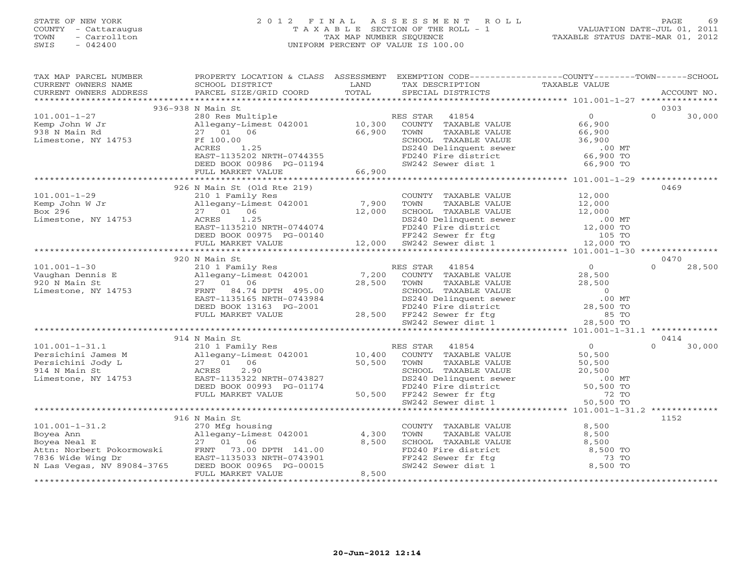STATE OF NEW YORK
COUNTY - Cattaraugus
TOWN - Carrollton
SWIS - 042400

2012 FINAL ASSESSMENT ROLL
TAXABLE SECTION OF THE ROLL - 1
TAX MAP NUMBER SEQUENCE
UNIFORM PERCENT OF VALUE IS 100.00

VALUATION DATE-JUL 01, 2011
TAXABLE STATUS DATE-MAR 01, 2012

| TAX MAP PARCEL NUMBER / CURRENT OWNERS NAME / CURRENT OWNERS ADDRESS | PROPERTY LOCATION & CLASS / SCHOOL DISTRICT / PARCEL SIZE/GRID COORD | ASSESSMENT LAND | TOTAL | EXEMPTION CODE / TAX DESCRIPTION / SPECIAL DISTRICTS | COUNTY TAXABLE VALUE | TOWN | SCHOOL | ACCOUNT NO. |
|---|---|---|---|---|---|---|---|---|
| | 936-938 N Main St | | | | | | | 0303 |
| 101.001-1-27 | 280 Res Multiple | | | RES STAR 41854 | 0 | 0 | 30,000 | |
| Kemp John W Jr | Allegany-Limest 042001 | 10,300 | | COUNTY TAXABLE VALUE | 66,900 | | | |
| 938 N Main Rd | 27 01 06 | | 66,900 | TOWN TAXABLE VALUE | 66,900 | | | |
| Limestone, NY 14753 | Ff 100.00 | | | SCHOOL TAXABLE VALUE | 36,900 | | | |
| | ACRES 1.25 | | | DS240 Delinquent sewer | .00 MT | | | |
| | EAST-1135202 NRTH-0744355 | | | FD240 Fire district | 66,900 TO | | | |
| | DEED BOOK 00986 PG-01194 | | | SW242 Sewer dist 1 | 66,900 TO | | | |
| | FULL MARKET VALUE | | 66,900 | | | | | |
| | 926 N Main St (Old Rte 219) | | | | | | | 0469 |
| 101.001-1-29 | 210 1 Family Res | | | COUNTY TAXABLE VALUE | 12,000 | | | |
| Kemp John W Jr | Allegany-Limest 042001 | 7,900 | | TOWN TAXABLE VALUE | 12,000 | | | |
| Box 296 | 27 01 06 | | 12,000 | SCHOOL TAXABLE VALUE | 12,000 | | | |
| Limestone, NY 14753 | ACRES 1.25 | | | DS240 Delinquent sewer | .00 MT | | | |
| | EAST-1135210 NRTH-0744074 | | | FD240 Fire district | 12,000 TO | | | |
| | DEED BOOK 00975 PG-00140 | | | FF242 Sewer fr ftg | 105 TO | | | |
| | FULL MARKET VALUE | | 12,000 | SW242 Sewer dist 1 | 12,000 TO | | | |
| | 920 N Main St | | | | | | | 0470 |
| 101.001-1-30 | 210 1 Family Res | | | RES STAR 41854 | 0 | 0 | 28,500 | |
| Vaughan Dennis E | Allegany-Limest 042001 | 7,200 | | COUNTY TAXABLE VALUE | 28,500 | | | |
| 920 N Main St | 27 01 06 | | 28,500 | TOWN TAXABLE VALUE | 28,500 | | | |
| Limestone, NY 14753 | FRNT 84.74 DPTH 495.00 | | | SCHOOL TAXABLE VALUE | 0 | | | |
| | EAST-1135165 NRTH-0743984 | | | DS240 Delinquent sewer | .00 MT | | | |
| | DEED BOOK 13163 PG-2001 | | | FD240 Fire district | 28,500 TO | | | |
| | FULL MARKET VALUE | | 28,500 | FF242 Sewer fr ftg | 85 TO | | | |
| | | | | SW242 Sewer dist 1 | 28,500 TO | | | |
| | 914 N Main St | | | | | | | 0414 |
| 101.001-1-31.1 | 210 1 Family Res | | | RES STAR 41854 | 0 | 0 | 30,000 | |
| Persichini James M | Allegany-Limest 042001 | 10,400 | | COUNTY TAXABLE VALUE | 50,500 | | | |
| Persichini Jody L | 27 01 06 | | 50,500 | TOWN TAXABLE VALUE | 50,500 | | | |
| 914 N Main St | ACRES 2.90 | | | SCHOOL TAXABLE VALUE | 20,500 | | | |
| Limestone, NY 14753 | EAST-1135322 NRTH-0743827 | | | DS240 Delinquent sewer | .00 MT | | | |
| | DEED BOOK 00993 PG-01174 | | | FD240 Fire district | 50,500 TO | | | |
| | FULL MARKET VALUE | | 50,500 | FF242 Sewer fr ftg | 72 TO | | | |
| | | | | SW242 Sewer dist 1 | 50,500 TO | | | |
| | 916 N Main St | | | | | | | 1152 |
| 101.001-1-31.2 | 270 Mfg housing | | | COUNTY TAXABLE VALUE | 8,500 | | | |
| Boyea Ann | Allegany-Limest 042001 | 4,300 | | TOWN TAXABLE VALUE | 8,500 | | | |
| Boyea Neal E | 27 01 06 | | 8,500 | SCHOOL TAXABLE VALUE | 8,500 | | | |
| Attn: Norbert Pokormowski | FRNT 73.00 DPTH 141.00 | | | FD240 Fire district | 8,500 TO | | | |
| 7836 Wide Wing Dr | EAST-1135033 NRTH-0743901 | | | FF242 Sewer fr ftg | 73 TO | | | |
| N Las Vegas, NV 89084-3765 | DEED BOOK 00965 PG-00015 | | | SW242 Sewer dist 1 | 8,500 TO | | | |
| | FULL MARKET VALUE | | 8,500 | | | | | |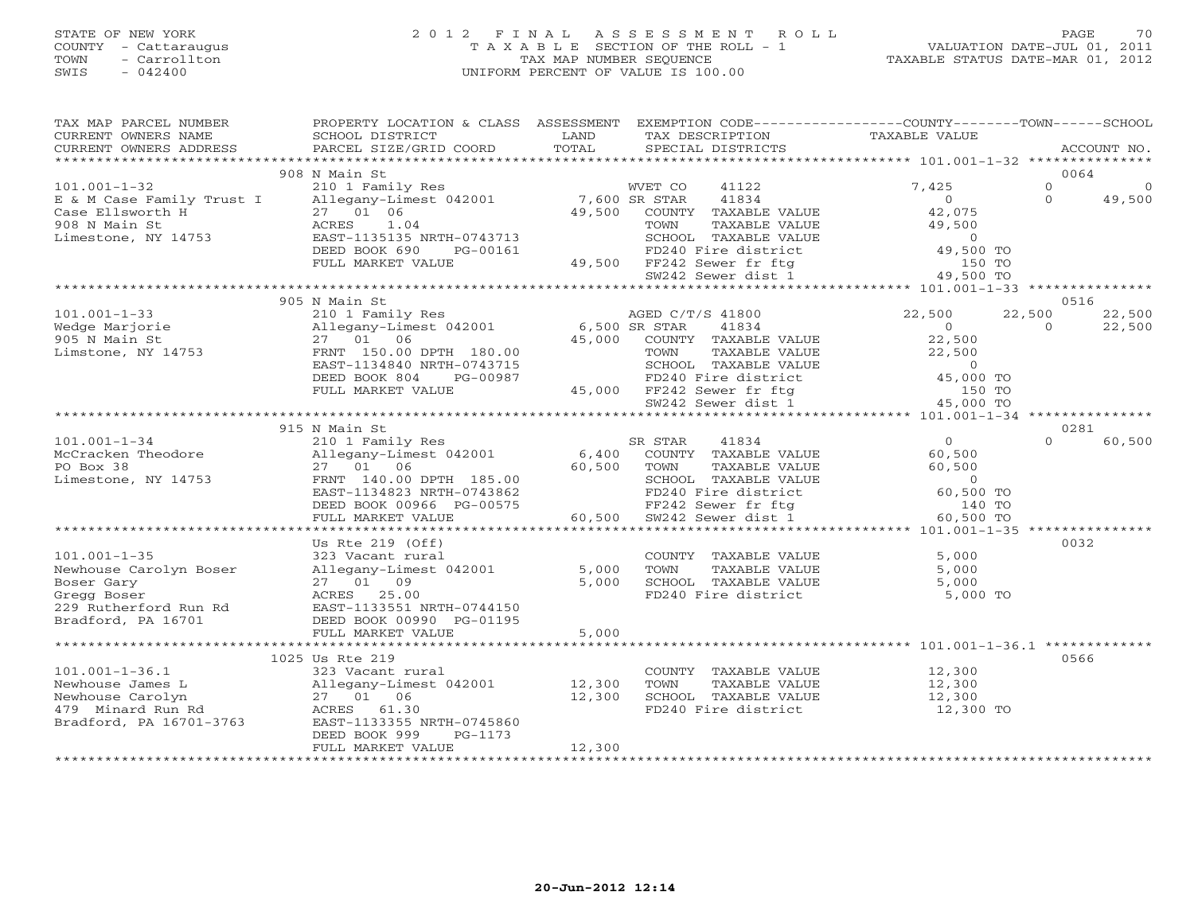STATE OF NEW YORK
COUNTY - Cattaraugus
TOWN - Carrollton
SWIS - 042400

2012 FINAL ASSESSMENT ROLL
TAXABLE SECTION OF THE ROLL - 1
TAX MAP NUMBER SEQUENCE
UNIFORM PERCENT OF VALUE IS 100.00

VALUATION DATE-JUL 01, 2011
TAXABLE STATUS DATE-MAR 01, 2012

| TAX MAP PARCEL NUMBER / CURRENT OWNERS NAME / CURRENT OWNERS ADDRESS | PROPERTY LOCATION & CLASS / SCHOOL DISTRICT / PARCEL SIZE/GRID COORD | ASSESSMENT LAND / TOTAL | EXEMPTION CODE / TAX DESCRIPTION / SPECIAL DISTRICTS | COUNTY TAXABLE VALUE | TOWN | SCHOOL | ACCOUNT NO. |
|---|---|---|---|---|---|---|---|
| | 908 N Main St | | | | | | 0064 |
| 101.001-1-32 | 210 1 Family Res | | WVET CO 41122 | 7,425 | 0 | 0 | |
| E & M Case Family Trust I | Allegany-Limest 042001 | 7,600 | SR STAR 41834 | 0 | 0 | 49,500 | |
| Case Ellsworth H | 27 01 06 | 49,500 | COUNTY TAXABLE VALUE | 42,075 | | | |
| 908 N Main St | ACRES 1.04 | | TOWN TAXABLE VALUE | 49,500 | | | |
| Limestone, NY 14753 | EAST-1135135 NRTH-0743713 | | SCHOOL TAXABLE VALUE | 0 | | | |
| | DEED BOOK 690 PG-00161 | | FD240 Fire district | 49,500 TO | | | |
| | FULL MARKET VALUE | 49,500 | FF242 Sewer fr ftg | 150 TO | | | |
| | | | SW242 Sewer dist 1 | 49,500 TO | | | |
| | 905 N Main St | | | | | | 0516 |
| 101.001-1-33 | 210 1 Family Res | | AGED C/T/S 41800 | 22,500 | 22,500 | 22,500 | |
| Wedge Marjorie | Allegany-Limest 042001 | 6,500 | SR STAR 41834 | 0 | 0 | 22,500 | |
| 905 N Main St | 27 01 06 | 45,000 | COUNTY TAXABLE VALUE | 22,500 | | | |
| Limstone, NY 14753 | FRNT 150.00 DPTH 180.00 | | TOWN TAXABLE VALUE | 22,500 | | | |
| | EAST-1134840 NRTH-0743715 | | SCHOOL TAXABLE VALUE | 0 | | | |
| | DEED BOOK 804 PG-00987 | | FD240 Fire district | 45,000 TO | | | |
| | FULL MARKET VALUE | 45,000 | FF242 Sewer fr ftg | 150 TO | | | |
| | | | SW242 Sewer dist 1 | 45,000 TO | | | |
| | 915 N Main St | | | | | | 0281 |
| 101.001-1-34 | 210 1 Family Res | | SR STAR 41834 | 0 | 0 | 60,500 | |
| McCracken Theodore | Allegany-Limest 042001 | 6,400 | COUNTY TAXABLE VALUE | 60,500 | | | |
| PO Box 38 | 27 01 06 | 60,500 | TOWN TAXABLE VALUE | 60,500 | | | |
| Limestone, NY 14753 | FRNT 140.00 DPTH 185.00 | | SCHOOL TAXABLE VALUE | 0 | | | |
| | EAST-1134823 NRTH-0743862 | | FD240 Fire district | 60,500 TO | | | |
| | DEED BOOK 00966 PG-00575 | | FF242 Sewer fr ftg | 140 TO | | | |
| | FULL MARKET VALUE | 60,500 | SW242 Sewer dist 1 | 60,500 TO | | | |
| | Us Rte 219 (Off) | | | | | | 0032 |
| 101.001-1-35 | 323 Vacant rural | | COUNTY TAXABLE VALUE | 5,000 | | | |
| Newhouse Carolyn Boser | Allegany-Limest 042001 | 5,000 | TOWN TAXABLE VALUE | 5,000 | | | |
| Boser Gary | 27 01 09 | 5,000 | SCHOOL TAXABLE VALUE | 5,000 | | | |
| Gregg Boser | ACRES 25.00 | | FD240 Fire district | 5,000 TO | | | |
| 229 Rutherford Run Rd | EAST-1133551 NRTH-0744150 | | | | | | |
| Bradford, PA 16701 | DEED BOOK 00990 PG-01195 | | | | | | |
| | FULL MARKET VALUE | 5,000 | | | | | |
| | 1025 Us Rte 219 | | | | | | 0566 |
| 101.001-1-36.1 | 323 Vacant rural | | COUNTY TAXABLE VALUE | 12,300 | | | |
| Newhouse James L | Allegany-Limest 042001 | 12,300 | TOWN TAXABLE VALUE | 12,300 | | | |
| Newhouse Carolyn | 27 01 06 | 12,300 | SCHOOL TAXABLE VALUE | 12,300 | | | |
| 479 Minard Run Rd | ACRES 61.30 | | FD240 Fire district | 12,300 TO | | | |
| Bradford, PA 16701-3763 | EAST-1133355 NRTH-0745860 | | | | | | |
| | DEED BOOK 999 PG-1173 | | | | | | |
| | FULL MARKET VALUE | 12,300 | | | | | |

20-Jun-2012 12:14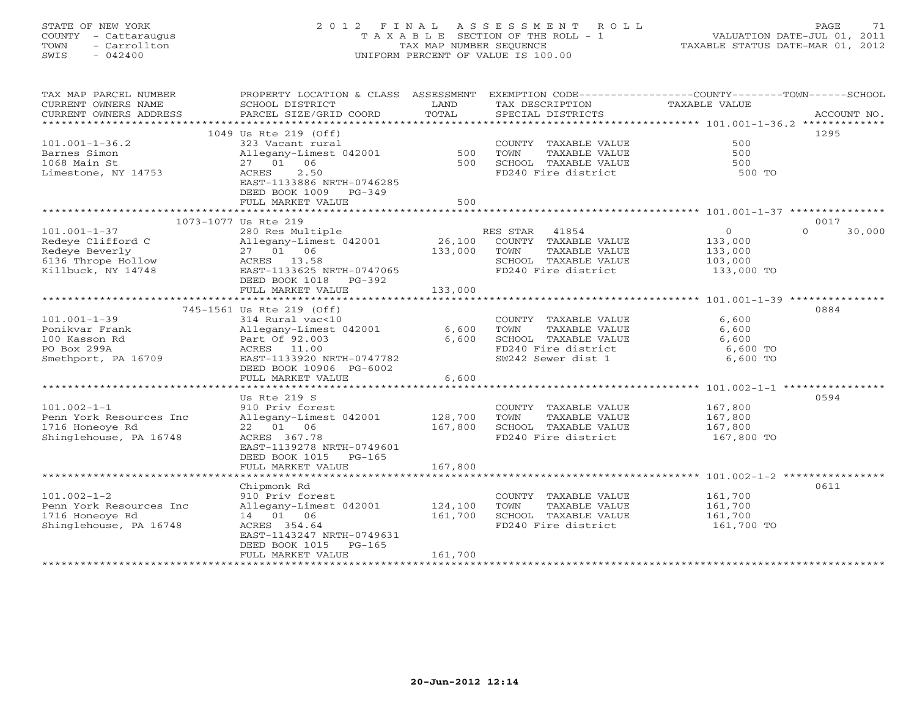STATE OF NEW YORK
COUNTY - Cattaraugus
TOWN - Carrollton
SWIS - 042400

2 0 1 2 F I N A L A S S E S S M E N T R O L L
T A X A B L E SECTION OF THE ROLL - 1
TAX MAP NUMBER SEQUENCE
UNIFORM PERCENT OF VALUE IS 100.00

VALUATION DATE-JUL 01, 2011
TAXABLE STATUS DATE-MAR 01, 2012

| TAX MAP PARCEL NUMBER / CURRENT OWNERS NAME / CURRENT OWNERS ADDRESS | PROPERTY LOCATION & CLASS / SCHOOL DISTRICT / PARCEL SIZE/GRID COORD | ASSESSMENT LAND / TOTAL | EXEMPTION CODE / TAX DESCRIPTION / SPECIAL DISTRICTS | TAXABLE VALUE (COUNTY / TOWN / SCHOOL) | ACCOUNT NO. |
|---|---|---|---|---|---|
| **101.001-1-36.2** | 1049 Us Rte 219 (Off) | | | | 1295 |
| Barnes Simon | 323 Vacant rural | | COUNTY TAXABLE VALUE | 500 | |
| 1068 Main St | Allegany-Limest 042001 | 500 | TOWN TAXABLE VALUE | 500 | |
| Limestone, NY 14753 | 27 01 06 | 500 | SCHOOL TAXABLE VALUE | 500 | |
| | ACRES 2.50 | | FD240 Fire district | 500 TO | |
| | EAST-1133886 NRTH-0746285 | | | | |
| | DEED BOOK 1009 PG-349 | | | | |
| | FULL MARKET VALUE | 500 | | | |
| **101.001-1-37** | 1073-1077 Us Rte 219 | | | | 0017 |
| Redeye Clifford C | 280 Res Multiple | | RES STAR 41854 | 0 0 30,000 | |
| Redeye Beverly | Allegany-Limest 042001 | 26,100 | COUNTY TAXABLE VALUE | 133,000 | |
| 6136 Thrope Hollow | 27 01 06 | 133,000 | TOWN TAXABLE VALUE | 133,000 | |
| Killbuck, NY 14748 | ACRES 13.58 | | SCHOOL TAXABLE VALUE | 103,000 | |
| | EAST-1133625 NRTH-0747065 | | FD240 Fire district | 133,000 TO | |
| | DEED BOOK 1018 PG-392 | | | | |
| | FULL MARKET VALUE | 133,000 | | | |
| **101.001-1-39** | 745-1561 Us Rte 219 (Off) | | | | 0884 |
| Ponikvar Frank | 314 Rural vac<10 | | COUNTY TAXABLE VALUE | 6,600 | |
| 100 Kasson Rd | Allegany-Limest 042001 | 6,600 | TOWN TAXABLE VALUE | 6,600 | |
| PO Box 299A | Part Of 92.003 | 6,600 | SCHOOL TAXABLE VALUE | 6,600 | |
| Smethport, PA 16709 | ACRES 11.00 | | FD240 Fire district | 6,600 TO | |
| | EAST-1133920 NRTH-0747782 | | SW242 Sewer dist 1 | 6,600 TO | |
| | DEED BOOK 10906 PG-6002 | | | | |
| | FULL MARKET VALUE | 6,600 | | | |
| **101.002-1-1** | Us Rte 219 S | | | | 0594 |
| Penn York Resources Inc | 910 Priv forest | | COUNTY TAXABLE VALUE | 167,800 | |
| 1716 Honeoye Rd | Allegany-Limest 042001 | 128,700 | TOWN TAXABLE VALUE | 167,800 | |
| Shinglehouse, PA 16748 | 22 01 06 | 167,800 | SCHOOL TAXABLE VALUE | 167,800 | |
| | ACRES 367.78 | | FD240 Fire district | 167,800 TO | |
| | EAST-1139278 NRTH-0749601 | | | | |
| | DEED BOOK 1015 PG-165 | | | | |
| | FULL MARKET VALUE | 167,800 | | | |
| **101.002-1-2** | Chipmonk Rd | | | | 0611 |
| Penn York Resources Inc | 910 Priv forest | | COUNTY TAXABLE VALUE | 161,700 | |
| 1716 Honeoye Rd | Allegany-Limest 042001 | 124,100 | TOWN TAXABLE VALUE | 161,700 | |
| Shinglehouse, PA 16748 | 14 01 06 | 161,700 | SCHOOL TAXABLE VALUE | 161,700 | |
| | ACRES 354.64 | | FD240 Fire district | 161,700 TO | |
| | EAST-1143247 NRTH-0749631 | | | | |
| | DEED BOOK 1015 PG-165 | | | | |
| | FULL MARKET VALUE | 161,700 | | | |

20-Jun-2012 12:14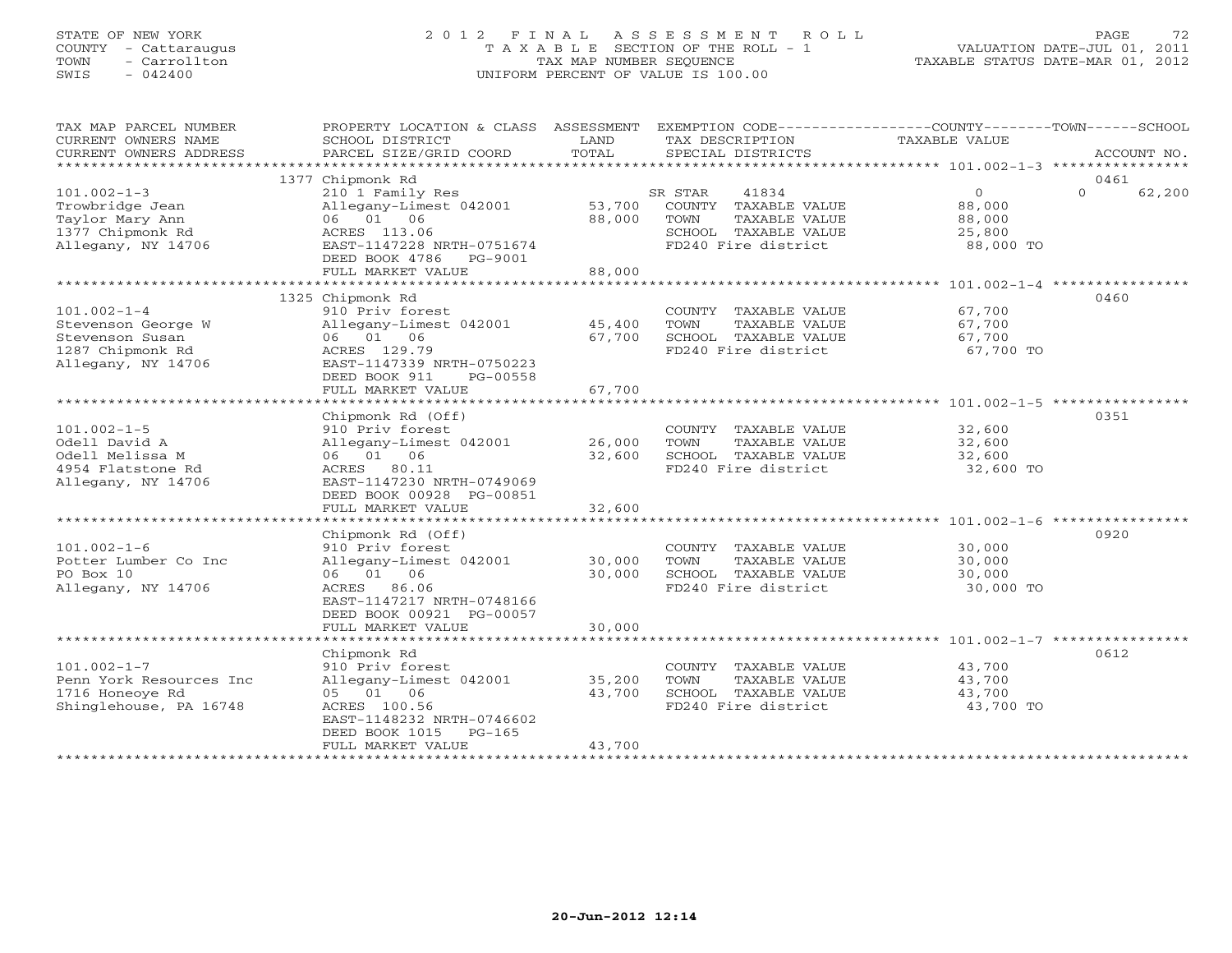STATE OF NEW YORK
COUNTY - Cattaraugus
TOWN - Carrollton
SWIS - 042400

# 2012 FINAL ASSESSMENT ROLL
TAXABLE SECTION OF THE ROLL - 1
TAX MAP NUMBER SEQUENCE
UNIFORM PERCENT OF VALUE IS 100.00

VALUATION DATE-JUL 01, 2011
TAXABLE STATUS DATE-MAR 01, 2012

| TAX MAP PARCEL NUMBER / CURRENT OWNERS NAME / CURRENT OWNERS ADDRESS | PROPERTY LOCATION & CLASS / SCHOOL DISTRICT / PARCEL SIZE/GRID COORD | ASSESSMENT LAND | TOTAL | EXEMPTION CODE / TAX DESCRIPTION / SPECIAL DISTRICTS | COUNTY TAXABLE VALUE | TOWN | SCHOOL / ACCOUNT NO. |
|---|---|---|---|---|---|---|---|
| | 1377 Chipmonk Rd | | | | | | 0461 |
| 101.002-1-3 | 210 1 Family Res | | | SR STAR 41834 | 0 | 0 | 62,200 |
| Trowbridge Jean | Allegany-Limest 042001 | 53,700 | | COUNTY TAXABLE VALUE | 88,000 | | |
| Taylor Mary Ann | 06 01 06 | | 88,000 | TOWN TAXABLE VALUE | 88,000 | | |
| 1377 Chipmonk Rd | ACRES 113.06 | | | SCHOOL TAXABLE VALUE | 25,800 | | |
| Allegany, NY 14706 | EAST-1147228 NRTH-0751674 | | | FD240 Fire district | 88,000 TO | | |
| | DEED BOOK 4786 PG-9001 | | | | | | |
| | FULL MARKET VALUE | | 88,000 | | | | |
| | 1325 Chipmonk Rd | | | | | | 0460 |
| 101.002-1-4 | 910 Priv forest | | | COUNTY TAXABLE VALUE | 67,700 | | |
| Stevenson George W | Allegany-Limest 042001 | 45,400 | | TOWN TAXABLE VALUE | 67,700 | | |
| Stevenson Susan | 06 01 06 | | 67,700 | SCHOOL TAXABLE VALUE | 67,700 | | |
| 1287 Chipmonk Rd | ACRES 129.79 | | | FD240 Fire district | 67,700 TO | | |
| Allegany, NY 14706 | EAST-1147339 NRTH-0750223 | | | | | | |
| | DEED BOOK 911 PG-00558 | | | | | | |
| | FULL MARKET VALUE | | 67,700 | | | | |
| | Chipmonk Rd (Off) | | | | | | 0351 |
| 101.002-1-5 | 910 Priv forest | | | COUNTY TAXABLE VALUE | 32,600 | | |
| Odell David A | Allegany-Limest 042001 | 26,000 | | TOWN TAXABLE VALUE | 32,600 | | |
| Odell Melissa M | 06 01 06 | | 32,600 | SCHOOL TAXABLE VALUE | 32,600 | | |
| 4954 Flatstone Rd | ACRES 80.11 | | | FD240 Fire district | 32,600 TO | | |
| Allegany, NY 14706 | EAST-1147230 NRTH-0749069 | | | | | | |
| | DEED BOOK 00928 PG-00851 | | | | | | |
| | FULL MARKET VALUE | | 32,600 | | | | |
| | Chipmonk Rd (Off) | | | | | | 0920 |
| 101.002-1-6 | 910 Priv forest | | | COUNTY TAXABLE VALUE | 30,000 | | |
| Potter Lumber Co Inc | Allegany-Limest 042001 | 30,000 | | TOWN TAXABLE VALUE | 30,000 | | |
| PO Box 10 | 06 01 06 | | 30,000 | SCHOOL TAXABLE VALUE | 30,000 | | |
| Allegany, NY 14706 | ACRES 86.06 | | | FD240 Fire district | 30,000 TO | | |
| | EAST-1147217 NRTH-0748166 | | | | | | |
| | DEED BOOK 00921 PG-00057 | | | | | | |
| | FULL MARKET VALUE | | 30,000 | | | | |
| | Chipmonk Rd | | | | | | 0612 |
| 101.002-1-7 | 910 Priv forest | | | COUNTY TAXABLE VALUE | 43,700 | | |
| Penn York Resources Inc | Allegany-Limest 042001 | 35,200 | | TOWN TAXABLE VALUE | 43,700 | | |
| 1716 Honeoye Rd | 05 01 06 | | 43,700 | SCHOOL TAXABLE VALUE | 43,700 | | |
| Shinglehouse, PA 16748 | ACRES 100.56 | | | FD240 Fire district | 43,700 TO | | |
| | EAST-1148232 NRTH-0746602 | | | | | | |
| | DEED BOOK 1015 PG-165 | | | | | | |
| | FULL MARKET VALUE | | 43,700 | | | | |

20-Jun-2012 12:14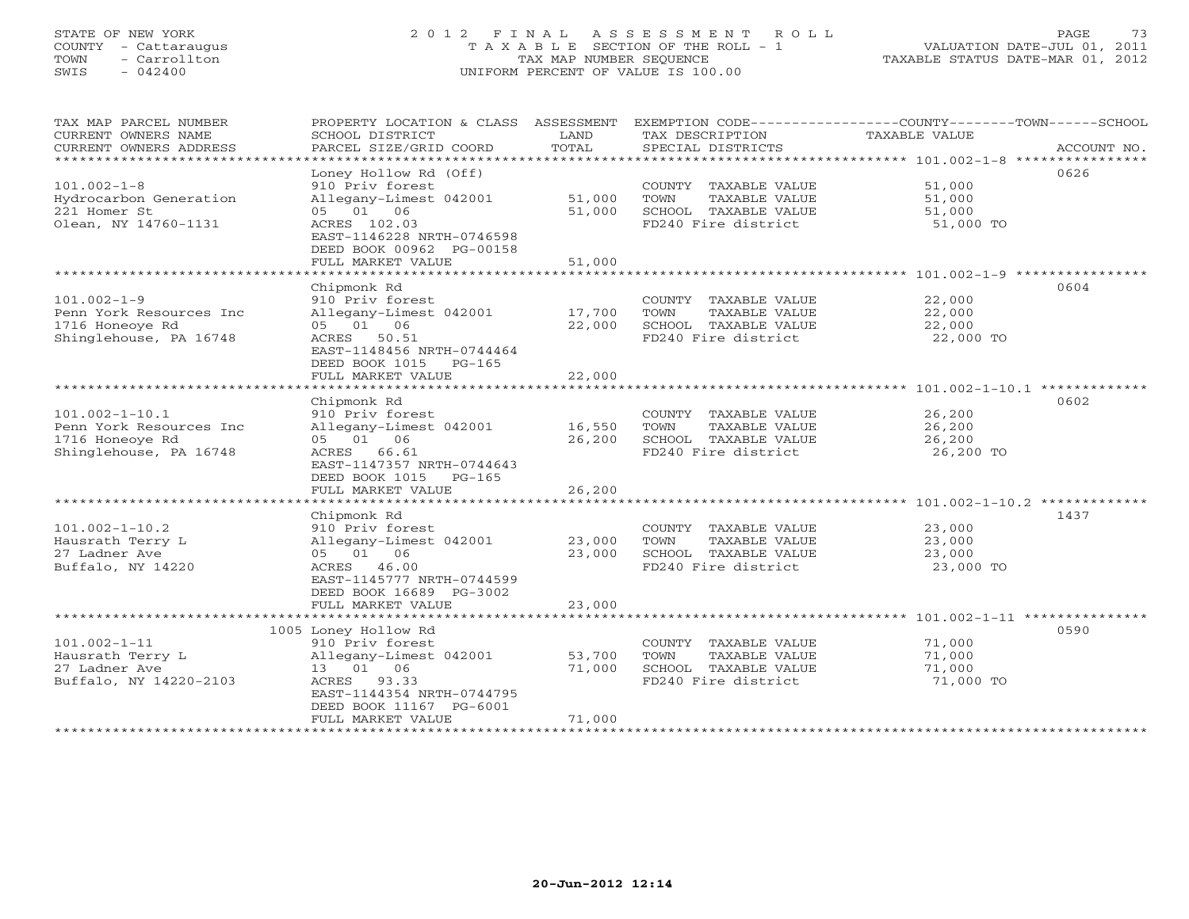STATE OF NEW YORK
COUNTY - Cattaraugus
TOWN - Carrollton
SWIS - 042400

# 2012 FINAL ASSESSMENT ROLL

TAXABLE SECTION OF THE ROLL - 1
TAX MAP NUMBER SEQUENCE
UNIFORM PERCENT OF VALUE IS 100.00

VALUATION DATE-JUL 01, 2011
TAXABLE STATUS DATE-MAR 01, 2012

| TAX MAP PARCEL NUMBER / CURRENT OWNERS NAME / CURRENT OWNERS ADDRESS | PROPERTY LOCATION & CLASS / SCHOOL DISTRICT / PARCEL SIZE/GRID COORD | ASSESSMENT LAND | TOTAL | EXEMPTION CODE / TAX DESCRIPTION / SPECIAL DISTRICTS | TAXABLE VALUE | ACCOUNT NO. |
|---|---|---|---|---|---|---|
| **101.002-1-8** | Loney Hollow Rd (Off) | | | | | 0626 |
| Hydrocarbon Generation | 910 Priv forest | | | COUNTY TAXABLE VALUE | 51,000 | |
| 221 Homer St | Allegany-Limest 042001 | 51,000 | | TOWN TAXABLE VALUE | 51,000 | |
| Olean, NY 14760-1131 | 05 01 06 | | 51,000 | SCHOOL TAXABLE VALUE | 51,000 | |
| | ACRES 102.03 | | | FD240 Fire district | 51,000 TO | |
| | EAST-1146228 NRTH-0746598 | | | | | |
| | DEED BOOK 00962 PG-00158 | | | | | |
| | FULL MARKET VALUE | | 51,000 | | | |
| **101.002-1-9** | Chipmonk Rd | | | | | 0604 |
| Penn York Resources Inc | 910 Priv forest | | | COUNTY TAXABLE VALUE | 22,000 | |
| 1716 Honeoye Rd | Allegany-Limest 042001 | 17,700 | | TOWN TAXABLE VALUE | 22,000 | |
| Shinglehouse, PA 16748 | 05 01 06 | | 22,000 | SCHOOL TAXABLE VALUE | 22,000 | |
| | ACRES 50.51 | | | FD240 Fire district | 22,000 TO | |
| | EAST-1148456 NRTH-0744464 | | | | | |
| | DEED BOOK 1015 PG-165 | | | | | |
| | FULL MARKET VALUE | | 22,000 | | | |
| **101.002-1-10.1** | Chipmonk Rd | | | | | 0602 |
| Penn York Resources Inc | 910 Priv forest | | | COUNTY TAXABLE VALUE | 26,200 | |
| 1716 Honeoye Rd | Allegany-Limest 042001 | 16,550 | | TOWN TAXABLE VALUE | 26,200 | |
| Shinglehouse, PA 16748 | 05 01 06 | | 26,200 | SCHOOL TAXABLE VALUE | 26,200 | |
| | ACRES 66.61 | | | FD240 Fire district | 26,200 TO | |
| | EAST-1147357 NRTH-0744643 | | | | | |
| | DEED BOOK 1015 PG-165 | | | | | |
| | FULL MARKET VALUE | | 26,200 | | | |
| **101.002-1-10.2** | Chipmonk Rd | | | | | 1437 |
| Hausrath Terry L | 910 Priv forest | | | COUNTY TAXABLE VALUE | 23,000 | |
| 27 Ladner Ave | Allegany-Limest 042001 | 23,000 | | TOWN TAXABLE VALUE | 23,000 | |
| Buffalo, NY 14220 | 05 01 06 | | 23,000 | SCHOOL TAXABLE VALUE | 23,000 | |
| | ACRES 46.00 | | | FD240 Fire district | 23,000 TO | |
| | EAST-1145777 NRTH-0744599 | | | | | |
| | DEED BOOK 16689 PG-3002 | | | | | |
| | FULL MARKET VALUE | | 23,000 | | | |
| **101.002-1-11** | 1005 Loney Hollow Rd | | | | | 0590 |
| Hausrath Terry L | 910 Priv forest | | | COUNTY TAXABLE VALUE | 71,000 | |
| 27 Ladner Ave | Allegany-Limest 042001 | 53,700 | | TOWN TAXABLE VALUE | 71,000 | |
| Buffalo, NY 14220-2103 | 13 01 06 | | 71,000 | SCHOOL TAXABLE VALUE | 71,000 | |
| | ACRES 93.33 | | | FD240 Fire district | 71,000 TO | |
| | EAST-1144354 NRTH-0744795 | | | | | |
| | DEED BOOK 11167 PG-6001 | | | | | |
| | FULL MARKET VALUE | | 71,000 | | | |

20-Jun-2012 12:14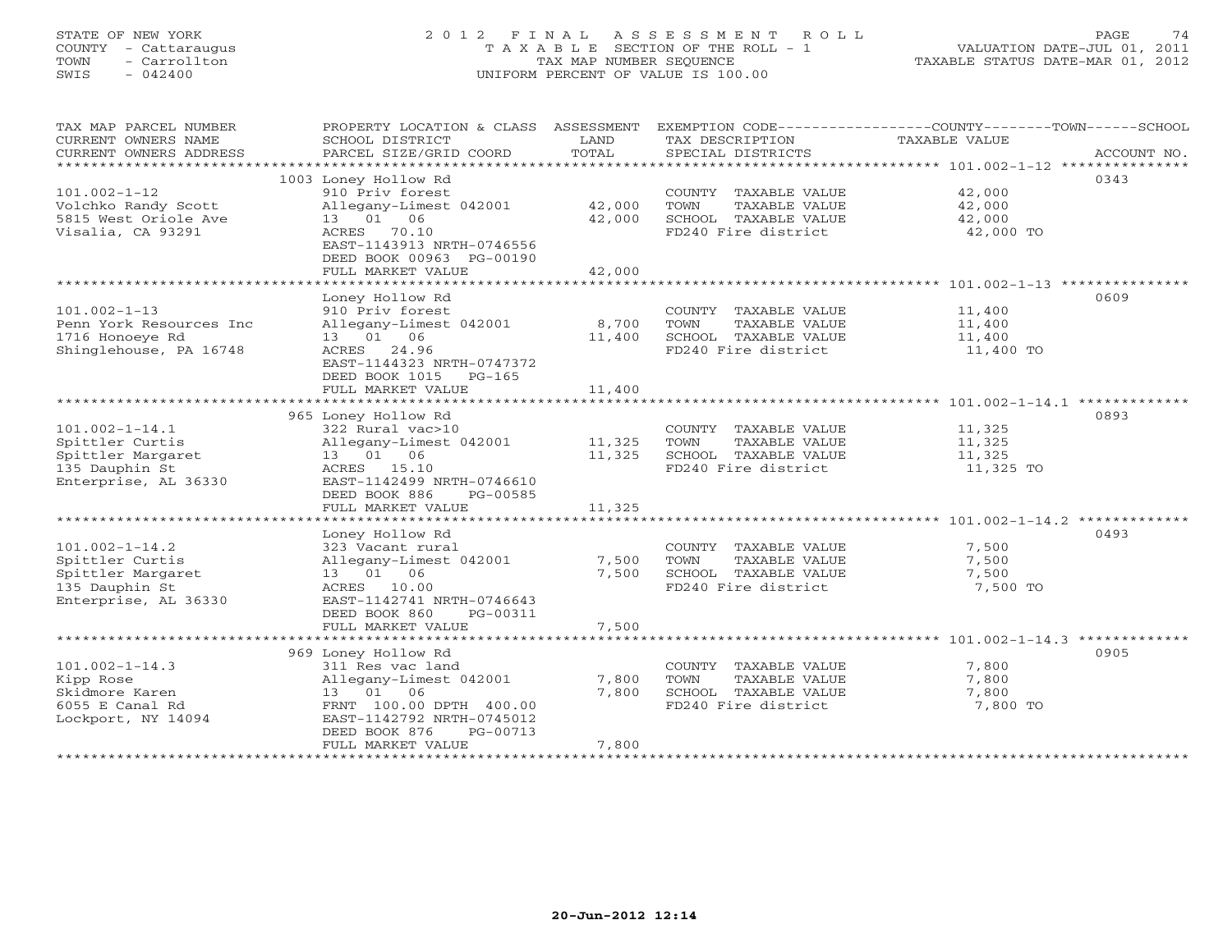STATE OF NEW YORK
COUNTY - Cattaraugus
TOWN - Carrollton
SWIS - 042400

2012 FINAL ASSESSMENT ROLL
TAXABLE SECTION OF THE ROLL - 1
TAX MAP NUMBER SEQUENCE
UNIFORM PERCENT OF VALUE IS 100.00

VALUATION DATE-JUL 01, 2011
TAXABLE STATUS DATE-MAR 01, 2012

| TAX MAP PARCEL NUMBER / CURRENT OWNERS NAME / CURRENT OWNERS ADDRESS | PROPERTY LOCATION & CLASS / SCHOOL DISTRICT / PARCEL SIZE/GRID COORD | ASSESSMENT LAND | TOTAL | EXEMPTION CODE / TAX DESCRIPTION / SPECIAL DISTRICTS | TAXABLE VALUE (COUNTY / TOWN / SCHOOL) | ACCOUNT NO. |
|---|---|---|---|---|---|---|
| 101.002-1-12 | 1003 Loney Hollow Rd | | | | | 0343 |
| Volchko Randy Scott | 910 Priv forest | | | COUNTY TAXABLE VALUE | 42,000 | |
| 5815 West Oriole Ave | Allegany-Limest 042001 | 42,000 | | TOWN TAXABLE VALUE | 42,000 | |
| Visalia, CA 93291 | 13 01 06 | | 42,000 | SCHOOL TAXABLE VALUE | 42,000 | |
| | ACRES 70.10 | | | FD240 Fire district | 42,000 TO | |
| | EAST-1143913 NRTH-0746556 | | | | | |
| | DEED BOOK 00963 PG-00190 | | | | | |
| | FULL MARKET VALUE | | 42,000 | | | |
| 101.002-1-13 | Loney Hollow Rd | | | | | 0609 |
| Penn York Resources Inc | 910 Priv forest | | | COUNTY TAXABLE VALUE | 11,400 | |
| 1716 Honoeye Rd | Allegany-Limest 042001 | 8,700 | | TOWN TAXABLE VALUE | 11,400 | |
| Shinglehouse, PA 16748 | 13 01 06 | | 11,400 | SCHOOL TAXABLE VALUE | 11,400 | |
| | ACRES 24.96 | | | FD240 Fire district | 11,400 TO | |
| | EAST-1144323 NRTH-0747372 | | | | | |
| | DEED BOOK 1015 PG-165 | | | | | |
| | FULL MARKET VALUE | | 11,400 | | | |
| 101.002-1-14.1 | 965 Loney Hollow Rd | | | | | 0893 |
| Spittler Curtis | 322 Rural vac>10 | | | COUNTY TAXABLE VALUE | 11,325 | |
| Spittler Margaret | Allegany-Limest 042001 | 11,325 | | TOWN TAXABLE VALUE | 11,325 | |
| 135 Dauphin St | 13 01 06 | | 11,325 | SCHOOL TAXABLE VALUE | 11,325 | |
| Enterprise, AL 36330 | ACRES 15.10 | | | FD240 Fire district | 11,325 TO | |
| | EAST-1142499 NRTH-0746610 | | | | | |
| | DEED BOOK 886 PG-00585 | | | | | |
| | FULL MARKET VALUE | | 11,325 | | | |
| 101.002-1-14.2 | Loney Hollow Rd | | | | | 0493 |
| Spittler Curtis | 323 Vacant rural | | | COUNTY TAXABLE VALUE | 7,500 | |
| Spittler Margaret | Allegany-Limest 042001 | 7,500 | | TOWN TAXABLE VALUE | 7,500 | |
| 135 Dauphin St | 13 01 06 | | 7,500 | SCHOOL TAXABLE VALUE | 7,500 | |
| Enterprise, AL 36330 | ACRES 10.00 | | | FD240 Fire district | 7,500 TO | |
| | EAST-1142741 NRTH-0746643 | | | | | |
| | DEED BOOK 860 PG-00311 | | | | | |
| | FULL MARKET VALUE | | 7,500 | | | |
| 101.002-1-14.3 | 969 Loney Hollow Rd | | | | | 0905 |
| Kipp Rose | 311 Res vac land | | | COUNTY TAXABLE VALUE | 7,800 | |
| Skidmore Karen | Allegany-Limest 042001 | 7,800 | | TOWN TAXABLE VALUE | 7,800 | |
| 6055 E Canal Rd | 13 01 06 | | 7,800 | SCHOOL TAXABLE VALUE | 7,800 | |
| Lockport, NY 14094 | FRNT 100.00 DPTH 400.00 | | | FD240 Fire district | 7,800 TO | |
| | EAST-1142792 NRTH-0745012 | | | | | |
| | DEED BOOK 876 PG-00713 | | | | | |
| | FULL MARKET VALUE | | 7,800 | | | |

20-Jun-2012 12:14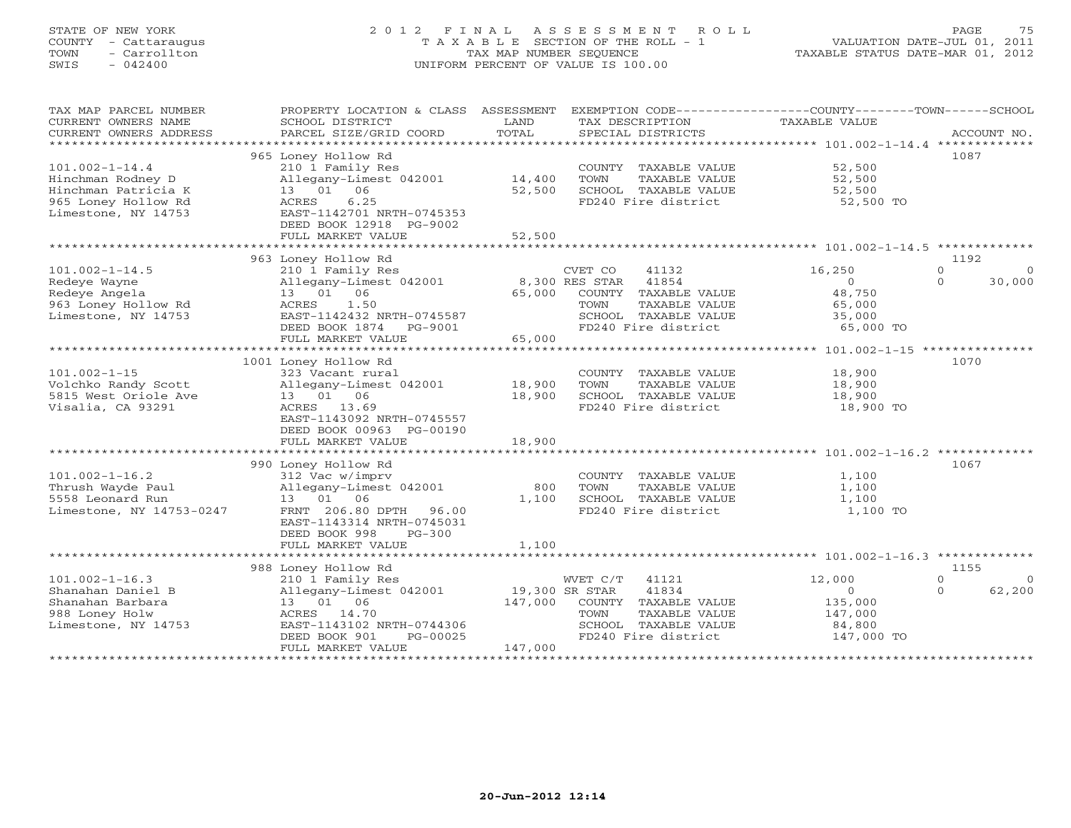STATE OF NEW YORK
COUNTY - Cattaraugus
TOWN - Carrollton
SWIS - 042400

# 2012 FINAL ASSESSMENT ROLL

TAXABLE SECTION OF THE ROLL - 1
TAX MAP NUMBER SEQUENCE
UNIFORM PERCENT OF VALUE IS 100.00

VALUATION DATE-JUL 01, 2011
TAXABLE STATUS DATE-MAR 01, 2012

| TAX MAP PARCEL NUMBER / CURRENT OWNERS NAME / CURRENT OWNERS ADDRESS | PROPERTY LOCATION & CLASS / SCHOOL DISTRICT / PARCEL SIZE/GRID COORD | ASSESSMENT LAND | TOTAL | EXEMPTION CODE / TAX DESCRIPTION / SPECIAL DISTRICTS | COUNTY TAXABLE VALUE | TOWN | SCHOOL | ACCOUNT NO. |
|---|---|---|---|---|---|---|---|---|
| **101.002-1-14.4** | 965 Loney Hollow Rd | | | | | | | 1087 |
| Hinchman Rodney D | 210 1 Family Res | | | COUNTY TAXABLE VALUE | 52,500 | | | |
| Hinchman Patricia K | Allegany-Limest 042001 | 14,400 | | TOWN TAXABLE VALUE | 52,500 | | | |
| 965 Loney Hollow Rd | 13 01 06 | | 52,500 | SCHOOL TAXABLE VALUE | 52,500 | | | |
| Limestone, NY 14753 | ACRES 6.25 | | | FD240 Fire district | 52,500 TO | | | |
| | EAST-1142701 NRTH-0745353 | | | | | | | |
| | DEED BOOK 12918 PG-9002 | | | | | | | |
| | FULL MARKET VALUE | | 52,500 | | | | | |
| **101.002-1-14.5** | 963 Loney Hollow Rd | | | | | | | 1192 |
| Redeye Wayne | 210 1 Family Res | | | CVET CO 41132 | 16,250 | 0 | 0 | |
| Redeye Angela | Allegany-Limest 042001 | 8,300 | | RES STAR 41854 | 0 | 0 | 30,000 | |
| 963 Loney Hollow Rd | 13 01 06 | | 65,000 | COUNTY TAXABLE VALUE | 48,750 | | | |
| Limestone, NY 14753 | ACRES 1.50 | | | TOWN TAXABLE VALUE | 65,000 | | | |
| | EAST-1142432 NRTH-0745587 | | | SCHOOL TAXABLE VALUE | 35,000 | | | |
| | DEED BOOK 1874 PG-9001 | | | FD240 Fire district | 65,000 TO | | | |
| | FULL MARKET VALUE | | 65,000 | | | | | |
| **101.002-1-15** | 1001 Loney Hollow Rd | | | | | | | 1070 |
| Volchko Randy Scott | 323 Vacant rural | | | COUNTY TAXABLE VALUE | 18,900 | | | |
| 5815 West Oriole Ave | Allegany-Limest 042001 | 18,900 | | TOWN TAXABLE VALUE | 18,900 | | | |
| Visalia, CA 93291 | 13 01 06 | | 18,900 | SCHOOL TAXABLE VALUE | 18,900 | | | |
| | ACRES 13.69 | | | FD240 Fire district | 18,900 TO | | | |
| | EAST-1143092 NRTH-0745557 | | | | | | | |
| | DEED BOOK 00963 PG-00190 | | | | | | | |
| | FULL MARKET VALUE | | 18,900 | | | | | |
| **101.002-1-16.2** | 990 Loney Hollow Rd | | | | | | | 1067 |
| Thrush Wayde Paul | 312 Vac w/imprv | | | COUNTY TAXABLE VALUE | 1,100 | | | |
| 5558 Leonard Run | Allegany-Limest 042001 | 800 | | TOWN TAXABLE VALUE | 1,100 | | | |
| Limestone, NY 14753-0247 | 13 01 06 | | 1,100 | SCHOOL TAXABLE VALUE | 1,100 | | | |
| | FRNT 206.80 DPTH 96.00 | | | FD240 Fire district | 1,100 TO | | | |
| | EAST-1143314 NRTH-0745031 | | | | | | | |
| | DEED BOOK 998 PG-300 | | | | | | | |
| | FULL MARKET VALUE | | 1,100 | | | | | |
| **101.002-1-16.3** | 988 Loney Hollow Rd | | | | | | | 1155 |
| Shanahan Daniel B | 210 1 Family Res | | | WVET C/T 41121 | 12,000 | 0 | 0 | |
| Shanahan Barbara | Allegany-Limest 042001 | 19,300 | | SR STAR 41834 | 0 | 0 | 62,200 | |
| 988 Loney Holw | 13 01 06 | | 147,000 | COUNTY TAXABLE VALUE | 135,000 | | | |
| Limestone, NY 14753 | ACRES 14.70 | | | TOWN TAXABLE VALUE | 147,000 | | | |
| | EAST-1143102 NRTH-0744306 | | | SCHOOL TAXABLE VALUE | 84,800 | | | |
| | DEED BOOK 901 PG-00025 | | | FD240 Fire district | 147,000 TO | | | |
| | FULL MARKET VALUE | | 147,000 | | | | | |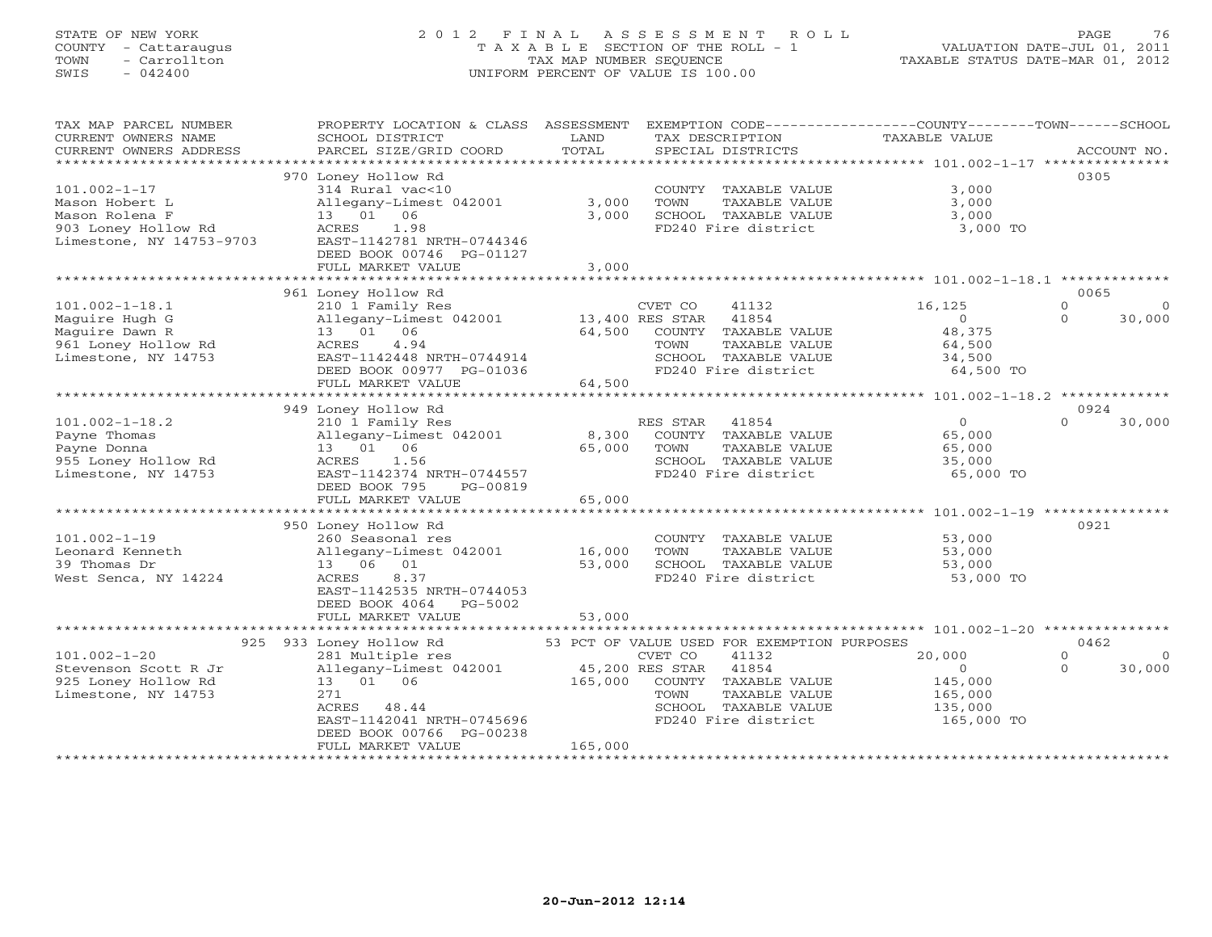STATE OF NEW YORK
COUNTY - Cattaraugus
TOWN - Carrollton
SWIS - 042400

# 2012 FINAL ASSESSMENT ROLL

TAXABLE SECTION OF THE ROLL - 1
TAX MAP NUMBER SEQUENCE
UNIFORM PERCENT OF VALUE IS 100.00

VALUATION DATE-JUL 01, 2011
TAXABLE STATUS DATE-MAR 01, 2012

| TAX MAP PARCEL NUMBER / CURRENT OWNERS NAME / CURRENT OWNERS ADDRESS | PROPERTY LOCATION & CLASS / SCHOOL DISTRICT / PARCEL SIZE/GRID COORD | ASSESSMENT LAND | TOTAL | EXEMPTION CODE / TAX DESCRIPTION / SPECIAL DISTRICTS | COUNTY TAXABLE VALUE | TOWN | SCHOOL | ACCOUNT NO. |
|---|---|---|---|---|---|---|---|---|
| **101.002-1-17** | 970 Loney Hollow Rd | | | | | | | 0305 |
| Mason Hobert L | 314 Rural vac<10 | | | COUNTY TAXABLE VALUE | 3,000 | | | |
| Mason Rolena F | Allegany-Limest 042001 | 3,000 | | TOWN TAXABLE VALUE | 3,000 | | | |
| 903 Loney Hollow Rd | 13 01 06 | | 3,000 | SCHOOL TAXABLE VALUE | 3,000 | | | |
| Limestone, NY 14753-9703 | ACRES 1.98 | | | FD240 Fire district | 3,000 TO | | | |
| | EAST-1142781 NRTH-0744346 | | | | | | | |
| | DEED BOOK 00746 PG-01127 | | | | | | | |
| | FULL MARKET VALUE | | 3,000 | | | | | |
| **101.002-1-18.1** | 961 Loney Hollow Rd | | | | | | | 0065 |
| Maguire Hugh G | 210 1 Family Res | | | CVET CO 41132 | 16,125 | 0 | 0 | |
| Maguire Dawn R | Allegany-Limest 042001 | 13,400 | | RES STAR 41854 | 0 | 0 | 30,000 | |
| 961 Loney Hollow Rd | 13 01 06 | | 64,500 | COUNTY TAXABLE VALUE | 48,375 | | | |
| Limestone, NY 14753 | ACRES 4.94 | | | TOWN TAXABLE VALUE | 64,500 | | | |
| | EAST-1142448 NRTH-0744914 | | | SCHOOL TAXABLE VALUE | 34,500 | | | |
| | DEED BOOK 00977 PG-01036 | | | FD240 Fire district | 64,500 TO | | | |
| | FULL MARKET VALUE | | 64,500 | | | | | |
| **101.002-1-18.2** | 949 Loney Hollow Rd | | | | | | | 0924 |
| Payne Thomas | 210 1 Family Res | | | RES STAR 41854 | 0 | 0 | 30,000 | |
| Payne Donna | Allegany-Limest 042001 | 8,300 | | COUNTY TAXABLE VALUE | 65,000 | | | |
| 955 Loney Hollow Rd | 13 01 06 | | 65,000 | TOWN TAXABLE VALUE | 65,000 | | | |
| Limestone, NY 14753 | ACRES 1.56 | | | SCHOOL TAXABLE VALUE | 35,000 | | | |
| | EAST-1142374 NRTH-0744557 | | | FD240 Fire district | 65,000 TO | | | |
| | DEED BOOK 795 PG-00819 | | | | | | | |
| | FULL MARKET VALUE | | 65,000 | | | | | |
| **101.002-1-19** | 950 Loney Hollow Rd | | | | | | | 0921 |
| Leonard Kenneth | 260 Seasonal res | | | COUNTY TAXABLE VALUE | 53,000 | | | |
| 39 Thomas Dr | Allegany-Limest 042001 | 16,000 | | TOWN TAXABLE VALUE | 53,000 | | | |
| West Senca, NY 14224 | 13 06 01 | | 53,000 | SCHOOL TAXABLE VALUE | 53,000 | | | |
| | ACRES 8.37 | | | FD240 Fire district | 53,000 TO | | | |
| | EAST-1142535 NRTH-0744053 | | | | | | | |
| | DEED BOOK 4064 PG-5002 | | | | | | | |
| | FULL MARKET VALUE | | 53,000 | | | | | |
| **101.002-1-20** | 925 933 Loney Hollow Rd | | | 53 PCT OF VALUE USED FOR EXEMPTION PURPOSES | | | | 0462 |
| Stevenson Scott R Jr | 281 Multiple res | | | CVET CO 41132 | 20,000 | 0 | 0 | |
| 925 Loney Hollow Rd | Allegany-Limest 042001 | 45,200 | | RES STAR 41854 | 0 | 0 | 30,000 | |
| Limestone, NY 14753 | 13 01 06 | | 165,000 | COUNTY TAXABLE VALUE | 145,000 | | | |
| | 271 | | | TOWN TAXABLE VALUE | 165,000 | | | |
| | ACRES 48.44 | | | SCHOOL TAXABLE VALUE | 135,000 | | | |
| | EAST-1142041 NRTH-0745696 | | | FD240 Fire district | 165,000 TO | | | |
| | DEED BOOK 00766 PG-00238 | | | | | | | |
| | FULL MARKET VALUE | | 165,000 | | | | | |

20-Jun-2012 12:14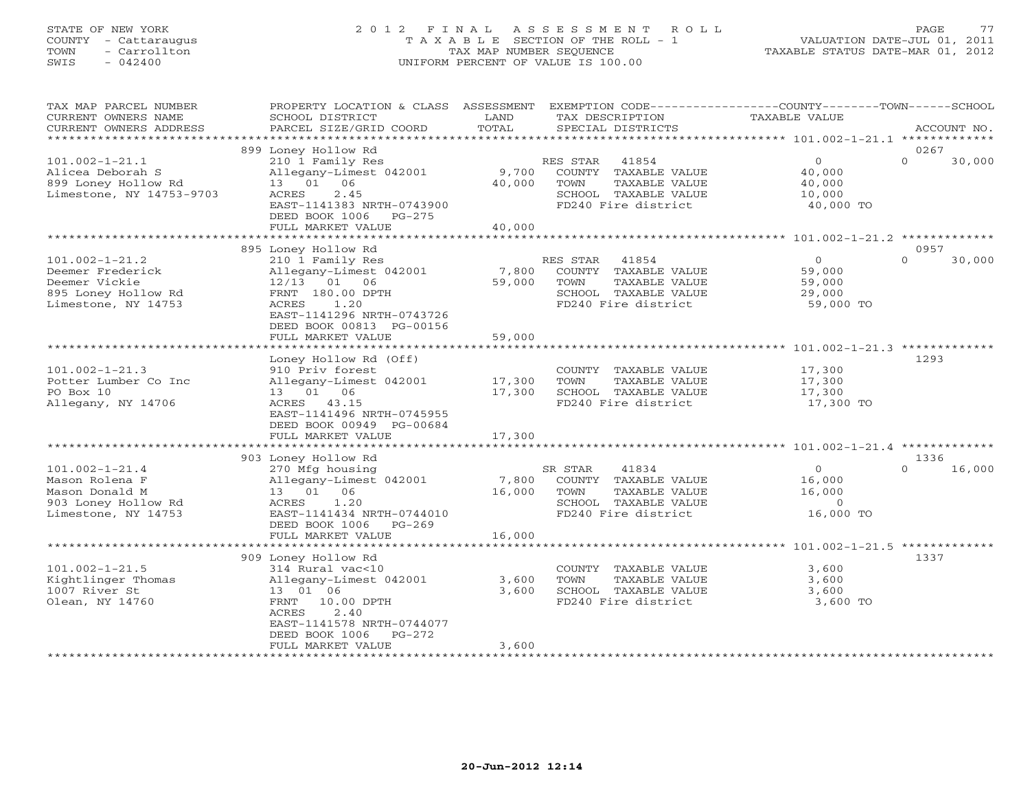STATE OF NEW YORK
COUNTY - Cattaraugus
TOWN - Carrollton
SWIS - 042400

# 2012 FINAL ASSESSMENT ROLL
TAXABLE SECTION OF THE ROLL - 1
TAX MAP NUMBER SEQUENCE
UNIFORM PERCENT OF VALUE IS 100.00

VALUATION DATE-JUL 01, 2011
TAXABLE STATUS DATE-MAR 01, 2012

| TAX MAP PARCEL NUMBER / CURRENT OWNERS NAME / CURRENT OWNERS ADDRESS | PROPERTY LOCATION & CLASS / SCHOOL DISTRICT / PARCEL SIZE/GRID COORD | ASSESSMENT LAND | TOTAL | EXEMPTION CODE / TAX DESCRIPTION / SPECIAL DISTRICTS | COUNTY TAXABLE VALUE | TOWN | SCHOOL | ACCOUNT NO. |
|---|---|---|---|---|---|---|---|---|
| 101.002-1-21.1 | 899 Loney Hollow Rd | | | | | | | 0267 |
| Alicea Deborah S | 210 1 Family Res | | | RES STAR 41854 | 0 | | 30,000 | |
| 899 Loney Hollow Rd | Allegany-Limest 042001 | 9,700 | | COUNTY TAXABLE VALUE | 40,000 | | | |
| Limestone, NY 14753-9703 | 13 01 06 | | 40,000 | TOWN TAXABLE VALUE | | 40,000 | | |
| | ACRES 2.45 | | | SCHOOL TAXABLE VALUE | | | 10,000 | |
| | EAST-1141383 NRTH-0743900 | | | FD240 Fire district | 40,000 TO | | | |
| | DEED BOOK 1006 PG-275 | | | | | | | |
| | FULL MARKET VALUE | | 40,000 | | | | | |
| 101.002-1-21.2 | 895 Loney Hollow Rd | | | | | | | 0957 |
| Deemer Frederick | 210 1 Family Res | | | RES STAR 41854 | 0 | | 30,000 | |
| Deemer Vickie | Allegany-Limest 042001 | 7,800 | | COUNTY TAXABLE VALUE | 59,000 | | | |
| 895 Loney Hollow Rd | 12/13 01 06 | | 59,000 | TOWN TAXABLE VALUE | | 59,000 | | |
| Limestone, NY 14753 | FRNT 180.00 DPTH | | | SCHOOL TAXABLE VALUE | | | 29,000 | |
| | ACRES 1.20 | | | FD240 Fire district | 59,000 TO | | | |
| | EAST-1141296 NRTH-0743726 | | | | | | | |
| | DEED BOOK 00813 PG-00156 | | | | | | | |
| | FULL MARKET VALUE | | 59,000 | | | | | |
| 101.002-1-21.3 | Loney Hollow Rd (Off) | | | | | | | 1293 |
| Potter Lumber Co Inc | 910 Priv forest | | | COUNTY TAXABLE VALUE | 17,300 | | | |
| PO Box 10 | Allegany-Limest 042001 | 17,300 | | TOWN TAXABLE VALUE | | 17,300 | | |
| Allegany, NY 14706 | 13 01 06 | | 17,300 | SCHOOL TAXABLE VALUE | | | 17,300 | |
| | ACRES 43.15 | | | FD240 Fire district | 17,300 TO | | | |
| | EAST-1141496 NRTH-0745955 | | | | | | | |
| | DEED BOOK 00949 PG-00684 | | | | | | | |
| | FULL MARKET VALUE | | 17,300 | | | | | |
| 101.002-1-21.4 | 903 Loney Hollow Rd | | | | | | | 1336 |
| Mason Rolena F | 270 Mfg housing | | | SR STAR 41834 | 0 | | 16,000 | |
| Mason Donald M | Allegany-Limest 042001 | 7,800 | | COUNTY TAXABLE VALUE | 16,000 | | | |
| 903 Loney Hollow Rd | 13 01 06 | | 16,000 | TOWN TAXABLE VALUE | | 16,000 | | |
| Limestone, NY 14753 | ACRES 1.20 | | | SCHOOL TAXABLE VALUE | | | 0 | |
| | EAST-1141434 NRTH-0744010 | | | FD240 Fire district | 16,000 TO | | | |
| | DEED BOOK 1006 PG-269 | | | | | | | |
| | FULL MARKET VALUE | | 16,000 | | | | | |
| 101.002-1-21.5 | 909 Loney Hollow Rd | | | | | | | 1337 |
| Kightlinger Thomas | 314 Rural vac<10 | | | COUNTY TAXABLE VALUE | 3,600 | | | |
| 1007 River St | Allegany-Limest 042001 | 3,600 | | TOWN TAXABLE VALUE | | 3,600 | | |
| Olean, NY 14760 | 13 01 06 | | 3,600 | SCHOOL TAXABLE VALUE | | | 3,600 | |
| | FRNT 10.00 DPTH | | | FD240 Fire district | 3,600 TO | | | |
| | ACRES 2.40 | | | | | | | |
| | EAST-1141578 NRTH-0744077 | | | | | | | |
| | DEED BOOK 1006 PG-272 | | | | | | | |
| | FULL MARKET VALUE | | 3,600 | | | | | |

20-Jun-2012 12:14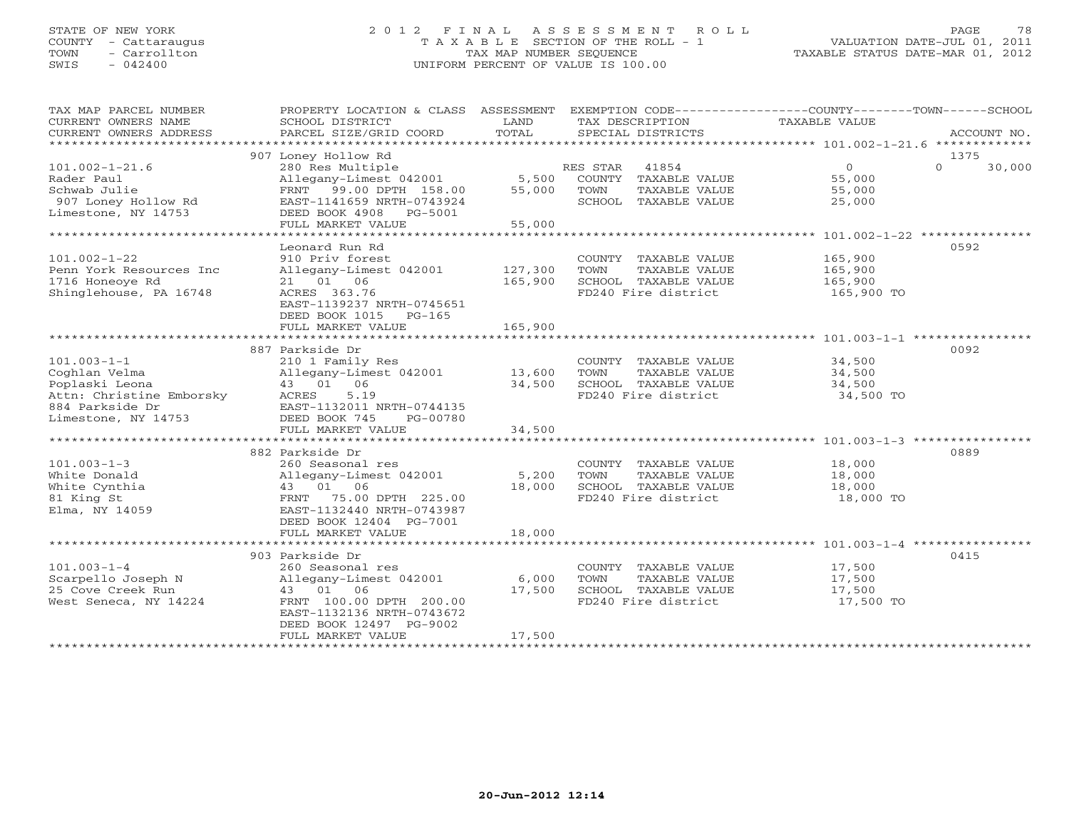STATE OF NEW YORK
COUNTY - Cattaraugus
TOWN - Carrollton
SWIS - 042400

2 0 1 2 F I N A L A S S E S S M E N T R O L L
T A X A B L E SECTION OF THE ROLL - 1
TAX MAP NUMBER SEQUENCE
UNIFORM PERCENT OF VALUE IS 100.00

VALUATION DATE-JUL 01, 2011
TAXABLE STATUS DATE-MAR 01, 2012

| TAX MAP PARCEL NUMBER / CURRENT OWNERS NAME / CURRENT OWNERS ADDRESS | PROPERTY LOCATION & CLASS / SCHOOL DISTRICT / PARCEL SIZE/GRID COORD | ASSESSMENT LAND | TOTAL | EXEMPTION CODE / TAX DESCRIPTION / SPECIAL DISTRICTS | COUNTY / TOWN TAXABLE VALUE | SCHOOL | ACCOUNT NO. |
|---|---|---|---|---|---|---|---|
| | 907 Loney Hollow Rd | | | | | | 1375 |
| 101.002-1-21.6 | 280 Res Multiple | | | RES STAR 41854 | 0 | 0 30,000 | |
| Rader Paul | Allegany-Limest 042001 | 5,500 | | COUNTY TAXABLE VALUE | 55,000 | | |
| Schwab Julie | FRNT 99.00 DPTH 158.00 | | 55,000 | TOWN TAXABLE VALUE | 55,000 | | |
| 907 Loney Hollow Rd | EAST-1141659 NRTH-0743924 | | | SCHOOL TAXABLE VALUE | 25,000 | | |
| Limestone, NY 14753 | DEED BOOK 4908 PG-5001 | | | | | | |
| | FULL MARKET VALUE | | 55,000 | | | | |
| | Leonard Run Rd | | | | | | 0592 |
| 101.002-1-22 | 910 Priv forest | | | COUNTY TAXABLE VALUE | 165,900 | | |
| Penn York Resources Inc | Allegany-Limest 042001 | 127,300 | | TOWN TAXABLE VALUE | 165,900 | | |
| 1716 Honeoye Rd | 21 01 06 | | 165,900 | SCHOOL TAXABLE VALUE | 165,900 | | |
| Shinglehouse, PA 16748 | ACRES 363.76 | | | FD240 Fire district | 165,900 TO | | |
| | EAST-1139237 NRTH-0745651 | | | | | | |
| | DEED BOOK 1015 PG-165 | | | | | | |
| | FULL MARKET VALUE | | 165,900 | | | | |
| | 887 Parkside Dr | | | | | | 0092 |
| 101.003-1-1 | 210 1 Family Res | | | COUNTY TAXABLE VALUE | 34,500 | | |
| Coghlan Velma | Allegany-Limest 042001 | 13,600 | | TOWN TAXABLE VALUE | 34,500 | | |
| Poplaski Leona | 43 01 06 | | 34,500 | SCHOOL TAXABLE VALUE | 34,500 | | |
| Attn: Christine Emborsky | ACRES 5.19 | | | FD240 Fire district | 34,500 TO | | |
| 884 Parkside Dr | EAST-1132011 NRTH-0744135 | | | | | | |
| Limestone, NY 14753 | DEED BOOK 745 PG-00780 | | | | | | |
| | FULL MARKET VALUE | | 34,500 | | | | |
| | 882 Parkside Dr | | | | | | 0889 |
| 101.003-1-3 | 260 Seasonal res | | | COUNTY TAXABLE VALUE | 18,000 | | |
| White Donald | Allegany-Limest 042001 | 5,200 | | TOWN TAXABLE VALUE | 18,000 | | |
| White Cynthia | 43 01 06 | | 18,000 | SCHOOL TAXABLE VALUE | 18,000 | | |
| 81 King St | FRNT 75.00 DPTH 225.00 | | | FD240 Fire district | 18,000 TO | | |
| Elma, NY 14059 | EAST-1132440 NRTH-0743987 | | | | | | |
| | DEED BOOK 12404 PG-7001 | | | | | | |
| | FULL MARKET VALUE | | 18,000 | | | | |
| | 903 Parkside Dr | | | | | | 0415 |
| 101.003-1-4 | 260 Seasonal res | | | COUNTY TAXABLE VALUE | 17,500 | | |
| Scarpello Joseph N | Allegany-Limest 042001 | 6,000 | | TOWN TAXABLE VALUE | 17,500 | | |
| 25 Cove Creek Run | 43 01 06 | | 17,500 | SCHOOL TAXABLE VALUE | 17,500 | | |
| West Seneca, NY 14224 | FRNT 100.00 DPTH 200.00 | | | FD240 Fire district | 17,500 TO | | |
| | EAST-1132136 NRTH-0743672 | | | | | | |
| | DEED BOOK 12497 PG-9002 | | | | | | |
| | FULL MARKET VALUE | | 17,500 | | | | |

20-Jun-2012 12:14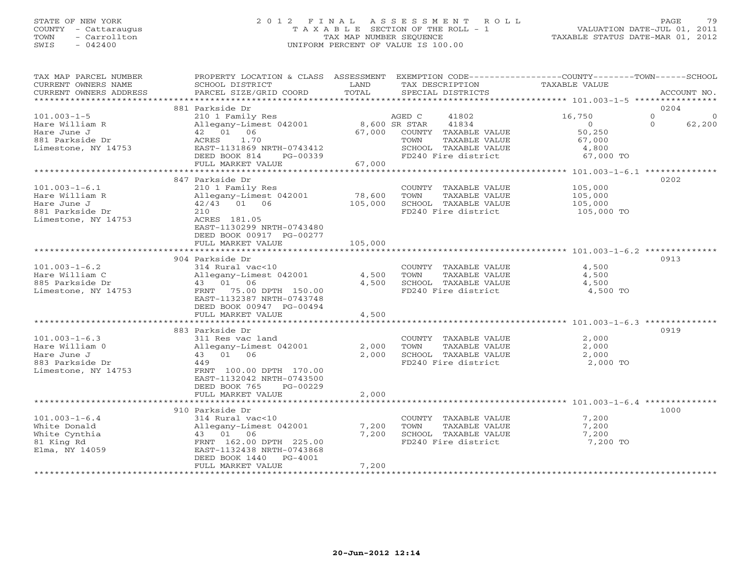STATE OF NEW YORK
COUNTY - Cattaraugus
TOWN - Carrollton
SWIS - 042400

2 0 1 2 F I N A L A S S E S S M E N T R O L L
T A X A B L E SECTION OF THE ROLL - 1
TAX MAP NUMBER SEQUENCE
UNIFORM PERCENT OF VALUE IS 100.00

VALUATION DATE-JUL 01, 2011
TAXABLE STATUS DATE-MAR 01, 2012

| TAX MAP PARCEL NUMBER / CURRENT OWNERS NAME / CURRENT OWNERS ADDRESS | PROPERTY LOCATION & CLASS / SCHOOL DISTRICT / PARCEL SIZE/GRID COORD | ASSESSMENT LAND | TOTAL | EXEMPTION CODE / TAX DESCRIPTION / SPECIAL DISTRICTS | COUNTY TAXABLE VALUE | TOWN | SCHOOL | ACCOUNT NO. |
|---|---|---|---|---|---|---|---|---|
| | 881 Parkside Dr | | | | | | | 0204 |
| 101.003-1-5 | 210 1 Family Res | | | AGED C 41802 | 16,750 | 0 | 0 | |
| Hare William R | Allegany-Limest 042001 | 8,600 | | SR STAR 41834 | 0 | 0 | 62,200 | |
| Hare June J | 42 01 06 | | 67,000 | COUNTY TAXABLE VALUE | 50,250 | | | |
| 881 Parkside Dr | ACRES 1.70 | | | TOWN TAXABLE VALUE | 67,000 | | | |
| Limestone, NY 14753 | EAST-1131869 NRTH-0743412 | | | SCHOOL TAXABLE VALUE | 4,800 | | | |
| | DEED BOOK 814 PG-00339 | | | FD240 Fire district | 67,000 TO | | | |
| | FULL MARKET VALUE | | 67,000 | | | | | |
| | 847 Parkside Dr | | | | | | | 0202 |
| 101.003-1-6.1 | 210 1 Family Res | | | COUNTY TAXABLE VALUE | 105,000 | | | |
| Hare William R | Allegany-Limest 042001 | 78,600 | | TOWN TAXABLE VALUE | 105,000 | | | |
| Hare June J | 42/43 01 06 | | 105,000 | SCHOOL TAXABLE VALUE | 105,000 | | | |
| 881 Parkside Dr | 210 | | | FD240 Fire district | 105,000 TO | | | |
| Limestone, NY 14753 | ACRES 181.05 | | | | | | | |
| | EAST-1130299 NRTH-0743480 | | | | | | | |
| | DEED BOOK 00917 PG-00277 | | | | | | | |
| | FULL MARKET VALUE | | 105,000 | | | | | |
| | 904 Parkside Dr | | | | | | | 0913 |
| 101.003-1-6.2 | 314 Rural vac<10 | | | COUNTY TAXABLE VALUE | 4,500 | | | |
| Hare William C | Allegany-Limest 042001 | 4,500 | | TOWN TAXABLE VALUE | 4,500 | | | |
| 885 Parkside Dr | 43 01 06 | | 4,500 | SCHOOL TAXABLE VALUE | 4,500 | | | |
| Limestone, NY 14753 | FRNT 75.00 DPTH 150.00 | | | FD240 Fire district | 4,500 TO | | | |
| | EAST-1132387 NRTH-0743748 | | | | | | | |
| | DEED BOOK 00947 PG-00494 | | | | | | | |
| | FULL MARKET VALUE | | 4,500 | | | | | |
| | 883 Parkside Dr | | | | | | | 0919 |
| 101.003-1-6.3 | 311 Res vac land | | | COUNTY TAXABLE VALUE | 2,000 | | | |
| Hare William O | Allegany-Limest 042001 | 2,000 | | TOWN TAXABLE VALUE | 2,000 | | | |
| Hare June J | 43 01 06 | | 2,000 | SCHOOL TAXABLE VALUE | 2,000 | | | |
| 883 Parkside Dr | 449 | | | FD240 Fire district | 2,000 TO | | | |
| Limestone, NY 14753 | FRNT 100.00 DPTH 170.00 | | | | | | | |
| | EAST-1132042 NRTH-0743500 | | | | | | | |
| | DEED BOOK 765 PG-00229 | | | | | | | |
| | FULL MARKET VALUE | | 2,000 | | | | | |
| | 910 Parkside Dr | | | | | | | 1000 |
| 101.003-1-6.4 | 314 Rural vac<10 | | | COUNTY TAXABLE VALUE | 7,200 | | | |
| White Donald | Allegany-Limest 042001 | 7,200 | | TOWN TAXABLE VALUE | 7,200 | | | |
| White Cynthia | 43 01 06 | | 7,200 | SCHOOL TAXABLE VALUE | 7,200 | | | |
| 81 King Rd | FRNT 162.00 DPTH 225.00 | | | FD240 Fire district | 7,200 TO | | | |
| Elma, NY 14059 | EAST-1132438 NRTH-0743868 | | | | | | | |
| | DEED BOOK 1440 PG-4001 | | | | | | | |
| | FULL MARKET VALUE | | 7,200 | | | | | |

20-Jun-2012 12:14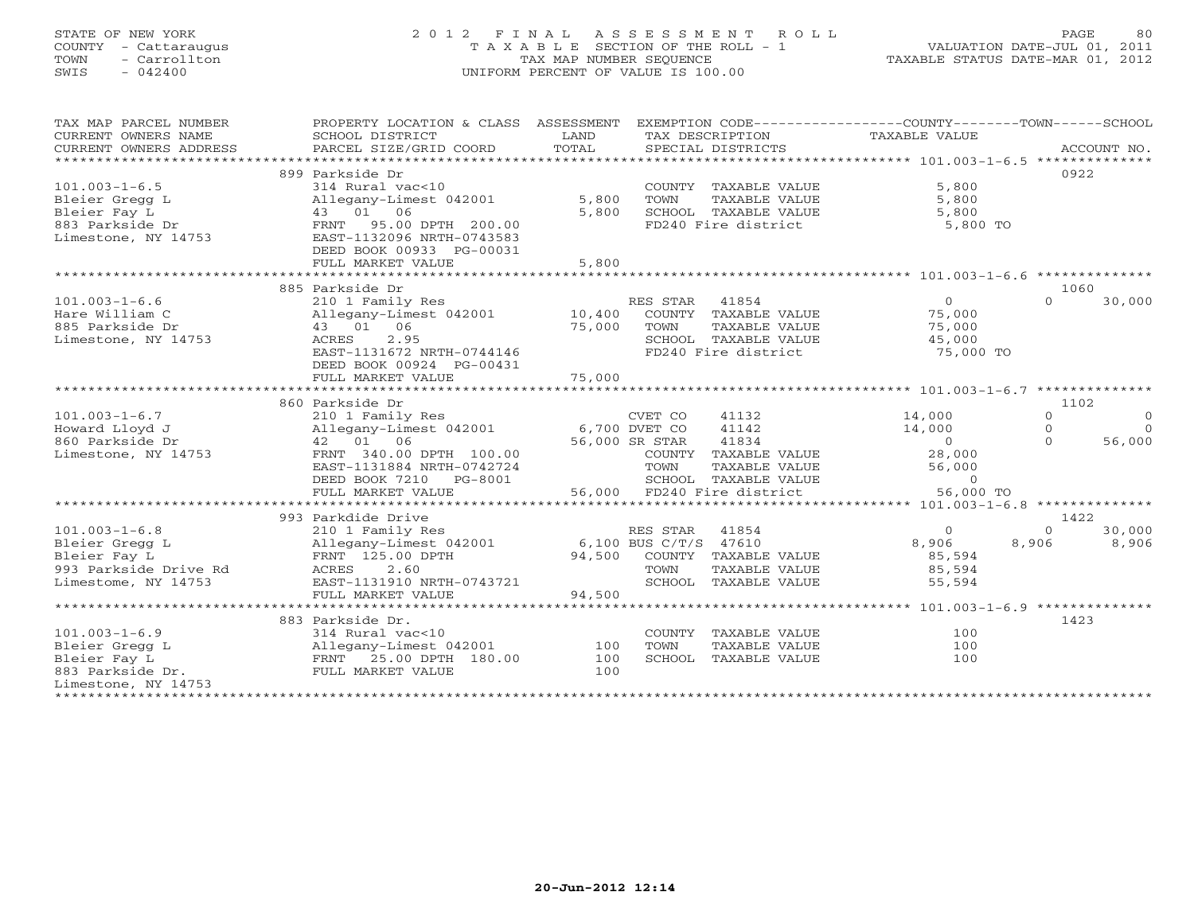STATE OF NEW YORK
COUNTY - Cattaraugus
TOWN - Carrollton
SWIS - 042400

# 2012 FINAL ASSESSMENT ROLL

TAXABLE SECTION OF THE ROLL - 1
TAX MAP NUMBER SEQUENCE
UNIFORM PERCENT OF VALUE IS 100.00

VALUATION DATE-JUL 01, 2011
TAXABLE STATUS DATE-MAR 01, 2012

| TAX MAP PARCEL NUMBER / CURRENT OWNERS NAME / CURRENT OWNERS ADDRESS | PROPERTY LOCATION & CLASS / SCHOOL DISTRICT / PARCEL SIZE/GRID COORD | ASSESSMENT LAND / TOTAL | EXEMPTION CODE / TAX DESCRIPTION / SPECIAL DISTRICTS | COUNTY TAXABLE VALUE | TOWN | SCHOOL | ACCOUNT NO. |
|---|---|---|---|---|---|---|---|
| 101.003-1-6.5 | 899 Parkside Dr | | | | | | 0922 |
| | 314 Rural vac<10 | | COUNTY TAXABLE VALUE | 5,800 | | | |
| Bleier Gregg L | Allegany-Limest 042001 | 5,800 | TOWN TAXABLE VALUE | 5,800 | | | |
| Bleier Fay L | 43 01 06 | 5,800 | SCHOOL TAXABLE VALUE | 5,800 | | | |
| 883 Parkside Dr | FRNT 95.00 DPTH 200.00 | | FD240 Fire district | 5,800 TO | | | |
| Limestone, NY 14753 | EAST-1132096 NRTH-0743583 | | | | | | |
| | DEED BOOK 00933 PG-00031 | | | | | | |
| | FULL MARKET VALUE | 5,800 | | | | | |
| 101.003-1-6.6 | 885 Parkside Dr | | | | | | 1060 |
| | 210 1 Family Res | | RES STAR 41854 | 0 | 0 | 30,000 | |
| Hare William C | Allegany-Limest 042001 | 10,400 | COUNTY TAXABLE VALUE | 75,000 | | | |
| 885 Parkside Dr | 43 01 06 | 75,000 | TOWN TAXABLE VALUE | 75,000 | | | |
| Limestone, NY 14753 | ACRES 2.95 | | SCHOOL TAXABLE VALUE | 45,000 | | | |
| | EAST-1131672 NRTH-0744146 | | FD240 Fire district | 75,000 TO | | | |
| | DEED BOOK 00924 PG-00431 | | | | | | |
| | FULL MARKET VALUE | 75,000 | | | | | |
| 101.003-1-6.7 | 860 Parkside Dr | | | | | | 1102 |
| | 210 1 Family Res | | CVET CO 41132 | 14,000 | 0 | 0 | |
| Howard Lloyd J | Allegany-Limest 042001 | 6,700 | DVET CO 41142 | 14,000 | 0 | 0 | |
| 860 Parkside Dr | 42 01 06 | 56,000 | SR STAR 41834 | 0 | 0 | 56,000 | |
| Limestone, NY 14753 | FRNT 340.00 DPTH 100.00 | | COUNTY TAXABLE VALUE | 28,000 | | | |
| | EAST-1131884 NRTH-0742724 | | TOWN TAXABLE VALUE | 56,000 | | | |
| | DEED BOOK 7210 PG-8001 | | SCHOOL TAXABLE VALUE | 0 | | | |
| | FULL MARKET VALUE | 56,000 | FD240 Fire district | 56,000 TO | | | |
| 101.003-1-6.8 | 993 Parkdide Drive | | | | | | 1422 |
| | 210 1 Family Res | | RES STAR 41854 | 0 | 0 | 30,000 | |
| Bleier Gregg L | Allegany-Limest 042001 | 6,100 | BUS C/T/S 47610 | 8,906 | 8,906 | 8,906 | |
| Bleier Fay L | FRNT 125.00 DPTH | 94,500 | COUNTY TAXABLE VALUE | 85,594 | | | |
| 993 Parkside Drive Rd | ACRES 2.60 | | TOWN TAXABLE VALUE | 85,594 | | | |
| Limestome, NY 14753 | EAST-1131910 NRTH-0743721 | | SCHOOL TAXABLE VALUE | 55,594 | | | |
| | FULL MARKET VALUE | 94,500 | | | | | |
| 101.003-1-6.9 | 883 Parkside Dr. | | | | | | 1423 |
| | 314 Rural vac<10 | | COUNTY TAXABLE VALUE | 100 | | | |
| Bleier Gregg L | Allegany-Limest 042001 | 100 | TOWN TAXABLE VALUE | 100 | | | |
| Bleier Fay L | FRNT 25.00 DPTH 180.00 | 100 | SCHOOL TAXABLE VALUE | 100 | | | |
| 883 Parkside Dr. | FULL MARKET VALUE | 100 | | | | | |
| Limestone, NY 14753 | | | | | | | |

20-Jun-2012 12:14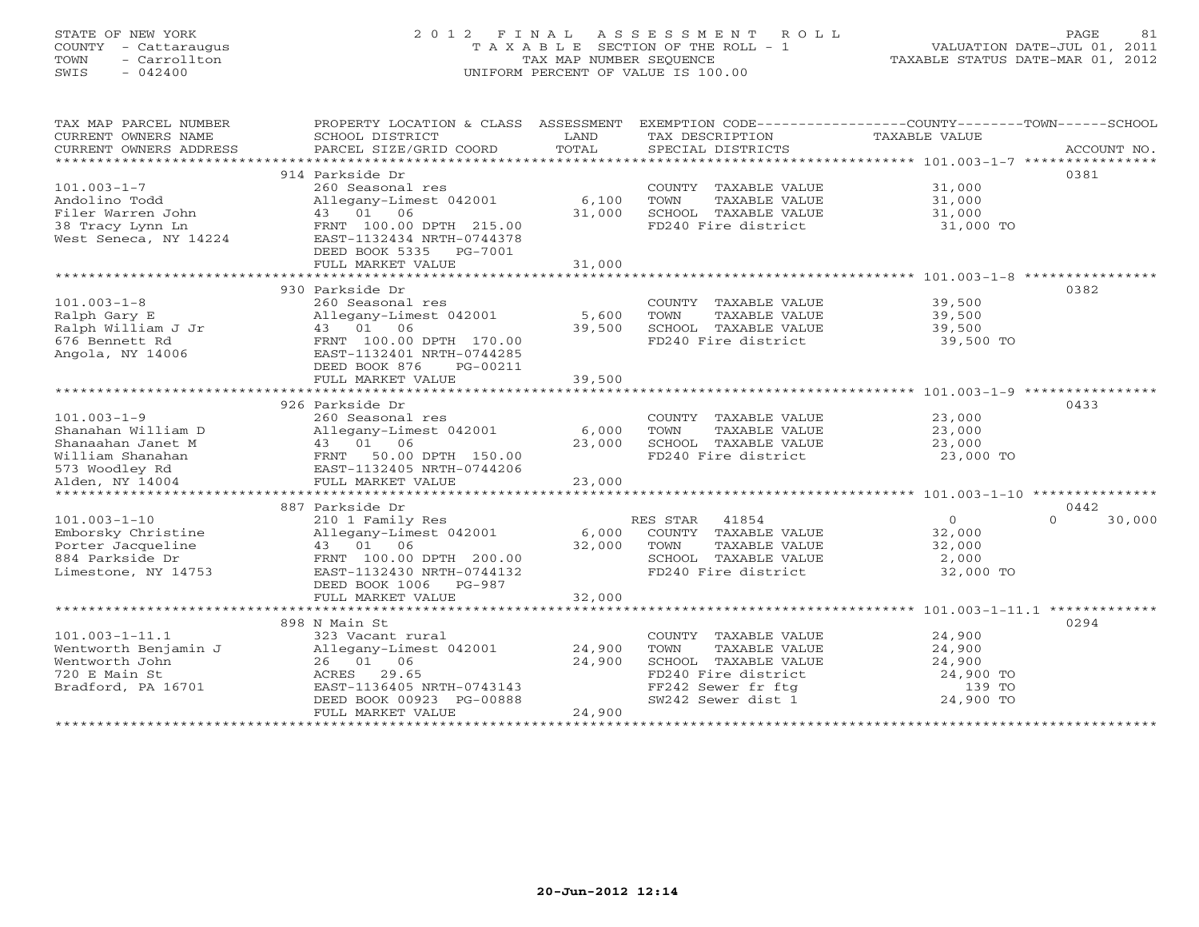STATE OF NEW YORK
COUNTY - Cattaraugus
TOWN - Carrollton
SWIS - 042400

# 2012 FINAL ASSESSMENT ROLL
TAXABLE SECTION OF THE ROLL - 1
TAX MAP NUMBER SEQUENCE
UNIFORM PERCENT OF VALUE IS 100.00

VALUATION DATE-JUL 01, 2011
TAXABLE STATUS DATE-MAR 01, 2012

| TAX MAP PARCEL NUMBER / CURRENT OWNERS NAME / CURRENT OWNERS ADDRESS | PROPERTY LOCATION & CLASS / SCHOOL DISTRICT / PARCEL SIZE/GRID COORD | ASSESSMENT LAND | TOTAL | EXEMPTION CODE / TAX DESCRIPTION / SPECIAL DISTRICTS | COUNTY / TOWN TAXABLE VALUE | SCHOOL | ACCOUNT NO. |
|---|---|---|---|---|---|---|---|
| 101.003-1-7 | 914 Parkside Dr | | | | | | 0381 |
| Andolino Todd | 260 Seasonal res | | | COUNTY TAXABLE VALUE | 31,000 | | |
| Filer Warren John | Allegany-Limest 042001 | 6,100 | | TOWN TAXABLE VALUE | 31,000 | | |
| 38 Tracy Lynn Ln | 43 01 06 | | 31,000 | SCHOOL TAXABLE VALUE | 31,000 | | |
| West Seneca, NY 14224 | FRNT 100.00 DPTH 215.00 | | | FD240 Fire district | 31,000 TO | | |
| | EAST-1132434 NRTH-0744378 | | | | | | |
| | DEED BOOK 5335 PG-7001 | | | | | | |
| | FULL MARKET VALUE | | 31,000 | | | | |
| 101.003-1-8 | 930 Parkside Dr | | | | | | 0382 |
| Ralph Gary E | 260 Seasonal res | | | COUNTY TAXABLE VALUE | 39,500 | | |
| Ralph William J Jr | Allegany-Limest 042001 | 5,600 | | TOWN TAXABLE VALUE | 39,500 | | |
| 676 Bennett Rd | 43 01 06 | | 39,500 | SCHOOL TAXABLE VALUE | 39,500 | | |
| Angola, NY 14006 | FRNT 100.00 DPTH 170.00 | | | FD240 Fire district | 39,500 TO | | |
| | EAST-1132401 NRTH-0744285 | | | | | | |
| | DEED BOOK 876 PG-00211 | | | | | | |
| | FULL MARKET VALUE | | 39,500 | | | | |
| 101.003-1-9 | 926 Parkside Dr | | | | | | 0433 |
| Shanahan William D | 260 Seasonal res | | | COUNTY TAXABLE VALUE | 23,000 | | |
| Shanaahan Janet M | Allegany-Limest 042001 | 6,000 | | TOWN TAXABLE VALUE | 23,000 | | |
| William Shanahan | 43 01 06 | | 23,000 | SCHOOL TAXABLE VALUE | 23,000 | | |
| 573 Woodley Rd | FRNT 50.00 DPTH 150.00 | | | FD240 Fire district | 23,000 TO | | |
| Alden, NY 14004 | EAST-1132405 NRTH-0744206 | | | | | | |
| | FULL MARKET VALUE | | 23,000 | | | | |
| 101.003-1-10 | 887 Parkside Dr | | | | | | 0442 |
| Emborsky Christine | 210 1 Family Res | | | RES STAR 41854 | 0 | 0 | 30,000 |
| Porter Jacqueline | Allegany-Limest 042001 | 6,000 | | COUNTY TAXABLE VALUE | 32,000 | | |
| 884 Parkside Dr | 43 01 06 | | 32,000 | TOWN TAXABLE VALUE | 32,000 | | |
| Limestone, NY 14753 | FRNT 100.00 DPTH 200.00 | | | SCHOOL TAXABLE VALUE | 2,000 | | |
| | EAST-1132430 NRTH-0744132 | | | FD240 Fire district | 32,000 TO | | |
| | DEED BOOK 1006 PG-987 | | | | | | |
| | FULL MARKET VALUE | | 32,000 | | | | |
| 101.003-1-11.1 | 898 N Main St | | | | | | 0294 |
| Wentworth Benjamin J | 323 Vacant rural | | | COUNTY TAXABLE VALUE | 24,900 | | |
| Wentworth John | Allegany-Limest 042001 | 24,900 | | TOWN TAXABLE VALUE | 24,900 | | |
| 720 E Main St | 26 01 06 | | 24,900 | SCHOOL TAXABLE VALUE | 24,900 | | |
| Bradford, PA 16701 | ACRES 29.65 | | | FD240 Fire district | 24,900 TO | | |
| | EAST-1136405 NRTH-0743143 | | | FF242 Sewer fr ftg | 139 TO | | |
| | DEED BOOK 00923 PG-00888 | | | SW242 Sewer dist 1 | 24,900 TO | | |
| | FULL MARKET VALUE | | 24,900 | | | | |

20-Jun-2012 12:14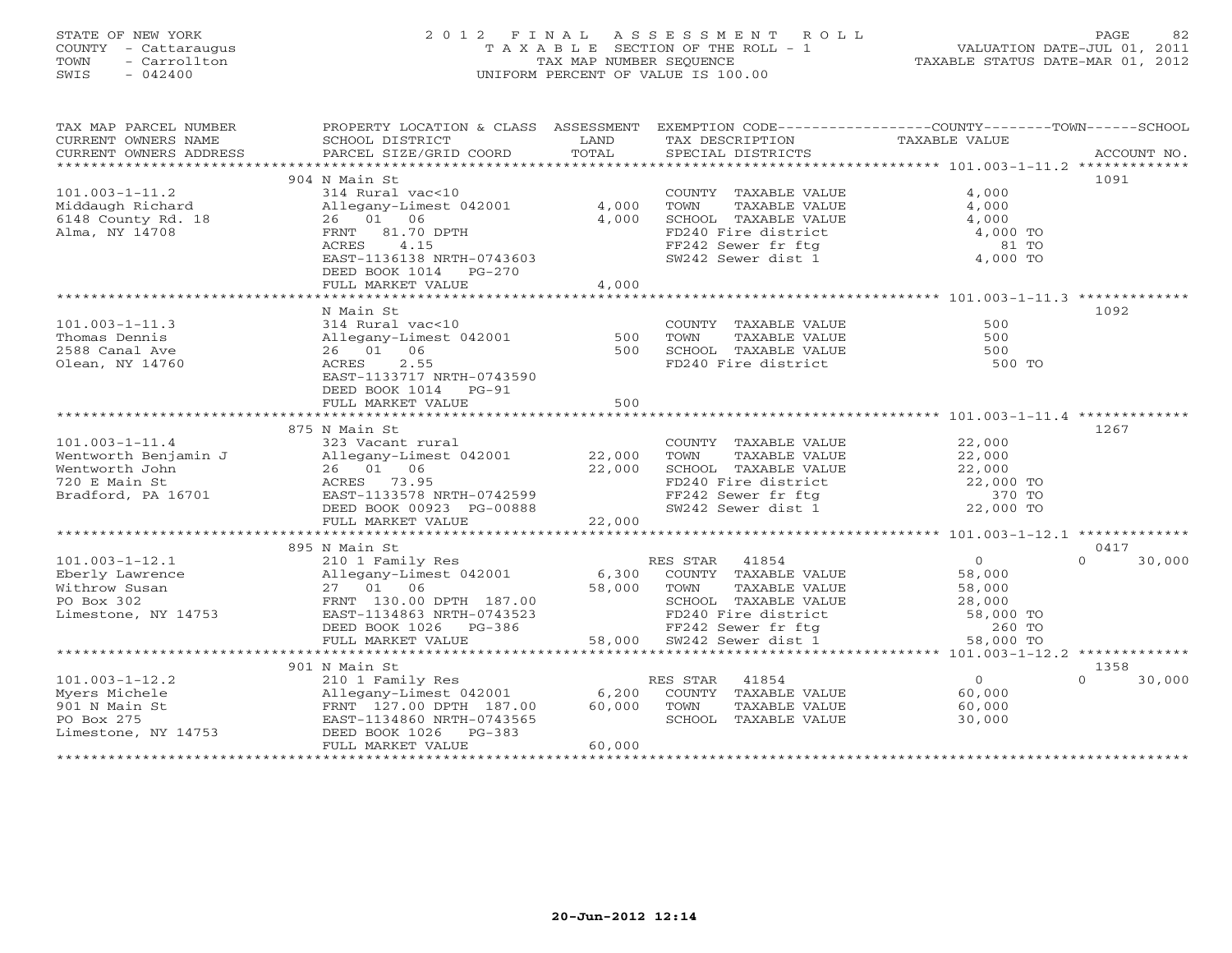STATE OF NEW YORK
COUNTY - Cattaraugus
TOWN - Carrollton
SWIS - 042400

2 0 1 2 F I N A L A S S E S S M E N T R O L L
T A X A B L E SECTION OF THE ROLL - 1
TAX MAP NUMBER SEQUENCE
UNIFORM PERCENT OF VALUE IS 100.00

VALUATION DATE-JUL 01, 2011
TAXABLE STATUS DATE-MAR 01, 2012

| TAX MAP PARCEL NUMBER / CURRENT OWNERS NAME / CURRENT OWNERS ADDRESS | PROPERTY LOCATION & CLASS / SCHOOL DISTRICT / PARCEL SIZE/GRID COORD | ASSESSMENT LAND / TOTAL | EXEMPTION CODE / TAX DESCRIPTION / SPECIAL DISTRICTS | COUNTY / TOWN / SCHOOL TAXABLE VALUE | ACCOUNT NO. |
|---|---|---|---|---|---|
| **101.003-1-11.2** | 904 N Main St | | | | 1091 |
| 101.003-1-11.2 | 314 Rural vac<10 | | COUNTY TAXABLE VALUE | 4,000 | |
| Middaugh Richard | Allegany-Limest 042001 | 4,000 | TOWN TAXABLE VALUE | 4,000 | |
| 6148 County Rd. 18 | 26 01 06 | 4,000 | SCHOOL TAXABLE VALUE | 4,000 | |
| Alma, NY 14708 | FRNT 81.70 DPTH | | FD240 Fire district | 4,000 TO | |
| | ACRES 4.15 | | FF242 Sewer fr ftg | 81 TO | |
| | EAST-1136138 NRTH-0743603 | | SW242 Sewer dist 1 | 4,000 TO | |
| | DEED BOOK 1014 PG-270 | | | | |
| | FULL MARKET VALUE | 4,000 | | | |
| **101.003-1-11.3** | N Main St | | | | 1092 |
| 101.003-1-11.3 | 314 Rural vac<10 | | COUNTY TAXABLE VALUE | 500 | |
| Thomas Dennis | Allegany-Limest 042001 | 500 | TOWN TAXABLE VALUE | 500 | |
| 2588 Canal Ave | 26 01 06 | 500 | SCHOOL TAXABLE VALUE | 500 | |
| Olean, NY 14760 | ACRES 2.55 | | FD240 Fire district | 500 TO | |
| | EAST-1133717 NRTH-0743590 | | | | |
| | DEED BOOK 1014 PG-91 | | | | |
| | FULL MARKET VALUE | 500 | | | |
| **101.003-1-11.4** | 875 N Main St | | | | 1267 |
| 101.003-1-11.4 | 323 Vacant rural | | COUNTY TAXABLE VALUE | 22,000 | |
| Wentworth Benjamin J | Allegany-Limest 042001 | 22,000 | TOWN TAXABLE VALUE | 22,000 | |
| Wentworth John | 26 01 06 | 22,000 | SCHOOL TAXABLE VALUE | 22,000 | |
| 720 E Main St | ACRES 73.95 | | FD240 Fire district | 22,000 TO | |
| Bradford, PA 16701 | EAST-1133578 NRTH-0742599 | | FF242 Sewer fr ftg | 370 TO | |
| | DEED BOOK 00923 PG-00888 | | SW242 Sewer dist 1 | 22,000 TO | |
| | FULL MARKET VALUE | 22,000 | | | |
| **101.003-1-12.1** | 895 N Main St | | | | 0417 |
| 101.003-1-12.1 | 210 1 Family Res | | RES STAR 41854 | 0 / 0 / 30,000 | |
| Eberly Lawrence | Allegany-Limest 042001 | 6,300 | COUNTY TAXABLE VALUE | 58,000 | |
| Withrow Susan | 27 01 06 | 58,000 | TOWN TAXABLE VALUE | 58,000 | |
| PO Box 302 | FRNT 130.00 DPTH 187.00 | | SCHOOL TAXABLE VALUE | 28,000 | |
| Limestone, NY 14753 | EAST-1134863 NRTH-0743523 | | FD240 Fire district | 58,000 TO | |
| | DEED BOOK 1026 PG-386 | | FF242 Sewer fr ftg | 260 TO | |
| | FULL MARKET VALUE | 58,000 | SW242 Sewer dist 1 | 58,000 TO | |
| **101.003-1-12.2** | 901 N Main St | | | | 1358 |
| 101.003-1-12.2 | 210 1 Family Res | | RES STAR 41854 | 0 / 0 / 30,000 | |
| Myers Michele | Allegany-Limest 042001 | 6,200 | COUNTY TAXABLE VALUE | 60,000 | |
| 901 N Main St | FRNT 127.00 DPTH 187.00 | 60,000 | TOWN TAXABLE VALUE | 60,000 | |
| PO Box 275 | EAST-1134860 NRTH-0743565 | | SCHOOL TAXABLE VALUE | 30,000 | |
| Limestone, NY 14753 | DEED BOOK 1026 PG-383 | | | | |
| | FULL MARKET VALUE | 60,000 | | | |

20-Jun-2012 12:14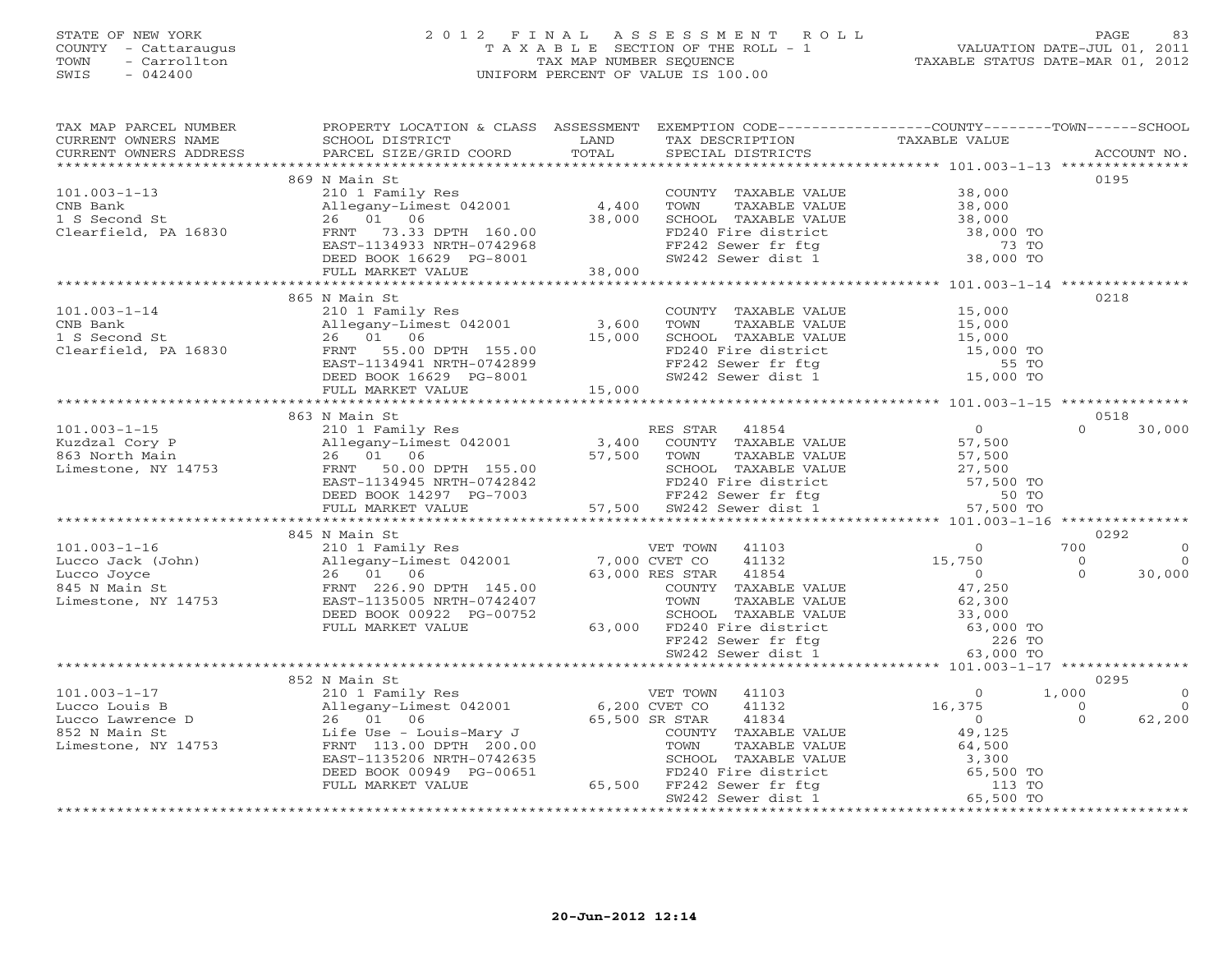STATE OF NEW YORK
COUNTY - Cattaraugus
TOWN - Carrollton
SWIS - 042400

# 2012 FINAL ASSESSMENT ROLL

TAXABLE SECTION OF THE ROLL - 1
TAX MAP NUMBER SEQUENCE
UNIFORM PERCENT OF VALUE IS 100.00

VALUATION DATE-JUL 01, 2011
TAXABLE STATUS DATE-MAR 01, 2012

| TAX MAP PARCEL NUMBER / CURRENT OWNERS NAME / CURRENT OWNERS ADDRESS | PROPERTY LOCATION & CLASS / SCHOOL DISTRICT / PARCEL SIZE/GRID COORD | ASSESSMENT LAND | TOTAL | EXEMPTION CODE / TAX DESCRIPTION / SPECIAL DISTRICTS | COUNTY TAXABLE VALUE | TOWN | SCHOOL | ACCOUNT NO. |
|---|---|---|---|---|---|---|---|---|
| 101.003-1-13 | 869 N Main St | | | | | | | 0195 |
| CNB Bank | 210 1 Family Res | | | COUNTY TAXABLE VALUE | 38,000 | | | |
| 1 S Second St | Allegany-Limest 042001 | 4,400 | | TOWN TAXABLE VALUE | 38,000 | | | |
| Clearfield, PA 16830 | 26 01 06 | | 38,000 | SCHOOL TAXABLE VALUE | 38,000 | | | |
| | FRNT 73.33 DPTH 160.00 | | | FD240 Fire district | 38,000 TO | | | |
| | EAST-1134933 NRTH-0742968 | | | FF242 Sewer fr ftg | 73 TO | | | |
| | DEED BOOK 16629 PG-8001 | | | SW242 Sewer dist 1 | 38,000 TO | | | |
| | FULL MARKET VALUE | | 38,000 | | | | | |
| 101.003-1-14 | 865 N Main St | | | | | | | 0218 |
| CNB Bank | 210 1 Family Res | | | COUNTY TAXABLE VALUE | 15,000 | | | |
| 1 S Second St | Allegany-Limest 042001 | 3,600 | | TOWN TAXABLE VALUE | 15,000 | | | |
| Clearfield, PA 16830 | 26 01 06 | | 15,000 | SCHOOL TAXABLE VALUE | 15,000 | | | |
| | FRNT 55.00 DPTH 155.00 | | | FD240 Fire district | 15,000 TO | | | |
| | EAST-1134941 NRTH-0742899 | | | FF242 Sewer fr ftg | 55 TO | | | |
| | DEED BOOK 16629 PG-8001 | | | SW242 Sewer dist 1 | 15,000 TO | | | |
| | FULL MARKET VALUE | | 15,000 | | | | | |
| 101.003-1-15 | 863 N Main St | | | | | | | 0518 |
| Kuzdzal Cory P | 210 1 Family Res | | | RES STAR 41854 | 0 | 0 | 30,000 | |
| 863 North Main | Allegany-Limest 042001 | 3,400 | | COUNTY TAXABLE VALUE | 57,500 | | | |
| Limestone, NY 14753 | 26 01 06 | | 57,500 | TOWN TAXABLE VALUE | 57,500 | | | |
| | FRNT 50.00 DPTH 155.00 | | | SCHOOL TAXABLE VALUE | 27,500 | | | |
| | EAST-1134945 NRTH-0742842 | | | FD240 Fire district | 57,500 TO | | | |
| | DEED BOOK 14297 PG-7003 | | | FF242 Sewer fr ftg | 50 TO | | | |
| | FULL MARKET VALUE | | 57,500 | SW242 Sewer dist 1 | 57,500 TO | | | |
| 101.003-1-16 | 845 N Main St | | | | | | | 0292 |
| Lucco Jack (John) | 210 1 Family Res | | | VET TOWN 41103 | 0 | 700 | 0 | |
| Lucco Joyce | Allegany-Limest 042001 | 7,000 | | CVET CO 41132 | 15,750 | 0 | 0 | |
| 845 N Main St | 26 01 06 | | 63,000 | RES STAR 41854 | 0 | 0 | 30,000 | |
| Limestone, NY 14753 | FRNT 226.90 DPTH 145.00 | | | COUNTY TAXABLE VALUE | 47,250 | | | |
| | EAST-1135005 NRTH-0742407 | | | TOWN TAXABLE VALUE | 62,300 | | | |
| | DEED BOOK 00922 PG-00752 | | | SCHOOL TAXABLE VALUE | 33,000 | | | |
| | FULL MARKET VALUE | | 63,000 | FD240 Fire district | 63,000 TO | | | |
| | | | | FF242 Sewer fr ftg | 226 TO | | | |
| | | | | SW242 Sewer dist 1 | 63,000 TO | | | |
| 101.003-1-17 | 852 N Main St | | | | | | | 0295 |
| Lucco Louis B | 210 1 Family Res | | | VET TOWN 41103 | 0 | 1,000 | 0 | |
| Lucco Lawrence D | Allegany-Limest 042001 | 6,200 | | CVET CO 41132 | 16,375 | 0 | 0 | |
| 852 N Main St | 26 01 06 | | 65,500 | SR STAR 41834 | 0 | 0 | 62,200 | |
| Limestone, NY 14753 | Life Use - Louis-Mary J | | | COUNTY TAXABLE VALUE | 49,125 | | | |
| | FRNT 113.00 DPTH 200.00 | | | TOWN TAXABLE VALUE | 64,500 | | | |
| | EAST-1135206 NRTH-0742635 | | | SCHOOL TAXABLE VALUE | 3,300 | | | |
| | DEED BOOK 00949 PG-00651 | | | FD240 Fire district | 65,500 TO | | | |
| | FULL MARKET VALUE | | 65,500 | FF242 Sewer fr ftg | 113 TO | | | |
| | | | | SW242 Sewer dist 1 | 65,500 TO | | | |

20-Jun-2012 12:14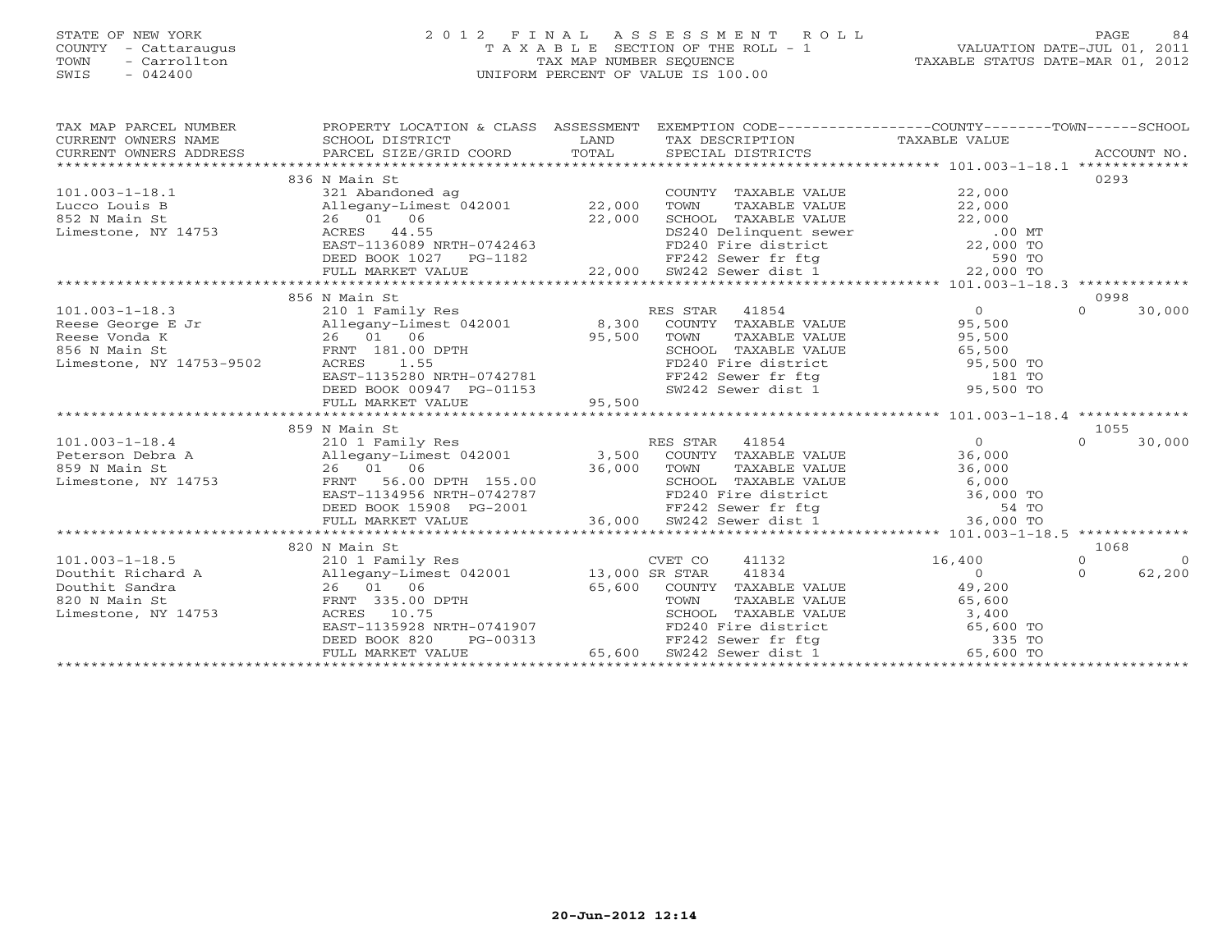STATE OF NEW YORK
COUNTY - Cattaraugus
TOWN - Carrollton
SWIS - 042400

# 2012 FINAL ASSESSMENT ROLL

TAXABLE SECTION OF THE ROLL - 1
TAX MAP NUMBER SEQUENCE
UNIFORM PERCENT OF VALUE IS 100.00

VALUATION DATE-JUL 01, 2011
TAXABLE STATUS DATE-MAR 01, 2012

| TAX MAP PARCEL NUMBER / CURRENT OWNERS NAME / CURRENT OWNERS ADDRESS | PROPERTY LOCATION & CLASS / SCHOOL DISTRICT / PARCEL SIZE/GRID COORD | ASSESSMENT LAND | TOTAL | EXEMPTION CODE / TAX DESCRIPTION / SPECIAL DISTRICTS | COUNTY TAXABLE VALUE | TOWN | SCHOOL | ACCOUNT NO. |
|---|---|---|---|---|---|---|---|---|
| | 836 N Main St | | | | | | | 0293 |
| 101.003-1-18.1 | 321 Abandoned ag | | | COUNTY TAXABLE VALUE | 22,000 | | | |
| Lucco Louis B | Allegany-Limest 042001 | 22,000 | | TOWN TAXABLE VALUE | 22,000 | | | |
| 852 N Main St | 26 01 06 | | 22,000 | SCHOOL TAXABLE VALUE | 22,000 | | | |
| Limestone, NY 14753 | ACRES 44.55 | | | DS240 Delinquent sewer | .00 MT | | | |
| | EAST-1136089 NRTH-0742463 | | | FD240 Fire district | 22,000 TO | | | |
| | DEED BOOK 1027 PG-1182 | | | FF242 Sewer fr ftg | 590 TO | | | |
| | FULL MARKET VALUE | | 22,000 | SW242 Sewer dist 1 | 22,000 TO | | | |
| | 856 N Main St | | | | | | | 0998 |
| 101.003-1-18.3 | 210 1 Family Res | | | RES STAR 41854 | 0 | 0 | 30,000 | |
| Reese George E Jr | Allegany-Limest 042001 | 8,300 | | COUNTY TAXABLE VALUE | 95,500 | | | |
| Reese Vonda K | 26 01 06 | | 95,500 | TOWN TAXABLE VALUE | 95,500 | | | |
| 856 N Main St | FRNT 181.00 DPTH | | | SCHOOL TAXABLE VALUE | 65,500 | | | |
| Limestone, NY 14753-9502 | ACRES 1.55 | | | FD240 Fire district | 95,500 TO | | | |
| | EAST-1135280 NRTH-0742781 | | | FF242 Sewer fr ftg | 181 TO | | | |
| | DEED BOOK 00947 PG-01153 | | | SW242 Sewer dist 1 | 95,500 TO | | | |
| | FULL MARKET VALUE | | 95,500 | | | | | |
| | 859 N Main St | | | | | | | 1055 |
| 101.003-1-18.4 | 210 1 Family Res | | | RES STAR 41854 | 0 | 0 | 30,000 | |
| Peterson Debra A | Allegany-Limest 042001 | 3,500 | | COUNTY TAXABLE VALUE | 36,000 | | | |
| 859 N Main St | 26 01 06 | | 36,000 | TOWN TAXABLE VALUE | 36,000 | | | |
| Limestone, NY 14753 | FRNT 56.00 DPTH 155.00 | | | SCHOOL TAXABLE VALUE | 6,000 | | | |
| | EAST-1134956 NRTH-0742787 | | | FD240 Fire district | 36,000 TO | | | |
| | DEED BOOK 15908 PG-2001 | | | FF242 Sewer fr ftg | 54 TO | | | |
| | FULL MARKET VALUE | | 36,000 | SW242 Sewer dist 1 | 36,000 TO | | | |
| | 820 N Main St | | | | | | | 1068 |
| 101.003-1-18.5 | 210 1 Family Res | | | CVET CO 41132 | 16,400 | 0 | 0 | |
| Douthit Richard A | Allegany-Limest 042001 | 13,000 | | SR STAR 41834 | 0 | 0 | 62,200 | |
| Douthit Sandra | 26 01 06 | | 65,600 | COUNTY TAXABLE VALUE | 49,200 | | | |
| 820 N Main St | FRNT 335.00 DPTH | | | TOWN TAXABLE VALUE | 65,600 | | | |
| Limestone, NY 14753 | ACRES 10.75 | | | SCHOOL TAXABLE VALUE | 3,400 | | | |
| | EAST-1135928 NRTH-0741907 | | | FD240 Fire district | 65,600 TO | | | |
| | DEED BOOK 820 PG-00313 | | | FF242 Sewer fr ftg | 335 TO | | | |
| | FULL MARKET VALUE | | 65,600 | SW242 Sewer dist 1 | 65,600 TO | | | |

20-Jun-2012 12:14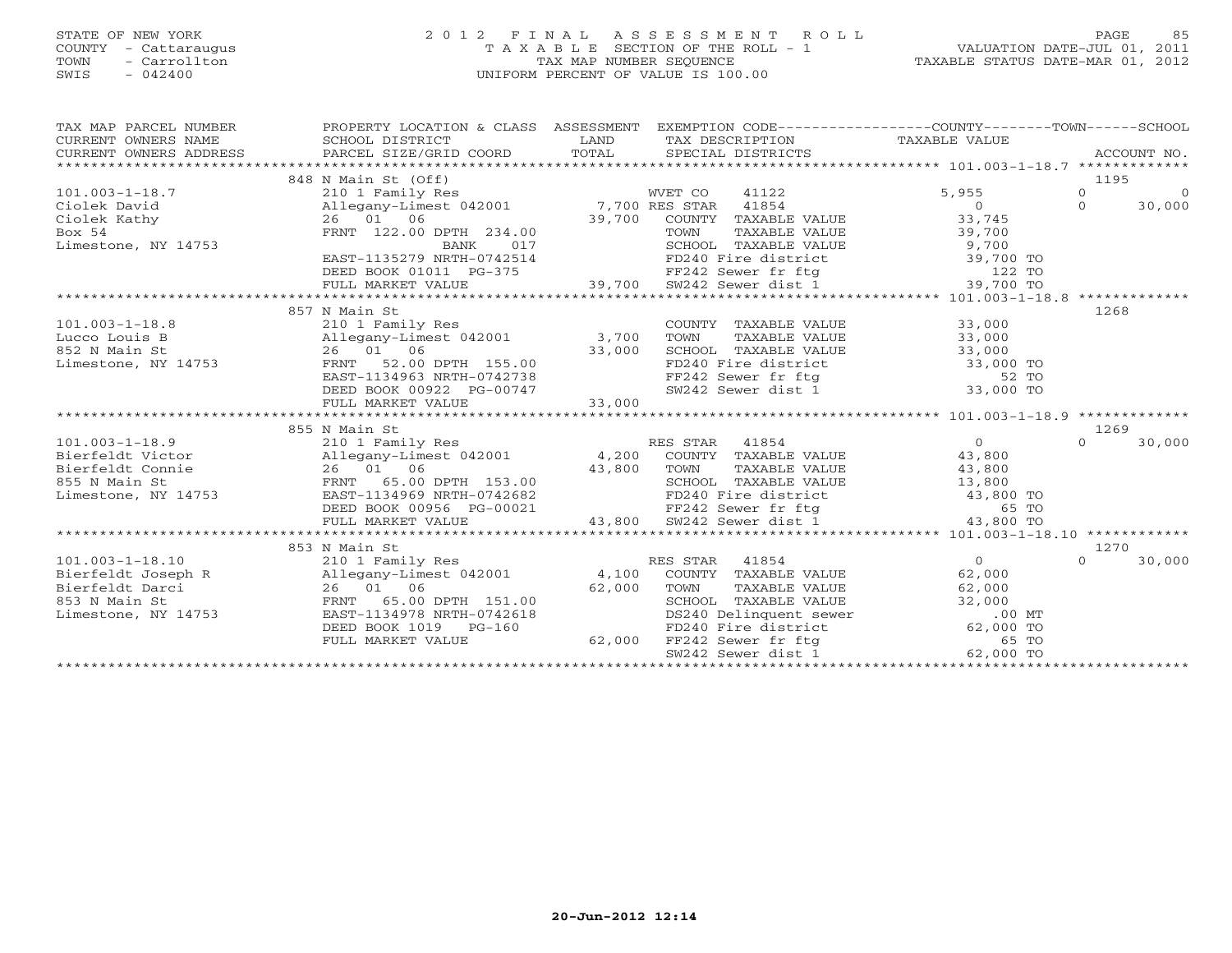STATE OF NEW YORK
COUNTY - Cattaraugus
TOWN - Carrollton
SWIS - 042400

# 2012 FINAL ASSESSMENT ROLL
TAXABLE SECTION OF THE ROLL - 1
TAX MAP NUMBER SEQUENCE
UNIFORM PERCENT OF VALUE IS 100.00

VALUATION DATE-JUL 01, 2011
TAXABLE STATUS DATE-MAR 01, 2012

| TAX MAP PARCEL NUMBER / CURRENT OWNERS NAME / CURRENT OWNERS ADDRESS | PROPERTY LOCATION & CLASS / SCHOOL DISTRICT / PARCEL SIZE/GRID COORD | ASSESSMENT LAND / TOTAL | EXEMPTION CODE / TAX DESCRIPTION / SPECIAL DISTRICTS | COUNTY TAXABLE VALUE | TOWN | SCHOOL | ACCOUNT NO. |
|---|---|---|---|---|---|---|---|
| **101.003-1-18.7** | 848 N Main St (Off) | | | | | | 1195 |
| | 210 1 Family Res | | WVET CO 41122 | 5,955 | 0 | 0 | |
| Ciolek David | Allegany-Limest 042001 | 7,700 | RES STAR 41854 | 0 | 0 | 30,000 | |
| Ciolek Kathy | 26 01 06 | 39,700 | COUNTY TAXABLE VALUE | 33,745 | | | |
| Box 54 | FRNT 122.00 DPTH 234.00 | | TOWN TAXABLE VALUE | 39,700 | | | |
| Limestone, NY 14753 | BANK 017 | | SCHOOL TAXABLE VALUE | 9,700 | | | |
| | EAST-1135279 NRTH-0742514 | | FD240 Fire district | 39,700 TO | | | |
| | DEED BOOK 01011 PG-375 | | FF242 Sewer fr ftg | 122 TO | | | |
| | FULL MARKET VALUE | 39,700 | SW242 Sewer dist 1 | 39,700 TO | | | |
| **101.003-1-18.8** | 857 N Main St | | | | | | 1268 |
| | 210 1 Family Res | | COUNTY TAXABLE VALUE | 33,000 | | | |
| Lucco Louis B | Allegany-Limest 042001 | 3,700 | TOWN TAXABLE VALUE | 33,000 | | | |
| 852 N Main St | 26 01 06 | 33,000 | SCHOOL TAXABLE VALUE | 33,000 | | | |
| Limestone, NY 14753 | FRNT 52.00 DPTH 155.00 | | FD240 Fire district | 33,000 TO | | | |
| | EAST-1134963 NRTH-0742738 | | FF242 Sewer fr ftg | 52 TO | | | |
| | DEED BOOK 00922 PG-00747 | | SW242 Sewer dist 1 | 33,000 TO | | | |
| | FULL MARKET VALUE | 33,000 | | | | | |
| **101.003-1-18.9** | 855 N Main St | | | | | | 1269 |
| | 210 1 Family Res | | RES STAR 41854 | 0 | 0 | 30,000 | |
| Bierfeldt Victor | Allegany-Limest 042001 | 4,200 | COUNTY TAXABLE VALUE | 43,800 | | | |
| Bierfeldt Connie | 26 01 06 | 43,800 | TOWN TAXABLE VALUE | 43,800 | | | |
| 855 N Main St | FRNT 65.00 DPTH 153.00 | | SCHOOL TAXABLE VALUE | 13,800 | | | |
| Limestone, NY 14753 | EAST-1134969 NRTH-0742682 | | FD240 Fire district | 43,800 TO | | | |
| | DEED BOOK 00956 PG-00021 | | FF242 Sewer fr ftg | 65 TO | | | |
| | FULL MARKET VALUE | 43,800 | SW242 Sewer dist 1 | 43,800 TO | | | |
| **101.003-1-18.10** | 853 N Main St | | | | | | 1270 |
| | 210 1 Family Res | | RES STAR 41854 | 0 | 0 | 30,000 | |
| Bierfeldt Joseph R | Allegany-Limest 042001 | 4,100 | COUNTY TAXABLE VALUE | 62,000 | | | |
| Bierfeldt Darci | 26 01 06 | 62,000 | TOWN TAXABLE VALUE | 62,000 | | | |
| 853 N Main St | FRNT 65.00 DPTH 151.00 | | SCHOOL TAXABLE VALUE | 32,000 | | | |
| Limestone, NY 14753 | EAST-1134978 NRTH-0742618 | | DS240 Delinquent sewer | .00 MT | | | |
| | DEED BOOK 1019 PG-160 | | FD240 Fire district | 62,000 TO | | | |
| | FULL MARKET VALUE | 62,000 | FF242 Sewer fr ftg | 65 TO | | | |
| | | | SW242 Sewer dist 1 | 62,000 TO | | | |

20-Jun-2012 12:14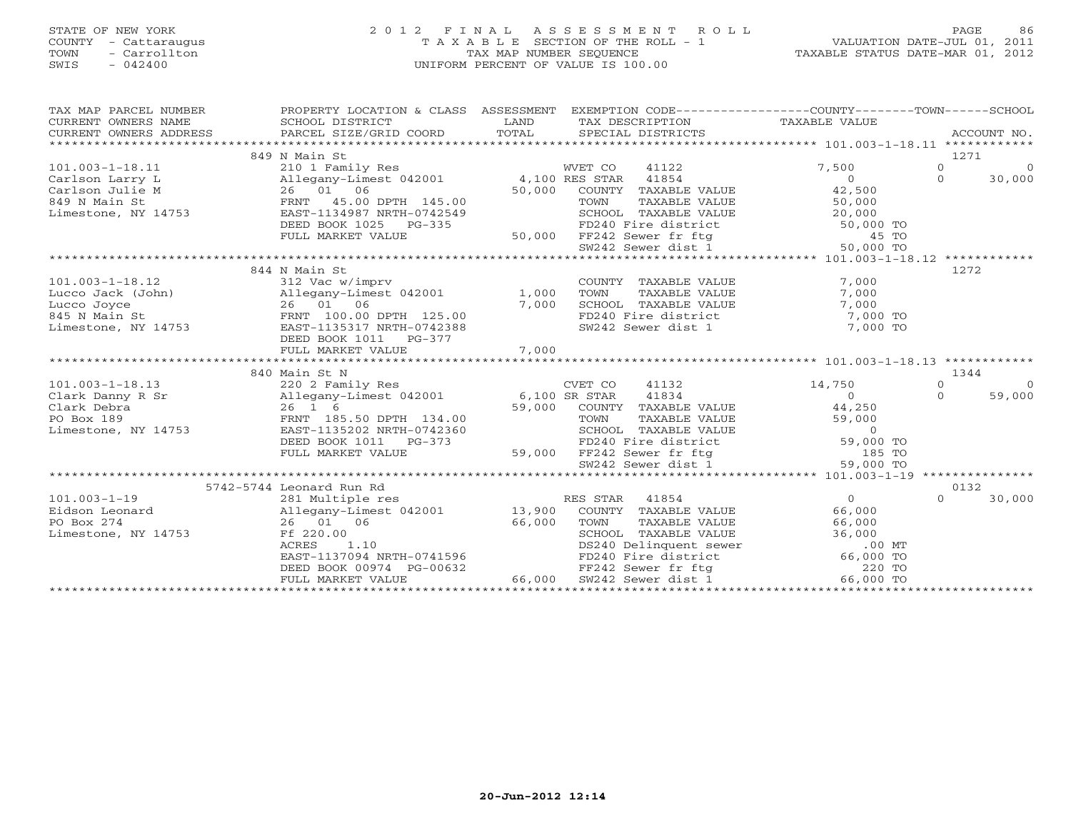STATE OF NEW YORK
COUNTY - Cattaraugus
TOWN - Carrollton
SWIS - 042400

2012 FINAL ASSESSMENT ROLL
TAXABLE SECTION OF THE ROLL - 1
TAX MAP NUMBER SEQUENCE
UNIFORM PERCENT OF VALUE IS 100.00

VALUATION DATE-JUL 01, 2011
TAXABLE STATUS DATE-MAR 01, 2012

| TAX MAP PARCEL NUMBER / CURRENT OWNERS NAME / CURRENT OWNERS ADDRESS | PROPERTY LOCATION & CLASS / SCHOOL DISTRICT / PARCEL SIZE/GRID COORD | ASSESSMENT LAND / TOTAL | EXEMPTION CODE / TAX DESCRIPTION / SPECIAL DISTRICTS | COUNTY TAXABLE VALUE | TOWN | SCHOOL / ACCOUNT NO. |
|---|---|---|---|---|---|---|
| | 849 N Main St | | | | | 1271 |
| 101.003-1-18.11 | 210 1 Family Res | | WVET CO 41122 | 7,500 | 0 | 0 |
| Carlson Larry L | Allegany-Limest 042001 | 4,100 | RES STAR 41854 | 0 | 0 | 30,000 |
| Carlson Julie M | 26 01 06 | 50,000 | COUNTY TAXABLE VALUE | 42,500 | | |
| 849 N Main St | FRNT 45.00 DPTH 145.00 | | TOWN TAXABLE VALUE | 50,000 | | |
| Limestone, NY 14753 | EAST-1134987 NRTH-0742549 | | SCHOOL TAXABLE VALUE | 20,000 | | |
| | DEED BOOK 1025 PG-335 | | FD240 Fire district | 50,000 TO | | |
| | FULL MARKET VALUE | 50,000 | FF242 Sewer fr ftg | 45 TO | | |
| | | | SW242 Sewer dist 1 | 50,000 TO | | |
| | 844 N Main St | | | | | 1272 |
| 101.003-1-18.12 | 312 Vac w/imprv | | COUNTY TAXABLE VALUE | 7,000 | | |
| Lucco Jack (John) | Allegany-Limest 042001 | 1,000 | TOWN TAXABLE VALUE | 7,000 | | |
| Lucco Joyce | 26 01 06 | 7,000 | SCHOOL TAXABLE VALUE | 7,000 | | |
| 845 N Main St | FRNT 100.00 DPTH 125.00 | | FD240 Fire district | 7,000 TO | | |
| Limestone, NY 14753 | EAST-1135317 NRTH-0742388 | | SW242 Sewer dist 1 | 7,000 TO | | |
| | DEED BOOK 1011 PG-377 | | | | | |
| | FULL MARKET VALUE | 7,000 | | | | |
| | 840 Main St N | | | | | 1344 |
| 101.003-1-18.13 | 220 2 Family Res | | CVET CO 41132 | 14,750 | 0 | 0 |
| Clark Danny R Sr | Allegany-Limest 042001 | 6,100 | SR STAR 41834 | 0 | 0 | 59,000 |
| Clark Debra | 26 1 6 | 59,000 | COUNTY TAXABLE VALUE | 44,250 | | |
| PO Box 189 | FRNT 185.50 DPTH 134.00 | | TOWN TAXABLE VALUE | 59,000 | | |
| Limestone, NY 14753 | EAST-1135202 NRTH-0742360 | | SCHOOL TAXABLE VALUE | 0 | | |
| | DEED BOOK 1011 PG-373 | | FD240 Fire district | 59,000 TO | | |
| | FULL MARKET VALUE | 59,000 | FF242 Sewer fr ftg | 185 TO | | |
| | | | SW242 Sewer dist 1 | 59,000 TO | | |
| | 5742-5744 Leonard Run Rd | | | | | 0132 |
| 101.003-1-19 | 281 Multiple res | | RES STAR 41854 | 0 | 0 | 30,000 |
| Eidson Leonard | Allegany-Limest 042001 | 13,900 | COUNTY TAXABLE VALUE | 66,000 | | |
| PO Box 274 | 26 01 06 | 66,000 | TOWN TAXABLE VALUE | 66,000 | | |
| Limestone, NY 14753 | Ff 220.00 | | SCHOOL TAXABLE VALUE | 36,000 | | |
| | ACRES 1.10 | | DS240 Delinquent sewer | .00 MT | | |
| | EAST-1137094 NRTH-0741596 | | FD240 Fire district | 66,000 TO | | |
| | DEED BOOK 00974 PG-00632 | | FF242 Sewer fr ftg | 220 TO | | |
| | FULL MARKET VALUE | 66,000 | SW242 Sewer dist 1 | 66,000 TO | | |

20-Jun-2012 12:14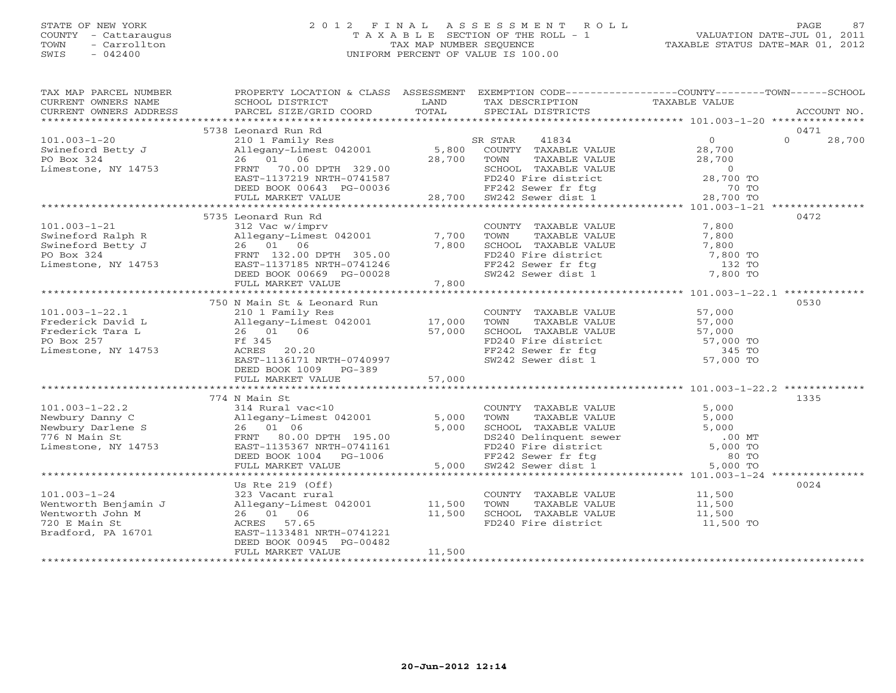STATE OF NEW YORK
COUNTY - Cattaraugus
TOWN - Carrollton
SWIS - 042400

# 2012 FINAL ASSESSMENT ROLL

TAXABLE SECTION OF THE ROLL - 1
TAX MAP NUMBER SEQUENCE
UNIFORM PERCENT OF VALUE IS 100.00

VALUATION DATE-JUL 01, 2011
TAXABLE STATUS DATE-MAR 01, 2012

| TAX MAP PARCEL NUMBER / CURRENT OWNERS NAME / CURRENT OWNERS ADDRESS | PROPERTY LOCATION & CLASS / SCHOOL DISTRICT / PARCEL SIZE/GRID COORD | ASSESSMENT LAND | TOTAL | EXEMPTION CODE / TAX DESCRIPTION / SPECIAL DISTRICTS | COUNTY / TOWN TAXABLE VALUE | SCHOOL | ACCOUNT NO. |
|---|---|---|---|---|---|---|---|
| | 5738 Leonard Run Rd | | | | | | 0471 |
| 101.003-1-20 | 210 1 Family Res | | | SR STAR 41834 | 0 | 0 | 28,700 |
| Swineford Betty J | Allegany-Limest 042001 | 5,800 | | COUNTY TAXABLE VALUE | 28,700 | | |
| PO Box 324 | 26 01 06 | | 28,700 | TOWN TAXABLE VALUE | 28,700 | | |
| Limestone, NY 14753 | FRNT 70.00 DPTH 329.00 | | | SCHOOL TAXABLE VALUE | 0 | | |
| | EAST-1137219 NRTH-0741587 | | | FD240 Fire district | 28,700 TO | | |
| | DEED BOOK 00643 PG-00036 | | | FF242 Sewer fr ftg | 70 TO | | |
| | FULL MARKET VALUE | | 28,700 | SW242 Sewer dist 1 | 28,700 TO | | |
| | 5735 Leonard Run Rd | | | | | | 0472 |
| 101.003-1-21 | 312 Vac w/imprv | | | COUNTY TAXABLE VALUE | 7,800 | | |
| Swineford Ralph R | Allegany-Limest 042001 | 7,700 | | TOWN TAXABLE VALUE | 7,800 | | |
| Swineford Betty J | 26 01 06 | | 7,800 | SCHOOL TAXABLE VALUE | 7,800 | | |
| PO Box 324 | FRNT 132.00 DPTH 305.00 | | | FD240 Fire district | 7,800 TO | | |
| Limestone, NY 14753 | EAST-1137185 NRTH-0741246 | | | FF242 Sewer fr ftg | 132 TO | | |
| | DEED BOOK 00669 PG-00028 | | | SW242 Sewer dist 1 | 7,800 TO | | |
| | FULL MARKET VALUE | | 7,800 | | | | |
| | 750 N Main St & Leonard Run | | | | | | 0530 |
| 101.003-1-22.1 | 210 1 Family Res | | | COUNTY TAXABLE VALUE | 57,000 | | |
| Frederick David L | Allegany-Limest 042001 | 17,000 | | TOWN TAXABLE VALUE | 57,000 | | |
| Frederick Tara L | 26 01 06 | | 57,000 | SCHOOL TAXABLE VALUE | 57,000 | | |
| PO Box 257 | Ff 345 | | | FD240 Fire district | 57,000 TO | | |
| Limestone, NY 14753 | ACRES 20.20 | | | FF242 Sewer fr ftg | 345 TO | | |
| | EAST-1136171 NRTH-0740997 | | | SW242 Sewer dist 1 | 57,000 TO | | |
| | DEED BOOK 1009 PG-389 | | | | | | |
| | FULL MARKET VALUE | | 57,000 | | | | |
| | 774 N Main St | | | | | | 1335 |
| 101.003-1-22.2 | 314 Rural vac<10 | | | COUNTY TAXABLE VALUE | 5,000 | | |
| Newbury Danny C | Allegany-Limest 042001 | 5,000 | | TOWN TAXABLE VALUE | 5,000 | | |
| Newbury Darlene S | 26 01 06 | | 5,000 | SCHOOL TAXABLE VALUE | 5,000 | | |
| 776 N Main St | FRNT 80.00 DPTH 195.00 | | | DS240 Delinquent sewer | .00 MT | | |
| Limestone, NY 14753 | EAST-1135367 NRTH-0741161 | | | FD240 Fire district | 5,000 TO | | |
| | DEED BOOK 1004 PG-1006 | | | FF242 Sewer fr ftg | 80 TO | | |
| | FULL MARKET VALUE | | 5,000 | SW242 Sewer dist 1 | 5,000 TO | | |
| | Us Rte 219 (Off) | | | | | | 0024 |
| 101.003-1-24 | 323 Vacant rural | | | COUNTY TAXABLE VALUE | 11,500 | | |
| Wentworth Benjamin J | Allegany-Limest 042001 | 11,500 | | TOWN TAXABLE VALUE | 11,500 | | |
| Wentworth John M | 26 01 06 | | 11,500 | SCHOOL TAXABLE VALUE | 11,500 | | |
| 720 E Main St | ACRES 57.65 | | | FD240 Fire district | 11,500 TO | | |
| Bradford, PA 16701 | EAST-1133481 NRTH-0741221 | | | | | | |
| | DEED BOOK 00945 PG-00482 | | | | | | |
| | FULL MARKET VALUE | | 11,500 | | | | |

20-Jun-2012 12:14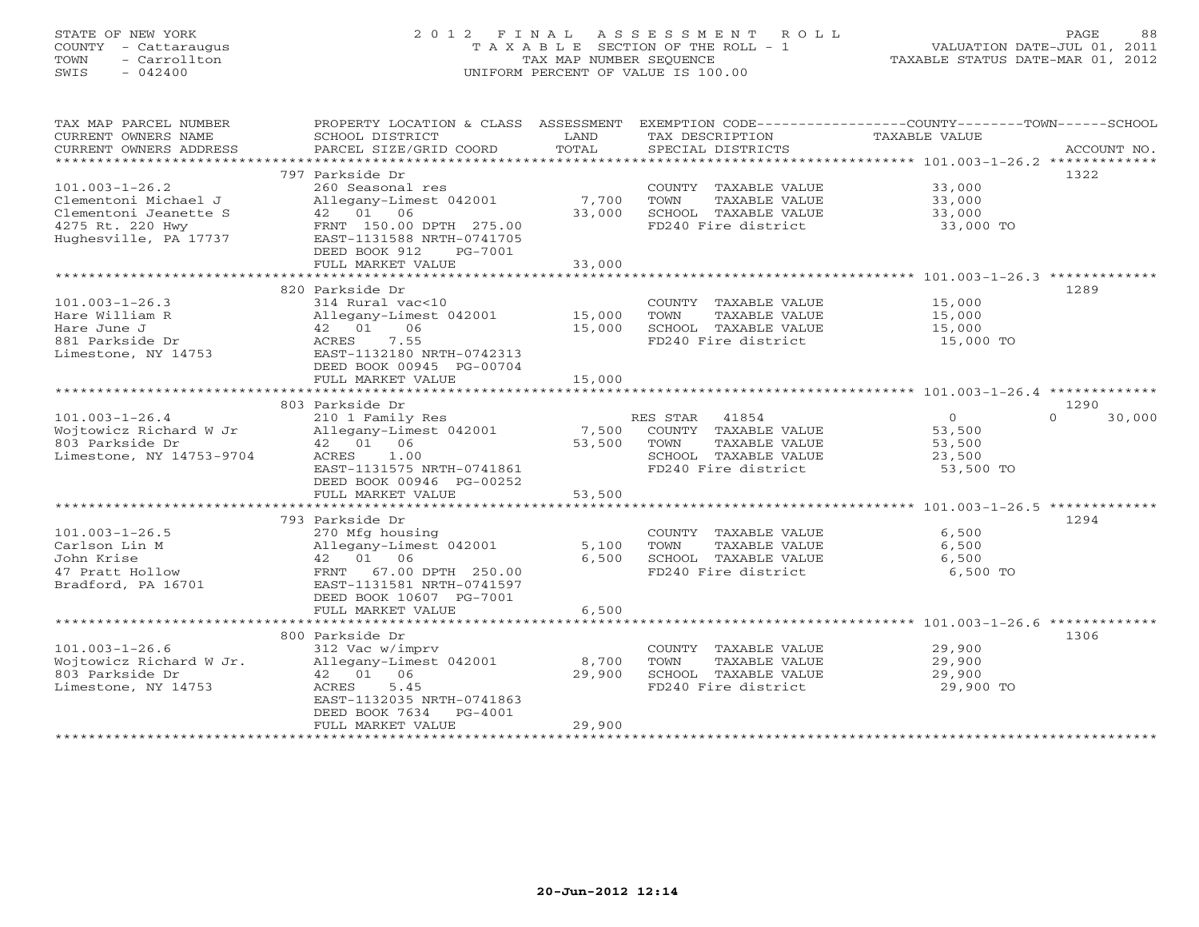STATE OF NEW YORK
COUNTY - Cattaraugus
TOWN - Carrollton
SWIS - 042400

# 2012 FINAL ASSESSMENT ROLL

TAXABLE SECTION OF THE ROLL - 1
TAX MAP NUMBER SEQUENCE
UNIFORM PERCENT OF VALUE IS 100.00

VALUATION DATE-JUL 01, 2011
TAXABLE STATUS DATE-MAR 01, 2012

| TAX MAP PARCEL NUMBER / CURRENT OWNERS NAME / CURRENT OWNERS ADDRESS | PROPERTY LOCATION & CLASS / SCHOOL DISTRICT / PARCEL SIZE/GRID COORD | ASSESSMENT LAND | TOTAL | EXEMPTION CODE / TAX DESCRIPTION / SPECIAL DISTRICTS | COUNTY / TOWN TAXABLE VALUE | SCHOOL | ACCOUNT NO. |
|---|---|---|---|---|---|---|---|
| 101.003-1-26.2 | 797 Parkside Dr | | | | | | 1322 |
| Clementoni Michael J | 260 Seasonal res | | | COUNTY TAXABLE VALUE | 33,000 | | |
| Clementoni Jeanette S | Allegany-Limest 042001 | 7,700 | | TOWN TAXABLE VALUE | 33,000 | | |
| 4275 Rt. 220 Hwy | 42 01 06 | | 33,000 | SCHOOL TAXABLE VALUE | 33,000 | | |
| Hughesville, PA 17737 | FRNT 150.00 DPTH 275.00 | | | FD240 Fire district | 33,000 TO | | |
| | EAST-1131588 NRTH-0741705 | | | | | | |
| | DEED BOOK 912 PG-7001 | | | | | | |
| | FULL MARKET VALUE | | 33,000 | | | | |
| 101.003-1-26.3 | 820 Parkside Dr | | | | | | 1289 |
| Hare William R | 314 Rural vac<10 | | | COUNTY TAXABLE VALUE | 15,000 | | |
| Hare June J | Allegany-Limest 042001 | 15,000 | | TOWN TAXABLE VALUE | 15,000 | | |
| 881 Parkside Dr | 42 01 06 | | 15,000 | SCHOOL TAXABLE VALUE | 15,000 | | |
| Limestone, NY 14753 | ACRES 7.55 | | | FD240 Fire district | 15,000 TO | | |
| | EAST-1132180 NRTH-0742313 | | | | | | |
| | DEED BOOK 00945 PG-00704 | | | | | | |
| | FULL MARKET VALUE | | 15,000 | | | | |
| 101.003-1-26.4 | 803 Parkside Dr | | | | | | 1290 |
| Wojtowicz Richard W Jr | 210 1 Family Res | | | RES STAR 41854 | 0 | 30,000 | |
| 803 Parkside Dr | Allegany-Limest 042001 | 7,500 | | COUNTY TAXABLE VALUE | 53,500 | | |
| Limestone, NY 14753-9704 | 42 01 06 | | 53,500 | TOWN TAXABLE VALUE | 53,500 | | |
| | ACRES 1.00 | | | SCHOOL TAXABLE VALUE | | 23,500 | |
| | EAST-1131575 NRTH-0741861 | | | FD240 Fire district | 53,500 TO | | |
| | DEED BOOK 00946 PG-00252 | | | | | | |
| | FULL MARKET VALUE | | 53,500 | | | | |
| 101.003-1-26.5 | 793 Parkside Dr | | | | | | 1294 |
| Carlson Lin M | 270 Mfg housing | | | COUNTY TAXABLE VALUE | 6,500 | | |
| John Krise | Allegany-Limest 042001 | 5,100 | | TOWN TAXABLE VALUE | 6,500 | | |
| 47 Pratt Hollow | 42 01 06 | | 6,500 | SCHOOL TAXABLE VALUE | 6,500 | | |
| Bradford, PA 16701 | FRNT 67.00 DPTH 250.00 | | | FD240 Fire district | 6,500 TO | | |
| | EAST-1131581 NRTH-0741597 | | | | | | |
| | DEED BOOK 10607 PG-7001 | | | | | | |
| | FULL MARKET VALUE | | 6,500 | | | | |
| 101.003-1-26.6 | 800 Parkside Dr | | | | | | 1306 |
| Wojtowicz Richard W Jr. | 312 Vac w/imprv | | | COUNTY TAXABLE VALUE | 29,900 | | |
| 803 Parkside Dr | Allegany-Limest 042001 | 8,700 | | TOWN TAXABLE VALUE | 29,900 | | |
| Limestone, NY 14753 | 42 01 06 | | 29,900 | SCHOOL TAXABLE VALUE | 29,900 | | |
| | ACRES 5.45 | | | FD240 Fire district | 29,900 TO | | |
| | EAST-1132035 NRTH-0741863 | | | | | | |
| | DEED BOOK 7634 PG-4001 | | | | | | |
| | FULL MARKET VALUE | | 29,900 | | | | |

20-Jun-2012 12:14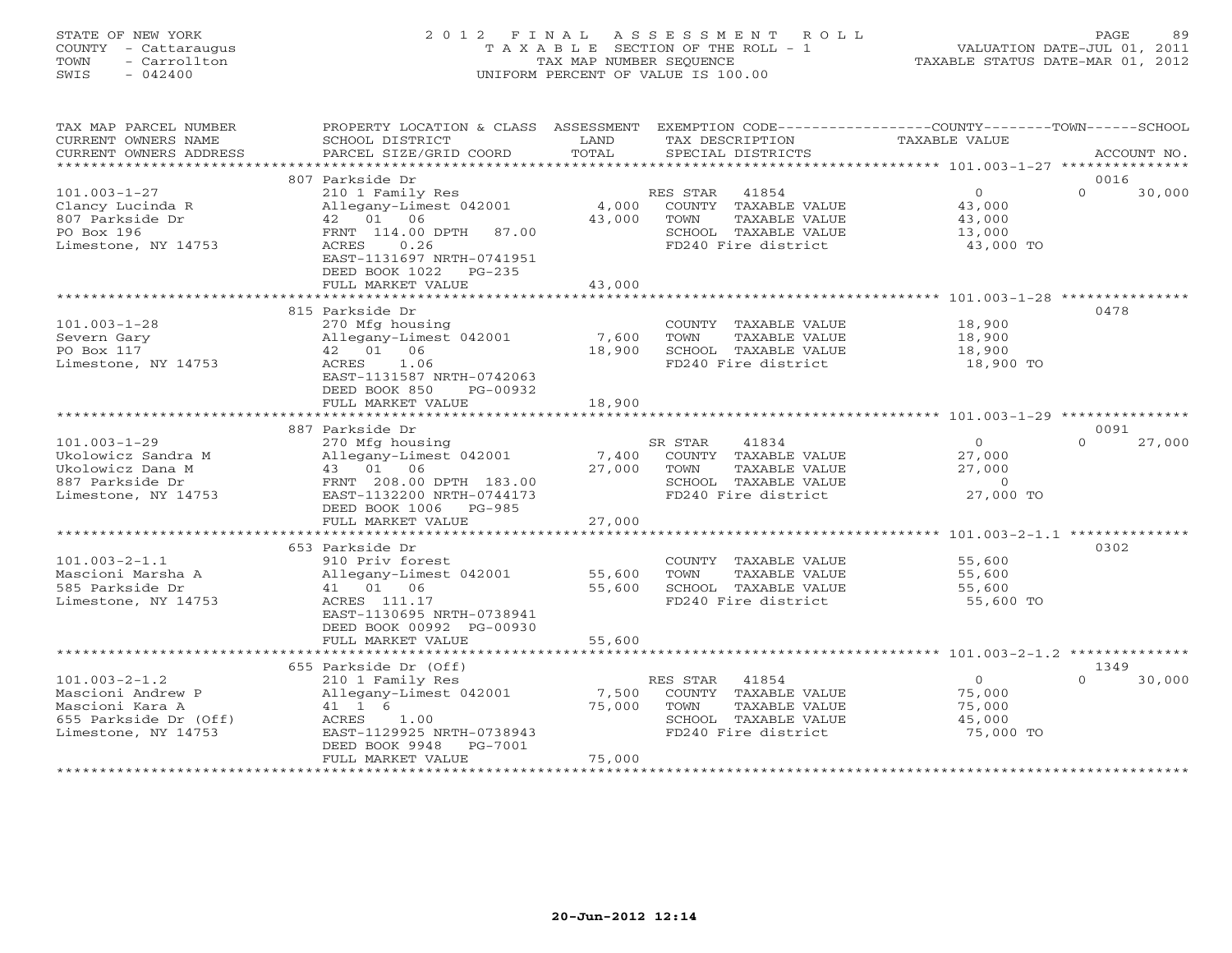STATE OF NEW YORK
COUNTY - Cattaraugus
TOWN - Carrollton
SWIS - 042400

# 2012 FINAL ASSESSMENT ROLL
TAXABLE SECTION OF THE ROLL - 1
TAX MAP NUMBER SEQUENCE
UNIFORM PERCENT OF VALUE IS 100.00

VALUATION DATE-JUL 01, 2011
TAXABLE STATUS DATE-MAR 01, 2012

| TAX MAP PARCEL NUMBER / CURRENT OWNERS NAME / CURRENT OWNERS ADDRESS | PROPERTY LOCATION & CLASS / SCHOOL DISTRICT / PARCEL SIZE/GRID COORD | ASSESSMENT LAND | TOTAL | EXEMPTION CODE / TAX DESCRIPTION / SPECIAL DISTRICTS | COUNTY TAXABLE VALUE | TOWN | SCHOOL / ACCOUNT NO. |
|---|---|---|---|---|---|---|---|
| 101.003-1-27 | 807 Parkside Dr | | | | | | 0016 |
| Clancy Lucinda R | 210 1 Family Res | | | RES STAR 41854 | 0 | 0 | 30,000 |
| 807 Parkside Dr | Allegany-Limest 042001 | 4,000 | | COUNTY TAXABLE VALUE | 43,000 | | |
| PO Box 196 | 42 01 06 | | 43,000 | TOWN TAXABLE VALUE | 43,000 | | |
| Limestone, NY 14753 | FRNT 114.00 DPTH 87.00 | | | SCHOOL TAXABLE VALUE | 13,000 | | |
| | ACRES 0.26 | | | FD240 Fire district | 43,000 TO | | |
| | EAST-1131697 NRTH-0741951 | | | | | | |
| | DEED BOOK 1022 PG-235 | | | | | | |
| | FULL MARKET VALUE | | 43,000 | | | | |
| 101.003-1-28 | 815 Parkside Dr | | | | | | 0478 |
| Severn Gary | 270 Mfg housing | | | COUNTY TAXABLE VALUE | 18,900 | | |
| PO Box 117 | Allegany-Limest 042001 | 7,600 | | TOWN TAXABLE VALUE | 18,900 | | |
| Limestone, NY 14753 | 42 01 06 | | 18,900 | SCHOOL TAXABLE VALUE | 18,900 | | |
| | ACRES 1.06 | | | FD240 Fire district | 18,900 TO | | |
| | EAST-1131587 NRTH-0742063 | | | | | | |
| | DEED BOOK 850 PG-00932 | | | | | | |
| | FULL MARKET VALUE | | 18,900 | | | | |
| 101.003-1-29 | 887 Parkside Dr | | | | | | 0091 |
| Ukolowicz Sandra M | 270 Mfg housing | | | SR STAR 41834 | 0 | 0 | 27,000 |
| Ukolowicz Dana M | Allegany-Limest 042001 | 7,400 | | COUNTY TAXABLE VALUE | 27,000 | | |
| 887 Parkside Dr | 43 01 06 | | 27,000 | TOWN TAXABLE VALUE | 27,000 | | |
| Limestone, NY 14753 | FRNT 208.00 DPTH 183.00 | | | SCHOOL TAXABLE VALUE | 0 | | |
| | EAST-1132200 NRTH-0744173 | | | FD240 Fire district | 27,000 TO | | |
| | DEED BOOK 1006 PG-985 | | | | | | |
| | FULL MARKET VALUE | | 27,000 | | | | |
| 101.003-2-1.1 | 653 Parkside Dr | | | | | | 0302 |
| Mascioni Marsha A | 910 Priv forest | | | COUNTY TAXABLE VALUE | 55,600 | | |
| 585 Parkside Dr | Allegany-Limest 042001 | 55,600 | | TOWN TAXABLE VALUE | 55,600 | | |
| Limestone, NY 14753 | 41 01 06 | | 55,600 | SCHOOL TAXABLE VALUE | 55,600 | | |
| | ACRES 111.17 | | | FD240 Fire district | 55,600 TO | | |
| | EAST-1130695 NRTH-0738941 | | | | | | |
| | DEED BOOK 00992 PG-00930 | | | | | | |
| | FULL MARKET VALUE | | 55,600 | | | | |
| 101.003-2-1.2 | 655 Parkside Dr (Off) | | | | | | 1349 |
| Mascioni Andrew P | 210 1 Family Res | | | RES STAR 41854 | 0 | 0 | 30,000 |
| Mascioni Kara A | Allegany-Limest 042001 | 7,500 | | COUNTY TAXABLE VALUE | 75,000 | | |
| 655 Parkside Dr (Off) | 41 1 6 | | 75,000 | TOWN TAXABLE VALUE | 75,000 | | |
| Limestone, NY 14753 | ACRES 1.00 | | | SCHOOL TAXABLE VALUE | 45,000 | | |
| | EAST-1129925 NRTH-0738943 | | | FD240 Fire district | 75,000 TO | | |
| | DEED BOOK 9948 PG-7001 | | | | | | |
| | FULL MARKET VALUE | | 75,000 | | | | |

20-Jun-2012 12:14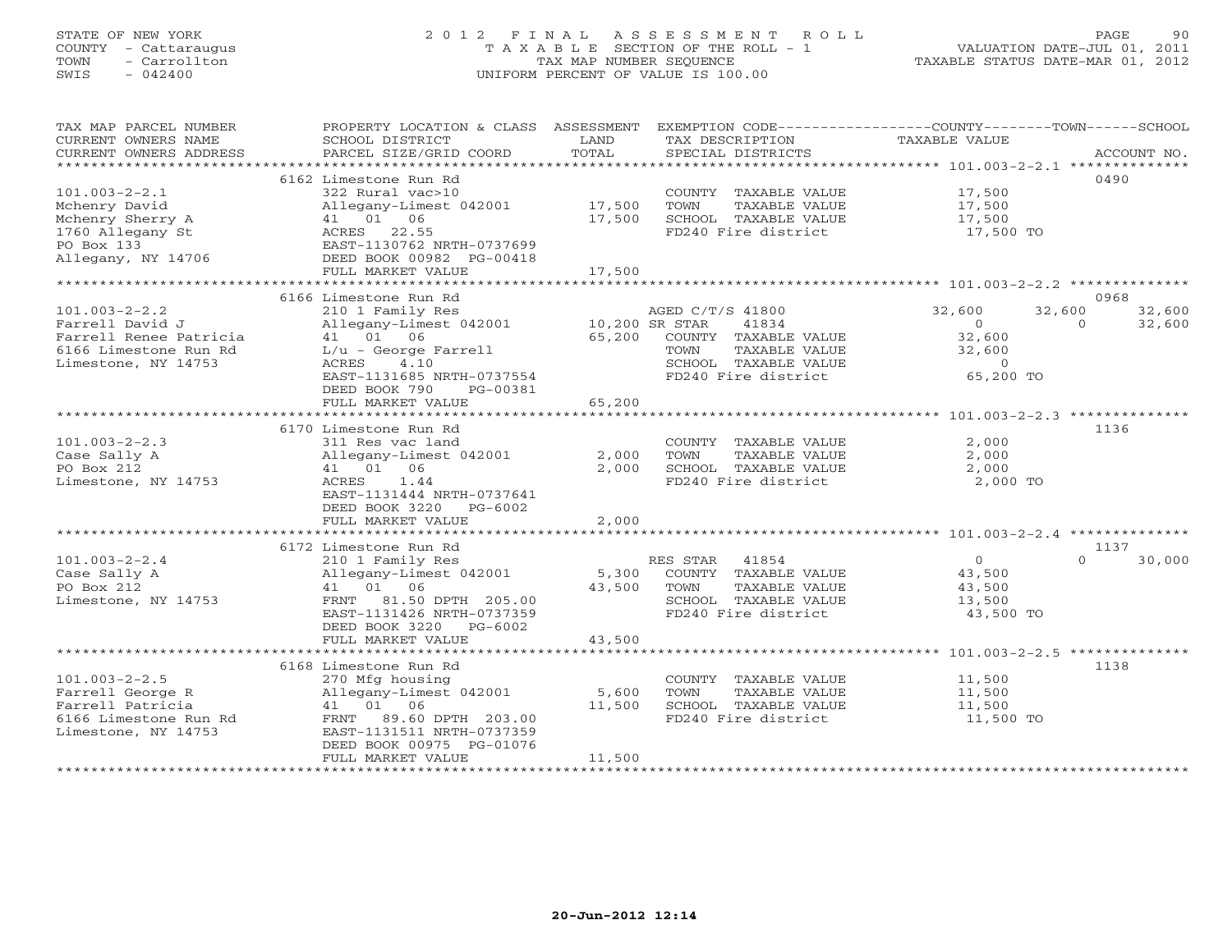STATE OF NEW YORK
COUNTY - Cattaraugus
TOWN - Carrollton
SWIS - 042400

# 2012 FINAL ASSESSMENT ROLL
TAXABLE SECTION OF THE ROLL - 1
TAX MAP NUMBER SEQUENCE
UNIFORM PERCENT OF VALUE IS 100.00

VALUATION DATE-JUL 01, 2011
TAXABLE STATUS DATE-MAR 01, 2012

```
TAX MAP PARCEL NUMBER          PROPERTY LOCATION & CLASS  ASSESSMENT  EXEMPTION CODE------------------COUNTY--------TOWN------SCHOOL
CURRENT OWNERS NAME            SCHOOL DISTRICT               LAND      TAX DESCRIPTION             TAXABLE VALUE
CURRENT OWNERS ADDRESS         PARCEL SIZE/GRID COORD        TOTAL     SPECIAL DISTRICTS                                          ACCOUNT NO.
*********************************************************************************************************** 101.003-2-2.1 **************
                               6162 Limestone Run Rd                                                                          0490
101.003-2-2.1                  322 Rural vac>10                        COUNTY  TAXABLE VALUE          17,500
Mchenry David                  Allegany-Limest 042001      17,500      TOWN    TAXABLE VALUE          17,500
Mchenry Sherry A               41  01  06                  17,500      SCHOOL  TAXABLE VALUE          17,500
1760 Allegany St               ACRES   22.55                           FD240 Fire district            17,500 TO
PO Box 133                     EAST-1130762 NRTH-0737699
Allegany, NY 14706             DEED BOOK 00982 PG-00418
                               FULL MARKET VALUE           17,500
*********************************************************************************************************** 101.003-2-2.2 **************
                               6166 Limestone Run Rd                                                                          0968
101.003-2-2.2                  210 1 Family Res                        AGED C/T/S 41800             32,600      32,600      32,600
Farrell David J                Allegany-Limest 042001      10,200 SR STAR     41834                       0           0      32,600
Farrell Renee Patricia         41  01  06                  65,200      COUNTY  TAXABLE VALUE          32,600
6166 Limestone Run Rd          L/u - George Farrell                    TOWN    TAXABLE VALUE          32,600
Limestone, NY 14753            ACRES    4.10                           SCHOOL  TAXABLE VALUE               0
                               EAST-1131685 NRTH-0737554               FD240 Fire district            65,200 TO
                               DEED BOOK 790     PG-00381
                               FULL MARKET VALUE           65,200
*********************************************************************************************************** 101.003-2-2.3 **************
                               6170 Limestone Run Rd                                                                          1136
101.003-2-2.3                  311 Res vac land                        COUNTY  TAXABLE VALUE           2,000
Case Sally A                   Allegany-Limest 042001       2,000      TOWN    TAXABLE VALUE           2,000
PO Box 212                     41  01  06                   2,000      SCHOOL  TAXABLE VALUE           2,000
Limestone, NY 14753            ACRES    1.44                           FD240 Fire district             2,000 TO
                               EAST-1131444 NRTH-0737641
                               DEED BOOK 3220    PG-6002
                               FULL MARKET VALUE            2,000
*********************************************************************************************************** 101.003-2-2.4 **************
                               6172 Limestone Run Rd                                                                          1137
101.003-2-2.4                  210 1 Family Res                        RES STAR   41854                    0           0      30,000
Case Sally A                   Allegany-Limest 042001       5,300      COUNTY  TAXABLE VALUE          43,500
PO Box 212                     41  01  06                  43,500      TOWN    TAXABLE VALUE          43,500
Limestone, NY 14753            FRNT   81.50 DPTH 205.00                SCHOOL  TAXABLE VALUE          13,500
                               EAST-1131426 NRTH-0737359               FD240 Fire district            43,500 TO
                               DEED BOOK 3220    PG-6002
                               FULL MARKET VALUE           43,500
*********************************************************************************************************** 101.003-2-2.5 **************
                               6168 Limestone Run Rd                                                                          1138
101.003-2-2.5                  270 Mfg housing                         COUNTY  TAXABLE VALUE          11,500
Farrell George R               Allegany-Limest 042001       5,600      TOWN    TAXABLE VALUE          11,500
Farrell Patricia               41  01  06                  11,500      SCHOOL  TAXABLE VALUE          11,500
6166 Limestone Run Rd          FRNT   89.60 DPTH 203.00                FD240 Fire district            11,500 TO
Limestone, NY 14753            EAST-1131511 NRTH-0737359
                               DEED BOOK 00975 PG-01076
                               FULL MARKET VALUE           11,500
****************************************************************************************************************************************
```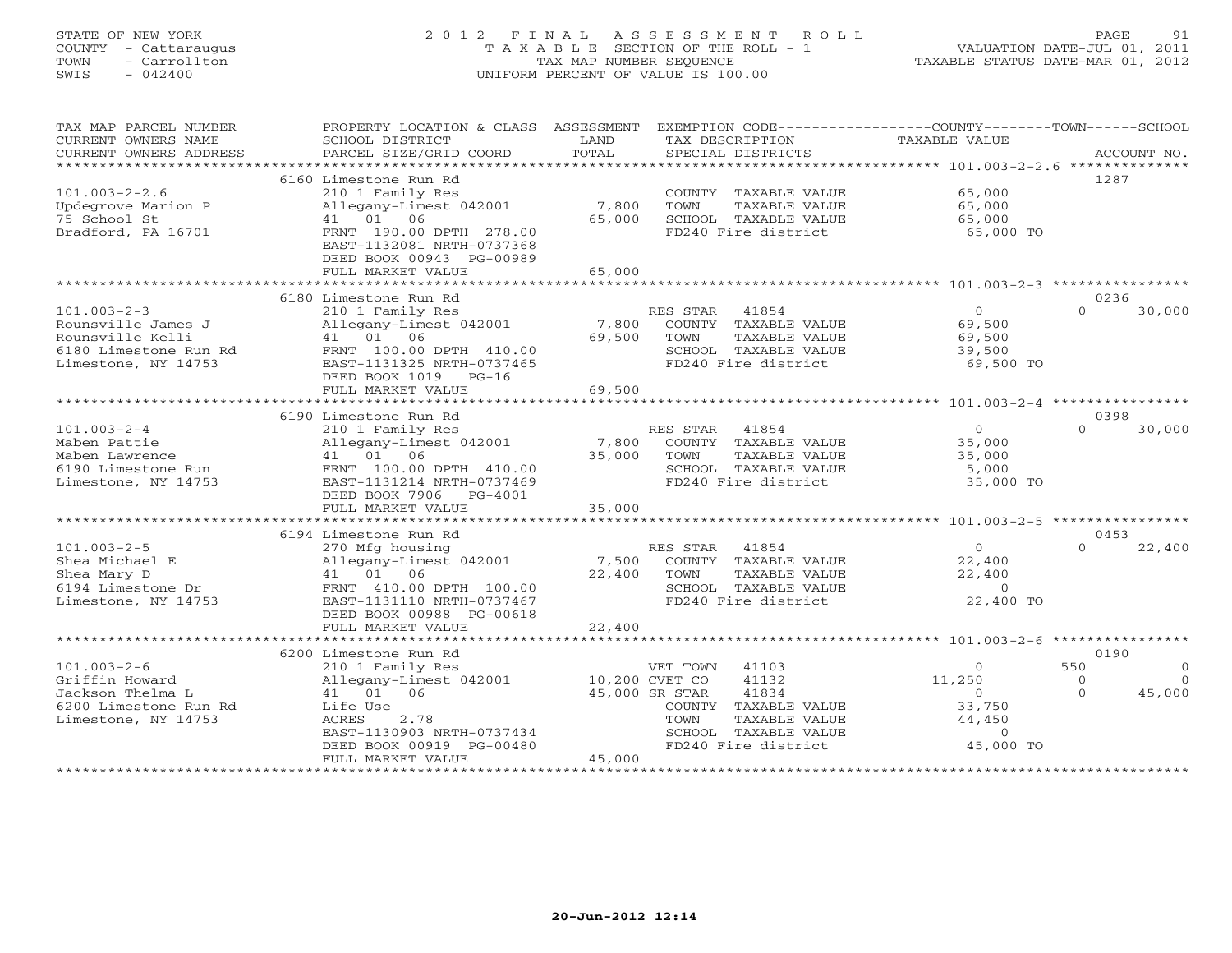STATE OF NEW YORK
COUNTY - Cattaraugus
TOWN - Carrollton
SWIS - 042400

# 2012 FINAL ASSESSMENT ROLL

TAXABLE SECTION OF THE ROLL - 1
TAX MAP NUMBER SEQUENCE
UNIFORM PERCENT OF VALUE IS 100.00

VALUATION DATE-JUL 01, 2011
TAXABLE STATUS DATE-MAR 01, 2012

| TAX MAP PARCEL NUMBER / CURRENT OWNERS NAME / CURRENT OWNERS ADDRESS | PROPERTY LOCATION & CLASS / SCHOOL DISTRICT / PARCEL SIZE/GRID COORD | LAND | ASSESSMENT TOTAL | EXEMPTION CODE / TAX DESCRIPTION / SPECIAL DISTRICTS | COUNTY TAXABLE VALUE | TOWN | SCHOOL | ACCOUNT NO. |
|---|---|---|---|---|---|---|---|---|
| **101.003-2-2.6** | 6160 Limestone Run Rd | | | | | | | 1287 |
| Updegrove Marion P | 210 1 Family Res | | | COUNTY TAXABLE VALUE | 65,000 | | | |
| 75 School St | Allegany-Limest 042001 | 7,800 | | TOWN TAXABLE VALUE | 65,000 | | | |
| Bradford, PA 16701 | 41 01 06 | | 65,000 | SCHOOL TAXABLE VALUE | 65,000 | | | |
| | FRNT 190.00 DPTH 278.00 | | | FD240 Fire district | 65,000 TO | | | |
| | EAST-1132081 NRTH-0737368 | | | | | | | |
| | DEED BOOK 00943 PG-00989 | | | | | | | |
| | FULL MARKET VALUE | | 65,000 | | | | | |
| **101.003-2-3** | 6180 Limestone Run Rd | | | | | | | 0236 |
| Rounsville James J | 210 1 Family Res | | | RES STAR 41854 | 0 | 0 | 30,000 | |
| Rounsville Kelli | Allegany-Limest 042001 | 7,800 | | COUNTY TAXABLE VALUE | 69,500 | | | |
| 6180 Limestone Run Rd | 41 01 06 | | 69,500 | TOWN TAXABLE VALUE | 69,500 | | | |
| Limestone, NY 14753 | FRNT 100.00 DPTH 410.00 | | | SCHOOL TAXABLE VALUE | 39,500 | | | |
| | EAST-1131325 NRTH-0737465 | | | FD240 Fire district | 69,500 TO | | | |
| | DEED BOOK 1019 PG-16 | | | | | | | |
| | FULL MARKET VALUE | | 69,500 | | | | | |
| **101.003-2-4** | 6190 Limestone Run Rd | | | | | | | 0398 |
| Maben Pattie | 210 1 Family Res | | | RES STAR 41854 | 0 | 0 | 30,000 | |
| Maben Lawrence | Allegany-Limest 042001 | 7,800 | | COUNTY TAXABLE VALUE | 35,000 | | | |
| 6190 Limestone Run | 41 01 06 | | 35,000 | TOWN TAXABLE VALUE | 35,000 | | | |
| Limestone, NY 14753 | FRNT 100.00 DPTH 410.00 | | | SCHOOL TAXABLE VALUE | 5,000 | | | |
| | EAST-1131214 NRTH-0737469 | | | FD240 Fire district | 35,000 TO | | | |
| | DEED BOOK 7906 PG-4001 | | | | | | | |
| | FULL MARKET VALUE | | 35,000 | | | | | |
| **101.003-2-5** | 6194 Limestone Run Rd | | | | | | | 0453 |
| Shea Michael E | 270 Mfg housing | | | RES STAR 41854 | 0 | 0 | 22,400 | |
| Shea Mary D | Allegany-Limest 042001 | 7,500 | | COUNTY TAXABLE VALUE | 22,400 | | | |
| 6194 Limestone Dr | 41 01 06 | | 22,400 | TOWN TAXABLE VALUE | 22,400 | | | |
| Limestone, NY 14753 | FRNT 410.00 DPTH 100.00 | | | SCHOOL TAXABLE VALUE | 0 | | | |
| | EAST-1131110 NRTH-0737467 | | | FD240 Fire district | 22,400 TO | | | |
| | DEED BOOK 00988 PG-00618 | | | | | | | |
| | FULL MARKET VALUE | | 22,400 | | | | | |
| **101.003-2-6** | 6200 Limestone Run Rd | | | | | | | 0190 |
| Griffin Howard | 210 1 Family Res | | | VET TOWN 41103 | 0 | 550 | 0 | |
| Jackson Thelma L | Allegany-Limest 042001 | 10,200 | | CVET CO 41132 | 11,250 | 0 | 0 | |
| 6200 Limestone Run Rd | 41 01 06 | | 45,000 | SR STAR 41834 | 0 | 0 | 45,000 | |
| Limestone, NY 14753 | Life Use | | | COUNTY TAXABLE VALUE | 33,750 | | | |
| | ACRES 2.78 | | | TOWN TAXABLE VALUE | 44,450 | | | |
| | EAST-1130903 NRTH-0737434 | | | SCHOOL TAXABLE VALUE | 0 | | | |
| | DEED BOOK 00919 PG-00480 | | | FD240 Fire district | 45,000 TO | | | |
| | FULL MARKET VALUE | | 45,000 | | | | | |

20-Jun-2012 12:14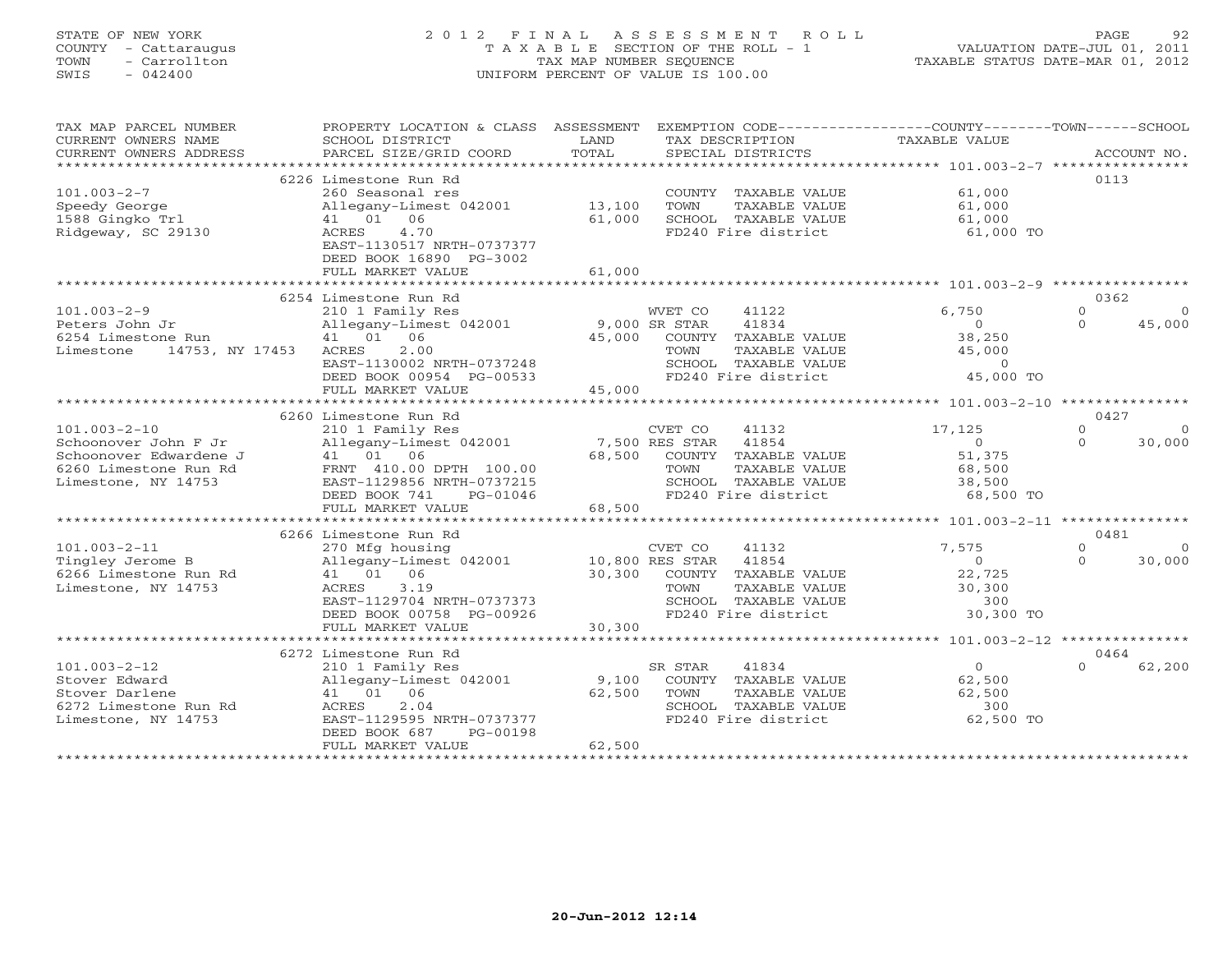STATE OF NEW YORK
COUNTY - Cattaraugus
TOWN - Carrollton
SWIS - 042400

# 2012 FINAL ASSESSMENT ROLL

TAXABLE SECTION OF THE ROLL - 1
TAX MAP NUMBER SEQUENCE
UNIFORM PERCENT OF VALUE IS 100.00

VALUATION DATE-JUL 01, 2011
TAXABLE STATUS DATE-MAR 01, 2012

| TAX MAP PARCEL NUMBER / CURRENT OWNERS NAME / CURRENT OWNERS ADDRESS | PROPERTY LOCATION & CLASS / SCHOOL DISTRICT / PARCEL SIZE/GRID COORD | ASSESSMENT LAND | TOTAL | EXEMPTION CODE / TAX DESCRIPTION / SPECIAL DISTRICTS | COUNTY TAXABLE VALUE | TOWN | SCHOOL | ACCOUNT NO. |
|---|---|---|---|---|---|---|---|---|
| 101.003-2-7 | 6226 Limestone Run Rd | | | | | | | 0113 |
| | 260 Seasonal res | | | COUNTY TAXABLE VALUE | 61,000 | | | |
| Speedy George | Allegany-Limest 042001 | 13,100 | | TOWN TAXABLE VALUE | 61,000 | | | |
| 1588 Gingko Trl | 41 01 06 | | 61,000 | SCHOOL TAXABLE VALUE | 61,000 | | | |
| Ridgeway, SC 29130 | ACRES 4.70 | | | FD240 Fire district | 61,000 TO | | | |
| | EAST-1130517 NRTH-0737377 | | | | | | | |
| | DEED BOOK 16890 PG-3002 | | | | | | | |
| | FULL MARKET VALUE | | 61,000 | | | | | |
| 101.003-2-9 | 6254 Limestone Run Rd | | | | | | | 0362 |
| | 210 1 Family Res | | | WVET CO 41122 | 6,750 | 0 | 0 | |
| Peters John Jr | Allegany-Limest 042001 | 9,000 | | SR STAR 41834 | 0 | 0 | 45,000 | |
| 6254 Limestone Run | 41 01 06 | | 45,000 | COUNTY TAXABLE VALUE | 38,250 | | | |
| Limestone 14753, NY 17453 | ACRES 2.00 | | | TOWN TAXABLE VALUE | 45,000 | | | |
| | EAST-1130002 NRTH-0737248 | | | SCHOOL TAXABLE VALUE | 0 | | | |
| | DEED BOOK 00954 PG-00533 | | | FD240 Fire district | 45,000 TO | | | |
| | FULL MARKET VALUE | | 45,000 | | | | | |
| 101.003-2-10 | 6260 Limestone Run Rd | | | | | | | 0427 |
| | 210 1 Family Res | | | CVET CO 41132 | 17,125 | 0 | 0 | |
| Schoonover John F Jr | Allegany-Limest 042001 | 7,500 | | RES STAR 41854 | 0 | 0 | 30,000 | |
| Schoonover Edwardene J | 41 01 06 | | 68,500 | COUNTY TAXABLE VALUE | 51,375 | | | |
| 6260 Limestone Run Rd | FRNT 410.00 DPTH 100.00 | | | TOWN TAXABLE VALUE | 68,500 | | | |
| Limestone, NY 14753 | EAST-1129856 NRTH-0737215 | | | SCHOOL TAXABLE VALUE | 38,500 | | | |
| | DEED BOOK 741 PG-01046 | | | FD240 Fire district | 68,500 TO | | | |
| | FULL MARKET VALUE | | 68,500 | | | | | |
| 101.003-2-11 | 6266 Limestone Run Rd | | | | | | | 0481 |
| | 270 Mfg housing | | | CVET CO 41132 | 7,575 | 0 | 0 | |
| Tingley Jerome B | Allegany-Limest 042001 | 10,800 | | RES STAR 41854 | 0 | 0 | 30,000 | |
| 6266 Limestone Run Rd | 41 01 06 | | 30,300 | COUNTY TAXABLE VALUE | 22,725 | | | |
| Limestone, NY 14753 | ACRES 3.19 | | | TOWN TAXABLE VALUE | 30,300 | | | |
| | EAST-1129704 NRTH-0737373 | | | SCHOOL TAXABLE VALUE | 300 | | | |
| | DEED BOOK 00758 PG-00926 | | | FD240 Fire district | 30,300 TO | | | |
| | FULL MARKET VALUE | | 30,300 | | | | | |
| 101.003-2-12 | 6272 Limestone Run Rd | | | | | | | 0464 |
| | 210 1 Family Res | | | SR STAR 41834 | 0 | 0 | 62,200 | |
| Stover Edward | Allegany-Limest 042001 | 9,100 | | COUNTY TAXABLE VALUE | 62,500 | | | |
| Stover Darlene | 41 01 06 | | 62,500 | TOWN TAXABLE VALUE | 62,500 | | | |
| 6272 Limestone Run Rd | ACRES 2.04 | | | SCHOOL TAXABLE VALUE | 300 | | | |
| Limestone, NY 14753 | EAST-1129595 NRTH-0737377 | | | FD240 Fire district | 62,500 TO | | | |
| | DEED BOOK 687 PG-00198 | | | | | | | |
| | FULL MARKET VALUE | | 62,500 | | | | | |

20-Jun-2012 12:14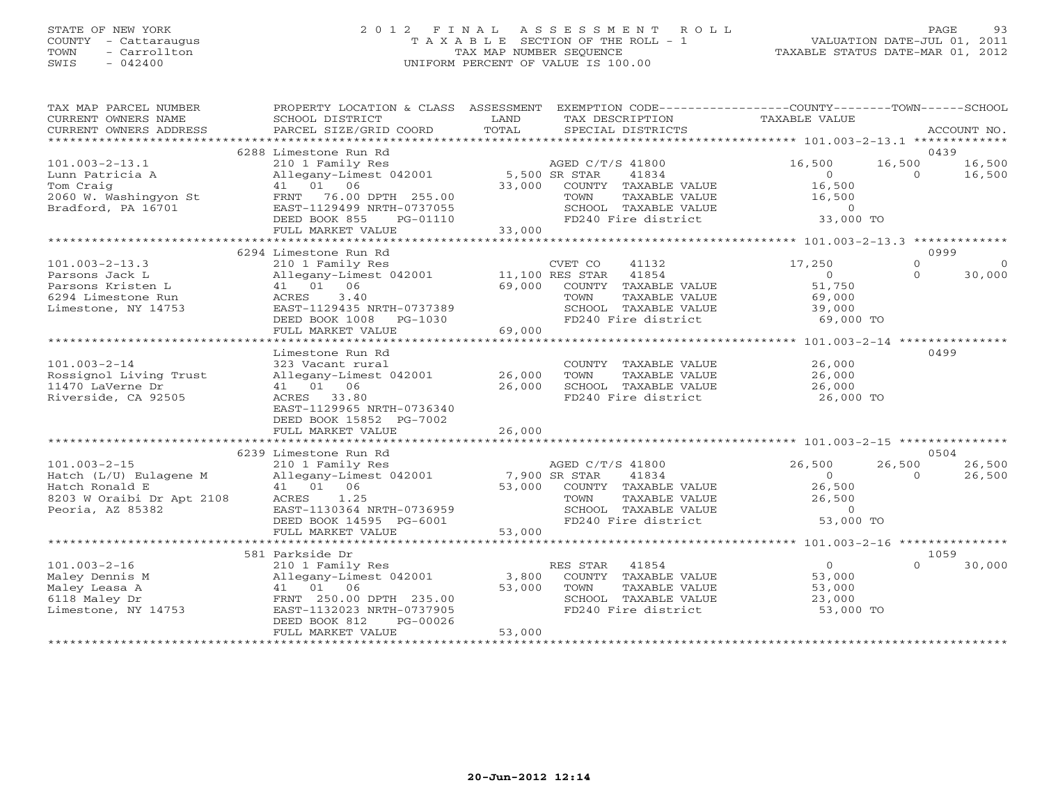STATE OF NEW YORK
COUNTY - Cattaraugus
TOWN - Carrollton
SWIS - 042400

# 2012 FINAL ASSESSMENT ROLL
TAXABLE SECTION OF THE ROLL - 1
TAX MAP NUMBER SEQUENCE
UNIFORM PERCENT OF VALUE IS 100.00

VALUATION DATE-JUL 01, 2011
TAXABLE STATUS DATE-MAR 01, 2012

| TAX MAP PARCEL NUMBER / CURRENT OWNERS NAME / CURRENT OWNERS ADDRESS | PROPERTY LOCATION & CLASS / SCHOOL DISTRICT / PARCEL SIZE/GRID COORD | ASSESSMENT LAND / TOTAL | EXEMPTION CODE / TAX DESCRIPTION / SPECIAL DISTRICTS | COUNTY TAXABLE VALUE | TOWN | SCHOOL | ACCOUNT NO. |
|---|---|---|---|---|---|---|---|
| **101.003-2-13.1** | 6288 Limestone Run Rd | | | | | | 0439 |
| 101.003-2-13.1 | 210 1 Family Res | | AGED C/T/S 41800 | 16,500 | 16,500 | 16,500 | |
| Lunn Patricia A | Allegany-Limest 042001 | 5,500 | SR STAR 41834 | 0 | 0 | 16,500 | |
| Tom Craig | 41 01 06 | 33,000 | COUNTY TAXABLE VALUE | 16,500 | | | |
| 2060 W. Washingyon St | FRNT 76.00 DPTH 255.00 | | TOWN TAXABLE VALUE | 16,500 | | | |
| Bradford, PA 16701 | EAST-1129499 NRTH-0737055 | | SCHOOL TAXABLE VALUE | 0 | | | |
| | DEED BOOK 855 PG-01110 | | FD240 Fire district | 33,000 TO | | | |
| | FULL MARKET VALUE | 33,000 | | | | | |
| **101.003-2-13.3** | 6294 Limestone Run Rd | | | | | | 0999 |
| 101.003-2-13.3 | 210 1 Family Res | | CVET CO 41132 | 17,250 | 0 | 0 | |
| Parsons Jack L | Allegany-Limest 042001 | 11,100 | RES STAR 41854 | 0 | 0 | 30,000 | |
| Parsons Kristen L | 41 01 06 | 69,000 | COUNTY TAXABLE VALUE | 51,750 | | | |
| 6294 Limestone Run | ACRES 3.40 | | TOWN TAXABLE VALUE | 69,000 | | | |
| Limestone, NY 14753 | EAST-1129435 NRTH-0737389 | | SCHOOL TAXABLE VALUE | 39,000 | | | |
| | DEED BOOK 1008 PG-1030 | | FD240 Fire district | 69,000 TO | | | |
| | FULL MARKET VALUE | 69,000 | | | | | |
| **101.003-2-14** | Limestone Run Rd | | | | | | 0499 |
| 101.003-2-14 | 323 Vacant rural | | COUNTY TAXABLE VALUE | 26,000 | | | |
| Rossignol Living Trust | Allegany-Limest 042001 | 26,000 | TOWN TAXABLE VALUE | 26,000 | | | |
| 11470 LaVerne Dr | 41 01 06 | 26,000 | SCHOOL TAXABLE VALUE | 26,000 | | | |
| Riverside, CA 92505 | ACRES 33.80 | | FD240 Fire district | 26,000 TO | | | |
| | EAST-1129965 NRTH-0736340 | | | | | | |
| | DEED BOOK 15852 PG-7002 | | | | | | |
| | FULL MARKET VALUE | 26,000 | | | | | |
| **101.003-2-15** | 6239 Limestone Run Rd | | | | | | 0504 |
| 101.003-2-15 | 210 1 Family Res | | AGED C/T/S 41800 | 26,500 | 26,500 | 26,500 | |
| Hatch (L/U) Eulagene M | Allegany-Limest 042001 | 7,900 | SR STAR 41834 | 0 | 0 | 26,500 | |
| Hatch Ronald E | 41 01 06 | 53,000 | COUNTY TAXABLE VALUE | 26,500 | | | |
| 8203 W Oraibi Dr Apt 2108 | ACRES 1.25 | | TOWN TAXABLE VALUE | 26,500 | | | |
| Peoria, AZ 85382 | EAST-1130364 NRTH-0736959 | | SCHOOL TAXABLE VALUE | 0 | | | |
| | DEED BOOK 14595 PG-6001 | | FD240 Fire district | 53,000 TO | | | |
| | FULL MARKET VALUE | 53,000 | | | | | |
| **101.003-2-16** | 581 Parkside Dr | | | | | | 1059 |
| 101.003-2-16 | 210 1 Family Res | | RES STAR 41854 | 0 | 0 | 30,000 | |
| Maley Dennis M | Allegany-Limest 042001 | 3,800 | COUNTY TAXABLE VALUE | 53,000 | | | |
| Maley Leasa A | 41 01 06 | 53,000 | TOWN TAXABLE VALUE | 53,000 | | | |
| 6118 Maley Dr | FRNT 250.00 DPTH 235.00 | | SCHOOL TAXABLE VALUE | 23,000 | | | |
| Limestone, NY 14753 | EAST-1132023 NRTH-0737905 | | FD240 Fire district | 53,000 TO | | | |
| | DEED BOOK 812 PG-00026 | | | | | | |
| | FULL MARKET VALUE | 53,000 | | | | | |

20-Jun-2012 12:14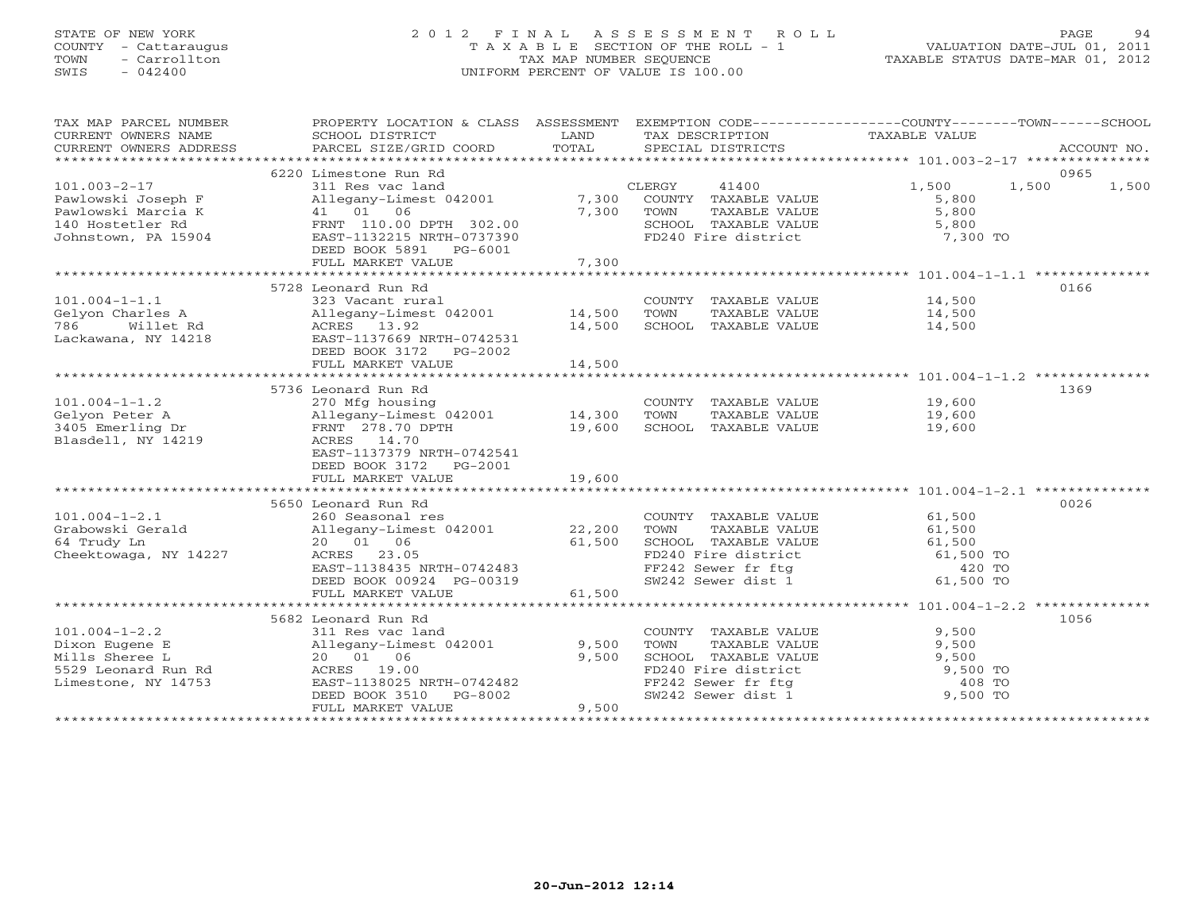STATE OF NEW YORK
COUNTY - Cattaraugus
TOWN - Carrollton
SWIS - 042400

# 2012 FINAL ASSESSMENT ROLL
TAXABLE SECTION OF THE ROLL - 1
TAX MAP NUMBER SEQUENCE
UNIFORM PERCENT OF VALUE IS 100.00

VALUATION DATE-JUL 01, 2011
TAXABLE STATUS DATE-MAR 01, 2012

| TAX MAP PARCEL NUMBER / CURRENT OWNERS NAME / CURRENT OWNERS ADDRESS | PROPERTY LOCATION & CLASS / SCHOOL DISTRICT / PARCEL SIZE/GRID COORD | ASSESSMENT LAND | TOTAL | EXEMPTION CODE / TAX DESCRIPTION / SPECIAL DISTRICTS | COUNTY TAXABLE VALUE | TOWN | SCHOOL | ACCOUNT NO. |
|---|---|---|---|---|---|---|---|---|
| 101.003-2-17 | 6220 Limestone Run Rd | | | | | | | 0965 |
| Pawlowski Joseph F | 311 Res vac land | | | CLERGY 41400 | 1,500 | 1,500 | 1,500 | |
| Pawlowski Marcia K | Allegany-Limest 042001 | 7,300 | | COUNTY TAXABLE VALUE | 5,800 | | | |
| 140 Hostetler Rd | 41 01 06 | | 7,300 | TOWN TAXABLE VALUE | 5,800 | | | |
| Johnstown, PA 15904 | FRNT 110.00 DPTH 302.00 | | | SCHOOL TAXABLE VALUE | 5,800 | | | |
| | EAST-1132215 NRTH-0737390 | | | FD240 Fire district | 7,300 TO | | | |
| | DEED BOOK 5891 PG-6001 | | | | | | | |
| | FULL MARKET VALUE | | 7,300 | | | | | |
| 101.004-1-1.1 | 5728 Leonard Run Rd | | | | | | | 0166 |
| Gelyon Charles A | 323 Vacant rural | | | COUNTY TAXABLE VALUE | 14,500 | | | |
| 786 Willet Rd | Allegany-Limest 042001 | 14,500 | | TOWN TAXABLE VALUE | 14,500 | | | |
| Lackawana, NY 14218 | ACRES 13.92 | | 14,500 | SCHOOL TAXABLE VALUE | 14,500 | | | |
| | EAST-1137669 NRTH-0742531 | | | | | | | |
| | DEED BOOK 3172 PG-2002 | | | | | | | |
| | FULL MARKET VALUE | | 14,500 | | | | | |
| 101.004-1-1.2 | 5736 Leonard Run Rd | | | | | | | 1369 |
| Gelyon Peter A | 270 Mfg housing | | | COUNTY TAXABLE VALUE | 19,600 | | | |
| 3405 Emerling Dr | Allegany-Limest 042001 | 14,300 | | TOWN TAXABLE VALUE | 19,600 | | | |
| Blasdell, NY 14219 | FRNT 278.70 DPTH | | 19,600 | SCHOOL TAXABLE VALUE | 19,600 | | | |
| | ACRES 14.70 | | | | | | | |
| | EAST-1137379 NRTH-0742541 | | | | | | | |
| | DEED BOOK 3172 PG-2001 | | | | | | | |
| | FULL MARKET VALUE | | 19,600 | | | | | |
| 101.004-1-2.1 | 5650 Leonard Run Rd | | | | | | | 0026 |
| Grabowski Gerald | 260 Seasonal res | | | COUNTY TAXABLE VALUE | 61,500 | | | |
| 64 Trudy Ln | Allegany-Limest 042001 | 22,200 | | TOWN TAXABLE VALUE | 61,500 | | | |
| Cheektowaga, NY 14227 | 20 01 06 | | 61,500 | SCHOOL TAXABLE VALUE | 61,500 | | | |
| | ACRES 23.05 | | | FD240 Fire district | 61,500 TO | | | |
| | EAST-1138435 NRTH-0742483 | | | FF242 Sewer fr ftg | 420 TO | | | |
| | DEED BOOK 00924 PG-00319 | | | SW242 Sewer dist 1 | 61,500 TO | | | |
| | FULL MARKET VALUE | | 61,500 | | | | | |
| 101.004-1-2.2 | 5682 Leonard Run Rd | | | | | | | 1056 |
| Dixon Eugene E | 311 Res vac land | | | COUNTY TAXABLE VALUE | 9,500 | | | |
| Mills Sheree L | Allegany-Limest 042001 | 9,500 | | TOWN TAXABLE VALUE | 9,500 | | | |
| 5529 Leonard Run Rd | 20 01 06 | | 9,500 | SCHOOL TAXABLE VALUE | 9,500 | | | |
| Limestone, NY 14753 | ACRES 19.00 | | | FD240 Fire district | 9,500 TO | | | |
| | EAST-1138025 NRTH-0742482 | | | FF242 Sewer fr ftg | 408 TO | | | |
| | DEED BOOK 3510 PG-8002 | | | SW242 Sewer dist 1 | 9,500 TO | | | |
| | FULL MARKET VALUE | | 9,500 | | | | | |

20-Jun-2012 12:14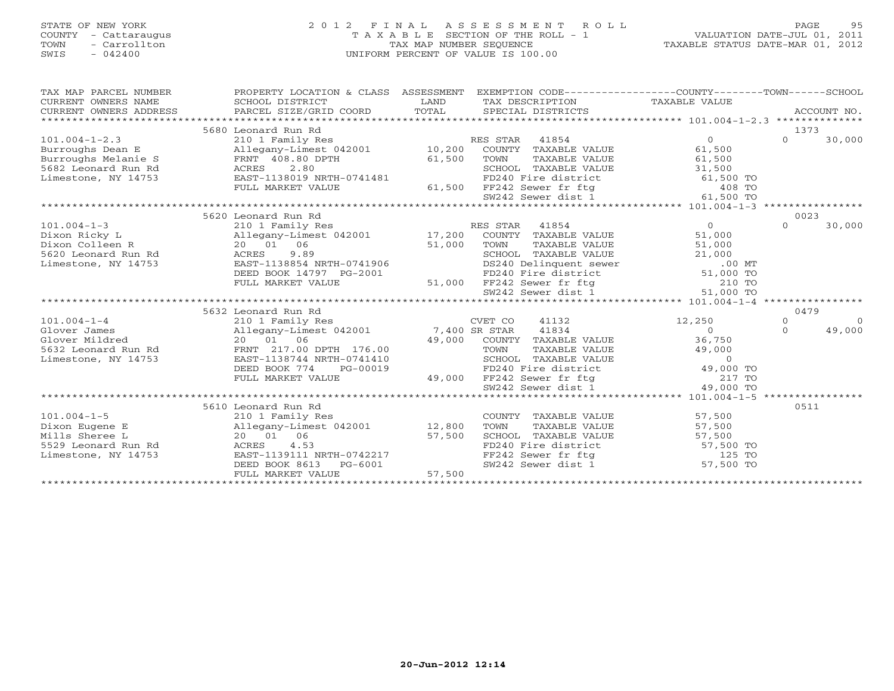STATE OF NEW YORK
COUNTY - Cattaraugus
TOWN - Carrollton
SWIS - 042400

# 2012 FINAL ASSESSMENT ROLL

TAXABLE SECTION OF THE ROLL - 1
TAX MAP NUMBER SEQUENCE
UNIFORM PERCENT OF VALUE IS 100.00

VALUATION DATE-JUL 01, 2011
TAXABLE STATUS DATE-MAR 01, 2012

| TAX MAP PARCEL NUMBER / CURRENT OWNERS NAME / CURRENT OWNERS ADDRESS | PROPERTY LOCATION & CLASS / SCHOOL DISTRICT / PARCEL SIZE/GRID COORD | ASSESSMENT LAND | TOTAL | EXEMPTION CODE / TAX DESCRIPTION / SPECIAL DISTRICTS | COUNTY TAXABLE VALUE | TOWN | SCHOOL | ACCOUNT NO. |
|---|---|---|---|---|---|---|---|---|
| | 5680 Leonard Run Rd | | | | | | | 1373 |
| 101.004-1-2.3 | 210 1 Family Res | | | RES STAR 41854 | 0 | 0 | 30,000 | |
| Burroughs Dean E | Allegany-Limest 042001 | 10,200 | | COUNTY TAXABLE VALUE | 61,500 | | | |
| Burroughs Melanie S | FRNT 408.80 DPTH | | 61,500 | TOWN TAXABLE VALUE | 61,500 | | | |
| 5682 Leonard Run Rd | ACRES 2.80 | | | SCHOOL TAXABLE VALUE | 31,500 | | | |
| Limestone, NY 14753 | EAST-1138019 NRTH-0741481 | | | FD240 Fire district | 61,500 TO | | | |
| | FULL MARKET VALUE | | 61,500 | FF242 Sewer fr ftg | 408 TO | | | |
| | | | | SW242 Sewer dist 1 | 61,500 TO | | | |
| | 5620 Leonard Run Rd | | | | | | | 0023 |
| 101.004-1-3 | 210 1 Family Res | | | RES STAR 41854 | 0 | 0 | 30,000 | |
| Dixon Ricky L | Allegany-Limest 042001 | 17,200 | | COUNTY TAXABLE VALUE | 51,000 | | | |
| Dixon Colleen R | 20 01 06 | | 51,000 | TOWN TAXABLE VALUE | 51,000 | | | |
| 5620 Leonard Run Rd | ACRES 9.89 | | | SCHOOL TAXABLE VALUE | 21,000 | | | |
| Limestone, NY 14753 | EAST-1138854 NRTH-0741906 | | | DS240 Delinquent sewer | .00 MT | | | |
| | DEED BOOK 14797 PG-2001 | | | FD240 Fire district | 51,000 TO | | | |
| | FULL MARKET VALUE | | 51,000 | FF242 Sewer fr ftg | 210 TO | | | |
| | | | | SW242 Sewer dist 1 | 51,000 TO | | | |
| | 5632 Leonard Run Rd | | | | | | | 0479 |
| 101.004-1-4 | 210 1 Family Res | | | CVET CO 41132 | 12,250 | 0 | 0 | |
| Glover James | Allegany-Limest 042001 | 7,400 | | SR STAR 41834 | 0 | 0 | 49,000 | |
| Glover Mildred | 20 01 06 | | 49,000 | COUNTY TAXABLE VALUE | 36,750 | | | |
| 5632 Leonard Run Rd | FRNT 217.00 DPTH 176.00 | | | TOWN TAXABLE VALUE | 49,000 | | | |
| Limestone, NY 14753 | EAST-1138744 NRTH-0741410 | | | SCHOOL TAXABLE VALUE | 0 | | | |
| | DEED BOOK 774 PG-00019 | | | FD240 Fire district | 49,000 TO | | | |
| | FULL MARKET VALUE | | 49,000 | FF242 Sewer fr ftg | 217 TO | | | |
| | | | | SW242 Sewer dist 1 | 49,000 TO | | | |
| | 5610 Leonard Run Rd | | | | | | | 0511 |
| 101.004-1-5 | 210 1 Family Res | | | COUNTY TAXABLE VALUE | 57,500 | | | |
| Dixon Eugene E | Allegany-Limest 042001 | 12,800 | | TOWN TAXABLE VALUE | 57,500 | | | |
| Mills Sheree L | 20 01 06 | | 57,500 | SCHOOL TAXABLE VALUE | 57,500 | | | |
| 5529 Leonard Run Rd | ACRES 4.53 | | | FD240 Fire district | 57,500 TO | | | |
| Limestone, NY 14753 | EAST-1139111 NRTH-0742217 | | | FF242 Sewer fr ftg | 125 TO | | | |
| | DEED BOOK 8613 PG-6001 | | | SW242 Sewer dist 1 | 57,500 TO | | | |
| | FULL MARKET VALUE | | 57,500 | | | | | |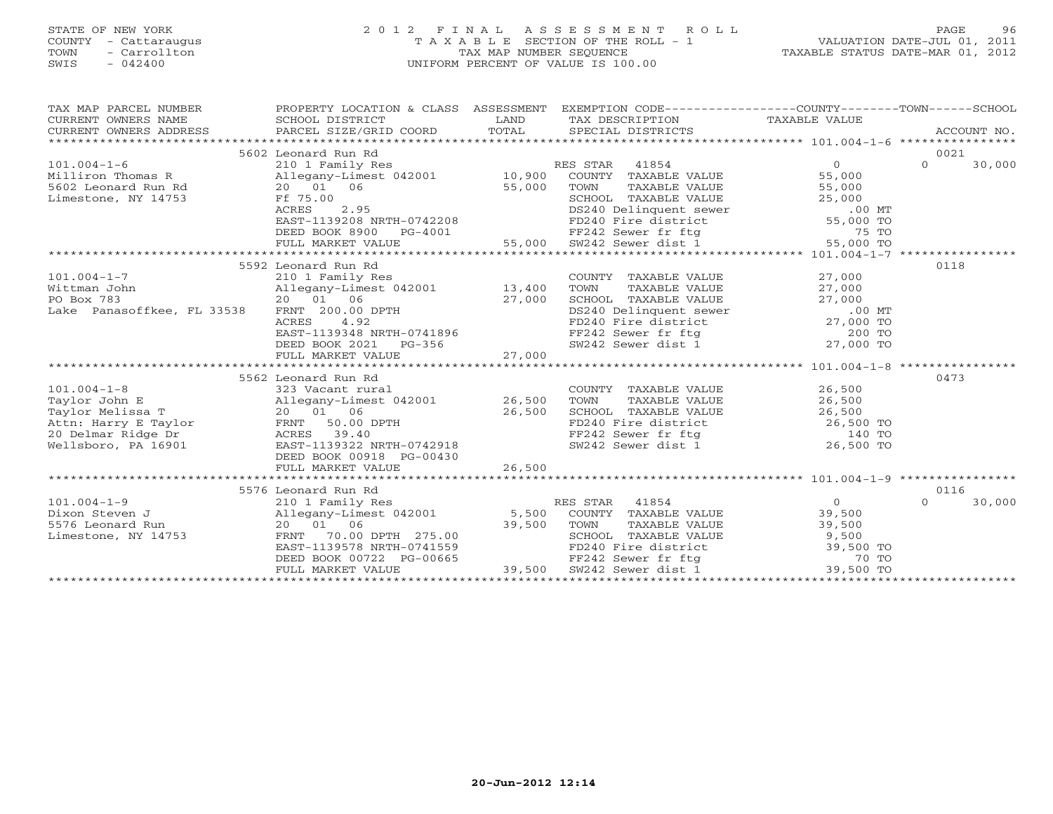STATE OF NEW YORK
COUNTY - Cattaraugus
TOWN - Carrollton
SWIS - 042400

# 2012 FINAL ASSESSMENT ROLL
TAXABLE SECTION OF THE ROLL - 1
TAX MAP NUMBER SEQUENCE
UNIFORM PERCENT OF VALUE IS 100.00

VALUATION DATE-JUL 01, 2011
TAXABLE STATUS DATE-MAR 01, 2012

| TAX MAP PARCEL NUMBER / CURRENT OWNERS NAME / CURRENT OWNERS ADDRESS | PROPERTY LOCATION & CLASS / SCHOOL DISTRICT / PARCEL SIZE/GRID COORD | ASSESSMENT LAND | TOTAL | EXEMPTION CODE / TAX DESCRIPTION / SPECIAL DISTRICTS | COUNTY TAXABLE VALUE | TOWN | SCHOOL | ACCOUNT NO. |
|---|---|---|---|---|---|---|---|---|
| | 5602 Leonard Run Rd | | | | | | | 0021 |
| 101.004-1-6 | 210 1 Family Res | | | RES STAR 41854 | 0 | 0 | 30,000 | |
| Milliron Thomas R | Allegany-Limest 042001 | 10,900 | | COUNTY TAXABLE VALUE | 55,000 | | | |
| 5602 Leonard Run Rd | 20 01 06 | | 55,000 | TOWN TAXABLE VALUE | 55,000 | | | |
| Limestone, NY 14753 | Ff 75.00 | | | SCHOOL TAXABLE VALUE | 25,000 | | | |
| | ACRES 2.95 | | | DS240 Delinquent sewer | .00 MT | | | |
| | EAST-1139208 NRTH-0742208 | | | FD240 Fire district | 55,000 TO | | | |
| | DEED BOOK 8900 PG-4001 | | | FF242 Sewer fr ftg | 75 TO | | | |
| | FULL MARKET VALUE | | 55,000 | SW242 Sewer dist 1 | 55,000 TO | | | |
| | 5592 Leonard Run Rd | | | | | | | 0118 |
| 101.004-1-7 | 210 1 Family Res | | | COUNTY TAXABLE VALUE | 27,000 | | | |
| Wittman John | Allegany-Limest 042001 | 13,400 | | TOWN TAXABLE VALUE | 27,000 | | | |
| PO Box 783 | 20 01 06 | | 27,000 | SCHOOL TAXABLE VALUE | 27,000 | | | |
| Lake Panasoffkee, FL 33538 | FRNT 200.00 DPTH | | | DS240 Delinquent sewer | .00 MT | | | |
| | ACRES 4.92 | | | FD240 Fire district | 27,000 TO | | | |
| | EAST-1139348 NRTH-0741896 | | | FF242 Sewer fr ftg | 200 TO | | | |
| | DEED BOOK 2021 PG-356 | | | SW242 Sewer dist 1 | 27,000 TO | | | |
| | FULL MARKET VALUE | | 27,000 | | | | | |
| | 5562 Leonard Run Rd | | | | | | | 0473 |
| 101.004-1-8 | 323 Vacant rural | | | COUNTY TAXABLE VALUE | 26,500 | | | |
| Taylor John E | Allegany-Limest 042001 | 26,500 | | TOWN TAXABLE VALUE | 26,500 | | | |
| Taylor Melissa T | 20 01 06 | | 26,500 | SCHOOL TAXABLE VALUE | 26,500 | | | |
| Attn: Harry E Taylor | FRNT 50.00 DPTH | | | FD240 Fire district | 26,500 TO | | | |
| 20 Delmar Ridge Dr | ACRES 39.40 | | | FF242 Sewer fr ftg | 140 TO | | | |
| Wellsboro, PA 16901 | EAST-1139322 NRTH-0742918 | | | SW242 Sewer dist 1 | 26,500 TO | | | |
| | DEED BOOK 00918 PG-00430 | | | | | | | |
| | FULL MARKET VALUE | | 26,500 | | | | | |
| | 5576 Leonard Run Rd | | | | | | | 0116 |
| 101.004-1-9 | 210 1 Family Res | | | RES STAR 41854 | 0 | 0 | 30,000 | |
| Dixon Steven J | Allegany-Limest 042001 | 5,500 | | COUNTY TAXABLE VALUE | 39,500 | | | |
| 5576 Leonard Run | 20 01 06 | | 39,500 | TOWN TAXABLE VALUE | 39,500 | | | |
| Limestone, NY 14753 | FRNT 70.00 DPTH 275.00 | | | SCHOOL TAXABLE VALUE | 9,500 | | | |
| | EAST-1139578 NRTH-0741559 | | | FD240 Fire district | 39,500 TO | | | |
| | DEED BOOK 00722 PG-00665 | | | FF242 Sewer fr ftg | 70 TO | | | |
| | FULL MARKET VALUE | | 39,500 | SW242 Sewer dist 1 | 39,500 TO | | | |

20-Jun-2012 12:14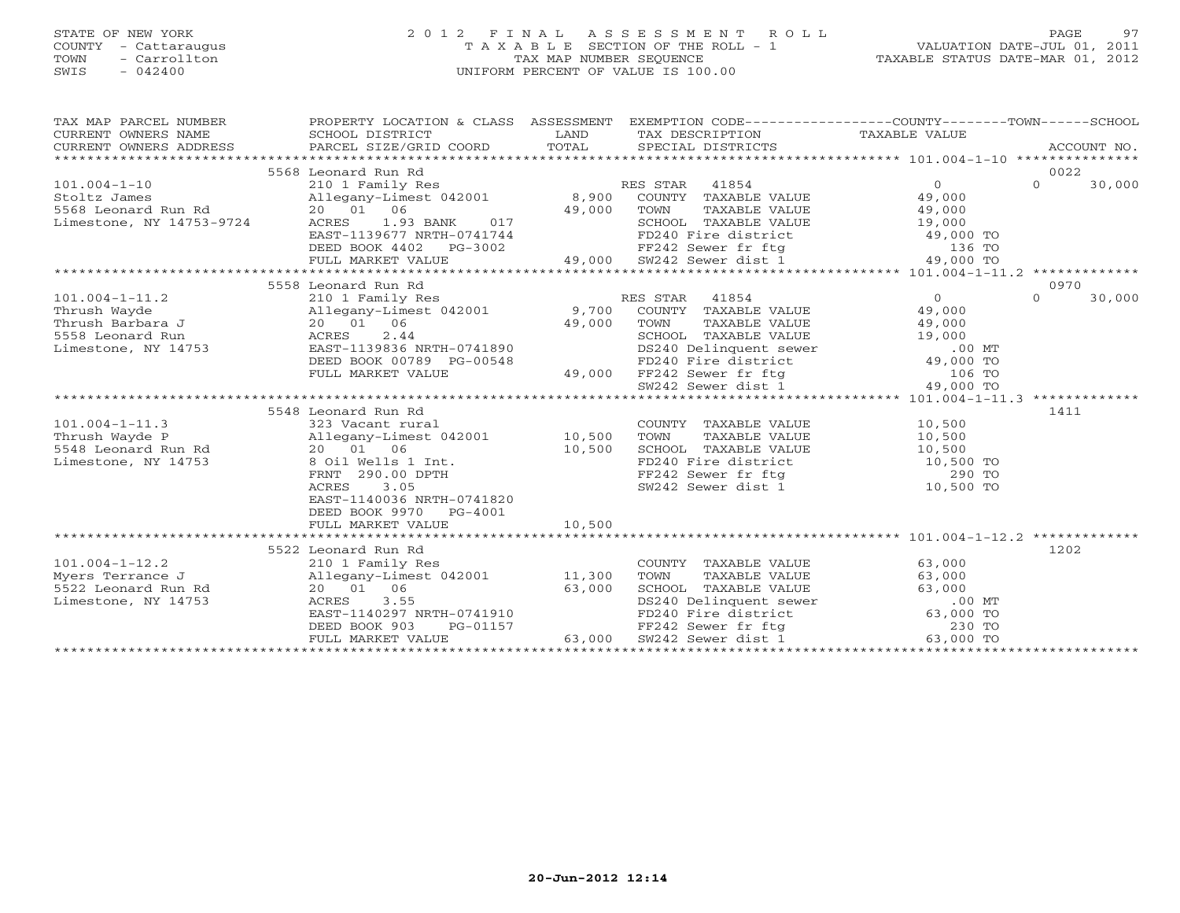STATE OF NEW YORK
COUNTY - Cattaraugus
TOWN - Carrollton
SWIS - 042400

# 2012 FINAL ASSESSMENT ROLL
TAXABLE SECTION OF THE ROLL - 1
TAX MAP NUMBER SEQUENCE
UNIFORM PERCENT OF VALUE IS 100.00

VALUATION DATE-JUL 01, 2011
TAXABLE STATUS DATE-MAR 01, 2012

| TAX MAP PARCEL NUMBER / CURRENT OWNERS NAME / CURRENT OWNERS ADDRESS | PROPERTY LOCATION & CLASS / SCHOOL DISTRICT / PARCEL SIZE/GRID COORD | ASSESSMENT LAND | TOTAL | EXEMPTION CODE / TAX DESCRIPTION / SPECIAL DISTRICTS | COUNTY/TOWN TAXABLE VALUE | SCHOOL / ACCOUNT NO. |
|---|---|---|---|---|---|---|
| 101.004-1-10 | 5568 Leonard Run Rd | | | | | 0022 |
| | 210 1 Family Res | | | RES STAR 41854 | 0 | 0 30,000 |
| Stoltz James | Allegany-Limest 042001 | 8,900 | | COUNTY TAXABLE VALUE | 49,000 | |
| 5568 Leonard Run Rd | 20 01 06 | | 49,000 | TOWN TAXABLE VALUE | 49,000 | |
| Limestone, NY 14753-9724 | ACRES 1.93 BANK 017 | | | SCHOOL TAXABLE VALUE | 19,000 | |
| | EAST-1139677 NRTH-0741744 | | | FD240 Fire district | 49,000 TO | |
| | DEED BOOK 4402 PG-3002 | | | FF242 Sewer fr ftg | 136 TO | |
| | FULL MARKET VALUE | | 49,000 | SW242 Sewer dist 1 | 49,000 TO | |
| 101.004-1-11.2 | 5558 Leonard Run Rd | | | | | 0970 |
| | 210 1 Family Res | | | RES STAR 41854 | 0 | 0 30,000 |
| Thrush Wayde | Allegany-Limest 042001 | 9,700 | | COUNTY TAXABLE VALUE | 49,000 | |
| Thrush Barbara J | 20 01 06 | | 49,000 | TOWN TAXABLE VALUE | 49,000 | |
| 5558 Leonard Run | ACRES 2.44 | | | SCHOOL TAXABLE VALUE | 19,000 | |
| Limestone, NY 14753 | EAST-1139836 NRTH-0741890 | | | DS240 Delinquent sewer | .00 MT | |
| | DEED BOOK 00789 PG-00548 | | | FD240 Fire district | 49,000 TO | |
| | FULL MARKET VALUE | | 49,000 | FF242 Sewer fr ftg | 106 TO | |
| | | | | SW242 Sewer dist 1 | 49,000 TO | |
| 101.004-1-11.3 | 5548 Leonard Run Rd | | | | | 1411 |
| | 323 Vacant rural | | | COUNTY TAXABLE VALUE | 10,500 | |
| Thrush Wayde P | Allegany-Limest 042001 | 10,500 | | TOWN TAXABLE VALUE | 10,500 | |
| 5548 Leonard Run Rd | 20 01 06 | | 10,500 | SCHOOL TAXABLE VALUE | 10,500 | |
| Limestone, NY 14753 | 8 Oil Wells 1 Int. | | | FD240 Fire district | 10,500 TO | |
| | FRNT 290.00 DPTH | | | FF242 Sewer fr ftg | 290 TO | |
| | ACRES 3.05 | | | SW242 Sewer dist 1 | 10,500 TO | |
| | EAST-1140036 NRTH-0741820 | | | | | |
| | DEED BOOK 9970 PG-4001 | | | | | |
| | FULL MARKET VALUE | | 10,500 | | | |
| 101.004-1-12.2 | 5522 Leonard Run Rd | | | | | 1202 |
| | 210 1 Family Res | | | COUNTY TAXABLE VALUE | 63,000 | |
| Myers Terrance J | Allegany-Limest 042001 | 11,300 | | TOWN TAXABLE VALUE | 63,000 | |
| 5522 Leonard Run Rd | 20 01 06 | | 63,000 | SCHOOL TAXABLE VALUE | 63,000 | |
| Limestone, NY 14753 | ACRES 3.55 | | | DS240 Delinquent sewer | .00 MT | |
| | EAST-1140297 NRTH-0741910 | | | FD240 Fire district | 63,000 TO | |
| | DEED BOOK 903 PG-01157 | | | FF242 Sewer fr ftg | 230 TO | |
| | FULL MARKET VALUE | | 63,000 | SW242 Sewer dist 1 | 63,000 TO | |

20-Jun-2012 12:14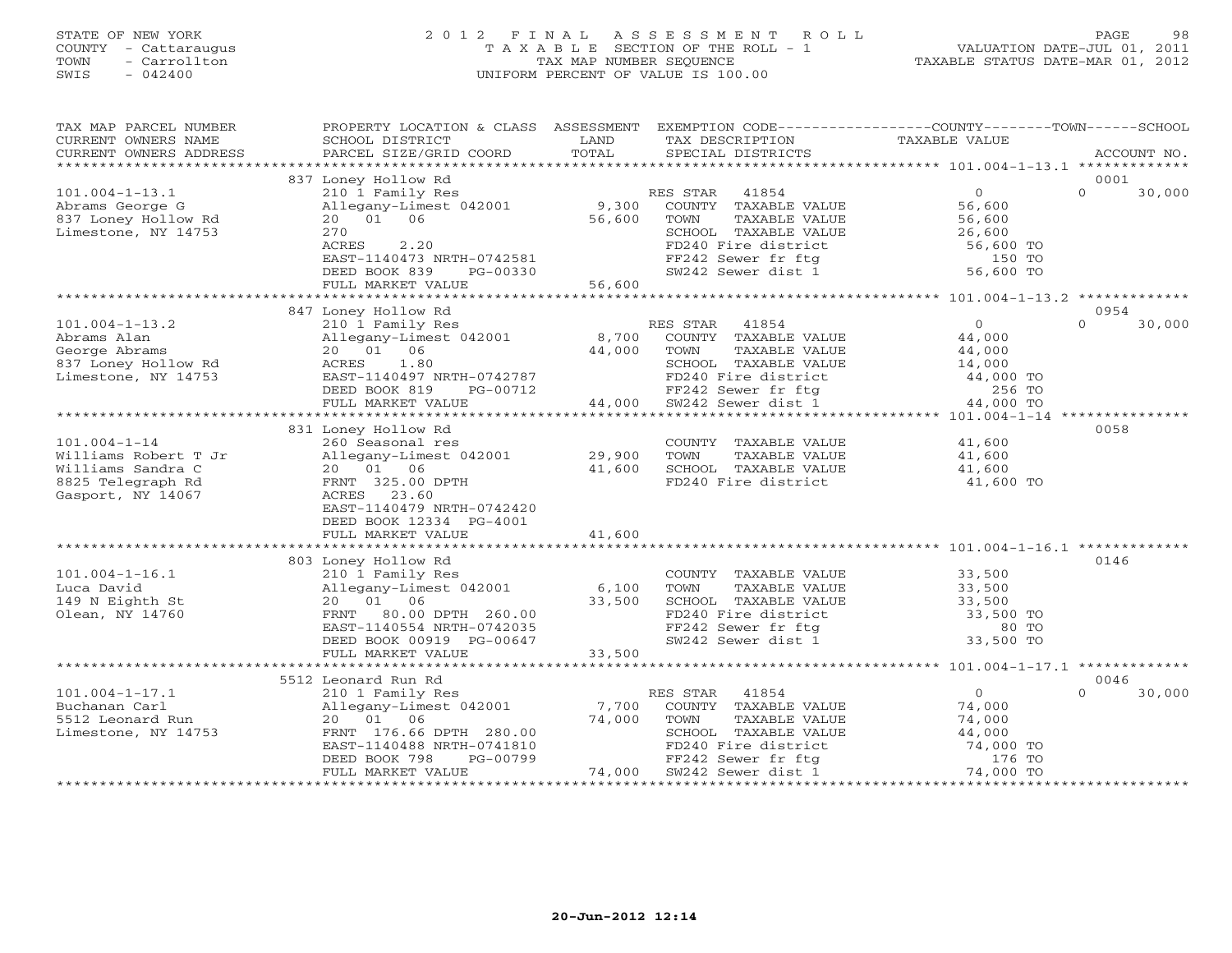STATE OF NEW YORK
COUNTY - Cattaraugus
TOWN - Carrollton
SWIS - 042400

# 2012 FINAL ASSESSMENT ROLL
TAXABLE SECTION OF THE ROLL - 1
TAX MAP NUMBER SEQUENCE
UNIFORM PERCENT OF VALUE IS 100.00

VALUATION DATE-JUL 01, 2011
TAXABLE STATUS DATE-MAR 01, 2012

| TAX MAP PARCEL NUMBER / CURRENT OWNERS NAME / CURRENT OWNERS ADDRESS | PROPERTY LOCATION & CLASS / SCHOOL DISTRICT / PARCEL SIZE/GRID COORD | ASSESSMENT LAND | TOTAL | EXEMPTION CODE / TAX DESCRIPTION / SPECIAL DISTRICTS | COUNTY / TOWN TAXABLE VALUE | SCHOOL | ACCOUNT NO. |
|---|---|---|---|---|---|---|---|
| 101.004-1-13.1 | 837 Loney Hollow Rd | | | | | | 0001 |
| Abrams George G | 210 1 Family Res | | | RES STAR 41854 | 0 | 0 30,000 | |
| 837 Loney Hollow Rd | Allegany-Limest 042001 | 9,300 | | COUNTY TAXABLE VALUE | 56,600 | | |
| Limestone, NY 14753 | 20 01 06 | | 56,600 | TOWN TAXABLE VALUE | 56,600 | | |
| | 270 | | | SCHOOL TAXABLE VALUE | 26,600 | | |
| | ACRES 2.20 | | | FD240 Fire district | 56,600 TO | | |
| | EAST-1140473 NRTH-0742581 | | | FF242 Sewer fr ftg | 150 TO | | |
| | DEED BOOK 839 PG-00330 | | | SW242 Sewer dist 1 | 56,600 TO | | |
| | FULL MARKET VALUE | | 56,600 | | | | |
| 101.004-1-13.2 | 847 Loney Hollow Rd | | | | | | 0954 |
| Abrams Alan | 210 1 Family Res | | | RES STAR 41854 | 0 | 0 30,000 | |
| George Abrams | Allegany-Limest 042001 | 8,700 | | COUNTY TAXABLE VALUE | 44,000 | | |
| 837 Loney Hollow Rd | 20 01 06 | | 44,000 | TOWN TAXABLE VALUE | 44,000 | | |
| Limestone, NY 14753 | ACRES 1.80 | | | SCHOOL TAXABLE VALUE | 14,000 | | |
| | EAST-1140497 NRTH-0742787 | | | FD240 Fire district | 44,000 TO | | |
| | DEED BOOK 819 PG-00712 | | | FF242 Sewer fr ftg | 256 TO | | |
| | FULL MARKET VALUE | | 44,000 | SW242 Sewer dist 1 | 44,000 TO | | |
| 101.004-1-14 | 831 Loney Hollow Rd | | | | | | 0058 |
| Williams Robert T Jr | 260 Seasonal res | | | COUNTY TAXABLE VALUE | 41,600 | | |
| Williams Sandra C | Allegany-Limest 042001 | 29,900 | | TOWN TAXABLE VALUE | 41,600 | | |
| 8825 Telegraph Rd | 20 01 06 | | 41,600 | SCHOOL TAXABLE VALUE | 41,600 | | |
| Gasport, NY 14067 | FRNT 325.00 DPTH | | | FD240 Fire district | 41,600 TO | | |
| | ACRES 23.60 | | | | | | |
| | EAST-1140479 NRTH-0742420 | | | | | | |
| | DEED BOOK 12334 PG-4001 | | | | | | |
| | FULL MARKET VALUE | | 41,600 | | | | |
| 101.004-1-16.1 | 803 Loney Hollow Rd | | | | | | 0146 |
| Luca David | 210 1 Family Res | | | COUNTY TAXABLE VALUE | 33,500 | | |
| 149 N Eighth St | Allegany-Limest 042001 | 6,100 | | TOWN TAXABLE VALUE | 33,500 | | |
| Olean, NY 14760 | 20 01 06 | | 33,500 | SCHOOL TAXABLE VALUE | 33,500 | | |
| | FRNT 80.00 DPTH 260.00 | | | FD240 Fire district | 33,500 TO | | |
| | EAST-1140554 NRTH-0742035 | | | FF242 Sewer fr ftg | 80 TO | | |
| | DEED BOOK 00919 PG-00647 | | | SW242 Sewer dist 1 | 33,500 TO | | |
| | FULL MARKET VALUE | | 33,500 | | | | |
| 101.004-1-17.1 | 5512 Leonard Run Rd | | | | | | 0046 |
| Buchanan Carl | 210 1 Family Res | | | RES STAR 41854 | 0 | 0 30,000 | |
| 5512 Leonard Run | Allegany-Limest 042001 | 7,700 | | COUNTY TAXABLE VALUE | 74,000 | | |
| Limestone, NY 14753 | 20 01 06 | | 74,000 | TOWN TAXABLE VALUE | 74,000 | | |
| | FRNT 176.66 DPTH 280.00 | | | SCHOOL TAXABLE VALUE | 44,000 | | |
| | EAST-1140488 NRTH-0741810 | | | FD240 Fire district | 74,000 TO | | |
| | DEED BOOK 798 PG-00799 | | | FF242 Sewer fr ftg | 176 TO | | |
| | FULL MARKET VALUE | | 74,000 | SW242 Sewer dist 1 | 74,000 TO | | |

20-Jun-2012 12:14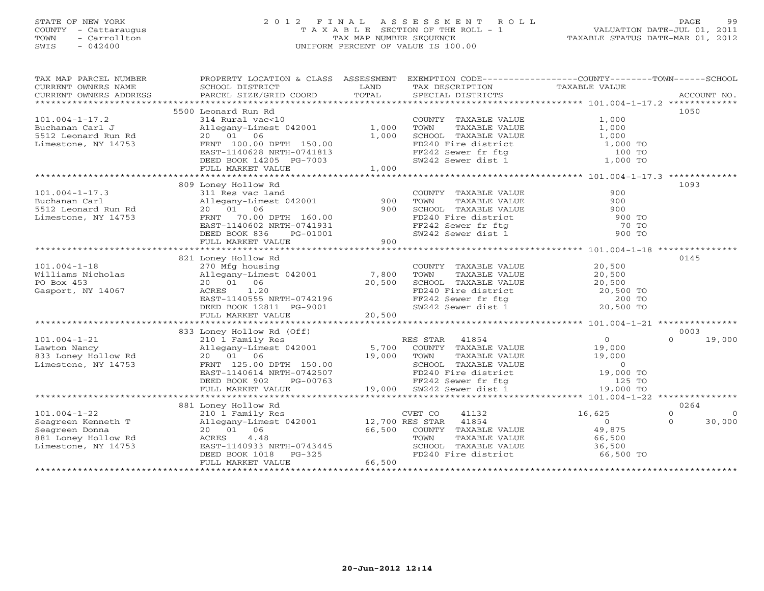STATE OF NEW YORK
COUNTY - Cattaraugus
TOWN - Carrollton
SWIS - 042400

# 2012 FINAL ASSESSMENT ROLL
TAXABLE SECTION OF THE ROLL - 1
TAX MAP NUMBER SEQUENCE
UNIFORM PERCENT OF VALUE IS 100.00

VALUATION DATE-JUL 01, 2011
TAXABLE STATUS DATE-MAR 01, 2012

| TAX MAP PARCEL NUMBER / CURRENT OWNERS NAME / CURRENT OWNERS ADDRESS | PROPERTY LOCATION & CLASS / SCHOOL DISTRICT / PARCEL SIZE/GRID COORD | ASSESSMENT LAND | TOTAL | EXEMPTION CODE / TAX DESCRIPTION / SPECIAL DISTRICTS | COUNTY / TAXABLE VALUE | TOWN | SCHOOL / ACCOUNT NO. |
|---|---|---|---|---|---|---|---|
| **101.004-1-17.2** | 5500 Leonard Run Rd | | | | | | 1050 |
| Buchanan Carl J | 314 Rural vac<10 | | | COUNTY TAXABLE VALUE | 1,000 | | |
| 5512 Leonard Run Rd | Allegany-Limest 042001 | 1,000 | | TOWN TAXABLE VALUE | 1,000 | | |
| Limestone, NY 14753 | 20 01 06 | | 1,000 | SCHOOL TAXABLE VALUE | 1,000 | | |
| | FRNT 100.00 DPTH 150.00 | | | FD240 Fire district | 1,000 TO | | |
| | EAST-1140628 NRTH-0741813 | | | FF242 Sewer fr ftg | 100 TO | | |
| | DEED BOOK 14205 PG-7003 | | | SW242 Sewer dist 1 | 1,000 TO | | |
| | FULL MARKET VALUE | | 1,000 | | | | |
| **101.004-1-17.3** | 809 Loney Hollow Rd | | | | | | 1093 |
| Buchanan Carl | 311 Res vac land | | | COUNTY TAXABLE VALUE | 900 | | |
| 5512 Leonard Run Rd | Allegany-Limest 042001 | 900 | | TOWN TAXABLE VALUE | 900 | | |
| Limestone, NY 14753 | 20 01 06 | | 900 | SCHOOL TAXABLE VALUE | 900 | | |
| | FRNT 70.00 DPTH 160.00 | | | FD240 Fire district | 900 TO | | |
| | EAST-1140602 NRTH-0741931 | | | FF242 Sewer fr ftg | 70 TO | | |
| | DEED BOOK 836 PG-01001 | | | SW242 Sewer dist 1 | 900 TO | | |
| | FULL MARKET VALUE | | 900 | | | | |
| **101.004-1-18** | 821 Loney Hollow Rd | | | | | | 0145 |
| Williams Nicholas | 270 Mfg housing | | | COUNTY TAXABLE VALUE | 20,500 | | |
| PO Box 453 | Allegany-Limest 042001 | 7,800 | | TOWN TAXABLE VALUE | 20,500 | | |
| Gasport, NY 14067 | 20 01 06 | | 20,500 | SCHOOL TAXABLE VALUE | 20,500 | | |
| | ACRES 1.20 | | | FD240 Fire district | 20,500 TO | | |
| | EAST-1140555 NRTH-0742196 | | | FF242 Sewer fr ftg | 200 TO | | |
| | DEED BOOK 12811 PG-9001 | | | SW242 Sewer dist 1 | 20,500 TO | | |
| | FULL MARKET VALUE | | 20,500 | | | | |
| **101.004-1-21** | 833 Loney Hollow Rd (Off) | | | | | | 0003 |
| Lawton Nancy | 210 1 Family Res | | | RES STAR 41854 | 0 | 0 | 19,000 |
| 833 Loney Hollow Rd | Allegany-Limest 042001 | 5,700 | | COUNTY TAXABLE VALUE | 19,000 | | |
| Limestone, NY 14753 | 20 01 06 | | 19,000 | TOWN TAXABLE VALUE | 19,000 | | |
| | FRNT 125.00 DPTH 150.00 | | | SCHOOL TAXABLE VALUE | 0 | | |
| | EAST-1140614 NRTH-0742507 | | | FD240 Fire district | 19,000 TO | | |
| | DEED BOOK 902 PG-00763 | | | FF242 Sewer fr ftg | 125 TO | | |
| | FULL MARKET VALUE | | 19,000 | SW242 Sewer dist 1 | 19,000 TO | | |
| **101.004-1-22** | 881 Loney Hollow Rd | | | | | | 0264 |
| Seagreen Kenneth T | 210 1 Family Res | | | CVET CO 41132 | 16,625 | 0 | 0 |
| Seagreen Donna | Allegany-Limest 042001 | 12,700 | | RES STAR 41854 | 0 | 0 | 30,000 |
| 881 Loney Hollow Rd | 20 01 06 | | 66,500 | COUNTY TAXABLE VALUE | 49,875 | | |
| Limestone, NY 14753 | ACRES 4.48 | | | TOWN TAXABLE VALUE | 66,500 | | |
| | EAST-1140933 NRTH-0743445 | | | SCHOOL TAXABLE VALUE | 36,500 | | |
| | DEED BOOK 1018 PG-325 | | | FD240 Fire district | 66,500 TO | | |
| | FULL MARKET VALUE | | 66,500 | | | | |

20-Jun-2012 12:14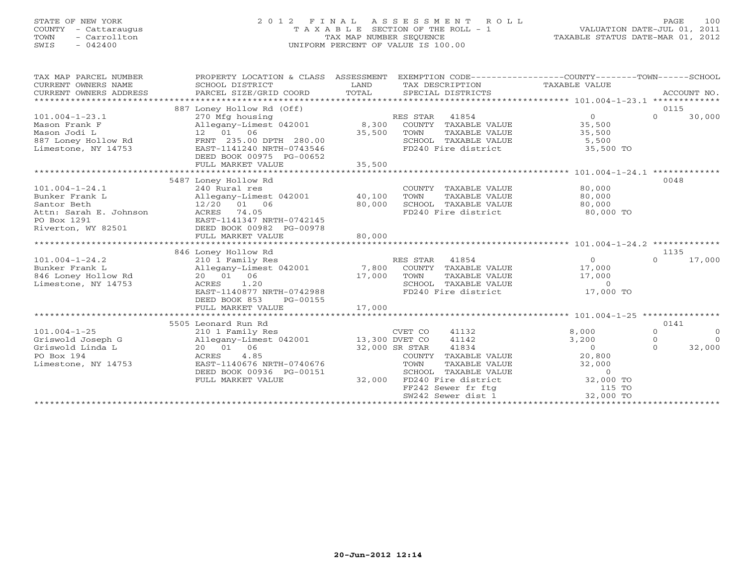STATE OF NEW YORK | 2 0 1 2 F I N A L A S S E S S M E N T R O L L
COUNTY - Cattaraugus | T A X A B L E SECTION OF THE ROLL - 1 | VALUATION DATE-JUL 01, 2011
TOWN - Carrollton | TAX MAP NUMBER SEQUENCE | TAXABLE STATUS DATE-MAR 01, 2012
SWIS - 042400 | UNIFORM PERCENT OF VALUE IS 100.00

| TAX MAP PARCEL NUMBER / CURRENT OWNERS NAME / CURRENT OWNERS ADDRESS | PROPERTY LOCATION & CLASS / SCHOOL DISTRICT / PARCEL SIZE/GRID COORD | ASSESSMENT LAND / TOTAL | EXEMPTION CODE / TAX DESCRIPTION / SPECIAL DISTRICTS | COUNTY TAXABLE VALUE | TOWN | SCHOOL / ACCOUNT NO. |
|---|---|---|---|---|---|---|
| **101.004-1-23.1** | 887 Loney Hollow Rd (Off) | | | | | 0115 |
| 101.004-1-23.1 | 270 Mfg housing | | RES STAR 41854 | 0 | 0 | 30,000 |
| Mason Frank F | Allegany-Limest 042001 | 8,300 | COUNTY TAXABLE VALUE | 35,500 | | |
| Mason Jodi L | 12 01 06 | 35,500 | TOWN TAXABLE VALUE | 35,500 | | |
| 887 Loney Hollow Rd | FRNT 235.00 DPTH 280.00 | | SCHOOL TAXABLE VALUE | 5,500 | | |
| Limestone, NY 14753 | EAST-1141240 NRTH-0743546 | | FD240 Fire district | 35,500 TO | | |
| | DEED BOOK 00975 PG-00652 | | | | | |
| | FULL MARKET VALUE | 35,500 | | | | |
| **101.004-1-24.1** | 5487 Loney Hollow Rd | | | | | 0048 |
| 101.004-1-24.1 | 240 Rural res | | COUNTY TAXABLE VALUE | 80,000 | | |
| Bunker Frank L | Allegany-Limest 042001 | 40,100 | TOWN TAXABLE VALUE | 80,000 | | |
| Santor Beth | 12/20 01 06 | 80,000 | SCHOOL TAXABLE VALUE | 80,000 | | |
| Attn: Sarah E. Johnson | ACRES 74.05 | | FD240 Fire district | 80,000 TO | | |
| PO Box 1291 | EAST-1141347 NRTH-0742145 | | | | | |
| Riverton, WY 82501 | DEED BOOK 00982 PG-00978 | | | | | |
| | FULL MARKET VALUE | 80,000 | | | | |
| **101.004-1-24.2** | 846 Loney Hollow Rd | | | | | 1135 |
| 101.004-1-24.2 | 210 1 Family Res | | RES STAR 41854 | 0 | 0 | 17,000 |
| Bunker Frank L | Allegany-Limest 042001 | 7,800 | COUNTY TAXABLE VALUE | 17,000 | | |
| 846 Loney Hollow Rd | 20 01 06 | 17,000 | TOWN TAXABLE VALUE | 17,000 | | |
| Limestone, NY 14753 | ACRES 1.20 | | SCHOOL TAXABLE VALUE | 0 | | |
| | EAST-1140877 NRTH-0742988 | | FD240 Fire district | 17,000 TO | | |
| | DEED BOOK 853 PG-00155 | | | | | |
| | FULL MARKET VALUE | 17,000 | | | | |
| **101.004-1-25** | 5505 Leonard Run Rd | | | | | 0141 |
| 101.004-1-25 | 210 1 Family Res | | CVET CO 41132 | 8,000 | 0 | 0 |
| Griswold Joseph G | Allegany-Limest 042001 | 13,300 | DVET CO 41142 | 3,200 | 0 | 0 |
| Griswold Linda L | 20 01 06 | 32,000 | SR STAR 41834 | 0 | 0 | 32,000 |
| PO Box 194 | ACRES 4.85 | | COUNTY TAXABLE VALUE | 20,800 | | |
| Limestone, NY 14753 | EAST-1140676 NRTH-0740676 | | TOWN TAXABLE VALUE | 32,000 | | |
| | DEED BOOK 00936 PG-00151 | | SCHOOL TAXABLE VALUE | 0 | | |
| | FULL MARKET VALUE | 32,000 | FD240 Fire district | 32,000 TO | | |
| | | | FF242 Sewer fr ftg | 115 TO | | |
| | | | SW242 Sewer dist 1 | 32,000 TO | | |

20-Jun-2012 12:14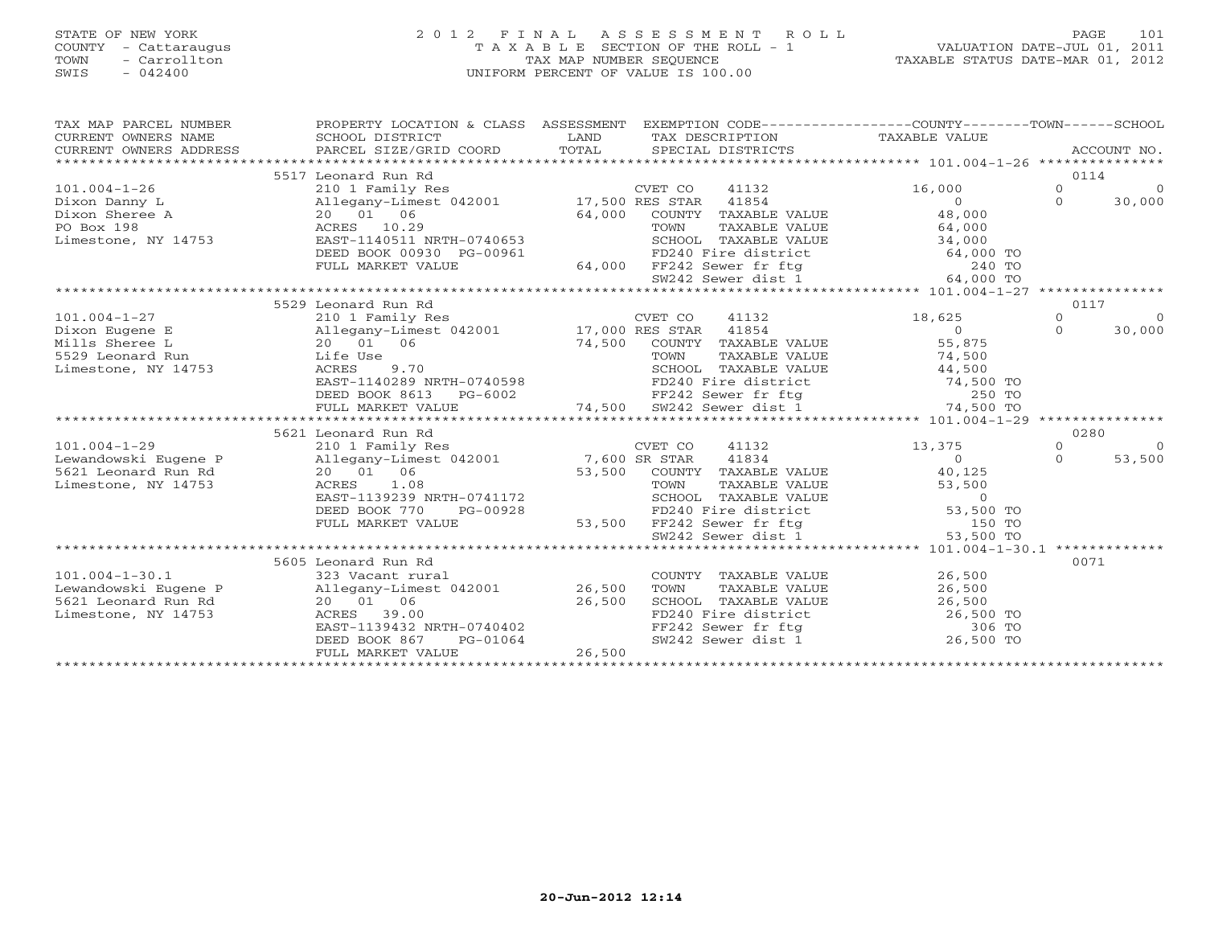STATE OF NEW YORK
COUNTY - Cattaraugus
TOWN - Carrollton
SWIS - 042400

# 2012 FINAL ASSESSMENT ROLL

TAXABLE SECTION OF THE ROLL - 1
TAX MAP NUMBER SEQUENCE
UNIFORM PERCENT OF VALUE IS 100.00

VALUATION DATE-JUL 01, 2011
TAXABLE STATUS DATE-MAR 01, 2012

| TAX MAP PARCEL NUMBER / CURRENT OWNERS NAME / CURRENT OWNERS ADDRESS | PROPERTY LOCATION & CLASS / SCHOOL DISTRICT / PARCEL SIZE/GRID COORD | ASSESSMENT LAND / TOTAL | EXEMPTION CODE / TAX DESCRIPTION / SPECIAL DISTRICTS | COUNTY TAXABLE VALUE | TOWN | SCHOOL | ACCOUNT NO. |
|---|---|---|---|---|---|---|---|
| | 5517 Leonard Run Rd | | | | | | 0114 |
| 101.004-1-26 | 210 1 Family Res | | CVET CO 41132 | 16,000 | 0 | 0 | |
| Dixon Danny L | Allegany-Limest 042001 | 17,500 | RES STAR 41854 | 0 | 0 | 30,000 | |
| Dixon Sheree A | 20 01 06 | 64,000 | COUNTY TAXABLE VALUE | 48,000 | | | |
| PO Box 198 | ACRES 10.29 | | TOWN TAXABLE VALUE | 64,000 | | | |
| Limestone, NY 14753 | EAST-1140511 NRTH-0740653 | | SCHOOL TAXABLE VALUE | 34,000 | | | |
| | DEED BOOK 00930 PG-00961 | | FD240 Fire district | 64,000 TO | | | |
| | FULL MARKET VALUE | 64,000 | FF242 Sewer fr ftg | 240 TO | | | |
| | | | SW242 Sewer dist 1 | 64,000 TO | | | |
| | 5529 Leonard Run Rd | | | | | | 0117 |
| 101.004-1-27 | 210 1 Family Res | | CVET CO 41132 | 18,625 | 0 | 0 | |
| Dixon Eugene E | Allegany-Limest 042001 | 17,000 | RES STAR 41854 | 0 | 0 | 30,000 | |
| Mills Sheree L | 20 01 06 | 74,500 | COUNTY TAXABLE VALUE | 55,875 | | | |
| 5529 Leonard Run | Life Use | | TOWN TAXABLE VALUE | 74,500 | | | |
| Limestone, NY 14753 | ACRES 9.70 | | SCHOOL TAXABLE VALUE | 44,500 | | | |
| | EAST-1140289 NRTH-0740598 | | FD240 Fire district | 74,500 TO | | | |
| | DEED BOOK 8613 PG-6002 | | FF242 Sewer fr ftg | 250 TO | | | |
| | FULL MARKET VALUE | 74,500 | SW242 Sewer dist 1 | 74,500 TO | | | |
| | 5621 Leonard Run Rd | | | | | | 0280 |
| 101.004-1-29 | 210 1 Family Res | | CVET CO 41132 | 13,375 | 0 | 0 | |
| Lewandowski Eugene P | Allegany-Limest 042001 | 7,600 | SR STAR 41834 | 0 | 0 | 53,500 | |
| 5621 Leonard Run Rd | 20 01 06 | 53,500 | COUNTY TAXABLE VALUE | 40,125 | | | |
| Limestone, NY 14753 | ACRES 1.08 | | TOWN TAXABLE VALUE | 53,500 | | | |
| | EAST-1139239 NRTH-0741172 | | SCHOOL TAXABLE VALUE | 0 | | | |
| | DEED BOOK 770 PG-00928 | | FD240 Fire district | 53,500 TO | | | |
| | FULL MARKET VALUE | 53,500 | FF242 Sewer fr ftg | 150 TO | | | |
| | | | SW242 Sewer dist 1 | 53,500 TO | | | |
| | 5605 Leonard Run Rd | | | | | | 0071 |
| 101.004-1-30.1 | 323 Vacant rural | | COUNTY TAXABLE VALUE | 26,500 | | | |
| Lewandowski Eugene P | Allegany-Limest 042001 | 26,500 | TOWN TAXABLE VALUE | 26,500 | | | |
| 5621 Leonard Run Rd | 20 01 06 | 26,500 | SCHOOL TAXABLE VALUE | 26,500 | | | |
| Limestone, NY 14753 | ACRES 39.00 | | FD240 Fire district | 26,500 TO | | | |
| | EAST-1139432 NRTH-0740402 | | FF242 Sewer fr ftg | 306 TO | | | |
| | DEED BOOK 867 PG-01064 | | SW242 Sewer dist 1 | 26,500 TO | | | |
| | FULL MARKET VALUE | 26,500 | | | | | |

20-Jun-2012 12:14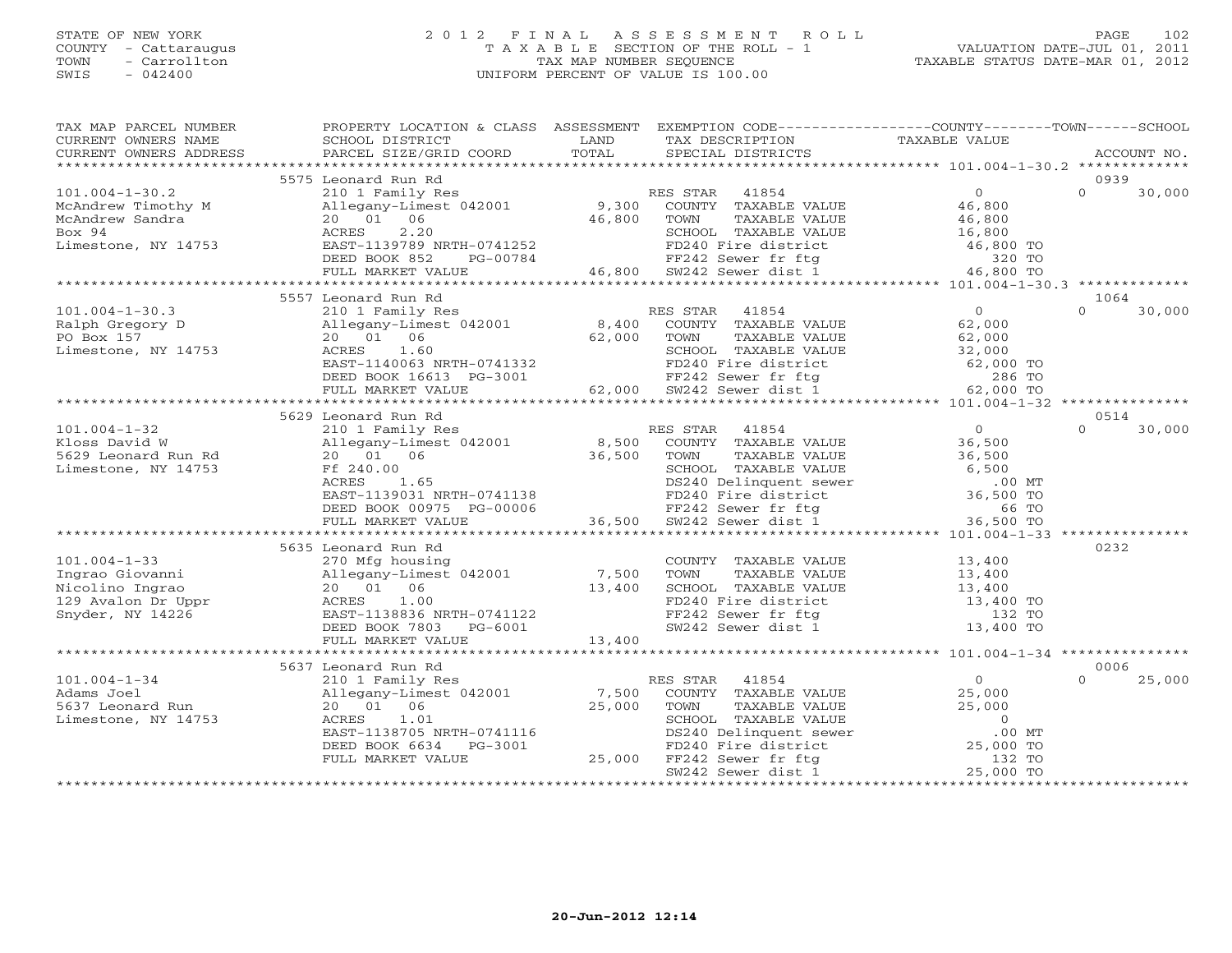STATE OF NEW YORK | 2012 FINAL ASSESSMENT ROLL | PAGE 102
COUNTY - Cattaraugus | TAXABLE SECTION OF THE ROLL - 1 | VALUATION DATE-JUL 01, 2011
TOWN - Carrollton | TAX MAP NUMBER SEQUENCE | TAXABLE STATUS DATE-MAR 01, 2012
SWIS - 042400 | UNIFORM PERCENT OF VALUE IS 100.00

| TAX MAP PARCEL NUMBER / CURRENT OWNERS NAME / CURRENT OWNERS ADDRESS | PROPERTY LOCATION & CLASS / SCHOOL DISTRICT / PARCEL SIZE/GRID COORD | ASSESSMENT LAND | TOTAL | EXEMPTION CODE / TAX DESCRIPTION / SPECIAL DISTRICTS | COUNTY / TOWN TAXABLE VALUE | SCHOOL | ACCOUNT NO. |
|---|---|---|---|---|---|---|---|
| **101.004-1-30.2** | 5575 Leonard Run Rd | | | | | | 0939 |
| McAndrew Timothy M | 210 1 Family Res | | | RES STAR 41854 | 0 | 0 | 30,000 |
| McAndrew Sandra | Allegany-Limest 042001 | 9,300 | | COUNTY TAXABLE VALUE | 46,800 | | |
| Box 94 | 20 01 06 | | 46,800 | TOWN TAXABLE VALUE | 46,800 | | |
| Limestone, NY 14753 | ACRES 2.20 | | | SCHOOL TAXABLE VALUE | 16,800 | | |
| | EAST-1139789 NRTH-0741252 | | | FD240 Fire district | 46,800 TO | | |
| | DEED BOOK 852 PG-00784 | | | FF242 Sewer fr ftg | 320 TO | | |
| | FULL MARKET VALUE | | 46,800 | SW242 Sewer dist 1 | 46,800 TO | | |
| **101.004-1-30.3** | 5557 Leonard Run Rd | | | | | | 1064 |
| Ralph Gregory D | 210 1 Family Res | | | RES STAR 41854 | 0 | 0 | 30,000 |
| PO Box 157 | Allegany-Limest 042001 | 8,400 | | COUNTY TAXABLE VALUE | 62,000 | | |
| Limestone, NY 14753 | 20 01 06 | | 62,000 | TOWN TAXABLE VALUE | 62,000 | | |
| | ACRES 1.60 | | | SCHOOL TAXABLE VALUE | 32,000 | | |
| | EAST-1140063 NRTH-0741332 | | | FD240 Fire district | 62,000 TO | | |
| | DEED BOOK 16613 PG-3001 | | | FF242 Sewer fr ftg | 286 TO | | |
| | FULL MARKET VALUE | | 62,000 | SW242 Sewer dist 1 | 62,000 TO | | |
| **101.004-1-32** | 5629 Leonard Run Rd | | | | | | 0514 |
| Kloss David W | 210 1 Family Res | | | RES STAR 41854 | 0 | 0 | 30,000 |
| 5629 Leonard Run Rd | Allegany-Limest 042001 | 8,500 | | COUNTY TAXABLE VALUE | 36,500 | | |
| Limestone, NY 14753 | 20 01 06 | | 36,500 | TOWN TAXABLE VALUE | 36,500 | | |
| | Ff 240.00 | | | SCHOOL TAXABLE VALUE | 6,500 | | |
| | ACRES 1.65 | | | DS240 Delinquent sewer | .00 MT | | |
| | EAST-1139031 NRTH-0741138 | | | FD240 Fire district | 36,500 TO | | |
| | DEED BOOK 00975 PG-00006 | | | FF242 Sewer fr ftg | 66 TO | | |
| | FULL MARKET VALUE | | 36,500 | SW242 Sewer dist 1 | 36,500 TO | | |
| **101.004-1-33** | 5635 Leonard Run Rd | | | | | | 0232 |
| Ingrao Giovanni | 270 Mfg housing | | | COUNTY TAXABLE VALUE | 13,400 | | |
| Nicolino Ingrao | Allegany-Limest 042001 | 7,500 | | TOWN TAXABLE VALUE | 13,400 | | |
| 129 Avalon Dr Uppr | 20 01 06 | | 13,400 | SCHOOL TAXABLE VALUE | 13,400 | | |
| Snyder, NY 14226 | ACRES 1.00 | | | FD240 Fire district | 13,400 TO | | |
| | EAST-1138836 NRTH-0741122 | | | FF242 Sewer fr ftg | 132 TO | | |
| | DEED BOOK 7803 PG-6001 | | | SW242 Sewer dist 1 | 13,400 TO | | |
| | FULL MARKET VALUE | | 13,400 | | | | |
| **101.004-1-34** | 5637 Leonard Run Rd | | | | | | 0006 |
| Adams Joel | 210 1 Family Res | | | RES STAR 41854 | 0 | 0 | 25,000 |
| 5637 Leonard Run | Allegany-Limest 042001 | 7,500 | | COUNTY TAXABLE VALUE | 25,000 | | |
| Limestone, NY 14753 | 20 01 06 | | 25,000 | TOWN TAXABLE VALUE | 25,000 | | |
| | ACRES 1.01 | | | SCHOOL TAXABLE VALUE | 0 | | |
| | EAST-1138705 NRTH-0741116 | | | DS240 Delinquent sewer | .00 MT | | |
| | DEED BOOK 6634 PG-3001 | | | FD240 Fire district | 25,000 TO | | |
| | FULL MARKET VALUE | | 25,000 | FF242 Sewer fr ftg | 132 TO | | |
| | | | | SW242 Sewer dist 1 | 25,000 TO | | |

20-Jun-2012 12:14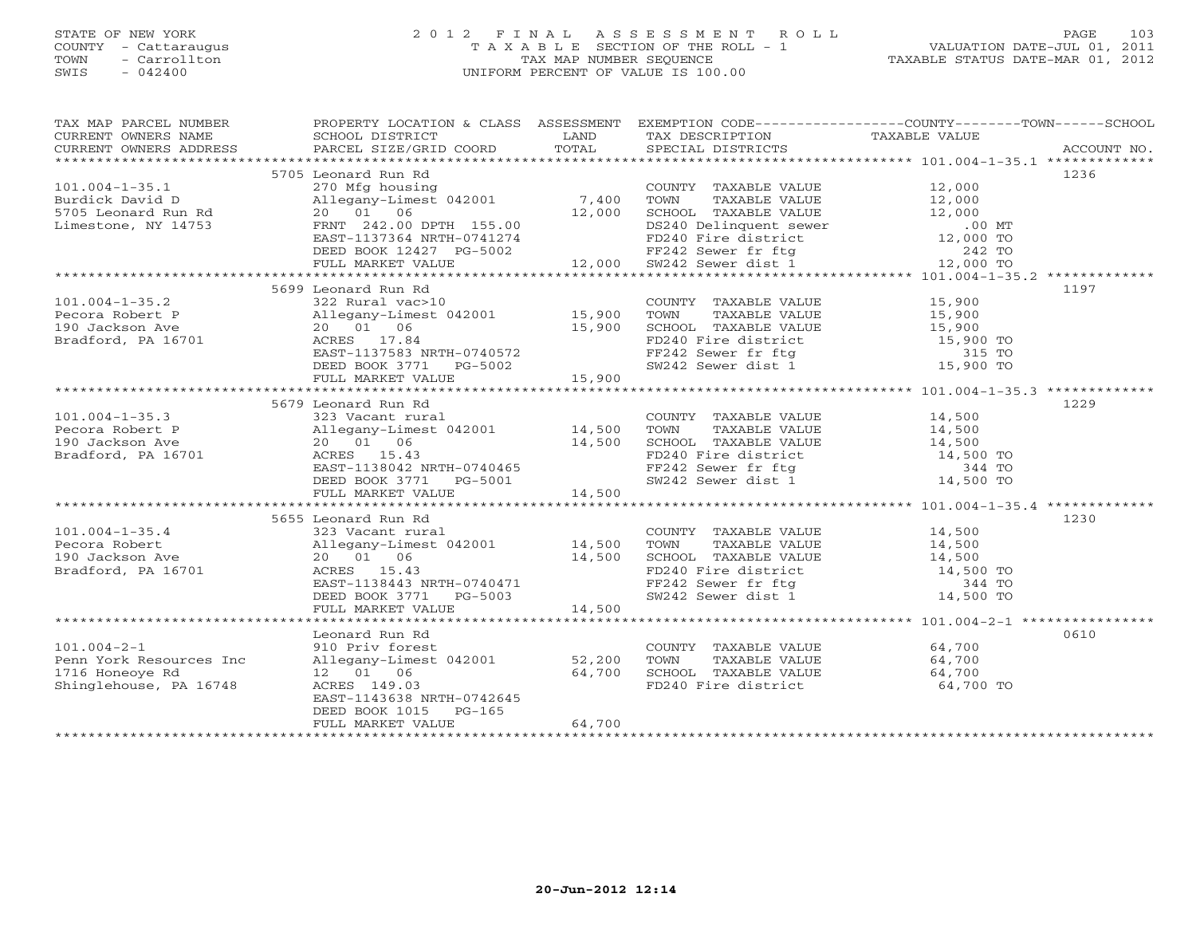STATE OF NEW YORK
COUNTY - Cattaraugus
TOWN - Carrollton
SWIS - 042400

# 2012 FINAL ASSESSMENT ROLL
TAXABLE SECTION OF THE ROLL - 1
TAX MAP NUMBER SEQUENCE
UNIFORM PERCENT OF VALUE IS 100.00

VALUATION DATE-JUL 01, 2011
TAXABLE STATUS DATE-MAR 01, 2012

| TAX MAP PARCEL NUMBER / CURRENT OWNERS NAME / CURRENT OWNERS ADDRESS | PROPERTY LOCATION & CLASS / SCHOOL DISTRICT / PARCEL SIZE/GRID COORD | ASSESSMENT LAND | TOTAL | EXEMPTION CODE / TAX DESCRIPTION / SPECIAL DISTRICTS | TAXABLE VALUE | ACCOUNT NO. |
|---|---|---|---|---|---|---|
| 101.004-1-35.1 | 5705 Leonard Run Rd | | | | | 1236 |
| | 270 Mfg housing | | | COUNTY TAXABLE VALUE | 12,000 | |
| Burdick David D | Allegany-Limest 042001 | 7,400 | | TOWN TAXABLE VALUE | 12,000 | |
| 5705 Leonard Run Rd | 20 01 06 | | 12,000 | SCHOOL TAXABLE VALUE | 12,000 | |
| Limestone, NY 14753 | FRNT 242.00 DPTH 155.00 | | | DS240 Delinquent sewer | .00 MT | |
| | EAST-1137364 NRTH-0741274 | | | FD240 Fire district | 12,000 TO | |
| | DEED BOOK 12427 PG-5002 | | | FF242 Sewer fr ftg | 242 TO | |
| | FULL MARKET VALUE | | 12,000 | SW242 Sewer dist 1 | 12,000 TO | |
| 101.004-1-35.2 | 5699 Leonard Run Rd | | | | | 1197 |
| | 322 Rural vac>10 | | | COUNTY TAXABLE VALUE | 15,900 | |
| Pecora Robert P | Allegany-Limest 042001 | 15,900 | | TOWN TAXABLE VALUE | 15,900 | |
| 190 Jackson Ave | 20 01 06 | | 15,900 | SCHOOL TAXABLE VALUE | 15,900 | |
| Bradford, PA 16701 | ACRES 17.84 | | | FD240 Fire district | 15,900 TO | |
| | EAST-1137583 NRTH-0740572 | | | FF242 Sewer fr ftg | 315 TO | |
| | DEED BOOK 3771 PG-5002 | | | SW242 Sewer dist 1 | 15,900 TO | |
| | FULL MARKET VALUE | | 15,900 | | | |
| 101.004-1-35.3 | 5679 Leonard Run Rd | | | | | 1229 |
| | 323 Vacant rural | | | COUNTY TAXABLE VALUE | 14,500 | |
| Pecora Robert P | Allegany-Limest 042001 | 14,500 | | TOWN TAXABLE VALUE | 14,500 | |
| 190 Jackson Ave | 20 01 06 | | 14,500 | SCHOOL TAXABLE VALUE | 14,500 | |
| Bradford, PA 16701 | ACRES 15.43 | | | FD240 Fire district | 14,500 TO | |
| | EAST-1138042 NRTH-0740465 | | | FF242 Sewer fr ftg | 344 TO | |
| | DEED BOOK 3771 PG-5001 | | | SW242 Sewer dist 1 | 14,500 TO | |
| | FULL MARKET VALUE | | 14,500 | | | |
| 101.004-1-35.4 | 5655 Leonard Run Rd | | | | | 1230 |
| | 323 Vacant rural | | | COUNTY TAXABLE VALUE | 14,500 | |
| Pecora Robert | Allegany-Limest 042001 | 14,500 | | TOWN TAXABLE VALUE | 14,500 | |
| 190 Jackson Ave | 20 01 06 | | 14,500 | SCHOOL TAXABLE VALUE | 14,500 | |
| Bradford, PA 16701 | ACRES 15.43 | | | FD240 Fire district | 14,500 TO | |
| | EAST-1138443 NRTH-0740471 | | | FF242 Sewer fr ftg | 344 TO | |
| | DEED BOOK 3771 PG-5003 | | | SW242 Sewer dist 1 | 14,500 TO | |
| | FULL MARKET VALUE | | 14,500 | | | |
| 101.004-2-1 | Leonard Run Rd | | | | | 0610 |
| | 910 Priv forest | | | COUNTY TAXABLE VALUE | 64,700 | |
| Penn York Resources Inc | Allegany-Limest 042001 | 52,200 | | TOWN TAXABLE VALUE | 64,700 | |
| 1716 Honeoye Rd | 12 01 06 | | 64,700 | SCHOOL TAXABLE VALUE | 64,700 | |
| Shinglehouse, PA 16748 | ACRES 149.03 | | | FD240 Fire district | 64,700 TO | |
| | EAST-1143638 NRTH-0742645 | | | | | |
| | DEED BOOK 1015 PG-165 | | | | | |
| | FULL MARKET VALUE | | 64,700 | | | |

20-Jun-2012 12:14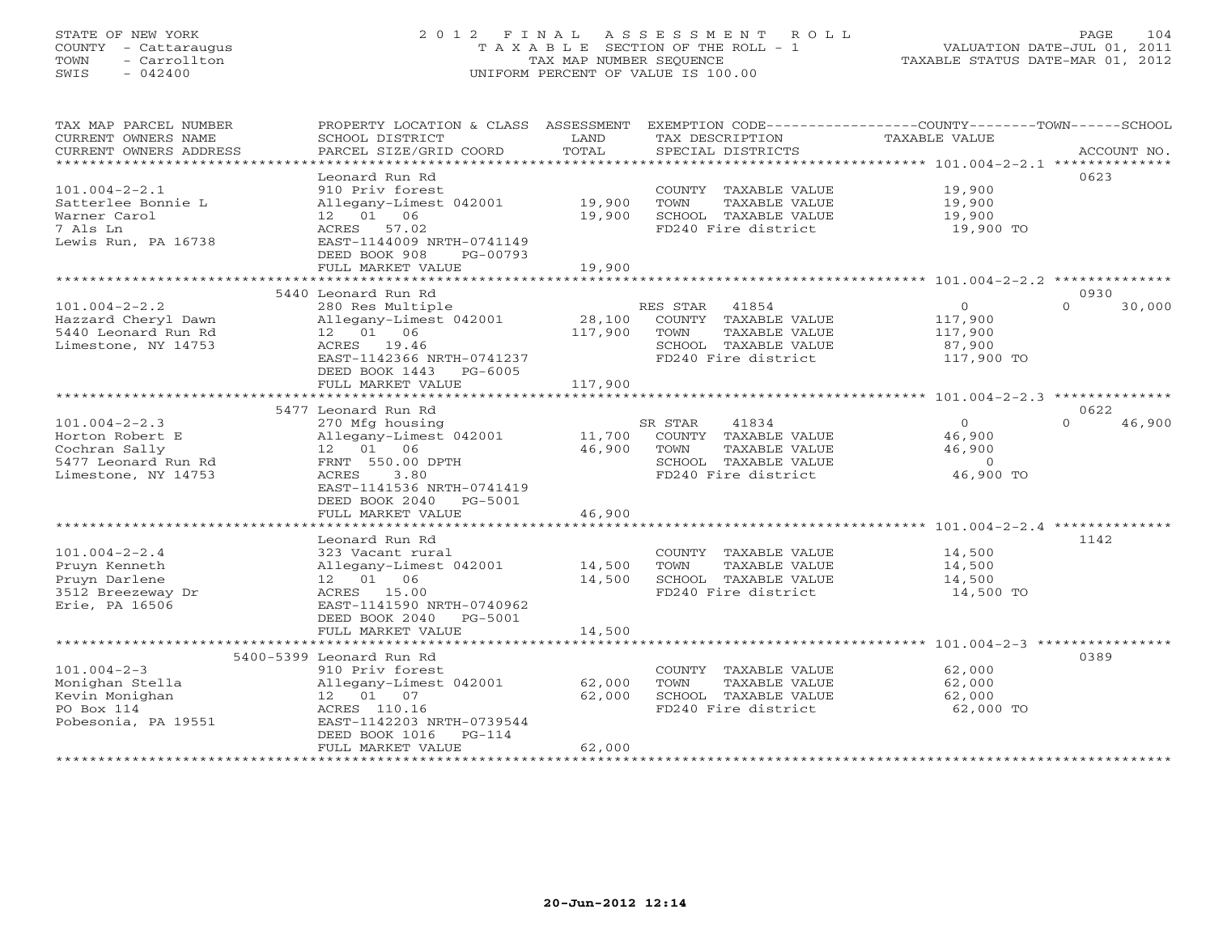STATE OF NEW YORK
COUNTY - Cattaraugus
TOWN - Carrollton
SWIS - 042400

# 2012 FINAL ASSESSMENT ROLL
TAXABLE SECTION OF THE ROLL - 1
TAX MAP NUMBER SEQUENCE
UNIFORM PERCENT OF VALUE IS 100.00

VALUATION DATE-JUL 01, 2011
TAXABLE STATUS DATE-MAR 01, 2012

| TAX MAP PARCEL NUMBER / CURRENT OWNERS NAME / CURRENT OWNERS ADDRESS | PROPERTY LOCATION & CLASS / SCHOOL DISTRICT / PARCEL SIZE/GRID COORD | ASSESSMENT LAND / TOTAL | EXEMPTION CODE / TAX DESCRIPTION / SPECIAL DISTRICTS | COUNTY / TOWN / SCHOOL TAXABLE VALUE | ACCOUNT NO. |
|---|---|---|---|---|---|
| **101.004-2-2.1** | Leonard Run Rd | | | | 0623 |
| 101.004-2-2.1 | 910 Priv forest | | COUNTY TAXABLE VALUE | 19,900 | |
| Satterlee Bonnie L | Allegany-Limest 042001 | 19,900 | TOWN TAXABLE VALUE | 19,900 | |
| Warner Carol | 12 01 06 | 19,900 | SCHOOL TAXABLE VALUE | 19,900 | |
| 7 Als Ln | ACRES 57.02 | | FD240 Fire district | 19,900 TO | |
| Lewis Run, PA 16738 | EAST-1144009 NRTH-0741149 | | | | |
| | DEED BOOK 908 PG-00793 | | | | |
| | FULL MARKET VALUE | 19,900 | | | |
| **101.004-2-2.2** | 5440 Leonard Run Rd | | | | 0930 |
| 101.004-2-2.2 | 280 Res Multiple | | RES STAR 41854 | 0 0 30,000 | |
| Hazzard Cheryl Dawn | Allegany-Limest 042001 | 28,100 | COUNTY TAXABLE VALUE | 117,900 | |
| 5440 Leonard Run Rd | 12 01 06 | 117,900 | TOWN TAXABLE VALUE | 117,900 | |
| Limestone, NY 14753 | ACRES 19.46 | | SCHOOL TAXABLE VALUE | 87,900 | |
| | EAST-1142366 NRTH-0741237 | | FD240 Fire district | 117,900 TO | |
| | DEED BOOK 1443 PG-6005 | | | | |
| | FULL MARKET VALUE | 117,900 | | | |
| **101.004-2-2.3** | 5477 Leonard Run Rd | | | | 0622 |
| 101.004-2-2.3 | 270 Mfg housing | | SR STAR 41834 | 0 0 46,900 | |
| Horton Robert E | Allegany-Limest 042001 | 11,700 | COUNTY TAXABLE VALUE | 46,900 | |
| Cochran Sally | 12 01 06 | 46,900 | TOWN TAXABLE VALUE | 46,900 | |
| 5477 Leonard Run Rd | FRNT 550.00 DPTH | | SCHOOL TAXABLE VALUE | 0 | |
| Limestone, NY 14753 | ACRES 3.80 | | FD240 Fire district | 46,900 TO | |
| | EAST-1141536 NRTH-0741419 | | | | |
| | DEED BOOK 2040 PG-5001 | | | | |
| | FULL MARKET VALUE | 46,900 | | | |
| **101.004-2-2.4** | Leonard Run Rd | | | | 1142 |
| 101.004-2-2.4 | 323 Vacant rural | | COUNTY TAXABLE VALUE | 14,500 | |
| Pruyn Kenneth | Allegany-Limest 042001 | 14,500 | TOWN TAXABLE VALUE | 14,500 | |
| Pruyn Darlene | 12 01 06 | 14,500 | SCHOOL TAXABLE VALUE | 14,500 | |
| 3512 Breezeway Dr | ACRES 15.00 | | FD240 Fire district | 14,500 TO | |
| Erie, PA 16506 | EAST-1141590 NRTH-0740962 | | | | |
| | DEED BOOK 2040 PG-5001 | | | | |
| | FULL MARKET VALUE | 14,500 | | | |
| **101.004-2-3** | 5400-5399 Leonard Run Rd | | | | 0389 |
| 101.004-2-3 | 910 Priv forest | | COUNTY TAXABLE VALUE | 62,000 | |
| Monighan Stella | Allegany-Limest 042001 | 62,000 | TOWN TAXABLE VALUE | 62,000 | |
| Kevin Monighan | 12 01 07 | 62,000 | SCHOOL TAXABLE VALUE | 62,000 | |
| PO Box 114 | ACRES 110.16 | | FD240 Fire district | 62,000 TO | |
| Pobesonia, PA 19551 | EAST-1142203 NRTH-0739544 | | | | |
| | DEED BOOK 1016 PG-114 | | | | |
| | FULL MARKET VALUE | 62,000 | | | |

20-Jun-2012 12:14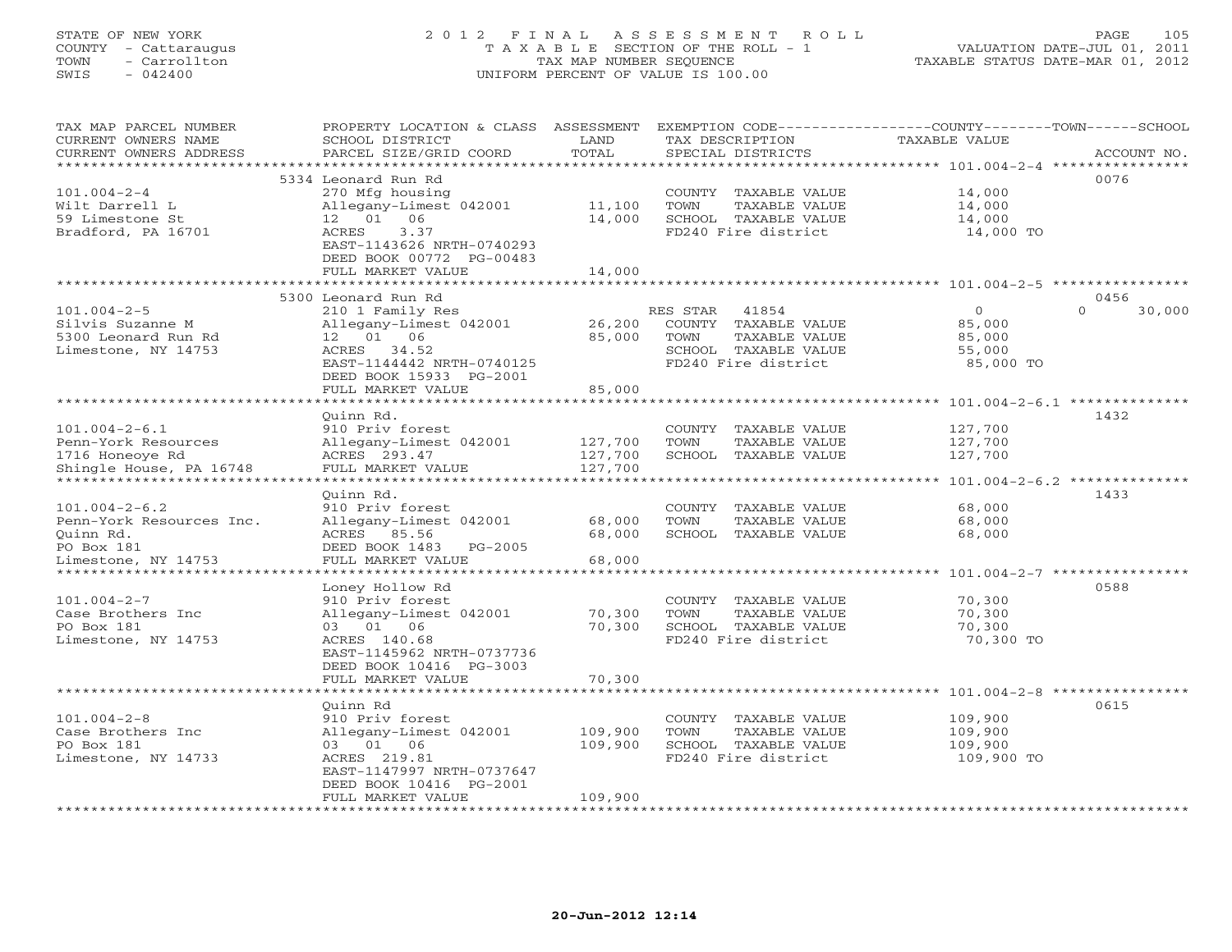STATE OF NEW YORK
COUNTY - Cattaraugus
TOWN - Carrollton
SWIS - 042400

# 2012 FINAL ASSESSMENT ROLL
TAXABLE SECTION OF THE ROLL - 1
TAX MAP NUMBER SEQUENCE
UNIFORM PERCENT OF VALUE IS 100.00

VALUATION DATE-JUL 01, 2011
TAXABLE STATUS DATE-MAR 01, 2012

| TAX MAP PARCEL NUMBER / CURRENT OWNERS NAME / CURRENT OWNERS ADDRESS | PROPERTY LOCATION & CLASS / SCHOOL DISTRICT / PARCEL SIZE/GRID COORD | ASSESSMENT LAND | TOTAL | EXEMPTION CODE / TAX DESCRIPTION / SPECIAL DISTRICTS | COUNTY TAXABLE VALUE | TOWN | SCHOOL | ACCOUNT NO. |
|---|---|---|---|---|---|---|---|---|
| 101.004-2-4 | 5334 Leonard Run Rd | | | | | | | 0076 |
| Wilt Darrell L | 270 Mfg housing | | | COUNTY TAXABLE VALUE | 14,000 | | | |
| 59 Limestone St | Allegany-Limest 042001 | 11,100 | | TOWN TAXABLE VALUE | 14,000 | | | |
| Bradford, PA 16701 | 12 01 06 | | 14,000 | SCHOOL TAXABLE VALUE | 14,000 | | | |
| | ACRES 3.37 | | | FD240 Fire district | 14,000 TO | | | |
| | EAST-1143626 NRTH-0740293 | | | | | | | |
| | DEED BOOK 00772 PG-00483 | | | | | | | |
| | FULL MARKET VALUE | | 14,000 | | | | | |
| 101.004-2-5 | 5300 Leonard Run Rd | | | | | | | 0456 |
| Silvis Suzanne M | 210 1 Family Res | | | RES STAR 41854 | 0 | | 0 | 30,000 |
| 5300 Leonard Run Rd | Allegany-Limest 042001 | 26,200 | | COUNTY TAXABLE VALUE | 85,000 | | | |
| Limestone, NY 14753 | 12 01 06 | | 85,000 | TOWN TAXABLE VALUE | 85,000 | | | |
| | ACRES 34.52 | | | SCHOOL TAXABLE VALUE | 55,000 | | | |
| | EAST-1144442 NRTH-0740125 | | | FD240 Fire district | 85,000 TO | | | |
| | DEED BOOK 15933 PG-2001 | | | | | | | |
| | FULL MARKET VALUE | | 85,000 | | | | | |
| 101.004-2-6.1 | Quinn Rd. | | | | | | | 1432 |
| Penn-York Resources | 910 Priv forest | | | COUNTY TAXABLE VALUE | 127,700 | | | |
| 1716 Honeoye Rd | Allegany-Limest 042001 | 127,700 | | TOWN TAXABLE VALUE | 127,700 | | | |
| Shingle House, PA 16748 | ACRES 293.47 | | 127,700 | SCHOOL TAXABLE VALUE | 127,700 | | | |
| | FULL MARKET VALUE | | 127,700 | | | | | |
| 101.004-2-6.2 | Quinn Rd. | | | | | | | 1433 |
| Penn-York Resources Inc. | 910 Priv forest | | | COUNTY TAXABLE VALUE | 68,000 | | | |
| Quinn Rd. | Allegany-Limest 042001 | 68,000 | | TOWN TAXABLE VALUE | 68,000 | | | |
| PO Box 181 | ACRES 85.56 | | 68,000 | SCHOOL TAXABLE VALUE | 68,000 | | | |
| Limestone, NY 14753 | DEED BOOK 1483 PG-2005 | | | | | | | |
| | FULL MARKET VALUE | | 68,000 | | | | | |
| 101.004-2-7 | Loney Hollow Rd | | | | | | | 0588 |
| Case Brothers Inc | 910 Priv forest | | | COUNTY TAXABLE VALUE | 70,300 | | | |
| PO Box 181 | Allegany-Limest 042001 | 70,300 | | TOWN TAXABLE VALUE | 70,300 | | | |
| Limestone, NY 14753 | 03 01 06 | | 70,300 | SCHOOL TAXABLE VALUE | 70,300 | | | |
| | ACRES 140.68 | | | FD240 Fire district | 70,300 TO | | | |
| | EAST-1145962 NRTH-0737736 | | | | | | | |
| | DEED BOOK 10416 PG-3003 | | | | | | | |
| | FULL MARKET VALUE | | 70,300 | | | | | |
| 101.004-2-8 | Quinn Rd | | | | | | | 0615 |
| Case Brothers Inc | 910 Priv forest | | | COUNTY TAXABLE VALUE | 109,900 | | | |
| PO Box 181 | Allegany-Limest 042001 | 109,900 | | TOWN TAXABLE VALUE | 109,900 | | | |
| Limestone, NY 14733 | 03 01 06 | | 109,900 | SCHOOL TAXABLE VALUE | 109,900 | | | |
| | ACRES 219.81 | | | FD240 Fire district | 109,900 TO | | | |
| | EAST-1147997 NRTH-0737647 | | | | | | | |
| | DEED BOOK 10416 PG-2001 | | | | | | | |
| | FULL MARKET VALUE | | 109,900 | | | | | |

20-Jun-2012 12:14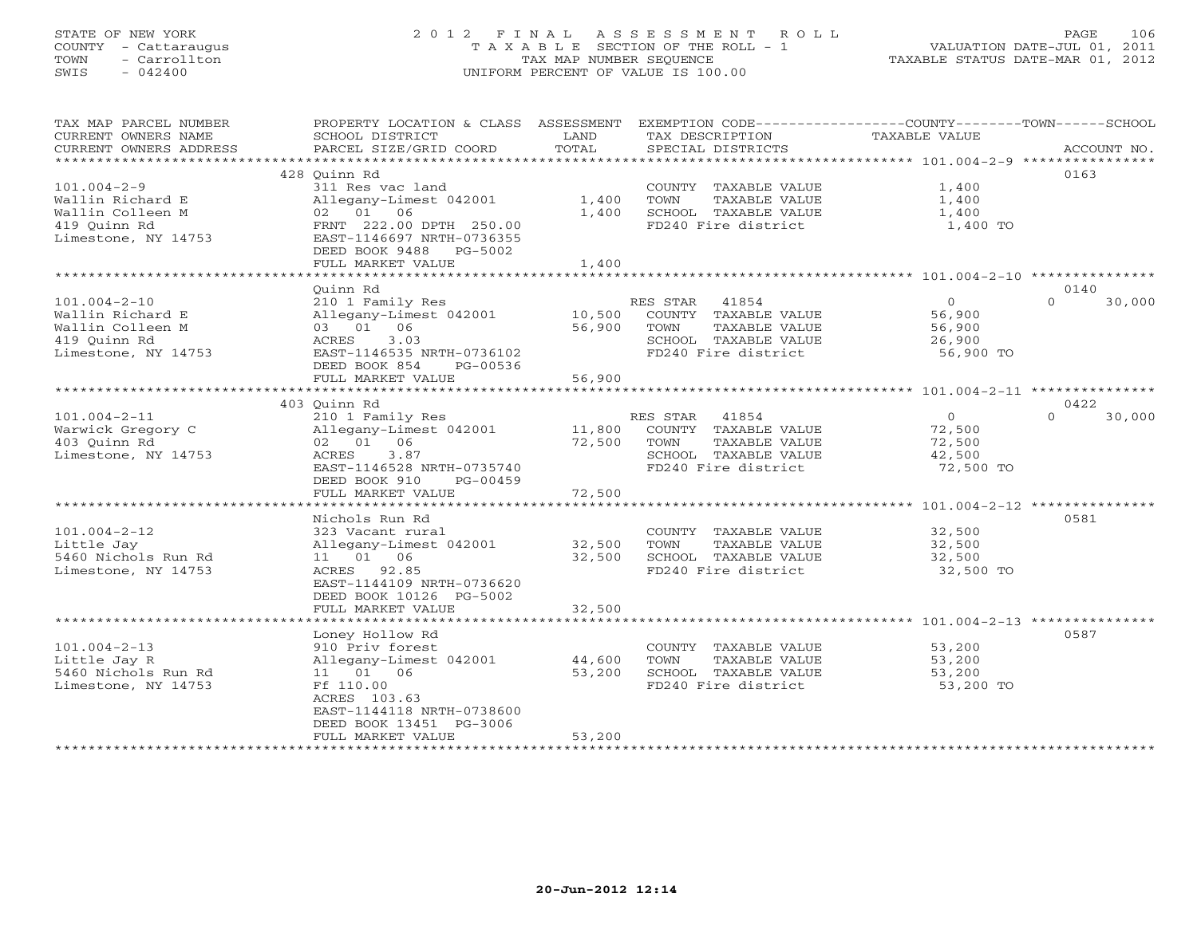STATE OF NEW YORK
COUNTY - Cattaraugus
TOWN - Carrollton
SWIS - 042400

# 2012 FINAL ASSESSMENT ROLL

TAXABLE SECTION OF THE ROLL - 1
TAX MAP NUMBER SEQUENCE
UNIFORM PERCENT OF VALUE IS 100.00

VALUATION DATE-JUL 01, 2011
TAXABLE STATUS DATE-MAR 01, 2012

| TAX MAP PARCEL NUMBER / CURRENT OWNERS NAME / CURRENT OWNERS ADDRESS | PROPERTY LOCATION & CLASS / SCHOOL DISTRICT / PARCEL SIZE/GRID COORD | ASSESSMENT LAND | TOTAL | EXEMPTION CODE / TAX DESCRIPTION / SPECIAL DISTRICTS | COUNTY TAXABLE VALUE | TOWN | SCHOOL | ACCOUNT NO. |
|---|---|---|---|---|---|---|---|---|
| 101.004-2-9 | 428 Quinn Rd | | | | | | | 0163 |
| | 311 Res vac land | | | COUNTY TAXABLE VALUE | 1,400 | | | |
| Wallin Richard E | Allegany-Limest 042001 | 1,400 | | TOWN TAXABLE VALUE | 1,400 | | | |
| Wallin Colleen M | 02 01 06 | | 1,400 | SCHOOL TAXABLE VALUE | 1,400 | | | |
| 419 Quinn Rd | FRNT 222.00 DPTH 250.00 | | | FD240 Fire district | 1,400 TO | | | |
| Limestone, NY 14753 | EAST-1146697 NRTH-0736355 | | | | | | | |
| | DEED BOOK 9488 PG-5002 | | | | | | | |
| | FULL MARKET VALUE | | 1,400 | | | | | |
| 101.004-2-10 | Quinn Rd | | | | | | | 0140 |
| | 210 1 Family Res | | | RES STAR 41854 | 0 | | 0 | 30,000 |
| Wallin Richard E | Allegany-Limest 042001 | 10,500 | | COUNTY TAXABLE VALUE | 56,900 | | | |
| Wallin Colleen M | 03 01 06 | | 56,900 | TOWN TAXABLE VALUE | 56,900 | | | |
| 419 Quinn Rd | ACRES 3.03 | | | SCHOOL TAXABLE VALUE | 26,900 | | | |
| Limestone, NY 14753 | EAST-1146535 NRTH-0736102 | | | FD240 Fire district | 56,900 TO | | | |
| | DEED BOOK 854 PG-00536 | | | | | | | |
| | FULL MARKET VALUE | | 56,900 | | | | | |
| 101.004-2-11 | 403 Quinn Rd | | | | | | | 0422 |
| | 210 1 Family Res | | | RES STAR 41854 | 0 | | 0 | 30,000 |
| Warwick Gregory C | Allegany-Limest 042001 | 11,800 | | COUNTY TAXABLE VALUE | 72,500 | | | |
| 403 Quinn Rd | 02 01 06 | | 72,500 | TOWN TAXABLE VALUE | 72,500 | | | |
| Limestone, NY 14753 | ACRES 3.87 | | | SCHOOL TAXABLE VALUE | 42,500 | | | |
| | EAST-1146528 NRTH-0735740 | | | FD240 Fire district | 72,500 TO | | | |
| | DEED BOOK 910 PG-00459 | | | | | | | |
| | FULL MARKET VALUE | | 72,500 | | | | | |
| 101.004-2-12 | Nichols Run Rd | | | | | | | 0581 |
| | 323 Vacant rural | | | COUNTY TAXABLE VALUE | 32,500 | | | |
| Little Jay | Allegany-Limest 042001 | 32,500 | | TOWN TAXABLE VALUE | 32,500 | | | |
| 5460 Nichols Run Rd | 11 01 06 | | 32,500 | SCHOOL TAXABLE VALUE | 32,500 | | | |
| Limestone, NY 14753 | ACRES 92.85 | | | FD240 Fire district | 32,500 TO | | | |
| | EAST-1144109 NRTH-0736620 | | | | | | | |
| | DEED BOOK 10126 PG-5002 | | | | | | | |
| | FULL MARKET VALUE | | 32,500 | | | | | |
| 101.004-2-13 | Loney Hollow Rd | | | | | | | 0587 |
| | 910 Priv forest | | | COUNTY TAXABLE VALUE | 53,200 | | | |
| Little Jay R | Allegany-Limest 042001 | 44,600 | | TOWN TAXABLE VALUE | 53,200 | | | |
| 5460 Nichols Run Rd | 11 01 06 | | 53,200 | SCHOOL TAXABLE VALUE | 53,200 | | | |
| Limestone, NY 14753 | Ff 110.00 | | | FD240 Fire district | 53,200 TO | | | |
| | ACRES 103.63 | | | | | | | |
| | EAST-1144118 NRTH-0738600 | | | | | | | |
| | DEED BOOK 13451 PG-3006 | | | | | | | |
| | FULL MARKET VALUE | | 53,200 | | | | | |

20-Jun-2012 12:14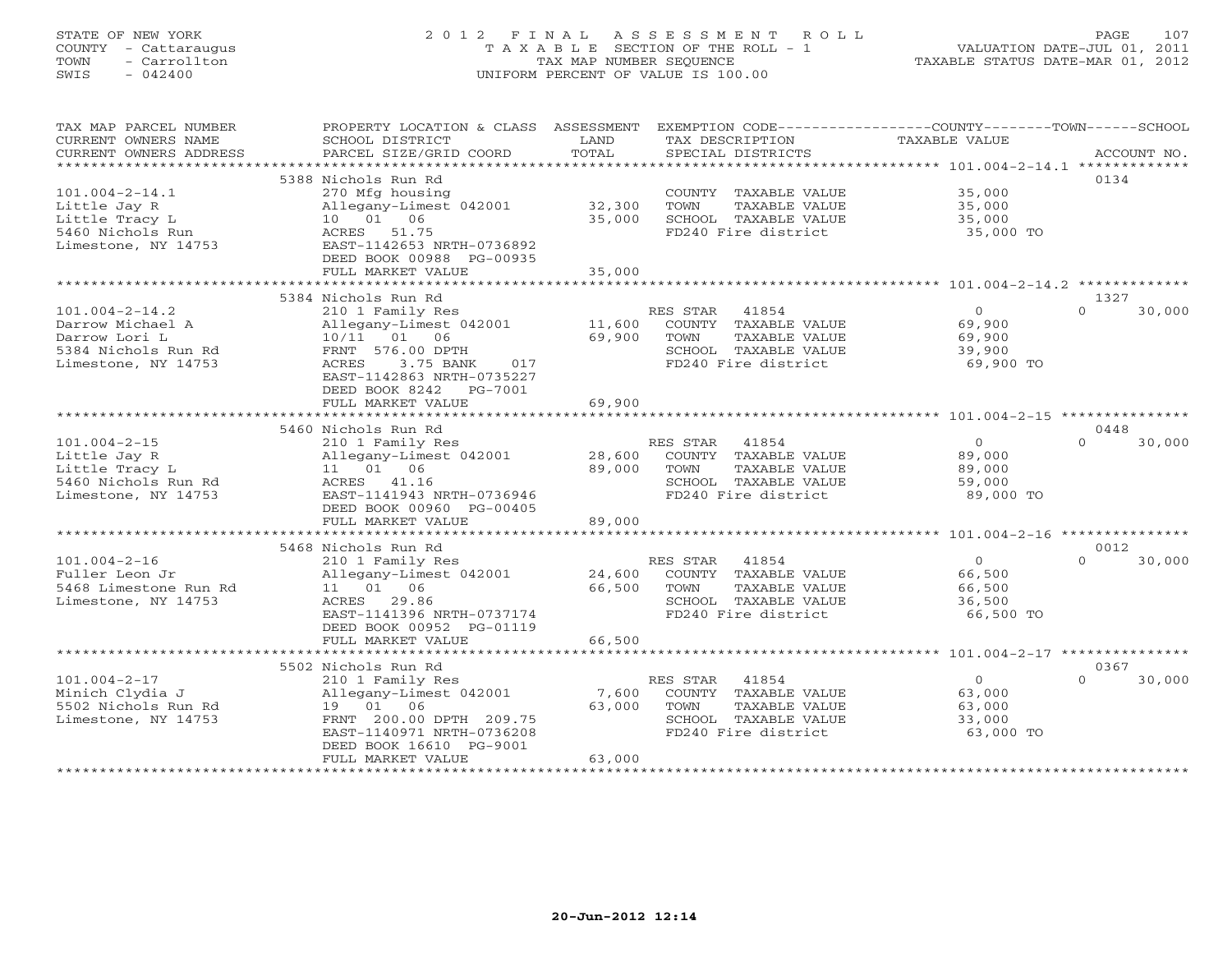STATE OF NEW YORK
COUNTY - Cattaraugus
TOWN - Carrollton
SWIS - 042400

# 2012 FINAL ASSESSMENT ROLL
TAXABLE SECTION OF THE ROLL - 1
TAX MAP NUMBER SEQUENCE
UNIFORM PERCENT OF VALUE IS 100.00

VALUATION DATE-JUL 01, 2011
TAXABLE STATUS DATE-MAR 01, 2012

| TAX MAP PARCEL NUMBER / CURRENT OWNERS NAME / CURRENT OWNERS ADDRESS | PROPERTY LOCATION & CLASS / SCHOOL DISTRICT / PARCEL SIZE/GRID COORD | ASSESSMENT LAND / TOTAL | EXEMPTION CODE / TAX DESCRIPTION / SPECIAL DISTRICTS | COUNTY TAXABLE VALUE | TOWN | SCHOOL | ACCOUNT NO. |
|---|---|---|---|---|---|---|---|
| 101.004-2-14.1 | 5388 Nichols Run Rd | | | | | | 0134 |
| | 270 Mfg housing | | COUNTY TAXABLE VALUE | 35,000 | | | |
| Little Jay R | Allegany-Limest 042001 | 32,300 | TOWN TAXABLE VALUE | 35,000 | | | |
| Little Tracy L | 10 01 06 | 35,000 | SCHOOL TAXABLE VALUE | 35,000 | | | |
| 5460 Nichols Run | ACRES 51.75 | | FD240 Fire district | 35,000 TO | | | |
| Limestone, NY 14753 | EAST-1142653 NRTH-0736892 | | | | | | |
| | DEED BOOK 00988 PG-00935 | | | | | | |
| | FULL MARKET VALUE | 35,000 | | | | | |
| 101.004-2-14.2 | 5384 Nichols Run Rd | | | | | | 1327 |
| | 210 1 Family Res | | RES STAR 41854 | 0 | | 0 30,000 | |
| Darrow Michael A | Allegany-Limest 042001 | 11,600 | COUNTY TAXABLE VALUE | 69,900 | | | |
| Darrow Lori L | 10/11 01 06 | 69,900 | TOWN TAXABLE VALUE | 69,900 | | | |
| 5384 Nichols Run Rd | FRNT 576.00 DPTH | | SCHOOL TAXABLE VALUE | 39,900 | | | |
| Limestone, NY 14753 | ACRES 3.75 BANK 017 | | FD240 Fire district | 69,900 TO | | | |
| | EAST-1142863 NRTH-0735227 | | | | | | |
| | DEED BOOK 8242 PG-7001 | | | | | | |
| | FULL MARKET VALUE | 69,900 | | | | | |
| 101.004-2-15 | 5460 Nichols Run Rd | | | | | | 0448 |
| | 210 1 Family Res | | RES STAR 41854 | 0 | | 0 30,000 | |
| Little Jay R | Allegany-Limest 042001 | 28,600 | COUNTY TAXABLE VALUE | 89,000 | | | |
| Little Tracy L | 11 01 06 | 89,000 | TOWN TAXABLE VALUE | 89,000 | | | |
| 5460 Nichols Run Rd | ACRES 41.16 | | SCHOOL TAXABLE VALUE | 59,000 | | | |
| Limestone, NY 14753 | EAST-1141943 NRTH-0736946 | | FD240 Fire district | 89,000 TO | | | |
| | DEED BOOK 00960 PG-00405 | | | | | | |
| | FULL MARKET VALUE | 89,000 | | | | | |
| 101.004-2-16 | 5468 Nichols Run Rd | | | | | | 0012 |
| | 210 1 Family Res | | RES STAR 41854 | 0 | | 0 30,000 | |
| Fuller Leon Jr | Allegany-Limest 042001 | 24,600 | COUNTY TAXABLE VALUE | 66,500 | | | |
| 5468 Limestone Run Rd | 11 01 06 | 66,500 | TOWN TAXABLE VALUE | 66,500 | | | |
| Limestone, NY 14753 | ACRES 29.86 | | SCHOOL TAXABLE VALUE | 36,500 | | | |
| | EAST-1141396 NRTH-0737174 | | FD240 Fire district | 66,500 TO | | | |
| | DEED BOOK 00952 PG-01119 | | | | | | |
| | FULL MARKET VALUE | 66,500 | | | | | |
| 101.004-2-17 | 5502 Nichols Run Rd | | | | | | 0367 |
| | 210 1 Family Res | | RES STAR 41854 | 0 | | 0 30,000 | |
| Minich Clydia J | Allegany-Limest 042001 | 7,600 | COUNTY TAXABLE VALUE | 63,000 | | | |
| 5502 Nichols Run Rd | 19 01 06 | 63,000 | TOWN TAXABLE VALUE | 63,000 | | | |
| Limestone, NY 14753 | FRNT 200.00 DPTH 209.75 | | SCHOOL TAXABLE VALUE | 33,000 | | | |
| | EAST-1140971 NRTH-0736208 | | FD240 Fire district | 63,000 TO | | | |
| | DEED BOOK 16610 PG-9001 | | | | | | |
| | FULL MARKET VALUE | 63,000 | | | | | |

20-Jun-2012 12:14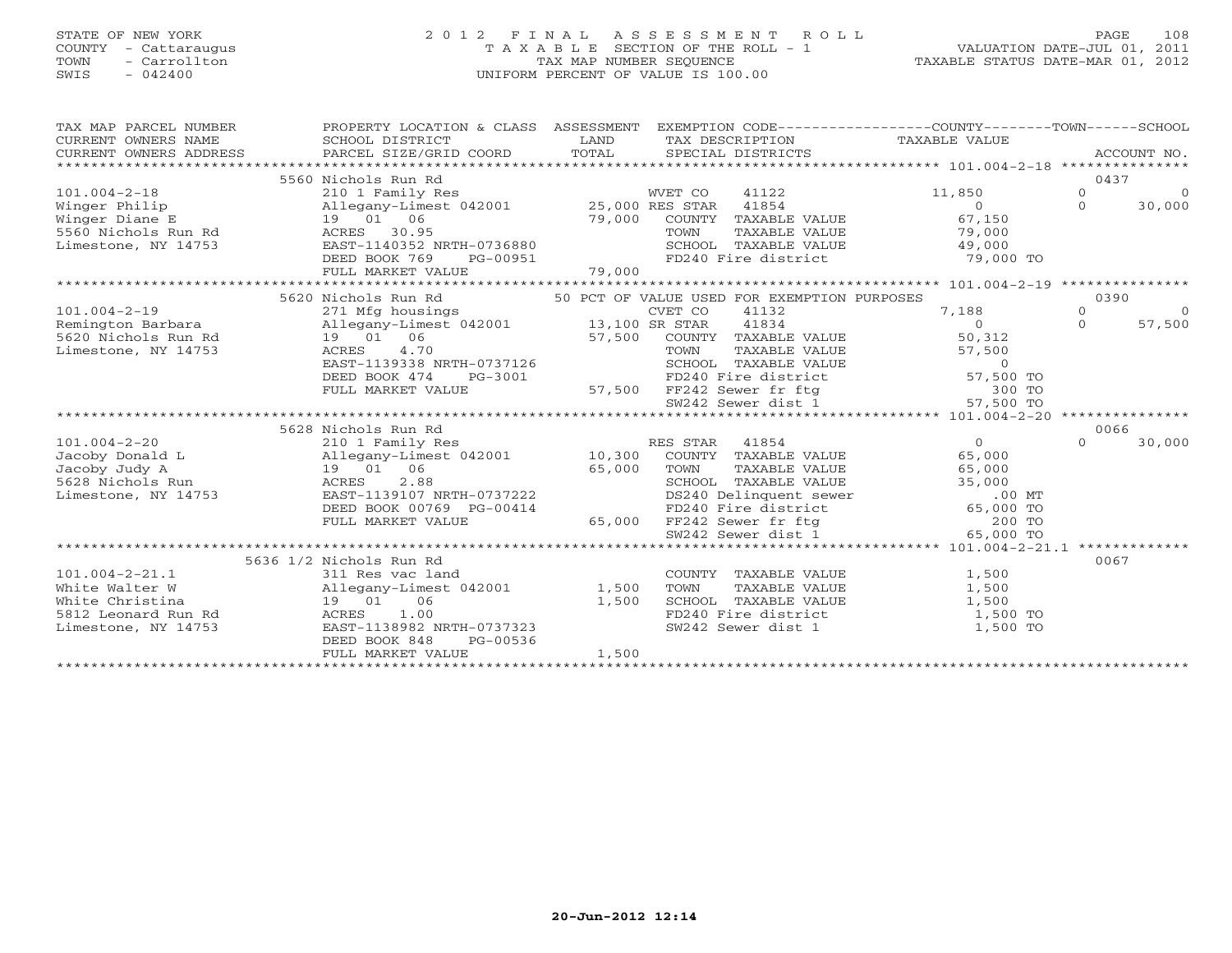STATE OF NEW YORK
COUNTY - Cattaraugus
TOWN - Carrollton
SWIS - 042400

# 2012 FINAL ASSESSMENT ROLL

TAXABLE SECTION OF THE ROLL - 1
TAX MAP NUMBER SEQUENCE
UNIFORM PERCENT OF VALUE IS 100.00

VALUATION DATE-JUL 01, 2011
TAXABLE STATUS DATE-MAR 01, 2012

| TAX MAP PARCEL NUMBER / CURRENT OWNERS NAME / CURRENT OWNERS ADDRESS | PROPERTY LOCATION & CLASS / SCHOOL DISTRICT / PARCEL SIZE/GRID COORD | ASSESSMENT LAND | TOTAL | EXEMPTION CODE / TAX DESCRIPTION / SPECIAL DISTRICTS | COUNTY TAXABLE VALUE | TOWN | SCHOOL | ACCOUNT NO. |
|---|---|---|---|---|---|---|---|---|
| **101.004-2-18** | 5560 Nichols Run Rd | | | | | | | 0437 |
| 101.004-2-18 | 210 1 Family Res | | | WVET CO 41122 | 11,850 | 0 | 0 | |
| Winger Philip | Allegany-Limest 042001 | 25,000 | | RES STAR 41854 | 0 | 0 | 30,000 | |
| Winger Diane E | 19 01 06 | | 79,000 | COUNTY TAXABLE VALUE | 67,150 | | | |
| 5560 Nichols Run Rd | ACRES 30.95 | | | TOWN TAXABLE VALUE | 79,000 | | | |
| Limestone, NY 14753 | EAST-1140352 NRTH-0736880 | | | SCHOOL TAXABLE VALUE | 49,000 | | | |
| | DEED BOOK 769 PG-00951 | | | FD240 Fire district | 79,000 TO | | | |
| | FULL MARKET VALUE | | 79,000 | | | | | |
| **101.004-2-19** | 5620 Nichols Run Rd | | | 50 PCT OF VALUE USED FOR EXEMPTION PURPOSES | | | | 0390 |
| 101.004-2-19 | 271 Mfg housings | | | CVET CO 41132 | 7,188 | 0 | 0 | |
| Remington Barbara | Allegany-Limest 042001 | 13,100 | | SR STAR 41834 | 0 | 0 | 57,500 | |
| 5620 Nichols Run Rd | 19 01 06 | | 57,500 | COUNTY TAXABLE VALUE | 50,312 | | | |
| Limestone, NY 14753 | ACRES 4.70 | | | TOWN TAXABLE VALUE | 57,500 | | | |
| | EAST-1139338 NRTH-0737126 | | | SCHOOL TAXABLE VALUE | 0 | | | |
| | DEED BOOK 474 PG-3001 | | | FD240 Fire district | 57,500 TO | | | |
| | FULL MARKET VALUE | | 57,500 | FF242 Sewer fr ftg | 300 TO | | | |
| | | | | SW242 Sewer dist 1 | 57,500 TO | | | |
| **101.004-2-20** | 5628 Nichols Run Rd | | | | | | | 0066 |
| 101.004-2-20 | 210 1 Family Res | | | RES STAR 41854 | 0 | 0 | 30,000 | |
| Jacoby Donald L | Allegany-Limest 042001 | 10,300 | | COUNTY TAXABLE VALUE | 65,000 | | | |
| Jacoby Judy A | 19 01 06 | | 65,000 | TOWN TAXABLE VALUE | 65,000 | | | |
| 5628 Nichols Run | ACRES 2.88 | | | SCHOOL TAXABLE VALUE | 35,000 | | | |
| Limestone, NY 14753 | EAST-1139107 NRTH-0737222 | | | DS240 Delinquent sewer | .00 MT | | | |
| | DEED BOOK 00769 PG-00414 | | | FD240 Fire district | 65,000 TO | | | |
| | FULL MARKET VALUE | | 65,000 | FF242 Sewer fr ftg | 200 TO | | | |
| | | | | SW242 Sewer dist 1 | 65,000 TO | | | |
| **101.004-2-21.1** | 5636 1/2 Nichols Run Rd | | | | | | | 0067 |
| 101.004-2-21.1 | 311 Res vac land | | | COUNTY TAXABLE VALUE | 1,500 | | | |
| White Walter W | Allegany-Limest 042001 | 1,500 | | TOWN TAXABLE VALUE | 1,500 | | | |
| White Christina | 19 01 06 | | 1,500 | SCHOOL TAXABLE VALUE | 1,500 | | | |
| 5812 Leonard Run Rd | ACRES 1.00 | | | FD240 Fire district | 1,500 TO | | | |
| Limestone, NY 14753 | EAST-1138982 NRTH-0737323 | | | SW242 Sewer dist 1 | 1,500 TO | | | |
| | DEED BOOK 848 PG-00536 | | | | | | | |
| | FULL MARKET VALUE | | 1,500 | | | | | |

20-Jun-2012 12:14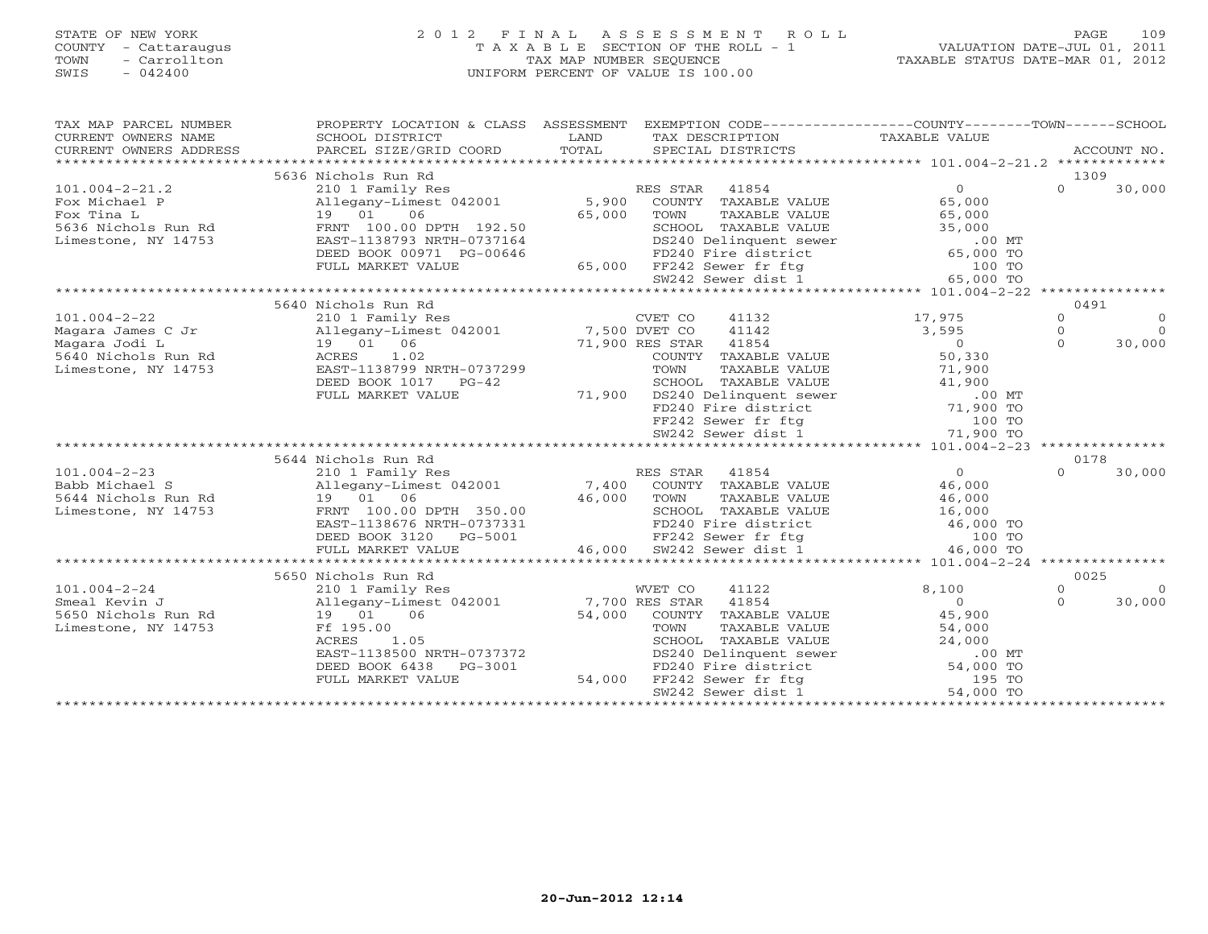STATE OF NEW YORK
COUNTY - Cattaraugus
TOWN - Carrollton
SWIS - 042400

# 2012 FINAL ASSESSMENT ROLL

TAXABLE SECTION OF THE ROLL - 1
TAX MAP NUMBER SEQUENCE
UNIFORM PERCENT OF VALUE IS 100.00

VALUATION DATE-JUL 01, 2011
TAXABLE STATUS DATE-MAR 01, 2012

| TAX MAP PARCEL NUMBER / CURRENT OWNERS NAME / CURRENT OWNERS ADDRESS | PROPERTY LOCATION & CLASS / SCHOOL DISTRICT / PARCEL SIZE/GRID COORD | ASSESSMENT LAND | TOTAL | EXEMPTION CODE / TAX DESCRIPTION / SPECIAL DISTRICTS | COUNTY TAXABLE VALUE | TOWN | SCHOOL | ACCOUNT NO. |
|---|---|---|---|---|---|---|---|---|
| 101.004-2-21.2 | 5636 Nichols Run Rd | | | | | | | 1309 |
| Fox Michael P | 210 1 Family Res | | | RES STAR 41854 | 0 | 0 | 30,000 | |
| Fox Tina L | Allegany-Limest 042001 | 5,900 | | COUNTY TAXABLE VALUE | 65,000 | | | |
| 5636 Nichols Run Rd | 19 01 06 | | 65,000 | TOWN TAXABLE VALUE | 65,000 | | | |
| Limestone, NY 14753 | FRNT 100.00 DPTH 192.50 | | | SCHOOL TAXABLE VALUE | 35,000 | | | |
| | EAST-1138793 NRTH-0737164 | | | DS240 Delinquent sewer | .00 MT | | | |
| | DEED BOOK 00971 PG-00646 | | | FD240 Fire district | 65,000 TO | | | |
| | FULL MARKET VALUE | | 65,000 | FF242 Sewer fr ftg | 100 TO | | | |
| | | | | SW242 Sewer dist 1 | 65,000 TO | | | |
| 101.004-2-22 | 5640 Nichols Run Rd | | | | | | | 0491 |
| Magara James C Jr | 210 1 Family Res | | | CVET CO 41132 | 17,975 | 0 | 0 | |
| Magara Jodi L | Allegany-Limest 042001 | 7,500 | | DVET CO 41142 | 3,595 | 0 | 0 | |
| 5640 Nichols Run Rd | 19 01 06 | | 71,900 | RES STAR 41854 | 0 | 0 | 30,000 | |
| Limestone, NY 14753 | ACRES 1.02 | | | COUNTY TAXABLE VALUE | 50,330 | | | |
| | EAST-1138799 NRTH-0737299 | | | TOWN TAXABLE VALUE | 71,900 | | | |
| | DEED BOOK 1017 PG-42 | | | SCHOOL TAXABLE VALUE | 41,900 | | | |
| | FULL MARKET VALUE | | 71,900 | DS240 Delinquent sewer | .00 MT | | | |
| | | | | FD240 Fire district | 71,900 TO | | | |
| | | | | FF242 Sewer fr ftg | 100 TO | | | |
| | | | | SW242 Sewer dist 1 | 71,900 TO | | | |
| 101.004-2-23 | 5644 Nichols Run Rd | | | | | | | 0178 |
| Babb Michael S | 210 1 Family Res | | | RES STAR 41854 | 0 | 0 | 30,000 | |
| 5644 Nichols Run Rd | Allegany-Limest 042001 | 7,400 | | COUNTY TAXABLE VALUE | 46,000 | | | |
| Limestone, NY 14753 | 19 01 06 | | 46,000 | TOWN TAXABLE VALUE | 46,000 | | | |
| | FRNT 100.00 DPTH 350.00 | | | SCHOOL TAXABLE VALUE | 16,000 | | | |
| | EAST-1138676 NRTH-0737331 | | | FD240 Fire district | 46,000 TO | | | |
| | DEED BOOK 3120 PG-5001 | | | FF242 Sewer fr ftg | 100 TO | | | |
| | FULL MARKET VALUE | | 46,000 | SW242 Sewer dist 1 | 46,000 TO | | | |
| 101.004-2-24 | 5650 Nichols Run Rd | | | | | | | 0025 |
| Smeal Kevin J | 210 1 Family Res | | | WVET CO 41122 | 8,100 | 0 | 0 | |
| 5650 Nichols Run Rd | Allegany-Limest 042001 | 7,700 | | RES STAR 41854 | 0 | 0 | 30,000 | |
| Limestone, NY 14753 | 19 01 06 | | 54,000 | COUNTY TAXABLE VALUE | 45,900 | | | |
| | Ff 195.00 | | | TOWN TAXABLE VALUE | 54,000 | | | |
| | ACRES 1.05 | | | SCHOOL TAXABLE VALUE | 24,000 | | | |
| | EAST-1138500 NRTH-0737372 | | | DS240 Delinquent sewer | .00 MT | | | |
| | DEED BOOK 6438 PG-3001 | | | FD240 Fire district | 54,000 TO | | | |
| | FULL MARKET VALUE | | 54,000 | FF242 Sewer fr ftg | 195 TO | | | |
| | | | | SW242 Sewer dist 1 | 54,000 TO | | | |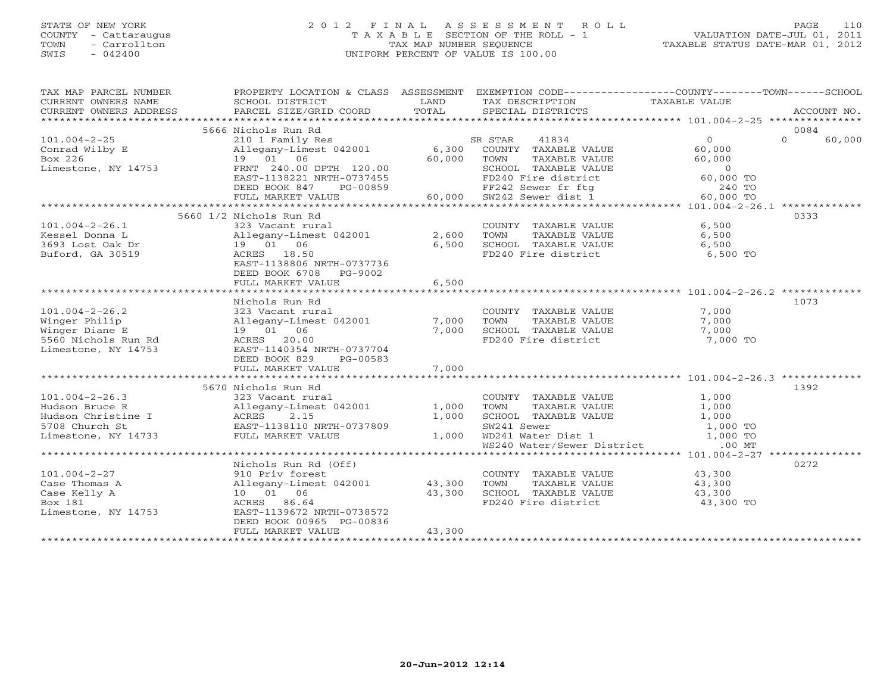STATE OF NEW YORK
COUNTY - Cattaraugus
TOWN - Carrollton
SWIS - 042400

# 2012 FINAL ASSESSMENT ROLL
TAXABLE SECTION OF THE ROLL - 1
TAX MAP NUMBER SEQUENCE
UNIFORM PERCENT OF VALUE IS 100.00

VALUATION DATE-JUL 01, 2011
TAXABLE STATUS DATE-MAR 01, 2012

| TAX MAP PARCEL NUMBER / CURRENT OWNERS NAME / CURRENT OWNERS ADDRESS | PROPERTY LOCATION & CLASS / SCHOOL DISTRICT / PARCEL SIZE/GRID COORD | ASSESSMENT LAND | TOTAL | EXEMPTION CODE / TAX DESCRIPTION / SPECIAL DISTRICTS | COUNTY TAXABLE VALUE | TOWN | SCHOOL | ACCOUNT NO. |
|---|---|---|---|---|---|---|---|---|
| 101.004-2-25 | 5666 Nichols Run Rd | | | | | | | 0084 |
| | 210 1 Family Res | | | SR STAR 41834 | 0 | | 0 | 60,000 |
| Conrad Wilby E | Allegany-Limest 042001 | 6,300 | | COUNTY TAXABLE VALUE | 60,000 | | | |
| Box 226 | 19 01 06 | | 60,000 | TOWN TAXABLE VALUE | 60,000 | | | |
| Limestone, NY 14753 | FRNT 240.00 DPTH 120.00 | | | SCHOOL TAXABLE VALUE | 0 | | | |
| | EAST-1138221 NRTH-0737455 | | | FD240 Fire district | 60,000 TO | | | |
| | DEED BOOK 847 PG-00859 | | | FF242 Sewer fr ftg | 240 TO | | | |
| | FULL MARKET VALUE | | 60,000 | SW242 Sewer dist 1 | 60,000 TO | | | |
| 101.004-2-26.1 | 5660 1/2 Nichols Run Rd | | | | | | | 0333 |
| | 323 Vacant rural | | | COUNTY TAXABLE VALUE | 6,500 | | | |
| Kessel Donna L | Allegany-Limest 042001 | 2,600 | | TOWN TAXABLE VALUE | 6,500 | | | |
| 3693 Lost Oak Dr | 19 01 06 | | 6,500 | SCHOOL TAXABLE VALUE | 6,500 | | | |
| Buford, GA 30519 | ACRES 18.50 | | | FD240 Fire district | 6,500 TO | | | |
| | EAST-1138806 NRTH-0737736 | | | | | | | |
| | DEED BOOK 6708 PG-9002 | | | | | | | |
| | FULL MARKET VALUE | | 6,500 | | | | | |
| 101.004-2-26.2 | Nichols Run Rd | | | | | | | 1073 |
| | 323 Vacant rural | | | COUNTY TAXABLE VALUE | 7,000 | | | |
| Winger Philip | Allegany-Limest 042001 | 7,000 | | TOWN TAXABLE VALUE | 7,000 | | | |
| Winger Diane E | 19 01 06 | | 7,000 | SCHOOL TAXABLE VALUE | 7,000 | | | |
| 5560 Nichols Run Rd | ACRES 20.00 | | | FD240 Fire district | 7,000 TO | | | |
| Limestone, NY 14753 | EAST-1140354 NRTH-0737704 | | | | | | | |
| | DEED BOOK 829 PG-00583 | | | | | | | |
| | FULL MARKET VALUE | | 7,000 | | | | | |
| 101.004-2-26.3 | 5670 Nichols Run Rd | | | | | | | 1392 |
| | 323 Vacant rural | | | COUNTY TAXABLE VALUE | 1,000 | | | |
| Hudson Bruce R | Allegany-Limest 042001 | 1,000 | | TOWN TAXABLE VALUE | 1,000 | | | |
| Hudson Christine I | ACRES 2.15 | | 1,000 | SCHOOL TAXABLE VALUE | 1,000 | | | |
| 5708 Church St | EAST-1138110 NRTH-0737809 | | | SW241 Sewer | 1,000 TO | | | |
| Limestone, NY 14733 | FULL MARKET VALUE | | 1,000 | WD241 Water Dist 1 | 1,000 TO | | | |
| | | | | WS240 Water/Sewer District | .00 MT | | | |
| 101.004-2-27 | Nichols Run Rd (Off) | | | | | | | 0272 |
| | 910 Priv forest | | | COUNTY TAXABLE VALUE | 43,300 | | | |
| Case Thomas A | Allegany-Limest 042001 | 43,300 | | TOWN TAXABLE VALUE | 43,300 | | | |
| Case Kelly A | 10 01 06 | | 43,300 | SCHOOL TAXABLE VALUE | 43,300 | | | |
| Box 181 | ACRES 86.64 | | | FD240 Fire district | 43,300 TO | | | |
| Limestone, NY 14753 | EAST-1139672 NRTH-0738572 | | | | | | | |
| | DEED BOOK 00965 PG-00836 | | | | | | | |
| | FULL MARKET VALUE | | 43,300 | | | | | |

20-Jun-2012 12:14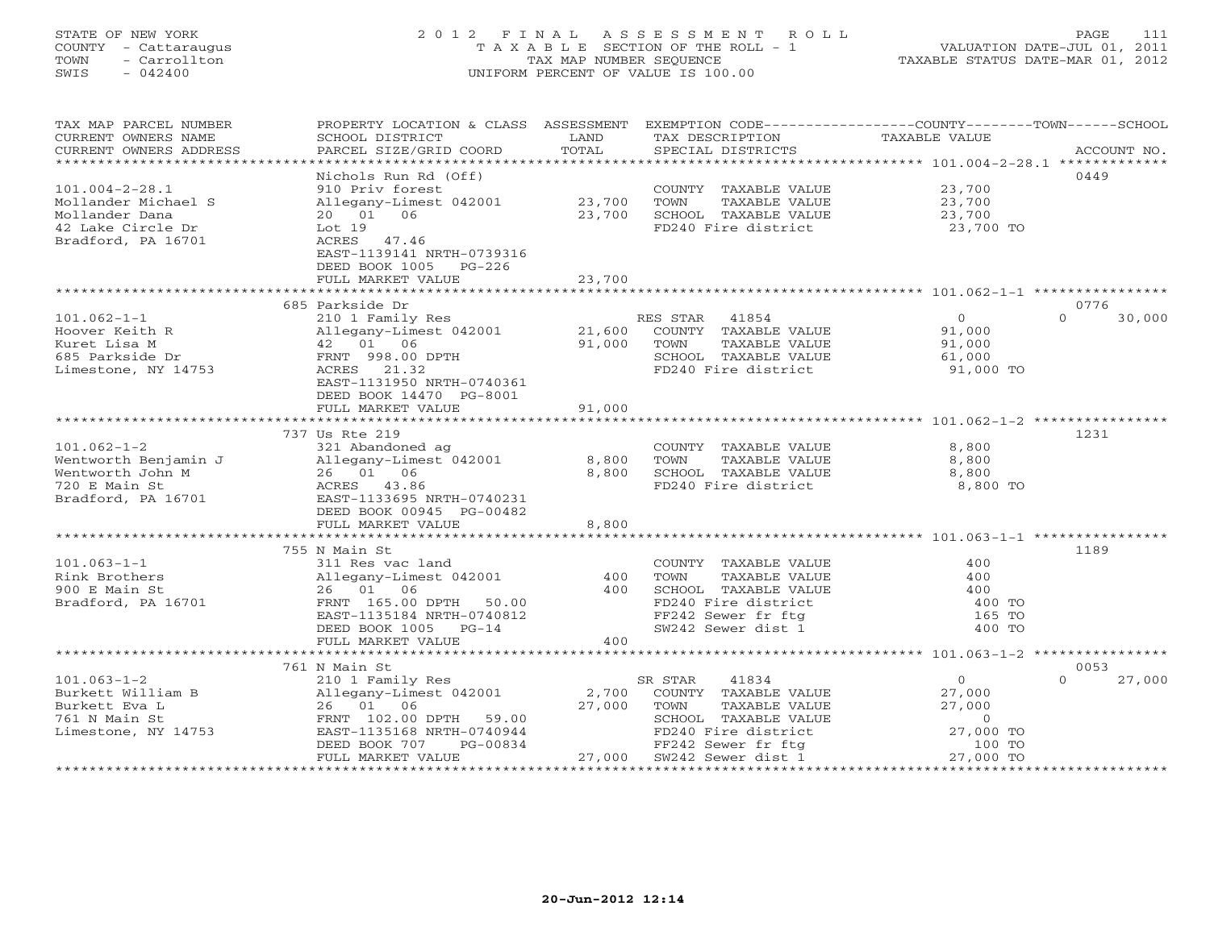STATE OF NEW YORK
COUNTY - Cattaraugus
TOWN - Carrollton
SWIS - 042400

# 2012 FINAL ASSESSMENT ROLL

TAXABLE SECTION OF THE ROLL - 1
TAX MAP NUMBER SEQUENCE
UNIFORM PERCENT OF VALUE IS 100.00

VALUATION DATE-JUL 01, 2011
TAXABLE STATUS DATE-MAR 01, 2012

| TAX MAP PARCEL NUMBER / CURRENT OWNERS NAME / CURRENT OWNERS ADDRESS | PROPERTY LOCATION & CLASS / SCHOOL DISTRICT / PARCEL SIZE/GRID COORD | ASSESSMENT LAND | TOTAL | EXEMPTION CODE / TAX DESCRIPTION / SPECIAL DISTRICTS | COUNTY / TAXABLE VALUE | TOWN | SCHOOL | ACCOUNT NO. |
|---|---|---|---|---|---|---|---|---|
| **101.004-2-28.1** | Nichols Run Rd (Off) | | | | | | | 0449 |
| Mollander Michael S | 910 Priv forest | | | COUNTY TAXABLE VALUE | 23,700 | | | |
| Mollander Dana | Allegany-Limest 042001 | 23,700 | | TOWN TAXABLE VALUE | 23,700 | | | |
| 42 Lake Circle Dr | 20 01 06 | | 23,700 | SCHOOL TAXABLE VALUE | 23,700 | | | |
| Bradford, PA 16701 | Lot 19 | | | FD240 Fire district | 23,700 TO | | | |
| | ACRES 47.46 | | | | | | | |
| | EAST-1139141 NRTH-0739316 | | | | | | | |
| | DEED BOOK 1005 PG-226 | | | | | | | |
| | FULL MARKET VALUE | | 23,700 | | | | | |
| **101.062-1-1** | 685 Parkside Dr | | | | | | | 0776 |
| Hoover Keith R | 210 1 Family Res | | | RES STAR 41854 | 0 | 0 | 30,000 | |
| Kuret Lisa M | Allegany-Limest 042001 | 21,600 | | COUNTY TAXABLE VALUE | 91,000 | | | |
| 685 Parkside Dr | 42 01 06 | | 91,000 | TOWN TAXABLE VALUE | 91,000 | | | |
| Limestone, NY 14753 | FRNT 998.00 DPTH | | | SCHOOL TAXABLE VALUE | 61,000 | | | |
| | ACRES 21.32 | | | FD240 Fire district | 91,000 TO | | | |
| | EAST-1131950 NRTH-0740361 | | | | | | | |
| | DEED BOOK 14470 PG-8001 | | | | | | | |
| | FULL MARKET VALUE | | 91,000 | | | | | |
| **101.062-1-2** | 737 Us Rte 219 | | | | | | | 1231 |
| Wentworth Benjamin J | 321 Abandoned ag | | | COUNTY TAXABLE VALUE | 8,800 | | | |
| Wentworth John M | Allegany-Limest 042001 | 8,800 | | TOWN TAXABLE VALUE | 8,800 | | | |
| 720 E Main St | 26 01 06 | | 8,800 | SCHOOL TAXABLE VALUE | 8,800 | | | |
| Bradford, PA 16701 | ACRES 43.86 | | | FD240 Fire district | 8,800 TO | | | |
| | EAST-1133695 NRTH-0740231 | | | | | | | |
| | DEED BOOK 00945 PG-00482 | | | | | | | |
| | FULL MARKET VALUE | | 8,800 | | | | | |
| **101.063-1-1** | 755 N Main St | | | | | | | 1189 |
| Rink Brothers | 311 Res vac land | | | COUNTY TAXABLE VALUE | 400 | | | |
| 900 E Main St | Allegany-Limest 042001 | 400 | | TOWN TAXABLE VALUE | 400 | | | |
| Bradford, PA 16701 | 26 01 06 | | 400 | SCHOOL TAXABLE VALUE | 400 | | | |
| | FRNT 165.00 DPTH 50.00 | | | FD240 Fire district | 400 TO | | | |
| | EAST-1135184 NRTH-0740812 | | | FF242 Sewer fr ftg | 165 TO | | | |
| | DEED BOOK 1005 PG-14 | | | SW242 Sewer dist 1 | 400 TO | | | |
| | FULL MARKET VALUE | | 400 | | | | | |
| **101.063-1-2** | 761 N Main St | | | | | | | 0053 |
| Burkett William B | 210 1 Family Res | | | SR STAR 41834 | 0 | 0 | 27,000 | |
| Burkett Eva L | Allegany-Limest 042001 | 2,700 | | COUNTY TAXABLE VALUE | 27,000 | | | |
| 761 N Main St | 26 01 06 | | 27,000 | TOWN TAXABLE VALUE | 27,000 | | | |
| Limestone, NY 14753 | FRNT 102.00 DPTH 59.00 | | | SCHOOL TAXABLE VALUE | 0 | | | |
| | EAST-1135168 NRTH-0740944 | | | FD240 Fire district | 27,000 TO | | | |
| | DEED BOOK 707 PG-00834 | | | FF242 Sewer fr ftg | 100 TO | | | |
| | FULL MARKET VALUE | | 27,000 | SW242 Sewer dist 1 | 27,000 TO | | | |

20-Jun-2012 12:14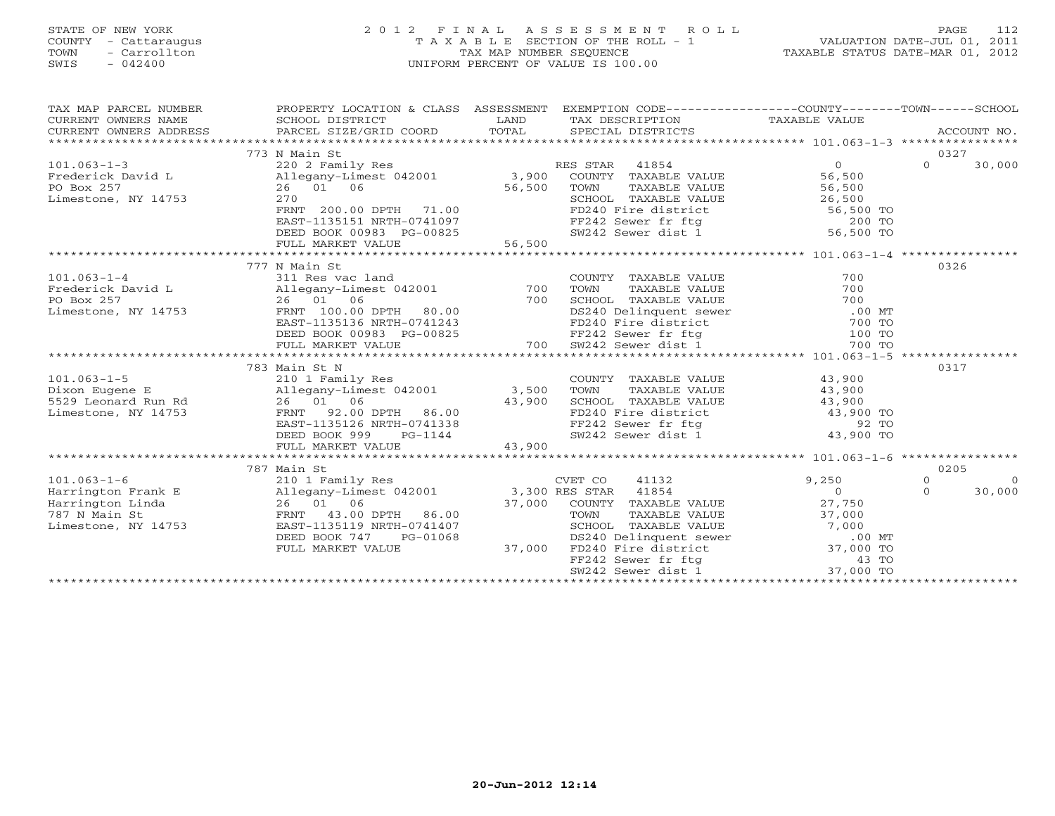STATE OF NEW YORK
COUNTY - Cattaraugus
TOWN - Carrollton
SWIS - 042400

# 2012 FINAL ASSESSMENT ROLL
TAXABLE SECTION OF THE ROLL - 1
TAX MAP NUMBER SEQUENCE
UNIFORM PERCENT OF VALUE IS 100.00

VALUATION DATE-JUL 01, 2011
TAXABLE STATUS DATE-MAR 01, 2012

| TAX MAP PARCEL NUMBER / CURRENT OWNERS NAME / CURRENT OWNERS ADDRESS | PROPERTY LOCATION & CLASS / SCHOOL DISTRICT / PARCEL SIZE/GRID COORD | ASSESSMENT LAND | TOTAL | EXEMPTION CODE / TAX DESCRIPTION / SPECIAL DISTRICTS | COUNTY TAXABLE VALUE | TOWN | SCHOOL | ACCOUNT NO. |
|---|---|---|---|---|---|---|---|---|
| | 773 N Main St | | | | | | | 0327 |
| 101.063-1-3 | 220 2 Family Res | | | RES STAR 41854 | 0 | 0 | 30,000 | |
| Frederick David L | Allegany-Limest 042001 | 3,900 | | COUNTY TAXABLE VALUE | 56,500 | | | |
| PO Box 257 | 26 01 06 | | 56,500 | TOWN TAXABLE VALUE | 56,500 | | | |
| Limestone, NY 14753 | 270 | | | SCHOOL TAXABLE VALUE | 26,500 | | | |
| | FRNT 200.00 DPTH 71.00 | | | FD240 Fire district | 56,500 TO | | | |
| | EAST-1135151 NRTH-0741097 | | | FF242 Sewer fr ftg | 200 TO | | | |
| | DEED BOOK 00983 PG-00825 | | | SW242 Sewer dist 1 | 56,500 TO | | | |
| | FULL MARKET VALUE | | 56,500 | | | | | |
| | 777 N Main St | | | | | | | 0326 |
| 101.063-1-4 | 311 Res vac land | | | COUNTY TAXABLE VALUE | 700 | | | |
| Frederick David L | Allegany-Limest 042001 | 700 | | TOWN TAXABLE VALUE | 700 | | | |
| PO Box 257 | 26 01 06 | | 700 | SCHOOL TAXABLE VALUE | 700 | | | |
| Limestone, NY 14753 | FRNT 100.00 DPTH 80.00 | | | DS240 Delinquent sewer | .00 MT | | | |
| | EAST-1135136 NRTH-0741243 | | | FD240 Fire district | 700 TO | | | |
| | DEED BOOK 00983 PG-00825 | | | FF242 Sewer fr ftg | 100 TO | | | |
| | FULL MARKET VALUE | | 700 | SW242 Sewer dist 1 | 700 TO | | | |
| | 783 Main St N | | | | | | | 0317 |
| 101.063-1-5 | 210 1 Family Res | | | COUNTY TAXABLE VALUE | 43,900 | | | |
| Dixon Eugene E | Allegany-Limest 042001 | 3,500 | | TOWN TAXABLE VALUE | 43,900 | | | |
| 5529 Leonard Run Rd | 26 01 06 | | 43,900 | SCHOOL TAXABLE VALUE | 43,900 | | | |
| Limestone, NY 14753 | FRNT 92.00 DPTH 86.00 | | | FD240 Fire district | 43,900 TO | | | |
| | EAST-1135126 NRTH-0741338 | | | FF242 Sewer fr ftg | 92 TO | | | |
| | DEED BOOK 999 PG-1144 | | | SW242 Sewer dist 1 | 43,900 TO | | | |
| | FULL MARKET VALUE | | 43,900 | | | | | |
| | 787 Main St | | | | | | | 0205 |
| 101.063-1-6 | 210 1 Family Res | | | CVET CO 41132 | 9,250 | 0 | 0 | |
| Harrington Frank E | Allegany-Limest 042001 | 3,300 | | RES STAR 41854 | 0 | 0 | 30,000 | |
| Harrington Linda | 26 01 06 | | 37,000 | COUNTY TAXABLE VALUE | 27,750 | | | |
| 787 N Main St | FRNT 43.00 DPTH 86.00 | | | TOWN TAXABLE VALUE | 37,000 | | | |
| Limestone, NY 14753 | EAST-1135119 NRTH-0741407 | | | SCHOOL TAXABLE VALUE | 7,000 | | | |
| | DEED BOOK 747 PG-01068 | | | DS240 Delinquent sewer | .00 MT | | | |
| | FULL MARKET VALUE | | 37,000 | FD240 Fire district | 37,000 TO | | | |
| | | | | FF242 Sewer fr ftg | 43 TO | | | |
| | | | | SW242 Sewer dist 1 | 37,000 TO | | | |

20-Jun-2012 12:14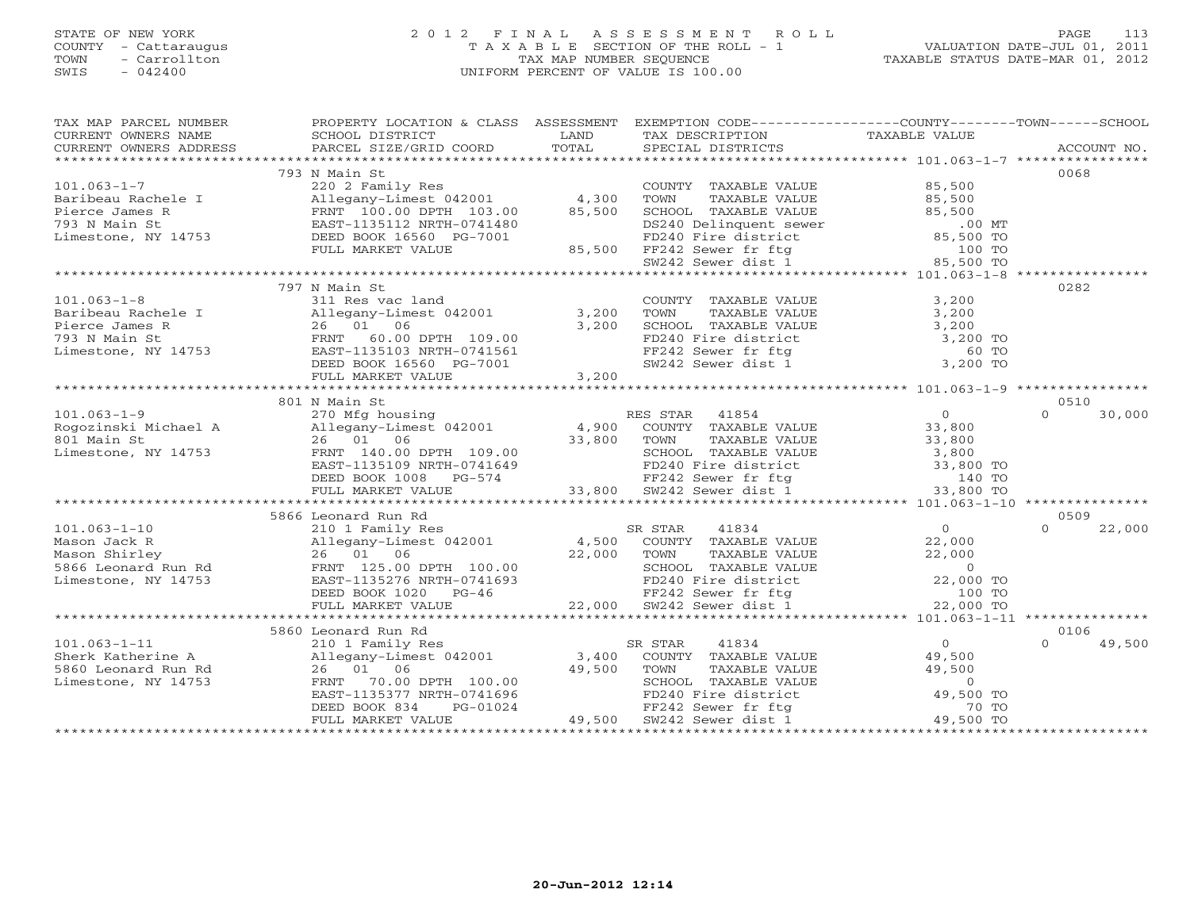STATE OF NEW YORK
COUNTY - Cattaraugus
TOWN - Carrollton
SWIS - 042400

# 2012 FINAL ASSESSMENT ROLL
T A X A B L E SECTION OF THE ROLL - 1
TAX MAP NUMBER SEQUENCE
UNIFORM PERCENT OF VALUE IS 100.00

VALUATION DATE-JUL 01, 2011
TAXABLE STATUS DATE-MAR 01, 2012

| TAX MAP PARCEL NUMBER / CURRENT OWNERS NAME / CURRENT OWNERS ADDRESS | PROPERTY LOCATION & CLASS / SCHOOL DISTRICT / PARCEL SIZE/GRID COORD | ASSESSMENT LAND | TOTAL | EXEMPTION CODE / TAX DESCRIPTION / SPECIAL DISTRICTS | COUNTY TAXABLE VALUE | TOWN | SCHOOL | ACCOUNT NO. |
|---|---|---|---|---|---|---|---|---|
| 101.063-1-7 | 793 N Main St | | | | | | | 0068 |
| 101.063-1-7 | 220 2 Family Res | | | COUNTY TAXABLE VALUE | 85,500 | | | |
| Baribeau Rachele I | Allegany-Limest 042001 | 4,300 | | TOWN TAXABLE VALUE | 85,500 | | | |
| Pierce James R | FRNT 100.00 DPTH 103.00 | | 85,500 | SCHOOL TAXABLE VALUE | 85,500 | | | |
| 793 N Main St | EAST-1135112 NRTH-0741480 | | | DS240 Delinquent sewer | .00 MT | | | |
| Limestone, NY 14753 | DEED BOOK 16560 PG-7001 | | | FD240 Fire district | 85,500 TO | | | |
| | FULL MARKET VALUE | | 85,500 | FF242 Sewer fr ftg | 100 TO | | | |
| | | | | SW242 Sewer dist 1 | 85,500 TO | | | |
| 101.063-1-8 | 797 N Main St | | | | | | | 0282 |
| 101.063-1-8 | 311 Res vac land | | | COUNTY TAXABLE VALUE | 3,200 | | | |
| Baribeau Rachele I | Allegany-Limest 042001 | 3,200 | | TOWN TAXABLE VALUE | 3,200 | | | |
| Pierce James R | 26 01 06 | | 3,200 | SCHOOL TAXABLE VALUE | 3,200 | | | |
| 793 N Main St | FRNT 60.00 DPTH 109.00 | | | FD240 Fire district | 3,200 TO | | | |
| Limestone, NY 14753 | EAST-1135103 NRTH-0741561 | | | FF242 Sewer fr ftg | 60 TO | | | |
| | DEED BOOK 16560 PG-7001 | | | SW242 Sewer dist 1 | 3,200 TO | | | |
| | FULL MARKET VALUE | | 3,200 | | | | | |
| 101.063-1-9 | 801 N Main St | | | | | | | 0510 |
| 101.063-1-9 | 270 Mfg housing | | | RES STAR 41854 | 0 | | 0 | 30,000 |
| Rogozinski Michael A | Allegany-Limest 042001 | 4,900 | | COUNTY TAXABLE VALUE | 33,800 | | | |
| 801 Main St | 26 01 06 | | 33,800 | TOWN TAXABLE VALUE | 33,800 | | | |
| Limestone, NY 14753 | FRNT 140.00 DPTH 109.00 | | | SCHOOL TAXABLE VALUE | 3,800 | | | |
| | EAST-1135109 NRTH-0741649 | | | FD240 Fire district | 33,800 TO | | | |
| | DEED BOOK 1008 PG-574 | | | FF242 Sewer fr ftg | 140 TO | | | |
| | FULL MARKET VALUE | | 33,800 | SW242 Sewer dist 1 | 33,800 TO | | | |
| 101.063-1-10 | 5866 Leonard Run Rd | | | | | | | 0509 |
| 101.063-1-10 | 210 1 Family Res | | | SR STAR 41834 | 0 | | 0 | 22,000 |
| Mason Jack R | Allegany-Limest 042001 | 4,500 | | COUNTY TAXABLE VALUE | 22,000 | | | |
| Mason Shirley | 26 01 06 | | 22,000 | TOWN TAXABLE VALUE | 22,000 | | | |
| 5866 Leonard Run Rd | FRNT 125.00 DPTH 100.00 | | | SCHOOL TAXABLE VALUE | 0 | | | |
| Limestone, NY 14753 | EAST-1135276 NRTH-0741693 | | | FD240 Fire district | 22,000 TO | | | |
| | DEED BOOK 1020 PG-46 | | | FF242 Sewer fr ftg | 100 TO | | | |
| | FULL MARKET VALUE | | 22,000 | SW242 Sewer dist 1 | 22,000 TO | | | |
| 101.063-1-11 | 5860 Leonard Run Rd | | | | | | | 0106 |
| 101.063-1-11 | 210 1 Family Res | | | SR STAR 41834 | 0 | | 0 | 49,500 |
| Sherk Katherine A | Allegany-Limest 042001 | 3,400 | | COUNTY TAXABLE VALUE | 49,500 | | | |
| 5860 Leonard Run Rd | 26 01 06 | | 49,500 | TOWN TAXABLE VALUE | 49,500 | | | |
| Limestone, NY 14753 | FRNT 70.00 DPTH 100.00 | | | SCHOOL TAXABLE VALUE | 0 | | | |
| | EAST-1135377 NRTH-0741696 | | | FD240 Fire district | 49,500 TO | | | |
| | DEED BOOK 834 PG-01024 | | | FF242 Sewer fr ftg | 70 TO | | | |
| | FULL MARKET VALUE | | 49,500 | SW242 Sewer dist 1 | 49,500 TO | | | |

20-Jun-2012 12:14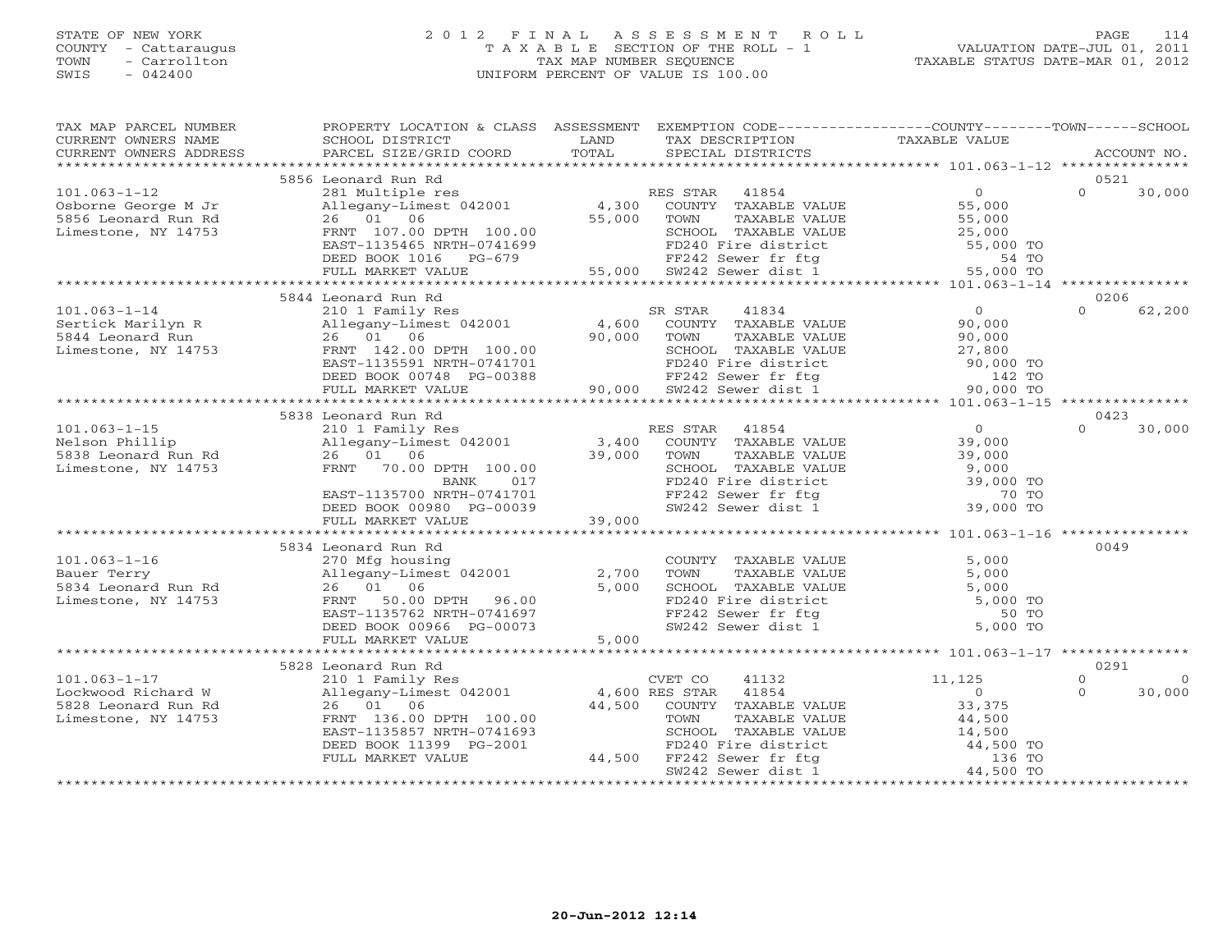STATE OF NEW YORK
COUNTY - Cattaraugus
TOWN - Carrollton
SWIS - 042400

# 2012 FINAL ASSESSMENT ROLL
TAXABLE SECTION OF THE ROLL - 1
TAX MAP NUMBER SEQUENCE
UNIFORM PERCENT OF VALUE IS 100.00

VALUATION DATE-JUL 01, 2011
TAXABLE STATUS DATE-MAR 01, 2012

| TAX MAP PARCEL NUMBER / CURRENT OWNERS NAME / CURRENT OWNERS ADDRESS | PROPERTY LOCATION & CLASS / SCHOOL DISTRICT / PARCEL SIZE/GRID COORD | ASSESSMENT LAND / TOTAL | EXEMPTION CODE / TAX DESCRIPTION / SPECIAL DISTRICTS | COUNTY TAXABLE VALUE | TOWN | SCHOOL / ACCOUNT NO. |
|---|---|---|---|---|---|---|
| 101.063-1-12 | 5856 Leonard Run Rd | | | | | 0521 |
| Osborne George M Jr | 281 Multiple res | | RES STAR 41854 | 0 | 0 | 30,000 |
| 5856 Leonard Run Rd | Allegany-Limest 042001 | 4,300 | COUNTY TAXABLE VALUE | 55,000 | | |
| Limestone, NY 14753 | 26 01 06 | 55,000 | TOWN TAXABLE VALUE | 55,000 | | |
| | FRNT 107.00 DPTH 100.00 | | SCHOOL TAXABLE VALUE | 25,000 | | |
| | EAST-1135465 NRTH-0741699 | | FD240 Fire district | 55,000 TO | | |
| | DEED BOOK 1016 PG-679 | | FF242 Sewer fr ftg | 54 TO | | |
| | FULL MARKET VALUE | 55,000 | SW242 Sewer dist 1 | 55,000 TO | | |
| 101.063-1-14 | 5844 Leonard Run Rd | | | | | 0206 |
| Sertick Marilyn R | 210 1 Family Res | | SR STAR 41834 | 0 | 0 | 62,200 |
| 5844 Leonard Run | Allegany-Limest 042001 | 4,600 | COUNTY TAXABLE VALUE | 90,000 | | |
| Limestone, NY 14753 | 26 01 06 | 90,000 | TOWN TAXABLE VALUE | 90,000 | | |
| | FRNT 142.00 DPTH 100.00 | | SCHOOL TAXABLE VALUE | 27,800 | | |
| | EAST-1135591 NRTH-0741701 | | FD240 Fire district | 90,000 TO | | |
| | DEED BOOK 00748 PG-00388 | | FF242 Sewer fr ftg | 142 TO | | |
| | FULL MARKET VALUE | 90,000 | SW242 Sewer dist 1 | 90,000 TO | | |
| 101.063-1-15 | 5838 Leonard Run Rd | | | | | 0423 |
| Nelson Phillip | 210 1 Family Res | | RES STAR 41854 | 0 | 0 | 30,000 |
| 5838 Leonard Run Rd | Allegany-Limest 042001 | 3,400 | COUNTY TAXABLE VALUE | 39,000 | | |
| Limestone, NY 14753 | 26 01 06 | 39,000 | TOWN TAXABLE VALUE | 39,000 | | |
| | FRNT 70.00 DPTH 100.00 | | SCHOOL TAXABLE VALUE | 9,000 | | |
| | BANK 017 | | FD240 Fire district | 39,000 TO | | |
| | EAST-1135700 NRTH-0741701 | | FF242 Sewer fr ftg | 70 TO | | |
| | DEED BOOK 00980 PG-00039 | | SW242 Sewer dist 1 | 39,000 TO | | |
| | FULL MARKET VALUE | 39,000 | | | | |
| 101.063-1-16 | 5834 Leonard Run Rd | | | | | 0049 |
| Bauer Terry | 270 Mfg housing | | COUNTY TAXABLE VALUE | 5,000 | | |
| 5834 Leonard Run Rd | Allegany-Limest 042001 | 2,700 | TOWN TAXABLE VALUE | 5,000 | | |
| Limestone, NY 14753 | 26 01 06 | 5,000 | SCHOOL TAXABLE VALUE | 5,000 | | |
| | FRNT 50.00 DPTH 96.00 | | FD240 Fire district | 5,000 TO | | |
| | EAST-1135762 NRTH-0741697 | | FF242 Sewer fr ftg | 50 TO | | |
| | DEED BOOK 00966 PG-00073 | | SW242 Sewer dist 1 | 5,000 TO | | |
| | FULL MARKET VALUE | 5,000 | | | | |
| 101.063-1-17 | 5828 Leonard Run Rd | | | | | 0291 |
| Lockwood Richard W | 210 1 Family Res | | CVET CO 41132 | 11,125 | 0 | 0 |
| 5828 Leonard Run Rd | Allegany-Limest 042001 | 4,600 | RES STAR 41854 | 0 | 0 | 30,000 |
| Limestone, NY 14753 | 26 01 06 | 44,500 | COUNTY TAXABLE VALUE | 33,375 | | |
| | FRNT 136.00 DPTH 100.00 | | TOWN TAXABLE VALUE | 44,500 | | |
| | EAST-1135857 NRTH-0741693 | | SCHOOL TAXABLE VALUE | 14,500 | | |
| | DEED BOOK 11399 PG-2001 | | FD240 Fire district | 44,500 TO | | |
| | FULL MARKET VALUE | 44,500 | FF242 Sewer fr ftg | 136 TO | | |
| | | | SW242 Sewer dist 1 | 44,500 TO | | |

20-Jun-2012 12:14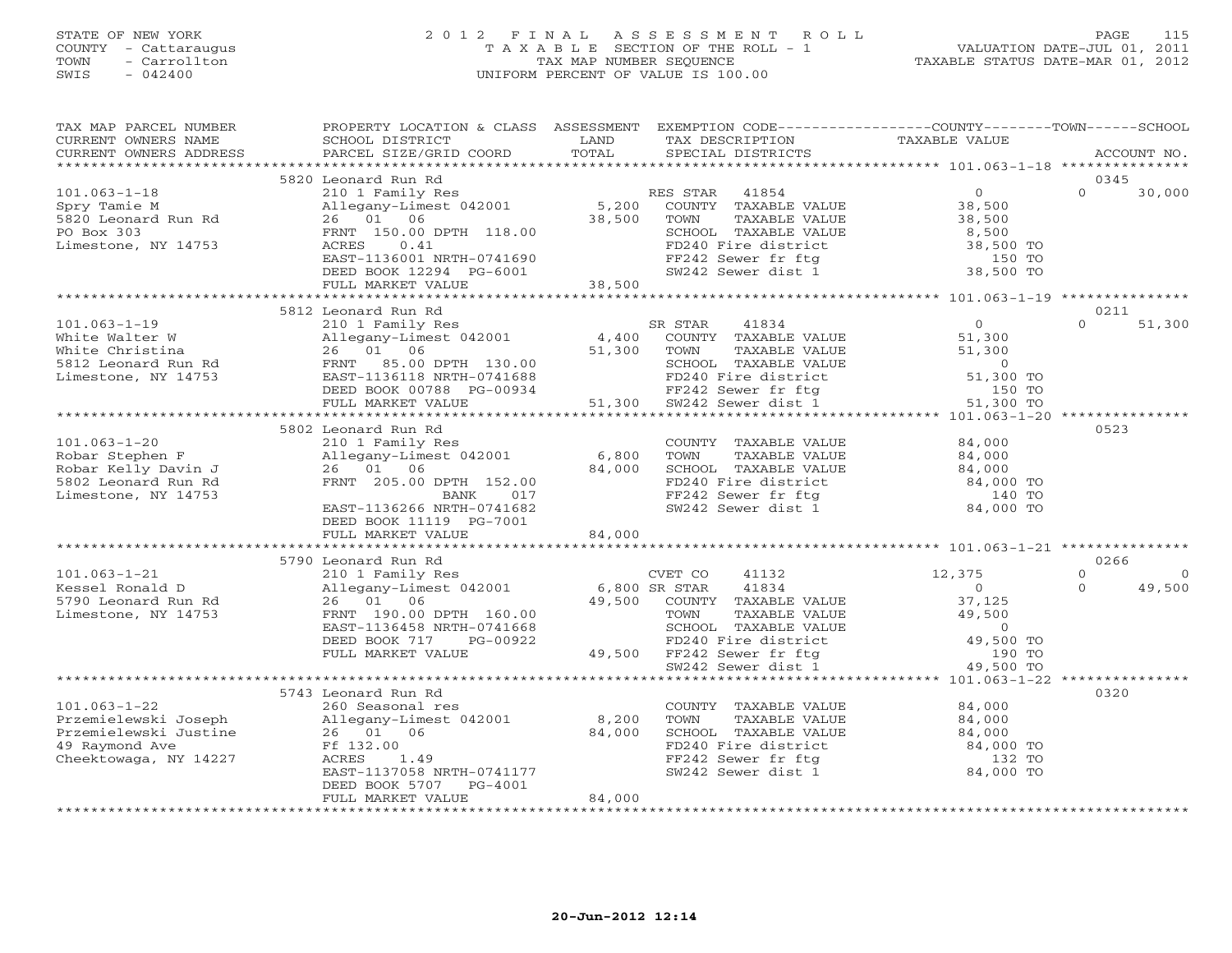STATE OF NEW YORK
COUNTY - Cattaraugus
TOWN - Carrollton
SWIS - 042400

2012 FINAL ASSESSMENT ROLL
TAXABLE SECTION OF THE ROLL - 1
TAX MAP NUMBER SEQUENCE
UNIFORM PERCENT OF VALUE IS 100.00

VALUATION DATE-JUL 01, 2011
TAXABLE STATUS DATE-MAR 01, 2012

| TAX MAP PARCEL NUMBER / CURRENT OWNERS NAME / CURRENT OWNERS ADDRESS | PROPERTY LOCATION & CLASS / SCHOOL DISTRICT / PARCEL SIZE/GRID COORD | ASSESSMENT LAND / TOTAL | EXEMPTION CODE / TAX DESCRIPTION / SPECIAL DISTRICTS | COUNTY / TOWN TAXABLE VALUE | SCHOOL | ACCOUNT NO. |
|---|---|---|---|---|---|---|
| **101.063-1-18** | 5820 Leonard Run Rd | | | | | 0345 |
| Spry Tamie M | 210 1 Family Res | | RES STAR 41854 | 0 | 0 30,000 | |
| 5820 Leonard Run Rd | Allegany-Limest 042001 | 5,200 | COUNTY TAXABLE VALUE | 38,500 | | |
| PO Box 303 | 26 01 06 | 38,500 | TOWN TAXABLE VALUE | 38,500 | | |
| Limestone, NY 14753 | FRNT 150.00 DPTH 118.00 | | SCHOOL TAXABLE VALUE | 8,500 | | |
| | ACRES 0.41 | | FD240 Fire district | 38,500 TO | | |
| | EAST-1136001 NRTH-0741690 | | FF242 Sewer fr ftg | 150 TO | | |
| | DEED BOOK 12294 PG-6001 | | SW242 Sewer dist 1 | 38,500 TO | | |
| | FULL MARKET VALUE | 38,500 | | | | |
| **101.063-1-19** | 5812 Leonard Run Rd | | | | | 0211 |
| White Walter W | 210 1 Family Res | | SR STAR 41834 | 0 | 0 51,300 | |
| White Christina | Allegany-Limest 042001 | 4,400 | COUNTY TAXABLE VALUE | 51,300 | | |
| 5812 Leonard Run Rd | 26 01 06 | 51,300 | TOWN TAXABLE VALUE | 51,300 | | |
| Limestone, NY 14753 | FRNT 85.00 DPTH 130.00 | | SCHOOL TAXABLE VALUE | 0 | | |
| | EAST-1136118 NRTH-0741688 | | FD240 Fire district | 51,300 TO | | |
| | DEED BOOK 00788 PG-00934 | | FF242 Sewer fr ftg | 150 TO | | |
| | FULL MARKET VALUE | 51,300 | SW242 Sewer dist 1 | 51,300 TO | | |
| **101.063-1-20** | 5802 Leonard Run Rd | | | | | 0523 |
| Robar Stephen F | 210 1 Family Res | | COUNTY TAXABLE VALUE | 84,000 | | |
| Robar Kelly Davin J | Allegany-Limest 042001 | 6,800 | TOWN TAXABLE VALUE | 84,000 | | |
| 5802 Leonard Run Rd | 26 01 06 | 84,000 | SCHOOL TAXABLE VALUE | 84,000 | | |
| Limestone, NY 14753 | FRNT 205.00 DPTH 152.00 | | FD240 Fire district | 84,000 TO | | |
| | BANK 017 | | FF242 Sewer fr ftg | 140 TO | | |
| | EAST-1136266 NRTH-0741682 | | SW242 Sewer dist 1 | 84,000 TO | | |
| | DEED BOOK 11119 PG-7001 | | | | | |
| | FULL MARKET VALUE | 84,000 | | | | |
| **101.063-1-21** | 5790 Leonard Run Rd | | | | | 0266 |
| Kessel Ronald D | 210 1 Family Res | | CVET CO 41132 | 12,375 | 0 0 | |
| 5790 Leonard Run Rd | Allegany-Limest 042001 | 6,800 | SR STAR 41834 | 0 | 0 49,500 | |
| Limestone, NY 14753 | 26 01 06 | 49,500 | COUNTY TAXABLE VALUE | 37,125 | | |
| | FRNT 190.00 DPTH 160.00 | | TOWN TAXABLE VALUE | 49,500 | | |
| | EAST-1136458 NRTH-0741668 | | SCHOOL TAXABLE VALUE | 0 | | |
| | DEED BOOK 717 PG-00922 | | FD240 Fire district | 49,500 TO | | |
| | FULL MARKET VALUE | 49,500 | FF242 Sewer fr ftg | 190 TO | | |
| | | | SW242 Sewer dist 1 | 49,500 TO | | |
| **101.063-1-22** | 5743 Leonard Run Rd | | | | | 0320 |
| Przemielewski Joseph | 260 Seasonal res | | COUNTY TAXABLE VALUE | 84,000 | | |
| Przemielewski Justine | Allegany-Limest 042001 | 8,200 | TOWN TAXABLE VALUE | 84,000 | | |
| 49 Raymond Ave | 26 01 06 | 84,000 | SCHOOL TAXABLE VALUE | 84,000 | | |
| Cheektowaga, NY 14227 | Ff 132.00 | | FD240 Fire district | 84,000 TO | | |
| | ACRES 1.49 | | FF242 Sewer fr ftg | 132 TO | | |
| | EAST-1137058 NRTH-0741177 | | SW242 Sewer dist 1 | 84,000 TO | | |
| | DEED BOOK 5707 PG-4001 | | | | | |
| | FULL MARKET VALUE | 84,000 | | | | |

20-Jun-2012 12:14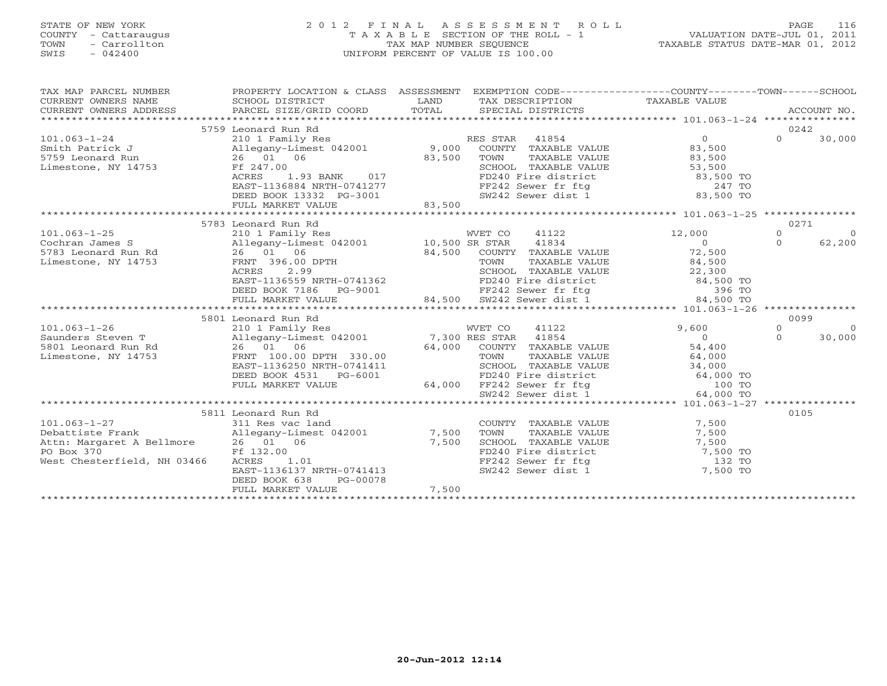STATE OF NEW YORK
COUNTY - Cattaraugus
TOWN - Carrollton
SWIS - 042400

2 0 1 2 F I N A L A S S E S S M E N T R O L L
T A X A B L E SECTION OF THE ROLL - 1
TAX MAP NUMBER SEQUENCE
UNIFORM PERCENT OF VALUE IS 100.00

VALUATION DATE-JUL 01, 2011
TAXABLE STATUS DATE-MAR 01, 2012

```
TAX MAP PARCEL NUMBER          PROPERTY LOCATION & CLASS  ASSESSMENT  EXEMPTION CODE------------------COUNTY--------TOWN------SCHOOL
CURRENT OWNERS NAME            SCHOOL DISTRICT               LAND      TAX DESCRIPTION                 TAXABLE VALUE
CURRENT OWNERS ADDRESS         PARCEL SIZE/GRID COORD        TOTAL     SPECIAL DISTRICTS                                          ACCOUNT NO.
******************************************************************************************************* 101.063-1-24 ***************
                               5759 Leonard Run Rd                                                                            0242
101.063-1-24                   210 1 Family Res                          RES STAR   41854                   0             0      30,000
Smith Patrick J                Allegany-Limest 042001         9,000     COUNTY  TAXABLE VALUE            83,500
5759 Leonard Run               26   01   06                  83,500     TOWN    TAXABLE VALUE            83,500
Limestone, NY 14753            Ff 247.00                                SCHOOL  TAXABLE VALUE            53,500
                               ACRES     1.93 BANK     017              FD240 Fire district               83,500 TO
                               EAST-1136884 NRTH-0741277                FF242 Sewer fr ftg                   247 TO
                               DEED BOOK 13332  PG-3001                 SW242 Sewer dist 1                83,500 TO
                               FULL MARKET VALUE             83,500
******************************************************************************************************* 101.063-1-25 ***************
                               5783 Leonard Run Rd                                                                            0271
101.063-1-25                   210 1 Family Res                          WVET CO    41122              12,000             0           0
Cochran James S                Allegany-Limest 042001        10,500 SR STAR     41834                   0             0      62,200
5783 Leonard Run Rd            26   01   06                  84,500     COUNTY  TAXABLE VALUE            72,500
Limestone, NY 14753            FRNT 396.00 DPTH                         TOWN    TAXABLE VALUE            84,500
                               ACRES     2.99                           SCHOOL  TAXABLE VALUE            22,300
                               EAST-1136559 NRTH-0741362                FD240 Fire district               84,500 TO
                               DEED BOOK 7186   PG-9001                 FF242 Sewer fr ftg                   396 TO
                               FULL MARKET VALUE             84,500     SW242 Sewer dist 1                84,500 TO
******************************************************************************************************* 101.063-1-26 ***************
                               5801 Leonard Run Rd                                                                            0099
101.063-1-26                   210 1 Family Res                          WVET CO    41122               9,600             0           0
Saunders Steven T              Allegany-Limest 042001         7,300 RES STAR    41854                   0             0      30,000
5801 Leonard Run Rd            26   01   06                  64,000     COUNTY  TAXABLE VALUE            54,400
Limestone, NY 14753            FRNT 100.00 DPTH 330.00                  TOWN    TAXABLE VALUE            64,000
                               EAST-1136250 NRTH-0741411                SCHOOL  TAXABLE VALUE            34,000
                               DEED BOOK 4531   PG-6001                 FD240 Fire district               64,000 TO
                               FULL MARKET VALUE             64,000     FF242 Sewer fr ftg                   100 TO
                                                                        SW242 Sewer dist 1                64,000 TO
******************************************************************************************************* 101.063-1-27 ***************
                               5811 Leonard Run Rd                                                                            0105
101.063-1-27                   311 Res vac land                         COUNTY  TAXABLE VALUE             7,500
Debattiste Frank               Allegany-Limest 042001         7,500     TOWN    TAXABLE VALUE             7,500
Attn: Margaret A Bellmore      26   01   06                   7,500     SCHOOL  TAXABLE VALUE             7,500
PO Box 370                     Ff 132.00                                FD240 Fire district                7,500 TO
West Chesterfield, NH 03466    ACRES     1.01                           FF242 Sewer fr ftg                   132 TO
                               EAST-1136137 NRTH-0741413                SW242 Sewer dist 1                 7,500 TO
                               DEED BOOK 638    PG-00078
                               FULL MARKET VALUE              7,500
************************************************************************************************************************************
```

20-Jun-2012 12:14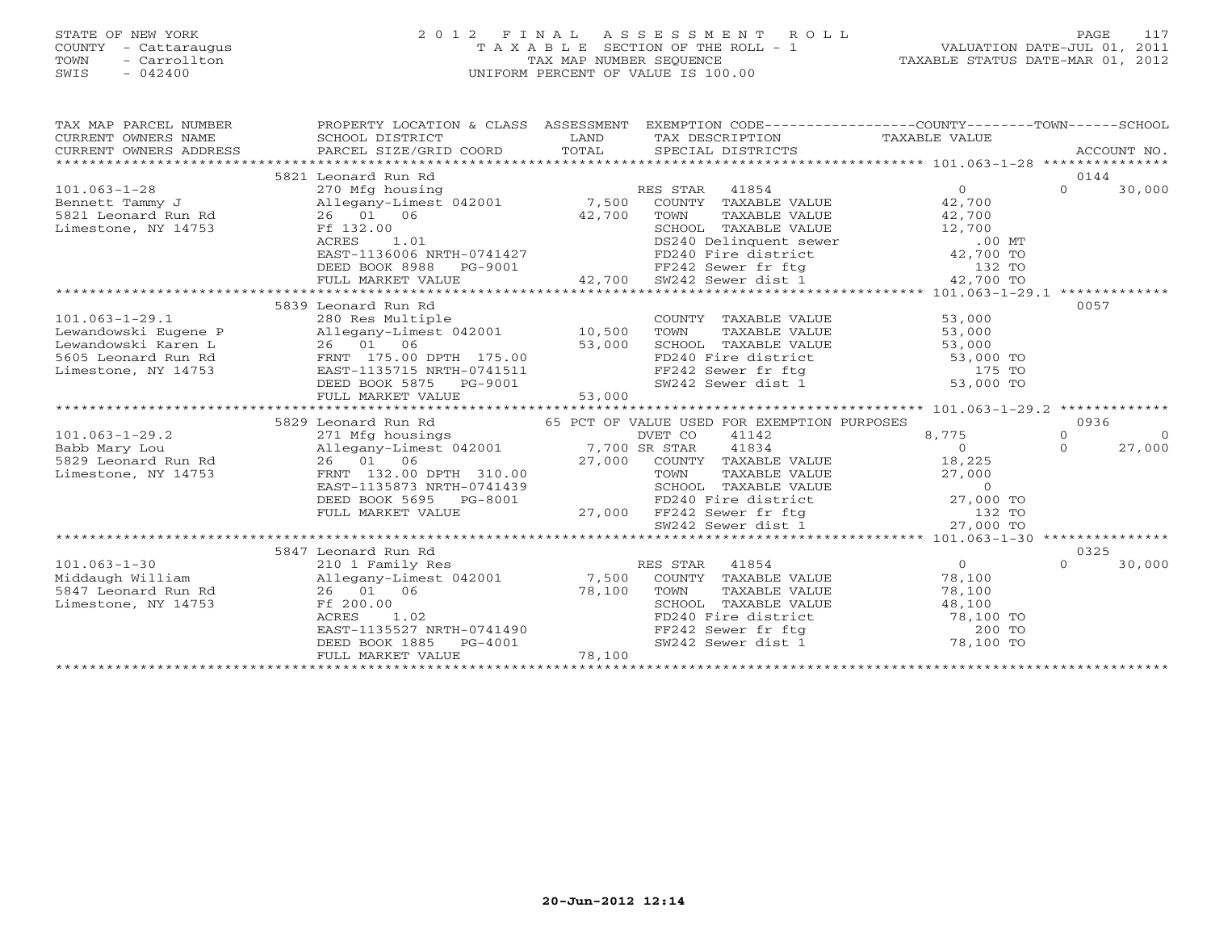STATE OF NEW YORK
COUNTY - Cattaraugus
TOWN - Carrollton
SWIS - 042400

# 2012 FINAL ASSESSMENT ROLL

TAXABLE SECTION OF THE ROLL - 1
TAX MAP NUMBER SEQUENCE
UNIFORM PERCENT OF VALUE IS 100.00

VALUATION DATE-JUL 01, 2011
TAXABLE STATUS DATE-MAR 01, 2012

| TAX MAP PARCEL NUMBER / CURRENT OWNERS NAME / CURRENT OWNERS ADDRESS | PROPERTY LOCATION & CLASS / SCHOOL DISTRICT / PARCEL SIZE/GRID COORD | ASSESSMENT LAND | TOTAL | EXEMPTION CODE / TAX DESCRIPTION / SPECIAL DISTRICTS | COUNTY TAXABLE VALUE | TOWN | SCHOOL / ACCOUNT NO. |
|---|---|---|---|---|---|---|---|
| **101.063-1-28** | 5821 Leonard Run Rd | | | | | | 0144 |
| 101.063-1-28 | 270 Mfg housing | | | RES STAR 41854 | 0 | 0 | 30,000 |
| Bennett Tammy J | Allegany-Limest 042001 | 7,500 | | COUNTY TAXABLE VALUE | 42,700 | | |
| 5821 Leonard Run Rd | 26 01 06 | | 42,700 | TOWN TAXABLE VALUE | 42,700 | | |
| Limestone, NY 14753 | Ff 132.00 | | | SCHOOL TAXABLE VALUE | 12,700 | | |
| | ACRES 1.01 | | | DS240 Delinquent sewer | .00 MT | | |
| | EAST-1136006 NRTH-0741427 | | | FD240 Fire district | 42,700 TO | | |
| | DEED BOOK 8988 PG-9001 | | | FF242 Sewer fr ftg | 132 TO | | |
| | FULL MARKET VALUE | | 42,700 | SW242 Sewer dist 1 | 42,700 TO | | |
| **101.063-1-29.1** | 5839 Leonard Run Rd | | | | | | 0057 |
| 101.063-1-29.1 | 280 Res Multiple | | | COUNTY TAXABLE VALUE | 53,000 | | |
| Lewandowski Eugene P | Allegany-Limest 042001 | 10,500 | | TOWN TAXABLE VALUE | 53,000 | | |
| Lewandowski Karen L | 26 01 06 | | 53,000 | SCHOOL TAXABLE VALUE | 53,000 | | |
| 5605 Leonard Run Rd | FRNT 175.00 DPTH 175.00 | | | FD240 Fire district | 53,000 TO | | |
| Limestone, NY 14753 | EAST-1135715 NRTH-0741511 | | | FF242 Sewer fr ftg | 175 TO | | |
| | DEED BOOK 5875 PG-9001 | | | SW242 Sewer dist 1 | 53,000 TO | | |
| | FULL MARKET VALUE | | 53,000 | | | | |
| **101.063-1-29.2** | 5829 Leonard Run Rd | | | 65 PCT OF VALUE USED FOR EXEMPTION PURPOSES | | | 0936 |
| 101.063-1-29.2 | 271 Mfg housings | | | DVET CO 41142 | 8,775 | 0 | 0 |
| Babb Mary Lou | Allegany-Limest 042001 | 7,700 | | SR STAR 41834 | 0 | 0 | 27,000 |
| 5829 Leonard Run Rd | 26 01 06 | | 27,000 | COUNTY TAXABLE VALUE | 18,225 | | |
| Limestone, NY 14753 | FRNT 132.00 DPTH 310.00 | | | TOWN TAXABLE VALUE | 27,000 | | |
| | EAST-1135873 NRTH-0741439 | | | SCHOOL TAXABLE VALUE | 0 | | |
| | DEED BOOK 5695 PG-8001 | | | FD240 Fire district | 27,000 TO | | |
| | FULL MARKET VALUE | | 27,000 | FF242 Sewer fr ftg | 132 TO | | |
| | | | | SW242 Sewer dist 1 | 27,000 TO | | |
| **101.063-1-30** | 5847 Leonard Run Rd | | | | | | 0325 |
| 101.063-1-30 | 210 1 Family Res | | | RES STAR 41854 | 0 | 0 | 30,000 |
| Middaugh William | Allegany-Limest 042001 | 7,500 | | COUNTY TAXABLE VALUE | 78,100 | | |
| 5847 Leonard Run Rd | 26 01 06 | | 78,100 | TOWN TAXABLE VALUE | 78,100 | | |
| Limestone, NY 14753 | Ff 200.00 | | | SCHOOL TAXABLE VALUE | 48,100 | | |
| | ACRES 1.02 | | | FD240 Fire district | 78,100 TO | | |
| | EAST-1135527 NRTH-0741490 | | | FF242 Sewer fr ftg | 200 TO | | |
| | DEED BOOK 1885 PG-4001 | | | SW242 Sewer dist 1 | 78,100 TO | | |
| | FULL MARKET VALUE | | 78,100 | | | | |

20-Jun-2012 12:14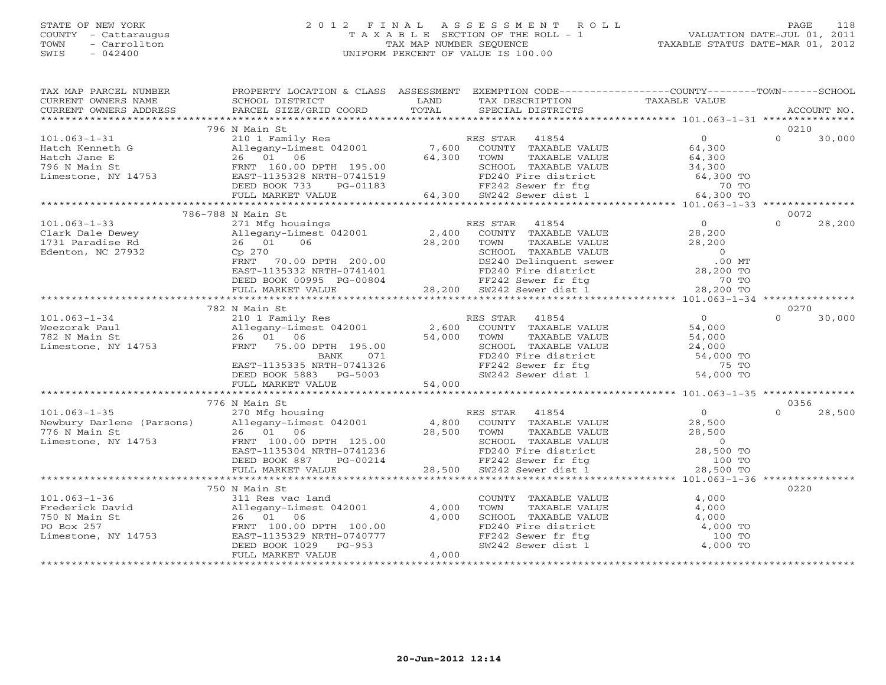STATE OF NEW YORK
COUNTY - Cattaraugus
TOWN - Carrollton
SWIS - 042400

# 2012 FINAL ASSESSMENT ROLL
TAXABLE SECTION OF THE ROLL - 1
TAX MAP NUMBER SEQUENCE
UNIFORM PERCENT OF VALUE IS 100.00

VALUATION DATE-JUL 01, 2011
TAXABLE STATUS DATE-MAR 01, 2012

| TAX MAP PARCEL NUMBER / CURRENT OWNERS NAME / CURRENT OWNERS ADDRESS | PROPERTY LOCATION & CLASS / SCHOOL DISTRICT / PARCEL SIZE/GRID COORD | ASSESSMENT LAND / TOTAL | EXEMPTION CODE / TAX DESCRIPTION / SPECIAL DISTRICTS | COUNTY / TOWN TAXABLE VALUE | SCHOOL / ACCOUNT NO. |
|---|---|---|---|---|---|
| | 796 N Main St | | | | 0210 |
| 101.063-1-31 | 210 1 Family Res | | RES STAR 41854 | 0 | 0 30,000 |
| Hatch Kenneth G | Allegany-Limest 042001 | 7,600 | COUNTY TAXABLE VALUE | 64,300 | |
| Hatch Jane E | 26 01 06 | 64,300 | TOWN TAXABLE VALUE | 64,300 | |
| 796 N Main St | FRNT 160.00 DPTH 195.00 | | SCHOOL TAXABLE VALUE | 34,300 | |
| Limestone, NY 14753 | EAST-1135328 NRTH-0741519 | | FD240 Fire district | 64,300 TO | |
| | DEED BOOK 733 PG-01183 | | FF242 Sewer fr ftg | 70 TO | |
| | FULL MARKET VALUE | 64,300 | SW242 Sewer dist 1 | 64,300 TO | |
| | 786-788 N Main St | | | | 0072 |
| 101.063-1-33 | 271 Mfg housings | | RES STAR 41854 | 0 | 0 28,200 |
| Clark Dale Dewey | Allegany-Limest 042001 | 2,400 | COUNTY TAXABLE VALUE | 28,200 | |
| 1731 Paradise Rd | 26 01 06 | 28,200 | TOWN TAXABLE VALUE | 28,200 | |
| Edenton, NC 27932 | Cp 270 | | SCHOOL TAXABLE VALUE | 0 | |
| | FRNT 70.00 DPTH 200.00 | | DS240 Delinquent sewer | .00 MT | |
| | EAST-1135332 NRTH-0741401 | | FD240 Fire district | 28,200 TO | |
| | DEED BOOK 00995 PG-00804 | | FF242 Sewer fr ftg | 70 TO | |
| | FULL MARKET VALUE | 28,200 | SW242 Sewer dist 1 | 28,200 TO | |
| | 782 N Main St | | | | 0270 |
| 101.063-1-34 | 210 1 Family Res | | RES STAR 41854 | 0 | 0 30,000 |
| Weezorak Paul | Allegany-Limest 042001 | 2,600 | COUNTY TAXABLE VALUE | 54,000 | |
| 782 N Main St | 26 01 06 | 54,000 | TOWN TAXABLE VALUE | 54,000 | |
| Limestone, NY 14753 | FRNT 75.00 DPTH 195.00 | | SCHOOL TAXABLE VALUE | 24,000 | |
| | BANK 071 | | FD240 Fire district | 54,000 TO | |
| | EAST-1135335 NRTH-0741326 | | FF242 Sewer fr ftg | 75 TO | |
| | DEED BOOK 5883 PG-5003 | | SW242 Sewer dist 1 | 54,000 TO | |
| | FULL MARKET VALUE | 54,000 | | | |
| | 776 N Main St | | | | 0356 |
| 101.063-1-35 | 270 Mfg housing | | RES STAR 41854 | 0 | 0 28,500 |
| Newbury Darlene (Parsons) | Allegany-Limest 042001 | 4,800 | COUNTY TAXABLE VALUE | 28,500 | |
| 776 N Main St | 26 01 06 | 28,500 | TOWN TAXABLE VALUE | 28,500 | |
| Limestone, NY 14753 | FRNT 100.00 DPTH 125.00 | | SCHOOL TAXABLE VALUE | 0 | |
| | EAST-1135304 NRTH-0741236 | | FD240 Fire district | 28,500 TO | |
| | DEED BOOK 887 PG-00214 | | FF242 Sewer fr ftg | 100 TO | |
| | FULL MARKET VALUE | 28,500 | SW242 Sewer dist 1 | 28,500 TO | |
| | 750 N Main St | | | | 0220 |
| 101.063-1-36 | 311 Res vac land | | COUNTY TAXABLE VALUE | 4,000 | |
| Frederick David | Allegany-Limest 042001 | 4,000 | TOWN TAXABLE VALUE | 4,000 | |
| 750 N Main St | 26 01 06 | 4,000 | SCHOOL TAXABLE VALUE | 4,000 | |
| PO Box 257 | FRNT 100.00 DPTH 100.00 | | FD240 Fire district | 4,000 TO | |
| Limestone, NY 14753 | EAST-1135329 NRTH-0740777 | | FF242 Sewer fr ftg | 100 TO | |
| | DEED BOOK 1029 PG-953 | | SW242 Sewer dist 1 | 4,000 TO | |
| | FULL MARKET VALUE | 4,000 | | | |

20-Jun-2012 12:14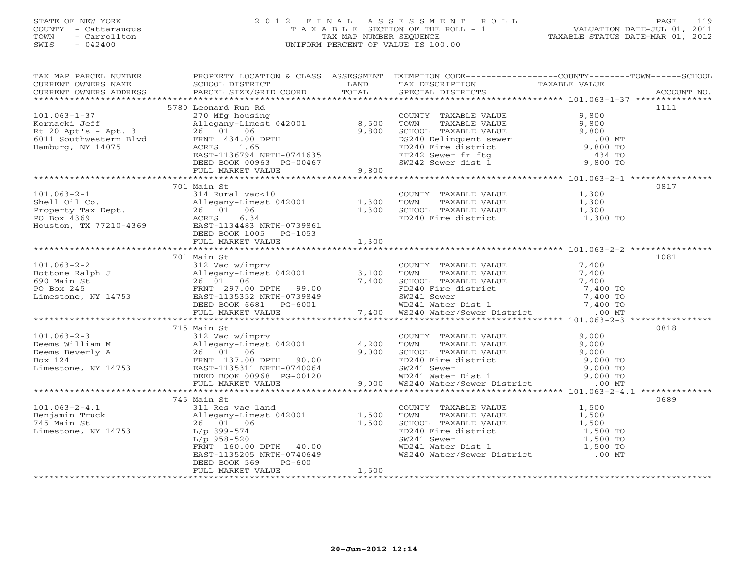STATE OF NEW YORK
COUNTY - Cattaraugus
TOWN - Carrollton
SWIS - 042400

2 0 1 2 F I N A L A S S E S S M E N T R O L L
T A X A B L E SECTION OF THE ROLL - 1
TAX MAP NUMBER SEQUENCE
UNIFORM PERCENT OF VALUE IS 100.00

VALUATION DATE-JUL 01, 2011
TAXABLE STATUS DATE-MAR 01, 2012

| TAX MAP PARCEL NUMBER / CURRENT OWNERS NAME / CURRENT OWNERS ADDRESS | PROPERTY LOCATION & CLASS / SCHOOL DISTRICT / PARCEL SIZE/GRID COORD | ASSESSMENT LAND | TOTAL | EXEMPTION CODE / TAX DESCRIPTION / SPECIAL DISTRICTS | COUNTY/TOWN/SCHOOL TAXABLE VALUE | ACCOUNT NO. |
|---|---|---|---|---|---|---|
| 101.063-1-37 | 5780 Leonard Run Rd | | | | | 1111 |
| 101.063-1-37 | 270 Mfg housing | | | COUNTY TAXABLE VALUE | 9,800 | |
| Kornacki Jeff | Allegany-Limest 042001 | 8,500 | | TOWN TAXABLE VALUE | 9,800 | |
| Rt 20 Apt's - Apt. 3 | 26 01 06 | | 9,800 | SCHOOL TAXABLE VALUE | 9,800 | |
| 6011 Southwestern Blvd | FRNT 434.00 DPTH | | | DS240 Delinquent sewer | .00 MT | |
| Hamburg, NY 14075 | ACRES 1.65 | | | FD240 Fire district | 9,800 TO | |
| | EAST-1136794 NRTH-0741635 | | | FF242 Sewer fr ftg | 434 TO | |
| | DEED BOOK 00963 PG-00467 | | | SW242 Sewer dist 1 | 9,800 TO | |
| | FULL MARKET VALUE | | 9,800 | | | |
| 101.063-2-1 | 701 Main St | | | | | 0817 |
| 101.063-2-1 | 314 Rural vac<10 | | | COUNTY TAXABLE VALUE | 1,300 | |
| Shell Oil Co. | Allegany-Limest 042001 | 1,300 | | TOWN TAXABLE VALUE | 1,300 | |
| Property Tax Dept. | 26 01 06 | | 1,300 | SCHOOL TAXABLE VALUE | 1,300 | |
| PO Box 4369 | ACRES 6.34 | | | FD240 Fire district | 1,300 TO | |
| Houston, TX 77210-4369 | EAST-1134483 NRTH-0739861 | | | | | |
| | DEED BOOK 1005 PG-1053 | | | | | |
| | FULL MARKET VALUE | | 1,300 | | | |
| 101.063-2-2 | 701 Main St | | | | | 1081 |
| 101.063-2-2 | 312 Vac w/imprv | | | COUNTY TAXABLE VALUE | 7,400 | |
| Bottone Ralph J | Allegany-Limest 042001 | 3,100 | | TOWN TAXABLE VALUE | 7,400 | |
| 690 Main St | 26 01 06 | | 7,400 | SCHOOL TAXABLE VALUE | 7,400 | |
| PO Box 245 | FRNT 297.00 DPTH 99.00 | | | FD240 Fire district | 7,400 TO | |
| Limestone, NY 14753 | EAST-1135352 NRTH-0739849 | | | SW241 Sewer | 7,400 TO | |
| | DEED BOOK 6681 PG-6001 | | | WD241 Water Dist 1 | 7,400 TO | |
| | FULL MARKET VALUE | | 7,400 | WS240 Water/Sewer District | .00 MT | |
| 101.063-2-3 | 715 Main St | | | | | 0818 |
| 101.063-2-3 | 312 Vac w/imprv | | | COUNTY TAXABLE VALUE | 9,000 | |
| Deems William M | Allegany-Limest 042001 | 4,200 | | TOWN TAXABLE VALUE | 9,000 | |
| Deems Beverly A | 26 01 06 | | 9,000 | SCHOOL TAXABLE VALUE | 9,000 | |
| Box 124 | FRNT 137.00 DPTH 90.00 | | | FD240 Fire district | 9,000 TO | |
| Limestone, NY 14753 | EAST-1135311 NRTH-0740064 | | | SW241 Sewer | 9,000 TO | |
| | DEED BOOK 00968 PG-00120 | | | WD241 Water Dist 1 | 9,000 TO | |
| | FULL MARKET VALUE | | 9,000 | WS240 Water/Sewer District | .00 MT | |
| 101.063-2-4.1 | 745 Main St | | | | | 0689 |
| 101.063-2-4.1 | 311 Res vac land | | | COUNTY TAXABLE VALUE | 1,500 | |
| Benjamin Truck | Allegany-Limest 042001 | 1,500 | | TOWN TAXABLE VALUE | 1,500 | |
| 745 Main St | 26 01 06 | | 1,500 | SCHOOL TAXABLE VALUE | 1,500 | |
| Limestone, NY 14753 | L/p 899-574 | | | FD240 Fire district | 1,500 TO | |
| | L/p 958-520 | | | SW241 Sewer | 1,500 TO | |
| | FRNT 160.00 DPTH 40.00 | | | WD241 Water Dist 1 | 1,500 TO | |
| | EAST-1135205 NRTH-0740649 | | | WS240 Water/Sewer District | .00 MT | |
| | DEED BOOK 569 PG-600 | | | | | |
| | FULL MARKET VALUE | | 1,500 | | | |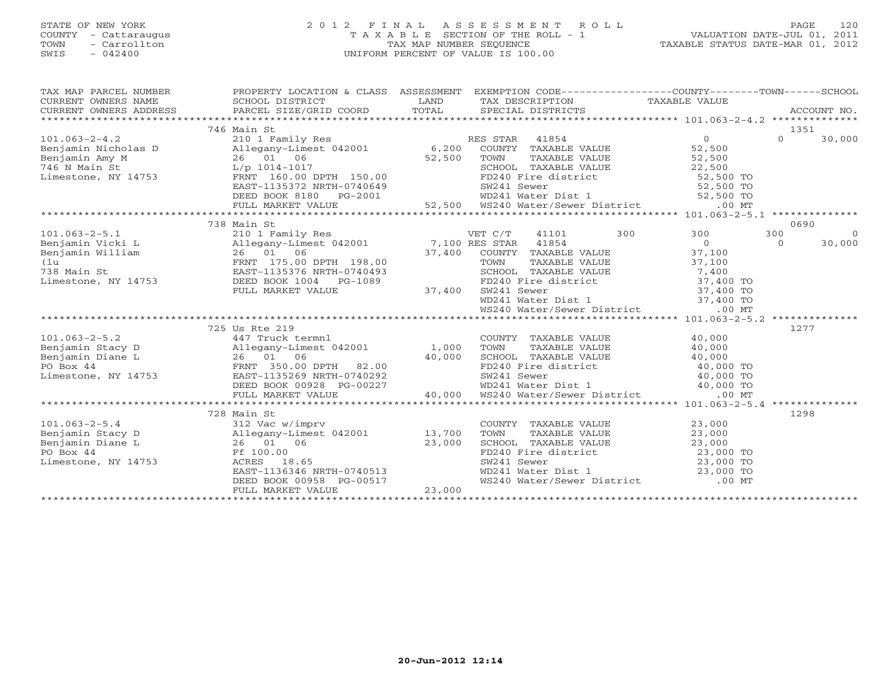STATE OF NEW YORK
COUNTY - Cattaraugus
TOWN - Carrollton
SWIS - 042400

# 2012 FINAL ASSESSMENT ROLL

TAXABLE SECTION OF THE ROLL - 1
TAX MAP NUMBER SEQUENCE
UNIFORM PERCENT OF VALUE IS 100.00

VALUATION DATE-JUL 01, 2011
TAXABLE STATUS DATE-MAR 01, 2012

| TAX MAP PARCEL NUMBER / CURRENT OWNERS NAME / CURRENT OWNERS ADDRESS | PROPERTY LOCATION & CLASS / SCHOOL DISTRICT / PARCEL SIZE/GRID COORD | ASSESSMENT LAND / TOTAL | EXEMPTION CODE / TAX DESCRIPTION / SPECIAL DISTRICTS | COUNTY TAXABLE VALUE | TOWN | SCHOOL | ACCOUNT NO. |
|---|---|---|---|---|---|---|---|
| | 746 Main St | | | | | | 1351 |
| 101.063-2-4.2 | 210 1 Family Res | | RES STAR 41854 | 0 | 0 | 30,000 | |
| Benjamin Nicholas D | Allegany-Limest 042001 | 6,200 | COUNTY TAXABLE VALUE | 52,500 | | | |
| Benjamin Amy M | 26 01 06 | 52,500 | TOWN TAXABLE VALUE | 52,500 | | | |
| 746 N Main St | L/p 1014-1017 | | SCHOOL TAXABLE VALUE | 22,500 | | | |
| Limestone, NY 14753 | FRNT 160.00 DPTH 150.00 | | FD240 Fire district | 52,500 TO | | | |
| | EAST-1135372 NRTH-0740649 | | SW241 Sewer | 52,500 TO | | | |
| | DEED BOOK 8180 PG-2001 | | WD241 Water Dist 1 | 52,500 TO | | | |
| | FULL MARKET VALUE | 52,500 | WS240 Water/Sewer District | .00 MT | | | |
| | 738 Main St | | | | | | 0690 |
| 101.063-2-5.1 | 210 1 Family Res | | VET C/T 41101 300 | 300 | 300 | 0 | |
| Benjamin Vicki L | Allegany-Limest 042001 | 7,100 | RES STAR 41854 | 0 | 0 | 30,000 | |
| Benjamin William | 26 01 06 | 37,400 | COUNTY TAXABLE VALUE | 37,100 | | | |
| (lu | FRNT 175.00 DPTH 198.00 | | TOWN TAXABLE VALUE | 37,100 | | | |
| 738 Main St | EAST-1135376 NRTH-0740493 | | SCHOOL TAXABLE VALUE | 7,400 | | | |
| Limestone, NY 14753 | DEED BOOK 1004 PG-1089 | | FD240 Fire district | 37,400 TO | | | |
| | FULL MARKET VALUE | 37,400 | SW241 Sewer | 37,400 TO | | | |
| | | | WD241 Water Dist 1 | 37,400 TO | | | |
| | | | WS240 Water/Sewer District | .00 MT | | | |
| | 725 Us Rte 219 | | | | | | 1277 |
| 101.063-2-5.2 | 447 Truck termnl | | COUNTY TAXABLE VALUE | 40,000 | | | |
| Benjamin Stacy D | Allegany-Limest 042001 | 1,000 | TOWN TAXABLE VALUE | 40,000 | | | |
| Benjamin Diane L | 26 01 06 | 40,000 | SCHOOL TAXABLE VALUE | 40,000 | | | |
| PO Box 44 | FRNT 350.00 DPTH 82.00 | | FD240 Fire district | 40,000 TO | | | |
| Limestone, NY 14753 | EAST-1135269 NRTH-0740292 | | SW241 Sewer | 40,000 TO | | | |
| | DEED BOOK 00928 PG-00227 | | WD241 Water Dist 1 | 40,000 TO | | | |
| | FULL MARKET VALUE | 40,000 | WS240 Water/Sewer District | .00 MT | | | |
| | 728 Main St | | | | | | 1298 |
| 101.063-2-5.4 | 312 Vac w/imprv | | COUNTY TAXABLE VALUE | 23,000 | | | |
| Benjamin Stacy D | Allegany-Limest 042001 | 13,700 | TOWN TAXABLE VALUE | 23,000 | | | |
| Benjamin Diane L | 26 01 06 | 23,000 | SCHOOL TAXABLE VALUE | 23,000 | | | |
| PO Box 44 | Ff 100.00 | | FD240 Fire district | 23,000 TO | | | |
| Limestone, NY 14753 | ACRES 18.65 | | SW241 Sewer | 23,000 TO | | | |
| | EAST-1136346 NRTH-0740513 | | WD241 Water Dist 1 | 23,000 TO | | | |
| | DEED BOOK 00958 PG-00517 | | WS240 Water/Sewer District | .00 MT | | | |
| | FULL MARKET VALUE | 23,000 | | | | | |

20-Jun-2012 12:14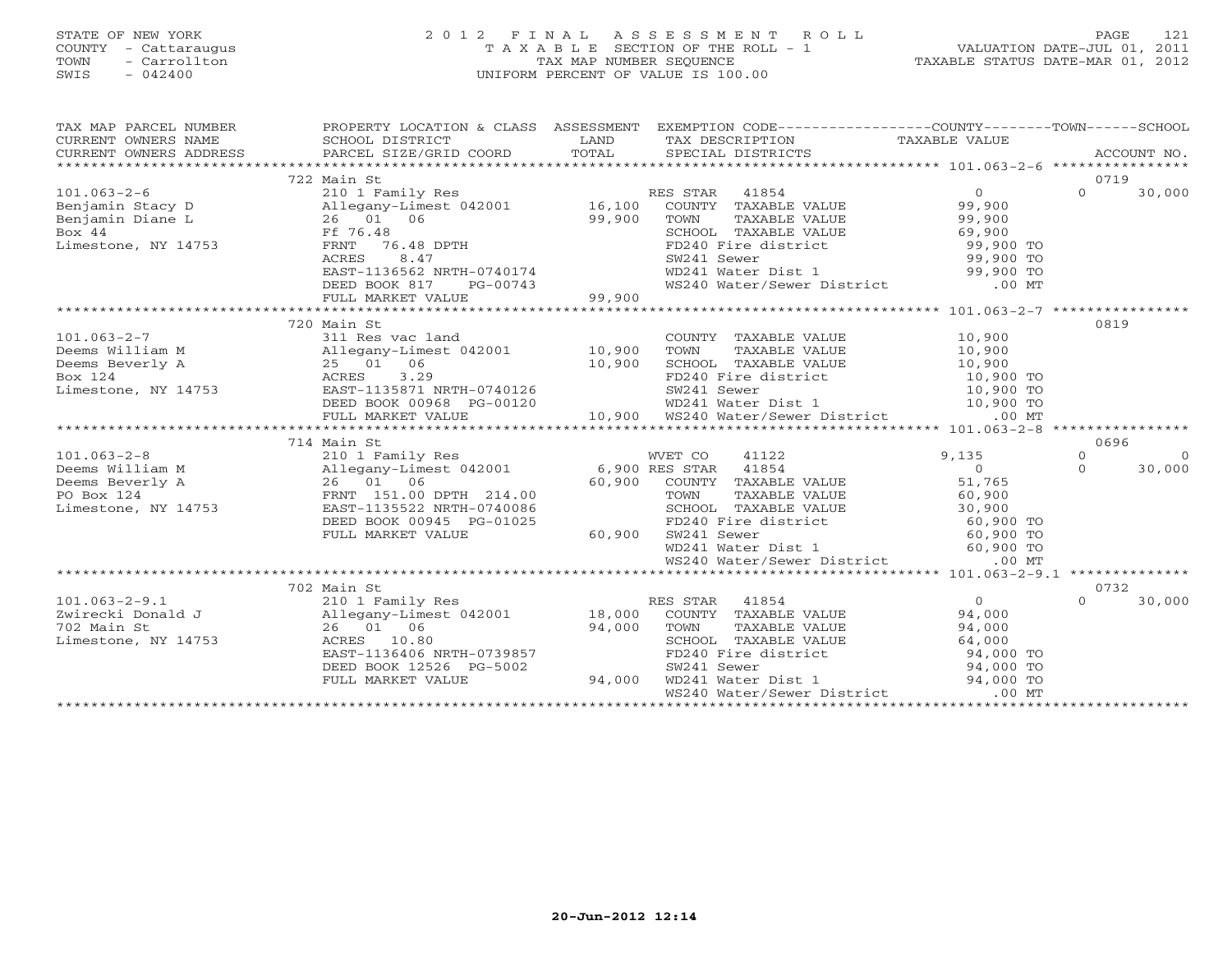STATE OF NEW YORK
COUNTY - Cattaraugus
TOWN - Carrollton
SWIS - 042400

# 2012 FINAL ASSESSMENT ROLL
TAXABLE SECTION OF THE ROLL - 1
TAX MAP NUMBER SEQUENCE
UNIFORM PERCENT OF VALUE IS 100.00

VALUATION DATE-JUL 01, 2011
TAXABLE STATUS DATE-MAR 01, 2012

| TAX MAP PARCEL NUMBER / CURRENT OWNERS NAME / CURRENT OWNERS ADDRESS | PROPERTY LOCATION & CLASS / SCHOOL DISTRICT / PARCEL SIZE/GRID COORD | ASSESSMENT LAND | TOTAL | EXEMPTION CODE / TAX DESCRIPTION / SPECIAL DISTRICTS | COUNTY TAXABLE VALUE | TOWN | SCHOOL | ACCOUNT NO. |
|---|---|---|---|---|---|---|---|---|
| | 722 Main St | | | | | | | 0719 |
| 101.063-2-6 | 210 1 Family Res | | | RES STAR 41854 | 0 | 0 | 30,000 | |
| Benjamin Stacy D | Allegany-Limest 042001 | 16,100 | | COUNTY TAXABLE VALUE | 99,900 | | | |
| Benjamin Diane L | 26 01 06 | | 99,900 | TOWN TAXABLE VALUE | 99,900 | | | |
| Box 44 | Ff 76.48 | | | SCHOOL TAXABLE VALUE | 69,900 | | | |
| Limestone, NY 14753 | FRNT 76.48 DPTH | | | FD240 Fire district | 99,900 TO | | | |
| | ACRES 8.47 | | | SW241 Sewer | 99,900 TO | | | |
| | EAST-1136562 NRTH-0740174 | | | WD241 Water Dist 1 | 99,900 TO | | | |
| | DEED BOOK 817 PG-00743 | | | WS240 Water/Sewer District | .00 MT | | | |
| | FULL MARKET VALUE | | 99,900 | | | | | |
| | 720 Main St | | | | | | | 0819 |
| 101.063-2-7 | 311 Res vac land | | | COUNTY TAXABLE VALUE | 10,900 | | | |
| Deems William M | Allegany-Limest 042001 | 10,900 | | TOWN TAXABLE VALUE | 10,900 | | | |
| Deems Beverly A | 25 01 06 | | 10,900 | SCHOOL TAXABLE VALUE | 10,900 | | | |
| Box 124 | ACRES 3.29 | | | FD240 Fire district | 10,900 TO | | | |
| Limestone, NY 14753 | EAST-1135871 NRTH-0740126 | | | SW241 Sewer | 10,900 TO | | | |
| | DEED BOOK 00968 PG-00120 | | | WD241 Water Dist 1 | 10,900 TO | | | |
| | FULL MARKET VALUE | | 10,900 | WS240 Water/Sewer District | .00 MT | | | |
| | 714 Main St | | | | | | | 0696 |
| 101.063-2-8 | 210 1 Family Res | | | WVET CO 41122 | 9,135 | 0 | 0 | |
| Deems William M | Allegany-Limest 042001 | 6,900 | | RES STAR 41854 | 0 | 0 | 30,000 | |
| Deems Beverly A | 26 01 06 | | 60,900 | COUNTY TAXABLE VALUE | 51,765 | | | |
| PO Box 124 | FRNT 151.00 DPTH 214.00 | | | TOWN TAXABLE VALUE | 60,900 | | | |
| Limestone, NY 14753 | EAST-1135522 NRTH-0740086 | | | SCHOOL TAXABLE VALUE | 30,900 | | | |
| | DEED BOOK 00945 PG-01025 | | | FD240 Fire district | 60,900 TO | | | |
| | FULL MARKET VALUE | | 60,900 | SW241 Sewer | 60,900 TO | | | |
| | | | | WD241 Water Dist 1 | 60,900 TO | | | |
| | | | | WS240 Water/Sewer District | .00 MT | | | |
| | 702 Main St | | | | | | | 0732 |
| 101.063-2-9.1 | 210 1 Family Res | | | RES STAR 41854 | 0 | 0 | 30,000 | |
| Zwirecki Donald J | Allegany-Limest 042001 | 18,000 | | COUNTY TAXABLE VALUE | 94,000 | | | |
| 702 Main St | 26 01 06 | | 94,000 | TOWN TAXABLE VALUE | 94,000 | | | |
| Limestone, NY 14753 | ACRES 10.80 | | | SCHOOL TAXABLE VALUE | 64,000 | | | |
| | EAST-1136406 NRTH-0739857 | | | FD240 Fire district | 94,000 TO | | | |
| | DEED BOOK 12526 PG-5002 | | | SW241 Sewer | 94,000 TO | | | |
| | FULL MARKET VALUE | | 94,000 | WD241 Water Dist 1 | 94,000 TO | | | |
| | | | | WS240 Water/Sewer District | .00 MT | | | |

20-Jun-2012 12:14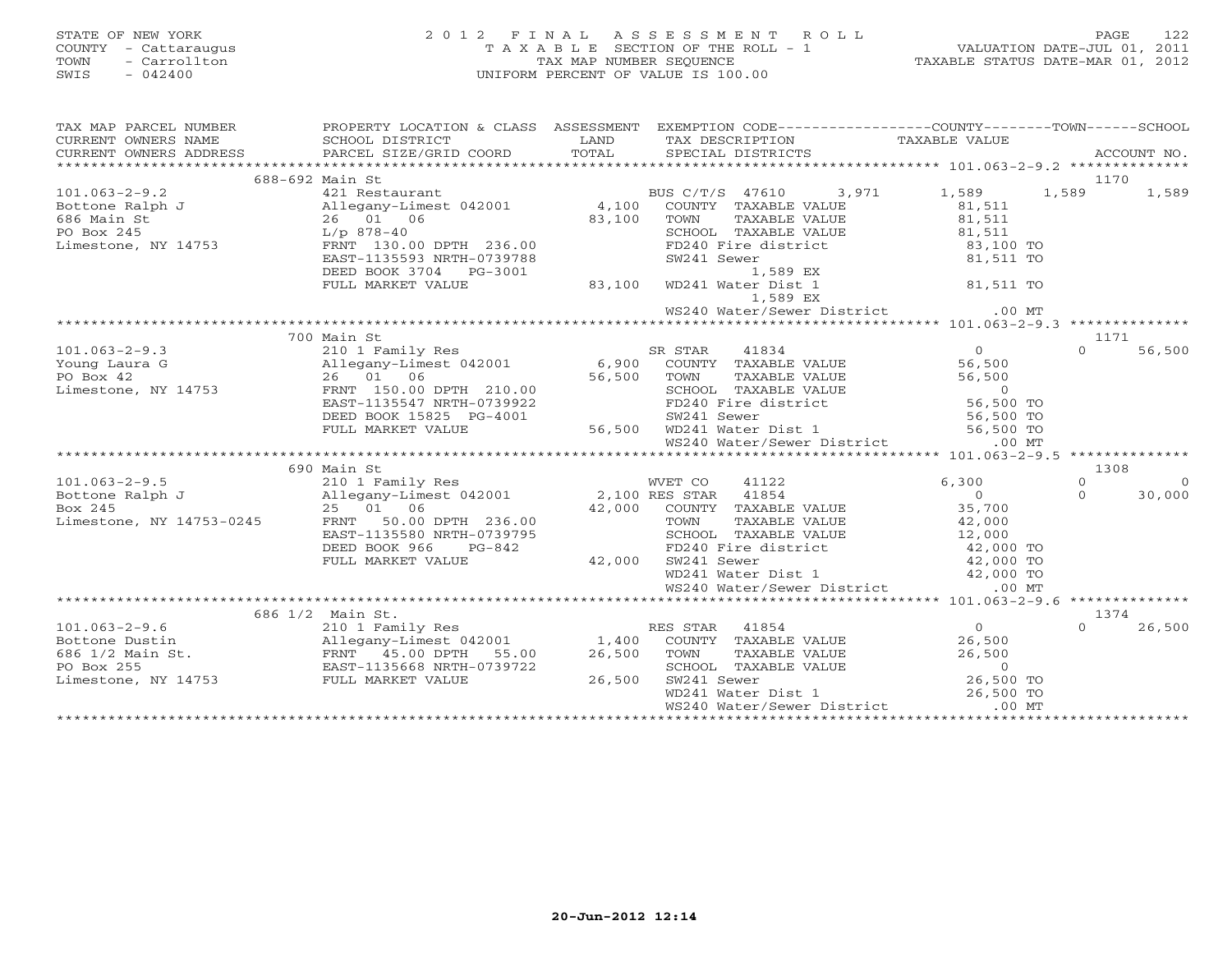STATE OF NEW YORK
COUNTY - Cattaraugus
TOWN - Carrollton
SWIS - 042400

# 2012 FINAL ASSESSMENT ROLL
TAXABLE SECTION OF THE ROLL - 1
TAX MAP NUMBER SEQUENCE
UNIFORM PERCENT OF VALUE IS 100.00

VALUATION DATE-JUL 01, 2011
TAXABLE STATUS DATE-MAR 01, 2012

| TAX MAP PARCEL NUMBER / CURRENT OWNERS NAME / CURRENT OWNERS ADDRESS | PROPERTY LOCATION & CLASS / SCHOOL DISTRICT / PARCEL SIZE/GRID COORD | ASSESSMENT LAND | TOTAL | EXEMPTION CODE / TAX DESCRIPTION / SPECIAL DISTRICTS | COUNTY TAXABLE VALUE | TOWN | SCHOOL | ACCOUNT NO. |
|---|---|---|---|---|---|---|---|---|
| | 688-692 Main St | | | | | | | 1170 |
| 101.063-2-9.2 | 421 Restaurant | | | BUS C/T/S 47610 3,971 | 1,589 | 1,589 | 1,589 | |
| Bottone Ralph J | Allegany-Limest 042001 | 4,100 | | COUNTY TAXABLE VALUE | 81,511 | | | |
| 686 Main St | 26 01 06 | | 83,100 | TOWN TAXABLE VALUE | 81,511 | | | |
| PO Box 245 | L/p 878-40 | | | SCHOOL TAXABLE VALUE | 81,511 | | | |
| Limestone, NY 14753 | FRNT 130.00 DPTH 236.00 | | | FD240 Fire district | 83,100 TO | | | |
| | EAST-1135593 NRTH-0739788 | | | SW241 Sewer | 81,511 TO | | | |
| | DEED BOOK 3704 PG-3001 | | | 1,589 EX | | | | |
| | FULL MARKET VALUE | | 83,100 | WD241 Water Dist 1 | 81,511 TO | | | |
| | | | | 1,589 EX | | | | |
| | | | | WS240 Water/Sewer District | .00 MT | | | |
| | 700 Main St | | | | | | | 1171 |
| 101.063-2-9.3 | 210 1 Family Res | | | SR STAR 41834 | 0 | 0 | 56,500 | |
| Young Laura G | Allegany-Limest 042001 | 6,900 | | COUNTY TAXABLE VALUE | 56,500 | | | |
| PO Box 42 | 26 01 06 | | 56,500 | TOWN TAXABLE VALUE | 56,500 | | | |
| Limestone, NY 14753 | FRNT 150.00 DPTH 210.00 | | | SCHOOL TAXABLE VALUE | 0 | | | |
| | EAST-1135547 NRTH-0739922 | | | FD240 Fire district | 56,500 TO | | | |
| | DEED BOOK 15825 PG-4001 | | | SW241 Sewer | 56,500 TO | | | |
| | FULL MARKET VALUE | | 56,500 | WD241 Water Dist 1 | 56,500 TO | | | |
| | | | | WS240 Water/Sewer District | .00 MT | | | |
| | 690 Main St | | | | | | | 1308 |
| 101.063-2-9.5 | 210 1 Family Res | | | WVET CO 41122 | 6,300 | 0 | 0 | |
| Bottone Ralph J | Allegany-Limest 042001 | 2,100 | | RES STAR 41854 | 0 | 0 | 30,000 | |
| Box 245 | 25 01 06 | | 42,000 | COUNTY TAXABLE VALUE | 35,700 | | | |
| Limestone, NY 14753-0245 | FRNT 50.00 DPTH 236.00 | | | TOWN TAXABLE VALUE | 42,000 | | | |
| | EAST-1135580 NRTH-0739795 | | | SCHOOL TAXABLE VALUE | 12,000 | | | |
| | DEED BOOK 966 PG-842 | | | FD240 Fire district | 42,000 TO | | | |
| | FULL MARKET VALUE | | 42,000 | SW241 Sewer | 42,000 TO | | | |
| | | | | WD241 Water Dist 1 | 42,000 TO | | | |
| | | | | WS240 Water/Sewer District | .00 MT | | | |
| | 686 1/2 Main St. | | | | | | | 1374 |
| 101.063-2-9.6 | 210 1 Family Res | | | RES STAR 41854 | 0 | 0 | 26,500 | |
| Bottone Dustin | Allegany-Limest 042001 | 1,400 | | COUNTY TAXABLE VALUE | 26,500 | | | |
| 686 1/2 Main St. | FRNT 45.00 DPTH 55.00 | | 26,500 | TOWN TAXABLE VALUE | 26,500 | | | |
| PO Box 255 | EAST-1135668 NRTH-0739722 | | | SCHOOL TAXABLE VALUE | 0 | | | |
| Limestone, NY 14753 | FULL MARKET VALUE | | 26,500 | SW241 Sewer | 26,500 TO | | | |
| | | | | WD241 Water Dist 1 | 26,500 TO | | | |
| | | | | WS240 Water/Sewer District | .00 MT | | | |

20-Jun-2012 12:14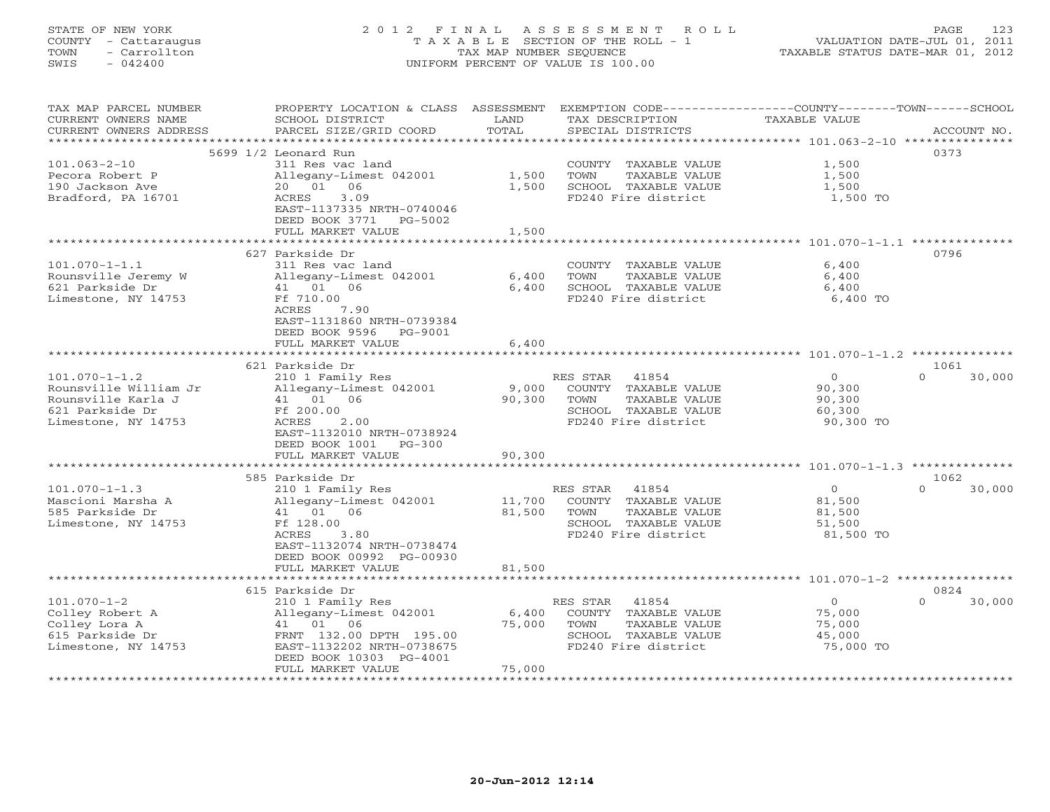STATE OF NEW YORK
COUNTY - Cattaraugus
TOWN - Carrollton
SWIS - 042400

2012 FINAL ASSESSMENT ROLL
TAXABLE SECTION OF THE ROLL - 1
TAX MAP NUMBER SEQUENCE
UNIFORM PERCENT OF VALUE IS 100.00

VALUATION DATE-JUL 01, 2011
TAXABLE STATUS DATE-MAR 01, 2012

| TAX MAP PARCEL NUMBER / CURRENT OWNERS NAME / CURRENT OWNERS ADDRESS | PROPERTY LOCATION & CLASS / SCHOOL DISTRICT / PARCEL SIZE/GRID COORD | ASSESSMENT LAND | TOTAL | EXEMPTION CODE / TAX DESCRIPTION / SPECIAL DISTRICTS | COUNTY TAXABLE VALUE | TOWN | SCHOOL | ACCOUNT NO. |
|---|---|---|---|---|---|---|---|---|
| 101.063-2-10 | 5699 1/2 Leonard Run | | | | | | | 0373 |
| Pecora Robert P | 311 Res vac land | | | COUNTY TAXABLE VALUE | 1,500 | | | |
| 190 Jackson Ave | Allegany-Limest 042001 | 1,500 | | TOWN TAXABLE VALUE | 1,500 | | | |
| Bradford, PA 16701 | 20 01 06 | | 1,500 | SCHOOL TAXABLE VALUE | 1,500 | | | |
| | ACRES 3.09 | | | FD240 Fire district | 1,500 TO | | | |
| | EAST-1137335 NRTH-0740046 | | | | | | | |
| | DEED BOOK 3771 PG-5002 | | | | | | | |
| | FULL MARKET VALUE | | 1,500 | | | | | |
| 101.070-1-1.1 | 627 Parkside Dr | | | | | | | 0796 |
| Rounsville Jeremy W | 311 Res vac land | | | COUNTY TAXABLE VALUE | 6,400 | | | |
| 621 Parkside Dr | Allegany-Limest 042001 | 6,400 | | TOWN TAXABLE VALUE | 6,400 | | | |
| Limestone, NY 14753 | 41 01 06 | | 6,400 | SCHOOL TAXABLE VALUE | 6,400 | | | |
| | Ff 710.00 | | | FD240 Fire district | 6,400 TO | | | |
| | ACRES 7.90 | | | | | | | |
| | EAST-1131860 NRTH-0739384 | | | | | | | |
| | DEED BOOK 9596 PG-9001 | | | | | | | |
| | FULL MARKET VALUE | | 6,400 | | | | | |
| 101.070-1-1.2 | 621 Parkside Dr | | | | | | | 1061 |
| Rounsville William Jr | 210 1 Family Res | | | RES STAR 41854 | 0 | 0 | 30,000 | |
| Rounsville Karla J | Allegany-Limest 042001 | 9,000 | | COUNTY TAXABLE VALUE | 90,300 | | | |
| 621 Parkside Dr | 41 01 06 | | 90,300 | TOWN TAXABLE VALUE | 90,300 | | | |
| Limestone, NY 14753 | Ff 200.00 | | | SCHOOL TAXABLE VALUE | 60,300 | | | |
| | ACRES 2.00 | | | FD240 Fire district | 90,300 TO | | | |
| | EAST-1132010 NRTH-0738924 | | | | | | | |
| | DEED BOOK 1001 PG-300 | | | | | | | |
| | FULL MARKET VALUE | | 90,300 | | | | | |
| 101.070-1-1.3 | 585 Parkside Dr | | | | | | | 1062 |
| Mascioni Marsha A | 210 1 Family Res | | | RES STAR 41854 | 0 | 0 | 30,000 | |
| 585 Parkside Dr | Allegany-Limest 042001 | 11,700 | | COUNTY TAXABLE VALUE | 81,500 | | | |
| Limestone, NY 14753 | 41 01 06 | | 81,500 | TOWN TAXABLE VALUE | 81,500 | | | |
| | Ff 128.00 | | | SCHOOL TAXABLE VALUE | 51,500 | | | |
| | ACRES 3.80 | | | FD240 Fire district | 81,500 TO | | | |
| | EAST-1132074 NRTH-0738474 | | | | | | | |
| | DEED BOOK 00992 PG-00930 | | | | | | | |
| | FULL MARKET VALUE | | 81,500 | | | | | |
| 101.070-1-2 | 615 Parkside Dr | | | | | | | 0824 |
| Colley Robert A | 210 1 Family Res | | | RES STAR 41854 | 0 | 0 | 30,000 | |
| Colley Lora A | Allegany-Limest 042001 | 6,400 | | COUNTY TAXABLE VALUE | 75,000 | | | |
| 615 Parkside Dr | 41 01 06 | | 75,000 | TOWN TAXABLE VALUE | 75,000 | | | |
| Limestone, NY 14753 | FRNT 132.00 DPTH 195.00 | | | SCHOOL TAXABLE VALUE | 45,000 | | | |
| | EAST-1132202 NRTH-0738675 | | | FD240 Fire district | 75,000 TO | | | |
| | DEED BOOK 10303 PG-4001 | | | | | | | |
| | FULL MARKET VALUE | | 75,000 | | | | | |

20-Jun-2012 12:14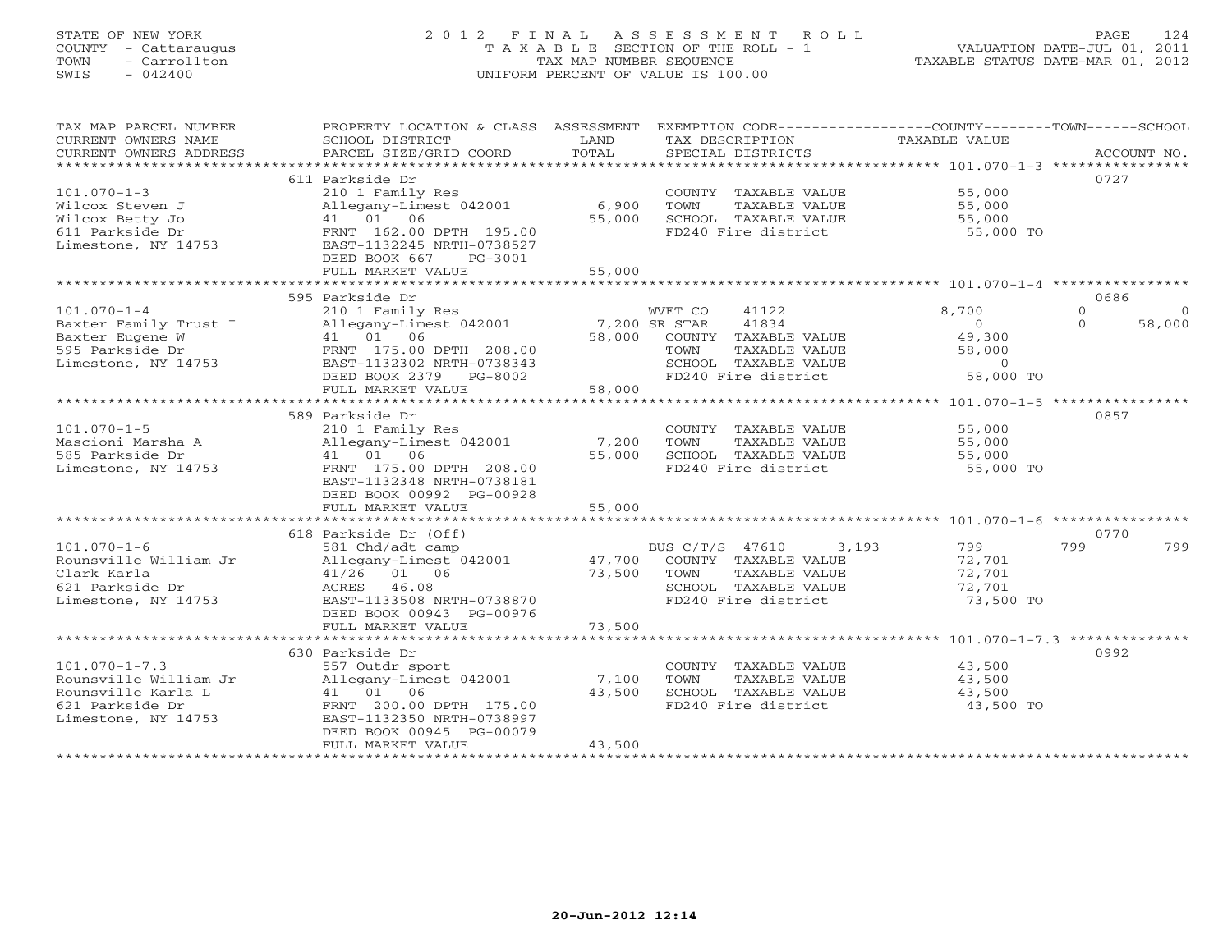STATE OF NEW YORK
COUNTY - Cattaraugus
TOWN - Carrollton
SWIS - 042400

# 2012 FINAL ASSESSMENT ROLL
TAXABLE SECTION OF THE ROLL - 1
TAX MAP NUMBER SEQUENCE
UNIFORM PERCENT OF VALUE IS 100.00

VALUATION DATE-JUL 01, 2011
TAXABLE STATUS DATE-MAR 01, 2012

| TAX MAP PARCEL NUMBER / CURRENT OWNERS NAME / CURRENT OWNERS ADDRESS | PROPERTY LOCATION & CLASS / SCHOOL DISTRICT / PARCEL SIZE/GRID COORD | ASSESSMENT LAND | TOTAL | EXEMPTION CODE / TAX DESCRIPTION / SPECIAL DISTRICTS | COUNTY TAXABLE VALUE | TOWN | SCHOOL | ACCOUNT NO. |
|---|---|---|---|---|---|---|---|---|
| 101.070-1-3 | 611 Parkside Dr | | | | | | | 0727 |
| Wilcox Steven J | 210 1 Family Res | | | COUNTY TAXABLE VALUE | 55,000 | | | |
| Wilcox Betty Jo | Allegany-Limest 042001 | 6,900 | | TOWN TAXABLE VALUE | 55,000 | | | |
| 611 Parkside Dr | 41 01 06 | | 55,000 | SCHOOL TAXABLE VALUE | 55,000 | | | |
| Limestone, NY 14753 | FRNT 162.00 DPTH 195.00 | | | FD240 Fire district | 55,000 TO | | | |
| | EAST-1132245 NRTH-0738527 | | | | | | | |
| | DEED BOOK 667 PG-3001 | | | | | | | |
| | FULL MARKET VALUE | | 55,000 | | | | | |
| 101.070-1-4 | 595 Parkside Dr | | | | | | | 0686 |
| Baxter Family Trust I | 210 1 Family Res | | | WVET CO 41122 | 8,700 | 0 | 0 | |
| Baxter Eugene W | Allegany-Limest 042001 | 7,200 | | SR STAR 41834 | 0 | 0 | 58,000 | |
| 595 Parkside Dr | 41 01 06 | | 58,000 | COUNTY TAXABLE VALUE | 49,300 | | | |
| Limestone, NY 14753 | FRNT 175.00 DPTH 208.00 | | | TOWN TAXABLE VALUE | 58,000 | | | |
| | EAST-1132302 NRTH-0738343 | | | SCHOOL TAXABLE VALUE | 0 | | | |
| | DEED BOOK 2379 PG-8002 | | | FD240 Fire district | 58,000 TO | | | |
| | FULL MARKET VALUE | | 58,000 | | | | | |
| 101.070-1-5 | 589 Parkside Dr | | | | | | | 0857 |
| Mascioni Marsha A | 210 1 Family Res | | | COUNTY TAXABLE VALUE | 55,000 | | | |
| 585 Parkside Dr | Allegany-Limest 042001 | 7,200 | | TOWN TAXABLE VALUE | 55,000 | | | |
| Limestone, NY 14753 | 41 01 06 | | 55,000 | SCHOOL TAXABLE VALUE | 55,000 | | | |
| | FRNT 175.00 DPTH 208.00 | | | FD240 Fire district | 55,000 TO | | | |
| | EAST-1132348 NRTH-0738181 | | | | | | | |
| | DEED BOOK 00992 PG-00928 | | | | | | | |
| | FULL MARKET VALUE | | 55,000 | | | | | |
| 101.070-1-6 | 618 Parkside Dr (Off) | | | | | | | 0770 |
| Rounsville William Jr | 581 Chd/adt camp | | | BUS C/T/S 47610 3,193 | 799 | 799 | 799 | |
| Clark Karla | Allegany-Limest 042001 | 47,700 | | COUNTY TAXABLE VALUE | 72,701 | | | |
| 621 Parkside Dr | 41/26 01 06 | | 73,500 | TOWN TAXABLE VALUE | 72,701 | | | |
| Limestone, NY 14753 | ACRES 46.08 | | | SCHOOL TAXABLE VALUE | 72,701 | | | |
| | EAST-1133508 NRTH-0738870 | | | FD240 Fire district | 73,500 TO | | | |
| | DEED BOOK 00943 PG-00976 | | | | | | | |
| | FULL MARKET VALUE | | 73,500 | | | | | |
| 101.070-1-7.3 | 630 Parkside Dr | | | | | | | 0992 |
| Rounsville William Jr | 557 Outdr sport | | | COUNTY TAXABLE VALUE | 43,500 | | | |
| Rounsville Karla L | Allegany-Limest 042001 | 7,100 | | TOWN TAXABLE VALUE | 43,500 | | | |
| 621 Parkside Dr | 41 01 06 | | 43,500 | SCHOOL TAXABLE VALUE | 43,500 | | | |
| Limestone, NY 14753 | FRNT 200.00 DPTH 175.00 | | | FD240 Fire district | 43,500 TO | | | |
| | EAST-1132350 NRTH-0738997 | | | | | | | |
| | DEED BOOK 00945 PG-00079 | | | | | | | |
| | FULL MARKET VALUE | | 43,500 | | | | | |

20-Jun-2012 12:14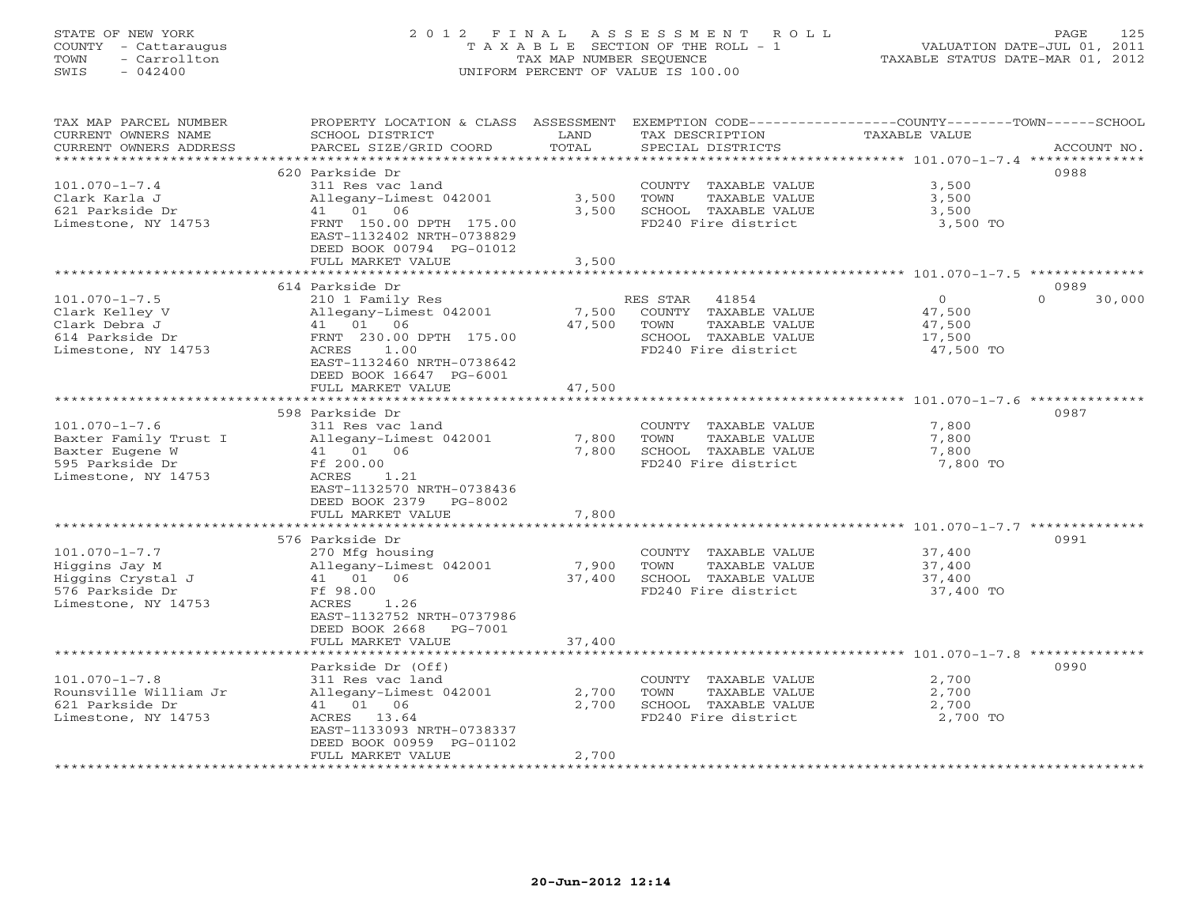STATE OF NEW YORK
COUNTY - Cattaraugus
TOWN - Carrollton
SWIS - 042400

2012 FINAL ASSESSMENT ROLL
TAXABLE SECTION OF THE ROLL - 1
TAX MAP NUMBER SEQUENCE
UNIFORM PERCENT OF VALUE IS 100.00

VALUATION DATE-JUL 01, 2011
TAXABLE STATUS DATE-MAR 01, 2012

| TAX MAP PARCEL NUMBER / CURRENT OWNERS NAME / CURRENT OWNERS ADDRESS | PROPERTY LOCATION & CLASS / SCHOOL DISTRICT / PARCEL SIZE/GRID COORD | ASSESSMENT LAND / TOTAL | EXEMPTION CODE / TAX DESCRIPTION / SPECIAL DISTRICTS | COUNTY / TAXABLE VALUE | TOWN | SCHOOL | ACCOUNT NO. |
|---|---|---|---|---|---|---|---|
| | 620 Parkside Dr | | | | | | 0988 |
| 101.070-1-7.4 | 311 Res vac land | | COUNTY TAXABLE VALUE | 3,500 | | | |
| Clark Karla J | Allegany-Limest 042001 | 3,500 | TOWN TAXABLE VALUE | 3,500 | | | |
| 621 Parkside Dr | 41 01 06 | 3,500 | SCHOOL TAXABLE VALUE | 3,500 | | | |
| Limestone, NY 14753 | FRNT 150.00 DPTH 175.00 | | FD240 Fire district | 3,500 TO | | | |
| | EAST-1132402 NRTH-0738829 | | | | | | |
| | DEED BOOK 00794 PG-01012 | | | | | | |
| | FULL MARKET VALUE | 3,500 | | | | | |
| | 614 Parkside Dr | | | | | | 0989 |
| 101.070-1-7.5 | 210 1 Family Res | | RES STAR 41854 | 0 | | 0 30,000 | |
| Clark Kelley V | Allegany-Limest 042001 | 7,500 | COUNTY TAXABLE VALUE | 47,500 | | | |
| Clark Debra J | 41 01 06 | 47,500 | TOWN TAXABLE VALUE | 47,500 | | | |
| 614 Parkside Dr | FRNT 230.00 DPTH 175.00 | | SCHOOL TAXABLE VALUE | 17,500 | | | |
| Limestone, NY 14753 | ACRES 1.00 | | FD240 Fire district | 47,500 TO | | | |
| | EAST-1132460 NRTH-0738642 | | | | | | |
| | DEED BOOK 16647 PG-6001 | | | | | | |
| | FULL MARKET VALUE | 47,500 | | | | | |
| | 598 Parkside Dr | | | | | | 0987 |
| 101.070-1-7.6 | 311 Res vac land | | COUNTY TAXABLE VALUE | 7,800 | | | |
| Baxter Family Trust I | Allegany-Limest 042001 | 7,800 | TOWN TAXABLE VALUE | 7,800 | | | |
| Baxter Eugene W | 41 01 06 | 7,800 | SCHOOL TAXABLE VALUE | 7,800 | | | |
| 595 Parkside Dr | Ff 200.00 | | FD240 Fire district | 7,800 TO | | | |
| Limestone, NY 14753 | ACRES 1.21 | | | | | | |
| | EAST-1132570 NRTH-0738436 | | | | | | |
| | DEED BOOK 2379 PG-8002 | | | | | | |
| | FULL MARKET VALUE | 7,800 | | | | | |
| | 576 Parkside Dr | | | | | | 0991 |
| 101.070-1-7.7 | 270 Mfg housing | | COUNTY TAXABLE VALUE | 37,400 | | | |
| Higgins Jay M | Allegany-Limest 042001 | 7,900 | TOWN TAXABLE VALUE | 37,400 | | | |
| Higgins Crystal J | 41 01 06 | 37,400 | SCHOOL TAXABLE VALUE | 37,400 | | | |
| 576 Parkside Dr | Ff 98.00 | | FD240 Fire district | 37,400 TO | | | |
| Limestone, NY 14753 | ACRES 1.26 | | | | | | |
| | EAST-1132752 NRTH-0737986 | | | | | | |
| | DEED BOOK 2668 PG-7001 | | | | | | |
| | FULL MARKET VALUE | 37,400 | | | | | |
| | Parkside Dr (Off) | | | | | | 0990 |
| 101.070-1-7.8 | 311 Res vac land | | COUNTY TAXABLE VALUE | 2,700 | | | |
| Rounsville William Jr | Allegany-Limest 042001 | 2,700 | TOWN TAXABLE VALUE | 2,700 | | | |
| 621 Parkside Dr | 41 01 06 | 2,700 | SCHOOL TAXABLE VALUE | 2,700 | | | |
| Limestone, NY 14753 | ACRES 13.64 | | FD240 Fire district | 2,700 TO | | | |
| | EAST-1133093 NRTH-0738337 | | | | | | |
| | DEED BOOK 00959 PG-01102 | | | | | | |
| | FULL MARKET VALUE | 2,700 | | | | | |

20-Jun-2012 12:14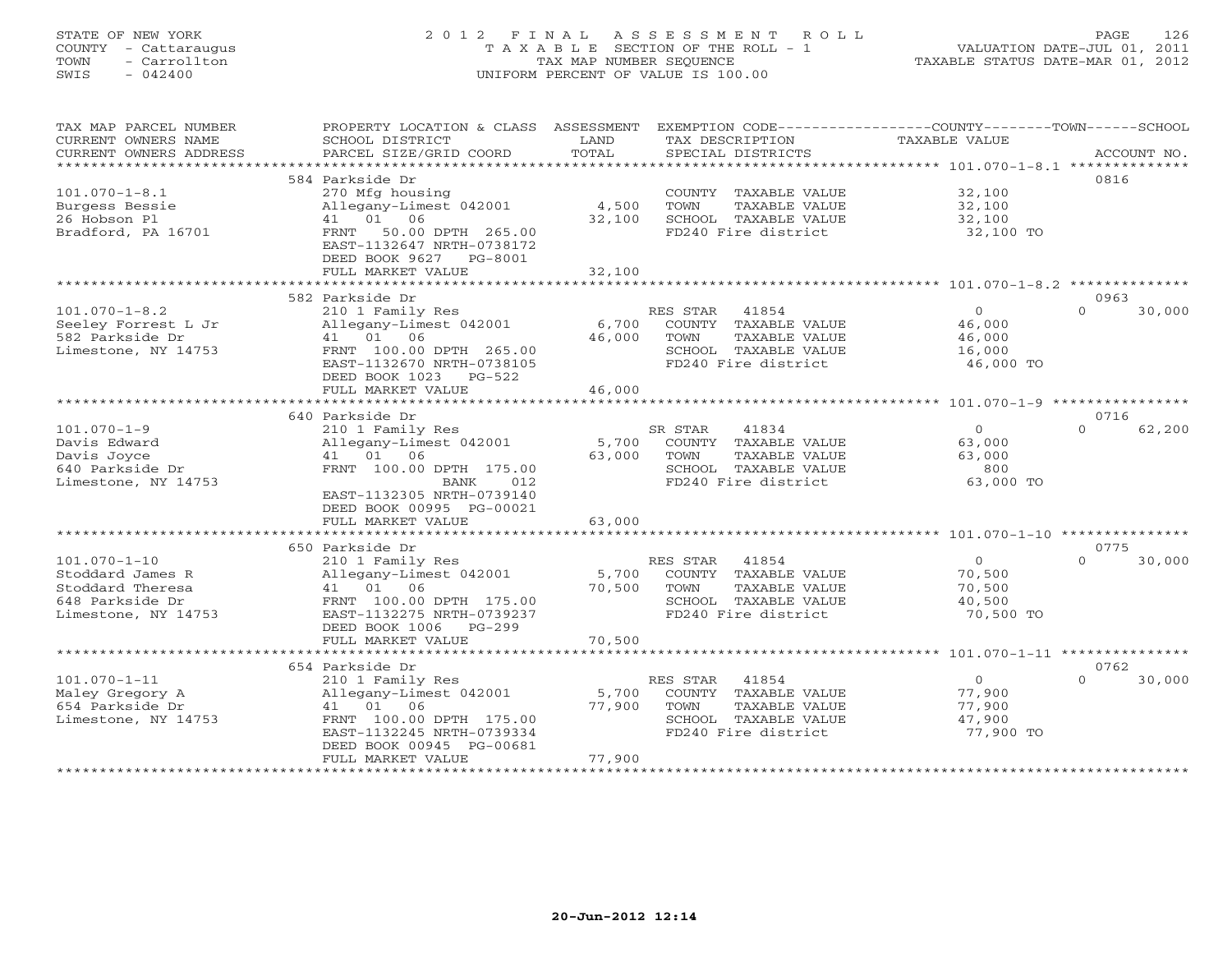STATE OF NEW YORK
COUNTY - Cattaraugus
TOWN - Carrollton
SWIS - 042400

# 2012 FINAL ASSESSMENT ROLL

TAXABLE SECTION OF THE ROLL - 1
TAX MAP NUMBER SEQUENCE
UNIFORM PERCENT OF VALUE IS 100.00

VALUATION DATE-JUL 01, 2011
TAXABLE STATUS DATE-MAR 01, 2012

| TAX MAP PARCEL NUMBER / CURRENT OWNERS NAME / CURRENT OWNERS ADDRESS | PROPERTY LOCATION & CLASS / SCHOOL DISTRICT / PARCEL SIZE/GRID COORD | ASSESSMENT LAND | TOTAL | EXEMPTION CODE / TAX DESCRIPTION / SPECIAL DISTRICTS | COUNTY/TOWN TAXABLE VALUE | SCHOOL | ACCOUNT NO. |
|---|---|---|---|---|---|---|---|
| 101.070-1-8.1 | 584 Parkside Dr | | | | | | 0816 |
| Burgess Bessie | 270 Mfg housing | | | COUNTY TAXABLE VALUE | 32,100 | | |
| 26 Hobson Pl | Allegany-Limest 042001 | 4,500 | | TOWN TAXABLE VALUE | 32,100 | | |
| Bradford, PA 16701 | 41 01 06 | | 32,100 | SCHOOL TAXABLE VALUE | 32,100 | | |
| | FRNT 50.00 DPTH 265.00 | | | FD240 Fire district | 32,100 TO | | |
| | EAST-1132647 NRTH-0738172 | | | | | | |
| | DEED BOOK 9627 PG-8001 | | | | | | |
| | FULL MARKET VALUE | | 32,100 | | | | |
| 101.070-1-8.2 | 582 Parkside Dr | | | | | | 0963 |
| Seeley Forrest L Jr | 210 1 Family Res | | | RES STAR 41854 | 0 | 0 | 30,000 |
| 582 Parkside Dr | Allegany-Limest 042001 | 6,700 | | COUNTY TAXABLE VALUE | 46,000 | | |
| Limestone, NY 14753 | 41 01 06 | | 46,000 | TOWN TAXABLE VALUE | 46,000 | | |
| | FRNT 100.00 DPTH 265.00 | | | SCHOOL TAXABLE VALUE | 16,000 | | |
| | EAST-1132670 NRTH-0738105 | | | FD240 Fire district | 46,000 TO | | |
| | DEED BOOK 1023 PG-522 | | | | | | |
| | FULL MARKET VALUE | | 46,000 | | | | |
| 101.070-1-9 | 640 Parkside Dr | | | | | | 0716 |
| Davis Edward | 210 1 Family Res | | | SR STAR 41834 | 0 | 0 | 62,200 |
| Davis Joyce | Allegany-Limest 042001 | 5,700 | | COUNTY TAXABLE VALUE | 63,000 | | |
| 640 Parkside Dr | 41 01 06 | | 63,000 | TOWN TAXABLE VALUE | 63,000 | | |
| Limestone, NY 14753 | FRNT 100.00 DPTH 175.00 | | | SCHOOL TAXABLE VALUE | 800 | | |
| | BANK 012 | | | FD240 Fire district | 63,000 TO | | |
| | EAST-1132305 NRTH-0739140 | | | | | | |
| | DEED BOOK 00995 PG-00021 | | | | | | |
| | FULL MARKET VALUE | | 63,000 | | | | |
| 101.070-1-10 | 650 Parkside Dr | | | | | | 0775 |
| Stoddard James R | 210 1 Family Res | | | RES STAR 41854 | 0 | 0 | 30,000 |
| Stoddard Theresa | Allegany-Limest 042001 | 5,700 | | COUNTY TAXABLE VALUE | 70,500 | | |
| 648 Parkside Dr | 41 01 06 | | 70,500 | TOWN TAXABLE VALUE | 70,500 | | |
| Limestone, NY 14753 | FRNT 100.00 DPTH 175.00 | | | SCHOOL TAXABLE VALUE | 40,500 | | |
| | EAST-1132275 NRTH-0739237 | | | FD240 Fire district | 70,500 TO | | |
| | DEED BOOK 1006 PG-299 | | | | | | |
| | FULL MARKET VALUE | | 70,500 | | | | |
| 101.070-1-11 | 654 Parkside Dr | | | | | | 0762 |
| Maley Gregory A | 210 1 Family Res | | | RES STAR 41854 | 0 | 0 | 30,000 |
| 654 Parkside Dr | Allegany-Limest 042001 | 5,700 | | COUNTY TAXABLE VALUE | 77,900 | | |
| Limestone, NY 14753 | 41 01 06 | | 77,900 | TOWN TAXABLE VALUE | 77,900 | | |
| | FRNT 100.00 DPTH 175.00 | | | SCHOOL TAXABLE VALUE | 47,900 | | |
| | EAST-1132245 NRTH-0739334 | | | FD240 Fire district | 77,900 TO | | |
| | DEED BOOK 00945 PG-00681 | | | | | | |
| | FULL MARKET VALUE | | 77,900 | | | | |

20-Jun-2012 12:14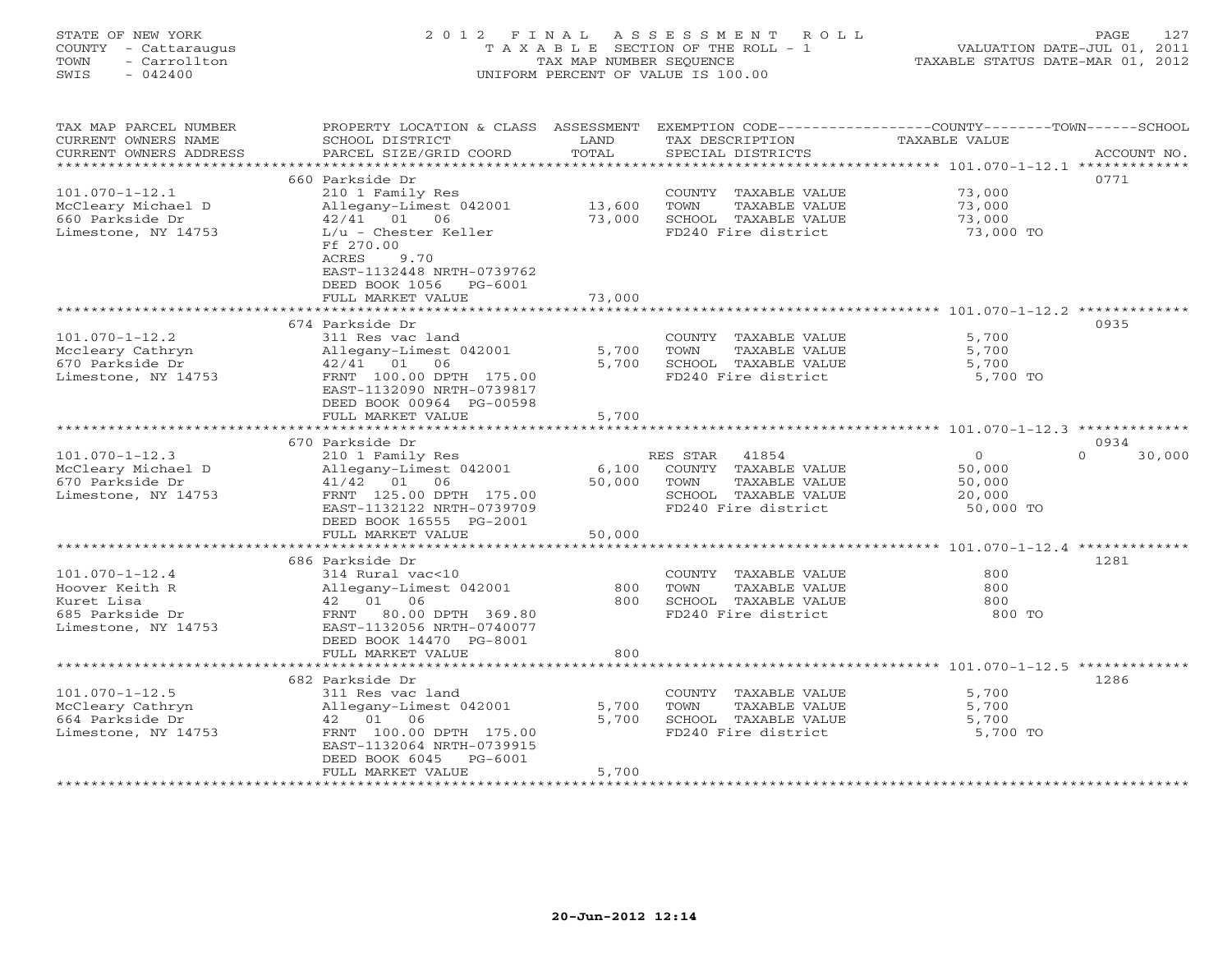STATE OF NEW YORK
COUNTY - Cattaraugus
TOWN - Carrollton
SWIS - 042400

# 2012 FINAL ASSESSMENT ROLL

TAXABLE SECTION OF THE ROLL - 1
TAX MAP NUMBER SEQUENCE
UNIFORM PERCENT OF VALUE IS 100.00

VALUATION DATE-JUL 01, 2011
TAXABLE STATUS DATE-MAR 01, 2012

| TAX MAP PARCEL NUMBER / CURRENT OWNERS NAME / CURRENT OWNERS ADDRESS | PROPERTY LOCATION & CLASS / SCHOOL DISTRICT / PARCEL SIZE/GRID COORD | ASSESSMENT LAND | TOTAL | EXEMPTION CODE / TAX DESCRIPTION / SPECIAL DISTRICTS | COUNTY TAXABLE VALUE | TOWN | SCHOOL | ACCOUNT NO. |
|---|---|---|---|---|---|---|---|---|
| **101.070-1-12.1** | 660 Parkside Dr | | | | | | | 0771 |
| McCleary Michael D | 210 1 Family Res | | | COUNTY TAXABLE VALUE | 73,000 | | | |
| 660 Parkside Dr | Allegany-Limest 042001 | 13,600 | | TOWN TAXABLE VALUE | 73,000 | | | |
| Limestone, NY 14753 | 42/41 01 06 | | 73,000 | SCHOOL TAXABLE VALUE | 73,000 | | | |
| | L/u - Chester Keller | | | FD240 Fire district | 73,000 TO | | | |
| | Ff 270.00 | | | | | | | |
| | ACRES 9.70 | | | | | | | |
| | EAST-1132448 NRTH-0739762 | | | | | | | |
| | DEED BOOK 1056 PG-6001 | | | | | | | |
| | FULL MARKET VALUE | | 73,000 | | | | | |
| **101.070-1-12.2** | 674 Parkside Dr | | | | | | | 0935 |
| Mccleary Cathryn | 311 Res vac land | | | COUNTY TAXABLE VALUE | 5,700 | | | |
| 670 Parkside Dr | Allegany-Limest 042001 | 5,700 | | TOWN TAXABLE VALUE | 5,700 | | | |
| Limestone, NY 14753 | 42/41 01 06 | | 5,700 | SCHOOL TAXABLE VALUE | 5,700 | | | |
| | FRNT 100.00 DPTH 175.00 | | | FD240 Fire district | 5,700 TO | | | |
| | EAST-1132090 NRTH-0739817 | | | | | | | |
| | DEED BOOK 00964 PG-00598 | | | | | | | |
| | FULL MARKET VALUE | | 5,700 | | | | | |
| **101.070-1-12.3** | 670 Parkside Dr | | | | | | | 0934 |
| McCleary Michael D | 210 1 Family Res | | | RES STAR 41854 | 0 | 0 | 30,000 | |
| 670 Parkside Dr | Allegany-Limest 042001 | 6,100 | | COUNTY TAXABLE VALUE | 50,000 | | | |
| Limestone, NY 14753 | 41/42 01 06 | | 50,000 | TOWN TAXABLE VALUE | 50,000 | | | |
| | FRNT 125.00 DPTH 175.00 | | | SCHOOL TAXABLE VALUE | 20,000 | | | |
| | EAST-1132122 NRTH-0739709 | | | FD240 Fire district | 50,000 TO | | | |
| | DEED BOOK 16555 PG-2001 | | | | | | | |
| | FULL MARKET VALUE | | 50,000 | | | | | |
| **101.070-1-12.4** | 686 Parkside Dr | | | | | | | 1281 |
| Hoover Keith R | 314 Rural vac<10 | | | COUNTY TAXABLE VALUE | 800 | | | |
| Kuret Lisa | Allegany-Limest 042001 | 800 | | TOWN TAXABLE VALUE | 800 | | | |
| 685 Parkside Dr | 42 01 06 | | 800 | SCHOOL TAXABLE VALUE | 800 | | | |
| Limestone, NY 14753 | FRNT 80.00 DPTH 369.80 | | | FD240 Fire district | 800 TO | | | |
| | EAST-1132056 NRTH-0740077 | | | | | | | |
| | DEED BOOK 14470 PG-8001 | | | | | | | |
| | FULL MARKET VALUE | | 800 | | | | | |
| **101.070-1-12.5** | 682 Parkside Dr | | | | | | | 1286 |
| McCleary Cathryn | 311 Res vac land | | | COUNTY TAXABLE VALUE | 5,700 | | | |
| 664 Parkside Dr | Allegany-Limest 042001 | 5,700 | | TOWN TAXABLE VALUE | 5,700 | | | |
| Limestone, NY 14753 | 42 01 06 | | 5,700 | SCHOOL TAXABLE VALUE | 5,700 | | | |
| | FRNT 100.00 DPTH 175.00 | | | FD240 Fire district | 5,700 TO | | | |
| | EAST-1132064 NRTH-0739915 | | | | | | | |
| | DEED BOOK 6045 PG-6001 | | | | | | | |
| | FULL MARKET VALUE | | 5,700 | | | | | |

20-Jun-2012 12:14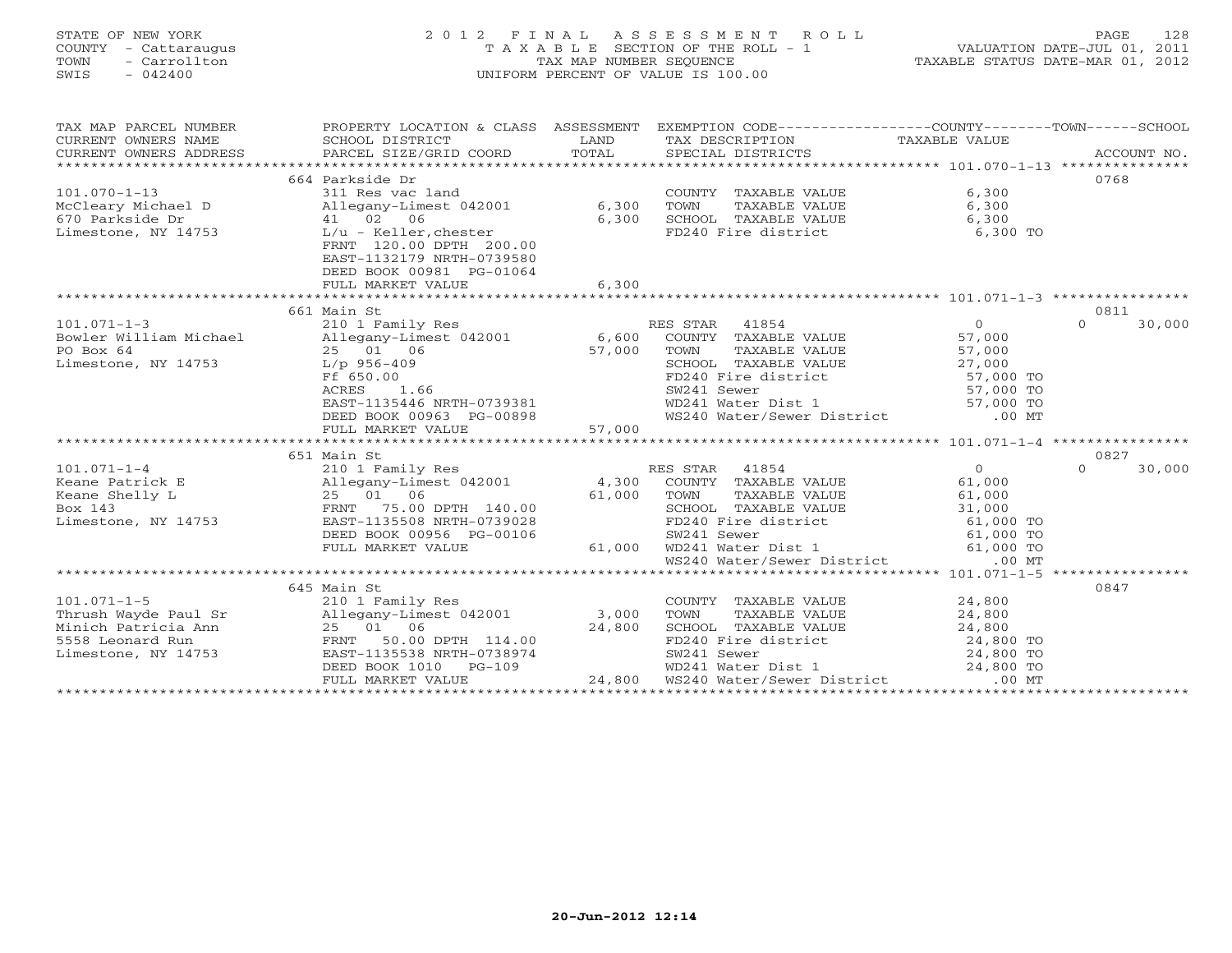STATE OF NEW YORK
COUNTY - Cattaraugus
TOWN - Carrollton
SWIS - 042400

# 2012 FINAL ASSESSMENT ROLL
TAXABLE SECTION OF THE ROLL - 1
TAX MAP NUMBER SEQUENCE
UNIFORM PERCENT OF VALUE IS 100.00

VALUATION DATE-JUL 01, 2011
TAXABLE STATUS DATE-MAR 01, 2012

| TAX MAP PARCEL NUMBER / CURRENT OWNERS NAME / CURRENT OWNERS ADDRESS | PROPERTY LOCATION & CLASS / SCHOOL DISTRICT / PARCEL SIZE/GRID COORD | ASSESSMENT LAND | TOTAL | EXEMPTION CODE / TAX DESCRIPTION / SPECIAL DISTRICTS | COUNTY / TAXABLE VALUE | TOWN | SCHOOL / ACCOUNT NO. |
|---|---|---|---|---|---|---|---|
| **101.070-1-13** | 664 Parkside Dr | | | | | | 0768 |
| McCleary Michael D | 311 Res vac land | | | COUNTY TAXABLE VALUE | 6,300 | | |
| 670 Parkside Dr | Allegany-Limest 042001 | 6,300 | | TOWN TAXABLE VALUE | 6,300 | | |
| Limestone, NY 14753 | 41 02 06 | | 6,300 | SCHOOL TAXABLE VALUE | 6,300 | | |
| | L/u - Keller,chester | | | FD240 Fire district | 6,300 TO | | |
| | FRNT 120.00 DPTH 200.00 | | | | | | |
| | EAST-1132179 NRTH-0739580 | | | | | | |
| | DEED BOOK 00981 PG-01064 | | | | | | |
| | FULL MARKET VALUE | | 6,300 | | | | |
| **101.071-1-3** | 661 Main St | | | | | | 0811 |
| Bowler William Michael | 210 1 Family Res | | | RES STAR 41854 | 0 | 0 | 30,000 |
| PO Box 64 | Allegany-Limest 042001 | 6,600 | | COUNTY TAXABLE VALUE | 57,000 | | |
| Limestone, NY 14753 | 25 01 06 | | 57,000 | TOWN TAXABLE VALUE | 57,000 | | |
| | L/p 956-409 | | | SCHOOL TAXABLE VALUE | 27,000 | | |
| | Ff 650.00 | | | FD240 Fire district | 57,000 TO | | |
| | ACRES 1.66 | | | SW241 Sewer | 57,000 TO | | |
| | EAST-1135446 NRTH-0739381 | | | WD241 Water Dist 1 | 57,000 TO | | |
| | DEED BOOK 00963 PG-00898 | | | WS240 Water/Sewer District | .00 MT | | |
| | FULL MARKET VALUE | | 57,000 | | | | |
| **101.071-1-4** | 651 Main St | | | | | | 0827 |
| Keane Patrick E | 210 1 Family Res | | | RES STAR 41854 | 0 | 0 | 30,000 |
| Keane Shelly L | Allegany-Limest 042001 | 4,300 | | COUNTY TAXABLE VALUE | 61,000 | | |
| Box 143 | 25 01 06 | | 61,000 | TOWN TAXABLE VALUE | 61,000 | | |
| Limestone, NY 14753 | FRNT 75.00 DPTH 140.00 | | | SCHOOL TAXABLE VALUE | 31,000 | | |
| | EAST-1135508 NRTH-0739028 | | | FD240 Fire district | 61,000 TO | | |
| | DEED BOOK 00956 PG-00106 | | | SW241 Sewer | 61,000 TO | | |
| | FULL MARKET VALUE | | 61,000 | WD241 Water Dist 1 | 61,000 TO | | |
| | | | | WS240 Water/Sewer District | .00 MT | | |
| **101.071-1-5** | 645 Main St | | | | | | 0847 |
| Thrush Wayde Paul Sr | 210 1 Family Res | | | COUNTY TAXABLE VALUE | 24,800 | | |
| Minich Patricia Ann | Allegany-Limest 042001 | 3,000 | | TOWN TAXABLE VALUE | 24,800 | | |
| 5558 Leonard Run | 25 01 06 | | 24,800 | SCHOOL TAXABLE VALUE | 24,800 | | |
| Limestone, NY 14753 | FRNT 50.00 DPTH 114.00 | | | FD240 Fire district | 24,800 TO | | |
| | EAST-1135538 NRTH-0738974 | | | SW241 Sewer | 24,800 TO | | |
| | DEED BOOK 1010 PG-109 | | | WD241 Water Dist 1 | 24,800 TO | | |
| | FULL MARKET VALUE | | 24,800 | WS240 Water/Sewer District | .00 MT | | |

20-Jun-2012 12:14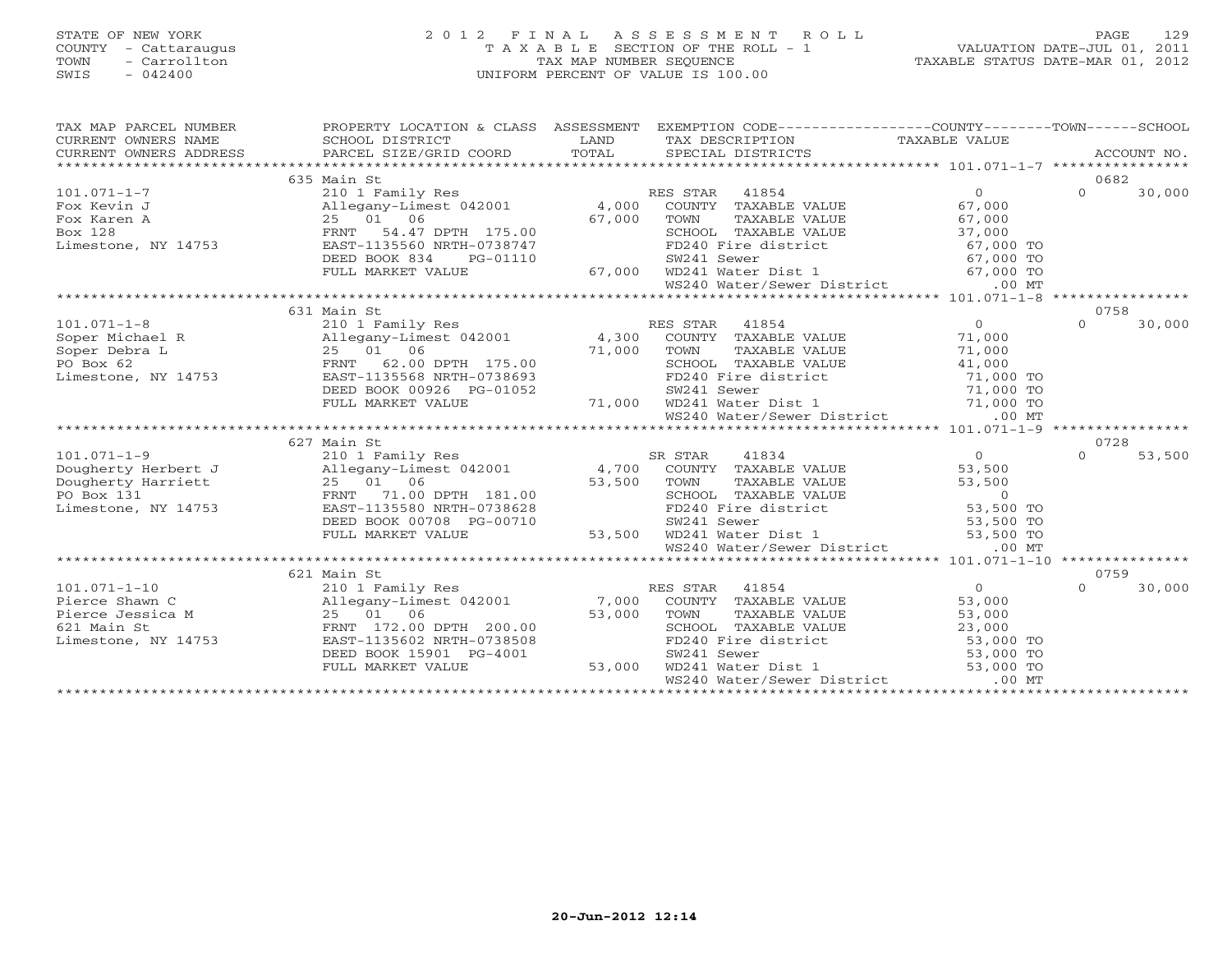STATE OF NEW YORK
COUNTY - Cattaraugus
TOWN - Carrollton
SWIS - 042400

# 2012 FINAL ASSESSMENT ROLL

TAXABLE SECTION OF THE ROLL - 1
TAX MAP NUMBER SEQUENCE
UNIFORM PERCENT OF VALUE IS 100.00

VALUATION DATE-JUL 01, 2011
TAXABLE STATUS DATE-MAR 01, 2012

| TAX MAP PARCEL NUMBER / CURRENT OWNERS NAME / CURRENT OWNERS ADDRESS | PROPERTY LOCATION & CLASS / SCHOOL DISTRICT / PARCEL SIZE/GRID COORD | ASSESSMENT LAND / TOTAL | EXEMPTION CODE / TAX DESCRIPTION / SPECIAL DISTRICTS | COUNTY TAXABLE VALUE | TOWN | SCHOOL / ACCOUNT NO. |
|---|---|---|---|---|---|---|
| | 635 Main St | | | | | 0682 |
| 101.071-1-7 | 210 1 Family Res | | RES STAR 41854 | 0 | 0 | 30,000 |
| Fox Kevin J | Allegany-Limest 042001 | 4,000 | COUNTY TAXABLE VALUE | 67,000 | | |
| Fox Karen A | 25 01 06 | 67,000 | TOWN TAXABLE VALUE | 67,000 | | |
| Box 128 | FRNT 54.47 DPTH 175.00 | | SCHOOL TAXABLE VALUE | 37,000 | | |
| Limestone, NY 14753 | EAST-1135560 NRTH-0738747 | | FD240 Fire district | 67,000 TO | | |
| | DEED BOOK 834 PG-01110 | | SW241 Sewer | 67,000 TO | | |
| | FULL MARKET VALUE | 67,000 | WD241 Water Dist 1 | 67,000 TO | | |
| | | | WS240 Water/Sewer District | .00 MT | | |
| | 631 Main St | | | | | 0758 |
| 101.071-1-8 | 210 1 Family Res | | RES STAR 41854 | 0 | 0 | 30,000 |
| Soper Michael R | Allegany-Limest 042001 | 4,300 | COUNTY TAXABLE VALUE | 71,000 | | |
| Soper Debra L | 25 01 06 | 71,000 | TOWN TAXABLE VALUE | 71,000 | | |
| PO Box 62 | FRNT 62.00 DPTH 175.00 | | SCHOOL TAXABLE VALUE | 41,000 | | |
| Limestone, NY 14753 | EAST-1135568 NRTH-0738693 | | FD240 Fire district | 71,000 TO | | |
| | DEED BOOK 00926 PG-01052 | | SW241 Sewer | 71,000 TO | | |
| | FULL MARKET VALUE | 71,000 | WD241 Water Dist 1 | 71,000 TO | | |
| | | | WS240 Water/Sewer District | .00 MT | | |
| | 627 Main St | | | | | 0728 |
| 101.071-1-9 | 210 1 Family Res | | SR STAR 41834 | 0 | 0 | 53,500 |
| Dougherty Herbert J | Allegany-Limest 042001 | 4,700 | COUNTY TAXABLE VALUE | 53,500 | | |
| Dougherty Harriett | 25 01 06 | 53,500 | TOWN TAXABLE VALUE | 53,500 | | |
| PO Box 131 | FRNT 71.00 DPTH 181.00 | | SCHOOL TAXABLE VALUE | 0 | | |
| Limestone, NY 14753 | EAST-1135580 NRTH-0738628 | | FD240 Fire district | 53,500 TO | | |
| | DEED BOOK 00708 PG-00710 | | SW241 Sewer | 53,500 TO | | |
| | FULL MARKET VALUE | 53,500 | WD241 Water Dist 1 | 53,500 TO | | |
| | | | WS240 Water/Sewer District | .00 MT | | |
| | 621 Main St | | | | | 0759 |
| 101.071-1-10 | 210 1 Family Res | | RES STAR 41854 | 0 | 0 | 30,000 |
| Pierce Shawn C | Allegany-Limest 042001 | 7,000 | COUNTY TAXABLE VALUE | 53,000 | | |
| Pierce Jessica M | 25 01 06 | 53,000 | TOWN TAXABLE VALUE | 53,000 | | |
| 621 Main St | FRNT 172.00 DPTH 200.00 | | SCHOOL TAXABLE VALUE | 23,000 | | |
| Limestone, NY 14753 | EAST-1135602 NRTH-0738508 | | FD240 Fire district | 53,000 TO | | |
| | DEED BOOK 15901 PG-4001 | | SW241 Sewer | 53,000 TO | | |
| | FULL MARKET VALUE | 53,000 | WD241 Water Dist 1 | 53,000 TO | | |
| | | | WS240 Water/Sewer District | .00 MT | | |

20-Jun-2012 12:14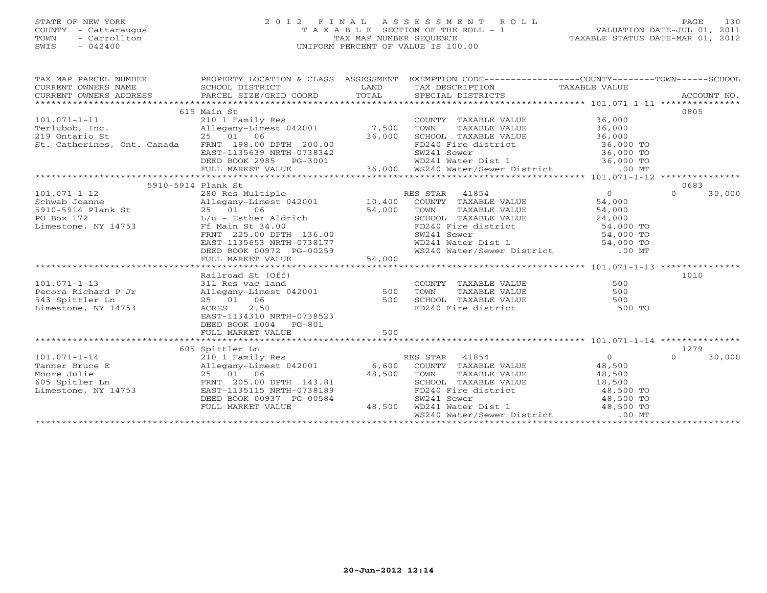STATE OF NEW YORK
COUNTY - Cattaraugus
TOWN - Carrollton
SWIS - 042400

# 2012 FINAL ASSESSMENT ROLL

TAXABLE SECTION OF THE ROLL - 1
TAX MAP NUMBER SEQUENCE
UNIFORM PERCENT OF VALUE IS 100.00

VALUATION DATE-JUL 01, 2011
TAXABLE STATUS DATE-MAR 01, 2012

| TAX MAP PARCEL NUMBER / CURRENT OWNERS NAME / CURRENT OWNERS ADDRESS | PROPERTY LOCATION & CLASS / SCHOOL DISTRICT / PARCEL SIZE/GRID COORD | ASSESSMENT LAND | TOTAL | EXEMPTION CODE / TAX DESCRIPTION / SPECIAL DISTRICTS | COUNTY / TAXABLE VALUE | TOWN | SCHOOL | ACCOUNT NO. |
|---|---|---|---|---|---|---|---|---|
| | 615 Main St | | | | | | | 0805 |
| 101.071-1-11 | 210 1 Family Res | | | COUNTY TAXABLE VALUE | 36,000 | | | |
| Terlubob, Inc. | Allegany-Limest 042001 | 7,500 | | TOWN TAXABLE VALUE | 36,000 | | | |
| 219 Ontario St | 25 01 06 | | 36,000 | SCHOOL TAXABLE VALUE | 36,000 | | | |
| St. Catherines, Ont. Canada | FRNT 198.00 DPTH 200.00 | | | FD240 Fire district | 36,000 TO | | | |
| | EAST-1135639 NRTH-0738342 | | | SW241 Sewer | 36,000 TO | | | |
| | DEED BOOK 2985 PG-3001 | | | WD241 Water Dist 1 | 36,000 TO | | | |
| | FULL MARKET VALUE | | 36,000 | WS240 Water/Sewer District | .00 MT | | | |
| | 5910-5914 Plank St | | | | | | | 0683 |
| 101.071-1-12 | 280 Res Multiple | | | RES STAR 41854 | 0 | | 0 | 30,000 |
| Schwab Joanne | Allegany-Limest 042001 | 10,400 | | COUNTY TAXABLE VALUE | 54,000 | | | |
| 5910-5914 Plank St | 25 01 06 | | 54,000 | TOWN TAXABLE VALUE | 54,000 | | | |
| PO Box 172 | L/u - Esther Aldrich | | | SCHOOL TAXABLE VALUE | 24,000 | | | |
| Limestone, NY 14753 | Ff Main St 34.00 | | | FD240 Fire district | 54,000 TO | | | |
| | FRNT 225.00 DPTH 136.00 | | | SW241 Sewer | 54,000 TO | | | |
| | EAST-1135653 NRTH-0738177 | | | WD241 Water Dist 1 | 54,000 TO | | | |
| | DEED BOOK 00972 PG-00259 | | | WS240 Water/Sewer District | .00 MT | | | |
| | FULL MARKET VALUE | | 54,000 | | | | | |
| | Railroad St (Off) | | | | | | | 1010 |
| 101.071-1-13 | 311 Res vac land | | | COUNTY TAXABLE VALUE | 500 | | | |
| Pecora Richard P Jr | Allegany-Limest 042001 | 500 | | TOWN TAXABLE VALUE | 500 | | | |
| 543 Spittler Ln | 25 01 06 | | 500 | SCHOOL TAXABLE VALUE | 500 | | | |
| Limestone, NY 14753 | ACRES 2.50 | | | FD240 Fire district | 500 TO | | | |
| | EAST-1134310 NRTH-0738523 | | | | | | | |
| | DEED BOOK 1004 PG-801 | | | | | | | |
| | FULL MARKET VALUE | | 500 | | | | | |
| | 605 Spittler Ln | | | | | | | 1279 |
| 101.071-1-14 | 210 1 Family Res | | | RES STAR 41854 | 0 | | 0 | 30,000 |
| Tanner Bruce E | Allegany-Limest 042001 | 6,600 | | COUNTY TAXABLE VALUE | 48,500 | | | |
| Moore Julie | 25 01 06 | | 48,500 | TOWN TAXABLE VALUE | 48,500 | | | |
| 605 Spitler Ln | FRNT 205.00 DPTH 143.81 | | | SCHOOL TAXABLE VALUE | 18,500 | | | |
| Limestone, NY 14753 | EAST-1135115 NRTH-0738189 | | | FD240 Fire district | 48,500 TO | | | |
| | DEED BOOK 00937 PG-00584 | | | SW241 Sewer | 48,500 TO | | | |
| | FULL MARKET VALUE | | 48,500 | WD241 Water Dist 1 | 48,500 TO | | | |
| | | | | WS240 Water/Sewer District | .00 MT | | | |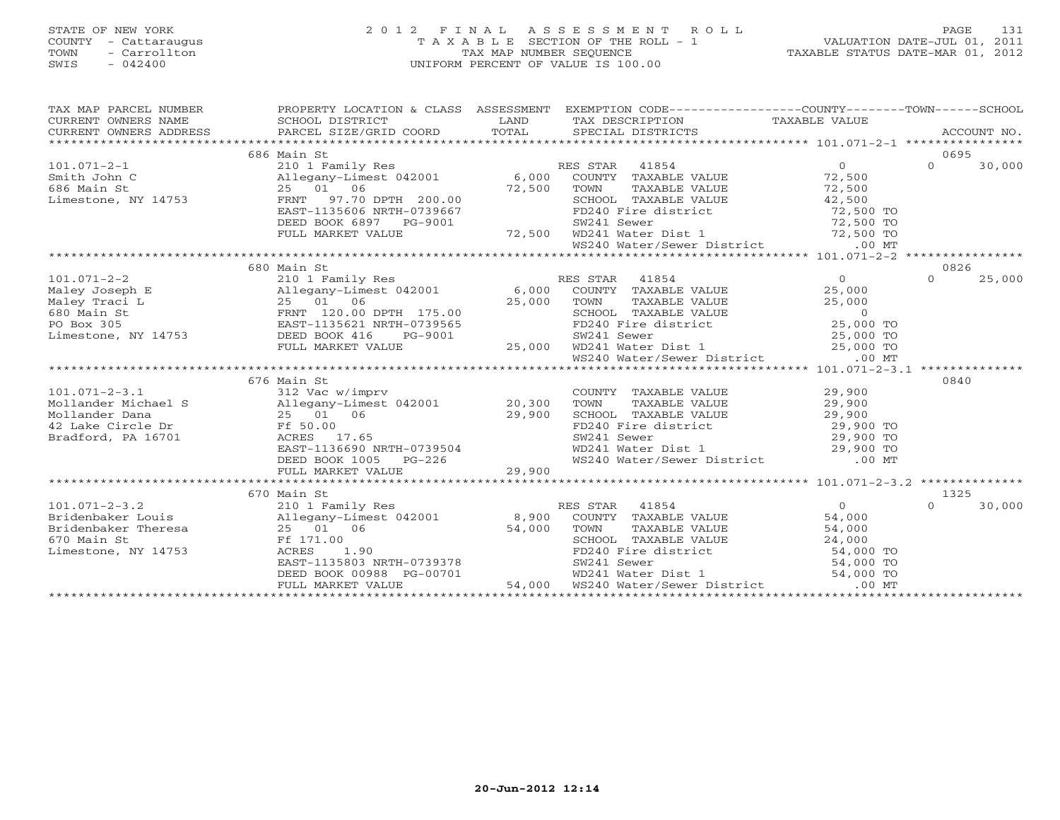STATE OF NEW YORK
COUNTY - Cattaraugus
TOWN - Carrollton
SWIS - 042400

# 2012 FINAL ASSESSMENT ROLL
TAXABLE SECTION OF THE ROLL - 1
TAX MAP NUMBER SEQUENCE
UNIFORM PERCENT OF VALUE IS 100.00

VALUATION DATE-JUL 01, 2011
TAXABLE STATUS DATE-MAR 01, 2012

| TAX MAP PARCEL NUMBER / CURRENT OWNERS NAME / CURRENT OWNERS ADDRESS | PROPERTY LOCATION & CLASS / SCHOOL DISTRICT / PARCEL SIZE/GRID COORD | ASSESSMENT LAND | TOTAL | EXEMPTION CODE / TAX DESCRIPTION / SPECIAL DISTRICTS | COUNTY TAXABLE VALUE | TOWN | SCHOOL / ACCOUNT NO. |
|---|---|---|---|---|---|---|---|
| | 686 Main St | | | | | | 0695 |
| 101.071-2-1 | 210 1 Family Res | | | RES STAR 41854 | 0 | 0 | 30,000 |
| Smith John C | Allegany-Limest 042001 | 6,000 | | COUNTY TAXABLE VALUE | 72,500 | | |
| 686 Main St | 25 01 06 | | 72,500 | TOWN TAXABLE VALUE | 72,500 | | |
| Limestone, NY 14753 | FRNT 97.70 DPTH 200.00 | | | SCHOOL TAXABLE VALUE | 42,500 | | |
| | EAST-1135606 NRTH-0739667 | | | FD240 Fire district | 72,500 TO | | |
| | DEED BOOK 6897 PG-9001 | | | SW241 Sewer | 72,500 TO | | |
| | FULL MARKET VALUE | | 72,500 | WD241 Water Dist 1 | 72,500 TO | | |
| | | | | WS240 Water/Sewer District | .00 MT | | |
| | 680 Main St | | | | | | 0826 |
| 101.071-2-2 | 210 1 Family Res | | | RES STAR 41854 | 0 | 0 | 25,000 |
| Maley Joseph E | Allegany-Limest 042001 | 6,000 | | COUNTY TAXABLE VALUE | 25,000 | | |
| Maley Traci L | 25 01 06 | | 25,000 | TOWN TAXABLE VALUE | 25,000 | | |
| 680 Main St | FRNT 120.00 DPTH 175.00 | | | SCHOOL TAXABLE VALUE | 0 | | |
| PO Box 305 | EAST-1135621 NRTH-0739565 | | | FD240 Fire district | 25,000 TO | | |
| Limestone, NY 14753 | DEED BOOK 416 PG-9001 | | | SW241 Sewer | 25,000 TO | | |
| | FULL MARKET VALUE | | 25,000 | WD241 Water Dist 1 | 25,000 TO | | |
| | | | | WS240 Water/Sewer District | .00 MT | | |
| | 676 Main St | | | | | | 0840 |
| 101.071-2-3.1 | 312 Vac w/imprv | | | COUNTY TAXABLE VALUE | 29,900 | | |
| Mollander Michael S | Allegany-Limest 042001 | 20,300 | | TOWN TAXABLE VALUE | 29,900 | | |
| Mollander Dana | 25 01 06 | | 29,900 | SCHOOL TAXABLE VALUE | 29,900 | | |
| 42 Lake Circle Dr | Ff 50.00 | | | FD240 Fire district | 29,900 TO | | |
| Bradford, PA 16701 | ACRES 17.65 | | | SW241 Sewer | 29,900 TO | | |
| | EAST-1136690 NRTH-0739504 | | | WD241 Water Dist 1 | 29,900 TO | | |
| | DEED BOOK 1005 PG-226 | | | WS240 Water/Sewer District | .00 MT | | |
| | FULL MARKET VALUE | | 29,900 | | | | |
| | 670 Main St | | | | | | 1325 |
| 101.071-2-3.2 | 210 1 Family Res | | | RES STAR 41854 | 0 | 0 | 30,000 |
| Bridenbaker Louis | Allegany-Limest 042001 | 8,900 | | COUNTY TAXABLE VALUE | 54,000 | | |
| Bridenbaker Theresa | 25 01 06 | | 54,000 | TOWN TAXABLE VALUE | 54,000 | | |
| 670 Main St | Ff 171.00 | | | SCHOOL TAXABLE VALUE | 24,000 | | |
| Limestone, NY 14753 | ACRES 1.90 | | | FD240 Fire district | 54,000 TO | | |
| | EAST-1135803 NRTH-0739378 | | | SW241 Sewer | 54,000 TO | | |
| | DEED BOOK 00988 PG-00701 | | | WD241 Water Dist 1 | 54,000 TO | | |
| | FULL MARKET VALUE | | 54,000 | WS240 Water/Sewer District | .00 MT | | |

20-Jun-2012 12:14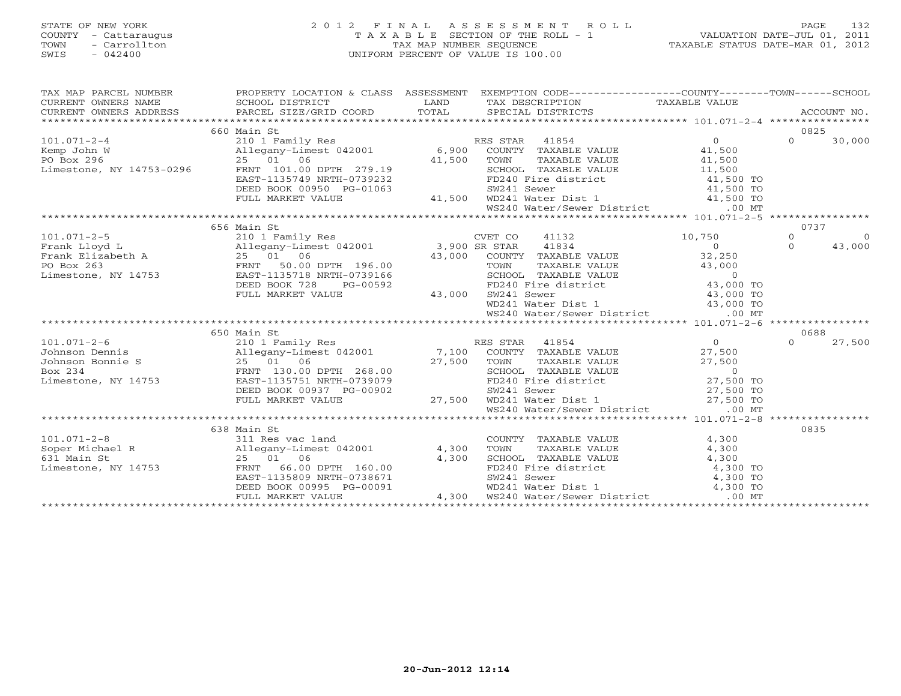STATE OF NEW YORK
COUNTY - Cattaraugus
TOWN - Carrollton
SWIS - 042400

# 2012 FINAL ASSESSMENT ROLL
TAXABLE SECTION OF THE ROLL - 1
TAX MAP NUMBER SEQUENCE
UNIFORM PERCENT OF VALUE IS 100.00

VALUATION DATE-JUL 01, 2011
TAXABLE STATUS DATE-MAR 01, 2012

| TAX MAP PARCEL NUMBER / CURRENT OWNERS NAME / CURRENT OWNERS ADDRESS | PROPERTY LOCATION & CLASS / SCHOOL DISTRICT / PARCEL SIZE/GRID COORD | ASSESSMENT LAND | TOTAL | EXEMPTION CODE / TAX DESCRIPTION / SPECIAL DISTRICTS | COUNTY TAXABLE VALUE | TOWN | SCHOOL / ACCOUNT NO. |
|---|---|---|---|---|---|---|---|
| | 660 Main St | | | | | | 0825 |
| 101.071-2-4 | 210 1 Family Res | | | RES STAR 41854 | 0 | 0 | 30,000 |
| Kemp John W | Allegany-Limest 042001 | 6,900 | | COUNTY TAXABLE VALUE | 41,500 | | |
| PO Box 296 | 25 01 06 | | 41,500 | TOWN TAXABLE VALUE | 41,500 | | |
| Limestone, NY 14753-0296 | FRNT 101.00 DPTH 279.19 | | | SCHOOL TAXABLE VALUE | 11,500 | | |
| | EAST-1135749 NRTH-0739232 | | | FD240 Fire district | 41,500 TO | | |
| | DEED BOOK 00950 PG-01063 | | | SW241 Sewer | 41,500 TO | | |
| | FULL MARKET VALUE | | 41,500 | WD241 Water Dist 1 | 41,500 TO | | |
| | | | | WS240 Water/Sewer District | .00 MT | | |
| | 656 Main St | | | | | | 0737 |
| 101.071-2-5 | 210 1 Family Res | | | CVET CO 41132 | 10,750 | 0 | 0 |
| Frank Lloyd L | Allegany-Limest 042001 | 3,900 | | SR STAR 41834 | 0 | 0 | 43,000 |
| Frank Elizabeth A | 25 01 06 | | 43,000 | COUNTY TAXABLE VALUE | 32,250 | | |
| PO Box 263 | FRNT 50.00 DPTH 196.00 | | | TOWN TAXABLE VALUE | 43,000 | | |
| Limestone, NY 14753 | EAST-1135718 NRTH-0739166 | | | SCHOOL TAXABLE VALUE | 0 | | |
| | DEED BOOK 728 PG-00592 | | | FD240 Fire district | 43,000 TO | | |
| | FULL MARKET VALUE | | 43,000 | SW241 Sewer | 43,000 TO | | |
| | | | | WD241 Water Dist 1 | 43,000 TO | | |
| | | | | WS240 Water/Sewer District | .00 MT | | |
| | 650 Main St | | | | | | 0688 |
| 101.071-2-6 | 210 1 Family Res | | | RES STAR 41854 | 0 | 0 | 27,500 |
| Johnson Dennis | Allegany-Limest 042001 | 7,100 | | COUNTY TAXABLE VALUE | 27,500 | | |
| Johnson Bonnie S | 25 01 06 | | 27,500 | TOWN TAXABLE VALUE | 27,500 | | |
| Box 234 | FRNT 130.00 DPTH 268.00 | | | SCHOOL TAXABLE VALUE | 0 | | |
| Limestone, NY 14753 | EAST-1135751 NRTH-0739079 | | | FD240 Fire district | 27,500 TO | | |
| | DEED BOOK 00937 PG-00902 | | | SW241 Sewer | 27,500 TO | | |
| | FULL MARKET VALUE | | 27,500 | WD241 Water Dist 1 | 27,500 TO | | |
| | | | | WS240 Water/Sewer District | .00 MT | | |
| | 638 Main St | | | | | | 0835 |
| 101.071-2-8 | 311 Res vac land | | | COUNTY TAXABLE VALUE | 4,300 | | |
| Soper Michael R | Allegany-Limest 042001 | 4,300 | | TOWN TAXABLE VALUE | 4,300 | | |
| 631 Main St | 25 01 06 | | 4,300 | SCHOOL TAXABLE VALUE | 4,300 | | |
| Limestone, NY 14753 | FRNT 66.00 DPTH 160.00 | | | FD240 Fire district | 4,300 TO | | |
| | EAST-1135809 NRTH-0738671 | | | SW241 Sewer | 4,300 TO | | |
| | DEED BOOK 00995 PG-00091 | | | WD241 Water Dist 1 | 4,300 TO | | |
| | FULL MARKET VALUE | | 4,300 | WS240 Water/Sewer District | .00 MT | | |

20-Jun-2012 12:14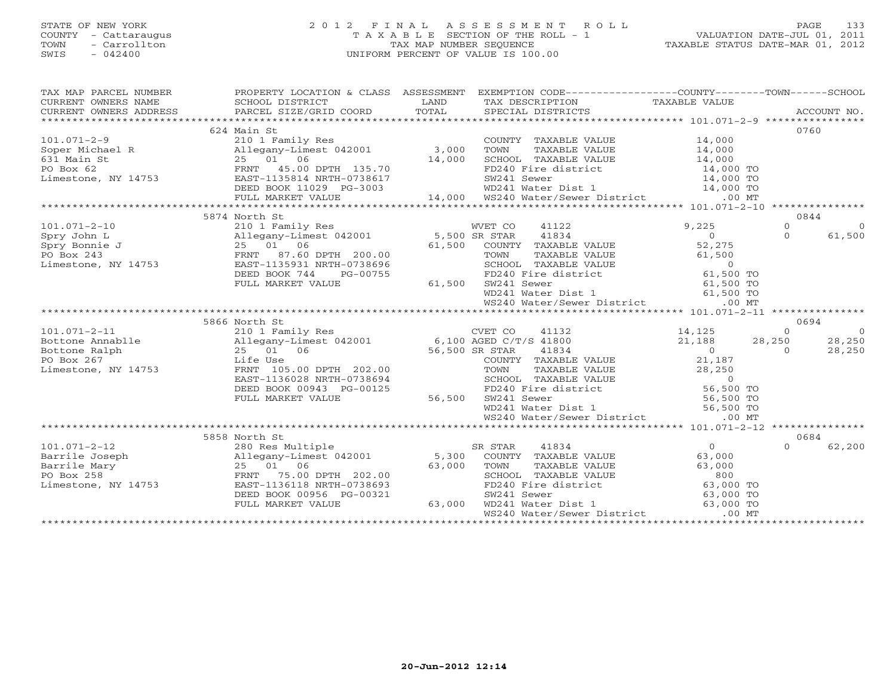STATE OF NEW YORK
COUNTY - Cattaraugus
TOWN - Carrollton
SWIS - 042400

# 2012 FINAL ASSESSMENT ROLL

TAXABLE SECTION OF THE ROLL - 1
TAX MAP NUMBER SEQUENCE
UNIFORM PERCENT OF VALUE IS 100.00

VALUATION DATE-JUL 01, 2011
TAXABLE STATUS DATE-MAR 01, 2012

| TAX MAP PARCEL NUMBER / CURRENT OWNERS NAME / CURRENT OWNERS ADDRESS | PROPERTY LOCATION & CLASS / SCHOOL DISTRICT / PARCEL SIZE/GRID COORD | ASSESSMENT LAND / TOTAL | EXEMPTION CODE / TAX DESCRIPTION / SPECIAL DISTRICTS | COUNTY TAXABLE VALUE | TOWN | SCHOOL | ACCOUNT NO. |
|---|---|---|---|---|---|---|---|
| 101.071-2-9 | 624 Main St | | | | | | 0760 |
| | 210 1 Family Res | | COUNTY TAXABLE VALUE | 14,000 | | | |
| Soper Michael R | Allegany-Limest 042001 | 3,000 | TOWN TAXABLE VALUE | 14,000 | | | |
| 631 Main St | 25 01 06 | 14,000 | SCHOOL TAXABLE VALUE | 14,000 | | | |
| PO Box 62 | FRNT 45.00 DPTH 135.70 | | FD240 Fire district | 14,000 TO | | | |
| Limestone, NY 14753 | EAST-1135814 NRTH-0738617 | | SW241 Sewer | 14,000 TO | | | |
| | DEED BOOK 11029 PG-3003 | | WD241 Water Dist 1 | 14,000 TO | | | |
| | FULL MARKET VALUE | 14,000 | WS240 Water/Sewer District | .00 MT | | | |
| 101.071-2-10 | 5874 North St | | | | | | 0844 |
| | 210 1 Family Res | | WVET CO 41122 | 9,225 | 0 | 0 | |
| Spry John L | Allegany-Limest 042001 | 5,500 | SR STAR 41834 | 0 | 0 | 61,500 | |
| Spry Bonnie J | 25 01 06 | 61,500 | COUNTY TAXABLE VALUE | 52,275 | | | |
| PO Box 243 | FRNT 87.60 DPTH 200.00 | | TOWN TAXABLE VALUE | 61,500 | | | |
| Limestone, NY 14753 | EAST-1135931 NRTH-0738696 | | SCHOOL TAXABLE VALUE | 0 | | | |
| | DEED BOOK 744 PG-00755 | | FD240 Fire district | 61,500 TO | | | |
| | FULL MARKET VALUE | 61,500 | SW241 Sewer | 61,500 TO | | | |
| | | | WD241 Water Dist 1 | 61,500 TO | | | |
| | | | WS240 Water/Sewer District | .00 MT | | | |
| 101.071-2-11 | 5866 North St | | | | | | 0694 |
| | 210 1 Family Res | | CVET CO 41132 | 14,125 | 0 | 0 | |
| Bottone Annablle | Allegany-Limest 042001 | 6,100 | AGED C/T/S 41800 | 21,188 | 28,250 | 28,250 | |
| Bottone Ralph | 25 01 06 | 56,500 | SR STAR 41834 | 0 | 0 | 28,250 | |
| PO Box 267 | Life Use | | COUNTY TAXABLE VALUE | 21,187 | | | |
| Limestone, NY 14753 | FRNT 105.00 DPTH 202.00 | | TOWN TAXABLE VALUE | 28,250 | | | |
| | EAST-1136028 NRTH-0738694 | | SCHOOL TAXABLE VALUE | 0 | | | |
| | DEED BOOK 00943 PG-00125 | | FD240 Fire district | 56,500 TO | | | |
| | FULL MARKET VALUE | 56,500 | SW241 Sewer | 56,500 TO | | | |
| | | | WD241 Water Dist 1 | 56,500 TO | | | |
| | | | WS240 Water/Sewer District | .00 MT | | | |
| 101.071-2-12 | 5858 North St | | | | | | 0684 |
| | 280 Res Multiple | | SR STAR 41834 | 0 | 0 | 62,200 | |
| Barrile Joseph | Allegany-Limest 042001 | 5,300 | COUNTY TAXABLE VALUE | 63,000 | | | |
| Barrile Mary | 25 01 06 | 63,000 | TOWN TAXABLE VALUE | 63,000 | | | |
| PO Box 258 | FRNT 75.00 DPTH 202.00 | | SCHOOL TAXABLE VALUE | 800 | | | |
| Limestone, NY 14753 | EAST-1136118 NRTH-0738693 | | FD240 Fire district | 63,000 TO | | | |
| | DEED BOOK 00956 PG-00321 | | SW241 Sewer | 63,000 TO | | | |
| | FULL MARKET VALUE | 63,000 | WD241 Water Dist 1 | 63,000 TO | | | |
| | | | WS240 Water/Sewer District | .00 MT | | | |

20-Jun-2012 12:14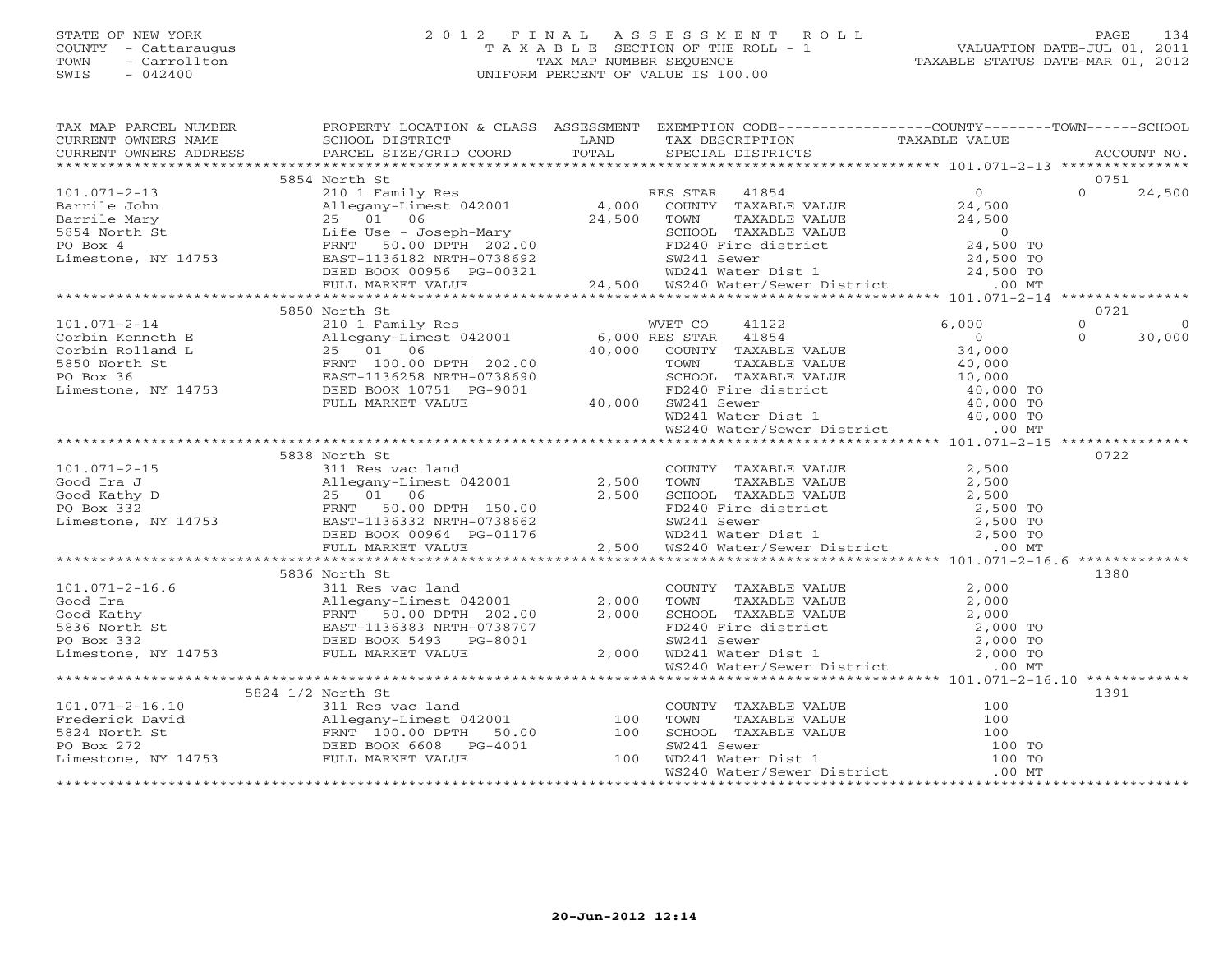STATE OF NEW YORK
COUNTY - Cattaraugus
TOWN - Carrollton
SWIS - 042400

2012 FINAL ASSESSMENT ROLL
TAXABLE SECTION OF THE ROLL - 1
TAX MAP NUMBER SEQUENCE
UNIFORM PERCENT OF VALUE IS 100.00

VALUATION DATE-JUL 01, 2011
TAXABLE STATUS DATE-MAR 01, 2012

| TAX MAP PARCEL NUMBER / CURRENT OWNERS NAME / CURRENT OWNERS ADDRESS | PROPERTY LOCATION & CLASS / SCHOOL DISTRICT / PARCEL SIZE/GRID COORD | ASSESSMENT LAND / TOTAL | EXEMPTION CODE / TAX DESCRIPTION / SPECIAL DISTRICTS | COUNTY TAXABLE VALUE | TOWN | SCHOOL | ACCOUNT NO. |
|---|---|---|---|---|---|---|---|
| 101.071-2-13 | 5854 North St | | | | | | 0751 |
| | 210 1 Family Res | | RES STAR 41854 | 0 | 0 | 24,500 | |
| Barrile John | Allegany-Limest 042001 | 4,000 | COUNTY TAXABLE VALUE | 24,500 | | | |
| Barrile Mary | 25 01 06 | 24,500 | TOWN TAXABLE VALUE | 24,500 | | | |
| 5854 North St | Life Use - Joseph-Mary | | SCHOOL TAXABLE VALUE | 0 | | | |
| PO Box 4 | FRNT 50.00 DPTH 202.00 | | FD240 Fire district | 24,500 TO | | | |
| Limestone, NY 14753 | EAST-1136182 NRTH-0738692 | | SW241 Sewer | 24,500 TO | | | |
| | DEED BOOK 00956 PG-00321 | | WD241 Water Dist 1 | 24,500 TO | | | |
| | FULL MARKET VALUE | 24,500 | WS240 Water/Sewer District | .00 MT | | | |
| 101.071-2-14 | 5850 North St | | | | | | 0721 |
| | 210 1 Family Res | | WVET CO 41122 | 6,000 | 0 | 0 | |
| Corbin Kenneth E | Allegany-Limest 042001 | 6,000 | RES STAR 41854 | 0 | 0 | 30,000 | |
| Corbin Rolland L | 25 01 06 | 40,000 | COUNTY TAXABLE VALUE | 34,000 | | | |
| 5850 North St | FRNT 100.00 DPTH 202.00 | | TOWN TAXABLE VALUE | 40,000 | | | |
| PO Box 36 | EAST-1136258 NRTH-0738690 | | SCHOOL TAXABLE VALUE | 10,000 | | | |
| Limestone, NY 14753 | DEED BOOK 10751 PG-9001 | | FD240 Fire district | 40,000 TO | | | |
| | FULL MARKET VALUE | 40,000 | SW241 Sewer | 40,000 TO | | | |
| | | | WD241 Water Dist 1 | 40,000 TO | | | |
| | | | WS240 Water/Sewer District | .00 MT | | | |
| 101.071-2-15 | 5838 North St | | | | | | 0722 |
| | 311 Res vac land | | COUNTY TAXABLE VALUE | 2,500 | | | |
| Good Ira J | Allegany-Limest 042001 | 2,500 | TOWN TAXABLE VALUE | 2,500 | | | |
| Good Kathy D | 25 01 06 | 2,500 | SCHOOL TAXABLE VALUE | 2,500 | | | |
| PO Box 332 | FRNT 50.00 DPTH 150.00 | | FD240 Fire district | 2,500 TO | | | |
| Limestone, NY 14753 | EAST-1136332 NRTH-0738662 | | SW241 Sewer | 2,500 TO | | | |
| | DEED BOOK 00964 PG-01176 | | WD241 Water Dist 1 | 2,500 TO | | | |
| | FULL MARKET VALUE | 2,500 | WS240 Water/Sewer District | .00 MT | | | |
| 101.071-2-16.6 | 5836 North St | | | | | | 1380 |
| | 311 Res vac land | | COUNTY TAXABLE VALUE | 2,000 | | | |
| Good Ira | Allegany-Limest 042001 | 2,000 | TOWN TAXABLE VALUE | 2,000 | | | |
| Good Kathy | FRNT 50.00 DPTH 202.00 | 2,000 | SCHOOL TAXABLE VALUE | 2,000 | | | |
| 5836 North St | EAST-1136383 NRTH-0738707 | | FD240 Fire district | 2,000 TO | | | |
| PO Box 332 | DEED BOOK 5493 PG-8001 | | SW241 Sewer | 2,000 TO | | | |
| Limestone, NY 14753 | FULL MARKET VALUE | 2,000 | WD241 Water Dist 1 | 2,000 TO | | | |
| | | | WS240 Water/Sewer District | .00 MT | | | |
| 101.071-2-16.10 | 5824 1/2 North St | | | | | | 1391 |
| | 311 Res vac land | | COUNTY TAXABLE VALUE | 100 | | | |
| Frederick David | Allegany-Limest 042001 | 100 | TOWN TAXABLE VALUE | 100 | | | |
| 5824 North St | FRNT 100.00 DPTH 50.00 | 100 | SCHOOL TAXABLE VALUE | 100 | | | |
| PO Box 272 | DEED BOOK 6608 PG-4001 | | SW241 Sewer | 100 TO | | | |
| Limestone, NY 14753 | FULL MARKET VALUE | 100 | WD241 Water Dist 1 | 100 TO | | | |
| | | | WS240 Water/Sewer District | .00 MT | | | |

20-Jun-2012 12:14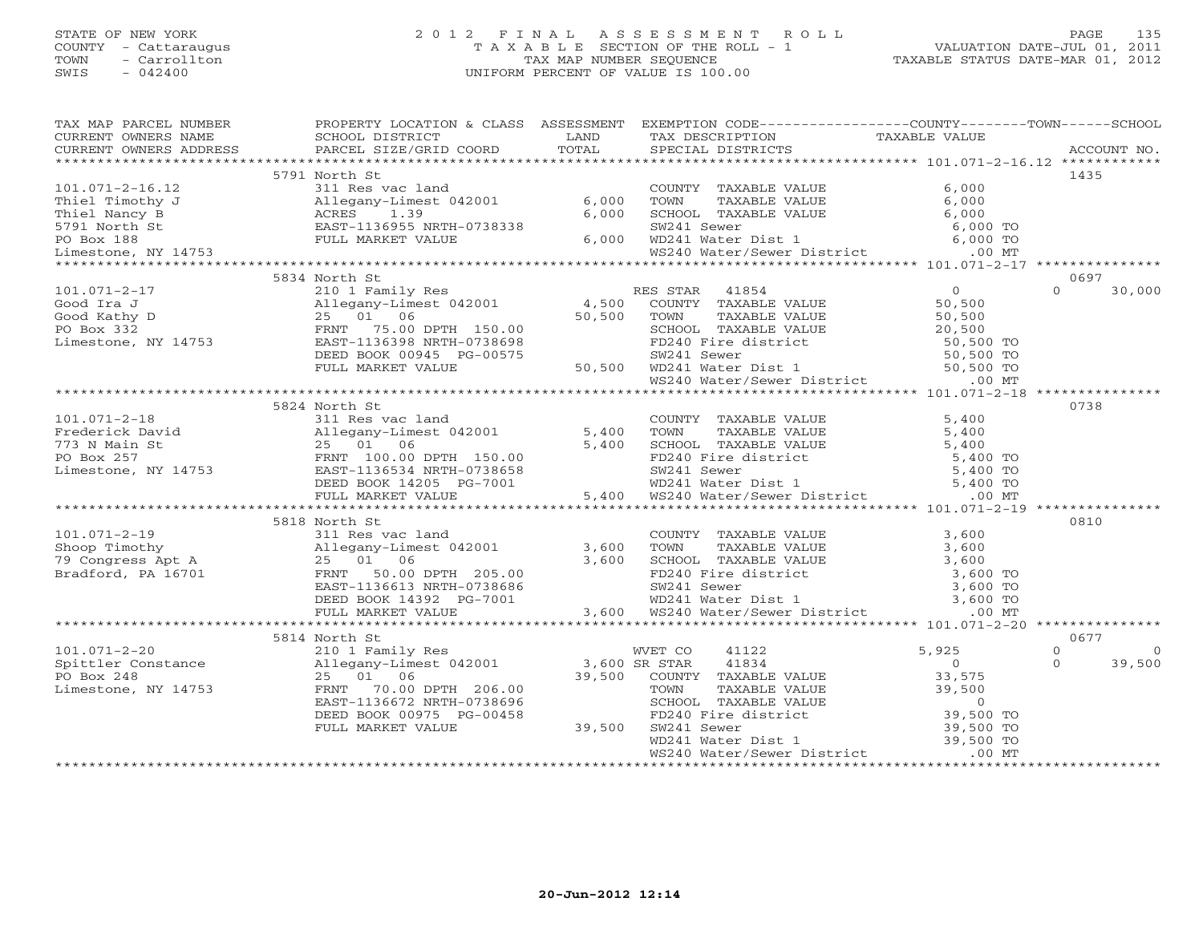STATE OF NEW YORK
COUNTY - Cattaraugus
TOWN - Carrollton
SWIS - 042400

# 2012 FINAL ASSESSMENT ROLL
TAXABLE SECTION OF THE ROLL - 1
TAX MAP NUMBER SEQUENCE
UNIFORM PERCENT OF VALUE IS 100.00

VALUATION DATE-JUL 01, 2011
TAXABLE STATUS DATE-MAR 01, 2012

| TAX MAP PARCEL NUMBER / CURRENT OWNERS NAME / CURRENT OWNERS ADDRESS | PROPERTY LOCATION & CLASS / SCHOOL DISTRICT / PARCEL SIZE/GRID COORD | ASSESSMENT LAND | TOTAL | EXEMPTION CODE / TAX DESCRIPTION / SPECIAL DISTRICTS | COUNTY TAXABLE VALUE | TOWN | SCHOOL | ACCOUNT NO. |
|---|---|---|---|---|---|---|---|---|
| 101.071-2-16.12 | 5791 North St | | | | | | | 1435 |
| 101.071-2-16.12 | 311 Res vac land | | | COUNTY TAXABLE VALUE | 6,000 | | | |
| Thiel Timothy J | Allegany-Limest 042001 | 6,000 | | TOWN TAXABLE VALUE | 6,000 | | | |
| Thiel Nancy B | ACRES 1.39 | | 6,000 | SCHOOL TAXABLE VALUE | 6,000 | | | |
| 5791 North St | EAST-1136955 NRTH-0738338 | | | SW241 Sewer | 6,000 TO | | | |
| PO Box 188 | FULL MARKET VALUE | | 6,000 | WD241 Water Dist 1 | 6,000 TO | | | |
| Limestone, NY 14753 | | | | WS240 Water/Sewer District | .00 MT | | | |
| 101.071-2-17 | 5834 North St | | | | | | | 0697 |
| 101.071-2-17 | 210 1 Family Res | | | RES STAR 41854 | 0 | 0 | 30,000 | |
| Good Ira J | Allegany-Limest 042001 | 4,500 | | COUNTY TAXABLE VALUE | 50,500 | | | |
| Good Kathy D | 25 01 06 | | 50,500 | TOWN TAXABLE VALUE | 50,500 | | | |
| PO Box 332 | FRNT 75.00 DPTH 150.00 | | | SCHOOL TAXABLE VALUE | 20,500 | | | |
| Limestone, NY 14753 | EAST-1136398 NRTH-0738698 | | | FD240 Fire district | 50,500 TO | | | |
| | DEED BOOK 00945 PG-00575 | | | SW241 Sewer | 50,500 TO | | | |
| | FULL MARKET VALUE | | 50,500 | WD241 Water Dist 1 | 50,500 TO | | | |
| | | | | WS240 Water/Sewer District | .00 MT | | | |
| 101.071-2-18 | 5824 North St | | | | | | | 0738 |
| 101.071-2-18 | 311 Res vac land | | | COUNTY TAXABLE VALUE | 5,400 | | | |
| Frederick David | Allegany-Limest 042001 | 5,400 | | TOWN TAXABLE VALUE | 5,400 | | | |
| 773 N Main St | 25 01 06 | | 5,400 | SCHOOL TAXABLE VALUE | 5,400 | | | |
| PO Box 257 | FRNT 100.00 DPTH 150.00 | | | FD240 Fire district | 5,400 TO | | | |
| Limestone, NY 14753 | EAST-1136534 NRTH-0738658 | | | SW241 Sewer | 5,400 TO | | | |
| | DEED BOOK 14205 PG-7001 | | | WD241 Water Dist 1 | 5,400 TO | | | |
| | FULL MARKET VALUE | | 5,400 | WS240 Water/Sewer District | .00 MT | | | |
| 101.071-2-19 | 5818 North St | | | | | | | 0810 |
| 101.071-2-19 | 311 Res vac land | | | COUNTY TAXABLE VALUE | 3,600 | | | |
| Shoop Timothy | Allegany-Limest 042001 | 3,600 | | TOWN TAXABLE VALUE | 3,600 | | | |
| 79 Congress Apt A | 25 01 06 | | 3,600 | SCHOOL TAXABLE VALUE | 3,600 | | | |
| Bradford, PA 16701 | FRNT 50.00 DPTH 205.00 | | | FD240 Fire district | 3,600 TO | | | |
| | EAST-1136613 NRTH-0738686 | | | SW241 Sewer | 3,600 TO | | | |
| | DEED BOOK 14392 PG-7001 | | | WD241 Water Dist 1 | 3,600 TO | | | |
| | FULL MARKET VALUE | | 3,600 | WS240 Water/Sewer District | .00 MT | | | |
| 101.071-2-20 | 5814 North St | | | | | | | 0677 |
| 101.071-2-20 | 210 1 Family Res | | | WVET CO 41122 | 5,925 | 0 | 0 | |
| Spittler Constance | Allegany-Limest 042001 | 3,600 | | SR STAR 41834 | 0 | 0 | 39,500 | |
| PO Box 248 | 25 01 06 | | 39,500 | COUNTY TAXABLE VALUE | 33,575 | | | |
| Limestone, NY 14753 | FRNT 70.00 DPTH 206.00 | | | TOWN TAXABLE VALUE | 39,500 | | | |
| | EAST-1136672 NRTH-0738696 | | | SCHOOL TAXABLE VALUE | 0 | | | |
| | DEED BOOK 00975 PG-00458 | | | FD240 Fire district | 39,500 TO | | | |
| | FULL MARKET VALUE | | 39,500 | SW241 Sewer | 39,500 TO | | | |
| | | | | WD241 Water Dist 1 | 39,500 TO | | | |
| | | | | WS240 Water/Sewer District | .00 MT | | | |

20-Jun-2012 12:14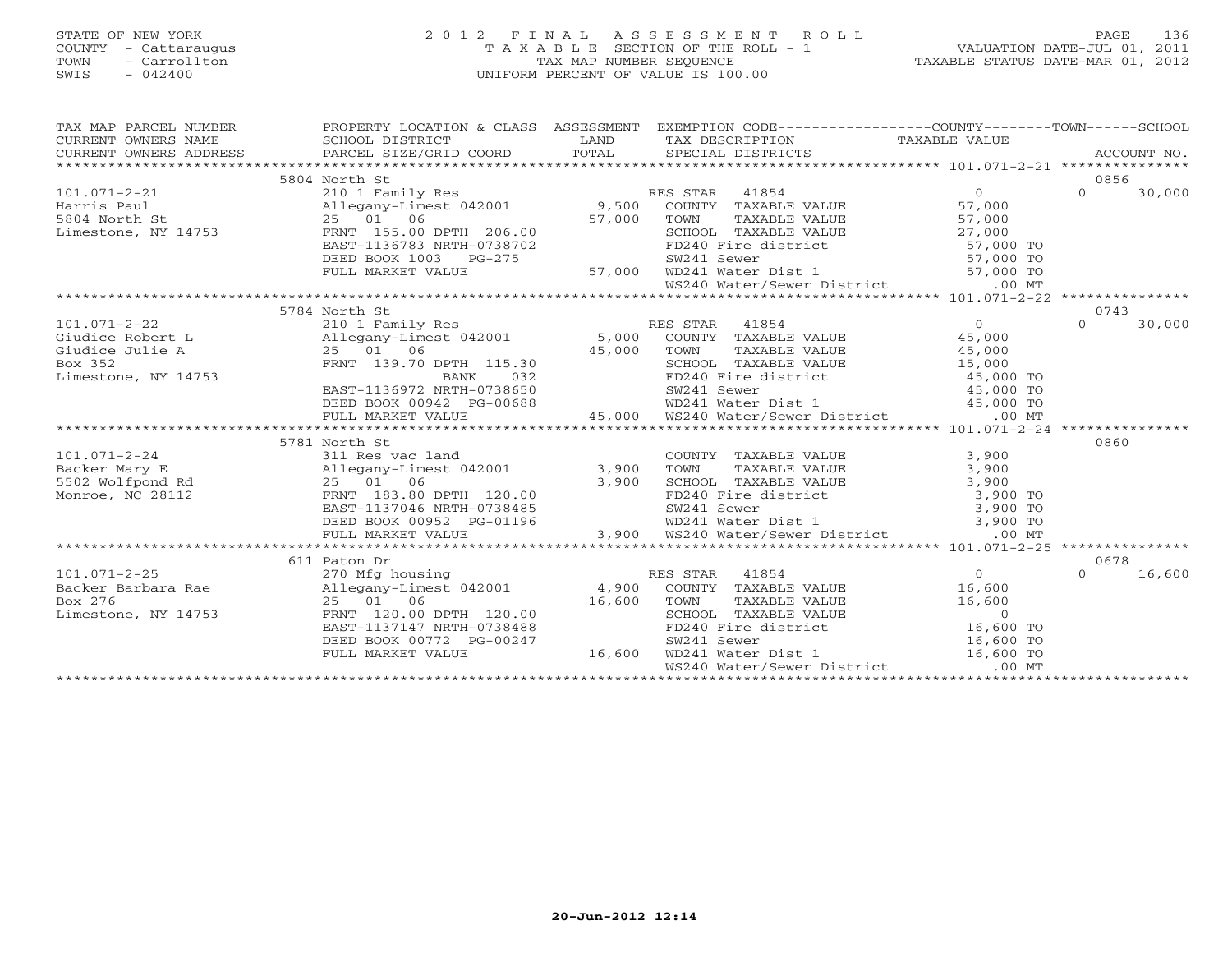STATE OF NEW YORK
COUNTY - Cattaraugus
TOWN - Carrollton
SWIS - 042400

# 2012 FINAL ASSESSMENT ROLL

TAXABLE SECTION OF THE ROLL - 1
TAX MAP NUMBER SEQUENCE
UNIFORM PERCENT OF VALUE IS 100.00

VALUATION DATE-JUL 01, 2011
TAXABLE STATUS DATE-MAR 01, 2012

| TAX MAP PARCEL NUMBER / CURRENT OWNERS NAME / CURRENT OWNERS ADDRESS | PROPERTY LOCATION & CLASS / SCHOOL DISTRICT / PARCEL SIZE/GRID COORD | ASSESSMENT LAND | TOTAL | EXEMPTION CODE / TAX DESCRIPTION / SPECIAL DISTRICTS | COUNTY TAXABLE VALUE | TOWN | SCHOOL | ACCOUNT NO. |
|---|---|---|---|---|---|---|---|---|
| | 5804 North St | | | | | | | 0856 |
| 101.071-2-21 | 210 1 Family Res | | | RES STAR 41854 | 0 | 0 | 30,000 | |
| Harris Paul | Allegany-Limest 042001 | 9,500 | | COUNTY TAXABLE VALUE | 57,000 | | | |
| 5804 North St | 25 01 06 | | 57,000 | TOWN TAXABLE VALUE | 57,000 | | | |
| Limestone, NY 14753 | FRNT 155.00 DPTH 206.00 | | | SCHOOL TAXABLE VALUE | 27,000 | | | |
| | EAST-1136783 NRTH-0738702 | | | FD240 Fire district | 57,000 TO | | | |
| | DEED BOOK 1003 PG-275 | | | SW241 Sewer | 57,000 TO | | | |
| | FULL MARKET VALUE | | 57,000 | WD241 Water Dist 1 | 57,000 TO | | | |
| | | | | WS240 Water/Sewer District | .00 MT | | | |
| | 5784 North St | | | | | | | 0743 |
| 101.071-2-22 | 210 1 Family Res | | | RES STAR 41854 | 0 | 0 | 30,000 | |
| Giudice Robert L | Allegany-Limest 042001 | 5,000 | | COUNTY TAXABLE VALUE | 45,000 | | | |
| Giudice Julie A | 25 01 06 | | 45,000 | TOWN TAXABLE VALUE | 45,000 | | | |
| Box 352 | FRNT 139.70 DPTH 115.30 | | | SCHOOL TAXABLE VALUE | 15,000 | | | |
| Limestone, NY 14753 | BANK 032 | | | FD240 Fire district | 45,000 TO | | | |
| | EAST-1136972 NRTH-0738650 | | | SW241 Sewer | 45,000 TO | | | |
| | DEED BOOK 00942 PG-00688 | | | WD241 Water Dist 1 | 45,000 TO | | | |
| | FULL MARKET VALUE | | 45,000 | WS240 Water/Sewer District | .00 MT | | | |
| | 5781 North St | | | | | | | 0860 |
| 101.071-2-24 | 311 Res vac land | | | COUNTY TAXABLE VALUE | 3,900 | | | |
| Backer Mary E | Allegany-Limest 042001 | 3,900 | | TOWN TAXABLE VALUE | 3,900 | | | |
| 5502 Wolfpond Rd | 25 01 06 | | 3,900 | SCHOOL TAXABLE VALUE | 3,900 | | | |
| Monroe, NC 28112 | FRNT 183.80 DPTH 120.00 | | | FD240 Fire district | 3,900 TO | | | |
| | EAST-1137046 NRTH-0738485 | | | SW241 Sewer | 3,900 TO | | | |
| | DEED BOOK 00952 PG-01196 | | | WD241 Water Dist 1 | 3,900 TO | | | |
| | FULL MARKET VALUE | | 3,900 | WS240 Water/Sewer District | .00 MT | | | |
| | 611 Paton Dr | | | | | | | 0678 |
| 101.071-2-25 | 270 Mfg housing | | | RES STAR 41854 | 0 | 0 | 16,600 | |
| Backer Barbara Rae | Allegany-Limest 042001 | 4,900 | | COUNTY TAXABLE VALUE | 16,600 | | | |
| Box 276 | 25 01 06 | | 16,600 | TOWN TAXABLE VALUE | 16,600 | | | |
| Limestone, NY 14753 | FRNT 120.00 DPTH 120.00 | | | SCHOOL TAXABLE VALUE | 0 | | | |
| | EAST-1137147 NRTH-0738488 | | | FD240 Fire district | 16,600 TO | | | |
| | DEED BOOK 00772 PG-00247 | | | SW241 Sewer | 16,600 TO | | | |
| | FULL MARKET VALUE | | 16,600 | WD241 Water Dist 1 | 16,600 TO | | | |
| | | | | WS240 Water/Sewer District | .00 MT | | | |

20-Jun-2012 12:14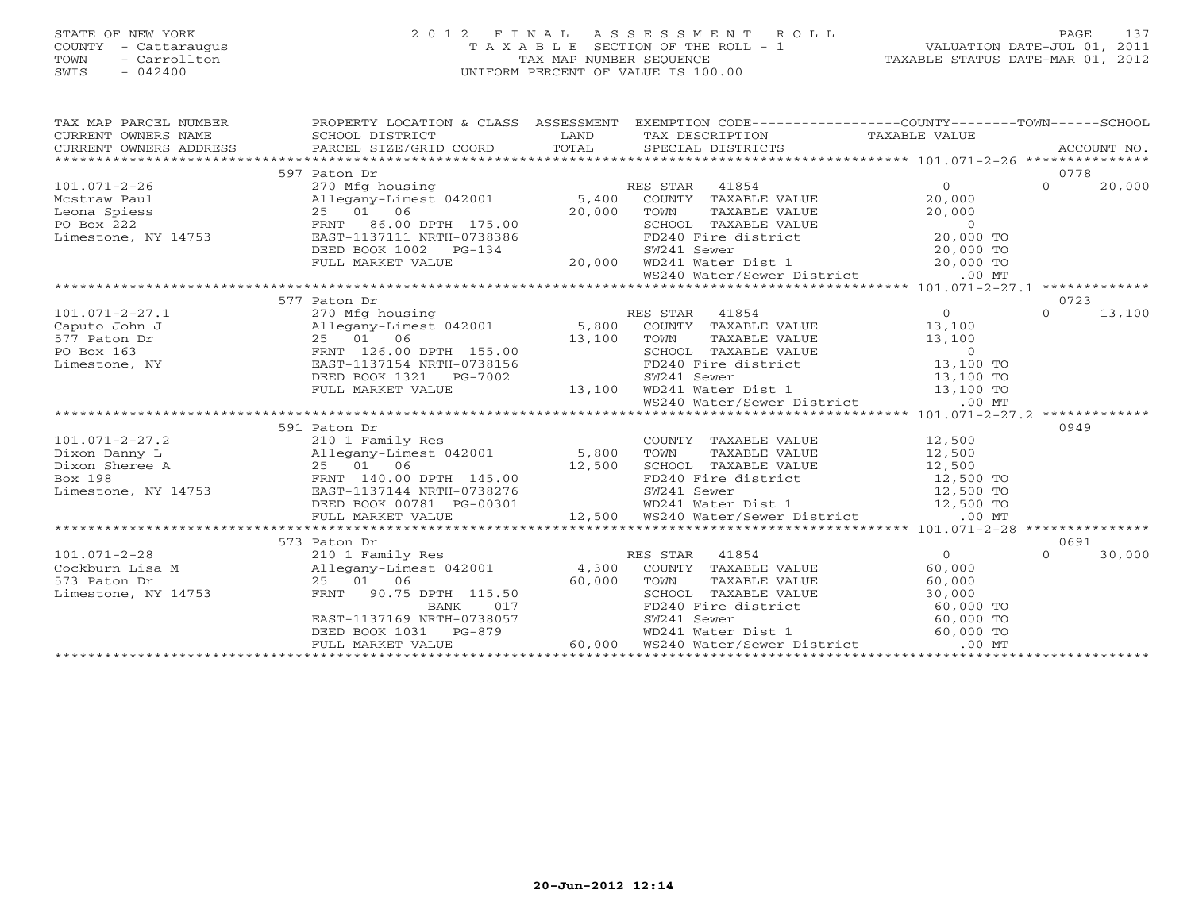STATE OF NEW YORK
COUNTY - Cattaraugus
TOWN - Carrollton
SWIS - 042400

# 2012 FINAL ASSESSMENT ROLL
TAXABLE SECTION OF THE ROLL - 1
TAX MAP NUMBER SEQUENCE
UNIFORM PERCENT OF VALUE IS 100.00

VALUATION DATE-JUL 01, 2011
TAXABLE STATUS DATE-MAR 01, 2012

| TAX MAP PARCEL NUMBER / CURRENT OWNERS NAME / CURRENT OWNERS ADDRESS | PROPERTY LOCATION & CLASS / SCHOOL DISTRICT / PARCEL SIZE/GRID COORD | ASSESSMENT LAND | TOTAL | EXEMPTION CODE / TAX DESCRIPTION / SPECIAL DISTRICTS | COUNTY TAXABLE VALUE | TOWN | SCHOOL / ACCOUNT NO. |
|---|---|---|---|---|---|---|---|
| | 597 Paton Dr | | | | | | 0778 |
| 101.071-2-26 | 270 Mfg housing | | | RES STAR 41854 | 0 | 0 | 20,000 |
| Mcstraw Paul | Allegany-Limest 042001 | 5,400 | | COUNTY TAXABLE VALUE | 20,000 | | |
| Leona Spiess | 25 01 06 | | 20,000 | TOWN TAXABLE VALUE | 20,000 | | |
| PO Box 222 | FRNT 86.00 DPTH 175.00 | | | SCHOOL TAXABLE VALUE | 0 | | |
| Limestone, NY 14753 | EAST-1137111 NRTH-0738386 | | | FD240 Fire district | 20,000 TO | | |
| | DEED BOOK 1002 PG-134 | | | SW241 Sewer | 20,000 TO | | |
| | FULL MARKET VALUE | | 20,000 | WD241 Water Dist 1 | 20,000 TO | | |
| | | | | WS240 Water/Sewer District | .00 MT | | |
| | 577 Paton Dr | | | | | | 0723 |
| 101.071-2-27.1 | 270 Mfg housing | | | RES STAR 41854 | 0 | 0 | 13,100 |
| Caputo John J | Allegany-Limest 042001 | 5,800 | | COUNTY TAXABLE VALUE | 13,100 | | |
| 577 Paton Dr | 25 01 06 | | 13,100 | TOWN TAXABLE VALUE | 13,100 | | |
| PO Box 163 | FRNT 126.00 DPTH 155.00 | | | SCHOOL TAXABLE VALUE | 0 | | |
| Limestone, NY | EAST-1137154 NRTH-0738156 | | | FD240 Fire district | 13,100 TO | | |
| | DEED BOOK 1321 PG-7002 | | | SW241 Sewer | 13,100 TO | | |
| | FULL MARKET VALUE | | 13,100 | WD241 Water Dist 1 | 13,100 TO | | |
| | | | | WS240 Water/Sewer District | .00 MT | | |
| | 591 Paton Dr | | | | | | 0949 |
| 101.071-2-27.2 | 210 1 Family Res | | | COUNTY TAXABLE VALUE | 12,500 | | |
| Dixon Danny L | Allegany-Limest 042001 | 5,800 | | TOWN TAXABLE VALUE | 12,500 | | |
| Dixon Sheree A | 25 01 06 | | 12,500 | SCHOOL TAXABLE VALUE | 12,500 | | |
| Box 198 | FRNT 140.00 DPTH 145.00 | | | FD240 Fire district | 12,500 TO | | |
| Limestone, NY 14753 | EAST-1137144 NRTH-0738276 | | | SW241 Sewer | 12,500 TO | | |
| | DEED BOOK 00781 PG-00301 | | | WD241 Water Dist 1 | 12,500 TO | | |
| | FULL MARKET VALUE | | 12,500 | WS240 Water/Sewer District | .00 MT | | |
| | 573 Paton Dr | | | | | | 0691 |
| 101.071-2-28 | 210 1 Family Res | | | RES STAR 41854 | 0 | 0 | 30,000 |
| Cockburn Lisa M | Allegany-Limest 042001 | 4,300 | | COUNTY TAXABLE VALUE | 60,000 | | |
| 573 Paton Dr | 25 01 06 | | 60,000 | TOWN TAXABLE VALUE | 60,000 | | |
| Limestone, NY 14753 | FRNT 90.75 DPTH 115.50 | | | SCHOOL TAXABLE VALUE | 30,000 | | |
| | BANK 017 | | | FD240 Fire district | 60,000 TO | | |
| | EAST-1137169 NRTH-0738057 | | | SW241 Sewer | 60,000 TO | | |
| | DEED BOOK 1031 PG-879 | | | WD241 Water Dist 1 | 60,000 TO | | |
| | FULL MARKET VALUE | | 60,000 | WS240 Water/Sewer District | .00 MT | | |

20-Jun-2012 12:14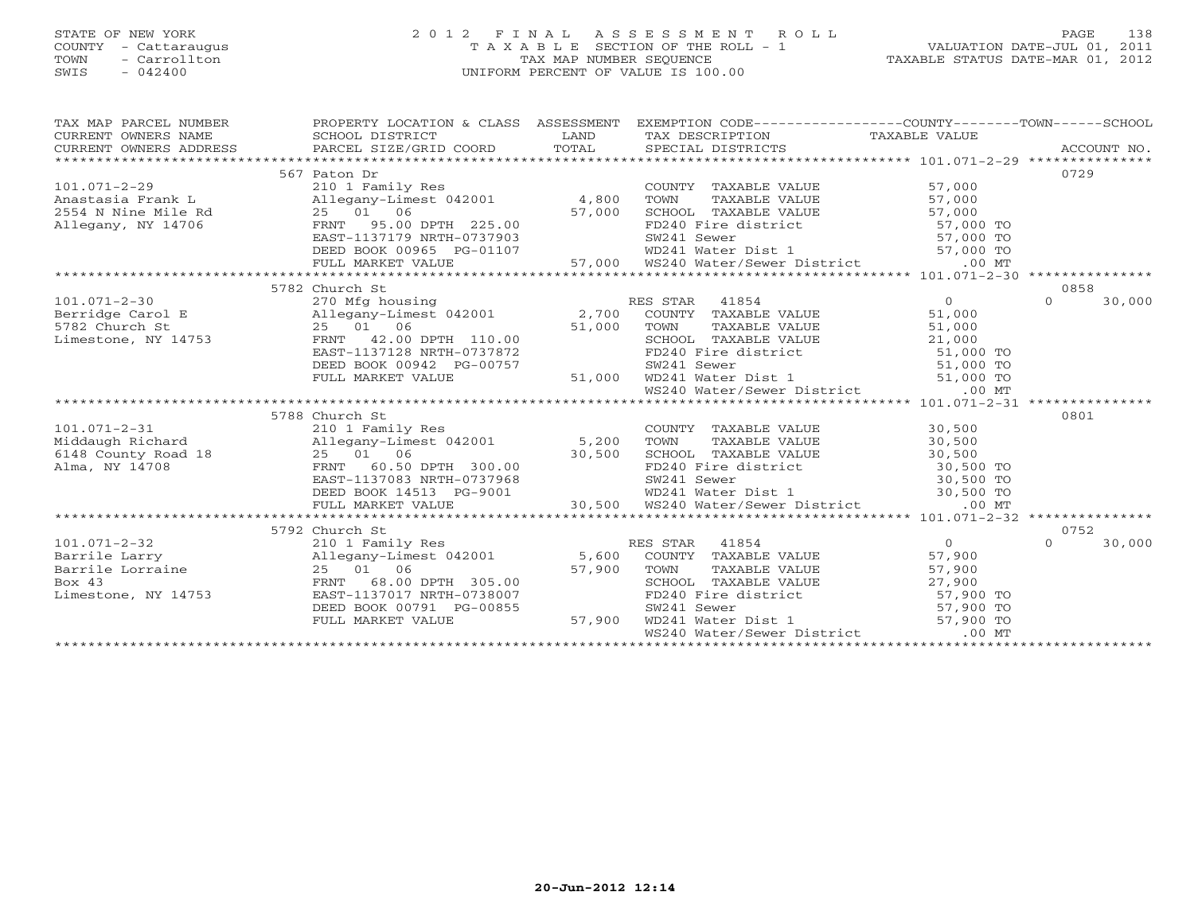STATE OF NEW YORK
COUNTY - Cattaraugus
TOWN - Carrollton
SWIS - 042400

# 2012 FINAL ASSESSMENT ROLL

TAXABLE SECTION OF THE ROLL - 1
TAX MAP NUMBER SEQUENCE
UNIFORM PERCENT OF VALUE IS 100.00

VALUATION DATE-JUL 01, 2011
TAXABLE STATUS DATE-MAR 01, 2012

| TAX MAP PARCEL NUMBER / CURRENT OWNERS NAME / CURRENT OWNERS ADDRESS | PROPERTY LOCATION & CLASS / SCHOOL DISTRICT / PARCEL SIZE/GRID COORD | ASSESSMENT LAND | TOTAL | EXEMPTION CODE / TAX DESCRIPTION / SPECIAL DISTRICTS | COUNTY / TAXABLE VALUE | TOWN | SCHOOL | ACCOUNT NO. |
|---|---|---|---|---|---|---|---|---|
| 101.071-2-29 | 567 Paton Dr | | | | | | | 0729 |
| | 210 1 Family Res | | | COUNTY TAXABLE VALUE | 57,000 | | | |
| Anastasia Frank L | Allegany-Limest 042001 | 4,800 | | TOWN TAXABLE VALUE | 57,000 | | | |
| 2554 N Nine Mile Rd | 25 01 06 | | 57,000 | SCHOOL TAXABLE VALUE | 57,000 | | | |
| Allegany, NY 14706 | FRNT 95.00 DPTH 225.00 | | | FD240 Fire district | 57,000 TO | | | |
| | EAST-1137179 NRTH-0737903 | | | SW241 Sewer | 57,000 TO | | | |
| | DEED BOOK 00965 PG-01107 | | | WD241 Water Dist 1 | 57,000 TO | | | |
| | FULL MARKET VALUE | | 57,000 | WS240 Water/Sewer District | .00 MT | | | |
| 101.071-2-30 | 5782 Church St | | | | | | | 0858 |
| | 270 Mfg housing | | | RES STAR 41854 | 0 | | 0 | 30,000 |
| Berridge Carol E | Allegany-Limest 042001 | 2,700 | | COUNTY TAXABLE VALUE | 51,000 | | | |
| 5782 Church St | 25 01 06 | | 51,000 | TOWN TAXABLE VALUE | 51,000 | | | |
| Limestone, NY 14753 | FRNT 42.00 DPTH 110.00 | | | SCHOOL TAXABLE VALUE | 21,000 | | | |
| | EAST-1137128 NRTH-0737872 | | | FD240 Fire district | 51,000 TO | | | |
| | DEED BOOK 00942 PG-00757 | | | SW241 Sewer | 51,000 TO | | | |
| | FULL MARKET VALUE | | 51,000 | WD241 Water Dist 1 | 51,000 TO | | | |
| | | | | WS240 Water/Sewer District | .00 MT | | | |
| 101.071-2-31 | 5788 Church St | | | | | | | 0801 |
| | 210 1 Family Res | | | COUNTY TAXABLE VALUE | 30,500 | | | |
| Middaugh Richard | Allegany-Limest 042001 | 5,200 | | TOWN TAXABLE VALUE | 30,500 | | | |
| 6148 County Road 18 | 25 01 06 | | 30,500 | SCHOOL TAXABLE VALUE | 30,500 | | | |
| Alma, NY 14708 | FRNT 60.50 DPTH 300.00 | | | FD240 Fire district | 30,500 TO | | | |
| | EAST-1137083 NRTH-0737968 | | | SW241 Sewer | 30,500 TO | | | |
| | DEED BOOK 14513 PG-9001 | | | WD241 Water Dist 1 | 30,500 TO | | | |
| | FULL MARKET VALUE | | 30,500 | WS240 Water/Sewer District | .00 MT | | | |
| 101.071-2-32 | 5792 Church St | | | | | | | 0752 |
| | 210 1 Family Res | | | RES STAR 41854 | 0 | | 0 | 30,000 |
| Barrile Larry | Allegany-Limest 042001 | 5,600 | | COUNTY TAXABLE VALUE | 57,900 | | | |
| Barrile Lorraine | 25 01 06 | | 57,900 | TOWN TAXABLE VALUE | 57,900 | | | |
| Box 43 | FRNT 68.00 DPTH 305.00 | | | SCHOOL TAXABLE VALUE | 27,900 | | | |
| Limestone, NY 14753 | EAST-1137017 NRTH-0738007 | | | FD240 Fire district | 57,900 TO | | | |
| | DEED BOOK 00791 PG-00855 | | | SW241 Sewer | 57,900 TO | | | |
| | FULL MARKET VALUE | | 57,900 | WD241 Water Dist 1 | 57,900 TO | | | |
| | | | | WS240 Water/Sewer District | .00 MT | | | |

20-Jun-2012 12:14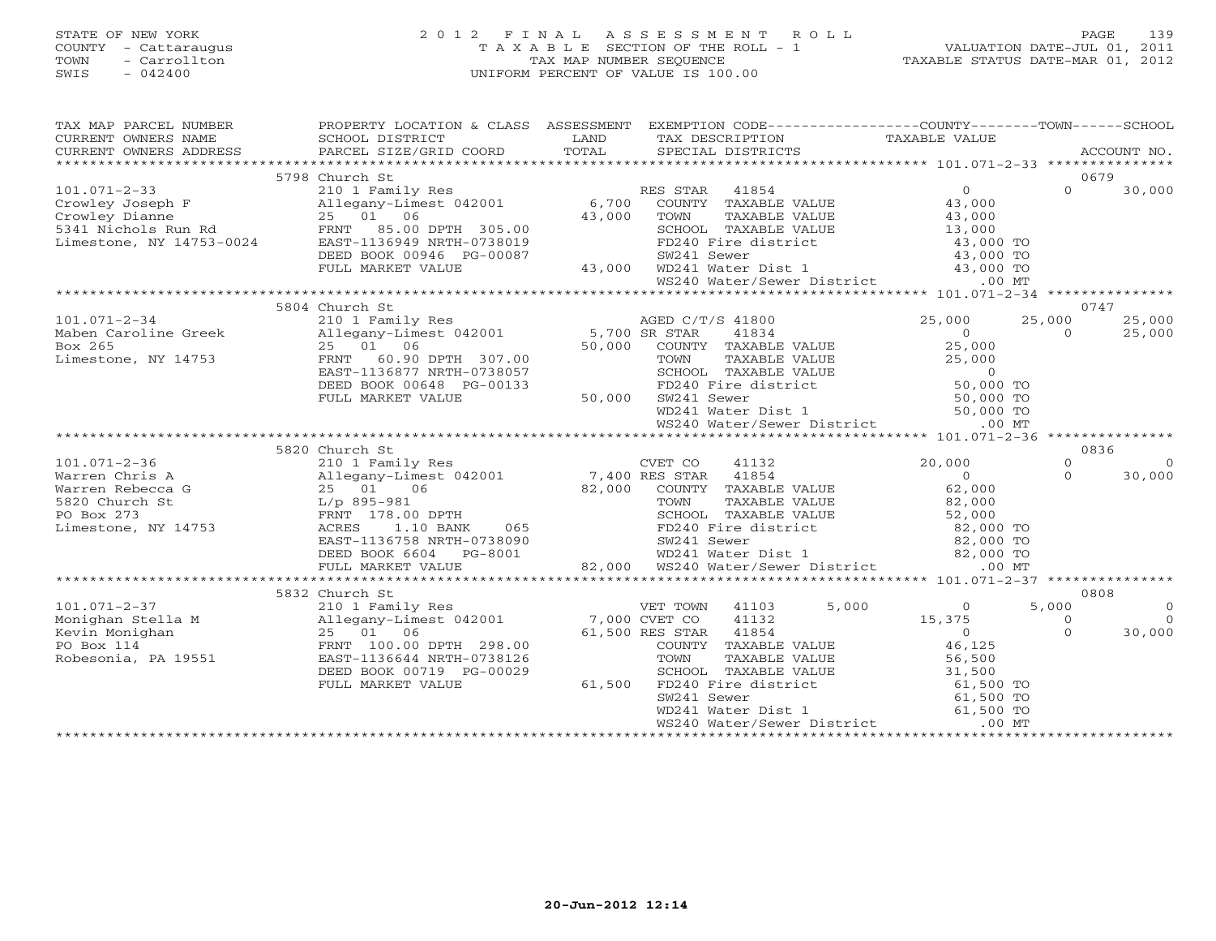STATE OF NEW YORK
COUNTY - Cattaraugus
TOWN - Carrollton
SWIS - 042400

# 2012 FINAL ASSESSMENT ROLL

TAXABLE SECTION OF THE ROLL - 1
TAX MAP NUMBER SEQUENCE
UNIFORM PERCENT OF VALUE IS 100.00

VALUATION DATE-JUL 01, 2011
TAXABLE STATUS DATE-MAR 01, 2012

| TAX MAP PARCEL NUMBER / CURRENT OWNERS NAME / CURRENT OWNERS ADDRESS | PROPERTY LOCATION & CLASS / SCHOOL DISTRICT / PARCEL SIZE/GRID COORD | ASSESSMENT LAND / TOTAL | EXEMPTION CODE / TAX DESCRIPTION / SPECIAL DISTRICTS | COUNTY TAXABLE VALUE | TOWN | SCHOOL | ACCOUNT NO. |
|---|---|---|---|---|---|---|---|
| | 5798 Church St | | | | | | 0679 |
| 101.071-2-33 | 210 1 Family Res | | RES STAR 41854 | 0 | 0 | 30,000 | |
| Crowley Joseph F | Allegany-Limest 042001 | 6,700 | COUNTY TAXABLE VALUE | 43,000 | | | |
| Crowley Dianne | 25 01 06 | 43,000 | TOWN TAXABLE VALUE | 43,000 | | | |
| 5341 Nichols Run Rd | FRNT 85.00 DPTH 305.00 | | SCHOOL TAXABLE VALUE | 13,000 | | | |
| Limestone, NY 14753-0024 | EAST-1136949 NRTH-0738019 | | FD240 Fire district | 43,000 TO | | | |
| | DEED BOOK 00946 PG-00087 | | SW241 Sewer | 43,000 TO | | | |
| | FULL MARKET VALUE | 43,000 | WD241 Water Dist 1 | 43,000 TO | | | |
| | | | WS240 Water/Sewer District | .00 MT | | | |
| | 5804 Church St | | | | | | 0747 |
| 101.071-2-34 | 210 1 Family Res | | AGED C/T/S 41800 | 25,000 | 25,000 | 25,000 | |
| Maben Caroline Greek | Allegany-Limest 042001 | 5,700 | SR STAR 41834 | 0 | 0 | 25,000 | |
| Box 265 | 25 01 06 | 50,000 | COUNTY TAXABLE VALUE | 25,000 | | | |
| Limestone, NY 14753 | FRNT 60.90 DPTH 307.00 | | TOWN TAXABLE VALUE | 25,000 | | | |
| | EAST-1136877 NRTH-0738057 | | SCHOOL TAXABLE VALUE | 0 | | | |
| | DEED BOOK 00648 PG-00133 | | FD240 Fire district | 50,000 TO | | | |
| | FULL MARKET VALUE | 50,000 | SW241 Sewer | 50,000 TO | | | |
| | | | WD241 Water Dist 1 | 50,000 TO | | | |
| | | | WS240 Water/Sewer District | .00 MT | | | |
| | 5820 Church St | | | | | | 0836 |
| 101.071-2-36 | 210 1 Family Res | | CVET CO 41132 | 20,000 | 0 | 0 | |
| Warren Chris A | Allegany-Limest 042001 | 7,400 | RES STAR 41854 | 0 | 0 | 30,000 | |
| Warren Rebecca G | 25 01 06 | 82,000 | COUNTY TAXABLE VALUE | 62,000 | | | |
| 5820 Church St | L/p 895-981 | | TOWN TAXABLE VALUE | 82,000 | | | |
| PO Box 273 | FRNT 178.00 DPTH | | SCHOOL TAXABLE VALUE | 52,000 | | | |
| Limestone, NY 14753 | ACRES 1.10 BANK 065 | | FD240 Fire district | 82,000 TO | | | |
| | EAST-1136758 NRTH-0738090 | | SW241 Sewer | 82,000 TO | | | |
| | DEED BOOK 6604 PG-8001 | | WD241 Water Dist 1 | 82,000 TO | | | |
| | FULL MARKET VALUE | 82,000 | WS240 Water/Sewer District | .00 MT | | | |
| | 5832 Church St | | | | | | 0808 |
| 101.071-2-37 | 210 1 Family Res | | VET TOWN 41103 5,000 | 0 | 5,000 | 0 | |
| Monighan Stella M | Allegany-Limest 042001 | 7,000 | CVET CO 41132 | 15,375 | 0 | 0 | |
| Kevin Monighan | 25 01 06 | 61,500 | RES STAR 41854 | 0 | 0 | 30,000 | |
| PO Box 114 | FRNT 100.00 DPTH 298.00 | | COUNTY TAXABLE VALUE | 46,125 | | | |
| Robesonia, PA 19551 | EAST-1136644 NRTH-0738126 | | TOWN TAXABLE VALUE | 56,500 | | | |
| | DEED BOOK 00719 PG-00029 | | SCHOOL TAXABLE VALUE | 31,500 | | | |
| | FULL MARKET VALUE | 61,500 | FD240 Fire district | 61,500 TO | | | |
| | | | SW241 Sewer | 61,500 TO | | | |
| | | | WD241 Water Dist 1 | 61,500 TO | | | |
| | | | WS240 Water/Sewer District | .00 MT | | | |

20-Jun-2012 12:14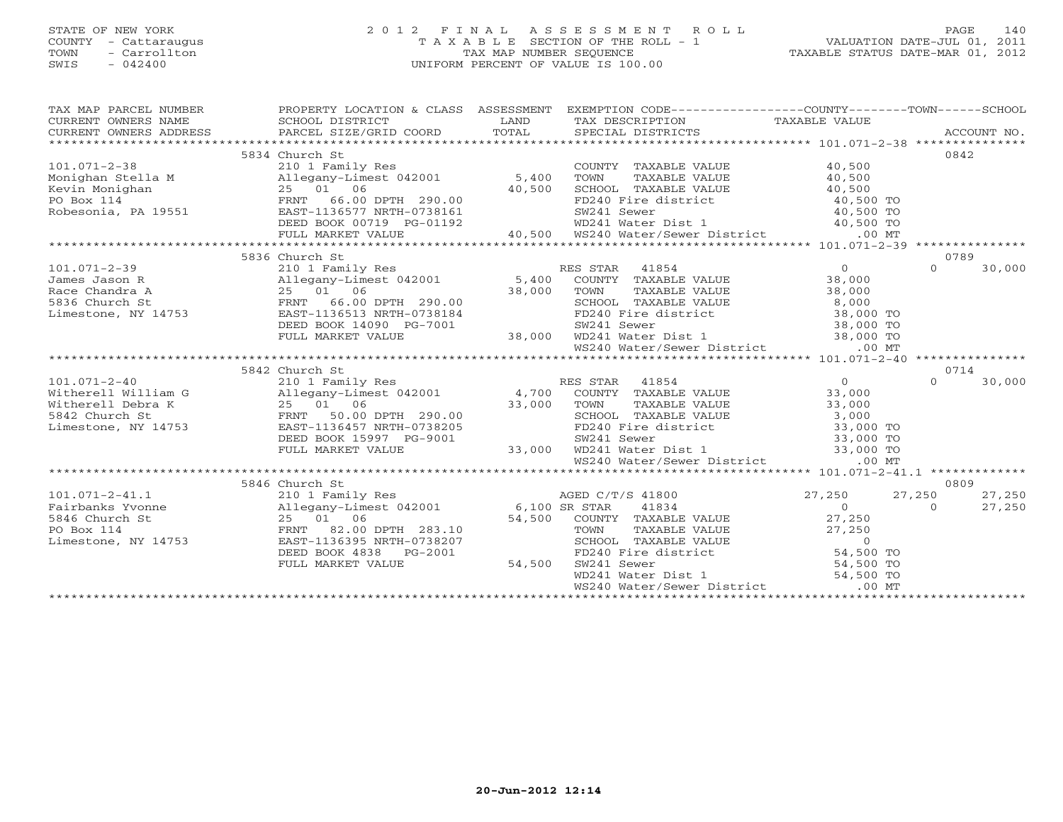STATE OF NEW YORK — 2012 FINAL ASSESSMENT ROLL
COUNTY - Cattaraugus — TAXABLE SECTION OF THE ROLL - 1 — VALUATION DATE-JUL 01, 2011
TOWN - Carrollton — TAX MAP NUMBER SEQUENCE — TAXABLE STATUS DATE-MAR 01, 2012
SWIS - 042400 — UNIFORM PERCENT OF VALUE IS 100.00

| TAX MAP PARCEL NUMBER / CURRENT OWNERS NAME / CURRENT OWNERS ADDRESS | PROPERTY LOCATION & CLASS / SCHOOL DISTRICT / PARCEL SIZE/GRID COORD | ASSESSMENT LAND / TOTAL | EXEMPTION CODE / TAX DESCRIPTION / SPECIAL DISTRICTS | COUNTY TAXABLE VALUE | TOWN | SCHOOL | ACCOUNT NO. |
|---|---|---|---|---|---|---|---|
| | 5834 Church St | | | | | | 0842 |
| 101.071-2-38 | 210 1 Family Res | | COUNTY TAXABLE VALUE | 40,500 | | | |
| Monighan Stella M | Allegany-Limest 042001 | 5,400 | TOWN TAXABLE VALUE | 40,500 | | | |
| Kevin Monighan | 25 01 06 | 40,500 | SCHOOL TAXABLE VALUE | 40,500 | | | |
| PO Box 114 | FRNT 66.00 DPTH 290.00 | | FD240 Fire district | 40,500 TO | | | |
| Robesonia, PA 19551 | EAST-1136577 NRTH-0738161 | | SW241 Sewer | 40,500 TO | | | |
| | DEED BOOK 00719 PG-01192 | | WD241 Water Dist 1 | 40,500 TO | | | |
| | FULL MARKET VALUE | 40,500 | WS240 Water/Sewer District | .00 MT | | | |
| | 5836 Church St | | | | | | 0789 |
| 101.071-2-39 | 210 1 Family Res | | RES STAR 41854 | 0 | 0 | 30,000 | |
| James Jason R | Allegany-Limest 042001 | 5,400 | COUNTY TAXABLE VALUE | 38,000 | | | |
| Race Chandra A | 25 01 06 | 38,000 | TOWN TAXABLE VALUE | 38,000 | | | |
| 5836 Church St | FRNT 66.00 DPTH 290.00 | | SCHOOL TAXABLE VALUE | 8,000 | | | |
| Limestone, NY 14753 | EAST-1136513 NRTH-0738184 | | FD240 Fire district | 38,000 TO | | | |
| | DEED BOOK 14090 PG-7001 | | SW241 Sewer | 38,000 TO | | | |
| | FULL MARKET VALUE | 38,000 | WD241 Water Dist 1 | 38,000 TO | | | |
| | | | WS240 Water/Sewer District | .00 MT | | | |
| | 5842 Church St | | | | | | 0714 |
| 101.071-2-40 | 210 1 Family Res | | RES STAR 41854 | 0 | 0 | 30,000 | |
| Witherell William G | Allegany-Limest 042001 | 4,700 | COUNTY TAXABLE VALUE | 33,000 | | | |
| Witherell Debra K | 25 01 06 | 33,000 | TOWN TAXABLE VALUE | 33,000 | | | |
| 5842 Church St | FRNT 50.00 DPTH 290.00 | | SCHOOL TAXABLE VALUE | 3,000 | | | |
| Limestone, NY 14753 | EAST-1136457 NRTH-0738205 | | FD240 Fire district | 33,000 TO | | | |
| | DEED BOOK 15997 PG-9001 | | SW241 Sewer | 33,000 TO | | | |
| | FULL MARKET VALUE | 33,000 | WD241 Water Dist 1 | 33,000 TO | | | |
| | | | WS240 Water/Sewer District | .00 MT | | | |
| | 5846 Church St | | | | | | 0809 |
| 101.071-2-41.1 | 210 1 Family Res | | AGED C/T/S 41800 | 27,250 | 27,250 | 27,250 | |
| Fairbanks Yvonne | Allegany-Limest 042001 | 6,100 | SR STAR 41834 | 0 | 0 | 27,250 | |
| 5846 Church St | 25 01 06 | 54,500 | COUNTY TAXABLE VALUE | 27,250 | | | |
| PO Box 114 | FRNT 82.00 DPTH 283.10 | | TOWN TAXABLE VALUE | 27,250 | | | |
| Limestone, NY 14753 | EAST-1136395 NRTH-0738207 | | SCHOOL TAXABLE VALUE | 0 | | | |
| | DEED BOOK 4838 PG-2001 | | FD240 Fire district | 54,500 TO | | | |
| | FULL MARKET VALUE | 54,500 | SW241 Sewer | 54,500 TO | | | |
| | | | WD241 Water Dist 1 | 54,500 TO | | | |
| | | | WS240 Water/Sewer District | .00 MT | | | |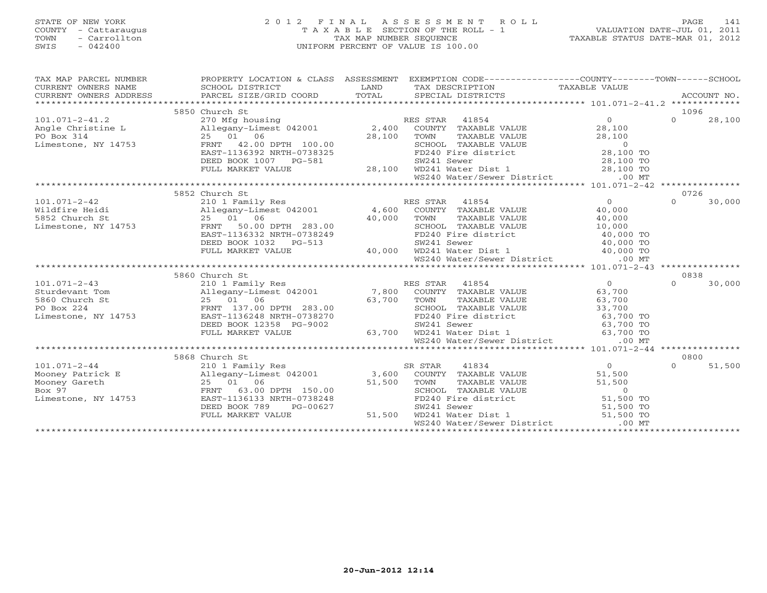STATE OF NEW YORK
COUNTY - Cattaraugus
TOWN - Carrollton
SWIS - 042400

# 2012 FINAL ASSESSMENT ROLL
TAXABLE SECTION OF THE ROLL - 1
TAX MAP NUMBER SEQUENCE
UNIFORM PERCENT OF VALUE IS 100.00

VALUATION DATE-JUL 01, 2011
TAXABLE STATUS DATE-MAR 01, 2012

| TAX MAP PARCEL NUMBER / CURRENT OWNERS NAME / CURRENT OWNERS ADDRESS | PROPERTY LOCATION & CLASS / SCHOOL DISTRICT / PARCEL SIZE/GRID COORD | ASSESSMENT LAND | TOTAL | EXEMPTION CODE / TAX DESCRIPTION / SPECIAL DISTRICTS | COUNTY / TAXABLE VALUE | TOWN | SCHOOL | ACCOUNT NO. |
|---|---|---|---|---|---|---|---|---|
| | 5850 Church St | | | | | | | 1096 |
| 101.071-2-41.2 | 270 Mfg housing | | | RES STAR 41854 | 0 | 0 | 28,100 | |
| Angle Christine L | Allegany-Limest 042001 | 2,400 | | COUNTY TAXABLE VALUE | 28,100 | | | |
| PO Box 314 | 25 01 06 | | 28,100 | TOWN TAXABLE VALUE | 28,100 | | | |
| Limestone, NY 14753 | FRNT 42.00 DPTH 100.00 | | | SCHOOL TAXABLE VALUE | 0 | | | |
| | EAST-1136392 NRTH-0738325 | | | FD240 Fire district | 28,100 TO | | | |
| | DEED BOOK 1007 PG-581 | | | SW241 Sewer | 28,100 TO | | | |
| | FULL MARKET VALUE | | 28,100 | WD241 Water Dist 1 | 28,100 TO | | | |
| | | | | WS240 Water/Sewer District | .00 MT | | | |
| | 5852 Church St | | | | | | | 0726 |
| 101.071-2-42 | 210 1 Family Res | | | RES STAR 41854 | 0 | 0 | 30,000 | |
| Wildfire Heidi | Allegany-Limest 042001 | 4,600 | | COUNTY TAXABLE VALUE | 40,000 | | | |
| 5852 Church St | 25 01 06 | | 40,000 | TOWN TAXABLE VALUE | 40,000 | | | |
| Limestone, NY 14753 | FRNT 50.00 DPTH 283.00 | | | SCHOOL TAXABLE VALUE | 10,000 | | | |
| | EAST-1136332 NRTH-0738249 | | | FD240 Fire district | 40,000 TO | | | |
| | DEED BOOK 1032 PG-513 | | | SW241 Sewer | 40,000 TO | | | |
| | FULL MARKET VALUE | | 40,000 | WD241 Water Dist 1 | 40,000 TO | | | |
| | | | | WS240 Water/Sewer District | .00 MT | | | |
| | 5860 Church St | | | | | | | 0838 |
| 101.071-2-43 | 210 1 Family Res | | | RES STAR 41854 | 0 | 0 | 30,000 | |
| Sturdevant Tom | Allegany-Limest 042001 | 7,800 | | COUNTY TAXABLE VALUE | 63,700 | | | |
| 5860 Church St | 25 01 06 | | 63,700 | TOWN TAXABLE VALUE | 63,700 | | | |
| PO Box 224 | FRNT 137.00 DPTH 283.00 | | | SCHOOL TAXABLE VALUE | 33,700 | | | |
| Limestone, NY 14753 | EAST-1136248 NRTH-0738270 | | | FD240 Fire district | 63,700 TO | | | |
| | DEED BOOK 12358 PG-9002 | | | SW241 Sewer | 63,700 TO | | | |
| | FULL MARKET VALUE | | 63,700 | WD241 Water Dist 1 | 63,700 TO | | | |
| | | | | WS240 Water/Sewer District | .00 MT | | | |
| | 5868 Church St | | | | | | | 0800 |
| 101.071-2-44 | 210 1 Family Res | | | SR STAR 41834 | 0 | 0 | 51,500 | |
| Mooney Patrick E | Allegany-Limest 042001 | 3,600 | | COUNTY TAXABLE VALUE | 51,500 | | | |
| Mooney Gareth | 25 01 06 | | 51,500 | TOWN TAXABLE VALUE | 51,500 | | | |
| Box 97 | FRNT 63.00 DPTH 150.00 | | | SCHOOL TAXABLE VALUE | 0 | | | |
| Limestone, NY 14753 | EAST-1136133 NRTH-0738248 | | | FD240 Fire district | 51,500 TO | | | |
| | DEED BOOK 789 PG-00627 | | | SW241 Sewer | 51,500 TO | | | |
| | FULL MARKET VALUE | | 51,500 | WD241 Water Dist 1 | 51,500 TO | | | |
| | | | | WS240 Water/Sewer District | .00 MT | | | |

20-Jun-2012 12:14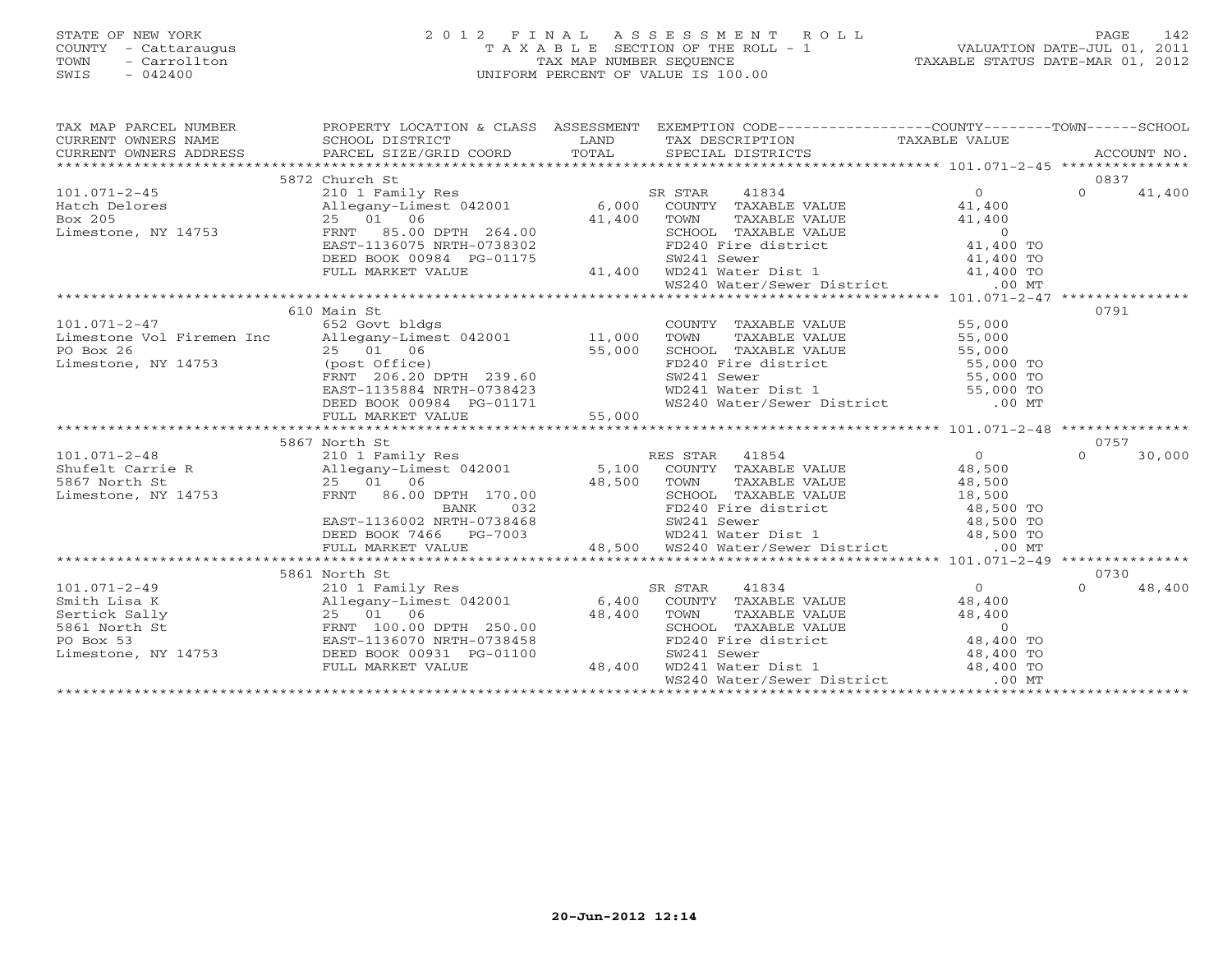STATE OF NEW YORK
COUNTY - Cattaraugus
TOWN - Carrollton
SWIS - 042400

# 2012 FINAL ASSESSMENT ROLL

TAXABLE SECTION OF THE ROLL - 1
TAX MAP NUMBER SEQUENCE
UNIFORM PERCENT OF VALUE IS 100.00

VALUATION DATE-JUL 01, 2011
TAXABLE STATUS DATE-MAR 01, 2012

| TAX MAP PARCEL NUMBER / CURRENT OWNERS NAME / CURRENT OWNERS ADDRESS | PROPERTY LOCATION & CLASS / SCHOOL DISTRICT / PARCEL SIZE/GRID COORD | ASSESSMENT LAND | TOTAL | EXEMPTION CODE / TAX DESCRIPTION / SPECIAL DISTRICTS | COUNTY TAXABLE VALUE | TOWN | SCHOOL / ACCOUNT NO. |
|---|---|---|---|---|---|---|---|
| | 5872 Church St | | | | | | 0837 |
| 101.071-2-45 | 210 1 Family Res | | | SR STAR 41834 | 0 | 0 | 41,400 |
| Hatch Delores | Allegany-Limest 042001 | 6,000 | | COUNTY TAXABLE VALUE | 41,400 | | |
| Box 205 | 25 01 06 | | 41,400 | TOWN TAXABLE VALUE | 41,400 | | |
| Limestone, NY 14753 | FRNT 85.00 DPTH 264.00 | | | SCHOOL TAXABLE VALUE | 0 | | |
| | EAST-1136075 NRTH-0738302 | | | FD240 Fire district | 41,400 TO | | |
| | DEED BOOK 00984 PG-01175 | | | SW241 Sewer | 41,400 TO | | |
| | FULL MARKET VALUE | | 41,400 | WD241 Water Dist 1 | 41,400 TO | | |
| | | | | WS240 Water/Sewer District | .00 MT | | |
| | 610 Main St | | | | | | 0791 |
| 101.071-2-47 | 652 Govt bldgs | | | COUNTY TAXABLE VALUE | 55,000 | | |
| Limestone Vol Firemen Inc | Allegany-Limest 042001 | 11,000 | | TOWN TAXABLE VALUE | 55,000 | | |
| PO Box 26 | 25 01 06 | | 55,000 | SCHOOL TAXABLE VALUE | 55,000 | | |
| Limestone, NY 14753 | (post Office) | | | FD240 Fire district | 55,000 TO | | |
| | FRNT 206.20 DPTH 239.60 | | | SW241 Sewer | 55,000 TO | | |
| | EAST-1135884 NRTH-0738423 | | | WD241 Water Dist 1 | 55,000 TO | | |
| | DEED BOOK 00984 PG-01171 | | | WS240 Water/Sewer District | .00 MT | | |
| | FULL MARKET VALUE | | 55,000 | | | | |
| | 5867 North St | | | | | | 0757 |
| 101.071-2-48 | 210 1 Family Res | | | RES STAR 41854 | 0 | 0 | 30,000 |
| Shufelt Carrie R | Allegany-Limest 042001 | 5,100 | | COUNTY TAXABLE VALUE | 48,500 | | |
| 5867 North St | 25 01 06 | | 48,500 | TOWN TAXABLE VALUE | 48,500 | | |
| Limestone, NY 14753 | FRNT 86.00 DPTH 170.00 | | | SCHOOL TAXABLE VALUE | 18,500 | | |
| | BANK 032 | | | FD240 Fire district | 48,500 TO | | |
| | EAST-1136002 NRTH-0738468 | | | SW241 Sewer | 48,500 TO | | |
| | DEED BOOK 7466 PG-7003 | | | WD241 Water Dist 1 | 48,500 TO | | |
| | FULL MARKET VALUE | | 48,500 | WS240 Water/Sewer District | .00 MT | | |
| | 5861 North St | | | | | | 0730 |
| 101.071-2-49 | 210 1 Family Res | | | SR STAR 41834 | 0 | 0 | 48,400 |
| Smith Lisa K | Allegany-Limest 042001 | 6,400 | | COUNTY TAXABLE VALUE | 48,400 | | |
| Sertick Sally | 25 01 06 | | 48,400 | TOWN TAXABLE VALUE | 48,400 | | |
| 5861 North St | FRNT 100.00 DPTH 250.00 | | | SCHOOL TAXABLE VALUE | 0 | | |
| PO Box 53 | EAST-1136070 NRTH-0738458 | | | FD240 Fire district | 48,400 TO | | |
| Limestone, NY 14753 | DEED BOOK 00931 PG-01100 | | | SW241 Sewer | 48,400 TO | | |
| | FULL MARKET VALUE | | 48,400 | WD241 Water Dist 1 | 48,400 TO | | |
| | | | | WS240 Water/Sewer District | .00 MT | | |

20-Jun-2012 12:14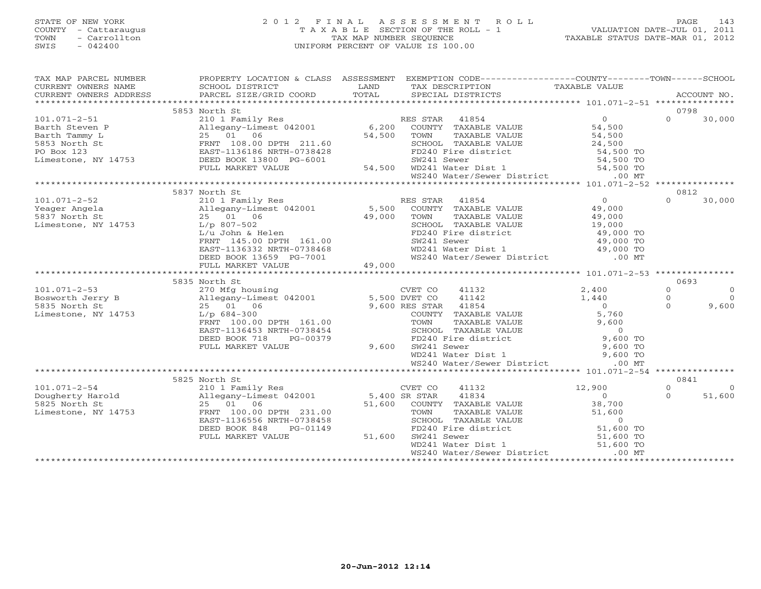STATE OF NEW YORK
COUNTY - Cattaraugus
TOWN - Carrollton
SWIS - 042400

# 2012 FINAL ASSESSMENT ROLL

TAXABLE SECTION OF THE ROLL - 1
TAX MAP NUMBER SEQUENCE
UNIFORM PERCENT OF VALUE IS 100.00

VALUATION DATE-JUL 01, 2011
TAXABLE STATUS DATE-MAR 01, 2012

| TAX MAP PARCEL NUMBER / CURRENT OWNERS NAME / CURRENT OWNERS ADDRESS | PROPERTY LOCATION & CLASS / SCHOOL DISTRICT / PARCEL SIZE/GRID COORD | ASSESSMENT LAND / TOTAL | EXEMPTION CODE / TAX DESCRIPTION / SPECIAL DISTRICTS | COUNTY TAXABLE VALUE | TOWN | SCHOOL / ACCOUNT NO. |
|---|---|---|---|---|---|---|
| | 5853 North St | | | | | 0798 |
| 101.071-2-51 | 210 1 Family Res | | RES STAR 41854 | 0 | 0 | 30,000 |
| Barth Steven P | Allegany-Limest 042001 | 6,200 | COUNTY TAXABLE VALUE | 54,500 | | |
| Barth Tammy L | 25 01 06 | 54,500 | TOWN TAXABLE VALUE | 54,500 | | |
| 5853 North St | FRNT 108.00 DPTH 211.60 | | SCHOOL TAXABLE VALUE | 24,500 | | |
| PO Box 123 | EAST-1136186 NRTH-0738428 | | FD240 Fire district | 54,500 TO | | |
| Limestone, NY 14753 | DEED BOOK 13800 PG-6001 | | SW241 Sewer | 54,500 TO | | |
| | FULL MARKET VALUE | 54,500 | WD241 Water Dist 1 | 54,500 TO | | |
| | | | WS240 Water/Sewer District | .00 MT | | |
| | 5837 North St | | | | | 0812 |
| 101.071-2-52 | 210 1 Family Res | | RES STAR 41854 | 0 | 0 | 30,000 |
| Yeager Angela | Allegany-Limest 042001 | 5,500 | COUNTY TAXABLE VALUE | 49,000 | | |
| 5837 North St | 25 01 06 | 49,000 | TOWN TAXABLE VALUE | 49,000 | | |
| Limestone, NY 14753 | L/p 807-502 | | SCHOOL TAXABLE VALUE | 19,000 | | |
| | L/u John & Helen | | FD240 Fire district | 49,000 TO | | |
| | FRNT 145.00 DPTH 161.00 | | SW241 Sewer | 49,000 TO | | |
| | EAST-1136332 NRTH-0738468 | | WD241 Water Dist 1 | 49,000 TO | | |
| | DEED BOOK 13659 PG-7001 | | WS240 Water/Sewer District | .00 MT | | |
| | FULL MARKET VALUE | 49,000 | | | | |
| | 5835 North St | | | | | 0693 |
| 101.071-2-53 | 270 Mfg housing | | CVET CO 41132 | 2,400 | 0 | 0 |
| Bosworth Jerry B | Allegany-Limest 042001 | 5,500 | DVET CO 41142 | 1,440 | 0 | 0 |
| 5835 North St | 25 01 06 | 9,600 | RES STAR 41854 | 0 | 0 | 9,600 |
| Limestone, NY 14753 | L/p 684-300 | | COUNTY TAXABLE VALUE | 5,760 | | |
| | FRNT 100.00 DPTH 161.00 | | TOWN TAXABLE VALUE | 9,600 | | |
| | EAST-1136453 NRTH-0738454 | | SCHOOL TAXABLE VALUE | 0 | | |
| | DEED BOOK 718 PG-00379 | | FD240 Fire district | 9,600 TO | | |
| | FULL MARKET VALUE | 9,600 | SW241 Sewer | 9,600 TO | | |
| | | | WD241 Water Dist 1 | 9,600 TO | | |
| | | | WS240 Water/Sewer District | .00 MT | | |
| | 5825 North St | | | | | 0841 |
| 101.071-2-54 | 210 1 Family Res | | CVET CO 41132 | 12,900 | 0 | 0 |
| Dougherty Harold | Allegany-Limest 042001 | 5,400 | SR STAR 41834 | 0 | 0 | 51,600 |
| 5825 North St | 25 01 06 | 51,600 | COUNTY TAXABLE VALUE | 38,700 | | |
| Limestone, NY 14753 | FRNT 100.00 DPTH 231.00 | | TOWN TAXABLE VALUE | 51,600 | | |
| | EAST-1136556 NRTH-0738458 | | SCHOOL TAXABLE VALUE | 0 | | |
| | DEED BOOK 848 PG-01149 | | FD240 Fire district | 51,600 TO | | |
| | FULL MARKET VALUE | 51,600 | SW241 Sewer | 51,600 TO | | |
| | | | WD241 Water Dist 1 | 51,600 TO | | |
| | | | WS240 Water/Sewer District | .00 MT | | |

20-Jun-2012 12:14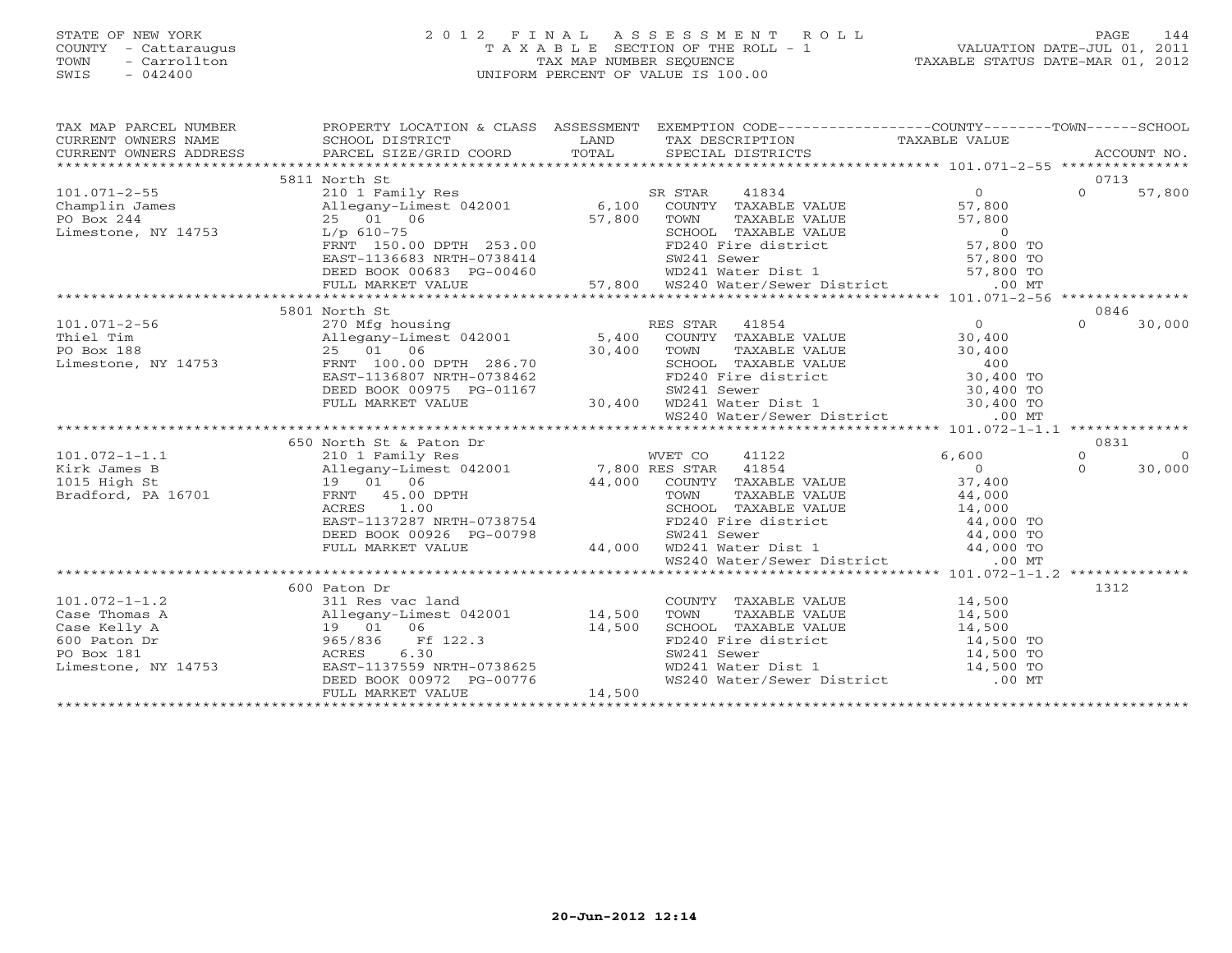STATE OF NEW YORK
COUNTY - Cattaraugus
TOWN - Carrollton
SWIS - 042400

# 2012 FINAL ASSESSMENT ROLL
TAXABLE SECTION OF THE ROLL - 1
TAX MAP NUMBER SEQUENCE
UNIFORM PERCENT OF VALUE IS 100.00

VALUATION DATE-JUL 01, 2011
TAXABLE STATUS DATE-MAR 01, 2012

| TAX MAP PARCEL NUMBER / CURRENT OWNERS NAME / CURRENT OWNERS ADDRESS | PROPERTY LOCATION & CLASS / SCHOOL DISTRICT / PARCEL SIZE/GRID COORD | ASSESSMENT LAND | TOTAL | EXEMPTION CODE / TAX DESCRIPTION / SPECIAL DISTRICTS | COUNTY TAXABLE VALUE | TOWN | SCHOOL | ACCOUNT NO. |
|---|---|---|---|---|---|---|---|---|
| | 5811 North St | | | | | | | 0713 |
| 101.071-2-55 | 210 1 Family Res | | | SR STAR 41834 | 0 | 0 | 57,800 | |
| Champlin James | Allegany-Limest 042001 | 6,100 | | COUNTY TAXABLE VALUE | 57,800 | | | |
| PO Box 244 | 25 01 06 | | 57,800 | TOWN TAXABLE VALUE | 57,800 | | | |
| Limestone, NY 14753 | L/p 610-75 | | | SCHOOL TAXABLE VALUE | 0 | | | |
| | FRNT 150.00 DPTH 253.00 | | | FD240 Fire district | 57,800 TO | | | |
| | EAST-1136683 NRTH-0738414 | | | SW241 Sewer | 57,800 TO | | | |
| | DEED BOOK 00683 PG-00460 | | | WD241 Water Dist 1 | 57,800 TO | | | |
| | FULL MARKET VALUE | | 57,800 | WS240 Water/Sewer District | .00 MT | | | |
| | 5801 North St | | | | | | | 0846 |
| 101.071-2-56 | 270 Mfg housing | | | RES STAR 41854 | 0 | 0 | 30,000 | |
| Thiel Tim | Allegany-Limest 042001 | 5,400 | | COUNTY TAXABLE VALUE | 30,400 | | | |
| PO Box 188 | 25 01 06 | | 30,400 | TOWN TAXABLE VALUE | 30,400 | | | |
| Limestone, NY 14753 | FRNT 100.00 DPTH 286.70 | | | SCHOOL TAXABLE VALUE | 400 | | | |
| | EAST-1136807 NRTH-0738462 | | | FD240 Fire district | 30,400 TO | | | |
| | DEED BOOK 00975 PG-01167 | | | SW241 Sewer | 30,400 TO | | | |
| | FULL MARKET VALUE | | 30,400 | WD241 Water Dist 1 | 30,400 TO | | | |
| | | | | WS240 Water/Sewer District | .00 MT | | | |
| | 650 North St & Paton Dr | | | | | | | 0831 |
| 101.072-1-1.1 | 210 1 Family Res | | | WVET CO 41122 | 6,600 | 0 | 0 | |
| Kirk James B | Allegany-Limest 042001 | 7,800 | | RES STAR 41854 | 0 | 0 | 30,000 | |
| 1015 High St | 19 01 06 | | 44,000 | COUNTY TAXABLE VALUE | 37,400 | | | |
| Bradford, PA 16701 | FRNT 45.00 DPTH | | | TOWN TAXABLE VALUE | 44,000 | | | |
| | ACRES 1.00 | | | SCHOOL TAXABLE VALUE | 14,000 | | | |
| | EAST-1137287 NRTH-0738754 | | | FD240 Fire district | 44,000 TO | | | |
| | DEED BOOK 00926 PG-00798 | | | SW241 Sewer | 44,000 TO | | | |
| | FULL MARKET VALUE | | 44,000 | WD241 Water Dist 1 | 44,000 TO | | | |
| | | | | WS240 Water/Sewer District | .00 MT | | | |
| | 600 Paton Dr | | | | | | | 1312 |
| 101.072-1-1.2 | 311 Res vac land | | | COUNTY TAXABLE VALUE | 14,500 | | | |
| Case Thomas A | Allegany-Limest 042001 | 14,500 | | TOWN TAXABLE VALUE | 14,500 | | | |
| Case Kelly A | 19 01 06 | | 14,500 | SCHOOL TAXABLE VALUE | 14,500 | | | |
| 600 Paton Dr | 965/836 Ff 122.3 | | | FD240 Fire district | 14,500 TO | | | |
| PO Box 181 | ACRES 6.30 | | | SW241 Sewer | 14,500 TO | | | |
| Limestone, NY 14753 | EAST-1137559 NRTH-0738625 | | | WD241 Water Dist 1 | 14,500 TO | | | |
| | DEED BOOK 00972 PG-00776 | | | WS240 Water/Sewer District | .00 MT | | | |
| | FULL MARKET VALUE | | 14,500 | | | | | |

20-Jun-2012 12:14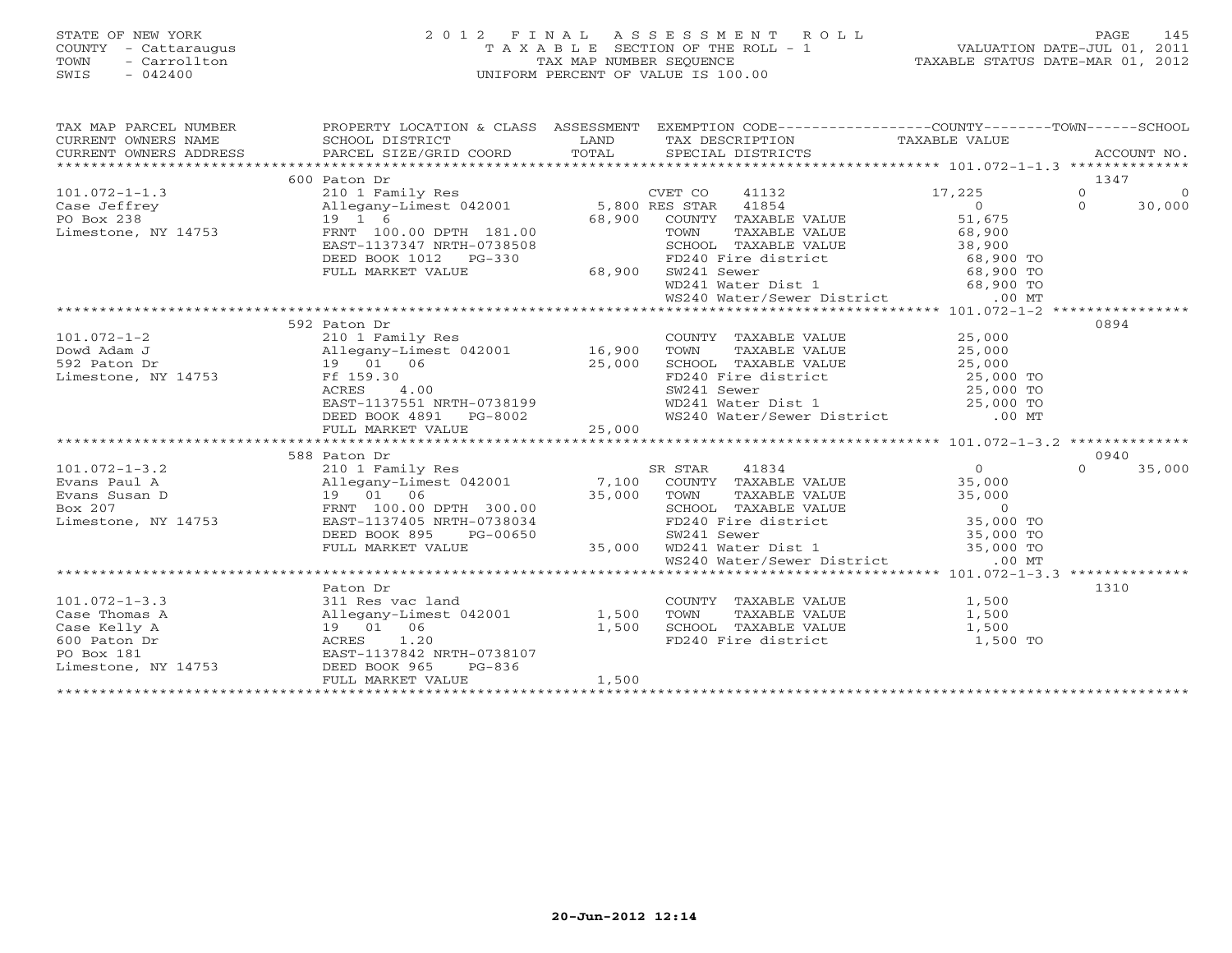STATE OF NEW YORK
COUNTY - Cattaraugus
TOWN - Carrollton
SWIS - 042400

# 2 0 1 2 F I N A L A S S E S S M E N T R O L L

T A X A B L E SECTION OF THE ROLL - 1
TAX MAP NUMBER SEQUENCE
UNIFORM PERCENT OF VALUE IS 100.00

VALUATION DATE-JUL 01, 2011
TAXABLE STATUS DATE-MAR 01, 2012

| TAX MAP PARCEL NUMBER / CURRENT OWNERS NAME / CURRENT OWNERS ADDRESS | PROPERTY LOCATION & CLASS / SCHOOL DISTRICT / PARCEL SIZE/GRID COORD | ASSESSMENT LAND / TOTAL | EXEMPTION CODE / TAX DESCRIPTION / SPECIAL DISTRICTS | COUNTY / TAXABLE VALUE | TOWN | SCHOOL | ACCOUNT NO. |
|---|---|---|---|---|---|---|---|
| | 600 Paton Dr | | | | | | 1347 |
| 101.072-1-1.3 | 210 1 Family Res | | CVET CO 41132 | 17,225 | 0 | 0 | |
| Case Jeffrey | Allegany-Limest 042001 | 5,800 | RES STAR 41854 | 0 | 0 | 30,000 | |
| PO Box 238 | 19 1 6 | 68,900 | COUNTY TAXABLE VALUE | 51,675 | | | |
| Limestone, NY 14753 | FRNT 100.00 DPTH 181.00 | | TOWN TAXABLE VALUE | 68,900 | | | |
| | EAST-1137347 NRTH-0738508 | | SCHOOL TAXABLE VALUE | 38,900 | | | |
| | DEED BOOK 1012 PG-330 | | FD240 Fire district | 68,900 TO | | | |
| | FULL MARKET VALUE | 68,900 | SW241 Sewer | 68,900 TO | | | |
| | | | WD241 Water Dist 1 | 68,900 TO | | | |
| | | | WS240 Water/Sewer District | .00 MT | | | |
| | 592 Paton Dr | | | | | | 0894 |
| 101.072-1-2 | 210 1 Family Res | | COUNTY TAXABLE VALUE | 25,000 | | | |
| Dowd Adam J | Allegany-Limest 042001 | 16,900 | TOWN TAXABLE VALUE | 25,000 | | | |
| 592 Paton Dr | 19 01 06 | 25,000 | SCHOOL TAXABLE VALUE | 25,000 | | | |
| Limestone, NY 14753 | Ff 159.30 | | FD240 Fire district | 25,000 TO | | | |
| | ACRES 4.00 | | SW241 Sewer | 25,000 TO | | | |
| | EAST-1137551 NRTH-0738199 | | WD241 Water Dist 1 | 25,000 TO | | | |
| | DEED BOOK 4891 PG-8002 | | WS240 Water/Sewer District | .00 MT | | | |
| | FULL MARKET VALUE | 25,000 | | | | | |
| | 588 Paton Dr | | | | | | 0940 |
| 101.072-1-3.2 | 210 1 Family Res | | SR STAR 41834 | 0 | 0 | 35,000 | |
| Evans Paul A | Allegany-Limest 042001 | 7,100 | COUNTY TAXABLE VALUE | 35,000 | | | |
| Evans Susan D | 19 01 06 | 35,000 | TOWN TAXABLE VALUE | 35,000 | | | |
| Box 207 | FRNT 100.00 DPTH 300.00 | | SCHOOL TAXABLE VALUE | 0 | | | |
| Limestone, NY 14753 | EAST-1137405 NRTH-0738034 | | FD240 Fire district | 35,000 TO | | | |
| | DEED BOOK 895 PG-00650 | | SW241 Sewer | 35,000 TO | | | |
| | FULL MARKET VALUE | 35,000 | WD241 Water Dist 1 | 35,000 TO | | | |
| | | | WS240 Water/Sewer District | .00 MT | | | |
| | Paton Dr | | | | | | 1310 |
| 101.072-1-3.3 | 311 Res vac land | | COUNTY TAXABLE VALUE | 1,500 | | | |
| Case Thomas A | Allegany-Limest 042001 | 1,500 | TOWN TAXABLE VALUE | 1,500 | | | |
| Case Kelly A | 19 01 06 | 1,500 | SCHOOL TAXABLE VALUE | 1,500 | | | |
| 600 Paton Dr | ACRES 1.20 | | FD240 Fire district | 1,500 TO | | | |
| PO Box 181 | EAST-1137842 NRTH-0738107 | | | | | | |
| Limestone, NY 14753 | DEED BOOK 965 PG-836 | | | | | | |
| | FULL MARKET VALUE | 1,500 | | | | | |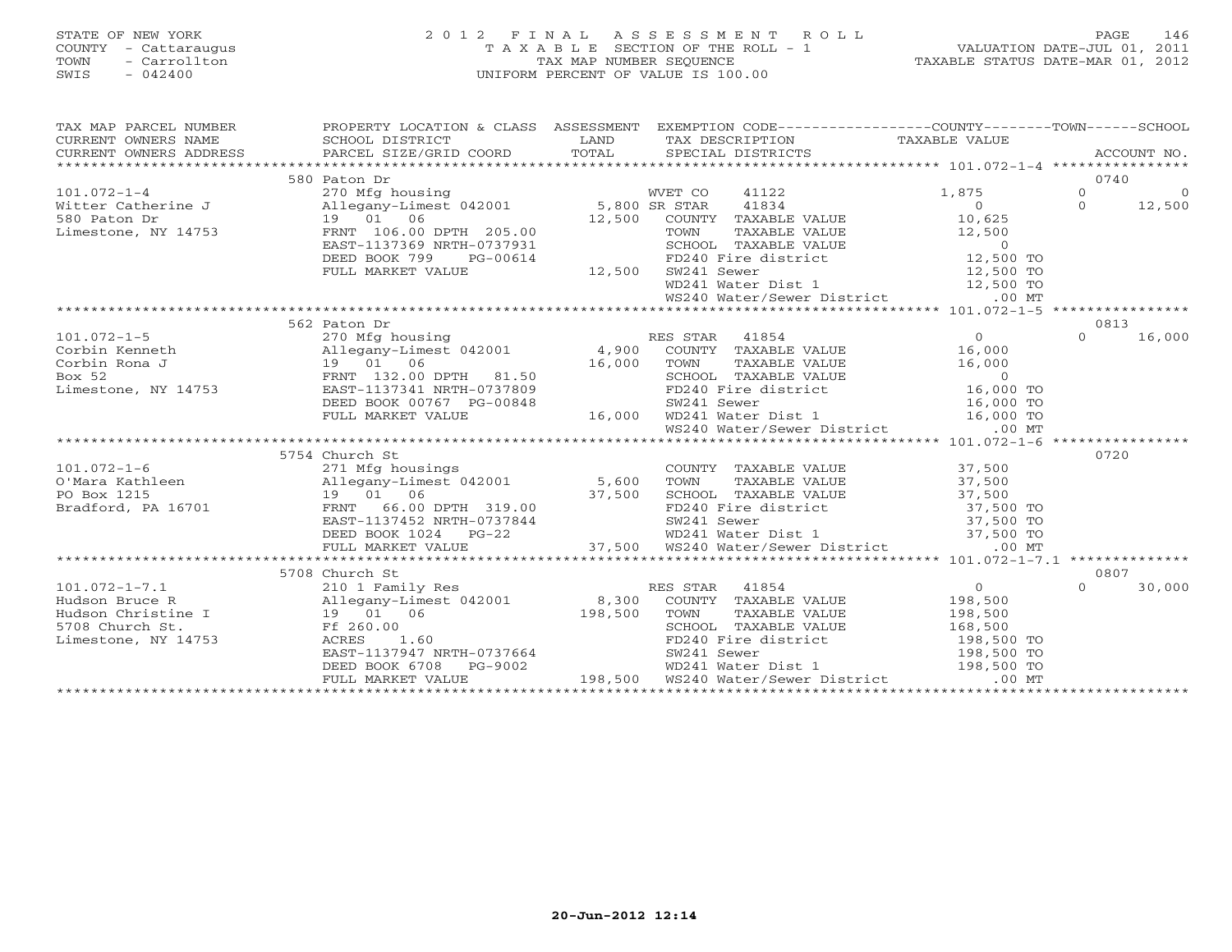STATE OF NEW YORK
COUNTY - Cattaraugus
TOWN - Carrollton
SWIS - 042400

# 2012 FINAL ASSESSMENT ROLL

TAXABLE SECTION OF THE ROLL - 1
TAX MAP NUMBER SEQUENCE
UNIFORM PERCENT OF VALUE IS 100.00

VALUATION DATE-JUL 01, 2011
TAXABLE STATUS DATE-MAR 01, 2012

| TAX MAP PARCEL NUMBER / CURRENT OWNERS NAME / CURRENT OWNERS ADDRESS | PROPERTY LOCATION & CLASS / SCHOOL DISTRICT / PARCEL SIZE/GRID COORD | ASSESSMENT LAND | TOTAL | EXEMPTION CODE / TAX DESCRIPTION / SPECIAL DISTRICTS | COUNTY TAXABLE VALUE | TOWN | SCHOOL | ACCOUNT NO. |
|---|---|---|---|---|---|---|---|---|
| | 580 Paton Dr | | | | | | | 0740 |
| 101.072-1-4 | 270 Mfg housing | | | WVET CO 41122 | 1,875 | 0 | 0 | |
| Witter Catherine J | Allegany-Limest 042001 | 5,800 | | SR STAR 41834 | 0 | 0 | 12,500 | |
| 580 Paton Dr | 19 01 06 | | 12,500 | COUNTY TAXABLE VALUE | 10,625 | | | |
| Limestone, NY 14753 | FRNT 106.00 DPTH 205.00 | | | TOWN TAXABLE VALUE | 12,500 | | | |
| | EAST-1137369 NRTH-0737931 | | | SCHOOL TAXABLE VALUE | 0 | | | |
| | DEED BOOK 799 PG-00614 | | | FD240 Fire district | 12,500 TO | | | |
| | FULL MARKET VALUE | | 12,500 | SW241 Sewer | 12,500 TO | | | |
| | | | | WD241 Water Dist 1 | 12,500 TO | | | |
| | | | | WS240 Water/Sewer District | .00 MT | | | |
| | 562 Paton Dr | | | | | | | 0813 |
| 101.072-1-5 | 270 Mfg housing | | | RES STAR 41854 | 0 | 0 | 16,000 | |
| Corbin Kenneth | Allegany-Limest 042001 | 4,900 | | COUNTY TAXABLE VALUE | 16,000 | | | |
| Corbin Rona J | 19 01 06 | | 16,000 | TOWN TAXABLE VALUE | 16,000 | | | |
| Box 52 | FRNT 132.00 DPTH 81.50 | | | SCHOOL TAXABLE VALUE | 0 | | | |
| Limestone, NY 14753 | EAST-1137341 NRTH-0737809 | | | FD240 Fire district | 16,000 TO | | | |
| | DEED BOOK 00767 PG-00848 | | | SW241 Sewer | 16,000 TO | | | |
| | FULL MARKET VALUE | | 16,000 | WD241 Water Dist 1 | 16,000 TO | | | |
| | | | | WS240 Water/Sewer District | .00 MT | | | |
| | 5754 Church St | | | | | | | 0720 |
| 101.072-1-6 | 271 Mfg housings | | | COUNTY TAXABLE VALUE | 37,500 | | | |
| O'Mara Kathleen | Allegany-Limest 042001 | 5,600 | | TOWN TAXABLE VALUE | 37,500 | | | |
| PO Box 1215 | 19 01 06 | | 37,500 | SCHOOL TAXABLE VALUE | 37,500 | | | |
| Bradford, PA 16701 | FRNT 66.00 DPTH 319.00 | | | FD240 Fire district | 37,500 TO | | | |
| | EAST-1137452 NRTH-0737844 | | | SW241 Sewer | 37,500 TO | | | |
| | DEED BOOK 1024 PG-22 | | | WD241 Water Dist 1 | 37,500 TO | | | |
| | FULL MARKET VALUE | | 37,500 | WS240 Water/Sewer District | .00 MT | | | |
| | 5708 Church St | | | | | | | 0807 |
| 101.072-1-7.1 | 210 1 Family Res | | | RES STAR 41854 | 0 | 0 | 30,000 | |
| Hudson Bruce R | Allegany-Limest 042001 | 8,300 | | COUNTY TAXABLE VALUE | 198,500 | | | |
| Hudson Christine I | 19 01 06 | | 198,500 | TOWN TAXABLE VALUE | 198,500 | | | |
| 5708 Church St. | Ff 260.00 | | | SCHOOL TAXABLE VALUE | 168,500 | | | |
| Limestone, NY 14753 | ACRES 1.60 | | | FD240 Fire district | 198,500 TO | | | |
| | EAST-1137947 NRTH-0737664 | | | SW241 Sewer | 198,500 TO | | | |
| | DEED BOOK 6708 PG-9002 | | | WD241 Water Dist 1 | 198,500 TO | | | |
| | FULL MARKET VALUE | | 198,500 | WS240 Water/Sewer District | .00 MT | | | |

20-Jun-2012 12:14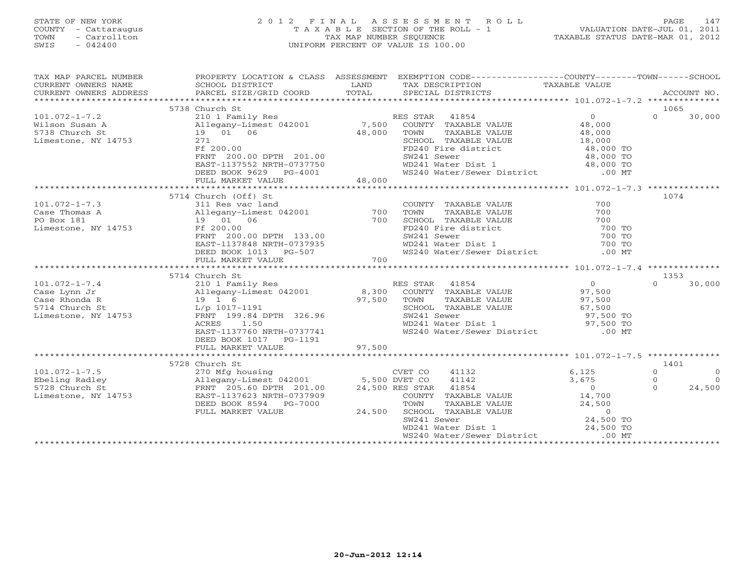STATE OF NEW YORK
COUNTY - Cattaraugus
TOWN - Carrollton
SWIS - 042400

2012 FINAL ASSESSMENT ROLL
TAXABLE SECTION OF THE ROLL - 1
TAX MAP NUMBER SEQUENCE
UNIFORM PERCENT OF VALUE IS 100.00

VALUATION DATE-JUL 01, 2011
TAXABLE STATUS DATE-MAR 01, 2012

| TAX MAP PARCEL NUMBER / CURRENT OWNERS NAME / CURRENT OWNERS ADDRESS | PROPERTY LOCATION & CLASS / SCHOOL DISTRICT / PARCEL SIZE/GRID COORD | ASSESSMENT LAND / TOTAL | EXEMPTION CODE / TAX DESCRIPTION / SPECIAL DISTRICTS | COUNTY TAXABLE VALUE | TOWN | SCHOOL | ACCOUNT NO. |
|---|---|---|---|---|---|---|---|
| | 5738 Church St | | | | | | 1065 |
| 101.072-1-7.2 | 210 1 Family Res | | RES STAR 41854 | 0 | 0 | 30,000 | |
| Wilson Susan A | Allegany-Limest 042001 | 7,500 | COUNTY TAXABLE VALUE | 48,000 | | | |
| 5738 Church St | 19 01 06 | 48,000 | TOWN TAXABLE VALUE | 48,000 | | | |
| Limestone, NY 14753 | 271 | | SCHOOL TAXABLE VALUE | 18,000 | | | |
| | Ff 200.00 | | FD240 Fire district | 48,000 TO | | | |
| | FRNT 200.00 DPTH 201.00 | | SW241 Sewer | 48,000 TO | | | |
| | EAST-1137552 NRTH-0737750 | | WD241 Water Dist 1 | 48,000 TO | | | |
| | DEED BOOK 9629 PG-4001 | | WS240 Water/Sewer District | .00 MT | | | |
| | FULL MARKET VALUE | 48,000 | | | | | |
| | 5714 Church (Off) St | | | | | | 1074 |
| 101.072-1-7.3 | 311 Res vac land | | COUNTY TAXABLE VALUE | 700 | | | |
| Case Thomas A | Allegany-Limest 042001 | 700 | TOWN TAXABLE VALUE | 700 | | | |
| PO Box 181 | 19 01 06 | 700 | SCHOOL TAXABLE VALUE | 700 | | | |
| Limestone, NY 14753 | Ff 200.00 | | FD240 Fire district | 700 TO | | | |
| | FRNT 200.00 DPTH 133.00 | | SW241 Sewer | 700 TO | | | |
| | EAST-1137848 NRTH-0737935 | | WD241 Water Dist 1 | 700 TO | | | |
| | DEED BOOK 1013 PG-507 | | WS240 Water/Sewer District | .00 MT | | | |
| | FULL MARKET VALUE | 700 | | | | | |
| | 5714 Church St | | | | | | 1353 |
| 101.072-1-7.4 | 210 1 Family Res | | RES STAR 41854 | 0 | 0 | 30,000 | |
| Case Lynn Jr | Allegany-Limest 042001 | 8,300 | COUNTY TAXABLE VALUE | 97,500 | | | |
| Case Rhonda R | 19 1 6 | 97,500 | TOWN TAXABLE VALUE | 97,500 | | | |
| 5714 Church St | L/p 1017-1191 | | SCHOOL TAXABLE VALUE | 67,500 | | | |
| Limestone, NY 14753 | FRNT 199.84 DPTH 326.96 | | SW241 Sewer | 97,500 TO | | | |
| | ACRES 1.50 | | WD241 Water Dist 1 | 97,500 TO | | | |
| | EAST-1137760 NRTH-0737741 | | WS240 Water/Sewer District | .00 MT | | | |
| | DEED BOOK 1017 PG-1191 | | | | | | |
| | FULL MARKET VALUE | 97,500 | | | | | |
| | 5728 Church St | | | | | | 1401 |
| 101.072-1-7.5 | 270 Mfg housing | | CVET CO 41132 | 6,125 | 0 | 0 | |
| Ebeling Radley | Allegany-Limest 042001 | 5,500 | DVET CO 41142 | 3,675 | 0 | 0 | |
| 5728 Church St | FRNT 205.60 DPTH 201.00 | 24,500 | RES STAR 41854 | 0 | 0 | 24,500 | |
| Limestone, NY 14753 | EAST-1137623 NRTH-0737909 | | COUNTY TAXABLE VALUE | 14,700 | | | |
| | DEED BOOK 8594 PG-7000 | | TOWN TAXABLE VALUE | 24,500 | | | |
| | FULL MARKET VALUE | 24,500 | SCHOOL TAXABLE VALUE | 0 | | | |
| | | | SW241 Sewer | 24,500 TO | | | |
| | | | WD241 Water Dist 1 | 24,500 TO | | | |
| | | | WS240 Water/Sewer District | .00 MT | | | |

20-Jun-2012 12:14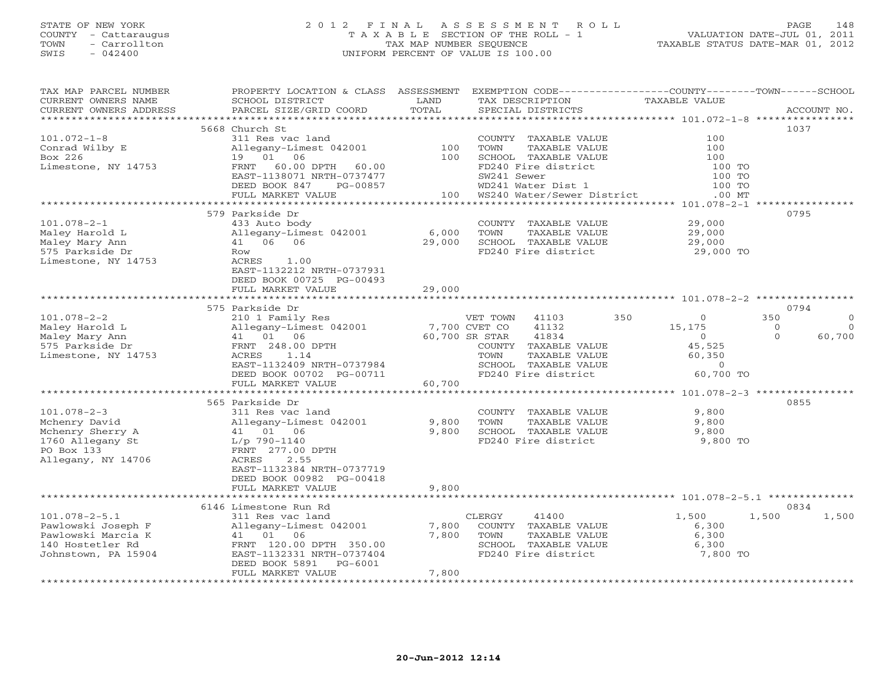STATE OF NEW YORK
COUNTY - Cattaraugus
TOWN - Carrollton
SWIS - 042400

# 2012 FINAL ASSESSMENT ROLL

TAXABLE SECTION OF THE ROLL - 1
TAX MAP NUMBER SEQUENCE
UNIFORM PERCENT OF VALUE IS 100.00

VALUATION DATE-JUL 01, 2011
TAXABLE STATUS DATE-MAR 01, 2012

| TAX MAP PARCEL NUMBER / CURRENT OWNERS NAME / CURRENT OWNERS ADDRESS | PROPERTY LOCATION & CLASS / SCHOOL DISTRICT / PARCEL SIZE/GRID COORD | ASSESSMENT LAND | TOTAL | EXEMPTION CODE / TAX DESCRIPTION / SPECIAL DISTRICTS | COUNTY TAXABLE VALUE | TOWN | SCHOOL | ACCOUNT NO. |
|---|---|---|---|---|---|---|---|---|
| | 5668 Church St | | | | | | | 1037 |
| 101.072-1-8 | 311 Res vac land | | | COUNTY TAXABLE VALUE | 100 | | | |
| Conrad Wilby E | Allegany-Limest 042001 | 100 | | TOWN TAXABLE VALUE | 100 | | | |
| Box 226 | 19 01 06 | | 100 | SCHOOL TAXABLE VALUE | 100 | | | |
| Limestone, NY 14753 | FRNT 60.00 DPTH 60.00 | | | FD240 Fire district | 100 TO | | | |
| | EAST-1138071 NRTH-0737477 | | | SW241 Sewer | 100 TO | | | |
| | DEED BOOK 847 PG-00857 | | | WD241 Water Dist 1 | 100 TO | | | |
| | FULL MARKET VALUE | | 100 | WS240 Water/Sewer District | .00 MT | | | |
| | 579 Parkside Dr | | | | | | | 0795 |
| 101.078-2-1 | 433 Auto body | | | COUNTY TAXABLE VALUE | 29,000 | | | |
| Maley Harold L | Allegany-Limest 042001 | 6,000 | | TOWN TAXABLE VALUE | 29,000 | | | |
| Maley Mary Ann | 41 06 06 | | 29,000 | SCHOOL TAXABLE VALUE | 29,000 | | | |
| 575 Parkside Dr | Row | | | FD240 Fire district | 29,000 TO | | | |
| Limestone, NY 14753 | ACRES 1.00 | | | | | | | |
| | EAST-1132212 NRTH-0737931 | | | | | | | |
| | DEED BOOK 00725 PG-00493 | | | | | | | |
| | FULL MARKET VALUE | | 29,000 | | | | | |
| | 575 Parkside Dr | | | | | | | 0794 |
| 101.078-2-2 | 210 1 Family Res | | | VET TOWN 41103 350 | 0 | 350 | 0 | |
| Maley Harold L | Allegany-Limest 042001 | 7,700 | | CVET CO 41132 | 15,175 | 0 | 0 | |
| Maley Mary Ann | 41 01 06 | | 60,700 | SR STAR 41834 | 0 | 0 | 60,700 | |
| 575 Parkside Dr | FRNT 248.00 DPTH | | | COUNTY TAXABLE VALUE | 45,525 | | | |
| Limestone, NY 14753 | ACRES 1.14 | | | TOWN TAXABLE VALUE | 60,350 | | | |
| | EAST-1132409 NRTH-0737984 | | | SCHOOL TAXABLE VALUE | 0 | | | |
| | DEED BOOK 00702 PG-00711 | | | FD240 Fire district | 60,700 TO | | | |
| | FULL MARKET VALUE | | 60,700 | | | | | |
| | 565 Parkside Dr | | | | | | | 0855 |
| 101.078-2-3 | 311 Res vac land | | | COUNTY TAXABLE VALUE | 9,800 | | | |
| Mchenry David | Allegany-Limest 042001 | 9,800 | | TOWN TAXABLE VALUE | 9,800 | | | |
| Mchenry Sherry A | 41 01 06 | | 9,800 | SCHOOL TAXABLE VALUE | 9,800 | | | |
| 1760 Allegany St | L/p 790-1140 | | | FD240 Fire district | 9,800 TO | | | |
| PO Box 133 | FRNT 277.00 DPTH | | | | | | | |
| Allegany, NY 14706 | ACRES 2.55 | | | | | | | |
| | EAST-1132384 NRTH-0737719 | | | | | | | |
| | DEED BOOK 00982 PG-00418 | | | | | | | |
| | FULL MARKET VALUE | | 9,800 | | | | | |
| | 6146 Limestone Run Rd | | | | | | | 0834 |
| 101.078-2-5.1 | 311 Res vac land | | | CLERGY 41400 | 1,500 | 1,500 | 1,500 | |
| Pawlowski Joseph F | Allegany-Limest 042001 | 7,800 | | COUNTY TAXABLE VALUE | 6,300 | | | |
| Pawlowski Marcia K | 41 01 06 | | 7,800 | TOWN TAXABLE VALUE | 6,300 | | | |
| 140 Hostetler Rd | FRNT 120.00 DPTH 350.00 | | | SCHOOL TAXABLE VALUE | 6,300 | | | |
| Johnstown, PA 15904 | EAST-1132331 NRTH-0737404 | | | FD240 Fire district | 7,800 TO | | | |
| | DEED BOOK 5891 PG-6001 | | | | | | | |
| | FULL MARKET VALUE | | 7,800 | | | | | |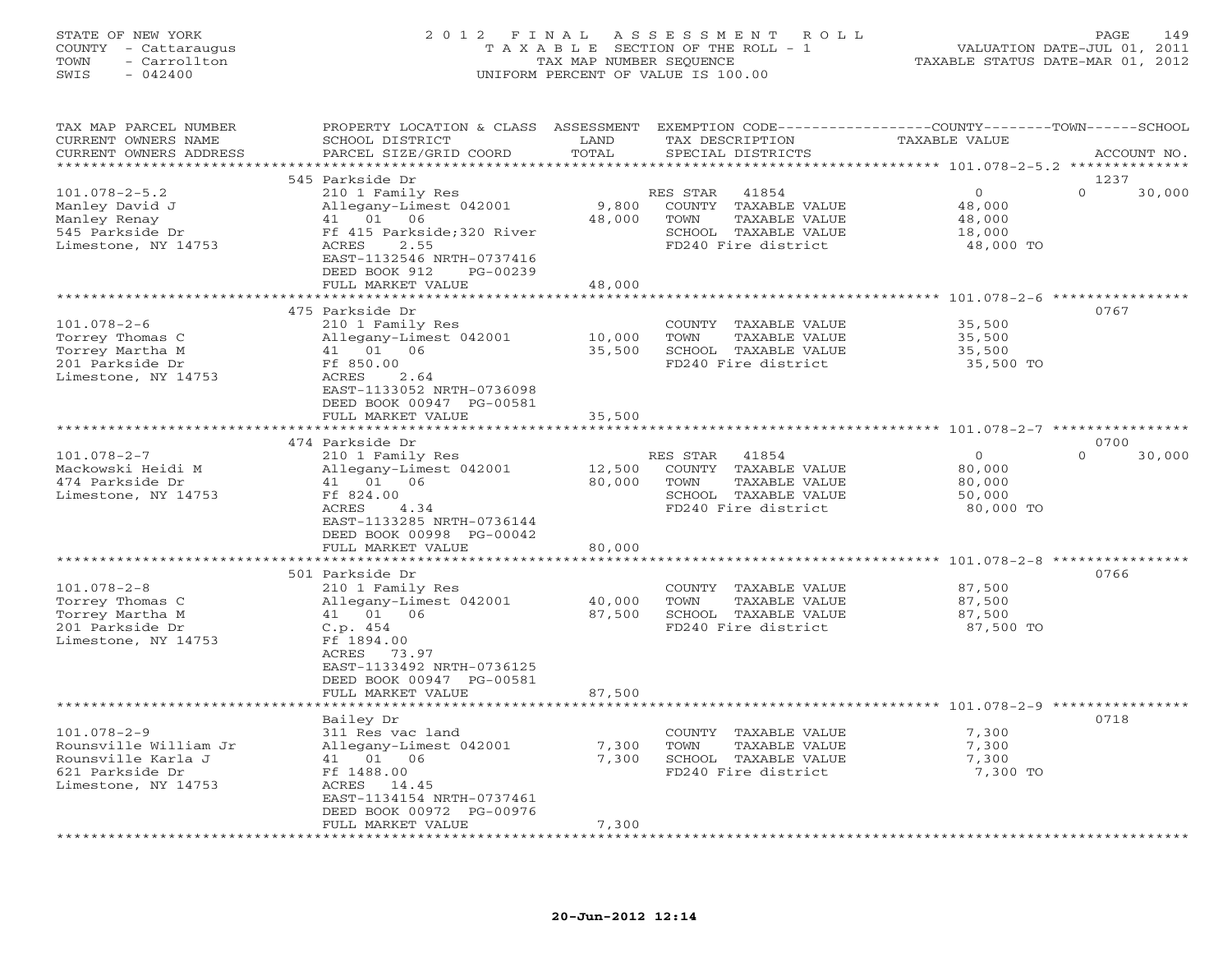STATE OF NEW YORK
COUNTY - Cattaraugus
TOWN - Carrollton
SWIS - 042400

2012 FINAL ASSESSMENT ROLL
TAXABLE SECTION OF THE ROLL - 1
TAX MAP NUMBER SEQUENCE
UNIFORM PERCENT OF VALUE IS 100.00

VALUATION DATE-JUL 01, 2011
TAXABLE STATUS DATE-MAR 01, 2012

| TAX MAP PARCEL NUMBER / CURRENT OWNERS NAME / CURRENT OWNERS ADDRESS | PROPERTY LOCATION & CLASS / SCHOOL DISTRICT / PARCEL SIZE/GRID COORD | ASSESSMENT LAND / TOTAL | EXEMPTION CODE / TAX DESCRIPTION / SPECIAL DISTRICTS | COUNTY / TOWN / SCHOOL TAXABLE VALUE | ACCOUNT NO. |
|---|---|---|---|---|---|
| 101.078-2-5.2 | 545 Parkside Dr | | | | 1237 |
| Manley David J | 210 1 Family Res | | RES STAR 41854 | 0 / 0 / 30,000 | |
| Manley Renay | Allegany-Limest 042001 | 9,800 | COUNTY TAXABLE VALUE | 48,000 | |
| 545 Parkside Dr | 41 01 06 | 48,000 | TOWN TAXABLE VALUE | 48,000 | |
| Limestone, NY 14753 | Ff 415 Parkside;320 River | | SCHOOL TAXABLE VALUE | 18,000 | |
| | ACRES 2.55 | | FD240 Fire district | 48,000 TO | |
| | EAST-1132546 NRTH-0737416 | | | | |
| | DEED BOOK 912 PG-00239 | | | | |
| | FULL MARKET VALUE | 48,000 | | | |
| 101.078-2-6 | 475 Parkside Dr | | | | 0767 |
| Torrey Thomas C | 210 1 Family Res | | COUNTY TAXABLE VALUE | 35,500 | |
| Torrey Martha M | Allegany-Limest 042001 | 10,000 | TOWN TAXABLE VALUE | 35,500 | |
| 201 Parkside Dr | 41 01 06 | 35,500 | SCHOOL TAXABLE VALUE | 35,500 | |
| Limestone, NY 14753 | Ff 850.00 | | FD240 Fire district | 35,500 TO | |
| | ACRES 2.64 | | | | |
| | EAST-1133052 NRTH-0736098 | | | | |
| | DEED BOOK 00947 PG-00581 | | | | |
| | FULL MARKET VALUE | 35,500 | | | |
| 101.078-2-7 | 474 Parkside Dr | | | | 0700 |
| Mackowski Heidi M | 210 1 Family Res | | RES STAR 41854 | 0 / 0 / 30,000 | |
| 474 Parkside Dr | Allegany-Limest 042001 | 12,500 | COUNTY TAXABLE VALUE | 80,000 | |
| Limestone, NY 14753 | 41 01 06 | 80,000 | TOWN TAXABLE VALUE | 80,000 | |
| | Ff 824.00 | | SCHOOL TAXABLE VALUE | 50,000 | |
| | ACRES 4.34 | | FD240 Fire district | 80,000 TO | |
| | EAST-1133285 NRTH-0736144 | | | | |
| | DEED BOOK 00998 PG-00042 | | | | |
| | FULL MARKET VALUE | 80,000 | | | |
| 101.078-2-8 | 501 Parkside Dr | | | | 0766 |
| Torrey Thomas C | 210 1 Family Res | | COUNTY TAXABLE VALUE | 87,500 | |
| Torrey Martha M | Allegany-Limest 042001 | 40,000 | TOWN TAXABLE VALUE | 87,500 | |
| 201 Parkside Dr | 41 01 06 | 87,500 | SCHOOL TAXABLE VALUE | 87,500 | |
| Limestone, NY 14753 | C.p. 454 | | FD240 Fire district | 87,500 TO | |
| | Ff 1894.00 | | | | |
| | ACRES 73.97 | | | | |
| | EAST-1133492 NRTH-0736125 | | | | |
| | DEED BOOK 00947 PG-00581 | | | | |
| | FULL MARKET VALUE | 87,500 | | | |
| 101.078-2-9 | Bailey Dr | | | | 0718 |
| Rounsville William Jr | 311 Res vac land | | COUNTY TAXABLE VALUE | 7,300 | |
| Rounsville Karla J | Allegany-Limest 042001 | 7,300 | TOWN TAXABLE VALUE | 7,300 | |
| 621 Parkside Dr | 41 01 06 | 7,300 | SCHOOL TAXABLE VALUE | 7,300 | |
| Limestone, NY 14753 | Ff 1488.00 | | FD240 Fire district | 7,300 TO | |
| | ACRES 14.45 | | | | |
| | EAST-1134154 NRTH-0737461 | | | | |
| | DEED BOOK 00972 PG-00976 | | | | |
| | FULL MARKET VALUE | 7,300 | | | |

20-Jun-2012 12:14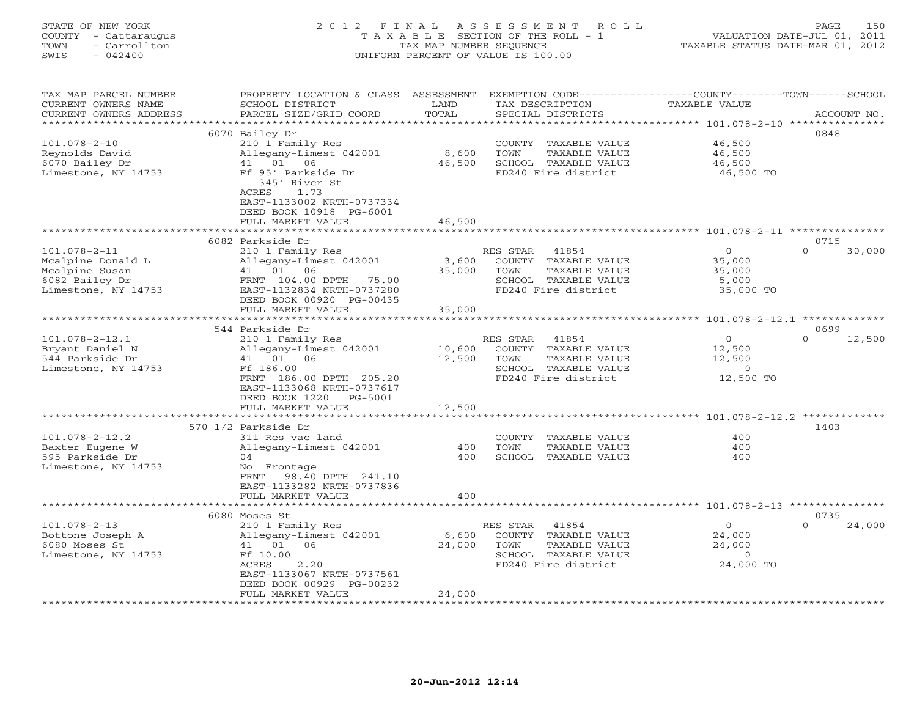STATE OF NEW YORK
COUNTY - Cattaraugus
TOWN - Carrollton
SWIS - 042400

# 2012 FINAL ASSESSMENT ROLL

TAXABLE SECTION OF THE ROLL - 1
TAX MAP NUMBER SEQUENCE
UNIFORM PERCENT OF VALUE IS 100.00

VALUATION DATE-JUL 01, 2011
TAXABLE STATUS DATE-MAR 01, 2012

| TAX MAP PARCEL NUMBER / CURRENT OWNERS NAME / CURRENT OWNERS ADDRESS | PROPERTY LOCATION & CLASS / SCHOOL DISTRICT / PARCEL SIZE/GRID COORD | ASSESSMENT LAND | TOTAL | EXEMPTION CODE / TAX DESCRIPTION / SPECIAL DISTRICTS | COUNTY / TOWN / SCHOOL TAXABLE VALUE | ACCOUNT NO. |
|---|---|---|---|---|---|---|
| **101.078-2-10** | 6070 Bailey Dr | | | | | 0848 |
| 101.078-2-10 | 210 1 Family Res | | | COUNTY TAXABLE VALUE | 46,500 | |
| Reynolds David | Allegany-Limest 042001 | 8,600 | | TOWN TAXABLE VALUE | 46,500 | |
| 6070 Bailey Dr | 41 01 06 | | 46,500 | SCHOOL TAXABLE VALUE | 46,500 | |
| Limestone, NY 14753 | Ff 95' Parkside Dr | | | FD240 Fire district | 46,500 TO | |
| | 345' River St | | | | | |
| | ACRES 1.73 | | | | | |
| | EAST-1133002 NRTH-0737334 | | | | | |
| | DEED BOOK 10918 PG-6001 | | | | | |
| | FULL MARKET VALUE | | 46,500 | | | |
| **101.078-2-11** | 6082 Parkside Dr | | | | | 0715 |
| 101.078-2-11 | 210 1 Family Res | | | RES STAR 41854 | 0 / 0 / 30,000 | |
| Mcalpine Donald L | Allegany-Limest 042001 | 3,600 | | COUNTY TAXABLE VALUE | 35,000 | |
| Mcalpine Susan | 41 01 06 | | 35,000 | TOWN TAXABLE VALUE | 35,000 | |
| 6082 Bailey Dr | FRNT 104.00 DPTH 75.00 | | | SCHOOL TAXABLE VALUE | 5,000 | |
| Limestone, NY 14753 | EAST-1132834 NRTH-0737280 | | | FD240 Fire district | 35,000 TO | |
| | DEED BOOK 00920 PG-00435 | | | | | |
| | FULL MARKET VALUE | | 35,000 | | | |
| **101.078-2-12.1** | 544 Parkside Dr | | | | | 0699 |
| 101.078-2-12.1 | 210 1 Family Res | | | RES STAR 41854 | 0 / 0 / 12,500 | |
| Bryant Daniel N | Allegany-Limest 042001 | 10,600 | | COUNTY TAXABLE VALUE | 12,500 | |
| 544 Parkside Dr | 41 01 06 | | 12,500 | TOWN TAXABLE VALUE | 12,500 | |
| Limestone, NY 14753 | Ff 186.00 | | | SCHOOL TAXABLE VALUE | 0 | |
| | FRNT 186.00 DPTH 205.20 | | | FD240 Fire district | 12,500 TO | |
| | EAST-1133068 NRTH-0737617 | | | | | |
| | DEED BOOK 1220 PG-5001 | | | | | |
| | FULL MARKET VALUE | | 12,500 | | | |
| **101.078-2-12.2** | 570 1/2 Parkside Dr | | | | | 1403 |
| 101.078-2-12.2 | 311 Res vac land | | | COUNTY TAXABLE VALUE | 400 | |
| Baxter Eugene W | Allegany-Limest 042001 | 400 | | TOWN TAXABLE VALUE | 400 | |
| 595 Parkside Dr | 04 | | 400 | SCHOOL TAXABLE VALUE | 400 | |
| Limestone, NY 14753 | No Frontage | | | | | |
| | FRNT 98.40 DPTH 241.10 | | | | | |
| | EAST-1133282 NRTH-0737836 | | | | | |
| | FULL MARKET VALUE | | 400 | | | |
| **101.078-2-13** | 6080 Moses St | | | | | 0735 |
| 101.078-2-13 | 210 1 Family Res | | | RES STAR 41854 | 0 / 0 / 24,000 | |
| Bottone Joseph A | Allegany-Limest 042001 | 6,600 | | COUNTY TAXABLE VALUE | 24,000 | |
| 6080 Moses St | 41 01 06 | | 24,000 | TOWN TAXABLE VALUE | 24,000 | |
| Limestone, NY 14753 | Ff 10.00 | | | SCHOOL TAXABLE VALUE | 0 | |
| | ACRES 2.20 | | | FD240 Fire district | 24,000 TO | |
| | EAST-1133067 NRTH-0737561 | | | | | |
| | DEED BOOK 00929 PG-00232 | | | | | |
| | FULL MARKET VALUE | | 24,000 | | | |

20-Jun-2012 12:14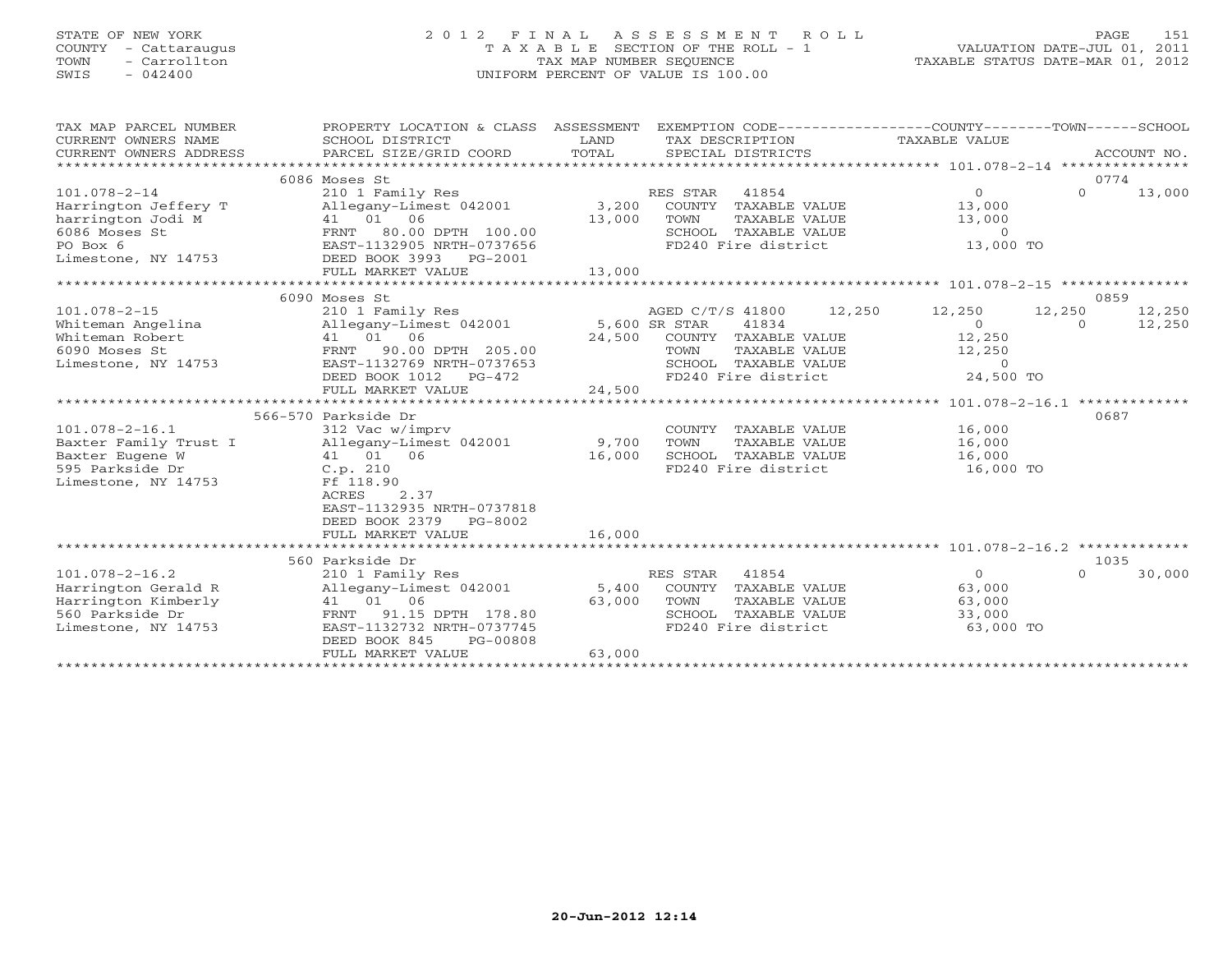STATE OF NEW YORK
COUNTY - Cattaraugus
TOWN - Carrollton
SWIS - 042400

2 0 1 2 F I N A L A S S E S S M E N T R O L L
T A X A B L E SECTION OF THE ROLL - 1
TAX MAP NUMBER SEQUENCE
UNIFORM PERCENT OF VALUE IS 100.00

VALUATION DATE-JUL 01, 2011
TAXABLE STATUS DATE-MAR 01, 2012

| TAX MAP PARCEL NUMBER / CURRENT OWNERS NAME / CURRENT OWNERS ADDRESS | PROPERTY LOCATION & CLASS / SCHOOL DISTRICT / PARCEL SIZE/GRID COORD | ASSESSMENT LAND | TOTAL | EXEMPTION CODE / TAX DESCRIPTION / SPECIAL DISTRICTS | COUNTY TAXABLE VALUE | TOWN | SCHOOL | ACCOUNT NO. |
|---|---|---|---|---|---|---|---|---|
| **101.078-2-14** | 6086 Moses St | | | | | | | 0774 |
| 101.078-2-14 | 210 1 Family Res | | | RES STAR 41854 | 0 | 0 | 13,000 | |
| Harrington Jeffery T | Allegany-Limest 042001 | 3,200 | | COUNTY TAXABLE VALUE | 13,000 | | | |
| harrington Jodi M | 41 01 06 | | 13,000 | TOWN TAXABLE VALUE | 13,000 | | | |
| 6086 Moses St | FRNT 80.00 DPTH 100.00 | | | SCHOOL TAXABLE VALUE | 0 | | | |
| PO Box 6 | EAST-1132905 NRTH-0737656 | | | FD240 Fire district | 13,000 TO | | | |
| Limestone, NY 14753 | DEED BOOK 3993 PG-2001 | | | | | | | |
| | FULL MARKET VALUE | | 13,000 | | | | | |
| **101.078-2-15** | 6090 Moses St | | | | | | | 0859 |
| 101.078-2-15 | 210 1 Family Res | | | AGED C/T/S 41800 12,250 | 12,250 | 12,250 | 12,250 | |
| Whiteman Angelina | Allegany-Limest 042001 | 5,600 | | SR STAR 41834 | 0 | 0 | 12,250 | |
| Whiteman Robert | 41 01 06 | | 24,500 | COUNTY TAXABLE VALUE | 12,250 | | | |
| 6090 Moses St | FRNT 90.00 DPTH 205.00 | | | TOWN TAXABLE VALUE | 12,250 | | | |
| Limestone, NY 14753 | EAST-1132769 NRTH-0737653 | | | SCHOOL TAXABLE VALUE | 0 | | | |
| | DEED BOOK 1012 PG-472 | | | FD240 Fire district | 24,500 TO | | | |
| | FULL MARKET VALUE | | 24,500 | | | | | |
| **101.078-2-16.1** | 566-570 Parkside Dr | | | | | | | 0687 |
| 101.078-2-16.1 | 312 Vac w/imprv | | | COUNTY TAXABLE VALUE | 16,000 | | | |
| Baxter Family Trust I | Allegany-Limest 042001 | 9,700 | | TOWN TAXABLE VALUE | 16,000 | | | |
| Baxter Eugene W | 41 01 06 | | 16,000 | SCHOOL TAXABLE VALUE | 16,000 | | | |
| 595 Parkside Dr | C.p. 210 | | | FD240 Fire district | 16,000 TO | | | |
| Limestone, NY 14753 | Ff 118.90 | | | | | | | |
| | ACRES 2.37 | | | | | | | |
| | EAST-1132935 NRTH-0737818 | | | | | | | |
| | DEED BOOK 2379 PG-8002 | | | | | | | |
| | FULL MARKET VALUE | | 16,000 | | | | | |
| **101.078-2-16.2** | 560 Parkside Dr | | | | | | | 1035 |
| 101.078-2-16.2 | 210 1 Family Res | | | RES STAR 41854 | 0 | 0 | 30,000 | |
| Harrington Gerald R | Allegany-Limest 042001 | 5,400 | | COUNTY TAXABLE VALUE | 63,000 | | | |
| Harrington Kimberly | 41 01 06 | | 63,000 | TOWN TAXABLE VALUE | 63,000 | | | |
| 560 Parkside Dr | FRNT 91.15 DPTH 178.80 | | | SCHOOL TAXABLE VALUE | 33,000 | | | |
| Limestone, NY 14753 | EAST-1132732 NRTH-0737745 | | | FD240 Fire district | 63,000 TO | | | |
| | DEED BOOK 845 PG-00808 | | | | | | | |
| | FULL MARKET VALUE | | 63,000 | | | | | |

20-Jun-2012 12:14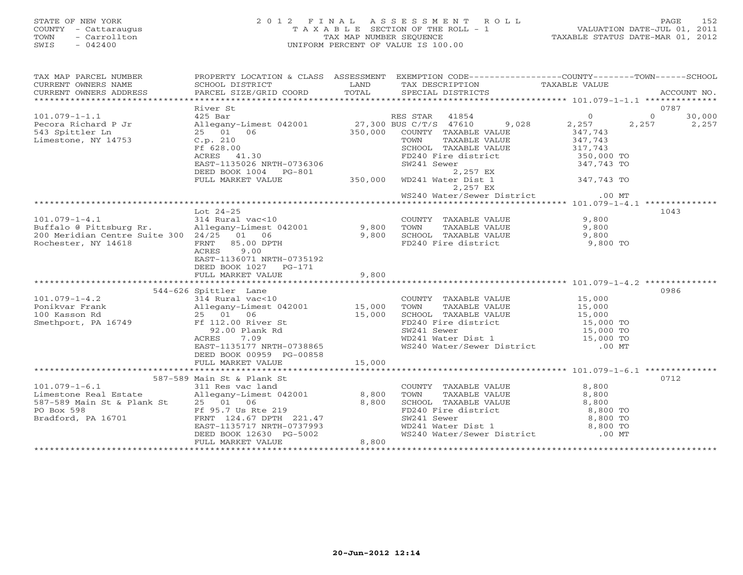STATE OF NEW YORK
COUNTY - Cattaraugus
TOWN - Carrollton
SWIS - 042400

# 2012 FINAL ASSESSMENT ROLL
TAXABLE SECTION OF THE ROLL - 1
TAX MAP NUMBER SEQUENCE
UNIFORM PERCENT OF VALUE IS 100.00

VALUATION DATE-JUL 01, 2011
TAXABLE STATUS DATE-MAR 01, 2012

| TAX MAP PARCEL NUMBER / CURRENT OWNERS NAME / CURRENT OWNERS ADDRESS | PROPERTY LOCATION & CLASS / SCHOOL DISTRICT / PARCEL SIZE/GRID COORD | ASSESSMENT LAND / TOTAL | EXEMPTION CODE / TAX DESCRIPTION / SPECIAL DISTRICTS | COUNTY TAXABLE VALUE | TOWN | SCHOOL | ACCOUNT NO. |
|---|---|---|---|---|---|---|---|
| | River St | | | | | | 0787 |
| 101.079-1-1.1 | 425 Bar | | RES STAR 41854 | 0 | 0 | 30,000 | |
| Pecora Richard P Jr | Allegany-Limest 042001 | 27,300 | BUS C/T/S 47610 9,028 | 2,257 | 2,257 | 2,257 | |
| 543 Spittler Ln | 25 01 06 | 350,000 | COUNTY TAXABLE VALUE | 347,743 | | | |
| Limestone, NY 14753 | C.p. 210 | | TOWN TAXABLE VALUE | 347,743 | | | |
| | Ff 628.00 | | SCHOOL TAXABLE VALUE | 317,743 | | | |
| | ACRES 41.30 | | FD240 Fire district | 350,000 TO | | | |
| | EAST-1135026 NRTH-0736306 | | SW241 Sewer | 347,743 TO | | | |
| | DEED BOOK 1004 PG-801 | | 2,257 EX | | | | |
| | FULL MARKET VALUE | 350,000 | WD241 Water Dist 1 | 347,743 TO | | | |
| | | | 2,257 EX | | | | |
| | | | WS240 Water/Sewer District | .00 MT | | | |
| | Lot 24-25 | | | | | | 1043 |
| 101.079-1-4.1 | 314 Rural vac<10 | | COUNTY TAXABLE VALUE | 9,800 | | | |
| Buffalo @ Pittsburg Rr. | Allegany-Limest 042001 | 9,800 | TOWN TAXABLE VALUE | 9,800 | | | |
| 200 Meridian Centre Suite 300 | 24/25 01 06 | 9,800 | SCHOOL TAXABLE VALUE | 9,800 | | | |
| Rochester, NY 14618 | FRNT 85.00 DPTH | | FD240 Fire district | 9,800 TO | | | |
| | ACRES 9.00 | | | | | | |
| | EAST-1136071 NRTH-0735192 | | | | | | |
| | DEED BOOK 1027 PG-171 | | | | | | |
| | FULL MARKET VALUE | 9,800 | | | | | |
| | 544-626 Spittler Lane | | | | | | 0986 |
| 101.079-1-4.2 | 314 Rural vac<10 | | COUNTY TAXABLE VALUE | 15,000 | | | |
| Ponikvar Frank | Allegany-Limest 042001 | 15,000 | TOWN TAXABLE VALUE | 15,000 | | | |
| 100 Kasson Rd | 25 01 06 | 15,000 | SCHOOL TAXABLE VALUE | 15,000 | | | |
| Smethport, PA 16749 | Ff 112.00 River St | | FD240 Fire district | 15,000 TO | | | |
| | 92.00 Plank Rd | | SW241 Sewer | 15,000 TO | | | |
| | ACRES 7.09 | | WD241 Water Dist 1 | 15,000 TO | | | |
| | EAST-1135177 NRTH-0738865 | | WS240 Water/Sewer District | .00 MT | | | |
| | DEED BOOK 00959 PG-00858 | | | | | | |
| | FULL MARKET VALUE | 15,000 | | | | | |
| | 587-589 Main St & Plank St | | | | | | 0712 |
| 101.079-1-6.1 | 311 Res vac land | | COUNTY TAXABLE VALUE | 8,800 | | | |
| Limestone Real Estate | Allegany-Limest 042001 | 8,800 | TOWN TAXABLE VALUE | 8,800 | | | |
| 587-589 Main St & Plank St | 25 01 06 | 8,800 | SCHOOL TAXABLE VALUE | 8,800 | | | |
| PO Box 598 | Ff 95.7 Us Rte 219 | | FD240 Fire district | 8,800 TO | | | |
| Bradford, PA 16701 | FRNT 124.67 DPTH 221.47 | | SW241 Sewer | 8,800 TO | | | |
| | EAST-1135717 NRTH-0737993 | | WD241 Water Dist 1 | 8,800 TO | | | |
| | DEED BOOK 12630 PG-5002 | | WS240 Water/Sewer District | .00 MT | | | |
| | FULL MARKET VALUE | 8,800 | | | | | |

20-Jun-2012 12:14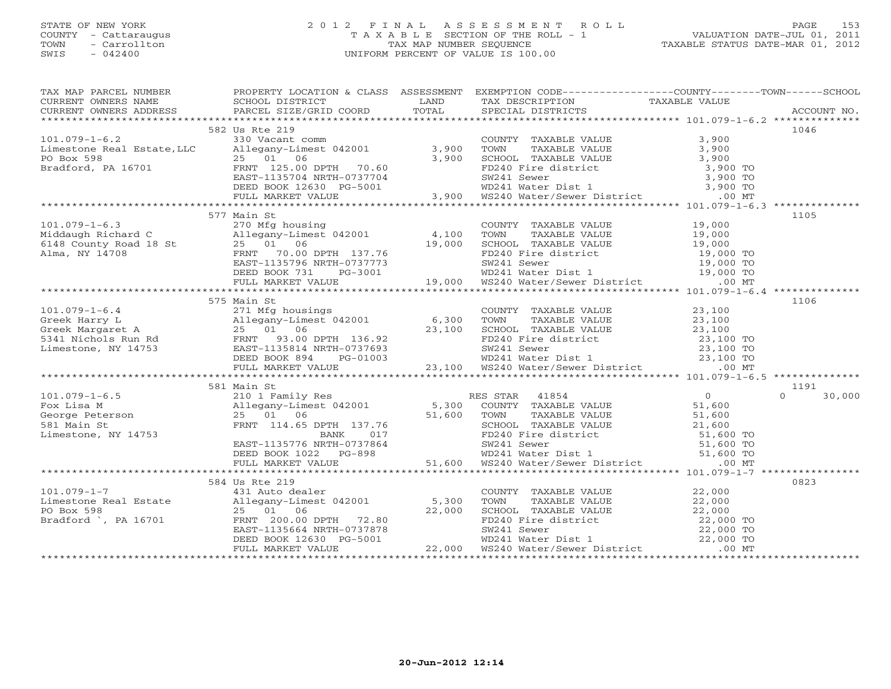STATE OF NEW YORK
COUNTY - Cattaraugus
TOWN - Carrollton
SWIS - 042400

# 2012 FINAL ASSESSMENT ROLL
TAXABLE SECTION OF THE ROLL - 1
TAX MAP NUMBER SEQUENCE
UNIFORM PERCENT OF VALUE IS 100.00

VALUATION DATE-JUL 01, 2011
TAXABLE STATUS DATE-MAR 01, 2012

| TAX MAP PARCEL NUMBER / CURRENT OWNERS NAME / CURRENT OWNERS ADDRESS | PROPERTY LOCATION & CLASS / SCHOOL DISTRICT / PARCEL SIZE/GRID COORD | ASSESSMENT LAND | TOTAL | EXEMPTION CODE / TAX DESCRIPTION / SPECIAL DISTRICTS | COUNTY / TAXABLE VALUE | TOWN | SCHOOL | ACCOUNT NO. |
|---|---|---|---|---|---|---|---|---|
| 101.079-1-6.2 | 582 Us Rte 219 | | | | | | | 1046 |
| 101.079-1-6.2 | 330 Vacant comm | | | COUNTY TAXABLE VALUE | 3,900 | | | |
| Limestone Real Estate,LLC | Allegany-Limest 042001 | 3,900 | | TOWN TAXABLE VALUE | 3,900 | | | |
| PO Box 598 | 25 01 06 | | 3,900 | SCHOOL TAXABLE VALUE | 3,900 | | | |
| Bradford, PA 16701 | FRNT 125.00 DPTH 70.60 | | | FD240 Fire district | 3,900 TO | | | |
| | EAST-1135704 NRTH-0737704 | | | SW241 Sewer | 3,900 TO | | | |
| | DEED BOOK 12630 PG-5001 | | | WD241 Water Dist 1 | 3,900 TO | | | |
| | FULL MARKET VALUE | | 3,900 | WS240 Water/Sewer District | .00 MT | | | |
| 101.079-1-6.3 | 577 Main St | | | | | | | 1105 |
| 101.079-1-6.3 | 270 Mfg housing | | | COUNTY TAXABLE VALUE | 19,000 | | | |
| Middaugh Richard C | Allegany-Limest 042001 | 4,100 | | TOWN TAXABLE VALUE | 19,000 | | | |
| 6148 County Road 18 St | 25 01 06 | | 19,000 | SCHOOL TAXABLE VALUE | 19,000 | | | |
| Alma, NY 14708 | FRNT 70.00 DPTH 137.76 | | | FD240 Fire district | 19,000 TO | | | |
| | EAST-1135796 NRTH-0737773 | | | SW241 Sewer | 19,000 TO | | | |
| | DEED BOOK 731 PG-3001 | | | WD241 Water Dist 1 | 19,000 TO | | | |
| | FULL MARKET VALUE | | 19,000 | WS240 Water/Sewer District | .00 MT | | | |
| 101.079-1-6.4 | 575 Main St | | | | | | | 1106 |
| 101.079-1-6.4 | 271 Mfg housings | | | COUNTY TAXABLE VALUE | 23,100 | | | |
| Greek Harry L | Allegany-Limest 042001 | 6,300 | | TOWN TAXABLE VALUE | 23,100 | | | |
| Greek Margaret A | 25 01 06 | | 23,100 | SCHOOL TAXABLE VALUE | 23,100 | | | |
| 5341 Nichols Run Rd | FRNT 93.00 DPTH 136.92 | | | FD240 Fire district | 23,100 TO | | | |
| Limestone, NY 14753 | EAST-1135814 NRTH-0737693 | | | SW241 Sewer | 23,100 TO | | | |
| | DEED BOOK 894 PG-01003 | | | WD241 Water Dist 1 | 23,100 TO | | | |
| | FULL MARKET VALUE | | 23,100 | WS240 Water/Sewer District | .00 MT | | | |
| 101.079-1-6.5 | 581 Main St | | | | | | | 1191 |
| 101.079-1-6.5 | 210 1 Family Res | | | RES STAR 41854 | 0 | | 0 | 30,000 |
| Fox Lisa M | Allegany-Limest 042001 | 5,300 | | COUNTY TAXABLE VALUE | 51,600 | | | |
| George Peterson | 25 01 06 | | 51,600 | TOWN TAXABLE VALUE | 51,600 | | | |
| 581 Main St | FRNT 114.65 DPTH 137.76 | | | SCHOOL TAXABLE VALUE | 21,600 | | | |
| Limestone, NY 14753 | BANK 017 | | | FD240 Fire district | 51,600 TO | | | |
| | EAST-1135776 NRTH-0737864 | | | SW241 Sewer | 51,600 TO | | | |
| | DEED BOOK 1022 PG-898 | | | WD241 Water Dist 1 | 51,600 TO | | | |
| | FULL MARKET VALUE | | 51,600 | WS240 Water/Sewer District | .00 MT | | | |
| 101.079-1-7 | 584 Us Rte 219 | | | | | | | 0823 |
| 101.079-1-7 | 431 Auto dealer | | | COUNTY TAXABLE VALUE | 22,000 | | | |
| Limestone Real Estate | Allegany-Limest 042001 | 5,300 | | TOWN TAXABLE VALUE | 22,000 | | | |
| PO Box 598 | 25 01 06 | | 22,000 | SCHOOL TAXABLE VALUE | 22,000 | | | |
| Bradford `, PA 16701 | FRNT 200.00 DPTH 72.80 | | | FD240 Fire district | 22,000 TO | | | |
| | EAST-1135664 NRTH-0737878 | | | SW241 Sewer | 22,000 TO | | | |
| | DEED BOOK 12630 PG-5001 | | | WD241 Water Dist 1 | 22,000 TO | | | |
| | FULL MARKET VALUE | | 22,000 | WS240 Water/Sewer District | .00 MT | | | |

20-Jun-2012 12:14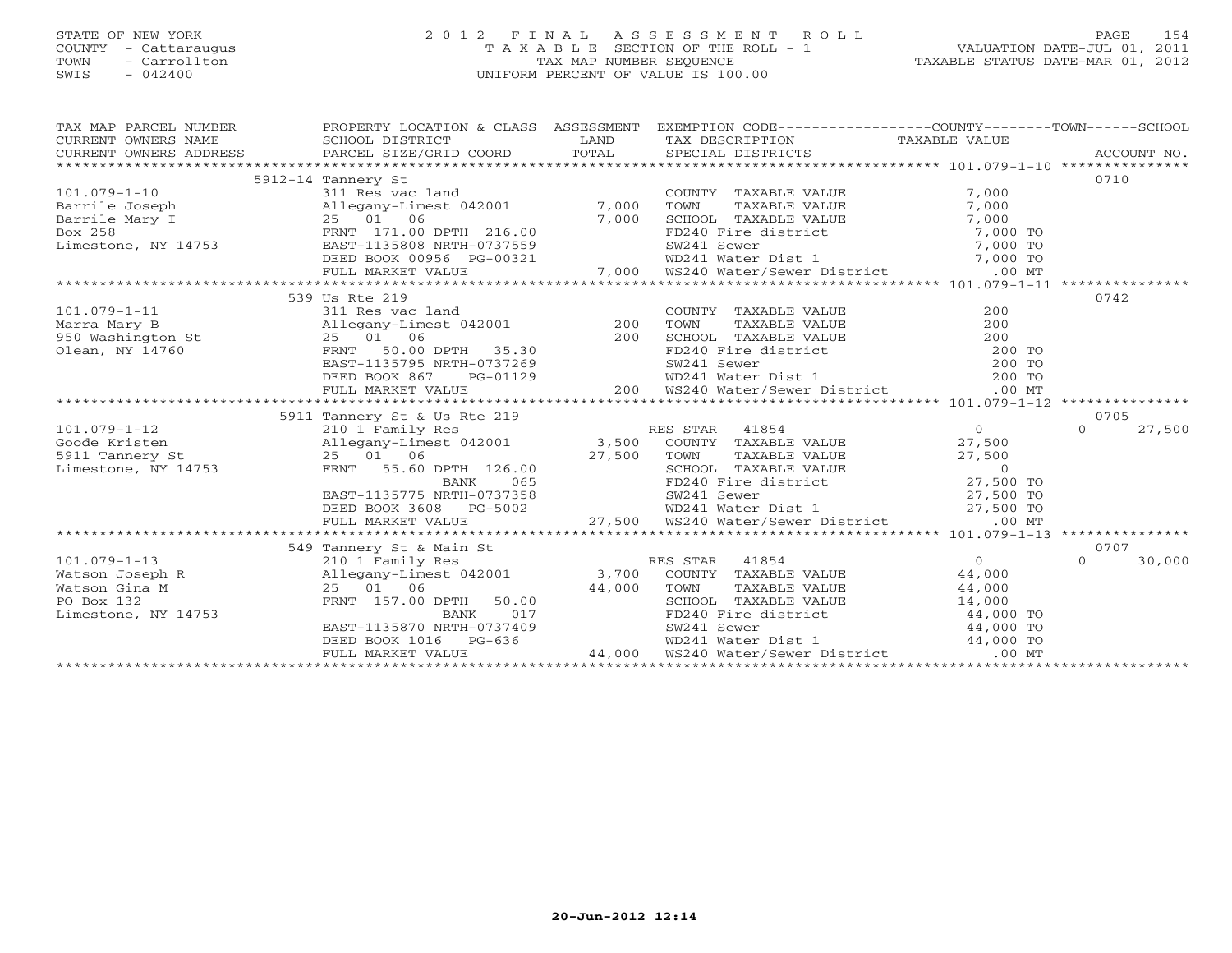STATE OF NEW YORK
COUNTY - Cattaraugus
TOWN - Carrollton
SWIS - 042400

# 2012 FINAL ASSESSMENT ROLL

TAXABLE SECTION OF THE ROLL - 1
TAX MAP NUMBER SEQUENCE
UNIFORM PERCENT OF VALUE IS 100.00

VALUATION DATE-JUL 01, 2011
TAXABLE STATUS DATE-MAR 01, 2012

| TAX MAP PARCEL NUMBER / CURRENT OWNERS NAME / CURRENT OWNERS ADDRESS | PROPERTY LOCATION & CLASS / SCHOOL DISTRICT / PARCEL SIZE/GRID COORD | ASSESSMENT LAND | TOTAL | EXEMPTION CODE / TAX DESCRIPTION / SPECIAL DISTRICTS | COUNTY TAXABLE VALUE | TOWN | SCHOOL | ACCOUNT NO. |
|---|---|---|---|---|---|---|---|---|
| | 5912-14 Tannery St | | | | | | | 0710 |
| 101.079-1-10 | 311 Res vac land | | | COUNTY TAXABLE VALUE | 7,000 | | | |
| Barrile Joseph | Allegany-Limest 042001 | 7,000 | | TOWN TAXABLE VALUE | 7,000 | | | |
| Barrile Mary I | 25 01 06 | | 7,000 | SCHOOL TAXABLE VALUE | 7,000 | | | |
| Box 258 | FRNT 171.00 DPTH 216.00 | | | FD240 Fire district | 7,000 TO | | | |
| Limestone, NY 14753 | EAST-1135808 NRTH-0737559 | | | SW241 Sewer | 7,000 TO | | | |
| | DEED BOOK 00956 PG-00321 | | | WD241 Water Dist 1 | 7,000 TO | | | |
| | FULL MARKET VALUE | | 7,000 | WS240 Water/Sewer District | .00 MT | | | |
| | 539 Us Rte 219 | | | | | | | 0742 |
| 101.079-1-11 | 311 Res vac land | | | COUNTY TAXABLE VALUE | 200 | | | |
| Marra Mary B | Allegany-Limest 042001 | 200 | | TOWN TAXABLE VALUE | 200 | | | |
| 950 Washington St | 25 01 06 | | 200 | SCHOOL TAXABLE VALUE | 200 | | | |
| Olean, NY 14760 | FRNT 50.00 DPTH 35.30 | | | FD240 Fire district | 200 TO | | | |
| | EAST-1135795 NRTH-0737269 | | | SW241 Sewer | 200 TO | | | |
| | DEED BOOK 867 PG-01129 | | | WD241 Water Dist 1 | 200 TO | | | |
| | FULL MARKET VALUE | | 200 | WS240 Water/Sewer District | .00 MT | | | |
| | 5911 Tannery St & Us Rte 219 | | | | | | | 0705 |
| 101.079-1-12 | 210 1 Family Res | | | RES STAR 41854 | 0 | | 0 | 27,500 |
| Goode Kristen | Allegany-Limest 042001 | 3,500 | | COUNTY TAXABLE VALUE | 27,500 | | | |
| 5911 Tannery St | 25 01 06 | | 27,500 | TOWN TAXABLE VALUE | 27,500 | | | |
| Limestone, NY 14753 | FRNT 55.60 DPTH 126.00 | | | SCHOOL TAXABLE VALUE | 0 | | | |
| | BANK 065 | | | FD240 Fire district | 27,500 TO | | | |
| | EAST-1135775 NRTH-0737358 | | | SW241 Sewer | 27,500 TO | | | |
| | DEED BOOK 3608 PG-5002 | | | WD241 Water Dist 1 | 27,500 TO | | | |
| | FULL MARKET VALUE | | 27,500 | WS240 Water/Sewer District | .00 MT | | | |
| | 549 Tannery St & Main St | | | | | | | 0707 |
| 101.079-1-13 | 210 1 Family Res | | | RES STAR 41854 | 0 | | 0 | 30,000 |
| Watson Joseph R | Allegany-Limest 042001 | 3,700 | | COUNTY TAXABLE VALUE | 44,000 | | | |
| Watson Gina M | 25 01 06 | | 44,000 | TOWN TAXABLE VALUE | 44,000 | | | |
| PO Box 132 | FRNT 157.00 DPTH 50.00 | | | SCHOOL TAXABLE VALUE | 14,000 | | | |
| Limestone, NY 14753 | BANK 017 | | | FD240 Fire district | 44,000 TO | | | |
| | EAST-1135870 NRTH-0737409 | | | SW241 Sewer | 44,000 TO | | | |
| | DEED BOOK 1016 PG-636 | | | WD241 Water Dist 1 | 44,000 TO | | | |
| | FULL MARKET VALUE | | 44,000 | WS240 Water/Sewer District | .00 MT | | | |

20-Jun-2012 12:14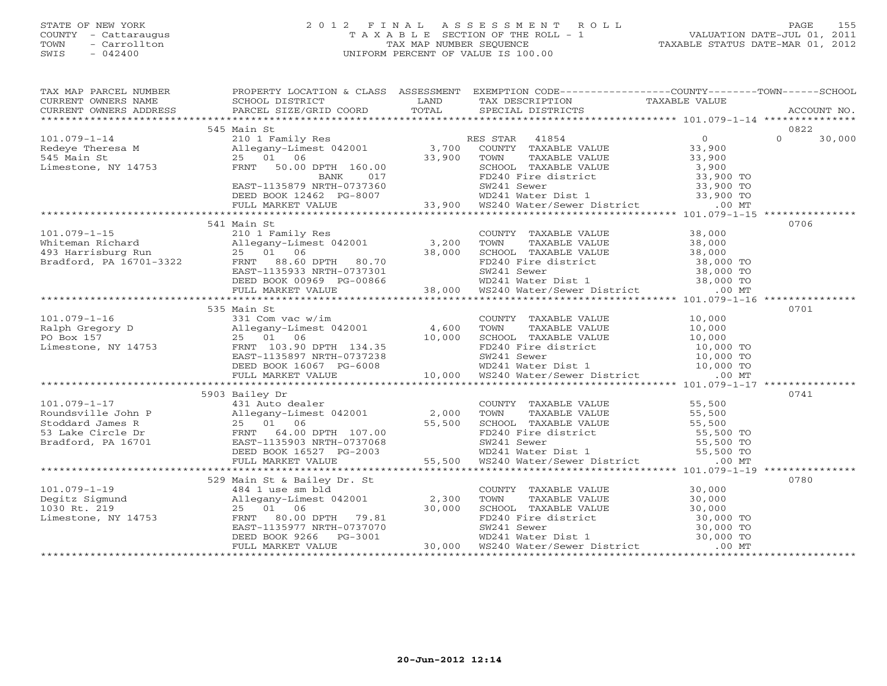STATE OF NEW YORK
COUNTY - Cattaraugus
TOWN - Carrollton
SWIS - 042400

2 0 1 2 F I N A L A S S E S S M E N T R O L L
T A X A B L E SECTION OF THE ROLL - 1
TAX MAP NUMBER SEQUENCE
UNIFORM PERCENT OF VALUE IS 100.00

VALUATION DATE-JUL 01, 2011
TAXABLE STATUS DATE-MAR 01, 2012

| TAX MAP PARCEL NUMBER / CURRENT OWNERS NAME / CURRENT OWNERS ADDRESS | PROPERTY LOCATION & CLASS / SCHOOL DISTRICT / PARCEL SIZE/GRID COORD | ASSESSMENT LAND / TOTAL | EXEMPTION CODE / TAX DESCRIPTION / SPECIAL DISTRICTS | COUNTY / TOWN / SCHOOL TAXABLE VALUE | ACCOUNT NO. |
|---|---|---|---|---|---|
| **101.079-1-14** | 545 Main St | | | | 0822 |
| Redeye Theresa M | 210 1 Family Res | | RES STAR 41854 | 0 0 30,000 | |
| 545 Main St | Allegany-Limest 042001 | 3,700 | COUNTY TAXABLE VALUE | 33,900 | |
| Limestone, NY 14753 | 25 01 06 | 33,900 | TOWN TAXABLE VALUE | 33,900 | |
| | FRNT 50.00 DPTH 160.00 | | SCHOOL TAXABLE VALUE | 3,900 | |
| | BANK 017 | | FD240 Fire district | 33,900 TO | |
| | EAST-1135879 NRTH-0737360 | | SW241 Sewer | 33,900 TO | |
| | DEED BOOK 12462 PG-8007 | | WD241 Water Dist 1 | 33,900 TO | |
| | FULL MARKET VALUE | 33,900 | WS240 Water/Sewer District | .00 MT | |
| **101.079-1-15** | 541 Main St | | | | 0706 |
| Whiteman Richard | 210 1 Family Res | | COUNTY TAXABLE VALUE | 38,000 | |
| 493 Harrisburg Run | Allegany-Limest 042001 | 3,200 | TOWN TAXABLE VALUE | 38,000 | |
| Bradford, PA 16701-3322 | 25 01 06 | 38,000 | SCHOOL TAXABLE VALUE | 38,000 | |
| | FRNT 88.60 DPTH 80.70 | | FD240 Fire district | 38,000 TO | |
| | EAST-1135933 NRTH-0737301 | | SW241 Sewer | 38,000 TO | |
| | DEED BOOK 00969 PG-00866 | | WD241 Water Dist 1 | 38,000 TO | |
| | FULL MARKET VALUE | 38,000 | WS240 Water/Sewer District | .00 MT | |
| **101.079-1-16** | 535 Main St | | | | 0701 |
| Ralph Gregory D | 331 Com vac w/im | | COUNTY TAXABLE VALUE | 10,000 | |
| PO Box 157 | Allegany-Limest 042001 | 4,600 | TOWN TAXABLE VALUE | 10,000 | |
| Limestone, NY 14753 | 25 01 06 | 10,000 | SCHOOL TAXABLE VALUE | 10,000 | |
| | FRNT 103.90 DPTH 134.35 | | FD240 Fire district | 10,000 TO | |
| | EAST-1135897 NRTH-0737238 | | SW241 Sewer | 10,000 TO | |
| | DEED BOOK 16067 PG-6008 | | WD241 Water Dist 1 | 10,000 TO | |
| | FULL MARKET VALUE | 10,000 | WS240 Water/Sewer District | .00 MT | |
| **101.079-1-17** | 5903 Bailey Dr | | | | 0741 |
| Roundsville John P | 431 Auto dealer | | COUNTY TAXABLE VALUE | 55,500 | |
| Stoddard James R | Allegany-Limest 042001 | 2,000 | TOWN TAXABLE VALUE | 55,500 | |
| 53 Lake Circle Dr | 25 01 06 | 55,500 | SCHOOL TAXABLE VALUE | 55,500 | |
| Bradford, PA 16701 | FRNT 64.00 DPTH 107.00 | | FD240 Fire district | 55,500 TO | |
| | EAST-1135903 NRTH-0737068 | | SW241 Sewer | 55,500 TO | |
| | DEED BOOK 16527 PG-2003 | | WD241 Water Dist 1 | 55,500 TO | |
| | FULL MARKET VALUE | 55,500 | WS240 Water/Sewer District | .00 MT | |
| **101.079-1-19** | 529 Main St & Bailey Dr. St | | | | 0780 |
| Degitz Sigmund | 484 1 use sm bld | | COUNTY TAXABLE VALUE | 30,000 | |
| 1030 Rt. 219 | Allegany-Limest 042001 | 2,300 | TOWN TAXABLE VALUE | 30,000 | |
| Limestone, NY 14753 | 25 01 06 | 30,000 | SCHOOL TAXABLE VALUE | 30,000 | |
| | FRNT 80.00 DPTH 79.81 | | FD240 Fire district | 30,000 TO | |
| | EAST-1135977 NRTH-0737070 | | SW241 Sewer | 30,000 TO | |
| | DEED BOOK 9266 PG-3001 | | WD241 Water Dist 1 | 30,000 TO | |
| | FULL MARKET VALUE | 30,000 | WS240 Water/Sewer District | .00 MT | |

20-Jun-2012 12:14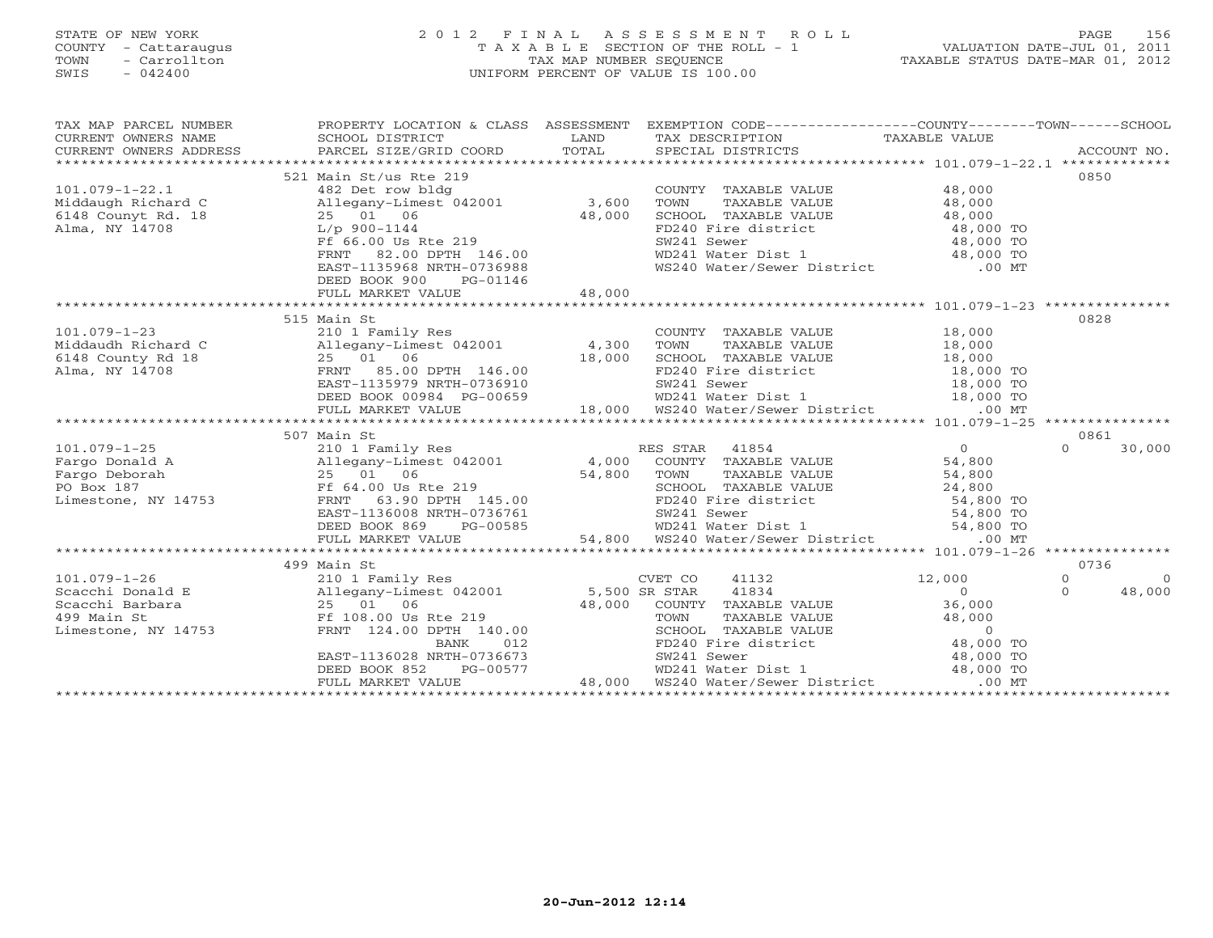STATE OF NEW YORK
COUNTY - Cattaraugus
TOWN - Carrollton
SWIS - 042400

# 2012 FINAL ASSESSMENT ROLL
TAXABLE SECTION OF THE ROLL - 1
TAX MAP NUMBER SEQUENCE
UNIFORM PERCENT OF VALUE IS 100.00

VALUATION DATE-JUL 01, 2011
TAXABLE STATUS DATE-MAR 01, 2012

| TAX MAP PARCEL NUMBER / CURRENT OWNERS NAME / CURRENT OWNERS ADDRESS | PROPERTY LOCATION & CLASS / SCHOOL DISTRICT / PARCEL SIZE/GRID COORD | ASSESSMENT LAND / TOTAL | EXEMPTION CODE / TAX DESCRIPTION / SPECIAL DISTRICTS | COUNTY TAXABLE VALUE | TOWN | SCHOOL | ACCOUNT NO. |
|---|---|---|---|---|---|---|---|
| **101.079-1-22.1** | 521 Main St/us Rte 219 | | | | | | 0850 |
| Middaugh Richard C | 482 Det row bldg | | COUNTY TAXABLE VALUE | 48,000 | | | |
| 6148 Counyt Rd. 18 | Allegany-Limest 042001 | 3,600 | TOWN TAXABLE VALUE | 48,000 | | | |
| Alma, NY 14708 | 25 01 06 | 48,000 | SCHOOL TAXABLE VALUE | 48,000 | | | |
| | L/p 900-1144 | | FD240 Fire district | 48,000 TO | | | |
| | Ff 66.00 Us Rte 219 | | SW241 Sewer | 48,000 TO | | | |
| | FRNT 82.00 DPTH 146.00 | | WD241 Water Dist 1 | 48,000 TO | | | |
| | EAST-1135968 NRTH-0736988 | | WS240 Water/Sewer District | .00 MT | | | |
| | DEED BOOK 900 PG-01146 | | | | | | |
| | FULL MARKET VALUE | 48,000 | | | | | |
| **101.079-1-23** | 515 Main St | | | | | | 0828 |
| Middaudh Richard C | 210 1 Family Res | | COUNTY TAXABLE VALUE | 18,000 | | | |
| 6148 County Rd 18 | Allegany-Limest 042001 | 4,300 | TOWN TAXABLE VALUE | 18,000 | | | |
| Alma, NY 14708 | 25 01 06 | 18,000 | SCHOOL TAXABLE VALUE | 18,000 | | | |
| | FRNT 85.00 DPTH 146.00 | | FD240 Fire district | 18,000 TO | | | |
| | EAST-1135979 NRTH-0736910 | | SW241 Sewer | 18,000 TO | | | |
| | DEED BOOK 00984 PG-00659 | | WD241 Water Dist 1 | 18,000 TO | | | |
| | FULL MARKET VALUE | 18,000 | WS240 Water/Sewer District | .00 MT | | | |
| **101.079-1-25** | 507 Main St | | | | | | 0861 |
| Fargo Donald A | 210 1 Family Res | | RES STAR 41854 | 0 | 0 | 30,000 | |
| Fargo Deborah | Allegany-Limest 042001 | 4,000 | COUNTY TAXABLE VALUE | 54,800 | | | |
| PO Box 187 | 25 01 06 | 54,800 | TOWN TAXABLE VALUE | 54,800 | | | |
| Limestone, NY 14753 | Ff 64.00 Us Rte 219 | | SCHOOL TAXABLE VALUE | 24,800 | | | |
| | FRNT 63.90 DPTH 145.00 | | FD240 Fire district | 54,800 TO | | | |
| | EAST-1136008 NRTH-0736761 | | SW241 Sewer | 54,800 TO | | | |
| | DEED BOOK 869 PG-00585 | | WD241 Water Dist 1 | 54,800 TO | | | |
| | FULL MARKET VALUE | 54,800 | WS240 Water/Sewer District | .00 MT | | | |
| **101.079-1-26** | 499 Main St | | | | | | 0736 |
| Scacchi Donald E | 210 1 Family Res | | CVET CO 41132 | 12,000 | 0 | 0 | |
| Scacchi Barbara | Allegany-Limest 042001 | 5,500 | SR STAR 41834 | 0 | 0 | 48,000 | |
| 499 Main St | 25 01 06 | 48,000 | COUNTY TAXABLE VALUE | 36,000 | | | |
| Limestone, NY 14753 | Ff 108.00 Us Rte 219 | | TOWN TAXABLE VALUE | 48,000 | | | |
| | FRNT 124.00 DPTH 140.00 | | SCHOOL TAXABLE VALUE | 0 | | | |
| | BANK 012 | | FD240 Fire district | 48,000 TO | | | |
| | EAST-1136028 NRTH-0736673 | | SW241 Sewer | 48,000 TO | | | |
| | DEED BOOK 852 PG-00577 | | WD241 Water Dist 1 | 48,000 TO | | | |
| | FULL MARKET VALUE | 48,000 | WS240 Water/Sewer District | .00 MT | | | |

20-Jun-2012 12:14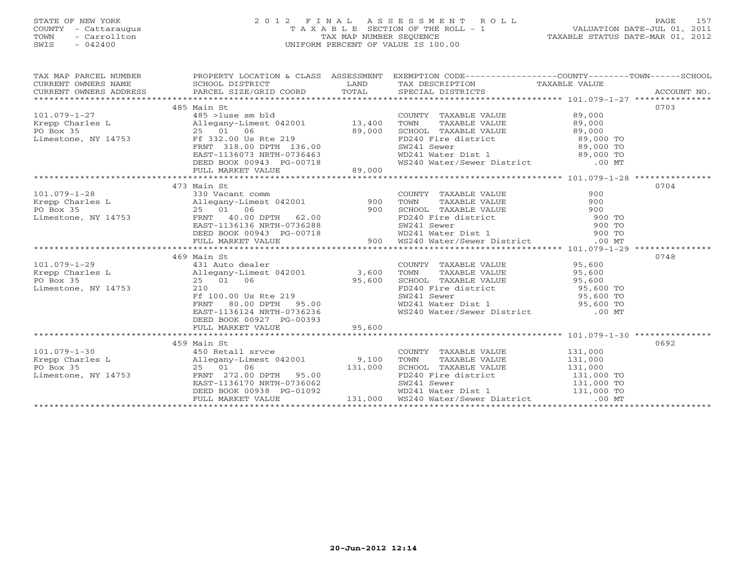STATE OF NEW YORK
COUNTY - Cattaraugus
TOWN - Carrollton
SWIS - 042400

# 2012 FINAL ASSESSMENT ROLL
TAXABLE SECTION OF THE ROLL - 1
TAX MAP NUMBER SEQUENCE
UNIFORM PERCENT OF VALUE IS 100.00

VALUATION DATE-JUL 01, 2011
TAXABLE STATUS DATE-MAR 01, 2012

| TAX MAP PARCEL NUMBER / CURRENT OWNERS NAME / CURRENT OWNERS ADDRESS | PROPERTY LOCATION & CLASS / SCHOOL DISTRICT / PARCEL SIZE/GRID COORD | ASSESSMENT LAND / TOTAL | EXEMPTION CODE / TAX DESCRIPTION / SPECIAL DISTRICTS | TAXABLE VALUE (COUNTY / TOWN / SCHOOL) | ACCOUNT NO. |
|---|---|---|---|---|---|
| | 485 Main St | | | | 0703 |
| 101.079-1-27 | 485 >1use sm bld | | COUNTY TAXABLE VALUE | 89,000 | |
| Krepp Charles L | Allegany-Limest 042001 | 13,400 | TOWN TAXABLE VALUE | 89,000 | |
| PO Box 35 | 25 01 06 | 89,000 | SCHOOL TAXABLE VALUE | 89,000 | |
| Limestone, NY 14753 | Ff 332.00 Us Rte 219 | | FD240 Fire district | 89,000 TO | |
| | FRNT 318.00 DPTH 136.00 | | SW241 Sewer | 89,000 TO | |
| | EAST-1136073 NRTH-0736463 | | WD241 Water Dist 1 | 89,000 TO | |
| | DEED BOOK 00943 PG-00718 | | WS240 Water/Sewer District | .00 MT | |
| | FULL MARKET VALUE | 89,000 | | | |
| | 473 Main St | | | | 0704 |
| 101.079-1-28 | 330 Vacant comm | | COUNTY TAXABLE VALUE | 900 | |
| Krepp Charles L | Allegany-Limest 042001 | 900 | TOWN TAXABLE VALUE | 900 | |
| PO Box 35 | 25 01 06 | 900 | SCHOOL TAXABLE VALUE | 900 | |
| Limestone, NY 14753 | FRNT 40.00 DPTH 62.00 | | FD240 Fire district | 900 TO | |
| | EAST-1136136 NRTH-0736288 | | SW241 Sewer | 900 TO | |
| | DEED BOOK 00943 PG-00718 | | WD241 Water Dist 1 | 900 TO | |
| | FULL MARKET VALUE | 900 | WS240 Water/Sewer District | .00 MT | |
| | 469 Main St | | | | 0748 |
| 101.079-1-29 | 431 Auto dealer | | COUNTY TAXABLE VALUE | 95,600 | |
| Krepp Charles L | Allegany-Limest 042001 | 3,600 | TOWN TAXABLE VALUE | 95,600 | |
| PO Box 35 | 25 01 06 | 95,600 | SCHOOL TAXABLE VALUE | 95,600 | |
| Limestone, NY 14753 | 210 | | FD240 Fire district | 95,600 TO | |
| | Ff 100.00 Us Rte 219 | | SW241 Sewer | 95,600 TO | |
| | FRNT 80.00 DPTH 95.00 | | WD241 Water Dist 1 | 95,600 TO | |
| | EAST-1136124 NRTH-0736236 | | WS240 Water/Sewer District | .00 MT | |
| | DEED BOOK 00927 PG-00393 | | | | |
| | FULL MARKET VALUE | 95,600 | | | |
| | 459 Main St | | | | 0692 |
| 101.079-1-30 | 450 Retail srvce | | COUNTY TAXABLE VALUE | 131,000 | |
| Krepp Charles L | Allegany-Limest 042001 | 9,100 | TOWN TAXABLE VALUE | 131,000 | |
| PO Box 35 | 25 01 06 | 131,000 | SCHOOL TAXABLE VALUE | 131,000 | |
| Limestone, NY 14753 | FRNT 272.00 DPTH 95.00 | | FD240 Fire district | 131,000 TO | |
| | EAST-1136170 NRTH-0736062 | | SW241 Sewer | 131,000 TO | |
| | DEED BOOK 00938 PG-01092 | | WD241 Water Dist 1 | 131,000 TO | |
| | FULL MARKET VALUE | 131,000 | WS240 Water/Sewer District | .00 MT | |

20-Jun-2012 12:14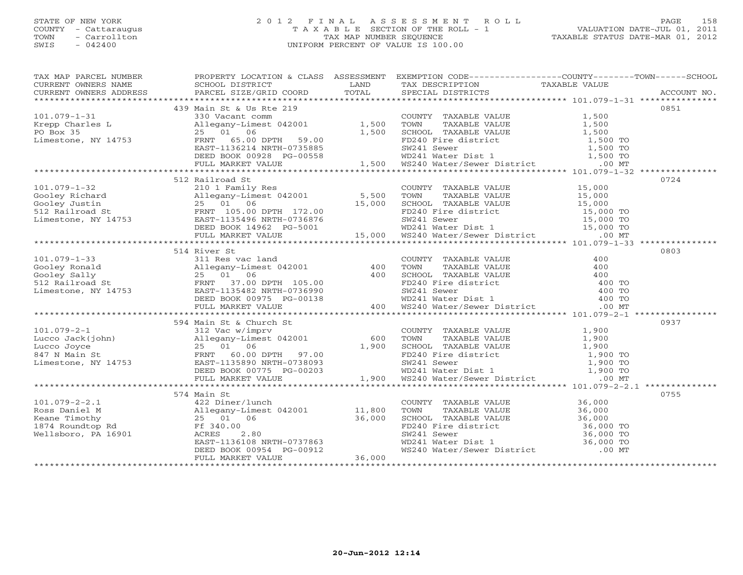STATE OF NEW YORK
COUNTY - Cattaraugus
TOWN - Carrollton
SWIS - 042400

# 2012 FINAL ASSESSMENT ROLL

TAXABLE SECTION OF THE ROLL - 1
TAX MAP NUMBER SEQUENCE
UNIFORM PERCENT OF VALUE IS 100.00

VALUATION DATE-JUL 01, 2011
TAXABLE STATUS DATE-MAR 01, 2012

| TAX MAP PARCEL NUMBER / CURRENT OWNERS NAME / CURRENT OWNERS ADDRESS | PROPERTY LOCATION & CLASS / SCHOOL DISTRICT / PARCEL SIZE/GRID COORD | ASSESSMENT LAND | TOTAL | EXEMPTION CODE / TAX DESCRIPTION / SPECIAL DISTRICTS | TAXABLE VALUE | ACCOUNT NO. |
|---|---|---|---|---|---|---|
| 101.079-1-31 | 439 Main St & Us Rte 219 | | | | | 0851 |
| 101.079-1-31 | 330 Vacant comm | | | COUNTY TAXABLE VALUE | 1,500 | |
| Krepp Charles L | Allegany-Limest 042001 | 1,500 | | TOWN TAXABLE VALUE | 1,500 | |
| PO Box 35 | 25 01 06 | | 1,500 | SCHOOL TAXABLE VALUE | 1,500 | |
| Limestone, NY 14753 | FRNT 65.00 DPTH 59.00 | | | FD240 Fire district | 1,500 TO | |
| | EAST-1136214 NRTH-0735885 | | | SW241 Sewer | 1,500 TO | |
| | DEED BOOK 00928 PG-00558 | | | WD241 Water Dist 1 | 1,500 TO | |
| | FULL MARKET VALUE | | 1,500 | WS240 Water/Sewer District | .00 MT | |
| 101.079-1-32 | 512 Railroad St | | | | | 0724 |
| 101.079-1-32 | 210 1 Family Res | | | COUNTY TAXABLE VALUE | 15,000 | |
| Gooley Richard | Allegany-Limest 042001 | 5,500 | | TOWN TAXABLE VALUE | 15,000 | |
| Gooley Justin | 25 01 06 | | 15,000 | SCHOOL TAXABLE VALUE | 15,000 | |
| 512 Railroad St | FRNT 105.00 DPTH 172.00 | | | FD240 Fire district | 15,000 TO | |
| Limestone, NY 14753 | EAST-1135496 NRTH-0736876 | | | SW241 Sewer | 15,000 TO | |
| | DEED BOOK 14962 PG-5001 | | | WD241 Water Dist 1 | 15,000 TO | |
| | FULL MARKET VALUE | | 15,000 | WS240 Water/Sewer District | .00 MT | |
| 101.079-1-33 | 514 River St | | | | | 0803 |
| 101.079-1-33 | 311 Res vac land | | | COUNTY TAXABLE VALUE | 400 | |
| Gooley Ronald | Allegany-Limest 042001 | 400 | | TOWN TAXABLE VALUE | 400 | |
| Gooley Sally | 25 01 06 | | 400 | SCHOOL TAXABLE VALUE | 400 | |
| 512 Railroad St | FRNT 37.00 DPTH 105.00 | | | FD240 Fire district | 400 TO | |
| Limestone, NY 14753 | EAST-1135482 NRTH-0736990 | | | SW241 Sewer | 400 TO | |
| | DEED BOOK 00975 PG-00138 | | | WD241 Water Dist 1 | 400 TO | |
| | FULL MARKET VALUE | | 400 | WS240 Water/Sewer District | .00 MT | |
| 101.079-2-1 | 594 Main St & Church St | | | | | 0937 |
| 101.079-2-1 | 312 Vac w/imprv | | | COUNTY TAXABLE VALUE | 1,900 | |
| Lucco Jack(john) | Allegany-Limest 042001 | 600 | | TOWN TAXABLE VALUE | 1,900 | |
| Lucco Joyce | 25 01 06 | | 1,900 | SCHOOL TAXABLE VALUE | 1,900 | |
| 847 N Main St | FRNT 60.00 DPTH 97.00 | | | FD240 Fire district | 1,900 TO | |
| Limestone, NY 14753 | EAST-1135890 NRTH-0738093 | | | SW241 Sewer | 1,900 TO | |
| | DEED BOOK 00775 PG-00203 | | | WD241 Water Dist 1 | 1,900 TO | |
| | FULL MARKET VALUE | | 1,900 | WS240 Water/Sewer District | .00 MT | |
| 101.079-2-2.1 | 574 Main St | | | | | 0755 |
| 101.079-2-2.1 | 422 Diner/lunch | | | COUNTY TAXABLE VALUE | 36,000 | |
| Ross Daniel M | Allegany-Limest 042001 | 11,800 | | TOWN TAXABLE VALUE | 36,000 | |
| Keane Timothy | 25 01 06 | | 36,000 | SCHOOL TAXABLE VALUE | 36,000 | |
| 1874 Roundtop Rd | Ff 340.00 | | | FD240 Fire district | 36,000 TO | |
| Wellsboro, PA 16901 | ACRES 2.80 | | | SW241 Sewer | 36,000 TO | |
| | EAST-1136108 NRTH-0737863 | | | WD241 Water Dist 1 | 36,000 TO | |
| | DEED BOOK 00954 PG-00912 | | | WS240 Water/Sewer District | .00 MT | |
| | FULL MARKET VALUE | | 36,000 | | | |

20-Jun-2012 12:14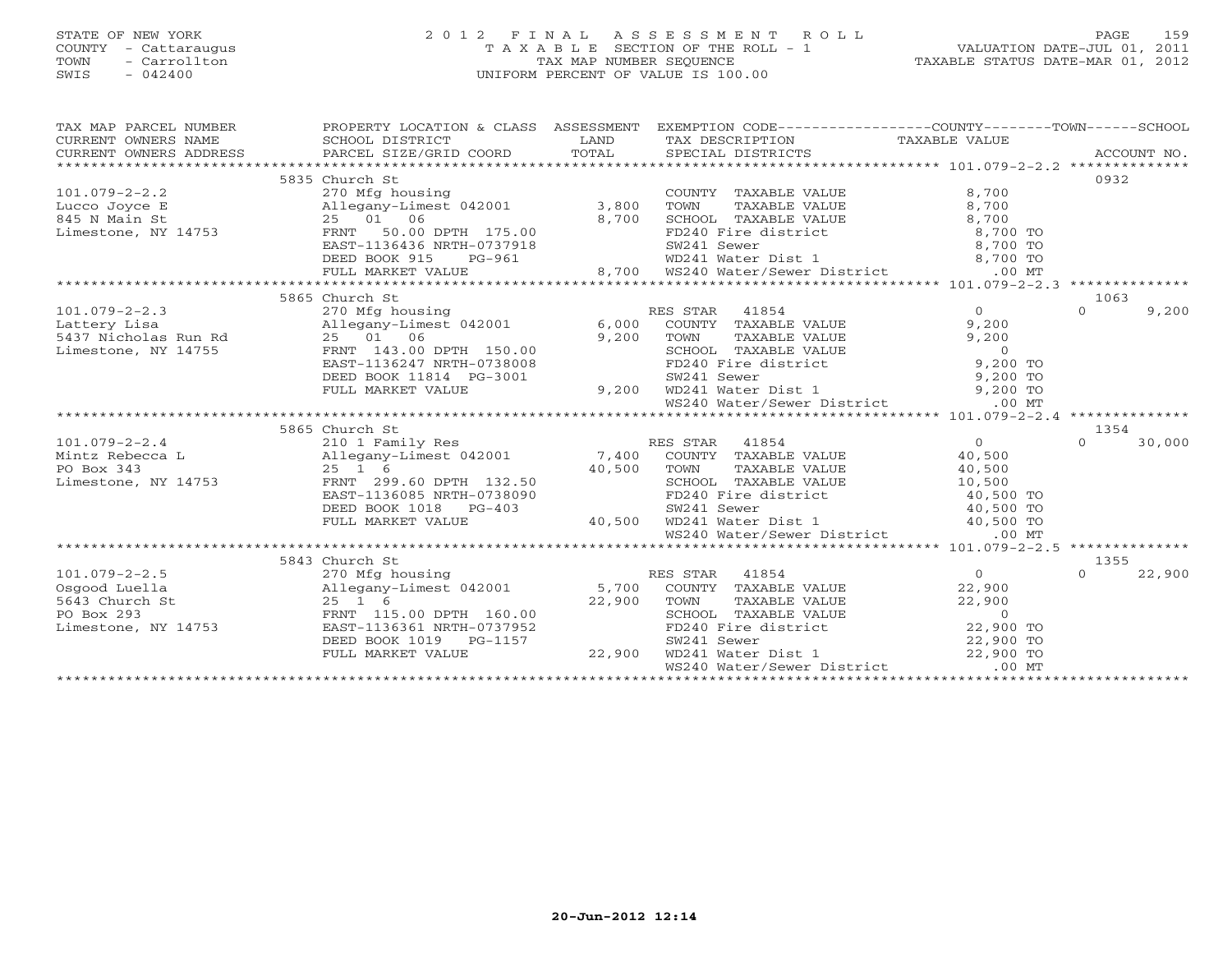STATE OF NEW YORK
COUNTY - Cattaraugus
TOWN - Carrollton
SWIS - 042400

# 2012 FINAL ASSESSMENT ROLL
TAXABLE SECTION OF THE ROLL - 1
TAX MAP NUMBER SEQUENCE
UNIFORM PERCENT OF VALUE IS 100.00

VALUATION DATE-JUL 01, 2011
TAXABLE STATUS DATE-MAR 01, 2012

| TAX MAP PARCEL NUMBER / CURRENT OWNERS NAME / CURRENT OWNERS ADDRESS | PROPERTY LOCATION & CLASS / SCHOOL DISTRICT / PARCEL SIZE/GRID COORD | ASSESSMENT LAND | TOTAL | EXEMPTION CODE / TAX DESCRIPTION / SPECIAL DISTRICTS | COUNTY TAXABLE VALUE | TOWN | SCHOOL / ACCOUNT NO. |
|---|---|---|---|---|---|---|---|
| 101.079-2-2.2 | 5835 Church St | | | | | | 0932 |
| | 270 Mfg housing | | | COUNTY TAXABLE VALUE | 8,700 | | |
| Lucco Joyce E | Allegany-Limest 042001 | 3,800 | | TOWN TAXABLE VALUE | 8,700 | | |
| 845 N Main St | 25 01 06 | | 8,700 | SCHOOL TAXABLE VALUE | 8,700 | | |
| Limestone, NY 14753 | FRNT 50.00 DPTH 175.00 | | | FD240 Fire district | 8,700 TO | | |
| | EAST-1136436 NRTH-0737918 | | | SW241 Sewer | 8,700 TO | | |
| | DEED BOOK 915 PG-961 | | | WD241 Water Dist 1 | 8,700 TO | | |
| | FULL MARKET VALUE | | 8,700 | WS240 Water/Sewer District | .00 MT | | |
| 101.079-2-2.3 | 5865 Church St | | | | | | 1063 |
| | 270 Mfg housing | | | RES STAR 41854 | 0 | 0 | 9,200 |
| Lattery Lisa | Allegany-Limest 042001 | 6,000 | | COUNTY TAXABLE VALUE | 9,200 | | |
| 5437 Nicholas Run Rd | 25 01 06 | | 9,200 | TOWN TAXABLE VALUE | 9,200 | | |
| Limestone, NY 14755 | FRNT 143.00 DPTH 150.00 | | | SCHOOL TAXABLE VALUE | 0 | | |
| | EAST-1136247 NRTH-0738008 | | | FD240 Fire district | 9,200 TO | | |
| | DEED BOOK 11814 PG-3001 | | | SW241 Sewer | 9,200 TO | | |
| | FULL MARKET VALUE | | 9,200 | WD241 Water Dist 1 | 9,200 TO | | |
| | | | | WS240 Water/Sewer District | .00 MT | | |
| 101.079-2-2.4 | 5865 Church St | | | | | | 1354 |
| | 210 1 Family Res | | | RES STAR 41854 | 0 | 0 | 30,000 |
| Mintz Rebecca L | Allegany-Limest 042001 | 7,400 | | COUNTY TAXABLE VALUE | 40,500 | | |
| PO Box 343 | 25 1 6 | | 40,500 | TOWN TAXABLE VALUE | 40,500 | | |
| Limestone, NY 14753 | FRNT 299.60 DPTH 132.50 | | | SCHOOL TAXABLE VALUE | 10,500 | | |
| | EAST-1136085 NRTH-0738090 | | | FD240 Fire district | 40,500 TO | | |
| | DEED BOOK 1018 PG-403 | | | SW241 Sewer | 40,500 TO | | |
| | FULL MARKET VALUE | | 40,500 | WD241 Water Dist 1 | 40,500 TO | | |
| | | | | WS240 Water/Sewer District | .00 MT | | |
| 101.079-2-2.5 | 5843 Church St | | | | | | 1355 |
| | 270 Mfg housing | | | RES STAR 41854 | 0 | 0 | 22,900 |
| Osgood Luella | Allegany-Limest 042001 | 5,700 | | COUNTY TAXABLE VALUE | 22,900 | | |
| 5643 Church St | 25 1 6 | | 22,900 | TOWN TAXABLE VALUE | 22,900 | | |
| PO Box 293 | FRNT 115.00 DPTH 160.00 | | | SCHOOL TAXABLE VALUE | 0 | | |
| Limestone, NY 14753 | EAST-1136361 NRTH-0737952 | | | FD240 Fire district | 22,900 TO | | |
| | DEED BOOK 1019 PG-1157 | | | SW241 Sewer | 22,900 TO | | |
| | FULL MARKET VALUE | | 22,900 | WD241 Water Dist 1 | 22,900 TO | | |
| | | | | WS240 Water/Sewer District | .00 MT | | |

20-Jun-2012 12:14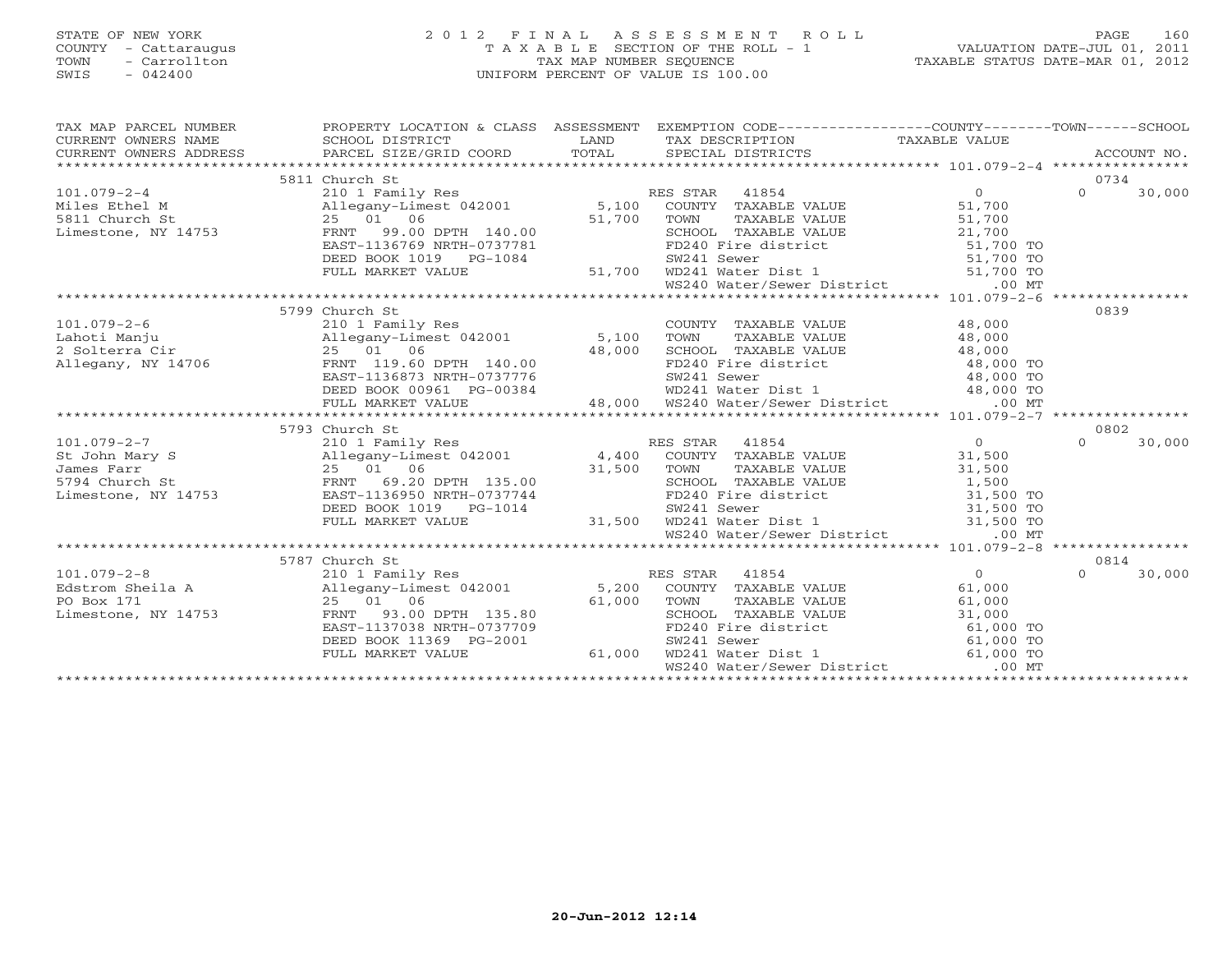STATE OF NEW YORK
COUNTY - Cattaraugus
TOWN - Carrollton
SWIS - 042400

# 2012 FINAL ASSESSMENT ROLL

TAXABLE SECTION OF THE ROLL - 1
TAX MAP NUMBER SEQUENCE
UNIFORM PERCENT OF VALUE IS 100.00

VALUATION DATE-JUL 01, 2011
TAXABLE STATUS DATE-MAR 01, 2012

| TAX MAP PARCEL NUMBER / CURRENT OWNERS NAME / CURRENT OWNERS ADDRESS | PROPERTY LOCATION & CLASS / SCHOOL DISTRICT / PARCEL SIZE/GRID COORD | ASSESSMENT LAND | TOTAL | EXEMPTION CODE / TAX DESCRIPTION / SPECIAL DISTRICTS | COUNTY TAXABLE VALUE | TOWN | SCHOOL | ACCOUNT NO. |
|---|---|---|---|---|---|---|---|---|
| | 5811 Church St | | | | | | | 0734 |
| 101.079-2-4 | 210 1 Family Res | | | RES STAR 41854 | 0 | 0 | 30,000 | |
| Miles Ethel M | Allegany-Limest 042001 | 5,100 | | COUNTY TAXABLE VALUE | 51,700 | | | |
| 5811 Church St | 25 01 06 | | 51,700 | TOWN TAXABLE VALUE | 51,700 | | | |
| Limestone, NY 14753 | FRNT 99.00 DPTH 140.00 | | | SCHOOL TAXABLE VALUE | 21,700 | | | |
| | EAST-1136769 NRTH-0737781 | | | FD240 Fire district | 51,700 TO | | | |
| | DEED BOOK 1019 PG-1084 | | | SW241 Sewer | 51,700 TO | | | |
| | FULL MARKET VALUE | | 51,700 | WD241 Water Dist 1 | 51,700 TO | | | |
| | | | | WS240 Water/Sewer District | .00 MT | | | |
| | 5799 Church St | | | | | | | 0839 |
| 101.079-2-6 | 210 1 Family Res | | | COUNTY TAXABLE VALUE | 48,000 | | | |
| Lahoti Manju | Allegany-Limest 042001 | 5,100 | | TOWN TAXABLE VALUE | 48,000 | | | |
| 2 Solterra Cir | 25 01 06 | | 48,000 | SCHOOL TAXABLE VALUE | 48,000 | | | |
| Allegany, NY 14706 | FRNT 119.60 DPTH 140.00 | | | FD240 Fire district | 48,000 TO | | | |
| | EAST-1136873 NRTH-0737776 | | | SW241 Sewer | 48,000 TO | | | |
| | DEED BOOK 00961 PG-00384 | | | WD241 Water Dist 1 | 48,000 TO | | | |
| | FULL MARKET VALUE | | 48,000 | WS240 Water/Sewer District | .00 MT | | | |
| | 5793 Church St | | | | | | | 0802 |
| 101.079-2-7 | 210 1 Family Res | | | RES STAR 41854 | 0 | 0 | 30,000 | |
| St John Mary S | Allegany-Limest 042001 | 4,400 | | COUNTY TAXABLE VALUE | 31,500 | | | |
| James Farr | 25 01 06 | | 31,500 | TOWN TAXABLE VALUE | 31,500 | | | |
| 5794 Church St | FRNT 69.20 DPTH 135.00 | | | SCHOOL TAXABLE VALUE | 1,500 | | | |
| Limestone, NY 14753 | EAST-1136950 NRTH-0737744 | | | FD240 Fire district | 31,500 TO | | | |
| | DEED BOOK 1019 PG-1014 | | | SW241 Sewer | 31,500 TO | | | |
| | FULL MARKET VALUE | | 31,500 | WD241 Water Dist 1 | 31,500 TO | | | |
| | | | | WS240 Water/Sewer District | .00 MT | | | |
| | 5787 Church St | | | | | | | 0814 |
| 101.079-2-8 | 210 1 Family Res | | | RES STAR 41854 | 0 | 0 | 30,000 | |
| Edstrom Sheila A | Allegany-Limest 042001 | 5,200 | | COUNTY TAXABLE VALUE | 61,000 | | | |
| PO Box 171 | 25 01 06 | | 61,000 | TOWN TAXABLE VALUE | 61,000 | | | |
| Limestone, NY 14753 | FRNT 93.00 DPTH 135.80 | | | SCHOOL TAXABLE VALUE | 31,000 | | | |
| | EAST-1137038 NRTH-0737709 | | | FD240 Fire district | 61,000 TO | | | |
| | DEED BOOK 11369 PG-2001 | | | SW241 Sewer | 61,000 TO | | | |
| | FULL MARKET VALUE | | 61,000 | WD241 Water Dist 1 | 61,000 TO | | | |
| | | | | WS240 Water/Sewer District | .00 MT | | | |

20-Jun-2012 12:14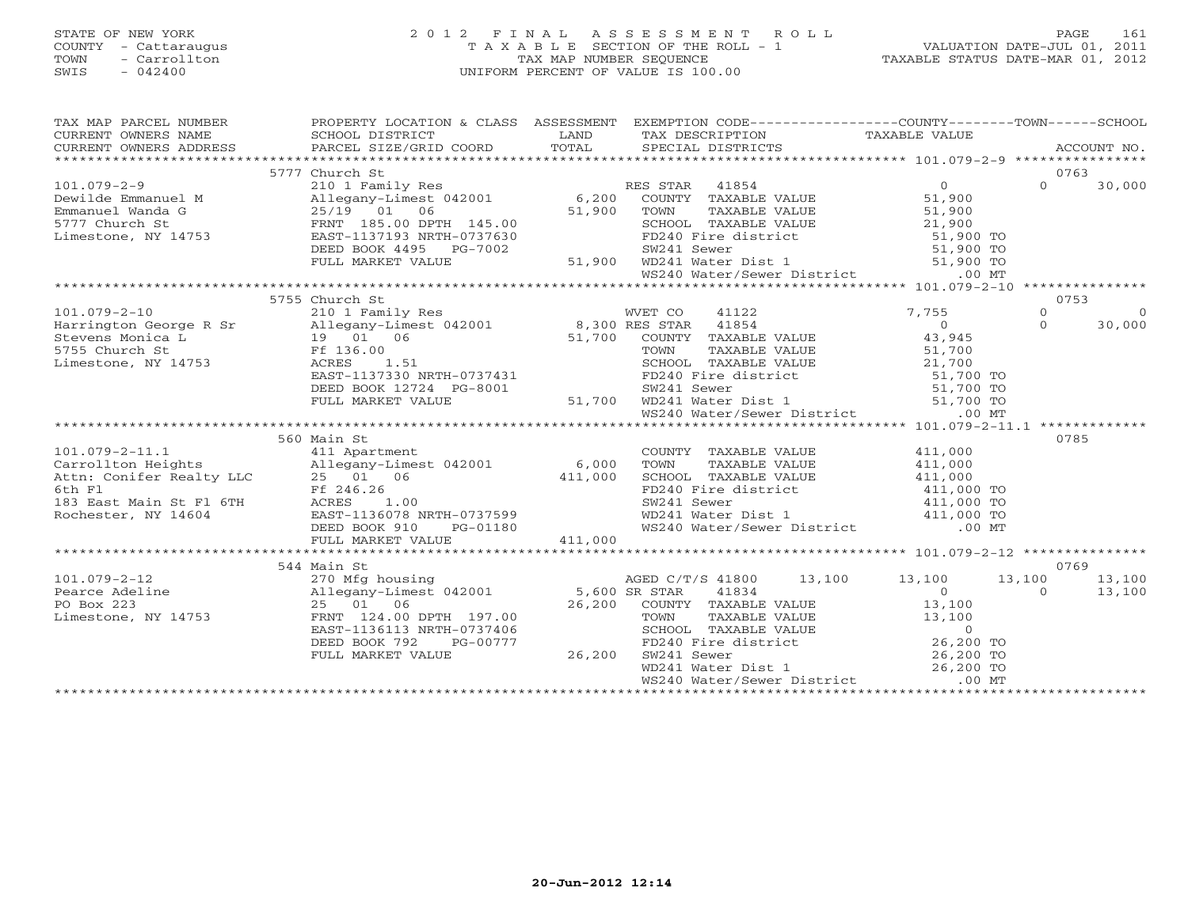STATE OF NEW YORK
COUNTY - Cattaraugus
TOWN - Carrollton
SWIS - 042400

# 2012 FINAL ASSESSMENT ROLL
TAXABLE SECTION OF THE ROLL - 1
TAX MAP NUMBER SEQUENCE
UNIFORM PERCENT OF VALUE IS 100.00

VALUATION DATE-JUL 01, 2011
TAXABLE STATUS DATE-MAR 01, 2012

| TAX MAP PARCEL NUMBER / CURRENT OWNERS NAME / CURRENT OWNERS ADDRESS | PROPERTY LOCATION & CLASS / SCHOOL DISTRICT / PARCEL SIZE/GRID COORD | ASSESSMENT LAND / TOTAL | EXEMPTION CODE / TAX DESCRIPTION / SPECIAL DISTRICTS | COUNTY TAXABLE VALUE | TOWN | SCHOOL / ACCOUNT NO. |
|---|---|---|---|---|---|---|
| | 5777 Church St | | | | | 0763 |
| 101.079-2-9 | 210 1 Family Res | | RES STAR 41854 | 0 | 0 | 30,000 |
| Dewilde Emmanuel M | Allegany-Limest 042001 | 6,200 | COUNTY TAXABLE VALUE | 51,900 | | |
| Emmanuel Wanda G | 25/19 01 06 | 51,900 | TOWN TAXABLE VALUE | 51,900 | | |
| 5777 Church St | FRNT 185.00 DPTH 145.00 | | SCHOOL TAXABLE VALUE | 21,900 | | |
| Limestone, NY 14753 | EAST-1137193 NRTH-0737630 | | FD240 Fire district | 51,900 TO | | |
| | DEED BOOK 4495 PG-7002 | | SW241 Sewer | 51,900 TO | | |
| | FULL MARKET VALUE | 51,900 | WD241 Water Dist 1 | 51,900 TO | | |
| | | | WS240 Water/Sewer District | .00 MT | | |
| | 5755 Church St | | | | | 0753 |
| 101.079-2-10 | 210 1 Family Res | | WVET CO 41122 | 7,755 | 0 | 0 |
| Harrington George R Sr | Allegany-Limest 042001 | 8,300 | RES STAR 41854 | 0 | 0 | 30,000 |
| Stevens Monica L | 19 01 06 | 51,700 | COUNTY TAXABLE VALUE | 43,945 | | |
| 5755 Church St | Ff 136.00 | | TOWN TAXABLE VALUE | 51,700 | | |
| Limestone, NY 14753 | ACRES 1.51 | | SCHOOL TAXABLE VALUE | 21,700 | | |
| | EAST-1137330 NRTH-0737431 | | FD240 Fire district | 51,700 TO | | |
| | DEED BOOK 12724 PG-8001 | | SW241 Sewer | 51,700 TO | | |
| | FULL MARKET VALUE | 51,700 | WD241 Water Dist 1 | 51,700 TO | | |
| | | | WS240 Water/Sewer District | .00 MT | | |
| | 560 Main St | | | | | 0785 |
| 101.079-2-11.1 | 411 Apartment | | COUNTY TAXABLE VALUE | 411,000 | | |
| Carrollton Heights | Allegany-Limest 042001 | 6,000 | TOWN TAXABLE VALUE | 411,000 | | |
| Attn: Conifer Realty LLC | 25 01 06 | 411,000 | SCHOOL TAXABLE VALUE | 411,000 | | |
| 6th Fl | Ff 246.26 | | FD240 Fire district | 411,000 TO | | |
| 183 East Main St Fl 6TH | ACRES 1.00 | | SW241 Sewer | 411,000 TO | | |
| Rochester, NY 14604 | EAST-1136078 NRTH-0737599 | | WD241 Water Dist 1 | 411,000 TO | | |
| | DEED BOOK 910 PG-01180 | | WS240 Water/Sewer District | .00 MT | | |
| | FULL MARKET VALUE | 411,000 | | | | |
| | 544 Main St | | | | | 0769 |
| 101.079-2-12 | 270 Mfg housing | | AGED C/T/S 41800 13,100 | 13,100 | 13,100 | 13,100 |
| Pearce Adeline | Allegany-Limest 042001 | 5,600 | SR STAR 41834 | 0 | 0 | 13,100 |
| PO Box 223 | 25 01 06 | 26,200 | COUNTY TAXABLE VALUE | 13,100 | | |
| Limestone, NY 14753 | FRNT 124.00 DPTH 197.00 | | TOWN TAXABLE VALUE | 13,100 | | |
| | EAST-1136113 NRTH-0737406 | | SCHOOL TAXABLE VALUE | 0 | | |
| | DEED BOOK 792 PG-00777 | | FD240 Fire district | 26,200 TO | | |
| | FULL MARKET VALUE | 26,200 | SW241 Sewer | 26,200 TO | | |
| | | | WD241 Water Dist 1 | 26,200 TO | | |
| | | | WS240 Water/Sewer District | .00 MT | | |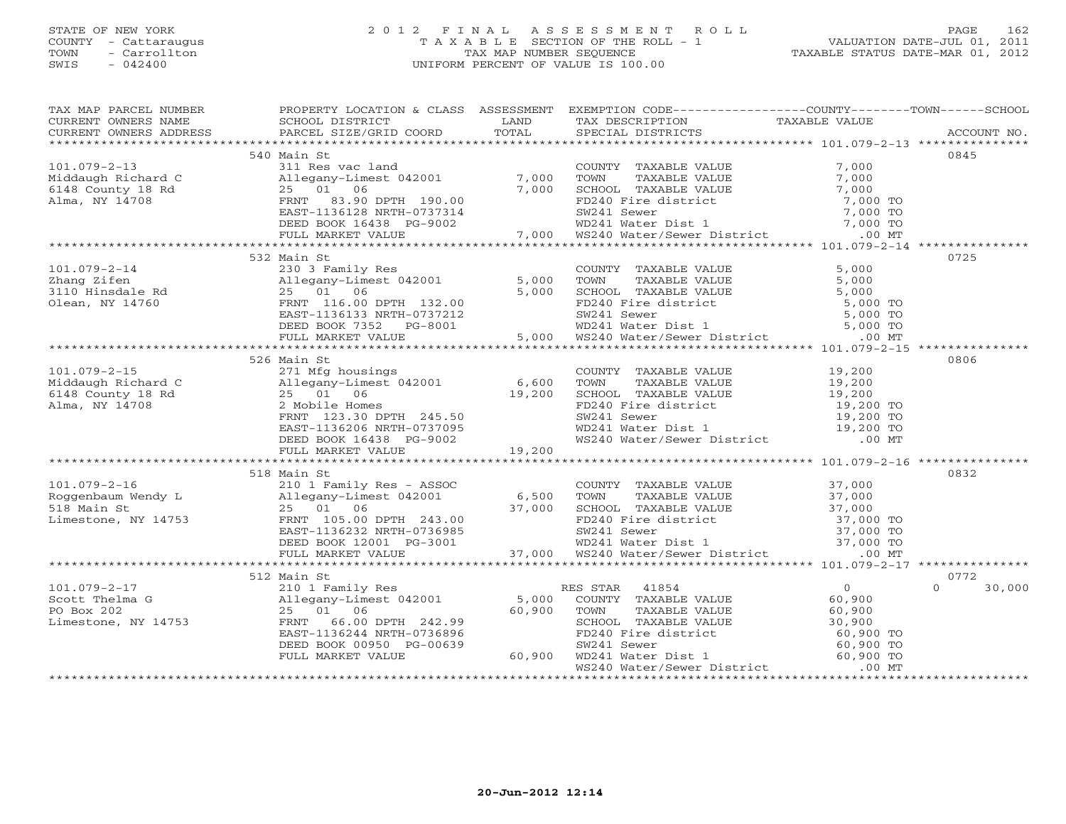STATE OF NEW YORK
COUNTY - Cattaraugus
TOWN - Carrollton
SWIS - 042400

# 2012 FINAL ASSESSMENT ROLL
TAXABLE SECTION OF THE ROLL - 1
TAX MAP NUMBER SEQUENCE
UNIFORM PERCENT OF VALUE IS 100.00

VALUATION DATE-JUL 01, 2011
TAXABLE STATUS DATE-MAR 01, 2012

| TAX MAP PARCEL NUMBER / CURRENT OWNERS NAME / CURRENT OWNERS ADDRESS | PROPERTY LOCATION & CLASS / SCHOOL DISTRICT / PARCEL SIZE/GRID COORD | ASSESSMENT LAND | TOTAL | EXEMPTION CODE / TAX DESCRIPTION / SPECIAL DISTRICTS | COUNTY TAXABLE VALUE | TOWN | SCHOOL | ACCOUNT NO. |
|---|---|---|---|---|---|---|---|---|
| 101.079-2-13 | 540 Main St | | | | | | | 0845 |
| | 311 Res vac land | | | COUNTY TAXABLE VALUE | 7,000 | | | |
| Middaugh Richard C | Allegany-Limest 042001 | 7,000 | | TOWN TAXABLE VALUE | 7,000 | | | |
| 6148 County 18 Rd | 25 01 06 | | 7,000 | SCHOOL TAXABLE VALUE | 7,000 | | | |
| Alma, NY 14708 | FRNT 83.90 DPTH 190.00 | | | FD240 Fire district | 7,000 TO | | | |
| | EAST-1136128 NRTH-0737314 | | | SW241 Sewer | 7,000 TO | | | |
| | DEED BOOK 16438 PG-9002 | | | WD241 Water Dist 1 | 7,000 TO | | | |
| | FULL MARKET VALUE | | 7,000 | WS240 Water/Sewer District | .00 MT | | | |
| 101.079-2-14 | 532 Main St | | | | | | | 0725 |
| | 230 3 Family Res | | | COUNTY TAXABLE VALUE | 5,000 | | | |
| Zhang Zifen | Allegany-Limest 042001 | 5,000 | | TOWN TAXABLE VALUE | 5,000 | | | |
| 3110 Hinsdale Rd | 25 01 06 | | 5,000 | SCHOOL TAXABLE VALUE | 5,000 | | | |
| Olean, NY 14760 | FRNT 116.00 DPTH 132.00 | | | FD240 Fire district | 5,000 TO | | | |
| | EAST-1136133 NRTH-0737212 | | | SW241 Sewer | 5,000 TO | | | |
| | DEED BOOK 7352 PG-8001 | | | WD241 Water Dist 1 | 5,000 TO | | | |
| | FULL MARKET VALUE | | 5,000 | WS240 Water/Sewer District | .00 MT | | | |
| 101.079-2-15 | 526 Main St | | | | | | | 0806 |
| | 271 Mfg housings | | | COUNTY TAXABLE VALUE | 19,200 | | | |
| Middaugh Richard C | Allegany-Limest 042001 | 6,600 | | TOWN TAXABLE VALUE | 19,200 | | | |
| 6148 County 18 Rd | 25 01 06 | | 19,200 | SCHOOL TAXABLE VALUE | 19,200 | | | |
| Alma, NY 14708 | 2 Mobile Homes | | | FD240 Fire district | 19,200 TO | | | |
| | FRNT 123.30 DPTH 245.50 | | | SW241 Sewer | 19,200 TO | | | |
| | EAST-1136206 NRTH-0737095 | | | WD241 Water Dist 1 | 19,200 TO | | | |
| | DEED BOOK 16438 PG-9002 | | | WS240 Water/Sewer District | .00 MT | | | |
| | FULL MARKET VALUE | | 19,200 | | | | | |
| 101.079-2-16 | 518 Main St | | | | | | | 0832 |
| | 210 1 Family Res - ASSOC | | | COUNTY TAXABLE VALUE | 37,000 | | | |
| Roggenbaum Wendy L | Allegany-Limest 042001 | 6,500 | | TOWN TAXABLE VALUE | 37,000 | | | |
| 518 Main St | 25 01 06 | | 37,000 | SCHOOL TAXABLE VALUE | 37,000 | | | |
| Limestone, NY 14753 | FRNT 105.00 DPTH 243.00 | | | FD240 Fire district | 37,000 TO | | | |
| | EAST-1136232 NRTH-0736985 | | | SW241 Sewer | 37,000 TO | | | |
| | DEED BOOK 12001 PG-3001 | | | WD241 Water Dist 1 | 37,000 TO | | | |
| | FULL MARKET VALUE | | 37,000 | WS240 Water/Sewer District | .00 MT | | | |
| 101.079-2-17 | 512 Main St | | | | | | | 0772 |
| | 210 1 Family Res | | | RES STAR 41854 | 0 | | 0 | 30,000 |
| Scott Thelma G | Allegany-Limest 042001 | 5,000 | | COUNTY TAXABLE VALUE | 60,900 | | | |
| PO Box 202 | 25 01 06 | | 60,900 | TOWN TAXABLE VALUE | 60,900 | | | |
| Limestone, NY 14753 | FRNT 66.00 DPTH 242.99 | | | SCHOOL TAXABLE VALUE | 30,900 | | | |
| | EAST-1136244 NRTH-0736896 | | | FD240 Fire district | 60,900 TO | | | |
| | DEED BOOK 00950 PG-00639 | | | SW241 Sewer | 60,900 TO | | | |
| | FULL MARKET VALUE | | 60,900 | WD241 Water Dist 1 | 60,900 TO | | | |
| | | | | WS240 Water/Sewer District | .00 MT | | | |

20-Jun-2012 12:14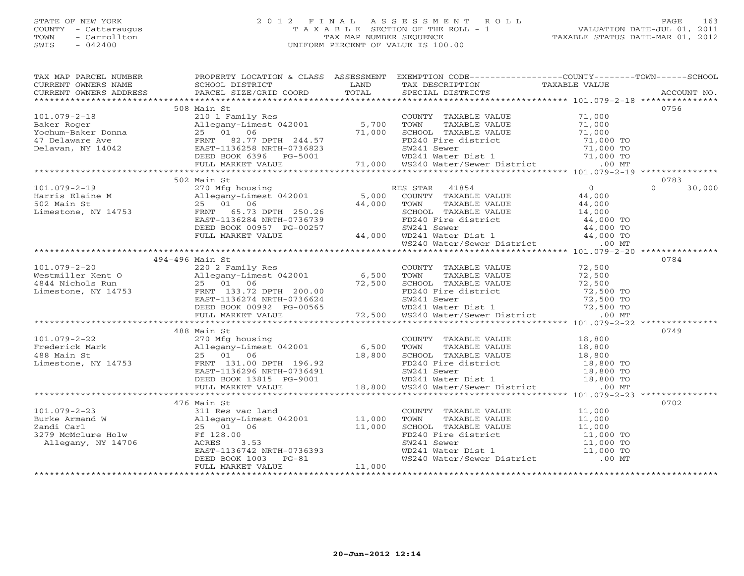STATE OF NEW YORK
COUNTY - Cattaraugus
TOWN - Carrollton
SWIS - 042400

2012 FINAL ASSESSMENT ROLL
TAXABLE SECTION OF THE ROLL - 1
TAX MAP NUMBER SEQUENCE
UNIFORM PERCENT OF VALUE IS 100.00

VALUATION DATE-JUL 01, 2011
TAXABLE STATUS DATE-MAR 01, 2012

| TAX MAP PARCEL NUMBER / CURRENT OWNERS NAME / CURRENT OWNERS ADDRESS | PROPERTY LOCATION & CLASS / SCHOOL DISTRICT / PARCEL SIZE/GRID COORD | ASSESSMENT LAND | TOTAL | EXEMPTION CODE / TAX DESCRIPTION / SPECIAL DISTRICTS | COUNTY / TAXABLE VALUE | TOWN | SCHOOL | ACCOUNT NO. |
|---|---|---|---|---|---|---|---|---|
| 101.079-2-18 | 508 Main St | | | | | | | 0756 |
| | 210 1 Family Res | | | COUNTY TAXABLE VALUE | 71,000 | | | |
| Baker Roger | Allegany-Limest 042001 | 5,700 | | TOWN TAXABLE VALUE | 71,000 | | | |
| Yochum-Baker Donna | 25 01 06 | | 71,000 | SCHOOL TAXABLE VALUE | 71,000 | | | |
| 47 Delaware Ave | FRNT 82.77 DPTH 244.57 | | | FD240 Fire district | 71,000 TO | | | |
| Delavan, NY 14042 | EAST-1136258 NRTH-0736823 | | | SW241 Sewer | 71,000 TO | | | |
| | DEED BOOK 6396 PG-5001 | | | WD241 Water Dist 1 | 71,000 TO | | | |
| | FULL MARKET VALUE | | 71,000 | WS240 Water/Sewer District | .00 MT | | | |
| 101.079-2-19 | 502 Main St | | | | | | | 0783 |
| | 270 Mfg housing | | | RES STAR 41854 | 0 | | 0 30,000 | |
| Harris Elaine M | Allegany-Limest 042001 | 5,000 | | COUNTY TAXABLE VALUE | 44,000 | | | |
| 502 Main St | 25 01 06 | | 44,000 | TOWN TAXABLE VALUE | 44,000 | | | |
| Limestone, NY 14753 | FRNT 65.73 DPTH 250.26 | | | SCHOOL TAXABLE VALUE | 14,000 | | | |
| | EAST-1136284 NRTH-0736739 | | | FD240 Fire district | 44,000 TO | | | |
| | DEED BOOK 00957 PG-00257 | | | SW241 Sewer | 44,000 TO | | | |
| | FULL MARKET VALUE | | 44,000 | WD241 Water Dist 1 | 44,000 TO | | | |
| | | | | WS240 Water/Sewer District | .00 MT | | | |
| 101.079-2-20 | 494-496 Main St | | | | | | | 0784 |
| | 220 2 Family Res | | | COUNTY TAXABLE VALUE | 72,500 | | | |
| Westmiller Kent O | Allegany-Limest 042001 | 6,500 | | TOWN TAXABLE VALUE | 72,500 | | | |
| 4844 Nichols Run | 25 01 06 | | 72,500 | SCHOOL TAXABLE VALUE | 72,500 | | | |
| Limestone, NY 14753 | FRNT 133.72 DPTH 200.00 | | | FD240 Fire district | 72,500 TO | | | |
| | EAST-1136274 NRTH-0736624 | | | SW241 Sewer | 72,500 TO | | | |
| | DEED BOOK 00992 PG-00565 | | | WD241 Water Dist 1 | 72,500 TO | | | |
| | FULL MARKET VALUE | | 72,500 | WS240 Water/Sewer District | .00 MT | | | |
| 101.079-2-22 | 488 Main St | | | | | | | 0749 |
| | 270 Mfg housing | | | COUNTY TAXABLE VALUE | 18,800 | | | |
| Frederick Mark | Allegany-Limest 042001 | 6,500 | | TOWN TAXABLE VALUE | 18,800 | | | |
| 488 Main St | 25 01 06 | | 18,800 | SCHOOL TAXABLE VALUE | 18,800 | | | |
| Limestone, NY 14753 | FRNT 131.00 DPTH 196.92 | | | FD240 Fire district | 18,800 TO | | | |
| | EAST-1136296 NRTH-0736491 | | | SW241 Sewer | 18,800 TO | | | |
| | DEED BOOK 13815 PG-9001 | | | WD241 Water Dist 1 | 18,800 TO | | | |
| | FULL MARKET VALUE | | 18,800 | WS240 Water/Sewer District | .00 MT | | | |
| 101.079-2-23 | 476 Main St | | | | | | | 0702 |
| | 311 Res vac land | | | COUNTY TAXABLE VALUE | 11,000 | | | |
| Burke Armand W | Allegany-Limest 042001 | 11,000 | | TOWN TAXABLE VALUE | 11,000 | | | |
| Zandi Carl | 25 01 06 | | 11,000 | SCHOOL TAXABLE VALUE | 11,000 | | | |
| 3279 McMclure Holw | Ff 128.00 | | | FD240 Fire district | 11,000 TO | | | |
| Allegany, NY 14706 | ACRES 3.53 | | | SW241 Sewer | 11,000 TO | | | |
| | EAST-1136742 NRTH-0736393 | | | WD241 Water Dist 1 | 11,000 TO | | | |
| | DEED BOOK 1003 PG-81 | | | WS240 Water/Sewer District | .00 MT | | | |
| | FULL MARKET VALUE | | 11,000 | | | | | |

20-Jun-2012 12:14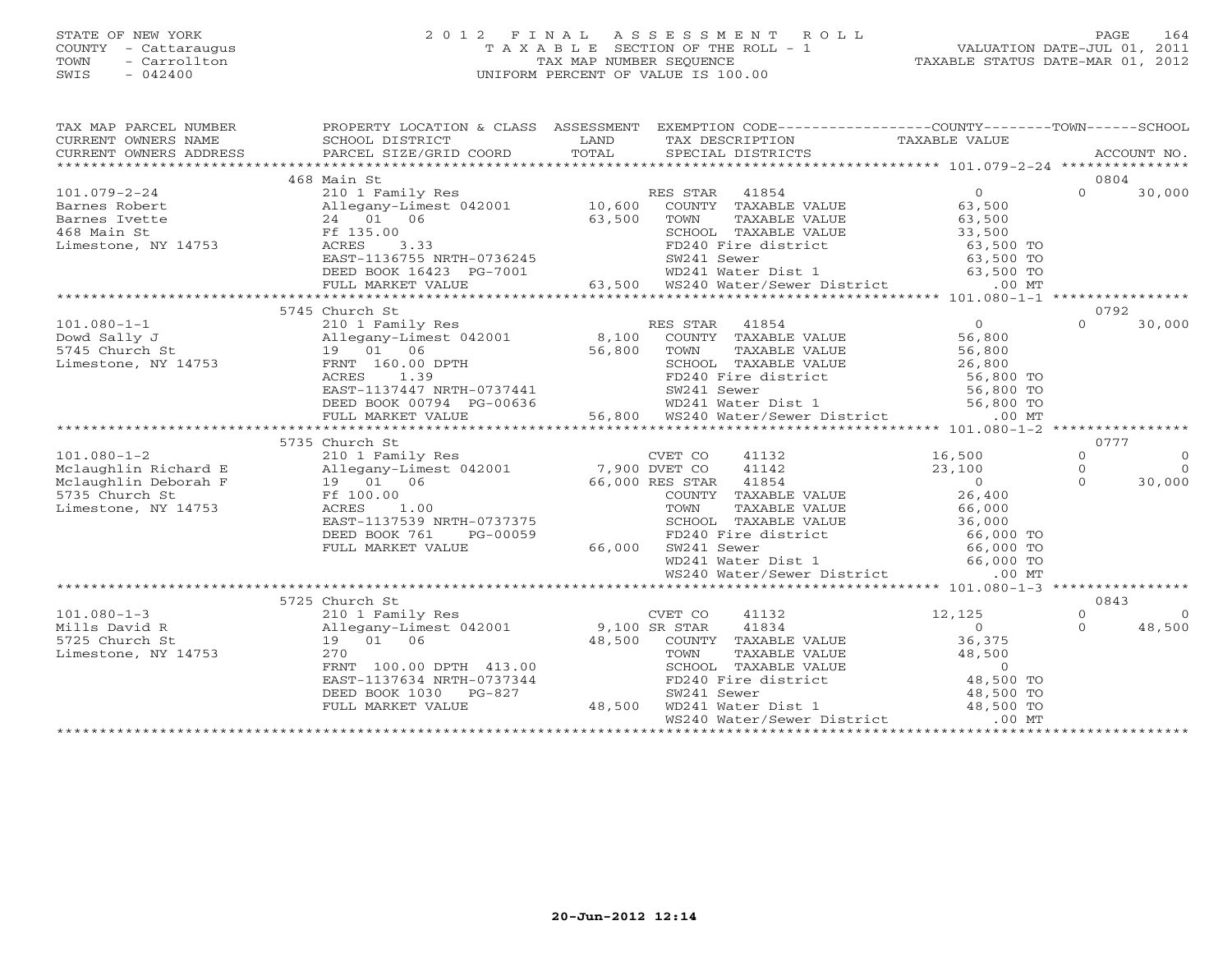STATE OF NEW YORK
COUNTY - Cattaraugus
TOWN - Carrollton
SWIS - 042400

# 2012 FINAL ASSESSMENT ROLL
TAXABLE SECTION OF THE ROLL - 1
TAX MAP NUMBER SEQUENCE
UNIFORM PERCENT OF VALUE IS 100.00

VALUATION DATE-JUL 01, 2011
TAXABLE STATUS DATE-MAR 01, 2012

| TAX MAP PARCEL NUMBER / CURRENT OWNERS NAME / CURRENT OWNERS ADDRESS | PROPERTY LOCATION & CLASS / SCHOOL DISTRICT / PARCEL SIZE/GRID COORD | ASSESSMENT LAND / TOTAL | EXEMPTION CODE / TAX DESCRIPTION / SPECIAL DISTRICTS | COUNTY | TOWN | SCHOOL | ACCOUNT NO. |
|---|---|---|---|---|---|---|---|
| 101.079-2-24 | 468 Main St | | | | | | 0804 |
| Barnes Robert | 210 1 Family Res | | RES STAR 41854 | 0 | 0 | 30,000 | |
| Barnes Ivette | Allegany-Limest 042001 | 10,600 | COUNTY TAXABLE VALUE | 63,500 | | | |
| 468 Main St | 24 01 06 | 63,500 | TOWN TAXABLE VALUE | | 63,500 | | |
| Limestone, NY 14753 | Ff 135.00 | | SCHOOL TAXABLE VALUE | | | 33,500 | |
| | ACRES 3.33 | | FD240 Fire district | 63,500 TO | | | |
| | EAST-1136755 NRTH-0736245 | | SW241 Sewer | 63,500 TO | | | |
| | DEED BOOK 16423 PG-7001 | | WD241 Water Dist 1 | 63,500 TO | | | |
| | FULL MARKET VALUE | 63,500 | WS240 Water/Sewer District | .00 MT | | | |
| 101.080-1-1 | 5745 Church St | | | | | | 0792 |
| Dowd Sally J | 210 1 Family Res | | RES STAR 41854 | 0 | 0 | 30,000 | |
| 5745 Church St | Allegany-Limest 042001 | 8,100 | COUNTY TAXABLE VALUE | 56,800 | | | |
| Limestone, NY 14753 | 19 01 06 | 56,800 | TOWN TAXABLE VALUE | | 56,800 | | |
| | FRNT 160.00 DPTH | | SCHOOL TAXABLE VALUE | | | 26,800 | |
| | ACRES 1.39 | | FD240 Fire district | 56,800 TO | | | |
| | EAST-1137447 NRTH-0737441 | | SW241 Sewer | 56,800 TO | | | |
| | DEED BOOK 00794 PG-00636 | | WD241 Water Dist 1 | 56,800 TO | | | |
| | FULL MARKET VALUE | 56,800 | WS240 Water/Sewer District | .00 MT | | | |
| 101.080-1-2 | 5735 Church St | | | | | | 0777 |
| Mclaughlin Richard E | 210 1 Family Res | | CVET CO 41132 | 16,500 | 0 | 0 | |
| Mclaughlin Deborah F | Allegany-Limest 042001 | 7,900 | DVET CO 41142 | 23,100 | 0 | 0 | |
| 5735 Church St | 19 01 06 | 66,000 | RES STAR 41854 | 0 | 0 | 30,000 | |
| Limestone, NY 14753 | Ff 100.00 | | COUNTY TAXABLE VALUE | 26,400 | | | |
| | ACRES 1.00 | | TOWN TAXABLE VALUE | | 66,000 | | |
| | EAST-1137539 NRTH-0737375 | | SCHOOL TAXABLE VALUE | | | 36,000 | |
| | DEED BOOK 761 PG-00059 | | FD240 Fire district | 66,000 TO | | | |
| | FULL MARKET VALUE | 66,000 | SW241 Sewer | 66,000 TO | | | |
| | | | WD241 Water Dist 1 | 66,000 TO | | | |
| | | | WS240 Water/Sewer District | .00 MT | | | |
| 101.080-1-3 | 5725 Church St | | | | | | 0843 |
| Mills David R | 210 1 Family Res | | CVET CO 41132 | 12,125 | 0 | 0 | |
| 5725 Church St | Allegany-Limest 042001 | 9,100 | SR STAR 41834 | 0 | 0 | 48,500 | |
| Limestone, NY 14753 | 19 01 06 | 48,500 | COUNTY TAXABLE VALUE | 36,375 | | | |
| | 270 | | TOWN TAXABLE VALUE | | 48,500 | | |
| | FRNT 100.00 DPTH 413.00 | | SCHOOL TAXABLE VALUE | | | 0 | |
| | EAST-1137634 NRTH-0737344 | | FD240 Fire district | 48,500 TO | | | |
| | DEED BOOK 1030 PG-827 | | SW241 Sewer | 48,500 TO | | | |
| | FULL MARKET VALUE | 48,500 | WD241 Water Dist 1 | 48,500 TO | | | |
| | | | WS240 Water/Sewer District | .00 MT | | | |

20-Jun-2012 12:14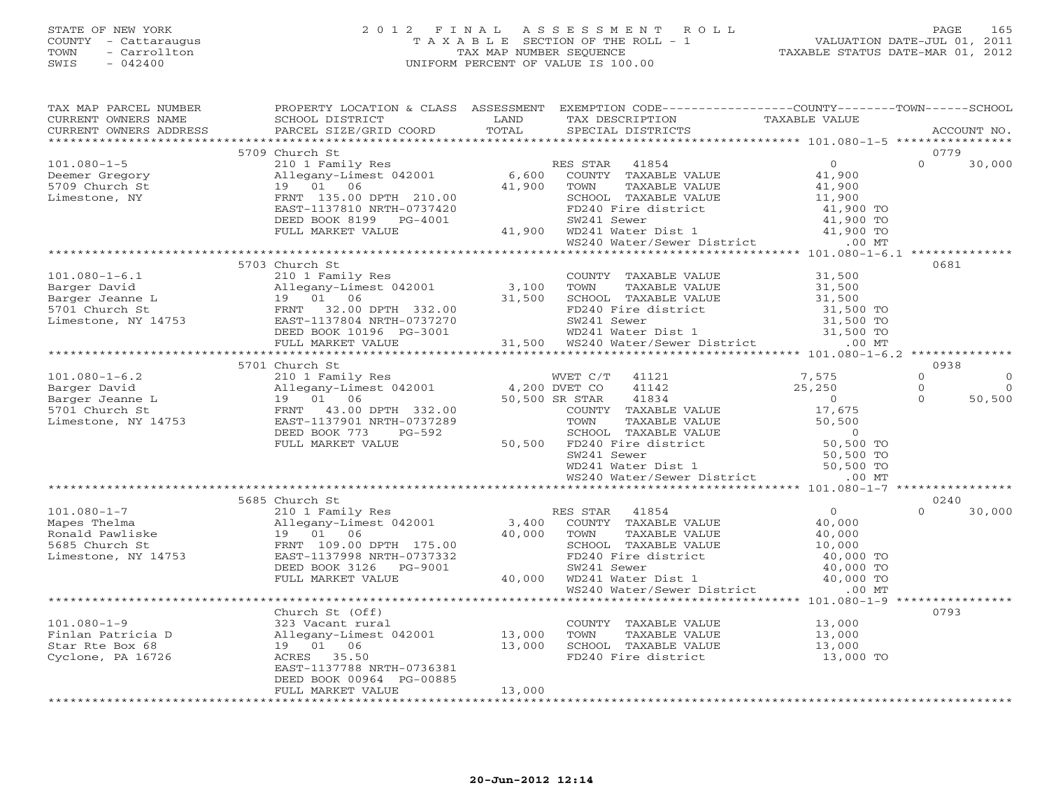STATE OF NEW YORK
COUNTY - Cattaraugus
TOWN - Carrollton
SWIS - 042400

# 2012 FINAL ASSESSMENT ROLL

TAXABLE SECTION OF THE ROLL - 1
TAX MAP NUMBER SEQUENCE
UNIFORM PERCENT OF VALUE IS 100.00

VALUATION DATE-JUL 01, 2011
TAXABLE STATUS DATE-MAR 01, 2012

| TAX MAP PARCEL NUMBER / CURRENT OWNERS NAME / CURRENT OWNERS ADDRESS | PROPERTY LOCATION & CLASS / SCHOOL DISTRICT / PARCEL SIZE/GRID COORD | ASSESSMENT LAND | TOTAL | EXEMPTION CODE / TAX DESCRIPTION / SPECIAL DISTRICTS | COUNTY TAXABLE VALUE | TOWN | SCHOOL | ACCOUNT NO. |
|---|---|---|---|---|---|---|---|---|
| | 5709 Church St | | | | | | | 0779 |
| 101.080-1-5 | 210 1 Family Res | | | RES STAR 41854 | 0 | 0 | 30,000 | |
| Deemer Gregory | Allegany-Limest 042001 | 6,600 | | COUNTY TAXABLE VALUE | 41,900 | | | |
| 5709 Church St | 19 01 06 | | 41,900 | TOWN TAXABLE VALUE | 41,900 | | | |
| Limestone, NY | FRNT 135.00 DPTH 210.00 | | | SCHOOL TAXABLE VALUE | 11,900 | | | |
| | EAST-1137810 NRTH-0737420 | | | FD240 Fire district | 41,900 TO | | | |
| | DEED BOOK 8199 PG-4001 | | | SW241 Sewer | 41,900 TO | | | |
| | FULL MARKET VALUE | | 41,900 | WD241 Water Dist 1 | 41,900 TO | | | |
| | | | | WS240 Water/Sewer District | .00 MT | | | |
| | 5703 Church St | | | | | | | 0681 |
| 101.080-1-6.1 | 210 1 Family Res | | | COUNTY TAXABLE VALUE | 31,500 | | | |
| Barger David | Allegany-Limest 042001 | 3,100 | | TOWN TAXABLE VALUE | 31,500 | | | |
| Barger Jeanne L | 19 01 06 | | 31,500 | SCHOOL TAXABLE VALUE | 31,500 | | | |
| 5701 Church St | FRNT 32.00 DPTH 332.00 | | | FD240 Fire district | 31,500 TO | | | |
| Limestone, NY 14753 | EAST-1137804 NRTH-0737270 | | | SW241 Sewer | 31,500 TO | | | |
| | DEED BOOK 10196 PG-3001 | | | WD241 Water Dist 1 | 31,500 TO | | | |
| | FULL MARKET VALUE | | 31,500 | WS240 Water/Sewer District | .00 MT | | | |
| | 5701 Church St | | | | | | | 0938 |
| 101.080-1-6.2 | 210 1 Family Res | | | WVET C/T 41121 | 7,575 | 0 | 0 | |
| Barger David | Allegany-Limest 042001 | 4,200 | | DVET CO 41142 | 25,250 | 0 | 0 | |
| Barger Jeanne L | 19 01 06 | | 50,500 | SR STAR 41834 | 0 | 0 | 50,500 | |
| 5701 Church St | FRNT 43.00 DPTH 332.00 | | | COUNTY TAXABLE VALUE | 17,675 | | | |
| Limestone, NY 14753 | EAST-1137901 NRTH-0737289 | | | TOWN TAXABLE VALUE | 50,500 | | | |
| | DEED BOOK 773 PG-592 | | | SCHOOL TAXABLE VALUE | 0 | | | |
| | FULL MARKET VALUE | | 50,500 | FD240 Fire district | 50,500 TO | | | |
| | | | | SW241 Sewer | 50,500 TO | | | |
| | | | | WD241 Water Dist 1 | 50,500 TO | | | |
| | | | | WS240 Water/Sewer District | .00 MT | | | |
| | 5685 Church St | | | | | | | 0240 |
| 101.080-1-7 | 210 1 Family Res | | | RES STAR 41854 | 0 | 0 | 30,000 | |
| Mapes Thelma | Allegany-Limest 042001 | 3,400 | | COUNTY TAXABLE VALUE | 40,000 | | | |
| Ronald Pawliske | 19 01 06 | | 40,000 | TOWN TAXABLE VALUE | 40,000 | | | |
| 5685 Church St | FRNT 109.00 DPTH 175.00 | | | SCHOOL TAXABLE VALUE | 10,000 | | | |
| Limestone, NY 14753 | EAST-1137998 NRTH-0737332 | | | FD240 Fire district | 40,000 TO | | | |
| | DEED BOOK 3126 PG-9001 | | | SW241 Sewer | 40,000 TO | | | |
| | FULL MARKET VALUE | | 40,000 | WD241 Water Dist 1 | 40,000 TO | | | |
| | | | | WS240 Water/Sewer District | .00 MT | | | |
| | Church St (Off) | | | | | | | 0793 |
| 101.080-1-9 | 323 Vacant rural | | | COUNTY TAXABLE VALUE | 13,000 | | | |
| Finlan Patricia D | Allegany-Limest 042001 | 13,000 | | TOWN TAXABLE VALUE | 13,000 | | | |
| Star Rte Box 68 | 19 01 06 | | 13,000 | SCHOOL TAXABLE VALUE | 13,000 | | | |
| Cyclone, PA 16726 | ACRES 35.50 | | | FD240 Fire district | 13,000 TO | | | |
| | EAST-1137788 NRTH-0736381 | | | | | | | |
| | DEED BOOK 00964 PG-00885 | | | | | | | |
| | FULL MARKET VALUE | | 13,000 | | | | | |

20-Jun-2012 12:14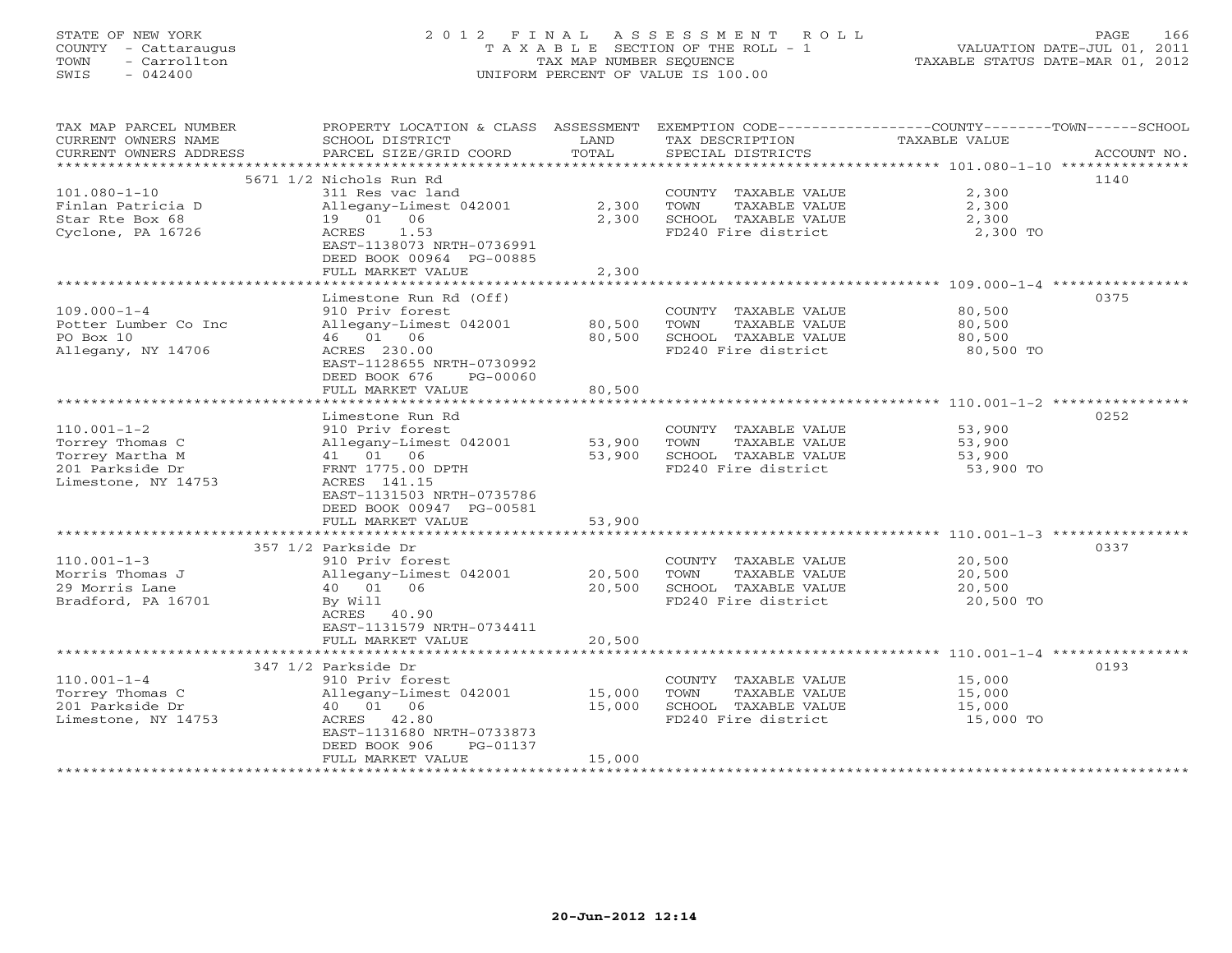STATE OF NEW YORK
COUNTY - Cattaraugus
TOWN - Carrollton
SWIS - 042400

# 2012 FINAL ASSESSMENT ROLL

TAXABLE SECTION OF THE ROLL - 1
TAX MAP NUMBER SEQUENCE
UNIFORM PERCENT OF VALUE IS 100.00

VALUATION DATE-JUL 01, 2011
TAXABLE STATUS DATE-MAR 01, 2012

| TAX MAP PARCEL NUMBER / CURRENT OWNERS NAME / CURRENT OWNERS ADDRESS | PROPERTY LOCATION & CLASS / SCHOOL DISTRICT / PARCEL SIZE/GRID COORD | ASSESSMENT LAND | TOTAL | EXEMPTION CODE / TAX DESCRIPTION / SPECIAL DISTRICTS | TAXABLE VALUE (COUNTY--TOWN--SCHOOL) | ACCOUNT NO. |
|---|---|---|---|---|---|---|
| 101.080-1-10 | 5671 1/2 Nichols Run Rd | | | | | 1140 |
| Finlan Patricia D | 311 Res vac land | | | COUNTY TAXABLE VALUE | 2,300 | |
| Star Rte Box 68 | Allegany-Limest 042001 | 2,300 | | TOWN TAXABLE VALUE | 2,300 | |
| Cyclone, PA 16726 | 19 01 06 | | 2,300 | SCHOOL TAXABLE VALUE | 2,300 | |
| | ACRES 1.53 | | | FD240 Fire district | 2,300 TO | |
| | EAST-1138073 NRTH-0736991 | | | | | |
| | DEED BOOK 00964 PG-00885 | | | | | |
| | FULL MARKET VALUE | | 2,300 | | | |
| 109.000-1-4 | Limestone Run Rd (Off) | | | | | 0375 |
| Potter Lumber Co Inc | 910 Priv forest | | | COUNTY TAXABLE VALUE | 80,500 | |
| PO Box 10 | Allegany-Limest 042001 | 80,500 | | TOWN TAXABLE VALUE | 80,500 | |
| Allegany, NY 14706 | 46 01 06 | | 80,500 | SCHOOL TAXABLE VALUE | 80,500 | |
| | ACRES 230.00 | | | FD240 Fire district | 80,500 TO | |
| | EAST-1128655 NRTH-0730992 | | | | | |
| | DEED BOOK 676 PG-00060 | | | | | |
| | FULL MARKET VALUE | | 80,500 | | | |
| 110.001-1-2 | Limestone Run Rd | | | | | 0252 |
| Torrey Thomas C | 910 Priv forest | | | COUNTY TAXABLE VALUE | 53,900 | |
| Torrey Martha M | Allegany-Limest 042001 | 53,900 | | TOWN TAXABLE VALUE | 53,900 | |
| 201 Parkside Dr | 41 01 06 | | 53,900 | SCHOOL TAXABLE VALUE | 53,900 | |
| Limestone, NY 14753 | FRNT 1775.00 DPTH | | | FD240 Fire district | 53,900 TO | |
| | ACRES 141.15 | | | | | |
| | EAST-1131503 NRTH-0735786 | | | | | |
| | DEED BOOK 00947 PG-00581 | | | | | |
| | FULL MARKET VALUE | | 53,900 | | | |
| 110.001-1-3 | 357 1/2 Parkside Dr | | | | | 0337 |
| Morris Thomas J | 910 Priv forest | | | COUNTY TAXABLE VALUE | 20,500 | |
| 29 Morris Lane | Allegany-Limest 042001 | 20,500 | | TOWN TAXABLE VALUE | 20,500 | |
| Bradford, PA 16701 | 40 01 06 | | 20,500 | SCHOOL TAXABLE VALUE | 20,500 | |
| | By Will | | | FD240 Fire district | 20,500 TO | |
| | ACRES 40.90 | | | | | |
| | EAST-1131579 NRTH-0734411 | | | | | |
| | FULL MARKET VALUE | | 20,500 | | | |
| 110.001-1-4 | 347 1/2 Parkside Dr | | | | | 0193 |
| Torrey Thomas C | 910 Priv forest | | | COUNTY TAXABLE VALUE | 15,000 | |
| 201 Parkside Dr | Allegany-Limest 042001 | 15,000 | | TOWN TAXABLE VALUE | 15,000 | |
| Limestone, NY 14753 | 40 01 06 | | 15,000 | SCHOOL TAXABLE VALUE | 15,000 | |
| | ACRES 42.80 | | | FD240 Fire district | 15,000 TO | |
| | EAST-1131680 NRTH-0733873 | | | | | |
| | DEED BOOK 906 PG-01137 | | | | | |
| | FULL MARKET VALUE | | 15,000 | | | |

20-Jun-2012 12:14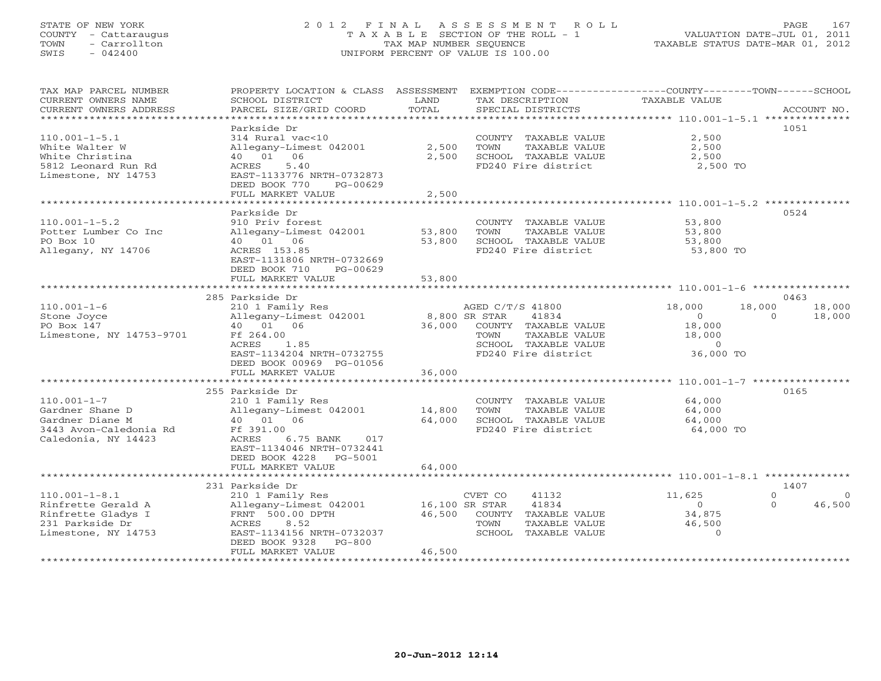STATE OF NEW YORK
COUNTY - Cattaraugus
TOWN - Carrollton
SWIS - 042400

2 0 1 2 F I N A L A S S E S S M E N T R O L L
T A X A B L E SECTION OF THE ROLL - 1
TAX MAP NUMBER SEQUENCE
UNIFORM PERCENT OF VALUE IS 100.00

VALUATION DATE-JUL 01, 2011
TAXABLE STATUS DATE-MAR 01, 2012

| TAX MAP PARCEL NUMBER / CURRENT OWNERS NAME / CURRENT OWNERS ADDRESS | PROPERTY LOCATION & CLASS / SCHOOL DISTRICT / PARCEL SIZE/GRID COORD | ASSESSMENT LAND / TOTAL | EXEMPTION CODE / TAX DESCRIPTION / SPECIAL DISTRICTS | COUNTY TAXABLE VALUE | TOWN | SCHOOL | ACCOUNT NO. |
|---|---|---|---|---|---|---|---|
| 110.001-1-5.1 | Parkside Dr | | | | | | 1051 |
| White Walter W | 314 Rural vac<10 | | COUNTY TAXABLE VALUE | 2,500 | | | |
| White Christina | Allegany-Limest 042001 | 2,500 | TOWN TAXABLE VALUE | 2,500 | | | |
| 5812 Leonard Run Rd | 40 01 06 | 2,500 | SCHOOL TAXABLE VALUE | 2,500 | | | |
| Limestone, NY 14753 | ACRES 5.40 | | FD240 Fire district | 2,500 TO | | | |
| | EAST-1133776 NRTH-0732873 | | | | | | |
| | DEED BOOK 770 PG-00629 | | | | | | |
| | FULL MARKET VALUE | 2,500 | | | | | |
| 110.001-1-5.2 | Parkside Dr | | | | | | 0524 |
| Potter Lumber Co Inc | 910 Priv forest | | COUNTY TAXABLE VALUE | 53,800 | | | |
| PO Box 10 | Allegany-Limest 042001 | 53,800 | TOWN TAXABLE VALUE | 53,800 | | | |
| Allegany, NY 14706 | 40 01 06 | 53,800 | SCHOOL TAXABLE VALUE | 53,800 | | | |
| | ACRES 153.85 | | FD240 Fire district | 53,800 TO | | | |
| | EAST-1131806 NRTH-0732669 | | | | | | |
| | DEED BOOK 710 PG-00629 | | | | | | |
| | FULL MARKET VALUE | 53,800 | | | | | |
| 110.001-1-6 | 285 Parkside Dr | | | | | | 0463 |
| Stone Joyce | 210 1 Family Res | | AGED C/T/S 41800 | 18,000 | 18,000 | 18,000 | |
| PO Box 147 | Allegany-Limest 042001 | 8,800 | SR STAR 41834 | 0 | 0 | 18,000 | |
| Limestone, NY 14753-9701 | 40 01 06 | 36,000 | COUNTY TAXABLE VALUE | 18,000 | | | |
| | Ff 264.00 | | TOWN TAXABLE VALUE | 18,000 | | | |
| | ACRES 1.85 | | SCHOOL TAXABLE VALUE | 0 | | | |
| | EAST-1134204 NRTH-0732755 | | FD240 Fire district | 36,000 TO | | | |
| | DEED BOOK 00969 PG-01056 | | | | | | |
| | FULL MARKET VALUE | 36,000 | | | | | |
| 110.001-1-7 | 255 Parkside Dr | | | | | | 0165 |
| Gardner Shane D | 210 1 Family Res | | COUNTY TAXABLE VALUE | 64,000 | | | |
| Gardner Diane M | Allegany-Limest 042001 | 14,800 | TOWN TAXABLE VALUE | 64,000 | | | |
| 3443 Avon-Caledonia Rd | 40 01 06 | 64,000 | SCHOOL TAXABLE VALUE | 64,000 | | | |
| Caledonia, NY 14423 | Ff 391.00 | | FD240 Fire district | 64,000 TO | | | |
| | ACRES 6.75 BANK 017 | | | | | | |
| | EAST-1134046 NRTH-0732441 | | | | | | |
| | DEED BOOK 4228 PG-5001 | | | | | | |
| | FULL MARKET VALUE | 64,000 | | | | | |
| 110.001-1-8.1 | 231 Parkside Dr | | | | | | 1407 |
| Rinfrette Gerald A | 210 1 Family Res | | CVET CO 41132 | 11,625 | 0 | 0 | |
| Rinfrette Gladys I | Allegany-Limest 042001 | 16,100 | SR STAR 41834 | 0 | 0 | 46,500 | |
| 231 Parkside Dr | FRNT 500.00 DPTH | 46,500 | COUNTY TAXABLE VALUE | 34,875 | | | |
| Limestone, NY 14753 | ACRES 8.52 | | TOWN TAXABLE VALUE | 46,500 | | | |
| | EAST-1134156 NRTH-0732037 | | SCHOOL TAXABLE VALUE | 0 | | | |
| | DEED BOOK 9328 PG-800 | | | | | | |
| | FULL MARKET VALUE | 46,500 | | | | | |

20-Jun-2012 12:14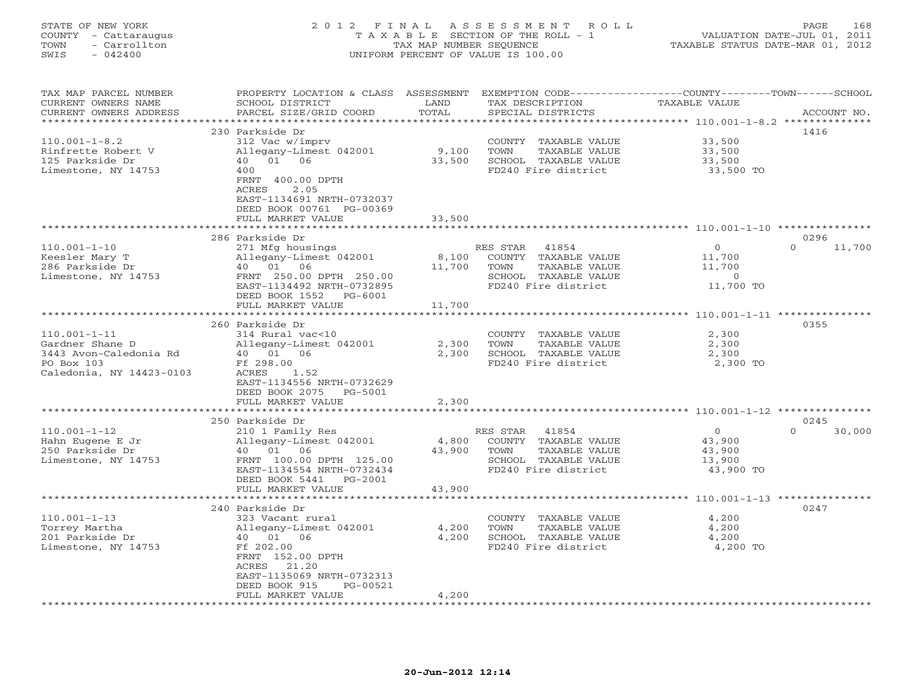STATE OF NEW YORK
COUNTY - Cattaraugus
TOWN - Carrollton
SWIS - 042400

2 0 1 2 F I N A L A S S E S S M E N T R O L L
T A X A B L E SECTION OF THE ROLL - 1
TAX MAP NUMBER SEQUENCE
UNIFORM PERCENT OF VALUE IS 100.00

VALUATION DATE-JUL 01, 2011
TAXABLE STATUS DATE-MAR 01, 2012

| TAX MAP PARCEL NUMBER / CURRENT OWNERS NAME / CURRENT OWNERS ADDRESS | PROPERTY LOCATION & CLASS / SCHOOL DISTRICT / PARCEL SIZE/GRID COORD | ASSESSMENT LAND | TOTAL | EXEMPTION CODE / TAX DESCRIPTION / SPECIAL DISTRICTS | COUNTY / TOWN / SCHOOL TAXABLE VALUE | ACCOUNT NO. |
|---|---|---|---|---|---|---|
| 110.001-1-8.2 | 230 Parkside Dr | | | | | 1416 |
| Rinfrette Robert V | 312 Vac w/imprv | | | COUNTY TAXABLE VALUE | 33,500 | |
| 125 Parkside Dr | Allegany-Limest 042001 | 9,100 | | TOWN TAXABLE VALUE | 33,500 | |
| Limestone, NY 14753 | 40 01 06 | | 33,500 | SCHOOL TAXABLE VALUE | 33,500 | |
| | 400 | | | FD240 Fire district | 33,500 TO | |
| | FRNT 400.00 DPTH | | | | | |
| | ACRES 2.05 | | | | | |
| | EAST-1134691 NRTH-0732037 | | | | | |
| | DEED BOOK 00761 PG-00369 | | | | | |
| | FULL MARKET VALUE | | 33,500 | | | |
| 110.001-1-10 | 286 Parkside Dr | | | | | 0296 |
| Keesler Mary T | 271 Mfg housings | | | RES STAR 41854 | 0 / 0 / 11,700 | |
| 286 Parkside Dr | Allegany-Limest 042001 | 8,100 | | COUNTY TAXABLE VALUE | 11,700 | |
| Limestone, NY 14753 | 40 01 06 | | 11,700 | TOWN TAXABLE VALUE | 11,700 | |
| | FRNT 250.00 DPTH 250.00 | | | SCHOOL TAXABLE VALUE | 0 | |
| | EAST-1134492 NRTH-0732895 | | | FD240 Fire district | 11,700 TO | |
| | DEED BOOK 1552 PG-6001 | | | | | |
| | FULL MARKET VALUE | | 11,700 | | | |
| 110.001-1-11 | 260 Parkside Dr | | | | | 0355 |
| Gardner Shane D | 314 Rural vac<10 | | | COUNTY TAXABLE VALUE | 2,300 | |
| 3443 Avon-Caledonia Rd | Allegany-Limest 042001 | 2,300 | | TOWN TAXABLE VALUE | 2,300 | |
| PO Box 103 | 40 01 06 | | 2,300 | SCHOOL TAXABLE VALUE | 2,300 | |
| Caledonia, NY 14423-0103 | Ff 298.00 | | | FD240 Fire district | 2,300 TO | |
| | ACRES 1.52 | | | | | |
| | EAST-1134556 NRTH-0732629 | | | | | |
| | DEED BOOK 2075 PG-5001 | | | | | |
| | FULL MARKET VALUE | | 2,300 | | | |
| 110.001-1-12 | 250 Parkside Dr | | | | | 0245 |
| Hahn Eugene E Jr | 210 1 Family Res | | | RES STAR 41854 | 0 / 0 / 30,000 | |
| 250 Parkside Dr | Allegany-Limest 042001 | 4,800 | | COUNTY TAXABLE VALUE | 43,900 | |
| Limestone, NY 14753 | 40 01 06 | | 43,900 | TOWN TAXABLE VALUE | 43,900 | |
| | FRNT 100.00 DPTH 125.00 | | | SCHOOL TAXABLE VALUE | 13,900 | |
| | EAST-1134554 NRTH-0732434 | | | FD240 Fire district | 43,900 TO | |
| | DEED BOOK 5441 PG-2001 | | | | | |
| | FULL MARKET VALUE | | 43,900 | | | |
| 110.001-1-13 | 240 Parkside Dr | | | | | 0247 |
| Torrey Martha | 323 Vacant rural | | | COUNTY TAXABLE VALUE | 4,200 | |
| 201 Parkside Dr | Allegany-Limest 042001 | 4,200 | | TOWN TAXABLE VALUE | 4,200 | |
| Limestone, NY 14753 | 40 01 06 | | 4,200 | SCHOOL TAXABLE VALUE | 4,200 | |
| | Ff 202.00 | | | FD240 Fire district | 4,200 TO | |
| | FRNT 152.00 DPTH | | | | | |
| | ACRES 21.20 | | | | | |
| | EAST-1135069 NRTH-0732313 | | | | | |
| | DEED BOOK 915 PG-00521 | | | | | |
| | FULL MARKET VALUE | | 4,200 | | | |

20-Jun-2012 12:14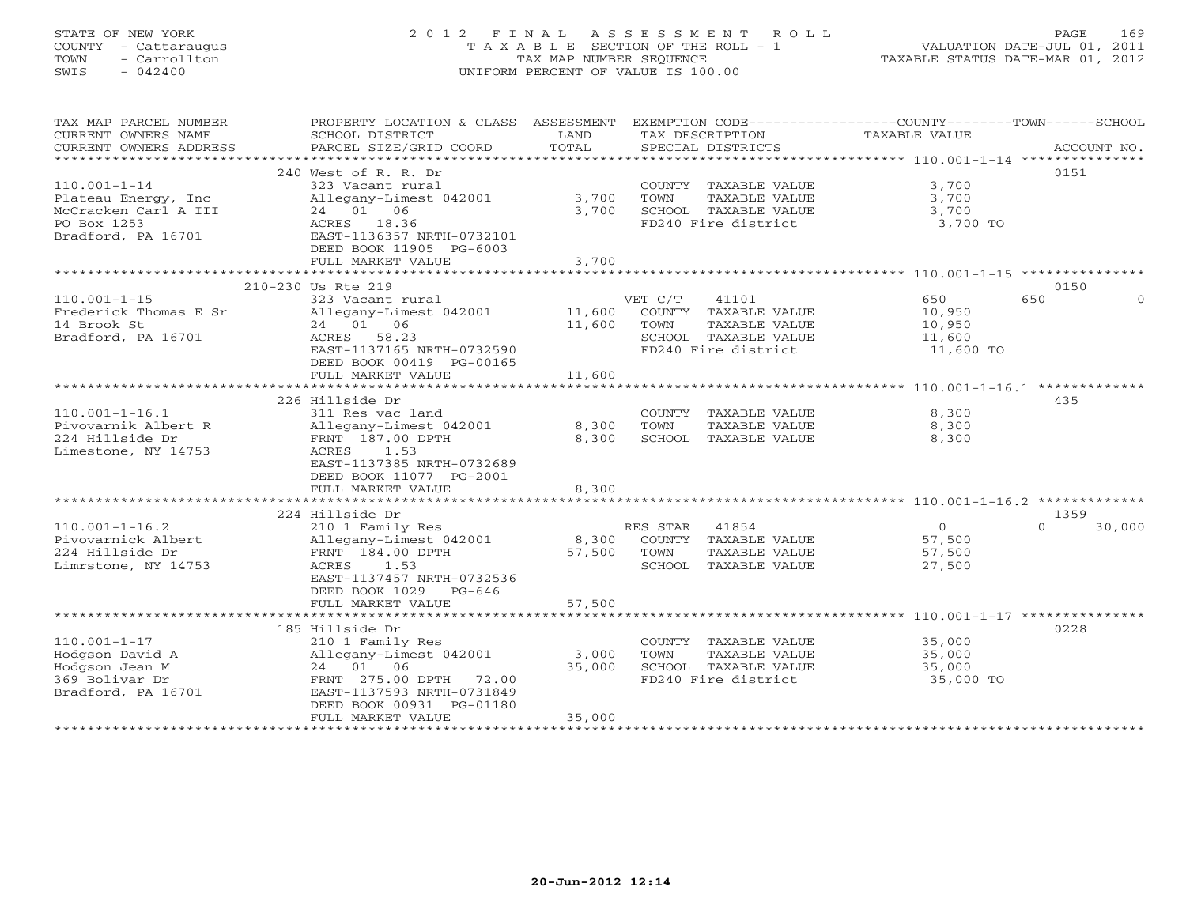STATE OF NEW YORK
COUNTY - Cattaraugus
TOWN - Carrollton
SWIS - 042400

# 2012 FINAL ASSESSMENT ROLL

TAXABLE SECTION OF THE ROLL - 1
TAX MAP NUMBER SEQUENCE
UNIFORM PERCENT OF VALUE IS 100.00

VALUATION DATE-JUL 01, 2011
TAXABLE STATUS DATE-MAR 01, 2012

| TAX MAP PARCEL NUMBER / CURRENT OWNERS NAME / CURRENT OWNERS ADDRESS | PROPERTY LOCATION & CLASS / SCHOOL DISTRICT / PARCEL SIZE/GRID COORD | ASSESSMENT LAND | TOTAL | EXEMPTION CODE / TAX DESCRIPTION / SPECIAL DISTRICTS | COUNTY TAXABLE VALUE | TOWN | SCHOOL / ACCOUNT NO. |
|---|---|---|---|---|---|---|---|
| | 240 West of R. R. Dr | | | | | | 0151 |
| 110.001-1-14 | 323 Vacant rural | | | COUNTY TAXABLE VALUE | 3,700 | | |
| Plateau Energy, Inc | Allegany-Limest 042001 | 3,700 | | TOWN TAXABLE VALUE | 3,700 | | |
| McCracken Carl A III | 24 01 06 | | 3,700 | SCHOOL TAXABLE VALUE | 3,700 | | |
| PO Box 1253 | ACRES 18.36 | | | FD240 Fire district | 3,700 TO | | |
| Bradford, PA 16701 | EAST-1136357 NRTH-0732101 | | | | | | |
| | DEED BOOK 11905 PG-6003 | | | | | | |
| | FULL MARKET VALUE | | 3,700 | | | | |
| | 210-230 Us Rte 219 | | | | | | 0150 |
| 110.001-1-15 | 323 Vacant rural | | | VET C/T 41101 | 650 | 650 | 0 |
| Frederick Thomas E Sr | Allegany-Limest 042001 | 11,600 | | COUNTY TAXABLE VALUE | 10,950 | | |
| 14 Brook St | 24 01 06 | | 11,600 | TOWN TAXABLE VALUE | 10,950 | | |
| Bradford, PA 16701 | ACRES 58.23 | | | SCHOOL TAXABLE VALUE | 11,600 | | |
| | EAST-1137165 NRTH-0732590 | | | FD240 Fire district | 11,600 TO | | |
| | DEED BOOK 00419 PG-00165 | | | | | | |
| | FULL MARKET VALUE | | 11,600 | | | | |
| | 226 Hillside Dr | | | | | | 435 |
| 110.001-1-16.1 | 311 Res vac land | | | COUNTY TAXABLE VALUE | 8,300 | | |
| Pivovarnik Albert R | Allegany-Limest 042001 | 8,300 | | TOWN TAXABLE VALUE | 8,300 | | |
| 224 Hillside Dr | FRNT 187.00 DPTH | | 8,300 | SCHOOL TAXABLE VALUE | 8,300 | | |
| Limestone, NY 14753 | ACRES 1.53 | | | | | | |
| | EAST-1137385 NRTH-0732689 | | | | | | |
| | DEED BOOK 11077 PG-2001 | | | | | | |
| | FULL MARKET VALUE | | 8,300 | | | | |
| | 224 Hillside Dr | | | | | | 1359 |
| 110.001-1-16.2 | 210 1 Family Res | | | RES STAR 41854 | 0 | 0 | 30,000 |
| Pivovarnick Albert | Allegany-Limest 042001 | 8,300 | | COUNTY TAXABLE VALUE | 57,500 | | |
| 224 Hillside Dr | FRNT 184.00 DPTH | | 57,500 | TOWN TAXABLE VALUE | 57,500 | | |
| Limrstone, NY 14753 | ACRES 1.53 | | | SCHOOL TAXABLE VALUE | 27,500 | | |
| | EAST-1137457 NRTH-0732536 | | | | | | |
| | DEED BOOK 1029 PG-646 | | | | | | |
| | FULL MARKET VALUE | | 57,500 | | | | |
| | 185 Hillside Dr | | | | | | 0228 |
| 110.001-1-17 | 210 1 Family Res | | | COUNTY TAXABLE VALUE | 35,000 | | |
| Hodgson David A | Allegany-Limest 042001 | 3,000 | | TOWN TAXABLE VALUE | 35,000 | | |
| Hodgson Jean M | 24 01 06 | | 35,000 | SCHOOL TAXABLE VALUE | 35,000 | | |
| 369 Bolivar Dr | FRNT 275.00 DPTH 72.00 | | | FD240 Fire district | 35,000 TO | | |
| Bradford, PA 16701 | EAST-1137593 NRTH-0731849 | | | | | | |
| | DEED BOOK 00931 PG-01180 | | | | | | |
| | FULL MARKET VALUE | | 35,000 | | | | |

20-Jun-2012 12:14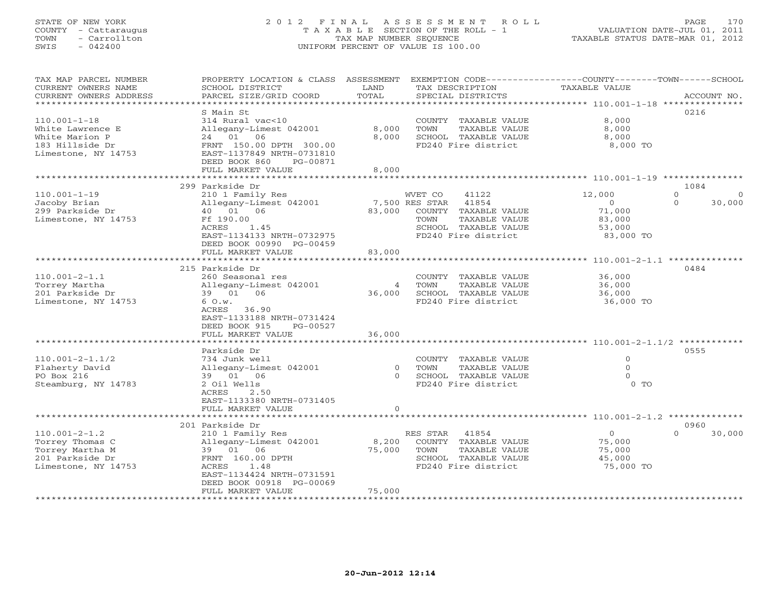STATE OF NEW YORK
COUNTY - Cattaraugus
TOWN - Carrollton
SWIS - 042400

# 2012 FINAL ASSESSMENT ROLL
TAXABLE SECTION OF THE ROLL - 1
TAX MAP NUMBER SEQUENCE
UNIFORM PERCENT OF VALUE IS 100.00

VALUATION DATE-JUL 01, 2011
TAXABLE STATUS DATE-MAR 01, 2012

| TAX MAP PARCEL NUMBER / CURRENT OWNERS NAME / CURRENT OWNERS ADDRESS | PROPERTY LOCATION & CLASS / SCHOOL DISTRICT / PARCEL SIZE/GRID COORD | ASSESSMENT LAND | TOTAL | EXEMPTION CODE / TAX DESCRIPTION / SPECIAL DISTRICTS | COUNTY TAXABLE VALUE | TOWN | SCHOOL | ACCOUNT NO. |
|---|---|---|---|---|---|---|---|---|
| 110.001-1-18 | S Main St | | | | | | | 0216 |
| White Lawrence E | 314 Rural vac<10 | | | COUNTY TAXABLE VALUE | 8,000 | | | |
| White Marion P | Allegany-Limest 042001 | 8,000 | | TOWN TAXABLE VALUE | 8,000 | | | |
| 183 Hillside Dr | 24 01 06 | | 8,000 | SCHOOL TAXABLE VALUE | 8,000 | | | |
| Limestone, NY 14753 | FRNT 150.00 DPTH 300.00 | | | FD240 Fire district | 8,000 TO | | | |
| | EAST-1137849 NRTH-0731810 | | | | | | | |
| | DEED BOOK 860 PG-00871 | | | | | | | |
| | FULL MARKET VALUE | | 8,000 | | | | | |
| 110.001-1-19 | 299 Parkside Dr | | | | | | | 1084 |
| Jacoby Brian | 210 1 Family Res | | | WVET CO 41122 | 12,000 | 0 | 0 | |
| 299 Parkside Dr | Allegany-Limest 042001 | 7,500 | | RES STAR 41854 | 0 | 0 | 30,000 | |
| Limestone, NY 14753 | 40 01 06 | | 83,000 | COUNTY TAXABLE VALUE | 71,000 | | | |
| | Ff 190.00 | | | TOWN TAXABLE VALUE | 83,000 | | | |
| | ACRES 1.45 | | | SCHOOL TAXABLE VALUE | 53,000 | | | |
| | EAST-1134133 NRTH-0732975 | | | FD240 Fire district | 83,000 TO | | | |
| | DEED BOOK 00990 PG-00459 | | | | | | | |
| | FULL MARKET VALUE | | 83,000 | | | | | |
| 110.001-2-1.1 | 215 Parkside Dr | | | | | | | 0484 |
| Torrey Martha | 260 Seasonal res | | | COUNTY TAXABLE VALUE | 36,000 | | | |
| 201 Parkside Dr | Allegany-Limest 042001 | 4 | | TOWN TAXABLE VALUE | 36,000 | | | |
| Limestone, NY 14753 | 39 01 06 | | 36,000 | SCHOOL TAXABLE VALUE | 36,000 | | | |
| | 6 O.w. | | | FD240 Fire district | 36,000 TO | | | |
| | ACRES 36.90 | | | | | | | |
| | EAST-1133188 NRTH-0731424 | | | | | | | |
| | DEED BOOK 915 PG-00527 | | | | | | | |
| | FULL MARKET VALUE | | 36,000 | | | | | |
| 110.001-2-1.1/2 | Parkside Dr | | | | | | | 0555 |
| Flaherty David | 734 Junk well | | | COUNTY TAXABLE VALUE | 0 | | | |
| PO Box 216 | Allegany-Limest 042001 | 0 | | TOWN TAXABLE VALUE | 0 | | | |
| Steamburg, NY 14783 | 39 01 06 | | 0 | SCHOOL TAXABLE VALUE | 0 | | | |
| | 2 Oil Wells | | | FD240 Fire district | 0 TO | | | |
| | ACRES 2.50 | | | | | | | |
| | EAST-1133380 NRTH-0731405 | | | | | | | |
| | FULL MARKET VALUE | | 0 | | | | | |
| 110.001-2-1.2 | 201 Parkside Dr | | | | | | | 0960 |
| Torrey Thomas C | 210 1 Family Res | | | RES STAR 41854 | 0 | 0 | 30,000 | |
| Torrey Martha M | Allegany-Limest 042001 | 8,200 | | COUNTY TAXABLE VALUE | 75,000 | | | |
| 201 Parkside Dr | 39 01 06 | | 75,000 | TOWN TAXABLE VALUE | 75,000 | | | |
| Limestone, NY 14753 | FRNT 160.00 DPTH | | | SCHOOL TAXABLE VALUE | 45,000 | | | |
| | ACRES 1.48 | | | FD240 Fire district | 75,000 TO | | | |
| | EAST-1134424 NRTH-0731591 | | | | | | | |
| | DEED BOOK 00918 PG-00069 | | | | | | | |
| | FULL MARKET VALUE | | 75,000 | | | | | |

20-Jun-2012 12:14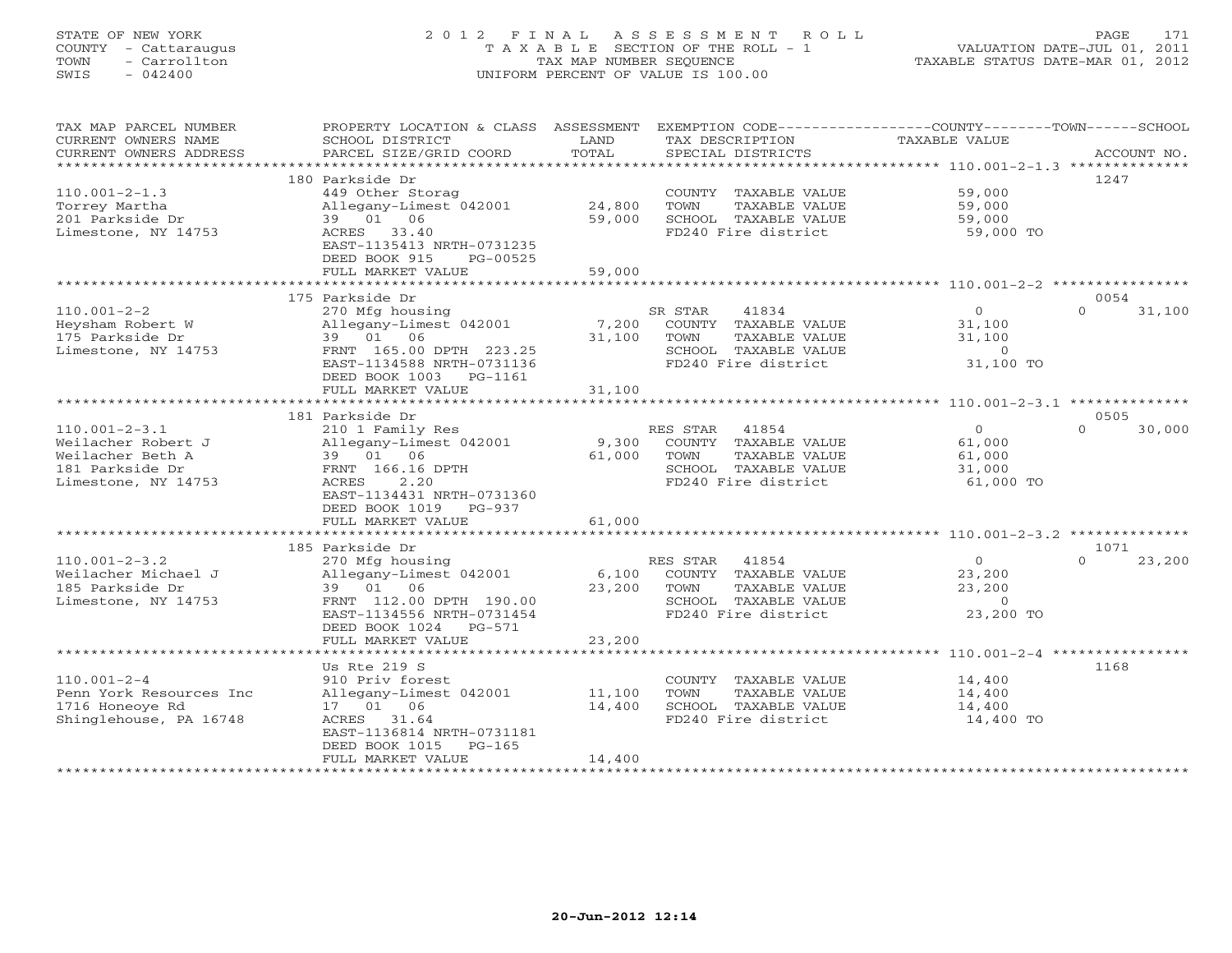STATE OF NEW YORK
COUNTY - Cattaraugus
TOWN - Carrollton
SWIS - 042400

# 2012 FINAL ASSESSMENT ROLL

TAXABLE SECTION OF THE ROLL - 1
TAX MAP NUMBER SEQUENCE
UNIFORM PERCENT OF VALUE IS 100.00

VALUATION DATE-JUL 01, 2011
TAXABLE STATUS DATE-MAR 01, 2012

| TAX MAP PARCEL NUMBER / CURRENT OWNERS NAME / CURRENT OWNERS ADDRESS | PROPERTY LOCATION & CLASS / SCHOOL DISTRICT / PARCEL SIZE/GRID COORD | ASSESSMENT LAND | TOTAL | EXEMPTION CODE / TAX DESCRIPTION / SPECIAL DISTRICTS | COUNTY / TAXABLE VALUE | TOWN | SCHOOL | ACCOUNT NO. |
|---|---|---|---|---|---|---|---|---|
| 110.001-2-1.3 | 180 Parkside Dr | | | | | | | 1247 |
| Torrey Martha | 449 Other Storag | | | COUNTY TAXABLE VALUE | 59,000 | | | |
| 201 Parkside Dr | Allegany-Limest 042001 | 24,800 | | TOWN TAXABLE VALUE | 59,000 | | | |
| Limestone, NY 14753 | 39 01 06 | | 59,000 | SCHOOL TAXABLE VALUE | 59,000 | | | |
| | ACRES 33.40 | | | FD240 Fire district | 59,000 TO | | | |
| | EAST-1135413 NRTH-0731235 | | | | | | | |
| | DEED BOOK 915 PG-00525 | | | | | | | |
| | FULL MARKET VALUE | | 59,000 | | | | | |
| 110.001-2-2 | 175 Parkside Dr | | | | | | | 0054 |
| Heysham Robert W | 270 Mfg housing | | | SR STAR 41834 | 0 | | 0 | 31,100 |
| 175 Parkside Dr | Allegany-Limest 042001 | 7,200 | | COUNTY TAXABLE VALUE | 31,100 | | | |
| Limestone, NY 14753 | 39 01 06 | | 31,100 | TOWN TAXABLE VALUE | 31,100 | | | |
| | FRNT 165.00 DPTH 223.25 | | | SCHOOL TAXABLE VALUE | 0 | | | |
| | EAST-1134588 NRTH-0731136 | | | FD240 Fire district | 31,100 TO | | | |
| | DEED BOOK 1003 PG-1161 | | | | | | | |
| | FULL MARKET VALUE | | 31,100 | | | | | |
| 110.001-2-3.1 | 181 Parkside Dr | | | | | | | 0505 |
| Weilacher Robert J | 210 1 Family Res | | | RES STAR 41854 | 0 | | 0 | 30,000 |
| Weilacher Beth A | Allegany-Limest 042001 | 9,300 | | COUNTY TAXABLE VALUE | 61,000 | | | |
| 181 Parkside Dr | 39 01 06 | | 61,000 | TOWN TAXABLE VALUE | 61,000 | | | |
| Limestone, NY 14753 | FRNT 166.16 DPTH | | | SCHOOL TAXABLE VALUE | 31,000 | | | |
| | ACRES 2.20 | | | FD240 Fire district | 61,000 TO | | | |
| | EAST-1134431 NRTH-0731360 | | | | | | | |
| | DEED BOOK 1019 PG-937 | | | | | | | |
| | FULL MARKET VALUE | | 61,000 | | | | | |
| 110.001-2-3.2 | 185 Parkside Dr | | | | | | | 1071 |
| Weilacher Michael J | 270 Mfg housing | | | RES STAR 41854 | 0 | | 0 | 23,200 |
| 185 Parkside Dr | Allegany-Limest 042001 | 6,100 | | COUNTY TAXABLE VALUE | 23,200 | | | |
| Limestone, NY 14753 | 39 01 06 | | 23,200 | TOWN TAXABLE VALUE | 23,200 | | | |
| | FRNT 112.00 DPTH 190.00 | | | SCHOOL TAXABLE VALUE | 0 | | | |
| | EAST-1134556 NRTH-0731454 | | | FD240 Fire district | 23,200 TO | | | |
| | DEED BOOK 1024 PG-571 | | | | | | | |
| | FULL MARKET VALUE | | 23,200 | | | | | |
| 110.001-2-4 | Us Rte 219 S | | | | | | | 1168 |
| Penn York Resources Inc | 910 Priv forest | | | COUNTY TAXABLE VALUE | 14,400 | | | |
| 1716 Honeoye Rd | Allegany-Limest 042001 | 11,100 | | TOWN TAXABLE VALUE | 14,400 | | | |
| Shinglehouse, PA 16748 | 17 01 06 | | 14,400 | SCHOOL TAXABLE VALUE | 14,400 | | | |
| | ACRES 31.64 | | | FD240 Fire district | 14,400 TO | | | |
| | EAST-1136814 NRTH-0731181 | | | | | | | |
| | DEED BOOK 1015 PG-165 | | | | | | | |
| | FULL MARKET VALUE | | 14,400 | | | | | |

20-Jun-2012 12:14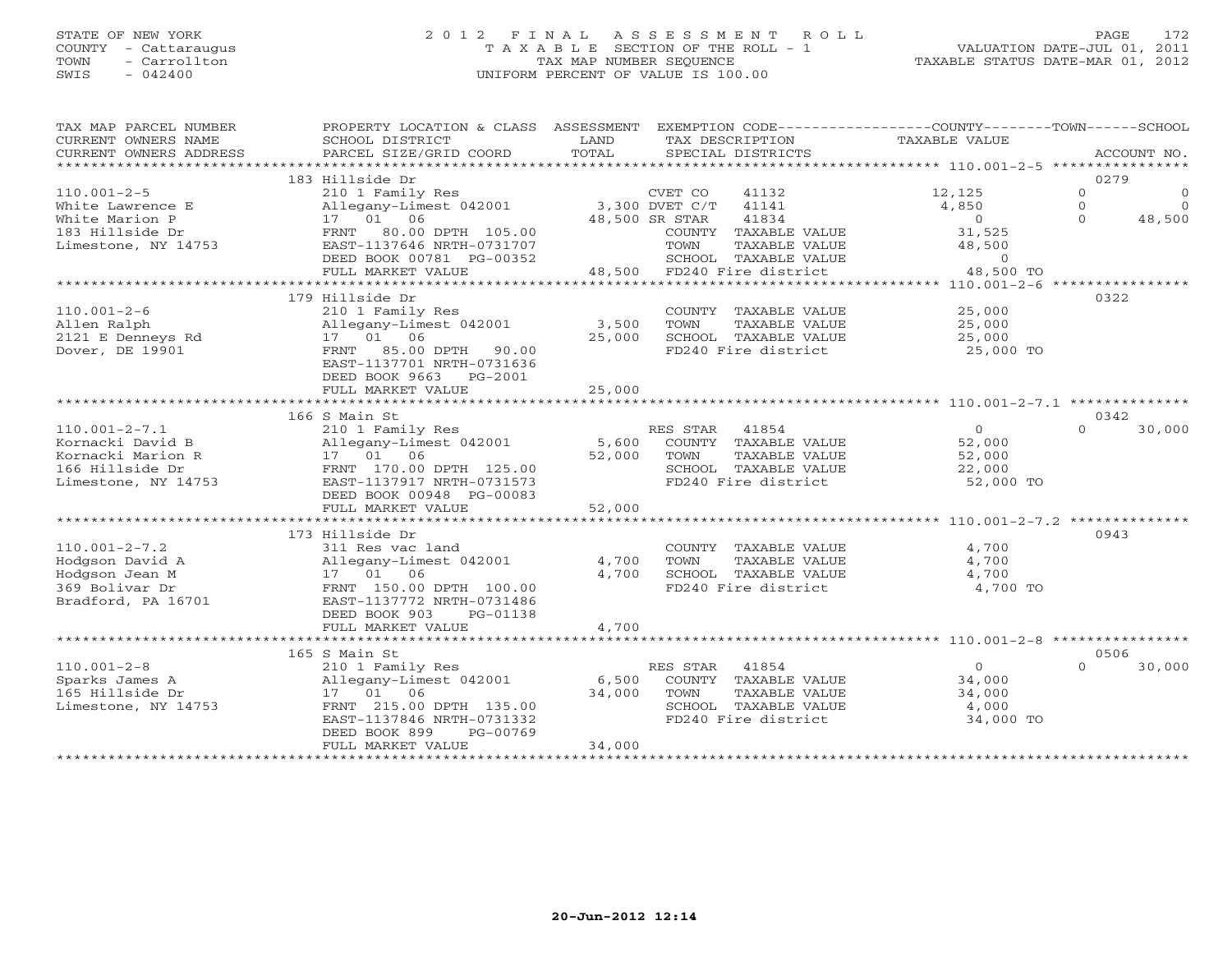STATE OF NEW YORK
COUNTY - Cattaraugus
TOWN - Carrollton
SWIS - 042400

# 2012 FINAL ASSESSMENT ROLL

TAXABLE SECTION OF THE ROLL - 1
TAX MAP NUMBER SEQUENCE
UNIFORM PERCENT OF VALUE IS 100.00

VALUATION DATE-JUL 01, 2011
TAXABLE STATUS DATE-MAR 01, 2012

| TAX MAP PARCEL NUMBER / CURRENT OWNERS NAME / CURRENT OWNERS ADDRESS | PROPERTY LOCATION & CLASS / SCHOOL DISTRICT / PARCEL SIZE/GRID COORD | ASSESSMENT LAND | TOTAL | EXEMPTION CODE / TAX DESCRIPTION / SPECIAL DISTRICTS | COUNTY TAXABLE VALUE | TOWN | SCHOOL | ACCOUNT NO. |
|---|---|---|---|---|---|---|---|---|
| | 183 Hillside Dr | | | | | | | 0279 |
| 110.001-2-5 | 210 1 Family Res | | | CVET CO 41132 | 12,125 | 0 | 0 | |
| White Lawrence E | Allegany-Limest 042001 | 3,300 | | DVET C/T 41141 | 4,850 | 0 | 0 | |
| White Marion P | 17 01 06 | | 48,500 | SR STAR 41834 | 0 | 0 | 48,500 | |
| 183 Hillside Dr | FRNT 80.00 DPTH 105.00 | | | COUNTY TAXABLE VALUE | 31,525 | | | |
| Limestone, NY 14753 | EAST-1137646 NRTH-0731707 | | | TOWN TAXABLE VALUE | 48,500 | | | |
| | DEED BOOK 00781 PG-00352 | | | SCHOOL TAXABLE VALUE | 0 | | | |
| | FULL MARKET VALUE | | 48,500 | FD240 Fire district | 48,500 TO | | | |
| | 179 Hillside Dr | | | | | | | 0322 |
| 110.001-2-6 | 210 1 Family Res | | | COUNTY TAXABLE VALUE | 25,000 | | | |
| Allen Ralph | Allegany-Limest 042001 | 3,500 | | TOWN TAXABLE VALUE | 25,000 | | | |
| 2121 E Denneys Rd | 17 01 06 | | 25,000 | SCHOOL TAXABLE VALUE | 25,000 | | | |
| Dover, DE 19901 | FRNT 85.00 DPTH 90.00 | | | FD240 Fire district | 25,000 TO | | | |
| | EAST-1137701 NRTH-0731636 | | | | | | | |
| | DEED BOOK 9663 PG-2001 | | | | | | | |
| | FULL MARKET VALUE | | 25,000 | | | | | |
| | 166 S Main St | | | | | | | 0342 |
| 110.001-2-7.1 | 210 1 Family Res | | | RES STAR 41854 | 0 | 0 | 30,000 | |
| Kornacki David B | Allegany-Limest 042001 | 5,600 | | COUNTY TAXABLE VALUE | 52,000 | | | |
| Kornacki Marion R | 17 01 06 | | 52,000 | TOWN TAXABLE VALUE | 52,000 | | | |
| 166 Hillside Dr | FRNT 170.00 DPTH 125.00 | | | SCHOOL TAXABLE VALUE | 22,000 | | | |
| Limestone, NY 14753 | EAST-1137917 NRTH-0731573 | | | FD240 Fire district | 52,000 TO | | | |
| | DEED BOOK 00948 PG-00083 | | | | | | | |
| | FULL MARKET VALUE | | 52,000 | | | | | |
| | 173 Hillside Dr | | | | | | | 0943 |
| 110.001-2-7.2 | 311 Res vac land | | | COUNTY TAXABLE VALUE | 4,700 | | | |
| Hodgson David A | Allegany-Limest 042001 | 4,700 | | TOWN TAXABLE VALUE | 4,700 | | | |
| Hodgson Jean M | 17 01 06 | | 4,700 | SCHOOL TAXABLE VALUE | 4,700 | | | |
| 369 Bolivar Dr | FRNT 150.00 DPTH 100.00 | | | FD240 Fire district | 4,700 TO | | | |
| Bradford, PA 16701 | EAST-1137772 NRTH-0731486 | | | | | | | |
| | DEED BOOK 903 PG-01138 | | | | | | | |
| | FULL MARKET VALUE | | 4,700 | | | | | |
| | 165 S Main St | | | | | | | 0506 |
| 110.001-2-8 | 210 1 Family Res | | | RES STAR 41854 | 0 | 0 | 30,000 | |
| Sparks James A | Allegany-Limest 042001 | 6,500 | | COUNTY TAXABLE VALUE | 34,000 | | | |
| 165 Hillside Dr | 17 01 06 | | 34,000 | TOWN TAXABLE VALUE | 34,000 | | | |
| Limestone, NY 14753 | FRNT 215.00 DPTH 135.00 | | | SCHOOL TAXABLE VALUE | 4,000 | | | |
| | EAST-1137846 NRTH-0731332 | | | FD240 Fire district | 34,000 TO | | | |
| | DEED BOOK 899 PG-00769 | | | | | | | |
| | FULL MARKET VALUE | | 34,000 | | | | | |

20-Jun-2012 12:14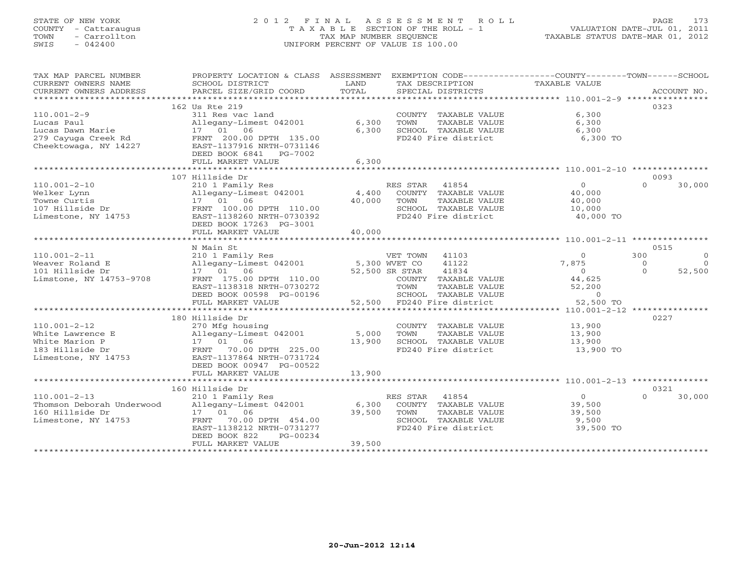STATE OF NEW YORK
COUNTY - Cattaraugus
TOWN - Carrollton
SWIS - 042400

# 2012 FINAL ASSESSMENT ROLL
TAXABLE SECTION OF THE ROLL - 1
TAX MAP NUMBER SEQUENCE
UNIFORM PERCENT OF VALUE IS 100.00

VALUATION DATE-JUL 01, 2011
TAXABLE STATUS DATE-MAR 01, 2012

| TAX MAP PARCEL NUMBER / CURRENT OWNERS NAME / CURRENT OWNERS ADDRESS | PROPERTY LOCATION & CLASS / SCHOOL DISTRICT / PARCEL SIZE/GRID COORD | ASSESSMENT LAND | TOTAL | EXEMPTION CODE / TAX DESCRIPTION / SPECIAL DISTRICTS | COUNTY TAXABLE VALUE | TOWN | SCHOOL | ACCOUNT NO. |
|---|---|---|---|---|---|---|---|---|
| **110.001-2-9** | 162 Us Rte 219 | | | | | | | 0323 |
| Lucas Paul | 311 Res vac land | | | COUNTY TAXABLE VALUE | 6,300 | | | |
| Lucas Dawn Marie | Allegany-Limest 042001 | 6,300 | | TOWN TAXABLE VALUE | 6,300 | | | |
| 279 Cayuga Creek Rd | 17 01 06 | | 6,300 | SCHOOL TAXABLE VALUE | 6,300 | | | |
| Cheektowaga, NY 14227 | FRNT 200.00 DPTH 135.00 | | | FD240 Fire district | 6,300 TO | | | |
| | EAST-1137916 NRTH-0731146 | | | | | | | |
| | DEED BOOK 6841 PG-7002 | | | | | | | |
| | FULL MARKET VALUE | | 6,300 | | | | | |
| **110.001-2-10** | 107 Hillside Dr | | | | | | | 0093 |
| Welker Lynn | 210 1 Family Res | | | RES STAR 41854 | 0 | 0 | 30,000 | |
| Towne Curtis | Allegany-Limest 042001 | 4,400 | | COUNTY TAXABLE VALUE | 40,000 | | | |
| 107 Hillside Dr | 17 01 06 | | 40,000 | TOWN TAXABLE VALUE | 40,000 | | | |
| Limestone, NY 14753 | FRNT 100.00 DPTH 110.00 | | | SCHOOL TAXABLE VALUE | 10,000 | | | |
| | EAST-1138260 NRTH-0730392 | | | FD240 Fire district | 40,000 TO | | | |
| | DEED BOOK 17263 PG-3001 | | | | | | | |
| | FULL MARKET VALUE | | 40,000 | | | | | |
| **110.001-2-11** | N Main St | | | | | | | 0515 |
| Weaver Roland E | 210 1 Family Res | | | VET TOWN 41103 | 0 | 300 | 0 | |
| 101 Hillside Dr | Allegany-Limest 042001 | 5,300 | | WVET CO 41122 | 7,875 | 0 | 0 | |
| Limstone, NY 14753-9708 | 17 01 06 | | 52,500 | SR STAR 41834 | 0 | 0 | 52,500 | |
| | FRNT 175.00 DPTH 110.00 | | | COUNTY TAXABLE VALUE | 44,625 | | | |
| | EAST-1138318 NRTH-0730272 | | | TOWN TAXABLE VALUE | 52,200 | | | |
| | DEED BOOK 00598 PG-00196 | | | SCHOOL TAXABLE VALUE | 0 | | | |
| | FULL MARKET VALUE | | 52,500 | FD240 Fire district | 52,500 TO | | | |
| **110.001-2-12** | 180 Hillside Dr | | | | | | | 0227 |
| White Lawrence E | 270 Mfg housing | | | COUNTY TAXABLE VALUE | 13,900 | | | |
| White Marion P | Allegany-Limest 042001 | 5,000 | | TOWN TAXABLE VALUE | 13,900 | | | |
| 183 Hillside Dr | 17 01 06 | | 13,900 | SCHOOL TAXABLE VALUE | 13,900 | | | |
| Limestone, NY 14753 | FRNT 70.00 DPTH 225.00 | | | FD240 Fire district | 13,900 TO | | | |
| | EAST-1137864 NRTH-0731724 | | | | | | | |
| | DEED BOOK 00947 PG-00522 | | | | | | | |
| | FULL MARKET VALUE | | 13,900 | | | | | |
| **110.001-2-13** | 160 Hillside Dr | | | | | | | 0321 |
| Thomson Deborah Underwood | 210 1 Family Res | | | RES STAR 41854 | 0 | 0 | 30,000 | |
| 160 Hillside Dr | Allegany-Limest 042001 | 6,300 | | COUNTY TAXABLE VALUE | 39,500 | | | |
| Limestone, NY 14753 | 17 01 06 | | 39,500 | TOWN TAXABLE VALUE | 39,500 | | | |
| | FRNT 70.00 DPTH 454.00 | | | SCHOOL TAXABLE VALUE | 9,500 | | | |
| | EAST-1138212 NRTH-0731277 | | | FD240 Fire district | 39,500 TO | | | |
| | DEED BOOK 822 PG-00234 | | | | | | | |
| | FULL MARKET VALUE | | 39,500 | | | | | |

20-Jun-2012 12:14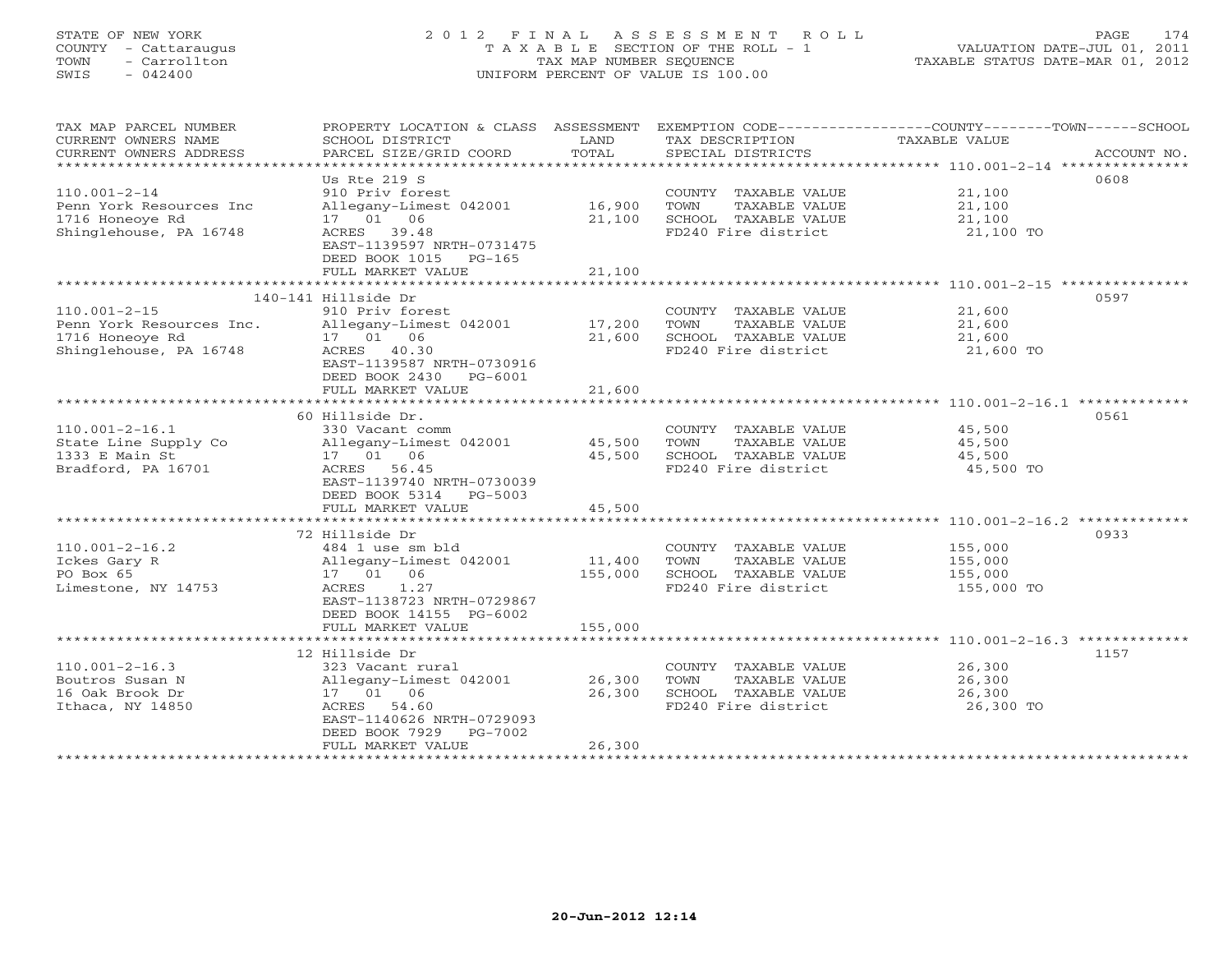STATE OF NEW YORK
COUNTY - Cattaraugus
TOWN - Carrollton
SWIS - 042400

# 2012 FINAL ASSESSMENT ROLL

TAXABLE SECTION OF THE ROLL - 1
TAX MAP NUMBER SEQUENCE
UNIFORM PERCENT OF VALUE IS 100.00

VALUATION DATE-JUL 01, 2011
TAXABLE STATUS DATE-MAR 01, 2012

| TAX MAP PARCEL NUMBER / CURRENT OWNERS NAME / CURRENT OWNERS ADDRESS | PROPERTY LOCATION & CLASS / SCHOOL DISTRICT / PARCEL SIZE/GRID COORD | ASSESSMENT LAND | TOTAL | EXEMPTION CODE / TAX DESCRIPTION / SPECIAL DISTRICTS | TAXABLE VALUE COUNTY / TOWN / SCHOOL | ACCOUNT NO. |
|---|---|---|---|---|---|---|
| 110.001-2-14 | Us Rte 219 S | | | | | 0608 |
| 110.001-2-14 | 910 Priv forest | | | COUNTY TAXABLE VALUE | 21,100 | |
| Penn York Resources Inc | Allegany-Limest 042001 | 16,900 | | TOWN TAXABLE VALUE | 21,100 | |
| 1716 Honeoye Rd | 17 01 06 | | 21,100 | SCHOOL TAXABLE VALUE | 21,100 | |
| Shinglehouse, PA 16748 | ACRES 39.48 | | | FD240 Fire district | 21,100 TO | |
| | EAST-1139597 NRTH-0731475 | | | | | |
| | DEED BOOK 1015 PG-165 | | | | | |
| | FULL MARKET VALUE | | 21,100 | | | |
| 110.001-2-15 | 140-141 Hillside Dr | | | | | 0597 |
| 110.001-2-15 | 910 Priv forest | | | COUNTY TAXABLE VALUE | 21,600 | |
| Penn York Resources Inc. | Allegany-Limest 042001 | 17,200 | | TOWN TAXABLE VALUE | 21,600 | |
| 1716 Honeoye Rd | 17 01 06 | | 21,600 | SCHOOL TAXABLE VALUE | 21,600 | |
| Shinglehouse, PA 16748 | ACRES 40.30 | | | FD240 Fire district | 21,600 TO | |
| | EAST-1139587 NRTH-0730916 | | | | | |
| | DEED BOOK 2430 PG-6001 | | | | | |
| | FULL MARKET VALUE | | 21,600 | | | |
| 110.001-2-16.1 | 60 Hillside Dr. | | | | | 0561 |
| 110.001-2-16.1 | 330 Vacant comm | | | COUNTY TAXABLE VALUE | 45,500 | |
| State Line Supply Co | Allegany-Limest 042001 | 45,500 | | TOWN TAXABLE VALUE | 45,500 | |
| 1333 E Main St | 17 01 06 | | 45,500 | SCHOOL TAXABLE VALUE | 45,500 | |
| Bradford, PA 16701 | ACRES 56.45 | | | FD240 Fire district | 45,500 TO | |
| | EAST-1139740 NRTH-0730039 | | | | | |
| | DEED BOOK 5314 PG-5003 | | | | | |
| | FULL MARKET VALUE | | 45,500 | | | |
| 110.001-2-16.2 | 72 Hillside Dr | | | | | 0933 |
| 110.001-2-16.2 | 484 1 use sm bld | | | COUNTY TAXABLE VALUE | 155,000 | |
| Ickes Gary R | Allegany-Limest 042001 | 11,400 | | TOWN TAXABLE VALUE | 155,000 | |
| PO Box 65 | 17 01 06 | | 155,000 | SCHOOL TAXABLE VALUE | 155,000 | |
| Limestone, NY 14753 | ACRES 1.27 | | | FD240 Fire district | 155,000 TO | |
| | EAST-1138723 NRTH-0729867 | | | | | |
| | DEED BOOK 14155 PG-6002 | | | | | |
| | FULL MARKET VALUE | | 155,000 | | | |
| 110.001-2-16.3 | 12 Hillside Dr | | | | | 1157 |
| 110.001-2-16.3 | 323 Vacant rural | | | COUNTY TAXABLE VALUE | 26,300 | |
| Boutros Susan N | Allegany-Limest 042001 | 26,300 | | TOWN TAXABLE VALUE | 26,300 | |
| 16 Oak Brook Dr | 17 01 06 | | 26,300 | SCHOOL TAXABLE VALUE | 26,300 | |
| Ithaca, NY 14850 | ACRES 54.60 | | | FD240 Fire district | 26,300 TO | |
| | EAST-1140626 NRTH-0729093 | | | | | |
| | DEED BOOK 7929 PG-7002 | | | | | |
| | FULL MARKET VALUE | | 26,300 | | | |

20-Jun-2012 12:14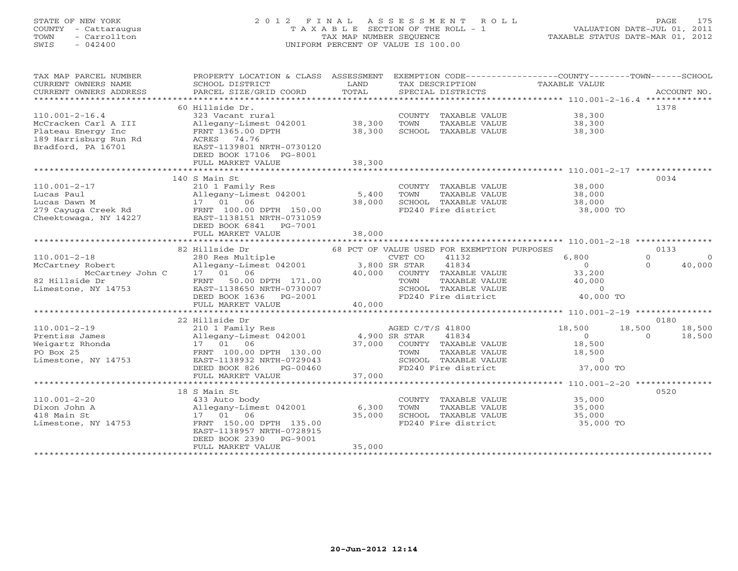STATE OF NEW YORK
COUNTY - Cattaraugus
TOWN - Carrollton
SWIS - 042400

2012 FINAL ASSESSMENT ROLL
TAXABLE SECTION OF THE ROLL - 1
TAX MAP NUMBER SEQUENCE
UNIFORM PERCENT OF VALUE IS 100.00

VALUATION DATE-JUL 01, 2011
TAXABLE STATUS DATE-MAR 01, 2012

| TAX MAP PARCEL NUMBER / CURRENT OWNERS NAME / CURRENT OWNERS ADDRESS | PROPERTY LOCATION & CLASS / SCHOOL DISTRICT / PARCEL SIZE/GRID COORD | ASSESSMENT LAND / TOTAL | EXEMPTION CODE / TAX DESCRIPTION / SPECIAL DISTRICTS | COUNTY TAXABLE VALUE | TOWN | SCHOOL | ACCOUNT NO. |
|---|---|---|---|---|---|---|---|
| **110.001-2-16.4** | 60 Hillside Dr. | | | | | | 1378 |
| 110.001-2-16.4 | 323 Vacant rural | | COUNTY TAXABLE VALUE | 38,300 | | | |
| McCracken Carl A III | Allegany-Limest 042001 | 38,300 | TOWN TAXABLE VALUE | 38,300 | | | |
| Plateau Energy Inc | FRNT 1365.00 DPTH | 38,300 | SCHOOL TAXABLE VALUE | 38,300 | | | |
| 189 Harrisburg Run Rd | ACRES 74.76 | | | | | | |
| Bradford, PA 16701 | EAST-1139801 NRTH-0730120 | | | | | | |
| | DEED BOOK 17106 PG-8001 | | | | | | |
| | FULL MARKET VALUE | 38,300 | | | | | |
| **110.001-2-17** | 140 S Main St | | | | | | 0034 |
| 110.001-2-17 | 210 1 Family Res | | COUNTY TAXABLE VALUE | 38,000 | | | |
| Lucas Paul | Allegany-Limest 042001 | 5,400 | TOWN TAXABLE VALUE | 38,000 | | | |
| Lucas Dawn M | 17 01 06 | 38,000 | SCHOOL TAXABLE VALUE | 38,000 | | | |
| 279 Cayuga Creek Rd | FRNT 100.00 DPTH 150.00 | | FD240 Fire district | 38,000 TO | | | |
| Cheektowaga, NY 14227 | EAST-1138151 NRTH-0731059 | | | | | | |
| | DEED BOOK 6841 PG-7001 | | | | | | |
| | FULL MARKET VALUE | 38,000 | | | | | |
| **110.001-2-18** | 82 Hillside Dr | | 68 PCT OF VALUE USED FOR EXEMPTION PURPOSES | | | | 0133 |
| 110.001-2-18 | 280 Res Multiple | | CVET CO 41132 | 6,800 | 0 | 0 | |
| McCartney Robert | Allegany-Limest 042001 | 3,800 | SR STAR 41834 | 0 | 0 | 40,000 | |
| McCartney John C | 17 01 06 | 40,000 | COUNTY TAXABLE VALUE | 33,200 | | | |
| 82 Hillside Dr | FRNT 50.00 DPTH 171.00 | | TOWN TAXABLE VALUE | 40,000 | | | |
| Limestone, NY 14753 | EAST-1138650 NRTH-0730007 | | SCHOOL TAXABLE VALUE | 0 | | | |
| | DEED BOOK 1636 PG-2001 | | FD240 Fire district | 40,000 TO | | | |
| | FULL MARKET VALUE | 40,000 | | | | | |
| **110.001-2-19** | 22 Hillside Dr | | | | | | 0180 |
| 110.001-2-19 | 210 1 Family Res | | AGED C/T/S 41800 | 18,500 | 18,500 | 18,500 | |
| Prentiss James | Allegany-Limest 042001 | 4,900 | SR STAR 41834 | 0 | 0 | 18,500 | |
| Weigartz Rhonda | 17 01 06 | 37,000 | COUNTY TAXABLE VALUE | 18,500 | | | |
| PO Box 25 | FRNT 100.00 DPTH 130.00 | | TOWN TAXABLE VALUE | 18,500 | | | |
| Limestone, NY 14753 | EAST-1138932 NRTH-0729043 | | SCHOOL TAXABLE VALUE | 0 | | | |
| | DEED BOOK 826 PG-00460 | | FD240 Fire district | 37,000 TO | | | |
| | FULL MARKET VALUE | 37,000 | | | | | |
| **110.001-2-20** | 18 S Main St | | | | | | 0520 |
| 110.001-2-20 | 433 Auto body | | COUNTY TAXABLE VALUE | 35,000 | | | |
| Dixon John A | Allegany-Limest 042001 | 6,300 | TOWN TAXABLE VALUE | 35,000 | | | |
| 418 Main St | 17 01 06 | 35,000 | SCHOOL TAXABLE VALUE | 35,000 | | | |
| Limestone, NY 14753 | FRNT 150.00 DPTH 135.00 | | FD240 Fire district | 35,000 TO | | | |
| | EAST-1138957 NRTH-0728915 | | | | | | |
| | DEED BOOK 2390 PG-9001 | | | | | | |
| | FULL MARKET VALUE | 35,000 | | | | | |

20-Jun-2012 12:14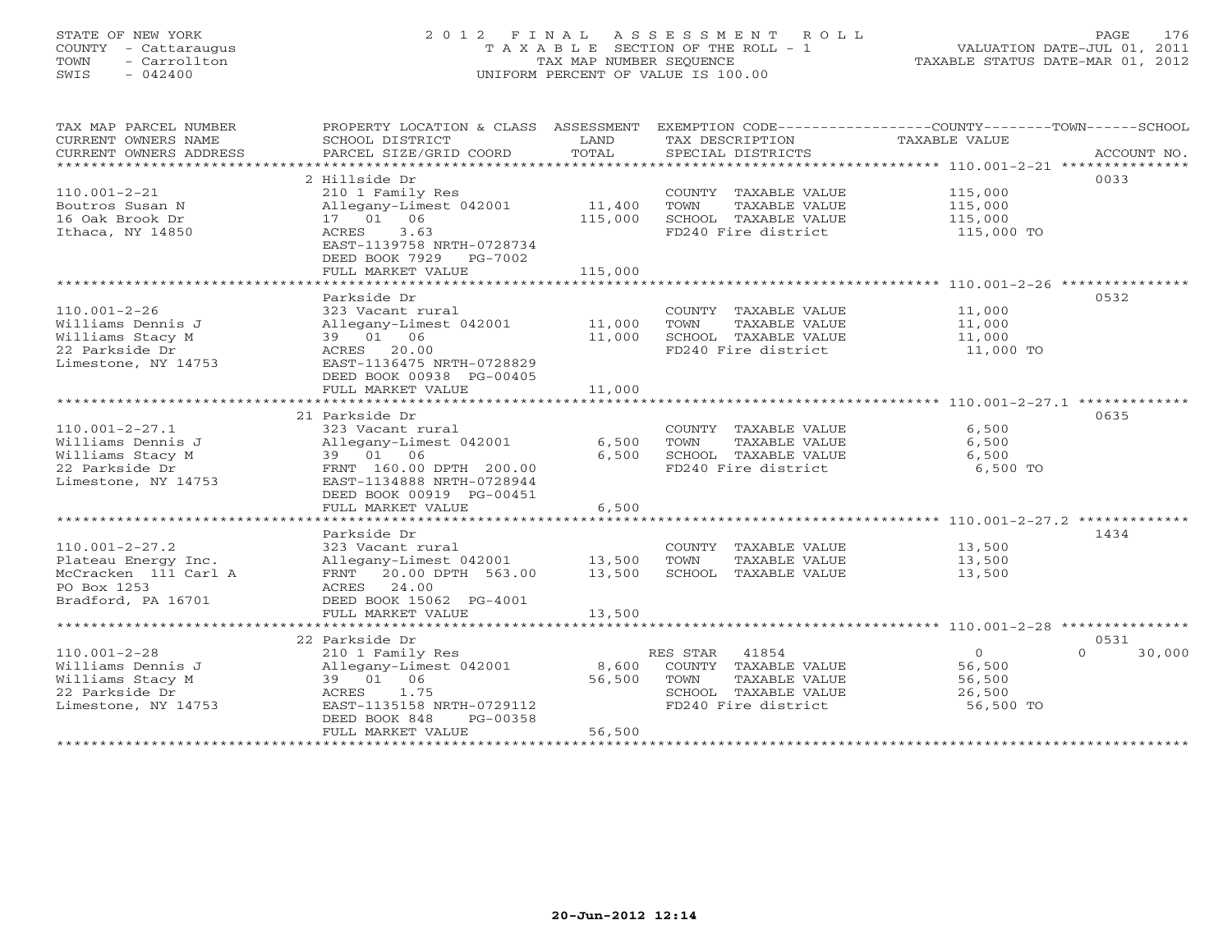STATE OF NEW YORK
COUNTY - Cattaraugus
TOWN - Carrollton
SWIS - 042400

# 2012 FINAL ASSESSMENT ROLL

TAXABLE SECTION OF THE ROLL - 1
TAX MAP NUMBER SEQUENCE
UNIFORM PERCENT OF VALUE IS 100.00

VALUATION DATE-JUL 01, 2011
TAXABLE STATUS DATE-MAR 01, 2012

| TAX MAP PARCEL NUMBER / CURRENT OWNERS NAME / CURRENT OWNERS ADDRESS | PROPERTY LOCATION & CLASS / SCHOOL DISTRICT / PARCEL SIZE/GRID COORD | ASSESSMENT LAND | TOTAL | EXEMPTION CODE / TAX DESCRIPTION / SPECIAL DISTRICTS | COUNTY/TOWN/SCHOOL TAXABLE VALUE | ACCOUNT NO. |
|---|---|---|---|---|---|---|
| 110.001-2-21 | 2 Hillside Dr | | | | | 0033 |
| Boutros Susan N | 210 1 Family Res | | | COUNTY TAXABLE VALUE | 115,000 | |
| 16 Oak Brook Dr | Allegany-Limest 042001 | 11,400 | | TOWN TAXABLE VALUE | 115,000 | |
| Ithaca, NY 14850 | 17 01 06 | | 115,000 | SCHOOL TAXABLE VALUE | 115,000 | |
| | ACRES 3.63 | | | FD240 Fire district | 115,000 TO | |
| | EAST-1139758 NRTH-0728734 | | | | | |
| | DEED BOOK 7929 PG-7002 | | | | | |
| | FULL MARKET VALUE | | 115,000 | | | |
| 110.001-2-26 | Parkside Dr | | | | | 0532 |
| Williams Dennis J | 323 Vacant rural | | | COUNTY TAXABLE VALUE | 11,000 | |
| Williams Stacy M | Allegany-Limest 042001 | 11,000 | | TOWN TAXABLE VALUE | 11,000 | |
| 22 Parkside Dr | 39 01 06 | | 11,000 | SCHOOL TAXABLE VALUE | 11,000 | |
| Limestone, NY 14753 | ACRES 20.00 | | | FD240 Fire district | 11,000 TO | |
| | EAST-1136475 NRTH-0728829 | | | | | |
| | DEED BOOK 00938 PG-00405 | | | | | |
| | FULL MARKET VALUE | | 11,000 | | | |
| 110.001-2-27.1 | 21 Parkside Dr | | | | | 0635 |
| Williams Dennis J | 323 Vacant rural | | | COUNTY TAXABLE VALUE | 6,500 | |
| Williams Stacy M | Allegany-Limest 042001 | 6,500 | | TOWN TAXABLE VALUE | 6,500 | |
| 22 Parkside Dr | 39 01 06 | | 6,500 | SCHOOL TAXABLE VALUE | 6,500 | |
| Limestone, NY 14753 | FRNT 160.00 DPTH 200.00 | | | FD240 Fire district | 6,500 TO | |
| | EAST-1134888 NRTH-0728944 | | | | | |
| | DEED BOOK 00919 PG-00451 | | | | | |
| | FULL MARKET VALUE | | 6,500 | | | |
| 110.001-2-27.2 | Parkside Dr | | | | | 1434 |
| Plateau Energy Inc. | 323 Vacant rural | | | COUNTY TAXABLE VALUE | 13,500 | |
| McCracken 111 Carl A | Allegany-Limest 042001 | 13,500 | | TOWN TAXABLE VALUE | 13,500 | |
| PO Box 1253 | FRNT 20.00 DPTH 563.00 | | 13,500 | SCHOOL TAXABLE VALUE | 13,500 | |
| Bradford, PA 16701 | ACRES 24.00 | | | | | |
| | DEED BOOK 15062 PG-4001 | | | | | |
| | FULL MARKET VALUE | | 13,500 | | | |
| 110.001-2-28 | 22 Parkside Dr | | | | | 0531 |
| Williams Dennis J | 210 1 Family Res | | | RES STAR 41854 | 0 / 0 / 30,000 | |
| Williams Stacy M | Allegany-Limest 042001 | 8,600 | | COUNTY TAXABLE VALUE | 56,500 | |
| 22 Parkside Dr | 39 01 06 | | 56,500 | TOWN TAXABLE VALUE | 56,500 | |
| Limestone, NY 14753 | ACRES 1.75 | | | SCHOOL TAXABLE VALUE | 26,500 | |
| | EAST-1135158 NRTH-0729112 | | | FD240 Fire district | 56,500 TO | |
| | DEED BOOK 848 PG-00358 | | | | | |
| | FULL MARKET VALUE | | 56,500 | | | |

20-Jun-2012 12:14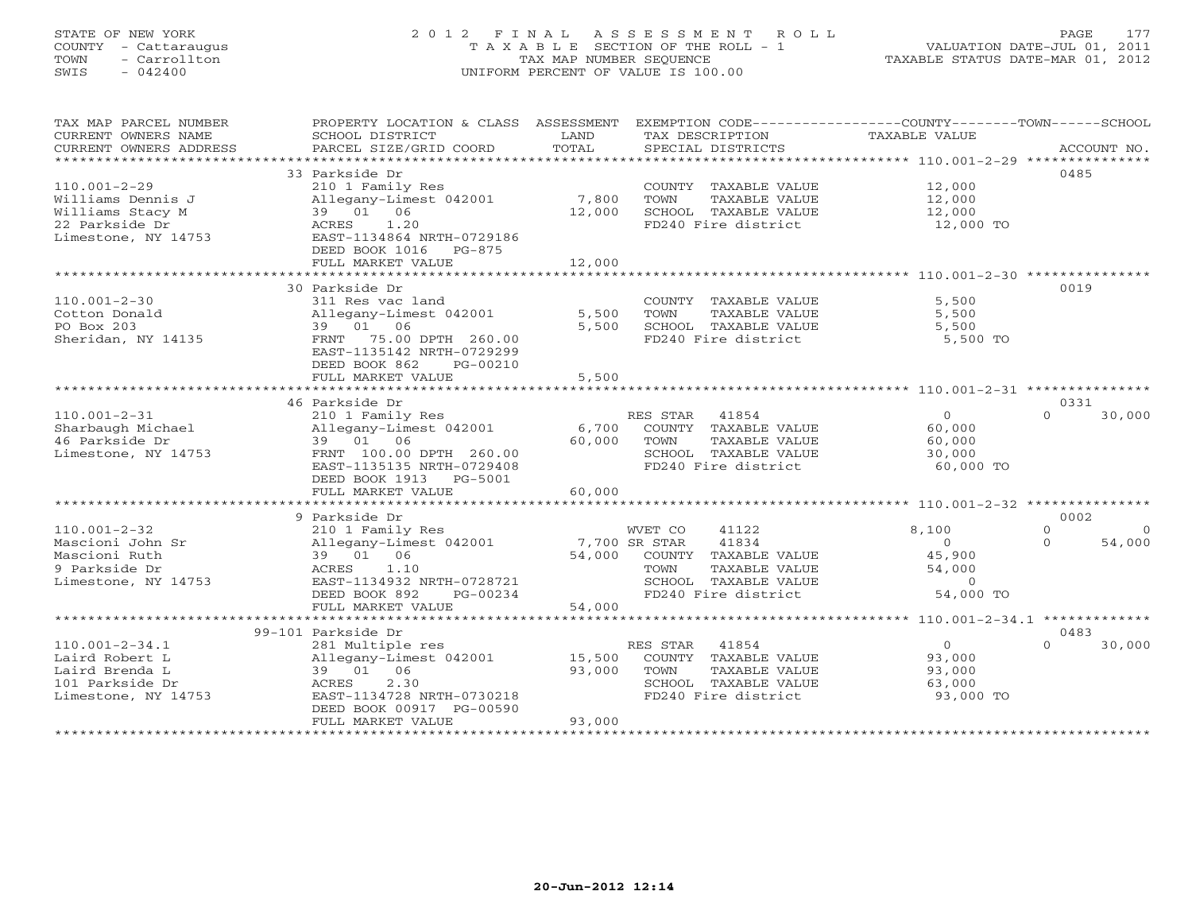STATE OF NEW YORK
COUNTY - Cattaraugus
TOWN - Carrollton
SWIS - 042400

# 2012 FINAL ASSESSMENT ROLL
TAXABLE SECTION OF THE ROLL - 1
TAX MAP NUMBER SEQUENCE
UNIFORM PERCENT OF VALUE IS 100.00

VALUATION DATE-JUL 01, 2011
TAXABLE STATUS DATE-MAR 01, 2012

| TAX MAP PARCEL NUMBER / CURRENT OWNERS NAME / CURRENT OWNERS ADDRESS | PROPERTY LOCATION & CLASS / SCHOOL DISTRICT / PARCEL SIZE/GRID COORD | ASSESSMENT LAND | TOTAL | EXEMPTION CODE / TAX DESCRIPTION / SPECIAL DISTRICTS | COUNTY TAXABLE VALUE | TOWN | SCHOOL | ACCOUNT NO. |
|---|---|---|---|---|---|---|---|---|
| 110.001-2-29 | 33 Parkside Dr | | | | | | | 0485 |
| Williams Dennis J | 210 1 Family Res | | | COUNTY TAXABLE VALUE | 12,000 | | | |
| Williams Stacy M | Allegany-Limest 042001 | 7,800 | | TOWN TAXABLE VALUE | 12,000 | | | |
| 22 Parkside Dr | 39 01 06 | | 12,000 | SCHOOL TAXABLE VALUE | 12,000 | | | |
| Limestone, NY 14753 | ACRES 1.20 | | | FD240 Fire district | 12,000 TO | | | |
| | EAST-1134864 NRTH-0729186 | | | | | | | |
| | DEED BOOK 1016 PG-875 | | | | | | | |
| | FULL MARKET VALUE | | 12,000 | | | | | |
| 110.001-2-30 | 30 Parkside Dr | | | | | | | 0019 |
| Cotton Donald | 311 Res vac land | | | COUNTY TAXABLE VALUE | 5,500 | | | |
| PO Box 203 | Allegany-Limest 042001 | 5,500 | | TOWN TAXABLE VALUE | 5,500 | | | |
| Sheridan, NY 14135 | 39 01 06 | | 5,500 | SCHOOL TAXABLE VALUE | 5,500 | | | |
| | FRNT 75.00 DPTH 260.00 | | | FD240 Fire district | 5,500 TO | | | |
| | EAST-1135142 NRTH-0729299 | | | | | | | |
| | DEED BOOK 862 PG-00210 | | | | | | | |
| | FULL MARKET VALUE | | 5,500 | | | | | |
| 110.001-2-31 | 46 Parkside Dr | | | | | | | 0331 |
| Sharbaugh Michael | 210 1 Family Res | | | RES STAR 41854 | 0 | 0 | 30,000 | |
| 46 Parkside Dr | Allegany-Limest 042001 | 6,700 | | COUNTY TAXABLE VALUE | 60,000 | | | |
| Limestone, NY 14753 | 39 01 06 | | 60,000 | TOWN TAXABLE VALUE | 60,000 | | | |
| | FRNT 100.00 DPTH 260.00 | | | SCHOOL TAXABLE VALUE | 30,000 | | | |
| | EAST-1135135 NRTH-0729408 | | | FD240 Fire district | 60,000 TO | | | |
| | DEED BOOK 1913 PG-5001 | | | | | | | |
| | FULL MARKET VALUE | | 60,000 | | | | | |
| 110.001-2-32 | 9 Parkside Dr | | | | | | | 0002 |
| Mascioni John Sr | 210 1 Family Res | | | WVET CO 41122 | 8,100 | 0 | 0 | |
| Mascioni Ruth | Allegany-Limest 042001 | 7,700 | | SR STAR 41834 | 0 | 0 | 54,000 | |
| 9 Parkside Dr | 39 01 06 | | 54,000 | COUNTY TAXABLE VALUE | 45,900 | | | |
| Limestone, NY 14753 | ACRES 1.10 | | | TOWN TAXABLE VALUE | 54,000 | | | |
| | EAST-1134932 NRTH-0728721 | | | SCHOOL TAXABLE VALUE | 0 | | | |
| | DEED BOOK 892 PG-00234 | | | FD240 Fire district | 54,000 TO | | | |
| | FULL MARKET VALUE | | 54,000 | | | | | |
| 110.001-2-34.1 | 99-101 Parkside Dr | | | | | | | 0483 |
| Laird Robert L | 281 Multiple res | | | RES STAR 41854 | 0 | 0 | 30,000 | |
| Laird Brenda L | Allegany-Limest 042001 | 15,500 | | COUNTY TAXABLE VALUE | 93,000 | | | |
| 101 Parkside Dr | 39 01 06 | | 93,000 | TOWN TAXABLE VALUE | 93,000 | | | |
| Limestone, NY 14753 | ACRES 2.30 | | | SCHOOL TAXABLE VALUE | 63,000 | | | |
| | EAST-1134728 NRTH-0730218 | | | FD240 Fire district | 93,000 TO | | | |
| | DEED BOOK 00917 PG-00590 | | | | | | | |
| | FULL MARKET VALUE | | 93,000 | | | | | |

20-Jun-2012 12:14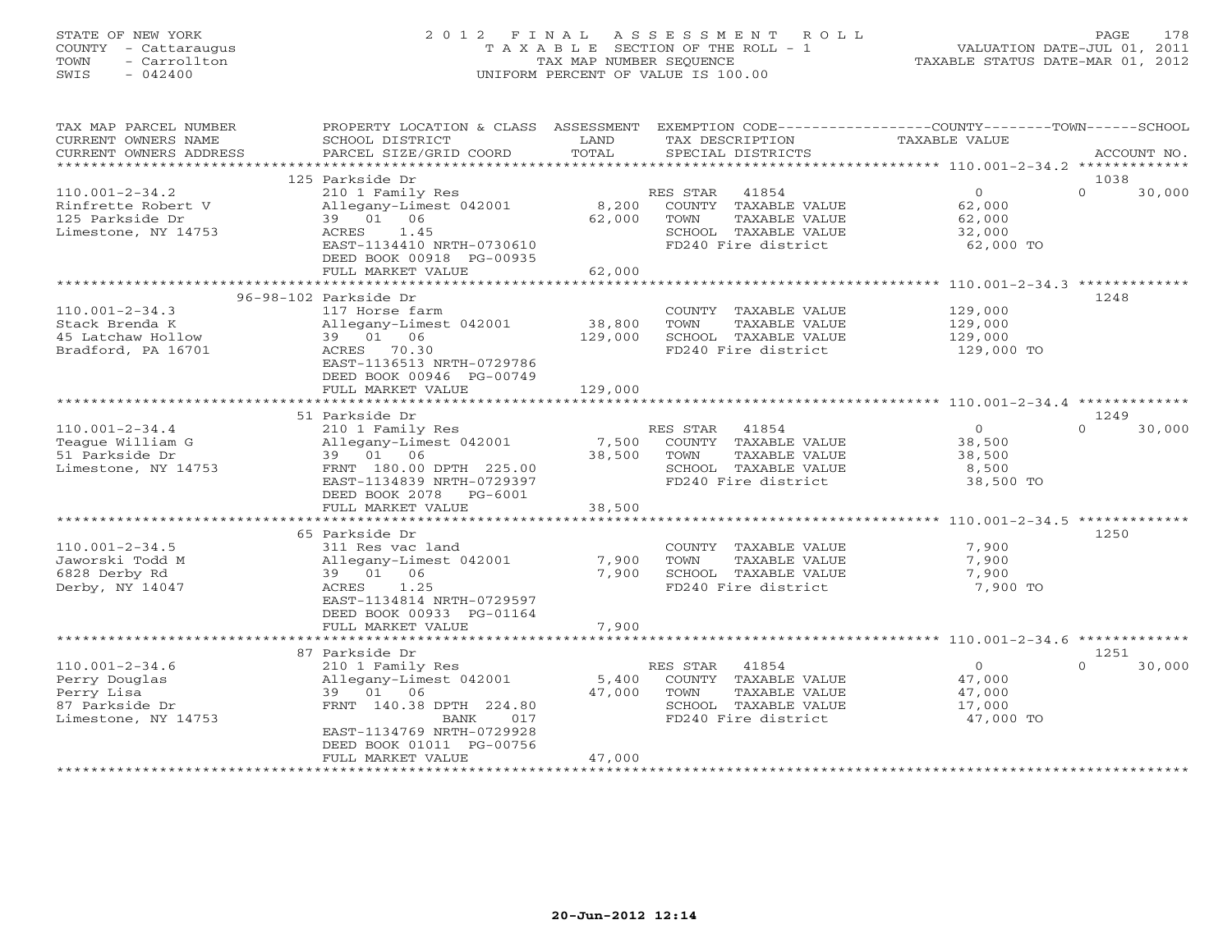STATE OF NEW YORK
COUNTY - Cattaraugus
TOWN - Carrollton
SWIS - 042400

2012 FINAL ASSESSMENT ROLL
TAXABLE SECTION OF THE ROLL - 1
TAX MAP NUMBER SEQUENCE
UNIFORM PERCENT OF VALUE IS 100.00

VALUATION DATE-JUL 01, 2011
TAXABLE STATUS DATE-MAR 01, 2012

| TAX MAP PARCEL NUMBER / CURRENT OWNERS NAME / CURRENT OWNERS ADDRESS | PROPERTY LOCATION & CLASS / SCHOOL DISTRICT / PARCEL SIZE/GRID COORD | ASSESSMENT LAND | TOTAL | EXEMPTION CODE / TAX DESCRIPTION / SPECIAL DISTRICTS | COUNTY TAXABLE VALUE | TOWN | SCHOOL | ACCOUNT NO. |
|---|---|---|---|---|---|---|---|---|
| **110.001-2-34.2** | 125 Parkside Dr | | | | | | | 1038 |
| 110.001-2-34.2 | 210 1 Family Res | | | RES STAR 41854 | 0 | | 0 | 30,000 |
| Rinfrette Robert V | Allegany-Limest 042001 | 8,200 | | COUNTY TAXABLE VALUE | 62,000 | | | |
| 125 Parkside Dr | 39 01 06 | | 62,000 | TOWN TAXABLE VALUE | 62,000 | | | |
| Limestone, NY 14753 | ACRES 1.45 | | | SCHOOL TAXABLE VALUE | 32,000 | | | |
| | EAST-1134410 NRTH-0730610 | | | FD240 Fire district | 62,000 TO | | | |
| | DEED BOOK 00918 PG-00935 | | | | | | | |
| | FULL MARKET VALUE | | 62,000 | | | | | |
| **110.001-2-34.3** | 96-98-102 Parkside Dr | | | | | | | 1248 |
| 110.001-2-34.3 | 117 Horse farm | | | COUNTY TAXABLE VALUE | 129,000 | | | |
| Stack Brenda K | Allegany-Limest 042001 | 38,800 | | TOWN TAXABLE VALUE | 129,000 | | | |
| 45 Latchaw Hollow | 39 01 06 | | 129,000 | SCHOOL TAXABLE VALUE | 129,000 | | | |
| Bradford, PA 16701 | ACRES 70.30 | | | FD240 Fire district | 129,000 TO | | | |
| | EAST-1136513 NRTH-0729786 | | | | | | | |
| | DEED BOOK 00946 PG-00749 | | | | | | | |
| | FULL MARKET VALUE | | 129,000 | | | | | |
| **110.001-2-34.4** | 51 Parkside Dr | | | | | | | 1249 |
| 110.001-2-34.4 | 210 1 Family Res | | | RES STAR 41854 | 0 | | 0 | 30,000 |
| Teague William G | Allegany-Limest 042001 | 7,500 | | COUNTY TAXABLE VALUE | 38,500 | | | |
| 51 Parkside Dr | 39 01 06 | | 38,500 | TOWN TAXABLE VALUE | 38,500 | | | |
| Limestone, NY 14753 | FRNT 180.00 DPTH 225.00 | | | SCHOOL TAXABLE VALUE | 8,500 | | | |
| | EAST-1134839 NRTH-0729397 | | | FD240 Fire district | 38,500 TO | | | |
| | DEED BOOK 2078 PG-6001 | | | | | | | |
| | FULL MARKET VALUE | | 38,500 | | | | | |
| **110.001-2-34.5** | 65 Parkside Dr | | | | | | | 1250 |
| 110.001-2-34.5 | 311 Res vac land | | | COUNTY TAXABLE VALUE | 7,900 | | | |
| Jaworski Todd M | Allegany-Limest 042001 | 7,900 | | TOWN TAXABLE VALUE | 7,900 | | | |
| 6828 Derby Rd | 39 01 06 | | 7,900 | SCHOOL TAXABLE VALUE | 7,900 | | | |
| Derby, NY 14047 | ACRES 1.25 | | | FD240 Fire district | 7,900 TO | | | |
| | EAST-1134814 NRTH-0729597 | | | | | | | |
| | DEED BOOK 00933 PG-01164 | | | | | | | |
| | FULL MARKET VALUE | | 7,900 | | | | | |
| **110.001-2-34.6** | 87 Parkside Dr | | | | | | | 1251 |
| 110.001-2-34.6 | 210 1 Family Res | | | RES STAR 41854 | 0 | | 0 | 30,000 |
| Perry Douglas | Allegany-Limest 042001 | 5,400 | | COUNTY TAXABLE VALUE | 47,000 | | | |
| Perry Lisa | 39 01 06 | | 47,000 | TOWN TAXABLE VALUE | 47,000 | | | |
| 87 Parkside Dr | FRNT 140.38 DPTH 224.80 | | | SCHOOL TAXABLE VALUE | 17,000 | | | |
| Limestone, NY 14753 | BANK 017 | | | FD240 Fire district | 47,000 TO | | | |
| | EAST-1134769 NRTH-0729928 | | | | | | | |
| | DEED BOOK 01011 PG-00756 | | | | | | | |
| | FULL MARKET VALUE | | 47,000 | | | | | |

20-Jun-2012 12:14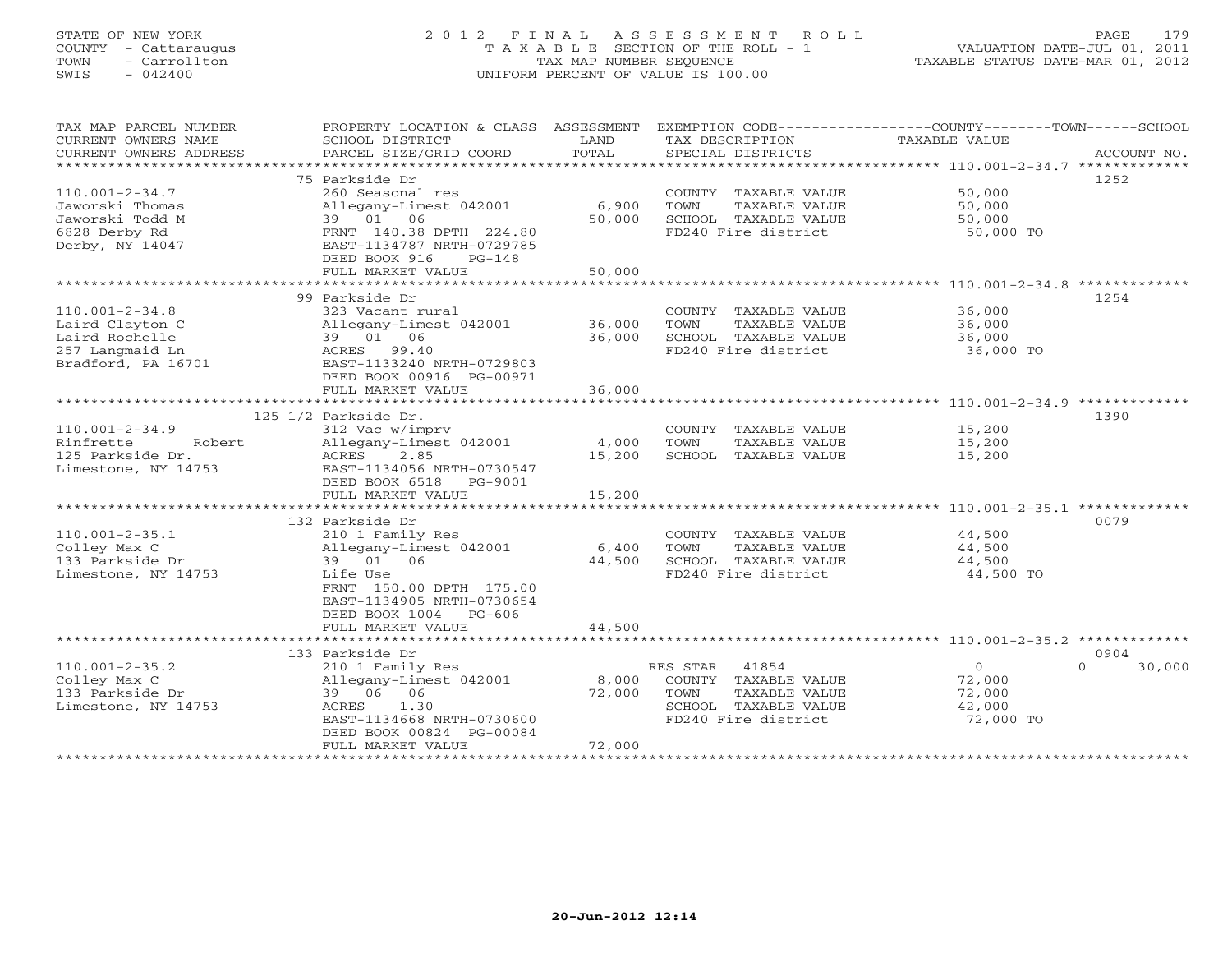STATE OF NEW YORK
COUNTY - Cattaraugus
TOWN - Carrollton
SWIS - 042400

# 2012 FINAL ASSESSMENT ROLL
TAXABLE SECTION OF THE ROLL - 1
TAX MAP NUMBER SEQUENCE
UNIFORM PERCENT OF VALUE IS 100.00

VALUATION DATE-JUL 01, 2011
TAXABLE STATUS DATE-MAR 01, 2012

| TAX MAP PARCEL NUMBER / CURRENT OWNERS NAME / CURRENT OWNERS ADDRESS | PROPERTY LOCATION & CLASS / SCHOOL DISTRICT / PARCEL SIZE/GRID COORD | ASSESSMENT LAND | ASSESSMENT TOTAL | EXEMPTION CODE / TAX DESCRIPTION / SPECIAL DISTRICTS | COUNTY--------TOWN------SCHOOL TAXABLE VALUE | ACCOUNT NO. |
|---|---|---|---|---|---|---|
| | 75 Parkside Dr | | | | | 1252 |
| 110.001-2-34.7 | 260 Seasonal res | | | COUNTY TAXABLE VALUE | 50,000 | |
| Jaworski Thomas | Allegany-Limest 042001 | 6,900 | | TOWN TAXABLE VALUE | 50,000 | |
| Jaworski Todd M | 39 01 06 | | 50,000 | SCHOOL TAXABLE VALUE | 50,000 | |
| 6828 Derby Rd | FRNT 140.38 DPTH 224.80 | | | FD240 Fire district | 50,000 TO | |
| Derby, NY 14047 | EAST-1134787 NRTH-0729785 | | | | | |
| | DEED BOOK 916 PG-148 | | | | | |
| | FULL MARKET VALUE | | 50,000 | | | |
| | 99 Parkside Dr | | | | | 1254 |
| 110.001-2-34.8 | 323 Vacant rural | | | COUNTY TAXABLE VALUE | 36,000 | |
| Laird Clayton C | Allegany-Limest 042001 | 36,000 | | TOWN TAXABLE VALUE | 36,000 | |
| Laird Rochelle | 39 01 06 | | 36,000 | SCHOOL TAXABLE VALUE | 36,000 | |
| 257 Langmaid Ln | ACRES 99.40 | | | FD240 Fire district | 36,000 TO | |
| Bradford, PA 16701 | EAST-1133240 NRTH-0729803 | | | | | |
| | DEED BOOK 00916 PG-00971 | | | | | |
| | FULL MARKET VALUE | | 36,000 | | | |
| | 125 1/2 Parkside Dr. | | | | | 1390 |
| 110.001-2-34.9 | 312 Vac w/imprv | | | COUNTY TAXABLE VALUE | 15,200 | |
| Rinfrette Robert | Allegany-Limest 042001 | 4,000 | | TOWN TAXABLE VALUE | 15,200 | |
| 125 Parkside Dr. | ACRES 2.85 | | 15,200 | SCHOOL TAXABLE VALUE | 15,200 | |
| Limestone, NY 14753 | EAST-1134056 NRTH-0730547 | | | | | |
| | DEED BOOK 6518 PG-9001 | | | | | |
| | FULL MARKET VALUE | | 15,200 | | | |
| | 132 Parkside Dr | | | | | 0079 |
| 110.001-2-35.1 | 210 1 Family Res | | | COUNTY TAXABLE VALUE | 44,500 | |
| Colley Max C | Allegany-Limest 042001 | 6,400 | | TOWN TAXABLE VALUE | 44,500 | |
| 133 Parkside Dr | 39 01 06 | | 44,500 | SCHOOL TAXABLE VALUE | 44,500 | |
| Limestone, NY 14753 | Life Use | | | FD240 Fire district | 44,500 TO | |
| | FRNT 150.00 DPTH 175.00 | | | | | |
| | EAST-1134905 NRTH-0730654 | | | | | |
| | DEED BOOK 1004 PG-606 | | | | | |
| | FULL MARKET VALUE | | 44,500 | | | |
| | 133 Parkside Dr | | | | | 0904 |
| 110.001-2-35.2 | 210 1 Family Res | | | RES STAR 41854 | 0 0 30,000 | |
| Colley Max C | Allegany-Limest 042001 | 8,000 | | COUNTY TAXABLE VALUE | 72,000 | |
| 133 Parkside Dr | 39 06 06 | | 72,000 | TOWN TAXABLE VALUE | 72,000 | |
| Limestone, NY 14753 | ACRES 1.30 | | | SCHOOL TAXABLE VALUE | 42,000 | |
| | EAST-1134668 NRTH-0730600 | | | FD240 Fire district | 72,000 TO | |
| | DEED BOOK 00824 PG-00084 | | | | | |
| | FULL MARKET VALUE | | 72,000 | | | |

20-Jun-2012 12:14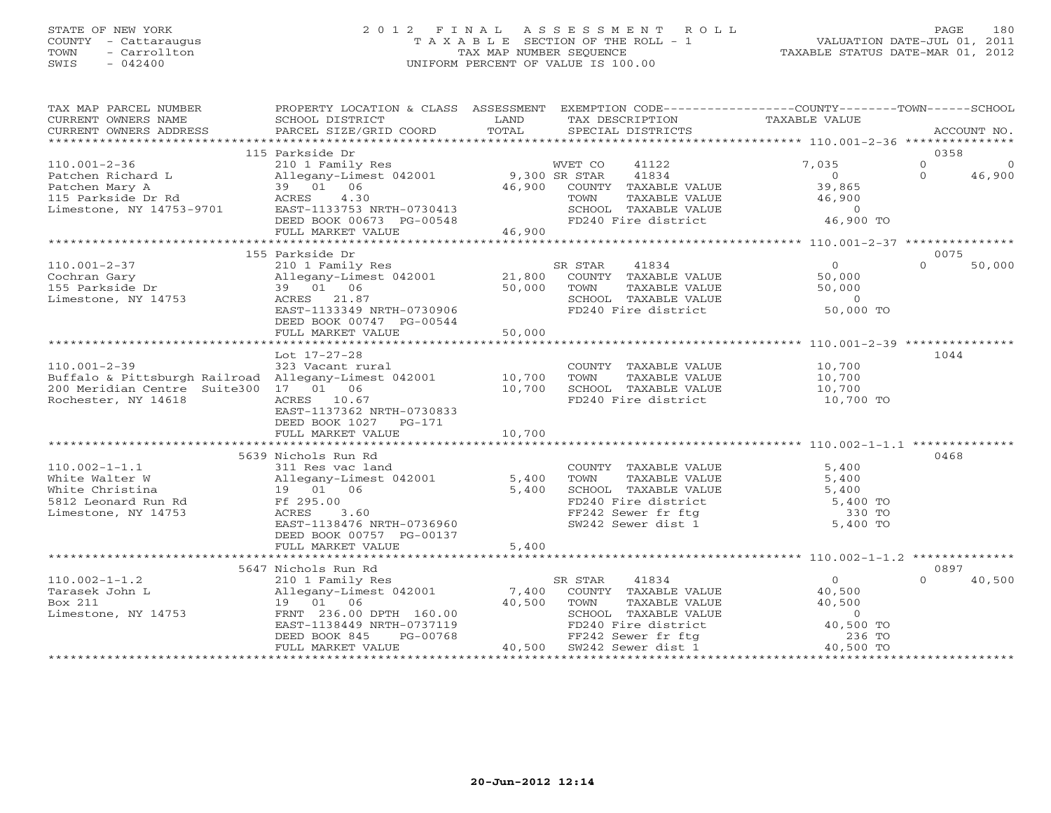STATE OF NEW YORK
COUNTY - Cattaraugus
TOWN - Carrollton
SWIS - 042400

2012 FINAL ASSESSMENT ROLL
TAXABLE SECTION OF THE ROLL - 1
TAX MAP NUMBER SEQUENCE
UNIFORM PERCENT OF VALUE IS 100.00

VALUATION DATE-JUL 01, 2011
TAXABLE STATUS DATE-MAR 01, 2012

| TAX MAP PARCEL NUMBER / CURRENT OWNERS NAME / CURRENT OWNERS ADDRESS | PROPERTY LOCATION & CLASS / SCHOOL DISTRICT / PARCEL SIZE/GRID COORD | ASSESSMENT LAND | TOTAL | EXEMPTION CODE / TAX DESCRIPTION / SPECIAL DISTRICTS | COUNTY | TOWN | SCHOOL | ACCOUNT NO. |
|---|---|---|---|---|---|---|---|---|
| **110.001-2-36** | 115 Parkside Dr | | | | | | | 0358 |
| Patchen Richard L | 210 1 Family Res | | | WVET CO 41122 | 7,035 | 0 | 0 | |
| Patchen Mary A | Allegany-Limest 042001 | 9,300 | | SR STAR 41834 | 0 | 0 | 46,900 | |
| 115 Parkside Dr Rd | 39 01 06 | | 46,900 | COUNTY TAXABLE VALUE | 39,865 | | | |
| Limestone, NY 14753-9701 | ACRES 4.30 | | | TOWN TAXABLE VALUE | | 46,900 | | |
| | EAST-1133753 NRTH-0730413 | | | SCHOOL TAXABLE VALUE | | | 0 | |
| | DEED BOOK 00673 PG-00548 | | | FD240 Fire district | 46,900 TO | | | |
| | FULL MARKET VALUE | | 46,900 | | | | | |
| **110.001-2-37** | 155 Parkside Dr | | | | | | | 0075 |
| Cochran Gary | 210 1 Family Res | | | SR STAR 41834 | 0 | 0 | 50,000 | |
| 155 Parkside Dr | Allegany-Limest 042001 | 21,800 | | COUNTY TAXABLE VALUE | 50,000 | | | |
| Limestone, NY 14753 | 39 01 06 | | 50,000 | TOWN TAXABLE VALUE | | 50,000 | | |
| | ACRES 21.87 | | | SCHOOL TAXABLE VALUE | | | 0 | |
| | EAST-1133349 NRTH-0730906 | | | FD240 Fire district | 50,000 TO | | | |
| | DEED BOOK 00747 PG-00544 | | | | | | | |
| | FULL MARKET VALUE | | 50,000 | | | | | |
| **110.001-2-39** | Lot 17-27-28 | | | | | | | 1044 |
| Buffalo & Pittsburgh Railroad | 323 Vacant rural | | | COUNTY TAXABLE VALUE | 10,700 | | | |
| 200 Meridian Centre Suite300 | Allegany-Limest 042001 | 10,700 | | TOWN TAXABLE VALUE | | 10,700 | | |
| Rochester, NY 14618 | 17 01 06 | | 10,700 | SCHOOL TAXABLE VALUE | | | 10,700 | |
| | ACRES 10.67 | | | FD240 Fire district | 10,700 TO | | | |
| | EAST-1137362 NRTH-0730833 | | | | | | | |
| | DEED BOOK 1027 PG-171 | | | | | | | |
| | FULL MARKET VALUE | | 10,700 | | | | | |
| **110.002-1-1.1** | 5639 Nichols Run Rd | | | | | | | 0468 |
| White Walter W | 311 Res vac land | | | COUNTY TAXABLE VALUE | 5,400 | | | |
| White Christina | Allegany-Limest 042001 | 5,400 | | TOWN TAXABLE VALUE | | 5,400 | | |
| 5812 Leonard Run Rd | 19 01 06 | | 5,400 | SCHOOL TAXABLE VALUE | | | 5,400 | |
| Limestone, NY 14753 | Ff 295.00 | | | FD240 Fire district | 5,400 TO | | | |
| | ACRES 3.60 | | | FF242 Sewer fr ftg | 330 TO | | | |
| | EAST-1138476 NRTH-0736960 | | | SW242 Sewer dist 1 | 5,400 TO | | | |
| | DEED BOOK 00757 PG-00137 | | | | | | | |
| | FULL MARKET VALUE | | 5,400 | | | | | |
| **110.002-1-1.2** | 5647 Nichols Run Rd | | | | | | | 0897 |
| Tarasek John L | 210 1 Family Res | | | SR STAR 41834 | 0 | 0 | 40,500 | |
| Box 211 | Allegany-Limest 042001 | 7,400 | | COUNTY TAXABLE VALUE | 40,500 | | | |
| Limestone, NY 14753 | 19 01 06 | | 40,500 | TOWN TAXABLE VALUE | | 40,500 | | |
| | FRNT 236.00 DPTH 160.00 | | | SCHOOL TAXABLE VALUE | | | 0 | |
| | EAST-1138449 NRTH-0737119 | | | FD240 Fire district | 40,500 TO | | | |
| | DEED BOOK 845 PG-00768 | | | FF242 Sewer fr ftg | 236 TO | | | |
| | FULL MARKET VALUE | | 40,500 | SW242 Sewer dist 1 | 40,500 TO | | | |

20-Jun-2012 12:14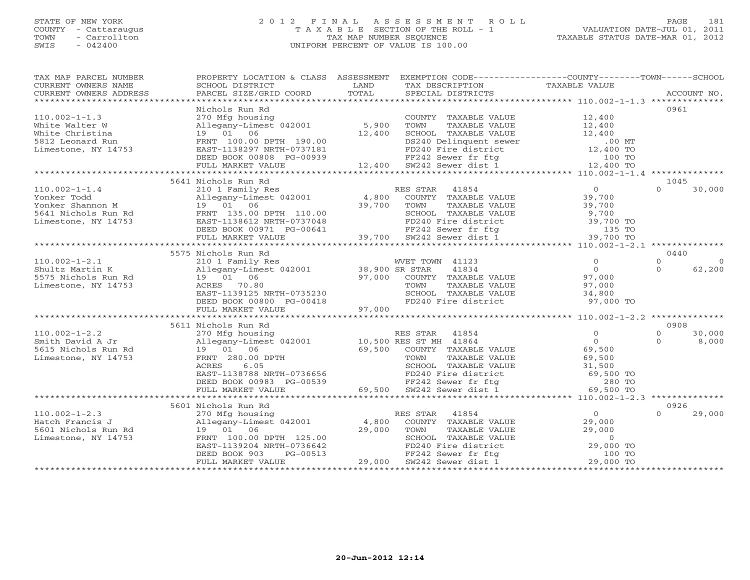STATE OF NEW YORK
COUNTY - Cattaraugus
TOWN - Carrollton
SWIS - 042400

# 2012 FINAL ASSESSMENT ROLL
TAXABLE SECTION OF THE ROLL - 1
TAX MAP NUMBER SEQUENCE
UNIFORM PERCENT OF VALUE IS 100.00

VALUATION DATE-JUL 01, 2011
TAXABLE STATUS DATE-MAR 01, 2012

| TAX MAP PARCEL NUMBER / CURRENT OWNERS NAME / CURRENT OWNERS ADDRESS | PROPERTY LOCATION & CLASS / SCHOOL DISTRICT / PARCEL SIZE/GRID COORD | ASSESSMENT LAND | TOTAL | EXEMPTION CODE / TAX DESCRIPTION / SPECIAL DISTRICTS | COUNTY / TOWN TAXABLE VALUE | SCHOOL | ACCOUNT NO. |
|---|---|---|---|---|---|---|---|
| 110.002-1-1.3 | Nichols Run Rd | | | | | | 0961 |
| White Walter W | 270 Mfg housing | | | COUNTY TAXABLE VALUE | 12,400 | | |
| White Christina | Allegany-Limest 042001 | 5,900 | | TOWN TAXABLE VALUE | 12,400 | | |
| 5812 Leonard Run | 19 01 06 | | 12,400 | SCHOOL TAXABLE VALUE | 12,400 | | |
| Limestone, NY 14753 | FRNT 100.00 DPTH 190.00 | | | DS240 Delinquent sewer | .00 MT | | |
| | EAST-1138297 NRTH-0737181 | | | FD240 Fire district | 12,400 TO | | |
| | DEED BOOK 00808 PG-00939 | | | FF242 Sewer fr ftg | 100 TO | | |
| | FULL MARKET VALUE | | 12,400 | SW242 Sewer dist 1 | 12,400 TO | | |
| 110.002-1-1.4 | 5641 Nichols Run Rd | | | | | | 1045 |
| Yonker Todd | 210 1 Family Res | | | RES STAR 41854 | 0 | 0 | 30,000 |
| Yonker Shannon M | Allegany-Limest 042001 | 4,800 | | COUNTY TAXABLE VALUE | 39,700 | | |
| 5641 Nichols Run Rd | 19 01 06 | | 39,700 | TOWN TAXABLE VALUE | 39,700 | | |
| Limestone, NY 14753 | FRNT 135.00 DPTH 110.00 | | | SCHOOL TAXABLE VALUE | 9,700 | | |
| | EAST-1138612 NRTH-0737048 | | | FD240 Fire district | 39,700 TO | | |
| | DEED BOOK 00971 PG-00641 | | | FF242 Sewer fr ftg | 135 TO | | |
| | FULL MARKET VALUE | | 39,700 | SW242 Sewer dist 1 | 39,700 TO | | |
| 110.002-1-2.1 | 5575 Nichols Run Rd | | | | | | 0440 |
| Shultz Martin K | 210 1 Family Res | | | WVET TOWN 41123 | 0 | 0 | 0 |
| 5575 Nichols Run Rd | Allegany-Limest 042001 | 38,900 | | SR STAR 41834 | 0 | 0 | 62,200 |
| Limestone, NY 14753 | 19 01 06 | | 97,000 | COUNTY TAXABLE VALUE | 97,000 | | |
| | ACRES 70.80 | | | TOWN TAXABLE VALUE | 97,000 | | |
| | EAST-1139125 NRTH-0735230 | | | SCHOOL TAXABLE VALUE | 34,800 | | |
| | DEED BOOK 00800 PG-00418 | | | FD240 Fire district | 97,000 TO | | |
| | FULL MARKET VALUE | | 97,000 | | | | |
| 110.002-1-2.2 | 5611 Nichols Run Rd | | | | | | 0908 |
| Smith David A Jr | 270 Mfg housing | | | RES STAR 41854 | 0 | 0 | 30,000 |
| 5615 Nichols Run Rd | Allegany-Limest 042001 | 10,500 | | RES ST MH 41864 | 0 | 0 | 8,000 |
| Limestone, NY 14753 | 19 01 06 | | 69,500 | COUNTY TAXABLE VALUE | 69,500 | | |
| | FRNT 280.00 DPTH | | | TOWN TAXABLE VALUE | 69,500 | | |
| | ACRES 6.05 | | | SCHOOL TAXABLE VALUE | 31,500 | | |
| | EAST-1138788 NRTH-0736656 | | | FD240 Fire district | 69,500 TO | | |
| | DEED BOOK 00983 PG-00539 | | | FF242 Sewer fr ftg | 280 TO | | |
| | FULL MARKET VALUE | | 69,500 | SW242 Sewer dist 1 | 69,500 TO | | |
| 110.002-1-2.3 | 5601 Nichols Run Rd | | | | | | 0926 |
| Hatch Francis J | 270 Mfg housing | | | RES STAR 41854 | 0 | 0 | 29,000 |
| 5601 Nichols Run Rd | Allegany-Limest 042001 | 4,800 | | COUNTY TAXABLE VALUE | 29,000 | | |
| Limestone, NY 14753 | 19 01 06 | | 29,000 | TOWN TAXABLE VALUE | 29,000 | | |
| | FRNT 100.00 DPTH 125.00 | | | SCHOOL TAXABLE VALUE | 0 | | |
| | EAST-1139204 NRTH-0736642 | | | FD240 Fire district | 29,000 TO | | |
| | DEED BOOK 903 PG-00513 | | | FF242 Sewer fr ftg | 100 TO | | |
| | FULL MARKET VALUE | | 29,000 | SW242 Sewer dist 1 | 29,000 TO | | |

20-Jun-2012 12:14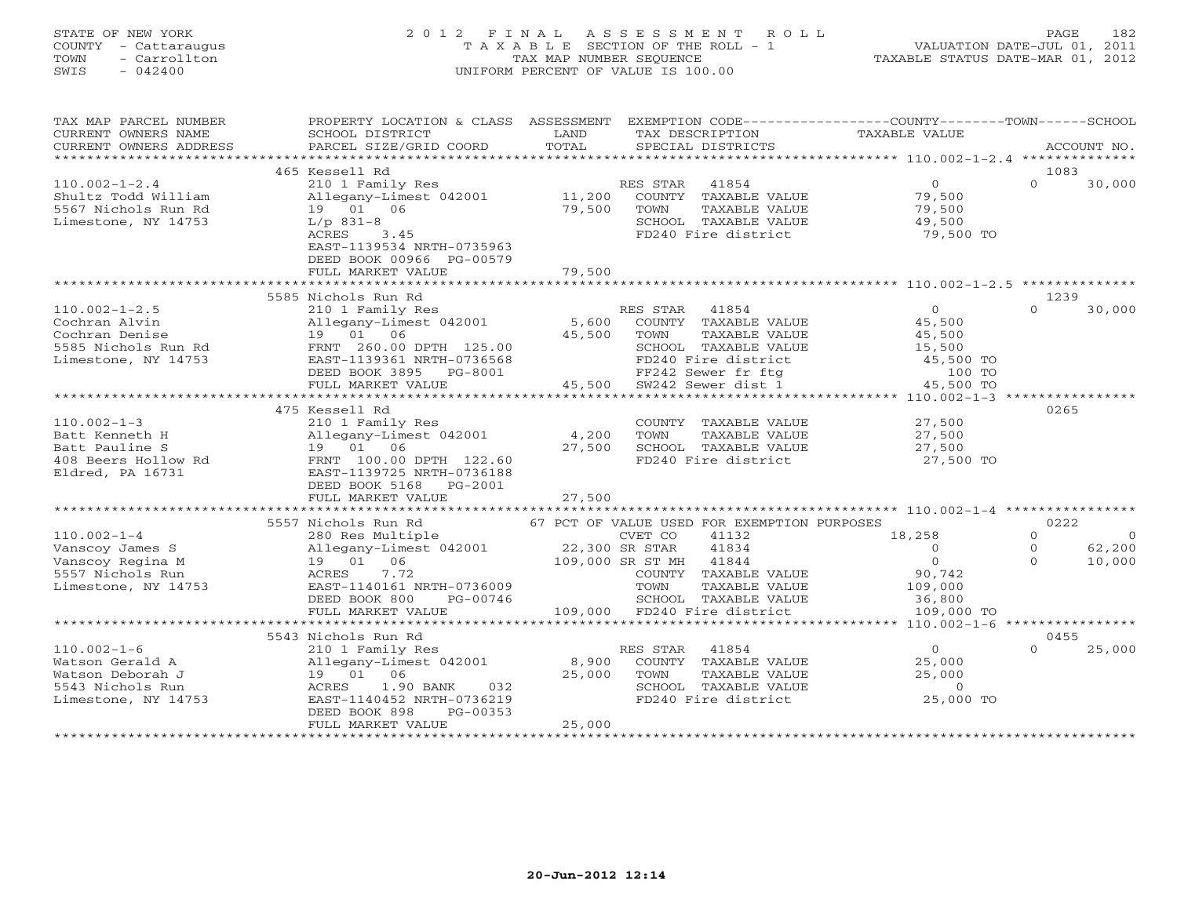STATE OF NEW YORK
COUNTY - Cattaraugus
TOWN - Carrollton
SWIS - 042400

# 2012 FINAL ASSESSMENT ROLL
TAXABLE SECTION OF THE ROLL - 1
TAX MAP NUMBER SEQUENCE
UNIFORM PERCENT OF VALUE IS 100.00

VALUATION DATE-JUL 01, 2011
TAXABLE STATUS DATE-MAR 01, 2012

| TAX MAP PARCEL NUMBER / CURRENT OWNERS NAME / CURRENT OWNERS ADDRESS | PROPERTY LOCATION & CLASS / SCHOOL DISTRICT / PARCEL SIZE/GRID COORD | ASSESSMENT LAND | TOTAL | EXEMPTION CODE / TAX DESCRIPTION / SPECIAL DISTRICTS | COUNTY TAXABLE VALUE | TOWN | SCHOOL | ACCOUNT NO. |
|---|---|---|---|---|---|---|---|---|
| | 465 Kessell Rd | | | | | | | 1083 |
| 110.002-1-2.4 | 210 1 Family Res | | | RES STAR 41854 | 0 | 0 | 30,000 | |
| Shultz Todd William | Allegany-Limest 042001 | 11,200 | | COUNTY TAXABLE VALUE | 79,500 | | | |
| 5567 Nichols Run Rd | 19 01 06 | | 79,500 | TOWN TAXABLE VALUE | 79,500 | | | |
| Limestone, NY 14753 | L/p 831-8 | | | SCHOOL TAXABLE VALUE | 49,500 | | | |
| | ACRES 3.45 | | | FD240 Fire district | 79,500 TO | | | |
| | EAST-1139534 NRTH-0735963 | | | | | | | |
| | DEED BOOK 00966 PG-00579 | | | | | | | |
| | FULL MARKET VALUE | | 79,500 | | | | | |
| | 5585 Nichols Run Rd | | | | | | | 1239 |
| 110.002-1-2.5 | 210 1 Family Res | | | RES STAR 41854 | 0 | 0 | 30,000 | |
| Cochran Alvin | Allegany-Limest 042001 | 5,600 | | COUNTY TAXABLE VALUE | 45,500 | | | |
| Cochran Denise | 19 01 06 | | 45,500 | TOWN TAXABLE VALUE | 45,500 | | | |
| 5585 Nichols Run Rd | FRNT 260.00 DPTH 125.00 | | | SCHOOL TAXABLE VALUE | 15,500 | | | |
| Limestone, NY 14753 | EAST-1139361 NRTH-0736568 | | | FD240 Fire district | 45,500 TO | | | |
| | DEED BOOK 3895 PG-8001 | | | FF242 Sewer fr ftg | 100 TO | | | |
| | FULL MARKET VALUE | | 45,500 | SW242 Sewer dist 1 | 45,500 TO | | | |
| | 475 Kessell Rd | | | | | | | 0265 |
| 110.002-1-3 | 210 1 Family Res | | | COUNTY TAXABLE VALUE | 27,500 | | | |
| Batt Kenneth H | Allegany-Limest 042001 | 4,200 | | TOWN TAXABLE VALUE | 27,500 | | | |
| Batt Pauline S | 19 01 06 | | 27,500 | SCHOOL TAXABLE VALUE | 27,500 | | | |
| 408 Beers Hollow Rd | FRNT 100.00 DPTH 122.60 | | | FD240 Fire district | 27,500 TO | | | |
| Eldred, PA 16731 | EAST-1139725 NRTH-0736188 | | | | | | | |
| | DEED BOOK 5168 PG-2001 | | | | | | | |
| | FULL MARKET VALUE | | 27,500 | | | | | |
| | 5557 Nichols Run Rd | | | 67 PCT OF VALUE USED FOR EXEMPTION PURPOSES | | | | 0222 |
| 110.002-1-4 | 280 Res Multiple | | | CVET CO 41132 | 18,258 | 0 | 0 | |
| Vanscoy James S | Allegany-Limest 042001 | 22,300 | | SR STAR 41834 | 0 | 0 | 62,200 | |
| Vanscoy Regina M | 19 01 06 | | 109,000 | SR ST MH 41844 | 0 | 0 | 10,000 | |
| 5557 Nichols Run | ACRES 7.72 | | | COUNTY TAXABLE VALUE | 90,742 | | | |
| Limestone, NY 14753 | EAST-1140161 NRTH-0736009 | | | TOWN TAXABLE VALUE | 109,000 | | | |
| | DEED BOOK 800 PG-00746 | | | SCHOOL TAXABLE VALUE | 36,800 | | | |
| | FULL MARKET VALUE | | 109,000 | FD240 Fire district | 109,000 TO | | | |
| | 5543 Nichols Run Rd | | | | | | | 0455 |
| 110.002-1-6 | 210 1 Family Res | | | RES STAR 41854 | 0 | 0 | 25,000 | |
| Watson Gerald A | Allegany-Limest 042001 | 8,900 | | COUNTY TAXABLE VALUE | 25,000 | | | |
| Watson Deborah J | 19 01 06 | | 25,000 | TOWN TAXABLE VALUE | 25,000 | | | |
| 5543 Nichols Run | ACRES 1.90 BANK 032 | | | SCHOOL TAXABLE VALUE | 0 | | | |
| Limestone, NY 14753 | EAST-1140452 NRTH-0736219 | | | FD240 Fire district | 25,000 TO | | | |
| | DEED BOOK 898 PG-00353 | | | | | | | |
| | FULL MARKET VALUE | | 25,000 | | | | | |

20-Jun-2012 12:14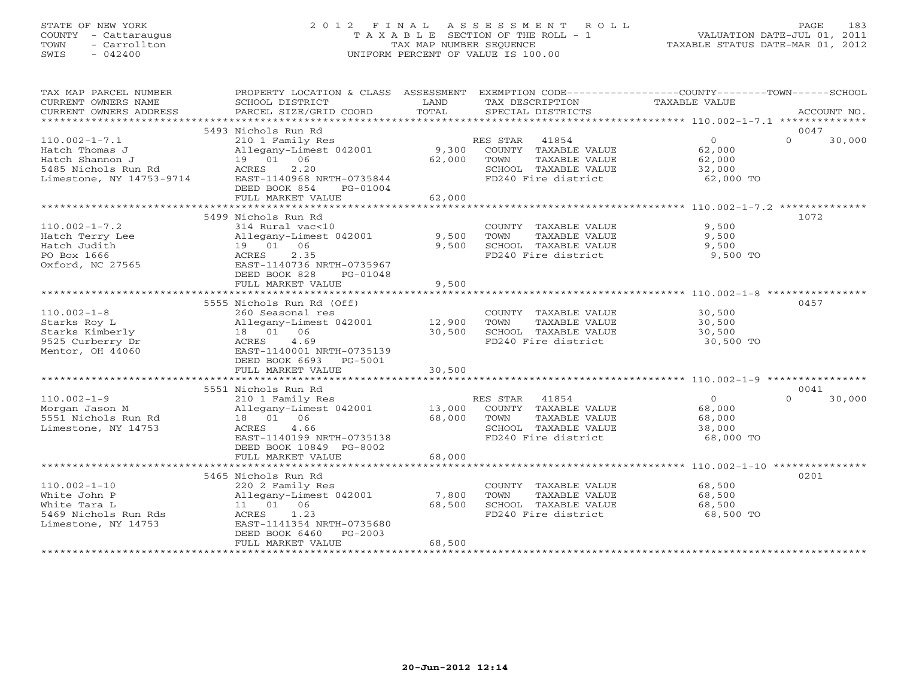STATE OF NEW YORK
COUNTY - Cattaraugus
TOWN - Carrollton
SWIS - 042400

# 2012 FINAL ASSESSMENT ROLL

TAXABLE SECTION OF THE ROLL - 1
TAX MAP NUMBER SEQUENCE
UNIFORM PERCENT OF VALUE IS 100.00

VALUATION DATE-JUL 01, 2011
TAXABLE STATUS DATE-MAR 01, 2012

| TAX MAP PARCEL NUMBER / CURRENT OWNERS NAME / CURRENT OWNERS ADDRESS | PROPERTY LOCATION & CLASS / SCHOOL DISTRICT / PARCEL SIZE/GRID COORD | ASSESSMENT LAND | TOTAL | EXEMPTION CODE / TAX DESCRIPTION / SPECIAL DISTRICTS | COUNTY TAXABLE VALUE | TOWN | SCHOOL | ACCOUNT NO. |
|---|---|---|---|---|---|---|---|---|
| | 5493 Nichols Run Rd | | | | | | | 0047 |
| 110.002-1-7.1 | 210 1 Family Res | | | RES STAR 41854 | 0 | 0 | 30,000 | |
| Hatch Thomas J | Allegany-Limest 042001 | 9,300 | | COUNTY TAXABLE VALUE | 62,000 | | | |
| Hatch Shannon J | 19 01 06 | | 62,000 | TOWN TAXABLE VALUE | 62,000 | | | |
| 5485 Nichols Run Rd | ACRES 2.20 | | | SCHOOL TAXABLE VALUE | 32,000 | | | |
| Limestone, NY 14753-9714 | EAST-1140968 NRTH-0735844 | | | FD240 Fire district | 62,000 TO | | | |
| | DEED BOOK 854 PG-01004 | | | | | | | |
| | FULL MARKET VALUE | | 62,000 | | | | | |
| | 5499 Nichols Run Rd | | | | | | | 1072 |
| 110.002-1-7.2 | 314 Rural vac<10 | | | COUNTY TAXABLE VALUE | 9,500 | | | |
| Hatch Terry Lee | Allegany-Limest 042001 | 9,500 | | TOWN TAXABLE VALUE | 9,500 | | | |
| Hatch Judith | 19 01 06 | | 9,500 | SCHOOL TAXABLE VALUE | 9,500 | | | |
| PO Box 1666 | ACRES 2.35 | | | FD240 Fire district | 9,500 TO | | | |
| Oxford, NC 27565 | EAST-1140736 NRTH-0735967 | | | | | | | |
| | DEED BOOK 828 PG-01048 | | | | | | | |
| | FULL MARKET VALUE | | 9,500 | | | | | |
| | 5555 Nichols Run Rd (Off) | | | | | | | 0457 |
| 110.002-1-8 | 260 Seasonal res | | | COUNTY TAXABLE VALUE | 30,500 | | | |
| Starks Roy L | Allegany-Limest 042001 | 12,900 | | TOWN TAXABLE VALUE | 30,500 | | | |
| Starks Kimberly | 18 01 06 | | 30,500 | SCHOOL TAXABLE VALUE | 30,500 | | | |
| 9525 Curberry Dr | ACRES 4.69 | | | FD240 Fire district | 30,500 TO | | | |
| Mentor, OH 44060 | EAST-1140001 NRTH-0735139 | | | | | | | |
| | DEED BOOK 6693 PG-5001 | | | | | | | |
| | FULL MARKET VALUE | | 30,500 | | | | | |
| | 5551 Nichols Run Rd | | | | | | | 0041 |
| 110.002-1-9 | 210 1 Family Res | | | RES STAR 41854 | 0 | 0 | 30,000 | |
| Morgan Jason M | Allegany-Limest 042001 | 13,000 | | COUNTY TAXABLE VALUE | 68,000 | | | |
| 5551 Nichols Run Rd | 18 01 06 | | 68,000 | TOWN TAXABLE VALUE | 68,000 | | | |
| Limestone, NY 14753 | ACRES 4.66 | | | SCHOOL TAXABLE VALUE | 38,000 | | | |
| | EAST-1140199 NRTH-0735138 | | | FD240 Fire district | 68,000 TO | | | |
| | DEED BOOK 10849 PG-8002 | | | | | | | |
| | FULL MARKET VALUE | | 68,000 | | | | | |
| | 5465 Nichols Run Rd | | | | | | | 0201 |
| 110.002-1-10 | 220 2 Family Res | | | COUNTY TAXABLE VALUE | 68,500 | | | |
| White John P | Allegany-Limest 042001 | 7,800 | | TOWN TAXABLE VALUE | 68,500 | | | |
| White Tara L | 11 01 06 | | 68,500 | SCHOOL TAXABLE VALUE | 68,500 | | | |
| 5469 Nichols Run Rds | ACRES 1.23 | | | FD240 Fire district | 68,500 TO | | | |
| Limestone, NY 14753 | EAST-1141354 NRTH-0735680 | | | | | | | |
| | DEED BOOK 6460 PG-2003 | | | | | | | |
| | FULL MARKET VALUE | | 68,500 | | | | | |

20-Jun-2012 12:14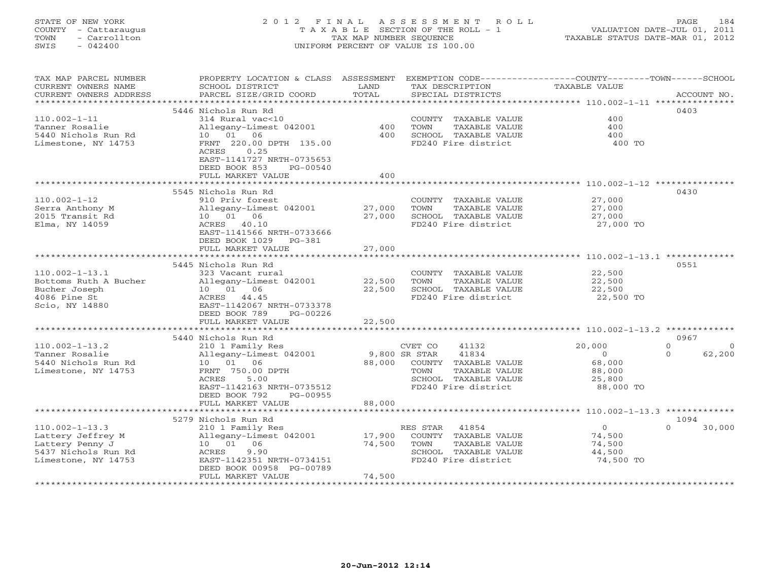STATE OF NEW YORK
COUNTY - Cattaraugus
TOWN - Carrollton
SWIS - 042400

# 2012 FINAL ASSESSMENT ROLL
TAXABLE SECTION OF THE ROLL - 1
TAX MAP NUMBER SEQUENCE
UNIFORM PERCENT OF VALUE IS 100.00

VALUATION DATE-JUL 01, 2011
TAXABLE STATUS DATE-MAR 01, 2012

| TAX MAP PARCEL NUMBER / CURRENT OWNERS NAME / CURRENT OWNERS ADDRESS | PROPERTY LOCATION & CLASS / SCHOOL DISTRICT / PARCEL SIZE/GRID COORD | ASSESSMENT LAND | TOTAL | EXEMPTION CODE / TAX DESCRIPTION / SPECIAL DISTRICTS | COUNTY TAXABLE VALUE | TOWN | SCHOOL | ACCOUNT NO. |
|---|---|---|---|---|---|---|---|---|
| 110.002-1-11 | 5446 Nichols Run Rd | | | | | | | 0403 |
| Tanner Rosalie | 314 Rural vac<10 | | | COUNTY TAXABLE VALUE | 400 | | | |
| 5440 Nichols Run Rd | Allegany-Limest 042001 | 400 | | TOWN TAXABLE VALUE | 400 | | | |
| Limestone, NY 14753 | 10 01 06 | | 400 | SCHOOL TAXABLE VALUE | 400 | | | |
| | FRNT 220.00 DPTH 135.00 | | | FD240 Fire district | 400 TO | | | |
| | ACRES 0.25 | | | | | | | |
| | EAST-1141727 NRTH-0735653 | | | | | | | |
| | DEED BOOK 853 PG-00540 | | | | | | | |
| | FULL MARKET VALUE | | 400 | | | | | |
| 110.002-1-12 | 5545 Nichols Run Rd | | | | | | | 0430 |
| Serra Anthony M | 910 Priv forest | | | COUNTY TAXABLE VALUE | 27,000 | | | |
| 2015 Transit Rd | Allegany-Limest 042001 | 27,000 | | TOWN TAXABLE VALUE | 27,000 | | | |
| Elma, NY 14059 | 10 01 06 | | 27,000 | SCHOOL TAXABLE VALUE | 27,000 | | | |
| | ACRES 40.10 | | | FD240 Fire district | 27,000 TO | | | |
| | EAST-1141566 NRTH-0733666 | | | | | | | |
| | DEED BOOK 1029 PG-381 | | | | | | | |
| | FULL MARKET VALUE | | 27,000 | | | | | |
| 110.002-1-13.1 | 5445 Nichols Run Rd | | | | | | | 0551 |
| Bottoms Ruth A Bucher | 323 Vacant rural | | | COUNTY TAXABLE VALUE | 22,500 | | | |
| Bucher Joseph | Allegany-Limest 042001 | 22,500 | | TOWN TAXABLE VALUE | 22,500 | | | |
| 4086 Pine St | 10 01 06 | | 22,500 | SCHOOL TAXABLE VALUE | 22,500 | | | |
| Scio, NY 14880 | ACRES 44.45 | | | FD240 Fire district | 22,500 TO | | | |
| | EAST-1142067 NRTH-0733378 | | | | | | | |
| | DEED BOOK 789 PG-00226 | | | | | | | |
| | FULL MARKET VALUE | | 22,500 | | | | | |
| 110.002-1-13.2 | 5440 Nichols Run Rd | | | | | | | 0967 |
| Tanner Rosalie | 210 1 Family Res | | | CVET CO 41132 | 20,000 | 0 | 0 | |
| 5440 Nichols Run Rd | Allegany-Limest 042001 | 9,800 | | SR STAR 41834 | 0 | 0 | 62,200 | |
| Limestone, NY 14753 | 10 01 06 | | 88,000 | COUNTY TAXABLE VALUE | 68,000 | | | |
| | FRNT 750.00 DPTH | | | TOWN TAXABLE VALUE | 88,000 | | | |
| | ACRES 5.00 | | | SCHOOL TAXABLE VALUE | 25,800 | | | |
| | EAST-1142163 NRTH-0735512 | | | FD240 Fire district | 88,000 TO | | | |
| | DEED BOOK 792 PG-00955 | | | | | | | |
| | FULL MARKET VALUE | | 88,000 | | | | | |
| 110.002-1-13.3 | 5279 Nichols Run Rd | | | | | | | 1094 |
| Lattery Jeffrey M | 210 1 Family Res | | | RES STAR 41854 | 0 | 0 | 30,000 | |
| Lattery Penny J | Allegany-Limest 042001 | 17,900 | | COUNTY TAXABLE VALUE | 74,500 | | | |
| 5437 Nichols Run Rd | 10 01 06 | | 74,500 | TOWN TAXABLE VALUE | 74,500 | | | |
| Limestone, NY 14753 | ACRES 9.90 | | | SCHOOL TAXABLE VALUE | 44,500 | | | |
| | EAST-1142351 NRTH-0734151 | | | FD240 Fire district | 74,500 TO | | | |
| | DEED BOOK 00958 PG-00789 | | | | | | | |
| | FULL MARKET VALUE | | 74,500 | | | | | |

20-Jun-2012 12:14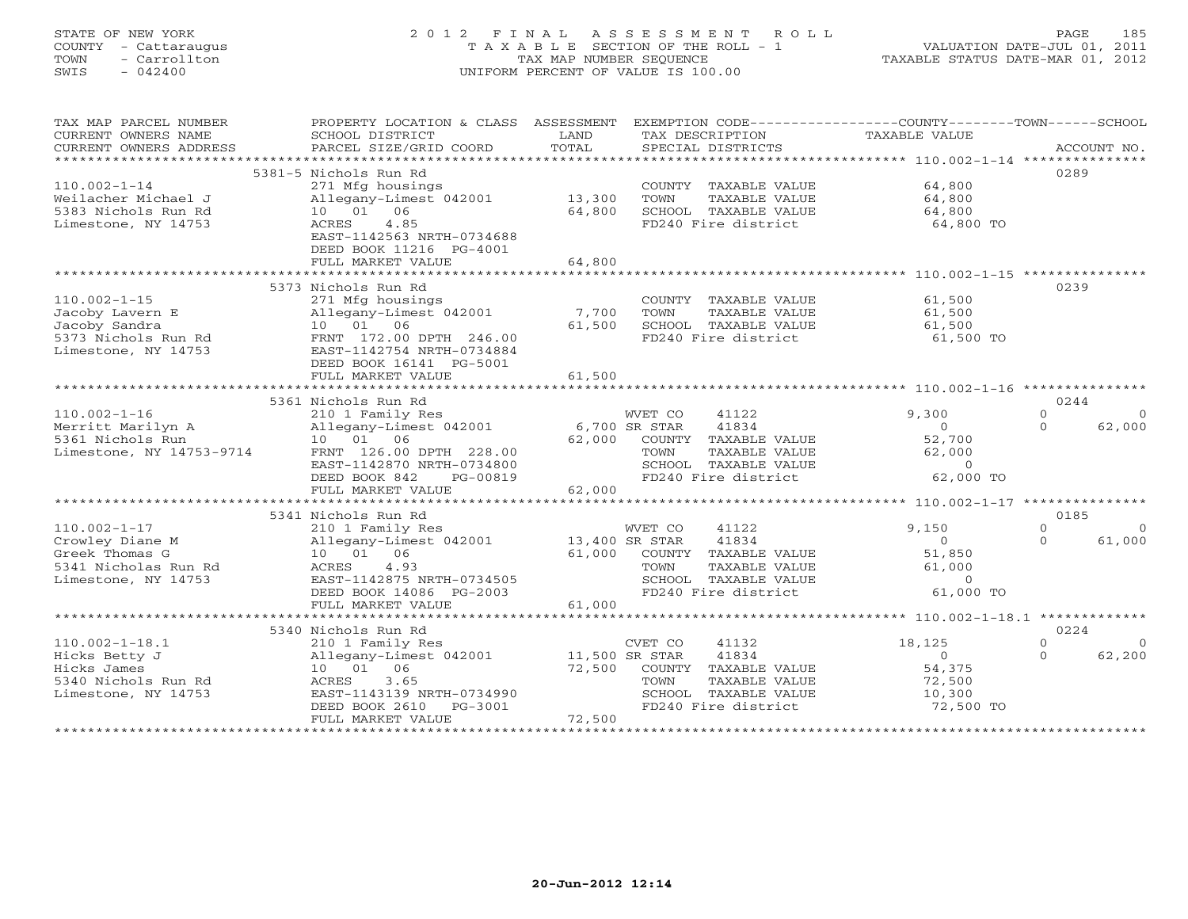STATE OF NEW YORK
COUNTY - Cattaraugus
TOWN - Carrollton
SWIS - 042400

# 2012 FINAL ASSESSMENT ROLL

TAXABLE SECTION OF THE ROLL - 1
TAX MAP NUMBER SEQUENCE
UNIFORM PERCENT OF VALUE IS 100.00

VALUATION DATE-JUL 01, 2011
TAXABLE STATUS DATE-MAR 01, 2012

| TAX MAP PARCEL NUMBER / CURRENT OWNERS NAME / CURRENT OWNERS ADDRESS | PROPERTY LOCATION & CLASS / SCHOOL DISTRICT / PARCEL SIZE/GRID COORD | ASSESSMENT LAND / TOTAL | EXEMPTION CODE / TAX DESCRIPTION / SPECIAL DISTRICTS | COUNTY TAXABLE VALUE | TOWN | SCHOOL | ACCOUNT NO. |
|---|---|---|---|---|---|---|---|
| | 5381-5 Nichols Run Rd | | | | | | 0289 |
| 110.002-1-14 | 271 Mfg housings | | COUNTY TAXABLE VALUE | 64,800 | | | |
| Weilacher Michael J | Allegany-Limest 042001 | 13,300 | TOWN TAXABLE VALUE | 64,800 | | | |
| 5383 Nichols Run Rd | 10 01 06 | 64,800 | SCHOOL TAXABLE VALUE | 64,800 | | | |
| Limestone, NY 14753 | ACRES 4.85 | | FD240 Fire district | 64,800 TO | | | |
| | EAST-1142563 NRTH-0734688 | | | | | | |
| | DEED BOOK 11216 PG-4001 | | | | | | |
| | FULL MARKET VALUE | 64,800 | | | | | |
| | 5373 Nichols Run Rd | | | | | | 0239 |
| 110.002-1-15 | 271 Mfg housings | | COUNTY TAXABLE VALUE | 61,500 | | | |
| Jacoby Lavern E | Allegany-Limest 042001 | 7,700 | TOWN TAXABLE VALUE | 61,500 | | | |
| Jacoby Sandra | 10 01 06 | 61,500 | SCHOOL TAXABLE VALUE | 61,500 | | | |
| 5373 Nichols Run Rd | FRNT 172.00 DPTH 246.00 | | FD240 Fire district | 61,500 TO | | | |
| Limestone, NY 14753 | EAST-1142754 NRTH-0734884 | | | | | | |
| | DEED BOOK 16141 PG-5001 | | | | | | |
| | FULL MARKET VALUE | 61,500 | | | | | |
| | 5361 Nichols Run Rd | | | | | | 0244 |
| 110.002-1-16 | 210 1 Family Res | | WVET CO 41122 | 9,300 | 0 | 0 | |
| Merritt Marilyn A | Allegany-Limest 042001 | 6,700 | SR STAR 41834 | 0 | 0 | 62,000 | |
| 5361 Nichols Run | 10 01 06 | 62,000 | COUNTY TAXABLE VALUE | 52,700 | | | |
| Limestone, NY 14753-9714 | FRNT 126.00 DPTH 228.00 | | TOWN TAXABLE VALUE | 62,000 | | | |
| | EAST-1142870 NRTH-0734800 | | SCHOOL TAXABLE VALUE | 0 | | | |
| | DEED BOOK 842 PG-00819 | | FD240 Fire district | 62,000 TO | | | |
| | FULL MARKET VALUE | 62,000 | | | | | |
| | 5341 Nichols Run Rd | | | | | | 0185 |
| 110.002-1-17 | 210 1 Family Res | | WVET CO 41122 | 9,150 | 0 | 0 | |
| Crowley Diane M | Allegany-Limest 042001 | 13,400 | SR STAR 41834 | 0 | 0 | 61,000 | |
| Greek Thomas G | 10 01 06 | 61,000 | COUNTY TAXABLE VALUE | 51,850 | | | |
| 5341 Nicholas Run Rd | ACRES 4.93 | | TOWN TAXABLE VALUE | 61,000 | | | |
| Limestone, NY 14753 | EAST-1142875 NRTH-0734505 | | SCHOOL TAXABLE VALUE | 0 | | | |
| | DEED BOOK 14086 PG-2003 | | FD240 Fire district | 61,000 TO | | | |
| | FULL MARKET VALUE | 61,000 | | | | | |
| | 5340 Nichols Run Rd | | | | | | 0224 |
| 110.002-1-18.1 | 210 1 Family Res | | CVET CO 41132 | 18,125 | 0 | 0 | |
| Hicks Betty J | Allegany-Limest 042001 | 11,500 | SR STAR 41834 | 0 | 0 | 62,200 | |
| Hicks James | 10 01 06 | 72,500 | COUNTY TAXABLE VALUE | 54,375 | | | |
| 5340 Nichols Run Rd | ACRES 3.65 | | TOWN TAXABLE VALUE | 72,500 | | | |
| Limestone, NY 14753 | EAST-1143139 NRTH-0734990 | | SCHOOL TAXABLE VALUE | 10,300 | | | |
| | DEED BOOK 2610 PG-3001 | | FD240 Fire district | 72,500 TO | | | |
| | FULL MARKET VALUE | 72,500 | | | | | |

20-Jun-2012 12:14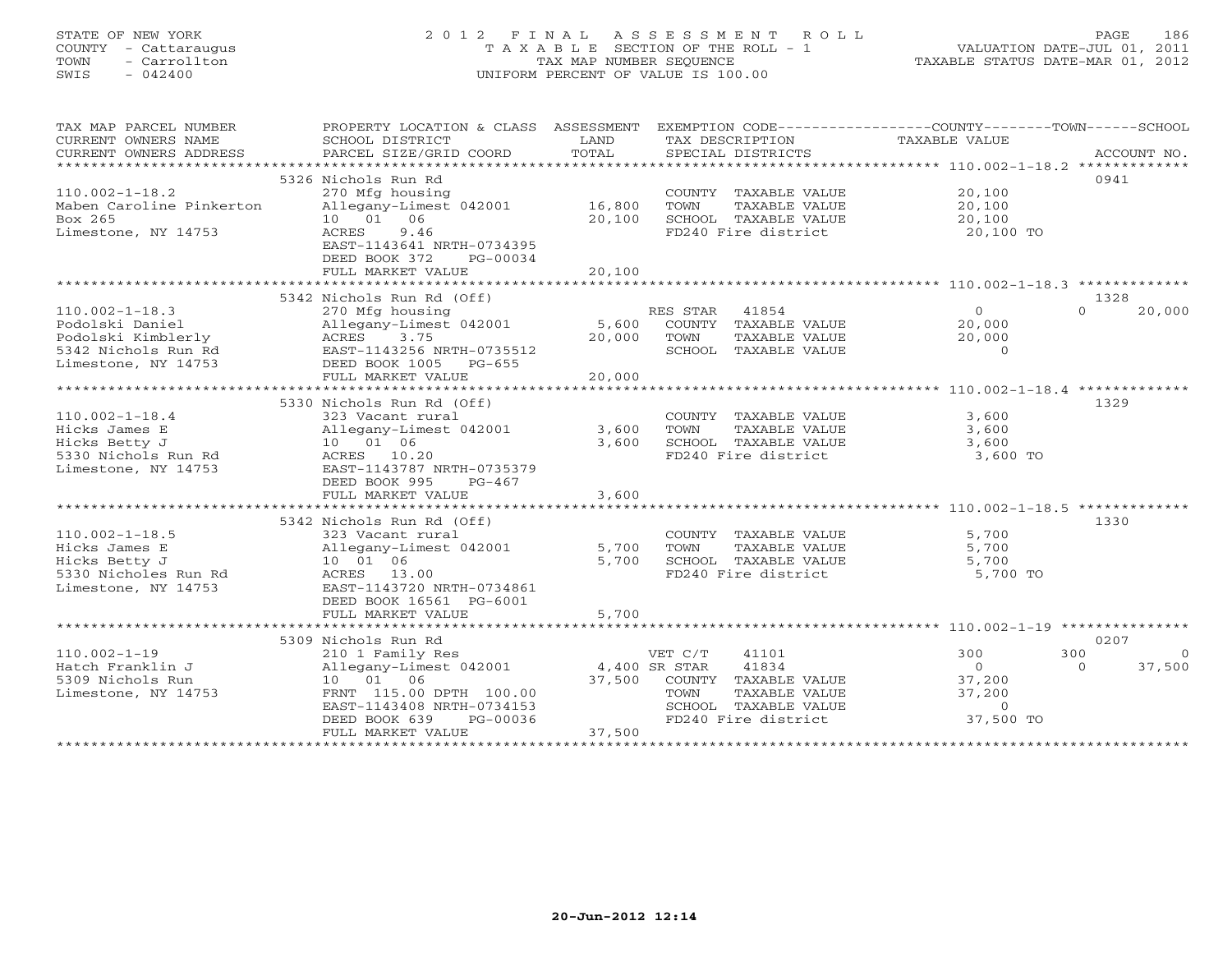STATE OF NEW YORK
COUNTY - Cattaraugus
TOWN - Carrollton
SWIS - 042400

# 2012 FINAL ASSESSMENT ROLL

TAXABLE SECTION OF THE ROLL - 1
TAX MAP NUMBER SEQUENCE
UNIFORM PERCENT OF VALUE IS 100.00

VALUATION DATE-JUL 01, 2011
TAXABLE STATUS DATE-MAR 01, 2012

| TAX MAP PARCEL NUMBER / CURRENT OWNERS NAME / CURRENT OWNERS ADDRESS | PROPERTY LOCATION & CLASS / SCHOOL DISTRICT / PARCEL SIZE/GRID COORD | ASSESSMENT LAND | TOTAL | EXEMPTION CODE / TAX DESCRIPTION / SPECIAL DISTRICTS | COUNTY TAXABLE VALUE | TOWN | SCHOOL | ACCOUNT NO. |
|---|---|---|---|---|---|---|---|---|
| **110.002-1-18.2** | 5326 Nichols Run Rd | | | | | | | 0941 |
| Maben Caroline Pinkerton | 270 Mfg housing | | | COUNTY TAXABLE VALUE | 20,100 | | | |
| Box 265 | Allegany-Limest 042001 | 16,800 | | TOWN TAXABLE VALUE | 20,100 | | | |
| Limestone, NY 14753 | 10 01 06 | | 20,100 | SCHOOL TAXABLE VALUE | 20,100 | | | |
| | ACRES 9.46 | | | FD240 Fire district | 20,100 TO | | | |
| | EAST-1143641 NRTH-0734395 | | | | | | | |
| | DEED BOOK 372 PG-00034 | | | | | | | |
| | FULL MARKET VALUE | | 20,100 | | | | | |
| **110.002-1-18.3** | 5342 Nichols Run Rd (Off) | | | | | | | 1328 |
| Podolski Daniel | 270 Mfg housing | | | RES STAR 41854 | 0 | 0 | 20,000 | |
| Podolski Kimblerly | Allegany-Limest 042001 | 5,600 | | COUNTY TAXABLE VALUE | 20,000 | | | |
| 5342 Nichols Run Rd | ACRES 3.75 | | 20,000 | TOWN TAXABLE VALUE | 20,000 | | | |
| Limestone, NY 14753 | EAST-1143256 NRTH-0735512 | | | SCHOOL TAXABLE VALUE | 0 | | | |
| | DEED BOOK 1005 PG-655 | | | | | | | |
| | FULL MARKET VALUE | | 20,000 | | | | | |
| **110.002-1-18.4** | 5330 Nichols Run Rd (Off) | | | | | | | 1329 |
| Hicks James E | 323 Vacant rural | | | COUNTY TAXABLE VALUE | 3,600 | | | |
| Hicks Betty J | Allegany-Limest 042001 | 3,600 | | TOWN TAXABLE VALUE | 3,600 | | | |
| 5330 Nichols Run Rd | 10 01 06 | | 3,600 | SCHOOL TAXABLE VALUE | 3,600 | | | |
| Limestone, NY 14753 | ACRES 10.20 | | | FD240 Fire district | 3,600 TO | | | |
| | EAST-1143787 NRTH-0735379 | | | | | | | |
| | DEED BOOK 995 PG-467 | | | | | | | |
| | FULL MARKET VALUE | | 3,600 | | | | | |
| **110.002-1-18.5** | 5342 Nichols Run Rd (Off) | | | | | | | 1330 |
| Hicks James E | 323 Vacant rural | | | COUNTY TAXABLE VALUE | 5,700 | | | |
| Hicks Betty J | Allegany-Limest 042001 | 5,700 | | TOWN TAXABLE VALUE | 5,700 | | | |
| 5330 Nicholes Run Rd | 10 01 06 | | 5,700 | SCHOOL TAXABLE VALUE | 5,700 | | | |
| Limestone, NY 14753 | ACRES 13.00 | | | FD240 Fire district | 5,700 TO | | | |
| | EAST-1143720 NRTH-0734861 | | | | | | | |
| | DEED BOOK 16561 PG-6001 | | | | | | | |
| | FULL MARKET VALUE | | 5,700 | | | | | |
| **110.002-1-19** | 5309 Nichols Run Rd | | | | | | | 0207 |
| Hatch Franklin J | 210 1 Family Res | | | VET C/T 41101 | 300 | 300 | 0 | |
| 5309 Nichols Run | Allegany-Limest 042001 | 4,400 | | SR STAR 41834 | 0 | 0 | 37,500 | |
| Limestone, NY 14753 | 10 01 06 | | 37,500 | COUNTY TAXABLE VALUE | 37,200 | | | |
| | FRNT 115.00 DPTH 100.00 | | | TOWN TAXABLE VALUE | 37,200 | | | |
| | EAST-1143408 NRTH-0734153 | | | SCHOOL TAXABLE VALUE | 0 | | | |
| | DEED BOOK 639 PG-00036 | | | FD240 Fire district | 37,500 TO | | | |
| | FULL MARKET VALUE | | 37,500 | | | | | |

20-Jun-2012 12:14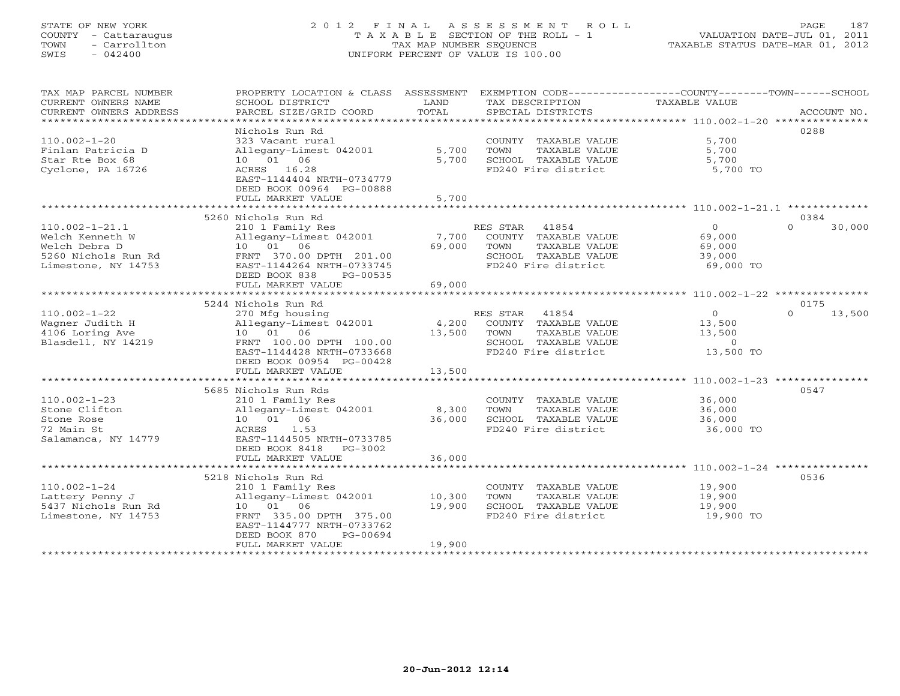STATE OF NEW YORK
COUNTY - Cattaraugus
TOWN - Carrollton
SWIS - 042400

# 2012 FINAL ASSESSMENT ROLL

TAXABLE SECTION OF THE ROLL - 1
TAX MAP NUMBER SEQUENCE
UNIFORM PERCENT OF VALUE IS 100.00

VALUATION DATE-JUL 01, 2011
TAXABLE STATUS DATE-MAR 01, 2012

| TAX MAP PARCEL NUMBER / CURRENT OWNERS NAME / CURRENT OWNERS ADDRESS | PROPERTY LOCATION & CLASS / SCHOOL DISTRICT / PARCEL SIZE/GRID COORD | ASSESSMENT LAND | TOTAL | EXEMPTION CODE / TAX DESCRIPTION / SPECIAL DISTRICTS | COUNTY / TOWN TAXABLE VALUE | SCHOOL | ACCOUNT NO. |
|---|---|---|---|---|---|---|---|
| **110.002-1-20** | Nichols Run Rd | | | | | | 0288 |
| 110.002-1-20 | 323 Vacant rural | | | COUNTY TAXABLE VALUE | 5,700 | | |
| Finlan Patricia D | Allegany-Limest 042001 | 5,700 | | TOWN TAXABLE VALUE | 5,700 | | |
| Star Rte Box 68 | 10 01 06 | | 5,700 | SCHOOL TAXABLE VALUE | 5,700 | | |
| Cyclone, PA 16726 | ACRES 16.28 | | | FD240 Fire district | 5,700 TO | | |
| | EAST-1144404 NRTH-0734779 | | | | | | |
| | DEED BOOK 00964 PG-00888 | | | | | | |
| | FULL MARKET VALUE | | 5,700 | | | | |
| **110.002-1-21.1** | 5260 Nichols Run Rd | | | | | | 0384 |
| 110.002-1-21.1 | 210 1 Family Res | | | RES STAR 41854 | 0 | 0 | 30,000 |
| Welch Kenneth W | Allegany-Limest 042001 | 7,700 | | COUNTY TAXABLE VALUE | 69,000 | | |
| Welch Debra D | 10 01 06 | | 69,000 | TOWN TAXABLE VALUE | 69,000 | | |
| 5260 Nichols Run Rd | FRNT 370.00 DPTH 201.00 | | | SCHOOL TAXABLE VALUE | 39,000 | | |
| Limestone, NY 14753 | EAST-1144264 NRTH-0733745 | | | FD240 Fire district | 69,000 TO | | |
| | DEED BOOK 838 PG-00535 | | | | | | |
| | FULL MARKET VALUE | | 69,000 | | | | |
| **110.002-1-22** | 5244 Nichols Run Rd | | | | | | 0175 |
| 110.002-1-22 | 270 Mfg housing | | | RES STAR 41854 | 0 | 0 | 13,500 |
| Wagner Judith H | Allegany-Limest 042001 | 4,200 | | COUNTY TAXABLE VALUE | 13,500 | | |
| 4106 Loring Ave | 10 01 06 | | 13,500 | TOWN TAXABLE VALUE | 13,500 | | |
| Blasdell, NY 14219 | FRNT 100.00 DPTH 100.00 | | | SCHOOL TAXABLE VALUE | 0 | | |
| | EAST-1144428 NRTH-0733668 | | | FD240 Fire district | 13,500 TO | | |
| | DEED BOOK 00954 PG-00428 | | | | | | |
| | FULL MARKET VALUE | | 13,500 | | | | |
| **110.002-1-23** | 5685 Nichols Run Rds | | | | | | 0547 |
| 110.002-1-23 | 210 1 Family Res | | | COUNTY TAXABLE VALUE | 36,000 | | |
| Stone Clifton | Allegany-Limest 042001 | 8,300 | | TOWN TAXABLE VALUE | 36,000 | | |
| Stone Rose | 10 01 06 | | 36,000 | SCHOOL TAXABLE VALUE | 36,000 | | |
| 72 Main St | ACRES 1.53 | | | FD240 Fire district | 36,000 TO | | |
| Salamanca, NY 14779 | EAST-1144505 NRTH-0733785 | | | | | | |
| | DEED BOOK 8418 PG-3002 | | | | | | |
| | FULL MARKET VALUE | | 36,000 | | | | |
| **110.002-1-24** | 5218 Nichols Run Rd | | | | | | 0536 |
| 110.002-1-24 | 210 1 Family Res | | | COUNTY TAXABLE VALUE | 19,900 | | |
| Lattery Penny J | Allegany-Limest 042001 | 10,300 | | TOWN TAXABLE VALUE | 19,900 | | |
| 5437 Nichols Run Rd | 10 01 06 | | 19,900 | SCHOOL TAXABLE VALUE | 19,900 | | |
| Limestone, NY 14753 | FRNT 335.00 DPTH 375.00 | | | FD240 Fire district | 19,900 TO | | |
| | EAST-1144777 NRTH-0733762 | | | | | | |
| | DEED BOOK 870 PG-00694 | | | | | | |
| | FULL MARKET VALUE | | 19,900 | | | | |

20-Jun-2012 12:14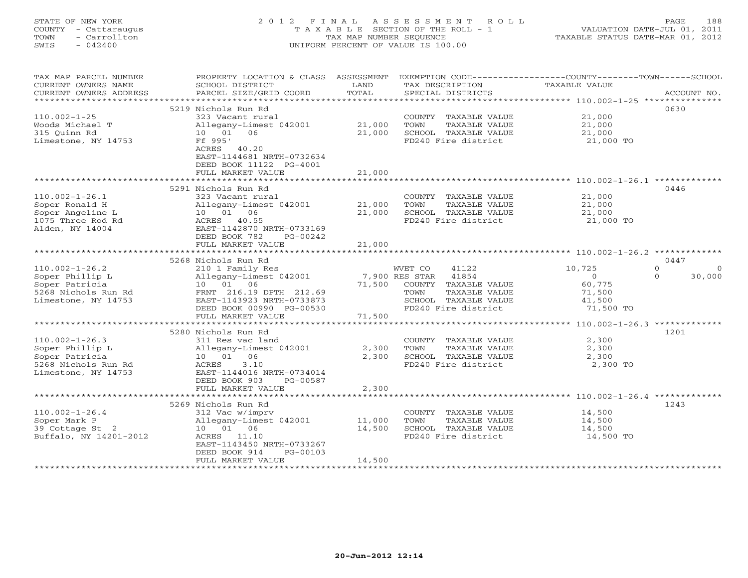STATE OF NEW YORK
COUNTY - Cattaraugus
TOWN - Carrollton
SWIS - 042400

2012 FINAL ASSESSMENT ROLL
TAXABLE SECTION OF THE ROLL - 1
TAX MAP NUMBER SEQUENCE
UNIFORM PERCENT OF VALUE IS 100.00

VALUATION DATE-JUL 01, 2011
TAXABLE STATUS DATE-MAR 01, 2012

| TAX MAP PARCEL NUMBER / CURRENT OWNERS NAME / CURRENT OWNERS ADDRESS | PROPERTY LOCATION & CLASS / SCHOOL DISTRICT / PARCEL SIZE/GRID COORD | ASSESSMENT LAND / TOTAL | EXEMPTION CODE / TAX DESCRIPTION / SPECIAL DISTRICTS | COUNTY TAXABLE VALUE | TOWN | SCHOOL | ACCOUNT NO. |
|---|---|---|---|---|---|---|---|
| **110.002-1-25** | 5219 Nichols Run Rd | | | | | | 0630 |
| 110.002-1-25 | 323 Vacant rural | | COUNTY TAXABLE VALUE | 21,000 | | | |
| Woods Michael T | Allegany-Limest 042001 | 21,000 | TOWN TAXABLE VALUE | 21,000 | | | |
| 315 Quinn Rd | 10 01 06 | 21,000 | SCHOOL TAXABLE VALUE | 21,000 | | | |
| Limestone, NY 14753 | Ff 995' | | FD240 Fire district | 21,000 TO | | | |
| | ACRES 40.20 | | | | | | |
| | EAST-1144681 NRTH-0732634 | | | | | | |
| | DEED BOOK 11122 PG-4001 | | | | | | |
| | FULL MARKET VALUE | 21,000 | | | | | |
| **110.002-1-26.1** | 5291 Nichols Run Rd | | | | | | 0446 |
| 110.002-1-26.1 | 323 Vacant rural | | COUNTY TAXABLE VALUE | 21,000 | | | |
| Soper Ronald H | Allegany-Limest 042001 | 21,000 | TOWN TAXABLE VALUE | 21,000 | | | |
| Soper Angeline L | 10 01 06 | 21,000 | SCHOOL TAXABLE VALUE | 21,000 | | | |
| 1075 Three Rod Rd | ACRES 40.55 | | FD240 Fire district | 21,000 TO | | | |
| Alden, NY 14004 | EAST-1142870 NRTH-0733169 | | | | | | |
| | DEED BOOK 782 PG-00242 | | | | | | |
| | FULL MARKET VALUE | 21,000 | | | | | |
| **110.002-1-26.2** | 5268 Nichols Run Rd | | | | | | 0447 |
| 110.002-1-26.2 | 210 1 Family Res | | WVET CO 41122 | 10,725 | 0 | 0 | |
| Soper Phillip L | Allegany-Limest 042001 | 7,900 | RES STAR 41854 | 0 | 0 | 30,000 | |
| Soper Patricia | 10 01 06 | 71,500 | COUNTY TAXABLE VALUE | 60,775 | | | |
| 5268 Nichols Run Rd | FRNT 216.19 DPTH 212.69 | | TOWN TAXABLE VALUE | 71,500 | | | |
| Limestone, NY 14753 | EAST-1143923 NRTH-0733873 | | SCHOOL TAXABLE VALUE | 41,500 | | | |
| | DEED BOOK 00990 PG-00530 | | FD240 Fire district | 71,500 TO | | | |
| | FULL MARKET VALUE | 71,500 | | | | | |
| **110.002-1-26.3** | 5280 Nichols Run Rd | | | | | | 1201 |
| 110.002-1-26.3 | 311 Res vac land | | COUNTY TAXABLE VALUE | 2,300 | | | |
| Soper Phillip L | Allegany-Limest 042001 | 2,300 | TOWN TAXABLE VALUE | 2,300 | | | |
| Soper Patricia | 10 01 06 | 2,300 | SCHOOL TAXABLE VALUE | 2,300 | | | |
| 5268 Nichols Run Rd | ACRES 3.10 | | FD240 Fire district | 2,300 TO | | | |
| Limestone, NY 14753 | EAST-1144016 NRTH-0734014 | | | | | | |
| | DEED BOOK 903 PG-00587 | | | | | | |
| | FULL MARKET VALUE | 2,300 | | | | | |
| **110.002-1-26.4** | 5269 Nichols Run Rd | | | | | | 1243 |
| 110.002-1-26.4 | 312 Vac w/imprv | | COUNTY TAXABLE VALUE | 14,500 | | | |
| Soper Mark P | Allegany-Limest 042001 | 11,000 | TOWN TAXABLE VALUE | 14,500 | | | |
| 39 Cottage St 2 | 10 01 06 | 14,500 | SCHOOL TAXABLE VALUE | 14,500 | | | |
| Buffalo, NY 14201-2012 | ACRES 11.10 | | FD240 Fire district | 14,500 TO | | | |
| | EAST-1143450 NRTH-0733267 | | | | | | |
| | DEED BOOK 914 PG-00103 | | | | | | |
| | FULL MARKET VALUE | 14,500 | | | | | |

20-Jun-2012 12:14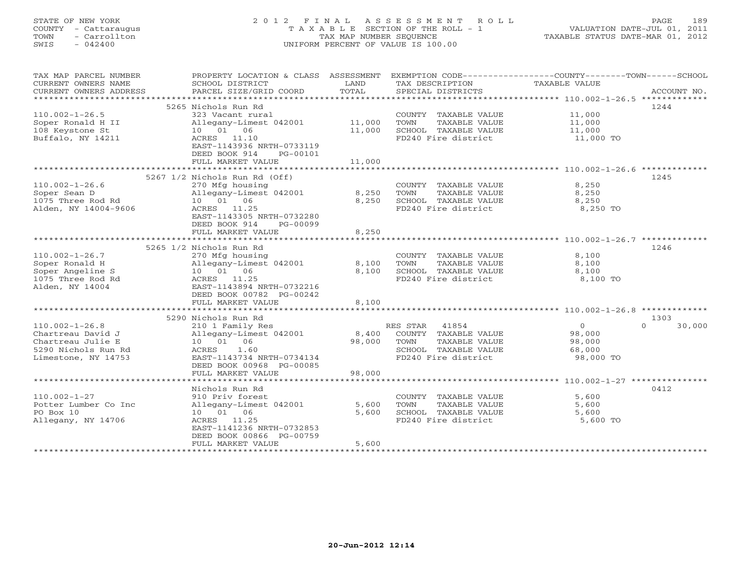STATE OF NEW YORK
COUNTY - Cattaraugus
TOWN - Carrollton
SWIS - 042400

2 0 1 2 F I N A L A S S E S S M E N T R O L L
T A X A B L E SECTION OF THE ROLL - 1
TAX MAP NUMBER SEQUENCE
UNIFORM PERCENT OF VALUE IS 100.00

VALUATION DATE-JUL 01, 2011
TAXABLE STATUS DATE-MAR 01, 2012

| TAX MAP PARCEL NUMBER / CURRENT OWNERS NAME / CURRENT OWNERS ADDRESS | PROPERTY LOCATION & CLASS / SCHOOL DISTRICT / PARCEL SIZE/GRID COORD | ASSESSMENT LAND | TOTAL | EXEMPTION CODE / TAX DESCRIPTION / SPECIAL DISTRICTS | COUNTY | TOWN | SCHOOL | ACCOUNT NO. |
|---|---|---|---|---|---|---|---|---|
| 110.002-1-26.5 | 5265 Nichols Run Rd | | | | | | | 1244 |
| Soper Ronald H II | 323 Vacant rural | | | COUNTY TAXABLE VALUE | 11,000 | | | |
| 108 Keystone St | Allegany-Limest 042001 | 11,000 | | TOWN TAXABLE VALUE | | 11,000 | | |
| Buffalo, NY 14211 | 10 01 06 | | 11,000 | SCHOOL TAXABLE VALUE | | | 11,000 | |
| | ACRES 11.10 | | | FD240 Fire district | 11,000 TO | | | |
| | EAST-1143936 NRTH-0733119 | | | | | | | |
| | DEED BOOK 914 PG-00101 | | | | | | | |
| | FULL MARKET VALUE | | 11,000 | | | | | |
| 110.002-1-26.6 | 5267 1/2 Nichols Run Rd (Off) | | | | | | | 1245 |
| Soper Sean D | 270 Mfg housing | | | COUNTY TAXABLE VALUE | 8,250 | | | |
| 1075 Three Rod Rd | Allegany-Limest 042001 | 8,250 | | TOWN TAXABLE VALUE | | 8,250 | | |
| Alden, NY 14004-9606 | 10 01 06 | | 8,250 | SCHOOL TAXABLE VALUE | | | 8,250 | |
| | ACRES 11.25 | | | FD240 Fire district | 8,250 TO | | | |
| | EAST-1143305 NRTH-0732280 | | | | | | | |
| | DEED BOOK 914 PG-00099 | | | | | | | |
| | FULL MARKET VALUE | | 8,250 | | | | | |
| 110.002-1-26.7 | 5265 1/2 Nichols Run Rd | | | | | | | 1246 |
| Soper Ronald H | 270 Mfg housing | | | COUNTY TAXABLE VALUE | 8,100 | | | |
| Soper Angeline S | Allegany-Limest 042001 | 8,100 | | TOWN TAXABLE VALUE | | 8,100 | | |
| 1075 Three Rod Rd | 10 01 06 | | 8,100 | SCHOOL TAXABLE VALUE | | | 8,100 | |
| Alden, NY 14004 | ACRES 11.25 | | | FD240 Fire district | 8,100 TO | | | |
| | EAST-1143894 NRTH-0732216 | | | | | | | |
| | DEED BOOK 00782 PG-00242 | | | | | | | |
| | FULL MARKET VALUE | | 8,100 | | | | | |
| 110.002-1-26.8 | 5290 Nichols Run Rd | | | | | | | 1303 |
| Chartreau David J | 210 1 Family Res | | | RES STAR 41854 | 0 | 0 | 30,000 | |
| Chartreau Julie E | Allegany-Limest 042001 | 8,400 | | COUNTY TAXABLE VALUE | 98,000 | | | |
| 5290 Nichols Run Rd | 10 01 06 | | 98,000 | TOWN TAXABLE VALUE | | 98,000 | | |
| Limestone, NY 14753 | ACRES 1.60 | | | SCHOOL TAXABLE VALUE | | | 68,000 | |
| | EAST-1143734 NRTH-0734134 | | | FD240 Fire district | 98,000 TO | | | |
| | DEED BOOK 00968 PG-00085 | | | | | | | |
| | FULL MARKET VALUE | | 98,000 | | | | | |
| 110.002-1-27 | Nichols Run Rd | | | | | | | 0412 |
| Potter Lumber Co Inc | 910 Priv forest | | | COUNTY TAXABLE VALUE | 5,600 | | | |
| PO Box 10 | Allegany-Limest 042001 | 5,600 | | TOWN TAXABLE VALUE | | 5,600 | | |
| Allegany, NY 14706 | 10 01 06 | | 5,600 | SCHOOL TAXABLE VALUE | | | 5,600 | |
| | ACRES 11.25 | | | FD240 Fire district | 5,600 TO | | | |
| | EAST-1141236 NRTH-0732853 | | | | | | | |
| | DEED BOOK 00866 PG-00759 | | | | | | | |
| | FULL MARKET VALUE | | 5,600 | | | | | |

20-Jun-2012 12:14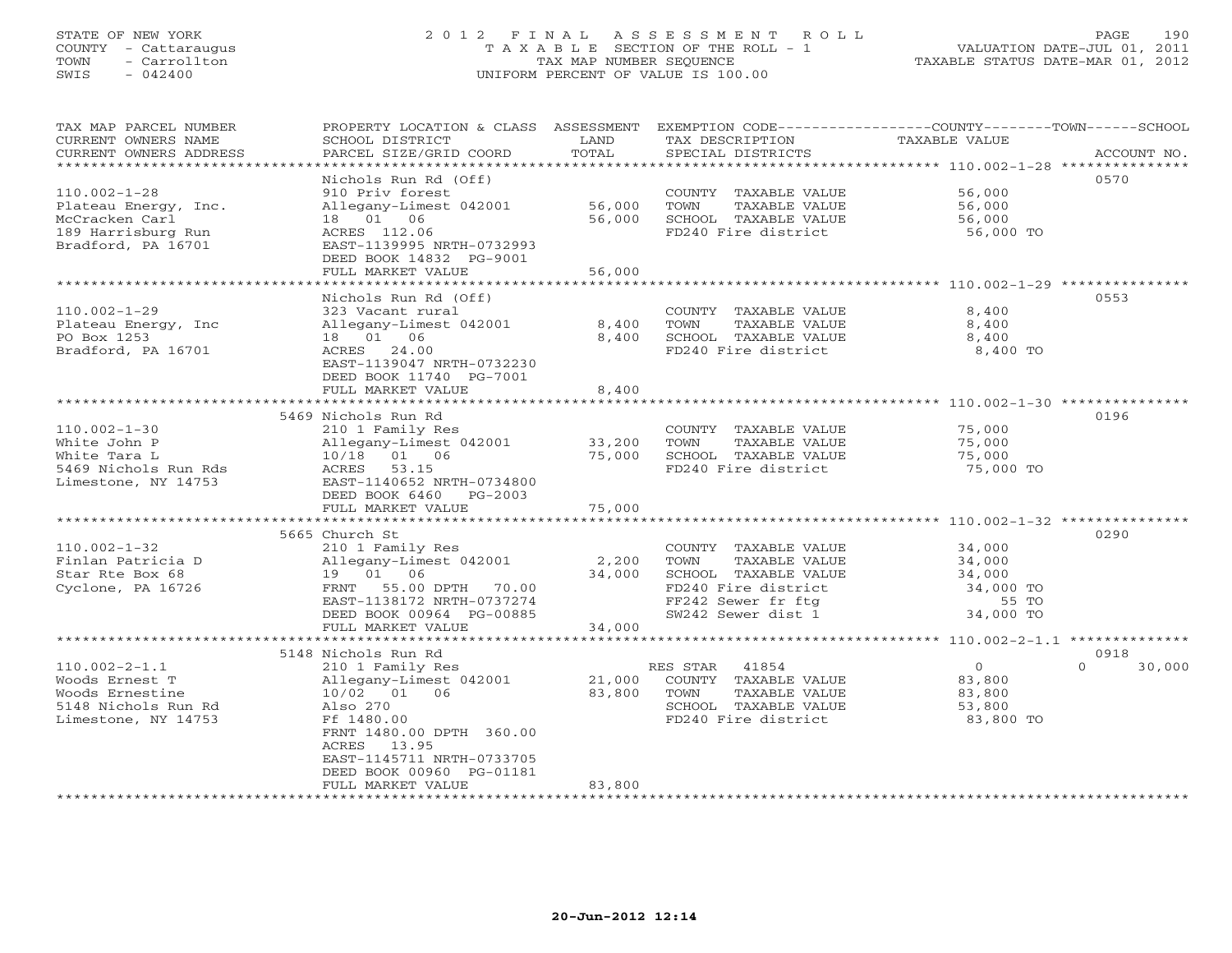STATE OF NEW YORK
COUNTY - Cattaraugus
TOWN - Carrollton
SWIS - 042400

# 2012 FINAL ASSESSMENT ROLL
TAXABLE SECTION OF THE ROLL - 1
TAX MAP NUMBER SEQUENCE
UNIFORM PERCENT OF VALUE IS 100.00

VALUATION DATE-JUL 01, 2011
TAXABLE STATUS DATE-MAR 01, 2012

| TAX MAP PARCEL NUMBER / CURRENT OWNERS NAME / CURRENT OWNERS ADDRESS | PROPERTY LOCATION & CLASS / SCHOOL DISTRICT / PARCEL SIZE/GRID COORD | ASSESSMENT LAND | TOTAL | EXEMPTION CODE / TAX DESCRIPTION / SPECIAL DISTRICTS | COUNTY / TOWN / SCHOOL TAXABLE VALUE | ACCOUNT NO. |
|---|---|---|---|---|---|---|
| 110.002-1-28 | Nichols Run Rd (Off) | | | | | 0570 |
| 110.002-1-28 | 910 Priv forest | | | COUNTY TAXABLE VALUE | 56,000 | |
| Plateau Energy, Inc. | Allegany-Limest 042001 | 56,000 | | TOWN TAXABLE VALUE | 56,000 | |
| McCracken Carl | 18 01 06 | | 56,000 | SCHOOL TAXABLE VALUE | 56,000 | |
| 189 Harrisburg Run | ACRES 112.06 | | | FD240 Fire district | 56,000 TO | |
| Bradford, PA 16701 | EAST-1139995 NRTH-0732993 | | | | | |
| | DEED BOOK 14832 PG-9001 | | | | | |
| | FULL MARKET VALUE | | 56,000 | | | |
| 110.002-1-29 | Nichols Run Rd (Off) | | | | | 0553 |
| 110.002-1-29 | 323 Vacant rural | | | COUNTY TAXABLE VALUE | 8,400 | |
| Plateau Energy, Inc | Allegany-Limest 042001 | 8,400 | | TOWN TAXABLE VALUE | 8,400 | |
| PO Box 1253 | 18 01 06 | | 8,400 | SCHOOL TAXABLE VALUE | 8,400 | |
| Bradford, PA 16701 | ACRES 24.00 | | | FD240 Fire district | 8,400 TO | |
| | EAST-1139047 NRTH-0732230 | | | | | |
| | DEED BOOK 11740 PG-7001 | | | | | |
| | FULL MARKET VALUE | | 8,400 | | | |
| 110.002-1-30 | 5469 Nichols Run Rd | | | | | 0196 |
| 110.002-1-30 | 210 1 Family Res | | | COUNTY TAXABLE VALUE | 75,000 | |
| White John P | Allegany-Limest 042001 | 33,200 | | TOWN TAXABLE VALUE | 75,000 | |
| White Tara L | 10/18 01 06 | | 75,000 | SCHOOL TAXABLE VALUE | 75,000 | |
| 5469 Nichols Run Rds | ACRES 53.15 | | | FD240 Fire district | 75,000 TO | |
| Limestone, NY 14753 | EAST-1140652 NRTH-0734800 | | | | | |
| | DEED BOOK 6460 PG-2003 | | | | | |
| | FULL MARKET VALUE | | 75,000 | | | |
| 110.002-1-32 | 5665 Church St | | | | | 0290 |
| 110.002-1-32 | 210 1 Family Res | | | COUNTY TAXABLE VALUE | 34,000 | |
| Finlan Patricia D | Allegany-Limest 042001 | 2,200 | | TOWN TAXABLE VALUE | 34,000 | |
| Star Rte Box 68 | 19 01 06 | | 34,000 | SCHOOL TAXABLE VALUE | 34,000 | |
| Cyclone, PA 16726 | FRNT 55.00 DPTH 70.00 | | | FD240 Fire district | 34,000 TO | |
| | EAST-1138172 NRTH-0737274 | | | FF242 Sewer fr ftg | 55 TO | |
| | DEED BOOK 00964 PG-00885 | | | SW242 Sewer dist 1 | 34,000 TO | |
| | FULL MARKET VALUE | | 34,000 | | | |
| 110.002-2-1.1 | 5148 Nichols Run Rd | | | | | 0918 |
| 110.002-2-1.1 | 210 1 Family Res | | | RES STAR 41854 | 0 / 0 / 30,000 | |
| Woods Ernest T | Allegany-Limest 042001 | 21,000 | | COUNTY TAXABLE VALUE | 83,800 | |
| Woods Ernestine | 10/02 01 06 | | 83,800 | TOWN TAXABLE VALUE | 83,800 | |
| 5148 Nichols Run Rd | Also 270 | | | SCHOOL TAXABLE VALUE | 53,800 | |
| Limestone, NY 14753 | Ff 1480.00 | | | FD240 Fire district | 83,800 TO | |
| | FRNT 1480.00 DPTH 360.00 | | | | | |
| | ACRES 13.95 | | | | | |
| | EAST-1145711 NRTH-0733705 | | | | | |
| | DEED BOOK 00960 PG-01181 | | | | | |
| | FULL MARKET VALUE | | 83,800 | | | |

20-Jun-2012 12:14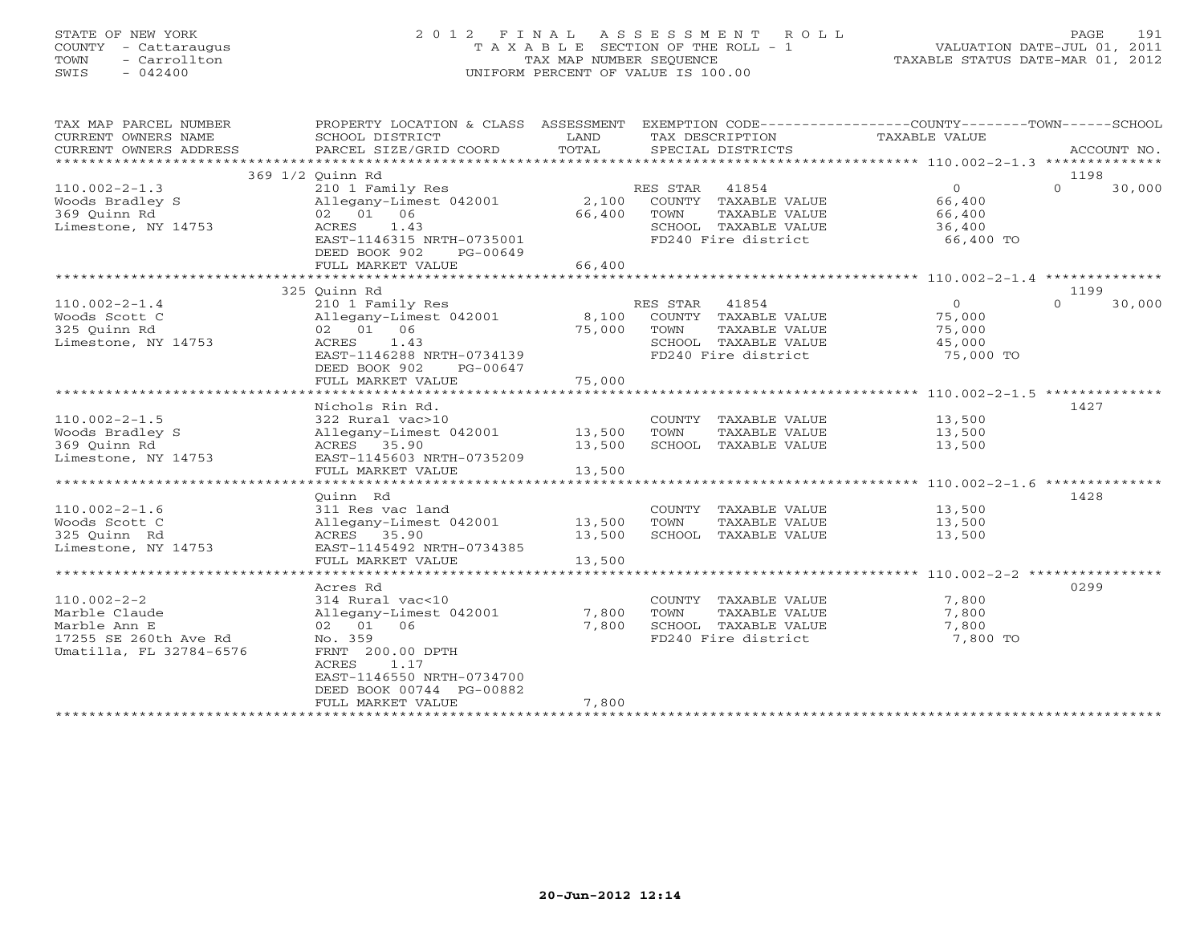STATE OF NEW YORK
COUNTY - Cattaraugus
TOWN - Carrollton
SWIS - 042400

# 2012 FINAL ASSESSMENT ROLL
TAXABLE SECTION OF THE ROLL - 1
TAX MAP NUMBER SEQUENCE
UNIFORM PERCENT OF VALUE IS 100.00

VALUATION DATE-JUL 01, 2011
TAXABLE STATUS DATE-MAR 01, 2012

| TAX MAP PARCEL NUMBER / CURRENT OWNERS NAME / CURRENT OWNERS ADDRESS | PROPERTY LOCATION & CLASS / SCHOOL DISTRICT / PARCEL SIZE/GRID COORD | ASSESSMENT LAND / TOTAL | EXEMPTION CODE / TAX DESCRIPTION / SPECIAL DISTRICTS | COUNTY TAXABLE VALUE | TOWN | SCHOOL / ACCOUNT NO. |
|---|---|---|---|---|---|---|
| **110.002-2-1.3** | 369 1/2 Quinn Rd | | | | | 1198 |
| 110.002-2-1.3 | 210 1 Family Res | | RES STAR 41854 | 0 | 0 | 30,000 |
| Woods Bradley S | Allegany-Limest 042001 | 2,100 | COUNTY TAXABLE VALUE | 66,400 | | |
| 369 Quinn Rd | 02 01 06 | 66,400 | TOWN TAXABLE VALUE | 66,400 | | |
| Limestone, NY 14753 | ACRES 1.43 | | SCHOOL TAXABLE VALUE | 36,400 | | |
| | EAST-1146315 NRTH-0735001 | | FD240 Fire district | 66,400 TO | | |
| | DEED BOOK 902 PG-00649 | | | | | |
| | FULL MARKET VALUE | 66,400 | | | | |
| **110.002-2-1.4** | 325 Quinn Rd | | | | | 1199 |
| 110.002-2-1.4 | 210 1 Family Res | | RES STAR 41854 | 0 | 0 | 30,000 |
| Woods Scott C | Allegany-Limest 042001 | 8,100 | COUNTY TAXABLE VALUE | 75,000 | | |
| 325 Quinn Rd | 02 01 06 | 75,000 | TOWN TAXABLE VALUE | 75,000 | | |
| Limestone, NY 14753 | ACRES 1.43 | | SCHOOL TAXABLE VALUE | 45,000 | | |
| | EAST-1146288 NRTH-0734139 | | FD240 Fire district | 75,000 TO | | |
| | DEED BOOK 902 PG-00647 | | | | | |
| | FULL MARKET VALUE | 75,000 | | | | |
| **110.002-2-1.5** | Nichols Rin Rd. | | | | | 1427 |
| 110.002-2-1.5 | 322 Rural vac>10 | | COUNTY TAXABLE VALUE | 13,500 | | |
| Woods Bradley S | Allegany-Limest 042001 | 13,500 | TOWN TAXABLE VALUE | 13,500 | | |
| 369 Quinn Rd | ACRES 35.90 | 13,500 | SCHOOL TAXABLE VALUE | 13,500 | | |
| Limestone, NY 14753 | EAST-1145603 NRTH-0735209 | | | | | |
| | FULL MARKET VALUE | 13,500 | | | | |
| **110.002-2-1.6** | Quinn Rd | | | | | 1428 |
| 110.002-2-1.6 | 311 Res vac land | | COUNTY TAXABLE VALUE | 13,500 | | |
| Woods Scott C | Allegany-Limest 042001 | 13,500 | TOWN TAXABLE VALUE | 13,500 | | |
| 325 Quinn Rd | ACRES 35.90 | 13,500 | SCHOOL TAXABLE VALUE | 13,500 | | |
| Limestone, NY 14753 | EAST-1145492 NRTH-0734385 | | | | | |
| | FULL MARKET VALUE | 13,500 | | | | |
| **110.002-2-2** | Acres Rd | | | | | 0299 |
| 110.002-2-2 | 314 Rural vac<10 | | COUNTY TAXABLE VALUE | 7,800 | | |
| Marble Claude | Allegany-Limest 042001 | 7,800 | TOWN TAXABLE VALUE | 7,800 | | |
| Marble Ann E | 02 01 06 | 7,800 | SCHOOL TAXABLE VALUE | 7,800 | | |
| 17255 SE 260th Ave Rd | No. 359 | | FD240 Fire district | 7,800 TO | | |
| Umatilla, FL 32784-6576 | FRNT 200.00 DPTH | | | | | |
| | ACRES 1.17 | | | | | |
| | EAST-1146550 NRTH-0734700 | | | | | |
| | DEED BOOK 00744 PG-00882 | | | | | |
| | FULL MARKET VALUE | 7,800 | | | | |

20-Jun-2012 12:14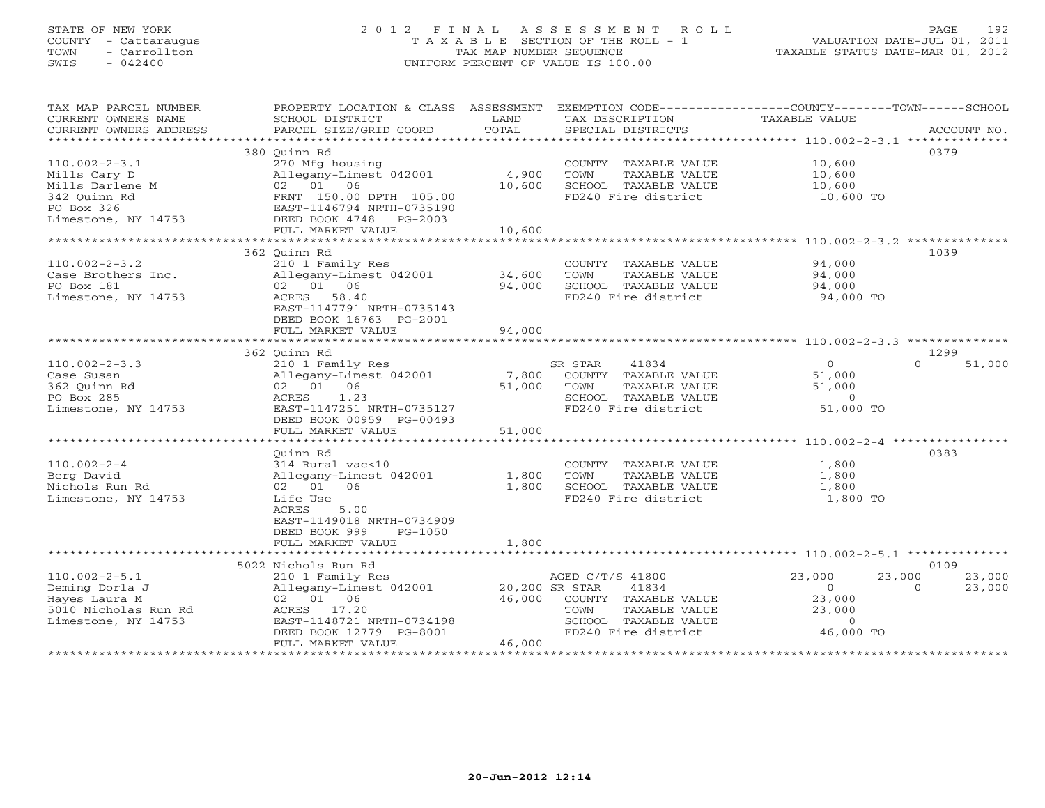STATE OF NEW YORK
COUNTY - Cattaraugus
TOWN - Carrollton
SWIS - 042400

# 2012 FINAL ASSESSMENT ROLL

TAXABLE SECTION OF THE ROLL - 1
TAX MAP NUMBER SEQUENCE
UNIFORM PERCENT OF VALUE IS 100.00

VALUATION DATE-JUL 01, 2011
TAXABLE STATUS DATE-MAR 01, 2012

| TAX MAP PARCEL NUMBER / CURRENT OWNERS NAME / CURRENT OWNERS ADDRESS | PROPERTY LOCATION & CLASS / SCHOOL DISTRICT / PARCEL SIZE/GRID COORD | ASSESSMENT LAND | TOTAL | EXEMPTION CODE / TAX DESCRIPTION / SPECIAL DISTRICTS | COUNTY TAXABLE VALUE | TOWN | SCHOOL | ACCOUNT NO. |
|---|---|---|---|---|---|---|---|---|
| | 380 Quinn Rd | | | | | | | 0379 |
| 110.002-2-3.1 | 270 Mfg housing | | | COUNTY TAXABLE VALUE | 10,600 | | | |
| Mills Cary D | Allegany-Limest 042001 | 4,900 | | TOWN TAXABLE VALUE | 10,600 | | | |
| Mills Darlene M | 02 01 06 | | 10,600 | SCHOOL TAXABLE VALUE | 10,600 | | | |
| 342 Quinn Rd | FRNT 150.00 DPTH 105.00 | | | FD240 Fire district | 10,600 TO | | | |
| PO Box 326 | EAST-1146794 NRTH-0735190 | | | | | | | |
| Limestone, NY 14753 | DEED BOOK 4748 PG-2003 | | | | | | | |
| | FULL MARKET VALUE | | 10,600 | | | | | |
| | 362 Quinn Rd | | | | | | | 1039 |
| 110.002-2-3.2 | 210 1 Family Res | | | COUNTY TAXABLE VALUE | 94,000 | | | |
| Case Brothers Inc. | Allegany-Limest 042001 | 34,600 | | TOWN TAXABLE VALUE | 94,000 | | | |
| PO Box 181 | 02 01 06 | | 94,000 | SCHOOL TAXABLE VALUE | 94,000 | | | |
| Limestone, NY 14753 | ACRES 58.40 | | | FD240 Fire district | 94,000 TO | | | |
| | EAST-1147791 NRTH-0735143 | | | | | | | |
| | DEED BOOK 16763 PG-2001 | | | | | | | |
| | FULL MARKET VALUE | | 94,000 | | | | | |
| | 362 Quinn Rd | | | | | | | 1299 |
| 110.002-2-3.3 | 210 1 Family Res | | | SR STAR 41834 | 0 | 0 | 51,000 | |
| Case Susan | Allegany-Limest 042001 | 7,800 | | COUNTY TAXABLE VALUE | 51,000 | | | |
| 362 Quinn Rd | 02 01 06 | | 51,000 | TOWN TAXABLE VALUE | 51,000 | | | |
| PO Box 285 | ACRES 1.23 | | | SCHOOL TAXABLE VALUE | 0 | | | |
| Limestone, NY 14753 | EAST-1147251 NRTH-0735127 | | | FD240 Fire district | 51,000 TO | | | |
| | DEED BOOK 00959 PG-00493 | | | | | | | |
| | FULL MARKET VALUE | | 51,000 | | | | | |
| | Quinn Rd | | | | | | | 0383 |
| 110.002-2-4 | 314 Rural vac<10 | | | COUNTY TAXABLE VALUE | 1,800 | | | |
| Berg David | Allegany-Limest 042001 | 1,800 | | TOWN TAXABLE VALUE | 1,800 | | | |
| Nichols Run Rd | 02 01 06 | | 1,800 | SCHOOL TAXABLE VALUE | 1,800 | | | |
| Limestone, NY 14753 | Life Use | | | FD240 Fire district | 1,800 TO | | | |
| | ACRES 5.00 | | | | | | | |
| | EAST-1149018 NRTH-0734909 | | | | | | | |
| | DEED BOOK 999 PG-1050 | | | | | | | |
| | FULL MARKET VALUE | | 1,800 | | | | | |
| | 5022 Nichols Run Rd | | | | | | | 0109 |
| 110.002-2-5.1 | 210 1 Family Res | | | AGED C/T/S 41800 | 23,000 | 23,000 | 23,000 | |
| Deming Dorla J | Allegany-Limest 042001 | 20,200 | | SR STAR 41834 | 0 | 0 | 23,000 | |
| Hayes Laura M | 02 01 06 | | 46,000 | COUNTY TAXABLE VALUE | 23,000 | | | |
| 5010 Nicholas Run Rd | ACRES 17.20 | | | TOWN TAXABLE VALUE | 23,000 | | | |
| Limestone, NY 14753 | EAST-1148721 NRTH-0734198 | | | SCHOOL TAXABLE VALUE | 0 | | | |
| | DEED BOOK 12779 PG-8001 | | | FD240 Fire district | 46,000 TO | | | |
| | FULL MARKET VALUE | | 46,000 | | | | | |

20-Jun-2012 12:14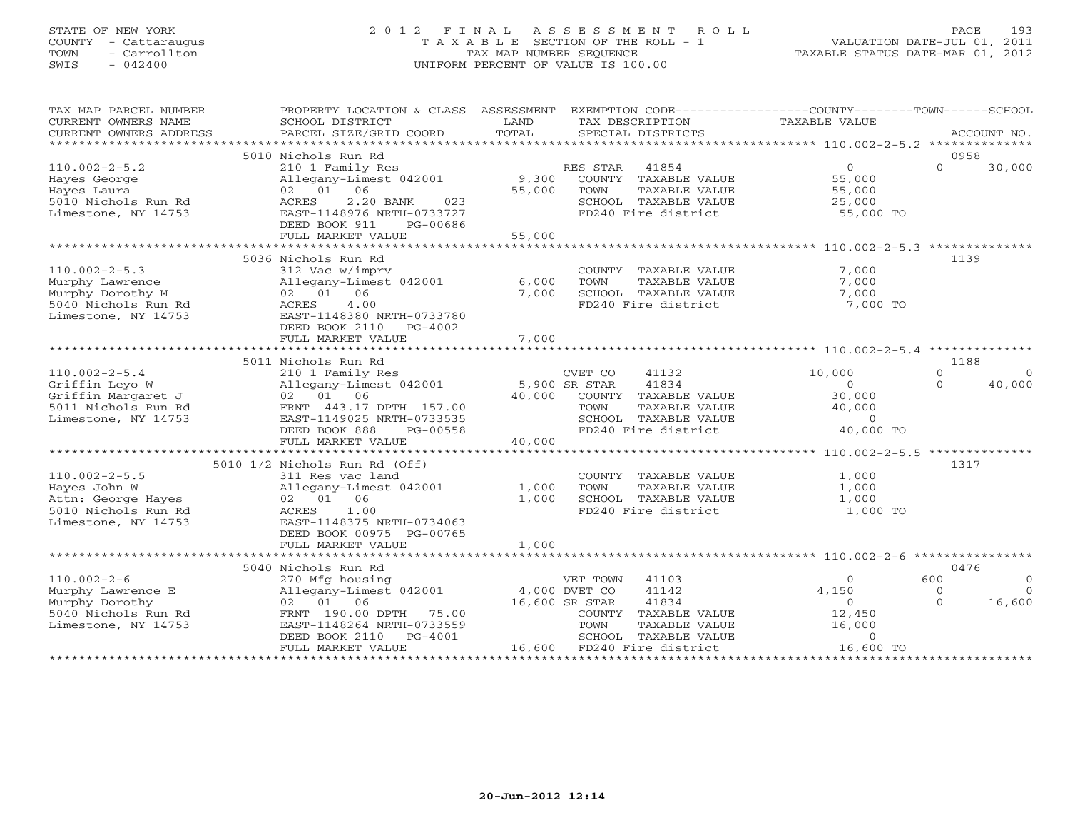STATE OF NEW YORK
COUNTY - Cattaraugus
TOWN - Carrollton
SWIS - 042400

# 2012 FINAL ASSESSMENT ROLL

TAXABLE SECTION OF THE ROLL - 1
TAX MAP NUMBER SEQUENCE
UNIFORM PERCENT OF VALUE IS 100.00

VALUATION DATE-JUL 01, 2011
TAXABLE STATUS DATE-MAR 01, 2012

| TAX MAP PARCEL NUMBER / CURRENT OWNERS NAME / CURRENT OWNERS ADDRESS | PROPERTY LOCATION & CLASS / SCHOOL DISTRICT / PARCEL SIZE/GRID COORD | ASSESSMENT LAND / TOTAL | EXEMPTION CODE / TAX DESCRIPTION / SPECIAL DISTRICTS | COUNTY TAXABLE VALUE | TOWN | SCHOOL / ACCOUNT NO. |
|---|---|---|---|---|---|---|
| | 5010 Nichols Run Rd | | | | | 0958 |
| 110.002-2-5.2 | 210 1 Family Res | | RES STAR 41854 | 0 | 0 | 30,000 |
| Hayes George | Allegany-Limest 042001 | 9,300 | COUNTY TAXABLE VALUE | 55,000 | | |
| Hayes Laura | 02 01 06 | 55,000 | TOWN TAXABLE VALUE | 55,000 | | |
| 5010 Nichols Run Rd | ACRES 2.20 BANK 023 | | SCHOOL TAXABLE VALUE | 25,000 | | |
| Limestone, NY 14753 | EAST-1148976 NRTH-0733727 | | FD240 Fire district | 55,000 TO | | |
| | DEED BOOK 911 PG-00686 | | | | | |
| | FULL MARKET VALUE | 55,000 | | | | |
| | 5036 Nichols Run Rd | | | | | 1139 |
| 110.002-2-5.3 | 312 Vac w/imprv | | COUNTY TAXABLE VALUE | 7,000 | | |
| Murphy Lawrence | Allegany-Limest 042001 | 6,000 | TOWN TAXABLE VALUE | 7,000 | | |
| Murphy Dorothy M | 02 01 06 | 7,000 | SCHOOL TAXABLE VALUE | 7,000 | | |
| 5040 Nichols Run Rd | ACRES 4.00 | | FD240 Fire district | 7,000 TO | | |
| Limestone, NY 14753 | EAST-1148380 NRTH-0733780 | | | | | |
| | DEED BOOK 2110 PG-4002 | | | | | |
| | FULL MARKET VALUE | 7,000 | | | | |
| | 5011 Nichols Run Rd | | | | | 1188 |
| 110.002-2-5.4 | 210 1 Family Res | | CVET CO 41132 | 10,000 | 0 | 0 |
| Griffin Leyo W | Allegany-Limest 042001 | 5,900 | SR STAR 41834 | 0 | 0 | 40,000 |
| Griffin Margaret J | 02 01 06 | 40,000 | COUNTY TAXABLE VALUE | 30,000 | | |
| 5011 Nichols Run Rd | FRNT 443.17 DPTH 157.00 | | TOWN TAXABLE VALUE | 40,000 | | |
| Limestone, NY 14753 | EAST-1149025 NRTH-0733535 | | SCHOOL TAXABLE VALUE | 0 | | |
| | DEED BOOK 888 PG-00558 | | FD240 Fire district | 40,000 TO | | |
| | FULL MARKET VALUE | 40,000 | | | | |
| | 5010 1/2 Nichols Run Rd (Off) | | | | | 1317 |
| 110.002-2-5.5 | 311 Res vac land | | COUNTY TAXABLE VALUE | 1,000 | | |
| Hayes John W | Allegany-Limest 042001 | 1,000 | TOWN TAXABLE VALUE | 1,000 | | |
| Attn: George Hayes | 02 01 06 | 1,000 | SCHOOL TAXABLE VALUE | 1,000 | | |
| 5010 Nichols Run Rd | ACRES 1.00 | | FD240 Fire district | 1,000 TO | | |
| Limestone, NY 14753 | EAST-1148375 NRTH-0734063 | | | | | |
| | DEED BOOK 00975 PG-00765 | | | | | |
| | FULL MARKET VALUE | 1,000 | | | | |
| | 5040 Nichols Run Rd | | | | | 0476 |
| 110.002-2-6 | 270 Mfg housing | | VET TOWN 41103 | 0 | 600 | 0 |
| Murphy Lawrence E | Allegany-Limest 042001 | 4,000 | DVET CO 41142 | 4,150 | 0 | 0 |
| Murphy Dorothy | 02 01 06 | 16,600 | SR STAR 41834 | 0 | 0 | 16,600 |
| 5040 Nichols Run Rd | FRNT 190.00 DPTH 75.00 | | COUNTY TAXABLE VALUE | 12,450 | | |
| Limestone, NY 14753 | EAST-1148264 NRTH-0733559 | | TOWN TAXABLE VALUE | 16,000 | | |
| | DEED BOOK 2110 PG-4001 | | SCHOOL TAXABLE VALUE | 0 | | |
| | FULL MARKET VALUE | 16,600 | FD240 Fire district | 16,600 TO | | |

20-Jun-2012 12:14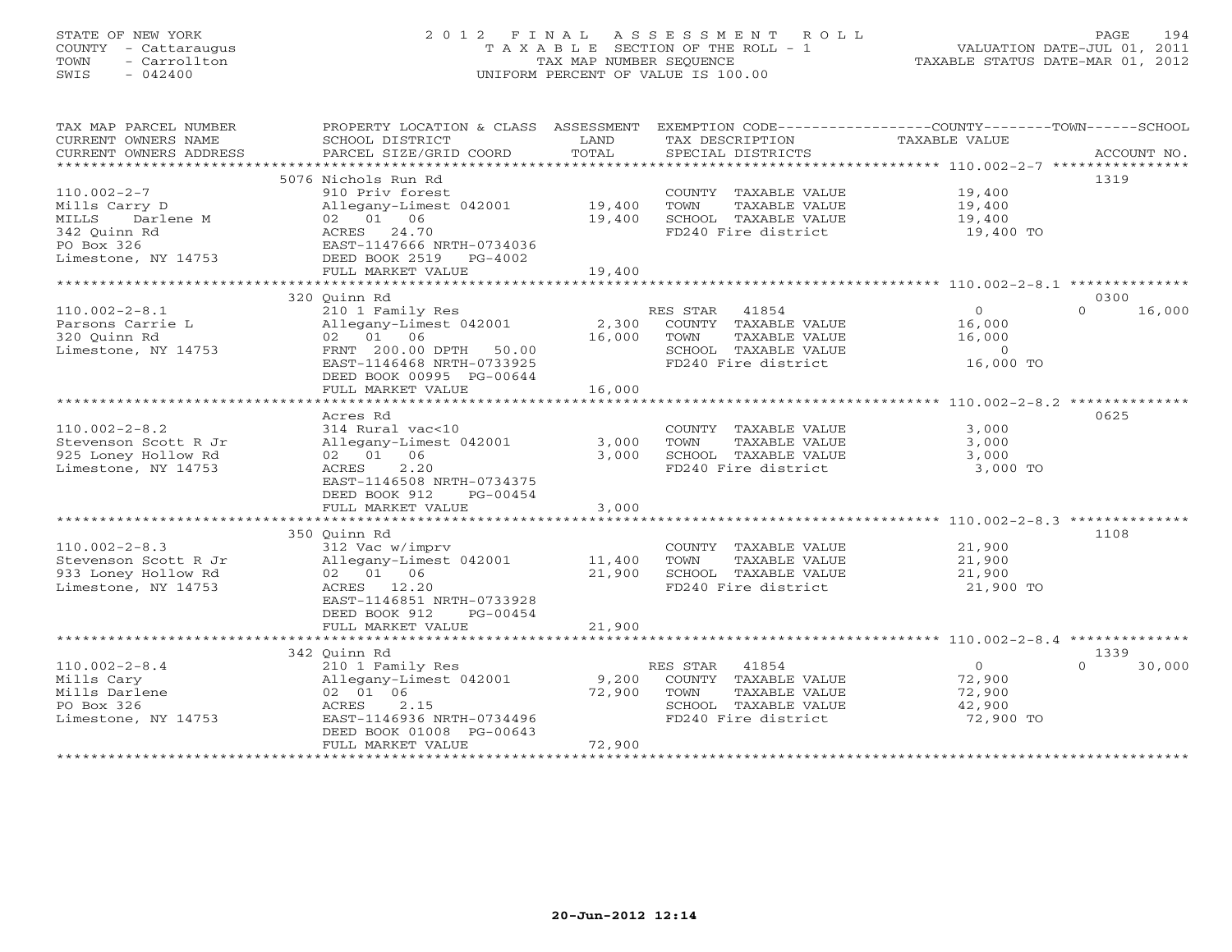STATE OF NEW YORK
COUNTY - Cattaraugus
TOWN - Carrollton
SWIS - 042400

2 0 1 2 F I N A L A S S E S S M E N T R O L L
T A X A B L E SECTION OF THE ROLL - 1
TAX MAP NUMBER SEQUENCE
UNIFORM PERCENT OF VALUE IS 100.00

VALUATION DATE-JUL 01, 2011
TAXABLE STATUS DATE-MAR 01, 2012

| TAX MAP PARCEL NUMBER / CURRENT OWNERS NAME / CURRENT OWNERS ADDRESS | PROPERTY LOCATION & CLASS / SCHOOL DISTRICT / PARCEL SIZE/GRID COORD | ASSESSMENT LAND | TOTAL | EXEMPTION CODE / TAX DESCRIPTION / SPECIAL DISTRICTS | COUNTY TAXABLE VALUE | TOWN | SCHOOL | ACCOUNT NO. |
|---|---|---|---|---|---|---|---|---|
| 110.002-2-7 | 5076 Nichols Run Rd | | | | | | | 1319 |
| Mills Carry D | 910 Priv forest | | | COUNTY TAXABLE VALUE | 19,400 | | | |
| MILLS Darlene M | Allegany-Limest 042001 | 19,400 | | TOWN TAXABLE VALUE | 19,400 | | | |
| 342 Quinn Rd | 02 01 06 | | 19,400 | SCHOOL TAXABLE VALUE | 19,400 | | | |
| PO Box 326 | ACRES 24.70 | | | FD240 Fire district | 19,400 TO | | | |
| Limestone, NY 14753 | EAST-1147666 NRTH-0734036 | | | | | | | |
| | DEED BOOK 2519 PG-4002 | | | | | | | |
| | FULL MARKET VALUE | | 19,400 | | | | | |
| 110.002-2-8.1 | 320 Quinn Rd | | | | | | | 0300 |
| Parsons Carrie L | 210 1 Family Res | | | RES STAR 41854 | 0 | 0 | 16,000 | |
| 320 Quinn Rd | Allegany-Limest 042001 | 2,300 | | COUNTY TAXABLE VALUE | 16,000 | | | |
| Limestone, NY 14753 | 02 01 06 | | 16,000 | TOWN TAXABLE VALUE | 16,000 | | | |
| | FRNT 200.00 DPTH 50.00 | | | SCHOOL TAXABLE VALUE | 0 | | | |
| | EAST-1146468 NRTH-0733925 | | | FD240 Fire district | 16,000 TO | | | |
| | DEED BOOK 00995 PG-00644 | | | | | | | |
| | FULL MARKET VALUE | | 16,000 | | | | | |
| 110.002-2-8.2 | Acres Rd | | | | | | | 0625 |
| Stevenson Scott R Jr | 314 Rural vac<10 | | | COUNTY TAXABLE VALUE | 3,000 | | | |
| 925 Loney Hollow Rd | Allegany-Limest 042001 | 3,000 | | TOWN TAXABLE VALUE | 3,000 | | | |
| Limestone, NY 14753 | 02 01 06 | | 3,000 | SCHOOL TAXABLE VALUE | 3,000 | | | |
| | ACRES 2.20 | | | FD240 Fire district | 3,000 TO | | | |
| | EAST-1146508 NRTH-0734375 | | | | | | | |
| | DEED BOOK 912 PG-00454 | | | | | | | |
| | FULL MARKET VALUE | | 3,000 | | | | | |
| 110.002-2-8.3 | 350 Quinn Rd | | | | | | | 1108 |
| Stevenson Scott R Jr | 312 Vac w/imprv | | | COUNTY TAXABLE VALUE | 21,900 | | | |
| 933 Loney Hollow Rd | Allegany-Limest 042001 | 11,400 | | TOWN TAXABLE VALUE | 21,900 | | | |
| Limestone, NY 14753 | 02 01 06 | | 21,900 | SCHOOL TAXABLE VALUE | 21,900 | | | |
| | ACRES 12.20 | | | FD240 Fire district | 21,900 TO | | | |
| | EAST-1146851 NRTH-0733928 | | | | | | | |
| | DEED BOOK 912 PG-00454 | | | | | | | |
| | FULL MARKET VALUE | | 21,900 | | | | | |
| 110.002-2-8.4 | 342 Quinn Rd | | | | | | | 1339 |
| Mills Cary | 210 1 Family Res | | | RES STAR 41854 | 0 | 0 | 30,000 | |
| Mills Darlene | Allegany-Limest 042001 | 9,200 | | COUNTY TAXABLE VALUE | 72,900 | | | |
| PO Box 326 | 02 01 06 | | 72,900 | TOWN TAXABLE VALUE | 72,900 | | | |
| Limestone, NY 14753 | ACRES 2.15 | | | SCHOOL TAXABLE VALUE | 42,900 | | | |
| | EAST-1146936 NRTH-0734496 | | | FD240 Fire district | 72,900 TO | | | |
| | DEED BOOK 01008 PG-00643 | | | | | | | |
| | FULL MARKET VALUE | | 72,900 | | | | | |

20-Jun-2012 12:14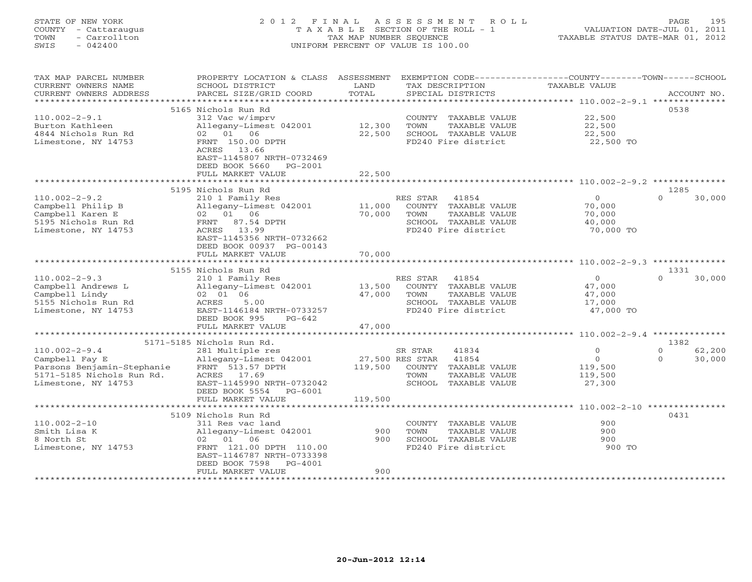STATE OF NEW YORK
COUNTY - Cattaraugus
TOWN - Carrollton
SWIS - 042400

# 2012 FINAL ASSESSMENT ROLL

TAXABLE SECTION OF THE ROLL - 1
TAX MAP NUMBER SEQUENCE
UNIFORM PERCENT OF VALUE IS 100.00

VALUATION DATE-JUL 01, 2011
TAXABLE STATUS DATE-MAR 01, 2012

| TAX MAP PARCEL NUMBER / CURRENT OWNERS NAME / CURRENT OWNERS ADDRESS | PROPERTY LOCATION & CLASS / SCHOOL DISTRICT / PARCEL SIZE/GRID COORD | ASSESSMENT LAND | TOTAL | EXEMPTION CODE / TAX DESCRIPTION / SPECIAL DISTRICTS | COUNTY TAXABLE VALUE | TOWN | SCHOOL | ACCOUNT NO. |
|---|---|---|---|---|---|---|---|---|
| | 5165 Nichols Run Rd | | | | | | | 0538 |
| 110.002-2-9.1 | 312 Vac w/imprv | | | COUNTY TAXABLE VALUE | 22,500 | | | |
| Burton Kathleen | Allegany-Limest 042001 | 12,300 | | TOWN TAXABLE VALUE | 22,500 | | | |
| 4844 Nichols Run Rd | 02 01 06 | | 22,500 | SCHOOL TAXABLE VALUE | 22,500 | | | |
| Limestone, NY 14753 | FRNT 150.00 DPTH | | | FD240 Fire district | 22,500 TO | | | |
| | ACRES 13.66 | | | | | | | |
| | EAST-1145807 NRTH-0732469 | | | | | | | |
| | DEED BOOK 5660 PG-2001 | | | | | | | |
| | FULL MARKET VALUE | | 22,500 | | | | | |
| | 5195 Nichols Run Rd | | | | | | | 1285 |
| 110.002-2-9.2 | 210 1 Family Res | | | RES STAR 41854 | 0 | 0 | 30,000 | |
| Campbell Philip B | Allegany-Limest 042001 | 11,000 | | COUNTY TAXABLE VALUE | 70,000 | | | |
| Campbell Karen E | 02 01 06 | | 70,000 | TOWN TAXABLE VALUE | 70,000 | | | |
| 5195 Nichols Run Rd | FRNT 87.54 DPTH | | | SCHOOL TAXABLE VALUE | 40,000 | | | |
| Limestone, NY 14753 | ACRES 13.99 | | | FD240 Fire district | 70,000 TO | | | |
| | EAST-1145356 NRTH-0732662 | | | | | | | |
| | DEED BOOK 00937 PG-00143 | | | | | | | |
| | FULL MARKET VALUE | | 70,000 | | | | | |
| | 5155 Nichols Run Rd | | | | | | | 1331 |
| 110.002-2-9.3 | 210 1 Family Res | | | RES STAR 41854 | 0 | 0 | 30,000 | |
| Campbell Andrews L | Allegany-Limest 042001 | 13,500 | | COUNTY TAXABLE VALUE | 47,000 | | | |
| Campbell Lindy | 02 01 06 | | 47,000 | TOWN TAXABLE VALUE | 47,000 | | | |
| 5155 Nichols Run Rd | ACRES 5.00 | | | SCHOOL TAXABLE VALUE | 17,000 | | | |
| Limestone, NY 14753 | EAST-1146184 NRTH-0733257 | | | FD240 Fire district | 47,000 TO | | | |
| | DEED BOOK 995 PG-642 | | | | | | | |
| | FULL MARKET VALUE | | 47,000 | | | | | |
| | 5171-5185 Nichols Run Rd. | | | | | | | 1382 |
| 110.002-2-9.4 | 281 Multiple res | | | SR STAR 41834 | 0 | 0 | 62,200 | |
| Campbell Fay E | Allegany-Limest 042001 | 27,500 | | RES STAR 41854 | 0 | 0 | 30,000 | |
| Parsons Benjamin-Stephanie | FRNT 513.57 DPTH | | 119,500 | COUNTY TAXABLE VALUE | 119,500 | | | |
| 5171-5185 Nichols Run Rd. | ACRES 17.69 | | | TOWN TAXABLE VALUE | 119,500 | | | |
| Limestone, NY 14753 | EAST-1145990 NRTH-0732042 | | | SCHOOL TAXABLE VALUE | 27,300 | | | |
| | DEED BOOK 5554 PG-6001 | | | | | | | |
| | FULL MARKET VALUE | | 119,500 | | | | | |
| | 5109 Nichols Run Rd | | | | | | | 0431 |
| 110.002-2-10 | 311 Res vac land | | | COUNTY TAXABLE VALUE | 900 | | | |
| Smith Lisa K | Allegany-Limest 042001 | 900 | | TOWN TAXABLE VALUE | 900 | | | |
| 8 North St | 02 01 06 | | 900 | SCHOOL TAXABLE VALUE | 900 | | | |
| Limestone, NY 14753 | FRNT 121.00 DPTH 110.00 | | | FD240 Fire district | 900 TO | | | |
| | EAST-1146787 NRTH-0733398 | | | | | | | |
| | DEED BOOK 7598 PG-4001 | | | | | | | |
| | FULL MARKET VALUE | | 900 | | | | | |

20-Jun-2012 12:14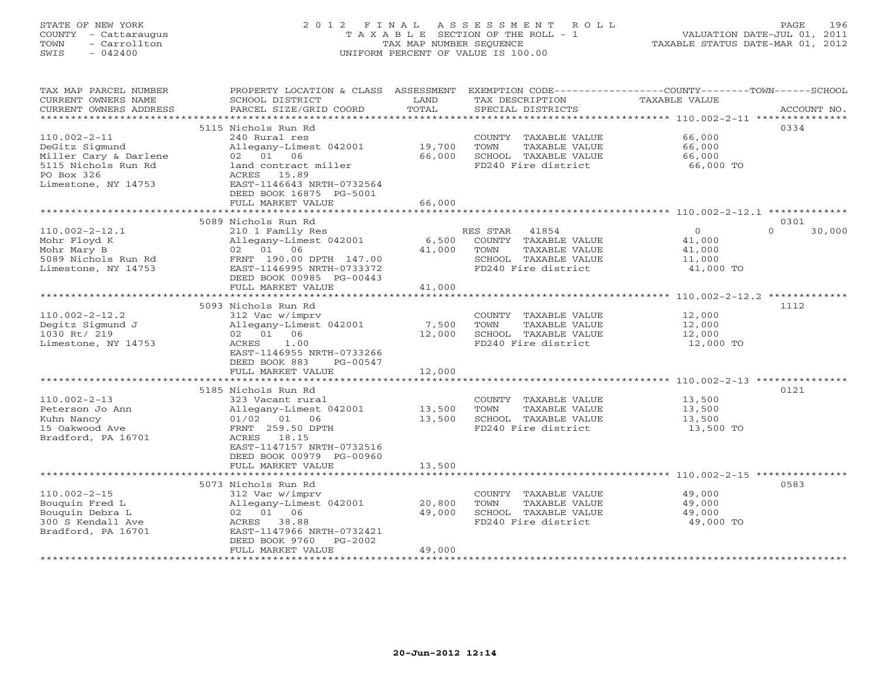STATE OF NEW YORK
COUNTY - Cattaraugus
TOWN - Carrollton
SWIS - 042400

2012 FINAL ASSESSMENT ROLL
TAXABLE SECTION OF THE ROLL - 1
TAX MAP NUMBER SEQUENCE
UNIFORM PERCENT OF VALUE IS 100.00

VALUATION DATE-JUL 01, 2011
TAXABLE STATUS DATE-MAR 01, 2012

| TAX MAP PARCEL NUMBER / CURRENT OWNERS NAME / CURRENT OWNERS ADDRESS | PROPERTY LOCATION & CLASS / SCHOOL DISTRICT / PARCEL SIZE/GRID COORD | ASSESSMENT LAND | TOTAL | EXEMPTION CODE / TAX DESCRIPTION / SPECIAL DISTRICTS | COUNTY / TOWN / SCHOOL TAXABLE VALUE | ACCOUNT NO. |
|---|---|---|---|---|---|---|
| **110.002-2-11** | 5115 Nichols Run Rd | | | | | 0334 |
| DeGitz Sigmund | 240 Rural res | | | COUNTY TAXABLE VALUE | 66,000 | |
| Miller Cary & Darlene | Allegany-Limest 042001 | 19,700 | | TOWN TAXABLE VALUE | 66,000 | |
| 5115 Nichols Run Rd | 02 01 06 | | 66,000 | SCHOOL TAXABLE VALUE | 66,000 | |
| PO Box 326 | land contract miller | | | FD240 Fire district | 66,000 TO | |
| Limestone, NY 14753 | ACRES 15.89 | | | | | |
| | EAST-1146643 NRTH-0732564 | | | | | |
| | DEED BOOK 16875 PG-5001 | | | | | |
| | FULL MARKET VALUE | | 66,000 | | | |
| **110.002-2-12.1** | 5089 Nichols Run Rd | | | | | 0301 |
| Mohr Floyd K | 210 1 Family Res | | | RES STAR 41854 | 0 / 0 / 30,000 | |
| Mohr Mary B | Allegany-Limest 042001 | 6,500 | | COUNTY TAXABLE VALUE | 41,000 | |
| 5089 Nichols Run Rd | 02 01 06 | | 41,000 | TOWN TAXABLE VALUE | 41,000 | |
| Limestone, NY 14753 | FRNT 190.00 DPTH 147.00 | | | SCHOOL TAXABLE VALUE | 11,000 | |
| | EAST-1146995 NRTH-0733372 | | | FD240 Fire district | 41,000 TO | |
| | DEED BOOK 00985 PG-00443 | | | | | |
| | FULL MARKET VALUE | | 41,000 | | | |
| **110.002-2-12.2** | 5093 Nichols Run Rd | | | | | 1112 |
| Degitz Sigmund J | 312 Vac w/imprv | | | COUNTY TAXABLE VALUE | 12,000 | |
| 1030 Rt/ 219 | Allegany-Limest 042001 | 7,500 | | TOWN TAXABLE VALUE | 12,000 | |
| Limestone, NY 14753 | 02 01 06 | | 12,000 | SCHOOL TAXABLE VALUE | 12,000 | |
| | ACRES 1.00 | | | FD240 Fire district | 12,000 TO | |
| | EAST-1146955 NRTH-0733266 | | | | | |
| | DEED BOOK 883 PG-00547 | | | | | |
| | FULL MARKET VALUE | | 12,000 | | | |
| **110.002-2-13** | 5185 Nichols Run Rd | | | | | 0121 |
| Peterson Jo Ann | 323 Vacant rural | | | COUNTY TAXABLE VALUE | 13,500 | |
| Kuhn Nancy | Allegany-Limest 042001 | 13,500 | | TOWN TAXABLE VALUE | 13,500 | |
| 15 Oakwood Ave | 01/02 01 06 | | 13,500 | SCHOOL TAXABLE VALUE | 13,500 | |
| Bradford, PA 16701 | FRNT 259.50 DPTH | | | FD240 Fire district | 13,500 TO | |
| | ACRES 18.15 | | | | | |
| | EAST-1147157 NRTH-0732516 | | | | | |
| | DEED BOOK 00979 PG-00960 | | | | | |
| | FULL MARKET VALUE | | 13,500 | | | |
| **110.002-2-15** | 5073 Nichols Run Rd | | | | | 0583 |
| Bouquin Fred L | 312 Vac w/imprv | | | COUNTY TAXABLE VALUE | 49,000 | |
| Bouquin Debra L | Allegany-Limest 042001 | 20,800 | | TOWN TAXABLE VALUE | 49,000 | |
| 300 S Kendall Ave | 02 01 06 | | 49,000 | SCHOOL TAXABLE VALUE | 49,000 | |
| Bradford, PA 16701 | ACRES 38.88 | | | FD240 Fire district | 49,000 TO | |
| | EAST-1147966 NRTH-0732421 | | | | | |
| | DEED BOOK 9760 PG-2002 | | | | | |
| | FULL MARKET VALUE | | 49,000 | | | |

20-Jun-2012 12:14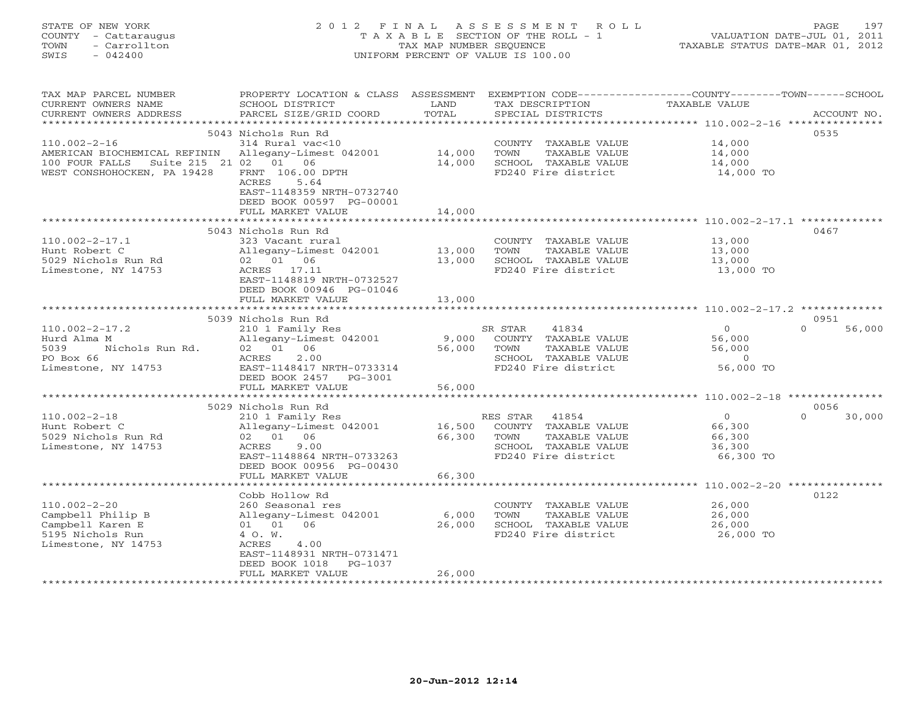STATE OF NEW YORK
COUNTY - Cattaraugus
TOWN - Carrollton
SWIS - 042400

2012 FINAL ASSESSMENT ROLL
TAXABLE SECTION OF THE ROLL - 1
TAX MAP NUMBER SEQUENCE
UNIFORM PERCENT OF VALUE IS 100.00

VALUATION DATE-JUL 01, 2011
TAXABLE STATUS DATE-MAR 01, 2012

| TAX MAP PARCEL NUMBER / CURRENT OWNERS NAME / CURRENT OWNERS ADDRESS | PROPERTY LOCATION & CLASS / SCHOOL DISTRICT / PARCEL SIZE/GRID COORD | ASSESSMENT LAND / TOTAL | EXEMPTION CODE / TAX DESCRIPTION / SPECIAL DISTRICTS | COUNTY / TOWN / SCHOOL TAXABLE VALUE | ACCOUNT NO. |
|---|---|---|---|---|---|
| **110.002-2-16** | 5043 Nichols Run Rd | | | | 0535 |
| 110.002-2-16 | 314 Rural vac<10 | | COUNTY TAXABLE VALUE | 14,000 | |
| AMERICAN BIOCHEMICAL REFININ | Allegany-Limest 042001 | 14,000 | TOWN TAXABLE VALUE | 14,000 | |
| 100 FOUR FALLS Suite 215 21 | 02 01 06 | 14,000 | SCHOOL TAXABLE VALUE | 14,000 | |
| WEST CONSHOHOCKEN, PA 19428 | FRNT 106.00 DPTH | | FD240 Fire district | 14,000 TO | |
| | ACRES 5.64 | | | | |
| | EAST-1148359 NRTH-0732740 | | | | |
| | DEED BOOK 00597 PG-00001 | | | | |
| | FULL MARKET VALUE | 14,000 | | | |
| **110.002-2-17.1** | 5043 Nichols Run Rd | | | | 0467 |
| 110.002-2-17.1 | 323 Vacant rural | | COUNTY TAXABLE VALUE | 13,000 | |
| Hunt Robert C | Allegany-Limest 042001 | 13,000 | TOWN TAXABLE VALUE | 13,000 | |
| 5029 Nichols Run Rd | 02 01 06 | 13,000 | SCHOOL TAXABLE VALUE | 13,000 | |
| Limestone, NY 14753 | ACRES 17.11 | | FD240 Fire district | 13,000 TO | |
| | EAST-1148819 NRTH-0732527 | | | | |
| | DEED BOOK 00946 PG-01046 | | | | |
| | FULL MARKET VALUE | 13,000 | | | |
| **110.002-2-17.2** | 5039 Nichols Run Rd | | | | 0951 |
| 110.002-2-17.2 | 210 1 Family Res | | SR STAR 41834 | 0 / 0 / 56,000 | |
| Hurd Alma M | Allegany-Limest 042001 | 9,000 | COUNTY TAXABLE VALUE | 56,000 | |
| 5039 Nichols Run Rd. | 02 01 06 | 56,000 | TOWN TAXABLE VALUE | 56,000 | |
| PO Box 66 | ACRES 2.00 | | SCHOOL TAXABLE VALUE | 0 | |
| Limestone, NY 14753 | EAST-1148417 NRTH-0733314 | | FD240 Fire district | 56,000 TO | |
| | DEED BOOK 2457 PG-3001 | | | | |
| | FULL MARKET VALUE | 56,000 | | | |
| **110.002-2-18** | 5029 Nichols Run Rd | | | | 0056 |
| 110.002-2-18 | 210 1 Family Res | | RES STAR 41854 | 0 / 0 / 30,000 | |
| Hunt Robert C | Allegany-Limest 042001 | 16,500 | COUNTY TAXABLE VALUE | 66,300 | |
| 5029 Nichols Run Rd | 02 01 06 | 66,300 | TOWN TAXABLE VALUE | 66,300 | |
| Limestone, NY 14753 | ACRES 9.00 | | SCHOOL TAXABLE VALUE | 36,300 | |
| | EAST-1148864 NRTH-0733263 | | FD240 Fire district | 66,300 TO | |
| | DEED BOOK 00956 PG-00430 | | | | |
| | FULL MARKET VALUE | 66,300 | | | |
| **110.002-2-20** | Cobb Hollow Rd | | | | 0122 |
| 110.002-2-20 | 260 Seasonal res | | COUNTY TAXABLE VALUE | 26,000 | |
| Campbell Philip B | Allegany-Limest 042001 | 6,000 | TOWN TAXABLE VALUE | 26,000 | |
| Campbell Karen E | 01 01 06 | 26,000 | SCHOOL TAXABLE VALUE | 26,000 | |
| 5195 Nichols Run | 4 O. W. | | FD240 Fire district | 26,000 TO | |
| Limestone, NY 14753 | ACRES 4.00 | | | | |
| | EAST-1148931 NRTH-0731471 | | | | |
| | DEED BOOK 1018 PG-1037 | | | | |
| | FULL MARKET VALUE | 26,000 | | | |

20-Jun-2012 12:14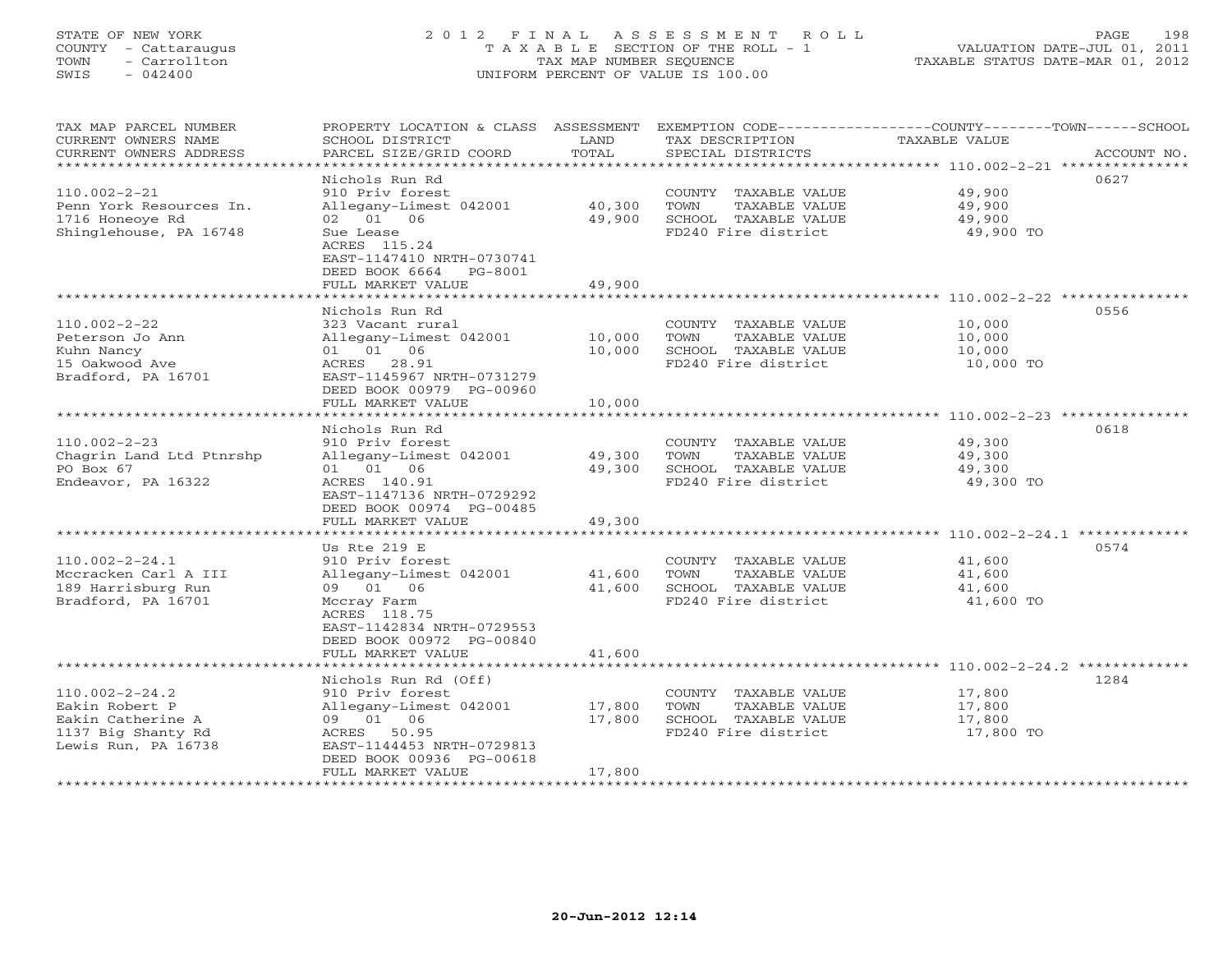STATE OF NEW YORK
COUNTY - Cattaraugus
TOWN - Carrollton
SWIS - 042400

# 2012 FINAL ASSESSMENT ROLL

TAXABLE SECTION OF THE ROLL - 1
TAX MAP NUMBER SEQUENCE
UNIFORM PERCENT OF VALUE IS 100.00

VALUATION DATE-JUL 01, 2011
TAXABLE STATUS DATE-MAR 01, 2012

| TAX MAP PARCEL NUMBER / CURRENT OWNERS NAME / CURRENT OWNERS ADDRESS | PROPERTY LOCATION & CLASS / SCHOOL DISTRICT / PARCEL SIZE/GRID COORD | ASSESSMENT LAND | TOTAL | EXEMPTION CODE / TAX DESCRIPTION / SPECIAL DISTRICTS | TAXABLE VALUE (COUNTY / TOWN / SCHOOL) | ACCOUNT NO. |
|---|---|---|---|---|---|---|
| 110.002-2-21 | Nichols Run Rd | | | | | 0627 |
| Penn York Resources In. | 910 Priv forest | | | COUNTY TAXABLE VALUE | 49,900 | |
| 1716 Honeoye Rd | Allegany-Limest 042001 | 40,300 | | TOWN TAXABLE VALUE | 49,900 | |
| Shinglehouse, PA 16748 | 02 01 06 | | 49,900 | SCHOOL TAXABLE VALUE | 49,900 | |
| | Sue Lease | | | FD240 Fire district | 49,900 TO | |
| | ACRES 115.24 | | | | | |
| | EAST-1147410 NRTH-0730741 | | | | | |
| | DEED BOOK 6664 PG-8001 | | | | | |
| | FULL MARKET VALUE | | 49,900 | | | |
| 110.002-2-22 | Nichols Run Rd | | | | | 0556 |
| Peterson Jo Ann | 323 Vacant rural | | | COUNTY TAXABLE VALUE | 10,000 | |
| Kuhn Nancy | Allegany-Limest 042001 | 10,000 | | TOWN TAXABLE VALUE | 10,000 | |
| 15 Oakwood Ave | 01 01 06 | | 10,000 | SCHOOL TAXABLE VALUE | 10,000 | |
| Bradford, PA 16701 | ACRES 28.91 | | | FD240 Fire district | 10,000 TO | |
| | EAST-1145967 NRTH-0731279 | | | | | |
| | DEED BOOK 00979 PG-00960 | | | | | |
| | FULL MARKET VALUE | | 10,000 | | | |
| 110.002-2-23 | Nichols Run Rd | | | | | 0618 |
| Chagrin Land Ltd Ptnrshp | 910 Priv forest | | | COUNTY TAXABLE VALUE | 49,300 | |
| PO Box 67 | Allegany-Limest 042001 | 49,300 | | TOWN TAXABLE VALUE | 49,300 | |
| Endeavor, PA 16322 | 01 01 06 | | 49,300 | SCHOOL TAXABLE VALUE | 49,300 | |
| | ACRES 140.91 | | | FD240 Fire district | 49,300 TO | |
| | EAST-1147136 NRTH-0729292 | | | | | |
| | DEED BOOK 00974 PG-00485 | | | | | |
| | FULL MARKET VALUE | | 49,300 | | | |
| 110.002-2-24.1 | Us Rte 219 E | | | | | 0574 |
| Mccracken Carl A III | 910 Priv forest | | | COUNTY TAXABLE VALUE | 41,600 | |
| 189 Harrisburg Run | Allegany-Limest 042001 | 41,600 | | TOWN TAXABLE VALUE | 41,600 | |
| Bradford, PA 16701 | 09 01 06 | | 41,600 | SCHOOL TAXABLE VALUE | 41,600 | |
| | Mccray Farm | | | FD240 Fire district | 41,600 TO | |
| | ACRES 118.75 | | | | | |
| | EAST-1142834 NRTH-0729553 | | | | | |
| | DEED BOOK 00972 PG-00840 | | | | | |
| | FULL MARKET VALUE | | 41,600 | | | |
| 110.002-2-24.2 | Nichols Run Rd (Off) | | | | | 1284 |
| Eakin Robert P | 910 Priv forest | | | COUNTY TAXABLE VALUE | 17,800 | |
| Eakin Catherine A | Allegany-Limest 042001 | 17,800 | | TOWN TAXABLE VALUE | 17,800 | |
| 1137 Big Shanty Rd | 09 01 06 | | 17,800 | SCHOOL TAXABLE VALUE | 17,800 | |
| Lewis Run, PA 16738 | ACRES 50.95 | | | FD240 Fire district | 17,800 TO | |
| | EAST-1144453 NRTH-0729813 | | | | | |
| | DEED BOOK 00936 PG-00618 | | | | | |
| | FULL MARKET VALUE | | 17,800 | | | |

20-Jun-2012 12:14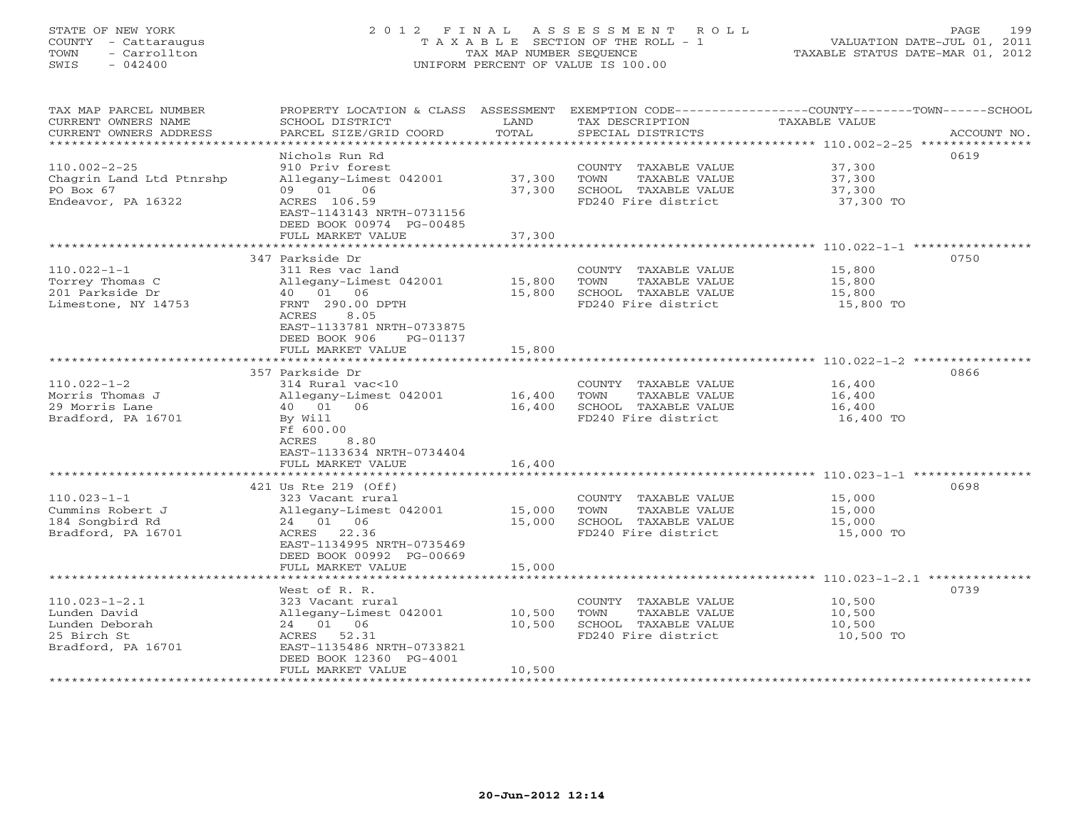STATE OF NEW YORK
COUNTY - Cattaraugus
TOWN - Carrollton
SWIS - 042400

2 0 1 2 F I N A L A S S E S S M E N T R O L L
T A X A B L E SECTION OF THE ROLL - 1
TAX MAP NUMBER SEQUENCE
UNIFORM PERCENT OF VALUE IS 100.00

VALUATION DATE-JUL 01, 2011
TAXABLE STATUS DATE-MAR 01, 2012

| TAX MAP PARCEL NUMBER / CURRENT OWNERS NAME / CURRENT OWNERS ADDRESS | PROPERTY LOCATION & CLASS / SCHOOL DISTRICT / PARCEL SIZE/GRID COORD | ASSESSMENT LAND / TOTAL | EXEMPTION CODE / TAX DESCRIPTION / SPECIAL DISTRICTS | COUNTY--------TOWN------SCHOOL TAXABLE VALUE | ACCOUNT NO. |
|---|---|---|---|---|---|
| | Nichols Run Rd | | | | 0619 |
| 110.002-2-25 | 910 Priv forest | | COUNTY TAXABLE VALUE | 37,300 | |
| Chagrin Land Ltd Ptnrshp | Allegany-Limest 042001 | 37,300 | TOWN TAXABLE VALUE | 37,300 | |
| PO Box 67 | 09 01 06 | 37,300 | SCHOOL TAXABLE VALUE | 37,300 | |
| Endeavor, PA 16322 | ACRES 106.59 | | FD240 Fire district | 37,300 TO | |
| | EAST-1143143 NRTH-0731156 | | | | |
| | DEED BOOK 00974 PG-00485 | | | | |
| | FULL MARKET VALUE | 37,300 | | | |
| | 347 Parkside Dr | | | | 0750 |
| 110.022-1-1 | 311 Res vac land | | COUNTY TAXABLE VALUE | 15,800 | |
| Torrey Thomas C | Allegany-Limest 042001 | 15,800 | TOWN TAXABLE VALUE | 15,800 | |
| 201 Parkside Dr | 40 01 06 | 15,800 | SCHOOL TAXABLE VALUE | 15,800 | |
| Limestone, NY 14753 | FRNT 290.00 DPTH | | FD240 Fire district | 15,800 TO | |
| | ACRES 8.05 | | | | |
| | EAST-1133781 NRTH-0733875 | | | | |
| | DEED BOOK 906 PG-01137 | | | | |
| | FULL MARKET VALUE | 15,800 | | | |
| | 357 Parkside Dr | | | | 0866 |
| 110.022-1-2 | 314 Rural vac<10 | | COUNTY TAXABLE VALUE | 16,400 | |
| Morris Thomas J | Allegany-Limest 042001 | 16,400 | TOWN TAXABLE VALUE | 16,400 | |
| 29 Morris Lane | 40 01 06 | 16,400 | SCHOOL TAXABLE VALUE | 16,400 | |
| Bradford, PA 16701 | By Will | | FD240 Fire district | 16,400 TO | |
| | Ff 600.00 | | | | |
| | ACRES 8.80 | | | | |
| | EAST-1133634 NRTH-0734404 | | | | |
| | FULL MARKET VALUE | 16,400 | | | |
| | 421 Us Rte 219 (Off) | | | | 0698 |
| 110.023-1-1 | 323 Vacant rural | | COUNTY TAXABLE VALUE | 15,000 | |
| Cummins Robert J | Allegany-Limest 042001 | 15,000 | TOWN TAXABLE VALUE | 15,000 | |
| 184 Songbird Rd | 24 01 06 | 15,000 | SCHOOL TAXABLE VALUE | 15,000 | |
| Bradford, PA 16701 | ACRES 22.36 | | FD240 Fire district | 15,000 TO | |
| | EAST-1134995 NRTH-0735469 | | | | |
| | DEED BOOK 00992 PG-00669 | | | | |
| | FULL MARKET VALUE | 15,000 | | | |
| | West of R. R. | | | | 0739 |
| 110.023-1-2.1 | 323 Vacant rural | | COUNTY TAXABLE VALUE | 10,500 | |
| Lunden David | Allegany-Limest 042001 | 10,500 | TOWN TAXABLE VALUE | 10,500 | |
| Lunden Deborah | 24 01 06 | 10,500 | SCHOOL TAXABLE VALUE | 10,500 | |
| 25 Birch St | ACRES 52.31 | | FD240 Fire district | 10,500 TO | |
| Bradford, PA 16701 | EAST-1135486 NRTH-0733821 | | | | |
| | DEED BOOK 12360 PG-4001 | | | | |
| | FULL MARKET VALUE | 10,500 | | | |

20-Jun-2012 12:14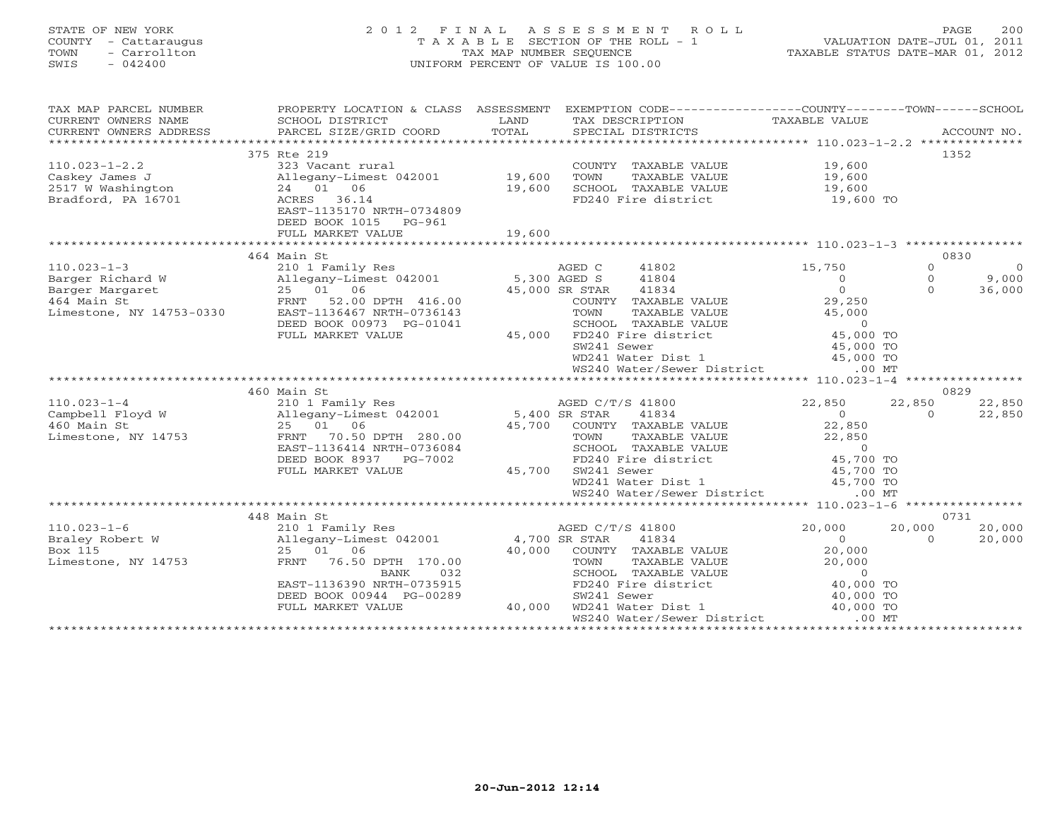STATE OF NEW YORK
COUNTY - Cattaraugus
TOWN - Carrollton
SWIS - 042400

2 0 1 2 F I N A L A S S E S S M E N T R O L L
T A X A B L E SECTION OF THE ROLL - 1
TAX MAP NUMBER SEQUENCE
UNIFORM PERCENT OF VALUE IS 100.00

VALUATION DATE-JUL 01, 2011
TAXABLE STATUS DATE-MAR 01, 2012

| TAX MAP PARCEL NUMBER / CURRENT OWNERS NAME / CURRENT OWNERS ADDRESS | PROPERTY LOCATION & CLASS / SCHOOL DISTRICT / PARCEL SIZE/GRID COORD | ASSESSMENT LAND | TOTAL | EXEMPTION CODE / TAX DESCRIPTION / SPECIAL DISTRICTS | COUNTY TAXABLE VALUE | TOWN | SCHOOL | ACCOUNT NO. |
|---|---|---|---|---|---|---|---|---|
| | 375 Rte 219 | | | | | | | 1352 |
| 110.023-1-2.2 | 323 Vacant rural | | | COUNTY TAXABLE VALUE | 19,600 | | | |
| Caskey James J | Allegany-Limest 042001 | 19,600 | | TOWN TAXABLE VALUE | 19,600 | | | |
| 2517 W Washington | 24 01 06 | | 19,600 | SCHOOL TAXABLE VALUE | 19,600 | | | |
| Bradford, PA 16701 | ACRES 36.14 | | | FD240 Fire district | 19,600 TO | | | |
| | EAST-1135170 NRTH-0734809 | | | | | | | |
| | DEED BOOK 1015 PG-961 | | | | | | | |
| | FULL MARKET VALUE | | 19,600 | | | | | |
| | 464 Main St | | | | | | | 0830 |
| 110.023-1-3 | 210 1 Family Res | | | AGED C 41802 | 15,750 | 0 | 0 | |
| Barger Richard W | Allegany-Limest 042001 | 5,300 | | AGED S 41804 | 0 | 0 | 9,000 | |
| Barger Margaret | 25 01 06 | | 45,000 | SR STAR 41834 | 0 | 0 | 36,000 | |
| 464 Main St | FRNT 52.00 DPTH 416.00 | | | COUNTY TAXABLE VALUE | 29,250 | | | |
| Limestone, NY 14753-0330 | EAST-1136467 NRTH-0736143 | | | TOWN TAXABLE VALUE | 45,000 | | | |
| | DEED BOOK 00973 PG-01041 | | | SCHOOL TAXABLE VALUE | 0 | | | |
| | FULL MARKET VALUE | | 45,000 | FD240 Fire district | 45,000 TO | | | |
| | | | | SW241 Sewer | 45,000 TO | | | |
| | | | | WD241 Water Dist 1 | 45,000 TO | | | |
| | | | | WS240 Water/Sewer District | .00 MT | | | |
| | 460 Main St | | | | | | | 0829 |
| 110.023-1-4 | 210 1 Family Res | | | AGED C/T/S 41800 | 22,850 | 22,850 | 22,850 | |
| Campbell Floyd W | Allegany-Limest 042001 | 5,400 | | SR STAR 41834 | 0 | 0 | 22,850 | |
| 460 Main St | 25 01 06 | | 45,700 | COUNTY TAXABLE VALUE | 22,850 | | | |
| Limestone, NY 14753 | FRNT 70.50 DPTH 280.00 | | | TOWN TAXABLE VALUE | 22,850 | | | |
| | EAST-1136414 NRTH-0736084 | | | SCHOOL TAXABLE VALUE | 0 | | | |
| | DEED BOOK 8937 PG-7002 | | | FD240 Fire district | 45,700 TO | | | |
| | FULL MARKET VALUE | | 45,700 | SW241 Sewer | 45,700 TO | | | |
| | | | | WD241 Water Dist 1 | 45,700 TO | | | |
| | | | | WS240 Water/Sewer District | .00 MT | | | |
| | 448 Main St | | | | | | | 0731 |
| 110.023-1-6 | 210 1 Family Res | | | AGED C/T/S 41800 | 20,000 | 20,000 | 20,000 | |
| Braley Robert W | Allegany-Limest 042001 | 4,700 | | SR STAR 41834 | 0 | 0 | 20,000 | |
| Box 115 | 25 01 06 | | 40,000 | COUNTY TAXABLE VALUE | 20,000 | | | |
| Limestone, NY 14753 | FRNT 76.50 DPTH 170.00 | | | TOWN TAXABLE VALUE | 20,000 | | | |
| | BANK 032 | | | SCHOOL TAXABLE VALUE | 0 | | | |
| | EAST-1136390 NRTH-0735915 | | | FD240 Fire district | 40,000 TO | | | |
| | DEED BOOK 00944 PG-00289 | | | SW241 Sewer | 40,000 TO | | | |
| | FULL MARKET VALUE | | 40,000 | WD241 Water Dist 1 | 40,000 TO | | | |
| | | | | WS240 Water/Sewer District | .00 MT | | | |

20-Jun-2012 12:14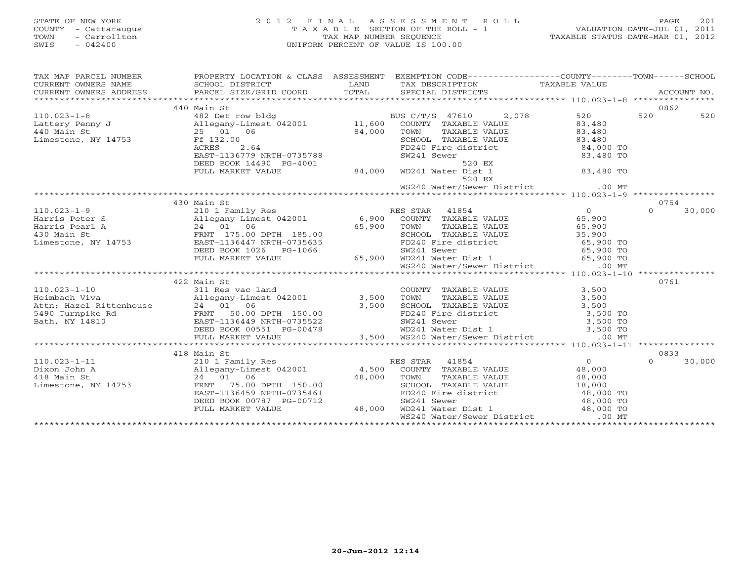STATE OF NEW YORK
COUNTY - Cattaraugus
TOWN - Carrollton
SWIS - 042400

# 2012 FINAL ASSESSMENT ROLL
TAXABLE SECTION OF THE ROLL - 1
TAX MAP NUMBER SEQUENCE
UNIFORM PERCENT OF VALUE IS 100.00

VALUATION DATE-JUL 01, 2011
TAXABLE STATUS DATE-MAR 01, 2012

| TAX MAP PARCEL NUMBER / CURRENT OWNERS NAME / CURRENT OWNERS ADDRESS | PROPERTY LOCATION & CLASS / SCHOOL DISTRICT / PARCEL SIZE/GRID COORD | ASSESSMENT LAND | TOTAL | EXEMPTION CODE / TAX DESCRIPTION / SPECIAL DISTRICTS | COUNTY TAXABLE VALUE | TOWN | SCHOOL | ACCOUNT NO. |
|---|---|---|---|---|---|---|---|---|
| 110.023-1-8 | 440 Main St | | | | | | | 0862 |
| | 482 Det row bldg | | | BUS C/T/S 47610 2,078 | 520 | 520 | 520 | |
| Lattery Penny J | Allegany-Limest 042001 | 11,600 | | COUNTY TAXABLE VALUE | 83,480 | | | |
| 440 Main St | 25 01 06 | | 84,000 | TOWN TAXABLE VALUE | 83,480 | | | |
| Limestone, NY 14753 | Ff 132.00 | | | SCHOOL TAXABLE VALUE | 83,480 | | | |
| | ACRES 2.64 | | | FD240 Fire district | 84,000 TO | | | |
| | EAST-1136779 NRTH-0735788 | | | SW241 Sewer | 83,480 TO | | | |
| | DEED BOOK 14490 PG-4001 | | | 520 EX | | | | |
| | FULL MARKET VALUE | | 84,000 | WD241 Water Dist 1 | 83,480 TO | | | |
| | | | | 520 EX | | | | |
| | | | | WS240 Water/Sewer District | .00 MT | | | |
| 110.023-1-9 | 430 Main St | | | | | | | 0754 |
| | 210 1 Family Res | | | RES STAR 41854 | 0 | 0 | 30,000 | |
| Harris Peter S | Allegany-Limest 042001 | 6,900 | | COUNTY TAXABLE VALUE | 65,900 | | | |
| Harris Pearl A | 24 01 06 | | 65,900 | TOWN TAXABLE VALUE | 65,900 | | | |
| 430 Main St | FRNT 175.00 DPTH 185.00 | | | SCHOOL TAXABLE VALUE | 35,900 | | | |
| Limestone, NY 14753 | EAST-1136447 NRTH-0735635 | | | FD240 Fire district | 65,900 TO | | | |
| | DEED BOOK 1026 PG-1066 | | | SW241 Sewer | 65,900 TO | | | |
| | FULL MARKET VALUE | | 65,900 | WD241 Water Dist 1 | 65,900 TO | | | |
| | | | | WS240 Water/Sewer District | .00 MT | | | |
| 110.023-1-10 | 422 Main St | | | | | | | 0761 |
| | 311 Res vac land | | | COUNTY TAXABLE VALUE | 3,500 | | | |
| Heimbach Viva | Allegany-Limest 042001 | 3,500 | | TOWN TAXABLE VALUE | 3,500 | | | |
| Attn: Hazel Rittenhouse | 24 01 06 | | 3,500 | SCHOOL TAXABLE VALUE | 3,500 | | | |
| 5490 Turnpike Rd | FRNT 50.00 DPTH 150.00 | | | FD240 Fire district | 3,500 TO | | | |
| Bath, NY 14810 | EAST-1136449 NRTH-0735522 | | | SW241 Sewer | 3,500 TO | | | |
| | DEED BOOK 00551 PG-00478 | | | WD241 Water Dist 1 | 3,500 TO | | | |
| | FULL MARKET VALUE | | 3,500 | WS240 Water/Sewer District | .00 MT | | | |
| 110.023-1-11 | 418 Main St | | | | | | | 0833 |
| | 210 1 Family Res | | | RES STAR 41854 | 0 | 0 | 30,000 | |
| Dixon John A | Allegany-Limest 042001 | 4,500 | | COUNTY TAXABLE VALUE | 48,000 | | | |
| 418 Main St | 24 01 06 | | 48,000 | TOWN TAXABLE VALUE | 48,000 | | | |
| Limestone, NY 14753 | FRNT 75.00 DPTH 150.00 | | | SCHOOL TAXABLE VALUE | 18,000 | | | |
| | EAST-1136459 NRTH-0735461 | | | FD240 Fire district | 48,000 TO | | | |
| | DEED BOOK 00787 PG-00712 | | | SW241 Sewer | 48,000 TO | | | |
| | FULL MARKET VALUE | | 48,000 | WD241 Water Dist 1 | 48,000 TO | | | |
| | | | | WS240 Water/Sewer District | .00 MT | | | |

20-Jun-2012 12:14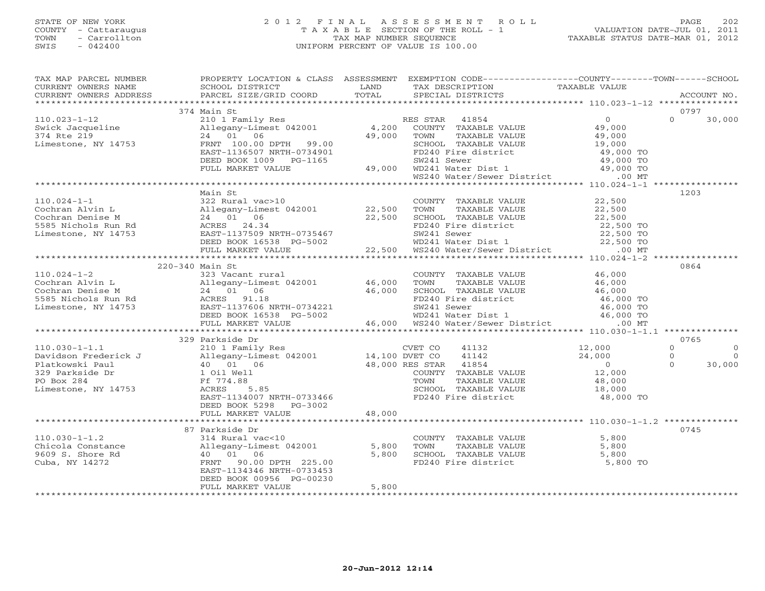STATE OF NEW YORK
COUNTY - Cattaraugus
TOWN - Carrollton
SWIS - 042400

# 2012 FINAL ASSESSMENT ROLL

TAXABLE SECTION OF THE ROLL - 1
TAX MAP NUMBER SEQUENCE
UNIFORM PERCENT OF VALUE IS 100.00

VALUATION DATE-JUL 01, 2011
TAXABLE STATUS DATE-MAR 01, 2012

| TAX MAP PARCEL NUMBER / CURRENT OWNERS NAME / CURRENT OWNERS ADDRESS | PROPERTY LOCATION & CLASS / SCHOOL DISTRICT / PARCEL SIZE/GRID COORD | ASSESSMENT LAND | ASSESSMENT TOTAL | EXEMPTION CODE / TAX DESCRIPTION / SPECIAL DISTRICTS | COUNTY TAXABLE VALUE | TOWN | SCHOOL | ACCOUNT NO. |
|---|---|---|---|---|---|---|---|---|
| **110.023-1-12** | 374 Main St | | | | | | | 0797 |
| 110.023-1-12 | 210 1 Family Res | | | RES STAR 41854 | 0 | 0 | 30,000 | |
| Swick Jacqueline | Allegany-Limest 042001 | 4,200 | | COUNTY TAXABLE VALUE | 49,000 | | | |
| 374 Rte 219 | 24 01 06 | | 49,000 | TOWN TAXABLE VALUE | 49,000 | | | |
| Limestone, NY 14753 | FRNT 100.00 DPTH 99.00 | | | SCHOOL TAXABLE VALUE | 19,000 | | | |
| | EAST-1136507 NRTH-0734901 | | | FD240 Fire district | 49,000 TO | | | |
| | DEED BOOK 1009 PG-1165 | | | SW241 Sewer | 49,000 TO | | | |
| | FULL MARKET VALUE | | 49,000 | WD241 Water Dist 1 | 49,000 TO | | | |
| | | | | WS240 Water/Sewer District | .00 MT | | | |
| **110.024-1-1** | Main St | | | | | | | 1203 |
| 110.024-1-1 | 322 Rural vac>10 | | | COUNTY TAXABLE VALUE | 22,500 | | | |
| Cochran Alvin L | Allegany-Limest 042001 | 22,500 | | TOWN TAXABLE VALUE | 22,500 | | | |
| Cochran Denise M | 24 01 06 | | 22,500 | SCHOOL TAXABLE VALUE | 22,500 | | | |
| 5585 Nichols Run Rd | ACRES 24.34 | | | FD240 Fire district | 22,500 TO | | | |
| Limestone, NY 14753 | EAST-1137509 NRTH-0735467 | | | SW241 Sewer | 22,500 TO | | | |
| | DEED BOOK 16538 PG-5002 | | | WD241 Water Dist 1 | 22,500 TO | | | |
| | FULL MARKET VALUE | | 22,500 | WS240 Water/Sewer District | .00 MT | | | |
| **110.024-1-2** | 220-340 Main St | | | | | | | 0864 |
| 110.024-1-2 | 323 Vacant rural | | | COUNTY TAXABLE VALUE | 46,000 | | | |
| Cochran Alvin L | Allegany-Limest 042001 | 46,000 | | TOWN TAXABLE VALUE | 46,000 | | | |
| Cochran Denise M | 24 01 06 | | 46,000 | SCHOOL TAXABLE VALUE | 46,000 | | | |
| 5585 Nichols Run Rd | ACRES 91.18 | | | FD240 Fire district | 46,000 TO | | | |
| Limestone, NY 14753 | EAST-1137606 NRTH-0734221 | | | SW241 Sewer | 46,000 TO | | | |
| | DEED BOOK 16538 PG-5002 | | | WD241 Water Dist 1 | 46,000 TO | | | |
| | FULL MARKET VALUE | | 46,000 | WS240 Water/Sewer District | .00 MT | | | |
| **110.030-1-1.1** | 329 Parkside Dr | | | | | | | 0765 |
| 110.030-1-1.1 | 210 1 Family Res | | | CVET CO 41132 | 12,000 | 0 | 0 | |
| Davidson Frederick J | Allegany-Limest 042001 | 14,100 | | DVET CO 41142 | 24,000 | 0 | 0 | |
| Platkowski Paul | 40 01 06 | | 48,000 | RES STAR 41854 | 0 | 0 | 30,000 | |
| 329 Parkside Dr | 1 Oil Well | | | COUNTY TAXABLE VALUE | 12,000 | | | |
| PO Box 284 | Ff 774.88 | | | TOWN TAXABLE VALUE | 48,000 | | | |
| Limestone, NY 14753 | ACRES 5.85 | | | SCHOOL TAXABLE VALUE | 18,000 | | | |
| | EAST-1134007 NRTH-0733466 | | | FD240 Fire district | 48,000 TO | | | |
| | DEED BOOK 5298 PG-3002 | | | | | | | |
| | FULL MARKET VALUE | | 48,000 | | | | | |
| **110.030-1-1.2** | 87 Parkside Dr | | | | | | | 0745 |
| 110.030-1-1.2 | 314 Rural vac<10 | | | COUNTY TAXABLE VALUE | 5,800 | | | |
| Chicola Constance | Allegany-Limest 042001 | 5,800 | | TOWN TAXABLE VALUE | 5,800 | | | |
| 9609 S. Shore Rd | 40 01 06 | | 5,800 | SCHOOL TAXABLE VALUE | 5,800 | | | |
| Cuba, NY 14272 | FRNT 90.00 DPTH 225.00 | | | FD240 Fire district | 5,800 TO | | | |
| | EAST-1134346 NRTH-0733453 | | | | | | | |
| | DEED BOOK 00956 PG-00230 | | | | | | | |
| | FULL MARKET VALUE | | 5,800 | | | | | |

20-Jun-2012 12:14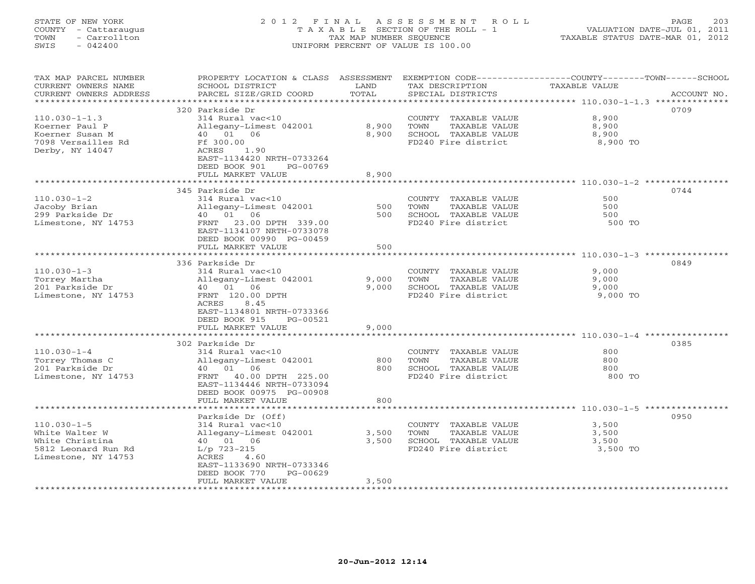STATE OF NEW YORK — COUNTY - Cattaraugus — TOWN - Carrollton — SWIS - 042400

# 2012 FINAL ASSESSMENT ROLL

TAXABLE SECTION OF THE ROLL - 1
TAX MAP NUMBER SEQUENCE
UNIFORM PERCENT OF VALUE IS 100.00

VALUATION DATE-JUL 01, 2011
TAXABLE STATUS DATE-MAR 01, 2012

| TAX MAP PARCEL NUMBER / CURRENT OWNERS NAME / CURRENT OWNERS ADDRESS | PROPERTY LOCATION & CLASS / SCHOOL DISTRICT / PARCEL SIZE/GRID COORD | ASSESSMENT LAND | TOTAL | EXEMPTION CODE / TAX DESCRIPTION / SPECIAL DISTRICTS | TAXABLE VALUE (COUNTY--TOWN--SCHOOL) | ACCOUNT NO. |
|---|---|---|---|---|---|---|
| | 320 Parkside Dr | | | | | 0709 |
| 110.030-1-1.3 | 314 Rural vac<10 | | | COUNTY TAXABLE VALUE | 8,900 | |
| Koerner Paul P | Allegany-Limest 042001 | 8,900 | | TOWN TAXABLE VALUE | 8,900 | |
| Koerner Susan M | 40 01 06 | | 8,900 | SCHOOL TAXABLE VALUE | 8,900 | |
| 7098 Versailles Rd | Ff 300.00 | | | FD240 Fire district | 8,900 TO | |
| Derby, NY 14047 | ACRES 1.90 | | | | | |
| | EAST-1134420 NRTH-0733264 | | | | | |
| | DEED BOOK 901 PG-00769 | | | | | |
| | FULL MARKET VALUE | | 8,900 | | | |
| | 345 Parkside Dr | | | | | 0744 |
| 110.030-1-2 | 314 Rural vac<10 | | | COUNTY TAXABLE VALUE | 500 | |
| Jacoby Brian | Allegany-Limest 042001 | 500 | | TOWN TAXABLE VALUE | 500 | |
| 299 Parkside Dr | 40 01 06 | | 500 | SCHOOL TAXABLE VALUE | 500 | |
| Limestone, NY 14753 | FRNT 23.00 DPTH 339.00 | | | FD240 Fire district | 500 TO | |
| | EAST-1134107 NRTH-0733078 | | | | | |
| | DEED BOOK 00990 PG-00459 | | | | | |
| | FULL MARKET VALUE | | 500 | | | |
| | 336 Parkside Dr | | | | | 0849 |
| 110.030-1-3 | 314 Rural vac<10 | | | COUNTY TAXABLE VALUE | 9,000 | |
| Torrey Martha | Allegany-Limest 042001 | 9,000 | | TOWN TAXABLE VALUE | 9,000 | |
| 201 Parkside Dr | 40 01 06 | | 9,000 | SCHOOL TAXABLE VALUE | 9,000 | |
| Limestone, NY 14753 | FRNT 120.00 DPTH | | | FD240 Fire district | 9,000 TO | |
| | ACRES 8.45 | | | | | |
| | EAST-1134801 NRTH-0733366 | | | | | |
| | DEED BOOK 915 PG-00521 | | | | | |
| | FULL MARKET VALUE | | 9,000 | | | |
| | 302 Parkside Dr | | | | | 0385 |
| 110.030-1-4 | 314 Rural vac<10 | | | COUNTY TAXABLE VALUE | 800 | |
| Torrey Thomas C | Allegany-Limest 042001 | 800 | | TOWN TAXABLE VALUE | 800 | |
| 201 Parkside Dr | 40 01 06 | | 800 | SCHOOL TAXABLE VALUE | 800 | |
| Limestone, NY 14753 | FRNT 40.00 DPTH 225.00 | | | FD240 Fire district | 800 TO | |
| | EAST-1134446 NRTH-0733094 | | | | | |
| | DEED BOOK 00975 PG-00908 | | | | | |
| | FULL MARKET VALUE | | 800 | | | |
| | Parkside Dr (Off) | | | | | 0950 |
| 110.030-1-5 | 314 Rural vac<10 | | | COUNTY TAXABLE VALUE | 3,500 | |
| White Walter W | Allegany-Limest 042001 | 3,500 | | TOWN TAXABLE VALUE | 3,500 | |
| White Christina | 40 01 06 | | 3,500 | SCHOOL TAXABLE VALUE | 3,500 | |
| 5812 Leonard Run Rd | L/p 723-215 | | | FD240 Fire district | 3,500 TO | |
| Limestone, NY 14753 | ACRES 4.60 | | | | | |
| | EAST-1133690 NRTH-0733346 | | | | | |
| | DEED BOOK 770 PG-00629 | | | | | |
| | FULL MARKET VALUE | | 3,500 | | | |

20-Jun-2012 12:14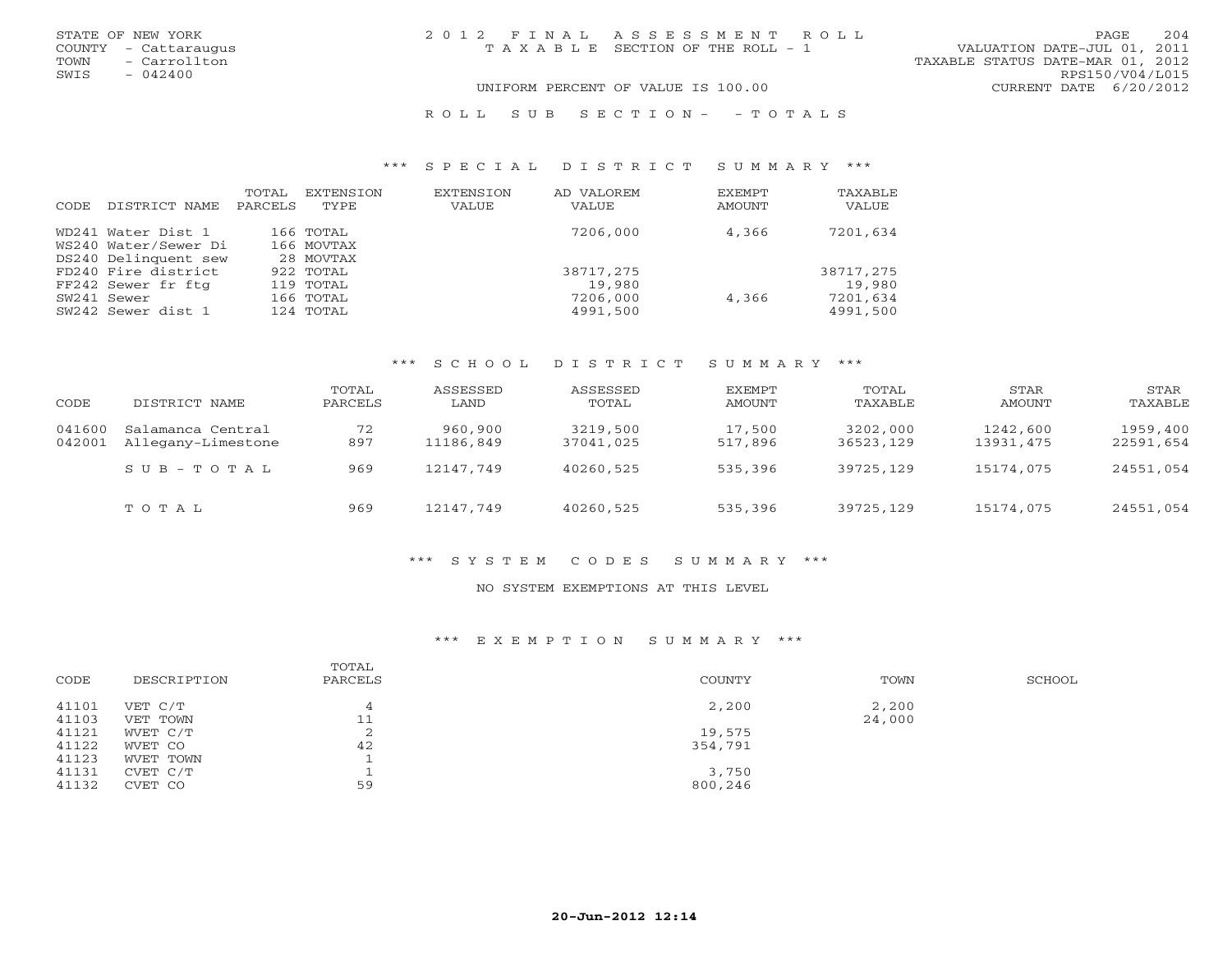STATE OF NEW YORK
COUNTY - Cattaraugus
TOWN - Carrollton
SWIS - 042400

2 0 1 2 F I N A L A S S E S S M E N T R O L L
T A X A B L E SECTION OF THE ROLL - 1

VALUATION DATE-JUL 01, 2011
TAXABLE STATUS DATE-MAR 01, 2012
RPS150/V04/L015
CURRENT DATE 6/20/2012

UNIFORM PERCENT OF VALUE IS 100.00

R O L L S U B S E C T I O N - - T O T A L S

### *** S P E C I A L D I S T R I C T S U M M A R Y ***

| CODE | DISTRICT NAME | TOTAL PARCELS | EXTENSION TYPE | EXTENSION VALUE | AD VALOREM VALUE | EXEMPT AMOUNT | TAXABLE VALUE |
|---|---|---|---|---|---|---|---|
| WD241 | Water Dist 1 | 166 | TOTAL | | 7206,000 | 4,366 | 7201,634 |
| WS240 | Water/Sewer Di | 166 | MOVTAX | | | | |
| DS240 | Delinquent sew | 28 | MOVTAX | | | | |
| FD240 | Fire district | 922 | TOTAL | | 38717,275 | | 38717,275 |
| FF242 | Sewer fr ftg | 119 | TOTAL | | 19,980 | | 19,980 |
| SW241 | Sewer | 166 | TOTAL | | 7206,000 | 4,366 | 7201,634 |
| SW242 | Sewer dist 1 | 124 | TOTAL | | 4991,500 | | 4991,500 |

### *** S C H O O L D I S T R I C T S U M M A R Y ***

| CODE | DISTRICT NAME | TOTAL PARCELS | ASSESSED LAND | ASSESSED TOTAL | EXEMPT AMOUNT | TOTAL TAXABLE | STAR AMOUNT | STAR TAXABLE |
|---|---|---|---|---|---|---|---|---|
| 041600 | Salamanca Central | 72 | 960,900 | 3219,500 | 17,500 | 3202,000 | 1242,600 | 1959,400 |
| 042001 | Allegany-Limestone | 897 | 11186,849 | 37041,025 | 517,896 | 36523,129 | 13931,475 | 22591,654 |
| | S U B - T O T A L | 969 | 12147,749 | 40260,525 | 535,396 | 39725,129 | 15174,075 | 24551,054 |
| | T O T A L | 969 | 12147,749 | 40260,525 | 535,396 | 39725,129 | 15174,075 | 24551,054 |

### *** S Y S T E M C O D E S S U M M A R Y ***

NO SYSTEM EXEMPTIONS AT THIS LEVEL

### *** E X E M P T I O N S U M M A R Y ***

| CODE | DESCRIPTION | TOTAL PARCELS | COUNTY | TOWN | SCHOOL |
|---|---|---|---|---|---|
| 41101 | VET C/T | 4 | 2,200 | 2,200 | |
| 41103 | VET TOWN | 11 | | 24,000 | |
| 41121 | WVET C/T | 2 | 19,575 | | |
| 41122 | WVET CO | 42 | 354,791 | | |
| 41123 | WVET TOWN | 1 | | | |
| 41131 | CVET C/T | 1 | 3,750 | | |
| 41132 | CVET CO | 59 | 800,246 | | |

20-Jun-2012 12:14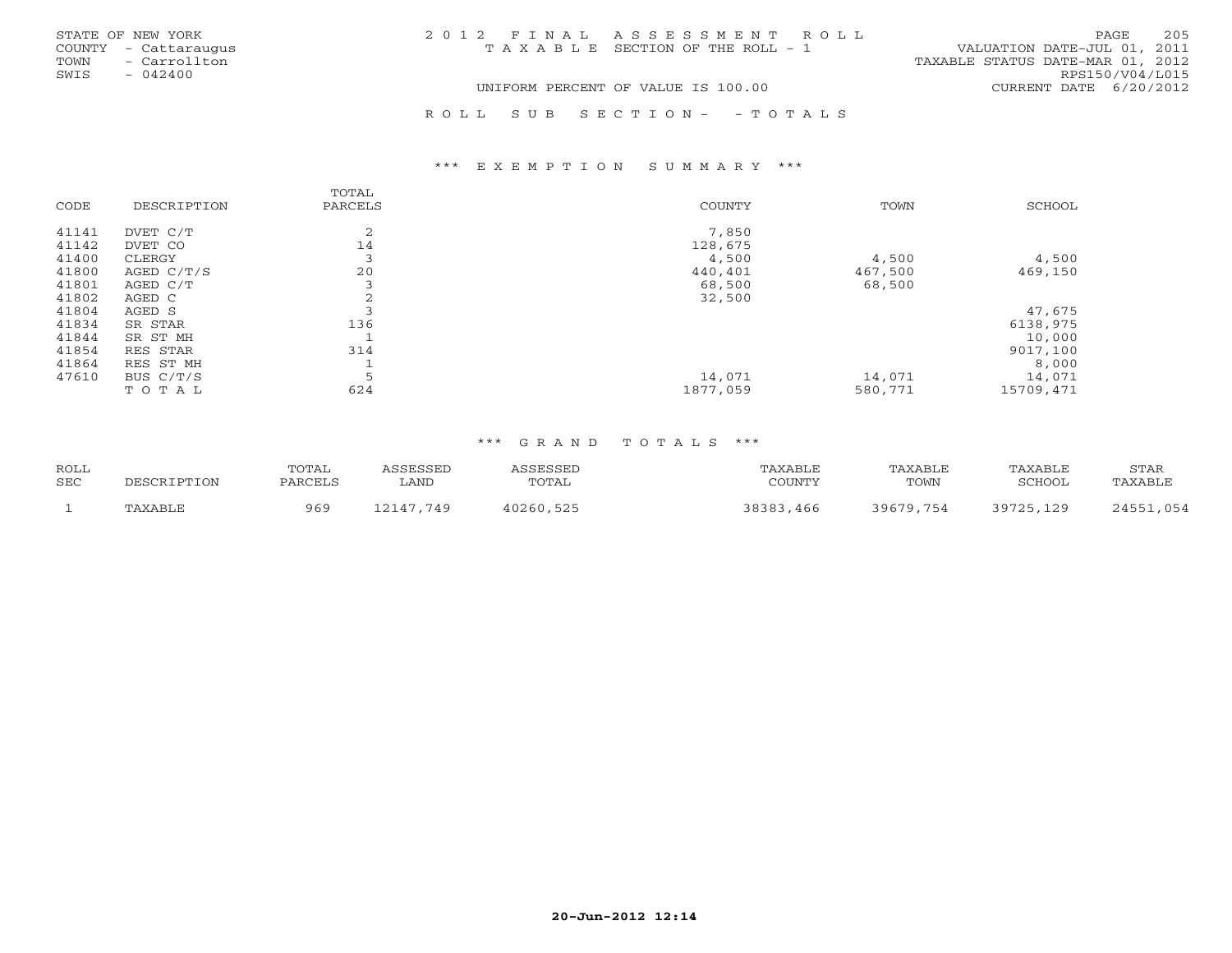STATE OF NEW YORK
COUNTY - Cattaraugus
TOWN - Carrollton
SWIS - 042400

2 0 1 2 F I N A L A S S E S S M E N T R O L L
T A X A B L E SECTION OF THE ROLL - 1
UNIFORM PERCENT OF VALUE IS 100.00

VALUATION DATE-JUL 01, 2011
TAXABLE STATUS DATE-MAR 01, 2012
RPS150/V04/L015
CURRENT DATE 6/20/2012

R O L L S U B S E C T I O N - - T O T A L S

*** E X E M P T I O N S U M M A R Y ***

| CODE | DESCRIPTION | TOTAL PARCELS | COUNTY | TOWN | SCHOOL |
|---|---|---|---|---|---|
| 41141 | DVET C/T | 2 | 7,850 | | |
| 41142 | DVET CO | 14 | 128,675 | | |
| 41400 | CLERGY | 3 | 4,500 | 4,500 | 4,500 |
| 41800 | AGED C/T/S | 20 | 440,401 | 467,500 | 469,150 |
| 41801 | AGED C/T | 3 | 68,500 | 68,500 | |
| 41802 | AGED C | 2 | 32,500 | | |
| 41804 | AGED S | 3 | | | 47,675 |
| 41834 | SR STAR | 136 | | | 6138,975 |
| 41844 | SR ST MH | 1 | | | 10,000 |
| 41854 | RES STAR | 314 | | | 9017,100 |
| 41864 | RES ST MH | 1 | | | 8,000 |
| 47610 | BUS C/T/S | 5 | 14,071 | 14,071 | 14,071 |
| | T O T A L | 624 | 1877,059 | 580,771 | 15709,471 |

*** G R A N D T O T A L S ***

| ROLL SEC | DESCRIPTION | TOTAL PARCELS | ASSESSED LAND | ASSESSED TOTAL | TAXABLE COUNTY | TAXABLE TOWN | TAXABLE SCHOOL | STAR TAXABLE |
|---|---|---|---|---|---|---|---|---|
| 1 | TAXABLE | 969 | 12147,749 | 40260,525 | 38383,466 | 39679,754 | 39725,129 | 24551,054 |

20-Jun-2012 12:14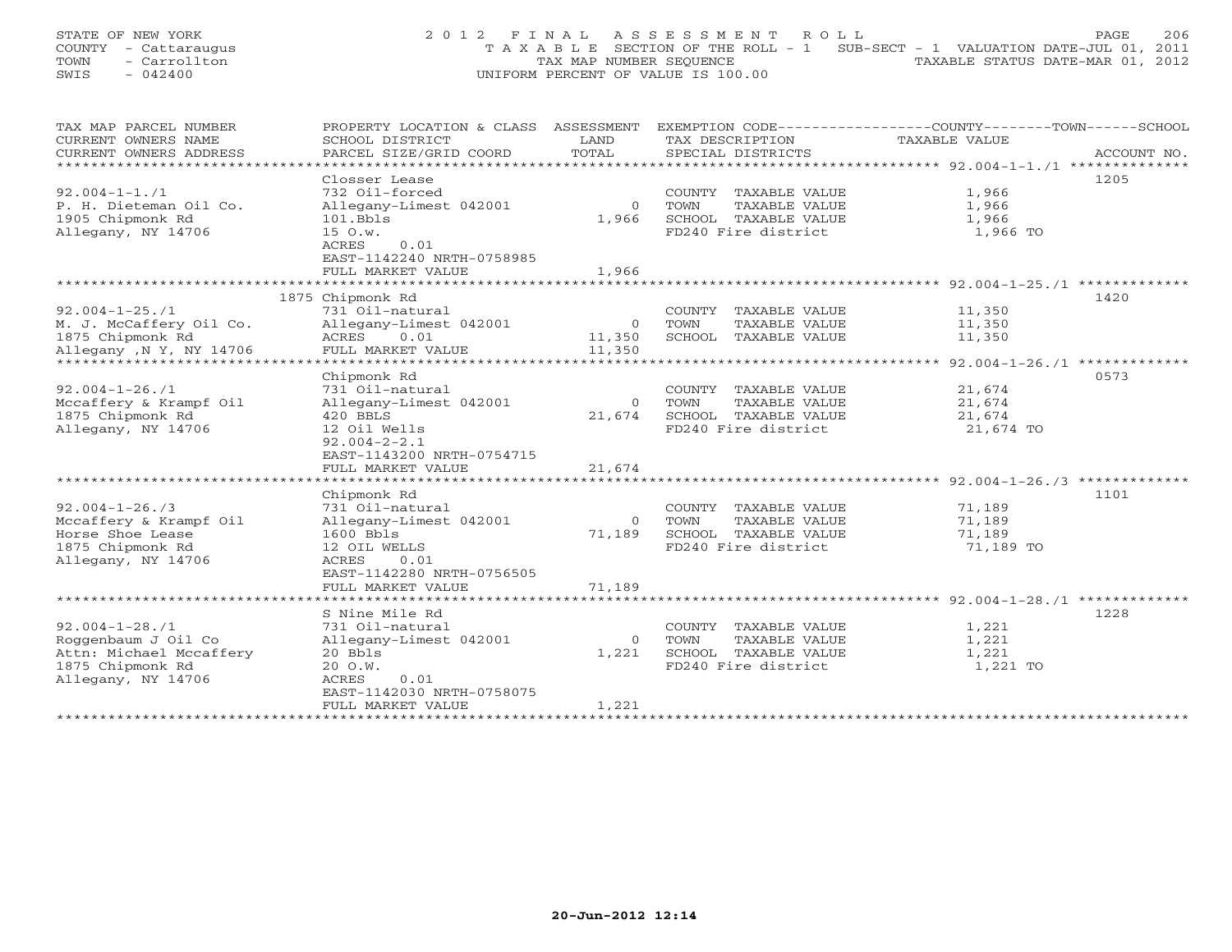STATE OF NEW YORK
COUNTY - Cattaraugus
TOWN - Carrollton
SWIS - 042400

2012 FINAL ASSESSMENT ROLL
TAXABLE SECTION OF THE ROLL - 1 SUB-SECT - 1 VALUATION DATE-JUL 01, 2011
TAX MAP NUMBER SEQUENCE TAXABLE STATUS DATE-MAR 01, 2012
UNIFORM PERCENT OF VALUE IS 100.00

| TAX MAP PARCEL NUMBER / CURRENT OWNERS NAME / CURRENT OWNERS ADDRESS | PROPERTY LOCATION & CLASS / SCHOOL DISTRICT / PARCEL SIZE/GRID COORD | ASSESSMENT LAND / TOTAL | EXEMPTION CODE / TAX DESCRIPTION / SPECIAL DISTRICTS | TAXABLE VALUE (COUNTY / TOWN / SCHOOL) | ACCOUNT NO. |
|---|---|---|---|---|---|
| 92.004-1-1./1 | Closser Lease | | | | 1205 |
| 92.004-1-1./1 | 732 Oil-forced | | COUNTY TAXABLE VALUE | 1,966 | |
| P. H. Dieteman Oil Co. | Allegany-Limest 042001 | 0 | TOWN TAXABLE VALUE | 1,966 | |
| 1905 Chipmonk Rd | 101.Bbls | 1,966 | SCHOOL TAXABLE VALUE | 1,966 | |
| Allegany, NY 14706 | 15 O.w. | | FD240 Fire district | 1,966 TO | |
| | ACRES 0.01 | | | | |
| | EAST-1142240 NRTH-0758985 | | | | |
| | FULL MARKET VALUE | 1,966 | | | |
| 92.004-1-25./1 | 1875 Chipmonk Rd | | | | 1420 |
| 92.004-1-25./1 | 731 Oil-natural | | COUNTY TAXABLE VALUE | 11,350 | |
| M. J. McCaffery Oil Co. | Allegany-Limest 042001 | 0 | TOWN TAXABLE VALUE | 11,350 | |
| 1875 Chipmonk Rd | ACRES 0.01 | 11,350 | SCHOOL TAXABLE VALUE | 11,350 | |
| Allegany ,N Y, NY 14706 | FULL MARKET VALUE | 11,350 | | | |
| 92.004-1-26./1 | Chipmonk Rd | | | | 0573 |
| 92.004-1-26./1 | 731 Oil-natural | | COUNTY TAXABLE VALUE | 21,674 | |
| Mccaffery & Krampf Oil | Allegany-Limest 042001 | 0 | TOWN TAXABLE VALUE | 21,674 | |
| 1875 Chipmonk Rd | 420 BBLS | 21,674 | SCHOOL TAXABLE VALUE | 21,674 | |
| Allegany, NY 14706 | 12 Oil Wells | | FD240 Fire district | 21,674 TO | |
| | 92.004-2-2.1 | | | | |
| | EAST-1143200 NRTH-0754715 | | | | |
| | FULL MARKET VALUE | 21,674 | | | |
| 92.004-1-26./3 | Chipmonk Rd | | | | 1101 |
| 92.004-1-26./3 | 731 Oil-natural | | COUNTY TAXABLE VALUE | 71,189 | |
| Mccaffery & Krampf Oil | Allegany-Limest 042001 | 0 | TOWN TAXABLE VALUE | 71,189 | |
| Horse Shoe Lease | 1600 Bbls | 71,189 | SCHOOL TAXABLE VALUE | 71,189 | |
| 1875 Chipmonk Rd | 12 OIL WELLS | | FD240 Fire district | 71,189 TO | |
| Allegany, NY 14706 | ACRES 0.01 | | | | |
| | EAST-1142280 NRTH-0756505 | | | | |
| | FULL MARKET VALUE | 71,189 | | | |
| 92.004-1-28./1 | S Nine Mile Rd | | | | 1228 |
| 92.004-1-28./1 | 731 Oil-natural | | COUNTY TAXABLE VALUE | 1,221 | |
| Roggenbaum J Oil Co | Allegany-Limest 042001 | 0 | TOWN TAXABLE VALUE | 1,221 | |
| Attn: Michael Mccaffery | 20 Bbls | 1,221 | SCHOOL TAXABLE VALUE | 1,221 | |
| 1875 Chipmonk Rd | 20 O.W. | | FD240 Fire district | 1,221 TO | |
| Allegany, NY 14706 | ACRES 0.01 | | | | |
| | EAST-1142030 NRTH-0758075 | | | | |
| | FULL MARKET VALUE | 1,221 | | | |

20-Jun-2012 12:14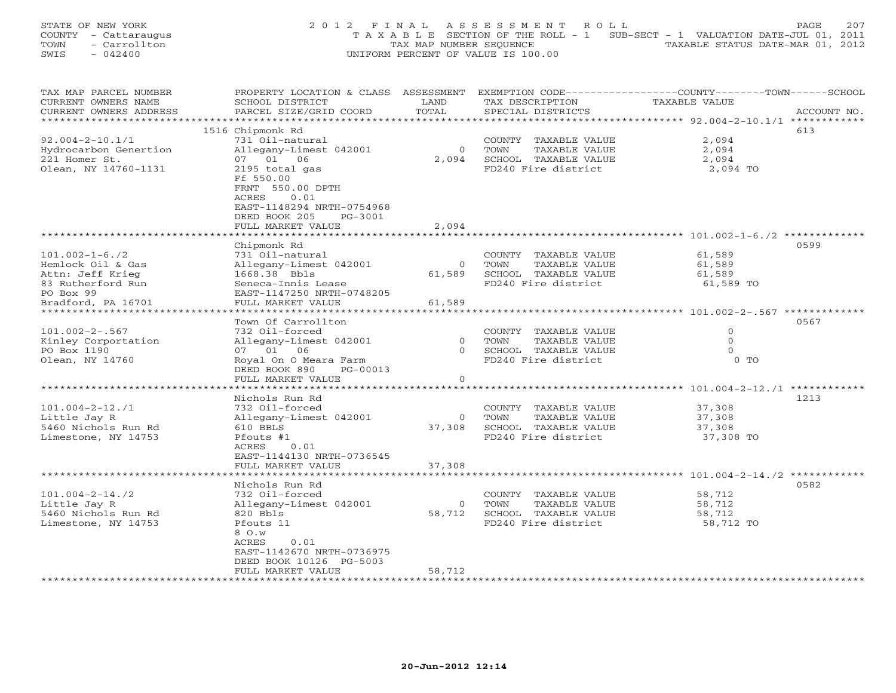STATE OF NEW YORK
COUNTY - Cattaraugus
TOWN - Carrollton
SWIS - 042400

# 2012 FINAL ASSESSMENT ROLL

TAXABLE SECTION OF THE ROLL - 1 SUB-SECT - 1 VALUATION DATE-JUL 01, 2011
TAX MAP NUMBER SEQUENCE TAXABLE STATUS DATE-MAR 01, 2012
UNIFORM PERCENT OF VALUE IS 100.00

| TAX MAP PARCEL NUMBER / CURRENT OWNERS NAME / CURRENT OWNERS ADDRESS | PROPERTY LOCATION & CLASS / SCHOOL DISTRICT / PARCEL SIZE/GRID COORD | ASSESSMENT LAND / TOTAL | EXEMPTION CODE / TAX DESCRIPTION / SPECIAL DISTRICTS | COUNTY--------TOWN------SCHOOL TAXABLE VALUE | ACCOUNT NO. |
|---|---|---|---|---|---|
| 92.004-2-10.1/1 | 1516 Chipmonk Rd | | | | 613 |
| 92.004-2-10.1/1 | 731 Oil-natural | | COUNTY TAXABLE VALUE | 2,094 | |
| Hydrocarbon Genertion | Allegany-Limest 042001 | 0 | TOWN TAXABLE VALUE | 2,094 | |
| 221 Homer St. | 07 01 06 | 2,094 | SCHOOL TAXABLE VALUE | 2,094 | |
| Olean, NY 14760-1131 | 2195 total gas | | FD240 Fire district | 2,094 TO | |
| | Ff 550.00 | | | | |
| | FRNT 550.00 DPTH | | | | |
| | ACRES 0.01 | | | | |
| | EAST-1148294 NRTH-0754968 | | | | |
| | DEED BOOK 205 PG-3001 | | | | |
| | FULL MARKET VALUE | 2,094 | | | |
| 101.002-1-6./2 | Chipmonk Rd | | | | 0599 |
| 101.002-1-6./2 | 731 Oil-natural | | COUNTY TAXABLE VALUE | 61,589 | |
| Hemlock Oil & Gas | Allegany-Limest 042001 | 0 | TOWN TAXABLE VALUE | 61,589 | |
| Attn: Jeff Krieg | 1668.38 Bbls | 61,589 | SCHOOL TAXABLE VALUE | 61,589 | |
| 83 Rutherford Run | Seneca-Innis Lease | | FD240 Fire district | 61,589 TO | |
| PO Box 99 | EAST-1147250 NRTH-0748205 | | | | |
| Bradford, PA 16701 | FULL MARKET VALUE | 61,589 | | | |
| 101.002-2-.567 | Town Of Carrollton | | | | 0567 |
| 101.002-2-.567 | 732 Oil-forced | | COUNTY TAXABLE VALUE | 0 | |
| Kinley Corportation | Allegany-Limest 042001 | 0 | TOWN TAXABLE VALUE | 0 | |
| PO Box 1190 | 07 01 06 | 0 | SCHOOL TAXABLE VALUE | 0 | |
| Olean, NY 14760 | Royal On O Meara Farm | | FD240 Fire district | 0 TO | |
| | DEED BOOK 890 PG-00013 | | | | |
| | FULL MARKET VALUE | 0 | | | |
| 101.004-2-12./1 | Nichols Run Rd | | | | 1213 |
| 101.004-2-12./1 | 732 Oil-forced | | COUNTY TAXABLE VALUE | 37,308 | |
| Little Jay R | Allegany-Limest 042001 | 0 | TOWN TAXABLE VALUE | 37,308 | |
| 5460 Nichols Run Rd | 610 BBLS | 37,308 | SCHOOL TAXABLE VALUE | 37,308 | |
| Limestone, NY 14753 | Pfouts #1 | | FD240 Fire district | 37,308 TO | |
| | ACRES 0.01 | | | | |
| | EAST-1144130 NRTH-0736545 | | | | |
| | FULL MARKET VALUE | 37,308 | | | |
| 101.004-2-14./2 | Nichols Run Rd | | | | 0582 |
| 101.004-2-14./2 | 732 Oil-forced | | COUNTY TAXABLE VALUE | 58,712 | |
| Little Jay R | Allegany-Limest 042001 | 0 | TOWN TAXABLE VALUE | 58,712 | |
| 5460 Nichols Run Rd | 820 Bbls | 58,712 | SCHOOL TAXABLE VALUE | 58,712 | |
| Limestone, NY 14753 | Pfouts 11 | | FD240 Fire district | 58,712 TO | |
| | 8 O.w | | | | |
| | ACRES 0.01 | | | | |
| | EAST-1142670 NRTH-0736975 | | | | |
| | DEED BOOK 10126 PG-5003 | | | | |
| | FULL MARKET VALUE | 58,712 | | | |

20-Jun-2012 12:14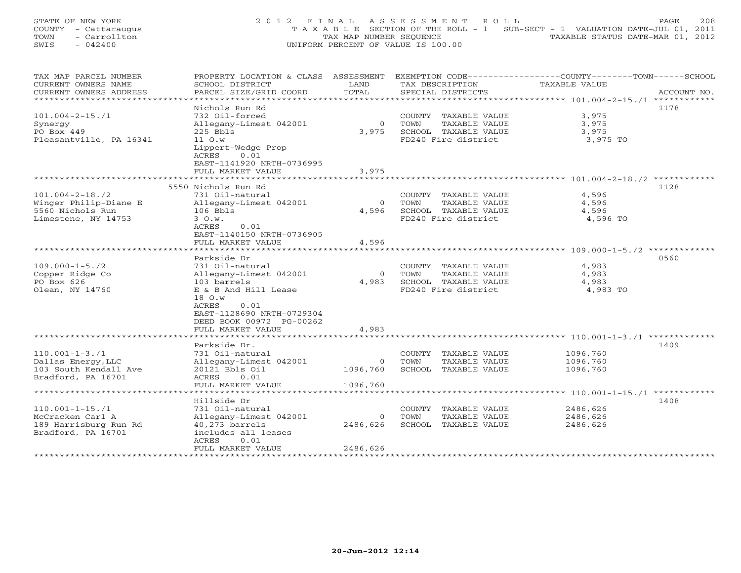STATE OF NEW YORK
COUNTY - Cattaraugus
TOWN - Carrollton
SWIS - 042400

2012 FINAL ASSESSMENT ROLL
TAXABLE SECTION OF THE ROLL - 1   SUB-SECT - 1   VALUATION DATE-JUL 01, 2011
TAX MAP NUMBER SEQUENCE   TAXABLE STATUS DATE-MAR 01, 2012
UNIFORM PERCENT OF VALUE IS 100.00

| TAX MAP PARCEL NUMBER / CURRENT OWNERS NAME / CURRENT OWNERS ADDRESS | PROPERTY LOCATION & CLASS / SCHOOL DISTRICT / PARCEL SIZE/GRID COORD | ASSESSMENT LAND / TOTAL | EXEMPTION CODE / TAX DESCRIPTION / SPECIAL DISTRICTS | COUNTY / TOWN / SCHOOL TAXABLE VALUE | ACCOUNT NO. |
|---|---|---|---|---|---|
| 101.004-2-15./1 | Nichols Run Rd | | | | 1178 |
| 101.004-2-15./1 | 732 Oil-forced | | COUNTY TAXABLE VALUE | 3,975 | |
| Synergy | Allegany-Limest 042001 | 0 | TOWN TAXABLE VALUE | 3,975 | |
| PO Box 449 | 225 Bbls | 3,975 | SCHOOL TAXABLE VALUE | 3,975 | |
| Pleasantville, PA 16341 | 11 O.w | | FD240 Fire district | 3,975 TO | |
| | Lippert-Wedge Prop | | | | |
| | ACRES 0.01 | | | | |
| | EAST-1141920 NRTH-0736995 | | | | |
| | FULL MARKET VALUE | 3,975 | | | |
| 101.004-2-18./2 | 5550 Nichols Run Rd | | | | 1128 |
| 101.004-2-18./2 | 731 Oil-natural | | COUNTY TAXABLE VALUE | 4,596 | |
| Winger Philip-Diane E | Allegany-Limest 042001 | 0 | TOWN TAXABLE VALUE | 4,596 | |
| 5560 Nichols Run | 106 Bbls | 4,596 | SCHOOL TAXABLE VALUE | 4,596 | |
| Limestone, NY 14753 | 3 O.w. | | FD240 Fire district | 4,596 TO | |
| | ACRES 0.01 | | | | |
| | EAST-1140150 NRTH-0736905 | | | | |
| | FULL MARKET VALUE | 4,596 | | | |
| 109.000-1-5./2 | Parkside Dr | | | | 0560 |
| 109.000-1-5./2 | 731 Oil-natural | | COUNTY TAXABLE VALUE | 4,983 | |
| Copper Ridge Co | Allegany-Limest 042001 | 0 | TOWN TAXABLE VALUE | 4,983 | |
| PO Box 626 | 103 barrels | 4,983 | SCHOOL TAXABLE VALUE | 4,983 | |
| Olean, NY 14760 | E & B And Hill Lease | | FD240 Fire district | 4,983 TO | |
| | 18 O.w | | | | |
| | ACRES 0.01 | | | | |
| | EAST-1128690 NRTH-0729304 | | | | |
| | DEED BOOK 00972 PG-00262 | | | | |
| | FULL MARKET VALUE | 4,983 | | | |
| 110.001-1-3./1 | Parkside Dr. | | | | 1409 |
| 110.001-1-3./1 | 731 Oil-natural | | COUNTY TAXABLE VALUE | 1096,760 | |
| Dallas Energy,LLC | Allegany-Limest 042001 | 0 | TOWN TAXABLE VALUE | 1096,760 | |
| 103 South Kendall Ave | 20121 Bbls Oil | 1096,760 | SCHOOL TAXABLE VALUE | 1096,760 | |
| Bradford, PA 16701 | ACRES 0.01 | | | | |
| | FULL MARKET VALUE | 1096,760 | | | |
| 110.001-1-15./1 | Hillside Dr | | | | 1408 |
| 110.001-1-15./1 | 731 Oil-natural | | COUNTY TAXABLE VALUE | 2486,626 | |
| McCracken Carl A | Allegany-Limest 042001 | 0 | TOWN TAXABLE VALUE | 2486,626 | |
| 189 Harrisburg Run Rd | 40,273 barrels | 2486,626 | SCHOOL TAXABLE VALUE | 2486,626 | |
| Bradford, PA 16701 | includes all leases | | | | |
| | ACRES 0.01 | | | | |
| | FULL MARKET VALUE | 2486,626 | | | |

20-Jun-2012 12:14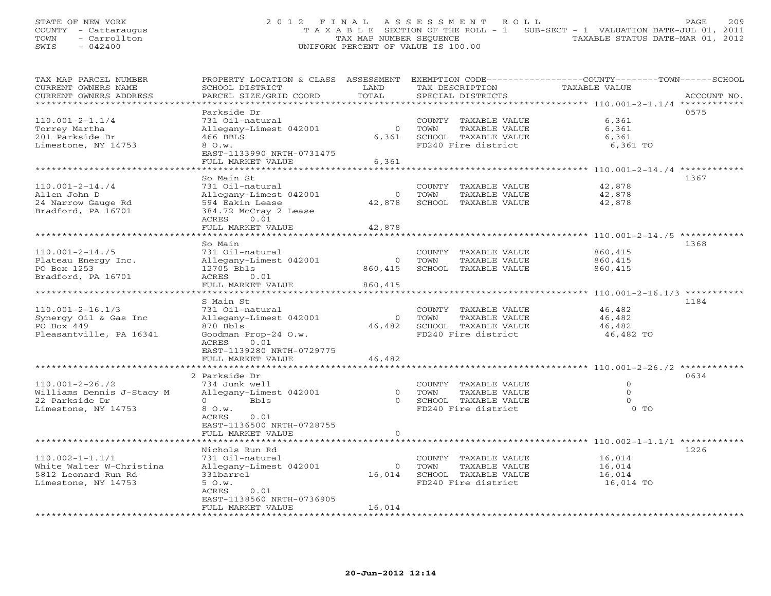STATE OF NEW YORK
COUNTY - Cattaraugus
TOWN - Carrollton
SWIS - 042400

2012 FINAL ASSESSMENT ROLL
TAXABLE SECTION OF THE ROLL - 1 SUB-SECT - 1 VALUATION DATE-JUL 01, 2011
TAX MAP NUMBER SEQUENCE TAXABLE STATUS DATE-MAR 01, 2012
UNIFORM PERCENT OF VALUE IS 100.00

| TAX MAP PARCEL NUMBER / CURRENT OWNERS NAME / CURRENT OWNERS ADDRESS | PROPERTY LOCATION & CLASS / SCHOOL DISTRICT / PARCEL SIZE/GRID COORD | ASSESSMENT LAND | TOTAL | TAX DESCRIPTION / SPECIAL DISTRICTS | TAXABLE VALUE | ACCOUNT NO. |
|---|---|---|---|---|---|---|
| 110.001-2-1.1/4 | Parkside Dr | | | | | 0575 |
| 110.001-2-1.1/4 | 731 Oil-natural | | | COUNTY TAXABLE VALUE | 6,361 | |
| Torrey Martha | Allegany-Limest 042001 | 0 | | TOWN TAXABLE VALUE | 6,361 | |
| 201 Parkside Dr | 466 BBLS | | 6,361 | SCHOOL TAXABLE VALUE | 6,361 | |
| Limestone, NY 14753 | 8 O.w. | | | FD240 Fire district | 6,361 TO | |
| | EAST-1133990 NRTH-0731475 | | | | | |
| | FULL MARKET VALUE | | 6,361 | | | |
| 110.001-2-14./4 | So Main St | | | | | 1367 |
| 110.001-2-14./4 | 731 Oil-natural | | | COUNTY TAXABLE VALUE | 42,878 | |
| Allen John D | Allegany-Limest 042001 | 0 | | TOWN TAXABLE VALUE | 42,878 | |
| 24 Narrow Gauge Rd | 594 Eakin Lease | | 42,878 | SCHOOL TAXABLE VALUE | 42,878 | |
| Bradford, PA 16701 | 384.72 McCray 2 Lease | | | | | |
| | ACRES 0.01 | | | | | |
| | FULL MARKET VALUE | | 42,878 | | | |
| 110.001-2-14./5 | So Main | | | | | 1368 |
| 110.001-2-14./5 | 731 Oil-natural | | | COUNTY TAXABLE VALUE | 860,415 | |
| Plateau Energy Inc. | Allegany-Limest 042001 | 0 | | TOWN TAXABLE VALUE | 860,415 | |
| PO Box 1253 | 12705 Bbls | | 860,415 | SCHOOL TAXABLE VALUE | 860,415 | |
| Bradford, PA 16701 | ACRES 0.01 | | | | | |
| | FULL MARKET VALUE | | 860,415 | | | |
| 110.001-2-16.1/3 | S Main St | | | | | 1184 |
| 110.001-2-16.1/3 | 731 Oil-natural | | | COUNTY TAXABLE VALUE | 46,482 | |
| Synergy Oil & Gas Inc | Allegany-Limest 042001 | 0 | | TOWN TAXABLE VALUE | 46,482 | |
| PO Box 449 | 870 Bbls | | 46,482 | SCHOOL TAXABLE VALUE | 46,482 | |
| Pleasantville, PA 16341 | Goodman Prop-24 O.w. | | | FD240 Fire district | 46,482 TO | |
| | ACRES 0.01 | | | | | |
| | EAST-1139280 NRTH-0729775 | | | | | |
| | FULL MARKET VALUE | | 46,482 | | | |
| 110.001-2-26./2 | 2 Parkside Dr | | | | | 0634 |
| 110.001-2-26./2 | 734 Junk well | | | COUNTY TAXABLE VALUE | 0 | |
| Williams Dennis J-Stacy M | Allegany-Limest 042001 | 0 | | TOWN TAXABLE VALUE | 0 | |
| 22 Parkside Dr | 0 Bbls | | 0 | SCHOOL TAXABLE VALUE | 0 | |
| Limestone, NY 14753 | 8 O.w. | | | FD240 Fire district | 0 TO | |
| | ACRES 0.01 | | | | | |
| | EAST-1136500 NRTH-0728755 | | | | | |
| | FULL MARKET VALUE | | 0 | | | |
| 110.002-1-1.1/1 | Nichols Run Rd | | | | | 1226 |
| 110.002-1-1.1/1 | 731 Oil-natural | | | COUNTY TAXABLE VALUE | 16,014 | |
| White Walter W-Christina | Allegany-Limest 042001 | 0 | | TOWN TAXABLE VALUE | 16,014 | |
| 5812 Leonard Run Rd | 331barrel | | 16,014 | SCHOOL TAXABLE VALUE | 16,014 | |
| Limestone, NY 14753 | 5 O.w. | | | FD240 Fire district | 16,014 TO | |
| | ACRES 0.01 | | | | | |
| | EAST-1138560 NRTH-0736905 | | | | | |
| | FULL MARKET VALUE | | 16,014 | | | |

20-Jun-2012 12:14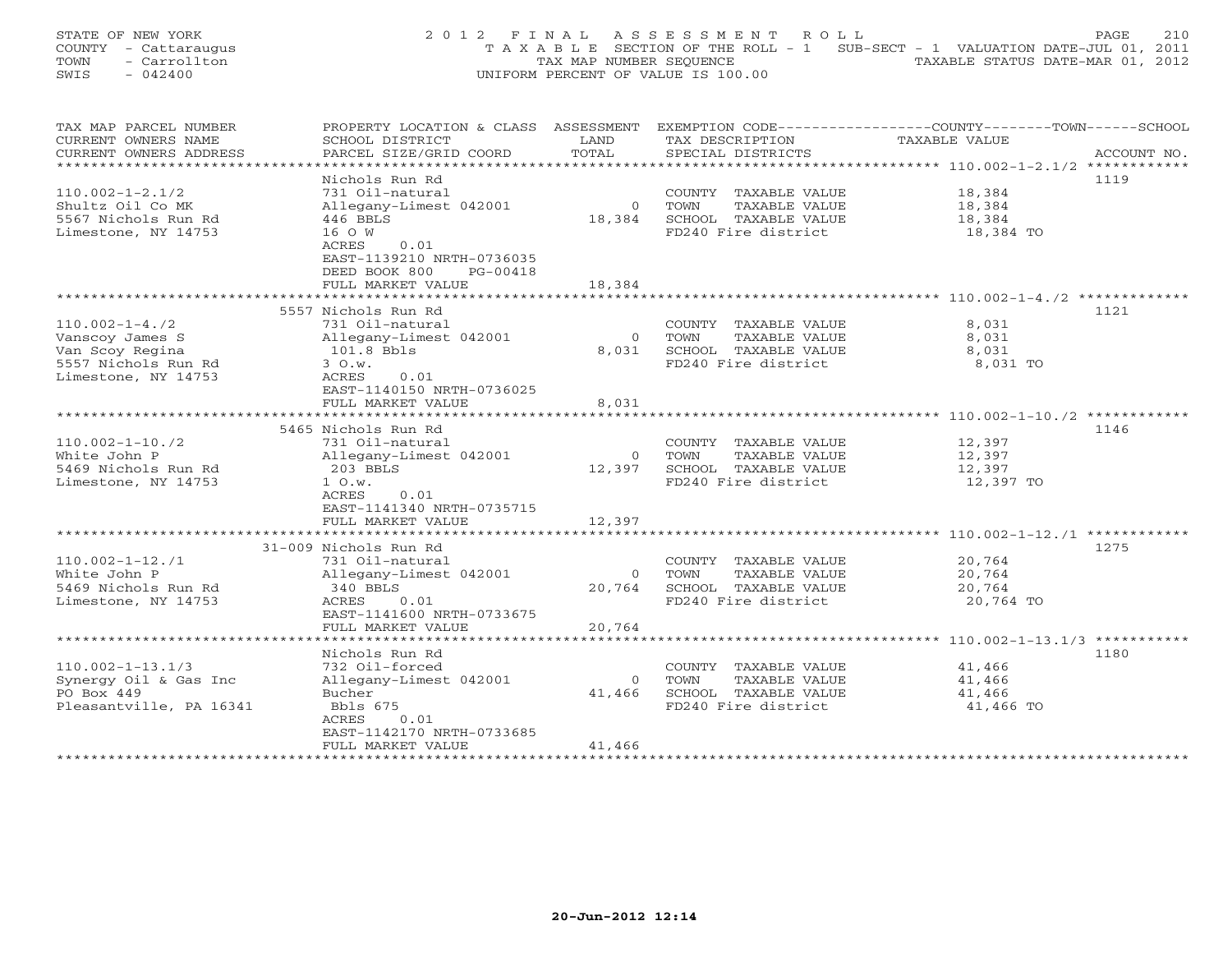STATE OF NEW YORK
COUNTY - Cattaraugus
TOWN - Carrollton
SWIS - 042400

2012 FINAL ASSESSMENT ROLL
TAXABLE SECTION OF THE ROLL - 1 SUB-SECT - 1 VALUATION DATE-JUL 01, 2011
TAX MAP NUMBER SEQUENCE TAXABLE STATUS DATE-MAR 01, 2012
UNIFORM PERCENT OF VALUE IS 100.00

| TAX MAP PARCEL NUMBER / CURRENT OWNERS NAME / CURRENT OWNERS ADDRESS | PROPERTY LOCATION & CLASS / SCHOOL DISTRICT / PARCEL SIZE/GRID COORD | ASSESSMENT LAND / TOTAL | EXEMPTION CODE / TAX DESCRIPTION / SPECIAL DISTRICTS | COUNTY--------TOWN------SCHOOL TAXABLE VALUE | ACCOUNT NO. |
|---|---|---|---|---|---|
| **110.002-1-2.1/2** | Nichols Run Rd | | | | 1119 |
| 110.002-1-2.1/2 | 731 Oil-natural | | COUNTY TAXABLE VALUE | 18,384 | |
| Shultz Oil Co MK | Allegany-Limest 042001 | 0 | TOWN TAXABLE VALUE | 18,384 | |
| 5567 Nichols Run Rd | 446 BBLS | 18,384 | SCHOOL TAXABLE VALUE | 18,384 | |
| Limestone, NY 14753 | 16 O W | | FD240 Fire district | 18,384 TO | |
| | ACRES 0.01 | | | | |
| | EAST-1139210 NRTH-0736035 | | | | |
| | DEED BOOK 800 PG-00418 | | | | |
| | FULL MARKET VALUE | 18,384 | | | |
| **110.002-1-4./2** | 5557 Nichols Run Rd | | | | 1121 |
| 110.002-1-4./2 | 731 Oil-natural | | COUNTY TAXABLE VALUE | 8,031 | |
| Vanscoy James S | Allegany-Limest 042001 | 0 | TOWN TAXABLE VALUE | 8,031 | |
| Van Scoy Regina | 101.8 Bbls | 8,031 | SCHOOL TAXABLE VALUE | 8,031 | |
| 5557 Nichols Run Rd | 3 O.w. | | FD240 Fire district | 8,031 TO | |
| Limestone, NY 14753 | ACRES 0.01 | | | | |
| | EAST-1140150 NRTH-0736025 | | | | |
| | FULL MARKET VALUE | 8,031 | | | |
| **110.002-1-10./2** | 5465 Nichols Run Rd | | | | 1146 |
| 110.002-1-10./2 | 731 Oil-natural | | COUNTY TAXABLE VALUE | 12,397 | |
| White John P | Allegany-Limest 042001 | 0 | TOWN TAXABLE VALUE | 12,397 | |
| 5469 Nichols Run Rd | 203 BBLS | 12,397 | SCHOOL TAXABLE VALUE | 12,397 | |
| Limestone, NY 14753 | 1 O.w. | | FD240 Fire district | 12,397 TO | |
| | ACRES 0.01 | | | | |
| | EAST-1141340 NRTH-0735715 | | | | |
| | FULL MARKET VALUE | 12,397 | | | |
| **110.002-1-12./1** | 31-009 Nichols Run Rd | | | | 1275 |
| 110.002-1-12./1 | 731 Oil-natural | | COUNTY TAXABLE VALUE | 20,764 | |
| White John P | Allegany-Limest 042001 | 0 | TOWN TAXABLE VALUE | 20,764 | |
| 5469 Nichols Run Rd | 340 BBLS | 20,764 | SCHOOL TAXABLE VALUE | 20,764 | |
| Limestone, NY 14753 | ACRES 0.01 | | FD240 Fire district | 20,764 TO | |
| | EAST-1141600 NRTH-0733675 | | | | |
| | FULL MARKET VALUE | 20,764 | | | |
| **110.002-1-13.1/3** | Nichols Run Rd | | | | 1180 |
| 110.002-1-13.1/3 | 732 Oil-forced | | COUNTY TAXABLE VALUE | 41,466 | |
| Synergy Oil & Gas Inc | Allegany-Limest 042001 | 0 | TOWN TAXABLE VALUE | 41,466 | |
| PO Box 449 | Bucher | 41,466 | SCHOOL TAXABLE VALUE | 41,466 | |
| Pleasantville, PA 16341 | Bbls 675 | | FD240 Fire district | 41,466 TO | |
| | ACRES 0.01 | | | | |
| | EAST-1142170 NRTH-0733685 | | | | |
| | FULL MARKET VALUE | 41,466 | | | |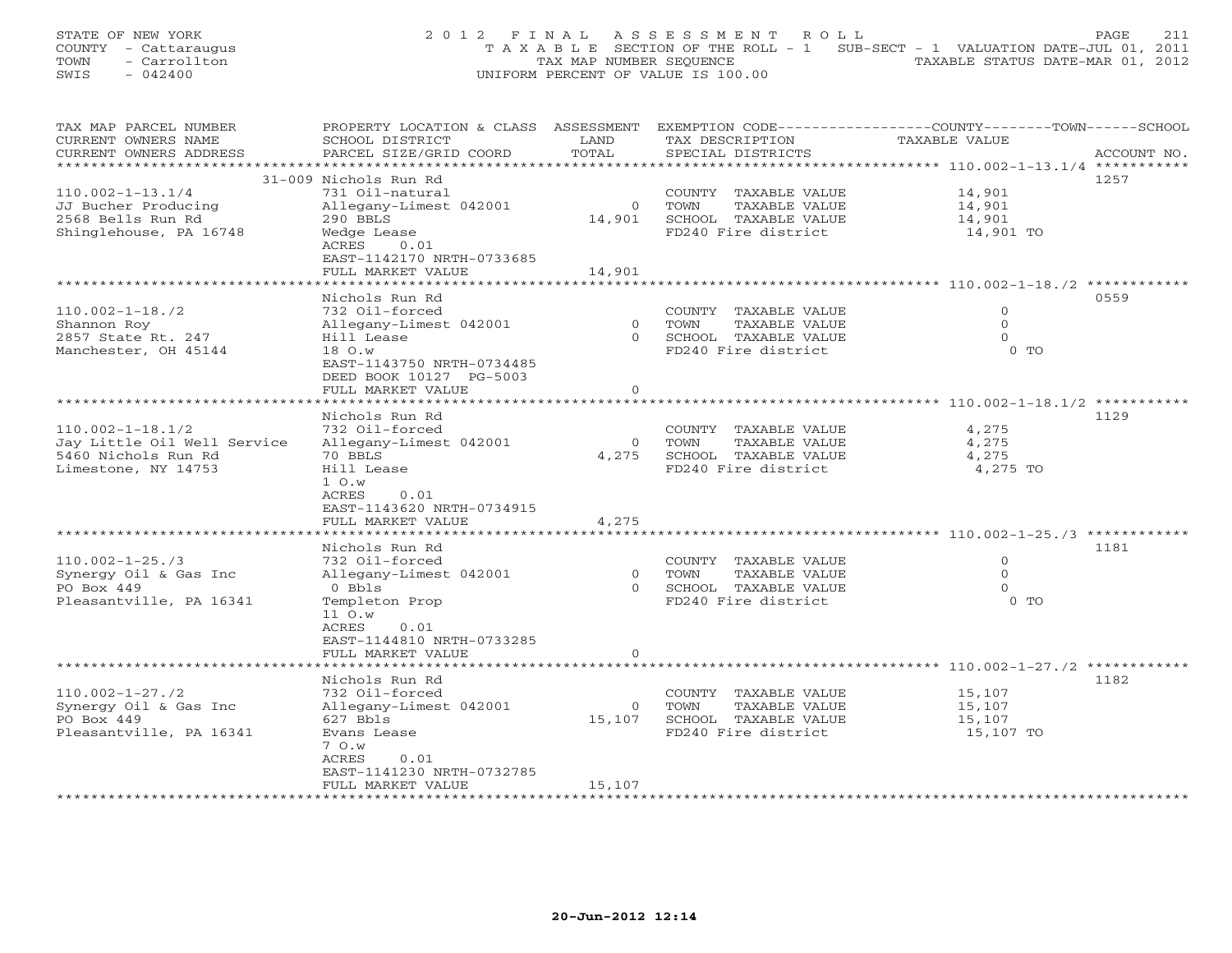STATE OF NEW YORK
COUNTY - Cattaraugus
TOWN - Carrollton
SWIS - 042400

2 0 1 2 F I N A L A S S E S S M E N T R O L L
T A X A B L E SECTION OF THE ROLL - 1 SUB-SECT - 1 VALUATION DATE-JUL 01, 2011
TAX MAP NUMBER SEQUENCE TAXABLE STATUS DATE-MAR 01, 2012
UNIFORM PERCENT OF VALUE IS 100.00

| TAX MAP PARCEL NUMBER / CURRENT OWNERS NAME / CURRENT OWNERS ADDRESS | PROPERTY LOCATION & CLASS / SCHOOL DISTRICT / PARCEL SIZE/GRID COORD | ASSESSMENT LAND | ASSESSMENT TOTAL | EXEMPTION CODE / TAX DESCRIPTION / SPECIAL DISTRICTS | TAXABLE VALUE (COUNTY/TOWN/SCHOOL) | ACCOUNT NO. |
|---|---|---|---|---|---|---|
| 110.002-1-13.1/4 | 31-009 Nichols Run Rd | | | | | 1257 |
| JJ Bucher Producing | 731 Oil-natural | | | COUNTY TAXABLE VALUE | 14,901 | |
| 2568 Bells Run Rd | Allegany-Limest 042001 | 0 | | TOWN TAXABLE VALUE | 14,901 | |
| Shinglehouse, PA 16748 | 290 BBLS | | 14,901 | SCHOOL TAXABLE VALUE | 14,901 | |
| | Wedge Lease | | | FD240 Fire district | 14,901 TO | |
| | ACRES 0.01 | | | | | |
| | EAST-1142170 NRTH-0733685 | | | | | |
| | FULL MARKET VALUE | | 14,901 | | | |
| 110.002-1-18./2 | Nichols Run Rd | | | | | 0559 |
| Shannon Roy | 732 Oil-forced | | | COUNTY TAXABLE VALUE | 0 | |
| 2857 State Rt. 247 | Allegany-Limest 042001 | 0 | | TOWN TAXABLE VALUE | 0 | |
| Manchester, OH 45144 | Hill Lease | | 0 | SCHOOL TAXABLE VALUE | 0 | |
| | 18 O.w | | | FD240 Fire district | 0 TO | |
| | EAST-1143750 NRTH-0734485 | | | | | |
| | DEED BOOK 10127 PG-5003 | | | | | |
| | FULL MARKET VALUE | | 0 | | | |
| 110.002-1-18.1/2 | Nichols Run Rd | | | | | 1129 |
| Jay Little Oil Well Service | 732 Oil-forced | | | COUNTY TAXABLE VALUE | 4,275 | |
| 5460 Nichols Run Rd | Allegany-Limest 042001 | 0 | | TOWN TAXABLE VALUE | 4,275 | |
| Limestone, NY 14753 | 70 BBLS | | 4,275 | SCHOOL TAXABLE VALUE | 4,275 | |
| | Hill Lease | | | FD240 Fire district | 4,275 TO | |
| | 1 O.w | | | | | |
| | ACRES 0.01 | | | | | |
| | EAST-1143620 NRTH-0734915 | | | | | |
| | FULL MARKET VALUE | | 4,275 | | | |
| 110.002-1-25./3 | Nichols Run Rd | | | | | 1181 |
| Synergy Oil & Gas Inc | 732 Oil-forced | | | COUNTY TAXABLE VALUE | 0 | |
| PO Box 449 | Allegany-Limest 042001 | 0 | | TOWN TAXABLE VALUE | 0 | |
| Pleasantville, PA 16341 | 0 Bbls | | 0 | SCHOOL TAXABLE VALUE | 0 | |
| | Templeton Prop | | | FD240 Fire district | 0 TO | |
| | 11 O.w | | | | | |
| | ACRES 0.01 | | | | | |
| | EAST-1144810 NRTH-0733285 | | | | | |
| | FULL MARKET VALUE | | 0 | | | |
| 110.002-1-27./2 | Nichols Run Rd | | | | | 1182 |
| Synergy Oil & Gas Inc | 732 Oil-forced | | | COUNTY TAXABLE VALUE | 15,107 | |
| PO Box 449 | Allegany-Limest 042001 | 0 | | TOWN TAXABLE VALUE | 15,107 | |
| Pleasantville, PA 16341 | 627 Bbls | | 15,107 | SCHOOL TAXABLE VALUE | 15,107 | |
| | Evans Lease | | | FD240 Fire district | 15,107 TO | |
| | 7 O.w | | | | | |
| | ACRES 0.01 | | | | | |
| | EAST-1141230 NRTH-0732785 | | | | | |
| | FULL MARKET VALUE | | 15,107 | | | |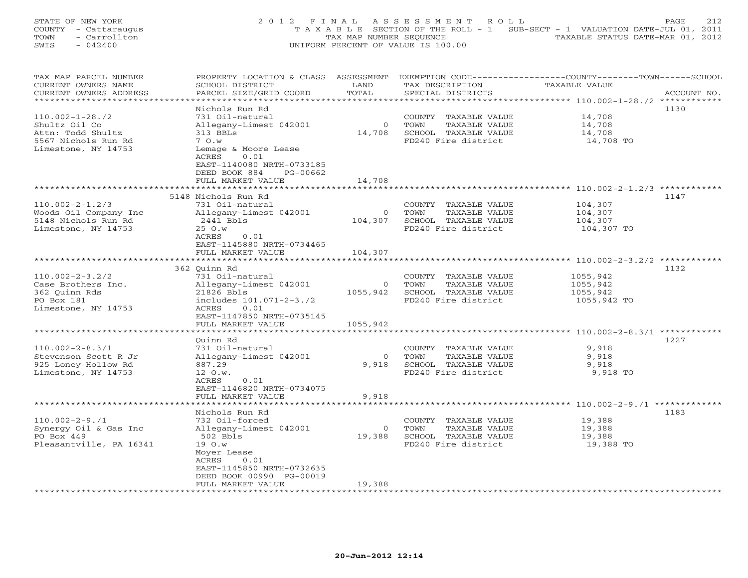STATE OF NEW YORK
COUNTY - Cattaraugus
TOWN - Carrollton
SWIS - 042400

2012 FINAL ASSESSMENT ROLL
TAXABLE SECTION OF THE ROLL - 1 SUB-SECT - 1 VALUATION DATE-JUL 01, 2011
TAX MAP NUMBER SEQUENCE TAXABLE STATUS DATE-MAR 01, 2012
UNIFORM PERCENT OF VALUE IS 100.00

| TAX MAP PARCEL NUMBER / CURRENT OWNERS NAME / CURRENT OWNERS ADDRESS | PROPERTY LOCATION & CLASS / SCHOOL DISTRICT / PARCEL SIZE/GRID COORD | ASSESSMENT LAND / TOTAL | EXEMPTION CODE / TAX DESCRIPTION / SPECIAL DISTRICTS | TAXABLE VALUE | ACCOUNT NO. |
|---|---|---|---|---|---|
| 110.002-1-28./2 | Nichols Run Rd | | | | 1130 |
| | 731 Oil-natural | | COUNTY TAXABLE VALUE | 14,708 | |
| Shultz Oil Co | Allegany-Limest 042001 | 0 | TOWN TAXABLE VALUE | 14,708 | |
| Attn: Todd Shultz | 313 BBLs | 14,708 | SCHOOL TAXABLE VALUE | 14,708 | |
| 5567 Nichols Run Rd | 7 O.w | | FD240 Fire district | 14,708 TO | |
| Limestone, NY 14753 | Lemage & Moore Lease | | | | |
| | ACRES 0.01 | | | | |
| | EAST-1140080 NRTH-0733185 | | | | |
| | DEED BOOK 884 PG-00662 | | | | |
| | FULL MARKET VALUE | 14,708 | | | |
| 110.002-2-1.2/3 | 5148 Nichols Run Rd | | | | 1147 |
| | 731 Oil-natural | | COUNTY TAXABLE VALUE | 104,307 | |
| Woods Oil Company Inc | Allegany-Limest 042001 | 0 | TOWN TAXABLE VALUE | 104,307 | |
| 5148 Nichols Run Rd | 2441 Bbls | 104,307 | SCHOOL TAXABLE VALUE | 104,307 | |
| Limestone, NY 14753 | 25 O.w | | FD240 Fire district | 104,307 TO | |
| | ACRES 0.01 | | | | |
| | EAST-1145880 NRTH-0734465 | | | | |
| | FULL MARKET VALUE | 104,307 | | | |
| 110.002-2-3.2/2 | 362 Quinn Rd | | | | 1132 |
| | 731 Oil-natural | | COUNTY TAXABLE VALUE | 1055,942 | |
| Case Brothers Inc. | Allegany-Limest 042001 | 0 | TOWN TAXABLE VALUE | 1055,942 | |
| 362 Quinn Rds | 21826 Bbls | 1055,942 | SCHOOL TAXABLE VALUE | 1055,942 | |
| PO Box 181 | includes 101.071-2-3./2 | | FD240 Fire district | 1055,942 TO | |
| Limestone, NY 14753 | ACRES 0.01 | | | | |
| | EAST-1147850 NRTH-0735145 | | | | |
| | FULL MARKET VALUE | 1055,942 | | | |
| 110.002-2-8.3/1 | Quinn Rd | | | | 1227 |
| | 731 Oil-natural | | COUNTY TAXABLE VALUE | 9,918 | |
| Stevenson Scott R Jr | Allegany-Limest 042001 | 0 | TOWN TAXABLE VALUE | 9,918 | |
| 925 Loney Hollow Rd | 887.29 | 9,918 | SCHOOL TAXABLE VALUE | 9,918 | |
| Limestone, NY 14753 | 12 O.w. | | FD240 Fire district | 9,918 TO | |
| | ACRES 0.01 | | | | |
| | EAST-1146820 NRTH-0734075 | | | | |
| | FULL MARKET VALUE | 9,918 | | | |
| 110.002-2-9./1 | Nichols Run Rd | | | | 1183 |
| | 732 Oil-forced | | COUNTY TAXABLE VALUE | 19,388 | |
| Synergy Oil & Gas Inc | Allegany-Limest 042001 | 0 | TOWN TAXABLE VALUE | 19,388 | |
| PO Box 449 | 502 Bbls | 19,388 | SCHOOL TAXABLE VALUE | 19,388 | |
| Pleasantville, PA 16341 | 19 O.w | | FD240 Fire district | 19,388 TO | |
| | Moyer Lease | | | | |
| | ACRES 0.01 | | | | |
| | EAST-1145850 NRTH-0732635 | | | | |
| | DEED BOOK 00990 PG-00019 | | | | |
| | FULL MARKET VALUE | 19,388 | | | |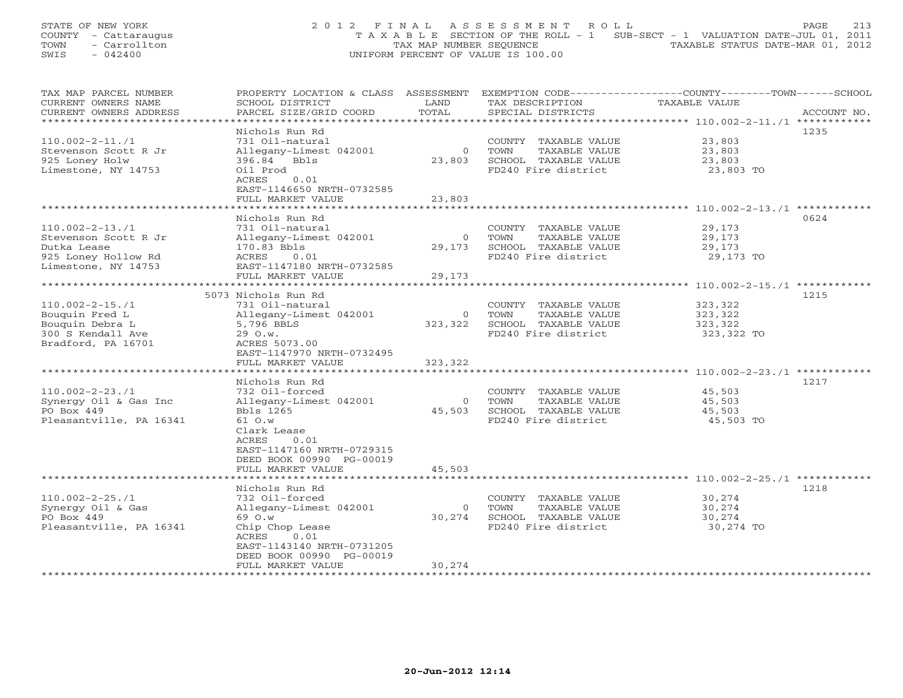STATE OF NEW YORK
COUNTY - Cattaraugus
TOWN - Carrollton
SWIS - 042400

# 2012 FINAL ASSESSMENT ROLL

TAXABLE SECTION OF THE ROLL - 1 SUB-SECT - 1 VALUATION DATE-JUL 01, 2011
TAX MAP NUMBER SEQUENCE TAXABLE STATUS DATE-MAR 01, 2012
UNIFORM PERCENT OF VALUE IS 100.00

| TAX MAP PARCEL NUMBER / CURRENT OWNERS NAME / CURRENT OWNERS ADDRESS | PROPERTY LOCATION & CLASS / SCHOOL DISTRICT / PARCEL SIZE/GRID COORD | ASSESSMENT LAND / TOTAL | EXEMPTION CODE / TAX DESCRIPTION / SPECIAL DISTRICTS | COUNTY--------TOWN------SCHOOL TAXABLE VALUE | ACCOUNT NO. |
|---|---|---|---|---|---|
| 110.002-2-11./1 | Nichols Run Rd | | | | 1235 |
| | 731 Oil-natural | | COUNTY TAXABLE VALUE | 23,803 | |
| Stevenson Scott R Jr | Allegany-Limest 042001 | 0 | TOWN TAXABLE VALUE | 23,803 | |
| 925 Loney Holw | 396.84 Bbls | 23,803 | SCHOOL TAXABLE VALUE | 23,803 | |
| Limestone, NY 14753 | Oil Prod | | FD240 Fire district | 23,803 TO | |
| | ACRES 0.01 | | | | |
| | EAST-1146650 NRTH-0732585 | | | | |
| | FULL MARKET VALUE | 23,803 | | | |
| 110.002-2-13./1 | Nichols Run Rd | | | | 0624 |
| | 731 Oil-natural | | COUNTY TAXABLE VALUE | 29,173 | |
| Stevenson Scott R Jr | Allegany-Limest 042001 | 0 | TOWN TAXABLE VALUE | 29,173 | |
| Dutka Lease | 170.83 Bbls | 29,173 | SCHOOL TAXABLE VALUE | 29,173 | |
| 925 Loney Hollow Rd | ACRES 0.01 | | FD240 Fire district | 29,173 TO | |
| Limestone, NY 14753 | EAST-1147180 NRTH-0732585 | | | | |
| | FULL MARKET VALUE | 29,173 | | | |
| 110.002-2-15./1 | 5073 Nichols Run Rd | | | | 1215 |
| | 731 Oil-natural | | COUNTY TAXABLE VALUE | 323,322 | |
| Bouquin Fred L | Allegany-Limest 042001 | 0 | TOWN TAXABLE VALUE | 323,322 | |
| Bouquin Debra L | 5,796 BBLS | 323,322 | SCHOOL TAXABLE VALUE | 323,322 | |
| 300 S Kendall Ave | 29 O.w. | | FD240 Fire district | 323,322 TO | |
| Bradford, PA 16701 | ACRES 5073.00 | | | | |
| | EAST-1147970 NRTH-0732495 | | | | |
| | FULL MARKET VALUE | 323,322 | | | |
| 110.002-2-23./1 | Nichols Run Rd | | | | 1217 |
| | 732 Oil-forced | | COUNTY TAXABLE VALUE | 45,503 | |
| Synergy Oil & Gas Inc | Allegany-Limest 042001 | 0 | TOWN TAXABLE VALUE | 45,503 | |
| PO Box 449 | Bbls 1265 | 45,503 | SCHOOL TAXABLE VALUE | 45,503 | |
| Pleasantville, PA 16341 | 61 O.w | | FD240 Fire district | 45,503 TO | |
| | Clark Lease | | | | |
| | ACRES 0.01 | | | | |
| | EAST-1147160 NRTH-0729315 | | | | |
| | DEED BOOK 00990 PG-00019 | | | | |
| | FULL MARKET VALUE | 45,503 | | | |
| 110.002-2-25./1 | Nichols Run Rd | | | | 1218 |
| | 732 Oil-forced | | COUNTY TAXABLE VALUE | 30,274 | |
| Synergy Oil & Gas | Allegany-Limest 042001 | 0 | TOWN TAXABLE VALUE | 30,274 | |
| PO Box 449 | 69 O.w | 30,274 | SCHOOL TAXABLE VALUE | 30,274 | |
| Pleasantville, PA 16341 | Chip Chop Lease | | FD240 Fire district | 30,274 TO | |
| | ACRES 0.01 | | | | |
| | EAST-1143140 NRTH-0731205 | | | | |
| | DEED BOOK 00990 PG-00019 | | | | |
| | FULL MARKET VALUE | 30,274 | | | |

20-Jun-2012 12:14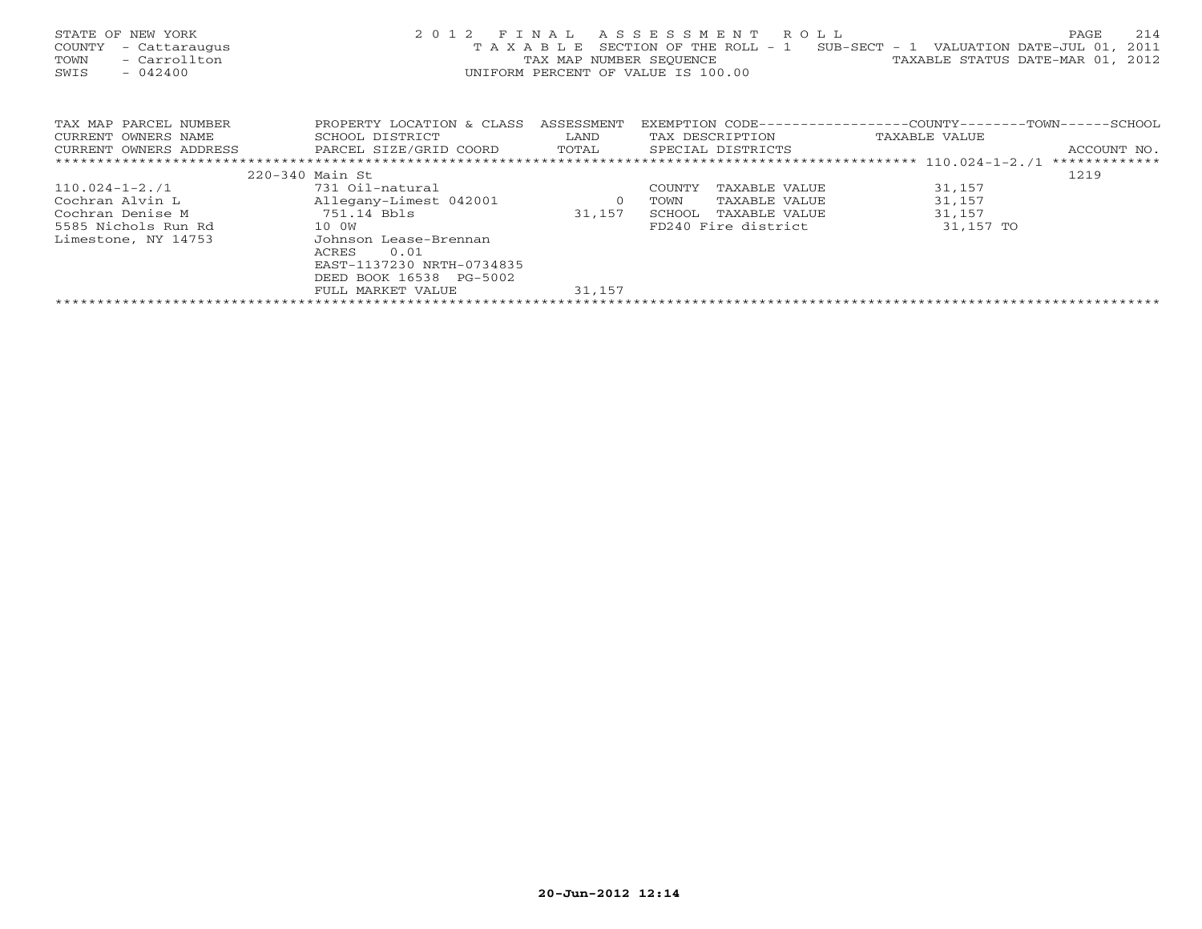STATE OF NEW YORK
COUNTY - Cattaraugus
TOWN - Carrollton
SWIS - 042400

# 2012 FINAL ASSESSMENT ROLL

TAXABLE SECTION OF THE ROLL - 1 SUB-SECT - 1 VALUATION DATE-JUL 01, 2011
TAX MAP NUMBER SEQUENCE TAXABLE STATUS DATE-MAR 01, 2012
UNIFORM PERCENT OF VALUE IS 100.00

| TAX MAP PARCEL NUMBER / CURRENT OWNERS NAME / CURRENT OWNERS ADDRESS | PROPERTY LOCATION & CLASS / SCHOOL DISTRICT / PARCEL SIZE/GRID COORD | ASSESSMENT LAND / TOTAL | EXEMPTION CODE / TAX DESCRIPTION / SPECIAL DISTRICTS | COUNTY--------TOWN------SCHOOL TAXABLE VALUE | ACCOUNT NO. |
|---|---|---|---|---|---|
| | 220-340 Main St | | | | 1219 |
| 110.024-1-2./1 | 731 Oil-natural | | COUNTY TAXABLE VALUE | 31,157 | |
| Cochran Alvin L | Allegany-Limest 042001 | 0 | TOWN TAXABLE VALUE | 31,157 | |
| Cochran Denise M | 751.14 Bbls | 31,157 | SCHOOL TAXABLE VALUE | 31,157 | |
| 5585 Nichols Run Rd | 10 0W | | FD240 Fire district | 31,157 TO | |
| Limestone, NY 14753 | Johnson Lease-Brennan | | | | |
| | ACRES 0.01 | | | | |
| | EAST-1137230 NRTH-0734835 | | | | |
| | DEED BOOK 16538 PG-5002 | | | | |
| | FULL MARKET VALUE | 31,157 | | | |

20-Jun-2012 12:14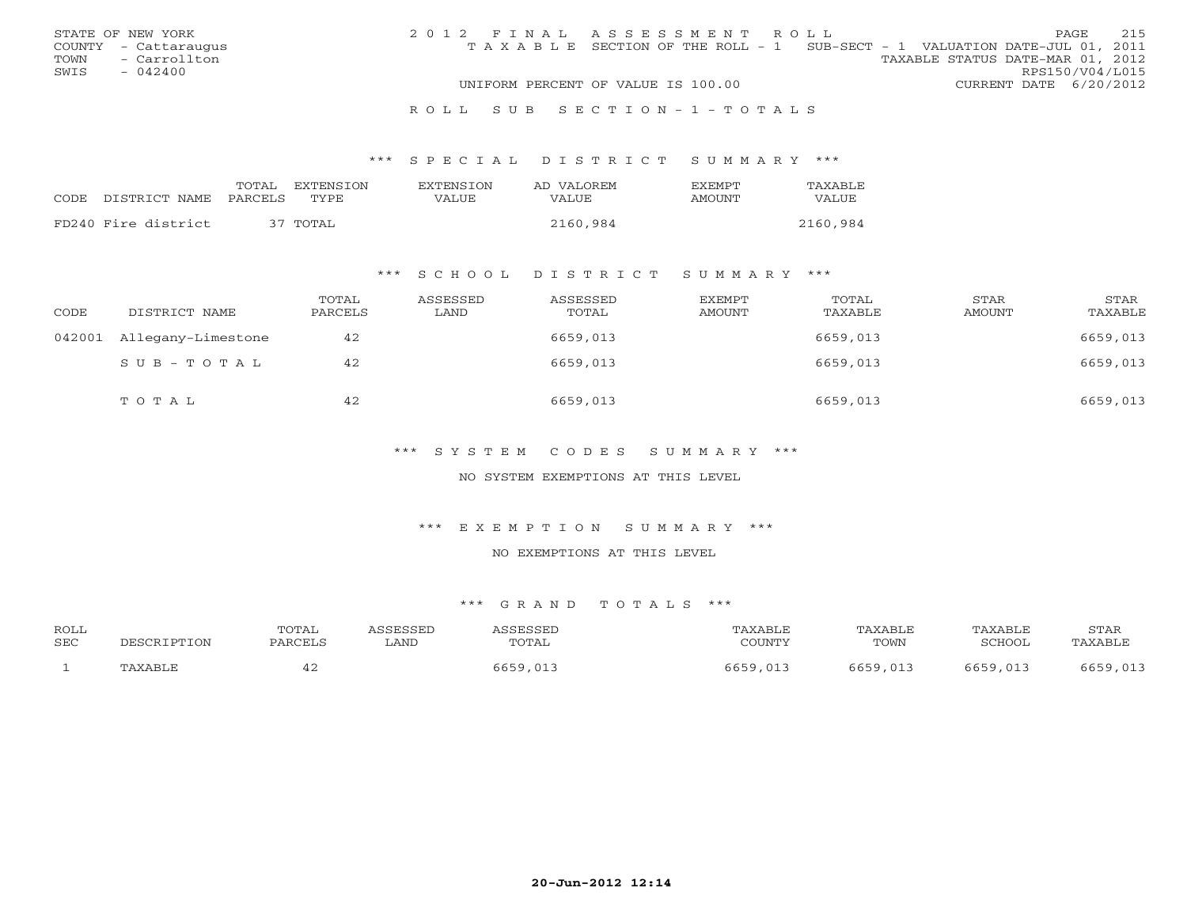STATE OF NEW YORK
COUNTY - Cattaraugus
TOWN - Carrollton
SWIS - 042400

2012 FINAL ASSESSMENT ROLL
TAXABLE SECTION OF THE ROLL - 1 SUB-SECT - 1 VALUATION DATE-JUL 01, 2011
TAXABLE STATUS DATE-MAR 01, 2012
RPS150/V04/L015
UNIFORM PERCENT OF VALUE IS 100.00
CURRENT DATE 6/20/2012

ROLL SUB SECTION-1-TOTALS

### *** SPECIAL DISTRICT SUMMARY ***

| CODE | DISTRICT NAME | TOTAL PARCELS | EXTENSION TYPE | EXTENSION VALUE | AD VALOREM VALUE | EXEMPT AMOUNT | TAXABLE VALUE |
|---|---|---|---|---|---|---|---|
| FD240 | Fire district | 37 | TOTAL | | 2160,984 | | 2160,984 |

### *** SCHOOL DISTRICT SUMMARY ***

| CODE | DISTRICT NAME | TOTAL PARCELS | ASSESSED LAND | ASSESSED TOTAL | EXEMPT AMOUNT | TOTAL TAXABLE | STAR AMOUNT | STAR TAXABLE |
|---|---|---|---|---|---|---|---|---|
| 042001 | Allegany-Limestone | 42 | | 6659,013 | | 6659,013 | | 6659,013 |
| | SUB-TOTAL | 42 | | 6659,013 | | 6659,013 | | 6659,013 |
| | TOTAL | 42 | | 6659,013 | | 6659,013 | | 6659,013 |

### *** SYSTEM CODES SUMMARY ***

NO SYSTEM EXEMPTIONS AT THIS LEVEL

### *** EXEMPTION SUMMARY ***

NO EXEMPTIONS AT THIS LEVEL

### *** GRAND TOTALS ***

| ROLL SEC | DESCRIPTION | TOTAL PARCELS | ASSESSED LAND | ASSESSED TOTAL | TAXABLE COUNTY | TAXABLE TOWN | TAXABLE SCHOOL | STAR TAXABLE |
|---|---|---|---|---|---|---|---|---|
| 1 | TAXABLE | 42 | | 6659,013 | 6659,013 | 6659,013 | 6659,013 | 6659,013 |

20-Jun-2012 12:14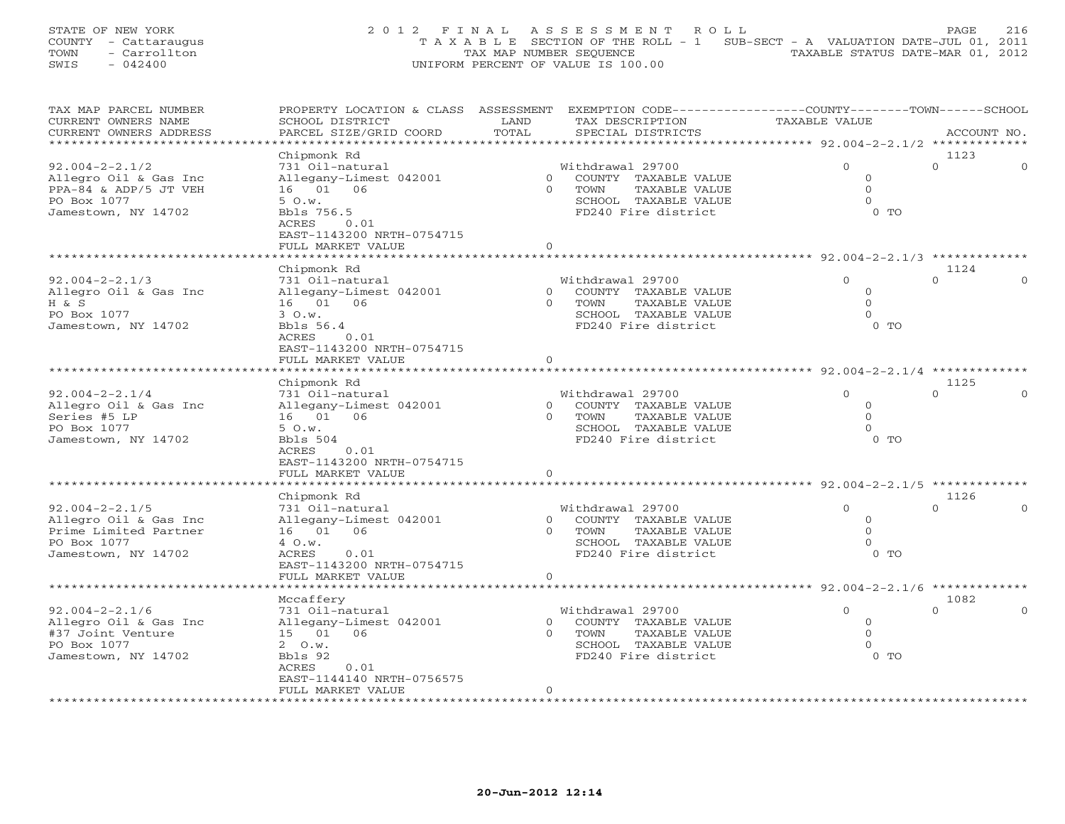STATE OF NEW YORK
COUNTY - Cattaraugus
TOWN - Carrollton
SWIS - 042400

2012 FINAL ASSESSMENT ROLL
TAXABLE SECTION OF THE ROLL - 1 SUB-SECT - A VALUATION DATE-JUL 01, 2011
TAX MAP NUMBER SEQUENCE TAXABLE STATUS DATE-MAR 01, 2012
UNIFORM PERCENT OF VALUE IS 100.00

| TAX MAP PARCEL NUMBER / CURRENT OWNERS NAME / CURRENT OWNERS ADDRESS | PROPERTY LOCATION & CLASS / SCHOOL DISTRICT / PARCEL SIZE/GRID COORD | ASSESSMENT LAND / TOTAL | EXEMPTION CODE / TAX DESCRIPTION / SPECIAL DISTRICTS | COUNTY TAXABLE VALUE | TOWN | SCHOOL | ACCOUNT NO. |
|---|---|---|---|---|---|---|---|
| 92.004-2-2.1/2 | Chipmonk Rd | | | | | | 1123 |
| 92.004-2-2.1/2 | 731 Oil-natural | | Withdrawal 29700 | 0 | 0 | 0 | |
| Allegro Oil & Gas Inc | Allegany-Limest 042001 | 0 | COUNTY TAXABLE VALUE | 0 | | | |
| PPA-84 & ADP/5 JT VEH | 16 01 06 | 0 | TOWN TAXABLE VALUE | 0 | | | |
| PO Box 1077 | 5 O.w. | | SCHOOL TAXABLE VALUE | 0 | | | |
| Jamestown, NY 14702 | Bbls 756.5 | | FD240 Fire district | 0 TO | | | |
| | ACRES 0.01 | | | | | | |
| | EAST-1143200 NRTH-0754715 | | | | | | |
| | FULL MARKET VALUE | 0 | | | | | |
| 92.004-2-2.1/3 | Chipmonk Rd | | | | | | 1124 |
| 92.004-2-2.1/3 | 731 Oil-natural | | Withdrawal 29700 | 0 | 0 | 0 | |
| Allegro Oil & Gas Inc | Allegany-Limest 042001 | 0 | COUNTY TAXABLE VALUE | 0 | | | |
| H & S | 16 01 06 | 0 | TOWN TAXABLE VALUE | 0 | | | |
| PO Box 1077 | 3 O.w. | | SCHOOL TAXABLE VALUE | 0 | | | |
| Jamestown, NY 14702 | Bbls 56.4 | | FD240 Fire district | 0 TO | | | |
| | ACRES 0.01 | | | | | | |
| | EAST-1143200 NRTH-0754715 | | | | | | |
| | FULL MARKET VALUE | 0 | | | | | |
| 92.004-2-2.1/4 | Chipmonk Rd | | | | | | 1125 |
| 92.004-2-2.1/4 | 731 Oil-natural | | Withdrawal 29700 | 0 | 0 | 0 | |
| Allegro Oil & Gas Inc | Allegany-Limest 042001 | 0 | COUNTY TAXABLE VALUE | 0 | | | |
| Series #5 LP | 16 01 06 | 0 | TOWN TAXABLE VALUE | 0 | | | |
| PO Box 1077 | 5 O.w. | | SCHOOL TAXABLE VALUE | 0 | | | |
| Jamestown, NY 14702 | Bbls 504 | | FD240 Fire district | 0 TO | | | |
| | ACRES 0.01 | | | | | | |
| | EAST-1143200 NRTH-0754715 | | | | | | |
| | FULL MARKET VALUE | 0 | | | | | |
| 92.004-2-2.1/5 | Chipmonk Rd | | | | | | 1126 |
| 92.004-2-2.1/5 | 731 Oil-natural | | Withdrawal 29700 | 0 | 0 | 0 | |
| Allegro Oil & Gas Inc | Allegany-Limest 042001 | 0 | COUNTY TAXABLE VALUE | 0 | | | |
| Prime Limited Partner | 16 01 06 | 0 | TOWN TAXABLE VALUE | 0 | | | |
| PO Box 1077 | 4 O.w. | | SCHOOL TAXABLE VALUE | 0 | | | |
| Jamestown, NY 14702 | ACRES 0.01 | | FD240 Fire district | 0 TO | | | |
| | EAST-1143200 NRTH-0754715 | | | | | | |
| | FULL MARKET VALUE | 0 | | | | | |
| 92.004-2-2.1/6 | Mccaffery | | | | | | 1082 |
| 92.004-2-2.1/6 | 731 Oil-natural | | Withdrawal 29700 | 0 | 0 | 0 | |
| Allegro Oil & Gas Inc | Allegany-Limest 042001 | 0 | COUNTY TAXABLE VALUE | 0 | | | |
| #37 Joint Venture | 15 01 06 | 0 | TOWN TAXABLE VALUE | 0 | | | |
| PO Box 1077 | 2 O.w. | | SCHOOL TAXABLE VALUE | 0 | | | |
| Jamestown, NY 14702 | Bbls 92 | | FD240 Fire district | 0 TO | | | |
| | ACRES 0.01 | | | | | | |
| | EAST-1144140 NRTH-0756575 | | | | | | |
| | FULL MARKET VALUE | 0 | | | | | |

20-Jun-2012 12:14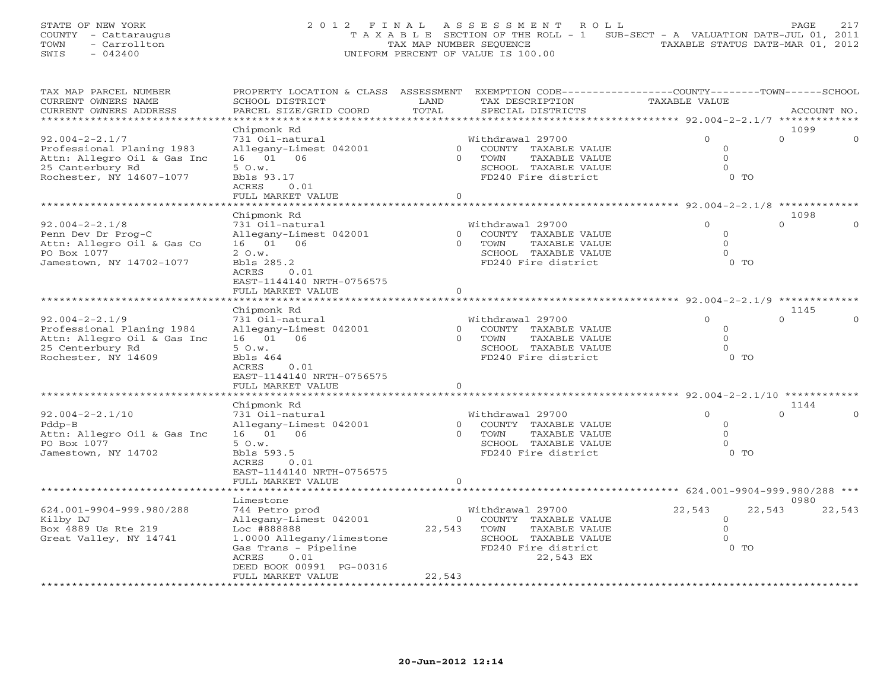STATE OF NEW YORK
COUNTY - Cattaraugus
TOWN - Carrollton
SWIS - 042400

2 0 1 2 F I N A L A S S E S S M E N T R O L L
T A X A B L E SECTION OF THE ROLL - 1 SUB-SECT - A VALUATION DATE-JUL 01, 2011
TAX MAP NUMBER SEQUENCE TAXABLE STATUS DATE-MAR 01, 2012
UNIFORM PERCENT OF VALUE IS 100.00

| TAX MAP PARCEL NUMBER / CURRENT OWNERS NAME / CURRENT OWNERS ADDRESS | PROPERTY LOCATION & CLASS / SCHOOL DISTRICT / PARCEL SIZE/GRID COORD | ASSESSMENT LAND | ASSESSMENT TOTAL | EXEMPTION CODE / TAX DESCRIPTION / SPECIAL DISTRICTS | COUNTY TAXABLE VALUE | TOWN | SCHOOL | ACCOUNT NO. |
|---|---|---|---|---|---|---|---|---|
| **92.004-2-2.1/7** | Chipmonk Rd | | | | | | | 1099 |
| 92.004-2-2.1/7 | 731 Oil-natural | | | Withdrawal 29700 | 0 | 0 | 0 | |
| Professional Planing 1983 | Allegany-Limest 042001 | 0 | | COUNTY TAXABLE VALUE | 0 | | | |
| Attn: Allegro Oil & Gas Inc | 16 01 06 | | 0 | TOWN TAXABLE VALUE | 0 | | | |
| 25 Canterbury Rd | 5 O.w. | | | SCHOOL TAXABLE VALUE | 0 | | | |
| Rochester, NY 14607-1077 | Bbls 93.17 | | | FD240 Fire district | 0 TO | | | |
| | ACRES 0.01 | | | | | | | |
| | FULL MARKET VALUE | | 0 | | | | | |
| **92.004-2-2.1/8** | Chipmonk Rd | | | | | | | 1098 |
| 92.004-2-2.1/8 | 731 Oil-natural | | | Withdrawal 29700 | 0 | 0 | 0 | |
| Penn Dev Dr Prog-C | Allegany-Limest 042001 | 0 | | COUNTY TAXABLE VALUE | 0 | | | |
| Attn: Allegro Oil & Gas Co | 16 01 06 | | 0 | TOWN TAXABLE VALUE | 0 | | | |
| PO Box 1077 | 2 O.w. | | | SCHOOL TAXABLE VALUE | 0 | | | |
| Jamestown, NY 14702-1077 | Bbls 285.2 | | | FD240 Fire district | 0 TO | | | |
| | ACRES 0.01 | | | | | | | |
| | EAST-1144140 NRTH-0756575 | | | | | | | |
| | FULL MARKET VALUE | | 0 | | | | | |
| **92.004-2-2.1/9** | Chipmonk Rd | | | | | | | 1145 |
| 92.004-2-2.1/9 | 731 Oil-natural | | | Withdrawal 29700 | 0 | 0 | 0 | |
| Professional Planing 1984 | Allegany-Limest 042001 | 0 | | COUNTY TAXABLE VALUE | 0 | | | |
| Attn: Allegro Oil & Gas Inc | 16 01 06 | | 0 | TOWN TAXABLE VALUE | 0 | | | |
| 25 Centerbury Rd | 5 O.w. | | | SCHOOL TAXABLE VALUE | 0 | | | |
| Rochester, NY 14609 | Bbls 464 | | | FD240 Fire district | 0 TO | | | |
| | ACRES 0.01 | | | | | | | |
| | EAST-1144140 NRTH-0756575 | | | | | | | |
| | FULL MARKET VALUE | | 0 | | | | | |
| **92.004-2-2.1/10** | Chipmonk Rd | | | | | | | 1144 |
| 92.004-2-2.1/10 | 731 Oil-natural | | | Withdrawal 29700 | 0 | 0 | 0 | |
| Pddp-B | Allegany-Limest 042001 | 0 | | COUNTY TAXABLE VALUE | 0 | | | |
| Attn: Allegro Oil & Gas Inc | 16 01 06 | | 0 | TOWN TAXABLE VALUE | 0 | | | |
| PO Box 1077 | 5 O.w. | | | SCHOOL TAXABLE VALUE | 0 | | | |
| Jamestown, NY 14702 | Bbls 593.5 | | | FD240 Fire district | 0 TO | | | |
| | ACRES 0.01 | | | | | | | |
| | EAST-1144140 NRTH-0756575 | | | | | | | |
| | FULL MARKET VALUE | | 0 | | | | | |
| **624.001-9904-999.980/288** | Limestone | | | | | | | 0980 |
| 624.001-9904-999.980/288 | 744 Petro prod | | | Withdrawal 29700 | 22,543 | 22,543 | 22,543 | |
| Kilby DJ | Allegany-Limest 042001 | 0 | | COUNTY TAXABLE VALUE | 0 | | | |
| Box 4889 Us Rte 219 | Loc #888888 | | 22,543 | TOWN TAXABLE VALUE | 0 | | | |
| Great Valley, NY 14741 | 1.0000 Allegany/limestone | | | SCHOOL TAXABLE VALUE | 0 | | | |
| | Gas Trans - Pipeline | | | FD240 Fire district | 0 TO | | | |
| | ACRES 0.01 | | | 22,543 EX | | | | |
| | DEED BOOK 00991 PG-00316 | | | | | | | |
| | FULL MARKET VALUE | | 22,543 | | | | | |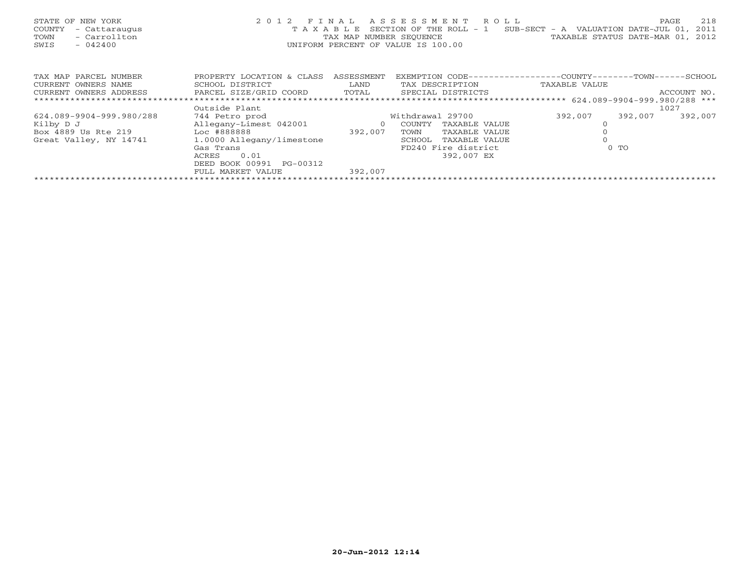STATE OF NEW YORK
COUNTY - Cattaraugus
TOWN - Carrollton
SWIS - 042400

2 0 1 2 F I N A L A S S E S S M E N T R O L L
T A X A B L E SECTION OF THE ROLL - 1 SUB-SECT - A VALUATION DATE-JUL 01, 2011
TAX MAP NUMBER SEQUENCE TAXABLE STATUS DATE-MAR 01, 2012
UNIFORM PERCENT OF VALUE IS 100.00

| TAX MAP PARCEL NUMBER / CURRENT OWNERS NAME / CURRENT OWNERS ADDRESS | PROPERTY LOCATION & CLASS / SCHOOL DISTRICT / PARCEL SIZE/GRID COORD | ASSESSMENT LAND / TOTAL | EXEMPTION CODE / TAX DESCRIPTION / SPECIAL DISTRICTS | COUNTY TAXABLE VALUE | TOWN | SCHOOL / ACCOUNT NO. |
|---|---|---|---|---|---|---|
| 624.089-9904-999.980/288 | Outside Plant | | | | | 1027 |
| 624.089-9904-999.980/288 | 744 Petro prod | | Withdrawal 29700 | 392,007 | 392,007 | 392,007 |
| Kilby D J | Allegany-Limest 042001 | 0 | COUNTY TAXABLE VALUE | 0 | | |
| Box 4889 Us Rte 219 | Loc #888888 | 392,007 | TOWN TAXABLE VALUE | 0 | | |
| Great Valley, NY 14741 | 1.0000 Allegany/limestone | | SCHOOL TAXABLE VALUE | 0 | | |
| | Gas Trans | | FD240 Fire district | 0 TO | | |
| | ACRES 0.01 | | 392,007 EX | | | |
| | DEED BOOK 00991 PG-00312 | | | | | |
| | FULL MARKET VALUE | 392,007 | | | | |

20-Jun-2012 12:14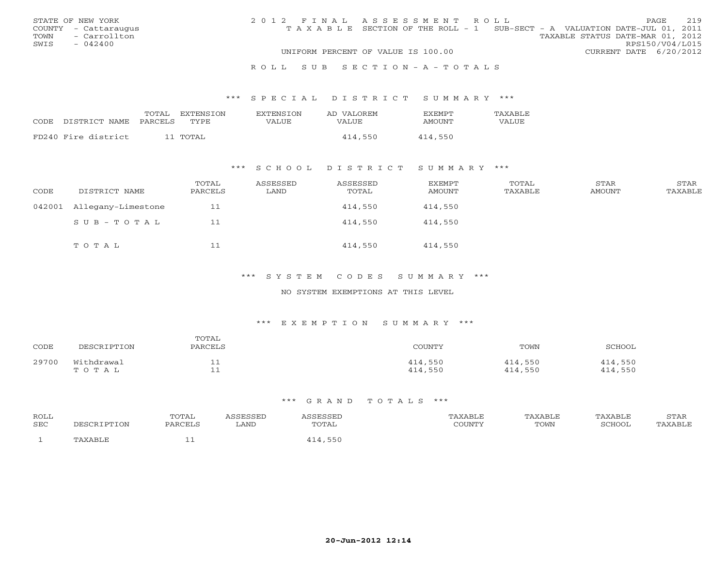STATE OF NEW YORK
COUNTY - Cattaraugus
TOWN - Carrollton
SWIS - 042400

2012 FINAL ASSESSMENT ROLL
TAXABLE SECTION OF THE ROLL - 1 SUB-SECT - A VALUATION DATE-JUL 01, 2011
TAXABLE STATUS DATE-MAR 01, 2012
RPS150/V04/L015
UNIFORM PERCENT OF VALUE IS 100.00 CURRENT DATE 6/20/2012

ROLL SUB SECTION - A - TOTALS

*** SPECIAL DISTRICT SUMMARY ***

| CODE | DISTRICT NAME | TOTAL PARCELS | EXTENSION TYPE | EXTENSION VALUE | AD VALOREM VALUE | EXEMPT AMOUNT | TAXABLE VALUE |
|---|---|---|---|---|---|---|---|
| FD240 | Fire district | 11 | TOTAL | | 414,550 | 414,550 | |

*** SCHOOL DISTRICT SUMMARY ***

| CODE | DISTRICT NAME | TOTAL PARCELS | ASSESSED LAND | ASSESSED TOTAL | EXEMPT AMOUNT | TOTAL TAXABLE | STAR AMOUNT | STAR TAXABLE |
|---|---|---|---|---|---|---|---|---|
| 042001 | Allegany-Limestone | 11 | | 414,550 | 414,550 | | | |
| | SUB-TOTAL | 11 | | 414,550 | 414,550 | | | |
| | TOTAL | 11 | | 414,550 | 414,550 | | | |

*** SYSTEM CODES SUMMARY ***

NO SYSTEM EXEMPTIONS AT THIS LEVEL

*** EXEMPTION SUMMARY ***

| CODE | DESCRIPTION | TOTAL PARCELS | COUNTY | TOWN | SCHOOL |
|---|---|---|---|---|---|
| 29700 | Withdrawal | 11 | 414,550 | 414,550 | 414,550 |
| | TOTAL | 11 | 414,550 | 414,550 | 414,550 |

*** GRAND TOTALS ***

| ROLL SEC | DESCRIPTION | TOTAL PARCELS | ASSESSED LAND | ASSESSED TOTAL | TAXABLE COUNTY | TAXABLE TOWN | TAXABLE SCHOOL | STAR TAXABLE |
|---|---|---|---|---|---|---|---|---|
| 1 | TAXABLE | 11 | | 414,550 | | | | |

20-Jun-2012 12:14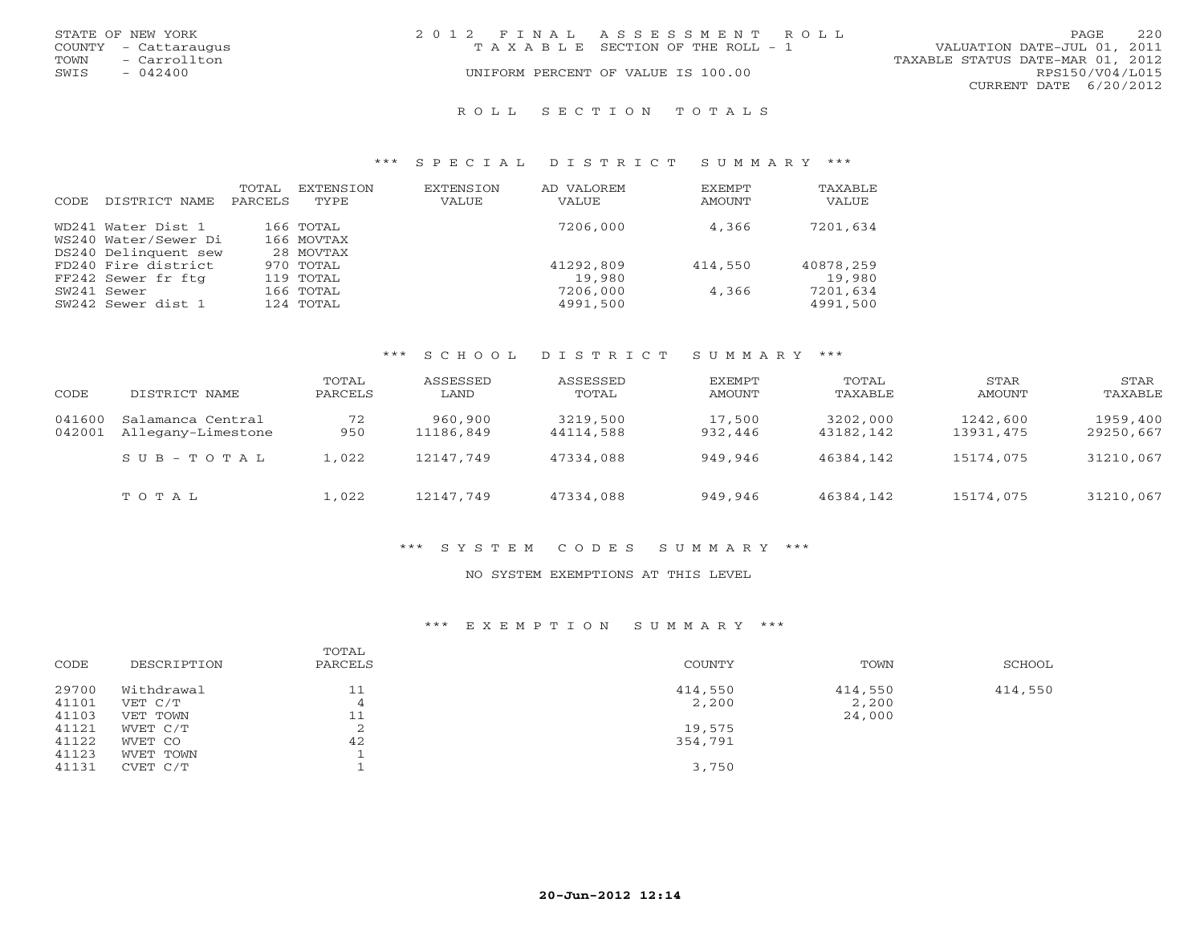STATE OF NEW YORK
COUNTY - Cattaraugus
TOWN - Carrollton
SWIS - 042400

# 2012 FINAL ASSESSMENT ROLL

TAXABLE SECTION OF THE ROLL - 1

UNIFORM PERCENT OF VALUE IS 100.00

VALUATION DATE-JUL 01, 2011
TAXABLE STATUS DATE-MAR 01, 2012
RPS150/V04/L015
CURRENT DATE 6/20/2012

## ROLL SECTION TOTALS

### *** SPECIAL DISTRICT SUMMARY ***

| CODE | DISTRICT NAME | TOTAL PARCELS | EXTENSION TYPE | EXTENSION VALUE | AD VALOREM VALUE | EXEMPT AMOUNT | TAXABLE VALUE |
|---|---|---|---|---|---|---|---|
| WD241 | Water Dist 1 | 166 | TOTAL | | 7206,000 | 4,366 | 7201,634 |
| WS240 | Water/Sewer Di | 166 | MOVTAX | | | | |
| DS240 | Delinquent sew | 28 | MOVTAX | | | | |
| FD240 | Fire district | 970 | TOTAL | | 41292,809 | 414,550 | 40878,259 |
| FF242 | Sewer fr ftg | 119 | TOTAL | | 19,980 | | 19,980 |
| SW241 | Sewer | 166 | TOTAL | | 7206,000 | 4,366 | 7201,634 |
| SW242 | Sewer dist 1 | 124 | TOTAL | | 4991,500 | | 4991,500 |

### *** SCHOOL DISTRICT SUMMARY ***

| CODE | DISTRICT NAME | TOTAL PARCELS | ASSESSED LAND | ASSESSED TOTAL | EXEMPT AMOUNT | TOTAL TAXABLE | STAR AMOUNT | STAR TAXABLE |
|---|---|---|---|---|---|---|---|---|
| 041600 | Salamanca Central | 72 | 960,900 | 3219,500 | 17,500 | 3202,000 | 1242,600 | 1959,400 |
| 042001 | Allegany-Limestone | 950 | 11186,849 | 44114,588 | 932,446 | 43182,142 | 13931,475 | 29250,667 |
| | SUB-TOTAL | 1,022 | 12147,749 | 47334,088 | 949,946 | 46384,142 | 15174,075 | 31210,067 |
| | TOTAL | 1,022 | 12147,749 | 47334,088 | 949,946 | 46384,142 | 15174,075 | 31210,067 |

### *** SYSTEM CODES SUMMARY ***

NO SYSTEM EXEMPTIONS AT THIS LEVEL

### *** EXEMPTION SUMMARY ***

| CODE | DESCRIPTION | TOTAL PARCELS | COUNTY | TOWN | SCHOOL |
|---|---|---|---|---|---|
| 29700 | Withdrawal | 11 | 414,550 | 414,550 | 414,550 |
| 41101 | VET C/T | 4 | 2,200 | 2,200 | |
| 41103 | VET TOWN | 11 | | 24,000 | |
| 41121 | WVET C/T | 2 | 19,575 | | |
| 41122 | WVET CO | 42 | 354,791 | | |
| 41123 | WVET TOWN | 1 | | | |
| 41131 | CVET C/T | 1 | 3,750 | | |

20-Jun-2012 12:14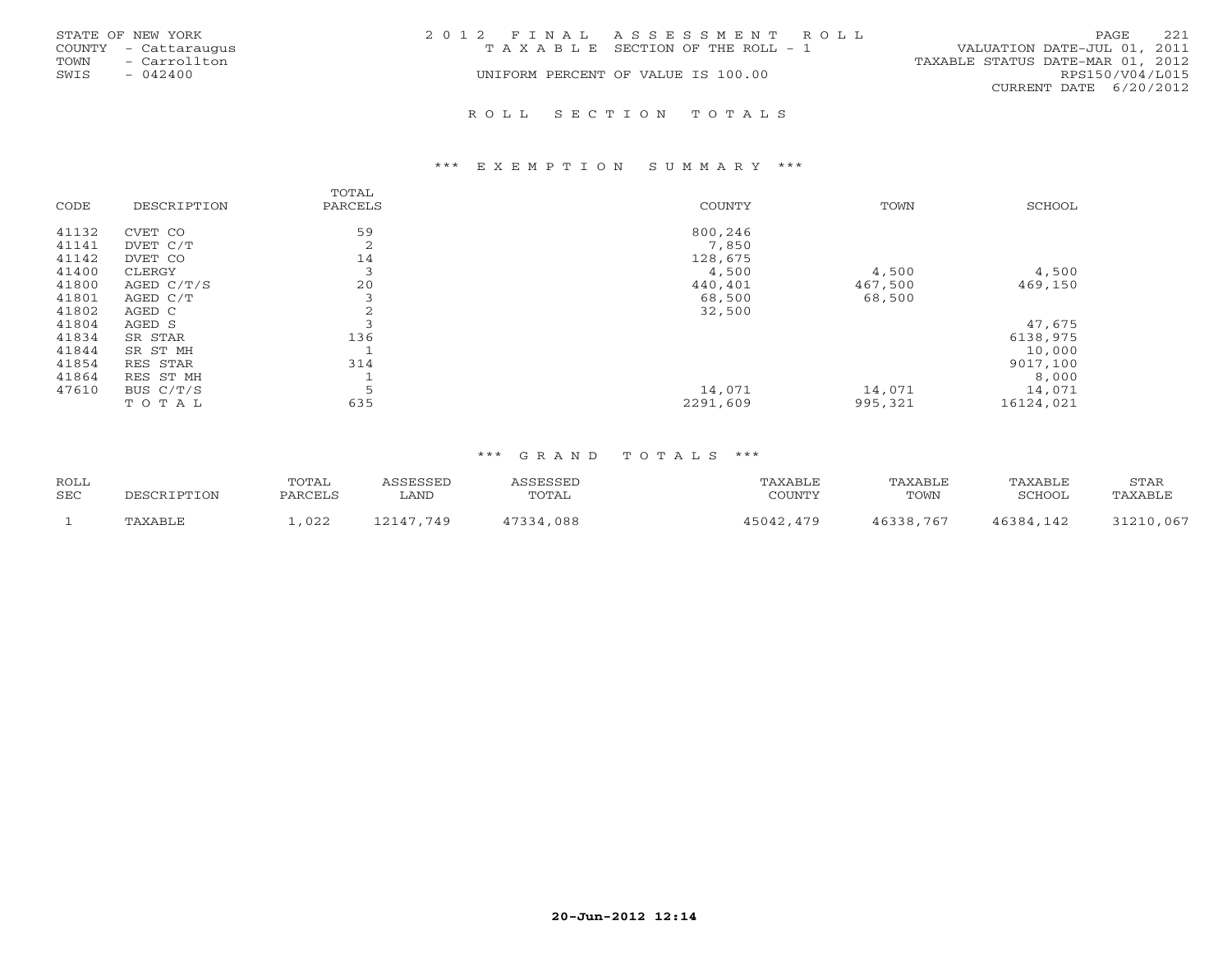STATE OF NEW YORK
COUNTY - Cattaraugus
TOWN - Carrollton
SWIS - 042400

2 0 1 2 F I N A L A S S E S S M E N T R O L L
T A X A B L E SECTION OF THE ROLL - 1
UNIFORM PERCENT OF VALUE IS 100.00

VALUATION DATE-JUL 01, 2011
TAXABLE STATUS DATE-MAR 01, 2012
RPS150/V04/L015
CURRENT DATE 6/20/2012

## R O L L S E C T I O N T O T A L S

### *** E X E M P T I O N S U M M A R Y ***

| CODE | DESCRIPTION | TOTAL PARCELS | COUNTY | TOWN | SCHOOL |
|---|---|---|---|---|---|
| 41132 | CVET CO | 59 | 800,246 | | |
| 41141 | DVET C/T | 2 | 7,850 | | |
| 41142 | DVET CO | 14 | 128,675 | | |
| 41400 | CLERGY | 3 | 4,500 | 4,500 | 4,500 |
| 41800 | AGED C/T/S | 20 | 440,401 | 467,500 | 469,150 |
| 41801 | AGED C/T | 3 | 68,500 | 68,500 | |
| 41802 | AGED C | 2 | 32,500 | | |
| 41804 | AGED S | 3 | | | 47,675 |
| 41834 | SR STAR | 136 | | | 6138,975 |
| 41844 | SR ST MH | 1 | | | 10,000 |
| 41854 | RES STAR | 314 | | | 9017,100 |
| 41864 | RES ST MH | 1 | | | 8,000 |
| 47610 | BUS C/T/S | 5 | 14,071 | 14,071 | 14,071 |
| | T O T A L | 635 | 2291,609 | 995,321 | 16124,021 |

### *** G R A N D T O T A L S ***

| ROLL SEC | DESCRIPTION | TOTAL PARCELS | ASSESSED LAND | ASSESSED TOTAL | TAXABLE COUNTY | TAXABLE TOWN | TAXABLE SCHOOL | STAR TAXABLE |
|---|---|---|---|---|---|---|---|---|
| 1 | TAXABLE | 1,022 | 12147,749 | 47334,088 | 45042,479 | 46338,767 | 46384,142 | 31210,067 |

20-Jun-2012 12:14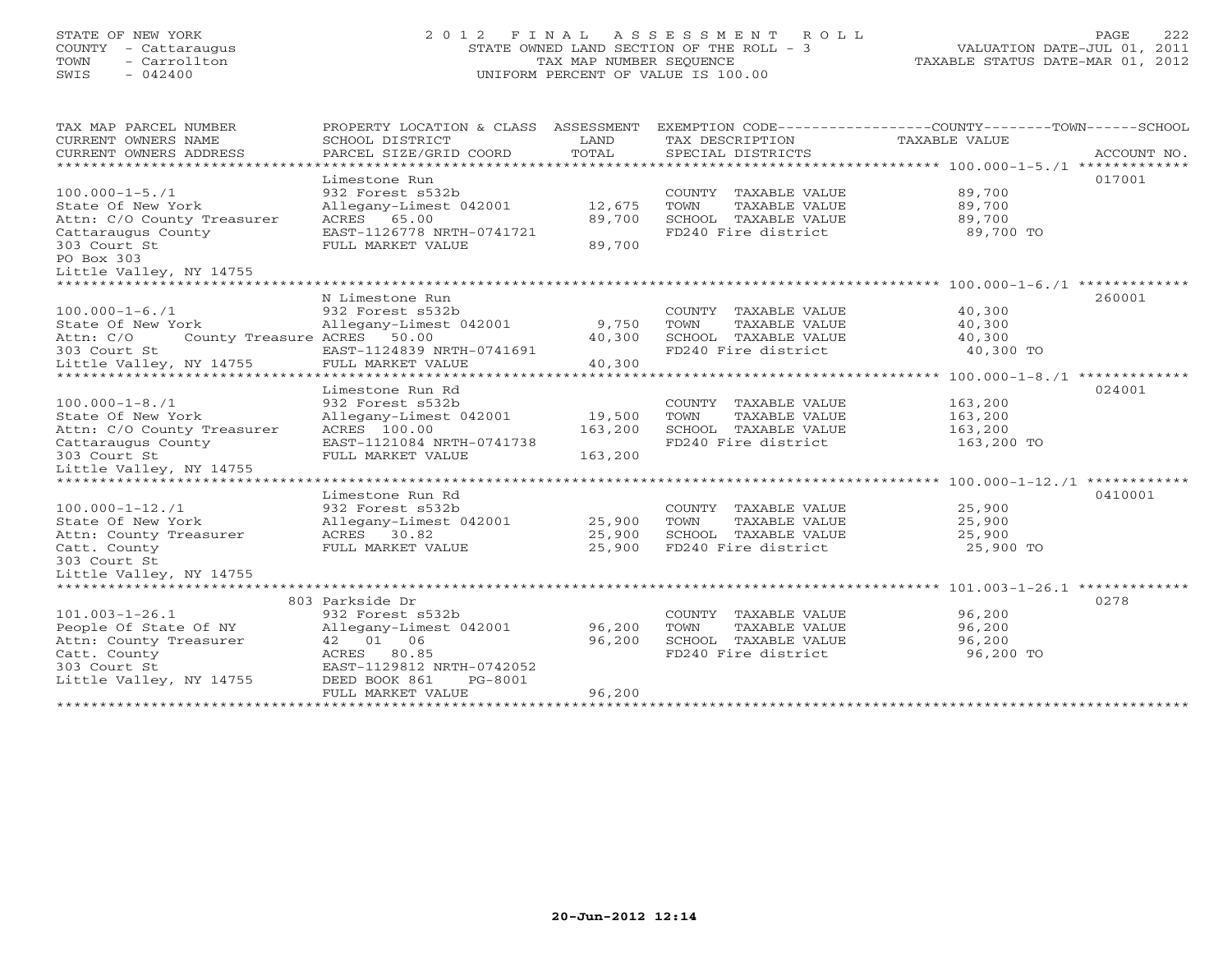STATE OF NEW YORK
COUNTY - Cattaraugus
TOWN - Carrollton
SWIS - 042400

# 2012 FINAL ASSESSMENT ROLL
STATE OWNED LAND SECTION OF THE ROLL - 3
TAX MAP NUMBER SEQUENCE
UNIFORM PERCENT OF VALUE IS 100.00

VALUATION DATE-JUL 01, 2011
TAXABLE STATUS DATE-MAR 01, 2012

| TAX MAP PARCEL NUMBER / CURRENT OWNERS NAME / CURRENT OWNERS ADDRESS | PROPERTY LOCATION & CLASS / SCHOOL DISTRICT / PARCEL SIZE/GRID COORD | ASSESSMENT LAND / TOTAL | EXEMPTION CODE / TAX DESCRIPTION / SPECIAL DISTRICTS | COUNTY--------TOWN------SCHOOL TAXABLE VALUE | ACCOUNT NO. |
|---|---|---|---|---|---|
| 100.000-1-5./1 | Limestone Run | | | | 017001 |
| | 932 Forest s532b | | COUNTY TAXABLE VALUE | 89,700 | |
| State Of New York | Allegany-Limest 042001 | 12,675 | TOWN TAXABLE VALUE | 89,700 | |
| Attn: C/O County Treasurer | ACRES 65.00 | 89,700 | SCHOOL TAXABLE VALUE | 89,700 | |
| Cattaraugus County | EAST-1126778 NRTH-0741721 | | FD240 Fire district | 89,700 TO | |
| 303 Court St | FULL MARKET VALUE | 89,700 | | | |
| PO Box 303 | | | | | |
| Little Valley, NY 14755 | | | | | |
| 100.000-1-6./1 | N Limestone Run | | | | 260001 |
| | 932 Forest s532b | | COUNTY TAXABLE VALUE | 40,300 | |
| State Of New York | Allegany-Limest 042001 | 9,750 | TOWN TAXABLE VALUE | 40,300 | |
| Attn: C/O County Treasure | ACRES 50.00 | 40,300 | SCHOOL TAXABLE VALUE | 40,300 | |
| 303 Court St | EAST-1124839 NRTH-0741691 | | FD240 Fire district | 40,300 TO | |
| Little Valley, NY 14755 | FULL MARKET VALUE | 40,300 | | | |
| 100.000-1-8./1 | Limestone Run Rd | | | | 024001 |
| | 932 Forest s532b | | COUNTY TAXABLE VALUE | 163,200 | |
| State Of New York | Allegany-Limest 042001 | 19,500 | TOWN TAXABLE VALUE | 163,200 | |
| Attn: C/O County Treasurer | ACRES 100.00 | 163,200 | SCHOOL TAXABLE VALUE | 163,200 | |
| Cattaraugus County | EAST-1121084 NRTH-0741738 | | FD240 Fire district | 163,200 TO | |
| 303 Court St | FULL MARKET VALUE | 163,200 | | | |
| Little Valley, NY 14755 | | | | | |
| 100.000-1-12./1 | Limestone Run Rd | | | | 0410001 |
| | 932 Forest s532b | | COUNTY TAXABLE VALUE | 25,900 | |
| State Of New York | Allegany-Limest 042001 | 25,900 | TOWN TAXABLE VALUE | 25,900 | |
| Attn: County Treasurer | ACRES 30.82 | 25,900 | SCHOOL TAXABLE VALUE | 25,900 | |
| Catt. County | FULL MARKET VALUE | 25,900 | FD240 Fire district | 25,900 TO | |
| 303 Court St | | | | | |
| Little Valley, NY 14755 | | | | | |
| 101.003-1-26.1 | 803 Parkside Dr | | | | 0278 |
| | 932 Forest s532b | | COUNTY TAXABLE VALUE | 96,200 | |
| People Of State Of NY | Allegany-Limest 042001 | 96,200 | TOWN TAXABLE VALUE | 96,200 | |
| Attn: County Treasurer | 42 01 06 | 96,200 | SCHOOL TAXABLE VALUE | 96,200 | |
| Catt. County | ACRES 80.85 | | FD240 Fire district | 96,200 TO | |
| 303 Court St | EAST-1129812 NRTH-0742052 | | | | |
| Little Valley, NY 14755 | DEED BOOK 861 PG-8001 | | | | |
| | FULL MARKET VALUE | 96,200 | | | |

20-Jun-2012 12:14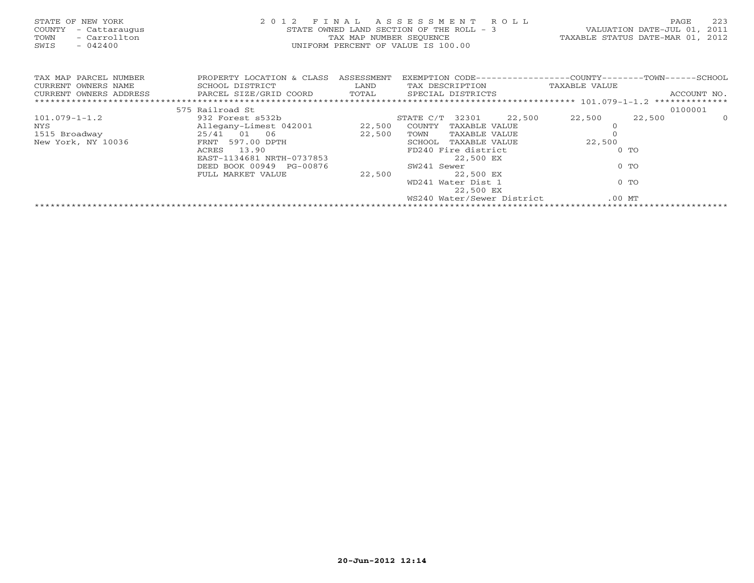STATE OF NEW YORK
COUNTY - Cattaraugus
TOWN - Carrollton
SWIS - 042400

2 0 1 2 F I N A L A S S E S S M E N T R O L L
STATE OWNED LAND SECTION OF THE ROLL - 3
TAX MAP NUMBER SEQUENCE
UNIFORM PERCENT OF VALUE IS 100.00

VALUATION DATE-JUL 01, 2011
TAXABLE STATUS DATE-MAR 01, 2012

| TAX MAP PARCEL NUMBER / CURRENT OWNERS NAME / CURRENT OWNERS ADDRESS | PROPERTY LOCATION & CLASS / SCHOOL DISTRICT / PARCEL SIZE/GRID COORD | ASSESSMENT LAND | TOTAL | EXEMPTION CODE / TAX DESCRIPTION / SPECIAL DISTRICTS | COUNTY | TOWN | SCHOOL | ACCOUNT NO. |
|---|---|---|---|---|---|---|---|---|
| 101.079-1-1.2 | 575 Railroad St | | | | | | | 0100001 |
| | 932 Forest s532b | | | STATE C/T 32301 22,500 | 22,500 | 22,500 | 0 | |
| NYS | Allegany-Limest 042001 | 22,500 | | COUNTY TAXABLE VALUE | 0 | | | |
| 1515 Broadway | 25/41 01 06 | | 22,500 | TOWN TAXABLE VALUE | | 0 | | |
| New York, NY 10036 | FRNT 597.00 DPTH | | | SCHOOL TAXABLE VALUE | | | 22,500 | |
| | ACRES 13.90 | | | FD240 Fire district | 0 TO | | | |
| | EAST-1134681 NRTH-0737853 | | | 22,500 EX | | | | |
| | DEED BOOK 00949 PG-00876 | | | SW241 Sewer | 0 TO | | | |
| | FULL MARKET VALUE | | 22,500 | 22,500 EX | | | | |
| | | | | WD241 Water Dist 1 | 0 TO | | | |
| | | | | 22,500 EX | | | | |
| | | | | WS240 Water/Sewer District | .00 MT | | | |

20-Jun-2012 12:14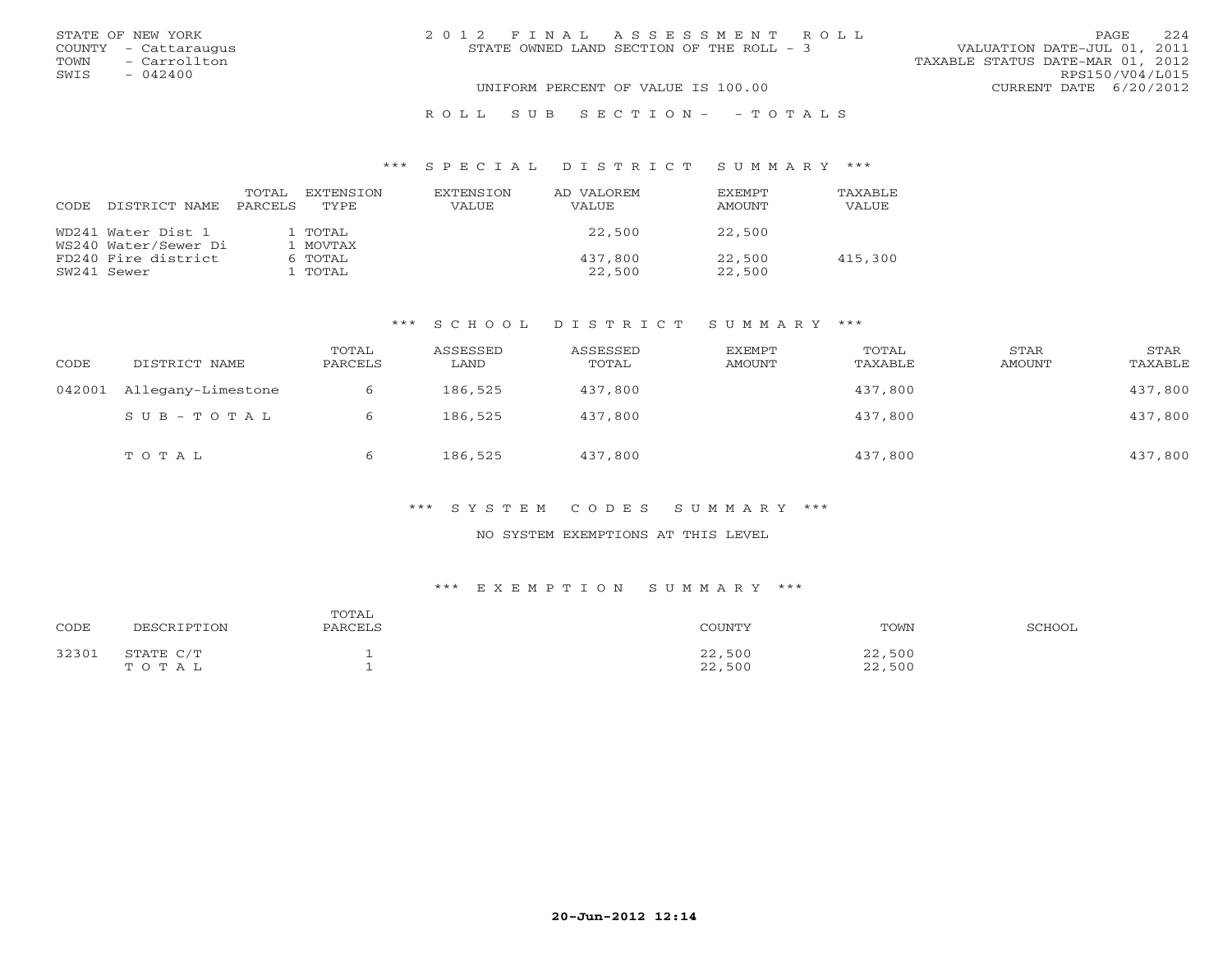STATE OF NEW YORK
COUNTY - Cattaraugus
TOWN - Carrollton
SWIS - 042400

2012 FINAL ASSESSMENT ROLL
STATE OWNED LAND SECTION OF THE ROLL - 3
UNIFORM PERCENT OF VALUE IS 100.00

VALUATION DATE-JUL 01, 2011
TAXABLE STATUS DATE-MAR 01, 2012
RPS150/V04/L015
CURRENT DATE 6/20/2012

ROLL SUB SECTION- - TOTALS

### *** SPECIAL DISTRICT SUMMARY ***

| CODE | DISTRICT NAME | TOTAL PARCELS | EXTENSION TYPE | EXTENSION VALUE | AD VALOREM VALUE | EXEMPT AMOUNT | TAXABLE VALUE |
|---|---|---|---|---|---|---|---|
| WD241 | Water Dist 1 | 1 | TOTAL | | 22,500 | 22,500 | |
| WS240 | Water/Sewer Di | 1 | MOVTAX | | | | |
| FD240 | Fire district | 6 | TOTAL | | 437,800 | 22,500 | 415,300 |
| SW241 | Sewer | 1 | TOTAL | | 22,500 | 22,500 | |

### *** SCHOOL DISTRICT SUMMARY ***

| CODE | DISTRICT NAME | TOTAL PARCELS | ASSESSED LAND | ASSESSED TOTAL | EXEMPT AMOUNT | TOTAL TAXABLE | STAR AMOUNT | STAR TAXABLE |
|---|---|---|---|---|---|---|---|---|
| 042001 | Allegany-Limestone | 6 | 186,525 | 437,800 | | 437,800 | | 437,800 |
| | SUB-TOTAL | 6 | 186,525 | 437,800 | | 437,800 | | 437,800 |
| | TOTAL | 6 | 186,525 | 437,800 | | 437,800 | | 437,800 |

### *** SYSTEM CODES SUMMARY ***

NO SYSTEM EXEMPTIONS AT THIS LEVEL

### *** EXEMPTION SUMMARY ***

| CODE | DESCRIPTION | TOTAL PARCELS | COUNTY | TOWN | SCHOOL |
|---|---|---|---|---|---|
| 32301 | STATE C/T | 1 | 22,500 | 22,500 | |
| | TOTAL | 1 | 22,500 | 22,500 | |

20-Jun-2012 12:14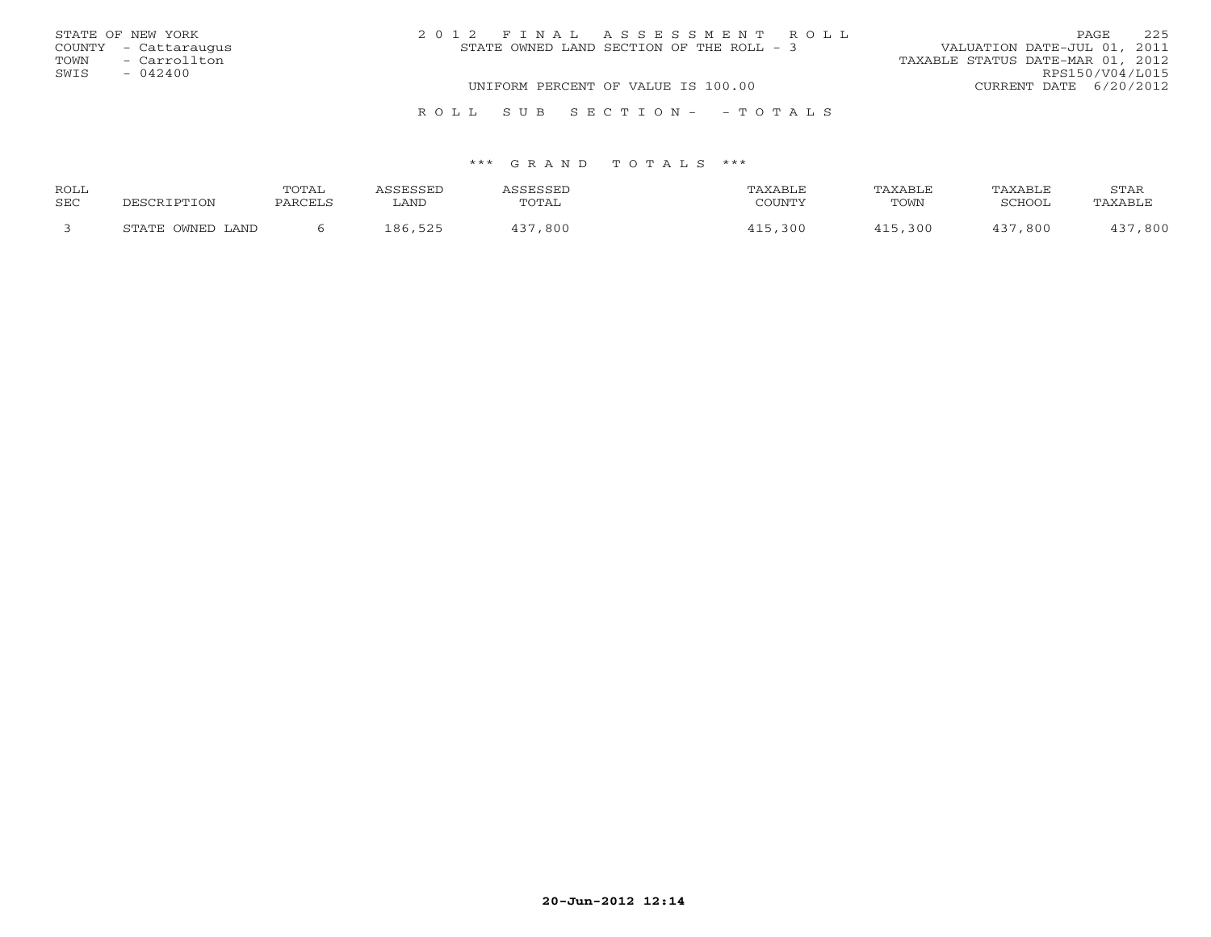STATE OF NEW YORK
COUNTY - Cattaraugus
TOWN - Carrollton
SWIS - 042400

2 0 1 2 F I N A L A S S E S S M E N T R O L L
STATE OWNED LAND SECTION OF THE ROLL - 3
UNIFORM PERCENT OF VALUE IS 100.00

VALUATION DATE-JUL 01, 2011
TAXABLE STATUS DATE-MAR 01, 2012
RPS150/V04/L015
CURRENT DATE 6/20/2012

R O L L S U B S E C T I O N - - T O T A L S

\*\*\* G R A N D T O T A L S \*\*\*

| ROLL SEC | DESCRIPTION | TOTAL PARCELS | ASSESSED LAND | ASSESSED TOTAL | TAXABLE COUNTY | TAXABLE TOWN | TAXABLE SCHOOL | STAR TAXABLE |
|---|---|---|---|---|---|---|---|---|
| 3 | STATE OWNED LAND | 6 | 186,525 | 437,800 | 415,300 | 415,300 | 437,800 | 437,800 |

20-Jun-2012 12:14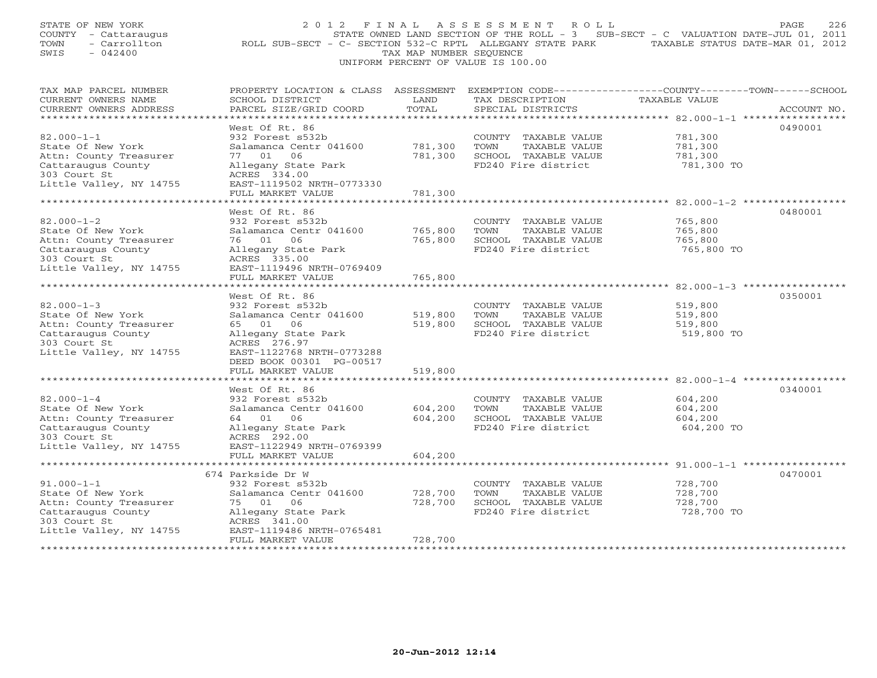STATE OF NEW YORK
COUNTY - Cattaraugus
TOWN - Carrollton
SWIS - 042400

# 2012 FINAL ASSESSMENT ROLL

STATE OWNED LAND SECTION OF THE ROLL - 3 SUB-SECT - C VALUATION DATE-JUL 01, 2011
ROLL SUB-SECT - C- SECTION 532-C RPTL ALLEGANY STATE PARK TAXABLE STATUS DATE-MAR 01, 2012
TAX MAP NUMBER SEQUENCE
UNIFORM PERCENT OF VALUE IS 100.00

| TAX MAP PARCEL NUMBER / CURRENT OWNERS NAME / CURRENT OWNERS ADDRESS | PROPERTY LOCATION & CLASS / SCHOOL DISTRICT / PARCEL SIZE/GRID COORD | ASSESSMENT LAND / TOTAL | EXEMPTION CODE / TAX DESCRIPTION / SPECIAL DISTRICTS | COUNTY--------TOWN------SCHOOL TAXABLE VALUE | ACCOUNT NO. |
|---|---|---|---|---|---|
| 82.000-1-1 | West Of Rt. 86 | | | | 0490001 |
| State Of New York | 932 Forest s532b | | COUNTY TAXABLE VALUE | 781,300 | |
| Attn: County Treasurer | Salamanca Centr 041600 | 781,300 | TOWN TAXABLE VALUE | 781,300 | |
| Cattaraugus County | 77 01 06 | 781,300 | SCHOOL TAXABLE VALUE | 781,300 | |
| 303 Court St | Allegany State Park | | FD240 Fire district | 781,300 TO | |
| Little Valley, NY 14755 | ACRES 334.00 | | | | |
| | EAST-1119502 NRTH-0773330 | | | | |
| | FULL MARKET VALUE | 781,300 | | | |
| 82.000-1-2 | West Of Rt. 86 | | | | 0480001 |
| State Of New York | 932 Forest s532b | | COUNTY TAXABLE VALUE | 765,800 | |
| Attn: County Treasurer | Salamanca Centr 041600 | 765,800 | TOWN TAXABLE VALUE | 765,800 | |
| Cattaraugus County | 76 01 06 | 765,800 | SCHOOL TAXABLE VALUE | 765,800 | |
| 303 Court St | Allegany State Park | | FD240 Fire district | 765,800 TO | |
| Little Valley, NY 14755 | ACRES 335.00 | | | | |
| | EAST-1119496 NRTH-0769409 | | | | |
| | FULL MARKET VALUE | 765,800 | | | |
| 82.000-1-3 | West Of Rt. 86 | | | | 0350001 |
| State Of New York | 932 Forest s532b | | COUNTY TAXABLE VALUE | 519,800 | |
| Attn: County Treasurer | Salamanca Centr 041600 | 519,800 | TOWN TAXABLE VALUE | 519,800 | |
| Cattaraugus County | 65 01 06 | 519,800 | SCHOOL TAXABLE VALUE | 519,800 | |
| 303 Court St | Allegany State Park | | FD240 Fire district | 519,800 TO | |
| Little Valley, NY 14755 | ACRES 276.97 | | | | |
| | EAST-1122768 NRTH-0773288 | | | | |
| | DEED BOOK 00301 PG-00517 | | | | |
| | FULL MARKET VALUE | 519,800 | | | |
| 82.000-1-4 | West Of Rt. 86 | | | | 0340001 |
| State Of New York | 932 Forest s532b | | COUNTY TAXABLE VALUE | 604,200 | |
| Attn: County Treasurer | Salamanca Centr 041600 | 604,200 | TOWN TAXABLE VALUE | 604,200 | |
| Cattaraugus County | 64 01 06 | 604,200 | SCHOOL TAXABLE VALUE | 604,200 | |
| 303 Court St | Allegany State Park | | FD240 Fire district | 604,200 TO | |
| Little Valley, NY 14755 | ACRES 292.00 | | | | |
| | EAST-1122949 NRTH-0769399 | | | | |
| | FULL MARKET VALUE | 604,200 | | | |
| 91.000-1-1 | 674 Parkside Dr W | | | | 0470001 |
| State Of New York | 932 Forest s532b | | COUNTY TAXABLE VALUE | 728,700 | |
| Attn: County Treasurer | Salamanca Centr 041600 | 728,700 | TOWN TAXABLE VALUE | 728,700 | |
| Cattaraugus County | 75 01 06 | 728,700 | SCHOOL TAXABLE VALUE | 728,700 | |
| 303 Court St | Allegany State Park | | FD240 Fire district | 728,700 TO | |
| Little Valley, NY 14755 | ACRES 341.00 | | | | |
| | EAST-1119486 NRTH-0765481 | | | | |
| | FULL MARKET VALUE | 728,700 | | | |

20-Jun-2012 12:14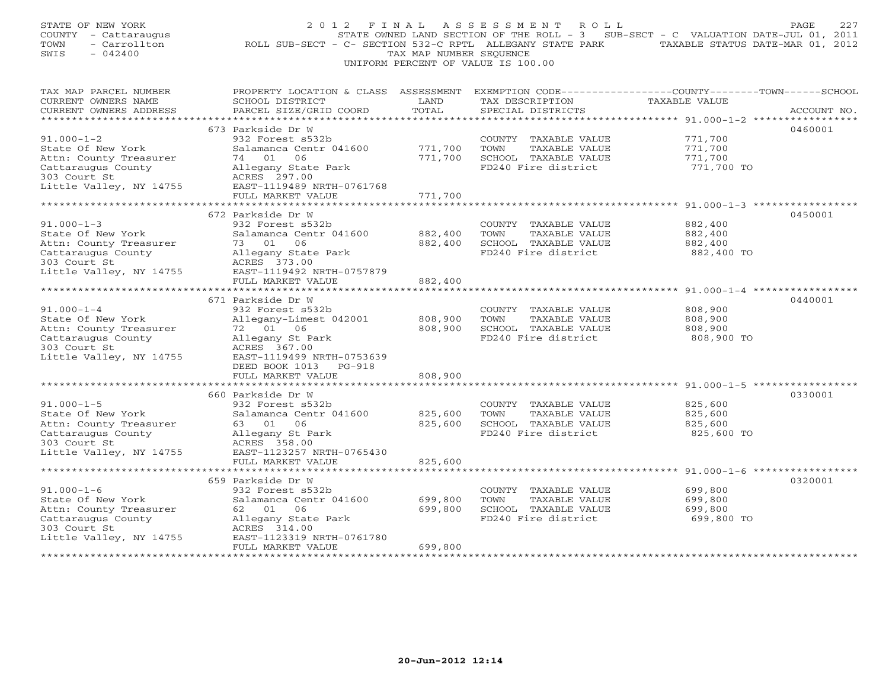STATE OF NEW YORK
COUNTY - Cattaraugus
TOWN - Carrollton
SWIS - 042400

# 2012 FINAL ASSESSMENT ROLL

STATE OWNED LAND SECTION OF THE ROLL - 3 SUB-SECT - C VALUATION DATE-JUL 01, 2011
ROLL SUB-SECT - C- SECTION 532-C RPTL ALLEGANY STATE PARK TAXABLE STATUS DATE-MAR 01, 2012
TAX MAP NUMBER SEQUENCE
UNIFORM PERCENT OF VALUE IS 100.00

| TAX MAP PARCEL NUMBER / CURRENT OWNERS NAME / CURRENT OWNERS ADDRESS | PROPERTY LOCATION & CLASS / SCHOOL DISTRICT / PARCEL SIZE/GRID COORD | ASSESSMENT LAND / TOTAL | EXEMPTION CODE / TAX DESCRIPTION / SPECIAL DISTRICTS | TAXABLE VALUE (COUNTY / TOWN / SCHOOL) | ACCOUNT NO. |
|---|---|---|---|---|---|
| 91.000-1-2 | 673 Parkside Dr W | | | | 0460001 |
| State Of New York | 932 Forest s532b | | COUNTY TAXABLE VALUE | 771,700 | |
| Attn: County Treasurer | Salamanca Centr 041600 | 771,700 | TOWN TAXABLE VALUE | 771,700 | |
| Cattaraugus County | 74 01 06 | 771,700 | SCHOOL TAXABLE VALUE | 771,700 | |
| 303 Court St | Allegany State Park | | FD240 Fire district | 771,700 TO | |
| Little Valley, NY 14755 | ACRES 297.00 | | | | |
| | EAST-1119489 NRTH-0761768 | | | | |
| | FULL MARKET VALUE | 771,700 | | | |
| 91.000-1-3 | 672 Parkside Dr W | | | | 0450001 |
| State Of New York | 932 Forest s532b | | COUNTY TAXABLE VALUE | 882,400 | |
| Attn: County Treasurer | Salamanca Centr 041600 | 882,400 | TOWN TAXABLE VALUE | 882,400 | |
| Cattaraugus County | 73 01 06 | 882,400 | SCHOOL TAXABLE VALUE | 882,400 | |
| 303 Court St | Allegany State Park | | FD240 Fire district | 882,400 TO | |
| Little Valley, NY 14755 | ACRES 373.00 | | | | |
| | EAST-1119492 NRTH-0757879 | | | | |
| | FULL MARKET VALUE | 882,400 | | | |
| 91.000-1-4 | 671 Parkside Dr W | | | | 0440001 |
| State Of New York | 932 Forest s532b | | COUNTY TAXABLE VALUE | 808,900 | |
| Attn: County Treasurer | Allegany-Limest 042001 | 808,900 | TOWN TAXABLE VALUE | 808,900 | |
| Cattaraugus County | 72 01 06 | 808,900 | SCHOOL TAXABLE VALUE | 808,900 | |
| 303 Court St | Allegany St Park | | FD240 Fire district | 808,900 TO | |
| Little Valley, NY 14755 | ACRES 367.00 | | | | |
| | EAST-1119499 NRTH-0753639 | | | | |
| | DEED BOOK 1013 PG-918 | | | | |
| | FULL MARKET VALUE | 808,900 | | | |
| 91.000-1-5 | 660 Parkside Dr W | | | | 0330001 |
| State Of New York | 932 Forest s532b | | COUNTY TAXABLE VALUE | 825,600 | |
| Attn: County Treasurer | Salamanca Centr 041600 | 825,600 | TOWN TAXABLE VALUE | 825,600 | |
| Cattaraugus County | 63 01 06 | 825,600 | SCHOOL TAXABLE VALUE | 825,600 | |
| 303 Court St | Allegany St Park | | FD240 Fire district | 825,600 TO | |
| Little Valley, NY 14755 | ACRES 358.00 | | | | |
| | EAST-1123257 NRTH-0765430 | | | | |
| | FULL MARKET VALUE | 825,600 | | | |
| 91.000-1-6 | 659 Parkside Dr W | | | | 0320001 |
| State Of New York | 932 Forest s532b | | COUNTY TAXABLE VALUE | 699,800 | |
| Attn: County Treasurer | Salamanca Centr 041600 | 699,800 | TOWN TAXABLE VALUE | 699,800 | |
| Cattaraugus County | 62 01 06 | 699,800 | SCHOOL TAXABLE VALUE | 699,800 | |
| 303 Court St | Allegany State Park | | FD240 Fire district | 699,800 TO | |
| Little Valley, NY 14755 | ACRES 314.00 | | | | |
| | EAST-1123319 NRTH-0761780 | | | | |
| | FULL MARKET VALUE | 699,800 | | | |

20-Jun-2012 12:14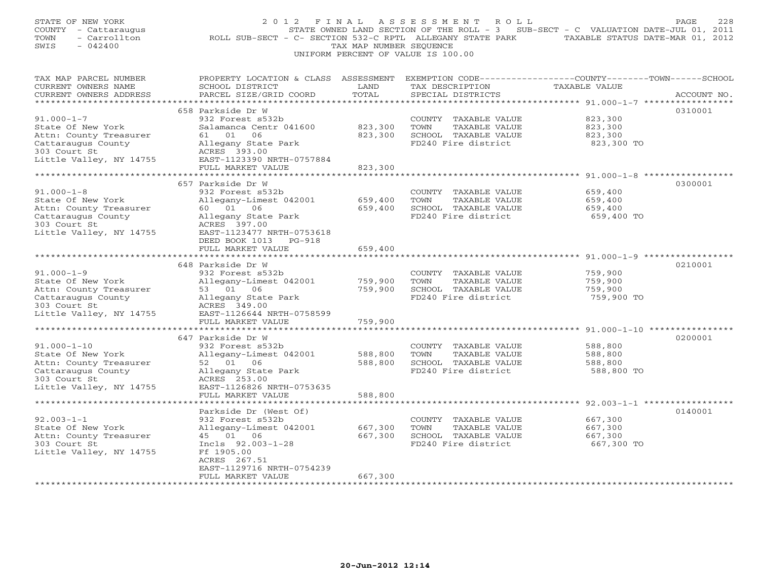STATE OF NEW YORK
COUNTY - Cattaraugus
TOWN - Carrollton
SWIS - 042400

# 2012 FINAL ASSESSMENT ROLL

STATE OWNED LAND SECTION OF THE ROLL - 3 SUB-SECT - C VALUATION DATE-JUL 01, 2011
ROLL SUB-SECT - C- SECTION 532-C RPTL ALLEGANY STATE PARK TAXABLE STATUS DATE-MAR 01, 2012
TAX MAP NUMBER SEQUENCE
UNIFORM PERCENT OF VALUE IS 100.00

| TAX MAP PARCEL NUMBER / CURRENT OWNERS NAME / CURRENT OWNERS ADDRESS | PROPERTY LOCATION & CLASS / SCHOOL DISTRICT / PARCEL SIZE/GRID COORD | ASSESSMENT LAND / TOTAL | EXEMPTION CODE / TAX DESCRIPTION / SPECIAL DISTRICTS | TAXABLE VALUE (COUNTY / TOWN / SCHOOL) | ACCOUNT NO. |
|---|---|---|---|---|---|
| 91.000-1-7 | 658 Parkside Dr W | | | | 0310001 |
| State Of New York | 932 Forest s532b | | COUNTY TAXABLE VALUE | 823,300 | |
| Attn: County Treasurer | Salamanca Centr 041600 | 823,300 | TOWN TAXABLE VALUE | 823,300 | |
| Cattaraugus County | 61 01 06 | 823,300 | SCHOOL TAXABLE VALUE | 823,300 | |
| 303 Court St | Allegany State Park | | FD240 Fire district | 823,300 TO | |
| Little Valley, NY 14755 | ACRES 393.00 | | | | |
| | EAST-1123390 NRTH-0757884 | | | | |
| | FULL MARKET VALUE | 823,300 | | | |
| 91.000-1-8 | 657 Parkside Dr W | | | | 0300001 |
| State Of New York | 932 Forest s532b | | COUNTY TAXABLE VALUE | 659,400 | |
| Attn: County Treasurer | Allegany-Limest 042001 | 659,400 | TOWN TAXABLE VALUE | 659,400 | |
| Cattaraugus County | 60 01 06 | 659,400 | SCHOOL TAXABLE VALUE | 659,400 | |
| 303 Court St | Allegany State Park | | FD240 Fire district | 659,400 TO | |
| Little Valley, NY 14755 | ACRES 397.00 | | | | |
| | EAST-1123477 NRTH-0753618 | | | | |
| | DEED BOOK 1013 PG-918 | | | | |
| | FULL MARKET VALUE | 659,400 | | | |
| 91.000-1-9 | 648 Parkside Dr W | | | | 0210001 |
| State Of New York | 932 Forest s532b | | COUNTY TAXABLE VALUE | 759,900 | |
| Attn: County Treasurer | Allegany-Limest 042001 | 759,900 | TOWN TAXABLE VALUE | 759,900 | |
| Cattaraugus County | 53 01 06 | 759,900 | SCHOOL TAXABLE VALUE | 759,900 | |
| 303 Court St | Allegany State Park | | FD240 Fire district | 759,900 TO | |
| Little Valley, NY 14755 | ACRES 349.00 | | | | |
| | EAST-1126644 NRTH-0758599 | | | | |
| | FULL MARKET VALUE | 759,900 | | | |
| 91.000-1-10 | 647 Parkside Dr W | | | | 0200001 |
| State Of New York | 932 Forest s532b | | COUNTY TAXABLE VALUE | 588,800 | |
| Attn: County Treasurer | Allegany-Limest 042001 | 588,800 | TOWN TAXABLE VALUE | 588,800 | |
| Cattaraugus County | 52 01 06 | 588,800 | SCHOOL TAXABLE VALUE | 588,800 | |
| 303 Court St | Allegany State Park | | FD240 Fire district | 588,800 TO | |
| Little Valley, NY 14755 | ACRES 253.00 | | | | |
| | EAST-1126826 NRTH-0753635 | | | | |
| | FULL MARKET VALUE | 588,800 | | | |
| 92.003-1-1 | Parkside Dr (West Of) | | | | 0140001 |
| State Of New York | 932 Forest s532b | | COUNTY TAXABLE VALUE | 667,300 | |
| Attn: County Treasurer | Allegany-Limest 042001 | 667,300 | TOWN TAXABLE VALUE | 667,300 | |
| 303 Court St | 45 01 06 | 667,300 | SCHOOL TAXABLE VALUE | 667,300 | |
| Little Valley, NY 14755 | Incls 92.003-1-28 | | FD240 Fire district | 667,300 TO | |
| | Ff 1905.00 | | | | |
| | ACRES 267.51 | | | | |
| | EAST-1129716 NRTH-0754239 | | | | |
| | FULL MARKET VALUE | 667,300 | | | |

20-Jun-2012 12:14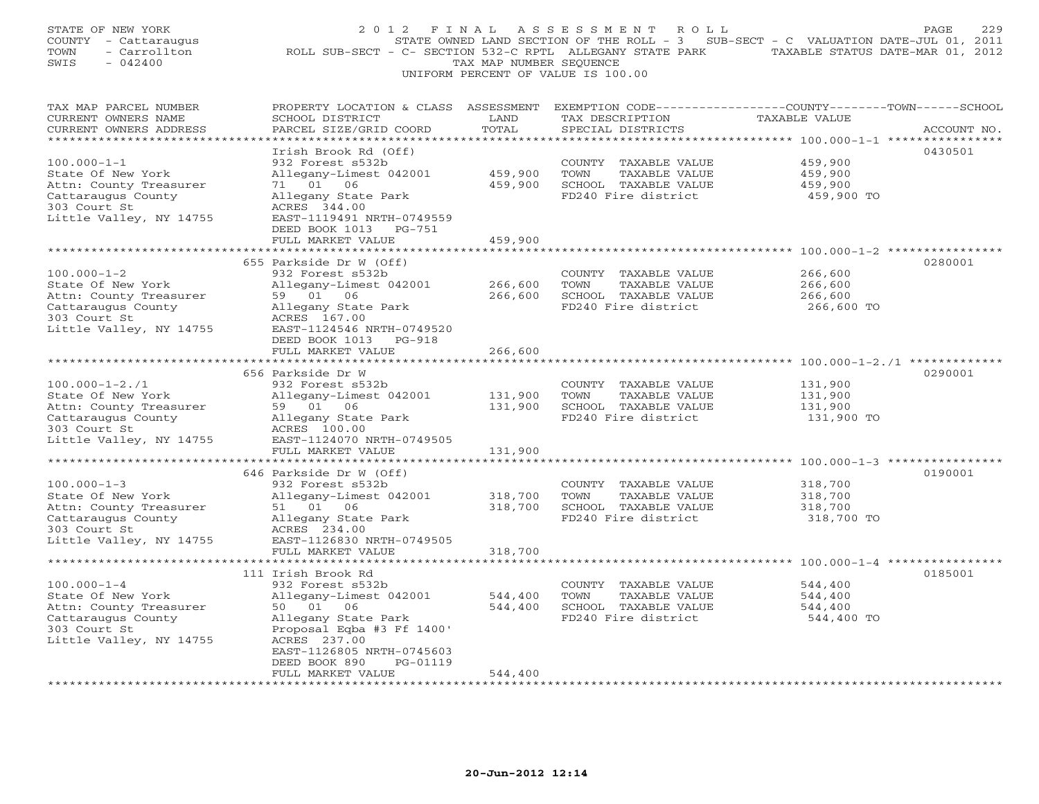STATE OF NEW YORK
COUNTY - Cattaraugus
TOWN - Carrollton
SWIS - 042400

# 2012 FINAL ASSESSMENT ROLL

STATE OWNED LAND SECTION OF THE ROLL - 3 SUB-SECT - C VALUATION DATE-JUL 01, 2011
ROLL SUB-SECT - C- SECTION 532-C RPTL ALLEGANY STATE PARK TAXABLE STATUS DATE-MAR 01, 2012
TAX MAP NUMBER SEQUENCE
UNIFORM PERCENT OF VALUE IS 100.00

| TAX MAP PARCEL NUMBER / CURRENT OWNERS NAME / CURRENT OWNERS ADDRESS | PROPERTY LOCATION & CLASS / SCHOOL DISTRICT / PARCEL SIZE/GRID COORD | ASSESSMENT LAND | TOTAL | EXEMPTION CODE / TAX DESCRIPTION / SPECIAL DISTRICTS | TAXABLE VALUE (COUNTY / TOWN / SCHOOL) | ACCOUNT NO. |
|---|---|---|---|---|---|---|
| **100.000-1-1** | Irish Brook Rd (Off) | | | | | 0430501 |
| State Of New York | 932 Forest s532b | | | COUNTY TAXABLE VALUE | 459,900 | |
| Attn: County Treasurer | Allegany-Limest 042001 | 459,900 | | TOWN TAXABLE VALUE | 459,900 | |
| Cattaraugus County | 71 01 06 | | 459,900 | SCHOOL TAXABLE VALUE | 459,900 | |
| 303 Court St | Allegany State Park | | | FD240 Fire district | 459,900 TO | |
| Little Valley, NY 14755 | ACRES 344.00 | | | | | |
| | EAST-1119491 NRTH-0749559 | | | | | |
| | DEED BOOK 1013 PG-751 | | | | | |
| | FULL MARKET VALUE | | 459,900 | | | |
| **100.000-1-2** | 655 Parkside Dr W (Off) | | | | | 0280001 |
| State Of New York | 932 Forest s532b | | | COUNTY TAXABLE VALUE | 266,600 | |
| Attn: County Treasurer | Allegany-Limest 042001 | 266,600 | | TOWN TAXABLE VALUE | 266,600 | |
| Cattaraugus County | 59 01 06 | | 266,600 | SCHOOL TAXABLE VALUE | 266,600 | |
| 303 Court St | Allegany State Park | | | FD240 Fire district | 266,600 TO | |
| Little Valley, NY 14755 | ACRES 167.00 | | | | | |
| | EAST-1124546 NRTH-0749520 | | | | | |
| | DEED BOOK 1013 PG-918 | | | | | |
| | FULL MARKET VALUE | | 266,600 | | | |
| **100.000-1-2./1** | 656 Parkside Dr W | | | | | 0290001 |
| State Of New York | 932 Forest s532b | | | COUNTY TAXABLE VALUE | 131,900 | |
| Attn: County Treasurer | Allegany-Limest 042001 | 131,900 | | TOWN TAXABLE VALUE | 131,900 | |
| Cattaraugus County | 59 01 06 | | 131,900 | SCHOOL TAXABLE VALUE | 131,900 | |
| 303 Court St | Allegany State Park | | | FD240 Fire district | 131,900 TO | |
| Little Valley, NY 14755 | ACRES 100.00 | | | | | |
| | EAST-1124070 NRTH-0749505 | | | | | |
| | FULL MARKET VALUE | | 131,900 | | | |
| **100.000-1-3** | 646 Parkside Dr W (Off) | | | | | 0190001 |
| State Of New York | 932 Forest s532b | | | COUNTY TAXABLE VALUE | 318,700 | |
| Attn: County Treasurer | Allegany-Limest 042001 | 318,700 | | TOWN TAXABLE VALUE | 318,700 | |
| Cattaraugus County | 51 01 06 | | 318,700 | SCHOOL TAXABLE VALUE | 318,700 | |
| 303 Court St | Allegany State Park | | | FD240 Fire district | 318,700 TO | |
| Little Valley, NY 14755 | ACRES 234.00 | | | | | |
| | EAST-1126830 NRTH-0749505 | | | | | |
| | FULL MARKET VALUE | | 318,700 | | | |
| **100.000-1-4** | 111 Irish Brook Rd | | | | | 0185001 |
| State Of New York | 932 Forest s532b | | | COUNTY TAXABLE VALUE | 544,400 | |
| Attn: County Treasurer | Allegany-Limest 042001 | 544,400 | | TOWN TAXABLE VALUE | 544,400 | |
| Cattaraugus County | 50 01 06 | | 544,400 | SCHOOL TAXABLE VALUE | 544,400 | |
| 303 Court St | Allegany State Park | | | FD240 Fire district | 544,400 TO | |
| Little Valley, NY 14755 | Proposal Eqba #3 Ff 1400' | | | | | |
| | ACRES 237.00 | | | | | |
| | EAST-1126805 NRTH-0745603 | | | | | |
| | DEED BOOK 890 PG-01119 | | | | | |
| | FULL MARKET VALUE | | 544,400 | | | |

20-Jun-2012 12:14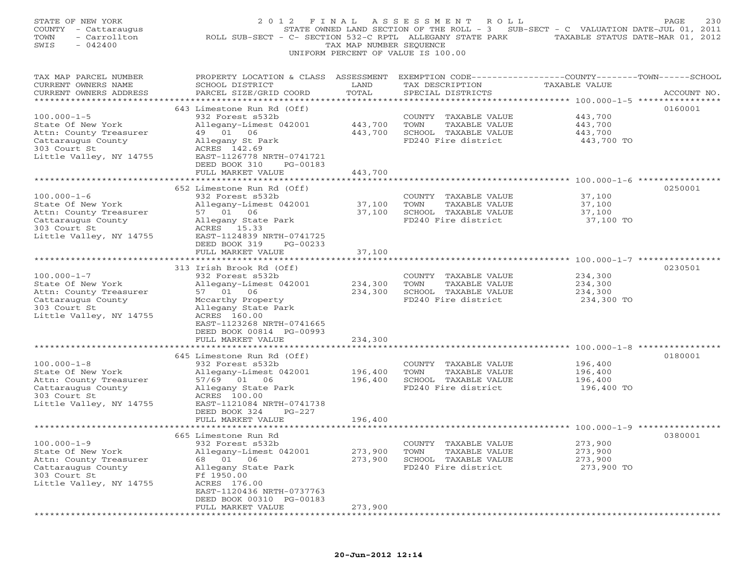STATE OF NEW YORK
COUNTY - Cattaraugus
TOWN - Carrollton
SWIS - 042400

# 2012 FINAL ASSESSMENT ROLL

STATE OWNED LAND SECTION OF THE ROLL - 3 SUB-SECT - C VALUATION DATE-JUL 01, 2011
ROLL SUB-SECT - C- SECTION 532-C RPTL ALLEGANY STATE PARK TAXABLE STATUS DATE-MAR 01, 2012
TAX MAP NUMBER SEQUENCE
UNIFORM PERCENT OF VALUE IS 100.00

| TAX MAP PARCEL NUMBER / CURRENT OWNERS NAME / CURRENT OWNERS ADDRESS | PROPERTY LOCATION & CLASS / SCHOOL DISTRICT / PARCEL SIZE/GRID COORD | ASSESSMENT LAND | TOTAL | EXEMPTION CODE / TAX DESCRIPTION / SPECIAL DISTRICTS | TAXABLE VALUE (COUNTY--TOWN--SCHOOL) | ACCOUNT NO. |
|---|---|---|---|---|---|---|
| | 643 Limestone Run Rd (Off) | | | | | 0160001 |
| 100.000-1-5 | 932 Forest s532b | | | COUNTY TAXABLE VALUE | 443,700 | |
| State Of New York | Allegany-Limest 042001 | 443,700 | | TOWN TAXABLE VALUE | 443,700 | |
| Attn: County Treasurer | 49 01 06 | | 443,700 | SCHOOL TAXABLE VALUE | 443,700 | |
| Cattaraugus County | Allegany St Park | | | FD240 Fire district | 443,700 TO | |
| 303 Court St | ACRES 142.69 | | | | | |
| Little Valley, NY 14755 | EAST-1126778 NRTH-0741721 | | | | | |
| | DEED BOOK 310 PG-00183 | | | | | |
| | FULL MARKET VALUE | | 443,700 | | | |
| | 652 Limestone Run Rd (Off) | | | | | 0250001 |
| 100.000-1-6 | 932 Forest s532b | | | COUNTY TAXABLE VALUE | 37,100 | |
| State Of New York | Allegany-Limest 042001 | 37,100 | | TOWN TAXABLE VALUE | 37,100 | |
| Attn: County Treasurer | 57 01 06 | | 37,100 | SCHOOL TAXABLE VALUE | 37,100 | |
| Cattaraugus County | Allegany State Park | | | FD240 Fire district | 37,100 TO | |
| 303 Court St | ACRES 15.33 | | | | | |
| Little Valley, NY 14755 | EAST-1124839 NRTH-0741725 | | | | | |
| | DEED BOOK 319 PG-00233 | | | | | |
| | FULL MARKET VALUE | | 37,100 | | | |
| | 313 Irish Brook Rd (Off) | | | | | 0230501 |
| 100.000-1-7 | 932 Forest s532b | | | COUNTY TAXABLE VALUE | 234,300 | |
| State Of New York | Allegany-Limest 042001 | 234,300 | | TOWN TAXABLE VALUE | 234,300 | |
| Attn: County Treasurer | 57 01 06 | | 234,300 | SCHOOL TAXABLE VALUE | 234,300 | |
| Cattaraugus County | Mccarthy Property | | | FD240 Fire district | 234,300 TO | |
| 303 Court St | Allegany State Park | | | | | |
| Little Valley, NY 14755 | ACRES 160.00 | | | | | |
| | EAST-1123268 NRTH-0741665 | | | | | |
| | DEED BOOK 00814 PG-00993 | | | | | |
| | FULL MARKET VALUE | | 234,300 | | | |
| | 645 Limestone Run Rd (Off) | | | | | 0180001 |
| 100.000-1-8 | 932 Forest s532b | | | COUNTY TAXABLE VALUE | 196,400 | |
| State Of New York | Allegany-Limest 042001 | 196,400 | | TOWN TAXABLE VALUE | 196,400 | |
| Attn: County Treasurer | 57/69 01 06 | | 196,400 | SCHOOL TAXABLE VALUE | 196,400 | |
| Cattaraugus County | Allegany State Park | | | FD240 Fire district | 196,400 TO | |
| 303 Court St | ACRES 100.00 | | | | | |
| Little Valley, NY 14755 | EAST-1121084 NRTH-0741738 | | | | | |
| | DEED BOOK 324 PG-227 | | | | | |
| | FULL MARKET VALUE | | 196,400 | | | |
| | 665 Limestone Run Rd | | | | | 0380001 |
| 100.000-1-9 | 932 Forest s532b | | | COUNTY TAXABLE VALUE | 273,900 | |
| State Of New York | Allegany-Limest 042001 | 273,900 | | TOWN TAXABLE VALUE | 273,900 | |
| Attn: County Treasurer | 68 01 06 | | 273,900 | SCHOOL TAXABLE VALUE | 273,900 | |
| Cattaraugus County | Allegany State Park | | | FD240 Fire district | 273,900 TO | |
| 303 Court St | Ff 1950.00 | | | | | |
| Little Valley, NY 14755 | ACRES 176.00 | | | | | |
| | EAST-1120436 NRTH-0737763 | | | | | |
| | DEED BOOK 00310 PG-00183 | | | | | |
| | FULL MARKET VALUE | | 273,900 | | | |

20-Jun-2012 12:14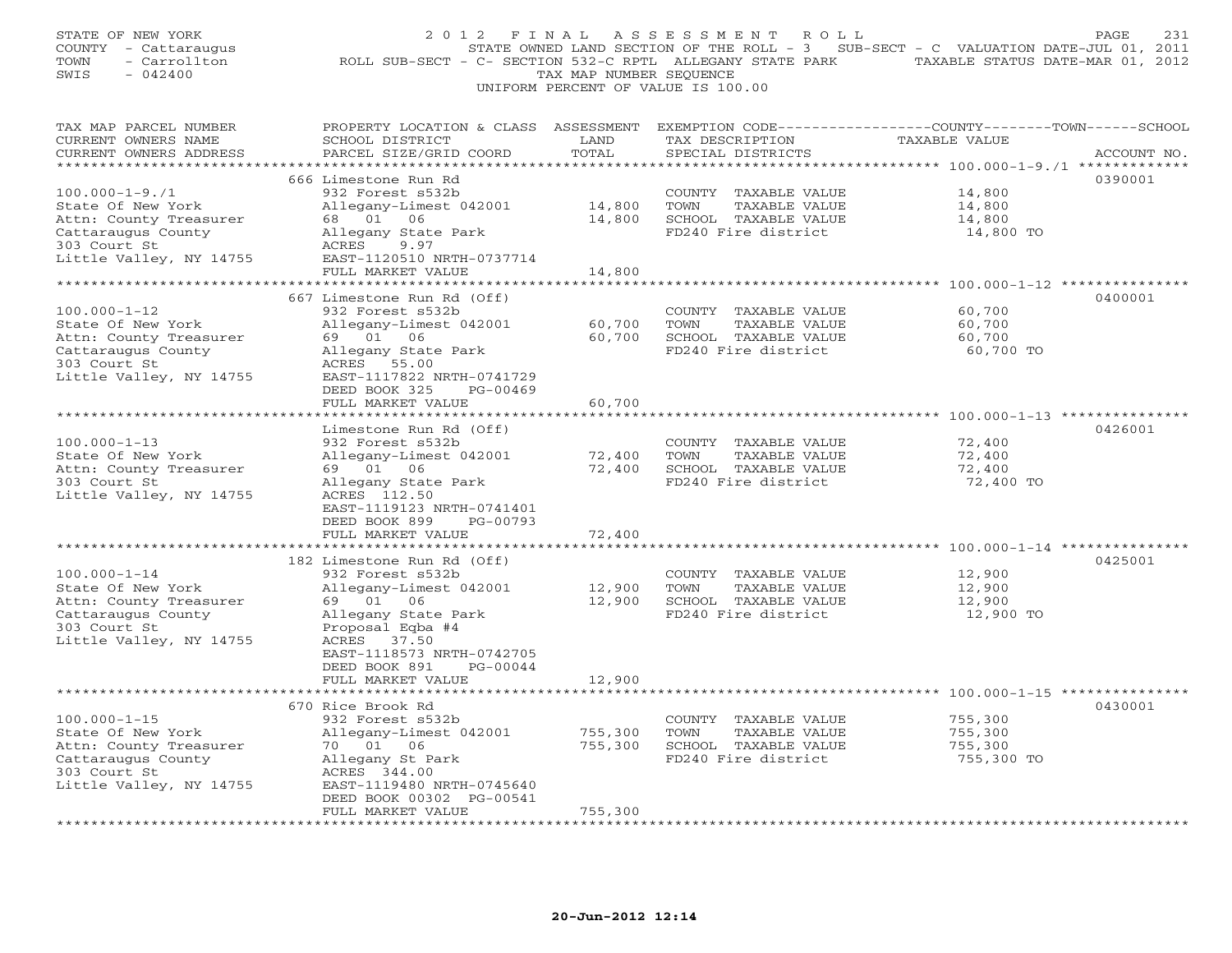STATE OF NEW YORK
COUNTY - Cattaraugus
TOWN - Carrollton
SWIS - 042400

# 2012 FINAL ASSESSMENT ROLL

STATE OWNED LAND SECTION OF THE ROLL - 3 SUB-SECT - C VALUATION DATE-JUL 01, 2011
ROLL SUB-SECT - C- SECTION 532-C RPTL ALLEGANY STATE PARK TAXABLE STATUS DATE-MAR 01, 2012
TAX MAP NUMBER SEQUENCE
UNIFORM PERCENT OF VALUE IS 100.00

| TAX MAP PARCEL NUMBER / CURRENT OWNERS NAME / CURRENT OWNERS ADDRESS | PROPERTY LOCATION & CLASS / SCHOOL DISTRICT / PARCEL SIZE/GRID COORD | ASSESSMENT LAND | TOTAL | EXEMPTION CODE / TAX DESCRIPTION / SPECIAL DISTRICTS | TAXABLE VALUE (COUNTY/TOWN/SCHOOL) | ACCOUNT NO. |
|---|---|---|---|---|---|---|
| 100.000-1-9./1 | 666 Limestone Run Rd | | | | | 0390001 |
| 100.000-1-9./1 | 932 Forest s532b | | | COUNTY TAXABLE VALUE | 14,800 | |
| State Of New York | Allegany-Limest 042001 | 14,800 | | TOWN TAXABLE VALUE | 14,800 | |
| Attn: County Treasurer | 68 01 06 | | 14,800 | SCHOOL TAXABLE VALUE | 14,800 | |
| Cattaraugus County | Allegany State Park | | | FD240 Fire district | 14,800 TO | |
| 303 Court St | ACRES 9.97 | | | | | |
| Little Valley, NY 14755 | EAST-1120510 NRTH-0737714 | | | | | |
| | FULL MARKET VALUE | | 14,800 | | | |
| 100.000-1-12 | 667 Limestone Run Rd (Off) | | | | | 0400001 |
| 100.000-1-12 | 932 Forest s532b | | | COUNTY TAXABLE VALUE | 60,700 | |
| State Of New York | Allegany-Limest 042001 | 60,700 | | TOWN TAXABLE VALUE | 60,700 | |
| Attn: County Treasurer | 69 01 06 | | 60,700 | SCHOOL TAXABLE VALUE | 60,700 | |
| Cattaraugus County | Allegany State Park | | | FD240 Fire district | 60,700 TO | |
| 303 Court St | ACRES 55.00 | | | | | |
| Little Valley, NY 14755 | EAST-1117822 NRTH-0741729 | | | | | |
| | DEED BOOK 325 PG-00469 | | | | | |
| | FULL MARKET VALUE | | 60,700 | | | |
| 100.000-1-13 | Limestone Run Rd (Off) | | | | | 0426001 |
| 100.000-1-13 | 932 Forest s532b | | | COUNTY TAXABLE VALUE | 72,400 | |
| State Of New York | Allegany-Limest 042001 | 72,400 | | TOWN TAXABLE VALUE | 72,400 | |
| Attn: County Treasurer | 69 01 06 | | 72,400 | SCHOOL TAXABLE VALUE | 72,400 | |
| 303 Court St | Allegany State Park | | | FD240 Fire district | 72,400 TO | |
| Little Valley, NY 14755 | ACRES 112.50 | | | | | |
| | EAST-1119123 NRTH-0741401 | | | | | |
| | DEED BOOK 899 PG-00793 | | | | | |
| | FULL MARKET VALUE | | 72,400 | | | |
| 100.000-1-14 | 182 Limestone Run Rd (Off) | | | | | 0425001 |
| 100.000-1-14 | 932 Forest s532b | | | COUNTY TAXABLE VALUE | 12,900 | |
| State Of New York | Allegany-Limest 042001 | 12,900 | | TOWN TAXABLE VALUE | 12,900 | |
| Attn: County Treasurer | 69 01 06 | | 12,900 | SCHOOL TAXABLE VALUE | 12,900 | |
| Cattaraugus County | Allegany State Park | | | FD240 Fire district | 12,900 TO | |
| 303 Court St | Proposal Eqba #4 | | | | | |
| Little Valley, NY 14755 | ACRES 37.50 | | | | | |
| | EAST-1118573 NRTH-0742705 | | | | | |
| | DEED BOOK 891 PG-00044 | | | | | |
| | FULL MARKET VALUE | | 12,900 | | | |
| 100.000-1-15 | 670 Rice Brook Rd | | | | | 0430001 |
| 100.000-1-15 | 932 Forest s532b | | | COUNTY TAXABLE VALUE | 755,300 | |
| State Of New York | Allegany-Limest 042001 | 755,300 | | TOWN TAXABLE VALUE | 755,300 | |
| Attn: County Treasurer | 70 01 06 | | 755,300 | SCHOOL TAXABLE VALUE | 755,300 | |
| Cattaraugus County | Allegany St Park | | | FD240 Fire district | 755,300 TO | |
| 303 Court St | ACRES 344.00 | | | | | |
| Little Valley, NY 14755 | EAST-1119480 NRTH-0745640 | | | | | |
| | DEED BOOK 00302 PG-00541 | | | | | |
| | FULL MARKET VALUE | | 755,300 | | | |

20-Jun-2012 12:14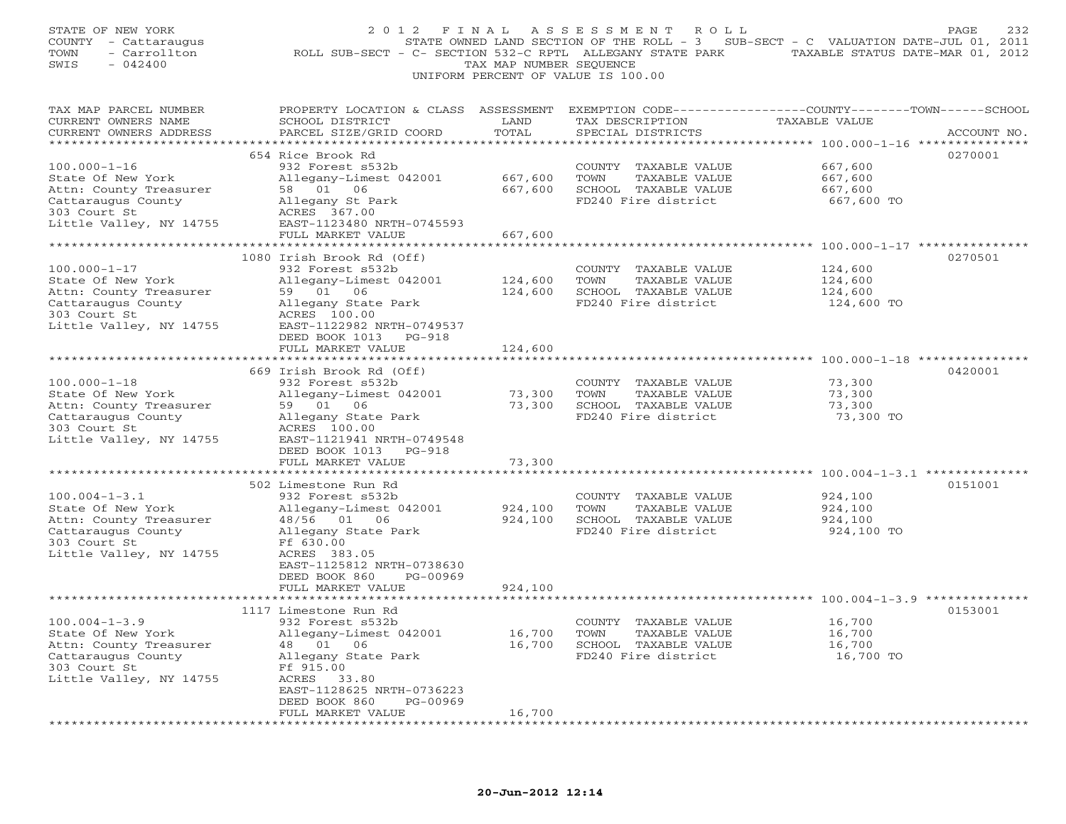STATE OF NEW YORK
COUNTY - Cattaraugus
TOWN - Carrollton
SWIS - 042400

# 2012 FINAL ASSESSMENT ROLL

STATE OWNED LAND SECTION OF THE ROLL - 3 SUB-SECT - C VALUATION DATE-JUL 01, 2011
ROLL SUB-SECT - C- SECTION 532-C RPTL ALLEGANY STATE PARK TAXABLE STATUS DATE-MAR 01, 2012
TAX MAP NUMBER SEQUENCE
UNIFORM PERCENT OF VALUE IS 100.00

| TAX MAP PARCEL NUMBER / CURRENT OWNERS NAME / CURRENT OWNERS ADDRESS | PROPERTY LOCATION & CLASS / SCHOOL DISTRICT / PARCEL SIZE/GRID COORD | ASSESSMENT LAND | TOTAL | EXEMPTION CODE / TAX DESCRIPTION / SPECIAL DISTRICTS | TAXABLE VALUE (COUNTY/TOWN/SCHOOL) | ACCOUNT NO. |
|---|---|---|---|---|---|---|
| 100.000-1-16 | 654 Rice Brook Rd | | | | | 0270001 |
| State Of New York | 932 Forest s532b | | | COUNTY TAXABLE VALUE | 667,600 | |
| Attn: County Treasurer | Allegany-Limest 042001 | 667,600 | | TOWN TAXABLE VALUE | 667,600 | |
| Cattaraugus County | 58 01 06 | | 667,600 | SCHOOL TAXABLE VALUE | 667,600 | |
| 303 Court St | Allegany St Park | | | FD240 Fire district | 667,600 TO | |
| Little Valley, NY 14755 | ACRES 367.00 | | | | | |
| | EAST-1123480 NRTH-0745593 | | | | | |
| | FULL MARKET VALUE | | 667,600 | | | |
| 100.000-1-17 | 1080 Irish Brook Rd (Off) | | | | | 0270501 |
| State Of New York | 932 Forest s532b | | | COUNTY TAXABLE VALUE | 124,600 | |
| Attn: County Treasurer | Allegany-Limest 042001 | 124,600 | | TOWN TAXABLE VALUE | 124,600 | |
| Cattaraugus County | 59 01 06 | | 124,600 | SCHOOL TAXABLE VALUE | 124,600 | |
| 303 Court St | Allegany State Park | | | FD240 Fire district | 124,600 TO | |
| Little Valley, NY 14755 | ACRES 100.00 | | | | | |
| | EAST-1122982 NRTH-0749537 | | | | | |
| | DEED BOOK 1013 PG-918 | | | | | |
| | FULL MARKET VALUE | | 124,600 | | | |
| 100.000-1-18 | 669 Irish Brook Rd (Off) | | | | | 0420001 |
| State Of New York | 932 Forest s532b | | | COUNTY TAXABLE VALUE | 73,300 | |
| Attn: County Treasurer | Allegany-Limest 042001 | 73,300 | | TOWN TAXABLE VALUE | 73,300 | |
| Cattaraugus County | 59 01 06 | | 73,300 | SCHOOL TAXABLE VALUE | 73,300 | |
| 303 Court St | Allegany State Park | | | FD240 Fire district | 73,300 TO | |
| Little Valley, NY 14755 | ACRES 100.00 | | | | | |
| | EAST-1121941 NRTH-0749548 | | | | | |
| | DEED BOOK 1013 PG-918 | | | | | |
| | FULL MARKET VALUE | | 73,300 | | | |
| 100.004-1-3.1 | 502 Limestone Run Rd | | | | | 0151001 |
| State Of New York | 932 Forest s532b | | | COUNTY TAXABLE VALUE | 924,100 | |
| Attn: County Treasurer | Allegany-Limest 042001 | 924,100 | | TOWN TAXABLE VALUE | 924,100 | |
| Cattaraugus County | 48/56 01 06 | | 924,100 | SCHOOL TAXABLE VALUE | 924,100 | |
| 303 Court St | Allegany State Park | | | FD240 Fire district | 924,100 TO | |
| Little Valley, NY 14755 | Ff 630.00 | | | | | |
| | ACRES 383.05 | | | | | |
| | EAST-1125812 NRTH-0738630 | | | | | |
| | DEED BOOK 860 PG-00969 | | | | | |
| | FULL MARKET VALUE | | 924,100 | | | |
| 100.004-1-3.9 | 1117 Limestone Run Rd | | | | | 0153001 |
| State Of New York | 932 Forest s532b | | | COUNTY TAXABLE VALUE | 16,700 | |
| Attn: County Treasurer | Allegany-Limest 042001 | 16,700 | | TOWN TAXABLE VALUE | 16,700 | |
| Cattaraugus County | 48 01 06 | | 16,700 | SCHOOL TAXABLE VALUE | 16,700 | |
| 303 Court St | Allegany State Park | | | FD240 Fire district | 16,700 TO | |
| Little Valley, NY 14755 | Ff 915.00 | | | | | |
| | ACRES 33.80 | | | | | |
| | EAST-1128625 NRTH-0736223 | | | | | |
| | DEED BOOK 860 PG-00969 | | | | | |
| | FULL MARKET VALUE | | 16,700 | | | |

20-Jun-2012 12:14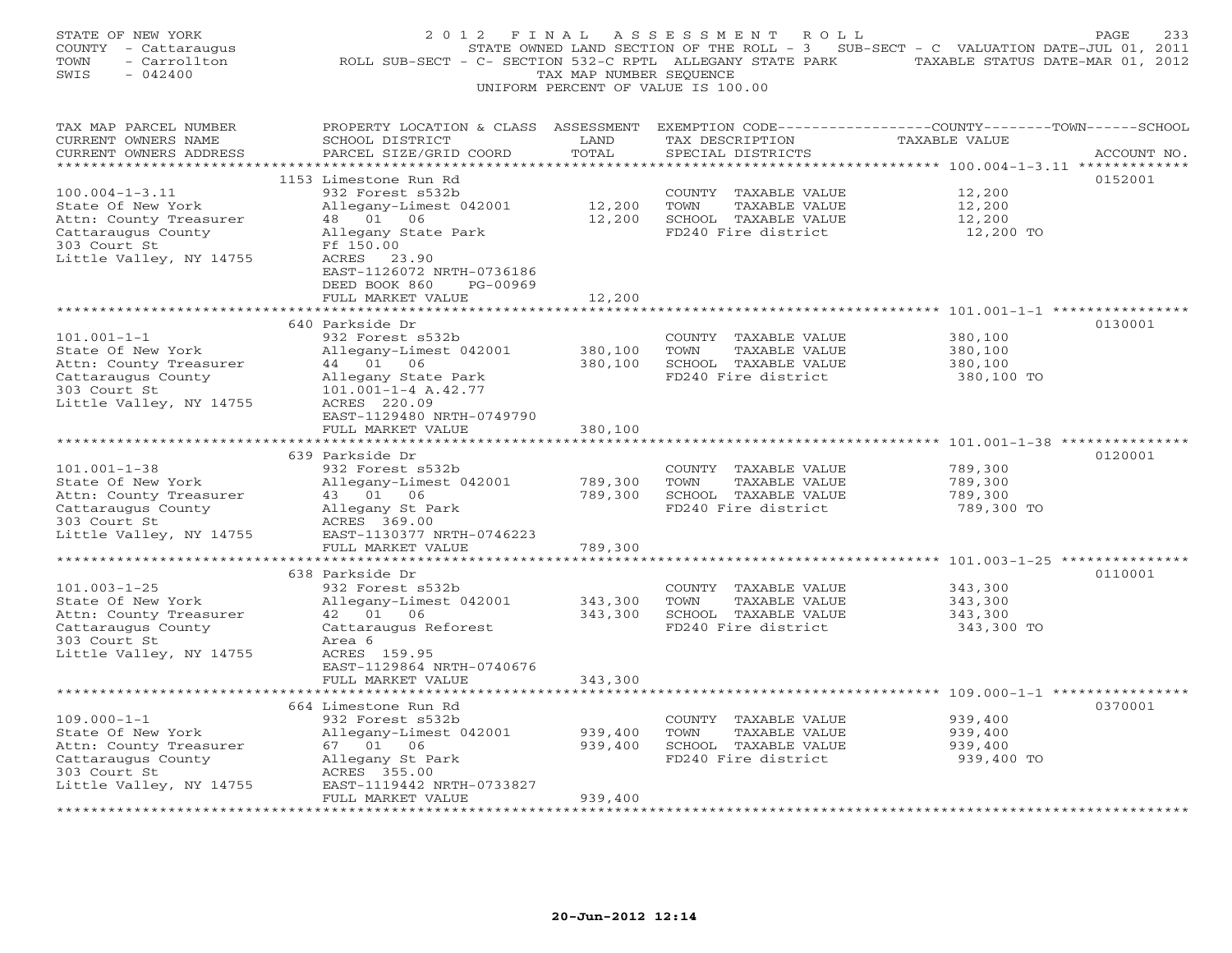STATE OF NEW YORK
COUNTY - Cattaraugus
TOWN - Carrollton
SWIS - 042400

# 2012 FINAL ASSESSMENT ROLL

STATE OWNED LAND SECTION OF THE ROLL - 3 SUB-SECT - C VALUATION DATE-JUL 01, 2011
ROLL SUB-SECT - C- SECTION 532-C RPTL ALLEGANY STATE PARK TAXABLE STATUS DATE-MAR 01, 2012
TAX MAP NUMBER SEQUENCE
UNIFORM PERCENT OF VALUE IS 100.00

| TAX MAP PARCEL NUMBER / CURRENT OWNERS NAME / CURRENT OWNERS ADDRESS | PROPERTY LOCATION & CLASS / SCHOOL DISTRICT / PARCEL SIZE/GRID COORD | ASSESSMENT LAND | TOTAL | EXEMPTION CODE / TAX DESCRIPTION / SPECIAL DISTRICTS | TAXABLE VALUE (COUNTY/TOWN/SCHOOL) | ACCOUNT NO. |
|---|---|---|---|---|---|---|
| 100.004-1-3.11 | 1153 Limestone Run Rd | | | | | 0152001 |
| | 932 Forest s532b | | | COUNTY TAXABLE VALUE | 12,200 | |
| State Of New York | Allegany-Limest 042001 | 12,200 | | TOWN TAXABLE VALUE | 12,200 | |
| Attn: County Treasurer | 48 01 06 | | 12,200 | SCHOOL TAXABLE VALUE | 12,200 | |
| Cattaraugus County | Allegany State Park | | | FD240 Fire district | 12,200 TO | |
| 303 Court St | Ff 150.00 | | | | | |
| Little Valley, NY 14755 | ACRES 23.90 | | | | | |
| | EAST-1126072 NRTH-0736186 | | | | | |
| | DEED BOOK 860 PG-00969 | | | | | |
| | FULL MARKET VALUE | | 12,200 | | | |
| 101.001-1-1 | 640 Parkside Dr | | | | | 0130001 |
| | 932 Forest s532b | | | COUNTY TAXABLE VALUE | 380,100 | |
| State Of New York | Allegany-Limest 042001 | 380,100 | | TOWN TAXABLE VALUE | 380,100 | |
| Attn: County Treasurer | 44 01 06 | | 380,100 | SCHOOL TAXABLE VALUE | 380,100 | |
| Cattaraugus County | Allegany State Park | | | FD240 Fire district | 380,100 TO | |
| 303 Court St | 101.001-1-4 A.42.77 | | | | | |
| Little Valley, NY 14755 | ACRES 220.09 | | | | | |
| | EAST-1129480 NRTH-0749790 | | | | | |
| | FULL MARKET VALUE | | 380,100 | | | |
| 101.001-1-38 | 639 Parkside Dr | | | | | 0120001 |
| | 932 Forest s532b | | | COUNTY TAXABLE VALUE | 789,300 | |
| State Of New York | Allegany-Limest 042001 | 789,300 | | TOWN TAXABLE VALUE | 789,300 | |
| Attn: County Treasurer | 43 01 06 | | 789,300 | SCHOOL TAXABLE VALUE | 789,300 | |
| Cattaraugus County | Allegany St Park | | | FD240 Fire district | 789,300 TO | |
| 303 Court St | ACRES 369.00 | | | | | |
| Little Valley, NY 14755 | EAST-1130377 NRTH-0746223 | | | | | |
| | FULL MARKET VALUE | | 789,300 | | | |
| 101.003-1-25 | 638 Parkside Dr | | | | | 0110001 |
| | 932 Forest s532b | | | COUNTY TAXABLE VALUE | 343,300 | |
| State Of New York | Allegany-Limest 042001 | 343,300 | | TOWN TAXABLE VALUE | 343,300 | |
| Attn: County Treasurer | 42 01 06 | | 343,300 | SCHOOL TAXABLE VALUE | 343,300 | |
| Cattaraugus County | Cattaraugus Reforest | | | FD240 Fire district | 343,300 TO | |
| 303 Court St | Area 6 | | | | | |
| Little Valley, NY 14755 | ACRES 159.95 | | | | | |
| | EAST-1129864 NRTH-0740676 | | | | | |
| | FULL MARKET VALUE | | 343,300 | | | |
| 109.000-1-1 | 664 Limestone Run Rd | | | | | 0370001 |
| | 932 Forest s532b | | | COUNTY TAXABLE VALUE | 939,400 | |
| State Of New York | Allegany-Limest 042001 | 939,400 | | TOWN TAXABLE VALUE | 939,400 | |
| Attn: County Treasurer | 67 01 06 | | 939,400 | SCHOOL TAXABLE VALUE | 939,400 | |
| Cattaraugus County | Allegany St Park | | | FD240 Fire district | 939,400 TO | |
| 303 Court St | ACRES 355.00 | | | | | |
| Little Valley, NY 14755 | EAST-1119442 NRTH-0733827 | | | | | |
| | FULL MARKET VALUE | | 939,400 | | | |

20-Jun-2012 12:14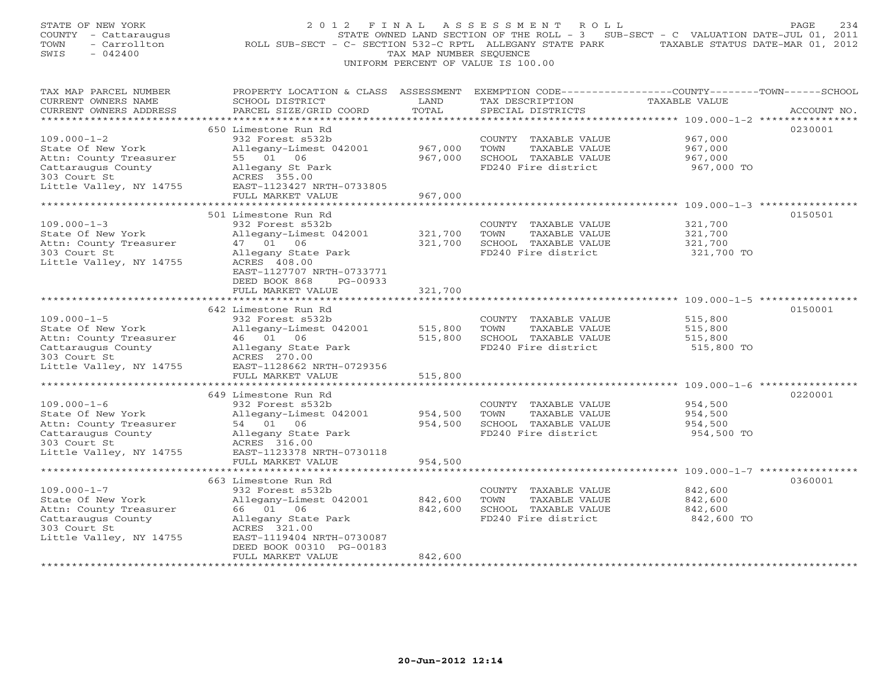STATE OF NEW YORK
COUNTY - Cattaraugus
TOWN - Carrollton
SWIS - 042400

# 2012 FINAL ASSESSMENT ROLL

STATE OWNED LAND SECTION OF THE ROLL - 3 SUB-SECT - C VALUATION DATE-JUL 01, 2011
ROLL SUB-SECT - C- SECTION 532-C RPTL ALLEGANY STATE PARK TAXABLE STATUS DATE-MAR 01, 2012
TAX MAP NUMBER SEQUENCE
UNIFORM PERCENT OF VALUE IS 100.00

| TAX MAP PARCEL NUMBER / CURRENT OWNERS NAME / CURRENT OWNERS ADDRESS | PROPERTY LOCATION & CLASS / SCHOOL DISTRICT / PARCEL SIZE/GRID COORD | ASSESSMENT LAND | TOTAL | EXEMPTION CODE / TAX DESCRIPTION / SPECIAL DISTRICTS | TAXABLE VALUE (COUNTY--TOWN--SCHOOL) | ACCOUNT NO. |
|---|---|---|---|---|---|---|
| | 650 Limestone Run Rd | | | | | 0230001 |
| 109.000-1-2 | 932 Forest s532b | | | COUNTY TAXABLE VALUE | 967,000 | |
| State Of New York | Allegany-Limest 042001 | 967,000 | | TOWN TAXABLE VALUE | 967,000 | |
| Attn: County Treasurer | 55 01 06 | | 967,000 | SCHOOL TAXABLE VALUE | 967,000 | |
| Cattaraugus County | Allegany St Park | | | FD240 Fire district | 967,000 TO | |
| 303 Court St | ACRES 355.00 | | | | | |
| Little Valley, NY 14755 | EAST-1123427 NRTH-0733805 | | | | | |
| | FULL MARKET VALUE | | 967,000 | | | |
| | 501 Limestone Run Rd | | | | | 0150501 |
| 109.000-1-3 | 932 Forest s532b | | | COUNTY TAXABLE VALUE | 321,700 | |
| State Of New York | Allegany-Limest 042001 | 321,700 | | TOWN TAXABLE VALUE | 321,700 | |
| Attn: County Treasurer | 47 01 06 | | 321,700 | SCHOOL TAXABLE VALUE | 321,700 | |
| 303 Court St | Allegany State Park | | | FD240 Fire district | 321,700 TO | |
| Little Valley, NY 14755 | ACRES 408.00 | | | | | |
| | EAST-1127707 NRTH-0733771 | | | | | |
| | DEED BOOK 868 PG-00933 | | | | | |
| | FULL MARKET VALUE | | 321,700 | | | |
| | 642 Limestone Run Rd | | | | | 0150001 |
| 109.000-1-5 | 932 Forest s532b | | | COUNTY TAXABLE VALUE | 515,800 | |
| State Of New York | Allegany-Limest 042001 | 515,800 | | TOWN TAXABLE VALUE | 515,800 | |
| Attn: County Treasurer | 46 01 06 | | 515,800 | SCHOOL TAXABLE VALUE | 515,800 | |
| Cattaraugus County | Allegany State Park | | | FD240 Fire district | 515,800 TO | |
| 303 Court St | ACRES 270.00 | | | | | |
| Little Valley, NY 14755 | EAST-1128662 NRTH-0729356 | | | | | |
| | FULL MARKET VALUE | | 515,800 | | | |
| | 649 Limestone Run Rd | | | | | 0220001 |
| 109.000-1-6 | 932 Forest s532b | | | COUNTY TAXABLE VALUE | 954,500 | |
| State Of New York | Allegany-Limest 042001 | 954,500 | | TOWN TAXABLE VALUE | 954,500 | |
| Attn: County Treasurer | 54 01 06 | | 954,500 | SCHOOL TAXABLE VALUE | 954,500 | |
| Cattaraugus County | Allegany State Park | | | FD240 Fire district | 954,500 TO | |
| 303 Court St | ACRES 316.00 | | | | | |
| Little Valley, NY 14755 | EAST-1123378 NRTH-0730118 | | | | | |
| | FULL MARKET VALUE | | 954,500 | | | |
| | 663 Limestone Run Rd | | | | | 0360001 |
| 109.000-1-7 | 932 Forest s532b | | | COUNTY TAXABLE VALUE | 842,600 | |
| State Of New York | Allegany-Limest 042001 | 842,600 | | TOWN TAXABLE VALUE | 842,600 | |
| Attn: County Treasurer | 66 01 06 | | 842,600 | SCHOOL TAXABLE VALUE | 842,600 | |
| Cattaraugus County | Allegany State Park | | | FD240 Fire district | 842,600 TO | |
| 303 Court St | ACRES 321.00 | | | | | |
| Little Valley, NY 14755 | EAST-1119404 NRTH-0730087 | | | | | |
| | DEED BOOK 00310 PG-00183 | | | | | |
| | FULL MARKET VALUE | | 842,600 | | | |

20-Jun-2012 12:14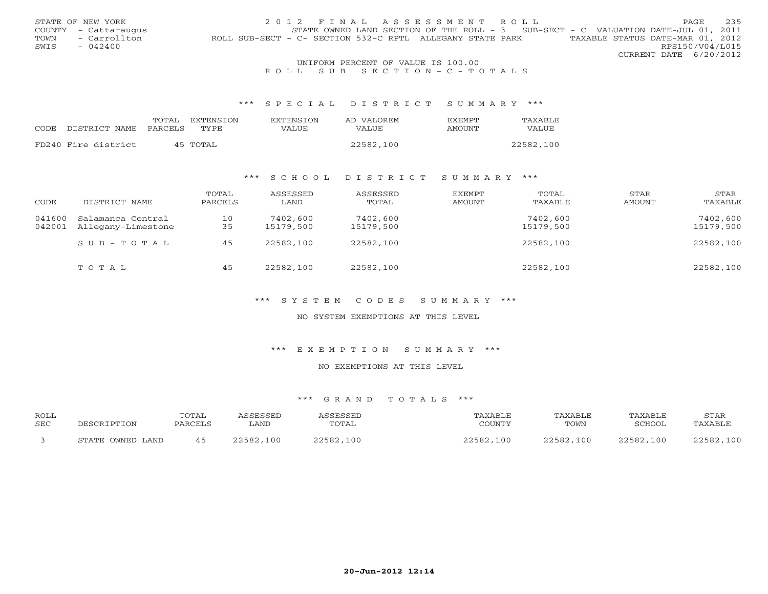STATE OF NEW YORK
COUNTY - Cattaraugus
TOWN - Carrollton
SWIS - 042400

2012 FINAL ASSESSMENT ROLL
STATE OWNED LAND SECTION OF THE ROLL - 3 SUB-SECT - C VALUATION DATE-JUL 01, 2011
ROLL SUB-SECT - C- SECTION 532-C RPTL ALLEGANY STATE PARK TAXABLE STATUS DATE-MAR 01, 2012
RPS150/V04/L015
CURRENT DATE 6/20/2012

UNIFORM PERCENT OF VALUE IS 100.00

ROLL SUB SECTION-C-TOTALS

*** SPECIAL DISTRICT SUMMARY ***

| CODE | DISTRICT NAME | TOTAL PARCELS | EXTENSION TYPE | EXTENSION VALUE | AD VALOREM VALUE | EXEMPT AMOUNT | TAXABLE VALUE |
|---|---|---|---|---|---|---|---|
| FD240 | Fire district | 45 | TOTAL | | 22582,100 | | 22582,100 |

*** SCHOOL DISTRICT SUMMARY ***

| CODE | DISTRICT NAME | TOTAL PARCELS | ASSESSED LAND | ASSESSED TOTAL | EXEMPT AMOUNT | TOTAL TAXABLE | STAR AMOUNT | STAR TAXABLE |
|---|---|---|---|---|---|---|---|---|
| 041600 | Salamanca Central | 10 | 7402,600 | 7402,600 | | 7402,600 | | 7402,600 |
| 042001 | Allegany-Limestone | 35 | 15179,500 | 15179,500 | | 15179,500 | | 15179,500 |
| | SUB-TOTAL | 45 | 22582,100 | 22582,100 | | 22582,100 | | 22582,100 |
| | TOTAL | 45 | 22582,100 | 22582,100 | | 22582,100 | | 22582,100 |

*** SYSTEM CODES SUMMARY ***

NO SYSTEM EXEMPTIONS AT THIS LEVEL

*** EXEMPTION SUMMARY ***

NO EXEMPTIONS AT THIS LEVEL

*** GRAND TOTALS ***

| ROLL SEC | DESCRIPTION | TOTAL PARCELS | ASSESSED LAND | ASSESSED TOTAL | TAXABLE COUNTY | TAXABLE TOWN | TAXABLE SCHOOL | STAR TAXABLE |
|---|---|---|---|---|---|---|---|---|
| 3 | STATE OWNED LAND | 45 | 22582,100 | 22582,100 | 22582,100 | 22582,100 | 22582,100 | 22582,100 |

20-Jun-2012 12:14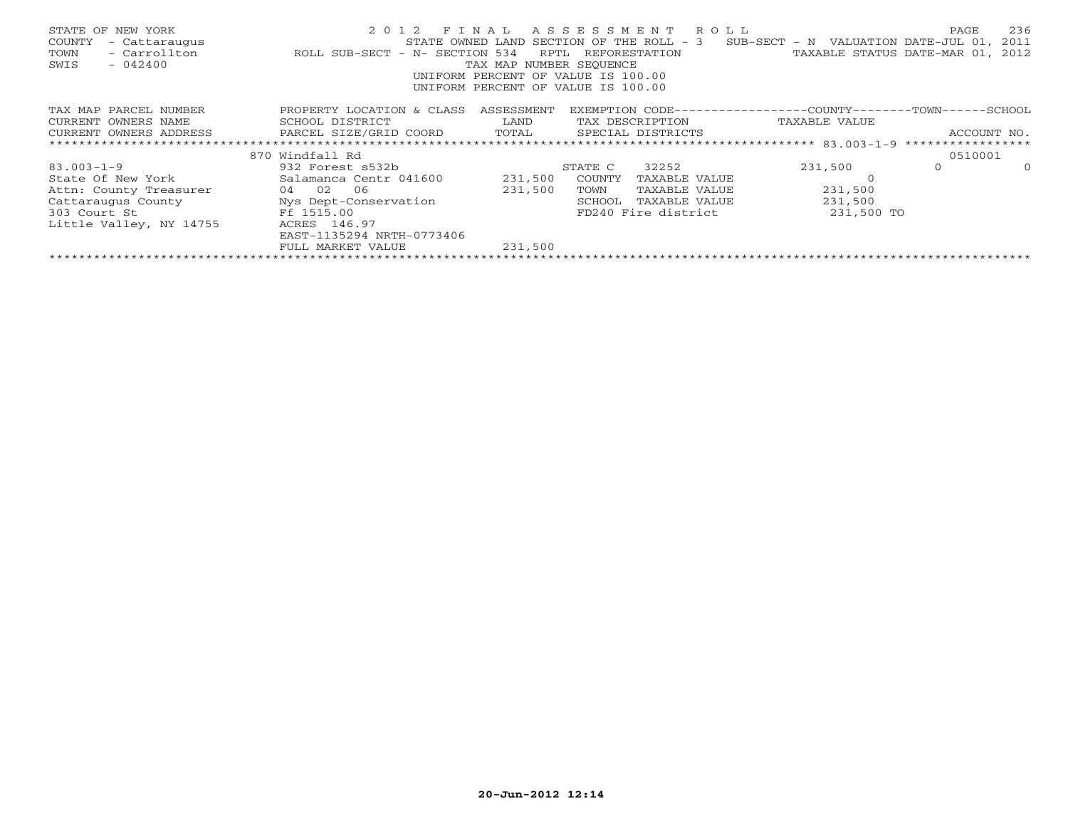STATE OF NEW YORK
COUNTY - Cattaraugus
TOWN - Carrollton
SWIS - 042400

2 0 1 2 F I N A L A S S E S S M E N T R O L L
STATE OWNED LAND SECTION OF THE ROLL - 3 SUB-SECT - N VALUATION DATE-JUL 01, 2011
ROLL SUB-SECT - N- SECTION 534 RPTL REFORESTATION TAXABLE STATUS DATE-MAR 01, 2012
TAX MAP NUMBER SEQUENCE
UNIFORM PERCENT OF VALUE IS 100.00
UNIFORM PERCENT OF VALUE IS 100.00

| TAX MAP PARCEL NUMBER / CURRENT OWNERS NAME / CURRENT OWNERS ADDRESS | PROPERTY LOCATION & CLASS / SCHOOL DISTRICT / PARCEL SIZE/GRID COORD | ASSESSMENT LAND / TOTAL | EXEMPTION CODE / TAX DESCRIPTION / SPECIAL DISTRICTS | COUNTY TAXABLE VALUE | TOWN | SCHOOL / ACCOUNT NO. |
|---|---|---|---|---|---|---|
| 83.003-1-9 | 870 Windfall Rd | | | | | 0510001 |
| 83.003-1-9 | 932 Forest s532b | | STATE C 32252 | 231,500 | 0 | 0 |
| State Of New York | Salamanca Centr 041600 | 231,500 | COUNTY TAXABLE VALUE | 0 | | |
| Attn: County Treasurer | 04 02 06 | 231,500 | TOWN TAXABLE VALUE | 231,500 | | |
| Cattaraugus County | Nys Dept-Conservation | | SCHOOL TAXABLE VALUE | 231,500 | | |
| 303 Court St | Ff 1515.00 | | FD240 Fire district | 231,500 TO | | |
| Little Valley, NY 14755 | ACRES 146.97 | | | | | |
| | EAST-1135294 NRTH-0773406 | | | | | |
| | FULL MARKET VALUE | 231,500 | | | | |

20-Jun-2012 12:14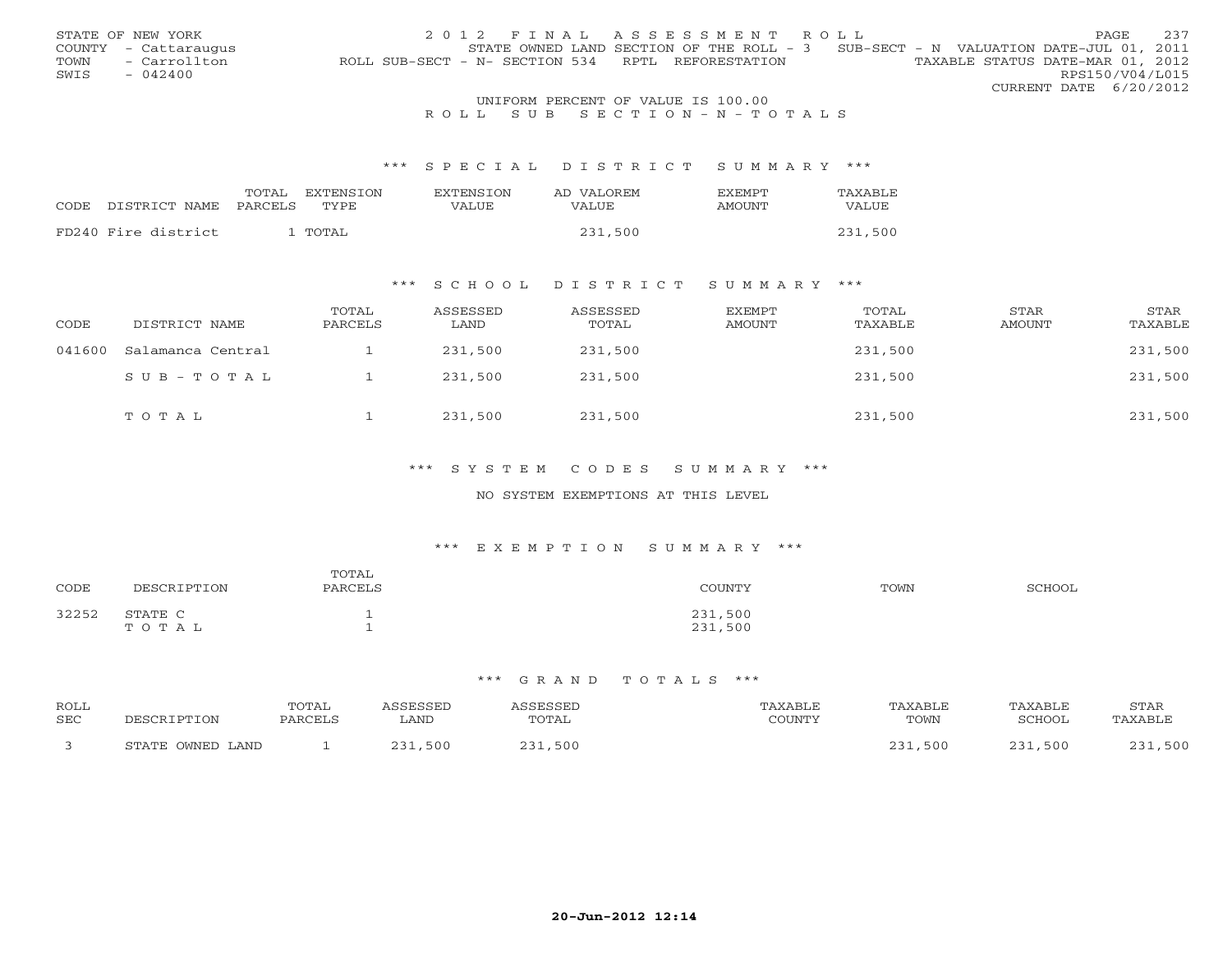STATE OF NEW YORK
COUNTY - Cattaraugus
TOWN - Carrollton
SWIS - 042400

2 0 1 2 F I N A L A S S E S S M E N T R O L L
STATE OWNED LAND SECTION OF THE ROLL - 3 SUB-SECT - N VALUATION DATE-JUL 01, 2011
ROLL SUB-SECT - N- SECTION 534 RPTL REFORESTATION TAXABLE STATUS DATE-MAR 01, 2012
RPS150/V04/L015
CURRENT DATE 6/20/2012

UNIFORM PERCENT OF VALUE IS 100.00

R O L L S U B S E C T I O N - N - T O T A L S

### *** S P E C I A L D I S T R I C T S U M M A R Y ***

| CODE | DISTRICT NAME | TOTAL PARCELS | EXTENSION TYPE | EXTENSION VALUE | AD VALOREM VALUE | EXEMPT AMOUNT | TAXABLE VALUE |
|---|---|---|---|---|---|---|---|
| FD240 | Fire district | 1 | TOTAL | | 231,500 | | 231,500 |

### *** S C H O O L D I S T R I C T S U M M A R Y ***

| CODE | DISTRICT NAME | TOTAL PARCELS | ASSESSED LAND | ASSESSED TOTAL | EXEMPT AMOUNT | TOTAL TAXABLE | STAR AMOUNT | STAR TAXABLE |
|---|---|---|---|---|---|---|---|---|
| 041600 | Salamanca Central | 1 | 231,500 | 231,500 | | 231,500 | | 231,500 |
| | S U B - T O T A L | 1 | 231,500 | 231,500 | | 231,500 | | 231,500 |
| | T O T A L | 1 | 231,500 | 231,500 | | 231,500 | | 231,500 |

### *** S Y S T E M C O D E S S U M M A R Y ***

NO SYSTEM EXEMPTIONS AT THIS LEVEL

### *** E X E M P T I O N S U M M A R Y ***

| CODE | DESCRIPTION | TOTAL PARCELS | COUNTY | TOWN | SCHOOL |
|---|---|---|---|---|---|
| 32252 | STATE C | 1 | 231,500 | | |
| | T O T A L | 1 | 231,500 | | |

### *** G R A N D T O T A L S ***

| ROLL SEC | DESCRIPTION | TOTAL PARCELS | ASSESSED LAND | ASSESSED TOTAL | TAXABLE COUNTY | TAXABLE TOWN | TAXABLE SCHOOL | STAR TAXABLE |
|---|---|---|---|---|---|---|---|---|
| 3 | STATE OWNED LAND | 1 | 231,500 | 231,500 | | 231,500 | 231,500 | 231,500 |

20-Jun-2012 12:14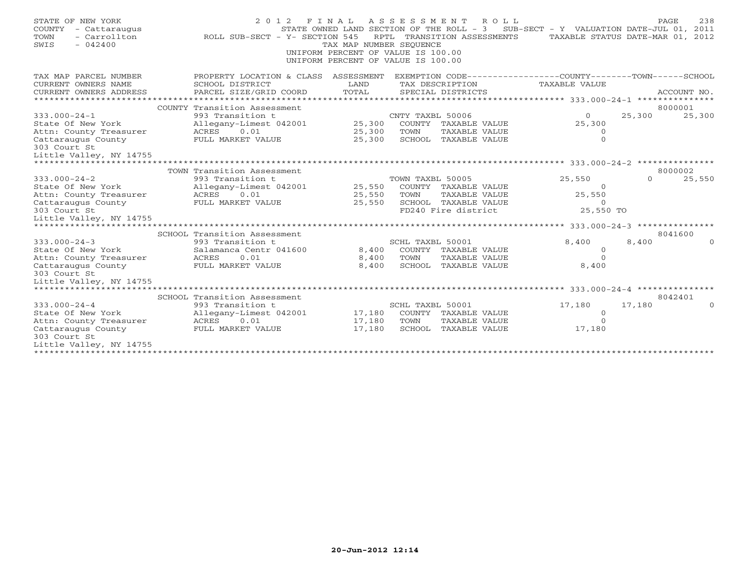STATE OF NEW YORK
COUNTY - Cattaraugus
TOWN - Carrollton
SWIS - 042400

2 0 1 2 F I N A L A S S E S S M E N T R O L L

STATE OWNED LAND SECTION OF THE ROLL - 3 SUB-SECT - Y VALUATION DATE-JUL 01, 2011

ROLL SUB-SECT - Y- SECTION 545 RPTL TRANSITION ASSESSMENTS TAXABLE STATUS DATE-MAR 01, 2012

TAX MAP NUMBER SEQUENCE

UNIFORM PERCENT OF VALUE IS 100.00

UNIFORM PERCENT OF VALUE IS 100.00

| TAX MAP PARCEL NUMBER / CURRENT OWNERS NAME / CURRENT OWNERS ADDRESS | PROPERTY LOCATION & CLASS / SCHOOL DISTRICT / PARCEL SIZE/GRID COORD | ASSESSMENT LAND | ASSESSMENT TOTAL | EXEMPTION CODE / TAX DESCRIPTION / SPECIAL DISTRICTS | COUNTY TAXABLE VALUE | TOWN | SCHOOL | ACCOUNT NO. |
|---|---|---|---|---|---|---|---|---|
| **333.000-24-1** | COUNTY Transition Assessment | | | | | | | 8000001 |
| 333.000-24-1 | 993 Transition t | | | CNTY TAXBL 50006 | 0 | 25,300 | 25,300 | |
| State Of New York | Allegany-Limest 042001 | 25,300 | | COUNTY TAXABLE VALUE | 25,300 | | | |
| Attn: County Treasurer | ACRES 0.01 | | 25,300 | TOWN TAXABLE VALUE | 0 | | | |
| Cattaraugus County | FULL MARKET VALUE | | 25,300 | SCHOOL TAXABLE VALUE | 0 | | | |
| 303 Court St | | | | | | | | |
| Little Valley, NY 14755 | | | | | | | | |
| **333.000-24-2** | TOWN Transition Assessment | | | | | | | 8000002 |
| 333.000-24-2 | 993 Transition t | | | TOWN TAXBL 50005 | 25,550 | 0 | 25,550 | |
| State Of New York | Allegany-Limest 042001 | 25,550 | | COUNTY TAXABLE VALUE | 0 | | | |
| Attn: County Treasurer | ACRES 0.01 | | 25,550 | TOWN TAXABLE VALUE | 25,550 | | | |
| Cattaraugus County | FULL MARKET VALUE | | 25,550 | SCHOOL TAXABLE VALUE | 0 | | | |
| 303 Court St | | | | FD240 Fire district | 25,550 TO | | | |
| Little Valley, NY 14755 | | | | | | | | |
| **333.000-24-3** | SCHOOL Transition Assessment | | | | | | | 8041600 |
| 333.000-24-3 | 993 Transition t | | | SCHL TAXBL 50001 | 8,400 | 8,400 | 0 | |
| State Of New York | Salamanca Centr 041600 | 8,400 | | COUNTY TAXABLE VALUE | 0 | | | |
| Attn: County Treasurer | ACRES 0.01 | | 8,400 | TOWN TAXABLE VALUE | 0 | | | |
| Cattaraugus County | FULL MARKET VALUE | | 8,400 | SCHOOL TAXABLE VALUE | 8,400 | | | |
| 303 Court St | | | | | | | | |
| Little Valley, NY 14755 | | | | | | | | |
| **333.000-24-4** | SCHOOL Transition Assessment | | | | | | | 8042401 |
| 333.000-24-4 | 993 Transition t | | | SCHL TAXBL 50001 | 17,180 | 17,180 | 0 | |
| State Of New York | Allegany-Limest 042001 | 17,180 | | COUNTY TAXABLE VALUE | 0 | | | |
| Attn: County Treasurer | ACRES 0.01 | | 17,180 | TOWN TAXABLE VALUE | 0 | | | |
| Cattaraugus County | FULL MARKET VALUE | | 17,180 | SCHOOL TAXABLE VALUE | 17,180 | | | |
| 303 Court St | | | | | | | | |
| Little Valley, NY 14755 | | | | | | | | |

20-Jun-2012 12:14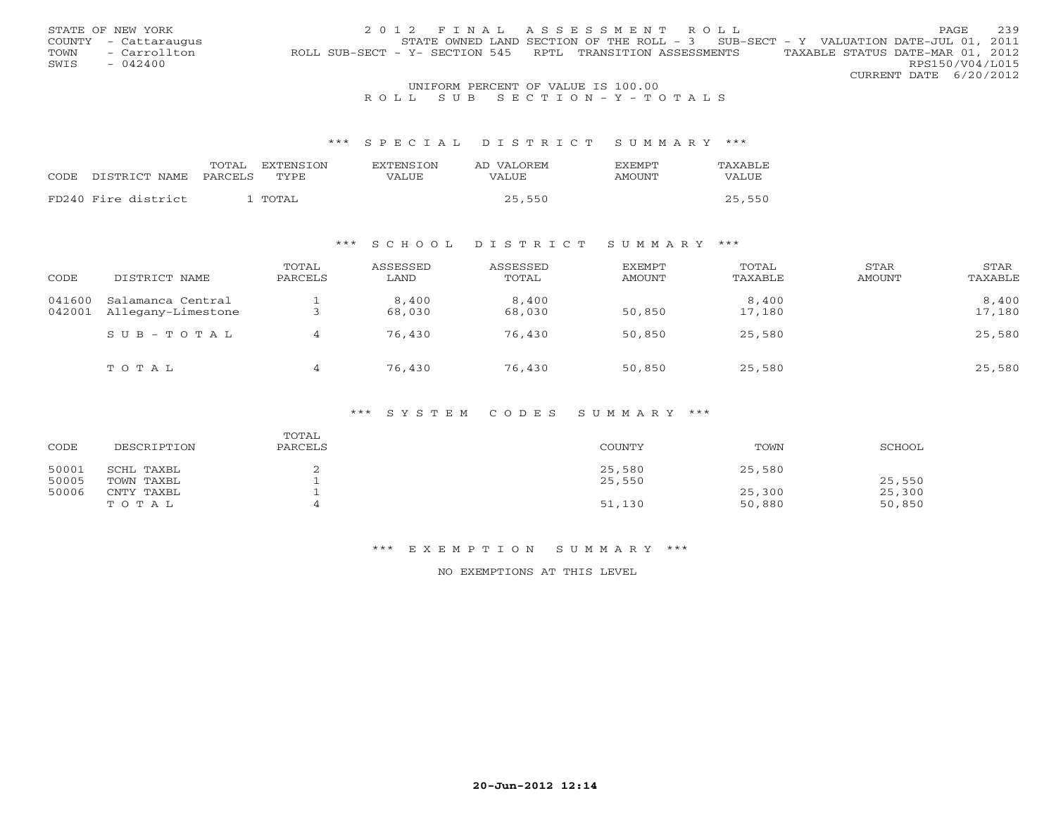STATE OF NEW YORK
COUNTY - Cattaraugus
TOWN - Carrollton
SWIS - 042400

2012 FINAL ASSESSMENT ROLL
STATE OWNED LAND SECTION OF THE ROLL - 3 SUB-SECT - Y VALUATION DATE-JUL 01, 2011
ROLL SUB-SECT - Y- SECTION 545 RPTL TRANSITION ASSESSMENTS TAXABLE STATUS DATE-MAR 01, 2012
RPS150/V04/L015
CURRENT DATE 6/20/2012

UNIFORM PERCENT OF VALUE IS 100.00

ROLL SUB SECTION - Y - TOTALS

## *** SPECIAL DISTRICT SUMMARY ***

| CODE | DISTRICT NAME | TOTAL PARCELS | EXTENSION TYPE | EXTENSION VALUE | AD VALOREM VALUE | EXEMPT AMOUNT | TAXABLE VALUE |
|---|---|---|---|---|---|---|---|
| FD240 | Fire district | 1 | TOTAL | | 25,550 | | 25,550 |

## *** SCHOOL DISTRICT SUMMARY ***

| CODE | DISTRICT NAME | TOTAL PARCELS | ASSESSED LAND | ASSESSED TOTAL | EXEMPT AMOUNT | TOTAL TAXABLE | STAR AMOUNT | STAR TAXABLE |
|---|---|---|---|---|---|---|---|---|
| 041600 | Salamanca Central | 1 | 8,400 | 8,400 | | 8,400 | | 8,400 |
| 042001 | Allegany-Limestone | 3 | 68,030 | 68,030 | 50,850 | 17,180 | | 17,180 |
| | SUB-TOTAL | 4 | 76,430 | 76,430 | 50,850 | 25,580 | | 25,580 |
| | TOTAL | 4 | 76,430 | 76,430 | 50,850 | 25,580 | | 25,580 |

## *** SYSTEM CODES SUMMARY ***

| CODE | DESCRIPTION | TOTAL PARCELS | COUNTY | TOWN | SCHOOL |
|---|---|---|---|---|---|
| 50001 | SCHL TAXBL | 2 | 25,580 | 25,580 | |
| 50005 | TOWN TAXBL | 1 | 25,550 | | 25,550 |
| 50006 | CNTY TAXBL | 1 | | 25,300 | 25,300 |
| | TOTAL | 4 | 51,130 | 50,880 | 50,850 |

## *** EXEMPTION SUMMARY ***

NO EXEMPTIONS AT THIS LEVEL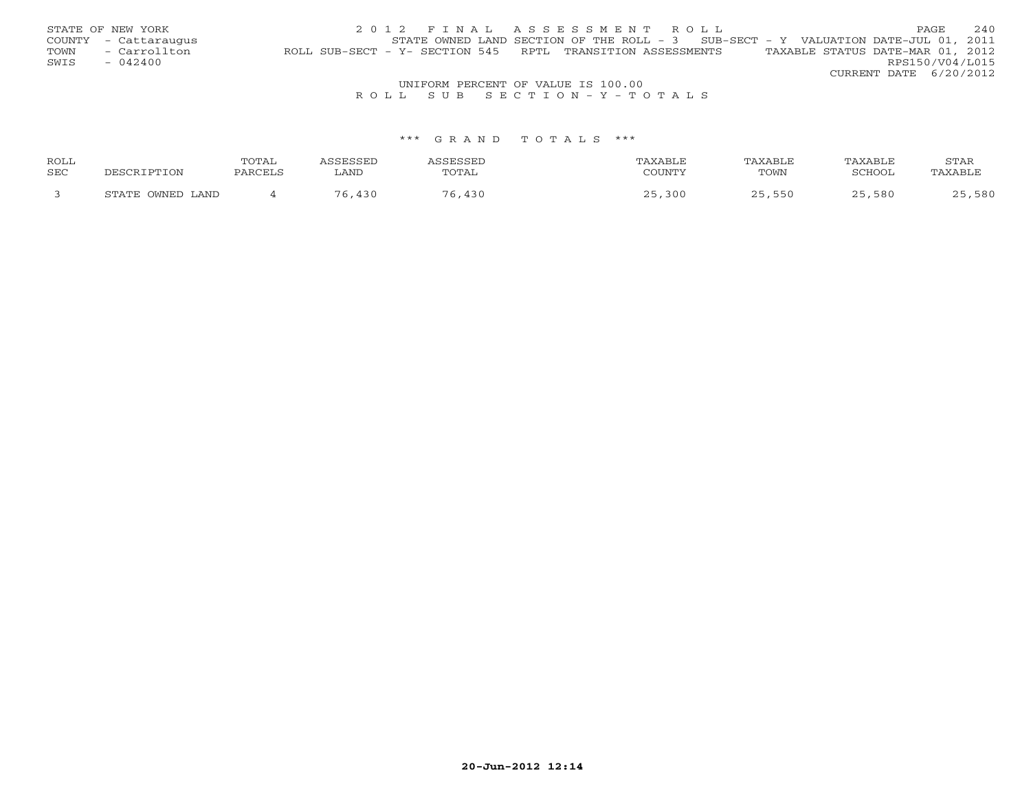STATE OF NEW YORK
COUNTY - Cattaraugus
TOWN - Carrollton
SWIS - 042400

2 0 1 2 F I N A L A S S E S S M E N T R O L L
STATE OWNED LAND SECTION OF THE ROLL - 3 SUB-SECT - Y VALUATION DATE-JUL 01, 2011
ROLL SUB-SECT - Y- SECTION 545 RPTL TRANSITION ASSESSMENTS TAXABLE STATUS DATE-MAR 01, 2012
RPS150/V04/L015
CURRENT DATE 6/20/2012

UNIFORM PERCENT OF VALUE IS 100.00

R O L L S U B S E C T I O N - Y - T O T A L S

\*\*\* G R A N D T O T A L S \*\*\*

| ROLL SEC | DESCRIPTION | TOTAL PARCELS | ASSESSED LAND | ASSESSED TOTAL | TAXABLE COUNTY | TAXABLE TOWN | TAXABLE SCHOOL | STAR TAXABLE |
|---|---|---|---|---|---|---|---|---|
| 3 | STATE OWNED LAND | 4 | 76,430 | 76,430 | 25,300 | 25,550 | 25,580 | 25,580 |

**20-Jun-2012 12:14**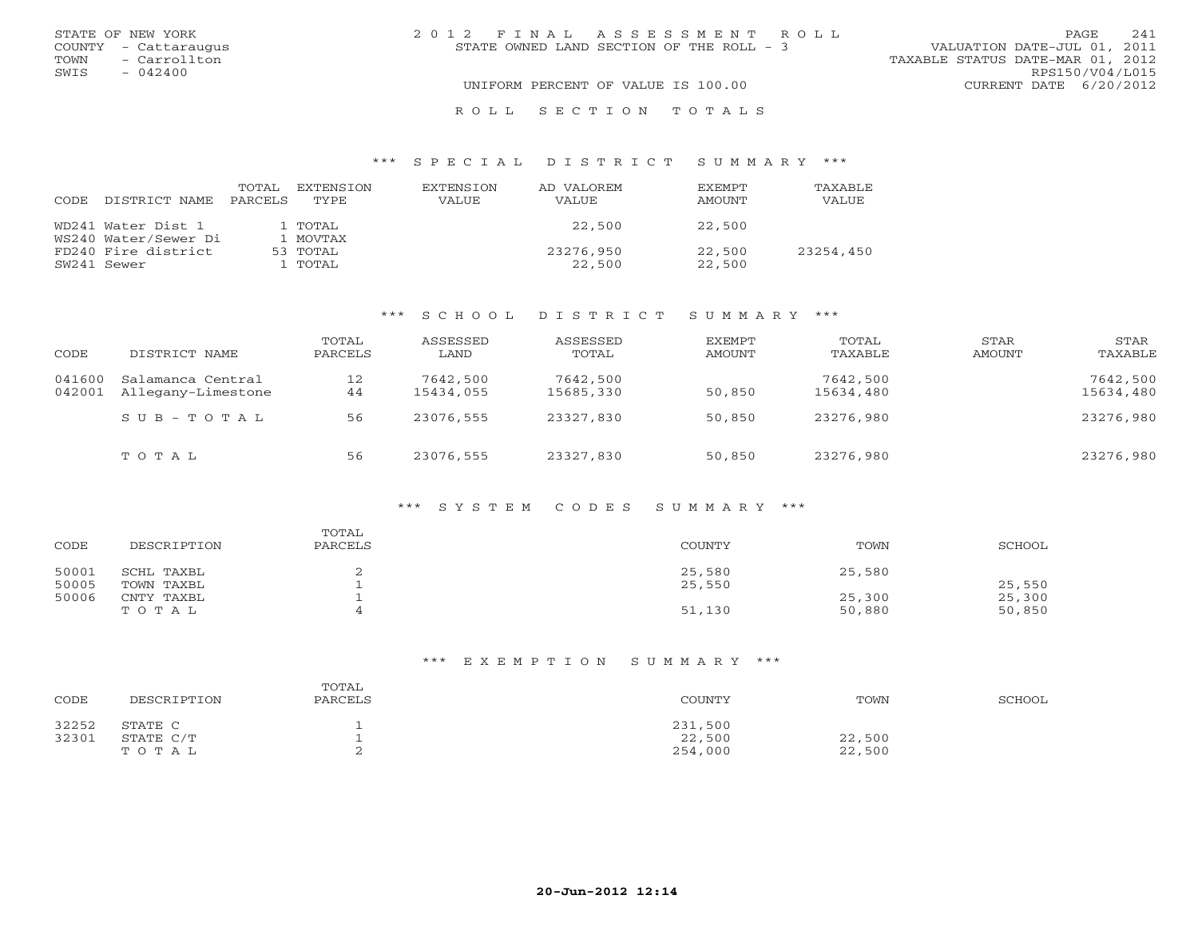STATE OF NEW YORK
COUNTY - Cattaraugus
TOWN - Carrollton
SWIS - 042400

2012 FINAL ASSESSMENT ROLL
STATE OWNED LAND SECTION OF THE ROLL - 3
UNIFORM PERCENT OF VALUE IS 100.00

VALUATION DATE-JUL 01, 2011
TAXABLE STATUS DATE-MAR 01, 2012
RPS150/V04/L015
CURRENT DATE 6/20/2012

## ROLL SECTION TOTALS

### *** SPECIAL DISTRICT SUMMARY ***

| CODE | DISTRICT NAME | TOTAL PARCELS | EXTENSION TYPE | EXTENSION VALUE | AD VALOREM VALUE | EXEMPT AMOUNT | TAXABLE VALUE |
|---|---|---|---|---|---|---|---|
| WD241 | Water Dist 1 | 1 | TOTAL | | 22,500 | 22,500 | |
| WS240 | Water/Sewer Di | 1 | MOVTAX | | | | |
| FD240 | Fire district | 53 | TOTAL | | 23276,950 | 22,500 | 23254,450 |
| SW241 | Sewer | 1 | TOTAL | | 22,500 | 22,500 | |

### *** SCHOOL DISTRICT SUMMARY ***

| CODE | DISTRICT NAME | TOTAL PARCELS | ASSESSED LAND | ASSESSED TOTAL | EXEMPT AMOUNT | TOTAL TAXABLE | STAR AMOUNT | STAR TAXABLE |
|---|---|---|---|---|---|---|---|---|
| 041600 | Salamanca Central | 12 | 7642,500 | 7642,500 | | 7642,500 | | 7642,500 |
| 042001 | Allegany-Limestone | 44 | 15434,055 | 15685,330 | 50,850 | 15634,480 | | 15634,480 |
| | SUB-TOTAL | 56 | 23076,555 | 23327,830 | 50,850 | 23276,980 | | 23276,980 |
| | TOTAL | 56 | 23076,555 | 23327,830 | 50,850 | 23276,980 | | 23276,980 |

### *** SYSTEM CODES SUMMARY ***

| CODE | DESCRIPTION | TOTAL PARCELS | COUNTY | TOWN | SCHOOL |
|---|---|---|---|---|---|
| 50001 | SCHL TAXBL | 2 | 25,580 | 25,580 | |
| 50005 | TOWN TAXBL | 1 | 25,550 | | 25,550 |
| 50006 | CNTY TAXBL | 1 | | 25,300 | 25,300 |
| | TOTAL | 4 | 51,130 | 50,880 | 50,850 |

### *** EXEMPTION SUMMARY ***

| CODE | DESCRIPTION | TOTAL PARCELS | COUNTY | TOWN | SCHOOL |
|---|---|---|---|---|---|
| 32252 | STATE C | 1 | 231,500 | | |
| 32301 | STATE C/T | 1 | 22,500 | 22,500 | |
| | TOTAL | 2 | 254,000 | 22,500 | |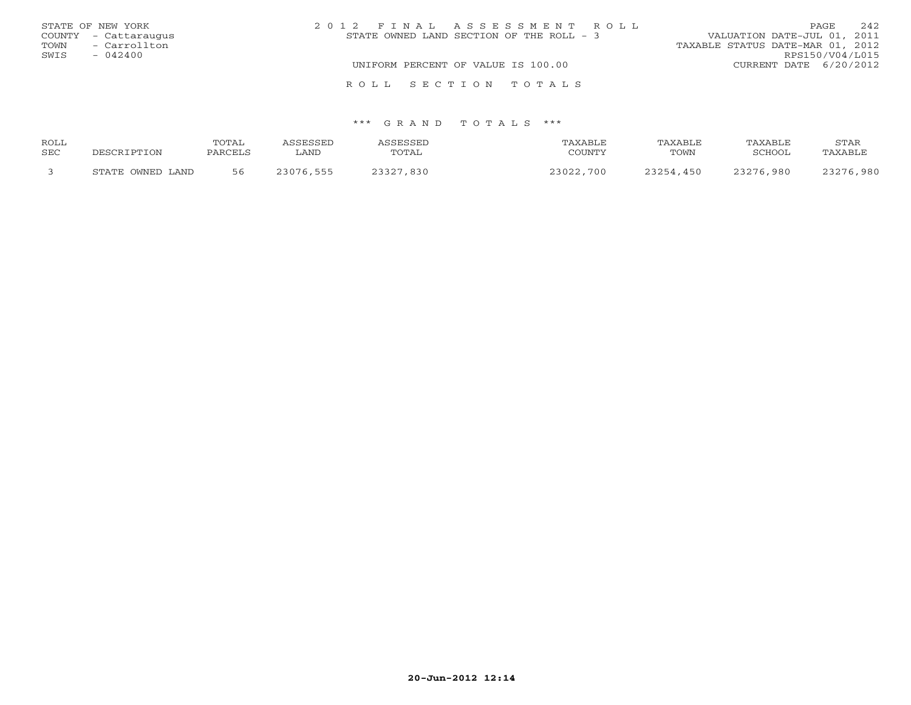STATE OF NEW YORK
COUNTY - Cattaraugus
TOWN - Carrollton
SWIS - 042400

2 0 1 2 F I N A L A S S E S S M E N T R O L L
STATE OWNED LAND SECTION OF THE ROLL - 3
UNIFORM PERCENT OF VALUE IS 100.00

VALUATION DATE-JUL 01, 2011
TAXABLE STATUS DATE-MAR 01, 2012
RPS150/V04/L015
CURRENT DATE 6/20/2012

R O L L S E C T I O N T O T A L S

*** G R A N D T O T A L S ***

| ROLL SEC | DESCRIPTION | TOTAL PARCELS | ASSESSED LAND | ASSESSED TOTAL | TAXABLE COUNTY | TAXABLE TOWN | TAXABLE SCHOOL | STAR TAXABLE |
|---|---|---|---|---|---|---|---|---|
| 3 | STATE OWNED LAND | 56 | 23076,555 | 23327,830 | 23022,700 | 23254,450 | 23276,980 | 23276,980 |

20-Jun-2012 12:14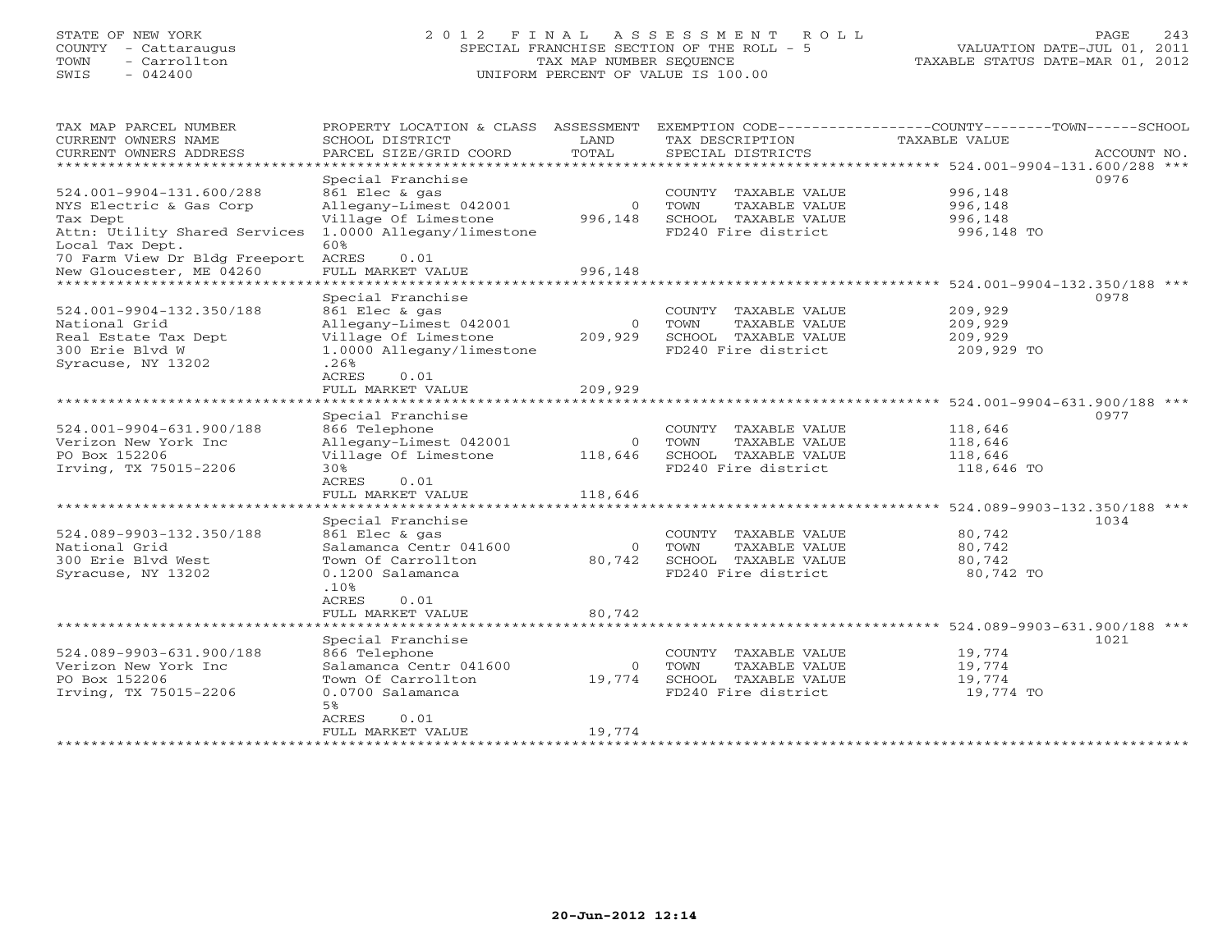STATE OF NEW YORK
COUNTY - Cattaraugus
TOWN - Carrollton
SWIS - 042400

# 2012 FINAL ASSESSMENT ROLL

SPECIAL FRANCHISE SECTION OF THE ROLL - 5
TAX MAP NUMBER SEQUENCE
UNIFORM PERCENT OF VALUE IS 100.00

VALUATION DATE-JUL 01, 2011
TAXABLE STATUS DATE-MAR 01, 2012

| TAX MAP PARCEL NUMBER / CURRENT OWNERS NAME / CURRENT OWNERS ADDRESS | PROPERTY LOCATION & CLASS / SCHOOL DISTRICT / PARCEL SIZE/GRID COORD | ASSESSMENT LAND | TOTAL | EXEMPTION CODE / TAX DESCRIPTION / SPECIAL DISTRICTS | TAXABLE VALUE | ACCOUNT NO. |
|---|---|---|---|---|---|---|
| 524.001-9904-131.600/288 | Special Franchise | | | | | 0976 |
| NYS Electric & Gas Corp | 861 Elec & gas | | | COUNTY TAXABLE VALUE | 996,148 | |
| Tax Dept | Allegany-Limest 042001 | 0 | | TOWN TAXABLE VALUE | 996,148 | |
| Attn: Utility Shared Services | Village Of Limestone | | 996,148 | SCHOOL TAXABLE VALUE | 996,148 | |
| Local Tax Dept. | 1.0000 Allegany/limestone | | | FD240 Fire district | 996,148 TO | |
| 70 Farm View Dr Bldg Freeport | 60% | | | | | |
| New Gloucester, ME 04260 | ACRES 0.01 | | | | | |
| | FULL MARKET VALUE | | 996,148 | | | |
| 524.001-9904-132.350/188 | Special Franchise | | | | | 0978 |
| National Grid | 861 Elec & gas | | | COUNTY TAXABLE VALUE | 209,929 | |
| Real Estate Tax Dept | Allegany-Limest 042001 | 0 | | TOWN TAXABLE VALUE | 209,929 | |
| 300 Erie Blvd W | Village Of Limestone | | 209,929 | SCHOOL TAXABLE VALUE | 209,929 | |
| Syracuse, NY 13202 | 1.0000 Allegany/limestone | | | FD240 Fire district | 209,929 TO | |
| | .26% | | | | | |
| | ACRES 0.01 | | | | | |
| | FULL MARKET VALUE | | 209,929 | | | |
| 524.001-9904-631.900/188 | Special Franchise | | | | | 0977 |
| Verizon New York Inc | 866 Telephone | | | COUNTY TAXABLE VALUE | 118,646 | |
| PO Box 152206 | Allegany-Limest 042001 | 0 | | TOWN TAXABLE VALUE | 118,646 | |
| Irving, TX 75015-2206 | Village Of Limestone | | 118,646 | SCHOOL TAXABLE VALUE | 118,646 | |
| | 30% | | | FD240 Fire district | 118,646 TO | |
| | ACRES 0.01 | | | | | |
| | FULL MARKET VALUE | | 118,646 | | | |
| 524.089-9903-132.350/188 | Special Franchise | | | | | 1034 |
| National Grid | 861 Elec & gas | | | COUNTY TAXABLE VALUE | 80,742 | |
| 300 Erie Blvd West | Salamanca Centr 041600 | 0 | | TOWN TAXABLE VALUE | 80,742 | |
| Syracuse, NY 13202 | Town Of Carrollton | | 80,742 | SCHOOL TAXABLE VALUE | 80,742 | |
| | 0.1200 Salamanca | | | FD240 Fire district | 80,742 TO | |
| | .10% | | | | | |
| | ACRES 0.01 | | | | | |
| | FULL MARKET VALUE | | 80,742 | | | |
| 524.089-9903-631.900/188 | Special Franchise | | | | | 1021 |
| Verizon New York Inc | 866 Telephone | | | COUNTY TAXABLE VALUE | 19,774 | |
| PO Box 152206 | Salamanca Centr 041600 | 0 | | TOWN TAXABLE VALUE | 19,774 | |
| Irving, TX 75015-2206 | Town Of Carrollton | | 19,774 | SCHOOL TAXABLE VALUE | 19,774 | |
| | 0.0700 Salamanca | | | FD240 Fire district | 19,774 TO | |
| | 5% | | | | | |
| | ACRES 0.01 | | | | | |
| | FULL MARKET VALUE | | 19,774 | | | |

20-Jun-2012 12:14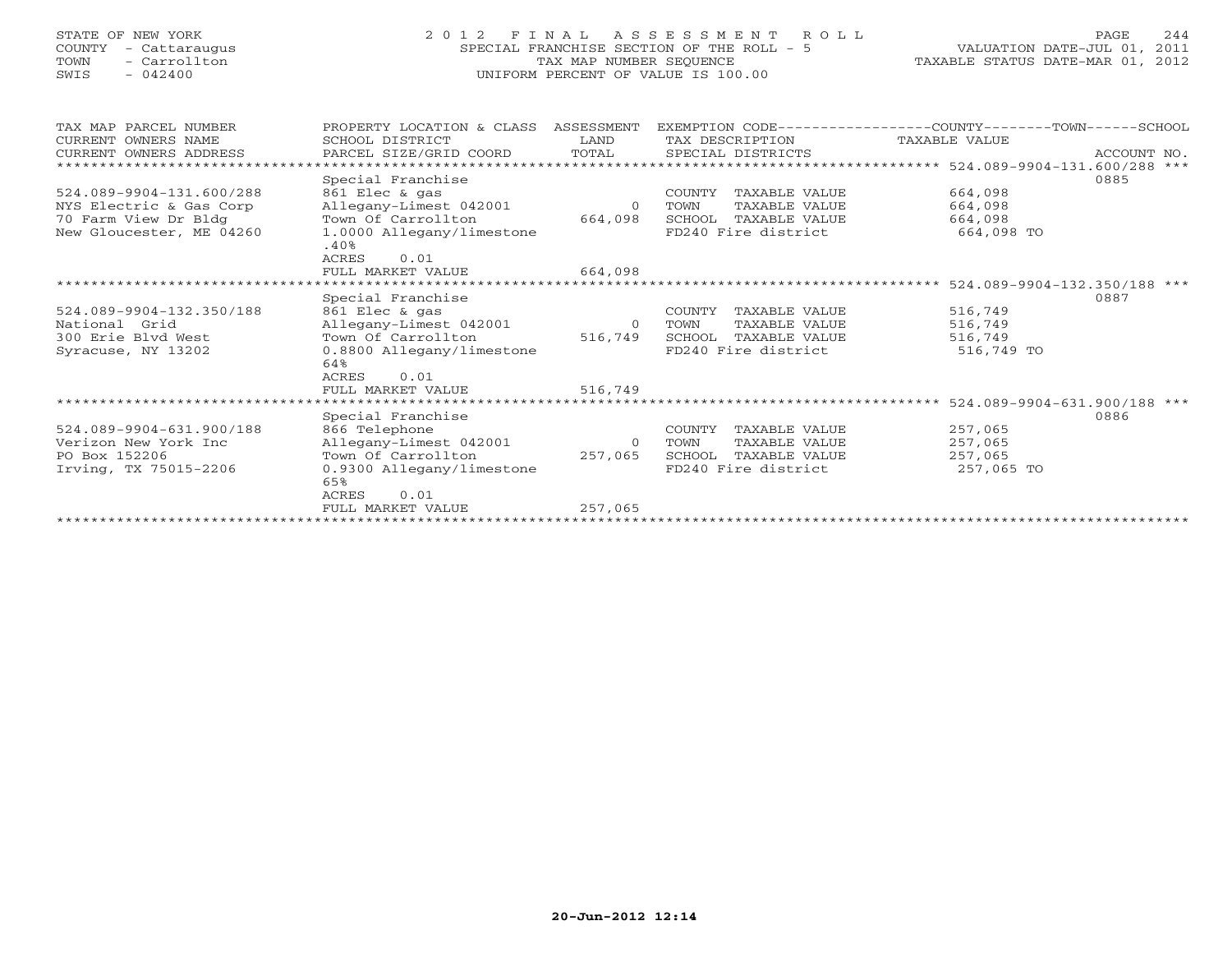STATE OF NEW YORK
COUNTY - Cattaraugus
TOWN - Carrollton
SWIS - 042400

# 2012 FINAL ASSESSMENT ROLL

SPECIAL FRANCHISE SECTION OF THE ROLL - 5
TAX MAP NUMBER SEQUENCE
UNIFORM PERCENT OF VALUE IS 100.00

VALUATION DATE-JUL 01, 2011
TAXABLE STATUS DATE-MAR 01, 2012

| TAX MAP PARCEL NUMBER / CURRENT OWNERS NAME / CURRENT OWNERS ADDRESS | PROPERTY LOCATION & CLASS / SCHOOL DISTRICT / PARCEL SIZE/GRID COORD | ASSESSMENT LAND | ASSESSMENT TOTAL | EXEMPTION CODE / TAX DESCRIPTION / SPECIAL DISTRICTS | TAXABLE VALUE (COUNTY / TOWN / SCHOOL) | ACCOUNT NO. |
|---|---|---|---|---|---|---|
| **524.089-9904-131.600/288** | Special Franchise | | | | | 0885 |
| 524.089-9904-131.600/288 | 861 Elec & gas | | | COUNTY TAXABLE VALUE | 664,098 | |
| NYS Electric & Gas Corp | Allegany-Limest 042001 | 0 | | TOWN TAXABLE VALUE | 664,098 | |
| 70 Farm View Dr Bldg | Town Of Carrollton | | 664,098 | SCHOOL TAXABLE VALUE | 664,098 | |
| New Gloucester, ME 04260 | 1.0000 Allegany/limestone .40% | | | FD240 Fire district | 664,098 TO | |
| | ACRES 0.01 | | | | | |
| | FULL MARKET VALUE | | 664,098 | | | |
| **524.089-9904-132.350/188** | Special Franchise | | | | | 0887 |
| 524.089-9904-132.350/188 | 861 Elec & gas | | | COUNTY TAXABLE VALUE | 516,749 | |
| National Grid | Allegany-Limest 042001 | 0 | | TOWN TAXABLE VALUE | 516,749 | |
| 300 Erie Blvd West | Town Of Carrollton | | 516,749 | SCHOOL TAXABLE VALUE | 516,749 | |
| Syracuse, NY 13202 | 0.8800 Allegany/limestone 64% | | | FD240 Fire district | 516,749 TO | |
| | ACRES 0.01 | | | | | |
| | FULL MARKET VALUE | | 516,749 | | | |
| **524.089-9904-631.900/188** | Special Franchise | | | | | 0886 |
| 524.089-9904-631.900/188 | 866 Telephone | | | COUNTY TAXABLE VALUE | 257,065 | |
| Verizon New York Inc | Allegany-Limest 042001 | 0 | | TOWN TAXABLE VALUE | 257,065 | |
| PO Box 152206 | Town Of Carrollton | | 257,065 | SCHOOL TAXABLE VALUE | 257,065 | |
| Irving, TX 75015-2206 | 0.9300 Allegany/limestone 65% | | | FD240 Fire district | 257,065 TO | |
| | ACRES 0.01 | | | | | |
| | FULL MARKET VALUE | | 257,065 | | | |

20-Jun-2012 12:14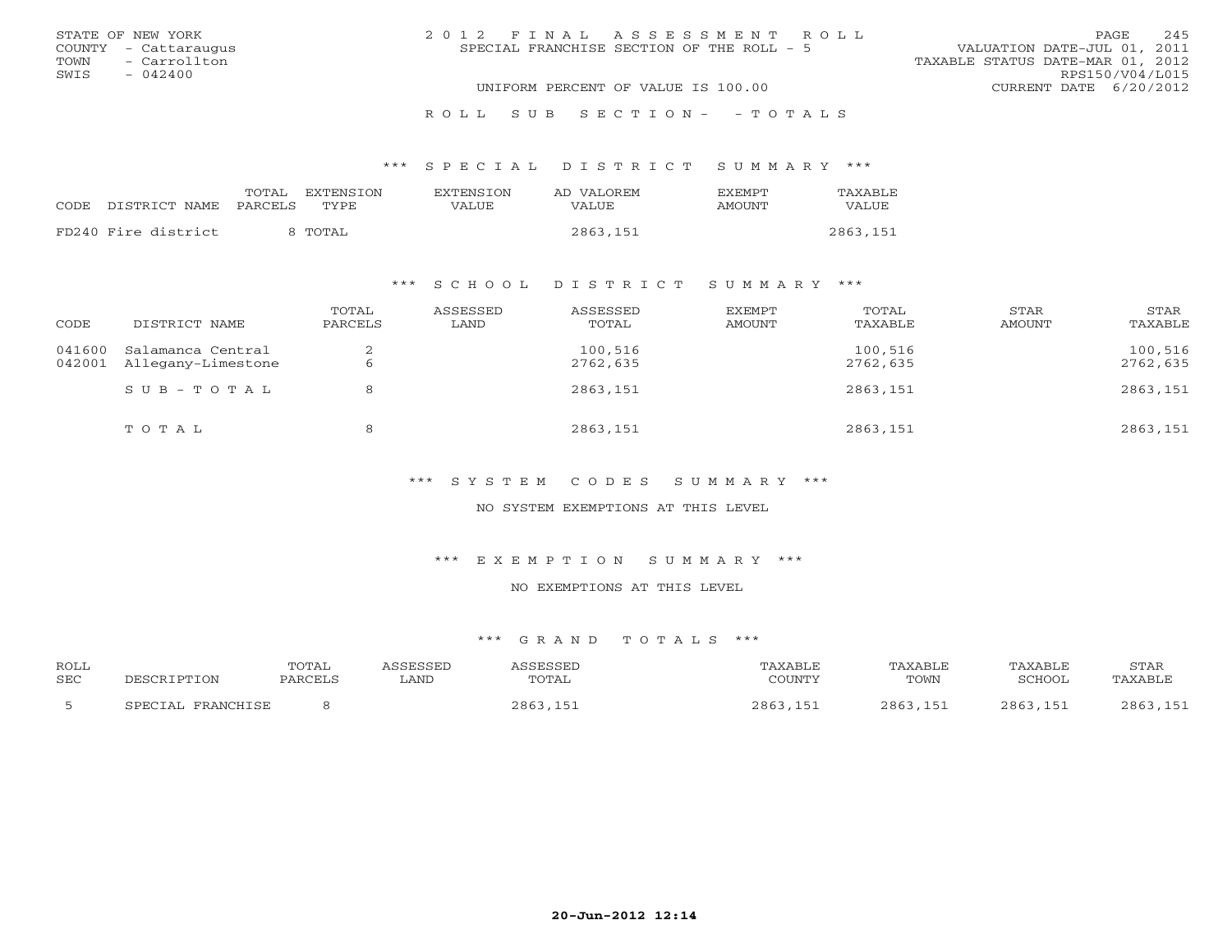STATE OF NEW YORK
COUNTY - Cattaraugus
TOWN - Carrollton
SWIS - 042400

# 2012 FINAL ASSESSMENT ROLL
SPECIAL FRANCHISE SECTION OF THE ROLL - 5

UNIFORM PERCENT OF VALUE IS 100.00

VALUATION DATE-JUL 01, 2011
TAXABLE STATUS DATE-MAR 01, 2012
RPS150/V04/L015
CURRENT DATE 6/20/2012

## ROLL SUB SECTION- - TOTALS

### *** SPECIAL DISTRICT SUMMARY ***

| CODE | DISTRICT NAME | TOTAL PARCELS | EXTENSION TYPE | EXTENSION VALUE | AD VALOREM VALUE | EXEMPT AMOUNT | TAXABLE VALUE |
|---|---|---|---|---|---|---|---|
| FD240 | Fire district | 8 | TOTAL | | 2863,151 | | 2863,151 |

### *** SCHOOL DISTRICT SUMMARY ***

| CODE | DISTRICT NAME | TOTAL PARCELS | ASSESSED LAND | ASSESSED TOTAL | EXEMPT AMOUNT | TOTAL TAXABLE | STAR AMOUNT | STAR TAXABLE |
|---|---|---|---|---|---|---|---|---|
| 041600 | Salamanca Central | 2 | | 100,516 | | 100,516 | | 100,516 |
| 042001 | Allegany-Limestone | 6 | | 2762,635 | | 2762,635 | | 2762,635 |
| | SUB-TOTAL | 8 | | 2863,151 | | 2863,151 | | 2863,151 |
| | TOTAL | 8 | | 2863,151 | | 2863,151 | | 2863,151 |

### *** SYSTEM CODES SUMMARY ***

NO SYSTEM EXEMPTIONS AT THIS LEVEL

### *** EXEMPTION SUMMARY ***

NO EXEMPTIONS AT THIS LEVEL

### *** GRAND TOTALS ***

| ROLL SEC | DESCRIPTION | TOTAL PARCELS | ASSESSED LAND | ASSESSED TOTAL | TAXABLE COUNTY | TAXABLE TOWN | TAXABLE SCHOOL | STAR TAXABLE |
|---|---|---|---|---|---|---|---|---|
| 5 | SPECIAL FRANCHISE | 8 | | 2863,151 | 2863,151 | 2863,151 | 2863,151 | 2863,151 |

20-Jun-2012 12:14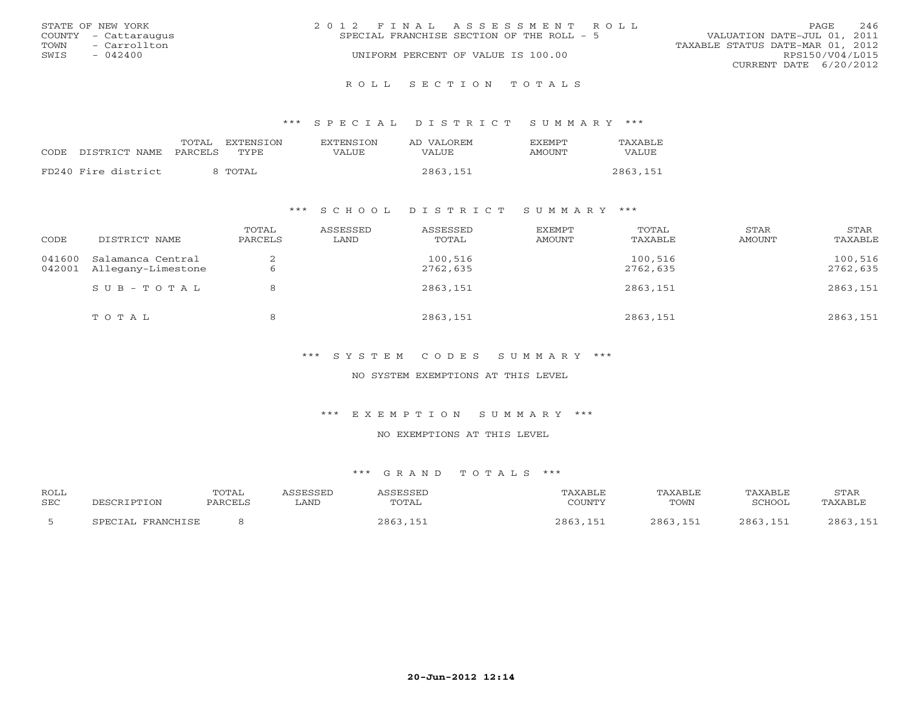STATE OF NEW YORK
COUNTY - Cattaraugus
TOWN - Carrollton
SWIS - 042400

2 0 1 2 F I N A L A S S E S S M E N T R O L L
SPECIAL FRANCHISE SECTION OF THE ROLL - 5
UNIFORM PERCENT OF VALUE IS 100.00

VALUATION DATE-JUL 01, 2011
TAXABLE STATUS DATE-MAR 01, 2012
RPS150/V04/L015
CURRENT DATE 6/20/2012

## R O L L S E C T I O N T O T A L S

### *** S P E C I A L D I S T R I C T S U M M A R Y ***

| CODE | DISTRICT NAME | TOTAL PARCELS | EXTENSION TYPE | EXTENSION VALUE | AD VALOREM VALUE | EXEMPT AMOUNT | TAXABLE VALUE |
|---|---|---|---|---|---|---|---|
| FD240 | Fire district | 8 | TOTAL | | 2863,151 | | 2863,151 |

### *** S C H O O L D I S T R I C T S U M M A R Y ***

| CODE | DISTRICT NAME | TOTAL PARCELS | ASSESSED LAND | ASSESSED TOTAL | EXEMPT AMOUNT | TOTAL TAXABLE | STAR AMOUNT | STAR TAXABLE |
|---|---|---|---|---|---|---|---|---|
| 041600 | Salamanca Central | 2 | | 100,516 | | 100,516 | | 100,516 |
| 042001 | Allegany-Limestone | 6 | | 2762,635 | | 2762,635 | | 2762,635 |
| | S U B - T O T A L | 8 | | 2863,151 | | 2863,151 | | 2863,151 |
| | T O T A L | 8 | | 2863,151 | | 2863,151 | | 2863,151 |

### *** S Y S T E M C O D E S S U M M A R Y ***

NO SYSTEM EXEMPTIONS AT THIS LEVEL

### *** E X E M P T I O N S U M M A R Y ***

NO EXEMPTIONS AT THIS LEVEL

### *** G R A N D T O T A L S ***

| ROLL SEC | DESCRIPTION | TOTAL PARCELS | ASSESSED LAND | ASSESSED TOTAL | TAXABLE COUNTY | TAXABLE TOWN | TAXABLE SCHOOL | STAR TAXABLE |
|---|---|---|---|---|---|---|---|---|
| 5 | SPECIAL FRANCHISE | 8 | | 2863,151 | 2863,151 | 2863,151 | 2863,151 | 2863,151 |

20-Jun-2012 12:14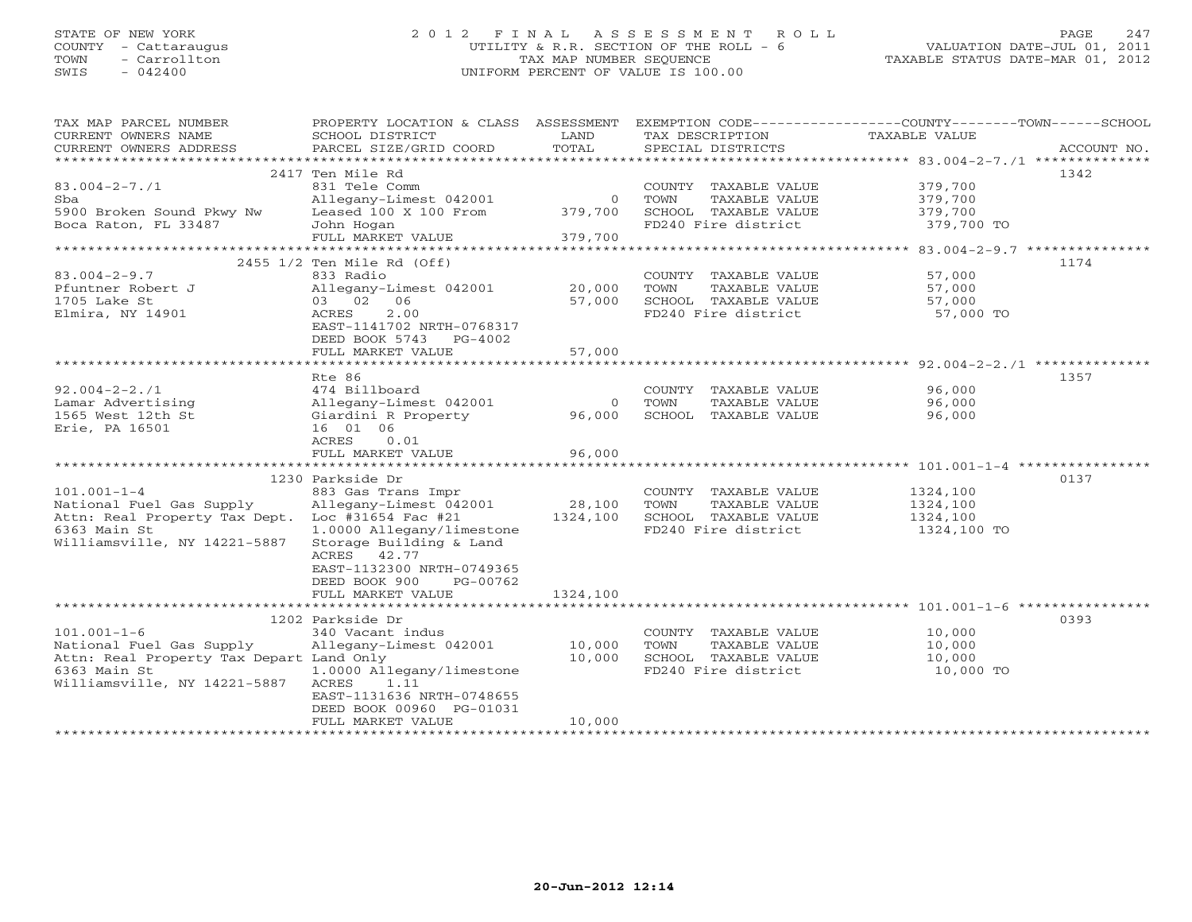STATE OF NEW YORK
COUNTY - Cattaraugus
TOWN - Carrollton
SWIS - 042400

# 2012 FINAL ASSESSMENT ROLL
UTILITY & R.R. SECTION OF THE ROLL - 6
TAX MAP NUMBER SEQUENCE
UNIFORM PERCENT OF VALUE IS 100.00

VALUATION DATE-JUL 01, 2011
TAXABLE STATUS DATE-MAR 01, 2012

| TAX MAP PARCEL NUMBER / CURRENT OWNERS NAME / CURRENT OWNERS ADDRESS | PROPERTY LOCATION & CLASS / SCHOOL DISTRICT / PARCEL SIZE/GRID COORD | ASSESSMENT LAND / TOTAL | EXEMPTION CODE / TAX DESCRIPTION / SPECIAL DISTRICTS | COUNTY--------TOWN------SCHOOL TAXABLE VALUE | ACCOUNT NO. |
|---|---|---|---|---|---|
| 83.004-2-7./1 | 2417 Ten Mile Rd | | | | 1342 |
| 83.004-2-7./1 | 831 Tele Comm | | COUNTY TAXABLE VALUE | 379,700 | |
| Sba | Allegany-Limest 042001 | 0 | TOWN TAXABLE VALUE | 379,700 | |
| 5900 Broken Sound Pkwy Nw | Leased 100 X 100 From | 379,700 | SCHOOL TAXABLE VALUE | 379,700 | |
| Boca Raton, FL 33487 | John Hogan | | FD240 Fire district | 379,700 TO | |
| | FULL MARKET VALUE | 379,700 | | | |
| 83.004-2-9.7 | 2455 1/2 Ten Mile Rd (Off) | | | | 1174 |
| 83.004-2-9.7 | 833 Radio | | COUNTY TAXABLE VALUE | 57,000 | |
| Pfuntner Robert J | Allegany-Limest 042001 | 20,000 | TOWN TAXABLE VALUE | 57,000 | |
| 1705 Lake St | 03 02 06 | 57,000 | SCHOOL TAXABLE VALUE | 57,000 | |
| Elmira, NY 14901 | ACRES 2.00 | | FD240 Fire district | 57,000 TO | |
| | EAST-1141702 NRTH-0768317 | | | | |
| | DEED BOOK 5743 PG-4002 | | | | |
| | FULL MARKET VALUE | 57,000 | | | |
| 92.004-2-2./1 | Rte 86 | | | | 1357 |
| 92.004-2-2./1 | 474 Billboard | | COUNTY TAXABLE VALUE | 96,000 | |
| Lamar Advertising | Allegany-Limest 042001 | 0 | TOWN TAXABLE VALUE | 96,000 | |
| 1565 West 12th St | Giardini R Property | 96,000 | SCHOOL TAXABLE VALUE | 96,000 | |
| Erie, PA 16501 | 16 01 06 | | | | |
| | ACRES 0.01 | | | | |
| | FULL MARKET VALUE | 96,000 | | | |
| 101.001-1-4 | 1230 Parkside Dr | | | | 0137 |
| 101.001-1-4 | 883 Gas Trans Impr | | COUNTY TAXABLE VALUE | 1324,100 | |
| National Fuel Gas Supply | Allegany-Limest 042001 | 28,100 | TOWN TAXABLE VALUE | 1324,100 | |
| Attn: Real Property Tax Dept. | Loc #31654 Fac #21 | 1324,100 | SCHOOL TAXABLE VALUE | 1324,100 | |
| 6363 Main St | 1.0000 Allegany/limestone | | FD240 Fire district | 1324,100 TO | |
| Williamsville, NY 14221-5887 | Storage Building & Land | | | | |
| | ACRES 42.77 | | | | |
| | EAST-1132300 NRTH-0749365 | | | | |
| | DEED BOOK 900 PG-00762 | | | | |
| | FULL MARKET VALUE | 1324,100 | | | |
| 101.001-1-6 | 1202 Parkside Dr | | | | 0393 |
| 101.001-1-6 | 340 Vacant indus | | COUNTY TAXABLE VALUE | 10,000 | |
| National Fuel Gas Supply | Allegany-Limest 042001 | 10,000 | TOWN TAXABLE VALUE | 10,000 | |
| Attn: Real Property Tax Depart | Land Only | 10,000 | SCHOOL TAXABLE VALUE | 10,000 | |
| 6363 Main St | 1.0000 Allegany/limestone | | FD240 Fire district | 10,000 TO | |
| Williamsville, NY 14221-5887 | ACRES 1.11 | | | | |
| | EAST-1131636 NRTH-0748655 | | | | |
| | DEED BOOK 00960 PG-01031 | | | | |
| | FULL MARKET VALUE | 10,000 | | | |

20-Jun-2012 12:14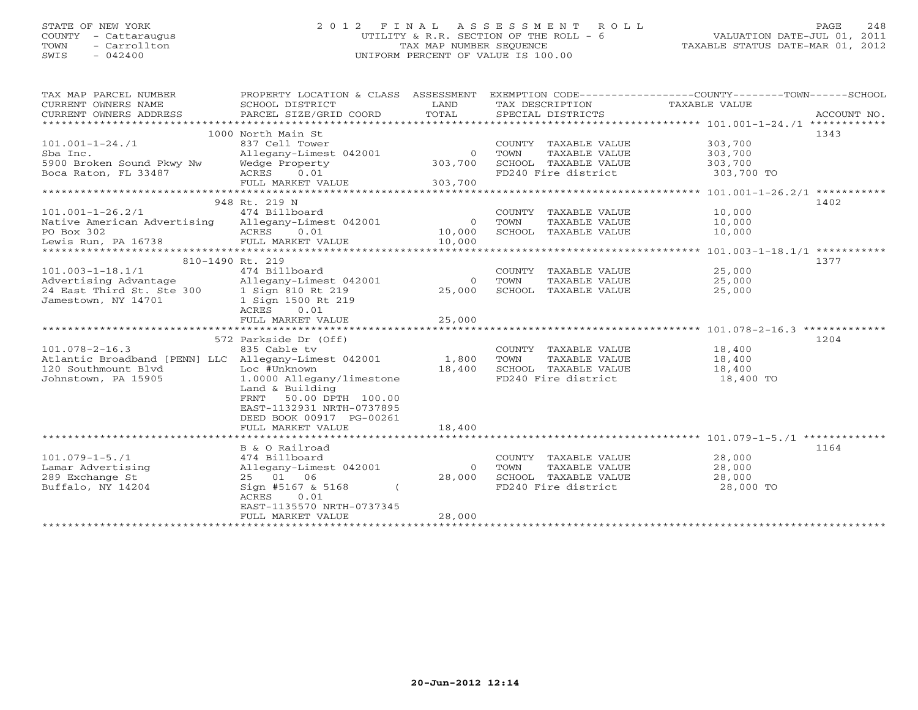STATE OF NEW YORK
COUNTY - Cattaraugus
TOWN - Carrollton
SWIS - 042400

# 2012 FINAL ASSESSMENT ROLL
UTILITY & R.R. SECTION OF THE ROLL - 6
TAX MAP NUMBER SEQUENCE
UNIFORM PERCENT OF VALUE IS 100.00

VALUATION DATE-JUL 01, 2011
TAXABLE STATUS DATE-MAR 01, 2012

| TAX MAP PARCEL NUMBER / CURRENT OWNERS NAME / CURRENT OWNERS ADDRESS | PROPERTY LOCATION & CLASS / SCHOOL DISTRICT / PARCEL SIZE/GRID COORD | ASSESSMENT LAND / TOTAL | EXEMPTION CODE / TAX DESCRIPTION / SPECIAL DISTRICTS | TAXABLE VALUE (COUNTY / TOWN / SCHOOL) | ACCOUNT NO. |
|---|---|---|---|---|---|
| 101.001-1-24./1 | 1000 North Main St | | | | 1343 |
| 101.001-1-24./1 | 837 Cell Tower | | COUNTY TAXABLE VALUE | 303,700 | |
| Sba Inc. | Allegany-Limest 042001 | 0 | TOWN TAXABLE VALUE | 303,700 | |
| 5900 Broken Sound Pkwy Nw | Wedge Property | 303,700 | SCHOOL TAXABLE VALUE | 303,700 | |
| Boca Raton, FL 33487 | ACRES 0.01 | | FD240 Fire district | 303,700 TO | |
| | FULL MARKET VALUE | 303,700 | | | |
| 101.001-1-26.2/1 | 948 Rt. 219 N | | | | 1402 |
| 101.001-1-26.2/1 | 474 Billboard | | COUNTY TAXABLE VALUE | 10,000 | |
| Native American Advertising | Allegany-Limest 042001 | 0 | TOWN TAXABLE VALUE | 10,000 | |
| PO Box 302 | ACRES 0.01 | 10,000 | SCHOOL TAXABLE VALUE | 10,000 | |
| Lewis Run, PA 16738 | FULL MARKET VALUE | 10,000 | | | |
| 101.003-1-18.1/1 | 810-1490 Rt. 219 | | | | 1377 |
| 101.003-1-18.1/1 | 474 Billboard | | COUNTY TAXABLE VALUE | 25,000 | |
| Advertising Advantage | Allegany-Limest 042001 | 0 | TOWN TAXABLE VALUE | 25,000 | |
| 24 East Third St. Ste 300 | 1 Sign 810 Rt 219 | 25,000 | SCHOOL TAXABLE VALUE | 25,000 | |
| Jamestown, NY 14701 | 1 Sign 1500 Rt 219 | | | | |
| | ACRES 0.01 | | | | |
| | FULL MARKET VALUE | 25,000 | | | |
| 101.078-2-16.3 | 572 Parkside Dr (Off) | | | | 1204 |
| 101.078-2-16.3 | 835 Cable tv | | COUNTY TAXABLE VALUE | 18,400 | |
| Atlantic Broadband [PENN] LLC | Allegany-Limest 042001 | 1,800 | TOWN TAXABLE VALUE | 18,400 | |
| 120 Southmount Blvd | Loc #Unknown | 18,400 | SCHOOL TAXABLE VALUE | 18,400 | |
| Johnstown, PA 15905 | 1.0000 Allegany/limestone | | FD240 Fire district | 18,400 TO | |
| | Land & Building | | | | |
| | FRNT 50.00 DPTH 100.00 | | | | |
| | EAST-1132931 NRTH-0737895 | | | | |
| | DEED BOOK 00917 PG-00261 | | | | |
| | FULL MARKET VALUE | 18,400 | | | |
| 101.079-1-5./1 | B & O Railroad | | | | 1164 |
| 101.079-1-5./1 | 474 Billboard | | COUNTY TAXABLE VALUE | 28,000 | |
| Lamar Advertising | Allegany-Limest 042001 | 0 | TOWN TAXABLE VALUE | 28,000 | |
| 289 Exchange St | 25 01 06 | 28,000 | SCHOOL TAXABLE VALUE | 28,000 | |
| Buffalo, NY 14204 | Sign #5167 & 5168 ( | | FD240 Fire district | 28,000 TO | |
| | ACRES 0.01 | | | | |
| | EAST-1135570 NRTH-0737345 | | | | |
| | FULL MARKET VALUE | 28,000 | | | |

20-Jun-2012 12:14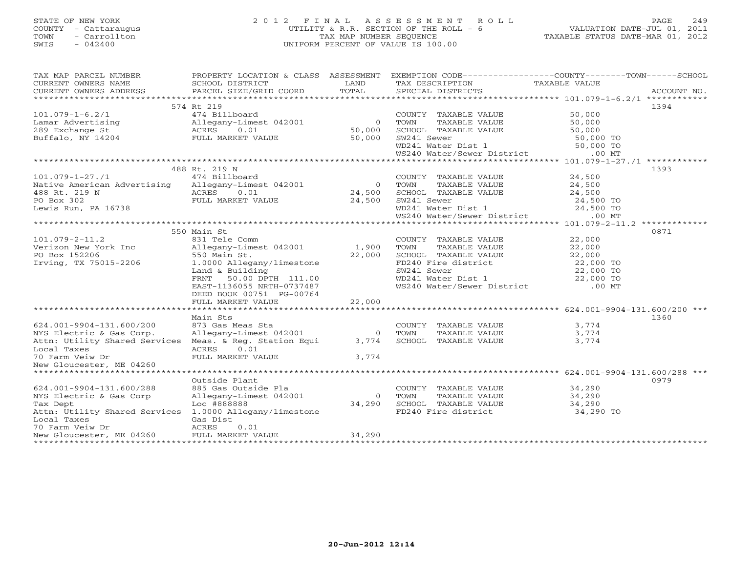STATE OF NEW YORK
COUNTY - Cattaraugus
TOWN - Carrollton
SWIS - 042400

2012 FINAL ASSESSMENT ROLL
UTILITY & R.R. SECTION OF THE ROLL - 6
TAX MAP NUMBER SEQUENCE
UNIFORM PERCENT OF VALUE IS 100.00

VALUATION DATE-JUL 01, 2011
TAXABLE STATUS DATE-MAR 01, 2012

| TAX MAP PARCEL NUMBER / CURRENT OWNERS NAME / CURRENT OWNERS ADDRESS | PROPERTY LOCATION & CLASS / SCHOOL DISTRICT / PARCEL SIZE/GRID COORD | ASSESSMENT LAND | TOTAL | EXEMPTION CODE / TAX DESCRIPTION / SPECIAL DISTRICTS | TAXABLE VALUE (COUNTY--TOWN--SCHOOL) | ACCOUNT NO. |
|---|---|---|---|---|---|---|
| **101.079-1-6.2/1** | 574 Rt 219 | | | | | 1394 |
| 101.079-1-6.2/1 | 474 Billboard | | | COUNTY TAXABLE VALUE | 50,000 | |
| Lamar Advertising | Allegany-Limest 042001 | 0 | | TOWN TAXABLE VALUE | 50,000 | |
| 289 Exchange St | ACRES 0.01 | | 50,000 | SCHOOL TAXABLE VALUE | 50,000 | |
| Buffalo, NY 14204 | FULL MARKET VALUE | | 50,000 | SW241 Sewer | 50,000 TO | |
| | | | | WD241 Water Dist 1 | 50,000 TO | |
| | | | | WS240 Water/Sewer District | .00 MT | |
| **101.079-1-27./1** | 488 Rt. 219 N | | | | | 1393 |
| 101.079-1-27./1 | 474 Billboard | | | COUNTY TAXABLE VALUE | 24,500 | |
| Native American Advertising | Allegany-Limest 042001 | 0 | | TOWN TAXABLE VALUE | 24,500 | |
| 488 Rt. 219 N | ACRES 0.01 | | 24,500 | SCHOOL TAXABLE VALUE | 24,500 | |
| PO Box 302 | FULL MARKET VALUE | | 24,500 | SW241 Sewer | 24,500 TO | |
| Lewis Run, PA 16738 | | | | WD241 Water Dist 1 | 24,500 TO | |
| | | | | WS240 Water/Sewer District | .00 MT | |
| **101.079-2-11.2** | 550 Main St | | | | | 0871 |
| 101.079-2-11.2 | 831 Tele Comm | | | COUNTY TAXABLE VALUE | 22,000 | |
| Verizon New York Inc | Allegany-Limest 042001 | 1,900 | | TOWN TAXABLE VALUE | 22,000 | |
| PO Box 152206 | 550 Main St. | | 22,000 | SCHOOL TAXABLE VALUE | 22,000 | |
| Irving, TX 75015-2206 | 1.0000 Allegany/limestone | | | FD240 Fire district | 22,000 TO | |
| | Land & Building | | | SW241 Sewer | 22,000 TO | |
| | FRNT 50.00 DPTH 111.00 | | | WD241 Water Dist 1 | 22,000 TO | |
| | EAST-1136055 NRTH-0737487 | | | WS240 Water/Sewer District | .00 MT | |
| | DEED BOOK 00751 PG-00764 | | | | | |
| | FULL MARKET VALUE | | 22,000 | | | |
| **624.001-9904-131.600/200** | Main Sts | | | | | 1360 |
| 624.001-9904-131.600/200 | 873 Gas Meas Sta | | | COUNTY TAXABLE VALUE | 3,774 | |
| NYS Electric & Gas Corp. | Allegany-Limest 042001 | 0 | | TOWN TAXABLE VALUE | 3,774 | |
| Attn: Utility Shared Services | Meas. & Reg. Station Equi | | 3,774 | SCHOOL TAXABLE VALUE | 3,774 | |
| Local Taxes | ACRES 0.01 | | | | | |
| 70 Farm Veiw Dr | FULL MARKET VALUE | | 3,774 | | | |
| New Gloucester, ME 04260 | | | | | | |
| **624.001-9904-131.600/288** | Outside Plant | | | | | 0979 |
| 624.001-9904-131.600/288 | 885 Gas Outside Pla | | | COUNTY TAXABLE VALUE | 34,290 | |
| NYS Electric & Gas Corp | Allegany-Limest 042001 | 0 | | TOWN TAXABLE VALUE | 34,290 | |
| Tax Dept | Loc #888888 | | 34,290 | SCHOOL TAXABLE VALUE | 34,290 | |
| Attn: Utility Shared Services | 1.0000 Allegany/limestone | | | FD240 Fire district | 34,290 TO | |
| Local Taxes | Gas Dist | | | | | |
| 70 Farm Veiw Dr | ACRES 0.01 | | | | | |
| New Gloucester, ME 04260 | FULL MARKET VALUE | | 34,290 | | | |

20-Jun-2012 12:14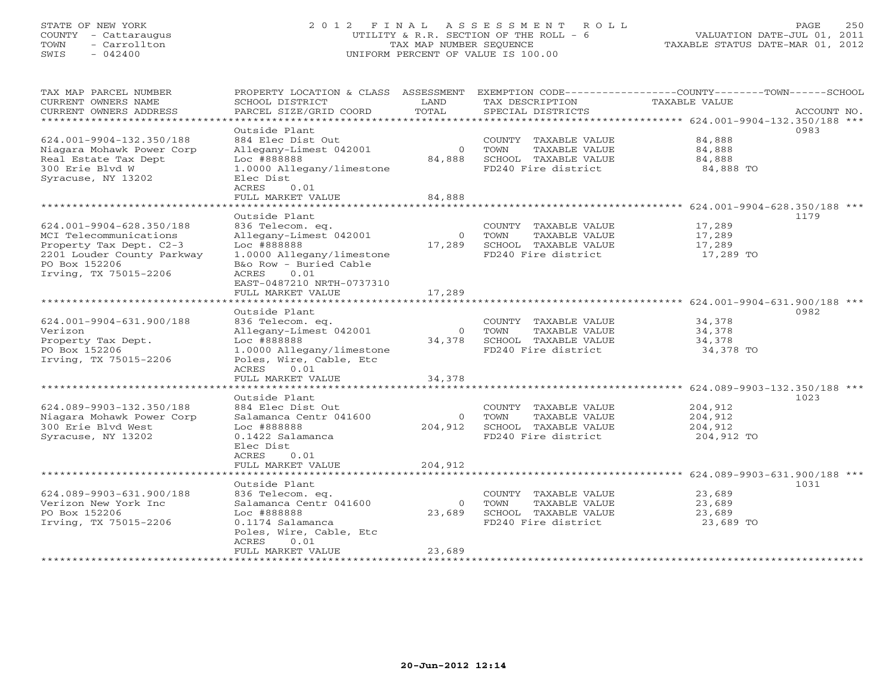STATE OF NEW YORK
COUNTY - Cattaraugus
TOWN - Carrollton
SWIS - 042400

# 2012 FINAL ASSESSMENT ROLL

UTILITY & R.R. SECTION OF THE ROLL - 6
TAX MAP NUMBER SEQUENCE
UNIFORM PERCENT OF VALUE IS 100.00

VALUATION DATE-JUL 01, 2011
TAXABLE STATUS DATE-MAR 01, 2012

| TAX MAP PARCEL NUMBER / CURRENT OWNERS NAME / CURRENT OWNERS ADDRESS | PROPERTY LOCATION & CLASS / SCHOOL DISTRICT / PARCEL SIZE/GRID COORD | ASSESSMENT LAND / TOTAL | EXEMPTION CODE / TAX DESCRIPTION / SPECIAL DISTRICTS | TAXABLE VALUE (COUNTY / TOWN / SCHOOL) | ACCOUNT NO. |
|---|---|---|---|---|---|
| **624.001-9904-132.350/188** | Outside Plant | | | | 0983 |
| 624.001-9904-132.350/188 | 884 Elec Dist Out | | COUNTY TAXABLE VALUE | 84,888 | |
| Niagara Mohawk Power Corp | Allegany-Limest 042001 | 0 | TOWN TAXABLE VALUE | 84,888 | |
| Real Estate Tax Dept | Loc #888888 | 84,888 | SCHOOL TAXABLE VALUE | 84,888 | |
| 300 Erie Blvd W | 1.0000 Allegany/limestone | | FD240 Fire district | 84,888 TO | |
| Syracuse, NY 13202 | Elec Dist | | | | |
| | ACRES 0.01 | | | | |
| | FULL MARKET VALUE | 84,888 | | | |
| **624.001-9904-628.350/188** | Outside Plant | | | | 1179 |
| 624.001-9904-628.350/188 | 836 Telecom. eq. | | COUNTY TAXABLE VALUE | 17,289 | |
| MCI Telecommunications | Allegany-Limest 042001 | 0 | TOWN TAXABLE VALUE | 17,289 | |
| Property Tax Dept. C2-3 | Loc #888888 | 17,289 | SCHOOL TAXABLE VALUE | 17,289 | |
| 2201 Louder County Parkway | 1.0000 Allegany/limestone | | FD240 Fire district | 17,289 TO | |
| PO Box 152206 | B&o Row - Buried Cable | | | | |
| Irving, TX 75015-2206 | ACRES 0.01 | | | | |
| | EAST-0487210 NRTH-0737310 | | | | |
| | FULL MARKET VALUE | 17,289 | | | |
| **624.001-9904-631.900/188** | Outside Plant | | | | 0982 |
| 624.001-9904-631.900/188 | 836 Telecom. eq. | | COUNTY TAXABLE VALUE | 34,378 | |
| Verizon | Allegany-Limest 042001 | 0 | TOWN TAXABLE VALUE | 34,378 | |
| Property Tax Dept. | Loc #888888 | 34,378 | SCHOOL TAXABLE VALUE | 34,378 | |
| PO Box 152206 | 1.0000 Allegany/limestone | | FD240 Fire district | 34,378 TO | |
| Irving, TX 75015-2206 | Poles, Wire, Cable, Etc | | | | |
| | ACRES 0.01 | | | | |
| | FULL MARKET VALUE | 34,378 | | | |
| **624.089-9903-132.350/188** | Outside Plant | | | | 1023 |
| 624.089-9903-132.350/188 | 884 Elec Dist Out | | COUNTY TAXABLE VALUE | 204,912 | |
| Niagara Mohawk Power Corp | Salamanca Centr 041600 | 0 | TOWN TAXABLE VALUE | 204,912 | |
| 300 Erie Blvd West | Loc #888888 | 204,912 | SCHOOL TAXABLE VALUE | 204,912 | |
| Syracuse, NY 13202 | 0.1422 Salamanca | | FD240 Fire district | 204,912 TO | |
| | Elec Dist | | | | |
| | ACRES 0.01 | | | | |
| | FULL MARKET VALUE | 204,912 | | | |
| **624.089-9903-631.900/188** | Outside Plant | | | | 1031 |
| 624.089-9903-631.900/188 | 836 Telecom. eq. | | COUNTY TAXABLE VALUE | 23,689 | |
| Verizon New York Inc | Salamanca Centr 041600 | 0 | TOWN TAXABLE VALUE | 23,689 | |
| PO Box 152206 | Loc #888888 | 23,689 | SCHOOL TAXABLE VALUE | 23,689 | |
| Irving, TX 75015-2206 | 0.1174 Salamanca | | FD240 Fire district | 23,689 TO | |
| | Poles, Wire, Cable, Etc | | | | |
| | ACRES 0.01 | | | | |
| | FULL MARKET VALUE | 23,689 | | | |

20-Jun-2012 12:14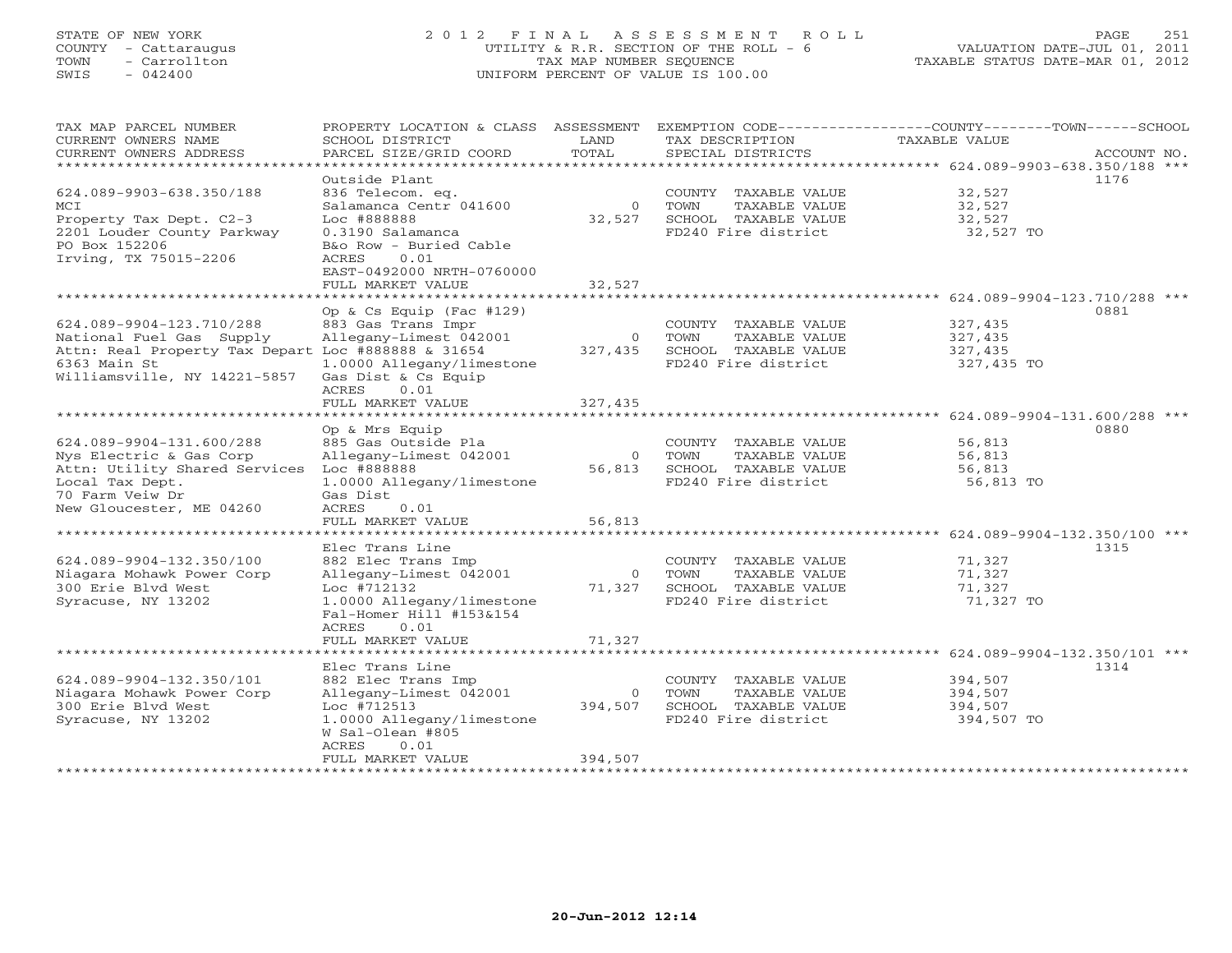STATE OF NEW YORK
COUNTY - Cattaraugus
TOWN - Carrollton
SWIS - 042400

# 2012 FINAL ASSESSMENT ROLL
UTILITY & R.R. SECTION OF THE ROLL - 6
TAX MAP NUMBER SEQUENCE
UNIFORM PERCENT OF VALUE IS 100.00

VALUATION DATE-JUL 01, 2011
TAXABLE STATUS DATE-MAR 01, 2012

| TAX MAP PARCEL NUMBER / CURRENT OWNERS NAME / CURRENT OWNERS ADDRESS | PROPERTY LOCATION & CLASS / SCHOOL DISTRICT / PARCEL SIZE/GRID COORD | ASSESSMENT LAND / TOTAL | EXEMPTION CODE / TAX DESCRIPTION / SPECIAL DISTRICTS | COUNTY--------TOWN------SCHOOL TAXABLE VALUE | ACCOUNT NO. |
|---|---|---|---|---|---|
| 624.089-9903-638.350/188 | Outside Plant | | | | 1176 |
| 624.089-9903-638.350/188 | 836 Telecom. eq. | | COUNTY TAXABLE VALUE | 32,527 | |
| MCI | Salamanca Centr 041600 | 0 | TOWN TAXABLE VALUE | 32,527 | |
| Property Tax Dept. C2-3 | Loc #888888 | 32,527 | SCHOOL TAXABLE VALUE | 32,527 | |
| 2201 Louder County Parkway | 0.3190 Salamanca | | FD240 Fire district | 32,527 TO | |
| PO Box 152206 | B&o Row - Buried Cable | | | | |
| Irving, TX 75015-2206 | ACRES 0.01 | | | | |
| | EAST-0492000 NRTH-0760000 | | | | |
| | FULL MARKET VALUE | 32,527 | | | |
| 624.089-9904-123.710/288 | Op & Cs Equip (Fac #129) | | | | 0881 |
| 624.089-9904-123.710/288 | 883 Gas Trans Impr | | COUNTY TAXABLE VALUE | 327,435 | |
| National Fuel Gas Supply | Allegany-Limest 042001 | 0 | TOWN TAXABLE VALUE | 327,435 | |
| Attn: Real Property Tax Depart | Loc #888888 & 31654 | 327,435 | SCHOOL TAXABLE VALUE | 327,435 | |
| 6363 Main St | 1.0000 Allegany/limestone | | FD240 Fire district | 327,435 TO | |
| Williamsville, NY 14221-5857 | Gas Dist & Cs Equip | | | | |
| | ACRES 0.01 | | | | |
| | FULL MARKET VALUE | 327,435 | | | |
| 624.089-9904-131.600/288 | Op & Mrs Equip | | | | 0880 |
| 624.089-9904-131.600/288 | 885 Gas Outside Pla | | COUNTY TAXABLE VALUE | 56,813 | |
| Nys Electric & Gas Corp | Allegany-Limest 042001 | 0 | TOWN TAXABLE VALUE | 56,813 | |
| Attn: Utility Shared Services | Loc #888888 | 56,813 | SCHOOL TAXABLE VALUE | 56,813 | |
| Local Tax Dept. | 1.0000 Allegany/limestone | | FD240 Fire district | 56,813 TO | |
| 70 Farm Veiw Dr | Gas Dist | | | | |
| New Gloucester, ME 04260 | ACRES 0.01 | | | | |
| | FULL MARKET VALUE | 56,813 | | | |
| 624.089-9904-132.350/100 | Elec Trans Line | | | | 1315 |
| 624.089-9904-132.350/100 | 882 Elec Trans Imp | | COUNTY TAXABLE VALUE | 71,327 | |
| Niagara Mohawk Power Corp | Allegany-Limest 042001 | 0 | TOWN TAXABLE VALUE | 71,327 | |
| 300 Erie Blvd West | Loc #712132 | 71,327 | SCHOOL TAXABLE VALUE | 71,327 | |
| Syracuse, NY 13202 | 1.0000 Allegany/limestone | | FD240 Fire district | 71,327 TO | |
| | Fal-Homer Hill #153&154 | | | | |
| | ACRES 0.01 | | | | |
| | FULL MARKET VALUE | 71,327 | | | |
| 624.089-9904-132.350/101 | Elec Trans Line | | | | 1314 |
| 624.089-9904-132.350/101 | 882 Elec Trans Imp | | COUNTY TAXABLE VALUE | 394,507 | |
| Niagara Mohawk Power Corp | Allegany-Limest 042001 | 0 | TOWN TAXABLE VALUE | 394,507 | |
| 300 Erie Blvd West | Loc #712513 | 394,507 | SCHOOL TAXABLE VALUE | 394,507 | |
| Syracuse, NY 13202 | 1.0000 Allegany/limestone | | FD240 Fire district | 394,507 TO | |
| | W Sal-Olean #805 | | | | |
| | ACRES 0.01 | | | | |
| | FULL MARKET VALUE | 394,507 | | | |

20-Jun-2012 12:14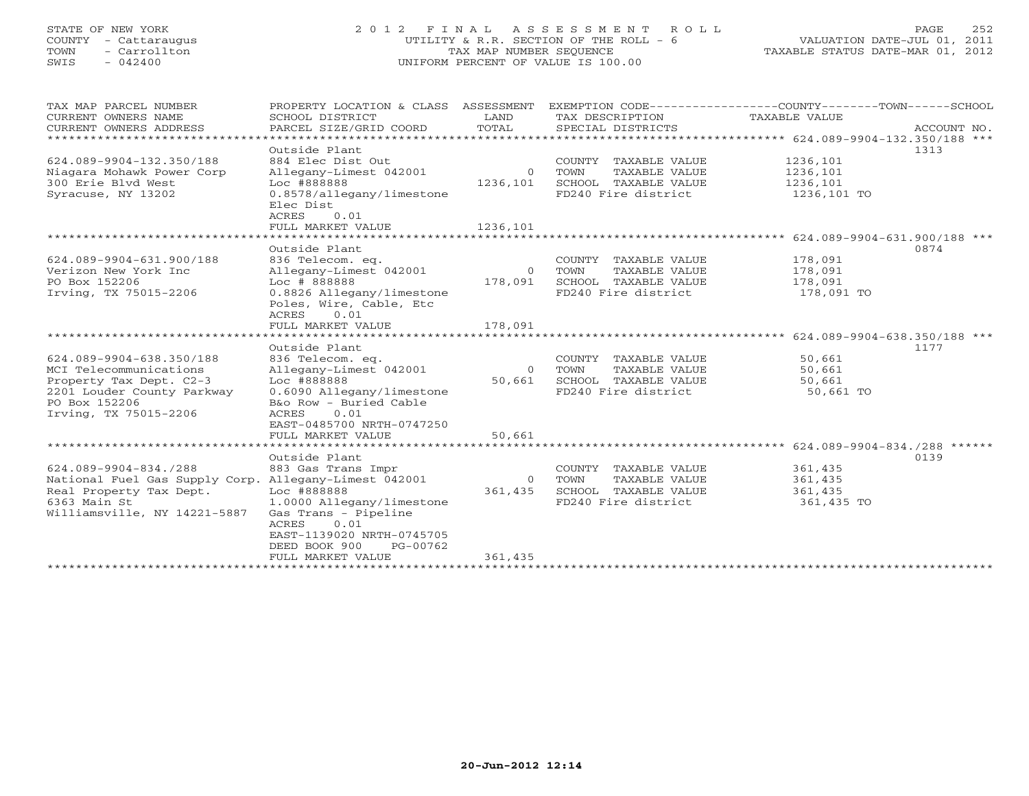STATE OF NEW YORK
COUNTY - Cattaraugus
TOWN - Carrollton
SWIS - 042400

# 2012 FINAL ASSESSMENT ROLL

UTILITY & R.R. SECTION OF THE ROLL - 6
TAX MAP NUMBER SEQUENCE
UNIFORM PERCENT OF VALUE IS 100.00

VALUATION DATE-JUL 01, 2011
TAXABLE STATUS DATE-MAR 01, 2012

| TAX MAP PARCEL NUMBER / CURRENT OWNERS NAME / CURRENT OWNERS ADDRESS | PROPERTY LOCATION & CLASS / SCHOOL DISTRICT / PARCEL SIZE/GRID COORD | ASSESSMENT LAND / TOTAL | EXEMPTION CODE / TAX DESCRIPTION / SPECIAL DISTRICTS | COUNTY--------TOWN------SCHOOL TAXABLE VALUE | ACCOUNT NO. |
|---|---|---|---|---|---|
| **624.089-9904-132.350/188** | Outside Plant | | | | 1313 |
| 624.089-9904-132.350/188 | 884 Elec Dist Out | | COUNTY TAXABLE VALUE | 1236,101 | |
| Niagara Mohawk Power Corp | Allegany-Limest 042001 | 0 | TOWN TAXABLE VALUE | 1236,101 | |
| 300 Erie Blvd West | Loc #888888 | 1236,101 | SCHOOL TAXABLE VALUE | 1236,101 | |
| Syracuse, NY 13202 | 0.8578/allegany/limestone | | FD240 Fire district | 1236,101 TO | |
| | Elec Dist | | | | |
| | ACRES 0.01 | | | | |
| | FULL MARKET VALUE | 1236,101 | | | |
| **624.089-9904-631.900/188** | Outside Plant | | | | 0874 |
| 624.089-9904-631.900/188 | 836 Telecom. eq. | | COUNTY TAXABLE VALUE | 178,091 | |
| Verizon New York Inc | Allegany-Limest 042001 | 0 | TOWN TAXABLE VALUE | 178,091 | |
| PO Box 152206 | Loc # 888888 | 178,091 | SCHOOL TAXABLE VALUE | 178,091 | |
| Irving, TX 75015-2206 | 0.8826 Allegany/limestone | | FD240 Fire district | 178,091 TO | |
| | Poles, Wire, Cable, Etc | | | | |
| | ACRES 0.01 | | | | |
| | FULL MARKET VALUE | 178,091 | | | |
| **624.089-9904-638.350/188** | Outside Plant | | | | 1177 |
| 624.089-9904-638.350/188 | 836 Telecom. eq. | | COUNTY TAXABLE VALUE | 50,661 | |
| MCI Telecommunications | Allegany-Limest 042001 | 0 | TOWN TAXABLE VALUE | 50,661 | |
| Property Tax Dept. C2-3 | Loc #888888 | 50,661 | SCHOOL TAXABLE VALUE | 50,661 | |
| 2201 Louder County Parkway | 0.6090 Allegany/limestone | | FD240 Fire district | 50,661 TO | |
| PO Box 152206 | B&o Row - Buried Cable | | | | |
| Irving, TX 75015-2206 | ACRES 0.01 | | | | |
| | EAST-0485700 NRTH-0747250 | | | | |
| | FULL MARKET VALUE | 50,661 | | | |
| **624.089-9904-834./288** | Outside Plant | | | | 0139 |
| 624.089-9904-834./288 | 883 Gas Trans Impr | | COUNTY TAXABLE VALUE | 361,435 | |
| National Fuel Gas Supply Corp. | Allegany-Limest 042001 | 0 | TOWN TAXABLE VALUE | 361,435 | |
| Real Property Tax Dept. | Loc #888888 | 361,435 | SCHOOL TAXABLE VALUE | 361,435 | |
| 6363 Main St | 1.0000 Allegany/limestone | | FD240 Fire district | 361,435 TO | |
| Williamsville, NY 14221-5887 | Gas Trans - Pipeline | | | | |
| | ACRES 0.01 | | | | |
| | EAST-1139020 NRTH-0745705 | | | | |
| | DEED BOOK 900 PG-00762 | | | | |
| | FULL MARKET VALUE | 361,435 | | | |

20-Jun-2012 12:14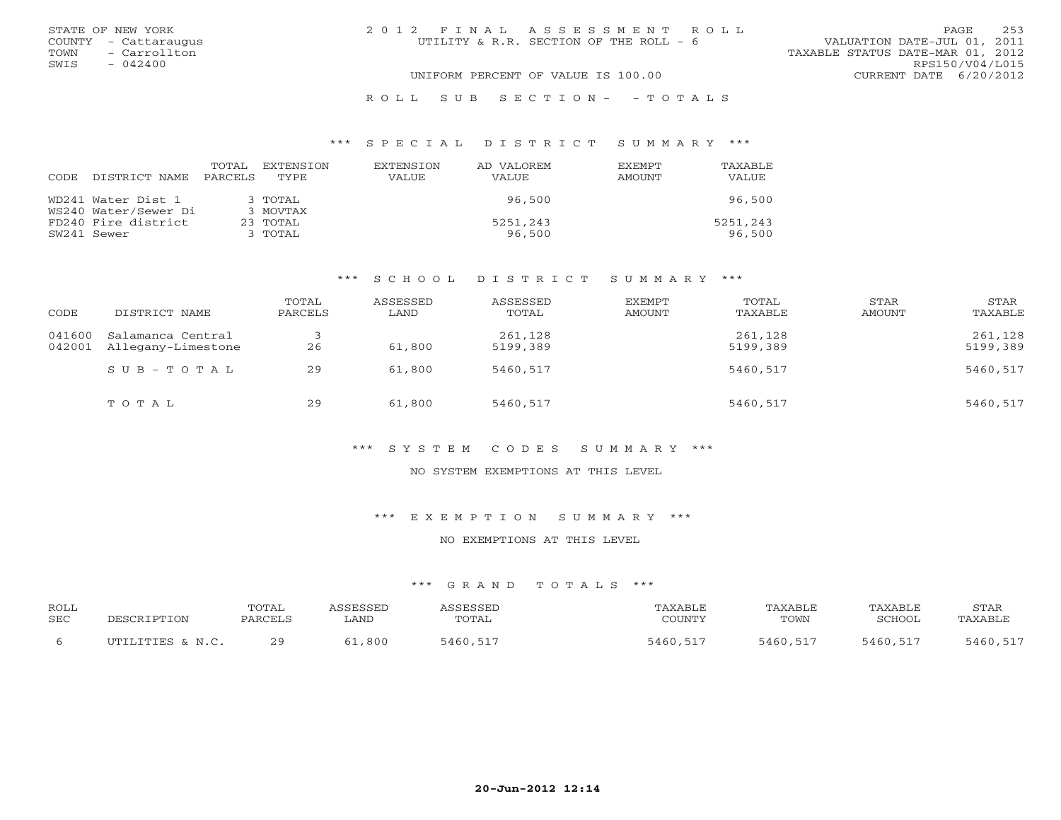STATE OF NEW YORK
COUNTY - Cattaraugus
TOWN - Carrollton
SWIS - 042400

# 2012 FINAL ASSESSMENT ROLL

UTILITY & R.R. SECTION OF THE ROLL - 6

UNIFORM PERCENT OF VALUE IS 100.00

VALUATION DATE-JUL 01, 2011
TAXABLE STATUS DATE-MAR 01, 2012
RPS150/V04/L015
CURRENT DATE 6/20/2012

## ROLL SUB SECTION- - TOTALS

### *** SPECIAL DISTRICT SUMMARY ***

| CODE DISTRICT NAME | TOTAL PARCELS | EXTENSION TYPE | EXTENSION VALUE | AD VALOREM VALUE | EXEMPT AMOUNT | TAXABLE VALUE |
|---|---|---|---|---|---|---|
| WD241 Water Dist 1 | 3 | TOTAL | | 96,500 | | 96,500 |
| WS240 Water/Sewer Di | 3 | MOVTAX | | | | |
| FD240 Fire district | 23 | TOTAL | | 5251,243 | | 5251,243 |
| SW241 Sewer | 3 | TOTAL | | 96,500 | | 96,500 |

### *** SCHOOL DISTRICT SUMMARY ***

| CODE | DISTRICT NAME | TOTAL PARCELS | ASSESSED LAND | ASSESSED TOTAL | EXEMPT AMOUNT | TOTAL TAXABLE | STAR AMOUNT | STAR TAXABLE |
|---|---|---|---|---|---|---|---|---|
| 041600 | Salamanca Central | 3 | | 261,128 | | 261,128 | | 261,128 |
| 042001 | Allegany-Limestone | 26 | 61,800 | 5199,389 | | 5199,389 | | 5199,389 |
| | SUB-TOTAL | 29 | 61,800 | 5460,517 | | 5460,517 | | 5460,517 |
| | TOTAL | 29 | 61,800 | 5460,517 | | 5460,517 | | 5460,517 |

### *** SYSTEM CODES SUMMARY ***

NO SYSTEM EXEMPTIONS AT THIS LEVEL

### *** EXEMPTION SUMMARY ***

NO EXEMPTIONS AT THIS LEVEL

### *** GRAND TOTALS ***

| ROLL SEC | DESCRIPTION | TOTAL PARCELS | ASSESSED LAND | ASSESSED TOTAL | TAXABLE COUNTY | TAXABLE TOWN | TAXABLE SCHOOL | STAR TAXABLE |
|---|---|---|---|---|---|---|---|---|
| 6 | UTILITIES & N.C. | 29 | 61,800 | 5460,517 | 5460,517 | 5460,517 | 5460,517 | 5460,517 |

20-Jun-2012 12:14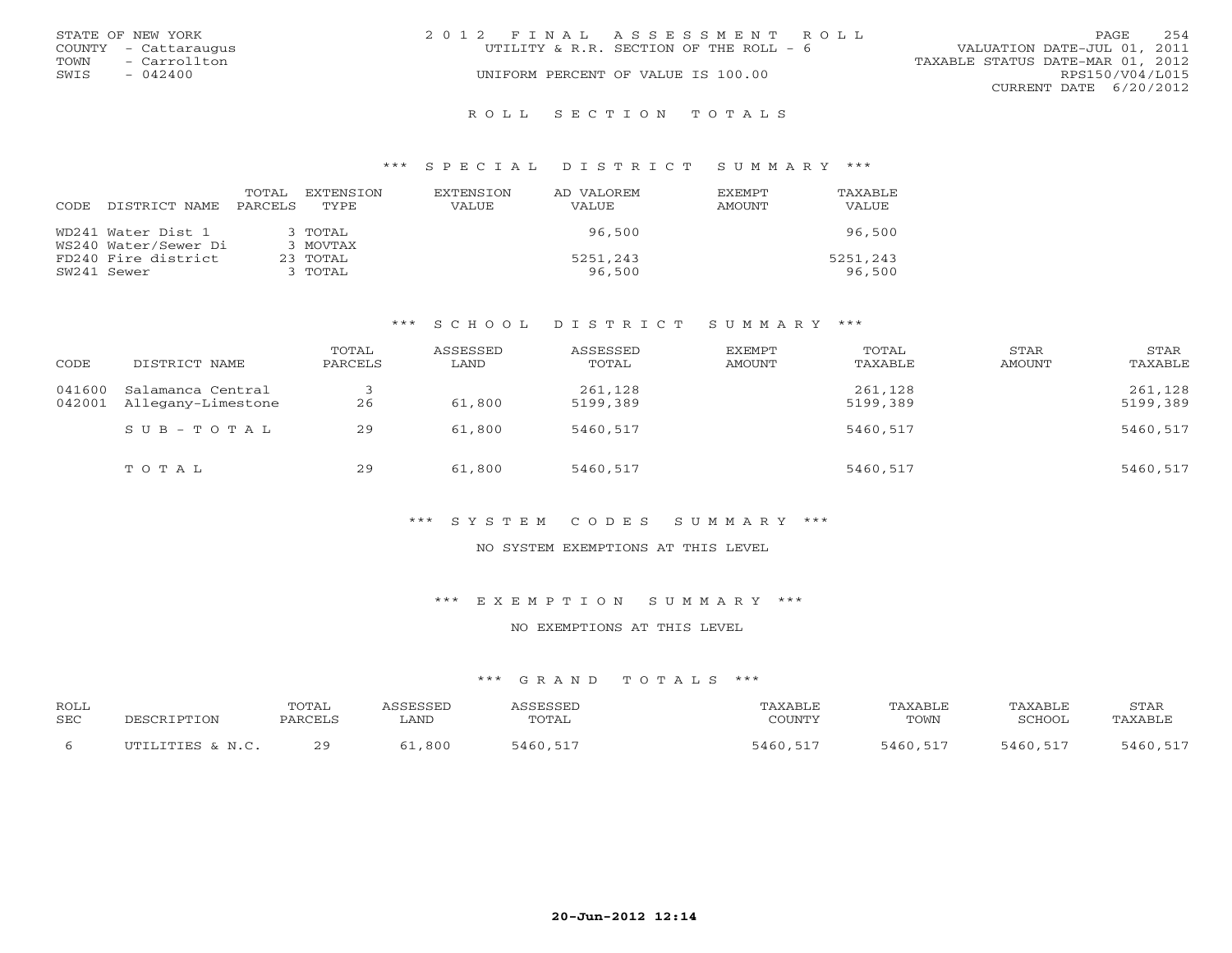STATE OF NEW YORK
COUNTY - Cattaraugus
TOWN - Carrollton
SWIS - 042400

2012 FINAL ASSESSMENT ROLL
UTILITY & R.R. SECTION OF THE ROLL - 6
UNIFORM PERCENT OF VALUE IS 100.00

VALUATION DATE-JUL 01, 2011
TAXABLE STATUS DATE-MAR 01, 2012
RPS150/V04/L015
CURRENT DATE 6/20/2012

## ROLL SECTION TOTALS

### *** SPECIAL DISTRICT SUMMARY ***

| CODE DISTRICT NAME | TOTAL PARCELS | EXTENSION TYPE | EXTENSION VALUE | AD VALOREM VALUE | EXEMPT AMOUNT | TAXABLE VALUE |
|---|---|---|---|---|---|---|
| WD241 Water Dist 1 | 3 | TOTAL | | 96,500 | | 96,500 |
| WS240 Water/Sewer Di | 3 | MOVTAX | | | | |
| FD240 Fire district | 23 | TOTAL | | 5251,243 | | 5251,243 |
| SW241 Sewer | 3 | TOTAL | | 96,500 | | 96,500 |

### *** SCHOOL DISTRICT SUMMARY ***

| CODE | DISTRICT NAME | TOTAL PARCELS | ASSESSED LAND | ASSESSED TOTAL | EXEMPT AMOUNT | TOTAL TAXABLE | STAR AMOUNT | STAR TAXABLE |
|---|---|---|---|---|---|---|---|---|
| 041600 | Salamanca Central | 3 | | 261,128 | | 261,128 | | 261,128 |
| 042001 | Allegany-Limestone | 26 | 61,800 | 5199,389 | | 5199,389 | | 5199,389 |
| | SUB-TOTAL | 29 | 61,800 | 5460,517 | | 5460,517 | | 5460,517 |
| | TOTAL | 29 | 61,800 | 5460,517 | | 5460,517 | | 5460,517 |

### *** SYSTEM CODES SUMMARY ***

NO SYSTEM EXEMPTIONS AT THIS LEVEL

### *** EXEMPTION SUMMARY ***

NO EXEMPTIONS AT THIS LEVEL

### *** GRAND TOTALS ***

| ROLL SEC | DESCRIPTION | TOTAL PARCELS | ASSESSED LAND | ASSESSED TOTAL | TAXABLE COUNTY | TAXABLE TOWN | TAXABLE SCHOOL | STAR TAXABLE |
|---|---|---|---|---|---|---|---|---|
| 6 | UTILITIES & N.C. | 29 | 61,800 | 5460,517 | 5460,517 | 5460,517 | 5460,517 | 5460,517 |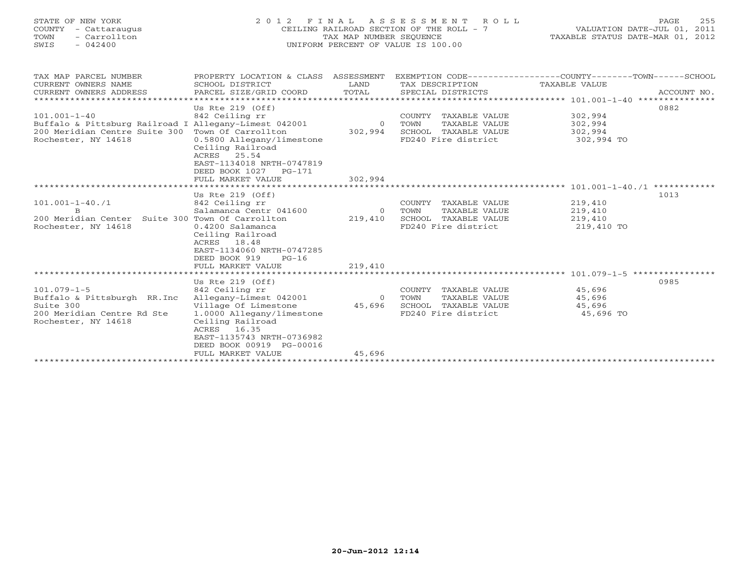STATE OF NEW YORK
COUNTY - Cattaraugus
TOWN - Carrollton
SWIS - 042400

# 2012 FINAL ASSESSMENT ROLL

CEILING RAILROAD SECTION OF THE ROLL - 7
TAX MAP NUMBER SEQUENCE
UNIFORM PERCENT OF VALUE IS 100.00

VALUATION DATE-JUL 01, 2011
TAXABLE STATUS DATE-MAR 01, 2012

| TAX MAP PARCEL NUMBER / CURRENT OWNERS NAME / CURRENT OWNERS ADDRESS | PROPERTY LOCATION & CLASS / SCHOOL DISTRICT / PARCEL SIZE/GRID COORD | ASSESSMENT LAND / TOTAL | EXEMPTION CODE / TAX DESCRIPTION / SPECIAL DISTRICTS | TAXABLE VALUE | ACCOUNT NO. |
|---|---|---|---|---|---|
| 101.001-1-40 | Us Rte 219 (Off) | | | | 0882 |
| | 842 Ceiling rr | | COUNTY TAXABLE VALUE | 302,994 | |
| Buffalo & Pittsburg Railroad I | Allegany-Limest 042001 | 0 | TOWN TAXABLE VALUE | 302,994 | |
| 200 Meridian Centre Suite 300 | Town Of Carrollton | 302,994 | SCHOOL TAXABLE VALUE | 302,994 | |
| Rochester, NY 14618 | 0.5800 Allegany/limestone | | FD240 Fire district | 302,994 TO | |
| | Ceiling Railroad | | | | |
| | ACRES 25.54 | | | | |
| | EAST-1134018 NRTH-0747819 | | | | |
| | DEED BOOK 1027 PG-171 | | | | |
| | FULL MARKET VALUE | 302,994 | | | |
| 101.001-1-40./1 | Us Rte 219 (Off) | | | | 1013 |
| | 842 Ceiling rr | | COUNTY TAXABLE VALUE | 219,410 | |
| B | Salamanca Centr 041600 | 0 | TOWN TAXABLE VALUE | 219,410 | |
| 200 Meridian Center Suite 300 | Town Of Carrollton | 219,410 | SCHOOL TAXABLE VALUE | 219,410 | |
| Rochester, NY 14618 | 0.4200 Salamanca | | FD240 Fire district | 219,410 TO | |
| | Ceiling Railroad | | | | |
| | ACRES 18.48 | | | | |
| | EAST-1134060 NRTH-0747285 | | | | |
| | DEED BOOK 919 PG-16 | | | | |
| | FULL MARKET VALUE | 219,410 | | | |
| 101.079-1-5 | Us Rte 219 (Off) | | | | 0985 |
| | 842 Ceiling rr | | COUNTY TAXABLE VALUE | 45,696 | |
| Buffalo & Pittsburgh RR.Inc | Allegany-Limest 042001 | 0 | TOWN TAXABLE VALUE | 45,696 | |
| Suite 300 | Village Of Limestone | 45,696 | SCHOOL TAXABLE VALUE | 45,696 | |
| 200 Meridian Centre Rd Ste | 1.0000 Allegany/limestone | | FD240 Fire district | 45,696 TO | |
| Rochester, NY 14618 | Ceiling Railroad | | | | |
| | ACRES 16.35 | | | | |
| | EAST-1135743 NRTH-0736982 | | | | |
| | DEED BOOK 00919 PG-00016 | | | | |
| | FULL MARKET VALUE | 45,696 | | | |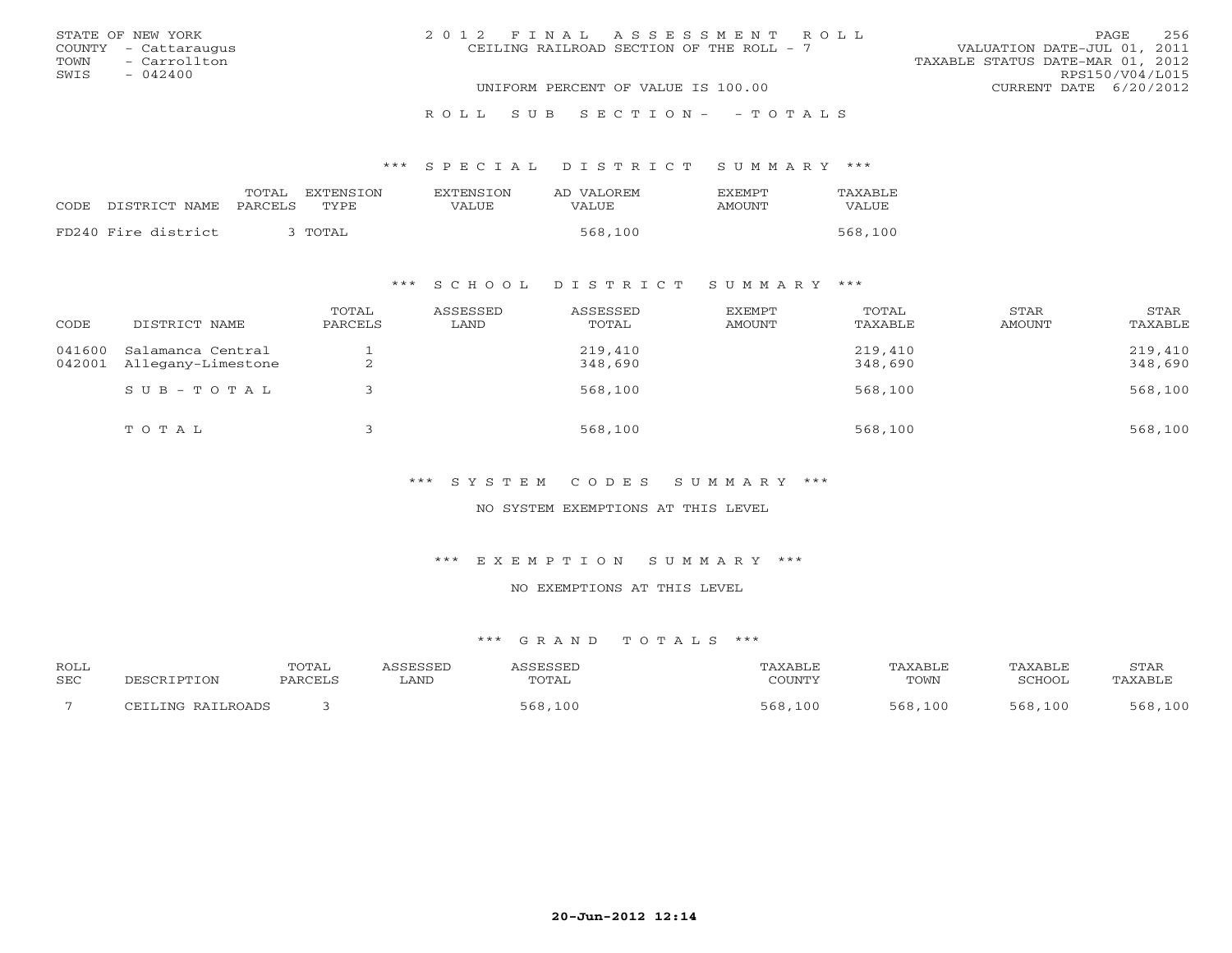STATE OF NEW YORK
COUNTY - Cattaraugus
TOWN - Carrollton
SWIS - 042400

# 2012 FINAL ASSESSMENT ROLL

CEILING RAILROAD SECTION OF THE ROLL - 7

UNIFORM PERCENT OF VALUE IS 100.00

VALUATION DATE-JUL 01, 2011
TAXABLE STATUS DATE-MAR 01, 2012
RPS150/V04/L015
CURRENT DATE 6/20/2012

## ROLL SUB SECTION- - TOTALS

### *** SPECIAL DISTRICT SUMMARY ***

| CODE | DISTRICT NAME | TOTAL PARCELS | EXTENSION TYPE | EXTENSION VALUE | AD VALOREM VALUE | EXEMPT AMOUNT | TAXABLE VALUE |
|---|---|---|---|---|---|---|---|
| FD240 | Fire district | 3 | TOTAL | | 568,100 | | 568,100 |

### *** SCHOOL DISTRICT SUMMARY ***

| CODE | DISTRICT NAME | TOTAL PARCELS | ASSESSED LAND | ASSESSED TOTAL | EXEMPT AMOUNT | TOTAL TAXABLE | STAR AMOUNT | STAR TAXABLE |
|---|---|---|---|---|---|---|---|---|
| 041600 | Salamanca Central | 1 | | 219,410 | | 219,410 | | 219,410 |
| 042001 | Allegany-Limestone | 2 | | 348,690 | | 348,690 | | 348,690 |
| | SUB-TOTAL | 3 | | 568,100 | | 568,100 | | 568,100 |
| | TOTAL | 3 | | 568,100 | | 568,100 | | 568,100 |

### *** SYSTEM CODES SUMMARY ***

NO SYSTEM EXEMPTIONS AT THIS LEVEL

### *** EXEMPTION SUMMARY ***

NO EXEMPTIONS AT THIS LEVEL

### *** GRAND TOTALS ***

| ROLL SEC | DESCRIPTION | TOTAL PARCELS | ASSESSED LAND | ASSESSED TOTAL | TAXABLE COUNTY | TAXABLE TOWN | TAXABLE SCHOOL | STAR TAXABLE |
|---|---|---|---|---|---|---|---|---|
| 7 | CEILING RAILROADS | 3 | | 568,100 | 568,100 | 568,100 | 568,100 | 568,100 |

20-Jun-2012 12:14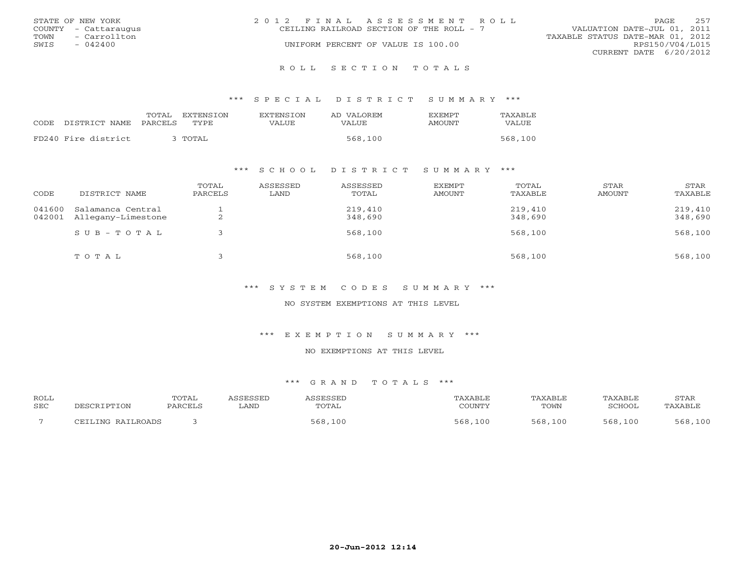STATE OF NEW YORK
COUNTY - Cattaraugus
TOWN - Carrollton
SWIS - 042400

2012 FINAL ASSESSMENT ROLL
CEILING RAILROAD SECTION OF THE ROLL - 7
UNIFORM PERCENT OF VALUE IS 100.00

VALUATION DATE-JUL 01, 2011
TAXABLE STATUS DATE-MAR 01, 2012
RPS150/V04/L015
CURRENT DATE 6/20/2012

# ROLL SECTION TOTALS

## *** SPECIAL DISTRICT SUMMARY ***

| CODE DISTRICT NAME | TOTAL PARCELS | EXTENSION TYPE | EXTENSION VALUE | AD VALOREM VALUE | EXEMPT AMOUNT | TAXABLE VALUE |
|---|---|---|---|---|---|---|
| FD240 Fire district | 3 | TOTAL | | 568,100 | | 568,100 |

## *** SCHOOL DISTRICT SUMMARY ***

| CODE | DISTRICT NAME | TOTAL PARCELS | ASSESSED LAND | ASSESSED TOTAL | EXEMPT AMOUNT | TOTAL TAXABLE | STAR AMOUNT | STAR TAXABLE |
|---|---|---|---|---|---|---|---|---|
| 041600 | Salamanca Central | 1 | | 219,410 | | 219,410 | | 219,410 |
| 042001 | Allegany-Limestone | 2 | | 348,690 | | 348,690 | | 348,690 |
| | SUB-TOTAL | 3 | | 568,100 | | 568,100 | | 568,100 |
| | TOTAL | 3 | | 568,100 | | 568,100 | | 568,100 |

## *** SYSTEM CODES SUMMARY ***

NO SYSTEM EXEMPTIONS AT THIS LEVEL

## *** EXEMPTION SUMMARY ***

NO EXEMPTIONS AT THIS LEVEL

## *** GRAND TOTALS ***

| ROLL SEC | DESCRIPTION | TOTAL PARCELS | ASSESSED LAND | ASSESSED TOTAL | TAXABLE COUNTY | TAXABLE TOWN | TAXABLE SCHOOL | STAR TAXABLE |
|---|---|---|---|---|---|---|---|---|
| 7 | CEILING RAILROADS | 3 | | 568,100 | 568,100 | 568,100 | 568,100 | 568,100 |

20-Jun-2012 12:14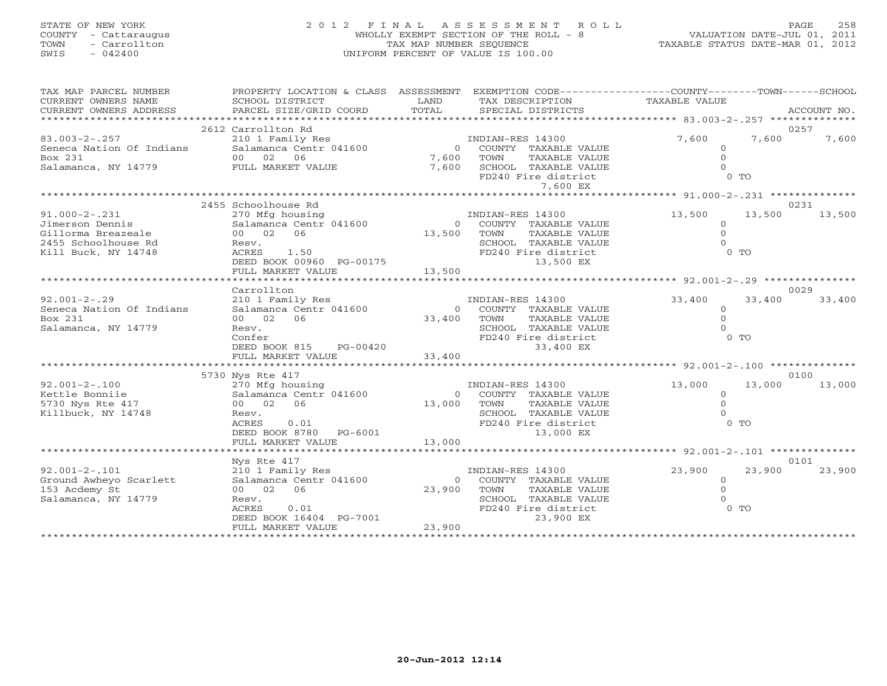STATE OF NEW YORK
COUNTY - Cattaraugus
TOWN - Carrollton
SWIS - 042400

# 2012 FINAL ASSESSMENT ROLL

WHOLLY EXEMPT SECTION OF THE ROLL - 8
TAX MAP NUMBER SEQUENCE
UNIFORM PERCENT OF VALUE IS 100.00

VALUATION DATE-JUL 01, 2011
TAXABLE STATUS DATE-MAR 01, 2012

| TAX MAP PARCEL NUMBER / CURRENT OWNERS NAME / CURRENT OWNERS ADDRESS | PROPERTY LOCATION & CLASS / SCHOOL DISTRICT / PARCEL SIZE/GRID COORD | ASSESSMENT LAND / TOTAL | EXEMPTION CODE / TAX DESCRIPTION / SPECIAL DISTRICTS | COUNTY TAXABLE VALUE | TOWN | SCHOOL / ACCOUNT NO. |
|---|---|---|---|---|---|---|
| 83.003-2-.257 | 2612 Carrollton Rd | | | | | 0257 |
| Seneca Nation Of Indians | 210 1 Family Res | | INDIAN-RES 14300 | 7,600 | 7,600 | 7,600 |
| Box 231 | Salamanca Centr 041600 | 0 | COUNTY TAXABLE VALUE | 0 | | |
| Salamanca, NY 14779 | 00 02 06 | 7,600 | TOWN TAXABLE VALUE | 0 | | |
| | FULL MARKET VALUE | 7,600 | SCHOOL TAXABLE VALUE | 0 | | |
| | | | FD240 Fire district | 0 TO | | |
| | | | 7,600 EX | | | |
| 91.000-2-.231 | 2455 Schoolhouse Rd | | | | | 0231 |
| Jimerson Dennis | 270 Mfg housing | | INDIAN-RES 14300 | 13,500 | 13,500 | 13,500 |
| Gillorma Breazeale | Salamanca Centr 041600 | 0 | COUNTY TAXABLE VALUE | 0 | | |
| 2455 Schoolhouse Rd | 00 02 06 | 13,500 | TOWN TAXABLE VALUE | 0 | | |
| Kill Buck, NY 14748 | Resv. | | SCHOOL TAXABLE VALUE | 0 | | |
| | ACRES 1.50 | | FD240 Fire district | 0 TO | | |
| | DEED BOOK 00960 PG-00175 | | 13,500 EX | | | |
| | FULL MARKET VALUE | 13,500 | | | | |
| 92.001-2-.29 | Carrollton | | | | | 0029 |
| Seneca Nation Of Indians | 210 1 Family Res | | INDIAN-RES 14300 | 33,400 | 33,400 | 33,400 |
| Box 231 | Salamanca Centr 041600 | 0 | COUNTY TAXABLE VALUE | 0 | | |
| Salamanca, NY 14779 | 00 02 06 | 33,400 | TOWN TAXABLE VALUE | 0 | | |
| | Resv. | | SCHOOL TAXABLE VALUE | 0 | | |
| | Confer | | FD240 Fire district | 0 TO | | |
| | DEED BOOK 815 PG-00420 | | 33,400 EX | | | |
| | FULL MARKET VALUE | 33,400 | | | | |
| 92.001-2-.100 | 5730 Nys Rte 417 | | | | | 0100 |
| Kettle Bonniie | 270 Mfg housing | | INDIAN-RES 14300 | 13,000 | 13,000 | 13,000 |
| 5730 Nys Rte 417 | Salamanca Centr 041600 | 0 | COUNTY TAXABLE VALUE | 0 | | |
| Killbuck, NY 14748 | 00 02 06 | 13,000 | TOWN TAXABLE VALUE | 0 | | |
| | Resv. | | SCHOOL TAXABLE VALUE | 0 | | |
| | ACRES 0.01 | | FD240 Fire district | 0 TO | | |
| | DEED BOOK 8780 PG-6001 | | 13,000 EX | | | |
| | FULL MARKET VALUE | 13,000 | | | | |
| 92.001-2-.101 | Nys Rte 417 | | | | | 0101 |
| Ground Awheyo Scarlett | 210 1 Family Res | | INDIAN-RES 14300 | 23,900 | 23,900 | 23,900 |
| 153 Acdemy St | Salamanca Centr 041600 | 0 | COUNTY TAXABLE VALUE | 0 | | |
| Salamanca, NY 14779 | 00 02 06 | 23,900 | TOWN TAXABLE VALUE | 0 | | |
| | Resv. | | SCHOOL TAXABLE VALUE | 0 | | |
| | ACRES 0.01 | | FD240 Fire district | 0 TO | | |
| | DEED BOOK 16404 PG-7001 | | 23,900 EX | | | |
| | FULL MARKET VALUE | 23,900 | | | | |

20-Jun-2012 12:14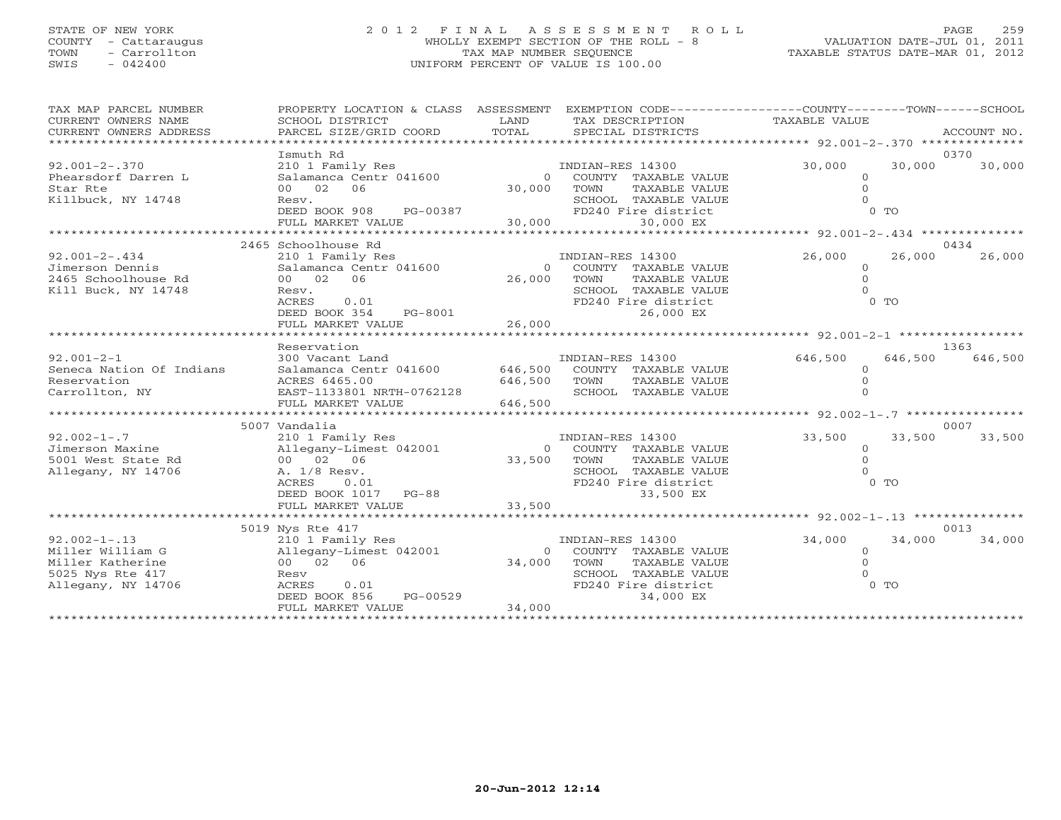STATE OF NEW YORK
COUNTY - Cattaraugus
TOWN - Carrollton
SWIS - 042400

# 2012 FINAL ASSESSMENT ROLL

WHOLLY EXEMPT SECTION OF THE ROLL - 8
TAX MAP NUMBER SEQUENCE
UNIFORM PERCENT OF VALUE IS 100.00

VALUATION DATE-JUL 01, 2011
TAXABLE STATUS DATE-MAR 01, 2012

| TAX MAP PARCEL NUMBER / CURRENT OWNERS NAME / CURRENT OWNERS ADDRESS | PROPERTY LOCATION & CLASS / SCHOOL DISTRICT / PARCEL SIZE/GRID COORD | ASSESSMENT LAND | TOTAL | EXEMPTION CODE / TAX DESCRIPTION / SPECIAL DISTRICTS | COUNTY TAXABLE VALUE | TOWN | SCHOOL | ACCOUNT NO. |
|---|---|---|---|---|---|---|---|---|
| 92.001-2-.370 | Ismuth Rd | | | | | | | 0370 |
| 92.001-2-.370 | 210 1 Family Res | | | INDIAN-RES 14300 | 30,000 | 30,000 | 30,000 | |
| Phearsdorf Darren L | Salamanca Centr 041600 | 0 | | COUNTY TAXABLE VALUE | 0 | | | |
| Star Rte | 00 02 06 | | 30,000 | TOWN TAXABLE VALUE | 0 | | | |
| Killbuck, NY 14748 | Resv. | | | SCHOOL TAXABLE VALUE | 0 | | | |
| | DEED BOOK 908 PG-00387 | | | FD240 Fire district | 0 TO | | | |
| | FULL MARKET VALUE | | 30,000 | 30,000 EX | | | | |
| 92.001-2-.434 | 2465 Schoolhouse Rd | | | | | | | 0434 |
| 92.001-2-.434 | 210 1 Family Res | | | INDIAN-RES 14300 | 26,000 | 26,000 | 26,000 | |
| Jimerson Dennis | Salamanca Centr 041600 | 0 | | COUNTY TAXABLE VALUE | 0 | | | |
| 2465 Schoolhouse Rd | 00 02 06 | | 26,000 | TOWN TAXABLE VALUE | 0 | | | |
| Kill Buck, NY 14748 | Resv. | | | SCHOOL TAXABLE VALUE | 0 | | | |
| | ACRES 0.01 | | | FD240 Fire district | 0 TO | | | |
| | DEED BOOK 354 PG-8001 | | | 26,000 EX | | | | |
| | FULL MARKET VALUE | | 26,000 | | | | | |
| 92.001-2-1 | Reservation | | | | | | | 1363 |
| 92.001-2-1 | 300 Vacant Land | | | INDIAN-RES 14300 | 646,500 | 646,500 | 646,500 | |
| Seneca Nation Of Indians | Salamanca Centr 041600 | 646,500 | | COUNTY TAXABLE VALUE | 0 | | | |
| Reservation | ACRES 6465.00 | | 646,500 | TOWN TAXABLE VALUE | 0 | | | |
| Carrollton, NY | EAST-1133801 NRTH-0762128 | | | SCHOOL TAXABLE VALUE | 0 | | | |
| | FULL MARKET VALUE | | 646,500 | | | | | |
| 92.002-1-.7 | 5007 Vandalia | | | | | | | 0007 |
| 92.002-1-.7 | 210 1 Family Res | | | INDIAN-RES 14300 | 33,500 | 33,500 | 33,500 | |
| Jimerson Maxine | Allegany-Limest 042001 | 0 | | COUNTY TAXABLE VALUE | 0 | | | |
| 5001 West State Rd | 00 02 06 | | 33,500 | TOWN TAXABLE VALUE | 0 | | | |
| Allegany, NY 14706 | A. 1/8 Resv. | | | SCHOOL TAXABLE VALUE | 0 | | | |
| | ACRES 0.01 | | | FD240 Fire district | 0 TO | | | |
| | DEED BOOK 1017 PG-88 | | | 33,500 EX | | | | |
| | FULL MARKET VALUE | | 33,500 | | | | | |
| 92.002-1-.13 | 5019 Nys Rte 417 | | | | | | | 0013 |
| 92.002-1-.13 | 210 1 Family Res | | | INDIAN-RES 14300 | 34,000 | 34,000 | 34,000 | |
| Miller William G | Allegany-Limest 042001 | 0 | | COUNTY TAXABLE VALUE | 0 | | | |
| Miller Katherine | 00 02 06 | | 34,000 | TOWN TAXABLE VALUE | 0 | | | |
| 5025 Nys Rte 417 | Resv | | | SCHOOL TAXABLE VALUE | 0 | | | |
| Allegany, NY 14706 | ACRES 0.01 | | | FD240 Fire district | 0 TO | | | |
| | DEED BOOK 856 PG-00529 | | | 34,000 EX | | | | |
| | FULL MARKET VALUE | | 34,000 | | | | | |

20-Jun-2012 12:14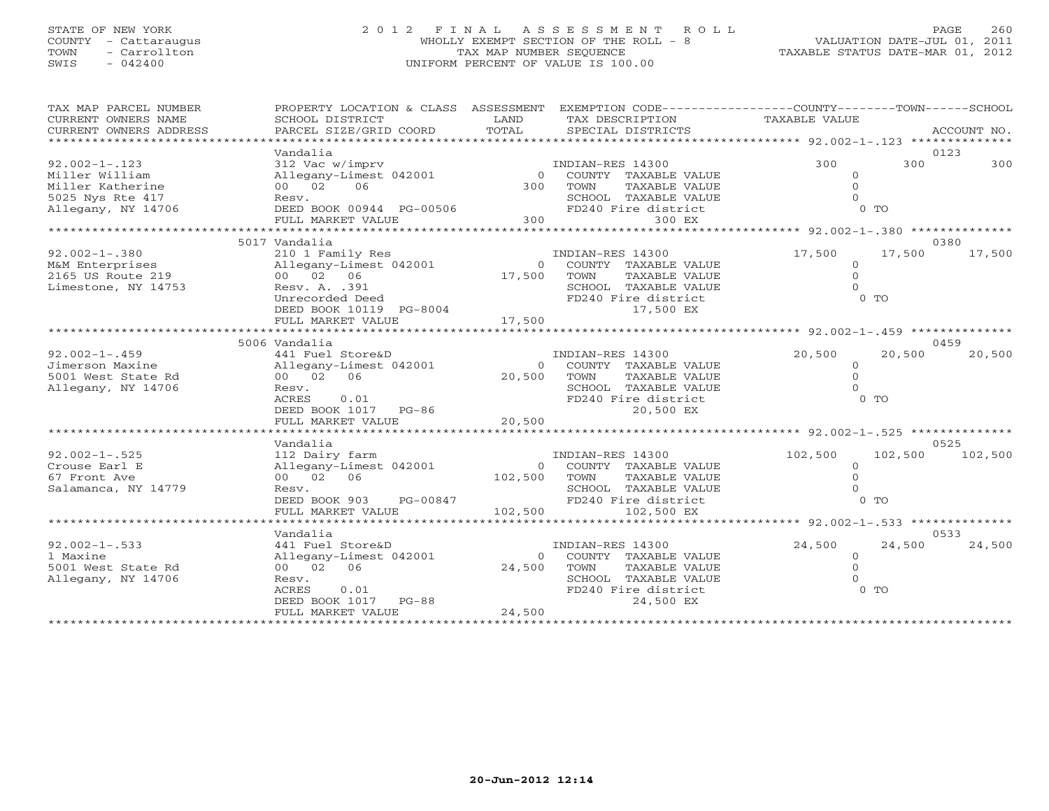STATE OF NEW YORK
COUNTY - Cattaraugus
TOWN - Carrollton
SWIS - 042400

# 2012 FINAL ASSESSMENT ROLL

WHOLLY EXEMPT SECTION OF THE ROLL - 8
TAX MAP NUMBER SEQUENCE
UNIFORM PERCENT OF VALUE IS 100.00

VALUATION DATE-JUL 01, 2011
TAXABLE STATUS DATE-MAR 01, 2012

| TAX MAP PARCEL NUMBER / CURRENT OWNERS NAME / CURRENT OWNERS ADDRESS | PROPERTY LOCATION & CLASS / SCHOOL DISTRICT / PARCEL SIZE/GRID COORD | ASSESSMENT LAND / TOTAL | EXEMPTION CODE / TAX DESCRIPTION / SPECIAL DISTRICTS | COUNTY TAXABLE VALUE | TOWN | SCHOOL / ACCOUNT NO. |
|---|---|---|---|---|---|---|
| **92.002-1-.123** | Vandalia | | | | | 0123 |
| 92.002-1-.123 | 312 Vac w/imprv | | INDIAN-RES 14300 | 300 | 300 | 300 |
| Miller William | Allegany-Limest 042001 | 0 | COUNTY TAXABLE VALUE | 0 | | |
| Miller Katherine | 00 02 06 | 300 | TOWN TAXABLE VALUE | 0 | | |
| 5025 Nys Rte 417 | Resv. | | SCHOOL TAXABLE VALUE | 0 | | |
| Allegany, NY 14706 | DEED BOOK 00944 PG-00506 | | FD240 Fire district | 0 TO | | |
| | FULL MARKET VALUE | 300 | 300 EX | | | |
| **92.002-1-.380** | 5017 Vandalia | | | | | 0380 |
| 92.002-1-.380 | 210 1 Family Res | | INDIAN-RES 14300 | 17,500 | 17,500 | 17,500 |
| M&M Enterprises | Allegany-Limest 042001 | 0 | COUNTY TAXABLE VALUE | 0 | | |
| 2165 US Route 219 | 00 02 06 | 17,500 | TOWN TAXABLE VALUE | 0 | | |
| Limestone, NY 14753 | Resv. A. .391 | | SCHOOL TAXABLE VALUE | 0 | | |
| | Unrecorded Deed | | FD240 Fire district | 0 TO | | |
| | DEED BOOK 10119 PG-8004 | | 17,500 EX | | | |
| | FULL MARKET VALUE | 17,500 | | | | |
| **92.002-1-.459** | 5006 Vandalia | | | | | 0459 |
| 92.002-1-.459 | 441 Fuel Store&D | | INDIAN-RES 14300 | 20,500 | 20,500 | 20,500 |
| Jimerson Maxine | Allegany-Limest 042001 | 0 | COUNTY TAXABLE VALUE | 0 | | |
| 5001 West State Rd | 00 02 06 | 20,500 | TOWN TAXABLE VALUE | 0 | | |
| Allegany, NY 14706 | Resv. | | SCHOOL TAXABLE VALUE | 0 | | |
| | ACRES 0.01 | | FD240 Fire district | 0 TO | | |
| | DEED BOOK 1017 PG-86 | | 20,500 EX | | | |
| | FULL MARKET VALUE | 20,500 | | | | |
| **92.002-1-.525** | Vandalia | | | | | 0525 |
| 92.002-1-.525 | 112 Dairy farm | | INDIAN-RES 14300 | 102,500 | 102,500 | 102,500 |
| Crouse Earl E | Allegany-Limest 042001 | 0 | COUNTY TAXABLE VALUE | 0 | | |
| 67 Front Ave | 00 02 06 | 102,500 | TOWN TAXABLE VALUE | 0 | | |
| Salamanca, NY 14779 | Resv. | | SCHOOL TAXABLE VALUE | 0 | | |
| | DEED BOOK 903 PG-00847 | | FD240 Fire district | 0 TO | | |
| | FULL MARKET VALUE | 102,500 | 102,500 EX | | | |
| **92.002-1-.533** | Vandalia | | | | | 0533 |
| 92.002-1-.533 | 441 Fuel Store&D | | INDIAN-RES 14300 | 24,500 | 24,500 | 24,500 |
| l Maxine | Allegany-Limest 042001 | 0 | COUNTY TAXABLE VALUE | 0 | | |
| 5001 West State Rd | 00 02 06 | 24,500 | TOWN TAXABLE VALUE | 0 | | |
| Allegany, NY 14706 | Resv. | | SCHOOL TAXABLE VALUE | 0 | | |
| | ACRES 0.01 | | FD240 Fire district | 0 TO | | |
| | DEED BOOK 1017 PG-88 | | 24,500 EX | | | |
| | FULL MARKET VALUE | 24,500 | | | | |

20-Jun-2012 12:14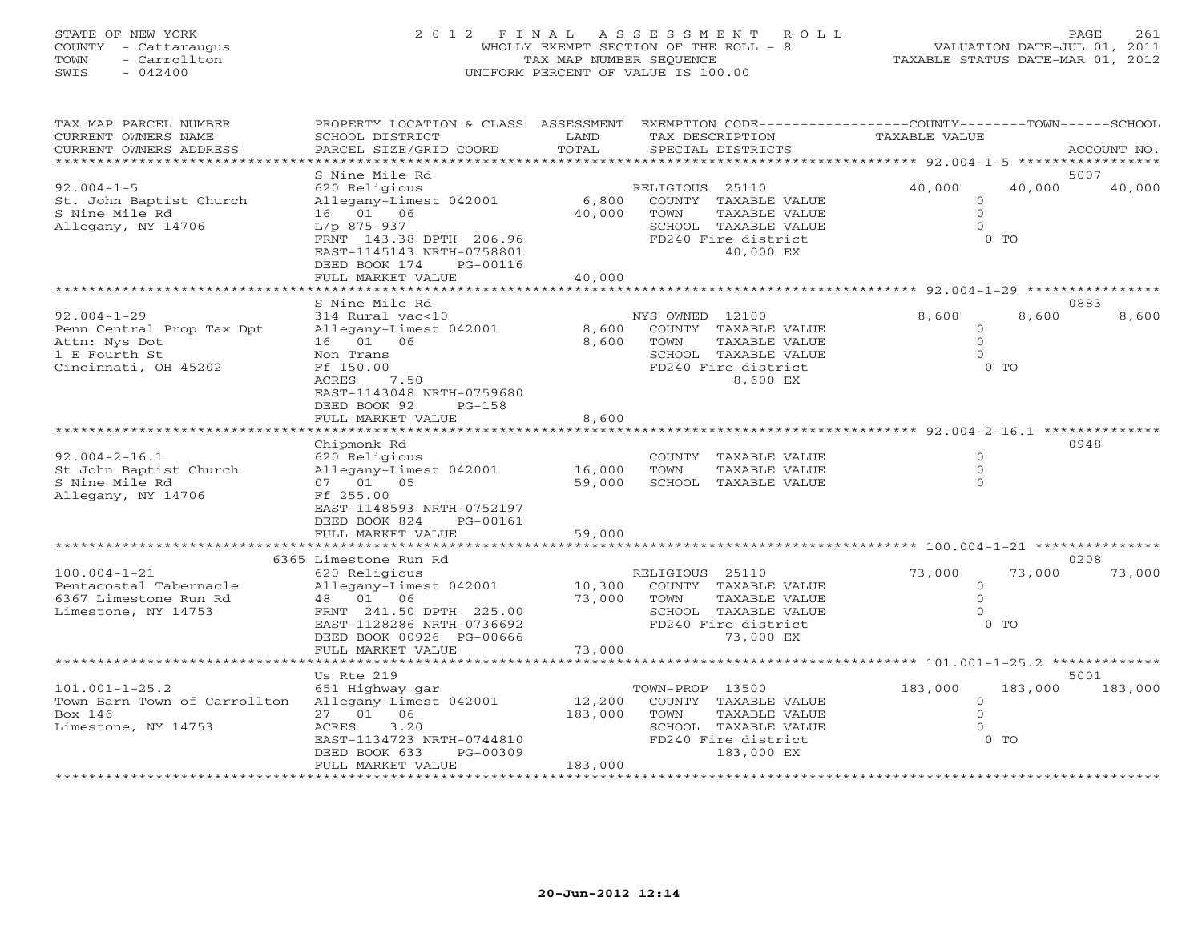STATE OF NEW YORK
COUNTY - Cattaraugus
TOWN - Carrollton
SWIS - 042400

# 2012 FINAL ASSESSMENT ROLL

WHOLLY EXEMPT SECTION OF THE ROLL - 8
TAX MAP NUMBER SEQUENCE
UNIFORM PERCENT OF VALUE IS 100.00

VALUATION DATE-JUL 01, 2011
TAXABLE STATUS DATE-MAR 01, 2012

| TAX MAP PARCEL NUMBER / CURRENT OWNERS NAME / CURRENT OWNERS ADDRESS | PROPERTY LOCATION & CLASS / SCHOOL DISTRICT / PARCEL SIZE/GRID COORD | ASSESSMENT LAND / TOTAL | EXEMPTION CODE / TAX DESCRIPTION / SPECIAL DISTRICTS | COUNTY TAXABLE VALUE | TOWN | SCHOOL | ACCOUNT NO. |
|---|---|---|---|---|---|---|---|
| 92.004-1-5 | S Nine Mile Rd | | | | | | 5007 |
| | 620 Religious | | RELIGIOUS 25110 | 40,000 | 40,000 | 40,000 | |
| St. John Baptist Church | Allegany-Limest 042001 | 6,800 | COUNTY TAXABLE VALUE | 0 | | | |
| S Nine Mile Rd | 16 01 06 | 40,000 | TOWN TAXABLE VALUE | 0 | | | |
| Allegany, NY 14706 | L/p 875-937 | | SCHOOL TAXABLE VALUE | 0 | | | |
| | FRNT 143.38 DPTH 206.96 | | FD240 Fire district | 0 TO | | | |
| | EAST-1145143 NRTH-0758801 | | 40,000 EX | | | | |
| | DEED BOOK 174 PG-00116 | | | | | | |
| | FULL MARKET VALUE | 40,000 | | | | | |
| 92.004-1-29 | S Nine Mile Rd | | | | | | 0883 |
| | 314 Rural vac<10 | | NYS OWNED 12100 | 8,600 | 8,600 | 8,600 | |
| Penn Central Prop Tax Dpt | Allegany-Limest 042001 | 8,600 | COUNTY TAXABLE VALUE | 0 | | | |
| Attn: Nys Dot | 16 01 06 | 8,600 | TOWN TAXABLE VALUE | 0 | | | |
| 1 E Fourth St | Non Trans | | SCHOOL TAXABLE VALUE | 0 | | | |
| Cincinnati, OH 45202 | Ff 150.00 | | FD240 Fire district | 0 TO | | | |
| | ACRES 7.50 | | 8,600 EX | | | | |
| | EAST-1143048 NRTH-0759680 | | | | | | |
| | DEED BOOK 92 PG-158 | | | | | | |
| | FULL MARKET VALUE | 8,600 | | | | | |
| 92.004-2-16.1 | Chipmonk Rd | | | | | | 0948 |
| | 620 Religious | | COUNTY TAXABLE VALUE | 0 | | | |
| St John Baptist Church | Allegany-Limest 042001 | 16,000 | TOWN TAXABLE VALUE | 0 | | | |
| S Nine Mile Rd | 07 01 05 | 59,000 | SCHOOL TAXABLE VALUE | 0 | | | |
| Allegany, NY 14706 | Ff 255.00 | | | | | | |
| | EAST-1148593 NRTH-0752197 | | | | | | |
| | DEED BOOK 824 PG-00161 | | | | | | |
| | FULL MARKET VALUE | 59,000 | | | | | |
| 100.004-1-21 | 6365 Limestone Run Rd | | | | | | 0208 |
| | 620 Religious | | RELIGIOUS 25110 | 73,000 | 73,000 | 73,000 | |
| Pentacostal Tabernacle | Allegany-Limest 042001 | 10,300 | COUNTY TAXABLE VALUE | 0 | | | |
| 6367 Limestone Run Rd | 48 01 06 | 73,000 | TOWN TAXABLE VALUE | 0 | | | |
| Limestone, NY 14753 | FRNT 241.50 DPTH 225.00 | | SCHOOL TAXABLE VALUE | 0 | | | |
| | EAST-1128286 NRTH-0736692 | | FD240 Fire district | 0 TO | | | |
| | DEED BOOK 00926 PG-00666 | | 73,000 EX | | | | |
| | FULL MARKET VALUE | 73,000 | | | | | |
| 101.001-1-25.2 | Us Rte 219 | | | | | | 5001 |
| | 651 Highway gar | | TOWN-PROP 13500 | 183,000 | 183,000 | 183,000 | |
| Town Barn Town of Carrollton | Allegany-Limest 042001 | 12,200 | COUNTY TAXABLE VALUE | 0 | | | |
| Box 146 | 27 01 06 | 183,000 | TOWN TAXABLE VALUE | 0 | | | |
| Limestone, NY 14753 | ACRES 3.20 | | SCHOOL TAXABLE VALUE | 0 | | | |
| | EAST-1134723 NRTH-0744810 | | FD240 Fire district | 0 TO | | | |
| | DEED BOOK 633 PG-00309 | | 183,000 EX | | | | |
| | FULL MARKET VALUE | 183,000 | | | | | |

20-Jun-2012 12:14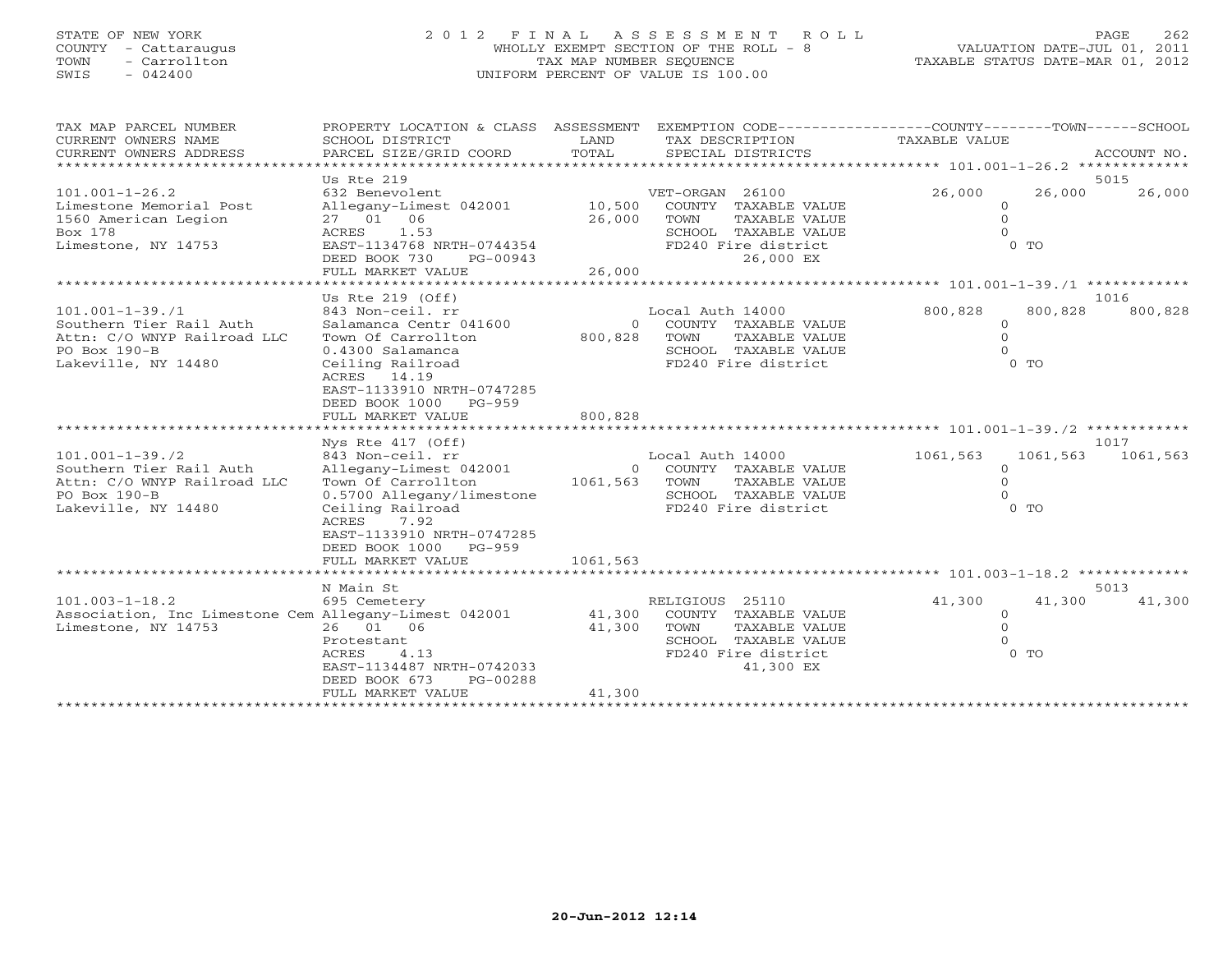STATE OF NEW YORK
COUNTY - Cattaraugus
TOWN - Carrollton
SWIS - 042400

# 2012 FINAL ASSESSMENT ROLL
WHOLLY EXEMPT SECTION OF THE ROLL - 8
TAX MAP NUMBER SEQUENCE
UNIFORM PERCENT OF VALUE IS 100.00

VALUATION DATE-JUL 01, 2011
TAXABLE STATUS DATE-MAR 01, 2012

| TAX MAP PARCEL NUMBER / CURRENT OWNERS NAME / CURRENT OWNERS ADDRESS | PROPERTY LOCATION & CLASS / SCHOOL DISTRICT / PARCEL SIZE/GRID COORD | ASSESSMENT LAND | TOTAL | EXEMPTION CODE / TAX DESCRIPTION / SPECIAL DISTRICTS | COUNTY TAXABLE VALUE | TOWN | SCHOOL / ACCOUNT NO. |
|---|---|---|---|---|---|---|---|
| 101.001-1-26.2 | Us Rte 219 | | | | | | 5015 |
| Limestone Memorial Post | 632 Benevolent | | | VET-ORGAN 26100 | 26,000 | 26,000 | 26,000 |
| 1560 American Legion | Allegany-Limest 042001 | 10,500 | | COUNTY TAXABLE VALUE | 0 | | |
| Box 178 | 27 01 06 | | 26,000 | TOWN TAXABLE VALUE | 0 | | |
| Limestone, NY 14753 | ACRES 1.53 | | | SCHOOL TAXABLE VALUE | 0 | | |
| | EAST-1134768 NRTH-0744354 | | | FD240 Fire district | 0 TO | | |
| | DEED BOOK 730 PG-00943 | | | 26,000 EX | | | |
| | FULL MARKET VALUE | | 26,000 | | | | |
| 101.001-1-39./1 | Us Rte 219 (Off) | | | | | | 1016 |
| Southern Tier Rail Auth | 843 Non-ceil. rr | | | Local Auth 14000 | 800,828 | 800,828 | 800,828 |
| Attn: C/O WNYP Railroad LLC | Salamanca Centr 041600 | 0 | | COUNTY TAXABLE VALUE | 0 | | |
| PO Box 190-B | Town Of Carrollton | | 800,828 | TOWN TAXABLE VALUE | 0 | | |
| Lakeville, NY 14480 | 0.4300 Salamanca | | | SCHOOL TAXABLE VALUE | 0 | | |
| | Ceiling Railroad | | | FD240 Fire district | 0 TO | | |
| | ACRES 14.19 | | | | | | |
| | EAST-1133910 NRTH-0747285 | | | | | | |
| | DEED BOOK 1000 PG-959 | | | | | | |
| | FULL MARKET VALUE | | 800,828 | | | | |
| 101.001-1-39./2 | Nys Rte 417 (Off) | | | | | | 1017 |
| Southern Tier Rail Auth | 843 Non-ceil. rr | | | Local Auth 14000 | 1061,563 | 1061,563 | 1061,563 |
| Attn: C/O WNYP Railroad LLC | Allegany-Limest 042001 | 0 | | COUNTY TAXABLE VALUE | 0 | | |
| PO Box 190-B | Town Of Carrollton | | 1061,563 | TOWN TAXABLE VALUE | 0 | | |
| Lakeville, NY 14480 | 0.5700 Allegany/limestone | | | SCHOOL TAXABLE VALUE | 0 | | |
| | Ceiling Railroad | | | FD240 Fire district | 0 TO | | |
| | ACRES 7.92 | | | | | | |
| | EAST-1133910 NRTH-0747285 | | | | | | |
| | DEED BOOK 1000 PG-959 | | | | | | |
| | FULL MARKET VALUE | | 1061,563 | | | | |
| 101.003-1-18.2 | N Main St | | | | | | 5013 |
| | 695 Cemetery | | | RELIGIOUS 25110 | 41,300 | 41,300 | 41,300 |
| Association, Inc Limestone Cem | Allegany-Limest 042001 | 41,300 | | COUNTY TAXABLE VALUE | 0 | | |
| Limestone, NY 14753 | 26 01 06 | | 41,300 | TOWN TAXABLE VALUE | 0 | | |
| | Protestant | | | SCHOOL TAXABLE VALUE | 0 | | |
| | ACRES 4.13 | | | FD240 Fire district | 0 TO | | |
| | EAST-1134487 NRTH-0742033 | | | 41,300 EX | | | |
| | DEED BOOK 673 PG-00288 | | | | | | |
| | FULL MARKET VALUE | | 41,300 | | | | |

20-Jun-2012 12:14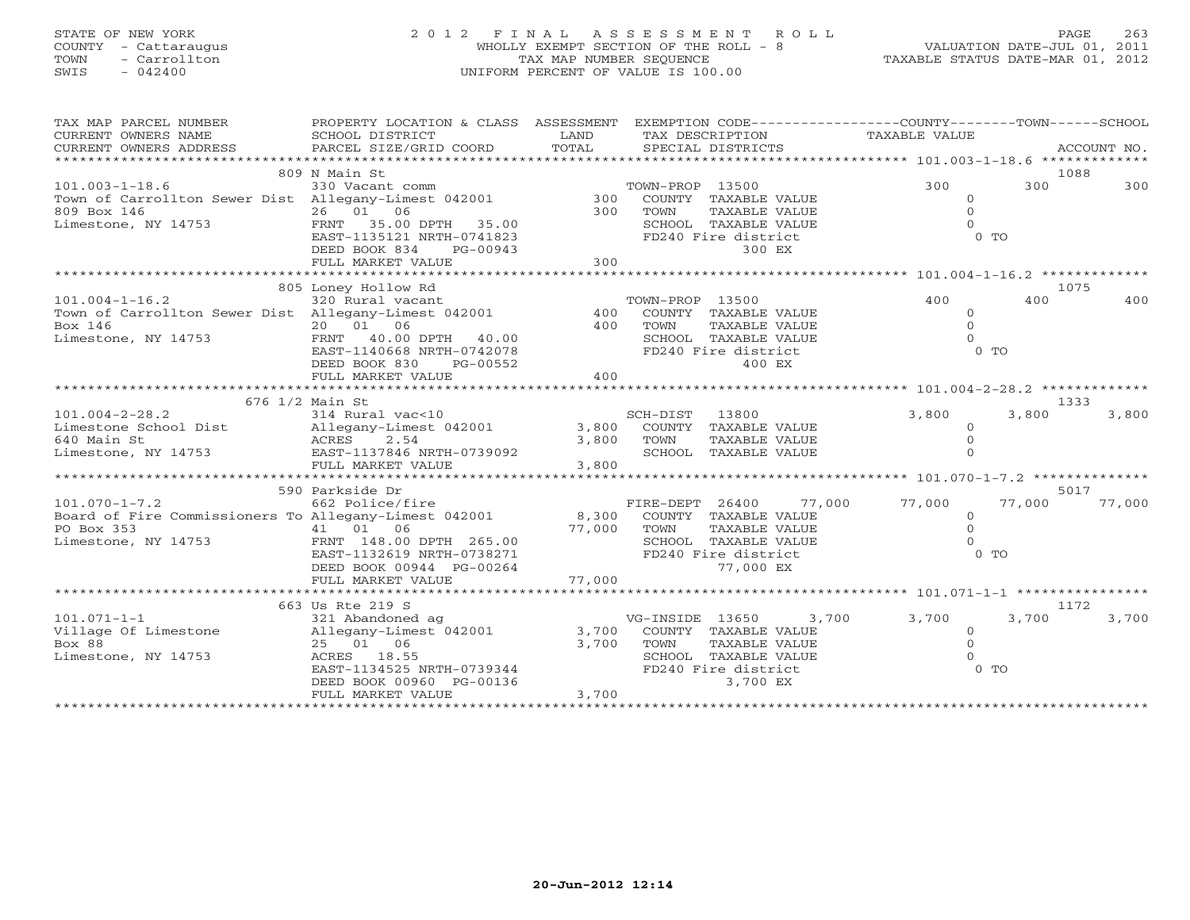STATE OF NEW YORK
COUNTY - Cattaraugus
TOWN - Carrollton
SWIS - 042400

# 2012 FINAL ASSESSMENT ROLL

WHOLLY EXEMPT SECTION OF THE ROLL - 8
TAX MAP NUMBER SEQUENCE
UNIFORM PERCENT OF VALUE IS 100.00

VALUATION DATE-JUL 01, 2011
TAXABLE STATUS DATE-MAR 01, 2012

| TAX MAP PARCEL NUMBER / CURRENT OWNERS NAME / CURRENT OWNERS ADDRESS | PROPERTY LOCATION & CLASS / SCHOOL DISTRICT / PARCEL SIZE/GRID COORD | ASSESSMENT LAND / TOTAL | EXEMPTION CODE / TAX DESCRIPTION / SPECIAL DISTRICTS | COUNTY TAXABLE VALUE | TOWN | SCHOOL / ACCOUNT NO. |
|---|---|---|---|---|---|---|
| 101.003-1-18.6 | 809 N Main St | | | | | 1088 |
| 101.003-1-18.6 | 330 Vacant comm | | TOWN-PROP 13500 | 300 | 300 | 300 |
| Town of Carrollton Sewer Dist | Allegany-Limest 042001 | 300 | COUNTY TAXABLE VALUE | 0 | | |
| 809 Box 146 | 26 01 06 | 300 | TOWN TAXABLE VALUE | 0 | | |
| Limestone, NY 14753 | FRNT 35.00 DPTH 35.00 | | SCHOOL TAXABLE VALUE | 0 | | |
| | EAST-1135121 NRTH-0741823 | | FD240 Fire district | 0 TO | | |
| | DEED BOOK 834 PG-00943 | | 300 EX | | | |
| | FULL MARKET VALUE | 300 | | | | |
| 101.004-1-16.2 | 805 Loney Hollow Rd | | | | | 1075 |
| 101.004-1-16.2 | 320 Rural vacant | | TOWN-PROP 13500 | 400 | 400 | 400 |
| Town of Carrollton Sewer Dist | Allegany-Limest 042001 | 400 | COUNTY TAXABLE VALUE | 0 | | |
| Box 146 | 20 01 06 | 400 | TOWN TAXABLE VALUE | 0 | | |
| Limestone, NY 14753 | FRNT 40.00 DPTH 40.00 | | SCHOOL TAXABLE VALUE | 0 | | |
| | EAST-1140668 NRTH-0742078 | | FD240 Fire district | 0 TO | | |
| | DEED BOOK 830 PG-00552 | | 400 EX | | | |
| | FULL MARKET VALUE | 400 | | | | |
| 101.004-2-28.2 | 676 1/2 Main St | | | | | 1333 |
| 101.004-2-28.2 | 314 Rural vac<10 | | SCH-DIST 13800 | 3,800 | 3,800 | 3,800 |
| Limestone School Dist | Allegany-Limest 042001 | 3,800 | COUNTY TAXABLE VALUE | 0 | | |
| 640 Main St | ACRES 2.54 | 3,800 | TOWN TAXABLE VALUE | 0 | | |
| Limestone, NY 14753 | EAST-1137846 NRTH-0739092 | | SCHOOL TAXABLE VALUE | 0 | | |
| | FULL MARKET VALUE | 3,800 | | | | |
| 101.070-1-7.2 | 590 Parkside Dr | | | | | 5017 |
| 101.070-1-7.2 | 662 Police/fire | | FIRE-DEPT 26400 77,000 | 77,000 | 77,000 | 77,000 |
| Board of Fire Commissioners To | Allegany-Limest 042001 | 8,300 | COUNTY TAXABLE VALUE | 0 | | |
| PO Box 353 | 41 01 06 | 77,000 | TOWN TAXABLE VALUE | 0 | | |
| Limestone, NY 14753 | FRNT 148.00 DPTH 265.00 | | SCHOOL TAXABLE VALUE | 0 | | |
| | EAST-1132619 NRTH-0738271 | | FD240 Fire district | 0 TO | | |
| | DEED BOOK 00944 PG-00264 | | 77,000 EX | | | |
| | FULL MARKET VALUE | 77,000 | | | | |
| 101.071-1-1 | 663 Us Rte 219 S | | | | | 1172 |
| 101.071-1-1 | 321 Abandoned ag | | VG-INSIDE 13650 3,700 | 3,700 | 3,700 | 3,700 |
| Village Of Limestone | Allegany-Limest 042001 | 3,700 | COUNTY TAXABLE VALUE | 0 | | |
| Box 88 | 25 01 06 | 3,700 | TOWN TAXABLE VALUE | 0 | | |
| Limestone, NY 14753 | ACRES 18.55 | | SCHOOL TAXABLE VALUE | 0 | | |
| | EAST-1134525 NRTH-0739344 | | FD240 Fire district | 0 TO | | |
| | DEED BOOK 00960 PG-00136 | | 3,700 EX | | | |
| | FULL MARKET VALUE | 3,700 | | | | |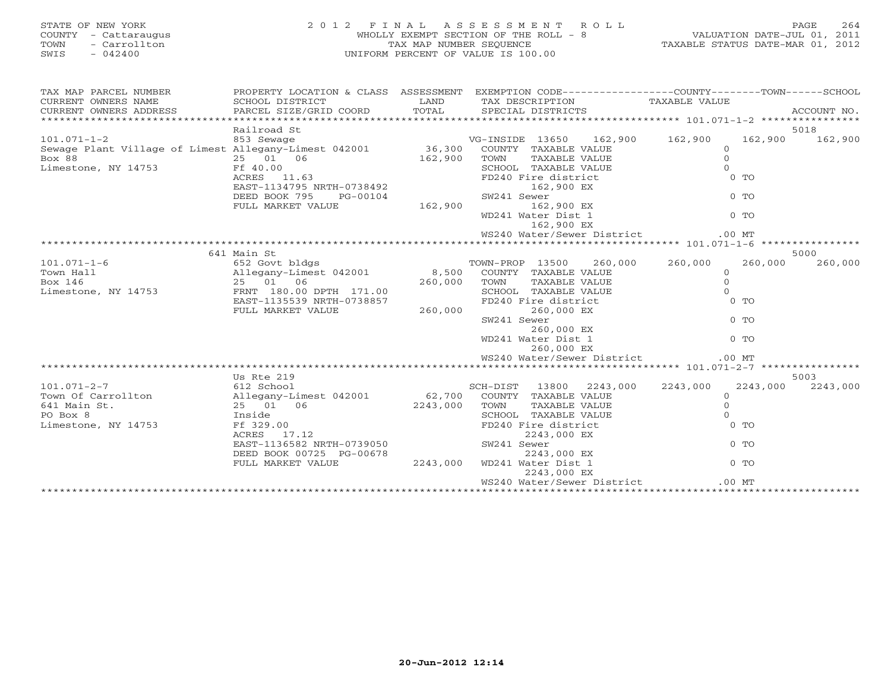STATE OF NEW YORK
COUNTY - Cattaraugus
TOWN - Carrollton
SWIS - 042400

# 2012 FINAL ASSESSMENT ROLL

WHOLLY EXEMPT SECTION OF THE ROLL - 8
TAX MAP NUMBER SEQUENCE
UNIFORM PERCENT OF VALUE IS 100.00

VALUATION DATE-JUL 01, 2011
TAXABLE STATUS DATE-MAR 01, 2012

| TAX MAP PARCEL NUMBER / CURRENT OWNERS NAME / CURRENT OWNERS ADDRESS | PROPERTY LOCATION & CLASS / SCHOOL DISTRICT / PARCEL SIZE/GRID COORD | ASSESSMENT LAND / TOTAL | EXEMPTION CODE / TAX DESCRIPTION / SPECIAL DISTRICTS | COUNTY TAXABLE VALUE | TOWN | SCHOOL / ACCOUNT NO. |
|---|---|---|---|---|---|---|
| 101.071-1-2 | Railroad St | | | | | 5018 |
| | 853 Sewage | | VG-INSIDE 13650 162,900 | 162,900 | 162,900 | 162,900 |
| Sewage Plant Village of Limest | Allegany-Limest 042001 | 36,300 | COUNTY TAXABLE VALUE | 0 | | |
| Box 88 | 25 01 06 | 162,900 | TOWN TAXABLE VALUE | 0 | | |
| Limestone, NY 14753 | Ff 40.00 | | SCHOOL TAXABLE VALUE | 0 | | |
| | ACRES 11.63 | | FD240 Fire district 162,900 EX | 0 TO | | |
| | EAST-1134795 NRTH-0738492 | | | | | |
| | DEED BOOK 795 PG-00104 | | SW241 Sewer 162,900 EX | 0 TO | | |
| | FULL MARKET VALUE | 162,900 | | | | |
| | | | WD241 Water Dist 1 162,900 EX | 0 TO | | |
| | | | WS240 Water/Sewer District | .00 MT | | |
| 101.071-1-6 | 641 Main St | | | | | 5000 |
| | 652 Govt bldgs | | TOWN-PROP 13500 260,000 | 260,000 | 260,000 | 260,000 |
| Town Hall | Allegany-Limest 042001 | 8,500 | COUNTY TAXABLE VALUE | 0 | | |
| Box 146 | 25 01 06 | 260,000 | TOWN TAXABLE VALUE | 0 | | |
| Limestone, NY 14753 | FRNT 180.00 DPTH 171.00 | | SCHOOL TAXABLE VALUE | 0 | | |
| | EAST-1135539 NRTH-0738857 | | FD240 Fire district 260,000 EX | 0 TO | | |
| | FULL MARKET VALUE | 260,000 | | | | |
| | | | SW241 Sewer 260,000 EX | 0 TO | | |
| | | | WD241 Water Dist 1 260,000 EX | 0 TO | | |
| | | | WS240 Water/Sewer District | .00 MT | | |
| 101.071-2-7 | Us Rte 219 | | | | | 5003 |
| | 612 School | | SCH-DIST 13800 2243,000 | 2243,000 | 2243,000 | 2243,000 |
| Town Of Carrollton | Allegany-Limest 042001 | 62,700 | COUNTY TAXABLE VALUE | 0 | | |
| 641 Main St. | 25 01 06 | 2243,000 | TOWN TAXABLE VALUE | 0 | | |
| PO Box 8 | Inside | | SCHOOL TAXABLE VALUE | 0 | | |
| Limestone, NY 14753 | Ff 329.00 | | FD240 Fire district 2243,000 EX | 0 TO | | |
| | ACRES 17.12 | | | | | |
| | EAST-1136582 NRTH-0739050 | | SW241 Sewer 2243,000 EX | 0 TO | | |
| | DEED BOOK 00725 PG-00678 | | | | | |
| | FULL MARKET VALUE | 2243,000 | WD241 Water Dist 1 2243,000 EX | 0 TO | | |
| | | | WS240 Water/Sewer District | .00 MT | | |

20-Jun-2012 12:14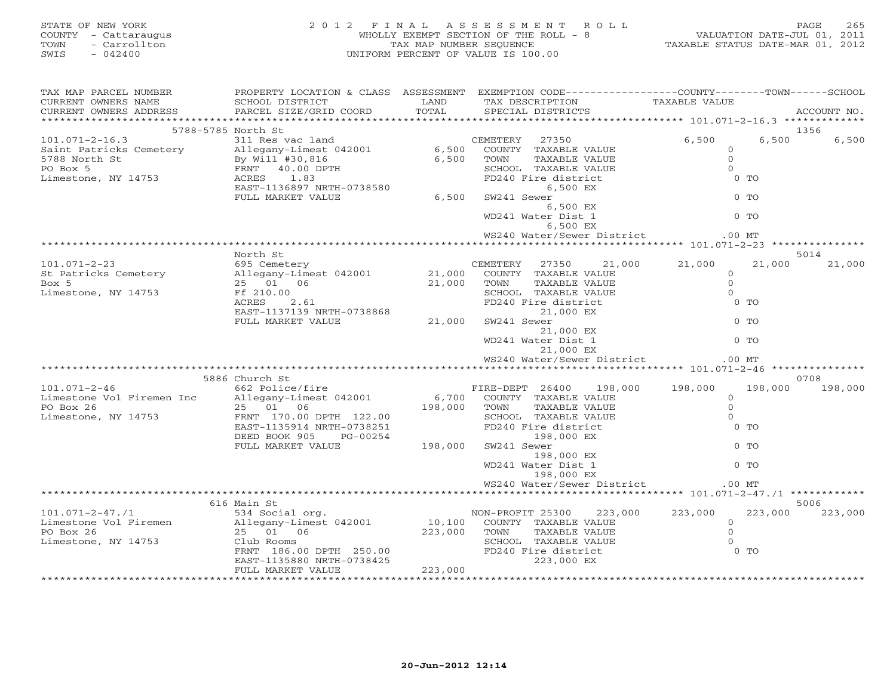STATE OF NEW YORK
COUNTY - Cattaraugus
TOWN - Carrollton
SWIS - 042400

# 2012 FINAL ASSESSMENT ROLL

WHOLLY EXEMPT SECTION OF THE ROLL - 8
TAX MAP NUMBER SEQUENCE
UNIFORM PERCENT OF VALUE IS 100.00

VALUATION DATE-JUL 01, 2011
TAXABLE STATUS DATE-MAR 01, 2012

| TAX MAP PARCEL NUMBER / CURRENT OWNERS NAME / CURRENT OWNERS ADDRESS | PROPERTY LOCATION & CLASS / SCHOOL DISTRICT / PARCEL SIZE/GRID COORD | ASSESSMENT LAND | TOTAL | EXEMPTION CODE / TAX DESCRIPTION / SPECIAL DISTRICTS | COUNTY TAXABLE VALUE | TOWN | SCHOOL | ACCOUNT NO. |
|---|---|---|---|---|---|---|---|---|
| **101.071-2-16.3** | 5788-5785 North St | | | | | | | 1356 |
| 101.071-2-16.3 | 311 Res vac land | | | CEMETERY 27350 | 6,500 | 6,500 | 6,500 | |
| Saint Patricks Cemetery | Allegany-Limest 042001 | 6,500 | | COUNTY TAXABLE VALUE | 0 | | | |
| 5788 North St | By Will #30,816 | | 6,500 | TOWN TAXABLE VALUE | 0 | | | |
| PO Box 5 | FRNT 40.00 DPTH | | | SCHOOL TAXABLE VALUE | 0 | | | |
| Limestone, NY 14753 | ACRES 1.83 | | | FD240 Fire district 6,500 EX | 0 TO | | | |
| | EAST-1136897 NRTH-0738580 | | | | | | | |
| | FULL MARKET VALUE | | 6,500 | SW241 Sewer 6,500 EX | 0 TO | | | |
| | | | | WD241 Water Dist 1 6,500 EX | 0 TO | | | |
| | | | | WS240 Water/Sewer District | .00 MT | | | |
| **101.071-2-23** | North St | | | | | | | 5014 |
| 101.071-2-23 | 695 Cemetery | | | CEMETERY 27350 21,000 | 21,000 | 21,000 | 21,000 | |
| St Patricks Cemetery | Allegany-Limest 042001 | 21,000 | | COUNTY TAXABLE VALUE | 0 | | | |
| Box 5 | 25 01 06 | | 21,000 | TOWN TAXABLE VALUE | 0 | | | |
| Limestone, NY 14753 | Ff 210.00 | | | SCHOOL TAXABLE VALUE | 0 | | | |
| | ACRES 2.61 | | | FD240 Fire district 21,000 EX | 0 TO | | | |
| | EAST-1137139 NRTH-0738868 | | | | | | | |
| | FULL MARKET VALUE | | 21,000 | SW241 Sewer 21,000 EX | 0 TO | | | |
| | | | | WD241 Water Dist 1 21,000 EX | 0 TO | | | |
| | | | | WS240 Water/Sewer District | .00 MT | | | |
| **101.071-2-46** | 5886 Church St | | | | | | | 0708 |
| 101.071-2-46 | 662 Police/fire | | | FIRE-DEPT 26400 198,000 | 198,000 | 198,000 | 198,000 | |
| Limestone Vol Firemen Inc | Allegany-Limest 042001 | 6,700 | | COUNTY TAXABLE VALUE | 0 | | | |
| PO Box 26 | 25 01 06 | | 198,000 | TOWN TAXABLE VALUE | 0 | | | |
| Limestone, NY 14753 | FRNT 170.00 DPTH 122.00 | | | SCHOOL TAXABLE VALUE | 0 | | | |
| | EAST-1135914 NRTH-0738251 | | | FD240 Fire district 198,000 EX | 0 TO | | | |
| | DEED BOOK 905 PG-00254 | | | | | | | |
| | FULL MARKET VALUE | | 198,000 | SW241 Sewer 198,000 EX | 0 TO | | | |
| | | | | WD241 Water Dist 1 198,000 EX | 0 TO | | | |
| | | | | WS240 Water/Sewer District | .00 MT | | | |
| **101.071-2-47./1** | 616 Main St | | | | | | | 5006 |
| 101.071-2-47./1 | 534 Social org. | | | NON-PROFIT 25300 223,000 | 223,000 | 223,000 | 223,000 | |
| Limestone Vol Firemen | Allegany-Limest 042001 | 10,100 | | COUNTY TAXABLE VALUE | 0 | | | |
| PO Box 26 | 25 01 06 | | 223,000 | TOWN TAXABLE VALUE | 0 | | | |
| Limestone, NY 14753 | Club Rooms | | | SCHOOL TAXABLE VALUE | 0 | | | |
| | FRNT 186.00 DPTH 250.00 | | | FD240 Fire district 223,000 EX | 0 TO | | | |
| | EAST-1135880 NRTH-0738425 | | | | | | | |
| | FULL MARKET VALUE | | 223,000 | | | | | |

20-Jun-2012 12:14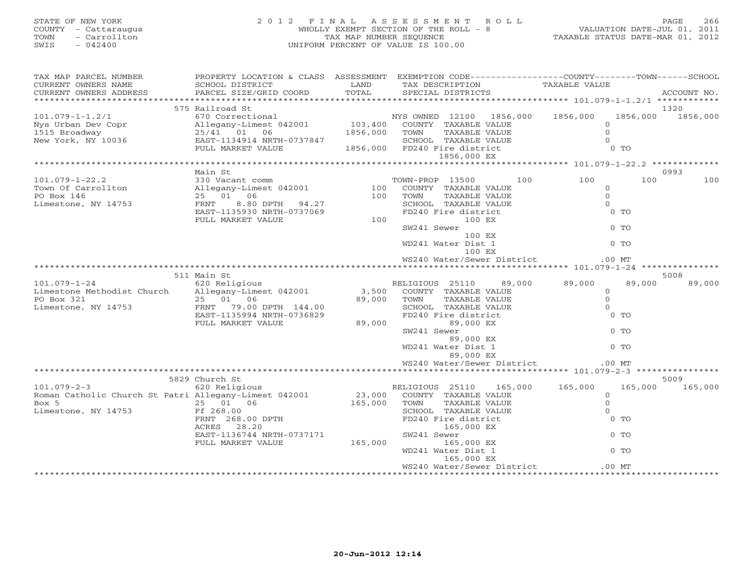STATE OF NEW YORK
COUNTY - Cattaraugus
TOWN - Carrollton
SWIS - 042400

# 2012 FINAL ASSESSMENT ROLL

WHOLLY EXEMPT SECTION OF THE ROLL - 8
TAX MAP NUMBER SEQUENCE
UNIFORM PERCENT OF VALUE IS 100.00

VALUATION DATE-JUL 01, 2011
TAXABLE STATUS DATE-MAR 01, 2012

| TAX MAP PARCEL NUMBER / CURRENT OWNERS NAME / CURRENT OWNERS ADDRESS | PROPERTY LOCATION & CLASS / SCHOOL DISTRICT / PARCEL SIZE/GRID COORD | ASSESSMENT LAND | ASSESSMENT TOTAL | EXEMPTION CODE / TAX DESCRIPTION / SPECIAL DISTRICTS | COUNTY | TOWN | SCHOOL | ACCOUNT NO. |
|---|---|---|---|---|---|---|---|---|
| 101.079-1-1.2/1 | 575 Railroad St | | | | | | | 1320 |
| Nys Urban Dev Copr | 670 Correctional | | | NYS OWNED 12100 1856,000 | 1856,000 | 1856,000 | 1856,000 | |
| 1515 Broadway | Allegany-Limest 042001 | 103,400 | | COUNTY TAXABLE VALUE | 0 | | | |
| New York, NY 10036 | 25/41 01 06 | | 1856,000 | TOWN TAXABLE VALUE | | 0 | | |
| | EAST-1134914 NRTH-0737847 | | | SCHOOL TAXABLE VALUE | | | 0 | |
| | FULL MARKET VALUE | | 1856,000 | FD240 Fire district 1856,000 EX | 0 TO | | | |
| 101.079-1-22.2 | Main St | | | | | | | 0993 |
| Town Of Carrollton | 330 Vacant comm | | | TOWN-PROP 13500 100 | 100 | 100 | 100 | |
| PO Box 146 | Allegany-Limest 042001 | 100 | | COUNTY TAXABLE VALUE | 0 | | | |
| Limestone, NY 14753 | 25 01 06 | | 100 | TOWN TAXABLE VALUE | | 0 | | |
| | FRNT 8.80 DPTH 94.27 | | | SCHOOL TAXABLE VALUE | | | 0 | |
| | EAST-1135930 NRTH-0737069 | | | FD240 Fire district 100 EX | 0 TO | | | |
| | FULL MARKET VALUE | | 100 | SW241 Sewer 100 EX | 0 TO | | | |
| | | | | WD241 Water Dist 1 100 EX | 0 TO | | | |
| | | | | WS240 Water/Sewer District | .00 MT | | | |
| 101.079-1-24 | 511 Main St | | | | | | | 5008 |
| Limestone Methodist Church | 620 Religious | | | RELIGIOUS 25110 89,000 | 89,000 | 89,000 | 89,000 | |
| PO Box 321 | Allegany-Limest 042001 | 3,500 | | COUNTY TAXABLE VALUE | 0 | | | |
| Limestone, NY 14753 | 25 01 06 | | 89,000 | TOWN TAXABLE VALUE | | 0 | | |
| | FRNT 79.00 DPTH 144.00 | | | SCHOOL TAXABLE VALUE | | | 0 | |
| | EAST-1135994 NRTH-0736829 | | | FD240 Fire district 89,000 EX | 0 TO | | | |
| | FULL MARKET VALUE | | 89,000 | SW241 Sewer 89,000 EX | 0 TO | | | |
| | | | | WD241 Water Dist 1 89,000 EX | 0 TO | | | |
| | | | | WS240 Water/Sewer District | .00 MT | | | |
| 101.079-2-3 | 5829 Church St | | | | | | | 5009 |
| Roman Catholic Church St Patri | 620 Religious | | | RELIGIOUS 25110 165,000 | 165,000 | 165,000 | 165,000 | |
| Box 5 | Allegany-Limest 042001 | 23,000 | | COUNTY TAXABLE VALUE | 0 | | | |
| Limestone, NY 14753 | 25 01 06 | | 165,000 | TOWN TAXABLE VALUE | | 0 | | |
| | Ff 268.00 | | | SCHOOL TAXABLE VALUE | | | 0 | |
| | FRNT 268.00 DPTH | | | FD240 Fire district 165,000 EX | 0 TO | | | |
| | ACRES 28.20 | | | | | | | |
| | EAST-1136744 NRTH-0737171 | | | SW241 Sewer 165,000 EX | 0 TO | | | |
| | FULL MARKET VALUE | | 165,000 | WD241 Water Dist 1 165,000 EX | 0 TO | | | |
| | | | | WS240 Water/Sewer District | .00 MT | | | |

20-Jun-2012 12:14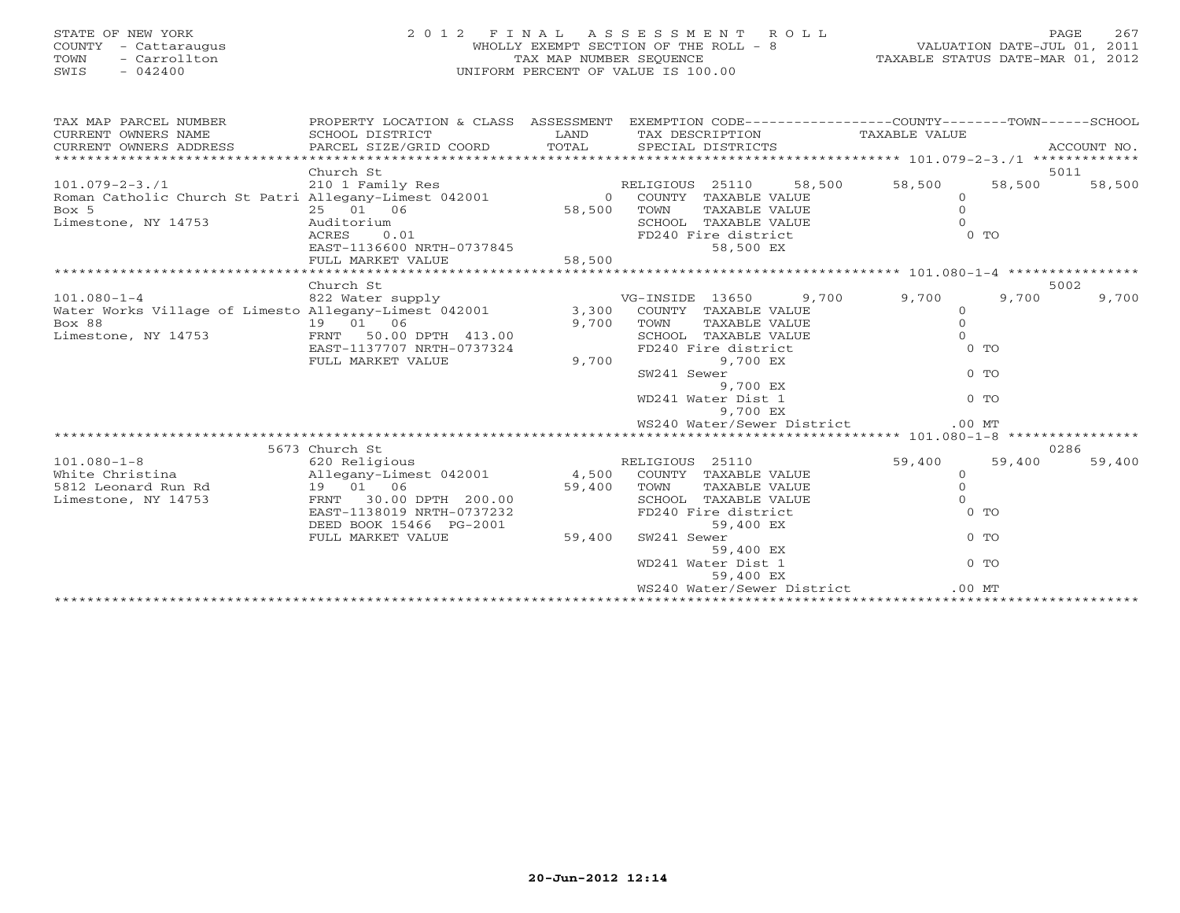STATE OF NEW YORK
COUNTY - Cattaraugus
TOWN - Carrollton
SWIS - 042400

2 0 1 2 F I N A L A S S E S S M E N T R O L L
WHOLLY EXEMPT SECTION OF THE ROLL - 8
TAX MAP NUMBER SEQUENCE
UNIFORM PERCENT OF VALUE IS 100.00

VALUATION DATE-JUL 01, 2011
TAXABLE STATUS DATE-MAR 01, 2012

| TAX MAP PARCEL NUMBER / CURRENT OWNERS NAME / CURRENT OWNERS ADDRESS | PROPERTY LOCATION & CLASS / SCHOOL DISTRICT / PARCEL SIZE/GRID COORD | ASSESSMENT LAND | TOTAL | EXEMPTION CODE / TAX DESCRIPTION / SPECIAL DISTRICTS | COUNTY TAXABLE VALUE | TOWN | SCHOOL / ACCOUNT NO. |
|---|---|---|---|---|---|---|---|
| 101.079-2-3./1 | Church St | | | | | | 5011 |
| 101.079-2-3./1 | 210 1 Family Res | | | RELIGIOUS 25110 58,500 | 58,500 | 58,500 | 58,500 |
| Roman Catholic Church St Patri | Allegany-Limest 042001 | 0 | | COUNTY TAXABLE VALUE | 0 | | |
| Box 5 | 25 01 06 | | 58,500 | TOWN TAXABLE VALUE | 0 | | |
| Limestone, NY 14753 | Auditorium | | | SCHOOL TAXABLE VALUE | 0 | | |
| | ACRES 0.01 | | | FD240 Fire district | 0 TO | | |
| | EAST-1136600 NRTH-0737845 | | | 58,500 EX | | | |
| | FULL MARKET VALUE | | 58,500 | | | | |
| 101.080-1-4 | Church St | | | | | | 5002 |
| 101.080-1-4 | 822 Water supply | | | VG-INSIDE 13650 9,700 | 9,700 | 9,700 | 9,700 |
| Water Works Village of Limesto | Allegany-Limest 042001 | 3,300 | | COUNTY TAXABLE VALUE | 0 | | |
| Box 88 | 19 01 06 | | 9,700 | TOWN TAXABLE VALUE | 0 | | |
| Limestone, NY 14753 | FRNT 50.00 DPTH 413.00 | | | SCHOOL TAXABLE VALUE | 0 | | |
| | EAST-1137707 NRTH-0737324 | | | FD240 Fire district | 0 TO | | |
| | FULL MARKET VALUE | | 9,700 | 9,700 EX | | | |
| | | | | SW241 Sewer | 0 TO | | |
| | | | | 9,700 EX | | | |
| | | | | WD241 Water Dist 1 | 0 TO | | |
| | | | | 9,700 EX | | | |
| | | | | WS240 Water/Sewer District | .00 MT | | |
| 101.080-1-8 | 5673 Church St | | | | | | 0286 |
| 101.080-1-8 | 620 Religious | | | RELIGIOUS 25110 | 59,400 | 59,400 | 59,400 |
| White Christina | Allegany-Limest 042001 | 4,500 | | COUNTY TAXABLE VALUE | 0 | | |
| 5812 Leonard Run Rd | 19 01 06 | | 59,400 | TOWN TAXABLE VALUE | 0 | | |
| Limestone, NY 14753 | FRNT 30.00 DPTH 200.00 | | | SCHOOL TAXABLE VALUE | 0 | | |
| | EAST-1138019 NRTH-0737232 | | | FD240 Fire district | 0 TO | | |
| | DEED BOOK 15466 PG-2001 | | | 59,400 EX | | | |
| | FULL MARKET VALUE | | 59,400 | SW241 Sewer | 0 TO | | |
| | | | | 59,400 EX | | | |
| | | | | WD241 Water Dist 1 | 0 TO | | |
| | | | | 59,400 EX | | | |
| | | | | WS240 Water/Sewer District | .00 MT | | |

20-Jun-2012 12:14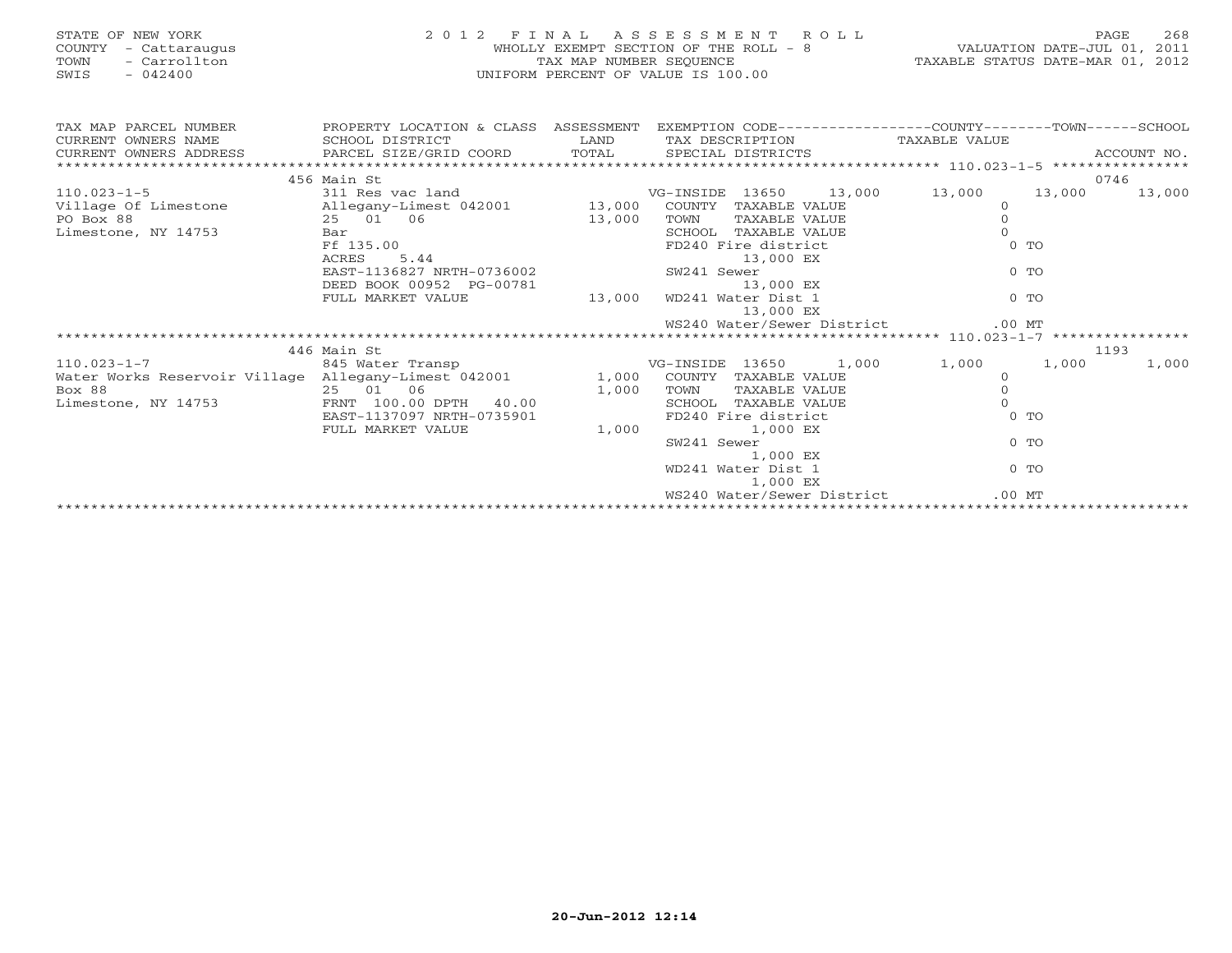STATE OF NEW YORK
COUNTY - Cattaraugus
TOWN - Carrollton
SWIS - 042400

# 2012 FINAL ASSESSMENT ROLL

WHOLLY EXEMPT SECTION OF THE ROLL - 8
TAX MAP NUMBER SEQUENCE
UNIFORM PERCENT OF VALUE IS 100.00

VALUATION DATE-JUL 01, 2011
TAXABLE STATUS DATE-MAR 01, 2012

| TAX MAP PARCEL NUMBER / CURRENT OWNERS NAME / CURRENT OWNERS ADDRESS | PROPERTY LOCATION & CLASS / SCHOOL DISTRICT / PARCEL SIZE/GRID COORD | ASSESSMENT LAND / TOTAL | EXEMPTION CODE / TAX DESCRIPTION / SPECIAL DISTRICTS | COUNTY TAXABLE VALUE | TOWN | SCHOOL / ACCOUNT NO. |
|---|---|---|---|---|---|---|
| | 456 Main St | | | | | 0746 |
| 110.023-1-5 | 311 Res vac land | | VG-INSIDE 13650 13,000 | 13,000 | 13,000 | 13,000 |
| Village Of Limestone | Allegany-Limest 042001 | 13,000 | COUNTY TAXABLE VALUE | 0 | | |
| PO Box 88 | 25 01 06 | 13,000 | TOWN TAXABLE VALUE | 0 | | |
| Limestone, NY 14753 | Bar | | SCHOOL TAXABLE VALUE | 0 | | |
| | Ff 135.00 | | FD240 Fire district | 0 TO | | |
| | ACRES 5.44 | | 13,000 EX | | | |
| | EAST-1136827 NRTH-0736002 | | SW241 Sewer | 0 TO | | |
| | DEED BOOK 00952 PG-00781 | | 13,000 EX | | | |
| | FULL MARKET VALUE | 13,000 | WD241 Water Dist 1 | 0 TO | | |
| | | | 13,000 EX | | | |
| | | | WS240 Water/Sewer District | .00 MT | | |
| | 446 Main St | | | | | 1193 |
| 110.023-1-7 | 845 Water Transp | | VG-INSIDE 13650 1,000 | 1,000 | 1,000 | 1,000 |
| Water Works Reservoir Village | Allegany-Limest 042001 | 1,000 | COUNTY TAXABLE VALUE | 0 | | |
| Box 88 | 25 01 06 | 1,000 | TOWN TAXABLE VALUE | 0 | | |
| Limestone, NY 14753 | FRNT 100.00 DPTH 40.00 | | SCHOOL TAXABLE VALUE | 0 | | |
| | EAST-1137097 NRTH-0735901 | | FD240 Fire district | 0 TO | | |
| | FULL MARKET VALUE | 1,000 | 1,000 EX | | | |
| | | | SW241 Sewer | 0 TO | | |
| | | | 1,000 EX | | | |
| | | | WD241 Water Dist 1 | 0 TO | | |
| | | | 1,000 EX | | | |
| | | | WS240 Water/Sewer District | .00 MT | | |

20-Jun-2012 12:14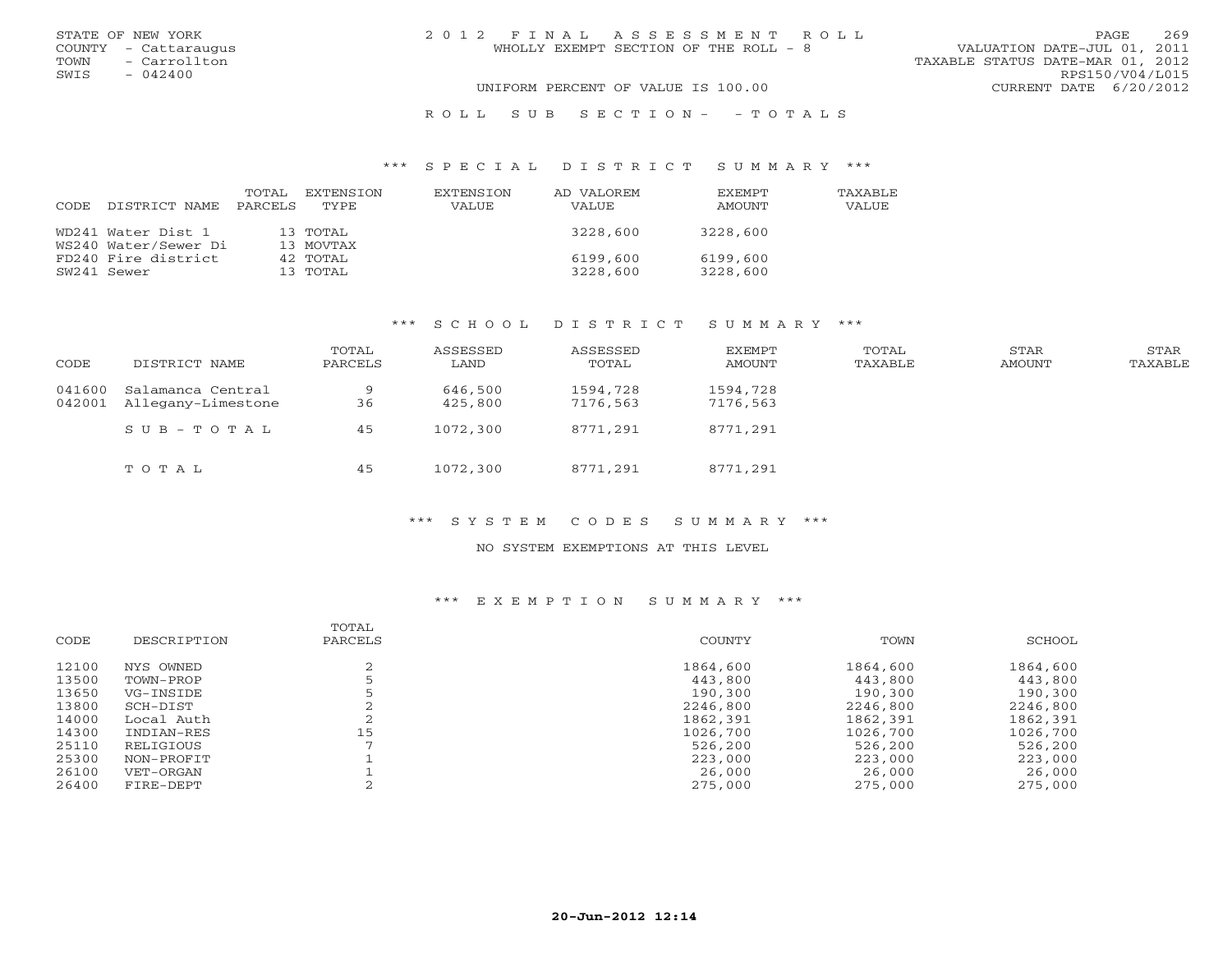STATE OF NEW YORK
COUNTY - Cattaraugus
TOWN - Carrollton
SWIS - 042400

# 2012 FINAL ASSESSMENT ROLL

WHOLLY EXEMPT SECTION OF THE ROLL - 8

UNIFORM PERCENT OF VALUE IS 100.00

VALUATION DATE-JUL 01, 2011
TAXABLE STATUS DATE-MAR 01, 2012
RPS150/V04/L015
CURRENT DATE 6/20/2012

## ROLL SUB SECTION- - TOTALS

### *** SPECIAL DISTRICT SUMMARY ***

| CODE DISTRICT NAME | TOTAL PARCELS | EXTENSION TYPE | EXTENSION VALUE | AD VALOREM VALUE | EXEMPT AMOUNT | TAXABLE VALUE |
|---|---|---|---|---|---|---|
| WD241 Water Dist 1 | 13 | TOTAL | | 3228,600 | 3228,600 | |
| WS240 Water/Sewer Di | 13 | MOVTAX | | | | |
| FD240 Fire district | 42 | TOTAL | | 6199,600 | 6199,600 | |
| SW241 Sewer | 13 | TOTAL | | 3228,600 | 3228,600 | |

### *** SCHOOL DISTRICT SUMMARY ***

| CODE | DISTRICT NAME | TOTAL PARCELS | ASSESSED LAND | ASSESSED TOTAL | EXEMPT AMOUNT | TOTAL TAXABLE | STAR AMOUNT | STAR TAXABLE |
|---|---|---|---|---|---|---|---|---|
| 041600 | Salamanca Central | 9 | 646,500 | 1594,728 | 1594,728 | | | |
| 042001 | Allegany-Limestone | 36 | 425,800 | 7176,563 | 7176,563 | | | |
| | SUB-TOTAL | 45 | 1072,300 | 8771,291 | 8771,291 | | | |
| | TOTAL | 45 | 1072,300 | 8771,291 | 8771,291 | | | |

### *** SYSTEM CODES SUMMARY ***

NO SYSTEM EXEMPTIONS AT THIS LEVEL

### *** EXEMPTION SUMMARY ***

| CODE | DESCRIPTION | TOTAL PARCELS | COUNTY | TOWN | SCHOOL |
|---|---|---|---|---|---|
| 12100 | NYS OWNED | 2 | 1864,600 | 1864,600 | 1864,600 |
| 13500 | TOWN-PROP | 5 | 443,800 | 443,800 | 443,800 |
| 13650 | VG-INSIDE | 5 | 190,300 | 190,300 | 190,300 |
| 13800 | SCH-DIST | 2 | 2246,800 | 2246,800 | 2246,800 |
| 14000 | Local Auth | 2 | 1862,391 | 1862,391 | 1862,391 |
| 14300 | INDIAN-RES | 15 | 1026,700 | 1026,700 | 1026,700 |
| 25110 | RELIGIOUS | 7 | 526,200 | 526,200 | 526,200 |
| 25300 | NON-PROFIT | 1 | 223,000 | 223,000 | 223,000 |
| 26100 | VET-ORGAN | 1 | 26,000 | 26,000 | 26,000 |
| 26400 | FIRE-DEPT | 2 | 275,000 | 275,000 | 275,000 |

20-Jun-2012 12:14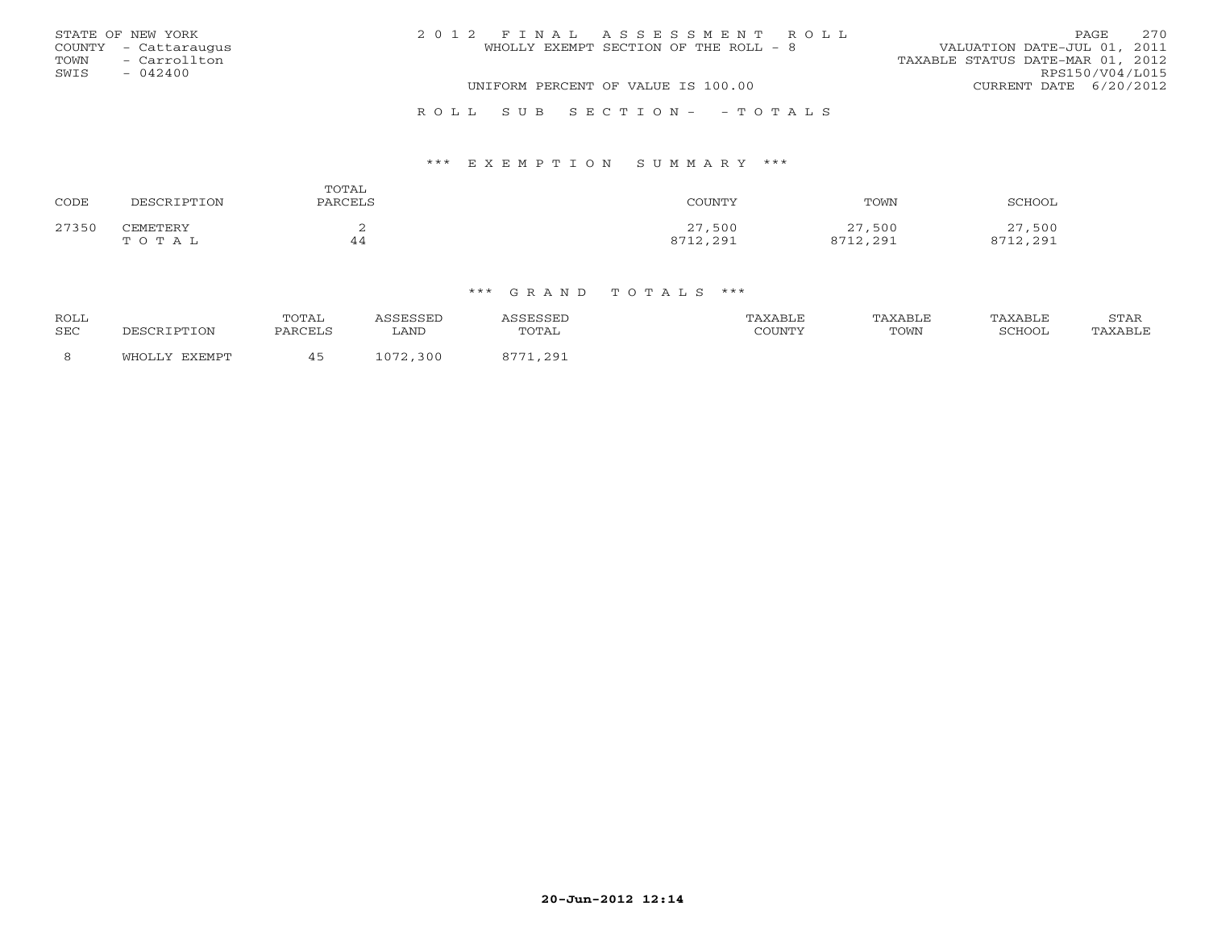STATE OF NEW YORK
COUNTY - Cattaraugus
TOWN - Carrollton
SWIS - 042400

2 0 1 2 F I N A L A S S E S S M E N T R O L L
WHOLLY EXEMPT SECTION OF THE ROLL - 8
UNIFORM PERCENT OF VALUE IS 100.00

VALUATION DATE-JUL 01, 2011
TAXABLE STATUS DATE-MAR 01, 2012
RPS150/V04/L015
CURRENT DATE 6/20/2012

R O L L S U B S E C T I O N - - T O T A L S

*** E X E M P T I O N S U M M A R Y ***

| CODE | DESCRIPTION | TOTAL PARCELS | COUNTY | TOWN | SCHOOL |
|---|---|---|---|---|---|
| 27350 | CEMETERY | 2 | 27,500 | 27,500 | 27,500 |
| | T O T A L | 44 | 8712,291 | 8712,291 | 8712,291 |

*** G R A N D T O T A L S ***

| ROLL SEC | DESCRIPTION | TOTAL PARCELS | ASSESSED LAND | ASSESSED TOTAL | TAXABLE COUNTY | TAXABLE TOWN | TAXABLE SCHOOL | STAR TAXABLE |
|---|---|---|---|---|---|---|---|---|
| 8 | WHOLLY EXEMPT | 45 | 1072,300 | 8771,291 | | | | |

20-Jun-2012 12:14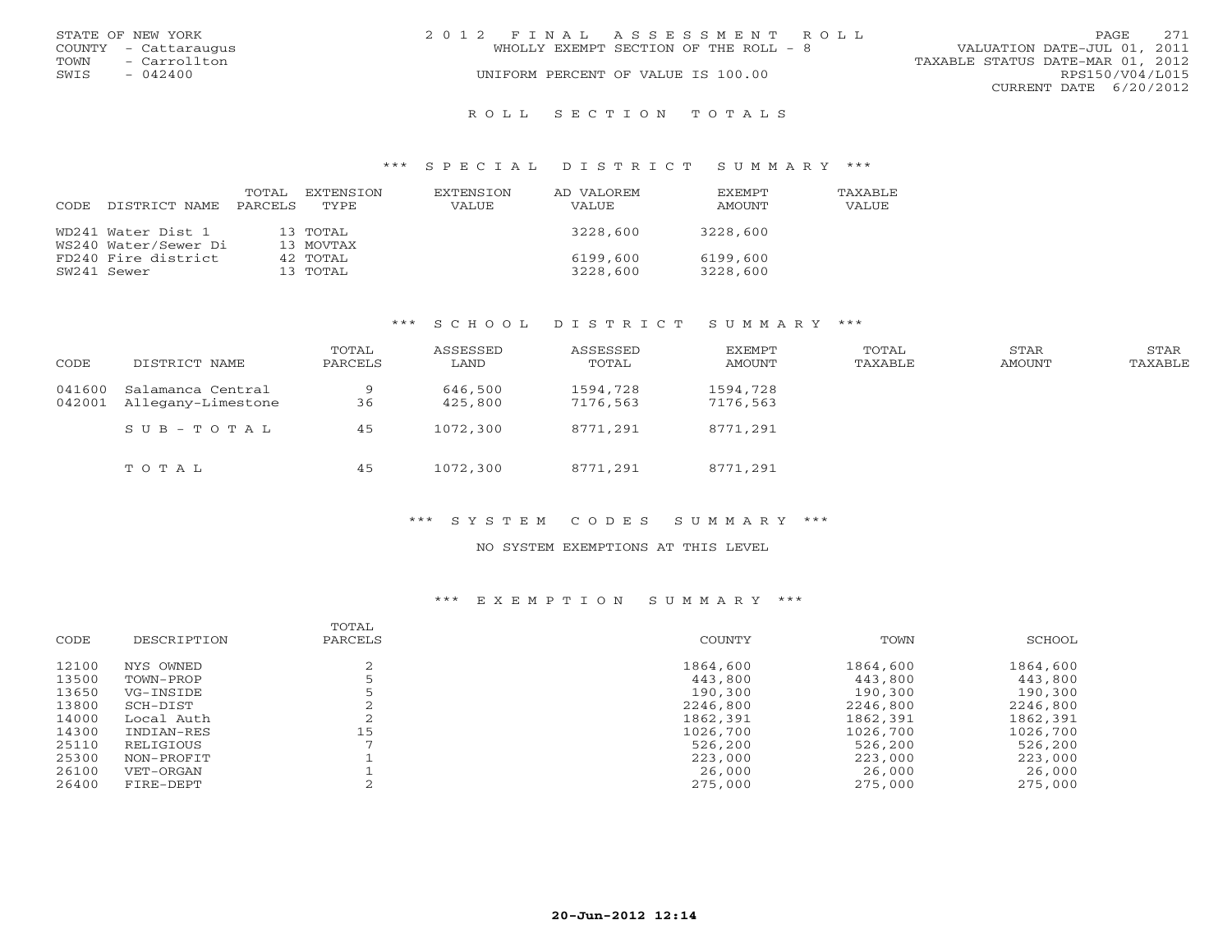STATE OF NEW YORK
COUNTY - Cattaraugus
TOWN - Carrollton
SWIS - 042400

2012 FINAL ASSESSMENT ROLL
WHOLLY EXEMPT SECTION OF THE ROLL - 8
UNIFORM PERCENT OF VALUE IS 100.00

VALUATION DATE-JUL 01, 2011
TAXABLE STATUS DATE-MAR 01, 2012
RPS150/V04/L015
CURRENT DATE 6/20/2012

# ROLL SECTION TOTALS

## *** SPECIAL DISTRICT SUMMARY ***

| CODE DISTRICT NAME | TOTAL PARCELS | EXTENSION TYPE | EXTENSION VALUE | AD VALOREM VALUE | EXEMPT AMOUNT | TAXABLE VALUE |
|---|---|---|---|---|---|---|
| WD241 Water Dist 1 | 13 | TOTAL | | 3228,600 | 3228,600 | |
| WS240 Water/Sewer Di | 13 | MOVTAX | | | | |
| FD240 Fire district | 42 | TOTAL | | 6199,600 | 6199,600 | |
| SW241 Sewer | 13 | TOTAL | | 3228,600 | 3228,600 | |

## *** SCHOOL DISTRICT SUMMARY ***

| CODE | DISTRICT NAME | TOTAL PARCELS | ASSESSED LAND | ASSESSED TOTAL | EXEMPT AMOUNT | TOTAL TAXABLE | STAR AMOUNT | STAR TAXABLE |
|---|---|---|---|---|---|---|---|---|
| 041600 | Salamanca Central | 9 | 646,500 | 1594,728 | 1594,728 | | | |
| 042001 | Allegany-Limestone | 36 | 425,800 | 7176,563 | 7176,563 | | | |
| | SUB-TOTAL | 45 | 1072,300 | 8771,291 | 8771,291 | | | |
| | TOTAL | 45 | 1072,300 | 8771,291 | 8771,291 | | | |

## *** SYSTEM CODES SUMMARY ***

NO SYSTEM EXEMPTIONS AT THIS LEVEL

## *** EXEMPTION SUMMARY ***

| CODE | DESCRIPTION | TOTAL PARCELS | COUNTY | TOWN | SCHOOL |
|---|---|---|---|---|---|
| 12100 | NYS OWNED | 2 | 1864,600 | 1864,600 | 1864,600 |
| 13500 | TOWN-PROP | 5 | 443,800 | 443,800 | 443,800 |
| 13650 | VG-INSIDE | 5 | 190,300 | 190,300 | 190,300 |
| 13800 | SCH-DIST | 2 | 2246,800 | 2246,800 | 2246,800 |
| 14000 | Local Auth | 2 | 1862,391 | 1862,391 | 1862,391 |
| 14300 | INDIAN-RES | 15 | 1026,700 | 1026,700 | 1026,700 |
| 25110 | RELIGIOUS | 7 | 526,200 | 526,200 | 526,200 |
| 25300 | NON-PROFIT | 1 | 223,000 | 223,000 | 223,000 |
| 26100 | VET-ORGAN | 1 | 26,000 | 26,000 | 26,000 |
| 26400 | FIRE-DEPT | 2 | 275,000 | 275,000 | 275,000 |

20-Jun-2012 12:14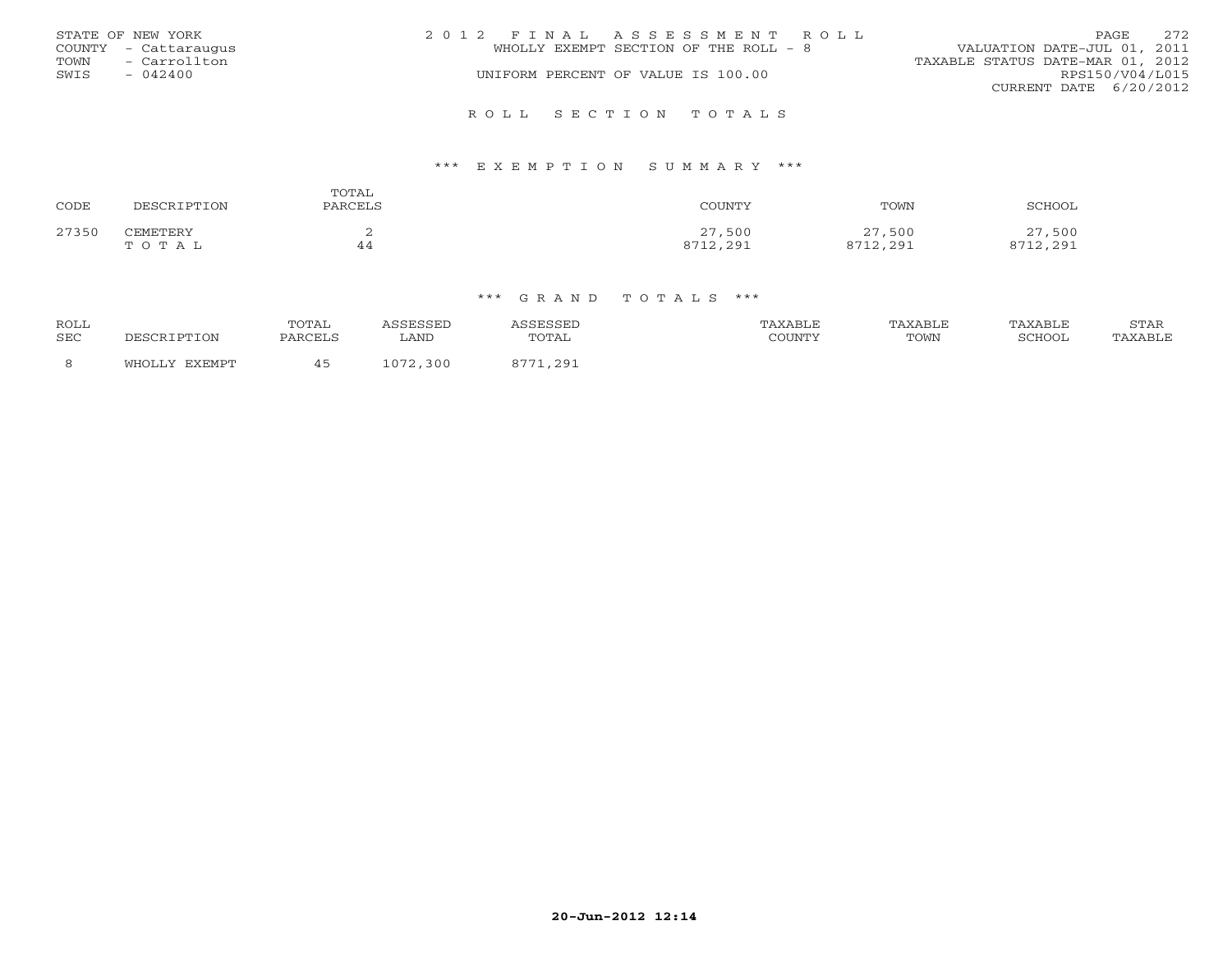STATE OF NEW YORK
COUNTY - Cattaraugus
TOWN - Carrollton
SWIS - 042400

2 0 1 2 F I N A L A S S E S S M E N T R O L L
WHOLLY EXEMPT SECTION OF THE ROLL - 8
UNIFORM PERCENT OF VALUE IS 100.00

VALUATION DATE-JUL 01, 2011
TAXABLE STATUS DATE-MAR 01, 2012
RPS150/V04/L015
CURRENT DATE 6/20/2012

R O L L S E C T I O N T O T A L S

*** E X E M P T I O N S U M M A R Y ***

| CODE | DESCRIPTION | TOTAL PARCELS | COUNTY | TOWN | SCHOOL |
|---|---|---|---|---|---|
| 27350 | CEMETERY | 2 | 27,500 | 27,500 | 27,500 |
| | T O T A L | 44 | 8712,291 | 8712,291 | 8712,291 |

*** G R A N D T O T A L S ***

| ROLL SEC | DESCRIPTION | TOTAL PARCELS | ASSESSED LAND | ASSESSED TOTAL | TAXABLE COUNTY | TAXABLE TOWN | TAXABLE SCHOOL | STAR TAXABLE |
|---|---|---|---|---|---|---|---|---|
| 8 | WHOLLY EXEMPT | 45 | 1072,300 | 8771,291 | | | | |

20-Jun-2012 12:14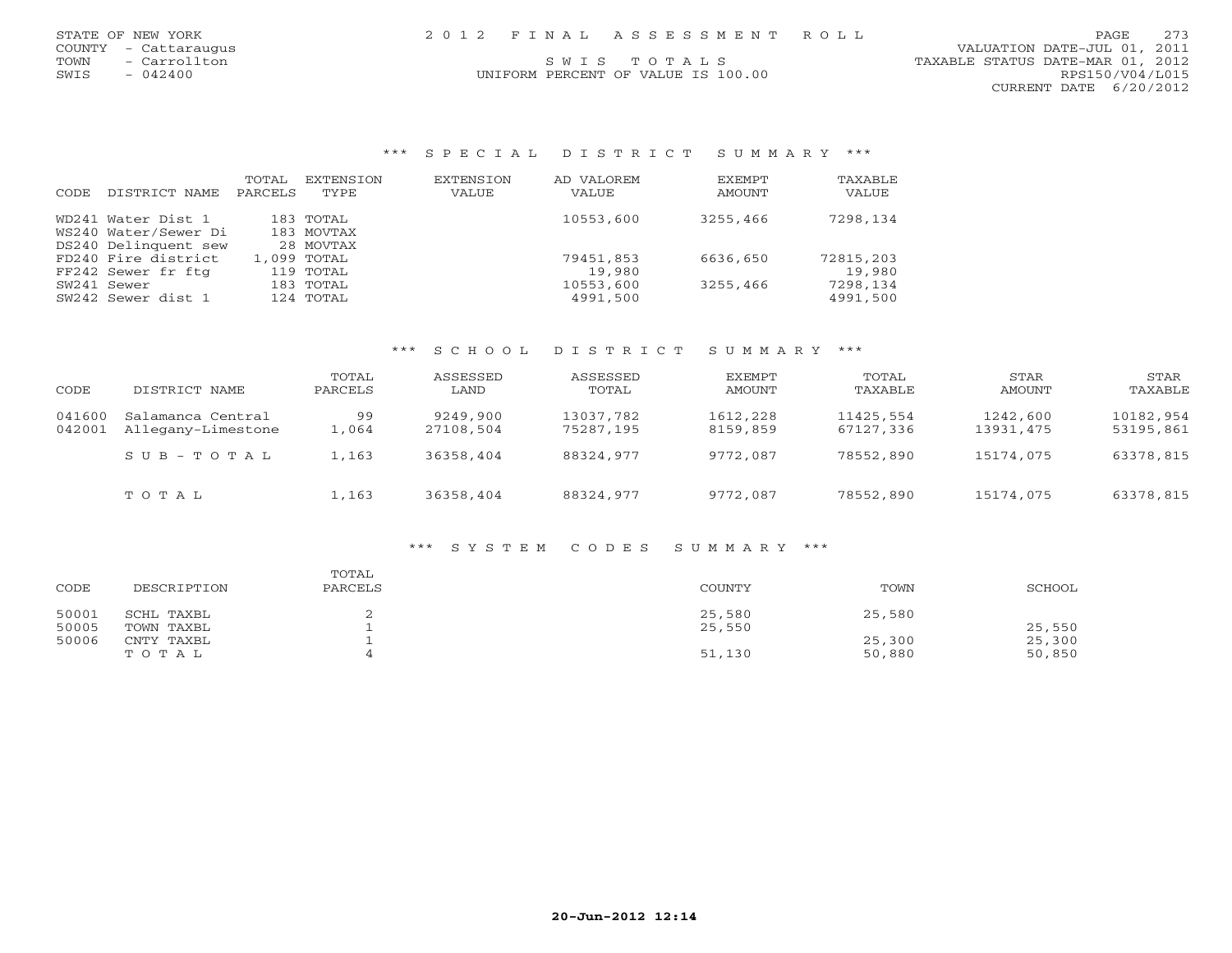## SWIS TOTALS

UNIFORM PERCENT OF VALUE IS 100.00

### *** SPECIAL DISTRICT SUMMARY ***

| CODE | DISTRICT NAME | TOTAL PARCELS | EXTENSION TYPE | EXTENSION VALUE | AD VALOREM VALUE | EXEMPT AMOUNT | TAXABLE VALUE |
|---|---|---|---|---|---|---|---|
| WD241 | Water Dist 1 | 183 | TOTAL | | 10553,600 | 3255,466 | 7298,134 |
| WS240 | Water/Sewer Di | 183 | MOVTAX | | | | |
| DS240 | Delinquent sew | 28 | MOVTAX | | | | |
| FD240 | Fire district | 1,099 | TOTAL | | 79451,853 | 6636,650 | 72815,203 |
| FF242 | Sewer fr ftg | 119 | TOTAL | | 19,980 | | 19,980 |
| SW241 | Sewer | 183 | TOTAL | | 10553,600 | 3255,466 | 7298,134 |
| SW242 | Sewer dist 1 | 124 | TOTAL | | 4991,500 | | 4991,500 |

### *** SCHOOL DISTRICT SUMMARY ***

| CODE | DISTRICT NAME | TOTAL PARCELS | ASSESSED LAND | ASSESSED TOTAL | EXEMPT AMOUNT | TOTAL TAXABLE | STAR AMOUNT | STAR TAXABLE |
|---|---|---|---|---|---|---|---|---|
| 041600 | Salamanca Central | 99 | 9249,900 | 13037,782 | 1612,228 | 11425,554 | 1242,600 | 10182,954 |
| 042001 | Allegany-Limestone | 1,064 | 27108,504 | 75287,195 | 8159,859 | 67127,336 | 13931,475 | 53195,861 |
| | SUB-TOTAL | 1,163 | 36358,404 | 88324,977 | 9772,087 | 78552,890 | 15174,075 | 63378,815 |
| | TOTAL | 1,163 | 36358,404 | 88324,977 | 9772,087 | 78552,890 | 15174,075 | 63378,815 |

### *** SYSTEM CODES SUMMARY ***

| CODE | DESCRIPTION | TOTAL PARCELS | COUNTY | TOWN | SCHOOL |
|---|---|---|---|---|---|
| 50001 | SCHL TAXBL | 2 | 25,580 | 25,580 | |
| 50005 | TOWN TAXBL | 1 | 25,550 | | 25,550 |
| 50006 | CNTY TAXBL | 1 | | 25,300 | 25,300 |
| | TOTAL | 4 | 51,130 | 50,880 | 50,850 |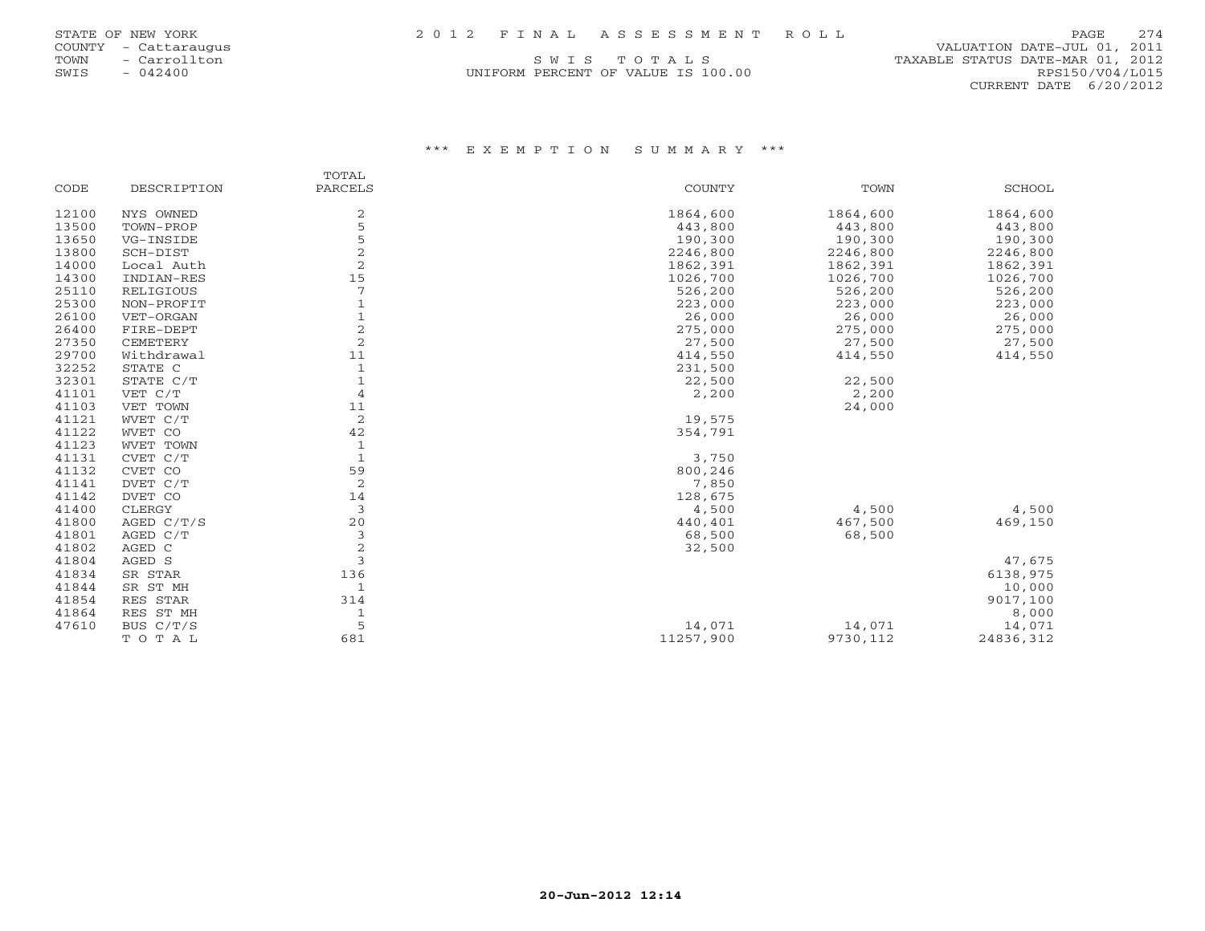## S W I S T O T A L S

UNIFORM PERCENT OF VALUE IS 100.00

### \*\*\* E X E M P T I O N   S U M M A R Y \*\*\*

| CODE | DESCRIPTION | TOTAL PARCELS | COUNTY | TOWN | SCHOOL |
|---|---|---|---|---|---|
| 12100 | NYS OWNED | 2 | 1864,600 | 1864,600 | 1864,600 |
| 13500 | TOWN-PROP | 5 | 443,800 | 443,800 | 443,800 |
| 13650 | VG-INSIDE | 5 | 190,300 | 190,300 | 190,300 |
| 13800 | SCH-DIST | 2 | 2246,800 | 2246,800 | 2246,800 |
| 14000 | Local Auth | 2 | 1862,391 | 1862,391 | 1862,391 |
| 14300 | INDIAN-RES | 15 | 1026,700 | 1026,700 | 1026,700 |
| 25110 | RELIGIOUS | 7 | 526,200 | 526,200 | 526,200 |
| 25300 | NON-PROFIT | 1 | 223,000 | 223,000 | 223,000 |
| 26100 | VET-ORGAN | 1 | 26,000 | 26,000 | 26,000 |
| 26400 | FIRE-DEPT | 2 | 275,000 | 275,000 | 275,000 |
| 27350 | CEMETERY | 2 | 27,500 | 27,500 | 27,500 |
| 29700 | Withdrawal | 11 | 414,550 | 414,550 | 414,550 |
| 32252 | STATE C | 1 | 231,500 | | |
| 32301 | STATE C/T | 1 | 22,500 | 22,500 | |
| 41101 | VET C/T | 4 | 2,200 | 2,200 | |
| 41103 | VET TOWN | 11 | | 24,000 | |
| 41121 | WVET C/T | 2 | 19,575 | | |
| 41122 | WVET CO | 42 | 354,791 | | |
| 41123 | WVET TOWN | 1 | | | |
| 41131 | CVET C/T | 1 | 3,750 | | |
| 41132 | CVET CO | 59 | 800,246 | | |
| 41141 | DVET C/T | 2 | 7,850 | | |
| 41142 | DVET CO | 14 | 128,675 | | |
| 41400 | CLERGY | 3 | 4,500 | 4,500 | 4,500 |
| 41800 | AGED C/T/S | 20 | 440,401 | 467,500 | 469,150 |
| 41801 | AGED C/T | 3 | 68,500 | 68,500 | |
| 41802 | AGED C | 2 | 32,500 | | |
| 41804 | AGED S | 3 | | | 47,675 |
| 41834 | SR STAR | 136 | | | 6138,975 |
| 41844 | SR ST MH | 1 | | | 10,000 |
| 41854 | RES STAR | 314 | | | 9017,100 |
| 41864 | RES ST MH | 1 | | | 8,000 |
| 47610 | BUS C/T/S | 5 | 14,071 | 14,071 | 14,071 |
| | T O T A L | 681 | 11257,900 | 9730,112 | 24836,312 |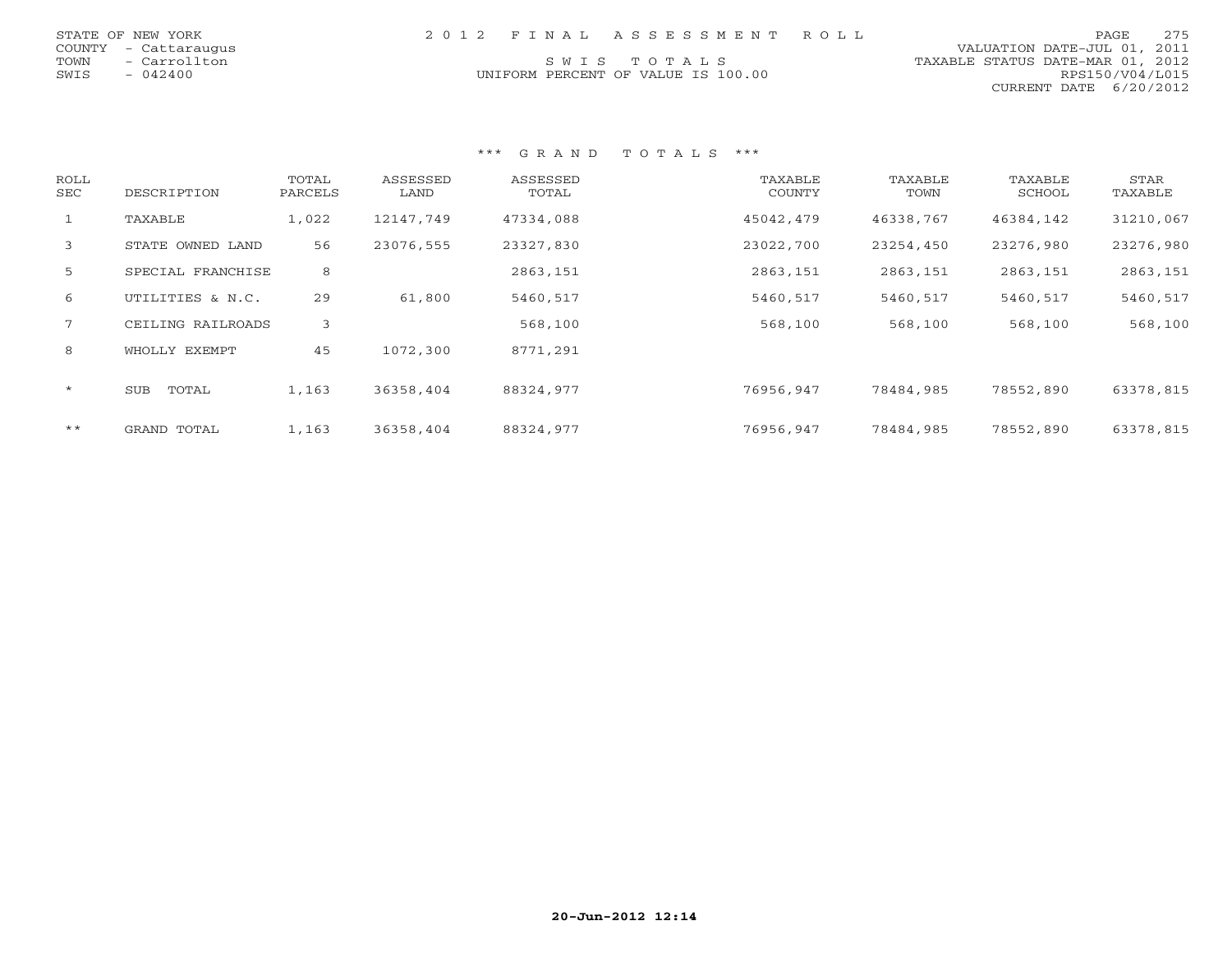STATE OF NEW YORK
COUNTY - Cattaraugus
TOWN - Carrollton
SWIS - 042400

2012 FINAL ASSESSMENT ROLL

SWIS TOTALS

UNIFORM PERCENT OF VALUE IS 100.00

VALUATION DATE-JUL 01, 2011
TAXABLE STATUS DATE-MAR 01, 2012
RPS150/V04/L015
CURRENT DATE 6/20/2012

### *** GRAND TOTALS ***

| ROLL SEC | DESCRIPTION | TOTAL PARCELS | ASSESSED LAND | ASSESSED TOTAL | TAXABLE COUNTY | TAXABLE TOWN | TAXABLE SCHOOL | STAR TAXABLE |
|---|---|---|---|---|---|---|---|---|
| 1 | TAXABLE | 1,022 | 12147,749 | 47334,088 | 45042,479 | 46338,767 | 46384,142 | 31210,067 |
| 3 | STATE OWNED LAND | 56 | 23076,555 | 23327,830 | 23022,700 | 23254,450 | 23276,980 | 23276,980 |
| 5 | SPECIAL FRANCHISE | 8 | | 2863,151 | 2863,151 | 2863,151 | 2863,151 | 2863,151 |
| 6 | UTILITIES & N.C. | 29 | 61,800 | 5460,517 | 5460,517 | 5460,517 | 5460,517 | 5460,517 |
| 7 | CEILING RAILROADS | 3 | | 568,100 | 568,100 | 568,100 | 568,100 | 568,100 |
| 8 | WHOLLY EXEMPT | 45 | 1072,300 | 8771,291 | | | | |
| * | SUB TOTAL | 1,163 | 36358,404 | 88324,977 | 76956,947 | 78484,985 | 78552,890 | 63378,815 |
| ** | GRAND TOTAL | 1,163 | 36358,404 | 88324,977 | 76956,947 | 78484,985 | 78552,890 | 63378,815 |

20-Jun-2012 12:14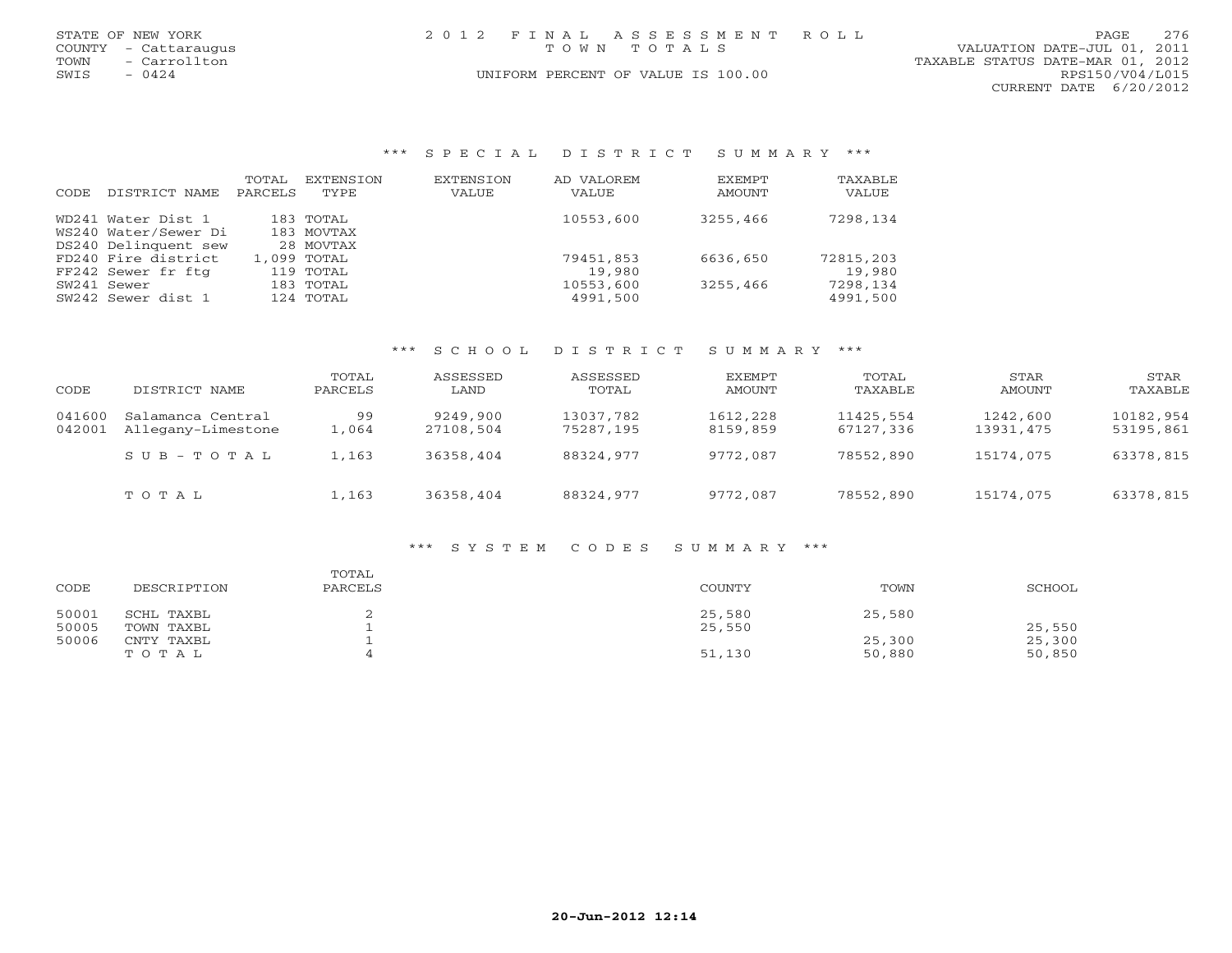STATE OF NEW YORK
COUNTY - Cattaraugus
TOWN - Carrollton
SWIS - 0424

# 2012 FINAL ASSESSMENT ROLL
## TOWN TOTALS

UNIFORM PERCENT OF VALUE IS 100.00

VALUATION DATE-JUL 01, 2011
TAXABLE STATUS DATE-MAR 01, 2012
RPS150/V04/L015
CURRENT DATE 6/20/2012

### *** SPECIAL DISTRICT SUMMARY ***

| CODE | DISTRICT NAME | TOTAL PARCELS | EXTENSION TYPE | EXTENSION VALUE | AD VALOREM VALUE | EXEMPT AMOUNT | TAXABLE VALUE |
|---|---|---|---|---|---|---|---|
| WD241 | Water Dist 1 | 183 | TOTAL | | 10553,600 | 3255,466 | 7298,134 |
| WS240 | Water/Sewer Di | 183 | MOVTAX | | | | |
| DS240 | Delinquent sew | 28 | MOVTAX | | | | |
| FD240 | Fire district | 1,099 | TOTAL | | 79451,853 | 6636,650 | 72815,203 |
| FF242 | Sewer fr ftg | 119 | TOTAL | | 19,980 | | 19,980 |
| SW241 | Sewer | 183 | TOTAL | | 10553,600 | 3255,466 | 7298,134 |
| SW242 | Sewer dist 1 | 124 | TOTAL | | 4991,500 | | 4991,500 |

### *** SCHOOL DISTRICT SUMMARY ***

| CODE | DISTRICT NAME | TOTAL PARCELS | ASSESSED LAND | ASSESSED TOTAL | EXEMPT AMOUNT | TOTAL TAXABLE | STAR AMOUNT | STAR TAXABLE |
|---|---|---|---|---|---|---|---|---|
| 041600 | Salamanca Central | 99 | 9249,900 | 13037,782 | 1612,228 | 11425,554 | 1242,600 | 10182,954 |
| 042001 | Allegany-Limestone | 1,064 | 27108,504 | 75287,195 | 8159,859 | 67127,336 | 13931,475 | 53195,861 |
| | SUB-TOTAL | 1,163 | 36358,404 | 88324,977 | 9772,087 | 78552,890 | 15174,075 | 63378,815 |
| | TOTAL | 1,163 | 36358,404 | 88324,977 | 9772,087 | 78552,890 | 15174,075 | 63378,815 |

### *** SYSTEM CODES SUMMARY ***

| CODE | DESCRIPTION | TOTAL PARCELS | COUNTY | TOWN | SCHOOL |
|---|---|---|---|---|---|
| 50001 | SCHL TAXBL | 2 | 25,580 | 25,580 | |
| 50005 | TOWN TAXBL | 1 | 25,550 | | 25,550 |
| 50006 | CNTY TAXBL | 1 | | 25,300 | 25,300 |
| | TOTAL | 4 | 51,130 | 50,880 | 50,850 |

20-Jun-2012 12:14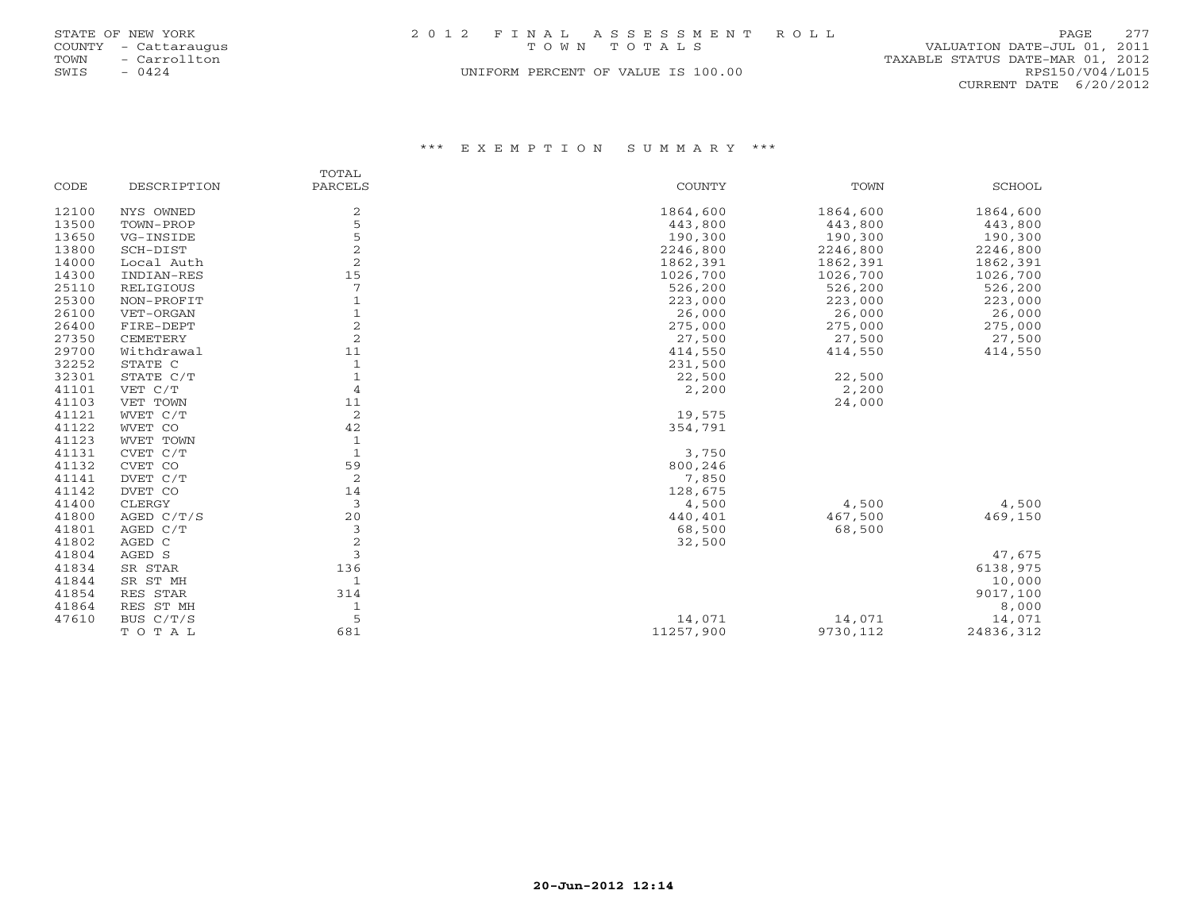STATE OF NEW YORK
COUNTY - Cattaraugus
TOWN - Carrollton
SWIS - 0424

2 0 1 2 F I N A L A S S E S S M E N T R O L L
T O W N T O T A L S
UNIFORM PERCENT OF VALUE IS 100.00

VALUATION DATE-JUL 01, 2011
TAXABLE STATUS DATE-MAR 01, 2012
RPS150/V04/L015
CURRENT DATE 6/20/2012

\*\*\* E X E M P T I O N S U M M A R Y \*\*\*

| CODE | DESCRIPTION | TOTAL PARCELS | COUNTY | TOWN | SCHOOL |
|---|---|---|---|---|---|
| 12100 | NYS OWNED | 2 | 1864,600 | 1864,600 | 1864,600 |
| 13500 | TOWN-PROP | 5 | 443,800 | 443,800 | 443,800 |
| 13650 | VG-INSIDE | 5 | 190,300 | 190,300 | 190,300 |
| 13800 | SCH-DIST | 2 | 2246,800 | 2246,800 | 2246,800 |
| 14000 | Local Auth | 2 | 1862,391 | 1862,391 | 1862,391 |
| 14300 | INDIAN-RES | 15 | 1026,700 | 1026,700 | 1026,700 |
| 25110 | RELIGIOUS | 7 | 526,200 | 526,200 | 526,200 |
| 25300 | NON-PROFIT | 1 | 223,000 | 223,000 | 223,000 |
| 26100 | VET-ORGAN | 1 | 26,000 | 26,000 | 26,000 |
| 26400 | FIRE-DEPT | 2 | 275,000 | 275,000 | 275,000 |
| 27350 | CEMETERY | 2 | 27,500 | 27,500 | 27,500 |
| 29700 | Withdrawal | 11 | 414,550 | 414,550 | 414,550 |
| 32252 | STATE C | 1 | 231,500 | | |
| 32301 | STATE C/T | 1 | 22,500 | 22,500 | |
| 41101 | VET C/T | 4 | 2,200 | 2,200 | |
| 41103 | VET TOWN | 11 | | 24,000 | |
| 41121 | WVET C/T | 2 | 19,575 | | |
| 41122 | WVET CO | 42 | 354,791 | | |
| 41123 | WVET TOWN | 1 | | | |
| 41131 | CVET C/T | 1 | 3,750 | | |
| 41132 | CVET CO | 59 | 800,246 | | |
| 41141 | DVET C/T | 2 | 7,850 | | |
| 41142 | DVET CO | 14 | 128,675 | | |
| 41400 | CLERGY | 3 | 4,500 | 4,500 | 4,500 |
| 41800 | AGED C/T/S | 20 | 440,401 | 467,500 | 469,150 |
| 41801 | AGED C/T | 3 | 68,500 | 68,500 | |
| 41802 | AGED C | 2 | 32,500 | | |
| 41804 | AGED S | 3 | | | 47,675 |
| 41834 | SR STAR | 136 | | | 6138,975 |
| 41844 | SR ST MH | 1 | | | 10,000 |
| 41854 | RES STAR | 314 | | | 9017,100 |
| 41864 | RES ST MH | 1 | | | 8,000 |
| 47610 | BUS C/T/S | 5 | 14,071 | 14,071 | 14,071 |
| | T O T A L | 681 | 11257,900 | 9730,112 | 24836,312 |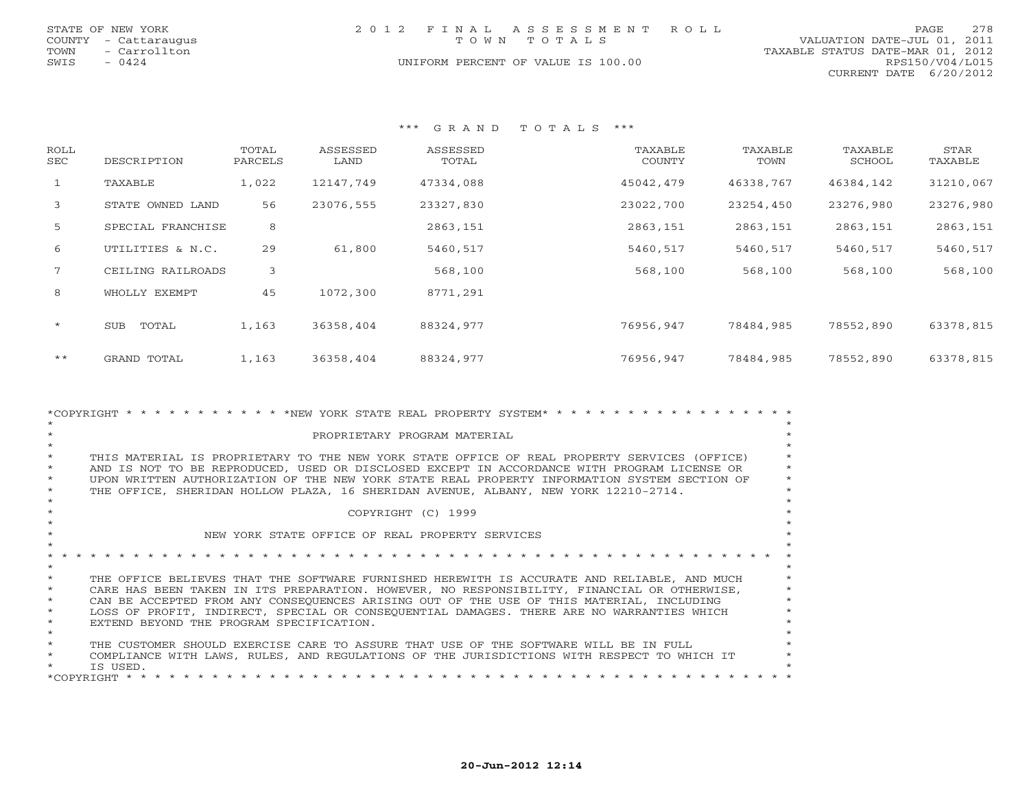STATE OF NEW YORK
COUNTY - Cattaraugus
TOWN - Carrollton
SWIS - 0424

# 2012 FINAL ASSESSMENT ROLL

TOWN TOTALS

UNIFORM PERCENT OF VALUE IS 100.00

VALUATION DATE-JUL 01, 2011
TAXABLE STATUS DATE-MAR 01, 2012
RPS150/V04/L015
CURRENT DATE 6/20/2012

## *** GRAND TOTALS ***

| ROLL SEC | DESCRIPTION | TOTAL PARCELS | ASSESSED LAND | ASSESSED TOTAL | TAXABLE COUNTY | TAXABLE TOWN | TAXABLE SCHOOL | STAR TAXABLE |
|---|---|---|---|---|---|---|---|---|
| 1 | TAXABLE | 1,022 | 12147,749 | 47334,088 | 45042,479 | 46338,767 | 46384,142 | 31210,067 |
| 3 | STATE OWNED LAND | 56 | 23076,555 | 23327,830 | 23022,700 | 23254,450 | 23276,980 | 23276,980 |
| 5 | SPECIAL FRANCHISE | 8 | | 2863,151 | 2863,151 | 2863,151 | 2863,151 | 2863,151 |
| 6 | UTILITIES & N.C. | 29 | 61,800 | 5460,517 | 5460,517 | 5460,517 | 5460,517 | 5460,517 |
| 7 | CEILING RAILROADS | 3 | | 568,100 | 568,100 | 568,100 | 568,100 | 568,100 |
| 8 | WHOLLY EXEMPT | 45 | 1072,300 | 8771,291 | | | | |
| * | SUB TOTAL | 1,163 | 36358,404 | 88324,977 | 76956,947 | 78484,985 | 78552,890 | 63378,815 |
| ** | GRAND TOTAL | 1,163 | 36358,404 | 88324,977 | 76956,947 | 78484,985 | 78552,890 | 63378,815 |

*COPYRIGHT * * * * * * * * * * * *NEW YORK STATE REAL PROPERTY SYSTEM* * * * * * * * * * * * * * * * * *

PROPRIETARY PROGRAM MATERIAL

THIS MATERIAL IS PROPRIETARY TO THE NEW YORK STATE OFFICE OF REAL PROPERTY SERVICES (OFFICE) AND IS NOT TO BE REPRODUCED, USED OR DISCLOSED EXCEPT IN ACCORDANCE WITH PROGRAM LICENSE OR UPON WRITTEN AUTHORIZATION OF THE NEW YORK STATE REAL PROPERTY INFORMATION SYSTEM SECTION OF THE OFFICE, SHERIDAN HOLLOW PLAZA, 16 SHERIDAN AVENUE, ALBANY, NEW YORK 12210-2714.

COPYRIGHT (C) 1999

NEW YORK STATE OFFICE OF REAL PROPERTY SERVICES

THE OFFICE BELIEVES THAT THE SOFTWARE FURNISHED HEREWITH IS ACCURATE AND RELIABLE, AND MUCH CARE HAS BEEN TAKEN IN ITS PREPARATION. HOWEVER, NO RESPONSIBILITY, FINANCIAL OR OTHERWISE, CAN BE ACCEPTED FROM ANY CONSEQUENCES ARISING OUT OF THE USE OF THIS MATERIAL, INCLUDING LOSS OF PROFIT, INDIRECT, SPECIAL OR CONSEQUENTIAL DAMAGES. THERE ARE NO WARRANTIES WHICH EXTEND BEYOND THE PROGRAM SPECIFICATION.

THE CUSTOMER SHOULD EXERCISE CARE TO ASSURE THAT USE OF THE SOFTWARE WILL BE IN FULL COMPLIANCE WITH LAWS, RULES, AND REGULATIONS OF THE JURISDICTIONS WITH RESPECT TO WHICH IT IS USED.

*COPYRIGHT * * * * * * * * * * * * * * * * * * * * * * * * * * * * * * * * * * * * * * * * * * * * * *

20-Jun-2012 12:14